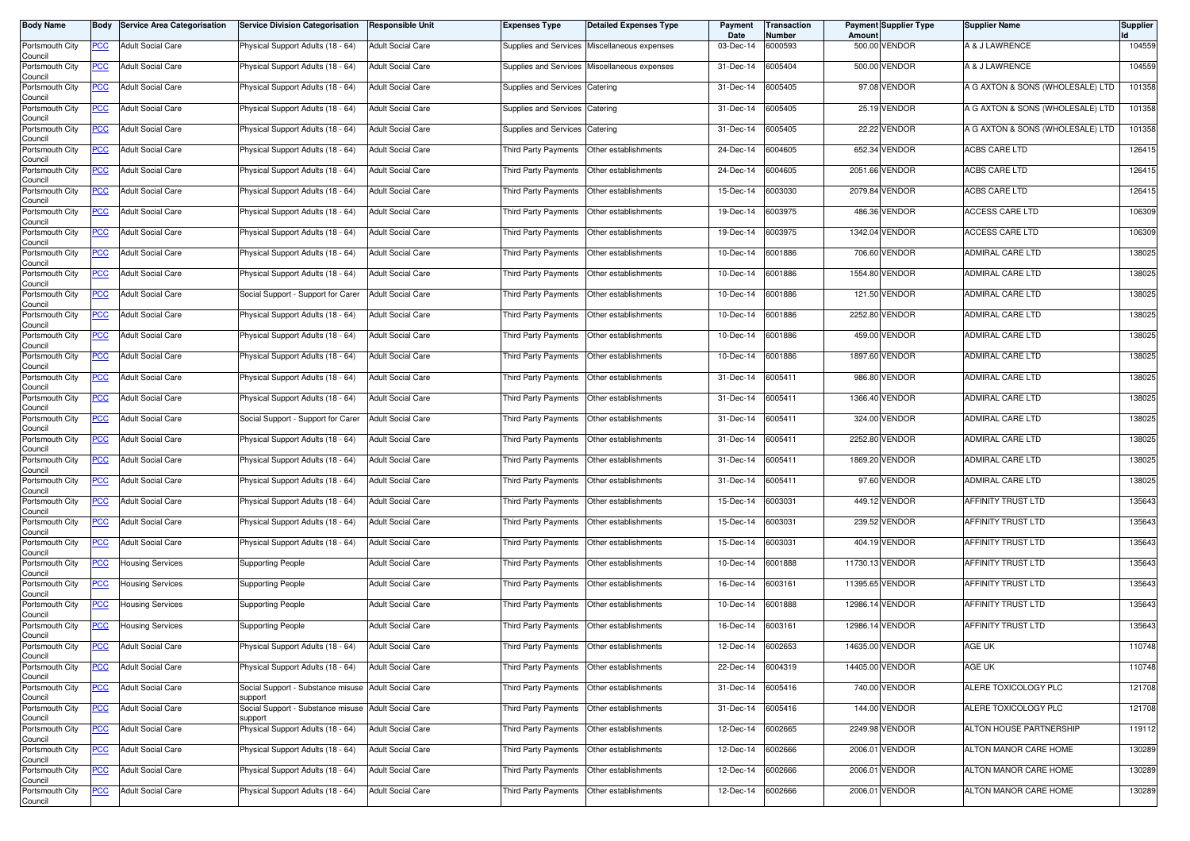| Body Name | Body | Service Area Categorisation | Service Division Categorisation | Responsible Unit | Expenses Type | Detailed Expenses Type | Payment Date | Transaction Number | Payment Amount | Supplier Type | Supplier Name | Supplier Id |
|---|---|---|---|---|---|---|---|---|---|---|---|---|
| Portsmouth City Council | PCC | Adult Social Care | Physical Support Adults (18 - 64) | Adult Social Care | Supplies and Services | Miscellaneous expenses | 03-Dec-14 | 6000593 | 500.00 | VENDOR | A & J LAWRENCE | 104559 |
| Portsmouth City Council | PCC | Adult Social Care | Physical Support Adults (18 - 64) | Adult Social Care | Supplies and Services | Miscellaneous expenses | 31-Dec-14 | 6005404 | 500.00 | VENDOR | A & J LAWRENCE | 104559 |
| Portsmouth City Council | PCC | Adult Social Care | Physical Support Adults (18 - 64) | Adult Social Care | Supplies and Services | Catering | 31-Dec-14 | 6005405 | 97.08 | VENDOR | A G AXTON & SONS (WHOLESALE) LTD | 101358 |
| Portsmouth City Council | PCC | Adult Social Care | Physical Support Adults (18 - 64) | Adult Social Care | Supplies and Services | Catering | 31-Dec-14 | 6005405 | 25.19 | VENDOR | A G AXTON & SONS (WHOLESALE) LTD | 101358 |
| Portsmouth City Council | PCC | Adult Social Care | Physical Support Adults (18 - 64) | Adult Social Care | Supplies and Services | Catering | 31-Dec-14 | 6005405 | 22.22 | VENDOR | A G AXTON & SONS (WHOLESALE) LTD | 101358 |
| Portsmouth City Council | PCC | Adult Social Care | Physical Support Adults (18 - 64) | Adult Social Care | Third Party Payments | Other establishments | 24-Dec-14 | 6004605 | 652.34 | VENDOR | ACBS CARE LTD | 126415 |
| Portsmouth City Council | PCC | Adult Social Care | Physical Support Adults (18 - 64) | Adult Social Care | Third Party Payments | Other establishments | 24-Dec-14 | 6004605 | 2051.66 | VENDOR | ACBS CARE LTD | 126415 |
| Portsmouth City Council | PCC | Adult Social Care | Physical Support Adults (18 - 64) | Adult Social Care | Third Party Payments | Other establishments | 15-Dec-14 | 6003030 | 2079.84 | VENDOR | ACBS CARE LTD | 126415 |
| Portsmouth City Council | PCC | Adult Social Care | Physical Support Adults (18 - 64) | Adult Social Care | Third Party Payments | Other establishments | 19-Dec-14 | 6003975 | 486.36 | VENDOR | ACCESS CARE LTD | 106309 |
| Portsmouth City Council | PCC | Adult Social Care | Physical Support Adults (18 - 64) | Adult Social Care | Third Party Payments | Other establishments | 19-Dec-14 | 6003975 | 1342.04 | VENDOR | ACCESS CARE LTD | 106309 |
| Portsmouth City Council | PCC | Adult Social Care | Physical Support Adults (18 - 64) | Adult Social Care | Third Party Payments | Other establishments | 10-Dec-14 | 6001886 | 706.60 | VENDOR | ADMIRAL CARE LTD | 138025 |
| Portsmouth City Council | PCC | Adult Social Care | Physical Support Adults (18 - 64) | Adult Social Care | Third Party Payments | Other establishments | 10-Dec-14 | 6001886 | 1554.80 | VENDOR | ADMIRAL CARE LTD | 138025 |
| Portsmouth City Council | PCC | Adult Social Care | Social Support - Support for Carer | Adult Social Care | Third Party Payments | Other establishments | 10-Dec-14 | 6001886 | 121.50 | VENDOR | ADMIRAL CARE LTD | 138025 |
| Portsmouth City Council | PCC | Adult Social Care | Physical Support Adults (18 - 64) | Adult Social Care | Third Party Payments | Other establishments | 10-Dec-14 | 6001886 | 2252.80 | VENDOR | ADMIRAL CARE LTD | 138025 |
| Portsmouth City Council | PCC | Adult Social Care | Physical Support Adults (18 - 64) | Adult Social Care | Third Party Payments | Other establishments | 10-Dec-14 | 6001886 | 459.00 | VENDOR | ADMIRAL CARE LTD | 138025 |
| Portsmouth City Council | PCC | Adult Social Care | Physical Support Adults (18 - 64) | Adult Social Care | Third Party Payments | Other establishments | 10-Dec-14 | 6001886 | 1897.60 | VENDOR | ADMIRAL CARE LTD | 138025 |
| Portsmouth City Council | PCC | Adult Social Care | Physical Support Adults (18 - 64) | Adult Social Care | Third Party Payments | Other establishments | 31-Dec-14 | 6005411 | 986.80 | VENDOR | ADMIRAL CARE LTD | 138025 |
| Portsmouth City Council | PCC | Adult Social Care | Physical Support Adults (18 - 64) | Adult Social Care | Third Party Payments | Other establishments | 31-Dec-14 | 6005411 | 1366.40 | VENDOR | ADMIRAL CARE LTD | 138025 |
| Portsmouth City Council | PCC | Adult Social Care | Social Support - Support for Carer | Adult Social Care | Third Party Payments | Other establishments | 31-Dec-14 | 6005411 | 324.00 | VENDOR | ADMIRAL CARE LTD | 138025 |
| Portsmouth City Council | PCC | Adult Social Care | Physical Support Adults (18 - 64) | Adult Social Care | Third Party Payments | Other establishments | 31-Dec-14 | 6005411 | 2252.80 | VENDOR | ADMIRAL CARE LTD | 138025 |
| Portsmouth City Council | PCC | Adult Social Care | Physical Support Adults (18 - 64) | Adult Social Care | Third Party Payments | Other establishments | 31-Dec-14 | 6005411 | 1869.20 | VENDOR | ADMIRAL CARE LTD | 138025 |
| Portsmouth City Council | PCC | Adult Social Care | Physical Support Adults (18 - 64) | Adult Social Care | Third Party Payments | Other establishments | 31-Dec-14 | 6005411 | 97.60 | VENDOR | ADMIRAL CARE LTD | 138025 |
| Portsmouth City Council | PCC | Adult Social Care | Physical Support Adults (18 - 64) | Adult Social Care | Third Party Payments | Other establishments | 15-Dec-14 | 6003031 | 449.12 | VENDOR | AFFINITY TRUST LTD | 135643 |
| Portsmouth City Council | PCC | Adult Social Care | Physical Support Adults (18 - 64) | Adult Social Care | Third Party Payments | Other establishments | 15-Dec-14 | 6003031 | 239.52 | VENDOR | AFFINITY TRUST LTD | 135643 |
| Portsmouth City Council | PCC | Adult Social Care | Physical Support Adults (18 - 64) | Adult Social Care | Third Party Payments | Other establishments | 15-Dec-14 | 6003031 | 404.19 | VENDOR | AFFINITY TRUST LTD | 135643 |
| Portsmouth City Council | PCC | Housing Services | Supporting People | Adult Social Care | Third Party Payments | Other establishments | 10-Dec-14 | 6001888 | 11730.13 | VENDOR | AFFINITY TRUST LTD | 135643 |
| Portsmouth City Council | PCC | Housing Services | Supporting People | Adult Social Care | Third Party Payments | Other establishments | 16-Dec-14 | 6003161 | 11395.65 | VENDOR | AFFINITY TRUST LTD | 135643 |
| Portsmouth City Council | PCC | Housing Services | Supporting People | Adult Social Care | Third Party Payments | Other establishments | 10-Dec-14 | 6001888 | 12986.14 | VENDOR | AFFINITY TRUST LTD | 135643 |
| Portsmouth City Council | PCC | Housing Services | Supporting People | Adult Social Care | Third Party Payments | Other establishments | 16-Dec-14 | 6003161 | 12986.14 | VENDOR | AFFINITY TRUST LTD | 135643 |
| Portsmouth City Council | PCC | Adult Social Care | Physical Support Adults (18 - 64) | Adult Social Care | Third Party Payments | Other establishments | 12-Dec-14 | 6002653 | 14635.00 | VENDOR | AGE UK | 110748 |
| Portsmouth City Council | PCC | Adult Social Care | Physical Support Adults (18 - 64) | Adult Social Care | Third Party Payments | Other establishments | 22-Dec-14 | 6004319 | 14405.00 | VENDOR | AGE UK | 110748 |
| Portsmouth City Council | PCC | Adult Social Care | Social Support - Substance misuse support | Adult Social Care | Third Party Payments | Other establishments | 31-Dec-14 | 6005416 | 740.00 | VENDOR | ALERE TOXICOLOGY PLC | 121708 |
| Portsmouth City Council | PCC | Adult Social Care | Social Support - Substance misuse support | Adult Social Care | Third Party Payments | Other establishments | 31-Dec-14 | 6005416 | 144.00 | VENDOR | ALERE TOXICOLOGY PLC | 121708 |
| Portsmouth City Council | PCC | Adult Social Care | Physical Support Adults (18 - 64) | Adult Social Care | Third Party Payments | Other establishments | 12-Dec-14 | 6002665 | 2249.98 | VENDOR | ALTON HOUSE PARTNERSHIP | 119112 |
| Portsmouth City Council | PCC | Adult Social Care | Physical Support Adults (18 - 64) | Adult Social Care | Third Party Payments | Other establishments | 12-Dec-14 | 6002666 | 2006.01 | VENDOR | ALTON MANOR CARE HOME | 130289 |
| Portsmouth City Council | PCC | Adult Social Care | Physical Support Adults (18 - 64) | Adult Social Care | Third Party Payments | Other establishments | 12-Dec-14 | 6002666 | 2006.01 | VENDOR | ALTON MANOR CARE HOME | 130289 |
| Portsmouth City Council | PCC | Adult Social Care | Physical Support Adults (18 - 64) | Adult Social Care | Third Party Payments | Other establishments | 12-Dec-14 | 6002666 | 2006.01 | VENDOR | ALTON MANOR CARE HOME | 130289 |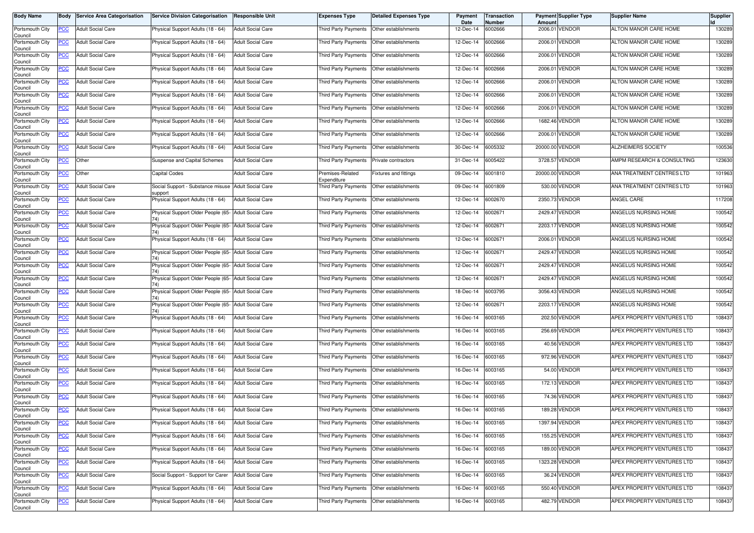| Body Name | Body | Service Area Categorisation | Service Division Categorisation | Responsible Unit | Expenses Type | Detailed Expenses Type | Payment Date | Transaction Number | Payment Amount | Supplier Type | Supplier Name | Supplier Id |
|---|---|---|---|---|---|---|---|---|---|---|---|---|
| Portsmouth City Council | PCC | Adult Social Care | Physical Support Adults (18 - 64) | Adult Social Care | Third Party Payments | Other establishments | 12-Dec-14 | 6002666 | 2006.01 | VENDOR | ALTON MANOR CARE HOME | 130289 |
| Portsmouth City Council | PCC | Adult Social Care | Physical Support Adults (18 - 64) | Adult Social Care | Third Party Payments | Other establishments | 12-Dec-14 | 6002666 | 2006.01 | VENDOR | ALTON MANOR CARE HOME | 130289 |
| Portsmouth City Council | PCC | Adult Social Care | Physical Support Adults (18 - 64) | Adult Social Care | Third Party Payments | Other establishments | 12-Dec-14 | 6002666 | 2006.01 | VENDOR | ALTON MANOR CARE HOME | 130289 |
| Portsmouth City Council | PCC | Adult Social Care | Physical Support Adults (18 - 64) | Adult Social Care | Third Party Payments | Other establishments | 12-Dec-14 | 6002666 | 2006.01 | VENDOR | ALTON MANOR CARE HOME | 130289 |
| Portsmouth City Council | PCC | Adult Social Care | Physical Support Adults (18 - 64) | Adult Social Care | Third Party Payments | Other establishments | 12-Dec-14 | 6002666 | 2006.01 | VENDOR | ALTON MANOR CARE HOME | 130289 |
| Portsmouth City Council | PCC | Adult Social Care | Physical Support Adults (18 - 64) | Adult Social Care | Third Party Payments | Other establishments | 12-Dec-14 | 6002666 | 2006.01 | VENDOR | ALTON MANOR CARE HOME | 130289 |
| Portsmouth City Council | PCC | Adult Social Care | Physical Support Adults (18 - 64) | Adult Social Care | Third Party Payments | Other establishments | 12-Dec-14 | 6002666 | 2006.01 | VENDOR | ALTON MANOR CARE HOME | 130289 |
| Portsmouth City Council | PCC | Adult Social Care | Physical Support Adults (18 - 64) | Adult Social Care | Third Party Payments | Other establishments | 12-Dec-14 | 6002666 | 1682.46 | VENDOR | ALTON MANOR CARE HOME | 130289 |
| Portsmouth City Council | PCC | Adult Social Care | Physical Support Adults (18 - 64) | Adult Social Care | Third Party Payments | Other establishments | 12-Dec-14 | 6002666 | 2006.01 | VENDOR | ALTON MANOR CARE HOME | 130289 |
| Portsmouth City Council | PCC | Adult Social Care | Physical Support Adults (18 - 64) | Adult Social Care | Third Party Payments | Other establishments | 30-Dec-14 | 6005332 | 20000.00 | VENDOR | ALZHEIMERS SOCIETY | 100536 |
| Portsmouth City Council | PCC | Other | Suspense and Capital Schemes | Adult Social Care | Third Party Payments | Private contractors | 31-Dec-14 | 6005422 | 3728.57 | VENDOR | AMPM RESEARCH & CONSULTING | 123630 |
| Portsmouth City Council | PCC | Other | Capital Codes | Adult Social Care | Premises-Related Expenditure | Fixtures and fittings | 09-Dec-14 | 6001810 | 20000.00 | VENDOR | ANA TREATMENT CENTRES LTD | 101963 |
| Portsmouth City Council | PCC | Adult Social Care | Social Support - Substance misuse support | Adult Social Care | Third Party Payments | Other establishments | 09-Dec-14 | 6001809 | 530.00 | VENDOR | ANA TREATMENT CENTRES LTD | 101963 |
| Portsmouth City Council | PCC | Adult Social Care | Physical Support Adults (18 - 64) | Adult Social Care | Third Party Payments | Other establishments | 12-Dec-14 | 6002670 | 2350.73 | VENDOR | ANGEL CARE | 117208 |
| Portsmouth City Council | PCC | Adult Social Care | Physical Support Older People (65-74) | Adult Social Care | Third Party Payments | Other establishments | 12-Dec-14 | 6002671 | 2429.47 | VENDOR | ANGELUS NURSING HOME | 100542 |
| Portsmouth City Council | PCC | Adult Social Care | Physical Support Older People (65-74) | Adult Social Care | Third Party Payments | Other establishments | 12-Dec-14 | 6002671 | 2203.17 | VENDOR | ANGELUS NURSING HOME | 100542 |
| Portsmouth City Council | PCC | Adult Social Care | Physical Support Adults (18 - 64) | Adult Social Care | Third Party Payments | Other establishments | 12-Dec-14 | 6002671 | 2006.01 | VENDOR | ANGELUS NURSING HOME | 100542 |
| Portsmouth City Council | PCC | Adult Social Care | Physical Support Older People (65-74) | Adult Social Care | Third Party Payments | Other establishments | 12-Dec-14 | 6002671 | 2429.47 | VENDOR | ANGELUS NURSING HOME | 100542 |
| Portsmouth City Council | PCC | Adult Social Care | Physical Support Older People (65-74) | Adult Social Care | Third Party Payments | Other establishments | 12-Dec-14 | 6002671 | 2429.47 | VENDOR | ANGELUS NURSING HOME | 100542 |
| Portsmouth City Council | PCC | Adult Social Care | Physical Support Older People (65-74) | Adult Social Care | Third Party Payments | Other establishments | 12-Dec-14 | 6002671 | 2429.47 | VENDOR | ANGELUS NURSING HOME | 100542 |
| Portsmouth City Council | PCC | Adult Social Care | Physical Support Older People (65-74) | Adult Social Care | Third Party Payments | Other establishments | 18-Dec-14 | 6003795 | 3056.43 | VENDOR | ANGELUS NURSING HOME | 100542 |
| Portsmouth City Council | PCC | Adult Social Care | Physical Support Older People (65-74) | Adult Social Care | Third Party Payments | Other establishments | 12-Dec-14 | 6002671 | 2203.17 | VENDOR | ANGELUS NURSING HOME | 100542 |
| Portsmouth City Council | PCC | Adult Social Care | Physical Support Adults (18 - 64) | Adult Social Care | Third Party Payments | Other establishments | 16-Dec-14 | 6003165 | 202.50 | VENDOR | APEX PROPERTY VENTURES LTD | 108437 |
| Portsmouth City Council | PCC | Adult Social Care | Physical Support Adults (18 - 64) | Adult Social Care | Third Party Payments | Other establishments | 16-Dec-14 | 6003165 | 256.69 | VENDOR | APEX PROPERTY VENTURES LTD | 108437 |
| Portsmouth City Council | PCC | Adult Social Care | Physical Support Adults (18 - 64) | Adult Social Care | Third Party Payments | Other establishments | 16-Dec-14 | 6003165 | 40.56 | VENDOR | APEX PROPERTY VENTURES LTD | 108437 |
| Portsmouth City Council | PCC | Adult Social Care | Physical Support Adults (18 - 64) | Adult Social Care | Third Party Payments | Other establishments | 16-Dec-14 | 6003165 | 972.96 | VENDOR | APEX PROPERTY VENTURES LTD | 108437 |
| Portsmouth City Council | PCC | Adult Social Care | Physical Support Adults (18 - 64) | Adult Social Care | Third Party Payments | Other establishments | 16-Dec-14 | 6003165 | 54.00 | VENDOR | APEX PROPERTY VENTURES LTD | 108437 |
| Portsmouth City Council | PCC | Adult Social Care | Physical Support Adults (18 - 64) | Adult Social Care | Third Party Payments | Other establishments | 16-Dec-14 | 6003165 | 172.13 | VENDOR | APEX PROPERTY VENTURES LTD | 108437 |
| Portsmouth City Council | PCC | Adult Social Care | Physical Support Adults (18 - 64) | Adult Social Care | Third Party Payments | Other establishments | 16-Dec-14 | 6003165 | 74.36 | VENDOR | APEX PROPERTY VENTURES LTD | 108437 |
| Portsmouth City Council | PCC | Adult Social Care | Physical Support Adults (18 - 64) | Adult Social Care | Third Party Payments | Other establishments | 16-Dec-14 | 6003165 | 189.28 | VENDOR | APEX PROPERTY VENTURES LTD | 108437 |
| Portsmouth City Council | PCC | Adult Social Care | Physical Support Adults (18 - 64) | Adult Social Care | Third Party Payments | Other establishments | 16-Dec-14 | 6003165 | 1397.94 | VENDOR | APEX PROPERTY VENTURES LTD | 108437 |
| Portsmouth City Council | PCC | Adult Social Care | Physical Support Adults (18 - 64) | Adult Social Care | Third Party Payments | Other establishments | 16-Dec-14 | 6003165 | 155.25 | VENDOR | APEX PROPERTY VENTURES LTD | 108437 |
| Portsmouth City Council | PCC | Adult Social Care | Physical Support Adults (18 - 64) | Adult Social Care | Third Party Payments | Other establishments | 16-Dec-14 | 6003165 | 189.00 | VENDOR | APEX PROPERTY VENTURES LTD | 108437 |
| Portsmouth City Council | PCC | Adult Social Care | Physical Support Adults (18 - 64) | Adult Social Care | Third Party Payments | Other establishments | 16-Dec-14 | 6003165 | 1323.28 | VENDOR | APEX PROPERTY VENTURES LTD | 108437 |
| Portsmouth City Council | PCC | Adult Social Care | Social Support - Support for Carer | Adult Social Care | Third Party Payments | Other establishments | 16-Dec-14 | 6003165 | 36.24 | VENDOR | APEX PROPERTY VENTURES LTD | 108437 |
| Portsmouth City Council | PCC | Adult Social Care | Physical Support Adults (18 - 64) | Adult Social Care | Third Party Payments | Other establishments | 16-Dec-14 | 6003165 | 550.40 | VENDOR | APEX PROPERTY VENTURES LTD | 108437 |
| Portsmouth City Council | PCC | Adult Social Care | Physical Support Adults (18 - 64) | Adult Social Care | Third Party Payments | Other establishments | 16-Dec-14 | 6003165 | 482.79 | VENDOR | APEX PROPERTY VENTURES LTD | 108437 |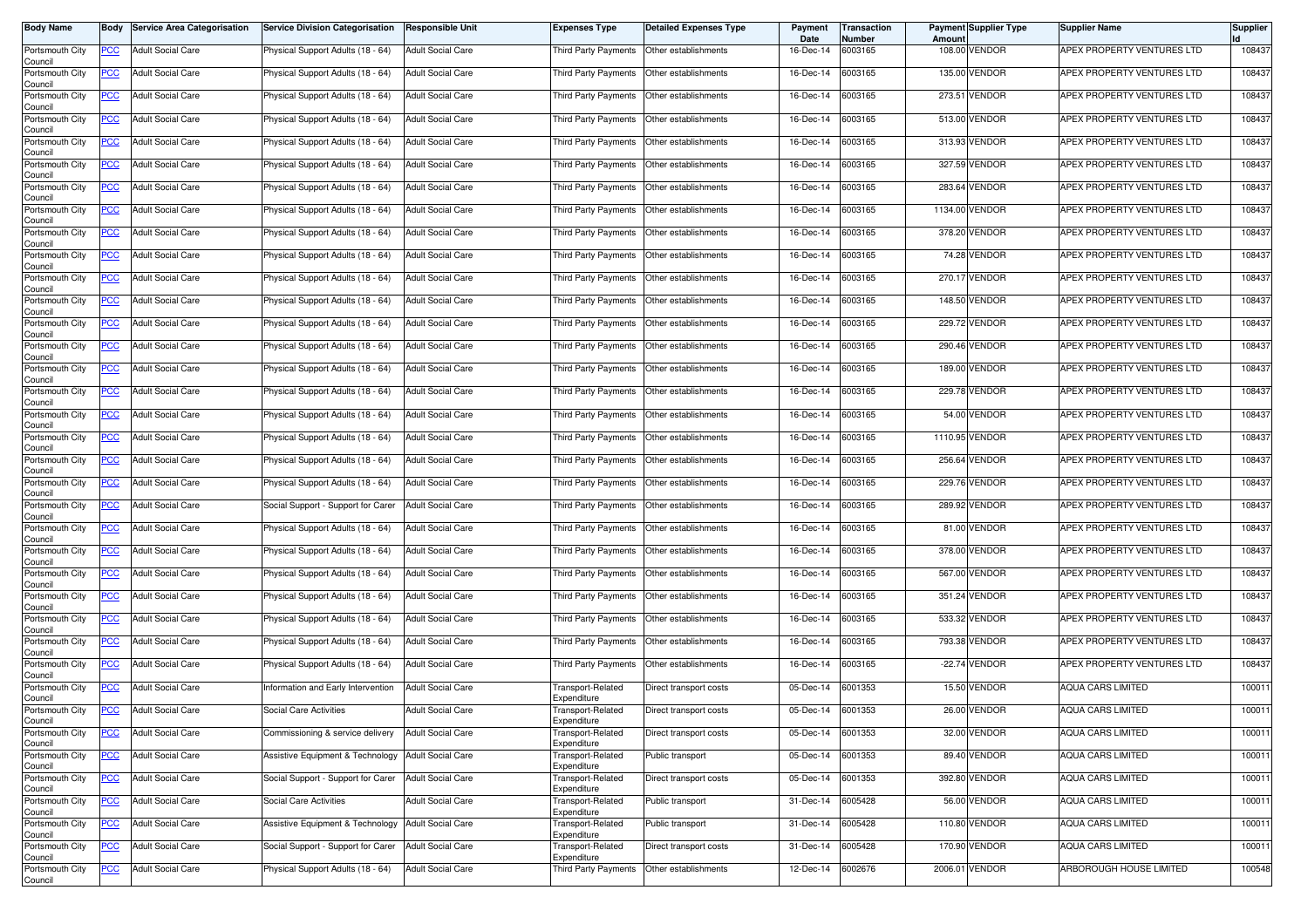| Body Name | Body | Service Area Categorisation | Service Division Categorisation | Responsible Unit | Expenses Type | Detailed Expenses Type | Payment Date | Transaction Number | Payment Amount | Supplier Type | Supplier Name | Supplier Id |
|---|---|---|---|---|---|---|---|---|---|---|---|---|
| Portsmouth City Council | PCC | Adult Social Care | Physical Support Adults (18 - 64) | Adult Social Care | Third Party Payments | Other establishments | 16-Dec-14 | 6003165 | 108.00 | VENDOR | APEX PROPERTY VENTURES LTD | 108437 |
| Portsmouth City Council | PCC | Adult Social Care | Physical Support Adults (18 - 64) | Adult Social Care | Third Party Payments | Other establishments | 16-Dec-14 | 6003165 | 135.00 | VENDOR | APEX PROPERTY VENTURES LTD | 108437 |
| Portsmouth City Council | PCC | Adult Social Care | Physical Support Adults (18 - 64) | Adult Social Care | Third Party Payments | Other establishments | 16-Dec-14 | 6003165 | 273.51 | VENDOR | APEX PROPERTY VENTURES LTD | 108437 |
| Portsmouth City Council | PCC | Adult Social Care | Physical Support Adults (18 - 64) | Adult Social Care | Third Party Payments | Other establishments | 16-Dec-14 | 6003165 | 513.00 | VENDOR | APEX PROPERTY VENTURES LTD | 108437 |
| Portsmouth City Council | PCC | Adult Social Care | Physical Support Adults (18 - 64) | Adult Social Care | Third Party Payments | Other establishments | 16-Dec-14 | 6003165 | 313.93 | VENDOR | APEX PROPERTY VENTURES LTD | 108437 |
| Portsmouth City Council | PCC | Adult Social Care | Physical Support Adults (18 - 64) | Adult Social Care | Third Party Payments | Other establishments | 16-Dec-14 | 6003165 | 327.59 | VENDOR | APEX PROPERTY VENTURES LTD | 108437 |
| Portsmouth City Council | PCC | Adult Social Care | Physical Support Adults (18 - 64) | Adult Social Care | Third Party Payments | Other establishments | 16-Dec-14 | 6003165 | 283.64 | VENDOR | APEX PROPERTY VENTURES LTD | 108437 |
| Portsmouth City Council | PCC | Adult Social Care | Physical Support Adults (18 - 64) | Adult Social Care | Third Party Payments | Other establishments | 16-Dec-14 | 6003165 | 1134.00 | VENDOR | APEX PROPERTY VENTURES LTD | 108437 |
| Portsmouth City Council | PCC | Adult Social Care | Physical Support Adults (18 - 64) | Adult Social Care | Third Party Payments | Other establishments | 16-Dec-14 | 6003165 | 378.20 | VENDOR | APEX PROPERTY VENTURES LTD | 108437 |
| Portsmouth City Council | PCC | Adult Social Care | Physical Support Adults (18 - 64) | Adult Social Care | Third Party Payments | Other establishments | 16-Dec-14 | 6003165 | 74.28 | VENDOR | APEX PROPERTY VENTURES LTD | 108437 |
| Portsmouth City Council | PCC | Adult Social Care | Physical Support Adults (18 - 64) | Adult Social Care | Third Party Payments | Other establishments | 16-Dec-14 | 6003165 | 270.17 | VENDOR | APEX PROPERTY VENTURES LTD | 108437 |
| Portsmouth City Council | PCC | Adult Social Care | Physical Support Adults (18 - 64) | Adult Social Care | Third Party Payments | Other establishments | 16-Dec-14 | 6003165 | 148.50 | VENDOR | APEX PROPERTY VENTURES LTD | 108437 |
| Portsmouth City Council | PCC | Adult Social Care | Physical Support Adults (18 - 64) | Adult Social Care | Third Party Payments | Other establishments | 16-Dec-14 | 6003165 | 229.72 | VENDOR | APEX PROPERTY VENTURES LTD | 108437 |
| Portsmouth City Council | PCC | Adult Social Care | Physical Support Adults (18 - 64) | Adult Social Care | Third Party Payments | Other establishments | 16-Dec-14 | 6003165 | 290.46 | VENDOR | APEX PROPERTY VENTURES LTD | 108437 |
| Portsmouth City Council | PCC | Adult Social Care | Physical Support Adults (18 - 64) | Adult Social Care | Third Party Payments | Other establishments | 16-Dec-14 | 6003165 | 189.00 | VENDOR | APEX PROPERTY VENTURES LTD | 108437 |
| Portsmouth City Council | PCC | Adult Social Care | Physical Support Adults (18 - 64) | Adult Social Care | Third Party Payments | Other establishments | 16-Dec-14 | 6003165 | 229.78 | VENDOR | APEX PROPERTY VENTURES LTD | 108437 |
| Portsmouth City Council | PCC | Adult Social Care | Physical Support Adults (18 - 64) | Adult Social Care | Third Party Payments | Other establishments | 16-Dec-14 | 6003165 | 54.00 | VENDOR | APEX PROPERTY VENTURES LTD | 108437 |
| Portsmouth City Council | PCC | Adult Social Care | Physical Support Adults (18 - 64) | Adult Social Care | Third Party Payments | Other establishments | 16-Dec-14 | 6003165 | 1110.95 | VENDOR | APEX PROPERTY VENTURES LTD | 108437 |
| Portsmouth City Council | PCC | Adult Social Care | Physical Support Adults (18 - 64) | Adult Social Care | Third Party Payments | Other establishments | 16-Dec-14 | 6003165 | 256.64 | VENDOR | APEX PROPERTY VENTURES LTD | 108437 |
| Portsmouth City Council | PCC | Adult Social Care | Physical Support Adults (18 - 64) | Adult Social Care | Third Party Payments | Other establishments | 16-Dec-14 | 6003165 | 229.76 | VENDOR | APEX PROPERTY VENTURES LTD | 108437 |
| Portsmouth City Council | PCC | Adult Social Care | Social Support - Support for Carer | Adult Social Care | Third Party Payments | Other establishments | 16-Dec-14 | 6003165 | 289.92 | VENDOR | APEX PROPERTY VENTURES LTD | 108437 |
| Portsmouth City Council | PCC | Adult Social Care | Physical Support Adults (18 - 64) | Adult Social Care | Third Party Payments | Other establishments | 16-Dec-14 | 6003165 | 81.00 | VENDOR | APEX PROPERTY VENTURES LTD | 108437 |
| Portsmouth City Council | PCC | Adult Social Care | Physical Support Adults (18 - 64) | Adult Social Care | Third Party Payments | Other establishments | 16-Dec-14 | 6003165 | 378.00 | VENDOR | APEX PROPERTY VENTURES LTD | 108437 |
| Portsmouth City Council | PCC | Adult Social Care | Physical Support Adults (18 - 64) | Adult Social Care | Third Party Payments | Other establishments | 16-Dec-14 | 6003165 | 567.00 | VENDOR | APEX PROPERTY VENTURES LTD | 108437 |
| Portsmouth City Council | PCC | Adult Social Care | Physical Support Adults (18 - 64) | Adult Social Care | Third Party Payments | Other establishments | 16-Dec-14 | 6003165 | 351.24 | VENDOR | APEX PROPERTY VENTURES LTD | 108437 |
| Portsmouth City Council | PCC | Adult Social Care | Physical Support Adults (18 - 64) | Adult Social Care | Third Party Payments | Other establishments | 16-Dec-14 | 6003165 | 533.32 | VENDOR | APEX PROPERTY VENTURES LTD | 108437 |
| Portsmouth City Council | PCC | Adult Social Care | Physical Support Adults (18 - 64) | Adult Social Care | Third Party Payments | Other establishments | 16-Dec-14 | 6003165 | 793.38 | VENDOR | APEX PROPERTY VENTURES LTD | 108437 |
| Portsmouth City Council | PCC | Adult Social Care | Physical Support Adults (18 - 64) | Adult Social Care | Third Party Payments | Other establishments | 16-Dec-14 | 6003165 | -22.74 | VENDOR | APEX PROPERTY VENTURES LTD | 108437 |
| Portsmouth City Council | PCC | Adult Social Care | Information and Early Intervention | Adult Social Care | Transport-Related Expenditure | Direct transport costs | 05-Dec-14 | 6001353 | 15.50 | VENDOR | AQUA CARS LIMITED | 100011 |
| Portsmouth City Council | PCC | Adult Social Care | Social Care Activities | Adult Social Care | Transport-Related Expenditure | Direct transport costs | 05-Dec-14 | 6001353 | 26.00 | VENDOR | AQUA CARS LIMITED | 100011 |
| Portsmouth City Council | PCC | Adult Social Care | Commissioning & service delivery | Adult Social Care | Transport-Related Expenditure | Direct transport costs | 05-Dec-14 | 6001353 | 32.00 | VENDOR | AQUA CARS LIMITED | 100011 |
| Portsmouth City Council | PCC | Adult Social Care | Assistive Equipment & Technology | Adult Social Care | Transport-Related Expenditure | Public transport | 05-Dec-14 | 6001353 | 89.40 | VENDOR | AQUA CARS LIMITED | 100011 |
| Portsmouth City Council | PCC | Adult Social Care | Social Support - Support for Carer | Adult Social Care | Transport-Related Expenditure | Direct transport costs | 05-Dec-14 | 6001353 | 392.80 | VENDOR | AQUA CARS LIMITED | 100011 |
| Portsmouth City Council | PCC | Adult Social Care | Social Care Activities | Adult Social Care | Transport-Related Expenditure | Public transport | 31-Dec-14 | 6005428 | 56.00 | VENDOR | AQUA CARS LIMITED | 100011 |
| Portsmouth City Council | PCC | Adult Social Care | Assistive Equipment & Technology | Adult Social Care | Transport-Related Expenditure | Public transport | 31-Dec-14 | 6005428 | 110.80 | VENDOR | AQUA CARS LIMITED | 100011 |
| Portsmouth City Council | PCC | Adult Social Care | Social Support - Support for Carer | Adult Social Care | Transport-Related Expenditure | Direct transport costs | 31-Dec-14 | 6005428 | 170.90 | VENDOR | AQUA CARS LIMITED | 100011 |
| Portsmouth City Council | PCC | Adult Social Care | Physical Support Adults (18 - 64) | Adult Social Care | Third Party Payments | Other establishments | 12-Dec-14 | 6002676 | 2006.01 | VENDOR | ARBOROUGH HOUSE LIMITED | 100548 |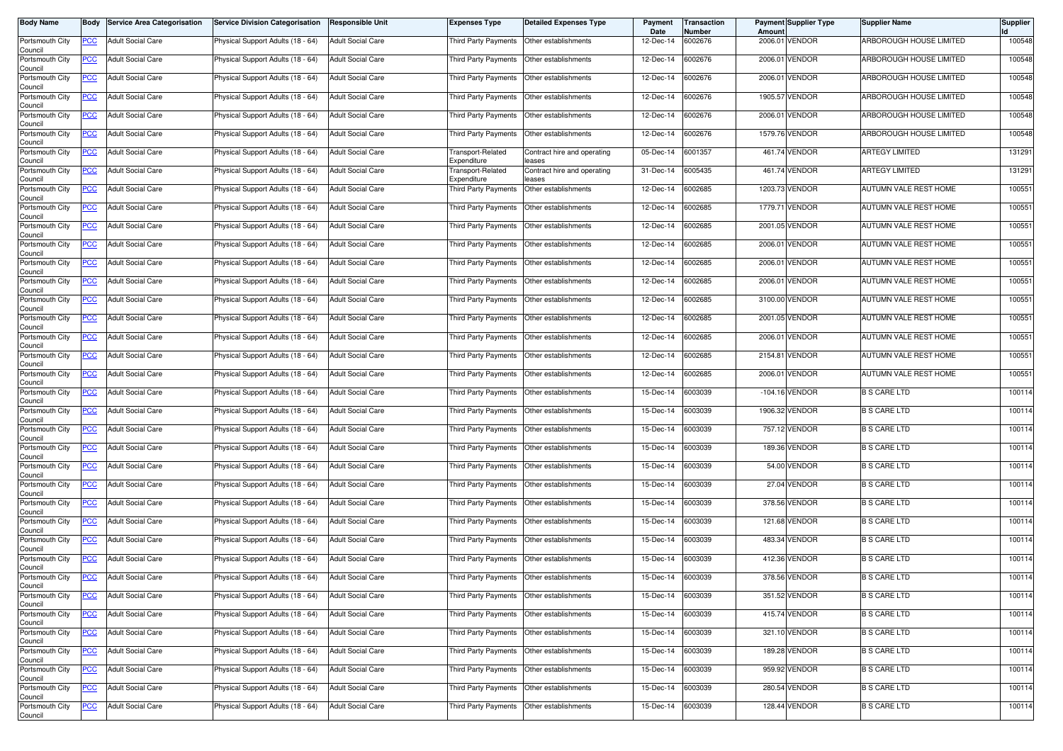| Body Name | Body | Service Area Categorisation | Service Division Categorisation | Responsible Unit | Expenses Type | Detailed Expenses Type | Payment Date | Transaction Number | Payment Amount | Supplier Type | Supplier Name | Supplier Id |
|---|---|---|---|---|---|---|---|---|---|---|---|---|
| Portsmouth City Council | PCC | Adult Social Care | Physical Support Adults (18 - 64) | Adult Social Care | Third Party Payments | Other establishments | 12-Dec-14 | 6002676 | 2006.01 | VENDOR | ARBOROUGH HOUSE LIMITED | 100548 |
| Portsmouth City Council | PCC | Adult Social Care | Physical Support Adults (18 - 64) | Adult Social Care | Third Party Payments | Other establishments | 12-Dec-14 | 6002676 | 2006.01 | VENDOR | ARBOROUGH HOUSE LIMITED | 100548 |
| Portsmouth City Council | PCC | Adult Social Care | Physical Support Adults (18 - 64) | Adult Social Care | Third Party Payments | Other establishments | 12-Dec-14 | 6002676 | 2006.01 | VENDOR | ARBOROUGH HOUSE LIMITED | 100548 |
| Portsmouth City Council | PCC | Adult Social Care | Physical Support Adults (18 - 64) | Adult Social Care | Third Party Payments | Other establishments | 12-Dec-14 | 6002676 | 1905.57 | VENDOR | ARBOROUGH HOUSE LIMITED | 100548 |
| Portsmouth City Council | PCC | Adult Social Care | Physical Support Adults (18 - 64) | Adult Social Care | Third Party Payments | Other establishments | 12-Dec-14 | 6002676 | 2006.01 | VENDOR | ARBOROUGH HOUSE LIMITED | 100548 |
| Portsmouth City Council | PCC | Adult Social Care | Physical Support Adults (18 - 64) | Adult Social Care | Third Party Payments | Other establishments | 12-Dec-14 | 6002676 | 1579.76 | VENDOR | ARBOROUGH HOUSE LIMITED | 100548 |
| Portsmouth City Council | PCC | Adult Social Care | Physical Support Adults (18 - 64) | Adult Social Care | Transport-Related Expenditure | Contract hire and operating leases | 05-Dec-14 | 6001357 | 461.74 | VENDOR | ARTEGY LIMITED | 131291 |
| Portsmouth City Council | PCC | Adult Social Care | Physical Support Adults (18 - 64) | Adult Social Care | Transport-Related Expenditure | Contract hire and operating leases | 31-Dec-14 | 6005435 | 461.74 | VENDOR | ARTEGY LIMITED | 131291 |
| Portsmouth City Council | PCC | Adult Social Care | Physical Support Adults (18 - 64) | Adult Social Care | Third Party Payments | Other establishments | 12-Dec-14 | 6002685 | 1203.73 | VENDOR | AUTUMN VALE REST HOME | 100551 |
| Portsmouth City Council | PCC | Adult Social Care | Physical Support Adults (18 - 64) | Adult Social Care | Third Party Payments | Other establishments | 12-Dec-14 | 6002685 | 1779.71 | VENDOR | AUTUMN VALE REST HOME | 100551 |
| Portsmouth City Council | PCC | Adult Social Care | Physical Support Adults (18 - 64) | Adult Social Care | Third Party Payments | Other establishments | 12-Dec-14 | 6002685 | 2001.05 | VENDOR | AUTUMN VALE REST HOME | 100551 |
| Portsmouth City Council | PCC | Adult Social Care | Physical Support Adults (18 - 64) | Adult Social Care | Third Party Payments | Other establishments | 12-Dec-14 | 6002685 | 2006.01 | VENDOR | AUTUMN VALE REST HOME | 100551 |
| Portsmouth City Council | PCC | Adult Social Care | Physical Support Adults (18 - 64) | Adult Social Care | Third Party Payments | Other establishments | 12-Dec-14 | 6002685 | 2006.01 | VENDOR | AUTUMN VALE REST HOME | 100551 |
| Portsmouth City Council | PCC | Adult Social Care | Physical Support Adults (18 - 64) | Adult Social Care | Third Party Payments | Other establishments | 12-Dec-14 | 6002685 | 2006.01 | VENDOR | AUTUMN VALE REST HOME | 100551 |
| Portsmouth City Council | PCC | Adult Social Care | Physical Support Adults (18 - 64) | Adult Social Care | Third Party Payments | Other establishments | 12-Dec-14 | 6002685 | 3100.00 | VENDOR | AUTUMN VALE REST HOME | 100551 |
| Portsmouth City Council | PCC | Adult Social Care | Physical Support Adults (18 - 64) | Adult Social Care | Third Party Payments | Other establishments | 12-Dec-14 | 6002685 | 2001.05 | VENDOR | AUTUMN VALE REST HOME | 100551 |
| Portsmouth City Council | PCC | Adult Social Care | Physical Support Adults (18 - 64) | Adult Social Care | Third Party Payments | Other establishments | 12-Dec-14 | 6002685 | 2006.01 | VENDOR | AUTUMN VALE REST HOME | 100551 |
| Portsmouth City Council | PCC | Adult Social Care | Physical Support Adults (18 - 64) | Adult Social Care | Third Party Payments | Other establishments | 12-Dec-14 | 6002685 | 2154.81 | VENDOR | AUTUMN VALE REST HOME | 100551 |
| Portsmouth City Council | PCC | Adult Social Care | Physical Support Adults (18 - 64) | Adult Social Care | Third Party Payments | Other establishments | 12-Dec-14 | 6002685 | 2006.01 | VENDOR | AUTUMN VALE REST HOME | 100551 |
| Portsmouth City Council | PCC | Adult Social Care | Physical Support Adults (18 - 64) | Adult Social Care | Third Party Payments | Other establishments | 15-Dec-14 | 6003039 | -104.16 | VENDOR | B S CARE LTD | 100114 |
| Portsmouth City Council | PCC | Adult Social Care | Physical Support Adults (18 - 64) | Adult Social Care | Third Party Payments | Other establishments | 15-Dec-14 | 6003039 | 1906.32 | VENDOR | B S CARE LTD | 100114 |
| Portsmouth City Council | PCC | Adult Social Care | Physical Support Adults (18 - 64) | Adult Social Care | Third Party Payments | Other establishments | 15-Dec-14 | 6003039 | 757.12 | VENDOR | B S CARE LTD | 100114 |
| Portsmouth City Council | PCC | Adult Social Care | Physical Support Adults (18 - 64) | Adult Social Care | Third Party Payments | Other establishments | 15-Dec-14 | 6003039 | 189.36 | VENDOR | B S CARE LTD | 100114 |
| Portsmouth City Council | PCC | Adult Social Care | Physical Support Adults (18 - 64) | Adult Social Care | Third Party Payments | Other establishments | 15-Dec-14 | 6003039 | 54.00 | VENDOR | B S CARE LTD | 100114 |
| Portsmouth City Council | PCC | Adult Social Care | Physical Support Adults (18 - 64) | Adult Social Care | Third Party Payments | Other establishments | 15-Dec-14 | 6003039 | 27.04 | VENDOR | B S CARE LTD | 100114 |
| Portsmouth City Council | PCC | Adult Social Care | Physical Support Adults (18 - 64) | Adult Social Care | Third Party Payments | Other establishments | 15-Dec-14 | 6003039 | 378.56 | VENDOR | B S CARE LTD | 100114 |
| Portsmouth City Council | PCC | Adult Social Care | Physical Support Adults (18 - 64) | Adult Social Care | Third Party Payments | Other establishments | 15-Dec-14 | 6003039 | 121.68 | VENDOR | B S CARE LTD | 100114 |
| Portsmouth City Council | PCC | Adult Social Care | Physical Support Adults (18 - 64) | Adult Social Care | Third Party Payments | Other establishments | 15-Dec-14 | 6003039 | 483.34 | VENDOR | B S CARE LTD | 100114 |
| Portsmouth City Council | PCC | Adult Social Care | Physical Support Adults (18 - 64) | Adult Social Care | Third Party Payments | Other establishments | 15-Dec-14 | 6003039 | 412.36 | VENDOR | B S CARE LTD | 100114 |
| Portsmouth City Council | PCC | Adult Social Care | Physical Support Adults (18 - 64) | Adult Social Care | Third Party Payments | Other establishments | 15-Dec-14 | 6003039 | 378.56 | VENDOR | B S CARE LTD | 100114 |
| Portsmouth City Council | PCC | Adult Social Care | Physical Support Adults (18 - 64) | Adult Social Care | Third Party Payments | Other establishments | 15-Dec-14 | 6003039 | 351.52 | VENDOR | B S CARE LTD | 100114 |
| Portsmouth City Council | PCC | Adult Social Care | Physical Support Adults (18 - 64) | Adult Social Care | Third Party Payments | Other establishments | 15-Dec-14 | 6003039 | 415.74 | VENDOR | B S CARE LTD | 100114 |
| Portsmouth City Council | PCC | Adult Social Care | Physical Support Adults (18 - 64) | Adult Social Care | Third Party Payments | Other establishments | 15-Dec-14 | 6003039 | 321.10 | VENDOR | B S CARE LTD | 100114 |
| Portsmouth City Council | PCC | Adult Social Care | Physical Support Adults (18 - 64) | Adult Social Care | Third Party Payments | Other establishments | 15-Dec-14 | 6003039 | 189.28 | VENDOR | B S CARE LTD | 100114 |
| Portsmouth City Council | PCC | Adult Social Care | Physical Support Adults (18 - 64) | Adult Social Care | Third Party Payments | Other establishments | 15-Dec-14 | 6003039 | 959.92 | VENDOR | B S CARE LTD | 100114 |
| Portsmouth City Council | PCC | Adult Social Care | Physical Support Adults (18 - 64) | Adult Social Care | Third Party Payments | Other establishments | 15-Dec-14 | 6003039 | 280.54 | VENDOR | B S CARE LTD | 100114 |
| Portsmouth City Council | PCC | Adult Social Care | Physical Support Adults (18 - 64) | Adult Social Care | Third Party Payments | Other establishments | 15-Dec-14 | 6003039 | 128.44 | VENDOR | B S CARE LTD | 100114 |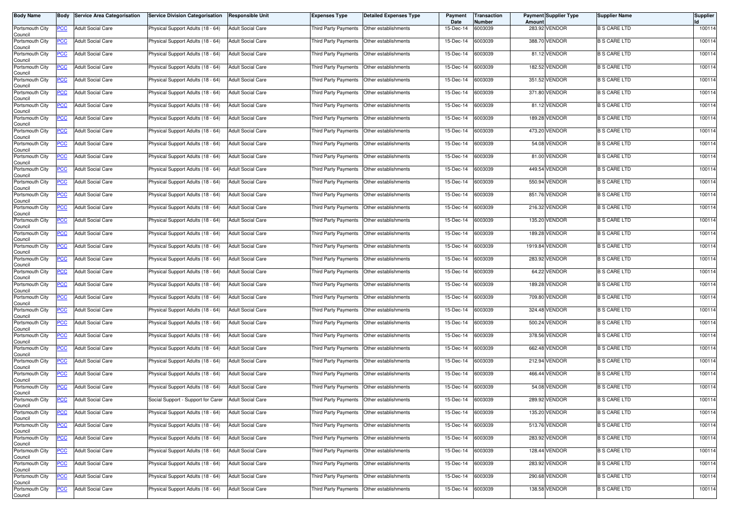| Body Name | Body | Service Area Categorisation | Service Division Categorisation | Responsible Unit | Expenses Type | Detailed Expenses Type | Payment Date | Transaction Number | Payment Amount | Supplier Type | Supplier Name | Supplier Id |
|---|---|---|---|---|---|---|---|---|---|---|---|---|
| Portsmouth City Council | PCC | Adult Social Care | Physical Support Adults (18 - 64) | Adult Social Care | Third Party Payments | Other establishments | 15-Dec-14 | 6003039 | 283.92 | VENDOR | B S CARE LTD | 100114 |
| Portsmouth City Council | PCC | Adult Social Care | Physical Support Adults (18 - 64) | Adult Social Care | Third Party Payments | Other establishments | 15-Dec-14 | 6003039 | 388.70 | VENDOR | B S CARE LTD | 100114 |
| Portsmouth City Council | PCC | Adult Social Care | Physical Support Adults (18 - 64) | Adult Social Care | Third Party Payments | Other establishments | 15-Dec-14 | 6003039 | 81.12 | VENDOR | B S CARE LTD | 100114 |
| Portsmouth City Council | PCC | Adult Social Care | Physical Support Adults (18 - 64) | Adult Social Care | Third Party Payments | Other establishments | 15-Dec-14 | 6003039 | 182.52 | VENDOR | B S CARE LTD | 100114 |
| Portsmouth City Council | PCC | Adult Social Care | Physical Support Adults (18 - 64) | Adult Social Care | Third Party Payments | Other establishments | 15-Dec-14 | 6003039 | 351.52 | VENDOR | B S CARE LTD | 100114 |
| Portsmouth City Council | PCC | Adult Social Care | Physical Support Adults (18 - 64) | Adult Social Care | Third Party Payments | Other establishments | 15-Dec-14 | 6003039 | 371.80 | VENDOR | B S CARE LTD | 100114 |
| Portsmouth City Council | PCC | Adult Social Care | Physical Support Adults (18 - 64) | Adult Social Care | Third Party Payments | Other establishments | 15-Dec-14 | 6003039 | 81.12 | VENDOR | B S CARE LTD | 100114 |
| Portsmouth City Council | PCC | Adult Social Care | Physical Support Adults (18 - 64) | Adult Social Care | Third Party Payments | Other establishments | 15-Dec-14 | 6003039 | 189.28 | VENDOR | B S CARE LTD | 100114 |
| Portsmouth City Council | PCC | Adult Social Care | Physical Support Adults (18 - 64) | Adult Social Care | Third Party Payments | Other establishments | 15-Dec-14 | 6003039 | 473.20 | VENDOR | B S CARE LTD | 100114 |
| Portsmouth City Council | PCC | Adult Social Care | Physical Support Adults (18 - 64) | Adult Social Care | Third Party Payments | Other establishments | 15-Dec-14 | 6003039 | 54.08 | VENDOR | B S CARE LTD | 100114 |
| Portsmouth City Council | PCC | Adult Social Care | Physical Support Adults (18 - 64) | Adult Social Care | Third Party Payments | Other establishments | 15-Dec-14 | 6003039 | 81.00 | VENDOR | B S CARE LTD | 100114 |
| Portsmouth City Council | PCC | Adult Social Care | Physical Support Adults (18 - 64) | Adult Social Care | Third Party Payments | Other establishments | 15-Dec-14 | 6003039 | 449.54 | VENDOR | B S CARE LTD | 100114 |
| Portsmouth City Council | PCC | Adult Social Care | Physical Support Adults (18 - 64) | Adult Social Care | Third Party Payments | Other establishments | 15-Dec-14 | 6003039 | 550.94 | VENDOR | B S CARE LTD | 100114 |
| Portsmouth City Council | PCC | Adult Social Care | Physical Support Adults (18 - 64) | Adult Social Care | Third Party Payments | Other establishments | 15-Dec-14 | 6003039 | 851.76 | VENDOR | B S CARE LTD | 100114 |
| Portsmouth City Council | PCC | Adult Social Care | Physical Support Adults (18 - 64) | Adult Social Care | Third Party Payments | Other establishments | 15-Dec-14 | 6003039 | 216.32 | VENDOR | B S CARE LTD | 100114 |
| Portsmouth City Council | PCC | Adult Social Care | Physical Support Adults (18 - 64) | Adult Social Care | Third Party Payments | Other establishments | 15-Dec-14 | 6003039 | 135.20 | VENDOR | B S CARE LTD | 100114 |
| Portsmouth City Council | PCC | Adult Social Care | Physical Support Adults (18 - 64) | Adult Social Care | Third Party Payments | Other establishments | 15-Dec-14 | 6003039 | 189.28 | VENDOR | B S CARE LTD | 100114 |
| Portsmouth City Council | PCC | Adult Social Care | Physical Support Adults (18 - 64) | Adult Social Care | Third Party Payments | Other establishments | 15-Dec-14 | 6003039 | 1919.84 | VENDOR | B S CARE LTD | 100114 |
| Portsmouth City Council | PCC | Adult Social Care | Physical Support Adults (18 - 64) | Adult Social Care | Third Party Payments | Other establishments | 15-Dec-14 | 6003039 | 283.92 | VENDOR | B S CARE LTD | 100114 |
| Portsmouth City Council | PCC | Adult Social Care | Physical Support Adults (18 - 64) | Adult Social Care | Third Party Payments | Other establishments | 15-Dec-14 | 6003039 | 64.22 | VENDOR | B S CARE LTD | 100114 |
| Portsmouth City Council | PCC | Adult Social Care | Physical Support Adults (18 - 64) | Adult Social Care | Third Party Payments | Other establishments | 15-Dec-14 | 6003039 | 189.28 | VENDOR | B S CARE LTD | 100114 |
| Portsmouth City Council | PCC | Adult Social Care | Physical Support Adults (18 - 64) | Adult Social Care | Third Party Payments | Other establishments | 15-Dec-14 | 6003039 | 709.80 | VENDOR | B S CARE LTD | 100114 |
| Portsmouth City Council | PCC | Adult Social Care | Physical Support Adults (18 - 64) | Adult Social Care | Third Party Payments | Other establishments | 15-Dec-14 | 6003039 | 324.48 | VENDOR | B S CARE LTD | 100114 |
| Portsmouth City Council | PCC | Adult Social Care | Physical Support Adults (18 - 64) | Adult Social Care | Third Party Payments | Other establishments | 15-Dec-14 | 6003039 | 500.24 | VENDOR | B S CARE LTD | 100114 |
| Portsmouth City Council | PCC | Adult Social Care | Physical Support Adults (18 - 64) | Adult Social Care | Third Party Payments | Other establishments | 15-Dec-14 | 6003039 | 378.56 | VENDOR | B S CARE LTD | 100114 |
| Portsmouth City Council | PCC | Adult Social Care | Physical Support Adults (18 - 64) | Adult Social Care | Third Party Payments | Other establishments | 15-Dec-14 | 6003039 | 662.48 | VENDOR | B S CARE LTD | 100114 |
| Portsmouth City Council | PCC | Adult Social Care | Physical Support Adults (18 - 64) | Adult Social Care | Third Party Payments | Other establishments | 15-Dec-14 | 6003039 | 212.94 | VENDOR | B S CARE LTD | 100114 |
| Portsmouth City Council | PCC | Adult Social Care | Physical Support Adults (18 - 64) | Adult Social Care | Third Party Payments | Other establishments | 15-Dec-14 | 6003039 | 466.44 | VENDOR | B S CARE LTD | 100114 |
| Portsmouth City Council | PCC | Adult Social Care | Physical Support Adults (18 - 64) | Adult Social Care | Third Party Payments | Other establishments | 15-Dec-14 | 6003039 | 54.08 | VENDOR | B S CARE LTD | 100114 |
| Portsmouth City Council | PCC | Adult Social Care | Social Support - Support for Carer | Adult Social Care | Third Party Payments | Other establishments | 15-Dec-14 | 6003039 | 289.92 | VENDOR | B S CARE LTD | 100114 |
| Portsmouth City Council | PCC | Adult Social Care | Physical Support Adults (18 - 64) | Adult Social Care | Third Party Payments | Other establishments | 15-Dec-14 | 6003039 | 135.20 | VENDOR | B S CARE LTD | 100114 |
| Portsmouth City Council | PCC | Adult Social Care | Physical Support Adults (18 - 64) | Adult Social Care | Third Party Payments | Other establishments | 15-Dec-14 | 6003039 | 513.76 | VENDOR | B S CARE LTD | 100114 |
| Portsmouth City Council | PCC | Adult Social Care | Physical Support Adults (18 - 64) | Adult Social Care | Third Party Payments | Other establishments | 15-Dec-14 | 6003039 | 283.92 | VENDOR | B S CARE LTD | 100114 |
| Portsmouth City Council | PCC | Adult Social Care | Physical Support Adults (18 - 64) | Adult Social Care | Third Party Payments | Other establishments | 15-Dec-14 | 6003039 | 128.44 | VENDOR | B S CARE LTD | 100114 |
| Portsmouth City Council | PCC | Adult Social Care | Physical Support Adults (18 - 64) | Adult Social Care | Third Party Payments | Other establishments | 15-Dec-14 | 6003039 | 283.92 | VENDOR | B S CARE LTD | 100114 |
| Portsmouth City Council | PCC | Adult Social Care | Physical Support Adults (18 - 64) | Adult Social Care | Third Party Payments | Other establishments | 15-Dec-14 | 6003039 | 290.68 | VENDOR | B S CARE LTD | 100114 |
| Portsmouth City Council | PCC | Adult Social Care | Physical Support Adults (18 - 64) | Adult Social Care | Third Party Payments | Other establishments | 15-Dec-14 | 6003039 | 138.58 | VENDOR | B S CARE LTD | 100114 |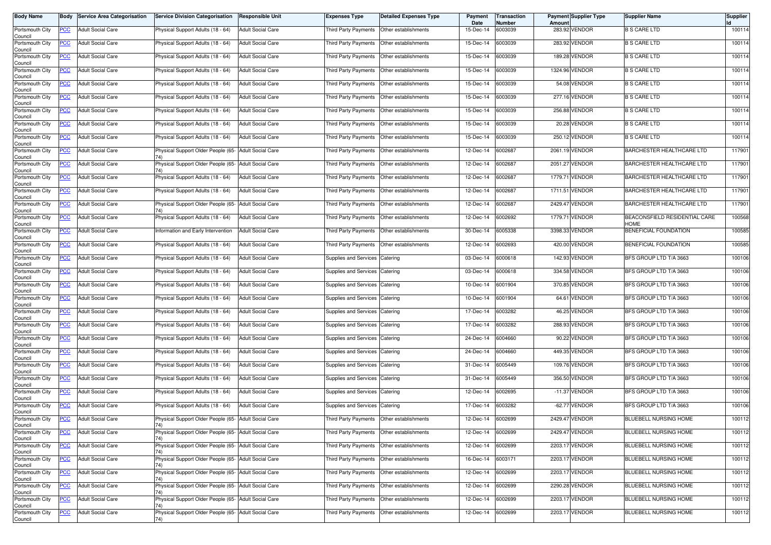| Body Name | Body | Service Area Categorisation | Service Division Categorisation | Responsible Unit | Expenses Type | Detailed Expenses Type | Payment Date | Transaction Number | Payment Amount | Supplier Type | Supplier Name | Supplier Id |
|---|---|---|---|---|---|---|---|---|---|---|---|---|
| Portsmouth City Council | PCC | Adult Social Care | Physical Support Adults (18 - 64) | Adult Social Care | Third Party Payments | Other establishments | 15-Dec-14 | 6003039 | 283.92 | VENDOR | B S CARE LTD | 100114 |
| Portsmouth City Council | PCC | Adult Social Care | Physical Support Adults (18 - 64) | Adult Social Care | Third Party Payments | Other establishments | 15-Dec-14 | 6003039 | 283.92 | VENDOR | B S CARE LTD | 100114 |
| Portsmouth City Council | PCC | Adult Social Care | Physical Support Adults (18 - 64) | Adult Social Care | Third Party Payments | Other establishments | 15-Dec-14 | 6003039 | 189.28 | VENDOR | B S CARE LTD | 100114 |
| Portsmouth City Council | PCC | Adult Social Care | Physical Support Adults (18 - 64) | Adult Social Care | Third Party Payments | Other establishments | 15-Dec-14 | 6003039 | 1324.96 | VENDOR | B S CARE LTD | 100114 |
| Portsmouth City Council | PCC | Adult Social Care | Physical Support Adults (18 - 64) | Adult Social Care | Third Party Payments | Other establishments | 15-Dec-14 | 6003039 | 54.08 | VENDOR | B S CARE LTD | 100114 |
| Portsmouth City Council | PCC | Adult Social Care | Physical Support Adults (18 - 64) | Adult Social Care | Third Party Payments | Other establishments | 15-Dec-14 | 6003039 | 277.16 | VENDOR | B S CARE LTD | 100114 |
| Portsmouth City Council | PCC | Adult Social Care | Physical Support Adults (18 - 64) | Adult Social Care | Third Party Payments | Other establishments | 15-Dec-14 | 6003039 | 256.88 | VENDOR | B S CARE LTD | 100114 |
| Portsmouth City Council | PCC | Adult Social Care | Physical Support Adults (18 - 64) | Adult Social Care | Third Party Payments | Other establishments | 15-Dec-14 | 6003039 | 20.28 | VENDOR | B S CARE LTD | 100114 |
| Portsmouth City Council | PCC | Adult Social Care | Physical Support Adults (18 - 64) | Adult Social Care | Third Party Payments | Other establishments | 15-Dec-14 | 6003039 | 250.12 | VENDOR | B S CARE LTD | 100114 |
| Portsmouth City Council | PCC | Adult Social Care | Physical Support Older People (65-74) | Adult Social Care | Third Party Payments | Other establishments | 12-Dec-14 | 6002687 | 2061.19 | VENDOR | BARCHESTER HEALTHCARE LTD | 117901 |
| Portsmouth City Council | PCC | Adult Social Care | Physical Support Older People (65-74) | Adult Social Care | Third Party Payments | Other establishments | 12-Dec-14 | 6002687 | 2051.27 | VENDOR | BARCHESTER HEALTHCARE LTD | 117901 |
| Portsmouth City Council | PCC | Adult Social Care | Physical Support Adults (18 - 64) | Adult Social Care | Third Party Payments | Other establishments | 12-Dec-14 | 6002687 | 1779.71 | VENDOR | BARCHESTER HEALTHCARE LTD | 117901 |
| Portsmouth City Council | PCC | Adult Social Care | Physical Support Adults (18 - 64) | Adult Social Care | Third Party Payments | Other establishments | 12-Dec-14 | 6002687 | 1711.51 | VENDOR | BARCHESTER HEALTHCARE LTD | 117901 |
| Portsmouth City Council | PCC | Adult Social Care | Physical Support Older People (65-74) | Adult Social Care | Third Party Payments | Other establishments | 12-Dec-14 | 6002687 | 2429.47 | VENDOR | BARCHESTER HEALTHCARE LTD | 117901 |
| Portsmouth City Council | PCC | Adult Social Care | Physical Support Adults (18 - 64) | Adult Social Care | Third Party Payments | Other establishments | 12-Dec-14 | 6002692 | 1779.71 | VENDOR | BEACONSFIELD RESIDENTIAL CARE HOME | 100568 |
| Portsmouth City Council | PCC | Adult Social Care | Information and Early Intervention | Adult Social Care | Third Party Payments | Other establishments | 30-Dec-14 | 6005338 | 3398.33 | VENDOR | BENEFICIAL FOUNDATION | 100585 |
| Portsmouth City Council | PCC | Adult Social Care | Physical Support Adults (18 - 64) | Adult Social Care | Third Party Payments | Other establishments | 12-Dec-14 | 6002693 | 420.00 | VENDOR | BENEFICIAL FOUNDATION | 100585 |
| Portsmouth City Council | PCC | Adult Social Care | Physical Support Adults (18 - 64) | Adult Social Care | Supplies and Services | Catering | 03-Dec-14 | 6000618 | 142.93 | VENDOR | BFS GROUP LTD T/A 3663 | 100106 |
| Portsmouth City Council | PCC | Adult Social Care | Physical Support Adults (18 - 64) | Adult Social Care | Supplies and Services | Catering | 03-Dec-14 | 6000618 | 334.58 | VENDOR | BFS GROUP LTD T/A 3663 | 100106 |
| Portsmouth City Council | PCC | Adult Social Care | Physical Support Adults (18 - 64) | Adult Social Care | Supplies and Services | Catering | 10-Dec-14 | 6001904 | 370.85 | VENDOR | BFS GROUP LTD T/A 3663 | 100106 |
| Portsmouth City Council | PCC | Adult Social Care | Physical Support Adults (18 - 64) | Adult Social Care | Supplies and Services | Catering | 10-Dec-14 | 6001904 | 64.61 | VENDOR | BFS GROUP LTD T/A 3663 | 100106 |
| Portsmouth City Council | PCC | Adult Social Care | Physical Support Adults (18 - 64) | Adult Social Care | Supplies and Services | Catering | 17-Dec-14 | 6003282 | 46.25 | VENDOR | BFS GROUP LTD T/A 3663 | 100106 |
| Portsmouth City Council | PCC | Adult Social Care | Physical Support Adults (18 - 64) | Adult Social Care | Supplies and Services | Catering | 17-Dec-14 | 6003282 | 288.93 | VENDOR | BFS GROUP LTD T/A 3663 | 100106 |
| Portsmouth City Council | PCC | Adult Social Care | Physical Support Adults (18 - 64) | Adult Social Care | Supplies and Services | Catering | 24-Dec-14 | 6004660 | 90.22 | VENDOR | BFS GROUP LTD T/A 3663 | 100106 |
| Portsmouth City Council | PCC | Adult Social Care | Physical Support Adults (18 - 64) | Adult Social Care | Supplies and Services | Catering | 24-Dec-14 | 6004660 | 449.35 | VENDOR | BFS GROUP LTD T/A 3663 | 100106 |
| Portsmouth City Council | PCC | Adult Social Care | Physical Support Adults (18 - 64) | Adult Social Care | Supplies and Services | Catering | 31-Dec-14 | 6005449 | 109.76 | VENDOR | BFS GROUP LTD T/A 3663 | 100106 |
| Portsmouth City Council | PCC | Adult Social Care | Physical Support Adults (18 - 64) | Adult Social Care | Supplies and Services | Catering | 31-Dec-14 | 6005449 | 356.50 | VENDOR | BFS GROUP LTD T/A 3663 | 100106 |
| Portsmouth City Council | PCC | Adult Social Care | Physical Support Adults (18 - 64) | Adult Social Care | Supplies and Services | Catering | 12-Dec-14 | 6002695 | -11.37 | VENDOR | BFS GROUP LTD T/A 3663 | 100106 |
| Portsmouth City Council | PCC | Adult Social Care | Physical Support Adults (18 - 64) | Adult Social Care | Supplies and Services | Catering | 17-Dec-14 | 6003282 | -62.77 | VENDOR | BFS GROUP LTD T/A 3663 | 100106 |
| Portsmouth City Council | PCC | Adult Social Care | Physical Support Older People (65-74) | Adult Social Care | Third Party Payments | Other establishments | 12-Dec-14 | 6002699 | 2429.47 | VENDOR | BLUEBELL NURSING HOME | 100112 |
| Portsmouth City Council | PCC | Adult Social Care | Physical Support Older People (65-74) | Adult Social Care | Third Party Payments | Other establishments | 12-Dec-14 | 6002699 | 2429.47 | VENDOR | BLUEBELL NURSING HOME | 100112 |
| Portsmouth City Council | PCC | Adult Social Care | Physical Support Older People (65-74) | Adult Social Care | Third Party Payments | Other establishments | 12-Dec-14 | 6002699 | 2203.17 | VENDOR | BLUEBELL NURSING HOME | 100112 |
| Portsmouth City Council | PCC | Adult Social Care | Physical Support Older People (65-74) | Adult Social Care | Third Party Payments | Other establishments | 16-Dec-14 | 6003171 | 2203.17 | VENDOR | BLUEBELL NURSING HOME | 100112 |
| Portsmouth City Council | PCC | Adult Social Care | Physical Support Older People (65-74) | Adult Social Care | Third Party Payments | Other establishments | 12-Dec-14 | 6002699 | 2203.17 | VENDOR | BLUEBELL NURSING HOME | 100112 |
| Portsmouth City Council | PCC | Adult Social Care | Physical Support Older People (65-74) | Adult Social Care | Third Party Payments | Other establishments | 12-Dec-14 | 6002699 | 2290.28 | VENDOR | BLUEBELL NURSING HOME | 100112 |
| Portsmouth City Council | PCC | Adult Social Care | Physical Support Older People (65-74) | Adult Social Care | Third Party Payments | Other establishments | 12-Dec-14 | 6002699 | 2203.17 | VENDOR | BLUEBELL NURSING HOME | 100112 |
| Portsmouth City Council | PCC | Adult Social Care | Physical Support Older People (65-74) | Adult Social Care | Third Party Payments | Other establishments | 12-Dec-14 | 6002699 | 2203.17 | VENDOR | BLUEBELL NURSING HOME | 100112 |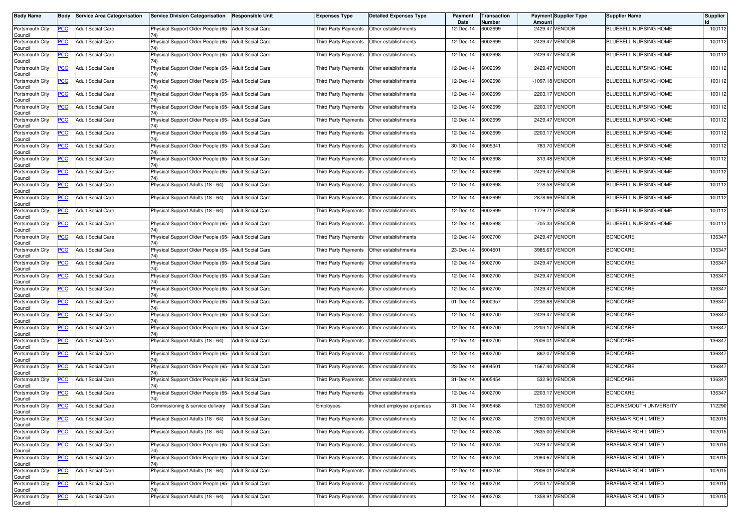| Body Name | Body | Service Area Categorisation | Service Division Categorisation | Responsible Unit | Expenses Type | Detailed Expenses Type | Payment Date | Transaction Number | Payment Amount | Supplier Type | Supplier Name | Supplier Id |
|---|---|---|---|---|---|---|---|---|---|---|---|---|
| Portsmouth City Council | PCC | Adult Social Care | Physical Support Older People (65-74) | Adult Social Care | Third Party Payments | Other establishments | 12-Dec-14 | 6002699 | 2429.47 | VENDOR | BLUEBELL NURSING HOME | 100112 |
| Portsmouth City Council | PCC | Adult Social Care | Physical Support Older People (65-74) | Adult Social Care | Third Party Payments | Other establishments | 12-Dec-14 | 6002699 | 2429.47 | VENDOR | BLUEBELL NURSING HOME | 100112 |
| Portsmouth City Council | PCC | Adult Social Care | Physical Support Older People (65-74) | Adult Social Care | Third Party Payments | Other establishments | 12-Dec-14 | 6002698 | 2429.47 | VENDOR | BLUEBELL NURSING HOME | 100112 |
| Portsmouth City Council | PCC | Adult Social Care | Physical Support Older People (65-74) | Adult Social Care | Third Party Payments | Other establishments | 12-Dec-14 | 6002699 | 2429.47 | VENDOR | BLUEBELL NURSING HOME | 100112 |
| Portsmouth City Council | PCC | Adult Social Care | Physical Support Older People (65-74) | Adult Social Care | Third Party Payments | Other establishments | 12-Dec-14 | 6002698 | -1097.18 | VENDOR | BLUEBELL NURSING HOME | 100112 |
| Portsmouth City Council | PCC | Adult Social Care | Physical Support Older People (65-74) | Adult Social Care | Third Party Payments | Other establishments | 12-Dec-14 | 6002699 | 2203.17 | VENDOR | BLUEBELL NURSING HOME | 100112 |
| Portsmouth City Council | PCC | Adult Social Care | Physical Support Older People (65-74) | Adult Social Care | Third Party Payments | Other establishments | 12-Dec-14 | 6002699 | 2203.17 | VENDOR | BLUEBELL NURSING HOME | 100112 |
| Portsmouth City Council | PCC | Adult Social Care | Physical Support Older People (65-74) | Adult Social Care | Third Party Payments | Other establishments | 12-Dec-14 | 6002699 | 2429.47 | VENDOR | BLUEBELL NURSING HOME | 100112 |
| Portsmouth City Council | PCC | Adult Social Care | Physical Support Older People (65-74) | Adult Social Care | Third Party Payments | Other establishments | 12-Dec-14 | 6002699 | 2203.17 | VENDOR | BLUEBELL NURSING HOME | 100112 |
| Portsmouth City Council | PCC | Adult Social Care | Physical Support Older People (65-74) | Adult Social Care | Third Party Payments | Other establishments | 30-Dec-14 | 6005341 | 783.70 | VENDOR | BLUEBELL NURSING HOME | 100112 |
| Portsmouth City Council | PCC | Adult Social Care | Physical Support Older People (65-74) | Adult Social Care | Third Party Payments | Other establishments | 12-Dec-14 | 6002698 | 313.48 | VENDOR | BLUEBELL NURSING HOME | 100112 |
| Portsmouth City Council | PCC | Adult Social Care | Physical Support Older People (65-74) | Adult Social Care | Third Party Payments | Other establishments | 12-Dec-14 | 6002699 | 2429.47 | VENDOR | BLUEBELL NURSING HOME | 100112 |
| Portsmouth City Council | PCC | Adult Social Care | Physical Support Adults (18 - 64) | Adult Social Care | Third Party Payments | Other establishments | 12-Dec-14 | 6002698 | 278.58 | VENDOR | BLUEBELL NURSING HOME | 100112 |
| Portsmouth City Council | PCC | Adult Social Care | Physical Support Adults (18 - 64) | Adult Social Care | Third Party Payments | Other establishments | 12-Dec-14 | 6002699 | 2878.66 | VENDOR | BLUEBELL NURSING HOME | 100112 |
| Portsmouth City Council | PCC | Adult Social Care | Physical Support Adults (18 - 64) | Adult Social Care | Third Party Payments | Other establishments | 12-Dec-14 | 6002699 | 1779.71 | VENDOR | BLUEBELL NURSING HOME | 100112 |
| Portsmouth City Council | PCC | Adult Social Care | Physical Support Older People (65-74) | Adult Social Care | Third Party Payments | Other establishments | 12-Dec-14 | 6002698 | -705.33 | VENDOR | BLUEBELL NURSING HOME | 100112 |
| Portsmouth City Council | PCC | Adult Social Care | Physical Support Older People (65-74) | Adult Social Care | Third Party Payments | Other establishments | 12-Dec-14 | 6002700 | 2429.47 | VENDOR | BONDCARE | 136347 |
| Portsmouth City Council | PCC | Adult Social Care | Physical Support Older People (65-74) | Adult Social Care | Third Party Payments | Other establishments | 23-Dec-14 | 6004501 | 3985.67 | VENDOR | BONDCARE | 136347 |
| Portsmouth City Council | PCC | Adult Social Care | Physical Support Older People (65-74) | Adult Social Care | Third Party Payments | Other establishments | 12-Dec-14 | 6002700 | 2429.47 | VENDOR | BONDCARE | 136347 |
| Portsmouth City Council | PCC | Adult Social Care | Physical Support Older People (65-74) | Adult Social Care | Third Party Payments | Other establishments | 12-Dec-14 | 6002700 | 2429.47 | VENDOR | BONDCARE | 136347 |
| Portsmouth City Council | PCC | Adult Social Care | Physical Support Older People (65-74) | Adult Social Care | Third Party Payments | Other establishments | 12-Dec-14 | 6002700 | 2429.47 | VENDOR | BONDCARE | 136347 |
| Portsmouth City Council | PCC | Adult Social Care | Physical Support Older People (65-74) | Adult Social Care | Third Party Payments | Other establishments | 01-Dec-14 | 6000357 | 2236.88 | VENDOR | BONDCARE | 136347 |
| Portsmouth City Council | PCC | Adult Social Care | Physical Support Older People (65-74) | Adult Social Care | Third Party Payments | Other establishments | 12-Dec-14 | 6002700 | 2429.47 | VENDOR | BONDCARE | 136347 |
| Portsmouth City Council | PCC | Adult Social Care | Physical Support Older People (65-74) | Adult Social Care | Third Party Payments | Other establishments | 12-Dec-14 | 6002700 | 2203.17 | VENDOR | BONDCARE | 136347 |
| Portsmouth City Council | PCC | Adult Social Care | Physical Support Adults (18 - 64) | Adult Social Care | Third Party Payments | Other establishments | 12-Dec-14 | 6002700 | 2006.01 | VENDOR | BONDCARE | 136347 |
| Portsmouth City Council | PCC | Adult Social Care | Physical Support Older People (65-74) | Adult Social Care | Third Party Payments | Other establishments | 12-Dec-14 | 6002700 | 862.07 | VENDOR | BONDCARE | 136347 |
| Portsmouth City Council | PCC | Adult Social Care | Physical Support Older People (65-74) | Adult Social Care | Third Party Payments | Other establishments | 23-Dec-14 | 6004501 | 1567.40 | VENDOR | BONDCARE | 136347 |
| Portsmouth City Council | PCC | Adult Social Care | Physical Support Older People (65-74) | Adult Social Care | Third Party Payments | Other establishments | 31-Dec-14 | 6005454 | 532.90 | VENDOR | BONDCARE | 136347 |
| Portsmouth City Council | PCC | Adult Social Care | Physical Support Older People (65-74) | Adult Social Care | Third Party Payments | Other establishments | 12-Dec-14 | 6002700 | 2203.17 | VENDOR | BONDCARE | 136347 |
| Portsmouth City Council | PCC | Adult Social Care | Commissioning & service delivery | Adult Social Care | Employees | Indirect employee expenses | 31-Dec-14 | 6005458 | 1250.00 | VENDOR | BOURNEMOUTH UNIVERSITY | 112290 |
| Portsmouth City Council | PCC | Adult Social Care | Physical Support Adults (18 - 64) | Adult Social Care | Third Party Payments | Other establishments | 12-Dec-14 | 6002703 | 2790.00 | VENDOR | BRAEMAR RCH LIMITED | 102015 |
| Portsmouth City Council | PCC | Adult Social Care | Physical Support Adults (18 - 64) | Adult Social Care | Third Party Payments | Other establishments | 12-Dec-14 | 6002703 | 2635.00 | VENDOR | BRAEMAR RCH LIMITED | 102015 |
| Portsmouth City Council | PCC | Adult Social Care | Physical Support Older People (65-74) | Adult Social Care | Third Party Payments | Other establishments | 12-Dec-14 | 6002704 | 2429.47 | VENDOR | BRAEMAR RCH LIMITED | 102015 |
| Portsmouth City Council | PCC | Adult Social Care | Physical Support Older People (65-74) | Adult Social Care | Third Party Payments | Other establishments | 12-Dec-14 | 6002704 | 2094.67 | VENDOR | BRAEMAR RCH LIMITED | 102015 |
| Portsmouth City Council | PCC | Adult Social Care | Physical Support Adults (18 - 64) | Adult Social Care | Third Party Payments | Other establishments | 12-Dec-14 | 6002704 | 2006.01 | VENDOR | BRAEMAR RCH LIMITED | 102015 |
| Portsmouth City Council | PCC | Adult Social Care | Physical Support Older People (65-74) | Adult Social Care | Third Party Payments | Other establishments | 12-Dec-14 | 6002704 | 2203.17 | VENDOR | BRAEMAR RCH LIMITED | 102015 |
| Portsmouth City Council | PCC | Adult Social Care | Physical Support Adults (18 - 64) | Adult Social Care | Third Party Payments | Other establishments | 12-Dec-14 | 6002703 | 1358.91 | VENDOR | BRAEMAR RCH LIMITED | 102015 |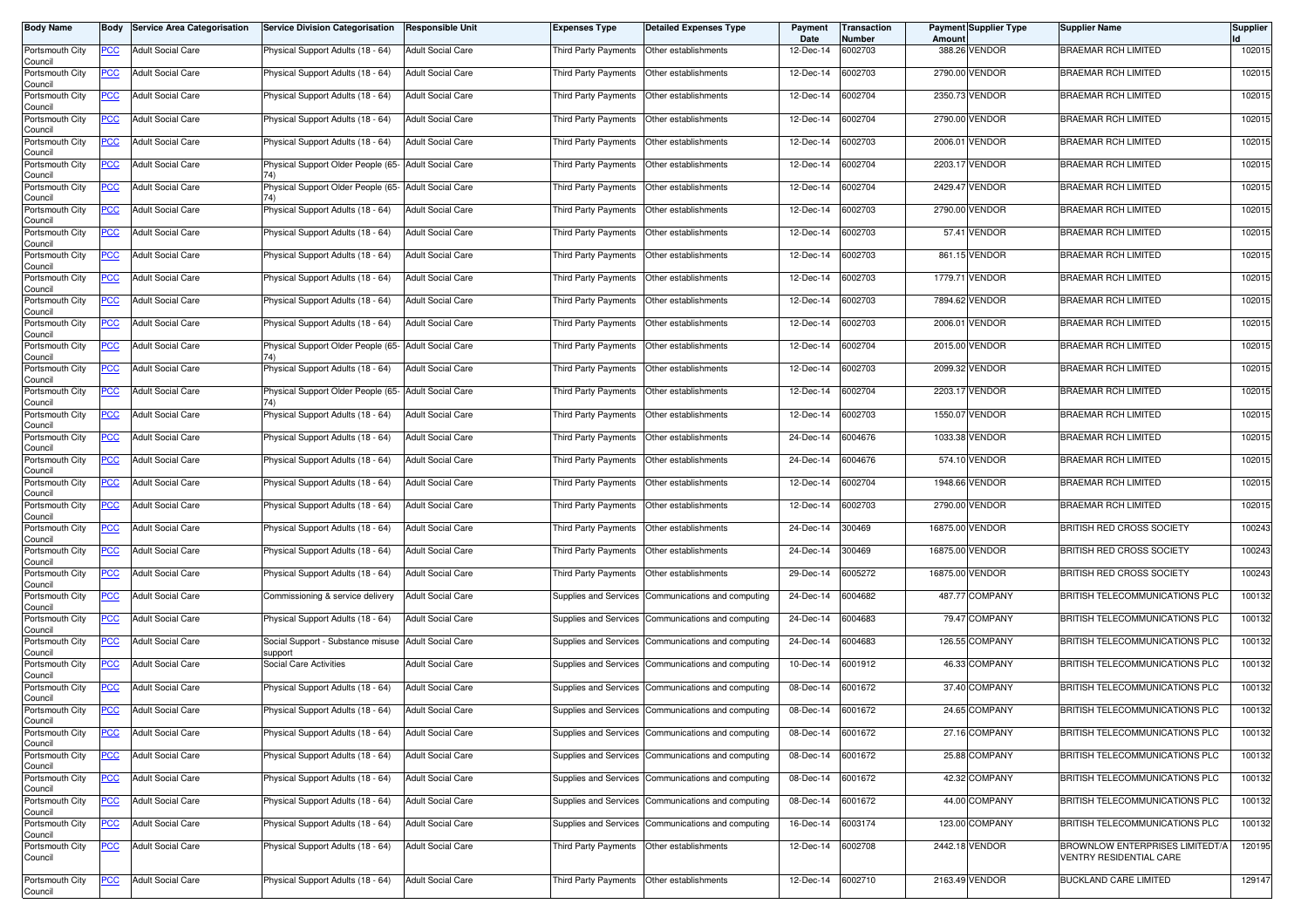| Body Name | Body | Service Area Categorisation | Service Division Categorisation | Responsible Unit | Expenses Type | Detailed Expenses Type | Payment Date | Transaction Number | Payment Amount | Supplier Type | Supplier Name | Supplier Id |
|---|---|---|---|---|---|---|---|---|---|---|---|---|
| Portsmouth City Council | PCC | Adult Social Care | Physical Support Adults (18 - 64) | Adult Social Care | Third Party Payments | Other establishments | 12-Dec-14 | 6002703 | 388.26 | VENDOR | BRAEMAR RCH LIMITED | 102015 |
| Portsmouth City Council | PCC | Adult Social Care | Physical Support Adults (18 - 64) | Adult Social Care | Third Party Payments | Other establishments | 12-Dec-14 | 6002703 | 2790.00 | VENDOR | BRAEMAR RCH LIMITED | 102015 |
| Portsmouth City Council | PCC | Adult Social Care | Physical Support Adults (18 - 64) | Adult Social Care | Third Party Payments | Other establishments | 12-Dec-14 | 6002704 | 2350.73 | VENDOR | BRAEMAR RCH LIMITED | 102015 |
| Portsmouth City Council | PCC | Adult Social Care | Physical Support Adults (18 - 64) | Adult Social Care | Third Party Payments | Other establishments | 12-Dec-14 | 6002704 | 2790.00 | VENDOR | BRAEMAR RCH LIMITED | 102015 |
| Portsmouth City Council | PCC | Adult Social Care | Physical Support Adults (18 - 64) | Adult Social Care | Third Party Payments | Other establishments | 12-Dec-14 | 6002703 | 2006.01 | VENDOR | BRAEMAR RCH LIMITED | 102015 |
| Portsmouth City Council | PCC | Adult Social Care | Physical Support Older People (65-74) | Adult Social Care | Third Party Payments | Other establishments | 12-Dec-14 | 6002704 | 2203.17 | VENDOR | BRAEMAR RCH LIMITED | 102015 |
| Portsmouth City Council | PCC | Adult Social Care | Physical Support Older People (65-74) | Adult Social Care | Third Party Payments | Other establishments | 12-Dec-14 | 6002704 | 2429.47 | VENDOR | BRAEMAR RCH LIMITED | 102015 |
| Portsmouth City Council | PCC | Adult Social Care | Physical Support Adults (18 - 64) | Adult Social Care | Third Party Payments | Other establishments | 12-Dec-14 | 6002703 | 2790.00 | VENDOR | BRAEMAR RCH LIMITED | 102015 |
| Portsmouth City Council | PCC | Adult Social Care | Physical Support Adults (18 - 64) | Adult Social Care | Third Party Payments | Other establishments | 12-Dec-14 | 6002703 | 57.41 | VENDOR | BRAEMAR RCH LIMITED | 102015 |
| Portsmouth City Council | PCC | Adult Social Care | Physical Support Adults (18 - 64) | Adult Social Care | Third Party Payments | Other establishments | 12-Dec-14 | 6002703 | 861.15 | VENDOR | BRAEMAR RCH LIMITED | 102015 |
| Portsmouth City Council | PCC | Adult Social Care | Physical Support Adults (18 - 64) | Adult Social Care | Third Party Payments | Other establishments | 12-Dec-14 | 6002703 | 1779.71 | VENDOR | BRAEMAR RCH LIMITED | 102015 |
| Portsmouth City Council | PCC | Adult Social Care | Physical Support Adults (18 - 64) | Adult Social Care | Third Party Payments | Other establishments | 12-Dec-14 | 6002703 | 7894.62 | VENDOR | BRAEMAR RCH LIMITED | 102015 |
| Portsmouth City Council | PCC | Adult Social Care | Physical Support Adults (18 - 64) | Adult Social Care | Third Party Payments | Other establishments | 12-Dec-14 | 6002703 | 2006.01 | VENDOR | BRAEMAR RCH LIMITED | 102015 |
| Portsmouth City Council | PCC | Adult Social Care | Physical Support Older People (65-74) | Adult Social Care | Third Party Payments | Other establishments | 12-Dec-14 | 6002704 | 2015.00 | VENDOR | BRAEMAR RCH LIMITED | 102015 |
| Portsmouth City Council | PCC | Adult Social Care | Physical Support Adults (18 - 64) | Adult Social Care | Third Party Payments | Other establishments | 12-Dec-14 | 6002703 | 2099.32 | VENDOR | BRAEMAR RCH LIMITED | 102015 |
| Portsmouth City Council | PCC | Adult Social Care | Physical Support Older People (65-74) | Adult Social Care | Third Party Payments | Other establishments | 12-Dec-14 | 6002704 | 2203.17 | VENDOR | BRAEMAR RCH LIMITED | 102015 |
| Portsmouth City Council | PCC | Adult Social Care | Physical Support Adults (18 - 64) | Adult Social Care | Third Party Payments | Other establishments | 12-Dec-14 | 6002703 | 1550.07 | VENDOR | BRAEMAR RCH LIMITED | 102015 |
| Portsmouth City Council | PCC | Adult Social Care | Physical Support Adults (18 - 64) | Adult Social Care | Third Party Payments | Other establishments | 24-Dec-14 | 6004676 | 1033.38 | VENDOR | BRAEMAR RCH LIMITED | 102015 |
| Portsmouth City Council | PCC | Adult Social Care | Physical Support Adults (18 - 64) | Adult Social Care | Third Party Payments | Other establishments | 24-Dec-14 | 6004676 | 574.10 | VENDOR | BRAEMAR RCH LIMITED | 102015 |
| Portsmouth City Council | PCC | Adult Social Care | Physical Support Adults (18 - 64) | Adult Social Care | Third Party Payments | Other establishments | 12-Dec-14 | 6002704 | 1948.66 | VENDOR | BRAEMAR RCH LIMITED | 102015 |
| Portsmouth City Council | PCC | Adult Social Care | Physical Support Adults (18 - 64) | Adult Social Care | Third Party Payments | Other establishments | 12-Dec-14 | 6002703 | 2790.00 | VENDOR | BRAEMAR RCH LIMITED | 102015 |
| Portsmouth City Council | PCC | Adult Social Care | Physical Support Adults (18 - 64) | Adult Social Care | Third Party Payments | Other establishments | 24-Dec-14 | 300469 | 16875.00 | VENDOR | BRITISH RED CROSS SOCIETY | 100243 |
| Portsmouth City Council | PCC | Adult Social Care | Physical Support Adults (18 - 64) | Adult Social Care | Third Party Payments | Other establishments | 24-Dec-14 | 300469 | 16875.00 | VENDOR | BRITISH RED CROSS SOCIETY | 100243 |
| Portsmouth City Council | PCC | Adult Social Care | Physical Support Adults (18 - 64) | Adult Social Care | Third Party Payments | Other establishments | 29-Dec-14 | 6005272 | 16875.00 | VENDOR | BRITISH RED CROSS SOCIETY | 100243 |
| Portsmouth City Council | PCC | Adult Social Care | Commissioning & service delivery | Adult Social Care | Supplies and Services | Communications and computing | 24-Dec-14 | 6004682 | 487.77 | COMPANY | BRITISH TELECOMMUNICATIONS PLC | 100132 |
| Portsmouth City Council | PCC | Adult Social Care | Physical Support Adults (18 - 64) | Adult Social Care | Supplies and Services | Communications and computing | 24-Dec-14 | 6004683 | 79.47 | COMPANY | BRITISH TELECOMMUNICATIONS PLC | 100132 |
| Portsmouth City Council | PCC | Adult Social Care | Social Support - Substance misuse support | Adult Social Care | Supplies and Services | Communications and computing | 24-Dec-14 | 6004683 | 126.55 | COMPANY | BRITISH TELECOMMUNICATIONS PLC | 100132 |
| Portsmouth City Council | PCC | Adult Social Care | Social Care Activities | Adult Social Care | Supplies and Services | Communications and computing | 10-Dec-14 | 6001912 | 46.33 | COMPANY | BRITISH TELECOMMUNICATIONS PLC | 100132 |
| Portsmouth City Council | PCC | Adult Social Care | Physical Support Adults (18 - 64) | Adult Social Care | Supplies and Services | Communications and computing | 08-Dec-14 | 6001672 | 37.40 | COMPANY | BRITISH TELECOMMUNICATIONS PLC | 100132 |
| Portsmouth City Council | PCC | Adult Social Care | Physical Support Adults (18 - 64) | Adult Social Care | Supplies and Services | Communications and computing | 08-Dec-14 | 6001672 | 24.65 | COMPANY | BRITISH TELECOMMUNICATIONS PLC | 100132 |
| Portsmouth City Council | PCC | Adult Social Care | Physical Support Adults (18 - 64) | Adult Social Care | Supplies and Services | Communications and computing | 08-Dec-14 | 6001672 | 27.16 | COMPANY | BRITISH TELECOMMUNICATIONS PLC | 100132 |
| Portsmouth City Council | PCC | Adult Social Care | Physical Support Adults (18 - 64) | Adult Social Care | Supplies and Services | Communications and computing | 08-Dec-14 | 6001672 | 25.88 | COMPANY | BRITISH TELECOMMUNICATIONS PLC | 100132 |
| Portsmouth City Council | PCC | Adult Social Care | Physical Support Adults (18 - 64) | Adult Social Care | Supplies and Services | Communications and computing | 08-Dec-14 | 6001672 | 42.32 | COMPANY | BRITISH TELECOMMUNICATIONS PLC | 100132 |
| Portsmouth City Council | PCC | Adult Social Care | Physical Support Adults (18 - 64) | Adult Social Care | Supplies and Services | Communications and computing | 08-Dec-14 | 6001672 | 44.00 | COMPANY | BRITISH TELECOMMUNICATIONS PLC | 100132 |
| Portsmouth City Council | PCC | Adult Social Care | Physical Support Adults (18 - 64) | Adult Social Care | Supplies and Services | Communications and computing | 16-Dec-14 | 6003174 | 123.00 | COMPANY | BRITISH TELECOMMUNICATIONS PLC | 100132 |
| Portsmouth City Council | PCC | Adult Social Care | Physical Support Adults (18 - 64) | Adult Social Care | Third Party Payments | Other establishments | 12-Dec-14 | 6002708 | 2442.18 | VENDOR | BROWNLOW ENTERPRISES LIMITEDT/A VENTRY RESIDENTIAL CARE | 120195 |
| Portsmouth City Council | PCC | Adult Social Care | Physical Support Adults (18 - 64) | Adult Social Care | Third Party Payments | Other establishments | 12-Dec-14 | 6002710 | 2163.49 | VENDOR | BUCKLAND CARE LIMITED | 129147 |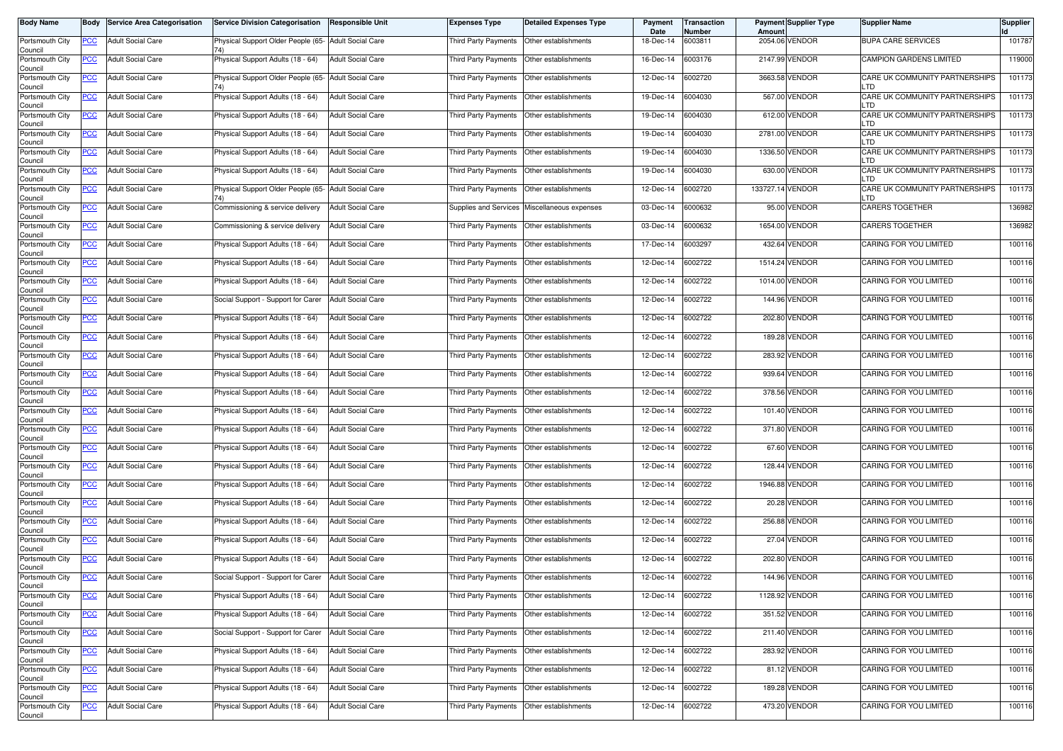| Body Name | Body | Service Area Categorisation | Service Division Categorisation | Responsible Unit | Expenses Type | Detailed Expenses Type | Payment Date | Transaction Number | Payment Amount | Supplier Type | Supplier Name | Supplier Id |
|---|---|---|---|---|---|---|---|---|---|---|---|---|
| Portsmouth City Council | PCC | Adult Social Care | Physical Support Older People (65-74) | Adult Social Care | Third Party Payments | Other establishments | 18-Dec-14 | 6003811 | 2054.06 | VENDOR | BUPA CARE SERVICES | 101787 |
| Portsmouth City Council | PCC | Adult Social Care | Physical Support Adults (18 - 64) | Adult Social Care | Third Party Payments | Other establishments | 16-Dec-14 | 6003176 | 2147.99 | VENDOR | CAMPION GARDENS LIMITED | 119000 |
| Portsmouth City Council | PCC | Adult Social Care | Physical Support Older People (65-74) | Adult Social Care | Third Party Payments | Other establishments | 12-Dec-14 | 6002720 | 3663.58 | VENDOR | CARE UK COMMUNITY PARTNERSHIPS LTD | 101173 |
| Portsmouth City Council | PCC | Adult Social Care | Physical Support Adults (18 - 64) | Adult Social Care | Third Party Payments | Other establishments | 19-Dec-14 | 6004030 | 567.00 | VENDOR | CARE UK COMMUNITY PARTNERSHIPS LTD | 101173 |
| Portsmouth City Council | PCC | Adult Social Care | Physical Support Adults (18 - 64) | Adult Social Care | Third Party Payments | Other establishments | 19-Dec-14 | 6004030 | 612.00 | VENDOR | CARE UK COMMUNITY PARTNERSHIPS LTD | 101173 |
| Portsmouth City Council | PCC | Adult Social Care | Physical Support Adults (18 - 64) | Adult Social Care | Third Party Payments | Other establishments | 19-Dec-14 | 6004030 | 2781.00 | VENDOR | CARE UK COMMUNITY PARTNERSHIPS LTD | 101173 |
| Portsmouth City Council | PCC | Adult Social Care | Physical Support Adults (18 - 64) | Adult Social Care | Third Party Payments | Other establishments | 19-Dec-14 | 6004030 | 1336.50 | VENDOR | CARE UK COMMUNITY PARTNERSHIPS LTD | 101173 |
| Portsmouth City Council | PCC | Adult Social Care | Physical Support Adults (18 - 64) | Adult Social Care | Third Party Payments | Other establishments | 19-Dec-14 | 6004030 | 630.00 | VENDOR | CARE UK COMMUNITY PARTNERSHIPS LTD | 101173 |
| Portsmouth City Council | PCC | Adult Social Care | Physical Support Older People (65-74) | Adult Social Care | Third Party Payments | Other establishments | 12-Dec-14 | 6002720 | 133727.14 | VENDOR | CARE UK COMMUNITY PARTNERSHIPS LTD | 101173 |
| Portsmouth City Council | PCC | Adult Social Care | Commissioning & service delivery | Adult Social Care | Supplies and Services | Miscellaneous expenses | 03-Dec-14 | 6000632 | 95.00 | VENDOR | CARERS TOGETHER | 136982 |
| Portsmouth City Council | PCC | Adult Social Care | Commissioning & service delivery | Adult Social Care | Third Party Payments | Other establishments | 03-Dec-14 | 6000632 | 1654.00 | VENDOR | CARERS TOGETHER | 136982 |
| Portsmouth City Council | PCC | Adult Social Care | Physical Support Adults (18 - 64) | Adult Social Care | Third Party Payments | Other establishments | 17-Dec-14 | 6003297 | 432.64 | VENDOR | CARING FOR YOU LIMITED | 100116 |
| Portsmouth City Council | PCC | Adult Social Care | Physical Support Adults (18 - 64) | Adult Social Care | Third Party Payments | Other establishments | 12-Dec-14 | 6002722 | 1514.24 | VENDOR | CARING FOR YOU LIMITED | 100116 |
| Portsmouth City Council | PCC | Adult Social Care | Physical Support Adults (18 - 64) | Adult Social Care | Third Party Payments | Other establishments | 12-Dec-14 | 6002722 | 1014.00 | VENDOR | CARING FOR YOU LIMITED | 100116 |
| Portsmouth City Council | PCC | Adult Social Care | Social Support - Support for Carer | Adult Social Care | Third Party Payments | Other establishments | 12-Dec-14 | 6002722 | 144.96 | VENDOR | CARING FOR YOU LIMITED | 100116 |
| Portsmouth City Council | PCC | Adult Social Care | Physical Support Adults (18 - 64) | Adult Social Care | Third Party Payments | Other establishments | 12-Dec-14 | 6002722 | 202.80 | VENDOR | CARING FOR YOU LIMITED | 100116 |
| Portsmouth City Council | PCC | Adult Social Care | Physical Support Adults (18 - 64) | Adult Social Care | Third Party Payments | Other establishments | 12-Dec-14 | 6002722 | 189.28 | VENDOR | CARING FOR YOU LIMITED | 100116 |
| Portsmouth City Council | PCC | Adult Social Care | Physical Support Adults (18 - 64) | Adult Social Care | Third Party Payments | Other establishments | 12-Dec-14 | 6002722 | 283.92 | VENDOR | CARING FOR YOU LIMITED | 100116 |
| Portsmouth City Council | PCC | Adult Social Care | Physical Support Adults (18 - 64) | Adult Social Care | Third Party Payments | Other establishments | 12-Dec-14 | 6002722 | 939.64 | VENDOR | CARING FOR YOU LIMITED | 100116 |
| Portsmouth City Council | PCC | Adult Social Care | Physical Support Adults (18 - 64) | Adult Social Care | Third Party Payments | Other establishments | 12-Dec-14 | 6002722 | 378.56 | VENDOR | CARING FOR YOU LIMITED | 100116 |
| Portsmouth City Council | PCC | Adult Social Care | Physical Support Adults (18 - 64) | Adult Social Care | Third Party Payments | Other establishments | 12-Dec-14 | 6002722 | 101.40 | VENDOR | CARING FOR YOU LIMITED | 100116 |
| Portsmouth City Council | PCC | Adult Social Care | Physical Support Adults (18 - 64) | Adult Social Care | Third Party Payments | Other establishments | 12-Dec-14 | 6002722 | 371.80 | VENDOR | CARING FOR YOU LIMITED | 100116 |
| Portsmouth City Council | PCC | Adult Social Care | Physical Support Adults (18 - 64) | Adult Social Care | Third Party Payments | Other establishments | 12-Dec-14 | 6002722 | 67.60 | VENDOR | CARING FOR YOU LIMITED | 100116 |
| Portsmouth City Council | PCC | Adult Social Care | Physical Support Adults (18 - 64) | Adult Social Care | Third Party Payments | Other establishments | 12-Dec-14 | 6002722 | 128.44 | VENDOR | CARING FOR YOU LIMITED | 100116 |
| Portsmouth City Council | PCC | Adult Social Care | Physical Support Adults (18 - 64) | Adult Social Care | Third Party Payments | Other establishments | 12-Dec-14 | 6002722 | 1946.88 | VENDOR | CARING FOR YOU LIMITED | 100116 |
| Portsmouth City Council | PCC | Adult Social Care | Physical Support Adults (18 - 64) | Adult Social Care | Third Party Payments | Other establishments | 12-Dec-14 | 6002722 | 20.28 | VENDOR | CARING FOR YOU LIMITED | 100116 |
| Portsmouth City Council | PCC | Adult Social Care | Physical Support Adults (18 - 64) | Adult Social Care | Third Party Payments | Other establishments | 12-Dec-14 | 6002722 | 256.88 | VENDOR | CARING FOR YOU LIMITED | 100116 |
| Portsmouth City Council | PCC | Adult Social Care | Physical Support Adults (18 - 64) | Adult Social Care | Third Party Payments | Other establishments | 12-Dec-14 | 6002722 | 27.04 | VENDOR | CARING FOR YOU LIMITED | 100116 |
| Portsmouth City Council | PCC | Adult Social Care | Physical Support Adults (18 - 64) | Adult Social Care | Third Party Payments | Other establishments | 12-Dec-14 | 6002722 | 202.80 | VENDOR | CARING FOR YOU LIMITED | 100116 |
| Portsmouth City Council | PCC | Adult Social Care | Social Support - Support for Carer | Adult Social Care | Third Party Payments | Other establishments | 12-Dec-14 | 6002722 | 144.96 | VENDOR | CARING FOR YOU LIMITED | 100116 |
| Portsmouth City Council | PCC | Adult Social Care | Physical Support Adults (18 - 64) | Adult Social Care | Third Party Payments | Other establishments | 12-Dec-14 | 6002722 | 1128.92 | VENDOR | CARING FOR YOU LIMITED | 100116 |
| Portsmouth City Council | PCC | Adult Social Care | Physical Support Adults (18 - 64) | Adult Social Care | Third Party Payments | Other establishments | 12-Dec-14 | 6002722 | 351.52 | VENDOR | CARING FOR YOU LIMITED | 100116 |
| Portsmouth City Council | PCC | Adult Social Care | Social Support - Support for Carer | Adult Social Care | Third Party Payments | Other establishments | 12-Dec-14 | 6002722 | 211.40 | VENDOR | CARING FOR YOU LIMITED | 100116 |
| Portsmouth City Council | PCC | Adult Social Care | Physical Support Adults (18 - 64) | Adult Social Care | Third Party Payments | Other establishments | 12-Dec-14 | 6002722 | 283.92 | VENDOR | CARING FOR YOU LIMITED | 100116 |
| Portsmouth City Council | PCC | Adult Social Care | Physical Support Adults (18 - 64) | Adult Social Care | Third Party Payments | Other establishments | 12-Dec-14 | 6002722 | 81.12 | VENDOR | CARING FOR YOU LIMITED | 100116 |
| Portsmouth City Council | PCC | Adult Social Care | Physical Support Adults (18 - 64) | Adult Social Care | Third Party Payments | Other establishments | 12-Dec-14 | 6002722 | 189.28 | VENDOR | CARING FOR YOU LIMITED | 100116 |
| Portsmouth City Council | PCC | Adult Social Care | Physical Support Adults (18 - 64) | Adult Social Care | Third Party Payments | Other establishments | 12-Dec-14 | 6002722 | 473.20 | VENDOR | CARING FOR YOU LIMITED | 100116 |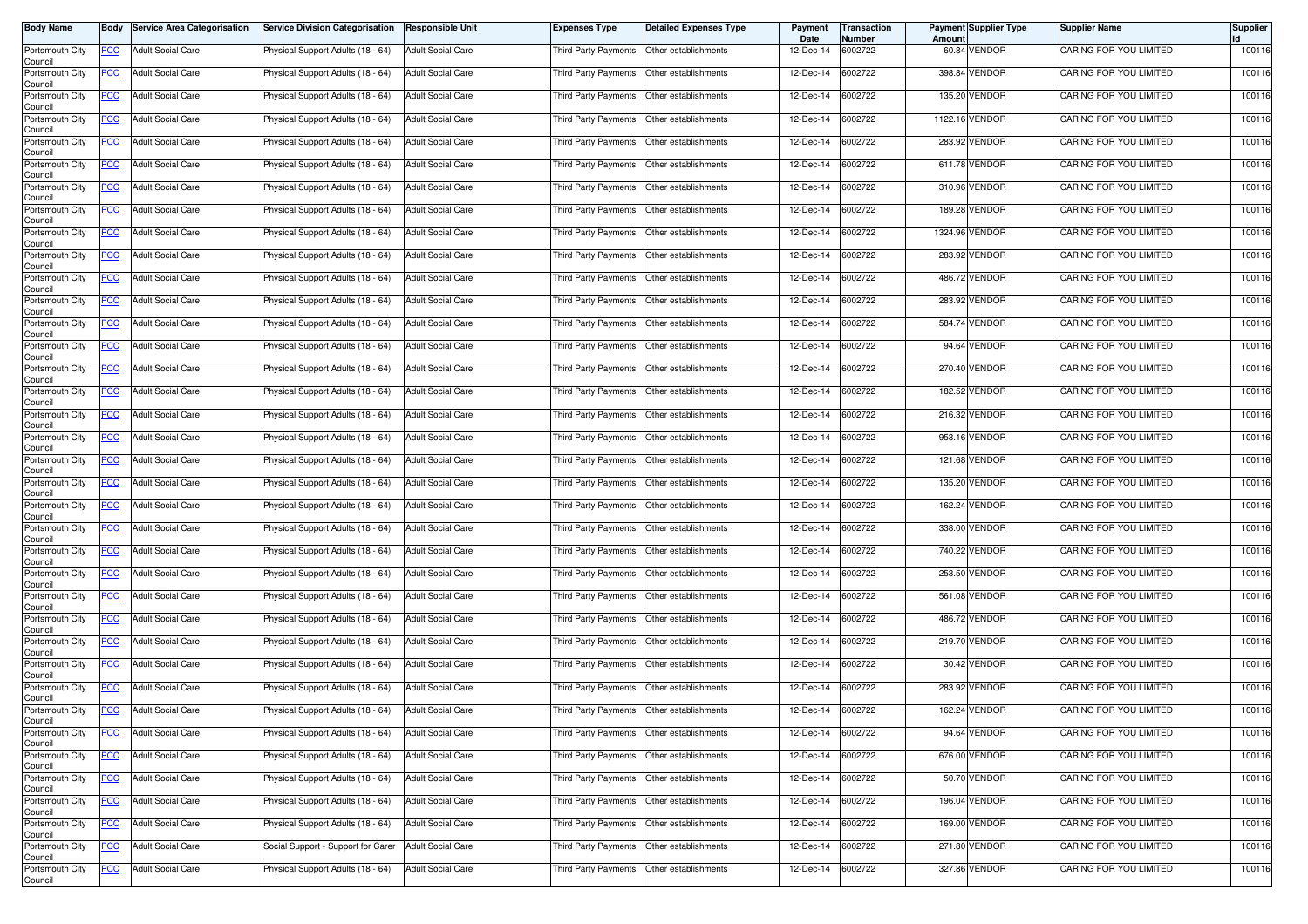| Body Name | Body | Service Area Categorisation | Service Division Categorisation | Responsible Unit | Expenses Type | Detailed Expenses Type | Payment Date | Transaction Number | Payment Amount | Supplier Type | Supplier Name | Supplier Id |
|---|---|---|---|---|---|---|---|---|---|---|---|---|
| Portsmouth City Council | PCC | Adult Social Care | Physical Support Adults (18 - 64) | Adult Social Care | Third Party Payments | Other establishments | 12-Dec-14 | 6002722 | 60.84 | VENDOR | CARING FOR YOU LIMITED | 100116 |
| Portsmouth City Council | PCC | Adult Social Care | Physical Support Adults (18 - 64) | Adult Social Care | Third Party Payments | Other establishments | 12-Dec-14 | 6002722 | 398.84 | VENDOR | CARING FOR YOU LIMITED | 100116 |
| Portsmouth City Council | PCC | Adult Social Care | Physical Support Adults (18 - 64) | Adult Social Care | Third Party Payments | Other establishments | 12-Dec-14 | 6002722 | 135.20 | VENDOR | CARING FOR YOU LIMITED | 100116 |
| Portsmouth City Council | PCC | Adult Social Care | Physical Support Adults (18 - 64) | Adult Social Care | Third Party Payments | Other establishments | 12-Dec-14 | 6002722 | 1122.16 | VENDOR | CARING FOR YOU LIMITED | 100116 |
| Portsmouth City Council | PCC | Adult Social Care | Physical Support Adults (18 - 64) | Adult Social Care | Third Party Payments | Other establishments | 12-Dec-14 | 6002722 | 283.92 | VENDOR | CARING FOR YOU LIMITED | 100116 |
| Portsmouth City Council | PCC | Adult Social Care | Physical Support Adults (18 - 64) | Adult Social Care | Third Party Payments | Other establishments | 12-Dec-14 | 6002722 | 611.78 | VENDOR | CARING FOR YOU LIMITED | 100116 |
| Portsmouth City Council | PCC | Adult Social Care | Physical Support Adults (18 - 64) | Adult Social Care | Third Party Payments | Other establishments | 12-Dec-14 | 6002722 | 310.96 | VENDOR | CARING FOR YOU LIMITED | 100116 |
| Portsmouth City Council | PCC | Adult Social Care | Physical Support Adults (18 - 64) | Adult Social Care | Third Party Payments | Other establishments | 12-Dec-14 | 6002722 | 189.28 | VENDOR | CARING FOR YOU LIMITED | 100116 |
| Portsmouth City Council | PCC | Adult Social Care | Physical Support Adults (18 - 64) | Adult Social Care | Third Party Payments | Other establishments | 12-Dec-14 | 6002722 | 1324.96 | VENDOR | CARING FOR YOU LIMITED | 100116 |
| Portsmouth City Council | PCC | Adult Social Care | Physical Support Adults (18 - 64) | Adult Social Care | Third Party Payments | Other establishments | 12-Dec-14 | 6002722 | 283.92 | VENDOR | CARING FOR YOU LIMITED | 100116 |
| Portsmouth City Council | PCC | Adult Social Care | Physical Support Adults (18 - 64) | Adult Social Care | Third Party Payments | Other establishments | 12-Dec-14 | 6002722 | 486.72 | VENDOR | CARING FOR YOU LIMITED | 100116 |
| Portsmouth City Council | PCC | Adult Social Care | Physical Support Adults (18 - 64) | Adult Social Care | Third Party Payments | Other establishments | 12-Dec-14 | 6002722 | 283.92 | VENDOR | CARING FOR YOU LIMITED | 100116 |
| Portsmouth City Council | PCC | Adult Social Care | Physical Support Adults (18 - 64) | Adult Social Care | Third Party Payments | Other establishments | 12-Dec-14 | 6002722 | 584.74 | VENDOR | CARING FOR YOU LIMITED | 100116 |
| Portsmouth City Council | PCC | Adult Social Care | Physical Support Adults (18 - 64) | Adult Social Care | Third Party Payments | Other establishments | 12-Dec-14 | 6002722 | 94.64 | VENDOR | CARING FOR YOU LIMITED | 100116 |
| Portsmouth City Council | PCC | Adult Social Care | Physical Support Adults (18 - 64) | Adult Social Care | Third Party Payments | Other establishments | 12-Dec-14 | 6002722 | 270.40 | VENDOR | CARING FOR YOU LIMITED | 100116 |
| Portsmouth City Council | PCC | Adult Social Care | Physical Support Adults (18 - 64) | Adult Social Care | Third Party Payments | Other establishments | 12-Dec-14 | 6002722 | 182.52 | VENDOR | CARING FOR YOU LIMITED | 100116 |
| Portsmouth City Council | PCC | Adult Social Care | Physical Support Adults (18 - 64) | Adult Social Care | Third Party Payments | Other establishments | 12-Dec-14 | 6002722 | 216.32 | VENDOR | CARING FOR YOU LIMITED | 100116 |
| Portsmouth City Council | PCC | Adult Social Care | Physical Support Adults (18 - 64) | Adult Social Care | Third Party Payments | Other establishments | 12-Dec-14 | 6002722 | 953.16 | VENDOR | CARING FOR YOU LIMITED | 100116 |
| Portsmouth City Council | PCC | Adult Social Care | Physical Support Adults (18 - 64) | Adult Social Care | Third Party Payments | Other establishments | 12-Dec-14 | 6002722 | 121.68 | VENDOR | CARING FOR YOU LIMITED | 100116 |
| Portsmouth City Council | PCC | Adult Social Care | Physical Support Adults (18 - 64) | Adult Social Care | Third Party Payments | Other establishments | 12-Dec-14 | 6002722 | 135.20 | VENDOR | CARING FOR YOU LIMITED | 100116 |
| Portsmouth City Council | PCC | Adult Social Care | Physical Support Adults (18 - 64) | Adult Social Care | Third Party Payments | Other establishments | 12-Dec-14 | 6002722 | 162.24 | VENDOR | CARING FOR YOU LIMITED | 100116 |
| Portsmouth City Council | PCC | Adult Social Care | Physical Support Adults (18 - 64) | Adult Social Care | Third Party Payments | Other establishments | 12-Dec-14 | 6002722 | 338.00 | VENDOR | CARING FOR YOU LIMITED | 100116 |
| Portsmouth City Council | PCC | Adult Social Care | Physical Support Adults (18 - 64) | Adult Social Care | Third Party Payments | Other establishments | 12-Dec-14 | 6002722 | 740.22 | VENDOR | CARING FOR YOU LIMITED | 100116 |
| Portsmouth City Council | PCC | Adult Social Care | Physical Support Adults (18 - 64) | Adult Social Care | Third Party Payments | Other establishments | 12-Dec-14 | 6002722 | 253.50 | VENDOR | CARING FOR YOU LIMITED | 100116 |
| Portsmouth City Council | PCC | Adult Social Care | Physical Support Adults (18 - 64) | Adult Social Care | Third Party Payments | Other establishments | 12-Dec-14 | 6002722 | 561.08 | VENDOR | CARING FOR YOU LIMITED | 100116 |
| Portsmouth City Council | PCC | Adult Social Care | Physical Support Adults (18 - 64) | Adult Social Care | Third Party Payments | Other establishments | 12-Dec-14 | 6002722 | 486.72 | VENDOR | CARING FOR YOU LIMITED | 100116 |
| Portsmouth City Council | PCC | Adult Social Care | Physical Support Adults (18 - 64) | Adult Social Care | Third Party Payments | Other establishments | 12-Dec-14 | 6002722 | 219.70 | VENDOR | CARING FOR YOU LIMITED | 100116 |
| Portsmouth City Council | PCC | Adult Social Care | Physical Support Adults (18 - 64) | Adult Social Care | Third Party Payments | Other establishments | 12-Dec-14 | 6002722 | 30.42 | VENDOR | CARING FOR YOU LIMITED | 100116 |
| Portsmouth City Council | PCC | Adult Social Care | Physical Support Adults (18 - 64) | Adult Social Care | Third Party Payments | Other establishments | 12-Dec-14 | 6002722 | 283.92 | VENDOR | CARING FOR YOU LIMITED | 100116 |
| Portsmouth City Council | PCC | Adult Social Care | Physical Support Adults (18 - 64) | Adult Social Care | Third Party Payments | Other establishments | 12-Dec-14 | 6002722 | 162.24 | VENDOR | CARING FOR YOU LIMITED | 100116 |
| Portsmouth City Council | PCC | Adult Social Care | Physical Support Adults (18 - 64) | Adult Social Care | Third Party Payments | Other establishments | 12-Dec-14 | 6002722 | 94.64 | VENDOR | CARING FOR YOU LIMITED | 100116 |
| Portsmouth City Council | PCC | Adult Social Care | Physical Support Adults (18 - 64) | Adult Social Care | Third Party Payments | Other establishments | 12-Dec-14 | 6002722 | 676.00 | VENDOR | CARING FOR YOU LIMITED | 100116 |
| Portsmouth City Council | PCC | Adult Social Care | Physical Support Adults (18 - 64) | Adult Social Care | Third Party Payments | Other establishments | 12-Dec-14 | 6002722 | 50.70 | VENDOR | CARING FOR YOU LIMITED | 100116 |
| Portsmouth City Council | PCC | Adult Social Care | Physical Support Adults (18 - 64) | Adult Social Care | Third Party Payments | Other establishments | 12-Dec-14 | 6002722 | 196.04 | VENDOR | CARING FOR YOU LIMITED | 100116 |
| Portsmouth City Council | PCC | Adult Social Care | Physical Support Adults (18 - 64) | Adult Social Care | Third Party Payments | Other establishments | 12-Dec-14 | 6002722 | 169.00 | VENDOR | CARING FOR YOU LIMITED | 100116 |
| Portsmouth City Council | PCC | Adult Social Care | Social Support - Support for Carer | Adult Social Care | Third Party Payments | Other establishments | 12-Dec-14 | 6002722 | 271.80 | VENDOR | CARING FOR YOU LIMITED | 100116 |
| Portsmouth City Council | PCC | Adult Social Care | Physical Support Adults (18 - 64) | Adult Social Care | Third Party Payments | Other establishments | 12-Dec-14 | 6002722 | 327.86 | VENDOR | CARING FOR YOU LIMITED | 100116 |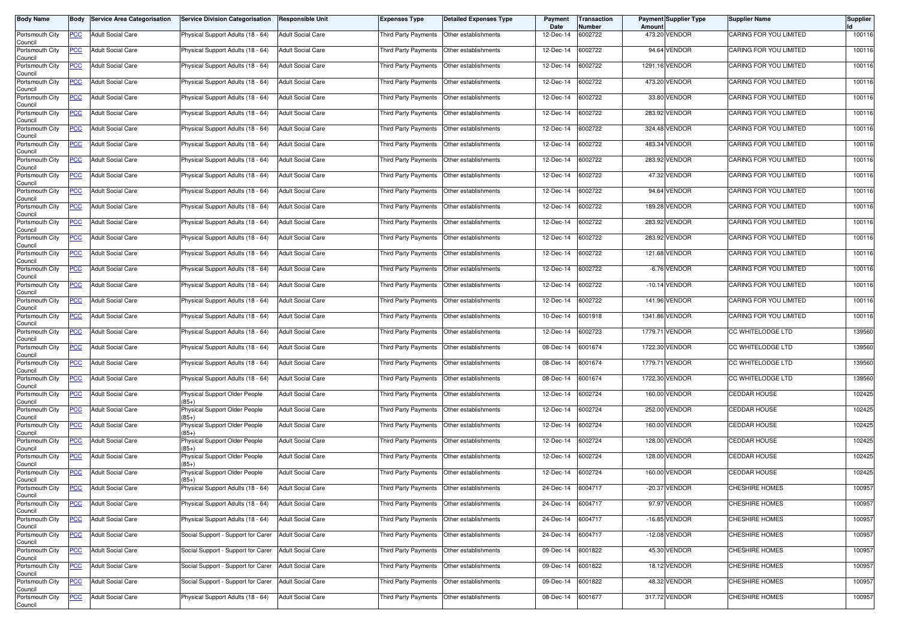| Body Name | Body | Service Area Categorisation | Service Division Categorisation | Responsible Unit | Expenses Type | Detailed Expenses Type | Payment Date | Transaction Number | Payment Amount | Supplier Type | Supplier Name | Supplier Id |
|---|---|---|---|---|---|---|---|---|---|---|---|---|
| Portsmouth City Council | PCC | Adult Social Care | Physical Support Adults (18 - 64) | Adult Social Care | Third Party Payments | Other establishments | 12-Dec-14 | 6002722 | 473.20 | VENDOR | CARING FOR YOU LIMITED | 100116 |
| Portsmouth City Council | PCC | Adult Social Care | Physical Support Adults (18 - 64) | Adult Social Care | Third Party Payments | Other establishments | 12-Dec-14 | 6002722 | 94.64 | VENDOR | CARING FOR YOU LIMITED | 100116 |
| Portsmouth City Council | PCC | Adult Social Care | Physical Support Adults (18 - 64) | Adult Social Care | Third Party Payments | Other establishments | 12-Dec-14 | 6002722 | 1291.16 | VENDOR | CARING FOR YOU LIMITED | 100116 |
| Portsmouth City Council | PCC | Adult Social Care | Physical Support Adults (18 - 64) | Adult Social Care | Third Party Payments | Other establishments | 12-Dec-14 | 6002722 | 473.20 | VENDOR | CARING FOR YOU LIMITED | 100116 |
| Portsmouth City Council | PCC | Adult Social Care | Physical Support Adults (18 - 64) | Adult Social Care | Third Party Payments | Other establishments | 12-Dec-14 | 6002722 | 33.80 | VENDOR | CARING FOR YOU LIMITED | 100116 |
| Portsmouth City Council | PCC | Adult Social Care | Physical Support Adults (18 - 64) | Adult Social Care | Third Party Payments | Other establishments | 12-Dec-14 | 6002722 | 283.92 | VENDOR | CARING FOR YOU LIMITED | 100116 |
| Portsmouth City Council | PCC | Adult Social Care | Physical Support Adults (18 - 64) | Adult Social Care | Third Party Payments | Other establishments | 12-Dec-14 | 6002722 | 324.48 | VENDOR | CARING FOR YOU LIMITED | 100116 |
| Portsmouth City Council | PCC | Adult Social Care | Physical Support Adults (18 - 64) | Adult Social Care | Third Party Payments | Other establishments | 12-Dec-14 | 6002722 | 483.34 | VENDOR | CARING FOR YOU LIMITED | 100116 |
| Portsmouth City Council | PCC | Adult Social Care | Physical Support Adults (18 - 64) | Adult Social Care | Third Party Payments | Other establishments | 12-Dec-14 | 6002722 | 283.92 | VENDOR | CARING FOR YOU LIMITED | 100116 |
| Portsmouth City Council | PCC | Adult Social Care | Physical Support Adults (18 - 64) | Adult Social Care | Third Party Payments | Other establishments | 12-Dec-14 | 6002722 | 47.32 | VENDOR | CARING FOR YOU LIMITED | 100116 |
| Portsmouth City Council | PCC | Adult Social Care | Physical Support Adults (18 - 64) | Adult Social Care | Third Party Payments | Other establishments | 12-Dec-14 | 6002722 | 94.64 | VENDOR | CARING FOR YOU LIMITED | 100116 |
| Portsmouth City Council | PCC | Adult Social Care | Physical Support Adults (18 - 64) | Adult Social Care | Third Party Payments | Other establishments | 12-Dec-14 | 6002722 | 189.28 | VENDOR | CARING FOR YOU LIMITED | 100116 |
| Portsmouth City Council | PCC | Adult Social Care | Physical Support Adults (18 - 64) | Adult Social Care | Third Party Payments | Other establishments | 12-Dec-14 | 6002722 | 283.92 | VENDOR | CARING FOR YOU LIMITED | 100116 |
| Portsmouth City Council | PCC | Adult Social Care | Physical Support Adults (18 - 64) | Adult Social Care | Third Party Payments | Other establishments | 12-Dec-14 | 6002722 | 283.92 | VENDOR | CARING FOR YOU LIMITED | 100116 |
| Portsmouth City Council | PCC | Adult Social Care | Physical Support Adults (18 - 64) | Adult Social Care | Third Party Payments | Other establishments | 12-Dec-14 | 6002722 | 121.68 | VENDOR | CARING FOR YOU LIMITED | 100116 |
| Portsmouth City Council | PCC | Adult Social Care | Physical Support Adults (18 - 64) | Adult Social Care | Third Party Payments | Other establishments | 12-Dec-14 | 6002722 | -6.76 | VENDOR | CARING FOR YOU LIMITED | 100116 |
| Portsmouth City Council | PCC | Adult Social Care | Physical Support Adults (18 - 64) | Adult Social Care | Third Party Payments | Other establishments | 12-Dec-14 | 6002722 | -10.14 | VENDOR | CARING FOR YOU LIMITED | 100116 |
| Portsmouth City Council | PCC | Adult Social Care | Physical Support Adults (18 - 64) | Adult Social Care | Third Party Payments | Other establishments | 12-Dec-14 | 6002722 | 141.96 | VENDOR | CARING FOR YOU LIMITED | 100116 |
| Portsmouth City Council | PCC | Adult Social Care | Physical Support Adults (18 - 64) | Adult Social Care | Third Party Payments | Other establishments | 10-Dec-14 | 6001918 | 1341.86 | VENDOR | CARING FOR YOU LIMITED | 100116 |
| Portsmouth City Council | PCC | Adult Social Care | Physical Support Adults (18 - 64) | Adult Social Care | Third Party Payments | Other establishments | 12-Dec-14 | 6002723 | 1779.71 | VENDOR | CC WHITELODGE LTD | 139560 |
| Portsmouth City Council | PCC | Adult Social Care | Physical Support Adults (18 - 64) | Adult Social Care | Third Party Payments | Other establishments | 08-Dec-14 | 6001674 | 1722.30 | VENDOR | CC WHITELODGE LTD | 139560 |
| Portsmouth City Council | PCC | Adult Social Care | Physical Support Adults (18 - 64) | Adult Social Care | Third Party Payments | Other establishments | 08-Dec-14 | 6001674 | 1779.71 | VENDOR | CC WHITELODGE LTD | 139560 |
| Portsmouth City Council | PCC | Adult Social Care | Physical Support Adults (18 - 64) | Adult Social Care | Third Party Payments | Other establishments | 08-Dec-14 | 6001674 | 1722.30 | VENDOR | CC WHITELODGE LTD | 139560 |
| Portsmouth City Council | PCC | Adult Social Care | Physical Support Older People (85+) | Adult Social Care | Third Party Payments | Other establishments | 12-Dec-14 | 6002724 | 160.00 | VENDOR | CEDDAR HOUSE | 102425 |
| Portsmouth City Council | PCC | Adult Social Care | Physical Support Older People (85+) | Adult Social Care | Third Party Payments | Other establishments | 12-Dec-14 | 6002724 | 252.00 | VENDOR | CEDDAR HOUSE | 102425 |
| Portsmouth City Council | PCC | Adult Social Care | Physical Support Older People (85+) | Adult Social Care | Third Party Payments | Other establishments | 12-Dec-14 | 6002724 | 160.00 | VENDOR | CEDDAR HOUSE | 102425 |
| Portsmouth City Council | PCC | Adult Social Care | Physical Support Older People (85+) | Adult Social Care | Third Party Payments | Other establishments | 12-Dec-14 | 6002724 | 128.00 | VENDOR | CEDDAR HOUSE | 102425 |
| Portsmouth City Council | PCC | Adult Social Care | Physical Support Older People (85+) | Adult Social Care | Third Party Payments | Other establishments | 12-Dec-14 | 6002724 | 128.00 | VENDOR | CEDDAR HOUSE | 102425 |
| Portsmouth City Council | PCC | Adult Social Care | Physical Support Older People (85+) | Adult Social Care | Third Party Payments | Other establishments | 12-Dec-14 | 6002724 | 160.00 | VENDOR | CEDDAR HOUSE | 102425 |
| Portsmouth City Council | PCC | Adult Social Care | Physical Support Adults (18 - 64) | Adult Social Care | Third Party Payments | Other establishments | 24-Dec-14 | 6004717 | -20.37 | VENDOR | CHESHIRE HOMES | 100957 |
| Portsmouth City Council | PCC | Adult Social Care | Physical Support Adults (18 - 64) | Adult Social Care | Third Party Payments | Other establishments | 24-Dec-14 | 6004717 | 97.97 | VENDOR | CHESHIRE HOMES | 100957 |
| Portsmouth City Council | PCC | Adult Social Care | Physical Support Adults (18 - 64) | Adult Social Care | Third Party Payments | Other establishments | 24-Dec-14 | 6004717 | -16.85 | VENDOR | CHESHIRE HOMES | 100957 |
| Portsmouth City Council | PCC | Adult Social Care | Social Support - Support for Carer | Adult Social Care | Third Party Payments | Other establishments | 24-Dec-14 | 6004717 | -12.08 | VENDOR | CHESHIRE HOMES | 100957 |
| Portsmouth City Council | PCC | Adult Social Care | Social Support - Support for Carer | Adult Social Care | Third Party Payments | Other establishments | 09-Dec-14 | 6001822 | 45.30 | VENDOR | CHESHIRE HOMES | 100957 |
| Portsmouth City Council | PCC | Adult Social Care | Social Support - Support for Carer | Adult Social Care | Third Party Payments | Other establishments | 09-Dec-14 | 6001822 | 18.12 | VENDOR | CHESHIRE HOMES | 100957 |
| Portsmouth City Council | PCC | Adult Social Care | Social Support - Support for Carer | Adult Social Care | Third Party Payments | Other establishments | 09-Dec-14 | 6001822 | 48.32 | VENDOR | CHESHIRE HOMES | 100957 |
| Portsmouth City Council | PCC | Adult Social Care | Physical Support Adults (18 - 64) | Adult Social Care | Third Party Payments | Other establishments | 08-Dec-14 | 6001677 | 317.72 | VENDOR | CHESHIRE HOMES | 100957 |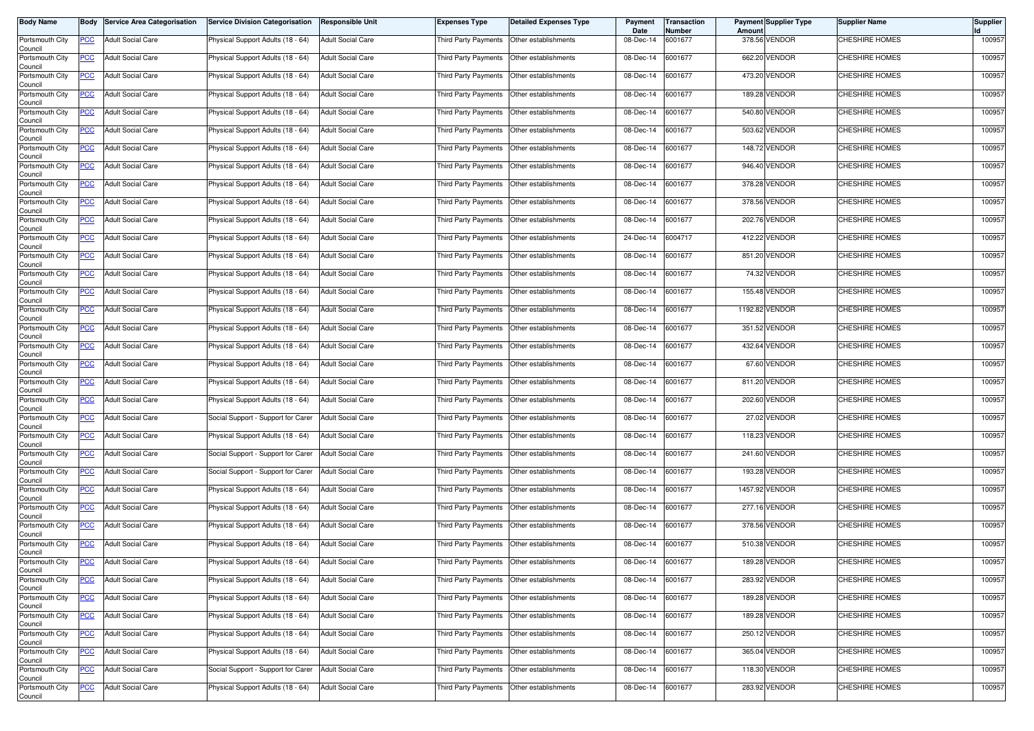| Body Name | Body | Service Area Categorisation | Service Division Categorisation | Responsible Unit | Expenses Type | Detailed Expenses Type | Payment Date | Transaction Number | Payment Amount | Supplier Type | Supplier Name | Supplier Id |
|---|---|---|---|---|---|---|---|---|---|---|---|---|
| Portsmouth City Council | PCC | Adult Social Care | Physical Support Adults (18 - 64) | Adult Social Care | Third Party Payments | Other establishments | 08-Dec-14 | 6001677 | 378.56 | VENDOR | CHESHIRE HOMES | 100957 |
| Portsmouth City Council | PCC | Adult Social Care | Physical Support Adults (18 - 64) | Adult Social Care | Third Party Payments | Other establishments | 08-Dec-14 | 6001677 | 662.20 | VENDOR | CHESHIRE HOMES | 100957 |
| Portsmouth City Council | PCC | Adult Social Care | Physical Support Adults (18 - 64) | Adult Social Care | Third Party Payments | Other establishments | 08-Dec-14 | 6001677 | 473.20 | VENDOR | CHESHIRE HOMES | 100957 |
| Portsmouth City Council | PCC | Adult Social Care | Physical Support Adults (18 - 64) | Adult Social Care | Third Party Payments | Other establishments | 08-Dec-14 | 6001677 | 189.28 | VENDOR | CHESHIRE HOMES | 100957 |
| Portsmouth City Council | PCC | Adult Social Care | Physical Support Adults (18 - 64) | Adult Social Care | Third Party Payments | Other establishments | 08-Dec-14 | 6001677 | 540.80 | VENDOR | CHESHIRE HOMES | 100957 |
| Portsmouth City Council | PCC | Adult Social Care | Physical Support Adults (18 - 64) | Adult Social Care | Third Party Payments | Other establishments | 08-Dec-14 | 6001677 | 503.62 | VENDOR | CHESHIRE HOMES | 100957 |
| Portsmouth City Council | PCC | Adult Social Care | Physical Support Adults (18 - 64) | Adult Social Care | Third Party Payments | Other establishments | 08-Dec-14 | 6001677 | 148.72 | VENDOR | CHESHIRE HOMES | 100957 |
| Portsmouth City Council | PCC | Adult Social Care | Physical Support Adults (18 - 64) | Adult Social Care | Third Party Payments | Other establishments | 08-Dec-14 | 6001677 | 946.40 | VENDOR | CHESHIRE HOMES | 100957 |
| Portsmouth City Council | PCC | Adult Social Care | Physical Support Adults (18 - 64) | Adult Social Care | Third Party Payments | Other establishments | 08-Dec-14 | 6001677 | 378.28 | VENDOR | CHESHIRE HOMES | 100957 |
| Portsmouth City Council | PCC | Adult Social Care | Physical Support Adults (18 - 64) | Adult Social Care | Third Party Payments | Other establishments | 08-Dec-14 | 6001677 | 378.56 | VENDOR | CHESHIRE HOMES | 100957 |
| Portsmouth City Council | PCC | Adult Social Care | Physical Support Adults (18 - 64) | Adult Social Care | Third Party Payments | Other establishments | 08-Dec-14 | 6001677 | 202.76 | VENDOR | CHESHIRE HOMES | 100957 |
| Portsmouth City Council | PCC | Adult Social Care | Physical Support Adults (18 - 64) | Adult Social Care | Third Party Payments | Other establishments | 24-Dec-14 | 6004717 | 412.22 | VENDOR | CHESHIRE HOMES | 100957 |
| Portsmouth City Council | PCC | Adult Social Care | Physical Support Adults (18 - 64) | Adult Social Care | Third Party Payments | Other establishments | 08-Dec-14 | 6001677 | 851.20 | VENDOR | CHESHIRE HOMES | 100957 |
| Portsmouth City Council | PCC | Adult Social Care | Physical Support Adults (18 - 64) | Adult Social Care | Third Party Payments | Other establishments | 08-Dec-14 | 6001677 | 74.32 | VENDOR | CHESHIRE HOMES | 100957 |
| Portsmouth City Council | PCC | Adult Social Care | Physical Support Adults (18 - 64) | Adult Social Care | Third Party Payments | Other establishments | 08-Dec-14 | 6001677 | 155.48 | VENDOR | CHESHIRE HOMES | 100957 |
| Portsmouth City Council | PCC | Adult Social Care | Physical Support Adults (18 - 64) | Adult Social Care | Third Party Payments | Other establishments | 08-Dec-14 | 6001677 | 1192.82 | VENDOR | CHESHIRE HOMES | 100957 |
| Portsmouth City Council | PCC | Adult Social Care | Physical Support Adults (18 - 64) | Adult Social Care | Third Party Payments | Other establishments | 08-Dec-14 | 6001677 | 351.52 | VENDOR | CHESHIRE HOMES | 100957 |
| Portsmouth City Council | PCC | Adult Social Care | Physical Support Adults (18 - 64) | Adult Social Care | Third Party Payments | Other establishments | 08-Dec-14 | 6001677 | 432.64 | VENDOR | CHESHIRE HOMES | 100957 |
| Portsmouth City Council | PCC | Adult Social Care | Physical Support Adults (18 - 64) | Adult Social Care | Third Party Payments | Other establishments | 08-Dec-14 | 6001677 | 67.60 | VENDOR | CHESHIRE HOMES | 100957 |
| Portsmouth City Council | PCC | Adult Social Care | Physical Support Adults (18 - 64) | Adult Social Care | Third Party Payments | Other establishments | 08-Dec-14 | 6001677 | 811.20 | VENDOR | CHESHIRE HOMES | 100957 |
| Portsmouth City Council | PCC | Adult Social Care | Physical Support Adults (18 - 64) | Adult Social Care | Third Party Payments | Other establishments | 08-Dec-14 | 6001677 | 202.60 | VENDOR | CHESHIRE HOMES | 100957 |
| Portsmouth City Council | PCC | Adult Social Care | Social Support - Support for Carer | Adult Social Care | Third Party Payments | Other establishments | 08-Dec-14 | 6001677 | 27.02 | VENDOR | CHESHIRE HOMES | 100957 |
| Portsmouth City Council | PCC | Adult Social Care | Physical Support Adults (18 - 64) | Adult Social Care | Third Party Payments | Other establishments | 08-Dec-14 | 6001677 | 118.23 | VENDOR | CHESHIRE HOMES | 100957 |
| Portsmouth City Council | PCC | Adult Social Care | Social Support - Support for Carer | Adult Social Care | Third Party Payments | Other establishments | 08-Dec-14 | 6001677 | 241.60 | VENDOR | CHESHIRE HOMES | 100957 |
| Portsmouth City Council | PCC | Adult Social Care | Social Support - Support for Carer | Adult Social Care | Third Party Payments | Other establishments | 08-Dec-14 | 6001677 | 193.28 | VENDOR | CHESHIRE HOMES | 100957 |
| Portsmouth City Council | PCC | Adult Social Care | Physical Support Adults (18 - 64) | Adult Social Care | Third Party Payments | Other establishments | 08-Dec-14 | 6001677 | 1457.92 | VENDOR | CHESHIRE HOMES | 100957 |
| Portsmouth City Council | PCC | Adult Social Care | Physical Support Adults (18 - 64) | Adult Social Care | Third Party Payments | Other establishments | 08-Dec-14 | 6001677 | 277.16 | VENDOR | CHESHIRE HOMES | 100957 |
| Portsmouth City Council | PCC | Adult Social Care | Physical Support Adults (18 - 64) | Adult Social Care | Third Party Payments | Other establishments | 08-Dec-14 | 6001677 | 378.56 | VENDOR | CHESHIRE HOMES | 100957 |
| Portsmouth City Council | PCC | Adult Social Care | Physical Support Adults (18 - 64) | Adult Social Care | Third Party Payments | Other establishments | 08-Dec-14 | 6001677 | 510.38 | VENDOR | CHESHIRE HOMES | 100957 |
| Portsmouth City Council | PCC | Adult Social Care | Physical Support Adults (18 - 64) | Adult Social Care | Third Party Payments | Other establishments | 08-Dec-14 | 6001677 | 189.28 | VENDOR | CHESHIRE HOMES | 100957 |
| Portsmouth City Council | PCC | Adult Social Care | Physical Support Adults (18 - 64) | Adult Social Care | Third Party Payments | Other establishments | 08-Dec-14 | 6001677 | 283.92 | VENDOR | CHESHIRE HOMES | 100957 |
| Portsmouth City Council | PCC | Adult Social Care | Physical Support Adults (18 - 64) | Adult Social Care | Third Party Payments | Other establishments | 08-Dec-14 | 6001677 | 189.28 | VENDOR | CHESHIRE HOMES | 100957 |
| Portsmouth City Council | PCC | Adult Social Care | Physical Support Adults (18 - 64) | Adult Social Care | Third Party Payments | Other establishments | 08-Dec-14 | 6001677 | 189.28 | VENDOR | CHESHIRE HOMES | 100957 |
| Portsmouth City Council | PCC | Adult Social Care | Physical Support Adults (18 - 64) | Adult Social Care | Third Party Payments | Other establishments | 08-Dec-14 | 6001677 | 250.12 | VENDOR | CHESHIRE HOMES | 100957 |
| Portsmouth City Council | PCC | Adult Social Care | Physical Support Adults (18 - 64) | Adult Social Care | Third Party Payments | Other establishments | 08-Dec-14 | 6001677 | 365.04 | VENDOR | CHESHIRE HOMES | 100957 |
| Portsmouth City Council | PCC | Adult Social Care | Social Support - Support for Carer | Adult Social Care | Third Party Payments | Other establishments | 08-Dec-14 | 6001677 | 118.30 | VENDOR | CHESHIRE HOMES | 100957 |
| Portsmouth City Council | PCC | Adult Social Care | Physical Support Adults (18 - 64) | Adult Social Care | Third Party Payments | Other establishments | 08-Dec-14 | 6001677 | 283.92 | VENDOR | CHESHIRE HOMES | 100957 |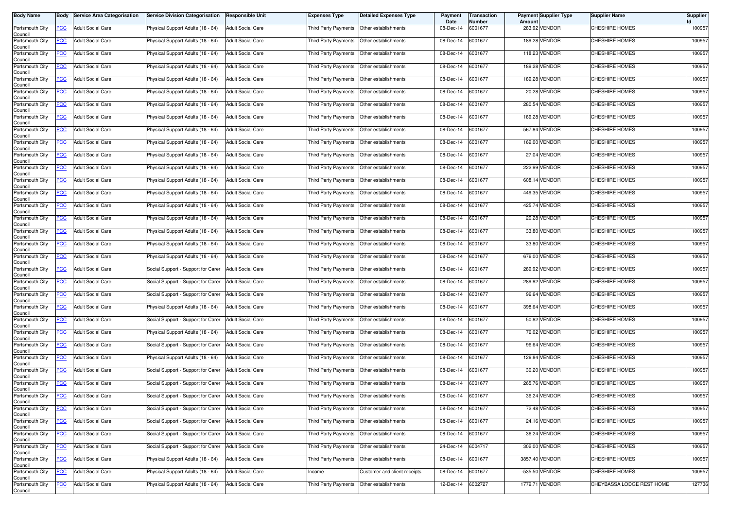| Body Name | Body | Service Area Categorisation | Service Division Categorisation | Responsible Unit | Expenses Type | Detailed Expenses Type | Payment Date | Transaction Number | Payment Amount | Supplier Type | Supplier Name | Supplier Id |
|---|---|---|---|---|---|---|---|---|---|---|---|---|
| Portsmouth City Council | PCC | Adult Social Care | Physical Support Adults (18 - 64) | Adult Social Care | Third Party Payments | Other establishments | 08-Dec-14 | 6001677 | 283.92 | VENDOR | CHESHIRE HOMES | 100957 |
| Portsmouth City Council | PCC | Adult Social Care | Physical Support Adults (18 - 64) | Adult Social Care | Third Party Payments | Other establishments | 08-Dec-14 | 6001677 | 189.28 | VENDOR | CHESHIRE HOMES | 100957 |
| Portsmouth City Council | PCC | Adult Social Care | Physical Support Adults (18 - 64) | Adult Social Care | Third Party Payments | Other establishments | 08-Dec-14 | 6001677 | 118.23 | VENDOR | CHESHIRE HOMES | 100957 |
| Portsmouth City Council | PCC | Adult Social Care | Physical Support Adults (18 - 64) | Adult Social Care | Third Party Payments | Other establishments | 08-Dec-14 | 6001677 | 189.28 | VENDOR | CHESHIRE HOMES | 100957 |
| Portsmouth City Council | PCC | Adult Social Care | Physical Support Adults (18 - 64) | Adult Social Care | Third Party Payments | Other establishments | 08-Dec-14 | 6001677 | 189.28 | VENDOR | CHESHIRE HOMES | 100957 |
| Portsmouth City Council | PCC | Adult Social Care | Physical Support Adults (18 - 64) | Adult Social Care | Third Party Payments | Other establishments | 08-Dec-14 | 6001677 | 20.28 | VENDOR | CHESHIRE HOMES | 100957 |
| Portsmouth City Council | PCC | Adult Social Care | Physical Support Adults (18 - 64) | Adult Social Care | Third Party Payments | Other establishments | 08-Dec-14 | 6001677 | 280.54 | VENDOR | CHESHIRE HOMES | 100957 |
| Portsmouth City Council | PCC | Adult Social Care | Physical Support Adults (18 - 64) | Adult Social Care | Third Party Payments | Other establishments | 08-Dec-14 | 6001677 | 189.28 | VENDOR | CHESHIRE HOMES | 100957 |
| Portsmouth City Council | PCC | Adult Social Care | Physical Support Adults (18 - 64) | Adult Social Care | Third Party Payments | Other establishments | 08-Dec-14 | 6001677 | 567.84 | VENDOR | CHESHIRE HOMES | 100957 |
| Portsmouth City Council | PCC | Adult Social Care | Physical Support Adults (18 - 64) | Adult Social Care | Third Party Payments | Other establishments | 08-Dec-14 | 6001677 | 169.00 | VENDOR | CHESHIRE HOMES | 100957 |
| Portsmouth City Council | PCC | Adult Social Care | Physical Support Adults (18 - 64) | Adult Social Care | Third Party Payments | Other establishments | 08-Dec-14 | 6001677 | 27.04 | VENDOR | CHESHIRE HOMES | 100957 |
| Portsmouth City Council | PCC | Adult Social Care | Physical Support Adults (18 - 64) | Adult Social Care | Third Party Payments | Other establishments | 08-Dec-14 | 6001677 | 222.99 | VENDOR | CHESHIRE HOMES | 100957 |
| Portsmouth City Council | PCC | Adult Social Care | Physical Support Adults (18 - 64) | Adult Social Care | Third Party Payments | Other establishments | 08-Dec-14 | 6001677 | 608.14 | VENDOR | CHESHIRE HOMES | 100957 |
| Portsmouth City Council | PCC | Adult Social Care | Physical Support Adults (18 - 64) | Adult Social Care | Third Party Payments | Other establishments | 08-Dec-14 | 6001677 | 449.35 | VENDOR | CHESHIRE HOMES | 100957 |
| Portsmouth City Council | PCC | Adult Social Care | Physical Support Adults (18 - 64) | Adult Social Care | Third Party Payments | Other establishments | 08-Dec-14 | 6001677 | 425.74 | VENDOR | CHESHIRE HOMES | 100957 |
| Portsmouth City Council | PCC | Adult Social Care | Physical Support Adults (18 - 64) | Adult Social Care | Third Party Payments | Other establishments | 08-Dec-14 | 6001677 | 20.28 | VENDOR | CHESHIRE HOMES | 100957 |
| Portsmouth City Council | PCC | Adult Social Care | Physical Support Adults (18 - 64) | Adult Social Care | Third Party Payments | Other establishments | 08-Dec-14 | 6001677 | 33.80 | VENDOR | CHESHIRE HOMES | 100957 |
| Portsmouth City Council | PCC | Adult Social Care | Physical Support Adults (18 - 64) | Adult Social Care | Third Party Payments | Other establishments | 08-Dec-14 | 6001677 | 33.80 | VENDOR | CHESHIRE HOMES | 100957 |
| Portsmouth City Council | PCC | Adult Social Care | Physical Support Adults (18 - 64) | Adult Social Care | Third Party Payments | Other establishments | 08-Dec-14 | 6001677 | 676.00 | VENDOR | CHESHIRE HOMES | 100957 |
| Portsmouth City Council | PCC | Adult Social Care | Social Support - Support for Carer | Adult Social Care | Third Party Payments | Other establishments | 08-Dec-14 | 6001677 | 289.92 | VENDOR | CHESHIRE HOMES | 100957 |
| Portsmouth City Council | PCC | Adult Social Care | Social Support - Support for Carer | Adult Social Care | Third Party Payments | Other establishments | 08-Dec-14 | 6001677 | 289.92 | VENDOR | CHESHIRE HOMES | 100957 |
| Portsmouth City Council | PCC | Adult Social Care | Social Support - Support for Carer | Adult Social Care | Third Party Payments | Other establishments | 08-Dec-14 | 6001677 | 96.64 | VENDOR | CHESHIRE HOMES | 100957 |
| Portsmouth City Council | PCC | Adult Social Care | Physical Support Adults (18 - 64) | Adult Social Care | Third Party Payments | Other establishments | 08-Dec-14 | 6001677 | 398.64 | VENDOR | CHESHIRE HOMES | 100957 |
| Portsmouth City Council | PCC | Adult Social Care | Social Support - Support for Carer | Adult Social Care | Third Party Payments | Other establishments | 08-Dec-14 | 6001677 | 50.82 | VENDOR | CHESHIRE HOMES | 100957 |
| Portsmouth City Council | PCC | Adult Social Care | Physical Support Adults (18 - 64) | Adult Social Care | Third Party Payments | Other establishments | 08-Dec-14 | 6001677 | 76.02 | VENDOR | CHESHIRE HOMES | 100957 |
| Portsmouth City Council | PCC | Adult Social Care | Social Support - Support for Carer | Adult Social Care | Third Party Payments | Other establishments | 08-Dec-14 | 6001677 | 96.64 | VENDOR | CHESHIRE HOMES | 100957 |
| Portsmouth City Council | PCC | Adult Social Care | Physical Support Adults (18 - 64) | Adult Social Care | Third Party Payments | Other establishments | 08-Dec-14 | 6001677 | 126.84 | VENDOR | CHESHIRE HOMES | 100957 |
| Portsmouth City Council | PCC | Adult Social Care | Social Support - Support for Carer | Adult Social Care | Third Party Payments | Other establishments | 08-Dec-14 | 6001677 | 30.20 | VENDOR | CHESHIRE HOMES | 100957 |
| Portsmouth City Council | PCC | Adult Social Care | Social Support - Support for Carer | Adult Social Care | Third Party Payments | Other establishments | 08-Dec-14 | 6001677 | 265.76 | VENDOR | CHESHIRE HOMES | 100957 |
| Portsmouth City Council | PCC | Adult Social Care | Social Support - Support for Carer | Adult Social Care | Third Party Payments | Other establishments | 08-Dec-14 | 6001677 | 36.24 | VENDOR | CHESHIRE HOMES | 100957 |
| Portsmouth City Council | PCC | Adult Social Care | Social Support - Support for Carer | Adult Social Care | Third Party Payments | Other establishments | 08-Dec-14 | 6001677 | 72.48 | VENDOR | CHESHIRE HOMES | 100957 |
| Portsmouth City Council | PCC | Adult Social Care | Social Support - Support for Carer | Adult Social Care | Third Party Payments | Other establishments | 08-Dec-14 | 6001677 | 24.16 | VENDOR | CHESHIRE HOMES | 100957 |
| Portsmouth City Council | PCC | Adult Social Care | Social Support - Support for Carer | Adult Social Care | Third Party Payments | Other establishments | 08-Dec-14 | 6001677 | 36.24 | VENDOR | CHESHIRE HOMES | 100957 |
| Portsmouth City Council | PCC | Adult Social Care | Social Support - Support for Carer | Adult Social Care | Third Party Payments | Other establishments | 24-Dec-14 | 6004717 | 302.00 | VENDOR | CHESHIRE HOMES | 100957 |
| Portsmouth City Council | PCC | Adult Social Care | Physical Support Adults (18 - 64) | Adult Social Care | Third Party Payments | Other establishments | 08-Dec-14 | 6001677 | 3857.40 | VENDOR | CHESHIRE HOMES | 100957 |
| Portsmouth City Council | PCC | Adult Social Care | Physical Support Adults (18 - 64) | Adult Social Care | Income | Customer and client receipts | 08-Dec-14 | 6001677 | -535.50 | VENDOR | CHESHIRE HOMES | 100957 |
| Portsmouth City Council | PCC | Adult Social Care | Physical Support Adults (18 - 64) | Adult Social Care | Third Party Payments | Other establishments | 12-Dec-14 | 6002727 | 1779.71 | VENDOR | CHEYBASSA LODGE REST HOME | 127736 |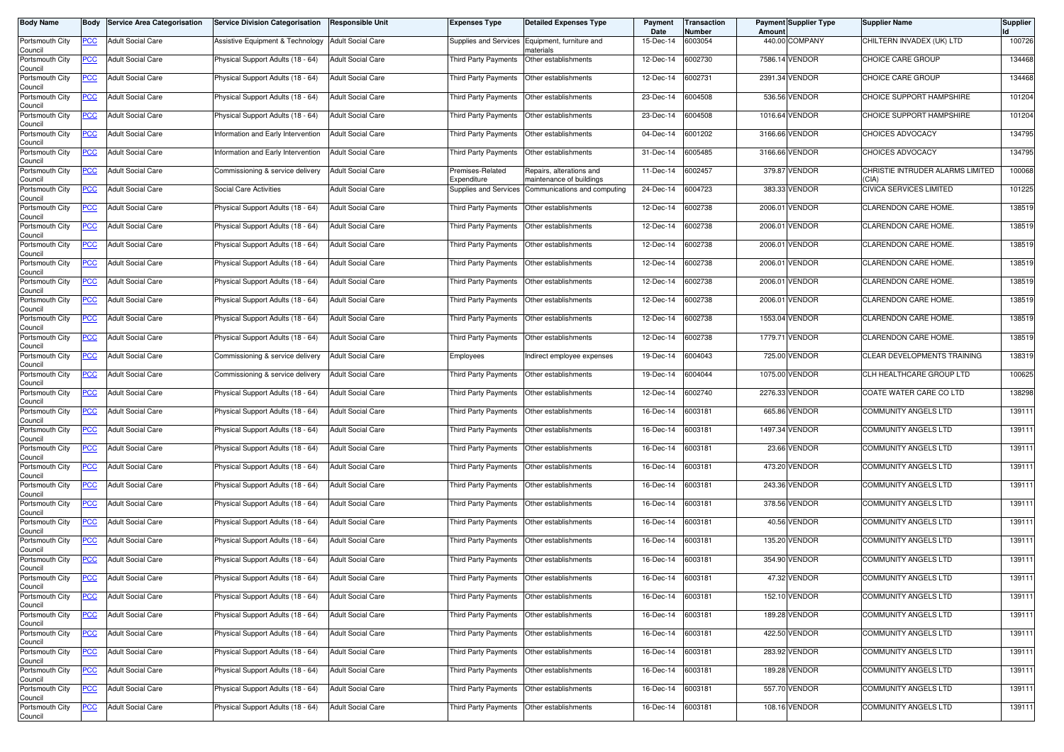| Body Name | Body | Service Area Categorisation | Service Division Categorisation | Responsible Unit | Expenses Type | Detailed Expenses Type | Payment Date | Transaction Number | Payment Amount | Supplier Type | Supplier Name | Supplier Id |
|---|---|---|---|---|---|---|---|---|---|---|---|---|
| Portsmouth City Council | PCC | Adult Social Care | Assistive Equipment & Technology | Adult Social Care | Supplies and Services | Equipment, furniture and materials | 15-Dec-14 | 6003054 | 440.00 | COMPANY | CHILTERN INVADEX (UK) LTD | 100726 |
| Portsmouth City Council | PCC | Adult Social Care | Physical Support Adults (18 - 64) | Adult Social Care | Third Party Payments | Other establishments | 12-Dec-14 | 6002730 | 7586.14 | VENDOR | CHOICE CARE GROUP | 134468 |
| Portsmouth City Council | PCC | Adult Social Care | Physical Support Adults (18 - 64) | Adult Social Care | Third Party Payments | Other establishments | 12-Dec-14 | 6002731 | 2391.34 | VENDOR | CHOICE CARE GROUP | 134468 |
| Portsmouth City Council | PCC | Adult Social Care | Physical Support Adults (18 - 64) | Adult Social Care | Third Party Payments | Other establishments | 23-Dec-14 | 6004508 | 536.56 | VENDOR | CHOICE SUPPORT HAMPSHIRE | 101204 |
| Portsmouth City Council | PCC | Adult Social Care | Physical Support Adults (18 - 64) | Adult Social Care | Third Party Payments | Other establishments | 23-Dec-14 | 6004508 | 1016.64 | VENDOR | CHOICE SUPPORT HAMPSHIRE | 101204 |
| Portsmouth City Council | PCC | Adult Social Care | Information and Early Intervention | Adult Social Care | Third Party Payments | Other establishments | 04-Dec-14 | 6001202 | 3166.66 | VENDOR | CHOICES ADVOCACY | 134795 |
| Portsmouth City Council | PCC | Adult Social Care | Information and Early Intervention | Adult Social Care | Third Party Payments | Other establishments | 31-Dec-14 | 6005485 | 3166.66 | VENDOR | CHOICES ADVOCACY | 134795 |
| Portsmouth City Council | PCC | Adult Social Care | Commissioning & service delivery | Adult Social Care | Premises-Related Expenditure | Repairs, alterations and maintenance of buildings | 11-Dec-14 | 6002457 | 379.87 | VENDOR | CHRISTIE INTRUDER ALARMS LIMITED (CIA) | 100068 |
| Portsmouth City Council | PCC | Adult Social Care | Social Care Activities | Adult Social Care | Supplies and Services | Communications and computing | 24-Dec-14 | 6004723 | 383.33 | VENDOR | CIVICA SERVICES LIMITED | 101225 |
| Portsmouth City Council | PCC | Adult Social Care | Physical Support Adults (18 - 64) | Adult Social Care | Third Party Payments | Other establishments | 12-Dec-14 | 6002738 | 2006.01 | VENDOR | CLARENDON CARE HOME. | 138519 |
| Portsmouth City Council | PCC | Adult Social Care | Physical Support Adults (18 - 64) | Adult Social Care | Third Party Payments | Other establishments | 12-Dec-14 | 6002738 | 2006.01 | VENDOR | CLARENDON CARE HOME. | 138519 |
| Portsmouth City Council | PCC | Adult Social Care | Physical Support Adults (18 - 64) | Adult Social Care | Third Party Payments | Other establishments | 12-Dec-14 | 6002738 | 2006.01 | VENDOR | CLARENDON CARE HOME. | 138519 |
| Portsmouth City Council | PCC | Adult Social Care | Physical Support Adults (18 - 64) | Adult Social Care | Third Party Payments | Other establishments | 12-Dec-14 | 6002738 | 2006.01 | VENDOR | CLARENDON CARE HOME. | 138519 |
| Portsmouth City Council | PCC | Adult Social Care | Physical Support Adults (18 - 64) | Adult Social Care | Third Party Payments | Other establishments | 12-Dec-14 | 6002738 | 2006.01 | VENDOR | CLARENDON CARE HOME. | 138519 |
| Portsmouth City Council | PCC | Adult Social Care | Physical Support Adults (18 - 64) | Adult Social Care | Third Party Payments | Other establishments | 12-Dec-14 | 6002738 | 2006.01 | VENDOR | CLARENDON CARE HOME. | 138519 |
| Portsmouth City Council | PCC | Adult Social Care | Physical Support Adults (18 - 64) | Adult Social Care | Third Party Payments | Other establishments | 12-Dec-14 | 6002738 | 1553.04 | VENDOR | CLARENDON CARE HOME. | 138519 |
| Portsmouth City Council | PCC | Adult Social Care | Physical Support Adults (18 - 64) | Adult Social Care | Third Party Payments | Other establishments | 12-Dec-14 | 6002738 | 1779.71 | VENDOR | CLARENDON CARE HOME. | 138519 |
| Portsmouth City Council | PCC | Adult Social Care | Commissioning & service delivery | Adult Social Care | Employees | Indirect employee expenses | 19-Dec-14 | 6004043 | 725.00 | VENDOR | CLEAR DEVELOPMENTS TRAINING | 138319 |
| Portsmouth City Council | PCC | Adult Social Care | Commissioning & service delivery | Adult Social Care | Third Party Payments | Other establishments | 19-Dec-14 | 6004044 | 1075.00 | VENDOR | CLH HEALTHCARE GROUP LTD | 100625 |
| Portsmouth City Council | PCC | Adult Social Care | Physical Support Adults (18 - 64) | Adult Social Care | Third Party Payments | Other establishments | 12-Dec-14 | 6002740 | 2276.33 | VENDOR | COATE WATER CARE CO LTD | 138298 |
| Portsmouth City Council | PCC | Adult Social Care | Physical Support Adults (18 - 64) | Adult Social Care | Third Party Payments | Other establishments | 16-Dec-14 | 6003181 | 665.86 | VENDOR | COMMUNITY ANGELS LTD | 139111 |
| Portsmouth City Council | PCC | Adult Social Care | Physical Support Adults (18 - 64) | Adult Social Care | Third Party Payments | Other establishments | 16-Dec-14 | 6003181 | 1497.34 | VENDOR | COMMUNITY ANGELS LTD | 139111 |
| Portsmouth City Council | PCC | Adult Social Care | Physical Support Adults (18 - 64) | Adult Social Care | Third Party Payments | Other establishments | 16-Dec-14 | 6003181 | 23.66 | VENDOR | COMMUNITY ANGELS LTD | 139111 |
| Portsmouth City Council | PCC | Adult Social Care | Physical Support Adults (18 - 64) | Adult Social Care | Third Party Payments | Other establishments | 16-Dec-14 | 6003181 | 473.20 | VENDOR | COMMUNITY ANGELS LTD | 139111 |
| Portsmouth City Council | PCC | Adult Social Care | Physical Support Adults (18 - 64) | Adult Social Care | Third Party Payments | Other establishments | 16-Dec-14 | 6003181 | 243.36 | VENDOR | COMMUNITY ANGELS LTD | 139111 |
| Portsmouth City Council | PCC | Adult Social Care | Physical Support Adults (18 - 64) | Adult Social Care | Third Party Payments | Other establishments | 16-Dec-14 | 6003181 | 378.56 | VENDOR | COMMUNITY ANGELS LTD | 139111 |
| Portsmouth City Council | PCC | Adult Social Care | Physical Support Adults (18 - 64) | Adult Social Care | Third Party Payments | Other establishments | 16-Dec-14 | 6003181 | 40.56 | VENDOR | COMMUNITY ANGELS LTD | 139111 |
| Portsmouth City Council | PCC | Adult Social Care | Physical Support Adults (18 - 64) | Adult Social Care | Third Party Payments | Other establishments | 16-Dec-14 | 6003181 | 135.20 | VENDOR | COMMUNITY ANGELS LTD | 139111 |
| Portsmouth City Council | PCC | Adult Social Care | Physical Support Adults (18 - 64) | Adult Social Care | Third Party Payments | Other establishments | 16-Dec-14 | 6003181 | 354.90 | VENDOR | COMMUNITY ANGELS LTD | 139111 |
| Portsmouth City Council | PCC | Adult Social Care | Physical Support Adults (18 - 64) | Adult Social Care | Third Party Payments | Other establishments | 16-Dec-14 | 6003181 | 47.32 | VENDOR | COMMUNITY ANGELS LTD | 139111 |
| Portsmouth City Council | PCC | Adult Social Care | Physical Support Adults (18 - 64) | Adult Social Care | Third Party Payments | Other establishments | 16-Dec-14 | 6003181 | 152.10 | VENDOR | COMMUNITY ANGELS LTD | 139111 |
| Portsmouth City Council | PCC | Adult Social Care | Physical Support Adults (18 - 64) | Adult Social Care | Third Party Payments | Other establishments | 16-Dec-14 | 6003181 | 189.28 | VENDOR | COMMUNITY ANGELS LTD | 139111 |
| Portsmouth City Council | PCC | Adult Social Care | Physical Support Adults (18 - 64) | Adult Social Care | Third Party Payments | Other establishments | 16-Dec-14 | 6003181 | 422.50 | VENDOR | COMMUNITY ANGELS LTD | 139111 |
| Portsmouth City Council | PCC | Adult Social Care | Physical Support Adults (18 - 64) | Adult Social Care | Third Party Payments | Other establishments | 16-Dec-14 | 6003181 | 283.92 | VENDOR | COMMUNITY ANGELS LTD | 139111 |
| Portsmouth City Council | PCC | Adult Social Care | Physical Support Adults (18 - 64) | Adult Social Care | Third Party Payments | Other establishments | 16-Dec-14 | 6003181 | 189.28 | VENDOR | COMMUNITY ANGELS LTD | 139111 |
| Portsmouth City Council | PCC | Adult Social Care | Physical Support Adults (18 - 64) | Adult Social Care | Third Party Payments | Other establishments | 16-Dec-14 | 6003181 | 557.70 | VENDOR | COMMUNITY ANGELS LTD | 139111 |
| Portsmouth City Council | PCC | Adult Social Care | Physical Support Adults (18 - 64) | Adult Social Care | Third Party Payments | Other establishments | 16-Dec-14 | 6003181 | 108.16 | VENDOR | COMMUNITY ANGELS LTD | 139111 |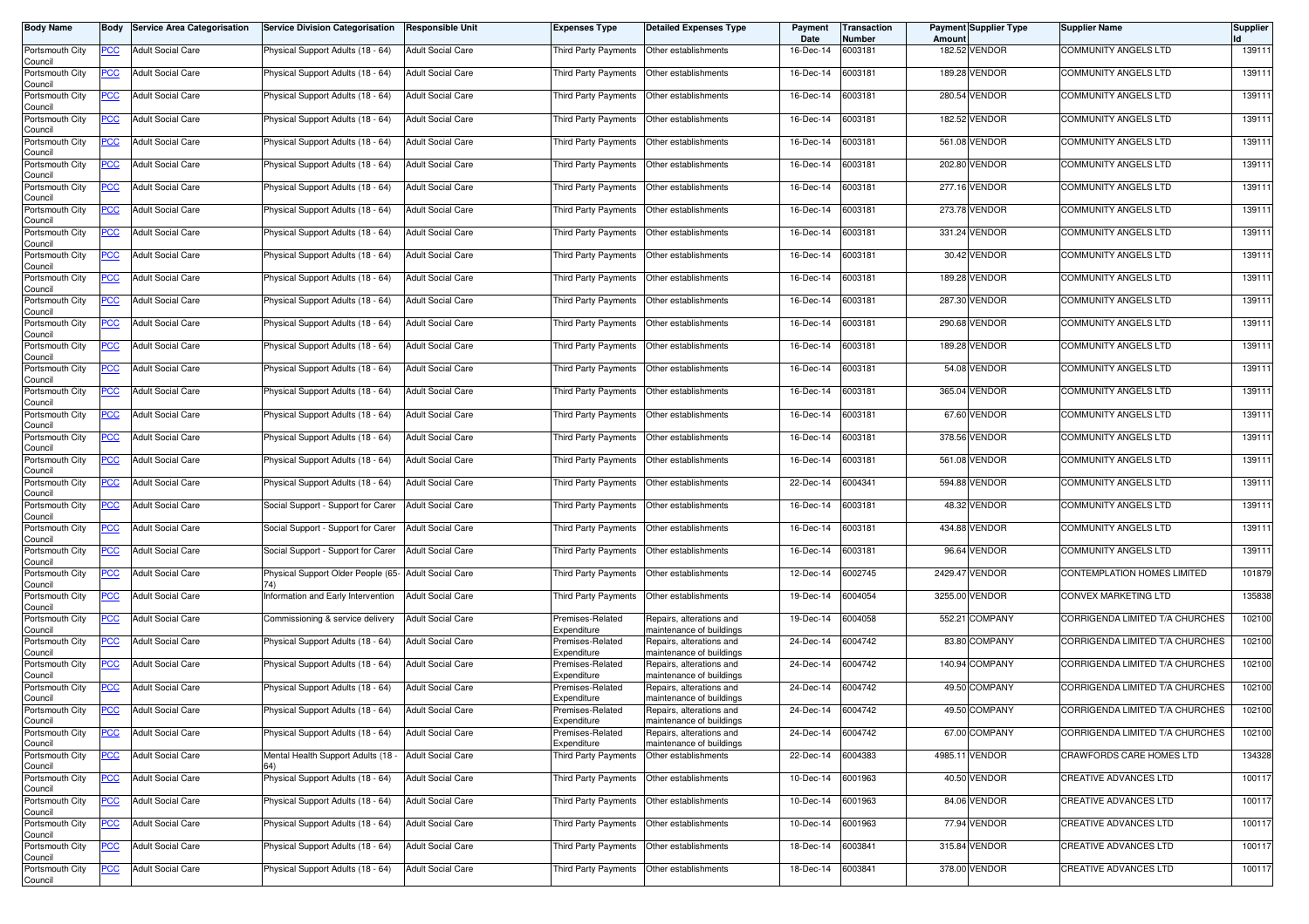| Body Name | Body | Service Area Categorisation | Service Division Categorisation | Responsible Unit | Expenses Type | Detailed Expenses Type | Payment Date | Transaction Number | Payment Amount | Supplier Type | Supplier Name | Supplier Id |
|---|---|---|---|---|---|---|---|---|---|---|---|---|
| Portsmouth City Council | PCC | Adult Social Care | Physical Support Adults (18 - 64) | Adult Social Care | Third Party Payments | Other establishments | 16-Dec-14 | 6003181 | 182.52 | VENDOR | COMMUNITY ANGELS LTD | 139111 |
| Portsmouth City Council | PCC | Adult Social Care | Physical Support Adults (18 - 64) | Adult Social Care | Third Party Payments | Other establishments | 16-Dec-14 | 6003181 | 189.28 | VENDOR | COMMUNITY ANGELS LTD | 139111 |
| Portsmouth City Council | PCC | Adult Social Care | Physical Support Adults (18 - 64) | Adult Social Care | Third Party Payments | Other establishments | 16-Dec-14 | 6003181 | 280.54 | VENDOR | COMMUNITY ANGELS LTD | 139111 |
| Portsmouth City Council | PCC | Adult Social Care | Physical Support Adults (18 - 64) | Adult Social Care | Third Party Payments | Other establishments | 16-Dec-14 | 6003181 | 182.52 | VENDOR | COMMUNITY ANGELS LTD | 139111 |
| Portsmouth City Council | PCC | Adult Social Care | Physical Support Adults (18 - 64) | Adult Social Care | Third Party Payments | Other establishments | 16-Dec-14 | 6003181 | 561.08 | VENDOR | COMMUNITY ANGELS LTD | 139111 |
| Portsmouth City Council | PCC | Adult Social Care | Physical Support Adults (18 - 64) | Adult Social Care | Third Party Payments | Other establishments | 16-Dec-14 | 6003181 | 202.80 | VENDOR | COMMUNITY ANGELS LTD | 139111 |
| Portsmouth City Council | PCC | Adult Social Care | Physical Support Adults (18 - 64) | Adult Social Care | Third Party Payments | Other establishments | 16-Dec-14 | 6003181 | 277.16 | VENDOR | COMMUNITY ANGELS LTD | 139111 |
| Portsmouth City Council | PCC | Adult Social Care | Physical Support Adults (18 - 64) | Adult Social Care | Third Party Payments | Other establishments | 16-Dec-14 | 6003181 | 273.78 | VENDOR | COMMUNITY ANGELS LTD | 139111 |
| Portsmouth City Council | PCC | Adult Social Care | Physical Support Adults (18 - 64) | Adult Social Care | Third Party Payments | Other establishments | 16-Dec-14 | 6003181 | 331.24 | VENDOR | COMMUNITY ANGELS LTD | 139111 |
| Portsmouth City Council | PCC | Adult Social Care | Physical Support Adults (18 - 64) | Adult Social Care | Third Party Payments | Other establishments | 16-Dec-14 | 6003181 | 30.42 | VENDOR | COMMUNITY ANGELS LTD | 139111 |
| Portsmouth City Council | PCC | Adult Social Care | Physical Support Adults (18 - 64) | Adult Social Care | Third Party Payments | Other establishments | 16-Dec-14 | 6003181 | 189.28 | VENDOR | COMMUNITY ANGELS LTD | 139111 |
| Portsmouth City Council | PCC | Adult Social Care | Physical Support Adults (18 - 64) | Adult Social Care | Third Party Payments | Other establishments | 16-Dec-14 | 6003181 | 287.30 | VENDOR | COMMUNITY ANGELS LTD | 139111 |
| Portsmouth City Council | PCC | Adult Social Care | Physical Support Adults (18 - 64) | Adult Social Care | Third Party Payments | Other establishments | 16-Dec-14 | 6003181 | 290.68 | VENDOR | COMMUNITY ANGELS LTD | 139111 |
| Portsmouth City Council | PCC | Adult Social Care | Physical Support Adults (18 - 64) | Adult Social Care | Third Party Payments | Other establishments | 16-Dec-14 | 6003181 | 189.28 | VENDOR | COMMUNITY ANGELS LTD | 139111 |
| Portsmouth City Council | PCC | Adult Social Care | Physical Support Adults (18 - 64) | Adult Social Care | Third Party Payments | Other establishments | 16-Dec-14 | 6003181 | 54.08 | VENDOR | COMMUNITY ANGELS LTD | 139111 |
| Portsmouth City Council | PCC | Adult Social Care | Physical Support Adults (18 - 64) | Adult Social Care | Third Party Payments | Other establishments | 16-Dec-14 | 6003181 | 365.04 | VENDOR | COMMUNITY ANGELS LTD | 139111 |
| Portsmouth City Council | PCC | Adult Social Care | Physical Support Adults (18 - 64) | Adult Social Care | Third Party Payments | Other establishments | 16-Dec-14 | 6003181 | 67.60 | VENDOR | COMMUNITY ANGELS LTD | 139111 |
| Portsmouth City Council | PCC | Adult Social Care | Physical Support Adults (18 - 64) | Adult Social Care | Third Party Payments | Other establishments | 16-Dec-14 | 6003181 | 378.56 | VENDOR | COMMUNITY ANGELS LTD | 139111 |
| Portsmouth City Council | PCC | Adult Social Care | Physical Support Adults (18 - 64) | Adult Social Care | Third Party Payments | Other establishments | 16-Dec-14 | 6003181 | 561.08 | VENDOR | COMMUNITY ANGELS LTD | 139111 |
| Portsmouth City Council | PCC | Adult Social Care | Physical Support Adults (18 - 64) | Adult Social Care | Third Party Payments | Other establishments | 22-Dec-14 | 6004341 | 594.88 | VENDOR | COMMUNITY ANGELS LTD | 139111 |
| Portsmouth City Council | PCC | Adult Social Care | Social Support - Support for Carer | Adult Social Care | Third Party Payments | Other establishments | 16-Dec-14 | 6003181 | 48.32 | VENDOR | COMMUNITY ANGELS LTD | 139111 |
| Portsmouth City Council | PCC | Adult Social Care | Social Support - Support for Carer | Adult Social Care | Third Party Payments | Other establishments | 16-Dec-14 | 6003181 | 434.88 | VENDOR | COMMUNITY ANGELS LTD | 139111 |
| Portsmouth City Council | PCC | Adult Social Care | Social Support - Support for Carer | Adult Social Care | Third Party Payments | Other establishments | 16-Dec-14 | 6003181 | 96.64 | VENDOR | COMMUNITY ANGELS LTD | 139111 |
| Portsmouth City Council | PCC | Adult Social Care | Physical Support Older People (65-74) | Adult Social Care | Third Party Payments | Other establishments | 12-Dec-14 | 6002745 | 2429.47 | VENDOR | CONTEMPLATION HOMES LIMITED | 101879 |
| Portsmouth City Council | PCC | Adult Social Care | Information and Early Intervention | Adult Social Care | Third Party Payments | Other establishments | 19-Dec-14 | 6004054 | 3255.00 | VENDOR | CONVEX MARKETING LTD | 135838 |
| Portsmouth City Council | PCC | Adult Social Care | Commissioning & service delivery | Adult Social Care | Premises-Related Expenditure | Repairs, alterations and maintenance of buildings | 19-Dec-14 | 6004058 | 552.21 | COMPANY | CORRIGENDA LIMITED T/A CHURCHES | 102100 |
| Portsmouth City Council | PCC | Adult Social Care | Physical Support Adults (18 - 64) | Adult Social Care | Premises-Related Expenditure | Repairs, alterations and maintenance of buildings | 24-Dec-14 | 6004742 | 83.80 | COMPANY | CORRIGENDA LIMITED T/A CHURCHES | 102100 |
| Portsmouth City Council | PCC | Adult Social Care | Physical Support Adults (18 - 64) | Adult Social Care | Premises-Related Expenditure | Repairs, alterations and maintenance of buildings | 24-Dec-14 | 6004742 | 140.94 | COMPANY | CORRIGENDA LIMITED T/A CHURCHES | 102100 |
| Portsmouth City Council | PCC | Adult Social Care | Physical Support Adults (18 - 64) | Adult Social Care | Premises-Related Expenditure | Repairs, alterations and maintenance of buildings | 24-Dec-14 | 6004742 | 49.50 | COMPANY | CORRIGENDA LIMITED T/A CHURCHES | 102100 |
| Portsmouth City Council | PCC | Adult Social Care | Physical Support Adults (18 - 64) | Adult Social Care | Premises-Related Expenditure | Repairs, alterations and maintenance of buildings | 24-Dec-14 | 6004742 | 49.50 | COMPANY | CORRIGENDA LIMITED T/A CHURCHES | 102100 |
| Portsmouth City Council | PCC | Adult Social Care | Physical Support Adults (18 - 64) | Adult Social Care | Premises-Related Expenditure | Repairs, alterations and maintenance of buildings | 24-Dec-14 | 6004742 | 67.00 | COMPANY | CORRIGENDA LIMITED T/A CHURCHES | 102100 |
| Portsmouth City Council | PCC | Adult Social Care | Mental Health Support Adults (18 - 64) | Adult Social Care | Third Party Payments | Other establishments | 22-Dec-14 | 6004383 | 4985.11 | VENDOR | CRAWFORDS CARE HOMES LTD | 134328 |
| Portsmouth City Council | PCC | Adult Social Care | Physical Support Adults (18 - 64) | Adult Social Care | Third Party Payments | Other establishments | 10-Dec-14 | 6001963 | 40.50 | VENDOR | CREATIVE ADVANCES LTD | 100117 |
| Portsmouth City Council | PCC | Adult Social Care | Physical Support Adults (18 - 64) | Adult Social Care | Third Party Payments | Other establishments | 10-Dec-14 | 6001963 | 84.06 | VENDOR | CREATIVE ADVANCES LTD | 100117 |
| Portsmouth City Council | PCC | Adult Social Care | Physical Support Adults (18 - 64) | Adult Social Care | Third Party Payments | Other establishments | 10-Dec-14 | 6001963 | 77.94 | VENDOR | CREATIVE ADVANCES LTD | 100117 |
| Portsmouth City Council | PCC | Adult Social Care | Physical Support Adults (18 - 64) | Adult Social Care | Third Party Payments | Other establishments | 18-Dec-14 | 6003841 | 315.84 | VENDOR | CREATIVE ADVANCES LTD | 100117 |
| Portsmouth City Council | PCC | Adult Social Care | Physical Support Adults (18 - 64) | Adult Social Care | Third Party Payments | Other establishments | 18-Dec-14 | 6003841 | 378.00 | VENDOR | CREATIVE ADVANCES LTD | 100117 |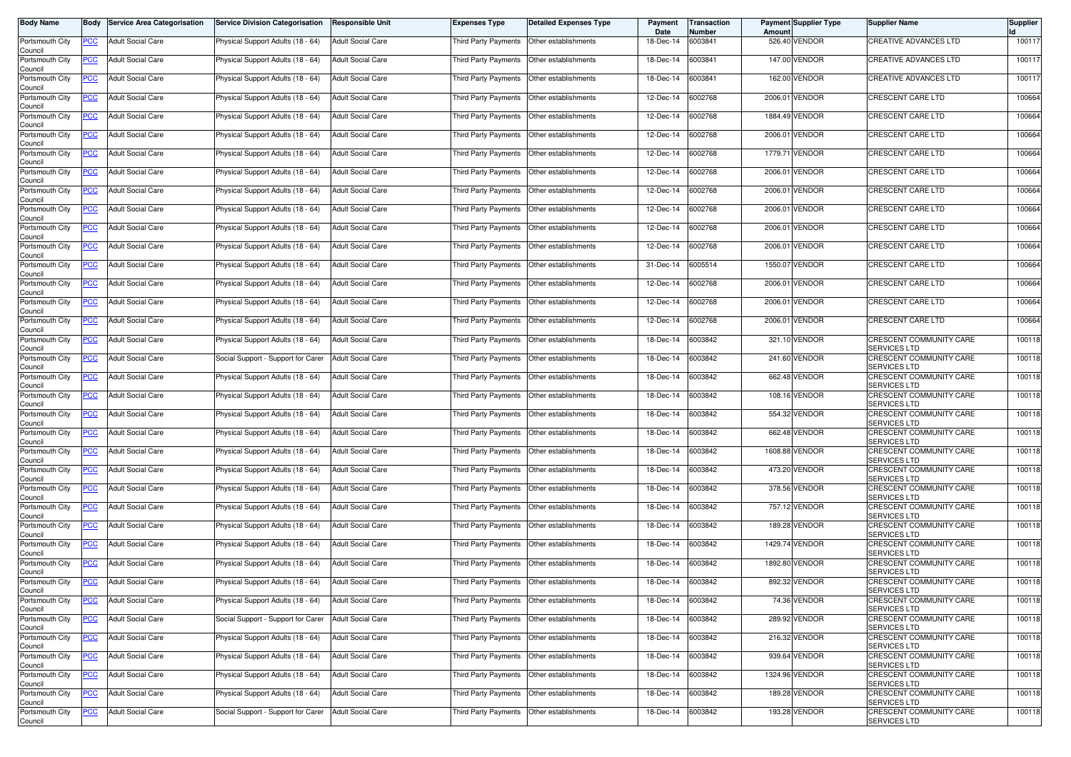| Body Name | Body | Service Area Categorisation | Service Division Categorisation | Responsible Unit | Expenses Type | Detailed Expenses Type | Payment Date | Transaction Number | Payment Amount | Supplier Type | Supplier Name | Supplier Id |
|---|---|---|---|---|---|---|---|---|---|---|---|---|
| Portsmouth City Council | PCC | Adult Social Care | Physical Support Adults (18 - 64) | Adult Social Care | Third Party Payments | Other establishments | 18-Dec-14 | 6003841 | 526.40 | VENDOR | CREATIVE ADVANCES LTD | 100117 |
| Portsmouth City Council | PCC | Adult Social Care | Physical Support Adults (18 - 64) | Adult Social Care | Third Party Payments | Other establishments | 18-Dec-14 | 6003841 | 147.00 | VENDOR | CREATIVE ADVANCES LTD | 100117 |
| Portsmouth City Council | PCC | Adult Social Care | Physical Support Adults (18 - 64) | Adult Social Care | Third Party Payments | Other establishments | 18-Dec-14 | 6003841 | 162.00 | VENDOR | CREATIVE ADVANCES LTD | 100117 |
| Portsmouth City Council | PCC | Adult Social Care | Physical Support Adults (18 - 64) | Adult Social Care | Third Party Payments | Other establishments | 12-Dec-14 | 6002768 | 2006.01 | VENDOR | CRESCENT CARE LTD | 100664 |
| Portsmouth City Council | PCC | Adult Social Care | Physical Support Adults (18 - 64) | Adult Social Care | Third Party Payments | Other establishments | 12-Dec-14 | 6002768 | 1884.49 | VENDOR | CRESCENT CARE LTD | 100664 |
| Portsmouth City Council | PCC | Adult Social Care | Physical Support Adults (18 - 64) | Adult Social Care | Third Party Payments | Other establishments | 12-Dec-14 | 6002768 | 2006.01 | VENDOR | CRESCENT CARE LTD | 100664 |
| Portsmouth City Council | PCC | Adult Social Care | Physical Support Adults (18 - 64) | Adult Social Care | Third Party Payments | Other establishments | 12-Dec-14 | 6002768 | 1779.71 | VENDOR | CRESCENT CARE LTD | 100664 |
| Portsmouth City Council | PCC | Adult Social Care | Physical Support Adults (18 - 64) | Adult Social Care | Third Party Payments | Other establishments | 12-Dec-14 | 6002768 | 2006.01 | VENDOR | CRESCENT CARE LTD | 100664 |
| Portsmouth City Council | PCC | Adult Social Care | Physical Support Adults (18 - 64) | Adult Social Care | Third Party Payments | Other establishments | 12-Dec-14 | 6002768 | 2006.01 | VENDOR | CRESCENT CARE LTD | 100664 |
| Portsmouth City Council | PCC | Adult Social Care | Physical Support Adults (18 - 64) | Adult Social Care | Third Party Payments | Other establishments | 12-Dec-14 | 6002768 | 2006.01 | VENDOR | CRESCENT CARE LTD | 100664 |
| Portsmouth City Council | PCC | Adult Social Care | Physical Support Adults (18 - 64) | Adult Social Care | Third Party Payments | Other establishments | 12-Dec-14 | 6002768 | 2006.01 | VENDOR | CRESCENT CARE LTD | 100664 |
| Portsmouth City Council | PCC | Adult Social Care | Physical Support Adults (18 - 64) | Adult Social Care | Third Party Payments | Other establishments | 12-Dec-14 | 6002768 | 2006.01 | VENDOR | CRESCENT CARE LTD | 100664 |
| Portsmouth City Council | PCC | Adult Social Care | Physical Support Adults (18 - 64) | Adult Social Care | Third Party Payments | Other establishments | 31-Dec-14 | 6005514 | 1550.07 | VENDOR | CRESCENT CARE LTD | 100664 |
| Portsmouth City Council | PCC | Adult Social Care | Physical Support Adults (18 - 64) | Adult Social Care | Third Party Payments | Other establishments | 12-Dec-14 | 6002768 | 2006.01 | VENDOR | CRESCENT CARE LTD | 100664 |
| Portsmouth City Council | PCC | Adult Social Care | Physical Support Adults (18 - 64) | Adult Social Care | Third Party Payments | Other establishments | 12-Dec-14 | 6002768 | 2006.01 | VENDOR | CRESCENT CARE LTD | 100664 |
| Portsmouth City Council | PCC | Adult Social Care | Physical Support Adults (18 - 64) | Adult Social Care | Third Party Payments | Other establishments | 12-Dec-14 | 6002768 | 2006.01 | VENDOR | CRESCENT CARE LTD | 100664 |
| Portsmouth City Council | PCC | Adult Social Care | Physical Support Adults (18 - 64) | Adult Social Care | Third Party Payments | Other establishments | 18-Dec-14 | 6003842 | 321.10 | VENDOR | CRESCENT COMMUNITY CARE SERVICES LTD | 100118 |
| Portsmouth City Council | PCC | Adult Social Care | Social Support - Support for Carer | Adult Social Care | Third Party Payments | Other establishments | 18-Dec-14 | 6003842 | 241.60 | VENDOR | CRESCENT COMMUNITY CARE SERVICES LTD | 100118 |
| Portsmouth City Council | PCC | Adult Social Care | Physical Support Adults (18 - 64) | Adult Social Care | Third Party Payments | Other establishments | 18-Dec-14 | 6003842 | 662.48 | VENDOR | CRESCENT COMMUNITY CARE SERVICES LTD | 100118 |
| Portsmouth City Council | PCC | Adult Social Care | Physical Support Adults (18 - 64) | Adult Social Care | Third Party Payments | Other establishments | 18-Dec-14 | 6003842 | 108.16 | VENDOR | CRESCENT COMMUNITY CARE SERVICES LTD | 100118 |
| Portsmouth City Council | PCC | Adult Social Care | Physical Support Adults (18 - 64) | Adult Social Care | Third Party Payments | Other establishments | 18-Dec-14 | 6003842 | 554.32 | VENDOR | CRESCENT COMMUNITY CARE SERVICES LTD | 100118 |
| Portsmouth City Council | PCC | Adult Social Care | Physical Support Adults (18 - 64) | Adult Social Care | Third Party Payments | Other establishments | 18-Dec-14 | 6003842 | 662.48 | VENDOR | CRESCENT COMMUNITY CARE SERVICES LTD | 100118 |
| Portsmouth City Council | PCC | Adult Social Care | Physical Support Adults (18 - 64) | Adult Social Care | Third Party Payments | Other establishments | 18-Dec-14 | 6003842 | 1608.88 | VENDOR | CRESCENT COMMUNITY CARE SERVICES LTD | 100118 |
| Portsmouth City Council | PCC | Adult Social Care | Physical Support Adults (18 - 64) | Adult Social Care | Third Party Payments | Other establishments | 18-Dec-14 | 6003842 | 473.20 | VENDOR | CRESCENT COMMUNITY CARE SERVICES LTD | 100118 |
| Portsmouth City Council | PCC | Adult Social Care | Physical Support Adults (18 - 64) | Adult Social Care | Third Party Payments | Other establishments | 18-Dec-14 | 6003842 | 378.56 | VENDOR | CRESCENT COMMUNITY CARE SERVICES LTD | 100118 |
| Portsmouth City Council | PCC | Adult Social Care | Physical Support Adults (18 - 64) | Adult Social Care | Third Party Payments | Other establishments | 18-Dec-14 | 6003842 | 757.12 | VENDOR | CRESCENT COMMUNITY CARE SERVICES LTD | 100118 |
| Portsmouth City Council | PCC | Adult Social Care | Physical Support Adults (18 - 64) | Adult Social Care | Third Party Payments | Other establishments | 18-Dec-14 | 6003842 | 189.28 | VENDOR | CRESCENT COMMUNITY CARE SERVICES LTD | 100118 |
| Portsmouth City Council | PCC | Adult Social Care | Physical Support Adults (18 - 64) | Adult Social Care | Third Party Payments | Other establishments | 18-Dec-14 | 6003842 | 1429.74 | VENDOR | CRESCENT COMMUNITY CARE SERVICES LTD | 100118 |
| Portsmouth City Council | PCC | Adult Social Care | Physical Support Adults (18 - 64) | Adult Social Care | Third Party Payments | Other establishments | 18-Dec-14 | 6003842 | 1892.80 | VENDOR | CRESCENT COMMUNITY CARE SERVICES LTD | 100118 |
| Portsmouth City Council | PCC | Adult Social Care | Physical Support Adults (18 - 64) | Adult Social Care | Third Party Payments | Other establishments | 18-Dec-14 | 6003842 | 892.32 | VENDOR | CRESCENT COMMUNITY CARE SERVICES LTD | 100118 |
| Portsmouth City Council | PCC | Adult Social Care | Physical Support Adults (18 - 64) | Adult Social Care | Third Party Payments | Other establishments | 18-Dec-14 | 6003842 | 74.36 | VENDOR | CRESCENT COMMUNITY CARE SERVICES LTD | 100118 |
| Portsmouth City Council | PCC | Adult Social Care | Social Support - Support for Carer | Adult Social Care | Third Party Payments | Other establishments | 18-Dec-14 | 6003842 | 289.92 | VENDOR | CRESCENT COMMUNITY CARE SERVICES LTD | 100118 |
| Portsmouth City Council | PCC | Adult Social Care | Physical Support Adults (18 - 64) | Adult Social Care | Third Party Payments | Other establishments | 18-Dec-14 | 6003842 | 216.32 | VENDOR | CRESCENT COMMUNITY CARE SERVICES LTD | 100118 |
| Portsmouth City Council | PCC | Adult Social Care | Physical Support Adults (18 - 64) | Adult Social Care | Third Party Payments | Other establishments | 18-Dec-14 | 6003842 | 939.64 | VENDOR | CRESCENT COMMUNITY CARE SERVICES LTD | 100118 |
| Portsmouth City Council | PCC | Adult Social Care | Physical Support Adults (18 - 64) | Adult Social Care | Third Party Payments | Other establishments | 18-Dec-14 | 6003842 | 1324.96 | VENDOR | CRESCENT COMMUNITY CARE SERVICES LTD | 100118 |
| Portsmouth City Council | PCC | Adult Social Care | Physical Support Adults (18 - 64) | Adult Social Care | Third Party Payments | Other establishments | 18-Dec-14 | 6003842 | 189.28 | VENDOR | CRESCENT COMMUNITY CARE SERVICES LTD | 100118 |
| Portsmouth City Council | PCC | Adult Social Care | Social Support - Support for Carer | Adult Social Care | Third Party Payments | Other establishments | 18-Dec-14 | 6003842 | 193.28 | VENDOR | CRESCENT COMMUNITY CARE SERVICES LTD | 100118 |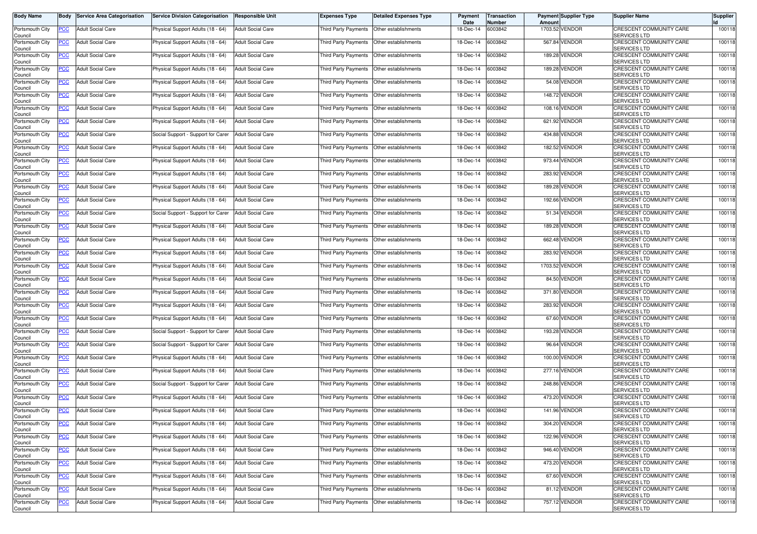| Body Name | Body | Service Area Categorisation | Service Division Categorisation | Responsible Unit | Expenses Type | Detailed Expenses Type | Payment Date | Transaction Number | Payment Amount | Supplier Type | Supplier Name | Supplier Id |
|---|---|---|---|---|---|---|---|---|---|---|---|---|
| Portsmouth City Council | PCC | Adult Social Care | Physical Support Adults (18 - 64) | Adult Social Care | Third Party Payments | Other establishments | 18-Dec-14 | 6003842 | 1703.52 | VENDOR | CRESCENT COMMUNITY CARE SERVICES LTD | 100118 |
| Portsmouth City Council | PCC | Adult Social Care | Physical Support Adults (18 - 64) | Adult Social Care | Third Party Payments | Other establishments | 18-Dec-14 | 6003842 | 567.84 | VENDOR | CRESCENT COMMUNITY CARE SERVICES LTD | 100118 |
| Portsmouth City Council | PCC | Adult Social Care | Physical Support Adults (18 - 64) | Adult Social Care | Third Party Payments | Other establishments | 18-Dec-14 | 6003842 | 189.28 | VENDOR | CRESCENT COMMUNITY CARE SERVICES LTD | 100118 |
| Portsmouth City Council | PCC | Adult Social Care | Physical Support Adults (18 - 64) | Adult Social Care | Third Party Payments | Other establishments | 18-Dec-14 | 6003842 | 189.28 | VENDOR | CRESCENT COMMUNITY CARE SERVICES LTD | 100118 |
| Portsmouth City Council | PCC | Adult Social Care | Physical Support Adults (18 - 64) | Adult Social Care | Third Party Payments | Other establishments | 18-Dec-14 | 6003842 | 54.08 | VENDOR | CRESCENT COMMUNITY CARE SERVICES LTD | 100118 |
| Portsmouth City Council | PCC | Adult Social Care | Physical Support Adults (18 - 64) | Adult Social Care | Third Party Payments | Other establishments | 18-Dec-14 | 6003842 | 148.72 | VENDOR | CRESCENT COMMUNITY CARE SERVICES LTD | 100118 |
| Portsmouth City Council | PCC | Adult Social Care | Physical Support Adults (18 - 64) | Adult Social Care | Third Party Payments | Other establishments | 18-Dec-14 | 6003842 | 108.16 | VENDOR | CRESCENT COMMUNITY CARE SERVICES LTD | 100118 |
| Portsmouth City Council | PCC | Adult Social Care | Physical Support Adults (18 - 64) | Adult Social Care | Third Party Payments | Other establishments | 18-Dec-14 | 6003842 | 621.92 | VENDOR | CRESCENT COMMUNITY CARE SERVICES LTD | 100118 |
| Portsmouth City Council | PCC | Adult Social Care | Social Support - Support for Carer | Adult Social Care | Third Party Payments | Other establishments | 18-Dec-14 | 6003842 | 434.88 | VENDOR | CRESCENT COMMUNITY CARE SERVICES LTD | 100118 |
| Portsmouth City Council | PCC | Adult Social Care | Physical Support Adults (18 - 64) | Adult Social Care | Third Party Payments | Other establishments | 18-Dec-14 | 6003842 | 182.52 | VENDOR | CRESCENT COMMUNITY CARE SERVICES LTD | 100118 |
| Portsmouth City Council | PCC | Adult Social Care | Physical Support Adults (18 - 64) | Adult Social Care | Third Party Payments | Other establishments | 18-Dec-14 | 6003842 | 973.44 | VENDOR | CRESCENT COMMUNITY CARE SERVICES LTD | 100118 |
| Portsmouth City Council | PCC | Adult Social Care | Physical Support Adults (18 - 64) | Adult Social Care | Third Party Payments | Other establishments | 18-Dec-14 | 6003842 | 283.92 | VENDOR | CRESCENT COMMUNITY CARE SERVICES LTD | 100118 |
| Portsmouth City Council | PCC | Adult Social Care | Physical Support Adults (18 - 64) | Adult Social Care | Third Party Payments | Other establishments | 18-Dec-14 | 6003842 | 189.28 | VENDOR | CRESCENT COMMUNITY CARE SERVICES LTD | 100118 |
| Portsmouth City Council | PCC | Adult Social Care | Physical Support Adults (18 - 64) | Adult Social Care | Third Party Payments | Other establishments | 18-Dec-14 | 6003842 | 192.66 | VENDOR | CRESCENT COMMUNITY CARE SERVICES LTD | 100118 |
| Portsmouth City Council | PCC | Adult Social Care | Social Support - Support for Carer | Adult Social Care | Third Party Payments | Other establishments | 18-Dec-14 | 6003842 | 51.34 | VENDOR | CRESCENT COMMUNITY CARE SERVICES LTD | 100118 |
| Portsmouth City Council | PCC | Adult Social Care | Physical Support Adults (18 - 64) | Adult Social Care | Third Party Payments | Other establishments | 18-Dec-14 | 6003842 | 189.28 | VENDOR | CRESCENT COMMUNITY CARE SERVICES LTD | 100118 |
| Portsmouth City Council | PCC | Adult Social Care | Physical Support Adults (18 - 64) | Adult Social Care | Third Party Payments | Other establishments | 18-Dec-14 | 6003842 | 662.48 | VENDOR | CRESCENT COMMUNITY CARE SERVICES LTD | 100118 |
| Portsmouth City Council | PCC | Adult Social Care | Physical Support Adults (18 - 64) | Adult Social Care | Third Party Payments | Other establishments | 18-Dec-14 | 6003842 | 283.92 | VENDOR | CRESCENT COMMUNITY CARE SERVICES LTD | 100118 |
| Portsmouth City Council | PCC | Adult Social Care | Physical Support Adults (18 - 64) | Adult Social Care | Third Party Payments | Other establishments | 18-Dec-14 | 6003842 | 1703.52 | VENDOR | CRESCENT COMMUNITY CARE SERVICES LTD | 100118 |
| Portsmouth City Council | PCC | Adult Social Care | Physical Support Adults (18 - 64) | Adult Social Care | Third Party Payments | Other establishments | 18-Dec-14 | 6003842 | 84.50 | VENDOR | CRESCENT COMMUNITY CARE SERVICES LTD | 100118 |
| Portsmouth City Council | PCC | Adult Social Care | Physical Support Adults (18 - 64) | Adult Social Care | Third Party Payments | Other establishments | 18-Dec-14 | 6003842 | 371.80 | VENDOR | CRESCENT COMMUNITY CARE SERVICES LTD | 100118 |
| Portsmouth City Council | PCC | Adult Social Care | Physical Support Adults (18 - 64) | Adult Social Care | Third Party Payments | Other establishments | 18-Dec-14 | 6003842 | 283.92 | VENDOR | CRESCENT COMMUNITY CARE SERVICES LTD | 100118 |
| Portsmouth City Council | PCC | Adult Social Care | Physical Support Adults (18 - 64) | Adult Social Care | Third Party Payments | Other establishments | 18-Dec-14 | 6003842 | 67.60 | VENDOR | CRESCENT COMMUNITY CARE SERVICES LTD | 100118 |
| Portsmouth City Council | PCC | Adult Social Care | Social Support - Support for Carer | Adult Social Care | Third Party Payments | Other establishments | 18-Dec-14 | 6003842 | 193.28 | VENDOR | CRESCENT COMMUNITY CARE SERVICES LTD | 100118 |
| Portsmouth City Council | PCC | Adult Social Care | Social Support - Support for Carer | Adult Social Care | Third Party Payments | Other establishments | 18-Dec-14 | 6003842 | 96.64 | VENDOR | CRESCENT COMMUNITY CARE SERVICES LTD | 100118 |
| Portsmouth City Council | PCC | Adult Social Care | Physical Support Adults (18 - 64) | Adult Social Care | Third Party Payments | Other establishments | 18-Dec-14 | 6003842 | 100.00 | VENDOR | CRESCENT COMMUNITY CARE SERVICES LTD | 100118 |
| Portsmouth City Council | PCC | Adult Social Care | Physical Support Adults (18 - 64) | Adult Social Care | Third Party Payments | Other establishments | 18-Dec-14 | 6003842 | 277.16 | VENDOR | CRESCENT COMMUNITY CARE SERVICES LTD | 100118 |
| Portsmouth City Council | PCC | Adult Social Care | Social Support - Support for Carer | Adult Social Care | Third Party Payments | Other establishments | 18-Dec-14 | 6003842 | 248.86 | VENDOR | CRESCENT COMMUNITY CARE SERVICES LTD | 100118 |
| Portsmouth City Council | PCC | Adult Social Care | Physical Support Adults (18 - 64) | Adult Social Care | Third Party Payments | Other establishments | 18-Dec-14 | 6003842 | 473.20 | VENDOR | CRESCENT COMMUNITY CARE SERVICES LTD | 100118 |
| Portsmouth City Council | PCC | Adult Social Care | Physical Support Adults (18 - 64) | Adult Social Care | Third Party Payments | Other establishments | 18-Dec-14 | 6003842 | 141.96 | VENDOR | CRESCENT COMMUNITY CARE SERVICES LTD | 100118 |
| Portsmouth City Council | PCC | Adult Social Care | Physical Support Adults (18 - 64) | Adult Social Care | Third Party Payments | Other establishments | 18-Dec-14 | 6003842 | 304.20 | VENDOR | CRESCENT COMMUNITY CARE SERVICES LTD | 100118 |
| Portsmouth City Council | PCC | Adult Social Care | Physical Support Adults (18 - 64) | Adult Social Care | Third Party Payments | Other establishments | 18-Dec-14 | 6003842 | 122.96 | VENDOR | CRESCENT COMMUNITY CARE SERVICES LTD | 100118 |
| Portsmouth City Council | PCC | Adult Social Care | Physical Support Adults (18 - 64) | Adult Social Care | Third Party Payments | Other establishments | 18-Dec-14 | 6003842 | 946.40 | VENDOR | CRESCENT COMMUNITY CARE SERVICES LTD | 100118 |
| Portsmouth City Council | PCC | Adult Social Care | Physical Support Adults (18 - 64) | Adult Social Care | Third Party Payments | Other establishments | 18-Dec-14 | 6003842 | 473.20 | VENDOR | CRESCENT COMMUNITY CARE SERVICES LTD | 100118 |
| Portsmouth City Council | PCC | Adult Social Care | Physical Support Adults (18 - 64) | Adult Social Care | Third Party Payments | Other establishments | 18-Dec-14 | 6003842 | 67.60 | VENDOR | CRESCENT COMMUNITY CARE SERVICES LTD | 100118 |
| Portsmouth City Council | PCC | Adult Social Care | Physical Support Adults (18 - 64) | Adult Social Care | Third Party Payments | Other establishments | 18-Dec-14 | 6003842 | 81.12 | VENDOR | CRESCENT COMMUNITY CARE SERVICES LTD | 100118 |
| Portsmouth City Council | PCC | Adult Social Care | Physical Support Adults (18 - 64) | Adult Social Care | Third Party Payments | Other establishments | 18-Dec-14 | 6003842 | 757.12 | VENDOR | CRESCENT COMMUNITY CARE SERVICES LTD | 100118 |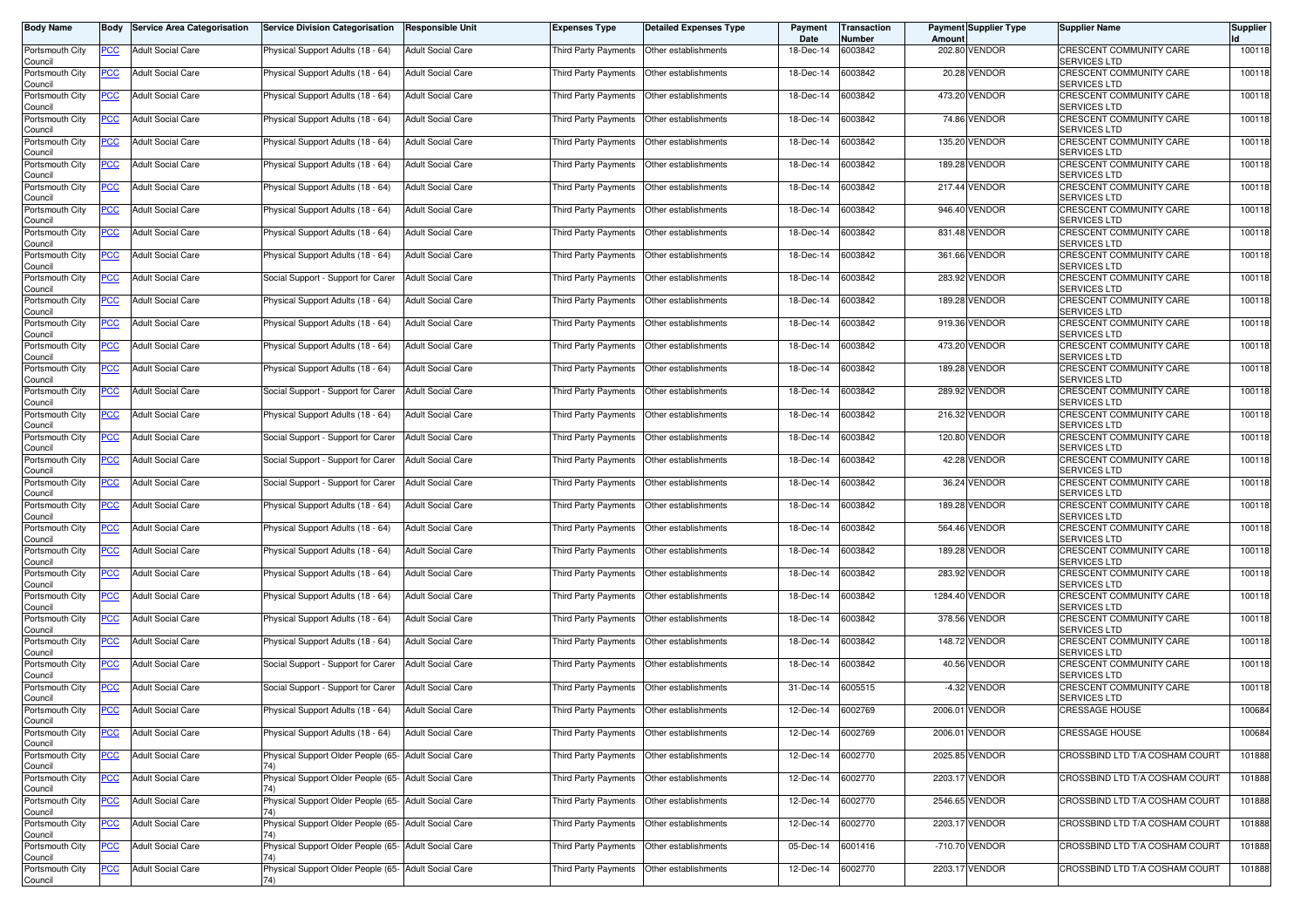| Body Name | Body | Service Area Categorisation | Service Division Categorisation | Responsible Unit | Expenses Type | Detailed Expenses Type | Payment Date | Transaction Number | Payment Amount | Supplier Type | Supplier Name | Supplier Id |
|---|---|---|---|---|---|---|---|---|---|---|---|---|
| Portsmouth City Council | PCC | Adult Social Care | Physical Support Adults (18 - 64) | Adult Social Care | Third Party Payments | Other establishments | 18-Dec-14 | 6003842 | 202.80 | VENDOR | CRESCENT COMMUNITY CARE SERVICES LTD | 100118 |
| Portsmouth City Council | PCC | Adult Social Care | Physical Support Adults (18 - 64) | Adult Social Care | Third Party Payments | Other establishments | 18-Dec-14 | 6003842 | 20.28 | VENDOR | CRESCENT COMMUNITY CARE SERVICES LTD | 100118 |
| Portsmouth City Council | PCC | Adult Social Care | Physical Support Adults (18 - 64) | Adult Social Care | Third Party Payments | Other establishments | 18-Dec-14 | 6003842 | 473.20 | VENDOR | CRESCENT COMMUNITY CARE SERVICES LTD | 100118 |
| Portsmouth City Council | PCC | Adult Social Care | Physical Support Adults (18 - 64) | Adult Social Care | Third Party Payments | Other establishments | 18-Dec-14 | 6003842 | 74.86 | VENDOR | CRESCENT COMMUNITY CARE SERVICES LTD | 100118 |
| Portsmouth City Council | PCC | Adult Social Care | Physical Support Adults (18 - 64) | Adult Social Care | Third Party Payments | Other establishments | 18-Dec-14 | 6003842 | 135.20 | VENDOR | CRESCENT COMMUNITY CARE SERVICES LTD | 100118 |
| Portsmouth City Council | PCC | Adult Social Care | Physical Support Adults (18 - 64) | Adult Social Care | Third Party Payments | Other establishments | 18-Dec-14 | 6003842 | 189.28 | VENDOR | CRESCENT COMMUNITY CARE SERVICES LTD | 100118 |
| Portsmouth City Council | PCC | Adult Social Care | Physical Support Adults (18 - 64) | Adult Social Care | Third Party Payments | Other establishments | 18-Dec-14 | 6003842 | 217.44 | VENDOR | CRESCENT COMMUNITY CARE SERVICES LTD | 100118 |
| Portsmouth City Council | PCC | Adult Social Care | Physical Support Adults (18 - 64) | Adult Social Care | Third Party Payments | Other establishments | 18-Dec-14 | 6003842 | 946.40 | VENDOR | CRESCENT COMMUNITY CARE SERVICES LTD | 100118 |
| Portsmouth City Council | PCC | Adult Social Care | Physical Support Adults (18 - 64) | Adult Social Care | Third Party Payments | Other establishments | 18-Dec-14 | 6003842 | 831.48 | VENDOR | CRESCENT COMMUNITY CARE SERVICES LTD | 100118 |
| Portsmouth City Council | PCC | Adult Social Care | Physical Support Adults (18 - 64) | Adult Social Care | Third Party Payments | Other establishments | 18-Dec-14 | 6003842 | 361.66 | VENDOR | CRESCENT COMMUNITY CARE SERVICES LTD | 100118 |
| Portsmouth City Council | PCC | Adult Social Care | Social Support - Support for Carer | Adult Social Care | Third Party Payments | Other establishments | 18-Dec-14 | 6003842 | 283.92 | VENDOR | CRESCENT COMMUNITY CARE SERVICES LTD | 100118 |
| Portsmouth City Council | PCC | Adult Social Care | Physical Support Adults (18 - 64) | Adult Social Care | Third Party Payments | Other establishments | 18-Dec-14 | 6003842 | 189.28 | VENDOR | CRESCENT COMMUNITY CARE SERVICES LTD | 100118 |
| Portsmouth City Council | PCC | Adult Social Care | Physical Support Adults (18 - 64) | Adult Social Care | Third Party Payments | Other establishments | 18-Dec-14 | 6003842 | 919.36 | VENDOR | CRESCENT COMMUNITY CARE SERVICES LTD | 100118 |
| Portsmouth City Council | PCC | Adult Social Care | Physical Support Adults (18 - 64) | Adult Social Care | Third Party Payments | Other establishments | 18-Dec-14 | 6003842 | 473.20 | VENDOR | CRESCENT COMMUNITY CARE SERVICES LTD | 100118 |
| Portsmouth City Council | PCC | Adult Social Care | Physical Support Adults (18 - 64) | Adult Social Care | Third Party Payments | Other establishments | 18-Dec-14 | 6003842 | 189.28 | VENDOR | CRESCENT COMMUNITY CARE SERVICES LTD | 100118 |
| Portsmouth City Council | PCC | Adult Social Care | Social Support - Support for Carer | Adult Social Care | Third Party Payments | Other establishments | 18-Dec-14 | 6003842 | 289.92 | VENDOR | CRESCENT COMMUNITY CARE SERVICES LTD | 100118 |
| Portsmouth City Council | PCC | Adult Social Care | Physical Support Adults (18 - 64) | Adult Social Care | Third Party Payments | Other establishments | 18-Dec-14 | 6003842 | 216.32 | VENDOR | CRESCENT COMMUNITY CARE SERVICES LTD | 100118 |
| Portsmouth City Council | PCC | Adult Social Care | Social Support - Support for Carer | Adult Social Care | Third Party Payments | Other establishments | 18-Dec-14 | 6003842 | 120.80 | VENDOR | CRESCENT COMMUNITY CARE SERVICES LTD | 100118 |
| Portsmouth City Council | PCC | Adult Social Care | Social Support - Support for Carer | Adult Social Care | Third Party Payments | Other establishments | 18-Dec-14 | 6003842 | 42.28 | VENDOR | CRESCENT COMMUNITY CARE SERVICES LTD | 100118 |
| Portsmouth City Council | PCC | Adult Social Care | Social Support - Support for Carer | Adult Social Care | Third Party Payments | Other establishments | 18-Dec-14 | 6003842 | 36.24 | VENDOR | CRESCENT COMMUNITY CARE SERVICES LTD | 100118 |
| Portsmouth City Council | PCC | Adult Social Care | Physical Support Adults (18 - 64) | Adult Social Care | Third Party Payments | Other establishments | 18-Dec-14 | 6003842 | 189.28 | VENDOR | CRESCENT COMMUNITY CARE SERVICES LTD | 100118 |
| Portsmouth City Council | PCC | Adult Social Care | Physical Support Adults (18 - 64) | Adult Social Care | Third Party Payments | Other establishments | 18-Dec-14 | 6003842 | 564.46 | VENDOR | CRESCENT COMMUNITY CARE SERVICES LTD | 100118 |
| Portsmouth City Council | PCC | Adult Social Care | Physical Support Adults (18 - 64) | Adult Social Care | Third Party Payments | Other establishments | 18-Dec-14 | 6003842 | 189.28 | VENDOR | CRESCENT COMMUNITY CARE SERVICES LTD | 100118 |
| Portsmouth City Council | PCC | Adult Social Care | Physical Support Adults (18 - 64) | Adult Social Care | Third Party Payments | Other establishments | 18-Dec-14 | 6003842 | 283.92 | VENDOR | CRESCENT COMMUNITY CARE SERVICES LTD | 100118 |
| Portsmouth City Council | PCC | Adult Social Care | Physical Support Adults (18 - 64) | Adult Social Care | Third Party Payments | Other establishments | 18-Dec-14 | 6003842 | 1284.40 | VENDOR | CRESCENT COMMUNITY CARE SERVICES LTD | 100118 |
| Portsmouth City Council | PCC | Adult Social Care | Physical Support Adults (18 - 64) | Adult Social Care | Third Party Payments | Other establishments | 18-Dec-14 | 6003842 | 378.56 | VENDOR | CRESCENT COMMUNITY CARE SERVICES LTD | 100118 |
| Portsmouth City Council | PCC | Adult Social Care | Physical Support Adults (18 - 64) | Adult Social Care | Third Party Payments | Other establishments | 18-Dec-14 | 6003842 | 148.72 | VENDOR | CRESCENT COMMUNITY CARE SERVICES LTD | 100118 |
| Portsmouth City Council | PCC | Adult Social Care | Social Support - Support for Carer | Adult Social Care | Third Party Payments | Other establishments | 18-Dec-14 | 6003842 | 40.56 | VENDOR | CRESCENT COMMUNITY CARE SERVICES LTD | 100118 |
| Portsmouth City Council | PCC | Adult Social Care | Social Support - Support for Carer | Adult Social Care | Third Party Payments | Other establishments | 31-Dec-14 | 6005515 | -4.32 | VENDOR | CRESCENT COMMUNITY CARE SERVICES LTD | 100118 |
| Portsmouth City Council | PCC | Adult Social Care | Physical Support Adults (18 - 64) | Adult Social Care | Third Party Payments | Other establishments | 12-Dec-14 | 6002769 | 2006.01 | VENDOR | CRESSAGE HOUSE | 100684 |
| Portsmouth City Council | PCC | Adult Social Care | Physical Support Adults (18 - 64) | Adult Social Care | Third Party Payments | Other establishments | 12-Dec-14 | 6002769 | 2006.01 | VENDOR | CRESSAGE HOUSE | 100684 |
| Portsmouth City Council | PCC | Adult Social Care | Physical Support Older People (65-74) | Adult Social Care | Third Party Payments | Other establishments | 12-Dec-14 | 6002770 | 2025.85 | VENDOR | CROSSBIND LTD T/A COSHAM COURT | 101888 |
| Portsmouth City Council | PCC | Adult Social Care | Physical Support Older People (65-74) | Adult Social Care | Third Party Payments | Other establishments | 12-Dec-14 | 6002770 | 2203.17 | VENDOR | CROSSBIND LTD T/A COSHAM COURT | 101888 |
| Portsmouth City Council | PCC | Adult Social Care | Physical Support Older People (65-74) | Adult Social Care | Third Party Payments | Other establishments | 12-Dec-14 | 6002770 | 2546.65 | VENDOR | CROSSBIND LTD T/A COSHAM COURT | 101888 |
| Portsmouth City Council | PCC | Adult Social Care | Physical Support Older People (65-74) | Adult Social Care | Third Party Payments | Other establishments | 12-Dec-14 | 6002770 | 2203.17 | VENDOR | CROSSBIND LTD T/A COSHAM COURT | 101888 |
| Portsmouth City Council | PCC | Adult Social Care | Physical Support Older People (65-74) | Adult Social Care | Third Party Payments | Other establishments | 05-Dec-14 | 6001416 | -710.70 | VENDOR | CROSSBIND LTD T/A COSHAM COURT | 101888 |
| Portsmouth City Council | PCC | Adult Social Care | Physical Support Older People (65-74) | Adult Social Care | Third Party Payments | Other establishments | 12-Dec-14 | 6002770 | 2203.17 | VENDOR | CROSSBIND LTD T/A COSHAM COURT | 101888 |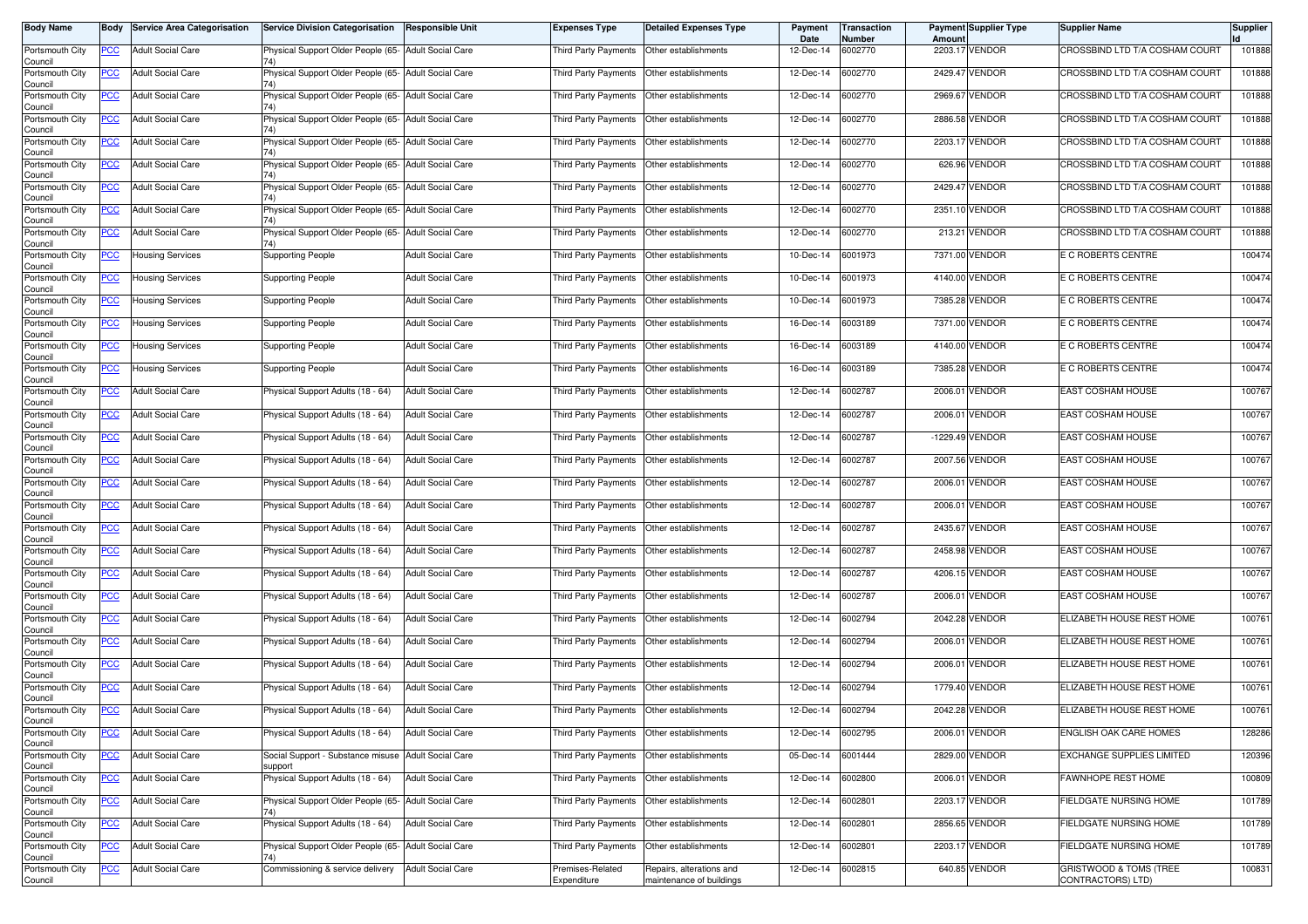| Body Name | Body | Service Area Categorisation | Service Division Categorisation | Responsible Unit | Expenses Type | Detailed Expenses Type | Payment Date | Transaction Number | Payment Amount | Supplier Type | Supplier Name | Supplier Id |
|---|---|---|---|---|---|---|---|---|---|---|---|---|
| Portsmouth City Council | PCC | Adult Social Care | Physical Support Older People (65-74) | Adult Social Care | Third Party Payments | Other establishments | 12-Dec-14 | 6002770 | 2203.17 | VENDOR | CROSSBIND LTD T/A COSHAM COURT | 101888 |
| Portsmouth City Council | PCC | Adult Social Care | Physical Support Older People (65-74) | Adult Social Care | Third Party Payments | Other establishments | 12-Dec-14 | 6002770 | 2429.47 | VENDOR | CROSSBIND LTD T/A COSHAM COURT | 101888 |
| Portsmouth City Council | PCC | Adult Social Care | Physical Support Older People (65-74) | Adult Social Care | Third Party Payments | Other establishments | 12-Dec-14 | 6002770 | 2969.67 | VENDOR | CROSSBIND LTD T/A COSHAM COURT | 101888 |
| Portsmouth City Council | PCC | Adult Social Care | Physical Support Older People (65-74) | Adult Social Care | Third Party Payments | Other establishments | 12-Dec-14 | 6002770 | 2886.58 | VENDOR | CROSSBIND LTD T/A COSHAM COURT | 101888 |
| Portsmouth City Council | PCC | Adult Social Care | Physical Support Older People (65-74) | Adult Social Care | Third Party Payments | Other establishments | 12-Dec-14 | 6002770 | 2203.17 | VENDOR | CROSSBIND LTD T/A COSHAM COURT | 101888 |
| Portsmouth City Council | PCC | Adult Social Care | Physical Support Older People (65-74) | Adult Social Care | Third Party Payments | Other establishments | 12-Dec-14 | 6002770 | 626.96 | VENDOR | CROSSBIND LTD T/A COSHAM COURT | 101888 |
| Portsmouth City Council | PCC | Adult Social Care | Physical Support Older People (65-74) | Adult Social Care | Third Party Payments | Other establishments | 12-Dec-14 | 6002770 | 2429.47 | VENDOR | CROSSBIND LTD T/A COSHAM COURT | 101888 |
| Portsmouth City Council | PCC | Adult Social Care | Physical Support Older People (65-74) | Adult Social Care | Third Party Payments | Other establishments | 12-Dec-14 | 6002770 | 2351.10 | VENDOR | CROSSBIND LTD T/A COSHAM COURT | 101888 |
| Portsmouth City Council | PCC | Adult Social Care | Physical Support Older People (65-74) | Adult Social Care | Third Party Payments | Other establishments | 12-Dec-14 | 6002770 | 213.21 | VENDOR | CROSSBIND LTD T/A COSHAM COURT | 101888 |
| Portsmouth City Council | PCC | Housing Services | Supporting People | Adult Social Care | Third Party Payments | Other establishments | 10-Dec-14 | 6001973 | 7371.00 | VENDOR | E C ROBERTS CENTRE | 100474 |
| Portsmouth City Council | PCC | Housing Services | Supporting People | Adult Social Care | Third Party Payments | Other establishments | 10-Dec-14 | 6001973 | 4140.00 | VENDOR | E C ROBERTS CENTRE | 100474 |
| Portsmouth City Council | PCC | Housing Services | Supporting People | Adult Social Care | Third Party Payments | Other establishments | 10-Dec-14 | 6001973 | 7385.28 | VENDOR | E C ROBERTS CENTRE | 100474 |
| Portsmouth City Council | PCC | Housing Services | Supporting People | Adult Social Care | Third Party Payments | Other establishments | 16-Dec-14 | 6003189 | 7371.00 | VENDOR | E C ROBERTS CENTRE | 100474 |
| Portsmouth City Council | PCC | Housing Services | Supporting People | Adult Social Care | Third Party Payments | Other establishments | 16-Dec-14 | 6003189 | 4140.00 | VENDOR | E C ROBERTS CENTRE | 100474 |
| Portsmouth City Council | PCC | Housing Services | Supporting People | Adult Social Care | Third Party Payments | Other establishments | 16-Dec-14 | 6003189 | 7385.28 | VENDOR | E C ROBERTS CENTRE | 100474 |
| Portsmouth City Council | PCC | Adult Social Care | Physical Support Adults (18 - 64) | Adult Social Care | Third Party Payments | Other establishments | 12-Dec-14 | 6002787 | 2006.01 | VENDOR | EAST COSHAM HOUSE | 100767 |
| Portsmouth City Council | PCC | Adult Social Care | Physical Support Adults (18 - 64) | Adult Social Care | Third Party Payments | Other establishments | 12-Dec-14 | 6002787 | 2006.01 | VENDOR | EAST COSHAM HOUSE | 100767 |
| Portsmouth City Council | PCC | Adult Social Care | Physical Support Adults (18 - 64) | Adult Social Care | Third Party Payments | Other establishments | 12-Dec-14 | 6002787 | -1229.49 | VENDOR | EAST COSHAM HOUSE | 100767 |
| Portsmouth City Council | PCC | Adult Social Care | Physical Support Adults (18 - 64) | Adult Social Care | Third Party Payments | Other establishments | 12-Dec-14 | 6002787 | 2007.56 | VENDOR | EAST COSHAM HOUSE | 100767 |
| Portsmouth City Council | PCC | Adult Social Care | Physical Support Adults (18 - 64) | Adult Social Care | Third Party Payments | Other establishments | 12-Dec-14 | 6002787 | 2006.01 | VENDOR | EAST COSHAM HOUSE | 100767 |
| Portsmouth City Council | PCC | Adult Social Care | Physical Support Adults (18 - 64) | Adult Social Care | Third Party Payments | Other establishments | 12-Dec-14 | 6002787 | 2006.01 | VENDOR | EAST COSHAM HOUSE | 100767 |
| Portsmouth City Council | PCC | Adult Social Care | Physical Support Adults (18 - 64) | Adult Social Care | Third Party Payments | Other establishments | 12-Dec-14 | 6002787 | 2435.67 | VENDOR | EAST COSHAM HOUSE | 100767 |
| Portsmouth City Council | PCC | Adult Social Care | Physical Support Adults (18 - 64) | Adult Social Care | Third Party Payments | Other establishments | 12-Dec-14 | 6002787 | 2458.98 | VENDOR | EAST COSHAM HOUSE | 100767 |
| Portsmouth City Council | PCC | Adult Social Care | Physical Support Adults (18 - 64) | Adult Social Care | Third Party Payments | Other establishments | 12-Dec-14 | 6002787 | 4206.15 | VENDOR | EAST COSHAM HOUSE | 100767 |
| Portsmouth City Council | PCC | Adult Social Care | Physical Support Adults (18 - 64) | Adult Social Care | Third Party Payments | Other establishments | 12-Dec-14 | 6002787 | 2006.01 | VENDOR | EAST COSHAM HOUSE | 100767 |
| Portsmouth City Council | PCC | Adult Social Care | Physical Support Adults (18 - 64) | Adult Social Care | Third Party Payments | Other establishments | 12-Dec-14 | 6002794 | 2042.28 | VENDOR | ELIZABETH HOUSE REST HOME | 100761 |
| Portsmouth City Council | PCC | Adult Social Care | Physical Support Adults (18 - 64) | Adult Social Care | Third Party Payments | Other establishments | 12-Dec-14 | 6002794 | 2006.01 | VENDOR | ELIZABETH HOUSE REST HOME | 100761 |
| Portsmouth City Council | PCC | Adult Social Care | Physical Support Adults (18 - 64) | Adult Social Care | Third Party Payments | Other establishments | 12-Dec-14 | 6002794 | 2006.01 | VENDOR | ELIZABETH HOUSE REST HOME | 100761 |
| Portsmouth City Council | PCC | Adult Social Care | Physical Support Adults (18 - 64) | Adult Social Care | Third Party Payments | Other establishments | 12-Dec-14 | 6002794 | 1779.40 | VENDOR | ELIZABETH HOUSE REST HOME | 100761 |
| Portsmouth City Council | PCC | Adult Social Care | Physical Support Adults (18 - 64) | Adult Social Care | Third Party Payments | Other establishments | 12-Dec-14 | 6002794 | 2042.28 | VENDOR | ELIZABETH HOUSE REST HOME | 100761 |
| Portsmouth City Council | PCC | Adult Social Care | Physical Support Adults (18 - 64) | Adult Social Care | Third Party Payments | Other establishments | 12-Dec-14 | 6002795 | 2006.01 | VENDOR | ENGLISH OAK CARE HOMES | 128286 |
| Portsmouth City Council | PCC | Adult Social Care | Social Support - Substance misuse support | Adult Social Care | Third Party Payments | Other establishments | 05-Dec-14 | 6001444 | 2829.00 | VENDOR | EXCHANGE SUPPLIES LIMITED | 120396 |
| Portsmouth City Council | PCC | Adult Social Care | Physical Support Adults (18 - 64) | Adult Social Care | Third Party Payments | Other establishments | 12-Dec-14 | 6002800 | 2006.01 | VENDOR | FAWNHOPE REST HOME | 100809 |
| Portsmouth City Council | PCC | Adult Social Care | Physical Support Older People (65-74) | Adult Social Care | Third Party Payments | Other establishments | 12-Dec-14 | 6002801 | 2203.17 | VENDOR | FIELDGATE NURSING HOME | 101789 |
| Portsmouth City Council | PCC | Adult Social Care | Physical Support Adults (18 - 64) | Adult Social Care | Third Party Payments | Other establishments | 12-Dec-14 | 6002801 | 2856.65 | VENDOR | FIELDGATE NURSING HOME | 101789 |
| Portsmouth City Council | PCC | Adult Social Care | Physical Support Older People (65-74) | Adult Social Care | Third Party Payments | Other establishments | 12-Dec-14 | 6002801 | 2203.17 | VENDOR | FIELDGATE NURSING HOME | 101789 |
| Portsmouth City Council | PCC | Adult Social Care | Commissioning & service delivery | Adult Social Care | Premises-Related Expenditure | Repairs, alterations and maintenance of buildings | 12-Dec-14 | 6002815 | 640.85 | VENDOR | GRISTWOOD & TOMS (TREE CONTRACTORS) LTD) | 100831 |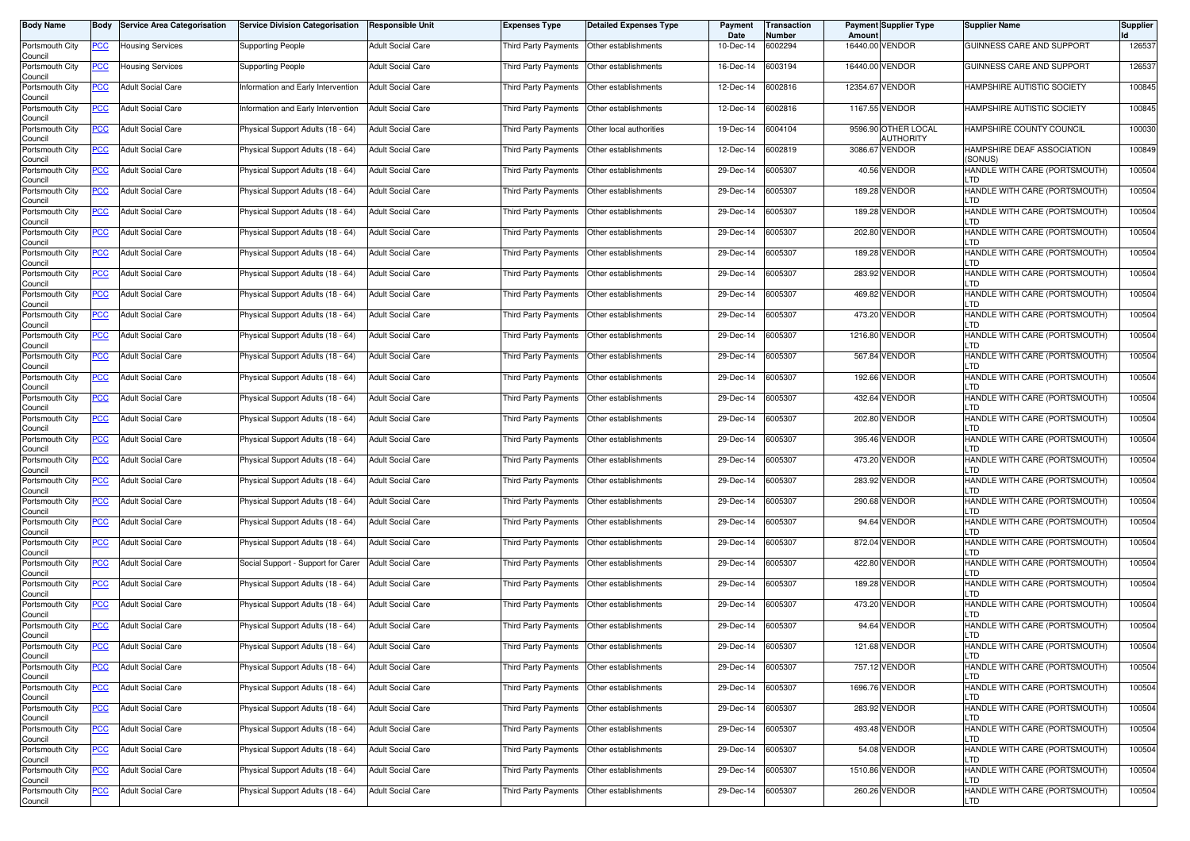| Body Name | Body | Service Area Categorisation | Service Division Categorisation | Responsible Unit | Expenses Type | Detailed Expenses Type | Payment Date | Transaction Number | Payment Amount | Supplier Type | Supplier Name | Supplier Id |
|---|---|---|---|---|---|---|---|---|---|---|---|---|
| Portsmouth City Council | PCC | Housing Services | Supporting People | Adult Social Care | Third Party Payments | Other establishments | 10-Dec-14 | 6002294 | 16440.00 | VENDOR | GUINNESS CARE AND SUPPORT | 126537 |
| Portsmouth City Council | PCC | Housing Services | Supporting People | Adult Social Care | Third Party Payments | Other establishments | 16-Dec-14 | 6003194 | 16440.00 | VENDOR | GUINNESS CARE AND SUPPORT | 126537 |
| Portsmouth City Council | PCC | Adult Social Care | Information and Early Intervention | Adult Social Care | Third Party Payments | Other establishments | 12-Dec-14 | 6002816 | 12354.67 | VENDOR | HAMPSHIRE AUTISTIC SOCIETY | 100845 |
| Portsmouth City Council | PCC | Adult Social Care | Information and Early Intervention | Adult Social Care | Third Party Payments | Other establishments | 12-Dec-14 | 6002816 | 1167.55 | VENDOR | HAMPSHIRE AUTISTIC SOCIETY | 100845 |
| Portsmouth City Council | PCC | Adult Social Care | Physical Support Adults (18 - 64) | Adult Social Care | Third Party Payments | Other local authorities | 19-Dec-14 | 6004104 | 9596.90 | OTHER LOCAL AUTHORITY | HAMPSHIRE COUNTY COUNCIL | 100030 |
| Portsmouth City Council | PCC | Adult Social Care | Physical Support Adults (18 - 64) | Adult Social Care | Third Party Payments | Other establishments | 12-Dec-14 | 6002819 | 3086.67 | VENDOR | HAMPSHIRE DEAF ASSOCIATION (SONUS) | 100849 |
| Portsmouth City Council | PCC | Adult Social Care | Physical Support Adults (18 - 64) | Adult Social Care | Third Party Payments | Other establishments | 29-Dec-14 | 6005307 | 40.56 | VENDOR | HANDLE WITH CARE (PORTSMOUTH) LTD | 100504 |
| Portsmouth City Council | PCC | Adult Social Care | Physical Support Adults (18 - 64) | Adult Social Care | Third Party Payments | Other establishments | 29-Dec-14 | 6005307 | 189.28 | VENDOR | HANDLE WITH CARE (PORTSMOUTH) LTD | 100504 |
| Portsmouth City Council | PCC | Adult Social Care | Physical Support Adults (18 - 64) | Adult Social Care | Third Party Payments | Other establishments | 29-Dec-14 | 6005307 | 189.28 | VENDOR | HANDLE WITH CARE (PORTSMOUTH) LTD | 100504 |
| Portsmouth City Council | PCC | Adult Social Care | Physical Support Adults (18 - 64) | Adult Social Care | Third Party Payments | Other establishments | 29-Dec-14 | 6005307 | 202.80 | VENDOR | HANDLE WITH CARE (PORTSMOUTH) LTD | 100504 |
| Portsmouth City Council | PCC | Adult Social Care | Physical Support Adults (18 - 64) | Adult Social Care | Third Party Payments | Other establishments | 29-Dec-14 | 6005307 | 189.28 | VENDOR | HANDLE WITH CARE (PORTSMOUTH) LTD | 100504 |
| Portsmouth City Council | PCC | Adult Social Care | Physical Support Adults (18 - 64) | Adult Social Care | Third Party Payments | Other establishments | 29-Dec-14 | 6005307 | 283.92 | VENDOR | HANDLE WITH CARE (PORTSMOUTH) LTD | 100504 |
| Portsmouth City Council | PCC | Adult Social Care | Physical Support Adults (18 - 64) | Adult Social Care | Third Party Payments | Other establishments | 29-Dec-14 | 6005307 | 469.82 | VENDOR | HANDLE WITH CARE (PORTSMOUTH) LTD | 100504 |
| Portsmouth City Council | PCC | Adult Social Care | Physical Support Adults (18 - 64) | Adult Social Care | Third Party Payments | Other establishments | 29-Dec-14 | 6005307 | 473.20 | VENDOR | HANDLE WITH CARE (PORTSMOUTH) LTD | 100504 |
| Portsmouth City Council | PCC | Adult Social Care | Physical Support Adults (18 - 64) | Adult Social Care | Third Party Payments | Other establishments | 29-Dec-14 | 6005307 | 1216.80 | VENDOR | HANDLE WITH CARE (PORTSMOUTH) LTD | 100504 |
| Portsmouth City Council | PCC | Adult Social Care | Physical Support Adults (18 - 64) | Adult Social Care | Third Party Payments | Other establishments | 29-Dec-14 | 6005307 | 567.84 | VENDOR | HANDLE WITH CARE (PORTSMOUTH) LTD | 100504 |
| Portsmouth City Council | PCC | Adult Social Care | Physical Support Adults (18 - 64) | Adult Social Care | Third Party Payments | Other establishments | 29-Dec-14 | 6005307 | 192.66 | VENDOR | HANDLE WITH CARE (PORTSMOUTH) LTD | 100504 |
| Portsmouth City Council | PCC | Adult Social Care | Physical Support Adults (18 - 64) | Adult Social Care | Third Party Payments | Other establishments | 29-Dec-14 | 6005307 | 432.64 | VENDOR | HANDLE WITH CARE (PORTSMOUTH) LTD | 100504 |
| Portsmouth City Council | PCC | Adult Social Care | Physical Support Adults (18 - 64) | Adult Social Care | Third Party Payments | Other establishments | 29-Dec-14 | 6005307 | 202.80 | VENDOR | HANDLE WITH CARE (PORTSMOUTH) LTD | 100504 |
| Portsmouth City Council | PCC | Adult Social Care | Physical Support Adults (18 - 64) | Adult Social Care | Third Party Payments | Other establishments | 29-Dec-14 | 6005307 | 395.46 | VENDOR | HANDLE WITH CARE (PORTSMOUTH) LTD | 100504 |
| Portsmouth City Council | PCC | Adult Social Care | Physical Support Adults (18 - 64) | Adult Social Care | Third Party Payments | Other establishments | 29-Dec-14 | 6005307 | 473.20 | VENDOR | HANDLE WITH CARE (PORTSMOUTH) LTD | 100504 |
| Portsmouth City Council | PCC | Adult Social Care | Physical Support Adults (18 - 64) | Adult Social Care | Third Party Payments | Other establishments | 29-Dec-14 | 6005307 | 283.92 | VENDOR | HANDLE WITH CARE (PORTSMOUTH) LTD | 100504 |
| Portsmouth City Council | PCC | Adult Social Care | Physical Support Adults (18 - 64) | Adult Social Care | Third Party Payments | Other establishments | 29-Dec-14 | 6005307 | 290.68 | VENDOR | HANDLE WITH CARE (PORTSMOUTH) LTD | 100504 |
| Portsmouth City Council | PCC | Adult Social Care | Physical Support Adults (18 - 64) | Adult Social Care | Third Party Payments | Other establishments | 29-Dec-14 | 6005307 | 94.64 | VENDOR | HANDLE WITH CARE (PORTSMOUTH) LTD | 100504 |
| Portsmouth City Council | PCC | Adult Social Care | Physical Support Adults (18 - 64) | Adult Social Care | Third Party Payments | Other establishments | 29-Dec-14 | 6005307 | 872.04 | VENDOR | HANDLE WITH CARE (PORTSMOUTH) LTD | 100504 |
| Portsmouth City Council | PCC | Adult Social Care | Social Support - Support for Carer | Adult Social Care | Third Party Payments | Other establishments | 29-Dec-14 | 6005307 | 422.80 | VENDOR | HANDLE WITH CARE (PORTSMOUTH) LTD | 100504 |
| Portsmouth City Council | PCC | Adult Social Care | Physical Support Adults (18 - 64) | Adult Social Care | Third Party Payments | Other establishments | 29-Dec-14 | 6005307 | 189.28 | VENDOR | HANDLE WITH CARE (PORTSMOUTH) LTD | 100504 |
| Portsmouth City Council | PCC | Adult Social Care | Physical Support Adults (18 - 64) | Adult Social Care | Third Party Payments | Other establishments | 29-Dec-14 | 6005307 | 473.20 | VENDOR | HANDLE WITH CARE (PORTSMOUTH) LTD | 100504 |
| Portsmouth City Council | PCC | Adult Social Care | Physical Support Adults (18 - 64) | Adult Social Care | Third Party Payments | Other establishments | 29-Dec-14 | 6005307 | 94.64 | VENDOR | HANDLE WITH CARE (PORTSMOUTH) LTD | 100504 |
| Portsmouth City Council | PCC | Adult Social Care | Physical Support Adults (18 - 64) | Adult Social Care | Third Party Payments | Other establishments | 29-Dec-14 | 6005307 | 121.68 | VENDOR | HANDLE WITH CARE (PORTSMOUTH) LTD | 100504 |
| Portsmouth City Council | PCC | Adult Social Care | Physical Support Adults (18 - 64) | Adult Social Care | Third Party Payments | Other establishments | 29-Dec-14 | 6005307 | 757.12 | VENDOR | HANDLE WITH CARE (PORTSMOUTH) LTD | 100504 |
| Portsmouth City Council | PCC | Adult Social Care | Physical Support Adults (18 - 64) | Adult Social Care | Third Party Payments | Other establishments | 29-Dec-14 | 6005307 | 1696.76 | VENDOR | HANDLE WITH CARE (PORTSMOUTH) LTD | 100504 |
| Portsmouth City Council | PCC | Adult Social Care | Physical Support Adults (18 - 64) | Adult Social Care | Third Party Payments | Other establishments | 29-Dec-14 | 6005307 | 283.92 | VENDOR | HANDLE WITH CARE (PORTSMOUTH) LTD | 100504 |
| Portsmouth City Council | PCC | Adult Social Care | Physical Support Adults (18 - 64) | Adult Social Care | Third Party Payments | Other establishments | 29-Dec-14 | 6005307 | 493.48 | VENDOR | HANDLE WITH CARE (PORTSMOUTH) LTD | 100504 |
| Portsmouth City Council | PCC | Adult Social Care | Physical Support Adults (18 - 64) | Adult Social Care | Third Party Payments | Other establishments | 29-Dec-14 | 6005307 | 54.08 | VENDOR | HANDLE WITH CARE (PORTSMOUTH) LTD | 100504 |
| Portsmouth City Council | PCC | Adult Social Care | Physical Support Adults (18 - 64) | Adult Social Care | Third Party Payments | Other establishments | 29-Dec-14 | 6005307 | 1510.86 | VENDOR | HANDLE WITH CARE (PORTSMOUTH) LTD | 100504 |
| Portsmouth City Council | PCC | Adult Social Care | Physical Support Adults (18 - 64) | Adult Social Care | Third Party Payments | Other establishments | 29-Dec-14 | 6005307 | 260.26 | VENDOR | HANDLE WITH CARE (PORTSMOUTH) LTD | 100504 |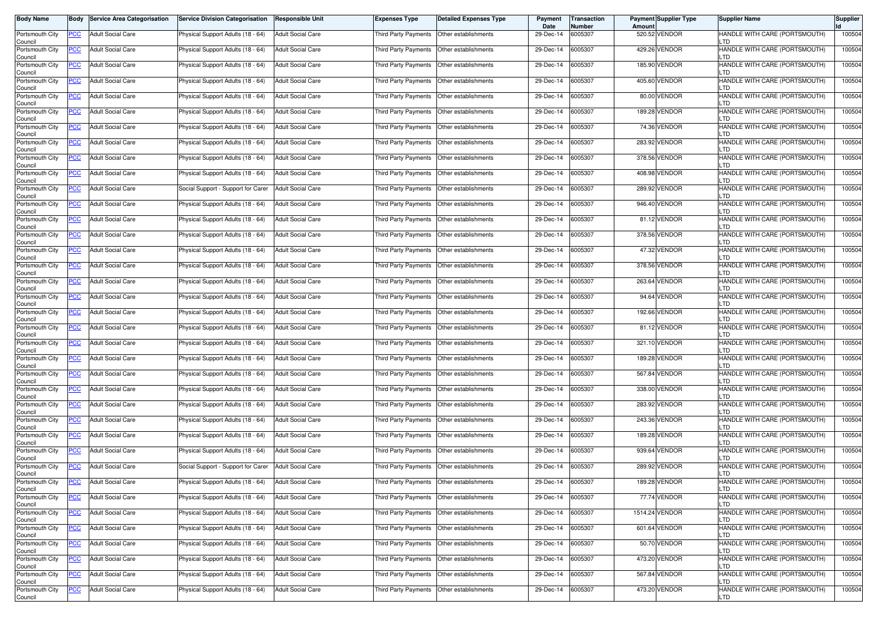| Body Name | Body | Service Area Categorisation | Service Division Categorisation | Responsible Unit | Expenses Type | Detailed Expenses Type | Payment Date | Transaction Number | Payment Amount | Supplier Type | Supplier Name | Supplier Id |
|---|---|---|---|---|---|---|---|---|---|---|---|---|
| Portsmouth City Council | PCC | Adult Social Care | Physical Support Adults (18 - 64) | Adult Social Care | Third Party Payments | Other establishments | 29-Dec-14 | 6005307 | 520.52 | VENDOR | HANDLE WITH CARE (PORTSMOUTH) LTD | 100504 |
| Portsmouth City Council | PCC | Adult Social Care | Physical Support Adults (18 - 64) | Adult Social Care | Third Party Payments | Other establishments | 29-Dec-14 | 6005307 | 429.26 | VENDOR | HANDLE WITH CARE (PORTSMOUTH) LTD | 100504 |
| Portsmouth City Council | PCC | Adult Social Care | Physical Support Adults (18 - 64) | Adult Social Care | Third Party Payments | Other establishments | 29-Dec-14 | 6005307 | 185.90 | VENDOR | HANDLE WITH CARE (PORTSMOUTH) LTD | 100504 |
| Portsmouth City Council | PCC | Adult Social Care | Physical Support Adults (18 - 64) | Adult Social Care | Third Party Payments | Other establishments | 29-Dec-14 | 6005307 | 405.60 | VENDOR | HANDLE WITH CARE (PORTSMOUTH) LTD | 100504 |
| Portsmouth City Council | PCC | Adult Social Care | Physical Support Adults (18 - 64) | Adult Social Care | Third Party Payments | Other establishments | 29-Dec-14 | 6005307 | 80.00 | VENDOR | HANDLE WITH CARE (PORTSMOUTH) LTD | 100504 |
| Portsmouth City Council | PCC | Adult Social Care | Physical Support Adults (18 - 64) | Adult Social Care | Third Party Payments | Other establishments | 29-Dec-14 | 6005307 | 189.28 | VENDOR | HANDLE WITH CARE (PORTSMOUTH) LTD | 100504 |
| Portsmouth City Council | PCC | Adult Social Care | Physical Support Adults (18 - 64) | Adult Social Care | Third Party Payments | Other establishments | 29-Dec-14 | 6005307 | 74.36 | VENDOR | HANDLE WITH CARE (PORTSMOUTH) LTD | 100504 |
| Portsmouth City Council | PCC | Adult Social Care | Physical Support Adults (18 - 64) | Adult Social Care | Third Party Payments | Other establishments | 29-Dec-14 | 6005307 | 283.92 | VENDOR | HANDLE WITH CARE (PORTSMOUTH) LTD | 100504 |
| Portsmouth City Council | PCC | Adult Social Care | Physical Support Adults (18 - 64) | Adult Social Care | Third Party Payments | Other establishments | 29-Dec-14 | 6005307 | 378.56 | VENDOR | HANDLE WITH CARE (PORTSMOUTH) LTD | 100504 |
| Portsmouth City Council | PCC | Adult Social Care | Physical Support Adults (18 - 64) | Adult Social Care | Third Party Payments | Other establishments | 29-Dec-14 | 6005307 | 408.98 | VENDOR | HANDLE WITH CARE (PORTSMOUTH) LTD | 100504 |
| Portsmouth City Council | PCC | Adult Social Care | Social Support - Support for Carer | Adult Social Care | Third Party Payments | Other establishments | 29-Dec-14 | 6005307 | 289.92 | VENDOR | HANDLE WITH CARE (PORTSMOUTH) LTD | 100504 |
| Portsmouth City Council | PCC | Adult Social Care | Physical Support Adults (18 - 64) | Adult Social Care | Third Party Payments | Other establishments | 29-Dec-14 | 6005307 | 946.40 | VENDOR | HANDLE WITH CARE (PORTSMOUTH) LTD | 100504 |
| Portsmouth City Council | PCC | Adult Social Care | Physical Support Adults (18 - 64) | Adult Social Care | Third Party Payments | Other establishments | 29-Dec-14 | 6005307 | 81.12 | VENDOR | HANDLE WITH CARE (PORTSMOUTH) LTD | 100504 |
| Portsmouth City Council | PCC | Adult Social Care | Physical Support Adults (18 - 64) | Adult Social Care | Third Party Payments | Other establishments | 29-Dec-14 | 6005307 | 378.56 | VENDOR | HANDLE WITH CARE (PORTSMOUTH) LTD | 100504 |
| Portsmouth City Council | PCC | Adult Social Care | Physical Support Adults (18 - 64) | Adult Social Care | Third Party Payments | Other establishments | 29-Dec-14 | 6005307 | 47.32 | VENDOR | HANDLE WITH CARE (PORTSMOUTH) LTD | 100504 |
| Portsmouth City Council | PCC | Adult Social Care | Physical Support Adults (18 - 64) | Adult Social Care | Third Party Payments | Other establishments | 29-Dec-14 | 6005307 | 378.56 | VENDOR | HANDLE WITH CARE (PORTSMOUTH) LTD | 100504 |
| Portsmouth City Council | PCC | Adult Social Care | Physical Support Adults (18 - 64) | Adult Social Care | Third Party Payments | Other establishments | 29-Dec-14 | 6005307 | 263.64 | VENDOR | HANDLE WITH CARE (PORTSMOUTH) LTD | 100504 |
| Portsmouth City Council | PCC | Adult Social Care | Physical Support Adults (18 - 64) | Adult Social Care | Third Party Payments | Other establishments | 29-Dec-14 | 6005307 | 94.64 | VENDOR | HANDLE WITH CARE (PORTSMOUTH) LTD | 100504 |
| Portsmouth City Council | PCC | Adult Social Care | Physical Support Adults (18 - 64) | Adult Social Care | Third Party Payments | Other establishments | 29-Dec-14 | 6005307 | 192.66 | VENDOR | HANDLE WITH CARE (PORTSMOUTH) LTD | 100504 |
| Portsmouth City Council | PCC | Adult Social Care | Physical Support Adults (18 - 64) | Adult Social Care | Third Party Payments | Other establishments | 29-Dec-14 | 6005307 | 81.12 | VENDOR | HANDLE WITH CARE (PORTSMOUTH) LTD | 100504 |
| Portsmouth City Council | PCC | Adult Social Care | Physical Support Adults (18 - 64) | Adult Social Care | Third Party Payments | Other establishments | 29-Dec-14 | 6005307 | 321.10 | VENDOR | HANDLE WITH CARE (PORTSMOUTH) LTD | 100504 |
| Portsmouth City Council | PCC | Adult Social Care | Physical Support Adults (18 - 64) | Adult Social Care | Third Party Payments | Other establishments | 29-Dec-14 | 6005307 | 189.28 | VENDOR | HANDLE WITH CARE (PORTSMOUTH) LTD | 100504 |
| Portsmouth City Council | PCC | Adult Social Care | Physical Support Adults (18 - 64) | Adult Social Care | Third Party Payments | Other establishments | 29-Dec-14 | 6005307 | 567.84 | VENDOR | HANDLE WITH CARE (PORTSMOUTH) LTD | 100504 |
| Portsmouth City Council | PCC | Adult Social Care | Physical Support Adults (18 - 64) | Adult Social Care | Third Party Payments | Other establishments | 29-Dec-14 | 6005307 | 338.00 | VENDOR | HANDLE WITH CARE (PORTSMOUTH) LTD | 100504 |
| Portsmouth City Council | PCC | Adult Social Care | Physical Support Adults (18 - 64) | Adult Social Care | Third Party Payments | Other establishments | 29-Dec-14 | 6005307 | 283.92 | VENDOR | HANDLE WITH CARE (PORTSMOUTH) LTD | 100504 |
| Portsmouth City Council | PCC | Adult Social Care | Physical Support Adults (18 - 64) | Adult Social Care | Third Party Payments | Other establishments | 29-Dec-14 | 6005307 | 243.36 | VENDOR | HANDLE WITH CARE (PORTSMOUTH) LTD | 100504 |
| Portsmouth City Council | PCC | Adult Social Care | Physical Support Adults (18 - 64) | Adult Social Care | Third Party Payments | Other establishments | 29-Dec-14 | 6005307 | 189.28 | VENDOR | HANDLE WITH CARE (PORTSMOUTH) LTD | 100504 |
| Portsmouth City Council | PCC | Adult Social Care | Physical Support Adults (18 - 64) | Adult Social Care | Third Party Payments | Other establishments | 29-Dec-14 | 6005307 | 939.64 | VENDOR | HANDLE WITH CARE (PORTSMOUTH) LTD | 100504 |
| Portsmouth City Council | PCC | Adult Social Care | Social Support - Support for Carer | Adult Social Care | Third Party Payments | Other establishments | 29-Dec-14 | 6005307 | 289.92 | VENDOR | HANDLE WITH CARE (PORTSMOUTH) LTD | 100504 |
| Portsmouth City Council | PCC | Adult Social Care | Physical Support Adults (18 - 64) | Adult Social Care | Third Party Payments | Other establishments | 29-Dec-14 | 6005307 | 189.28 | VENDOR | HANDLE WITH CARE (PORTSMOUTH) LTD | 100504 |
| Portsmouth City Council | PCC | Adult Social Care | Physical Support Adults (18 - 64) | Adult Social Care | Third Party Payments | Other establishments | 29-Dec-14 | 6005307 | 77.74 | VENDOR | HANDLE WITH CARE (PORTSMOUTH) LTD | 100504 |
| Portsmouth City Council | PCC | Adult Social Care | Physical Support Adults (18 - 64) | Adult Social Care | Third Party Payments | Other establishments | 29-Dec-14 | 6005307 | 1514.24 | VENDOR | HANDLE WITH CARE (PORTSMOUTH) LTD | 100504 |
| Portsmouth City Council | PCC | Adult Social Care | Physical Support Adults (18 - 64) | Adult Social Care | Third Party Payments | Other establishments | 29-Dec-14 | 6005307 | 601.64 | VENDOR | HANDLE WITH CARE (PORTSMOUTH) LTD | 100504 |
| Portsmouth City Council | PCC | Adult Social Care | Physical Support Adults (18 - 64) | Adult Social Care | Third Party Payments | Other establishments | 29-Dec-14 | 6005307 | 50.70 | VENDOR | HANDLE WITH CARE (PORTSMOUTH) LTD | 100504 |
| Portsmouth City Council | PCC | Adult Social Care | Physical Support Adults (18 - 64) | Adult Social Care | Third Party Payments | Other establishments | 29-Dec-14 | 6005307 | 473.20 | VENDOR | HANDLE WITH CARE (PORTSMOUTH) LTD | 100504 |
| Portsmouth City Council | PCC | Adult Social Care | Physical Support Adults (18 - 64) | Adult Social Care | Third Party Payments | Other establishments | 29-Dec-14 | 6005307 | 567.84 | VENDOR | HANDLE WITH CARE (PORTSMOUTH) LTD | 100504 |
| Portsmouth City Council | PCC | Adult Social Care | Physical Support Adults (18 - 64) | Adult Social Care | Third Party Payments | Other establishments | 29-Dec-14 | 6005307 | 473.20 | VENDOR | HANDLE WITH CARE (PORTSMOUTH) LTD | 100504 |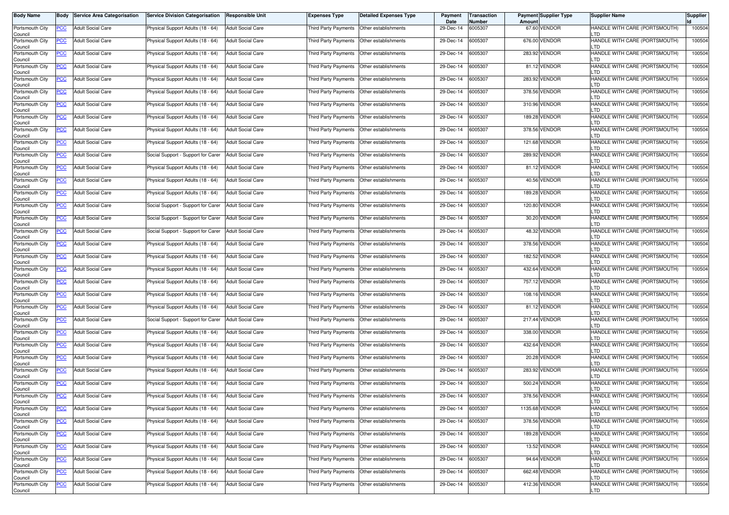| Body Name | Body | Service Area Categorisation | Service Division Categorisation | Responsible Unit | Expenses Type | Detailed Expenses Type | Payment Date | Transaction Number | Payment Amount | Supplier Type | Supplier Name | Supplier Id |
|---|---|---|---|---|---|---|---|---|---|---|---|---|
| Portsmouth City Council | PCC | Adult Social Care | Physical Support Adults (18 - 64) | Adult Social Care | Third Party Payments | Other establishments | 29-Dec-14 | 6005307 | 67.60 | VENDOR | HANDLE WITH CARE (PORTSMOUTH) LTD | 100504 |
| Portsmouth City Council | PCC | Adult Social Care | Physical Support Adults (18 - 64) | Adult Social Care | Third Party Payments | Other establishments | 29-Dec-14 | 6005307 | 676.00 | VENDOR | HANDLE WITH CARE (PORTSMOUTH) LTD | 100504 |
| Portsmouth City Council | PCC | Adult Social Care | Physical Support Adults (18 - 64) | Adult Social Care | Third Party Payments | Other establishments | 29-Dec-14 | 6005307 | 283.92 | VENDOR | HANDLE WITH CARE (PORTSMOUTH) LTD | 100504 |
| Portsmouth City Council | PCC | Adult Social Care | Physical Support Adults (18 - 64) | Adult Social Care | Third Party Payments | Other establishments | 29-Dec-14 | 6005307 | 81.12 | VENDOR | HANDLE WITH CARE (PORTSMOUTH) LTD | 100504 |
| Portsmouth City Council | PCC | Adult Social Care | Physical Support Adults (18 - 64) | Adult Social Care | Third Party Payments | Other establishments | 29-Dec-14 | 6005307 | 283.92 | VENDOR | HANDLE WITH CARE (PORTSMOUTH) LTD | 100504 |
| Portsmouth City Council | PCC | Adult Social Care | Physical Support Adults (18 - 64) | Adult Social Care | Third Party Payments | Other establishments | 29-Dec-14 | 6005307 | 378.56 | VENDOR | HANDLE WITH CARE (PORTSMOUTH) LTD | 100504 |
| Portsmouth City Council | PCC | Adult Social Care | Physical Support Adults (18 - 64) | Adult Social Care | Third Party Payments | Other establishments | 29-Dec-14 | 6005307 | 310.96 | VENDOR | HANDLE WITH CARE (PORTSMOUTH) LTD | 100504 |
| Portsmouth City Council | PCC | Adult Social Care | Physical Support Adults (18 - 64) | Adult Social Care | Third Party Payments | Other establishments | 29-Dec-14 | 6005307 | 189.28 | VENDOR | HANDLE WITH CARE (PORTSMOUTH) LTD | 100504 |
| Portsmouth City Council | PCC | Adult Social Care | Physical Support Adults (18 - 64) | Adult Social Care | Third Party Payments | Other establishments | 29-Dec-14 | 6005307 | 378.56 | VENDOR | HANDLE WITH CARE (PORTSMOUTH) LTD | 100504 |
| Portsmouth City Council | PCC | Adult Social Care | Physical Support Adults (18 - 64) | Adult Social Care | Third Party Payments | Other establishments | 29-Dec-14 | 6005307 | 121.68 | VENDOR | HANDLE WITH CARE (PORTSMOUTH) LTD | 100504 |
| Portsmouth City Council | PCC | Adult Social Care | Social Support - Support for Carer | Adult Social Care | Third Party Payments | Other establishments | 29-Dec-14 | 6005307 | 289.92 | VENDOR | HANDLE WITH CARE (PORTSMOUTH) LTD | 100504 |
| Portsmouth City Council | PCC | Adult Social Care | Physical Support Adults (18 - 64) | Adult Social Care | Third Party Payments | Other establishments | 29-Dec-14 | 6005307 | 81.12 | VENDOR | HANDLE WITH CARE (PORTSMOUTH) LTD | 100504 |
| Portsmouth City Council | PCC | Adult Social Care | Physical Support Adults (18 - 64) | Adult Social Care | Third Party Payments | Other establishments | 29-Dec-14 | 6005307 | 40.56 | VENDOR | HANDLE WITH CARE (PORTSMOUTH) LTD | 100504 |
| Portsmouth City Council | PCC | Adult Social Care | Physical Support Adults (18 - 64) | Adult Social Care | Third Party Payments | Other establishments | 29-Dec-14 | 6005307 | 189.28 | VENDOR | HANDLE WITH CARE (PORTSMOUTH) LTD | 100504 |
| Portsmouth City Council | PCC | Adult Social Care | Social Support - Support for Carer | Adult Social Care | Third Party Payments | Other establishments | 29-Dec-14 | 6005307 | 120.80 | VENDOR | HANDLE WITH CARE (PORTSMOUTH) LTD | 100504 |
| Portsmouth City Council | PCC | Adult Social Care | Social Support - Support for Carer | Adult Social Care | Third Party Payments | Other establishments | 29-Dec-14 | 6005307 | 30.20 | VENDOR | HANDLE WITH CARE (PORTSMOUTH) LTD | 100504 |
| Portsmouth City Council | PCC | Adult Social Care | Social Support - Support for Carer | Adult Social Care | Third Party Payments | Other establishments | 29-Dec-14 | 6005307 | 48.32 | VENDOR | HANDLE WITH CARE (PORTSMOUTH) LTD | 100504 |
| Portsmouth City Council | PCC | Adult Social Care | Physical Support Adults (18 - 64) | Adult Social Care | Third Party Payments | Other establishments | 29-Dec-14 | 6005307 | 378.56 | VENDOR | HANDLE WITH CARE (PORTSMOUTH) LTD | 100504 |
| Portsmouth City Council | PCC | Adult Social Care | Physical Support Adults (18 - 64) | Adult Social Care | Third Party Payments | Other establishments | 29-Dec-14 | 6005307 | 182.52 | VENDOR | HANDLE WITH CARE (PORTSMOUTH) LTD | 100504 |
| Portsmouth City Council | PCC | Adult Social Care | Physical Support Adults (18 - 64) | Adult Social Care | Third Party Payments | Other establishments | 29-Dec-14 | 6005307 | 432.64 | VENDOR | HANDLE WITH CARE (PORTSMOUTH) LTD | 100504 |
| Portsmouth City Council | PCC | Adult Social Care | Physical Support Adults (18 - 64) | Adult Social Care | Third Party Payments | Other establishments | 29-Dec-14 | 6005307 | 757.12 | VENDOR | HANDLE WITH CARE (PORTSMOUTH) LTD | 100504 |
| Portsmouth City Council | PCC | Adult Social Care | Physical Support Adults (18 - 64) | Adult Social Care | Third Party Payments | Other establishments | 29-Dec-14 | 6005307 | 108.16 | VENDOR | HANDLE WITH CARE (PORTSMOUTH) LTD | 100504 |
| Portsmouth City Council | PCC | Adult Social Care | Physical Support Adults (18 - 64) | Adult Social Care | Third Party Payments | Other establishments | 29-Dec-14 | 6005307 | 81.12 | VENDOR | HANDLE WITH CARE (PORTSMOUTH) LTD | 100504 |
| Portsmouth City Council | PCC | Adult Social Care | Social Support - Support for Carer | Adult Social Care | Third Party Payments | Other establishments | 29-Dec-14 | 6005307 | 217.44 | VENDOR | HANDLE WITH CARE (PORTSMOUTH) LTD | 100504 |
| Portsmouth City Council | PCC | Adult Social Care | Physical Support Adults (18 - 64) | Adult Social Care | Third Party Payments | Other establishments | 29-Dec-14 | 6005307 | 338.00 | VENDOR | HANDLE WITH CARE (PORTSMOUTH) LTD | 100504 |
| Portsmouth City Council | PCC | Adult Social Care | Physical Support Adults (18 - 64) | Adult Social Care | Third Party Payments | Other establishments | 29-Dec-14 | 6005307 | 432.64 | VENDOR | HANDLE WITH CARE (PORTSMOUTH) LTD | 100504 |
| Portsmouth City Council | PCC | Adult Social Care | Physical Support Adults (18 - 64) | Adult Social Care | Third Party Payments | Other establishments | 29-Dec-14 | 6005307 | 20.28 | VENDOR | HANDLE WITH CARE (PORTSMOUTH) LTD | 100504 |
| Portsmouth City Council | PCC | Adult Social Care | Physical Support Adults (18 - 64) | Adult Social Care | Third Party Payments | Other establishments | 29-Dec-14 | 6005307 | 283.92 | VENDOR | HANDLE WITH CARE (PORTSMOUTH) LTD | 100504 |
| Portsmouth City Council | PCC | Adult Social Care | Physical Support Adults (18 - 64) | Adult Social Care | Third Party Payments | Other establishments | 29-Dec-14 | 6005307 | 500.24 | VENDOR | HANDLE WITH CARE (PORTSMOUTH) LTD | 100504 |
| Portsmouth City Council | PCC | Adult Social Care | Physical Support Adults (18 - 64) | Adult Social Care | Third Party Payments | Other establishments | 29-Dec-14 | 6005307 | 378.56 | VENDOR | HANDLE WITH CARE (PORTSMOUTH) LTD | 100504 |
| Portsmouth City Council | PCC | Adult Social Care | Physical Support Adults (18 - 64) | Adult Social Care | Third Party Payments | Other establishments | 29-Dec-14 | 6005307 | 1135.68 | VENDOR | HANDLE WITH CARE (PORTSMOUTH) LTD | 100504 |
| Portsmouth City Council | PCC | Adult Social Care | Physical Support Adults (18 - 64) | Adult Social Care | Third Party Payments | Other establishments | 29-Dec-14 | 6005307 | 378.56 | VENDOR | HANDLE WITH CARE (PORTSMOUTH) LTD | 100504 |
| Portsmouth City Council | PCC | Adult Social Care | Physical Support Adults (18 - 64) | Adult Social Care | Third Party Payments | Other establishments | 29-Dec-14 | 6005307 | 189.28 | VENDOR | HANDLE WITH CARE (PORTSMOUTH) LTD | 100504 |
| Portsmouth City Council | PCC | Adult Social Care | Physical Support Adults (18 - 64) | Adult Social Care | Third Party Payments | Other establishments | 29-Dec-14 | 6005307 | 13.52 | VENDOR | HANDLE WITH CARE (PORTSMOUTH) LTD | 100504 |
| Portsmouth City Council | PCC | Adult Social Care | Physical Support Adults (18 - 64) | Adult Social Care | Third Party Payments | Other establishments | 29-Dec-14 | 6005307 | 94.64 | VENDOR | HANDLE WITH CARE (PORTSMOUTH) LTD | 100504 |
| Portsmouth City Council | PCC | Adult Social Care | Physical Support Adults (18 - 64) | Adult Social Care | Third Party Payments | Other establishments | 29-Dec-14 | 6005307 | 662.48 | VENDOR | HANDLE WITH CARE (PORTSMOUTH) LTD | 100504 |
| Portsmouth City Council | PCC | Adult Social Care | Physical Support Adults (18 - 64) | Adult Social Care | Third Party Payments | Other establishments | 29-Dec-14 | 6005307 | 412.36 | VENDOR | HANDLE WITH CARE (PORTSMOUTH) LTD | 100504 |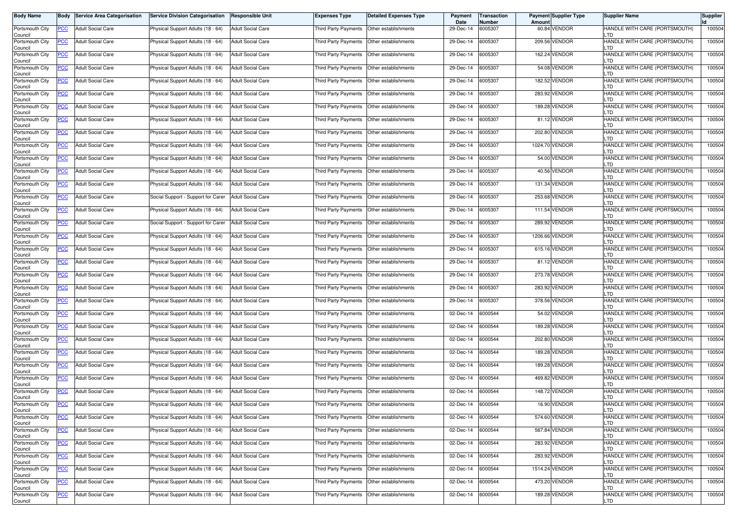| Body Name | Body | Service Area Categorisation | Service Division Categorisation | Responsible Unit | Expenses Type | Detailed Expenses Type | Payment Date | Transaction Number | Payment Amount | Supplier Type | Supplier Name | Supplier Id |
|---|---|---|---|---|---|---|---|---|---|---|---|---|
| Portsmouth City Council | PCC | Adult Social Care | Physical Support Adults (18 - 64) | Adult Social Care | Third Party Payments | Other establishments | 29-Dec-14 | 6005307 | 60.84 | VENDOR | HANDLE WITH CARE (PORTSMOUTH) LTD | 100504 |
| Portsmouth City Council | PCC | Adult Social Care | Physical Support Adults (18 - 64) | Adult Social Care | Third Party Payments | Other establishments | 29-Dec-14 | 6005307 | 209.56 | VENDOR | HANDLE WITH CARE (PORTSMOUTH) LTD | 100504 |
| Portsmouth City Council | PCC | Adult Social Care | Physical Support Adults (18 - 64) | Adult Social Care | Third Party Payments | Other establishments | 29-Dec-14 | 6005307 | 162.24 | VENDOR | HANDLE WITH CARE (PORTSMOUTH) LTD | 100504 |
| Portsmouth City Council | PCC | Adult Social Care | Physical Support Adults (18 - 64) | Adult Social Care | Third Party Payments | Other establishments | 29-Dec-14 | 6005307 | 54.08 | VENDOR | HANDLE WITH CARE (PORTSMOUTH) LTD | 100504 |
| Portsmouth City Council | PCC | Adult Social Care | Physical Support Adults (18 - 64) | Adult Social Care | Third Party Payments | Other establishments | 29-Dec-14 | 6005307 | 182.52 | VENDOR | HANDLE WITH CARE (PORTSMOUTH) LTD | 100504 |
| Portsmouth City Council | PCC | Adult Social Care | Physical Support Adults (18 - 64) | Adult Social Care | Third Party Payments | Other establishments | 29-Dec-14 | 6005307 | 283.92 | VENDOR | HANDLE WITH CARE (PORTSMOUTH) LTD | 100504 |
| Portsmouth City Council | PCC | Adult Social Care | Physical Support Adults (18 - 64) | Adult Social Care | Third Party Payments | Other establishments | 29-Dec-14 | 6005307 | 189.28 | VENDOR | HANDLE WITH CARE (PORTSMOUTH) LTD | 100504 |
| Portsmouth City Council | PCC | Adult Social Care | Physical Support Adults (18 - 64) | Adult Social Care | Third Party Payments | Other establishments | 29-Dec-14 | 6005307 | 81.12 | VENDOR | HANDLE WITH CARE (PORTSMOUTH) LTD | 100504 |
| Portsmouth City Council | PCC | Adult Social Care | Physical Support Adults (18 - 64) | Adult Social Care | Third Party Payments | Other establishments | 29-Dec-14 | 6005307 | 202.80 | VENDOR | HANDLE WITH CARE (PORTSMOUTH) LTD | 100504 |
| Portsmouth City Council | PCC | Adult Social Care | Physical Support Adults (18 - 64) | Adult Social Care | Third Party Payments | Other establishments | 29-Dec-14 | 6005307 | 1024.70 | VENDOR | HANDLE WITH CARE (PORTSMOUTH) LTD | 100504 |
| Portsmouth City Council | PCC | Adult Social Care | Physical Support Adults (18 - 64) | Adult Social Care | Third Party Payments | Other establishments | 29-Dec-14 | 6005307 | 54.00 | VENDOR | HANDLE WITH CARE (PORTSMOUTH) LTD | 100504 |
| Portsmouth City Council | PCC | Adult Social Care | Physical Support Adults (18 - 64) | Adult Social Care | Third Party Payments | Other establishments | 29-Dec-14 | 6005307 | 40.56 | VENDOR | HANDLE WITH CARE (PORTSMOUTH) LTD | 100504 |
| Portsmouth City Council | PCC | Adult Social Care | Physical Support Adults (18 - 64) | Adult Social Care | Third Party Payments | Other establishments | 29-Dec-14 | 6005307 | 131.34 | VENDOR | HANDLE WITH CARE (PORTSMOUTH) LTD | 100504 |
| Portsmouth City Council | PCC | Adult Social Care | Social Support - Support for Carer | Adult Social Care | Third Party Payments | Other establishments | 29-Dec-14 | 6005307 | 253.68 | VENDOR | HANDLE WITH CARE (PORTSMOUTH) LTD | 100504 |
| Portsmouth City Council | PCC | Adult Social Care | Physical Support Adults (18 - 64) | Adult Social Care | Third Party Payments | Other establishments | 29-Dec-14 | 6005307 | 111.54 | VENDOR | HANDLE WITH CARE (PORTSMOUTH) LTD | 100504 |
| Portsmouth City Council | PCC | Adult Social Care | Social Support - Support for Carer | Adult Social Care | Third Party Payments | Other establishments | 29-Dec-14 | 6005307 | 289.92 | VENDOR | HANDLE WITH CARE (PORTSMOUTH) LTD | 100504 |
| Portsmouth City Council | PCC | Adult Social Care | Physical Support Adults (18 - 64) | Adult Social Care | Third Party Payments | Other establishments | 29-Dec-14 | 6005307 | 1206.66 | VENDOR | HANDLE WITH CARE (PORTSMOUTH) LTD | 100504 |
| Portsmouth City Council | PCC | Adult Social Care | Physical Support Adults (18 - 64) | Adult Social Care | Third Party Payments | Other establishments | 29-Dec-14 | 6005307 | 615.16 | VENDOR | HANDLE WITH CARE (PORTSMOUTH) LTD | 100504 |
| Portsmouth City Council | PCC | Adult Social Care | Physical Support Adults (18 - 64) | Adult Social Care | Third Party Payments | Other establishments | 29-Dec-14 | 6005307 | 81.12 | VENDOR | HANDLE WITH CARE (PORTSMOUTH) LTD | 100504 |
| Portsmouth City Council | PCC | Adult Social Care | Physical Support Adults (18 - 64) | Adult Social Care | Third Party Payments | Other establishments | 29-Dec-14 | 6005307 | 273.78 | VENDOR | HANDLE WITH CARE (PORTSMOUTH) LTD | 100504 |
| Portsmouth City Council | PCC | Adult Social Care | Physical Support Adults (18 - 64) | Adult Social Care | Third Party Payments | Other establishments | 29-Dec-14 | 6005307 | 283.92 | VENDOR | HANDLE WITH CARE (PORTSMOUTH) LTD | 100504 |
| Portsmouth City Council | PCC | Adult Social Care | Physical Support Adults (18 - 64) | Adult Social Care | Third Party Payments | Other establishments | 29-Dec-14 | 6005307 | 378.56 | VENDOR | HANDLE WITH CARE (PORTSMOUTH) LTD | 100504 |
| Portsmouth City Council | PCC | Adult Social Care | Physical Support Adults (18 - 64) | Adult Social Care | Third Party Payments | Other establishments | 02-Dec-14 | 6000544 | 54.02 | VENDOR | HANDLE WITH CARE (PORTSMOUTH) LTD | 100504 |
| Portsmouth City Council | PCC | Adult Social Care | Physical Support Adults (18 - 64) | Adult Social Care | Third Party Payments | Other establishments | 02-Dec-14 | 6000544 | 189.28 | VENDOR | HANDLE WITH CARE (PORTSMOUTH) LTD | 100504 |
| Portsmouth City Council | PCC | Adult Social Care | Physical Support Adults (18 - 64) | Adult Social Care | Third Party Payments | Other establishments | 02-Dec-14 | 6000544 | 202.80 | VENDOR | HANDLE WITH CARE (PORTSMOUTH) LTD | 100504 |
| Portsmouth City Council | PCC | Adult Social Care | Physical Support Adults (18 - 64) | Adult Social Care | Third Party Payments | Other establishments | 02-Dec-14 | 6000544 | 189.28 | VENDOR | HANDLE WITH CARE (PORTSMOUTH) LTD | 100504 |
| Portsmouth City Council | PCC | Adult Social Care | Physical Support Adults (18 - 64) | Adult Social Care | Third Party Payments | Other establishments | 02-Dec-14 | 6000544 | 189.28 | VENDOR | HANDLE WITH CARE (PORTSMOUTH) LTD | 100504 |
| Portsmouth City Council | PCC | Adult Social Care | Physical Support Adults (18 - 64) | Adult Social Care | Third Party Payments | Other establishments | 02-Dec-14 | 6000544 | 469.82 | VENDOR | HANDLE WITH CARE (PORTSMOUTH) LTD | 100504 |
| Portsmouth City Council | PCC | Adult Social Care | Physical Support Adults (18 - 64) | Adult Social Care | Third Party Payments | Other establishments | 02-Dec-14 | 6000544 | 148.72 | VENDOR | HANDLE WITH CARE (PORTSMOUTH) LTD | 100504 |
| Portsmouth City Council | PCC | Adult Social Care | Physical Support Adults (18 - 64) | Adult Social Care | Third Party Payments | Other establishments | 02-Dec-14 | 6000544 | 16.90 | VENDOR | HANDLE WITH CARE (PORTSMOUTH) LTD | 100504 |
| Portsmouth City Council | PCC | Adult Social Care | Physical Support Adults (18 - 64) | Adult Social Care | Third Party Payments | Other establishments | 02-Dec-14 | 6000544 | 574.60 | VENDOR | HANDLE WITH CARE (PORTSMOUTH) LTD | 100504 |
| Portsmouth City Council | PCC | Adult Social Care | Physical Support Adults (18 - 64) | Adult Social Care | Third Party Payments | Other establishments | 02-Dec-14 | 6000544 | 567.84 | VENDOR | HANDLE WITH CARE (PORTSMOUTH) LTD | 100504 |
| Portsmouth City Council | PCC | Adult Social Care | Physical Support Adults (18 - 64) | Adult Social Care | Third Party Payments | Other establishments | 02-Dec-14 | 6000544 | 283.92 | VENDOR | HANDLE WITH CARE (PORTSMOUTH) LTD | 100504 |
| Portsmouth City Council | PCC | Adult Social Care | Physical Support Adults (18 - 64) | Adult Social Care | Third Party Payments | Other establishments | 02-Dec-14 | 6000544 | 283.92 | VENDOR | HANDLE WITH CARE (PORTSMOUTH) LTD | 100504 |
| Portsmouth City Council | PCC | Adult Social Care | Physical Support Adults (18 - 64) | Adult Social Care | Third Party Payments | Other establishments | 02-Dec-14 | 6000544 | 1514.24 | VENDOR | HANDLE WITH CARE (PORTSMOUTH) LTD | 100504 |
| Portsmouth City Council | PCC | Adult Social Care | Physical Support Adults (18 - 64) | Adult Social Care | Third Party Payments | Other establishments | 02-Dec-14 | 6000544 | 473.20 | VENDOR | HANDLE WITH CARE (PORTSMOUTH) LTD | 100504 |
| Portsmouth City Council | PCC | Adult Social Care | Physical Support Adults (18 - 64) | Adult Social Care | Third Party Payments | Other establishments | 02-Dec-14 | 6000544 | 189.28 | VENDOR | HANDLE WITH CARE (PORTSMOUTH) LTD | 100504 |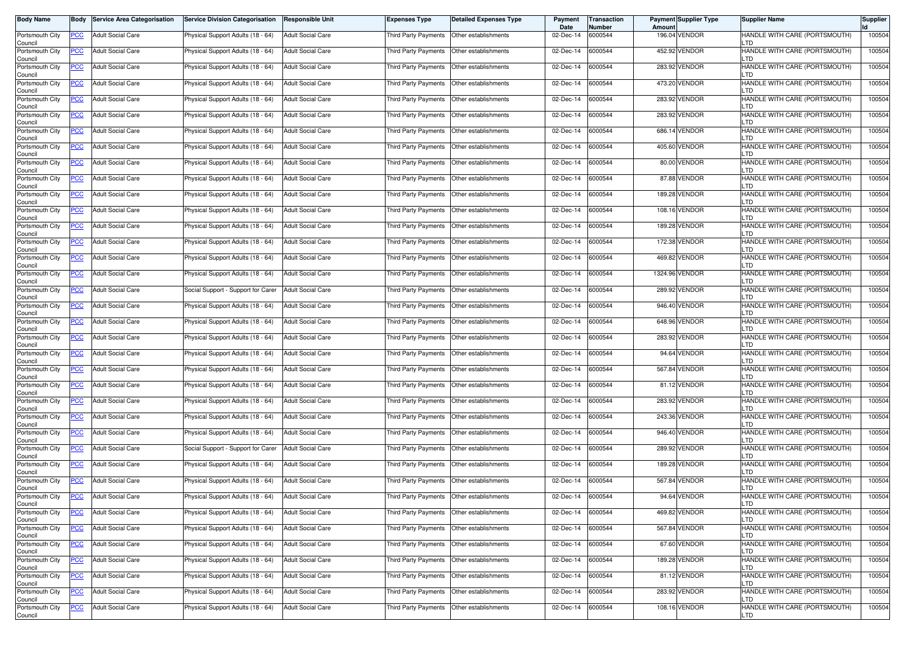| Body Name | Body | Service Area Categorisation | Service Division Categorisation | Responsible Unit | Expenses Type | Detailed Expenses Type | Payment Date | Transaction Number | Payment Amount | Supplier Type | Supplier Name | Supplier Id |
|---|---|---|---|---|---|---|---|---|---|---|---|---|
| Portsmouth City Council | PCC | Adult Social Care | Physical Support Adults (18 - 64) | Adult Social Care | Third Party Payments | Other establishments | 02-Dec-14 | 6000544 | 196.04 | VENDOR | HANDLE WITH CARE (PORTSMOUTH) LTD | 100504 |
| Portsmouth City Council | PCC | Adult Social Care | Physical Support Adults (18 - 64) | Adult Social Care | Third Party Payments | Other establishments | 02-Dec-14 | 6000544 | 452.92 | VENDOR | HANDLE WITH CARE (PORTSMOUTH) LTD | 100504 |
| Portsmouth City Council | PCC | Adult Social Care | Physical Support Adults (18 - 64) | Adult Social Care | Third Party Payments | Other establishments | 02-Dec-14 | 6000544 | 283.92 | VENDOR | HANDLE WITH CARE (PORTSMOUTH) LTD | 100504 |
| Portsmouth City Council | PCC | Adult Social Care | Physical Support Adults (18 - 64) | Adult Social Care | Third Party Payments | Other establishments | 02-Dec-14 | 6000544 | 473.20 | VENDOR | HANDLE WITH CARE (PORTSMOUTH) LTD | 100504 |
| Portsmouth City Council | PCC | Adult Social Care | Physical Support Adults (18 - 64) | Adult Social Care | Third Party Payments | Other establishments | 02-Dec-14 | 6000544 | 283.92 | VENDOR | HANDLE WITH CARE (PORTSMOUTH) LTD | 100504 |
| Portsmouth City Council | PCC | Adult Social Care | Physical Support Adults (18 - 64) | Adult Social Care | Third Party Payments | Other establishments | 02-Dec-14 | 6000544 | 283.92 | VENDOR | HANDLE WITH CARE (PORTSMOUTH) LTD | 100504 |
| Portsmouth City Council | PCC | Adult Social Care | Physical Support Adults (18 - 64) | Adult Social Care | Third Party Payments | Other establishments | 02-Dec-14 | 6000544 | 686.14 | VENDOR | HANDLE WITH CARE (PORTSMOUTH) LTD | 100504 |
| Portsmouth City Council | PCC | Adult Social Care | Physical Support Adults (18 - 64) | Adult Social Care | Third Party Payments | Other establishments | 02-Dec-14 | 6000544 | 405.60 | VENDOR | HANDLE WITH CARE (PORTSMOUTH) LTD | 100504 |
| Portsmouth City Council | PCC | Adult Social Care | Physical Support Adults (18 - 64) | Adult Social Care | Third Party Payments | Other establishments | 02-Dec-14 | 6000544 | 80.00 | VENDOR | HANDLE WITH CARE (PORTSMOUTH) LTD | 100504 |
| Portsmouth City Council | PCC | Adult Social Care | Physical Support Adults (18 - 64) | Adult Social Care | Third Party Payments | Other establishments | 02-Dec-14 | 6000544 | 87.88 | VENDOR | HANDLE WITH CARE (PORTSMOUTH) LTD | 100504 |
| Portsmouth City Council | PCC | Adult Social Care | Physical Support Adults (18 - 64) | Adult Social Care | Third Party Payments | Other establishments | 02-Dec-14 | 6000544 | 189.28 | VENDOR | HANDLE WITH CARE (PORTSMOUTH) LTD | 100504 |
| Portsmouth City Council | PCC | Adult Social Care | Physical Support Adults (18 - 64) | Adult Social Care | Third Party Payments | Other establishments | 02-Dec-14 | 6000544 | 108.16 | VENDOR | HANDLE WITH CARE (PORTSMOUTH) LTD | 100504 |
| Portsmouth City Council | PCC | Adult Social Care | Physical Support Adults (18 - 64) | Adult Social Care | Third Party Payments | Other establishments | 02-Dec-14 | 6000544 | 189.28 | VENDOR | HANDLE WITH CARE (PORTSMOUTH) LTD | 100504 |
| Portsmouth City Council | PCC | Adult Social Care | Physical Support Adults (18 - 64) | Adult Social Care | Third Party Payments | Other establishments | 02-Dec-14 | 6000544 | 172.38 | VENDOR | HANDLE WITH CARE (PORTSMOUTH) LTD | 100504 |
| Portsmouth City Council | PCC | Adult Social Care | Physical Support Adults (18 - 64) | Adult Social Care | Third Party Payments | Other establishments | 02-Dec-14 | 6000544 | 469.82 | VENDOR | HANDLE WITH CARE (PORTSMOUTH) LTD | 100504 |
| Portsmouth City Council | PCC | Adult Social Care | Physical Support Adults (18 - 64) | Adult Social Care | Third Party Payments | Other establishments | 02-Dec-14 | 6000544 | 1324.96 | VENDOR | HANDLE WITH CARE (PORTSMOUTH) LTD | 100504 |
| Portsmouth City Council | PCC | Adult Social Care | Social Support - Support for Carer | Adult Social Care | Third Party Payments | Other establishments | 02-Dec-14 | 6000544 | 289.92 | VENDOR | HANDLE WITH CARE (PORTSMOUTH) LTD | 100504 |
| Portsmouth City Council | PCC | Adult Social Care | Physical Support Adults (18 - 64) | Adult Social Care | Third Party Payments | Other establishments | 02-Dec-14 | 6000544 | 946.40 | VENDOR | HANDLE WITH CARE (PORTSMOUTH) LTD | 100504 |
| Portsmouth City Council | PCC | Adult Social Care | Physical Support Adults (18 - 64) | Adult Social Care | Third Party Payments | Other establishments | 02-Dec-14 | 6000544 | 648.96 | VENDOR | HANDLE WITH CARE (PORTSMOUTH) LTD | 100504 |
| Portsmouth City Council | PCC | Adult Social Care | Physical Support Adults (18 - 64) | Adult Social Care | Third Party Payments | Other establishments | 02-Dec-14 | 6000544 | 283.92 | VENDOR | HANDLE WITH CARE (PORTSMOUTH) LTD | 100504 |
| Portsmouth City Council | PCC | Adult Social Care | Physical Support Adults (18 - 64) | Adult Social Care | Third Party Payments | Other establishments | 02-Dec-14 | 6000544 | 94.64 | VENDOR | HANDLE WITH CARE (PORTSMOUTH) LTD | 100504 |
| Portsmouth City Council | PCC | Adult Social Care | Physical Support Adults (18 - 64) | Adult Social Care | Third Party Payments | Other establishments | 02-Dec-14 | 6000544 | 567.84 | VENDOR | HANDLE WITH CARE (PORTSMOUTH) LTD | 100504 |
| Portsmouth City Council | PCC | Adult Social Care | Physical Support Adults (18 - 64) | Adult Social Care | Third Party Payments | Other establishments | 02-Dec-14 | 6000544 | 81.12 | VENDOR | HANDLE WITH CARE (PORTSMOUTH) LTD | 100504 |
| Portsmouth City Council | PCC | Adult Social Care | Physical Support Adults (18 - 64) | Adult Social Care | Third Party Payments | Other establishments | 02-Dec-14 | 6000544 | 283.92 | VENDOR | HANDLE WITH CARE (PORTSMOUTH) LTD | 100504 |
| Portsmouth City Council | PCC | Adult Social Care | Physical Support Adults (18 - 64) | Adult Social Care | Third Party Payments | Other establishments | 02-Dec-14 | 6000544 | 243.36 | VENDOR | HANDLE WITH CARE (PORTSMOUTH) LTD | 100504 |
| Portsmouth City Council | PCC | Adult Social Care | Physical Support Adults (18 - 64) | Adult Social Care | Third Party Payments | Other establishments | 02-Dec-14 | 6000544 | 946.40 | VENDOR | HANDLE WITH CARE (PORTSMOUTH) LTD | 100504 |
| Portsmouth City Council | PCC | Adult Social Care | Social Support - Support for Carer | Adult Social Care | Third Party Payments | Other establishments | 02-Dec-14 | 6000544 | 289.92 | VENDOR | HANDLE WITH CARE (PORTSMOUTH) LTD | 100504 |
| Portsmouth City Council | PCC | Adult Social Care | Physical Support Adults (18 - 64) | Adult Social Care | Third Party Payments | Other establishments | 02-Dec-14 | 6000544 | 189.28 | VENDOR | HANDLE WITH CARE (PORTSMOUTH) LTD | 100504 |
| Portsmouth City Council | PCC | Adult Social Care | Physical Support Adults (18 - 64) | Adult Social Care | Third Party Payments | Other establishments | 02-Dec-14 | 6000544 | 567.84 | VENDOR | HANDLE WITH CARE (PORTSMOUTH) LTD | 100504 |
| Portsmouth City Council | PCC | Adult Social Care | Physical Support Adults (18 - 64) | Adult Social Care | Third Party Payments | Other establishments | 02-Dec-14 | 6000544 | 94.64 | VENDOR | HANDLE WITH CARE (PORTSMOUTH) LTD | 100504 |
| Portsmouth City Council | PCC | Adult Social Care | Physical Support Adults (18 - 64) | Adult Social Care | Third Party Payments | Other establishments | 02-Dec-14 | 6000544 | 469.82 | VENDOR | HANDLE WITH CARE (PORTSMOUTH) LTD | 100504 |
| Portsmouth City Council | PCC | Adult Social Care | Physical Support Adults (18 - 64) | Adult Social Care | Third Party Payments | Other establishments | 02-Dec-14 | 6000544 | 567.84 | VENDOR | HANDLE WITH CARE (PORTSMOUTH) LTD | 100504 |
| Portsmouth City Council | PCC | Adult Social Care | Physical Support Adults (18 - 64) | Adult Social Care | Third Party Payments | Other establishments | 02-Dec-14 | 6000544 | 67.60 | VENDOR | HANDLE WITH CARE (PORTSMOUTH) LTD | 100504 |
| Portsmouth City Council | PCC | Adult Social Care | Physical Support Adults (18 - 64) | Adult Social Care | Third Party Payments | Other establishments | 02-Dec-14 | 6000544 | 189.28 | VENDOR | HANDLE WITH CARE (PORTSMOUTH) LTD | 100504 |
| Portsmouth City Council | PCC | Adult Social Care | Physical Support Adults (18 - 64) | Adult Social Care | Third Party Payments | Other establishments | 02-Dec-14 | 6000544 | 81.12 | VENDOR | HANDLE WITH CARE (PORTSMOUTH) LTD | 100504 |
| Portsmouth City Council | PCC | Adult Social Care | Physical Support Adults (18 - 64) | Adult Social Care | Third Party Payments | Other establishments | 02-Dec-14 | 6000544 | 283.92 | VENDOR | HANDLE WITH CARE (PORTSMOUTH) LTD | 100504 |
| Portsmouth City Council | PCC | Adult Social Care | Physical Support Adults (18 - 64) | Adult Social Care | Third Party Payments | Other establishments | 02-Dec-14 | 6000544 | 108.16 | VENDOR | HANDLE WITH CARE (PORTSMOUTH) LTD | 100504 |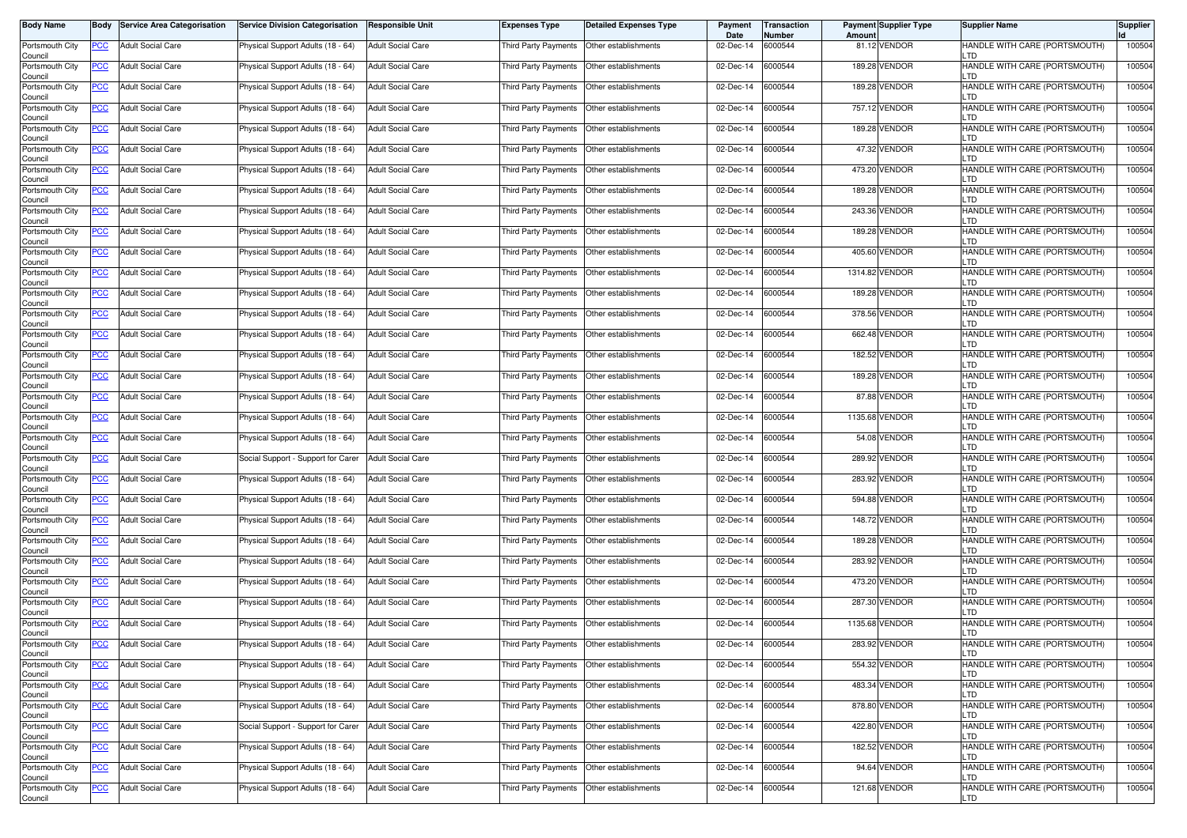| Body Name | Body | Service Area Categorisation | Service Division Categorisation | Responsible Unit | Expenses Type | Detailed Expenses Type | Payment Date | Transaction Number | Payment Amount | Supplier Type | Supplier Name | Supplier Id |
|---|---|---|---|---|---|---|---|---|---|---|---|---|
| Portsmouth City Council | PCC | Adult Social Care | Physical Support Adults (18 - 64) | Adult Social Care | Third Party Payments | Other establishments | 02-Dec-14 | 6000544 | 81.12 | VENDOR | HANDLE WITH CARE (PORTSMOUTH) LTD | 100504 |
| Portsmouth City Council | PCC | Adult Social Care | Physical Support Adults (18 - 64) | Adult Social Care | Third Party Payments | Other establishments | 02-Dec-14 | 6000544 | 189.28 | VENDOR | HANDLE WITH CARE (PORTSMOUTH) LTD | 100504 |
| Portsmouth City Council | PCC | Adult Social Care | Physical Support Adults (18 - 64) | Adult Social Care | Third Party Payments | Other establishments | 02-Dec-14 | 6000544 | 189.28 | VENDOR | HANDLE WITH CARE (PORTSMOUTH) LTD | 100504 |
| Portsmouth City Council | PCC | Adult Social Care | Physical Support Adults (18 - 64) | Adult Social Care | Third Party Payments | Other establishments | 02-Dec-14 | 6000544 | 757.12 | VENDOR | HANDLE WITH CARE (PORTSMOUTH) LTD | 100504 |
| Portsmouth City Council | PCC | Adult Social Care | Physical Support Adults (18 - 64) | Adult Social Care | Third Party Payments | Other establishments | 02-Dec-14 | 6000544 | 189.28 | VENDOR | HANDLE WITH CARE (PORTSMOUTH) LTD | 100504 |
| Portsmouth City Council | PCC | Adult Social Care | Physical Support Adults (18 - 64) | Adult Social Care | Third Party Payments | Other establishments | 02-Dec-14 | 6000544 | 47.32 | VENDOR | HANDLE WITH CARE (PORTSMOUTH) LTD | 100504 |
| Portsmouth City Council | PCC | Adult Social Care | Physical Support Adults (18 - 64) | Adult Social Care | Third Party Payments | Other establishments | 02-Dec-14 | 6000544 | 473.20 | VENDOR | HANDLE WITH CARE (PORTSMOUTH) LTD | 100504 |
| Portsmouth City Council | PCC | Adult Social Care | Physical Support Adults (18 - 64) | Adult Social Care | Third Party Payments | Other establishments | 02-Dec-14 | 6000544 | 189.28 | VENDOR | HANDLE WITH CARE (PORTSMOUTH) LTD | 100504 |
| Portsmouth City Council | PCC | Adult Social Care | Physical Support Adults (18 - 64) | Adult Social Care | Third Party Payments | Other establishments | 02-Dec-14 | 6000544 | 243.36 | VENDOR | HANDLE WITH CARE (PORTSMOUTH) LTD | 100504 |
| Portsmouth City Council | PCC | Adult Social Care | Physical Support Adults (18 - 64) | Adult Social Care | Third Party Payments | Other establishments | 02-Dec-14 | 6000544 | 189.28 | VENDOR | HANDLE WITH CARE (PORTSMOUTH) LTD | 100504 |
| Portsmouth City Council | PCC | Adult Social Care | Physical Support Adults (18 - 64) | Adult Social Care | Third Party Payments | Other establishments | 02-Dec-14 | 6000544 | 405.60 | VENDOR | HANDLE WITH CARE (PORTSMOUTH) LTD | 100504 |
| Portsmouth City Council | PCC | Adult Social Care | Physical Support Adults (18 - 64) | Adult Social Care | Third Party Payments | Other establishments | 02-Dec-14 | 6000544 | 1314.82 | VENDOR | HANDLE WITH CARE (PORTSMOUTH) LTD | 100504 |
| Portsmouth City Council | PCC | Adult Social Care | Physical Support Adults (18 - 64) | Adult Social Care | Third Party Payments | Other establishments | 02-Dec-14 | 6000544 | 189.28 | VENDOR | HANDLE WITH CARE (PORTSMOUTH) LTD | 100504 |
| Portsmouth City Council | PCC | Adult Social Care | Physical Support Adults (18 - 64) | Adult Social Care | Third Party Payments | Other establishments | 02-Dec-14 | 6000544 | 378.56 | VENDOR | HANDLE WITH CARE (PORTSMOUTH) LTD | 100504 |
| Portsmouth City Council | PCC | Adult Social Care | Physical Support Adults (18 - 64) | Adult Social Care | Third Party Payments | Other establishments | 02-Dec-14 | 6000544 | 662.48 | VENDOR | HANDLE WITH CARE (PORTSMOUTH) LTD | 100504 |
| Portsmouth City Council | PCC | Adult Social Care | Physical Support Adults (18 - 64) | Adult Social Care | Third Party Payments | Other establishments | 02-Dec-14 | 6000544 | 182.52 | VENDOR | HANDLE WITH CARE (PORTSMOUTH) LTD | 100504 |
| Portsmouth City Council | PCC | Adult Social Care | Physical Support Adults (18 - 64) | Adult Social Care | Third Party Payments | Other establishments | 02-Dec-14 | 6000544 | 189.28 | VENDOR | HANDLE WITH CARE (PORTSMOUTH) LTD | 100504 |
| Portsmouth City Council | PCC | Adult Social Care | Physical Support Adults (18 - 64) | Adult Social Care | Third Party Payments | Other establishments | 02-Dec-14 | 6000544 | 87.88 | VENDOR | HANDLE WITH CARE (PORTSMOUTH) LTD | 100504 |
| Portsmouth City Council | PCC | Adult Social Care | Physical Support Adults (18 - 64) | Adult Social Care | Third Party Payments | Other establishments | 02-Dec-14 | 6000544 | 1135.68 | VENDOR | HANDLE WITH CARE (PORTSMOUTH) LTD | 100504 |
| Portsmouth City Council | PCC | Adult Social Care | Physical Support Adults (18 - 64) | Adult Social Care | Third Party Payments | Other establishments | 02-Dec-14 | 6000544 | 54.08 | VENDOR | HANDLE WITH CARE (PORTSMOUTH) LTD | 100504 |
| Portsmouth City Council | PCC | Adult Social Care | Social Support - Support for Carer | Adult Social Care | Third Party Payments | Other establishments | 02-Dec-14 | 6000544 | 289.92 | VENDOR | HANDLE WITH CARE (PORTSMOUTH) LTD | 100504 |
| Portsmouth City Council | PCC | Adult Social Care | Physical Support Adults (18 - 64) | Adult Social Care | Third Party Payments | Other establishments | 02-Dec-14 | 6000544 | 283.92 | VENDOR | HANDLE WITH CARE (PORTSMOUTH) LTD | 100504 |
| Portsmouth City Council | PCC | Adult Social Care | Physical Support Adults (18 - 64) | Adult Social Care | Third Party Payments | Other establishments | 02-Dec-14 | 6000544 | 594.88 | VENDOR | HANDLE WITH CARE (PORTSMOUTH) LTD | 100504 |
| Portsmouth City Council | PCC | Adult Social Care | Physical Support Adults (18 - 64) | Adult Social Care | Third Party Payments | Other establishments | 02-Dec-14 | 6000544 | 148.72 | VENDOR | HANDLE WITH CARE (PORTSMOUTH) LTD | 100504 |
| Portsmouth City Council | PCC | Adult Social Care | Physical Support Adults (18 - 64) | Adult Social Care | Third Party Payments | Other establishments | 02-Dec-14 | 6000544 | 189.28 | VENDOR | HANDLE WITH CARE (PORTSMOUTH) LTD | 100504 |
| Portsmouth City Council | PCC | Adult Social Care | Physical Support Adults (18 - 64) | Adult Social Care | Third Party Payments | Other establishments | 02-Dec-14 | 6000544 | 283.92 | VENDOR | HANDLE WITH CARE (PORTSMOUTH) LTD | 100504 |
| Portsmouth City Council | PCC | Adult Social Care | Physical Support Adults (18 - 64) | Adult Social Care | Third Party Payments | Other establishments | 02-Dec-14 | 6000544 | 473.20 | VENDOR | HANDLE WITH CARE (PORTSMOUTH) LTD | 100504 |
| Portsmouth City Council | PCC | Adult Social Care | Physical Support Adults (18 - 64) | Adult Social Care | Third Party Payments | Other establishments | 02-Dec-14 | 6000544 | 287.30 | VENDOR | HANDLE WITH CARE (PORTSMOUTH) LTD | 100504 |
| Portsmouth City Council | PCC | Adult Social Care | Physical Support Adults (18 - 64) | Adult Social Care | Third Party Payments | Other establishments | 02-Dec-14 | 6000544 | 1135.68 | VENDOR | HANDLE WITH CARE (PORTSMOUTH) LTD | 100504 |
| Portsmouth City Council | PCC | Adult Social Care | Physical Support Adults (18 - 64) | Adult Social Care | Third Party Payments | Other establishments | 02-Dec-14 | 6000544 | 283.92 | VENDOR | HANDLE WITH CARE (PORTSMOUTH) LTD | 100504 |
| Portsmouth City Council | PCC | Adult Social Care | Physical Support Adults (18 - 64) | Adult Social Care | Third Party Payments | Other establishments | 02-Dec-14 | 6000544 | 554.32 | VENDOR | HANDLE WITH CARE (PORTSMOUTH) LTD | 100504 |
| Portsmouth City Council | PCC | Adult Social Care | Physical Support Adults (18 - 64) | Adult Social Care | Third Party Payments | Other establishments | 02-Dec-14 | 6000544 | 483.34 | VENDOR | HANDLE WITH CARE (PORTSMOUTH) LTD | 100504 |
| Portsmouth City Council | PCC | Adult Social Care | Physical Support Adults (18 - 64) | Adult Social Care | Third Party Payments | Other establishments | 02-Dec-14 | 6000544 | 878.80 | VENDOR | HANDLE WITH CARE (PORTSMOUTH) LTD | 100504 |
| Portsmouth City Council | PCC | Adult Social Care | Social Support - Support for Carer | Adult Social Care | Third Party Payments | Other establishments | 02-Dec-14 | 6000544 | 422.80 | VENDOR | HANDLE WITH CARE (PORTSMOUTH) LTD | 100504 |
| Portsmouth City Council | PCC | Adult Social Care | Physical Support Adults (18 - 64) | Adult Social Care | Third Party Payments | Other establishments | 02-Dec-14 | 6000544 | 182.52 | VENDOR | HANDLE WITH CARE (PORTSMOUTH) LTD | 100504 |
| Portsmouth City Council | PCC | Adult Social Care | Physical Support Adults (18 - 64) | Adult Social Care | Third Party Payments | Other establishments | 02-Dec-14 | 6000544 | 94.64 | VENDOR | HANDLE WITH CARE (PORTSMOUTH) LTD | 100504 |
| Portsmouth City Council | PCC | Adult Social Care | Physical Support Adults (18 - 64) | Adult Social Care | Third Party Payments | Other establishments | 02-Dec-14 | 6000544 | 121.68 | VENDOR | HANDLE WITH CARE (PORTSMOUTH) LTD | 100504 |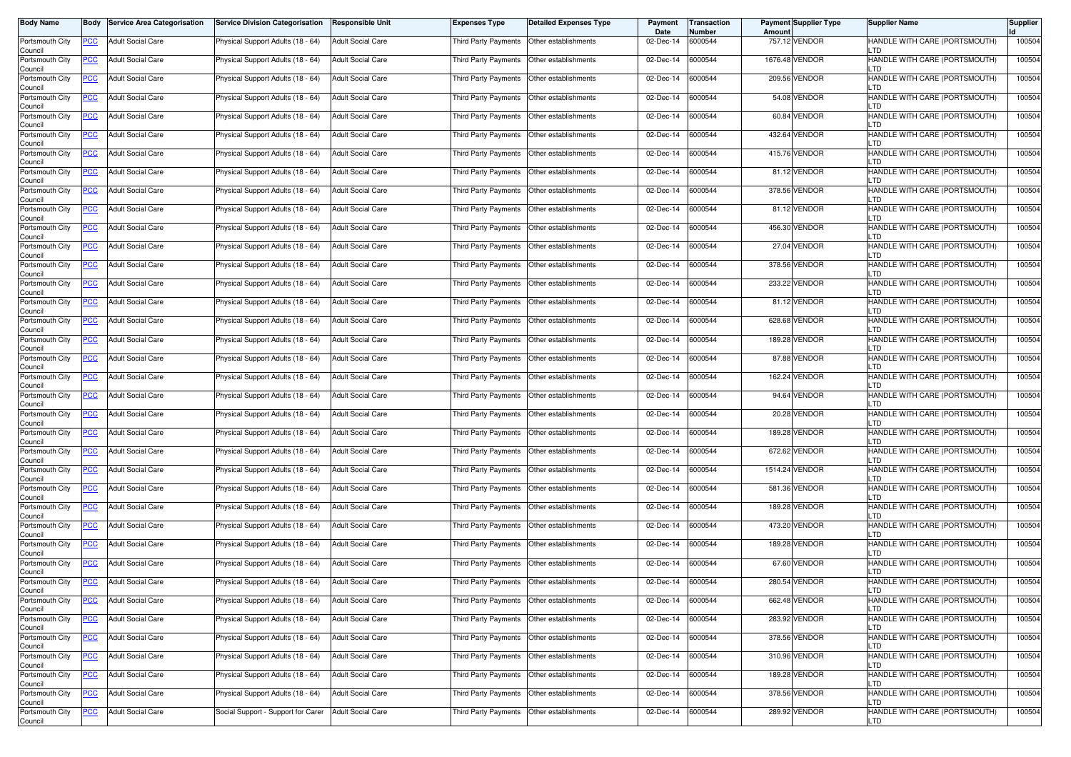| Body Name | Body | Service Area Categorisation | Service Division Categorisation | Responsible Unit | Expenses Type | Detailed Expenses Type | Payment Date | Transaction Number | Payment Amount | Supplier Type | Supplier Name | Supplier Id |
|---|---|---|---|---|---|---|---|---|---|---|---|---|
| Portsmouth City Council | PCC | Adult Social Care | Physical Support Adults (18 - 64) | Adult Social Care | Third Party Payments | Other establishments | 02-Dec-14 | 6000544 | 757.12 | VENDOR | HANDLE WITH CARE (PORTSMOUTH) LTD | 100504 |
| Portsmouth City Council | PCC | Adult Social Care | Physical Support Adults (18 - 64) | Adult Social Care | Third Party Payments | Other establishments | 02-Dec-14 | 6000544 | 1676.48 | VENDOR | HANDLE WITH CARE (PORTSMOUTH) LTD | 100504 |
| Portsmouth City Council | PCC | Adult Social Care | Physical Support Adults (18 - 64) | Adult Social Care | Third Party Payments | Other establishments | 02-Dec-14 | 6000544 | 209.56 | VENDOR | HANDLE WITH CARE (PORTSMOUTH) LTD | 100504 |
| Portsmouth City Council | PCC | Adult Social Care | Physical Support Adults (18 - 64) | Adult Social Care | Third Party Payments | Other establishments | 02-Dec-14 | 6000544 | 54.08 | VENDOR | HANDLE WITH CARE (PORTSMOUTH) LTD | 100504 |
| Portsmouth City Council | PCC | Adult Social Care | Physical Support Adults (18 - 64) | Adult Social Care | Third Party Payments | Other establishments | 02-Dec-14 | 6000544 | 60.84 | VENDOR | HANDLE WITH CARE (PORTSMOUTH) LTD | 100504 |
| Portsmouth City Council | PCC | Adult Social Care | Physical Support Adults (18 - 64) | Adult Social Care | Third Party Payments | Other establishments | 02-Dec-14 | 6000544 | 432.64 | VENDOR | HANDLE WITH CARE (PORTSMOUTH) LTD | 100504 |
| Portsmouth City Council | PCC | Adult Social Care | Physical Support Adults (18 - 64) | Adult Social Care | Third Party Payments | Other establishments | 02-Dec-14 | 6000544 | 415.76 | VENDOR | HANDLE WITH CARE (PORTSMOUTH) LTD | 100504 |
| Portsmouth City Council | PCC | Adult Social Care | Physical Support Adults (18 - 64) | Adult Social Care | Third Party Payments | Other establishments | 02-Dec-14 | 6000544 | 81.12 | VENDOR | HANDLE WITH CARE (PORTSMOUTH) LTD | 100504 |
| Portsmouth City Council | PCC | Adult Social Care | Physical Support Adults (18 - 64) | Adult Social Care | Third Party Payments | Other establishments | 02-Dec-14 | 6000544 | 378.56 | VENDOR | HANDLE WITH CARE (PORTSMOUTH) LTD | 100504 |
| Portsmouth City Council | PCC | Adult Social Care | Physical Support Adults (18 - 64) | Adult Social Care | Third Party Payments | Other establishments | 02-Dec-14 | 6000544 | 81.12 | VENDOR | HANDLE WITH CARE (PORTSMOUTH) LTD | 100504 |
| Portsmouth City Council | PCC | Adult Social Care | Physical Support Adults (18 - 64) | Adult Social Care | Third Party Payments | Other establishments | 02-Dec-14 | 6000544 | 456.30 | VENDOR | HANDLE WITH CARE (PORTSMOUTH) LTD | 100504 |
| Portsmouth City Council | PCC | Adult Social Care | Physical Support Adults (18 - 64) | Adult Social Care | Third Party Payments | Other establishments | 02-Dec-14 | 6000544 | 27.04 | VENDOR | HANDLE WITH CARE (PORTSMOUTH) LTD | 100504 |
| Portsmouth City Council | PCC | Adult Social Care | Physical Support Adults (18 - 64) | Adult Social Care | Third Party Payments | Other establishments | 02-Dec-14 | 6000544 | 378.56 | VENDOR | HANDLE WITH CARE (PORTSMOUTH) LTD | 100504 |
| Portsmouth City Council | PCC | Adult Social Care | Physical Support Adults (18 - 64) | Adult Social Care | Third Party Payments | Other establishments | 02-Dec-14 | 6000544 | 233.22 | VENDOR | HANDLE WITH CARE (PORTSMOUTH) LTD | 100504 |
| Portsmouth City Council | PCC | Adult Social Care | Physical Support Adults (18 - 64) | Adult Social Care | Third Party Payments | Other establishments | 02-Dec-14 | 6000544 | 81.12 | VENDOR | HANDLE WITH CARE (PORTSMOUTH) LTD | 100504 |
| Portsmouth City Council | PCC | Adult Social Care | Physical Support Adults (18 - 64) | Adult Social Care | Third Party Payments | Other establishments | 02-Dec-14 | 6000544 | 628.68 | VENDOR | HANDLE WITH CARE (PORTSMOUTH) LTD | 100504 |
| Portsmouth City Council | PCC | Adult Social Care | Physical Support Adults (18 - 64) | Adult Social Care | Third Party Payments | Other establishments | 02-Dec-14 | 6000544 | 189.28 | VENDOR | HANDLE WITH CARE (PORTSMOUTH) LTD | 100504 |
| Portsmouth City Council | PCC | Adult Social Care | Physical Support Adults (18 - 64) | Adult Social Care | Third Party Payments | Other establishments | 02-Dec-14 | 6000544 | 87.88 | VENDOR | HANDLE WITH CARE (PORTSMOUTH) LTD | 100504 |
| Portsmouth City Council | PCC | Adult Social Care | Physical Support Adults (18 - 64) | Adult Social Care | Third Party Payments | Other establishments | 02-Dec-14 | 6000544 | 162.24 | VENDOR | HANDLE WITH CARE (PORTSMOUTH) LTD | 100504 |
| Portsmouth City Council | PCC | Adult Social Care | Physical Support Adults (18 - 64) | Adult Social Care | Third Party Payments | Other establishments | 02-Dec-14 | 6000544 | 94.64 | VENDOR | HANDLE WITH CARE (PORTSMOUTH) LTD | 100504 |
| Portsmouth City Council | PCC | Adult Social Care | Physical Support Adults (18 - 64) | Adult Social Care | Third Party Payments | Other establishments | 02-Dec-14 | 6000544 | 20.28 | VENDOR | HANDLE WITH CARE (PORTSMOUTH) LTD | 100504 |
| Portsmouth City Council | PCC | Adult Social Care | Physical Support Adults (18 - 64) | Adult Social Care | Third Party Payments | Other establishments | 02-Dec-14 | 6000544 | 189.28 | VENDOR | HANDLE WITH CARE (PORTSMOUTH) LTD | 100504 |
| Portsmouth City Council | PCC | Adult Social Care | Physical Support Adults (18 - 64) | Adult Social Care | Third Party Payments | Other establishments | 02-Dec-14 | 6000544 | 672.62 | VENDOR | HANDLE WITH CARE (PORTSMOUTH) LTD | 100504 |
| Portsmouth City Council | PCC | Adult Social Care | Physical Support Adults (18 - 64) | Adult Social Care | Third Party Payments | Other establishments | 02-Dec-14 | 6000544 | 1514.24 | VENDOR | HANDLE WITH CARE (PORTSMOUTH) LTD | 100504 |
| Portsmouth City Council | PCC | Adult Social Care | Physical Support Adults (18 - 64) | Adult Social Care | Third Party Payments | Other establishments | 02-Dec-14 | 6000544 | 581.36 | VENDOR | HANDLE WITH CARE (PORTSMOUTH) LTD | 100504 |
| Portsmouth City Council | PCC | Adult Social Care | Physical Support Adults (18 - 64) | Adult Social Care | Third Party Payments | Other establishments | 02-Dec-14 | 6000544 | 189.28 | VENDOR | HANDLE WITH CARE (PORTSMOUTH) LTD | 100504 |
| Portsmouth City Council | PCC | Adult Social Care | Physical Support Adults (18 - 64) | Adult Social Care | Third Party Payments | Other establishments | 02-Dec-14 | 6000544 | 473.20 | VENDOR | HANDLE WITH CARE (PORTSMOUTH) LTD | 100504 |
| Portsmouth City Council | PCC | Adult Social Care | Physical Support Adults (18 - 64) | Adult Social Care | Third Party Payments | Other establishments | 02-Dec-14 | 6000544 | 189.28 | VENDOR | HANDLE WITH CARE (PORTSMOUTH) LTD | 100504 |
| Portsmouth City Council | PCC | Adult Social Care | Physical Support Adults (18 - 64) | Adult Social Care | Third Party Payments | Other establishments | 02-Dec-14 | 6000544 | 67.60 | VENDOR | HANDLE WITH CARE (PORTSMOUTH) LTD | 100504 |
| Portsmouth City Council | PCC | Adult Social Care | Physical Support Adults (18 - 64) | Adult Social Care | Third Party Payments | Other establishments | 02-Dec-14 | 6000544 | 280.54 | VENDOR | HANDLE WITH CARE (PORTSMOUTH) LTD | 100504 |
| Portsmouth City Council | PCC | Adult Social Care | Physical Support Adults (18 - 64) | Adult Social Care | Third Party Payments | Other establishments | 02-Dec-14 | 6000544 | 662.48 | VENDOR | HANDLE WITH CARE (PORTSMOUTH) LTD | 100504 |
| Portsmouth City Council | PCC | Adult Social Care | Physical Support Adults (18 - 64) | Adult Social Care | Third Party Payments | Other establishments | 02-Dec-14 | 6000544 | 283.92 | VENDOR | HANDLE WITH CARE (PORTSMOUTH) LTD | 100504 |
| Portsmouth City Council | PCC | Adult Social Care | Physical Support Adults (18 - 64) | Adult Social Care | Third Party Payments | Other establishments | 02-Dec-14 | 6000544 | 378.56 | VENDOR | HANDLE WITH CARE (PORTSMOUTH) LTD | 100504 |
| Portsmouth City Council | PCC | Adult Social Care | Physical Support Adults (18 - 64) | Adult Social Care | Third Party Payments | Other establishments | 02-Dec-14 | 6000544 | 310.96 | VENDOR | HANDLE WITH CARE (PORTSMOUTH) LTD | 100504 |
| Portsmouth City Council | PCC | Adult Social Care | Physical Support Adults (18 - 64) | Adult Social Care | Third Party Payments | Other establishments | 02-Dec-14 | 6000544 | 189.28 | VENDOR | HANDLE WITH CARE (PORTSMOUTH) LTD | 100504 |
| Portsmouth City Council | PCC | Adult Social Care | Physical Support Adults (18 - 64) | Adult Social Care | Third Party Payments | Other establishments | 02-Dec-14 | 6000544 | 378.56 | VENDOR | HANDLE WITH CARE (PORTSMOUTH) LTD | 100504 |
| Portsmouth City Council | PCC | Adult Social Care | Social Support - Support for Carer | Adult Social Care | Third Party Payments | Other establishments | 02-Dec-14 | 6000544 | 289.92 | VENDOR | HANDLE WITH CARE (PORTSMOUTH) LTD | 100504 |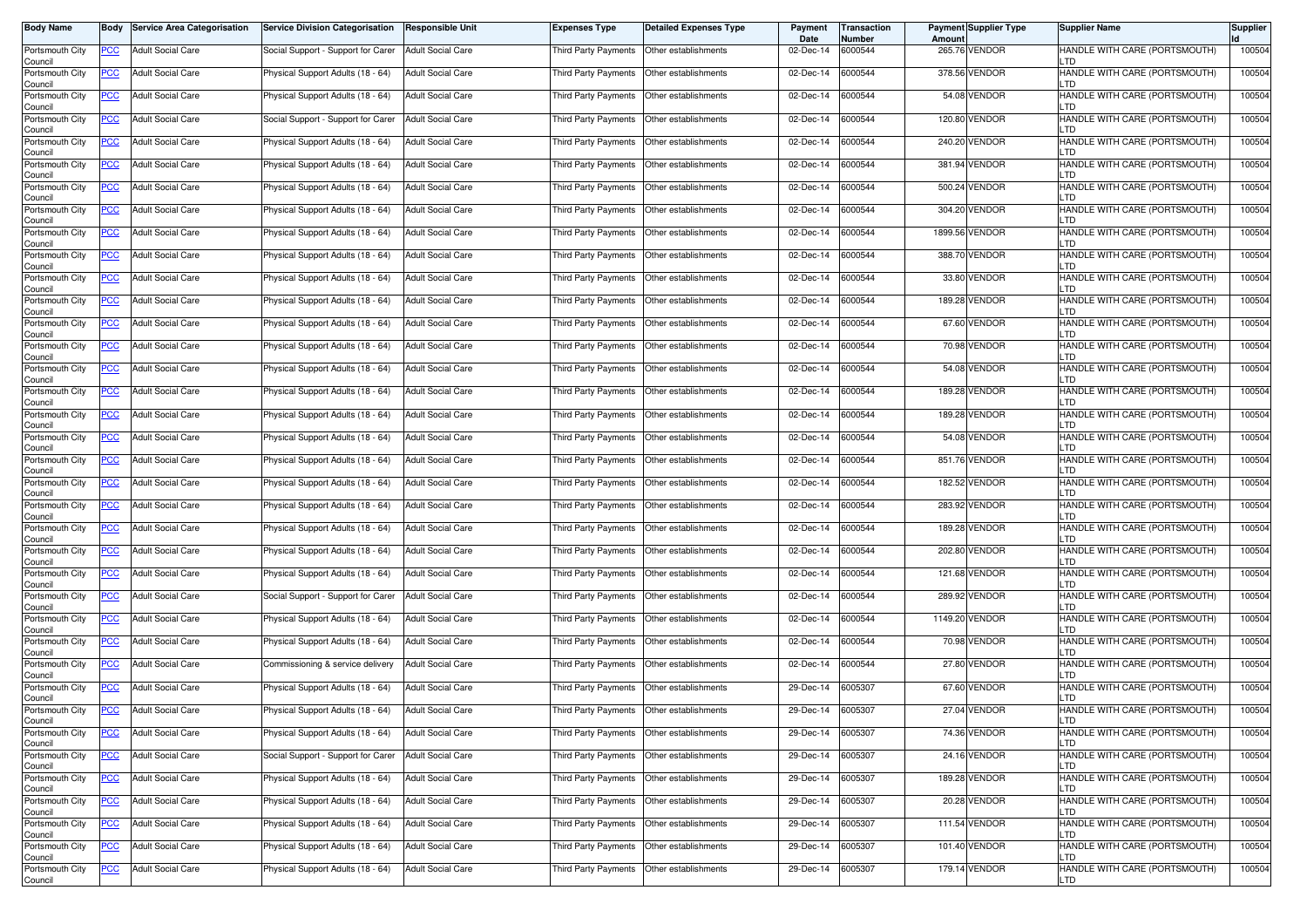| Body Name | Body | Service Area Categorisation | Service Division Categorisation | Responsible Unit | Expenses Type | Detailed Expenses Type | Payment Date | Transaction Number | Payment Amount | Supplier Type | Supplier Name | Supplier Id |
|---|---|---|---|---|---|---|---|---|---|---|---|---|
| Portsmouth City Council | PCC | Adult Social Care | Social Support - Support for Carer | Adult Social Care | Third Party Payments | Other establishments | 02-Dec-14 | 6000544 | 265.76 | VENDOR | HANDLE WITH CARE (PORTSMOUTH) LTD | 100504 |
| Portsmouth City Council | PCC | Adult Social Care | Physical Support Adults (18 - 64) | Adult Social Care | Third Party Payments | Other establishments | 02-Dec-14 | 6000544 | 378.56 | VENDOR | HANDLE WITH CARE (PORTSMOUTH) LTD | 100504 |
| Portsmouth City Council | PCC | Adult Social Care | Physical Support Adults (18 - 64) | Adult Social Care | Third Party Payments | Other establishments | 02-Dec-14 | 6000544 | 54.08 | VENDOR | HANDLE WITH CARE (PORTSMOUTH) LTD | 100504 |
| Portsmouth City Council | PCC | Adult Social Care | Social Support - Support for Carer | Adult Social Care | Third Party Payments | Other establishments | 02-Dec-14 | 6000544 | 120.80 | VENDOR | HANDLE WITH CARE (PORTSMOUTH) LTD | 100504 |
| Portsmouth City Council | PCC | Adult Social Care | Physical Support Adults (18 - 64) | Adult Social Care | Third Party Payments | Other establishments | 02-Dec-14 | 6000544 | 240.20 | VENDOR | HANDLE WITH CARE (PORTSMOUTH) LTD | 100504 |
| Portsmouth City Council | PCC | Adult Social Care | Physical Support Adults (18 - 64) | Adult Social Care | Third Party Payments | Other establishments | 02-Dec-14 | 6000544 | 381.94 | VENDOR | HANDLE WITH CARE (PORTSMOUTH) LTD | 100504 |
| Portsmouth City Council | PCC | Adult Social Care | Physical Support Adults (18 - 64) | Adult Social Care | Third Party Payments | Other establishments | 02-Dec-14 | 6000544 | 500.24 | VENDOR | HANDLE WITH CARE (PORTSMOUTH) LTD | 100504 |
| Portsmouth City Council | PCC | Adult Social Care | Physical Support Adults (18 - 64) | Adult Social Care | Third Party Payments | Other establishments | 02-Dec-14 | 6000544 | 304.20 | VENDOR | HANDLE WITH CARE (PORTSMOUTH) LTD | 100504 |
| Portsmouth City Council | PCC | Adult Social Care | Physical Support Adults (18 - 64) | Adult Social Care | Third Party Payments | Other establishments | 02-Dec-14 | 6000544 | 1899.56 | VENDOR | HANDLE WITH CARE (PORTSMOUTH) LTD | 100504 |
| Portsmouth City Council | PCC | Adult Social Care | Physical Support Adults (18 - 64) | Adult Social Care | Third Party Payments | Other establishments | 02-Dec-14 | 6000544 | 388.70 | VENDOR | HANDLE WITH CARE (PORTSMOUTH) LTD | 100504 |
| Portsmouth City Council | PCC | Adult Social Care | Physical Support Adults (18 - 64) | Adult Social Care | Third Party Payments | Other establishments | 02-Dec-14 | 6000544 | 33.80 | VENDOR | HANDLE WITH CARE (PORTSMOUTH) LTD | 100504 |
| Portsmouth City Council | PCC | Adult Social Care | Physical Support Adults (18 - 64) | Adult Social Care | Third Party Payments | Other establishments | 02-Dec-14 | 6000544 | 189.28 | VENDOR | HANDLE WITH CARE (PORTSMOUTH) LTD | 100504 |
| Portsmouth City Council | PCC | Adult Social Care | Physical Support Adults (18 - 64) | Adult Social Care | Third Party Payments | Other establishments | 02-Dec-14 | 6000544 | 67.60 | VENDOR | HANDLE WITH CARE (PORTSMOUTH) LTD | 100504 |
| Portsmouth City Council | PCC | Adult Social Care | Physical Support Adults (18 - 64) | Adult Social Care | Third Party Payments | Other establishments | 02-Dec-14 | 6000544 | 70.98 | VENDOR | HANDLE WITH CARE (PORTSMOUTH) LTD | 100504 |
| Portsmouth City Council | PCC | Adult Social Care | Physical Support Adults (18 - 64) | Adult Social Care | Third Party Payments | Other establishments | 02-Dec-14 | 6000544 | 54.08 | VENDOR | HANDLE WITH CARE (PORTSMOUTH) LTD | 100504 |
| Portsmouth City Council | PCC | Adult Social Care | Physical Support Adults (18 - 64) | Adult Social Care | Third Party Payments | Other establishments | 02-Dec-14 | 6000544 | 189.28 | VENDOR | HANDLE WITH CARE (PORTSMOUTH) LTD | 100504 |
| Portsmouth City Council | PCC | Adult Social Care | Physical Support Adults (18 - 64) | Adult Social Care | Third Party Payments | Other establishments | 02-Dec-14 | 6000544 | 189.28 | VENDOR | HANDLE WITH CARE (PORTSMOUTH) LTD | 100504 |
| Portsmouth City Council | PCC | Adult Social Care | Physical Support Adults (18 - 64) | Adult Social Care | Third Party Payments | Other establishments | 02-Dec-14 | 6000544 | 54.08 | VENDOR | HANDLE WITH CARE (PORTSMOUTH) LTD | 100504 |
| Portsmouth City Council | PCC | Adult Social Care | Physical Support Adults (18 - 64) | Adult Social Care | Third Party Payments | Other establishments | 02-Dec-14 | 6000544 | 851.76 | VENDOR | HANDLE WITH CARE (PORTSMOUTH) LTD | 100504 |
| Portsmouth City Council | PCC | Adult Social Care | Physical Support Adults (18 - 64) | Adult Social Care | Third Party Payments | Other establishments | 02-Dec-14 | 6000544 | 182.52 | VENDOR | HANDLE WITH CARE (PORTSMOUTH) LTD | 100504 |
| Portsmouth City Council | PCC | Adult Social Care | Physical Support Adults (18 - 64) | Adult Social Care | Third Party Payments | Other establishments | 02-Dec-14 | 6000544 | 283.92 | VENDOR | HANDLE WITH CARE (PORTSMOUTH) LTD | 100504 |
| Portsmouth City Council | PCC | Adult Social Care | Physical Support Adults (18 - 64) | Adult Social Care | Third Party Payments | Other establishments | 02-Dec-14 | 6000544 | 189.28 | VENDOR | HANDLE WITH CARE (PORTSMOUTH) LTD | 100504 |
| Portsmouth City Council | PCC | Adult Social Care | Physical Support Adults (18 - 64) | Adult Social Care | Third Party Payments | Other establishments | 02-Dec-14 | 6000544 | 202.80 | VENDOR | HANDLE WITH CARE (PORTSMOUTH) LTD | 100504 |
| Portsmouth City Council | PCC | Adult Social Care | Physical Support Adults (18 - 64) | Adult Social Care | Third Party Payments | Other establishments | 02-Dec-14 | 6000544 | 121.68 | VENDOR | HANDLE WITH CARE (PORTSMOUTH) LTD | 100504 |
| Portsmouth City Council | PCC | Adult Social Care | Social Support - Support for Carer | Adult Social Care | Third Party Payments | Other establishments | 02-Dec-14 | 6000544 | 289.92 | VENDOR | HANDLE WITH CARE (PORTSMOUTH) LTD | 100504 |
| Portsmouth City Council | PCC | Adult Social Care | Physical Support Adults (18 - 64) | Adult Social Care | Third Party Payments | Other establishments | 02-Dec-14 | 6000544 | 1149.20 | VENDOR | HANDLE WITH CARE (PORTSMOUTH) LTD | 100504 |
| Portsmouth City Council | PCC | Adult Social Care | Physical Support Adults (18 - 64) | Adult Social Care | Third Party Payments | Other establishments | 02-Dec-14 | 6000544 | 70.98 | VENDOR | HANDLE WITH CARE (PORTSMOUTH) LTD | 100504 |
| Portsmouth City Council | PCC | Adult Social Care | Commissioning & service delivery | Adult Social Care | Third Party Payments | Other establishments | 02-Dec-14 | 6000544 | 27.80 | VENDOR | HANDLE WITH CARE (PORTSMOUTH) LTD | 100504 |
| Portsmouth City Council | PCC | Adult Social Care | Physical Support Adults (18 - 64) | Adult Social Care | Third Party Payments | Other establishments | 29-Dec-14 | 6005307 | 67.60 | VENDOR | HANDLE WITH CARE (PORTSMOUTH) LTD | 100504 |
| Portsmouth City Council | PCC | Adult Social Care | Physical Support Adults (18 - 64) | Adult Social Care | Third Party Payments | Other establishments | 29-Dec-14 | 6005307 | 27.04 | VENDOR | HANDLE WITH CARE (PORTSMOUTH) LTD | 100504 |
| Portsmouth City Council | PCC | Adult Social Care | Physical Support Adults (18 - 64) | Adult Social Care | Third Party Payments | Other establishments | 29-Dec-14 | 6005307 | 74.36 | VENDOR | HANDLE WITH CARE (PORTSMOUTH) LTD | 100504 |
| Portsmouth City Council | PCC | Adult Social Care | Social Support - Support for Carer | Adult Social Care | Third Party Payments | Other establishments | 29-Dec-14 | 6005307 | 24.16 | VENDOR | HANDLE WITH CARE (PORTSMOUTH) LTD | 100504 |
| Portsmouth City Council | PCC | Adult Social Care | Physical Support Adults (18 - 64) | Adult Social Care | Third Party Payments | Other establishments | 29-Dec-14 | 6005307 | 189.28 | VENDOR | HANDLE WITH CARE (PORTSMOUTH) LTD | 100504 |
| Portsmouth City Council | PCC | Adult Social Care | Physical Support Adults (18 - 64) | Adult Social Care | Third Party Payments | Other establishments | 29-Dec-14 | 6005307 | 20.28 | VENDOR | HANDLE WITH CARE (PORTSMOUTH) LTD | 100504 |
| Portsmouth City Council | PCC | Adult Social Care | Physical Support Adults (18 - 64) | Adult Social Care | Third Party Payments | Other establishments | 29-Dec-14 | 6005307 | 111.54 | VENDOR | HANDLE WITH CARE (PORTSMOUTH) LTD | 100504 |
| Portsmouth City Council | PCC | Adult Social Care | Physical Support Adults (18 - 64) | Adult Social Care | Third Party Payments | Other establishments | 29-Dec-14 | 6005307 | 101.40 | VENDOR | HANDLE WITH CARE (PORTSMOUTH) LTD | 100504 |
| Portsmouth City Council | PCC | Adult Social Care | Physical Support Adults (18 - 64) | Adult Social Care | Third Party Payments | Other establishments | 29-Dec-14 | 6005307 | 179.14 | VENDOR | HANDLE WITH CARE (PORTSMOUTH) LTD | 100504 |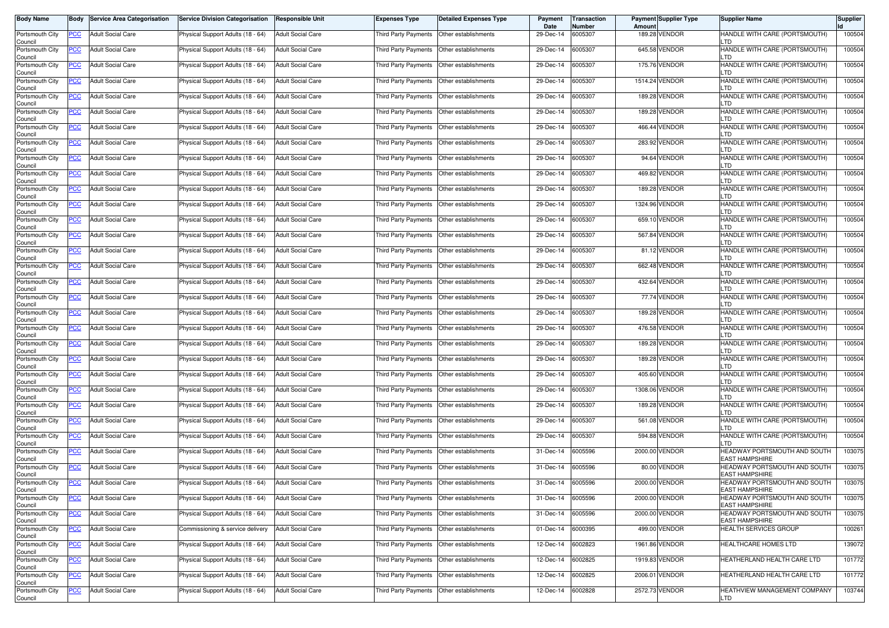| Body Name | Body | Service Area Categorisation | Service Division Categorisation | Responsible Unit | Expenses Type | Detailed Expenses Type | Payment Date | Transaction Number | Payment Amount | Supplier Type | Supplier Name | Supplier Id |
|---|---|---|---|---|---|---|---|---|---|---|---|---|
| Portsmouth City Council | PCC | Adult Social Care | Physical Support Adults (18 - 64) | Adult Social Care | Third Party Payments | Other establishments | 29-Dec-14 | 6005307 | 189.28 | VENDOR | HANDLE WITH CARE (PORTSMOUTH) LTD | 100504 |
| Portsmouth City Council | PCC | Adult Social Care | Physical Support Adults (18 - 64) | Adult Social Care | Third Party Payments | Other establishments | 29-Dec-14 | 6005307 | 645.58 | VENDOR | HANDLE WITH CARE (PORTSMOUTH) LTD | 100504 |
| Portsmouth City Council | PCC | Adult Social Care | Physical Support Adults (18 - 64) | Adult Social Care | Third Party Payments | Other establishments | 29-Dec-14 | 6005307 | 175.76 | VENDOR | HANDLE WITH CARE (PORTSMOUTH) LTD | 100504 |
| Portsmouth City Council | PCC | Adult Social Care | Physical Support Adults (18 - 64) | Adult Social Care | Third Party Payments | Other establishments | 29-Dec-14 | 6005307 | 1514.24 | VENDOR | HANDLE WITH CARE (PORTSMOUTH) LTD | 100504 |
| Portsmouth City Council | PCC | Adult Social Care | Physical Support Adults (18 - 64) | Adult Social Care | Third Party Payments | Other establishments | 29-Dec-14 | 6005307 | 189.28 | VENDOR | HANDLE WITH CARE (PORTSMOUTH) LTD | 100504 |
| Portsmouth City Council | PCC | Adult Social Care | Physical Support Adults (18 - 64) | Adult Social Care | Third Party Payments | Other establishments | 29-Dec-14 | 6005307 | 189.28 | VENDOR | HANDLE WITH CARE (PORTSMOUTH) LTD | 100504 |
| Portsmouth City Council | PCC | Adult Social Care | Physical Support Adults (18 - 64) | Adult Social Care | Third Party Payments | Other establishments | 29-Dec-14 | 6005307 | 466.44 | VENDOR | HANDLE WITH CARE (PORTSMOUTH) LTD | 100504 |
| Portsmouth City Council | PCC | Adult Social Care | Physical Support Adults (18 - 64) | Adult Social Care | Third Party Payments | Other establishments | 29-Dec-14 | 6005307 | 283.92 | VENDOR | HANDLE WITH CARE (PORTSMOUTH) LTD | 100504 |
| Portsmouth City Council | PCC | Adult Social Care | Physical Support Adults (18 - 64) | Adult Social Care | Third Party Payments | Other establishments | 29-Dec-14 | 6005307 | 94.64 | VENDOR | HANDLE WITH CARE (PORTSMOUTH) LTD | 100504 |
| Portsmouth City Council | PCC | Adult Social Care | Physical Support Adults (18 - 64) | Adult Social Care | Third Party Payments | Other establishments | 29-Dec-14 | 6005307 | 469.82 | VENDOR | HANDLE WITH CARE (PORTSMOUTH) LTD | 100504 |
| Portsmouth City Council | PCC | Adult Social Care | Physical Support Adults (18 - 64) | Adult Social Care | Third Party Payments | Other establishments | 29-Dec-14 | 6005307 | 189.28 | VENDOR | HANDLE WITH CARE (PORTSMOUTH) LTD | 100504 |
| Portsmouth City Council | PCC | Adult Social Care | Physical Support Adults (18 - 64) | Adult Social Care | Third Party Payments | Other establishments | 29-Dec-14 | 6005307 | 1324.96 | VENDOR | HANDLE WITH CARE (PORTSMOUTH) LTD | 100504 |
| Portsmouth City Council | PCC | Adult Social Care | Physical Support Adults (18 - 64) | Adult Social Care | Third Party Payments | Other establishments | 29-Dec-14 | 6005307 | 659.10 | VENDOR | HANDLE WITH CARE (PORTSMOUTH) LTD | 100504 |
| Portsmouth City Council | PCC | Adult Social Care | Physical Support Adults (18 - 64) | Adult Social Care | Third Party Payments | Other establishments | 29-Dec-14 | 6005307 | 567.84 | VENDOR | HANDLE WITH CARE (PORTSMOUTH) LTD | 100504 |
| Portsmouth City Council | PCC | Adult Social Care | Physical Support Adults (18 - 64) | Adult Social Care | Third Party Payments | Other establishments | 29-Dec-14 | 6005307 | 81.12 | VENDOR | HANDLE WITH CARE (PORTSMOUTH) LTD | 100504 |
| Portsmouth City Council | PCC | Adult Social Care | Physical Support Adults (18 - 64) | Adult Social Care | Third Party Payments | Other establishments | 29-Dec-14 | 6005307 | 662.48 | VENDOR | HANDLE WITH CARE (PORTSMOUTH) LTD | 100504 |
| Portsmouth City Council | PCC | Adult Social Care | Physical Support Adults (18 - 64) | Adult Social Care | Third Party Payments | Other establishments | 29-Dec-14 | 6005307 | 432.64 | VENDOR | HANDLE WITH CARE (PORTSMOUTH) LTD | 100504 |
| Portsmouth City Council | PCC | Adult Social Care | Physical Support Adults (18 - 64) | Adult Social Care | Third Party Payments | Other establishments | 29-Dec-14 | 6005307 | 77.74 | VENDOR | HANDLE WITH CARE (PORTSMOUTH) LTD | 100504 |
| Portsmouth City Council | PCC | Adult Social Care | Physical Support Adults (18 - 64) | Adult Social Care | Third Party Payments | Other establishments | 29-Dec-14 | 6005307 | 189.28 | VENDOR | HANDLE WITH CARE (PORTSMOUTH) LTD | 100504 |
| Portsmouth City Council | PCC | Adult Social Care | Physical Support Adults (18 - 64) | Adult Social Care | Third Party Payments | Other establishments | 29-Dec-14 | 6005307 | 476.58 | VENDOR | HANDLE WITH CARE (PORTSMOUTH) LTD | 100504 |
| Portsmouth City Council | PCC | Adult Social Care | Physical Support Adults (18 - 64) | Adult Social Care | Third Party Payments | Other establishments | 29-Dec-14 | 6005307 | 189.28 | VENDOR | HANDLE WITH CARE (PORTSMOUTH) LTD | 100504 |
| Portsmouth City Council | PCC | Adult Social Care | Physical Support Adults (18 - 64) | Adult Social Care | Third Party Payments | Other establishments | 29-Dec-14 | 6005307 | 189.28 | VENDOR | HANDLE WITH CARE (PORTSMOUTH) LTD | 100504 |
| Portsmouth City Council | PCC | Adult Social Care | Physical Support Adults (18 - 64) | Adult Social Care | Third Party Payments | Other establishments | 29-Dec-14 | 6005307 | 405.60 | VENDOR | HANDLE WITH CARE (PORTSMOUTH) LTD | 100504 |
| Portsmouth City Council | PCC | Adult Social Care | Physical Support Adults (18 - 64) | Adult Social Care | Third Party Payments | Other establishments | 29-Dec-14 | 6005307 | 1308.06 | VENDOR | HANDLE WITH CARE (PORTSMOUTH) LTD | 100504 |
| Portsmouth City Council | PCC | Adult Social Care | Physical Support Adults (18 - 64) | Adult Social Care | Third Party Payments | Other establishments | 29-Dec-14 | 6005307 | 189.28 | VENDOR | HANDLE WITH CARE (PORTSMOUTH) LTD | 100504 |
| Portsmouth City Council | PCC | Adult Social Care | Physical Support Adults (18 - 64) | Adult Social Care | Third Party Payments | Other establishments | 29-Dec-14 | 6005307 | 561.08 | VENDOR | HANDLE WITH CARE (PORTSMOUTH) LTD | 100504 |
| Portsmouth City Council | PCC | Adult Social Care | Physical Support Adults (18 - 64) | Adult Social Care | Third Party Payments | Other establishments | 29-Dec-14 | 6005307 | 594.88 | VENDOR | HANDLE WITH CARE (PORTSMOUTH) LTD | 100504 |
| Portsmouth City Council | PCC | Adult Social Care | Physical Support Adults (18 - 64) | Adult Social Care | Third Party Payments | Other establishments | 31-Dec-14 | 6005596 | 2000.00 | VENDOR | HEADWAY PORTSMOUTH AND SOUTH EAST HAMPSHIRE | 103075 |
| Portsmouth City Council | PCC | Adult Social Care | Physical Support Adults (18 - 64) | Adult Social Care | Third Party Payments | Other establishments | 31-Dec-14 | 6005596 | 80.00 | VENDOR | HEADWAY PORTSMOUTH AND SOUTH EAST HAMPSHIRE | 103075 |
| Portsmouth City Council | PCC | Adult Social Care | Physical Support Adults (18 - 64) | Adult Social Care | Third Party Payments | Other establishments | 31-Dec-14 | 6005596 | 2000.00 | VENDOR | HEADWAY PORTSMOUTH AND SOUTH EAST HAMPSHIRE | 103075 |
| Portsmouth City Council | PCC | Adult Social Care | Physical Support Adults (18 - 64) | Adult Social Care | Third Party Payments | Other establishments | 31-Dec-14 | 6005596 | 2000.00 | VENDOR | HEADWAY PORTSMOUTH AND SOUTH EAST HAMPSHIRE | 103075 |
| Portsmouth City Council | PCC | Adult Social Care | Physical Support Adults (18 - 64) | Adult Social Care | Third Party Payments | Other establishments | 31-Dec-14 | 6005596 | 2000.00 | VENDOR | HEADWAY PORTSMOUTH AND SOUTH EAST HAMPSHIRE | 103075 |
| Portsmouth City Council | PCC | Adult Social Care | Commissioning & service delivery | Adult Social Care | Third Party Payments | Other establishments | 01-Dec-14 | 6000395 | 499.00 | VENDOR | HEALTH SERVICES GROUP | 100261 |
| Portsmouth City Council | PCC | Adult Social Care | Physical Support Adults (18 - 64) | Adult Social Care | Third Party Payments | Other establishments | 12-Dec-14 | 6002823 | 1961.86 | VENDOR | HEALTHCARE HOMES LTD | 139072 |
| Portsmouth City Council | PCC | Adult Social Care | Physical Support Adults (18 - 64) | Adult Social Care | Third Party Payments | Other establishments | 12-Dec-14 | 6002825 | 1919.83 | VENDOR | HEATHERLAND HEALTH CARE LTD | 101772 |
| Portsmouth City Council | PCC | Adult Social Care | Physical Support Adults (18 - 64) | Adult Social Care | Third Party Payments | Other establishments | 12-Dec-14 | 6002825 | 2006.01 | VENDOR | HEATHERLAND HEALTH CARE LTD | 101772 |
| Portsmouth City Council | PCC | Adult Social Care | Physical Support Adults (18 - 64) | Adult Social Care | Third Party Payments | Other establishments | 12-Dec-14 | 6002828 | 2572.73 | VENDOR | HEATHVIEW MANAGEMENT COMPANY LTD | 103744 |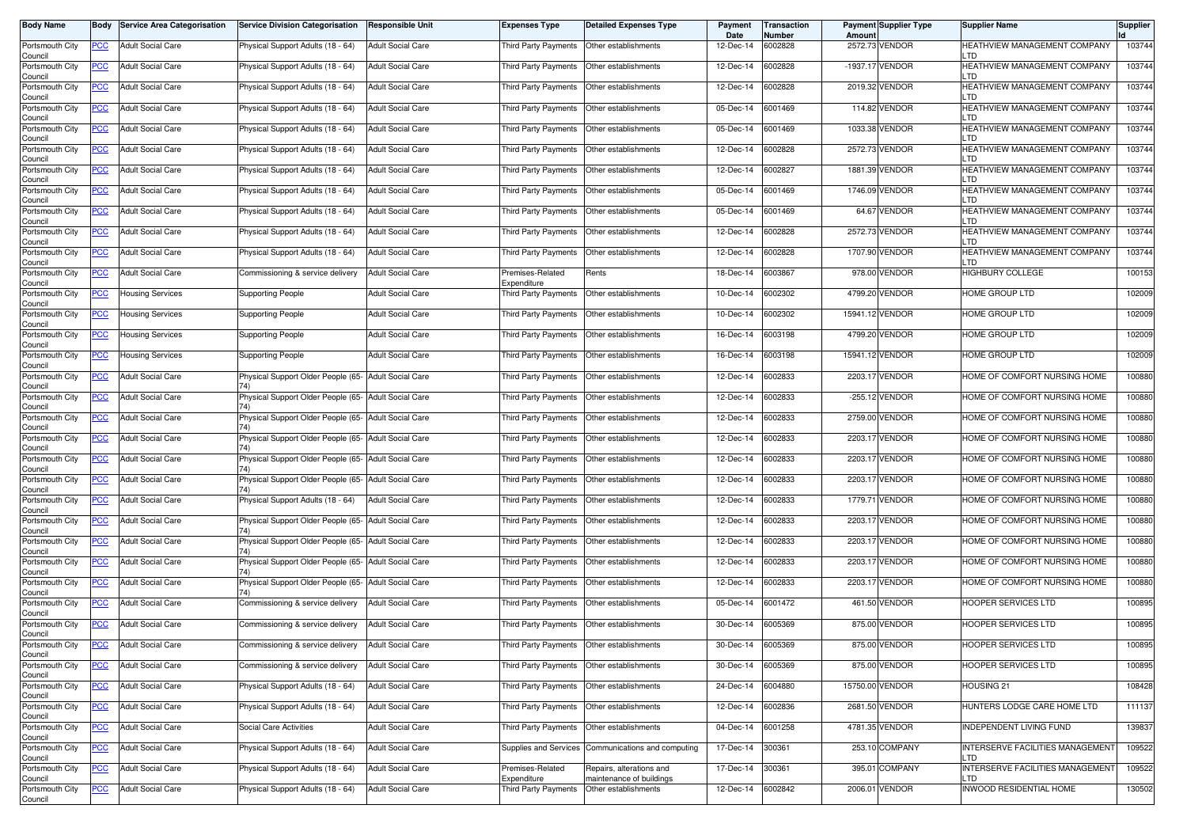| Body Name | Body | Service Area Categorisation | Service Division Categorisation | Responsible Unit | Expenses Type | Detailed Expenses Type | Payment Date | Transaction Number | Payment Amount | Supplier Type | Supplier Name | Supplier Id |
|---|---|---|---|---|---|---|---|---|---|---|---|---|
| Portsmouth City Council | PCC | Adult Social Care | Physical Support Adults (18 - 64) | Adult Social Care | Third Party Payments | Other establishments | 12-Dec-14 | 6002828 | 2572.73 | VENDOR | HEATHVIEW MANAGEMENT COMPANY LTD | 103744 |
| Portsmouth City Council | PCC | Adult Social Care | Physical Support Adults (18 - 64) | Adult Social Care | Third Party Payments | Other establishments | 12-Dec-14 | 6002828 | -1937.17 | VENDOR | HEATHVIEW MANAGEMENT COMPANY LTD | 103744 |
| Portsmouth City Council | PCC | Adult Social Care | Physical Support Adults (18 - 64) | Adult Social Care | Third Party Payments | Other establishments | 12-Dec-14 | 6002828 | 2019.32 | VENDOR | HEATHVIEW MANAGEMENT COMPANY LTD | 103744 |
| Portsmouth City Council | PCC | Adult Social Care | Physical Support Adults (18 - 64) | Adult Social Care | Third Party Payments | Other establishments | 05-Dec-14 | 6001469 | 114.82 | VENDOR | HEATHVIEW MANAGEMENT COMPANY LTD | 103744 |
| Portsmouth City Council | PCC | Adult Social Care | Physical Support Adults (18 - 64) | Adult Social Care | Third Party Payments | Other establishments | 05-Dec-14 | 6001469 | 1033.38 | VENDOR | HEATHVIEW MANAGEMENT COMPANY LTD | 103744 |
| Portsmouth City Council | PCC | Adult Social Care | Physical Support Adults (18 - 64) | Adult Social Care | Third Party Payments | Other establishments | 12-Dec-14 | 6002828 | 2572.73 | VENDOR | HEATHVIEW MANAGEMENT COMPANY LTD | 103744 |
| Portsmouth City Council | PCC | Adult Social Care | Physical Support Adults (18 - 64) | Adult Social Care | Third Party Payments | Other establishments | 12-Dec-14 | 6002827 | 1881.39 | VENDOR | HEATHVIEW MANAGEMENT COMPANY LTD | 103744 |
| Portsmouth City Council | PCC | Adult Social Care | Physical Support Adults (18 - 64) | Adult Social Care | Third Party Payments | Other establishments | 05-Dec-14 | 6001469 | 1746.09 | VENDOR | HEATHVIEW MANAGEMENT COMPANY LTD | 103744 |
| Portsmouth City Council | PCC | Adult Social Care | Physical Support Adults (18 - 64) | Adult Social Care | Third Party Payments | Other establishments | 05-Dec-14 | 6001469 | 64.67 | VENDOR | HEATHVIEW MANAGEMENT COMPANY LTD | 103744 |
| Portsmouth City Council | PCC | Adult Social Care | Physical Support Adults (18 - 64) | Adult Social Care | Third Party Payments | Other establishments | 12-Dec-14 | 6002828 | 2572.73 | VENDOR | HEATHVIEW MANAGEMENT COMPANY LTD | 103744 |
| Portsmouth City Council | PCC | Adult Social Care | Physical Support Adults (18 - 64) | Adult Social Care | Third Party Payments | Other establishments | 12-Dec-14 | 6002828 | 1707.90 | VENDOR | HEATHVIEW MANAGEMENT COMPANY LTD | 103744 |
| Portsmouth City Council | PCC | Adult Social Care | Commissioning & service delivery | Adult Social Care | Premises-Related Expenditure | Rents | 18-Dec-14 | 6003867 | 978.00 | VENDOR | HIGHBURY COLLEGE | 100153 |
| Portsmouth City Council | PCC | Housing Services | Supporting People | Adult Social Care | Third Party Payments | Other establishments | 10-Dec-14 | 6002302 | 4799.20 | VENDOR | HOME GROUP LTD | 102009 |
| Portsmouth City Council | PCC | Housing Services | Supporting People | Adult Social Care | Third Party Payments | Other establishments | 10-Dec-14 | 6002302 | 15941.12 | VENDOR | HOME GROUP LTD | 102009 |
| Portsmouth City Council | PCC | Housing Services | Supporting People | Adult Social Care | Third Party Payments | Other establishments | 16-Dec-14 | 6003198 | 4799.20 | VENDOR | HOME GROUP LTD | 102009 |
| Portsmouth City Council | PCC | Housing Services | Supporting People | Adult Social Care | Third Party Payments | Other establishments | 16-Dec-14 | 6003198 | 15941.12 | VENDOR | HOME GROUP LTD | 102009 |
| Portsmouth City Council | PCC | Adult Social Care | Physical Support Older People (65-74) | Adult Social Care | Third Party Payments | Other establishments | 12-Dec-14 | 6002833 | 2203.17 | VENDOR | HOME OF COMFORT NURSING HOME | 100880 |
| Portsmouth City Council | PCC | Adult Social Care | Physical Support Older People (65-74) | Adult Social Care | Third Party Payments | Other establishments | 12-Dec-14 | 6002833 | -255.12 | VENDOR | HOME OF COMFORT NURSING HOME | 100880 |
| Portsmouth City Council | PCC | Adult Social Care | Physical Support Older People (65-74) | Adult Social Care | Third Party Payments | Other establishments | 12-Dec-14 | 6002833 | 2759.00 | VENDOR | HOME OF COMFORT NURSING HOME | 100880 |
| Portsmouth City Council | PCC | Adult Social Care | Physical Support Older People (65-74) | Adult Social Care | Third Party Payments | Other establishments | 12-Dec-14 | 6002833 | 2203.17 | VENDOR | HOME OF COMFORT NURSING HOME | 100880 |
| Portsmouth City Council | PCC | Adult Social Care | Physical Support Older People (65-74) | Adult Social Care | Third Party Payments | Other establishments | 12-Dec-14 | 6002833 | 2203.17 | VENDOR | HOME OF COMFORT NURSING HOME | 100880 |
| Portsmouth City Council | PCC | Adult Social Care | Physical Support Older People (65-74) | Adult Social Care | Third Party Payments | Other establishments | 12-Dec-14 | 6002833 | 2203.17 | VENDOR | HOME OF COMFORT NURSING HOME | 100880 |
| Portsmouth City Council | PCC | Adult Social Care | Physical Support Adults (18 - 64) | Adult Social Care | Third Party Payments | Other establishments | 12-Dec-14 | 6002833 | 1779.71 | VENDOR | HOME OF COMFORT NURSING HOME | 100880 |
| Portsmouth City Council | PCC | Adult Social Care | Physical Support Older People (65-74) | Adult Social Care | Third Party Payments | Other establishments | 12-Dec-14 | 6002833 | 2203.17 | VENDOR | HOME OF COMFORT NURSING HOME | 100880 |
| Portsmouth City Council | PCC | Adult Social Care | Physical Support Older People (65-74) | Adult Social Care | Third Party Payments | Other establishments | 12-Dec-14 | 6002833 | 2203.17 | VENDOR | HOME OF COMFORT NURSING HOME | 100880 |
| Portsmouth City Council | PCC | Adult Social Care | Physical Support Older People (65-74) | Adult Social Care | Third Party Payments | Other establishments | 12-Dec-14 | 6002833 | 2203.17 | VENDOR | HOME OF COMFORT NURSING HOME | 100880 |
| Portsmouth City Council | PCC | Adult Social Care | Physical Support Older People (65-74) | Adult Social Care | Third Party Payments | Other establishments | 12-Dec-14 | 6002833 | 2203.17 | VENDOR | HOME OF COMFORT NURSING HOME | 100880 |
| Portsmouth City Council | PCC | Adult Social Care | Commissioning & service delivery | Adult Social Care | Third Party Payments | Other establishments | 05-Dec-14 | 6001472 | 461.50 | VENDOR | HOOPER SERVICES LTD | 100895 |
| Portsmouth City Council | PCC | Adult Social Care | Commissioning & service delivery | Adult Social Care | Third Party Payments | Other establishments | 30-Dec-14 | 6005369 | 875.00 | VENDOR | HOOPER SERVICES LTD | 100895 |
| Portsmouth City Council | PCC | Adult Social Care | Commissioning & service delivery | Adult Social Care | Third Party Payments | Other establishments | 30-Dec-14 | 6005369 | 875.00 | VENDOR | HOOPER SERVICES LTD | 100895 |
| Portsmouth City Council | PCC | Adult Social Care | Commissioning & service delivery | Adult Social Care | Third Party Payments | Other establishments | 30-Dec-14 | 6005369 | 875.00 | VENDOR | HOOPER SERVICES LTD | 100895 |
| Portsmouth City Council | PCC | Adult Social Care | Physical Support Adults (18 - 64) | Adult Social Care | Third Party Payments | Other establishments | 24-Dec-14 | 6004880 | 15750.00 | VENDOR | HOUSING 21 | 108428 |
| Portsmouth City Council | PCC | Adult Social Care | Physical Support Adults (18 - 64) | Adult Social Care | Third Party Payments | Other establishments | 12-Dec-14 | 6002836 | 2681.50 | VENDOR | HUNTERS LODGE CARE HOME LTD | 111137 |
| Portsmouth City Council | PCC | Adult Social Care | Social Care Activities | Adult Social Care | Third Party Payments | Other establishments | 04-Dec-14 | 6001258 | 4781.35 | VENDOR | INDEPENDENT LIVING FUND | 139837 |
| Portsmouth City Council | PCC | Adult Social Care | Physical Support Adults (18 - 64) | Adult Social Care | Supplies and Services | Communications and computing | 17-Dec-14 | 300361 | 253.10 | COMPANY | INTERSERVE FACILITIES MANAGEMENT LTD | 109522 |
| Portsmouth City Council | PCC | Adult Social Care | Physical Support Adults (18 - 64) | Adult Social Care | Premises-Related Expenditure | Repairs, alterations and maintenance of buildings | 17-Dec-14 | 300361 | 395.01 | COMPANY | INTERSERVE FACILITIES MANAGEMENT LTD | 109522 |
| Portsmouth City Council | PCC | Adult Social Care | Physical Support Adults (18 - 64) | Adult Social Care | Third Party Payments | Other establishments | 12-Dec-14 | 6002842 | 2006.01 | VENDOR | INWOOD RESIDENTIAL HOME | 130502 |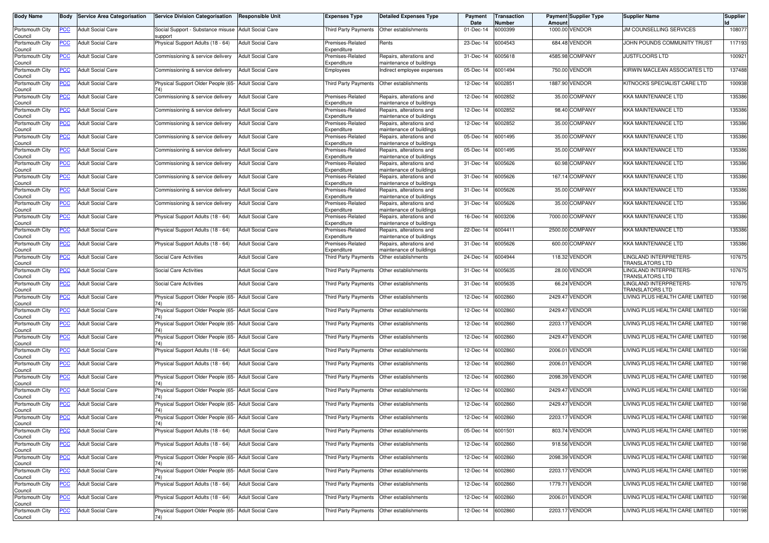| Body Name | Body | Service Area Categorisation | Service Division Categorisation | Responsible Unit | Expenses Type | Detailed Expenses Type | Payment Date | Transaction Number | Payment Amount | Supplier Type | Supplier Name | Supplier Id |
|---|---|---|---|---|---|---|---|---|---|---|---|---|
| Portsmouth City Council | PCC | Adult Social Care | Social Support - Substance misuse support | Adult Social Care | Third Party Payments | Other establishments | 01-Dec-14 | 6000399 | 1000.00 | VENDOR | JM COUNSELLING SERVICES | 108077 |
| Portsmouth City Council | PCC | Adult Social Care | Physical Support Adults (18 - 64) | Adult Social Care | Premises-Related Expenditure | Rents | 23-Dec-14 | 6004543 | 684.48 | VENDOR | JOHN POUNDS COMMUNITY TRUST | 117193 |
| Portsmouth City Council | PCC | Adult Social Care | Commissioning & service delivery | Adult Social Care | Premises-Related Expenditure | Repairs, alterations and maintenance of buildings | 31-Dec-14 | 6005618 | 4585.98 | COMPANY | JUSTFLOORS LTD | 100921 |
| Portsmouth City Council | PCC | Adult Social Care | Commissioning & service delivery | Adult Social Care | Employees | Indirect employee expenses | 05-Dec-14 | 6001494 | 750.00 | VENDOR | KIRWIN MACLEAN ASSOCIATES LTD | 137488 |
| Portsmouth City Council | PCC | Adult Social Care | Physical Support Older People (65-74) | Adult Social Care | Third Party Payments | Other establishments | 12-Dec-14 | 6002851 | 1887.90 | VENDOR | KITNOCKS SPECIALIST CARE LTD | 100938 |
| Portsmouth City Council | PCC | Adult Social Care | Commissioning & service delivery | Adult Social Care | Premises-Related Expenditure | Repairs, alterations and maintenance of buildings | 12-Dec-14 | 6002852 | 35.00 | COMPANY | KKA MAINTENANCE LTD | 135386 |
| Portsmouth City Council | PCC | Adult Social Care | Commissioning & service delivery | Adult Social Care | Premises-Related Expenditure | Repairs, alterations and maintenance of buildings | 12-Dec-14 | 6002852 | 98.40 | COMPANY | KKA MAINTENANCE LTD | 135386 |
| Portsmouth City Council | PCC | Adult Social Care | Commissioning & service delivery | Adult Social Care | Premises-Related Expenditure | Repairs, alterations and maintenance of buildings | 12-Dec-14 | 6002852 | 35.00 | COMPANY | KKA MAINTENANCE LTD | 135386 |
| Portsmouth City Council | PCC | Adult Social Care | Commissioning & service delivery | Adult Social Care | Premises-Related Expenditure | Repairs, alterations and maintenance of buildings | 05-Dec-14 | 6001495 | 35.00 | COMPANY | KKA MAINTENANCE LTD | 135386 |
| Portsmouth City Council | PCC | Adult Social Care | Commissioning & service delivery | Adult Social Care | Premises-Related Expenditure | Repairs, alterations and maintenance of buildings | 05-Dec-14 | 6001495 | 35.00 | COMPANY | KKA MAINTENANCE LTD | 135386 |
| Portsmouth City Council | PCC | Adult Social Care | Commissioning & service delivery | Adult Social Care | Premises-Related Expenditure | Repairs, alterations and maintenance of buildings | 31-Dec-14 | 6005626 | 60.98 | COMPANY | KKA MAINTENANCE LTD | 135386 |
| Portsmouth City Council | PCC | Adult Social Care | Commissioning & service delivery | Adult Social Care | Premises-Related Expenditure | Repairs, alterations and maintenance of buildings | 31-Dec-14 | 6005626 | 167.14 | COMPANY | KKA MAINTENANCE LTD | 135386 |
| Portsmouth City Council | PCC | Adult Social Care | Commissioning & service delivery | Adult Social Care | Premises-Related Expenditure | Repairs, alterations and maintenance of buildings | 31-Dec-14 | 6005626 | 35.00 | COMPANY | KKA MAINTENANCE LTD | 135386 |
| Portsmouth City Council | PCC | Adult Social Care | Commissioning & service delivery | Adult Social Care | Premises-Related Expenditure | Repairs, alterations and maintenance of buildings | 31-Dec-14 | 6005626 | 35.00 | COMPANY | KKA MAINTENANCE LTD | 135386 |
| Portsmouth City Council | PCC | Adult Social Care | Physical Support Adults (18 - 64) | Adult Social Care | Premises-Related Expenditure | Repairs, alterations and maintenance of buildings | 16-Dec-14 | 6003206 | 7000.00 | COMPANY | KKA MAINTENANCE LTD | 135386 |
| Portsmouth City Council | PCC | Adult Social Care | Physical Support Adults (18 - 64) | Adult Social Care | Premises-Related Expenditure | Repairs, alterations and maintenance of buildings | 22-Dec-14 | 6004411 | 2500.00 | COMPANY | KKA MAINTENANCE LTD | 135386 |
| Portsmouth City Council | PCC | Adult Social Care | Physical Support Adults (18 - 64) | Adult Social Care | Premises-Related Expenditure | Repairs, alterations and maintenance of buildings | 31-Dec-14 | 6005626 | 600.00 | COMPANY | KKA MAINTENANCE LTD | 135386 |
| Portsmouth City Council | PCC | Adult Social Care | Social Care Activities | Adult Social Care | Third Party Payments | Other establishments | 24-Dec-14 | 6004944 | 118.32 | VENDOR | LINGLAND INTERPRETERS-TRANSLATORS LTD | 107675 |
| Portsmouth City Council | PCC | Adult Social Care | Social Care Activities | Adult Social Care | Third Party Payments | Other establishments | 31-Dec-14 | 6005635 | 28.00 | VENDOR | LINGLAND INTERPRETERS-TRANSLATORS LTD | 107675 |
| Portsmouth City Council | PCC | Adult Social Care | Social Care Activities | Adult Social Care | Third Party Payments | Other establishments | 31-Dec-14 | 6005635 | 66.24 | VENDOR | LINGLAND INTERPRETERS-TRANSLATORS LTD | 107675 |
| Portsmouth City Council | PCC | Adult Social Care | Physical Support Older People (65-74) | Adult Social Care | Third Party Payments | Other establishments | 12-Dec-14 | 6002860 | 2429.47 | VENDOR | LIVING PLUS HEALTH CARE LIMITED | 100198 |
| Portsmouth City Council | PCC | Adult Social Care | Physical Support Older People (65-74) | Adult Social Care | Third Party Payments | Other establishments | 12-Dec-14 | 6002860 | 2429.47 | VENDOR | LIVING PLUS HEALTH CARE LIMITED | 100198 |
| Portsmouth City Council | PCC | Adult Social Care | Physical Support Older People (65-74) | Adult Social Care | Third Party Payments | Other establishments | 12-Dec-14 | 6002860 | 2203.17 | VENDOR | LIVING PLUS HEALTH CARE LIMITED | 100198 |
| Portsmouth City Council | PCC | Adult Social Care | Physical Support Older People (65-74) | Adult Social Care | Third Party Payments | Other establishments | 12-Dec-14 | 6002860 | 2429.47 | VENDOR | LIVING PLUS HEALTH CARE LIMITED | 100198 |
| Portsmouth City Council | PCC | Adult Social Care | Physical Support Adults (18 - 64) | Adult Social Care | Third Party Payments | Other establishments | 12-Dec-14 | 6002860 | 2006.01 | VENDOR | LIVING PLUS HEALTH CARE LIMITED | 100198 |
| Portsmouth City Council | PCC | Adult Social Care | Physical Support Adults (18 - 64) | Adult Social Care | Third Party Payments | Other establishments | 12-Dec-14 | 6002860 | 2006.01 | VENDOR | LIVING PLUS HEALTH CARE LIMITED | 100198 |
| Portsmouth City Council | PCC | Adult Social Care | Physical Support Older People (65-74) | Adult Social Care | Third Party Payments | Other establishments | 12-Dec-14 | 6002860 | 2098.39 | VENDOR | LIVING PLUS HEALTH CARE LIMITED | 100198 |
| Portsmouth City Council | PCC | Adult Social Care | Physical Support Older People (65-74) | Adult Social Care | Third Party Payments | Other establishments | 12-Dec-14 | 6002860 | 2429.47 | VENDOR | LIVING PLUS HEALTH CARE LIMITED | 100198 |
| Portsmouth City Council | PCC | Adult Social Care | Physical Support Older People (65-74) | Adult Social Care | Third Party Payments | Other establishments | 12-Dec-14 | 6002860 | 2429.47 | VENDOR | LIVING PLUS HEALTH CARE LIMITED | 100198 |
| Portsmouth City Council | PCC | Adult Social Care | Physical Support Older People (65-74) | Adult Social Care | Third Party Payments | Other establishments | 12-Dec-14 | 6002860 | 2203.17 | VENDOR | LIVING PLUS HEALTH CARE LIMITED | 100198 |
| Portsmouth City Council | PCC | Adult Social Care | Physical Support Adults (18 - 64) | Adult Social Care | Third Party Payments | Other establishments | 05-Dec-14 | 6001501 | 803.74 | VENDOR | LIVING PLUS HEALTH CARE LIMITED | 100198 |
| Portsmouth City Council | PCC | Adult Social Care | Physical Support Adults (18 - 64) | Adult Social Care | Third Party Payments | Other establishments | 12-Dec-14 | 6002860 | 918.56 | VENDOR | LIVING PLUS HEALTH CARE LIMITED | 100198 |
| Portsmouth City Council | PCC | Adult Social Care | Physical Support Older People (65-74) | Adult Social Care | Third Party Payments | Other establishments | 12-Dec-14 | 6002860 | 2098.39 | VENDOR | LIVING PLUS HEALTH CARE LIMITED | 100198 |
| Portsmouth City Council | PCC | Adult Social Care | Physical Support Older People (65-74) | Adult Social Care | Third Party Payments | Other establishments | 12-Dec-14 | 6002860 | 2203.17 | VENDOR | LIVING PLUS HEALTH CARE LIMITED | 100198 |
| Portsmouth City Council | PCC | Adult Social Care | Physical Support Adults (18 - 64) | Adult Social Care | Third Party Payments | Other establishments | 12-Dec-14 | 6002860 | 1779.71 | VENDOR | LIVING PLUS HEALTH CARE LIMITED | 100198 |
| Portsmouth City Council | PCC | Adult Social Care | Physical Support Adults (18 - 64) | Adult Social Care | Third Party Payments | Other establishments | 12-Dec-14 | 6002860 | 2006.01 | VENDOR | LIVING PLUS HEALTH CARE LIMITED | 100198 |
| Portsmouth City Council | PCC | Adult Social Care | Physical Support Older People (65-74) | Adult Social Care | Third Party Payments | Other establishments | 12-Dec-14 | 6002860 | 2203.17 | VENDOR | LIVING PLUS HEALTH CARE LIMITED | 100198 |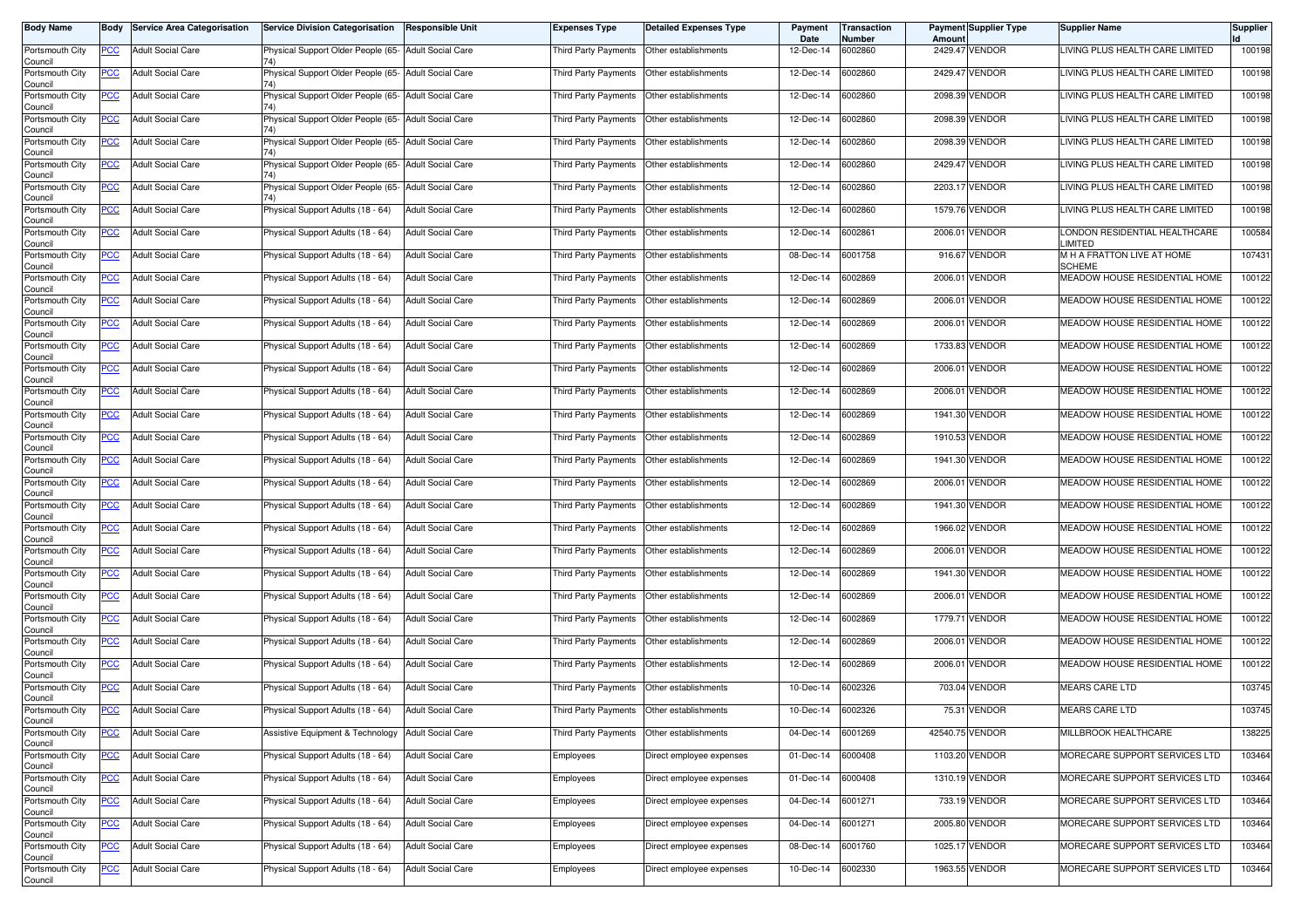| Body Name | Body | Service Area Categorisation | Service Division Categorisation | Responsible Unit | Expenses Type | Detailed Expenses Type | Payment Date | Transaction Number | Payment Amount | Supplier Type | Supplier Name | Supplier Id |
|---|---|---|---|---|---|---|---|---|---|---|---|---|
| Portsmouth City Council | PCC | Adult Social Care | Physical Support Older People (65-74) | Adult Social Care | Third Party Payments | Other establishments | 12-Dec-14 | 6002860 | 2429.47 | VENDOR | LIVING PLUS HEALTH CARE LIMITED | 100198 |
| Portsmouth City Council | PCC | Adult Social Care | Physical Support Older People (65-74) | Adult Social Care | Third Party Payments | Other establishments | 12-Dec-14 | 6002860 | 2429.47 | VENDOR | LIVING PLUS HEALTH CARE LIMITED | 100198 |
| Portsmouth City Council | PCC | Adult Social Care | Physical Support Older People (65-74) | Adult Social Care | Third Party Payments | Other establishments | 12-Dec-14 | 6002860 | 2098.39 | VENDOR | LIVING PLUS HEALTH CARE LIMITED | 100198 |
| Portsmouth City Council | PCC | Adult Social Care | Physical Support Older People (65-74) | Adult Social Care | Third Party Payments | Other establishments | 12-Dec-14 | 6002860 | 2098.39 | VENDOR | LIVING PLUS HEALTH CARE LIMITED | 100198 |
| Portsmouth City Council | PCC | Adult Social Care | Physical Support Older People (65-74) | Adult Social Care | Third Party Payments | Other establishments | 12-Dec-14 | 6002860 | 2098.39 | VENDOR | LIVING PLUS HEALTH CARE LIMITED | 100198 |
| Portsmouth City Council | PCC | Adult Social Care | Physical Support Older People (65-74) | Adult Social Care | Third Party Payments | Other establishments | 12-Dec-14 | 6002860 | 2429.47 | VENDOR | LIVING PLUS HEALTH CARE LIMITED | 100198 |
| Portsmouth City Council | PCC | Adult Social Care | Physical Support Older People (65-74) | Adult Social Care | Third Party Payments | Other establishments | 12-Dec-14 | 6002860 | 2203.17 | VENDOR | LIVING PLUS HEALTH CARE LIMITED | 100198 |
| Portsmouth City Council | PCC | Adult Social Care | Physical Support Adults (18 - 64) | Adult Social Care | Third Party Payments | Other establishments | 12-Dec-14 | 6002860 | 1579.76 | VENDOR | LIVING PLUS HEALTH CARE LIMITED | 100198 |
| Portsmouth City Council | PCC | Adult Social Care | Physical Support Adults (18 - 64) | Adult Social Care | Third Party Payments | Other establishments | 12-Dec-14 | 6002861 | 2006.01 | VENDOR | LONDON RESIDENTIAL HEALTHCARE LIMITED | 100584 |
| Portsmouth City Council | PCC | Adult Social Care | Physical Support Adults (18 - 64) | Adult Social Care | Third Party Payments | Other establishments | 08-Dec-14 | 6001758 | 916.67 | VENDOR | M H A FRATTON LIVE AT HOME SCHEME | 107431 |
| Portsmouth City Council | PCC | Adult Social Care | Physical Support Adults (18 - 64) | Adult Social Care | Third Party Payments | Other establishments | 12-Dec-14 | 6002869 | 2006.01 | VENDOR | MEADOW HOUSE RESIDENTIAL HOME | 100122 |
| Portsmouth City Council | PCC | Adult Social Care | Physical Support Adults (18 - 64) | Adult Social Care | Third Party Payments | Other establishments | 12-Dec-14 | 6002869 | 2006.01 | VENDOR | MEADOW HOUSE RESIDENTIAL HOME | 100122 |
| Portsmouth City Council | PCC | Adult Social Care | Physical Support Adults (18 - 64) | Adult Social Care | Third Party Payments | Other establishments | 12-Dec-14 | 6002869 | 2006.01 | VENDOR | MEADOW HOUSE RESIDENTIAL HOME | 100122 |
| Portsmouth City Council | PCC | Adult Social Care | Physical Support Adults (18 - 64) | Adult Social Care | Third Party Payments | Other establishments | 12-Dec-14 | 6002869 | 1733.83 | VENDOR | MEADOW HOUSE RESIDENTIAL HOME | 100122 |
| Portsmouth City Council | PCC | Adult Social Care | Physical Support Adults (18 - 64) | Adult Social Care | Third Party Payments | Other establishments | 12-Dec-14 | 6002869 | 2006.01 | VENDOR | MEADOW HOUSE RESIDENTIAL HOME | 100122 |
| Portsmouth City Council | PCC | Adult Social Care | Physical Support Adults (18 - 64) | Adult Social Care | Third Party Payments | Other establishments | 12-Dec-14 | 6002869 | 2006.01 | VENDOR | MEADOW HOUSE RESIDENTIAL HOME | 100122 |
| Portsmouth City Council | PCC | Adult Social Care | Physical Support Adults (18 - 64) | Adult Social Care | Third Party Payments | Other establishments | 12-Dec-14 | 6002869 | 1941.30 | VENDOR | MEADOW HOUSE RESIDENTIAL HOME | 100122 |
| Portsmouth City Council | PCC | Adult Social Care | Physical Support Adults (18 - 64) | Adult Social Care | Third Party Payments | Other establishments | 12-Dec-14 | 6002869 | 1910.53 | VENDOR | MEADOW HOUSE RESIDENTIAL HOME | 100122 |
| Portsmouth City Council | PCC | Adult Social Care | Physical Support Adults (18 - 64) | Adult Social Care | Third Party Payments | Other establishments | 12-Dec-14 | 6002869 | 1941.30 | VENDOR | MEADOW HOUSE RESIDENTIAL HOME | 100122 |
| Portsmouth City Council | PCC | Adult Social Care | Physical Support Adults (18 - 64) | Adult Social Care | Third Party Payments | Other establishments | 12-Dec-14 | 6002869 | 2006.01 | VENDOR | MEADOW HOUSE RESIDENTIAL HOME | 100122 |
| Portsmouth City Council | PCC | Adult Social Care | Physical Support Adults (18 - 64) | Adult Social Care | Third Party Payments | Other establishments | 12-Dec-14 | 6002869 | 1941.30 | VENDOR | MEADOW HOUSE RESIDENTIAL HOME | 100122 |
| Portsmouth City Council | PCC | Adult Social Care | Physical Support Adults (18 - 64) | Adult Social Care | Third Party Payments | Other establishments | 12-Dec-14 | 6002869 | 1966.02 | VENDOR | MEADOW HOUSE RESIDENTIAL HOME | 100122 |
| Portsmouth City Council | PCC | Adult Social Care | Physical Support Adults (18 - 64) | Adult Social Care | Third Party Payments | Other establishments | 12-Dec-14 | 6002869 | 2006.01 | VENDOR | MEADOW HOUSE RESIDENTIAL HOME | 100122 |
| Portsmouth City Council | PCC | Adult Social Care | Physical Support Adults (18 - 64) | Adult Social Care | Third Party Payments | Other establishments | 12-Dec-14 | 6002869 | 1941.30 | VENDOR | MEADOW HOUSE RESIDENTIAL HOME | 100122 |
| Portsmouth City Council | PCC | Adult Social Care | Physical Support Adults (18 - 64) | Adult Social Care | Third Party Payments | Other establishments | 12-Dec-14 | 6002869 | 2006.01 | VENDOR | MEADOW HOUSE RESIDENTIAL HOME | 100122 |
| Portsmouth City Council | PCC | Adult Social Care | Physical Support Adults (18 - 64) | Adult Social Care | Third Party Payments | Other establishments | 12-Dec-14 | 6002869 | 1779.71 | VENDOR | MEADOW HOUSE RESIDENTIAL HOME | 100122 |
| Portsmouth City Council | PCC | Adult Social Care | Physical Support Adults (18 - 64) | Adult Social Care | Third Party Payments | Other establishments | 12-Dec-14 | 6002869 | 2006.01 | VENDOR | MEADOW HOUSE RESIDENTIAL HOME | 100122 |
| Portsmouth City Council | PCC | Adult Social Care | Physical Support Adults (18 - 64) | Adult Social Care | Third Party Payments | Other establishments | 12-Dec-14 | 6002869 | 2006.01 | VENDOR | MEADOW HOUSE RESIDENTIAL HOME | 100122 |
| Portsmouth City Council | PCC | Adult Social Care | Physical Support Adults (18 - 64) | Adult Social Care | Third Party Payments | Other establishments | 10-Dec-14 | 6002326 | 703.04 | VENDOR | MEARS CARE LTD | 103745 |
| Portsmouth City Council | PCC | Adult Social Care | Physical Support Adults (18 - 64) | Adult Social Care | Third Party Payments | Other establishments | 10-Dec-14 | 6002326 | 75.31 | VENDOR | MEARS CARE LTD | 103745 |
| Portsmouth City Council | PCC | Adult Social Care | Assistive Equipment & Technology | Adult Social Care | Third Party Payments | Other establishments | 04-Dec-14 | 6001269 | 42540.75 | VENDOR | MILLBROOK HEALTHCARE | 138225 |
| Portsmouth City Council | PCC | Adult Social Care | Physical Support Adults (18 - 64) | Adult Social Care | Employees | Direct employee expenses | 01-Dec-14 | 6000408 | 1103.20 | VENDOR | MORECARE SUPPORT SERVICES LTD | 103464 |
| Portsmouth City Council | PCC | Adult Social Care | Physical Support Adults (18 - 64) | Adult Social Care | Employees | Direct employee expenses | 01-Dec-14 | 6000408 | 1310.19 | VENDOR | MORECARE SUPPORT SERVICES LTD | 103464 |
| Portsmouth City Council | PCC | Adult Social Care | Physical Support Adults (18 - 64) | Adult Social Care | Employees | Direct employee expenses | 04-Dec-14 | 6001271 | 733.19 | VENDOR | MORECARE SUPPORT SERVICES LTD | 103464 |
| Portsmouth City Council | PCC | Adult Social Care | Physical Support Adults (18 - 64) | Adult Social Care | Employees | Direct employee expenses | 04-Dec-14 | 6001271 | 2005.80 | VENDOR | MORECARE SUPPORT SERVICES LTD | 103464 |
| Portsmouth City Council | PCC | Adult Social Care | Physical Support Adults (18 - 64) | Adult Social Care | Employees | Direct employee expenses | 08-Dec-14 | 6001760 | 1025.17 | VENDOR | MORECARE SUPPORT SERVICES LTD | 103464 |
| Portsmouth City Council | PCC | Adult Social Care | Physical Support Adults (18 - 64) | Adult Social Care | Employees | Direct employee expenses | 10-Dec-14 | 6002330 | 1963.55 | VENDOR | MORECARE SUPPORT SERVICES LTD | 103464 |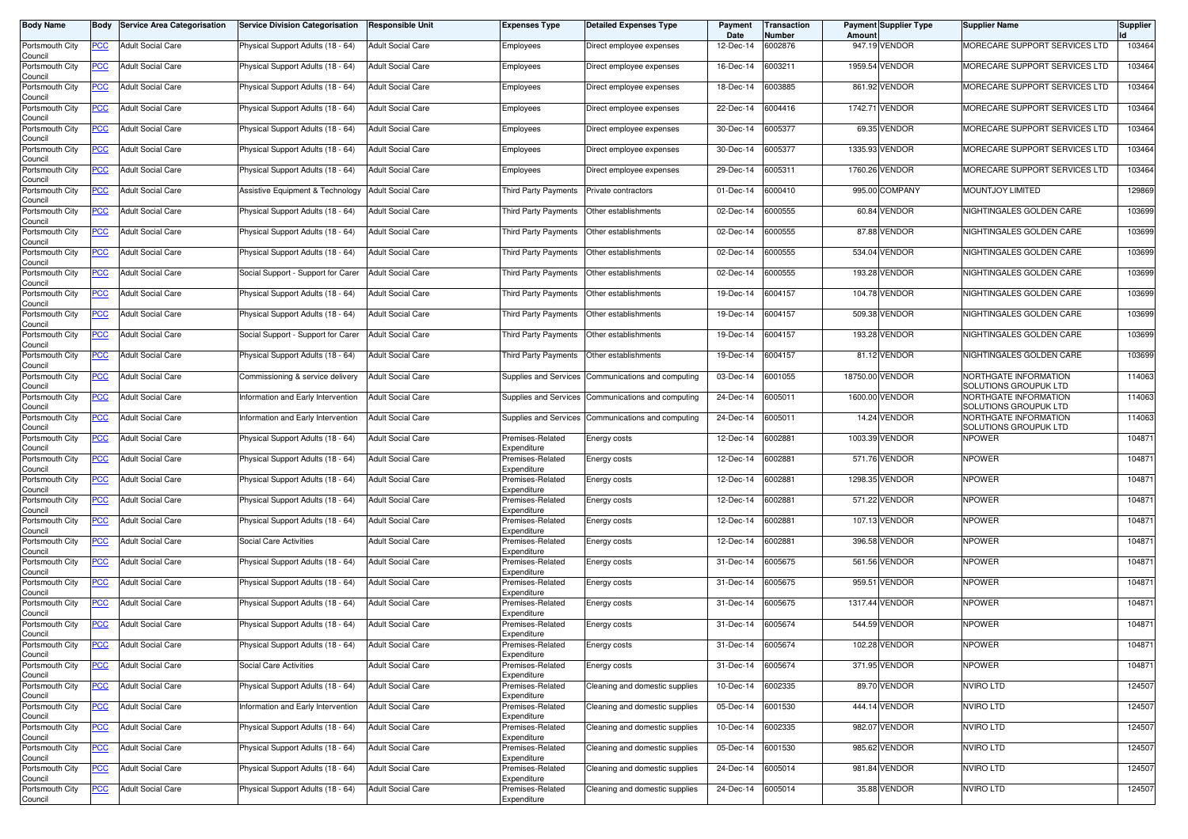| Body Name | Body | Service Area Categorisation | Service Division Categorisation | Responsible Unit | Expenses Type | Detailed Expenses Type | Payment Date | Transaction Number | Payment Amount | Supplier Type | Supplier Name | Supplier Id |
|---|---|---|---|---|---|---|---|---|---|---|---|---|
| Portsmouth City Council | PCC | Adult Social Care | Physical Support Adults (18 - 64) | Adult Social Care | Employees | Direct employee expenses | 12-Dec-14 | 6002876 | 947.19 | VENDOR | MORECARE SUPPORT SERVICES LTD | 103464 |
| Portsmouth City Council | PCC | Adult Social Care | Physical Support Adults (18 - 64) | Adult Social Care | Employees | Direct employee expenses | 16-Dec-14 | 6003211 | 1959.54 | VENDOR | MORECARE SUPPORT SERVICES LTD | 103464 |
| Portsmouth City Council | PCC | Adult Social Care | Physical Support Adults (18 - 64) | Adult Social Care | Employees | Direct employee expenses | 18-Dec-14 | 6003885 | 861.92 | VENDOR | MORECARE SUPPORT SERVICES LTD | 103464 |
| Portsmouth City Council | PCC | Adult Social Care | Physical Support Adults (18 - 64) | Adult Social Care | Employees | Direct employee expenses | 22-Dec-14 | 6004416 | 1742.71 | VENDOR | MORECARE SUPPORT SERVICES LTD | 103464 |
| Portsmouth City Council | PCC | Adult Social Care | Physical Support Adults (18 - 64) | Adult Social Care | Employees | Direct employee expenses | 30-Dec-14 | 6005377 | 69.35 | VENDOR | MORECARE SUPPORT SERVICES LTD | 103464 |
| Portsmouth City Council | PCC | Adult Social Care | Physical Support Adults (18 - 64) | Adult Social Care | Employees | Direct employee expenses | 30-Dec-14 | 6005377 | 1335.93 | VENDOR | MORECARE SUPPORT SERVICES LTD | 103464 |
| Portsmouth City Council | PCC | Adult Social Care | Physical Support Adults (18 - 64) | Adult Social Care | Employees | Direct employee expenses | 29-Dec-14 | 6005311 | 1760.26 | VENDOR | MORECARE SUPPORT SERVICES LTD | 103464 |
| Portsmouth City Council | PCC | Adult Social Care | Assistive Equipment & Technology | Adult Social Care | Third Party Payments | Private contractors | 01-Dec-14 | 6000410 | 995.00 | COMPANY | MOUNTJOY LIMITED | 129869 |
| Portsmouth City Council | PCC | Adult Social Care | Physical Support Adults (18 - 64) | Adult Social Care | Third Party Payments | Other establishments | 02-Dec-14 | 6000555 | 60.84 | VENDOR | NIGHTINGALES GOLDEN CARE | 103699 |
| Portsmouth City Council | PCC | Adult Social Care | Physical Support Adults (18 - 64) | Adult Social Care | Third Party Payments | Other establishments | 02-Dec-14 | 6000555 | 87.88 | VENDOR | NIGHTINGALES GOLDEN CARE | 103699 |
| Portsmouth City Council | PCC | Adult Social Care | Physical Support Adults (18 - 64) | Adult Social Care | Third Party Payments | Other establishments | 02-Dec-14 | 6000555 | 534.04 | VENDOR | NIGHTINGALES GOLDEN CARE | 103699 |
| Portsmouth City Council | PCC | Adult Social Care | Social Support - Support for Carer | Adult Social Care | Third Party Payments | Other establishments | 02-Dec-14 | 6000555 | 193.28 | VENDOR | NIGHTINGALES GOLDEN CARE | 103699 |
| Portsmouth City Council | PCC | Adult Social Care | Physical Support Adults (18 - 64) | Adult Social Care | Third Party Payments | Other establishments | 19-Dec-14 | 6004157 | 104.78 | VENDOR | NIGHTINGALES GOLDEN CARE | 103699 |
| Portsmouth City Council | PCC | Adult Social Care | Physical Support Adults (18 - 64) | Adult Social Care | Third Party Payments | Other establishments | 19-Dec-14 | 6004157 | 509.38 | VENDOR | NIGHTINGALES GOLDEN CARE | 103699 |
| Portsmouth City Council | PCC | Adult Social Care | Social Support - Support for Carer | Adult Social Care | Third Party Payments | Other establishments | 19-Dec-14 | 6004157 | 193.28 | VENDOR | NIGHTINGALES GOLDEN CARE | 103699 |
| Portsmouth City Council | PCC | Adult Social Care | Physical Support Adults (18 - 64) | Adult Social Care | Third Party Payments | Other establishments | 19-Dec-14 | 6004157 | 81.12 | VENDOR | NIGHTINGALES GOLDEN CARE | 103699 |
| Portsmouth City Council | PCC | Adult Social Care | Commissioning & service delivery | Adult Social Care | Supplies and Services | Communications and computing | 03-Dec-14 | 6001055 | 18750.00 | VENDOR | NORTHGATE INFORMATION SOLUTIONS GROUPUK LTD | 114063 |
| Portsmouth City Council | PCC | Adult Social Care | Information and Early Intervention | Adult Social Care | Supplies and Services | Communications and computing | 24-Dec-14 | 6005011 | 1600.00 | VENDOR | NORTHGATE INFORMATION SOLUTIONS GROUPUK LTD | 114063 |
| Portsmouth City Council | PCC | Adult Social Care | Information and Early Intervention | Adult Social Care | Supplies and Services | Communications and computing | 24-Dec-14 | 6005011 | 14.24 | VENDOR | NORTHGATE INFORMATION SOLUTIONS GROUPUK LTD | 114063 |
| Portsmouth City Council | PCC | Adult Social Care | Physical Support Adults (18 - 64) | Adult Social Care | Premises-Related Expenditure | Energy costs | 12-Dec-14 | 6002881 | 1003.39 | VENDOR | NPOWER | 104871 |
| Portsmouth City Council | PCC | Adult Social Care | Physical Support Adults (18 - 64) | Adult Social Care | Premises-Related Expenditure | Energy costs | 12-Dec-14 | 6002881 | 571.76 | VENDOR | NPOWER | 104871 |
| Portsmouth City Council | PCC | Adult Social Care | Physical Support Adults (18 - 64) | Adult Social Care | Premises-Related Expenditure | Energy costs | 12-Dec-14 | 6002881 | 1298.35 | VENDOR | NPOWER | 104871 |
| Portsmouth City Council | PCC | Adult Social Care | Physical Support Adults (18 - 64) | Adult Social Care | Premises-Related Expenditure | Energy costs | 12-Dec-14 | 6002881 | 571.22 | VENDOR | NPOWER | 104871 |
| Portsmouth City Council | PCC | Adult Social Care | Physical Support Adults (18 - 64) | Adult Social Care | Premises-Related Expenditure | Energy costs | 12-Dec-14 | 6002881 | 107.13 | VENDOR | NPOWER | 104871 |
| Portsmouth City Council | PCC | Adult Social Care | Social Care Activities | Adult Social Care | Premises-Related Expenditure | Energy costs | 12-Dec-14 | 6002881 | 396.58 | VENDOR | NPOWER | 104871 |
| Portsmouth City Council | PCC | Adult Social Care | Physical Support Adults (18 - 64) | Adult Social Care | Premises-Related Expenditure | Energy costs | 31-Dec-14 | 6005675 | 561.56 | VENDOR | NPOWER | 104871 |
| Portsmouth City Council | PCC | Adult Social Care | Physical Support Adults (18 - 64) | Adult Social Care | Premises-Related Expenditure | Energy costs | 31-Dec-14 | 6005675 | 959.51 | VENDOR | NPOWER | 104871 |
| Portsmouth City Council | PCC | Adult Social Care | Physical Support Adults (18 - 64) | Adult Social Care | Premises-Related Expenditure | Energy costs | 31-Dec-14 | 6005675 | 1317.44 | VENDOR | NPOWER | 104871 |
| Portsmouth City Council | PCC | Adult Social Care | Physical Support Adults (18 - 64) | Adult Social Care | Premises-Related Expenditure | Energy costs | 31-Dec-14 | 6005674 | 544.59 | VENDOR | NPOWER | 104871 |
| Portsmouth City Council | PCC | Adult Social Care | Physical Support Adults (18 - 64) | Adult Social Care | Premises-Related Expenditure | Energy costs | 31-Dec-14 | 6005674 | 102.28 | VENDOR | NPOWER | 104871 |
| Portsmouth City Council | PCC | Adult Social Care | Social Care Activities | Adult Social Care | Premises-Related Expenditure | Energy costs | 31-Dec-14 | 6005674 | 371.95 | VENDOR | NPOWER | 104871 |
| Portsmouth City Council | PCC | Adult Social Care | Physical Support Adults (18 - 64) | Adult Social Care | Premises-Related Expenditure | Cleaning and domestic supplies | 10-Dec-14 | 6002335 | 89.70 | VENDOR | NVIRO LTD | 124507 |
| Portsmouth City Council | PCC | Adult Social Care | Information and Early Intervention | Adult Social Care | Premises-Related Expenditure | Cleaning and domestic supplies | 05-Dec-14 | 6001530 | 444.14 | VENDOR | NVIRO LTD | 124507 |
| Portsmouth City Council | PCC | Adult Social Care | Physical Support Adults (18 - 64) | Adult Social Care | Premises-Related Expenditure | Cleaning and domestic supplies | 10-Dec-14 | 6002335 | 982.07 | VENDOR | NVIRO LTD | 124507 |
| Portsmouth City Council | PCC | Adult Social Care | Physical Support Adults (18 - 64) | Adult Social Care | Premises-Related Expenditure | Cleaning and domestic supplies | 05-Dec-14 | 6001530 | 985.62 | VENDOR | NVIRO LTD | 124507 |
| Portsmouth City Council | PCC | Adult Social Care | Physical Support Adults (18 - 64) | Adult Social Care | Premises-Related Expenditure | Cleaning and domestic supplies | 24-Dec-14 | 6005014 | 981.84 | VENDOR | NVIRO LTD | 124507 |
| Portsmouth City Council | PCC | Adult Social Care | Physical Support Adults (18 - 64) | Adult Social Care | Premises-Related Expenditure | Cleaning and domestic supplies | 24-Dec-14 | 6005014 | 35.88 | VENDOR | NVIRO LTD | 124507 |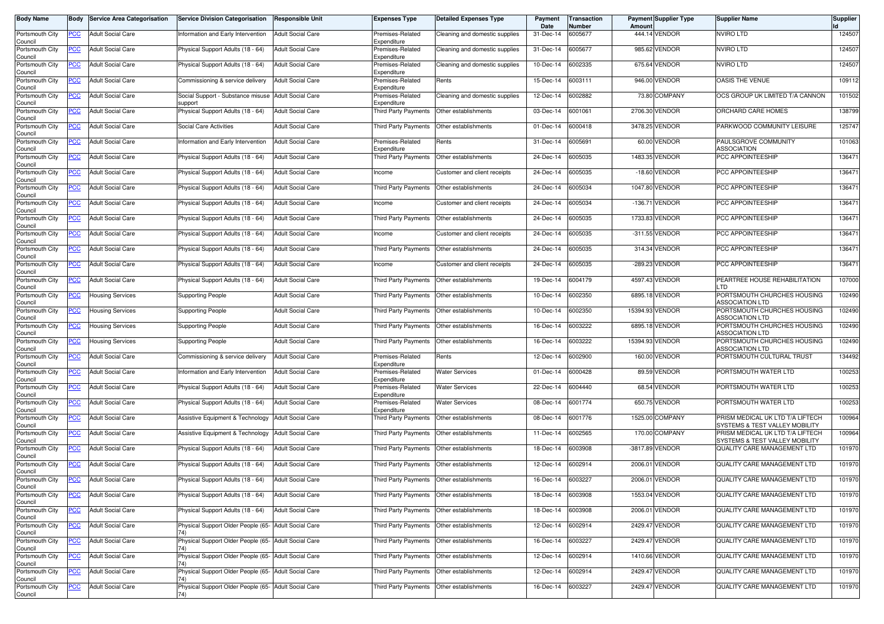| Body Name | Body | Service Area Categorisation | Service Division Categorisation | Responsible Unit | Expenses Type | Detailed Expenses Type | Payment Date | Transaction Number | Payment Amount | Supplier Type | Supplier Name | Supplier Id |
|---|---|---|---|---|---|---|---|---|---|---|---|---|
| Portsmouth City Council | PCC | Adult Social Care | Information and Early Intervention | Adult Social Care | Premises-Related Expenditure | Cleaning and domestic supplies | 31-Dec-14 | 6005677 | 444.14 | VENDOR | NVIRO LTD | 124507 |
| Portsmouth City Council | PCC | Adult Social Care | Physical Support Adults (18 - 64) | Adult Social Care | Premises-Related Expenditure | Cleaning and domestic supplies | 31-Dec-14 | 6005677 | 985.62 | VENDOR | NVIRO LTD | 124507 |
| Portsmouth City Council | PCC | Adult Social Care | Physical Support Adults (18 - 64) | Adult Social Care | Premises-Related Expenditure | Cleaning and domestic supplies | 10-Dec-14 | 6002335 | 675.64 | VENDOR | NVIRO LTD | 124507 |
| Portsmouth City Council | PCC | Adult Social Care | Commissioning & service delivery | Adult Social Care | Premises-Related Expenditure | Rents | 15-Dec-14 | 6003111 | 946.00 | VENDOR | OASIS THE VENUE | 109112 |
| Portsmouth City Council | PCC | Adult Social Care | Social Support - Substance misuse support | Adult Social Care | Premises-Related Expenditure | Cleaning and domestic supplies | 12-Dec-14 | 6002882 | 73.80 | COMPANY | OCS GROUP UK LIMITED T/A CANNON | 101502 |
| Portsmouth City Council | PCC | Adult Social Care | Physical Support Adults (18 - 64) | Adult Social Care | Third Party Payments | Other establishments | 03-Dec-14 | 6001061 | 2706.30 | VENDOR | ORCHARD CARE HOMES | 138799 |
| Portsmouth City Council | PCC | Adult Social Care | Social Care Activities | Adult Social Care | Third Party Payments | Other establishments | 01-Dec-14 | 6000418 | 3478.25 | VENDOR | PARKWOOD COMMUNITY LEISURE | 125747 |
| Portsmouth City Council | PCC | Adult Social Care | Information and Early Intervention | Adult Social Care | Premises-Related Expenditure | Rents | 31-Dec-14 | 6005691 | 60.00 | VENDOR | PAULSGROVE COMMUNITY ASSOCIATION | 101063 |
| Portsmouth City Council | PCC | Adult Social Care | Physical Support Adults (18 - 64) | Adult Social Care | Third Party Payments | Other establishments | 24-Dec-14 | 6005035 | 1483.35 | VENDOR | PCC APPOINTEESHIP | 136471 |
| Portsmouth City Council | PCC | Adult Social Care | Physical Support Adults (18 - 64) | Adult Social Care | Income | Customer and client receipts | 24-Dec-14 | 6005035 | -18.60 | VENDOR | PCC APPOINTEESHIP | 136471 |
| Portsmouth City Council | PCC | Adult Social Care | Physical Support Adults (18 - 64) | Adult Social Care | Third Party Payments | Other establishments | 24-Dec-14 | 6005034 | 1047.80 | VENDOR | PCC APPOINTEESHIP | 136471 |
| Portsmouth City Council | PCC | Adult Social Care | Physical Support Adults (18 - 64) | Adult Social Care | Income | Customer and client receipts | 24-Dec-14 | 6005034 | -136.71 | VENDOR | PCC APPOINTEESHIP | 136471 |
| Portsmouth City Council | PCC | Adult Social Care | Physical Support Adults (18 - 64) | Adult Social Care | Third Party Payments | Other establishments | 24-Dec-14 | 6005035 | 1733.83 | VENDOR | PCC APPOINTEESHIP | 136471 |
| Portsmouth City Council | PCC | Adult Social Care | Physical Support Adults (18 - 64) | Adult Social Care | Income | Customer and client receipts | 24-Dec-14 | 6005035 | -311.55 | VENDOR | PCC APPOINTEESHIP | 136471 |
| Portsmouth City Council | PCC | Adult Social Care | Physical Support Adults (18 - 64) | Adult Social Care | Third Party Payments | Other establishments | 24-Dec-14 | 6005035 | 314.34 | VENDOR | PCC APPOINTEESHIP | 136471 |
| Portsmouth City Council | PCC | Adult Social Care | Physical Support Adults (18 - 64) | Adult Social Care | Income | Customer and client receipts | 24-Dec-14 | 6005035 | -289.23 | VENDOR | PCC APPOINTEESHIP | 136471 |
| Portsmouth City Council | PCC | Adult Social Care | Physical Support Adults (18 - 64) | Adult Social Care | Third Party Payments | Other establishments | 19-Dec-14 | 6004179 | 4597.43 | VENDOR | PEARTREE HOUSE REHABILITATION LTD | 107000 |
| Portsmouth City Council | PCC | Housing Services | Supporting People | Adult Social Care | Third Party Payments | Other establishments | 10-Dec-14 | 6002350 | 6895.18 | VENDOR | PORTSMOUTH CHURCHES HOUSING ASSOCIATION LTD | 102490 |
| Portsmouth City Council | PCC | Housing Services | Supporting People | Adult Social Care | Third Party Payments | Other establishments | 10-Dec-14 | 6002350 | 15394.93 | VENDOR | PORTSMOUTH CHURCHES HOUSING ASSOCIATION LTD | 102490 |
| Portsmouth City Council | PCC | Housing Services | Supporting People | Adult Social Care | Third Party Payments | Other establishments | 16-Dec-14 | 6003222 | 6895.18 | VENDOR | PORTSMOUTH CHURCHES HOUSING ASSOCIATION LTD | 102490 |
| Portsmouth City Council | PCC | Housing Services | Supporting People | Adult Social Care | Third Party Payments | Other establishments | 16-Dec-14 | 6003222 | 15394.93 | VENDOR | PORTSMOUTH CHURCHES HOUSING ASSOCIATION LTD | 102490 |
| Portsmouth City Council | PCC | Adult Social Care | Commissioning & service delivery | Adult Social Care | Premises-Related Expenditure | Rents | 12-Dec-14 | 6002900 | 160.00 | VENDOR | PORTSMOUTH CULTURAL TRUST | 134492 |
| Portsmouth City Council | PCC | Adult Social Care | Information and Early Intervention | Adult Social Care | Premises-Related Expenditure | Water Services | 01-Dec-14 | 6000428 | 89.59 | VENDOR | PORTSMOUTH WATER LTD | 100253 |
| Portsmouth City Council | PCC | Adult Social Care | Physical Support Adults (18 - 64) | Adult Social Care | Premises-Related Expenditure | Water Services | 22-Dec-14 | 6004440 | 68.54 | VENDOR | PORTSMOUTH WATER LTD | 100253 |
| Portsmouth City Council | PCC | Adult Social Care | Physical Support Adults (18 - 64) | Adult Social Care | Premises-Related Expenditure | Water Services | 08-Dec-14 | 6001774 | 650.75 | VENDOR | PORTSMOUTH WATER LTD | 100253 |
| Portsmouth City Council | PCC | Adult Social Care | Assistive Equipment & Technology | Adult Social Care | Third Party Payments | Other establishments | 08-Dec-14 | 6001776 | 1525.00 | COMPANY | PRISM MEDICAL UK LTD T/A LIFTECH SYSTEMS & TEST VALLEY MOBILITY | 100964 |
| Portsmouth City Council | PCC | Adult Social Care | Assistive Equipment & Technology | Adult Social Care | Third Party Payments | Other establishments | 11-Dec-14 | 6002565 | 170.00 | COMPANY | PRISM MEDICAL UK LTD T/A LIFTECH SYSTEMS & TEST VALLEY MOBILITY | 100964 |
| Portsmouth City Council | PCC | Adult Social Care | Physical Support Adults (18 - 64) | Adult Social Care | Third Party Payments | Other establishments | 18-Dec-14 | 6003908 | -3817.89 | VENDOR | QUALITY CARE MANAGEMENT LTD | 101970 |
| Portsmouth City Council | PCC | Adult Social Care | Physical Support Adults (18 - 64) | Adult Social Care | Third Party Payments | Other establishments | 12-Dec-14 | 6002914 | 2006.01 | VENDOR | QUALITY CARE MANAGEMENT LTD | 101970 |
| Portsmouth City Council | PCC | Adult Social Care | Physical Support Adults (18 - 64) | Adult Social Care | Third Party Payments | Other establishments | 16-Dec-14 | 6003227 | 2006.01 | VENDOR | QUALITY CARE MANAGEMENT LTD | 101970 |
| Portsmouth City Council | PCC | Adult Social Care | Physical Support Adults (18 - 64) | Adult Social Care | Third Party Payments | Other establishments | 18-Dec-14 | 6003908 | 1553.04 | VENDOR | QUALITY CARE MANAGEMENT LTD | 101970 |
| Portsmouth City Council | PCC | Adult Social Care | Physical Support Adults (18 - 64) | Adult Social Care | Third Party Payments | Other establishments | 18-Dec-14 | 6003908 | 2006.01 | VENDOR | QUALITY CARE MANAGEMENT LTD | 101970 |
| Portsmouth City Council | PCC | Adult Social Care | Physical Support Older People (65-74) | Adult Social Care | Third Party Payments | Other establishments | 12-Dec-14 | 6002914 | 2429.47 | VENDOR | QUALITY CARE MANAGEMENT LTD | 101970 |
| Portsmouth City Council | PCC | Adult Social Care | Physical Support Older People (65-74) | Adult Social Care | Third Party Payments | Other establishments | 16-Dec-14 | 6003227 | 2429.47 | VENDOR | QUALITY CARE MANAGEMENT LTD | 101970 |
| Portsmouth City Council | PCC | Adult Social Care | Physical Support Older People (65-74) | Adult Social Care | Third Party Payments | Other establishments | 12-Dec-14 | 6002914 | 1410.66 | VENDOR | QUALITY CARE MANAGEMENT LTD | 101970 |
| Portsmouth City Council | PCC | Adult Social Care | Physical Support Older People (65-74) | Adult Social Care | Third Party Payments | Other establishments | 12-Dec-14 | 6002914 | 2429.47 | VENDOR | QUALITY CARE MANAGEMENT LTD | 101970 |
| Portsmouth City Council | PCC | Adult Social Care | Physical Support Older People (65-74) | Adult Social Care | Third Party Payments | Other establishments | 16-Dec-14 | 6003227 | 2429.47 | VENDOR | QUALITY CARE MANAGEMENT LTD | 101970 |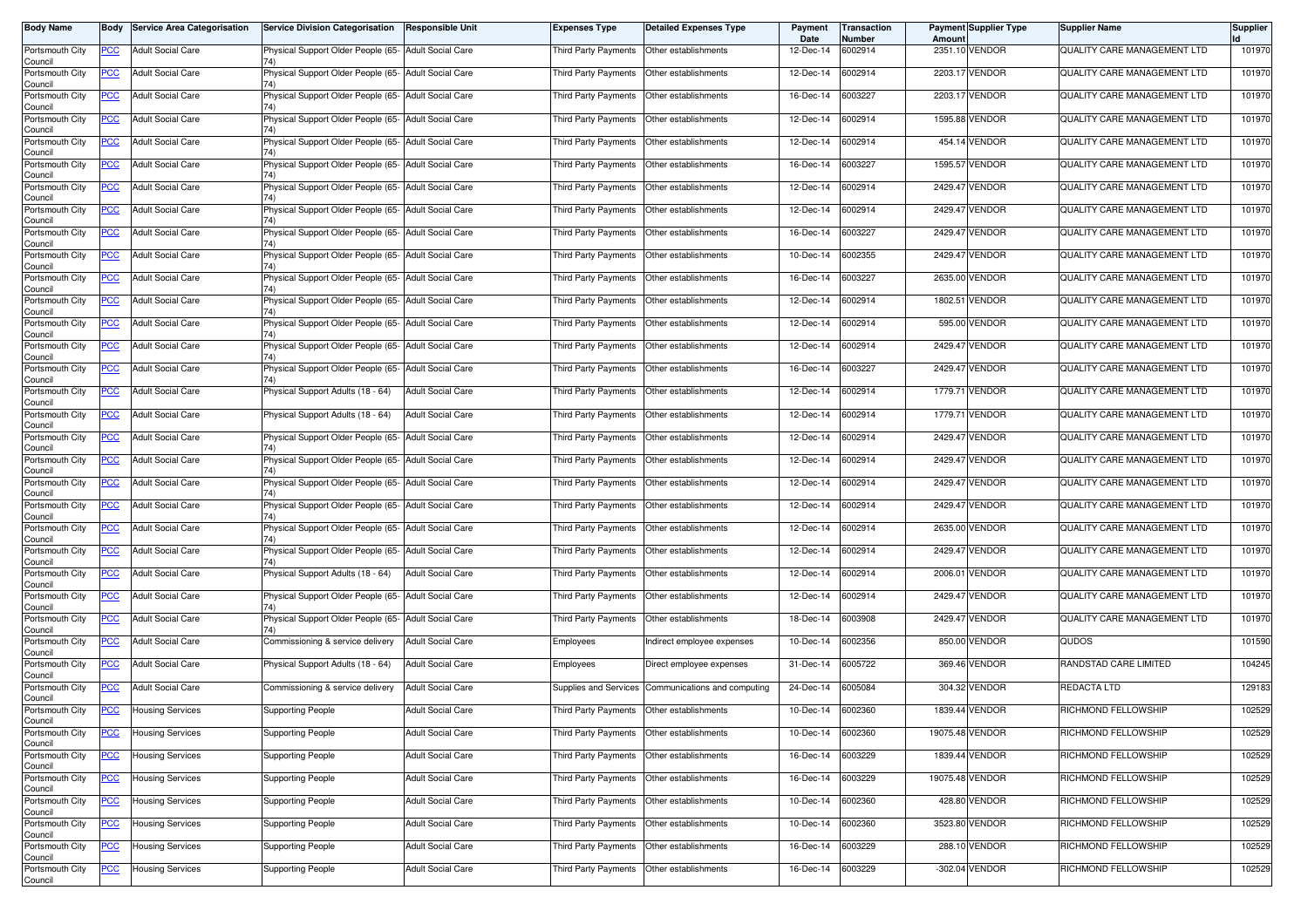| Body Name | Body | Service Area Categorisation | Service Division Categorisation | Responsible Unit | Expenses Type | Detailed Expenses Type | Payment Date | Transaction Number | Payment Amount | Supplier Type | Supplier Name | Supplier Id |
|---|---|---|---|---|---|---|---|---|---|---|---|---|
| Portsmouth City Council | PCC | Adult Social Care | Physical Support Older People (65-74) | Adult Social Care | Third Party Payments | Other establishments | 12-Dec-14 | 6002914 | 2351.10 | VENDOR | QUALITY CARE MANAGEMENT LTD | 101970 |
| Portsmouth City Council | PCC | Adult Social Care | Physical Support Older People (65-74) | Adult Social Care | Third Party Payments | Other establishments | 12-Dec-14 | 6002914 | 2203.17 | VENDOR | QUALITY CARE MANAGEMENT LTD | 101970 |
| Portsmouth City Council | PCC | Adult Social Care | Physical Support Older People (65-74) | Adult Social Care | Third Party Payments | Other establishments | 16-Dec-14 | 6003227 | 2203.17 | VENDOR | QUALITY CARE MANAGEMENT LTD | 101970 |
| Portsmouth City Council | PCC | Adult Social Care | Physical Support Older People (65-74) | Adult Social Care | Third Party Payments | Other establishments | 12-Dec-14 | 6002914 | 1595.88 | VENDOR | QUALITY CARE MANAGEMENT LTD | 101970 |
| Portsmouth City Council | PCC | Adult Social Care | Physical Support Older People (65-74) | Adult Social Care | Third Party Payments | Other establishments | 12-Dec-14 | 6002914 | 454.14 | VENDOR | QUALITY CARE MANAGEMENT LTD | 101970 |
| Portsmouth City Council | PCC | Adult Social Care | Physical Support Older People (65-74) | Adult Social Care | Third Party Payments | Other establishments | 16-Dec-14 | 6003227 | 1595.57 | VENDOR | QUALITY CARE MANAGEMENT LTD | 101970 |
| Portsmouth City Council | PCC | Adult Social Care | Physical Support Older People (65-74) | Adult Social Care | Third Party Payments | Other establishments | 12-Dec-14 | 6002914 | 2429.47 | VENDOR | QUALITY CARE MANAGEMENT LTD | 101970 |
| Portsmouth City Council | PCC | Adult Social Care | Physical Support Older People (65-74) | Adult Social Care | Third Party Payments | Other establishments | 12-Dec-14 | 6002914 | 2429.47 | VENDOR | QUALITY CARE MANAGEMENT LTD | 101970 |
| Portsmouth City Council | PCC | Adult Social Care | Physical Support Older People (65-74) | Adult Social Care | Third Party Payments | Other establishments | 16-Dec-14 | 6003227 | 2429.47 | VENDOR | QUALITY CARE MANAGEMENT LTD | 101970 |
| Portsmouth City Council | PCC | Adult Social Care | Physical Support Older People (65-74) | Adult Social Care | Third Party Payments | Other establishments | 10-Dec-14 | 6002355 | 2429.47 | VENDOR | QUALITY CARE MANAGEMENT LTD | 101970 |
| Portsmouth City Council | PCC | Adult Social Care | Physical Support Older People (65-74) | Adult Social Care | Third Party Payments | Other establishments | 16-Dec-14 | 6003227 | 2635.00 | VENDOR | QUALITY CARE MANAGEMENT LTD | 101970 |
| Portsmouth City Council | PCC | Adult Social Care | Physical Support Older People (65-74) | Adult Social Care | Third Party Payments | Other establishments | 12-Dec-14 | 6002914 | 1802.51 | VENDOR | QUALITY CARE MANAGEMENT LTD | 101970 |
| Portsmouth City Council | PCC | Adult Social Care | Physical Support Older People (65-74) | Adult Social Care | Third Party Payments | Other establishments | 12-Dec-14 | 6002914 | 595.00 | VENDOR | QUALITY CARE MANAGEMENT LTD | 101970 |
| Portsmouth City Council | PCC | Adult Social Care | Physical Support Older People (65-74) | Adult Social Care | Third Party Payments | Other establishments | 12-Dec-14 | 6002914 | 2429.47 | VENDOR | QUALITY CARE MANAGEMENT LTD | 101970 |
| Portsmouth City Council | PCC | Adult Social Care | Physical Support Older People (65-74) | Adult Social Care | Third Party Payments | Other establishments | 16-Dec-14 | 6003227 | 2429.47 | VENDOR | QUALITY CARE MANAGEMENT LTD | 101970 |
| Portsmouth City Council | PCC | Adult Social Care | Physical Support Adults (18 - 64) | Adult Social Care | Third Party Payments | Other establishments | 12-Dec-14 | 6002914 | 1779.71 | VENDOR | QUALITY CARE MANAGEMENT LTD | 101970 |
| Portsmouth City Council | PCC | Adult Social Care | Physical Support Adults (18 - 64) | Adult Social Care | Third Party Payments | Other establishments | 12-Dec-14 | 6002914 | 1779.71 | VENDOR | QUALITY CARE MANAGEMENT LTD | 101970 |
| Portsmouth City Council | PCC | Adult Social Care | Physical Support Older People (65-74) | Adult Social Care | Third Party Payments | Other establishments | 12-Dec-14 | 6002914 | 2429.47 | VENDOR | QUALITY CARE MANAGEMENT LTD | 101970 |
| Portsmouth City Council | PCC | Adult Social Care | Physical Support Older People (65-74) | Adult Social Care | Third Party Payments | Other establishments | 12-Dec-14 | 6002914 | 2429.47 | VENDOR | QUALITY CARE MANAGEMENT LTD | 101970 |
| Portsmouth City Council | PCC | Adult Social Care | Physical Support Older People (65-74) | Adult Social Care | Third Party Payments | Other establishments | 12-Dec-14 | 6002914 | 2429.47 | VENDOR | QUALITY CARE MANAGEMENT LTD | 101970 |
| Portsmouth City Council | PCC | Adult Social Care | Physical Support Older People (65-74) | Adult Social Care | Third Party Payments | Other establishments | 12-Dec-14 | 6002914 | 2429.47 | VENDOR | QUALITY CARE MANAGEMENT LTD | 101970 |
| Portsmouth City Council | PCC | Adult Social Care | Physical Support Older People (65-74) | Adult Social Care | Third Party Payments | Other establishments | 12-Dec-14 | 6002914 | 2635.00 | VENDOR | QUALITY CARE MANAGEMENT LTD | 101970 |
| Portsmouth City Council | PCC | Adult Social Care | Physical Support Older People (65-74) | Adult Social Care | Third Party Payments | Other establishments | 12-Dec-14 | 6002914 | 2429.47 | VENDOR | QUALITY CARE MANAGEMENT LTD | 101970 |
| Portsmouth City Council | PCC | Adult Social Care | Physical Support Adults (18 - 64) | Adult Social Care | Third Party Payments | Other establishments | 12-Dec-14 | 6002914 | 2006.01 | VENDOR | QUALITY CARE MANAGEMENT LTD | 101970 |
| Portsmouth City Council | PCC | Adult Social Care | Physical Support Older People (65-74) | Adult Social Care | Third Party Payments | Other establishments | 12-Dec-14 | 6002914 | 2429.47 | VENDOR | QUALITY CARE MANAGEMENT LTD | 101970 |
| Portsmouth City Council | PCC | Adult Social Care | Physical Support Older People (65-74) | Adult Social Care | Third Party Payments | Other establishments | 18-Dec-14 | 6003908 | 2429.47 | VENDOR | QUALITY CARE MANAGEMENT LTD | 101970 |
| Portsmouth City Council | PCC | Adult Social Care | Commissioning & service delivery | Adult Social Care | Employees | Indirect employee expenses | 10-Dec-14 | 6002356 | 850.00 | VENDOR | QUDOS | 101590 |
| Portsmouth City Council | PCC | Adult Social Care | Physical Support Adults (18 - 64) | Adult Social Care | Employees | Direct employee expenses | 31-Dec-14 | 6005722 | 369.46 | VENDOR | RANDSTAD CARE LIMITED | 104245 |
| Portsmouth City Council | PCC | Adult Social Care | Commissioning & service delivery | Adult Social Care | Supplies and Services | Communications and computing | 24-Dec-14 | 6005084 | 304.32 | VENDOR | REDACTA LTD | 129183 |
| Portsmouth City Council | PCC | Housing Services | Supporting People | Adult Social Care | Third Party Payments | Other establishments | 10-Dec-14 | 6002360 | 1839.44 | VENDOR | RICHMOND FELLOWSHIP | 102529 |
| Portsmouth City Council | PCC | Housing Services | Supporting People | Adult Social Care | Third Party Payments | Other establishments | 10-Dec-14 | 6002360 | 19075.48 | VENDOR | RICHMOND FELLOWSHIP | 102529 |
| Portsmouth City Council | PCC | Housing Services | Supporting People | Adult Social Care | Third Party Payments | Other establishments | 16-Dec-14 | 6003229 | 1839.44 | VENDOR | RICHMOND FELLOWSHIP | 102529 |
| Portsmouth City Council | PCC | Housing Services | Supporting People | Adult Social Care | Third Party Payments | Other establishments | 16-Dec-14 | 6003229 | 19075.48 | VENDOR | RICHMOND FELLOWSHIP | 102529 |
| Portsmouth City Council | PCC | Housing Services | Supporting People | Adult Social Care | Third Party Payments | Other establishments | 10-Dec-14 | 6002360 | 428.80 | VENDOR | RICHMOND FELLOWSHIP | 102529 |
| Portsmouth City Council | PCC | Housing Services | Supporting People | Adult Social Care | Third Party Payments | Other establishments | 10-Dec-14 | 6002360 | 3523.80 | VENDOR | RICHMOND FELLOWSHIP | 102529 |
| Portsmouth City Council | PCC | Housing Services | Supporting People | Adult Social Care | Third Party Payments | Other establishments | 16-Dec-14 | 6003229 | 288.10 | VENDOR | RICHMOND FELLOWSHIP | 102529 |
| Portsmouth City Council | PCC | Housing Services | Supporting People | Adult Social Care | Third Party Payments | Other establishments | 16-Dec-14 | 6003229 | -302.04 | VENDOR | RICHMOND FELLOWSHIP | 102529 |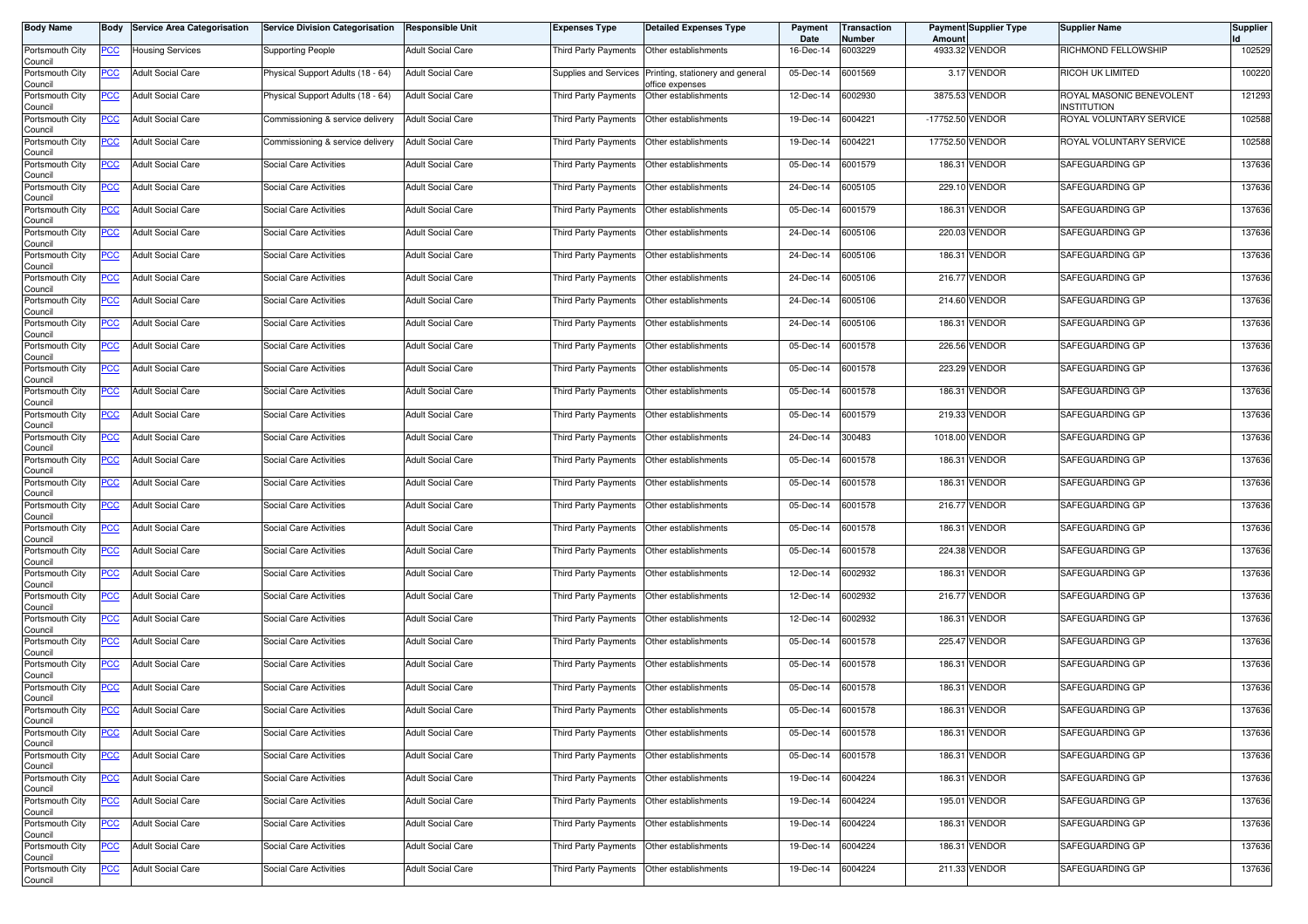| Body Name | Body | Service Area Categorisation | Service Division Categorisation | Responsible Unit | Expenses Type | Detailed Expenses Type | Payment Date | Transaction Number | Payment Amount | Supplier Type | Supplier Name | Supplier Id |
|---|---|---|---|---|---|---|---|---|---|---|---|---|
| Portsmouth City Council | PCC | Housing Services | Supporting People | Adult Social Care | Third Party Payments | Other establishments | 16-Dec-14 | 6003229 | 4933.32 | VENDOR | RICHMOND FELLOWSHIP | 102529 |
| Portsmouth City Council | PCC | Adult Social Care | Physical Support Adults (18 - 64) | Adult Social Care | Supplies and Services | Printing, stationery and general office expenses | 05-Dec-14 | 6001569 | 3.17 | VENDOR | RICOH UK LIMITED | 100220 |
| Portsmouth City Council | PCC | Adult Social Care | Physical Support Adults (18 - 64) | Adult Social Care | Third Party Payments | Other establishments | 12-Dec-14 | 6002930 | 3875.53 | VENDOR | ROYAL MASONIC BENEVOLENT INSTITUTION | 121293 |
| Portsmouth City Council | PCC | Adult Social Care | Commissioning & service delivery | Adult Social Care | Third Party Payments | Other establishments | 19-Dec-14 | 6004221 | -17752.50 | VENDOR | ROYAL VOLUNTARY SERVICE | 102588 |
| Portsmouth City Council | PCC | Adult Social Care | Commissioning & service delivery | Adult Social Care | Third Party Payments | Other establishments | 19-Dec-14 | 6004221 | 17752.50 | VENDOR | ROYAL VOLUNTARY SERVICE | 102588 |
| Portsmouth City Council | PCC | Adult Social Care | Social Care Activities | Adult Social Care | Third Party Payments | Other establishments | 05-Dec-14 | 6001579 | 186.31 | VENDOR | SAFEGUARDING GP | 137636 |
| Portsmouth City Council | PCC | Adult Social Care | Social Care Activities | Adult Social Care | Third Party Payments | Other establishments | 24-Dec-14 | 6005105 | 229.10 | VENDOR | SAFEGUARDING GP | 137636 |
| Portsmouth City Council | PCC | Adult Social Care | Social Care Activities | Adult Social Care | Third Party Payments | Other establishments | 05-Dec-14 | 6001579 | 186.31 | VENDOR | SAFEGUARDING GP | 137636 |
| Portsmouth City Council | PCC | Adult Social Care | Social Care Activities | Adult Social Care | Third Party Payments | Other establishments | 24-Dec-14 | 6005106 | 220.03 | VENDOR | SAFEGUARDING GP | 137636 |
| Portsmouth City Council | PCC | Adult Social Care | Social Care Activities | Adult Social Care | Third Party Payments | Other establishments | 24-Dec-14 | 6005106 | 186.31 | VENDOR | SAFEGUARDING GP | 137636 |
| Portsmouth City Council | PCC | Adult Social Care | Social Care Activities | Adult Social Care | Third Party Payments | Other establishments | 24-Dec-14 | 6005106 | 216.77 | VENDOR | SAFEGUARDING GP | 137636 |
| Portsmouth City Council | PCC | Adult Social Care | Social Care Activities | Adult Social Care | Third Party Payments | Other establishments | 24-Dec-14 | 6005106 | 214.60 | VENDOR | SAFEGUARDING GP | 137636 |
| Portsmouth City Council | PCC | Adult Social Care | Social Care Activities | Adult Social Care | Third Party Payments | Other establishments | 24-Dec-14 | 6005106 | 186.31 | VENDOR | SAFEGUARDING GP | 137636 |
| Portsmouth City Council | PCC | Adult Social Care | Social Care Activities | Adult Social Care | Third Party Payments | Other establishments | 05-Dec-14 | 6001578 | 226.56 | VENDOR | SAFEGUARDING GP | 137636 |
| Portsmouth City Council | PCC | Adult Social Care | Social Care Activities | Adult Social Care | Third Party Payments | Other establishments | 05-Dec-14 | 6001578 | 223.29 | VENDOR | SAFEGUARDING GP | 137636 |
| Portsmouth City Council | PCC | Adult Social Care | Social Care Activities | Adult Social Care | Third Party Payments | Other establishments | 05-Dec-14 | 6001578 | 186.31 | VENDOR | SAFEGUARDING GP | 137636 |
| Portsmouth City Council | PCC | Adult Social Care | Social Care Activities | Adult Social Care | Third Party Payments | Other establishments | 05-Dec-14 | 6001579 | 219.33 | VENDOR | SAFEGUARDING GP | 137636 |
| Portsmouth City Council | PCC | Adult Social Care | Social Care Activities | Adult Social Care | Third Party Payments | Other establishments | 24-Dec-14 | 300483 | 1018.00 | VENDOR | SAFEGUARDING GP | 137636 |
| Portsmouth City Council | PCC | Adult Social Care | Social Care Activities | Adult Social Care | Third Party Payments | Other establishments | 05-Dec-14 | 6001578 | 186.31 | VENDOR | SAFEGUARDING GP | 137636 |
| Portsmouth City Council | PCC | Adult Social Care | Social Care Activities | Adult Social Care | Third Party Payments | Other establishments | 05-Dec-14 | 6001578 | 186.31 | VENDOR | SAFEGUARDING GP | 137636 |
| Portsmouth City Council | PCC | Adult Social Care | Social Care Activities | Adult Social Care | Third Party Payments | Other establishments | 05-Dec-14 | 6001578 | 216.77 | VENDOR | SAFEGUARDING GP | 137636 |
| Portsmouth City Council | PCC | Adult Social Care | Social Care Activities | Adult Social Care | Third Party Payments | Other establishments | 05-Dec-14 | 6001578 | 186.31 | VENDOR | SAFEGUARDING GP | 137636 |
| Portsmouth City Council | PCC | Adult Social Care | Social Care Activities | Adult Social Care | Third Party Payments | Other establishments | 05-Dec-14 | 6001578 | 224.38 | VENDOR | SAFEGUARDING GP | 137636 |
| Portsmouth City Council | PCC | Adult Social Care | Social Care Activities | Adult Social Care | Third Party Payments | Other establishments | 12-Dec-14 | 6002932 | 186.31 | VENDOR | SAFEGUARDING GP | 137636 |
| Portsmouth City Council | PCC | Adult Social Care | Social Care Activities | Adult Social Care | Third Party Payments | Other establishments | 12-Dec-14 | 6002932 | 216.77 | VENDOR | SAFEGUARDING GP | 137636 |
| Portsmouth City Council | PCC | Adult Social Care | Social Care Activities | Adult Social Care | Third Party Payments | Other establishments | 12-Dec-14 | 6002932 | 186.31 | VENDOR | SAFEGUARDING GP | 137636 |
| Portsmouth City Council | PCC | Adult Social Care | Social Care Activities | Adult Social Care | Third Party Payments | Other establishments | 05-Dec-14 | 6001578 | 225.47 | VENDOR | SAFEGUARDING GP | 137636 |
| Portsmouth City Council | PCC | Adult Social Care | Social Care Activities | Adult Social Care | Third Party Payments | Other establishments | 05-Dec-14 | 6001578 | 186.31 | VENDOR | SAFEGUARDING GP | 137636 |
| Portsmouth City Council | PCC | Adult Social Care | Social Care Activities | Adult Social Care | Third Party Payments | Other establishments | 05-Dec-14 | 6001578 | 186.31 | VENDOR | SAFEGUARDING GP | 137636 |
| Portsmouth City Council | PCC | Adult Social Care | Social Care Activities | Adult Social Care | Third Party Payments | Other establishments | 05-Dec-14 | 6001578 | 186.31 | VENDOR | SAFEGUARDING GP | 137636 |
| Portsmouth City Council | PCC | Adult Social Care | Social Care Activities | Adult Social Care | Third Party Payments | Other establishments | 05-Dec-14 | 6001578 | 186.31 | VENDOR | SAFEGUARDING GP | 137636 |
| Portsmouth City Council | PCC | Adult Social Care | Social Care Activities | Adult Social Care | Third Party Payments | Other establishments | 05-Dec-14 | 6001578 | 186.31 | VENDOR | SAFEGUARDING GP | 137636 |
| Portsmouth City Council | PCC | Adult Social Care | Social Care Activities | Adult Social Care | Third Party Payments | Other establishments | 19-Dec-14 | 6004224 | 186.31 | VENDOR | SAFEGUARDING GP | 137636 |
| Portsmouth City Council | PCC | Adult Social Care | Social Care Activities | Adult Social Care | Third Party Payments | Other establishments | 19-Dec-14 | 6004224 | 195.01 | VENDOR | SAFEGUARDING GP | 137636 |
| Portsmouth City Council | PCC | Adult Social Care | Social Care Activities | Adult Social Care | Third Party Payments | Other establishments | 19-Dec-14 | 6004224 | 186.31 | VENDOR | SAFEGUARDING GP | 137636 |
| Portsmouth City Council | PCC | Adult Social Care | Social Care Activities | Adult Social Care | Third Party Payments | Other establishments | 19-Dec-14 | 6004224 | 186.31 | VENDOR | SAFEGUARDING GP | 137636 |
| Portsmouth City Council | PCC | Adult Social Care | Social Care Activities | Adult Social Care | Third Party Payments | Other establishments | 19-Dec-14 | 6004224 | 211.33 | VENDOR | SAFEGUARDING GP | 137636 |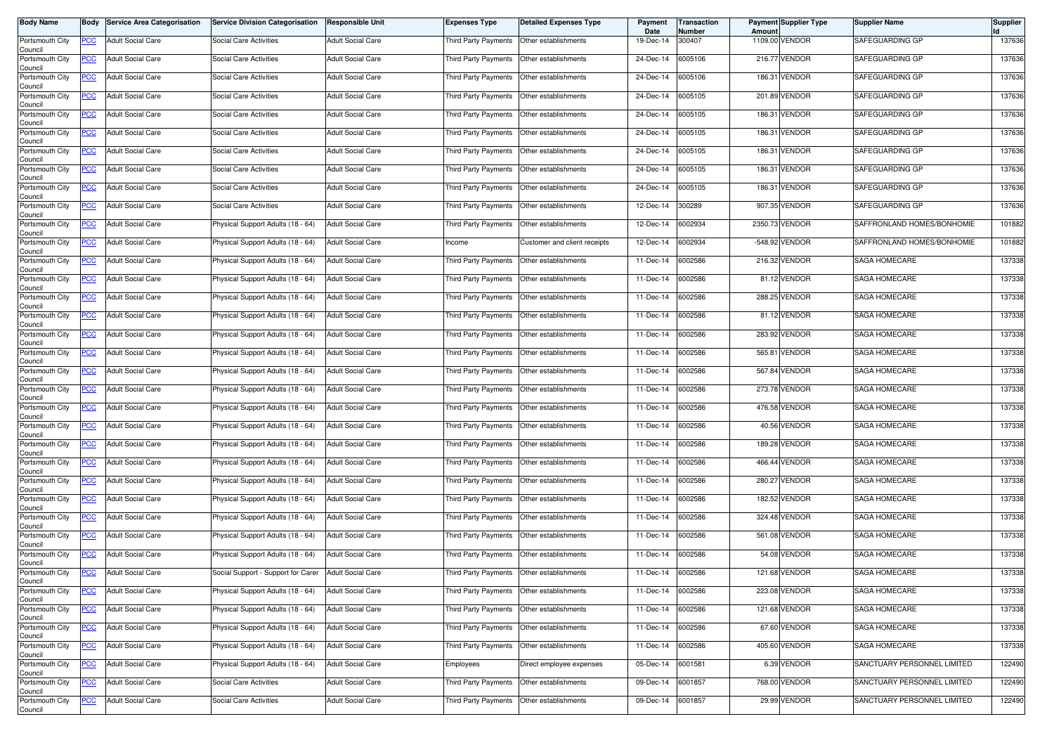| Body Name | Body | Service Area Categorisation | Service Division Categorisation | Responsible Unit | Expenses Type | Detailed Expenses Type | Payment Date | Transaction Number | Payment Amount | Supplier Type | Supplier Name | Supplier Id |
|---|---|---|---|---|---|---|---|---|---|---|---|---|
| Portsmouth City Council | PCC | Adult Social Care | Social Care Activities | Adult Social Care | Third Party Payments | Other establishments | 19-Dec-14 | 300407 | 1109.00 | VENDOR | SAFEGUARDING GP | 137636 |
| Portsmouth City Council | PCC | Adult Social Care | Social Care Activities | Adult Social Care | Third Party Payments | Other establishments | 24-Dec-14 | 6005106 | 216.77 | VENDOR | SAFEGUARDING GP | 137636 |
| Portsmouth City Council | PCC | Adult Social Care | Social Care Activities | Adult Social Care | Third Party Payments | Other establishments | 24-Dec-14 | 6005106 | 186.31 | VENDOR | SAFEGUARDING GP | 137636 |
| Portsmouth City Council | PCC | Adult Social Care | Social Care Activities | Adult Social Care | Third Party Payments | Other establishments | 24-Dec-14 | 6005105 | 201.89 | VENDOR | SAFEGUARDING GP | 137636 |
| Portsmouth City Council | PCC | Adult Social Care | Social Care Activities | Adult Social Care | Third Party Payments | Other establishments | 24-Dec-14 | 6005105 | 186.31 | VENDOR | SAFEGUARDING GP | 137636 |
| Portsmouth City Council | PCC | Adult Social Care | Social Care Activities | Adult Social Care | Third Party Payments | Other establishments | 24-Dec-14 | 6005105 | 186.31 | VENDOR | SAFEGUARDING GP | 137636 |
| Portsmouth City Council | PCC | Adult Social Care | Social Care Activities | Adult Social Care | Third Party Payments | Other establishments | 24-Dec-14 | 6005105 | 186.31 | VENDOR | SAFEGUARDING GP | 137636 |
| Portsmouth City Council | PCC | Adult Social Care | Social Care Activities | Adult Social Care | Third Party Payments | Other establishments | 24-Dec-14 | 6005105 | 186.31 | VENDOR | SAFEGUARDING GP | 137636 |
| Portsmouth City Council | PCC | Adult Social Care | Social Care Activities | Adult Social Care | Third Party Payments | Other establishments | 24-Dec-14 | 6005105 | 186.31 | VENDOR | SAFEGUARDING GP | 137636 |
| Portsmouth City Council | PCC | Adult Social Care | Social Care Activities | Adult Social Care | Third Party Payments | Other establishments | 12-Dec-14 | 300289 | 907.35 | VENDOR | SAFEGUARDING GP | 137636 |
| Portsmouth City Council | PCC | Adult Social Care | Physical Support Adults (18 - 64) | Adult Social Care | Third Party Payments | Other establishments | 12-Dec-14 | 6002934 | 2350.73 | VENDOR | SAFFRONLAND HOMES/BONHOMIE | 101882 |
| Portsmouth City Council | PCC | Adult Social Care | Physical Support Adults (18 - 64) | Adult Social Care | Income | Customer and client receipts | 12-Dec-14 | 6002934 | -548.92 | VENDOR | SAFFRONLAND HOMES/BONHOMIE | 101882 |
| Portsmouth City Council | PCC | Adult Social Care | Physical Support Adults (18 - 64) | Adult Social Care | Third Party Payments | Other establishments | 11-Dec-14 | 6002586 | 216.32 | VENDOR | SAGA HOMECARE | 137338 |
| Portsmouth City Council | PCC | Adult Social Care | Physical Support Adults (18 - 64) | Adult Social Care | Third Party Payments | Other establishments | 11-Dec-14 | 6002586 | 81.12 | VENDOR | SAGA HOMECARE | 137338 |
| Portsmouth City Council | PCC | Adult Social Care | Physical Support Adults (18 - 64) | Adult Social Care | Third Party Payments | Other establishments | 11-Dec-14 | 6002586 | 288.25 | VENDOR | SAGA HOMECARE | 137338 |
| Portsmouth City Council | PCC | Adult Social Care | Physical Support Adults (18 - 64) | Adult Social Care | Third Party Payments | Other establishments | 11-Dec-14 | 6002586 | 81.12 | VENDOR | SAGA HOMECARE | 137338 |
| Portsmouth City Council | PCC | Adult Social Care | Physical Support Adults (18 - 64) | Adult Social Care | Third Party Payments | Other establishments | 11-Dec-14 | 6002586 | 283.92 | VENDOR | SAGA HOMECARE | 137338 |
| Portsmouth City Council | PCC | Adult Social Care | Physical Support Adults (18 - 64) | Adult Social Care | Third Party Payments | Other establishments | 11-Dec-14 | 6002586 | 565.81 | VENDOR | SAGA HOMECARE | 137338 |
| Portsmouth City Council | PCC | Adult Social Care | Physical Support Adults (18 - 64) | Adult Social Care | Third Party Payments | Other establishments | 11-Dec-14 | 6002586 | 567.84 | VENDOR | SAGA HOMECARE | 137338 |
| Portsmouth City Council | PCC | Adult Social Care | Physical Support Adults (18 - 64) | Adult Social Care | Third Party Payments | Other establishments | 11-Dec-14 | 6002586 | 273.78 | VENDOR | SAGA HOMECARE | 137338 |
| Portsmouth City Council | PCC | Adult Social Care | Physical Support Adults (18 - 64) | Adult Social Care | Third Party Payments | Other establishments | 11-Dec-14 | 6002586 | 476.58 | VENDOR | SAGA HOMECARE | 137338 |
| Portsmouth City Council | PCC | Adult Social Care | Physical Support Adults (18 - 64) | Adult Social Care | Third Party Payments | Other establishments | 11-Dec-14 | 6002586 | 40.56 | VENDOR | SAGA HOMECARE | 137338 |
| Portsmouth City Council | PCC | Adult Social Care | Physical Support Adults (18 - 64) | Adult Social Care | Third Party Payments | Other establishments | 11-Dec-14 | 6002586 | 189.28 | VENDOR | SAGA HOMECARE | 137338 |
| Portsmouth City Council | PCC | Adult Social Care | Physical Support Adults (18 - 64) | Adult Social Care | Third Party Payments | Other establishments | 11-Dec-14 | 6002586 | 466.44 | VENDOR | SAGA HOMECARE | 137338 |
| Portsmouth City Council | PCC | Adult Social Care | Physical Support Adults (18 - 64) | Adult Social Care | Third Party Payments | Other establishments | 11-Dec-14 | 6002586 | 280.27 | VENDOR | SAGA HOMECARE | 137338 |
| Portsmouth City Council | PCC | Adult Social Care | Physical Support Adults (18 - 64) | Adult Social Care | Third Party Payments | Other establishments | 11-Dec-14 | 6002586 | 182.52 | VENDOR | SAGA HOMECARE | 137338 |
| Portsmouth City Council | PCC | Adult Social Care | Physical Support Adults (18 - 64) | Adult Social Care | Third Party Payments | Other establishments | 11-Dec-14 | 6002586 | 324.48 | VENDOR | SAGA HOMECARE | 137338 |
| Portsmouth City Council | PCC | Adult Social Care | Physical Support Adults (18 - 64) | Adult Social Care | Third Party Payments | Other establishments | 11-Dec-14 | 6002586 | 561.08 | VENDOR | SAGA HOMECARE | 137338 |
| Portsmouth City Council | PCC | Adult Social Care | Physical Support Adults (18 - 64) | Adult Social Care | Third Party Payments | Other establishments | 11-Dec-14 | 6002586 | 54.08 | VENDOR | SAGA HOMECARE | 137338 |
| Portsmouth City Council | PCC | Adult Social Care | Social Support - Support for Carer | Adult Social Care | Third Party Payments | Other establishments | 11-Dec-14 | 6002586 | 121.68 | VENDOR | SAGA HOMECARE | 137338 |
| Portsmouth City Council | PCC | Adult Social Care | Physical Support Adults (18 - 64) | Adult Social Care | Third Party Payments | Other establishments | 11-Dec-14 | 6002586 | 223.08 | VENDOR | SAGA HOMECARE | 137338 |
| Portsmouth City Council | PCC | Adult Social Care | Physical Support Adults (18 - 64) | Adult Social Care | Third Party Payments | Other establishments | 11-Dec-14 | 6002586 | 121.68 | VENDOR | SAGA HOMECARE | 137338 |
| Portsmouth City Council | PCC | Adult Social Care | Physical Support Adults (18 - 64) | Adult Social Care | Third Party Payments | Other establishments | 11-Dec-14 | 6002586 | 67.60 | VENDOR | SAGA HOMECARE | 137338 |
| Portsmouth City Council | PCC | Adult Social Care | Physical Support Adults (18 - 64) | Adult Social Care | Third Party Payments | Other establishments | 11-Dec-14 | 6002586 | 405.60 | VENDOR | SAGA HOMECARE | 137338 |
| Portsmouth City Council | PCC | Adult Social Care | Physical Support Adults (18 - 64) | Adult Social Care | Employees | Direct employee expenses | 05-Dec-14 | 6001581 | 6.39 | VENDOR | SANCTUARY PERSONNEL LIMITED | 122490 |
| Portsmouth City Council | PCC | Adult Social Care | Social Care Activities | Adult Social Care | Third Party Payments | Other establishments | 09-Dec-14 | 6001857 | 768.00 | VENDOR | SANCTUARY PERSONNEL LIMITED | 122490 |
| Portsmouth City Council | PCC | Adult Social Care | Social Care Activities | Adult Social Care | Third Party Payments | Other establishments | 09-Dec-14 | 6001857 | 29.99 | VENDOR | SANCTUARY PERSONNEL LIMITED | 122490 |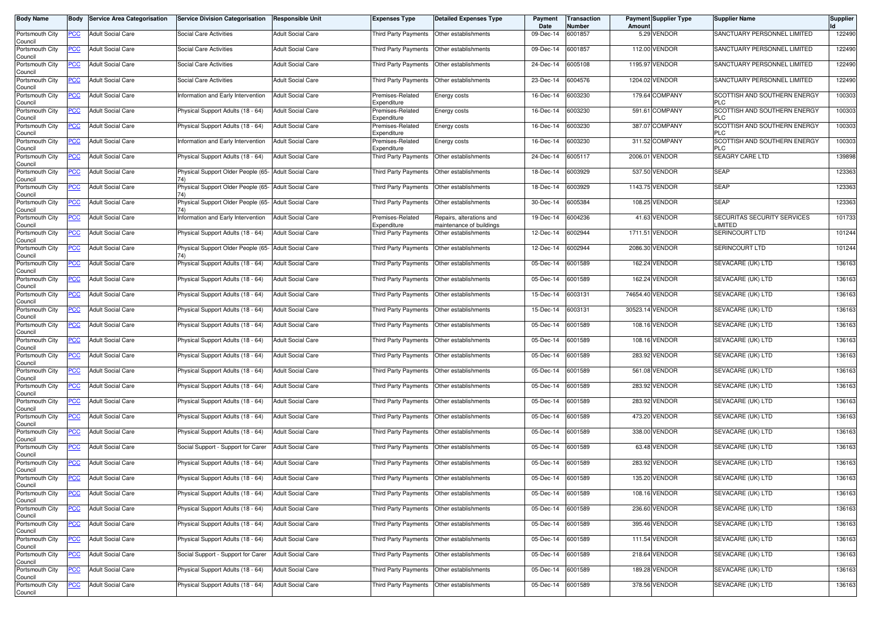| Body Name | Body | Service Area Categorisation | Service Division Categorisation | Responsible Unit | Expenses Type | Detailed Expenses Type | Payment Date | Transaction Number | Payment Amount | Supplier Type | Supplier Name | Supplier Id |
|---|---|---|---|---|---|---|---|---|---|---|---|---|
| Portsmouth City Council | PCC | Adult Social Care | Social Care Activities | Adult Social Care | Third Party Payments | Other establishments | 09-Dec-14 | 6001857 | 5.29 | VENDOR | SANCTUARY PERSONNEL LIMITED | 122490 |
| Portsmouth City Council | PCC | Adult Social Care | Social Care Activities | Adult Social Care | Third Party Payments | Other establishments | 09-Dec-14 | 6001857 | 112.00 | VENDOR | SANCTUARY PERSONNEL LIMITED | 122490 |
| Portsmouth City Council | PCC | Adult Social Care | Social Care Activities | Adult Social Care | Third Party Payments | Other establishments | 24-Dec-14 | 6005108 | 1195.97 | VENDOR | SANCTUARY PERSONNEL LIMITED | 122490 |
| Portsmouth City Council | PCC | Adult Social Care | Social Care Activities | Adult Social Care | Third Party Payments | Other establishments | 23-Dec-14 | 6004576 | 1204.02 | VENDOR | SANCTUARY PERSONNEL LIMITED | 122490 |
| Portsmouth City Council | PCC | Adult Social Care | Information and Early Intervention | Adult Social Care | Premises-Related Expenditure | Energy costs | 16-Dec-14 | 6003230 | 179.64 | COMPANY | SCOTTISH AND SOUTHERN ENERGY PLC | 100303 |
| Portsmouth City Council | PCC | Adult Social Care | Physical Support Adults (18 - 64) | Adult Social Care | Premises-Related Expenditure | Energy costs | 16-Dec-14 | 6003230 | 591.61 | COMPANY | SCOTTISH AND SOUTHERN ENERGY PLC | 100303 |
| Portsmouth City Council | PCC | Adult Social Care | Physical Support Adults (18 - 64) | Adult Social Care | Premises-Related Expenditure | Energy costs | 16-Dec-14 | 6003230 | 387.07 | COMPANY | SCOTTISH AND SOUTHERN ENERGY PLC | 100303 |
| Portsmouth City Council | PCC | Adult Social Care | Information and Early Intervention | Adult Social Care | Premises-Related Expenditure | Energy costs | 16-Dec-14 | 6003230 | 311.52 | COMPANY | SCOTTISH AND SOUTHERN ENERGY PLC | 100303 |
| Portsmouth City Council | PCC | Adult Social Care | Physical Support Adults (18 - 64) | Adult Social Care | Third Party Payments | Other establishments | 24-Dec-14 | 6005117 | 2006.01 | VENDOR | SEAGRY CARE LTD | 139898 |
| Portsmouth City Council | PCC | Adult Social Care | Physical Support Older People (65-74) | Adult Social Care | Third Party Payments | Other establishments | 18-Dec-14 | 6003929 | 537.50 | VENDOR | SEAP | 123363 |
| Portsmouth City Council | PCC | Adult Social Care | Physical Support Older People (65-74) | Adult Social Care | Third Party Payments | Other establishments | 18-Dec-14 | 6003929 | 1143.75 | VENDOR | SEAP | 123363 |
| Portsmouth City Council | PCC | Adult Social Care | Physical Support Older People (65-74) | Adult Social Care | Third Party Payments | Other establishments | 30-Dec-14 | 6005384 | 108.25 | VENDOR | SEAP | 123363 |
| Portsmouth City Council | PCC | Adult Social Care | Information and Early Intervention | Adult Social Care | Premises-Related Expenditure | Repairs, alterations and maintenance of buildings | 19-Dec-14 | 6004236 | 41.63 | VENDOR | SECURITAS SECURITY SERVICES LIMITED | 101733 |
| Portsmouth City Council | PCC | Adult Social Care | Physical Support Adults (18 - 64) | Adult Social Care | Third Party Payments | Other establishments | 12-Dec-14 | 6002944 | 1711.51 | VENDOR | SERINCOURT LTD | 101244 |
| Portsmouth City Council | PCC | Adult Social Care | Physical Support Older People (65-74) | Adult Social Care | Third Party Payments | Other establishments | 12-Dec-14 | 6002944 | 2086.30 | VENDOR | SERINCOURT LTD | 101244 |
| Portsmouth City Council | PCC | Adult Social Care | Physical Support Adults (18 - 64) | Adult Social Care | Third Party Payments | Other establishments | 05-Dec-14 | 6001589 | 162.24 | VENDOR | SEVACARE (UK) LTD | 136163 |
| Portsmouth City Council | PCC | Adult Social Care | Physical Support Adults (18 - 64) | Adult Social Care | Third Party Payments | Other establishments | 05-Dec-14 | 6001589 | 162.24 | VENDOR | SEVACARE (UK) LTD | 136163 |
| Portsmouth City Council | PCC | Adult Social Care | Physical Support Adults (18 - 64) | Adult Social Care | Third Party Payments | Other establishments | 15-Dec-14 | 6003131 | 74654.40 | VENDOR | SEVACARE (UK) LTD | 136163 |
| Portsmouth City Council | PCC | Adult Social Care | Physical Support Adults (18 - 64) | Adult Social Care | Third Party Payments | Other establishments | 15-Dec-14 | 6003131 | 30523.14 | VENDOR | SEVACARE (UK) LTD | 136163 |
| Portsmouth City Council | PCC | Adult Social Care | Physical Support Adults (18 - 64) | Adult Social Care | Third Party Payments | Other establishments | 05-Dec-14 | 6001589 | 108.16 | VENDOR | SEVACARE (UK) LTD | 136163 |
| Portsmouth City Council | PCC | Adult Social Care | Physical Support Adults (18 - 64) | Adult Social Care | Third Party Payments | Other establishments | 05-Dec-14 | 6001589 | 108.16 | VENDOR | SEVACARE (UK) LTD | 136163 |
| Portsmouth City Council | PCC | Adult Social Care | Physical Support Adults (18 - 64) | Adult Social Care | Third Party Payments | Other establishments | 05-Dec-14 | 6001589 | 283.92 | VENDOR | SEVACARE (UK) LTD | 136163 |
| Portsmouth City Council | PCC | Adult Social Care | Physical Support Adults (18 - 64) | Adult Social Care | Third Party Payments | Other establishments | 05-Dec-14 | 6001589 | 561.08 | VENDOR | SEVACARE (UK) LTD | 136163 |
| Portsmouth City Council | PCC | Adult Social Care | Physical Support Adults (18 - 64) | Adult Social Care | Third Party Payments | Other establishments | 05-Dec-14 | 6001589 | 283.92 | VENDOR | SEVACARE (UK) LTD | 136163 |
| Portsmouth City Council | PCC | Adult Social Care | Physical Support Adults (18 - 64) | Adult Social Care | Third Party Payments | Other establishments | 05-Dec-14 | 6001589 | 283.92 | VENDOR | SEVACARE (UK) LTD | 136163 |
| Portsmouth City Council | PCC | Adult Social Care | Physical Support Adults (18 - 64) | Adult Social Care | Third Party Payments | Other establishments | 05-Dec-14 | 6001589 | 473.20 | VENDOR | SEVACARE (UK) LTD | 136163 |
| Portsmouth City Council | PCC | Adult Social Care | Physical Support Adults (18 - 64) | Adult Social Care | Third Party Payments | Other establishments | 05-Dec-14 | 6001589 | 338.00 | VENDOR | SEVACARE (UK) LTD | 136163 |
| Portsmouth City Council | PCC | Adult Social Care | Social Support - Support for Carer | Adult Social Care | Third Party Payments | Other establishments | 05-Dec-14 | 6001589 | 63.48 | VENDOR | SEVACARE (UK) LTD | 136163 |
| Portsmouth City Council | PCC | Adult Social Care | Physical Support Adults (18 - 64) | Adult Social Care | Third Party Payments | Other establishments | 05-Dec-14 | 6001589 | 283.92 | VENDOR | SEVACARE (UK) LTD | 136163 |
| Portsmouth City Council | PCC | Adult Social Care | Physical Support Adults (18 - 64) | Adult Social Care | Third Party Payments | Other establishments | 05-Dec-14 | 6001589 | 135.20 | VENDOR | SEVACARE (UK) LTD | 136163 |
| Portsmouth City Council | PCC | Adult Social Care | Physical Support Adults (18 - 64) | Adult Social Care | Third Party Payments | Other establishments | 05-Dec-14 | 6001589 | 108.16 | VENDOR | SEVACARE (UK) LTD | 136163 |
| Portsmouth City Council | PCC | Adult Social Care | Physical Support Adults (18 - 64) | Adult Social Care | Third Party Payments | Other establishments | 05-Dec-14 | 6001589 | 236.60 | VENDOR | SEVACARE (UK) LTD | 136163 |
| Portsmouth City Council | PCC | Adult Social Care | Physical Support Adults (18 - 64) | Adult Social Care | Third Party Payments | Other establishments | 05-Dec-14 | 6001589 | 395.46 | VENDOR | SEVACARE (UK) LTD | 136163 |
| Portsmouth City Council | PCC | Adult Social Care | Physical Support Adults (18 - 64) | Adult Social Care | Third Party Payments | Other establishments | 05-Dec-14 | 6001589 | 111.54 | VENDOR | SEVACARE (UK) LTD | 136163 |
| Portsmouth City Council | PCC | Adult Social Care | Social Support - Support for Carer | Adult Social Care | Third Party Payments | Other establishments | 05-Dec-14 | 6001589 | 218.64 | VENDOR | SEVACARE (UK) LTD | 136163 |
| Portsmouth City Council | PCC | Adult Social Care | Physical Support Adults (18 - 64) | Adult Social Care | Third Party Payments | Other establishments | 05-Dec-14 | 6001589 | 189.28 | VENDOR | SEVACARE (UK) LTD | 136163 |
| Portsmouth City Council | PCC | Adult Social Care | Physical Support Adults (18 - 64) | Adult Social Care | Third Party Payments | Other establishments | 05-Dec-14 | 6001589 | 378.56 | VENDOR | SEVACARE (UK) LTD | 136163 |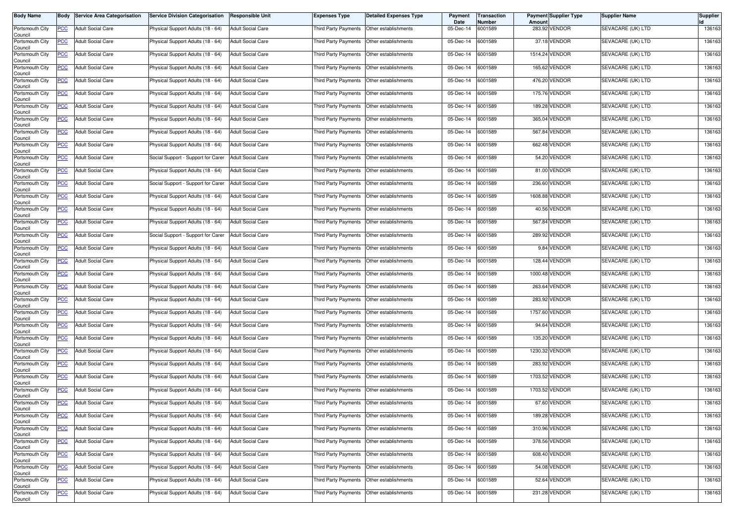| Body Name | Body | Service Area Categorisation | Service Division Categorisation | Responsible Unit | Expenses Type | Detailed Expenses Type | Payment Date | Transaction Number | Payment Amount | Supplier Type | Supplier Name | Supplier Id |
|---|---|---|---|---|---|---|---|---|---|---|---|---|
| Portsmouth City Council | PCC | Adult Social Care | Physical Support Adults (18 - 64) | Adult Social Care | Third Party Payments | Other establishments | 05-Dec-14 | 6001589 | 283.92 | VENDOR | SEVACARE (UK) LTD | 136163 |
| Portsmouth City Council | PCC | Adult Social Care | Physical Support Adults (18 - 64) | Adult Social Care | Third Party Payments | Other establishments | 05-Dec-14 | 6001589 | 37.18 | VENDOR | SEVACARE (UK) LTD | 136163 |
| Portsmouth City Council | PCC | Adult Social Care | Physical Support Adults (18 - 64) | Adult Social Care | Third Party Payments | Other establishments | 05-Dec-14 | 6001589 | 1514.24 | VENDOR | SEVACARE (UK) LTD | 136163 |
| Portsmouth City Council | PCC | Adult Social Care | Physical Support Adults (18 - 64) | Adult Social Care | Third Party Payments | Other establishments | 05-Dec-14 | 6001589 | 165.62 | VENDOR | SEVACARE (UK) LTD | 136163 |
| Portsmouth City Council | PCC | Adult Social Care | Physical Support Adults (18 - 64) | Adult Social Care | Third Party Payments | Other establishments | 05-Dec-14 | 6001589 | 476.20 | VENDOR | SEVACARE (UK) LTD | 136163 |
| Portsmouth City Council | PCC | Adult Social Care | Physical Support Adults (18 - 64) | Adult Social Care | Third Party Payments | Other establishments | 05-Dec-14 | 6001589 | 175.76 | VENDOR | SEVACARE (UK) LTD | 136163 |
| Portsmouth City Council | PCC | Adult Social Care | Physical Support Adults (18 - 64) | Adult Social Care | Third Party Payments | Other establishments | 05-Dec-14 | 6001589 | 189.28 | VENDOR | SEVACARE (UK) LTD | 136163 |
| Portsmouth City Council | PCC | Adult Social Care | Physical Support Adults (18 - 64) | Adult Social Care | Third Party Payments | Other establishments | 05-Dec-14 | 6001589 | 365.04 | VENDOR | SEVACARE (UK) LTD | 136163 |
| Portsmouth City Council | PCC | Adult Social Care | Physical Support Adults (18 - 64) | Adult Social Care | Third Party Payments | Other establishments | 05-Dec-14 | 6001589 | 567.84 | VENDOR | SEVACARE (UK) LTD | 136163 |
| Portsmouth City Council | PCC | Adult Social Care | Physical Support Adults (18 - 64) | Adult Social Care | Third Party Payments | Other establishments | 05-Dec-14 | 6001589 | 662.48 | VENDOR | SEVACARE (UK) LTD | 136163 |
| Portsmouth City Council | PCC | Adult Social Care | Social Support - Support for Carer | Adult Social Care | Third Party Payments | Other establishments | 05-Dec-14 | 6001589 | 54.20 | VENDOR | SEVACARE (UK) LTD | 136163 |
| Portsmouth City Council | PCC | Adult Social Care | Physical Support Adults (18 - 64) | Adult Social Care | Third Party Payments | Other establishments | 05-Dec-14 | 6001589 | 81.00 | VENDOR | SEVACARE (UK) LTD | 136163 |
| Portsmouth City Council | PCC | Adult Social Care | Social Support - Support for Carer | Adult Social Care | Third Party Payments | Other establishments | 05-Dec-14 | 6001589 | 236.60 | VENDOR | SEVACARE (UK) LTD | 136163 |
| Portsmouth City Council | PCC | Adult Social Care | Physical Support Adults (18 - 64) | Adult Social Care | Third Party Payments | Other establishments | 05-Dec-14 | 6001589 | 1608.88 | VENDOR | SEVACARE (UK) LTD | 136163 |
| Portsmouth City Council | PCC | Adult Social Care | Physical Support Adults (18 - 64) | Adult Social Care | Third Party Payments | Other establishments | 05-Dec-14 | 6001589 | 40.56 | VENDOR | SEVACARE (UK) LTD | 136163 |
| Portsmouth City Council | PCC | Adult Social Care | Physical Support Adults (18 - 64) | Adult Social Care | Third Party Payments | Other establishments | 05-Dec-14 | 6001589 | 567.84 | VENDOR | SEVACARE (UK) LTD | 136163 |
| Portsmouth City Council | PCC | Adult Social Care | Social Support - Support for Carer | Adult Social Care | Third Party Payments | Other establishments | 05-Dec-14 | 6001589 | 289.92 | VENDOR | SEVACARE (UK) LTD | 136163 |
| Portsmouth City Council | PCC | Adult Social Care | Physical Support Adults (18 - 64) | Adult Social Care | Third Party Payments | Other establishments | 05-Dec-14 | 6001589 | 9.84 | VENDOR | SEVACARE (UK) LTD | 136163 |
| Portsmouth City Council | PCC | Adult Social Care | Physical Support Adults (18 - 64) | Adult Social Care | Third Party Payments | Other establishments | 05-Dec-14 | 6001589 | 128.44 | VENDOR | SEVACARE (UK) LTD | 136163 |
| Portsmouth City Council | PCC | Adult Social Care | Physical Support Adults (18 - 64) | Adult Social Care | Third Party Payments | Other establishments | 05-Dec-14 | 6001589 | 1000.48 | VENDOR | SEVACARE (UK) LTD | 136163 |
| Portsmouth City Council | PCC | Adult Social Care | Physical Support Adults (18 - 64) | Adult Social Care | Third Party Payments | Other establishments | 05-Dec-14 | 6001589 | 263.64 | VENDOR | SEVACARE (UK) LTD | 136163 |
| Portsmouth City Council | PCC | Adult Social Care | Physical Support Adults (18 - 64) | Adult Social Care | Third Party Payments | Other establishments | 05-Dec-14 | 6001589 | 283.92 | VENDOR | SEVACARE (UK) LTD | 136163 |
| Portsmouth City Council | PCC | Adult Social Care | Physical Support Adults (18 - 64) | Adult Social Care | Third Party Payments | Other establishments | 05-Dec-14 | 6001589 | 1757.60 | VENDOR | SEVACARE (UK) LTD | 136163 |
| Portsmouth City Council | PCC | Adult Social Care | Physical Support Adults (18 - 64) | Adult Social Care | Third Party Payments | Other establishments | 05-Dec-14 | 6001589 | 94.64 | VENDOR | SEVACARE (UK) LTD | 136163 |
| Portsmouth City Council | PCC | Adult Social Care | Physical Support Adults (18 - 64) | Adult Social Care | Third Party Payments | Other establishments | 05-Dec-14 | 6001589 | 135.20 | VENDOR | SEVACARE (UK) LTD | 136163 |
| Portsmouth City Council | PCC | Adult Social Care | Physical Support Adults (18 - 64) | Adult Social Care | Third Party Payments | Other establishments | 05-Dec-14 | 6001589 | 1230.32 | VENDOR | SEVACARE (UK) LTD | 136163 |
| Portsmouth City Council | PCC | Adult Social Care | Physical Support Adults (18 - 64) | Adult Social Care | Third Party Payments | Other establishments | 05-Dec-14 | 6001589 | 283.92 | VENDOR | SEVACARE (UK) LTD | 136163 |
| Portsmouth City Council | PCC | Adult Social Care | Physical Support Adults (18 - 64) | Adult Social Care | Third Party Payments | Other establishments | 05-Dec-14 | 6001589 | 1703.52 | VENDOR | SEVACARE (UK) LTD | 136163 |
| Portsmouth City Council | PCC | Adult Social Care | Physical Support Adults (18 - 64) | Adult Social Care | Third Party Payments | Other establishments | 05-Dec-14 | 6001589 | 1703.52 | VENDOR | SEVACARE (UK) LTD | 136163 |
| Portsmouth City Council | PCC | Adult Social Care | Physical Support Adults (18 - 64) | Adult Social Care | Third Party Payments | Other establishments | 05-Dec-14 | 6001589 | 67.60 | VENDOR | SEVACARE (UK) LTD | 136163 |
| Portsmouth City Council | PCC | Adult Social Care | Physical Support Adults (18 - 64) | Adult Social Care | Third Party Payments | Other establishments | 05-Dec-14 | 6001589 | 189.28 | VENDOR | SEVACARE (UK) LTD | 136163 |
| Portsmouth City Council | PCC | Adult Social Care | Physical Support Adults (18 - 64) | Adult Social Care | Third Party Payments | Other establishments | 05-Dec-14 | 6001589 | 310.96 | VENDOR | SEVACARE (UK) LTD | 136163 |
| Portsmouth City Council | PCC | Adult Social Care | Physical Support Adults (18 - 64) | Adult Social Care | Third Party Payments | Other establishments | 05-Dec-14 | 6001589 | 378.56 | VENDOR | SEVACARE (UK) LTD | 136163 |
| Portsmouth City Council | PCC | Adult Social Care | Physical Support Adults (18 - 64) | Adult Social Care | Third Party Payments | Other establishments | 05-Dec-14 | 6001589 | 608.40 | VENDOR | SEVACARE (UK) LTD | 136163 |
| Portsmouth City Council | PCC | Adult Social Care | Physical Support Adults (18 - 64) | Adult Social Care | Third Party Payments | Other establishments | 05-Dec-14 | 6001589 | 54.08 | VENDOR | SEVACARE (UK) LTD | 136163 |
| Portsmouth City Council | PCC | Adult Social Care | Physical Support Adults (18 - 64) | Adult Social Care | Third Party Payments | Other establishments | 05-Dec-14 | 6001589 | 52.64 | VENDOR | SEVACARE (UK) LTD | 136163 |
| Portsmouth City Council | PCC | Adult Social Care | Physical Support Adults (18 - 64) | Adult Social Care | Third Party Payments | Other establishments | 05-Dec-14 | 6001589 | 231.28 | VENDOR | SEVACARE (UK) LTD | 136163 |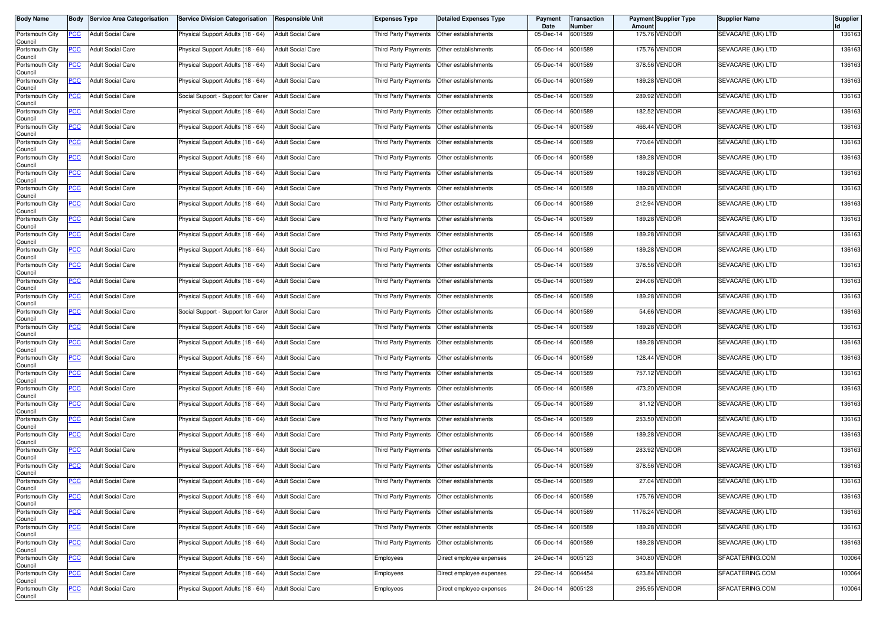| Body Name | Body | Service Area Categorisation | Service Division Categorisation | Responsible Unit | Expenses Type | Detailed Expenses Type | Payment Date | Transaction Number | Payment Amount | Supplier Type | Supplier Name | Supplier Id |
|---|---|---|---|---|---|---|---|---|---|---|---|---|
| Portsmouth City Council | PCC | Adult Social Care | Physical Support Adults (18 - 64) | Adult Social Care | Third Party Payments | Other establishments | 05-Dec-14 | 6001589 | 175.76 | VENDOR | SEVACARE (UK) LTD | 136163 |
| Portsmouth City Council | PCC | Adult Social Care | Physical Support Adults (18 - 64) | Adult Social Care | Third Party Payments | Other establishments | 05-Dec-14 | 6001589 | 175.76 | VENDOR | SEVACARE (UK) LTD | 136163 |
| Portsmouth City Council | PCC | Adult Social Care | Physical Support Adults (18 - 64) | Adult Social Care | Third Party Payments | Other establishments | 05-Dec-14 | 6001589 | 378.56 | VENDOR | SEVACARE (UK) LTD | 136163 |
| Portsmouth City Council | PCC | Adult Social Care | Physical Support Adults (18 - 64) | Adult Social Care | Third Party Payments | Other establishments | 05-Dec-14 | 6001589 | 189.28 | VENDOR | SEVACARE (UK) LTD | 136163 |
| Portsmouth City Council | PCC | Adult Social Care | Social Support - Support for Carer | Adult Social Care | Third Party Payments | Other establishments | 05-Dec-14 | 6001589 | 289.92 | VENDOR | SEVACARE (UK) LTD | 136163 |
| Portsmouth City Council | PCC | Adult Social Care | Physical Support Adults (18 - 64) | Adult Social Care | Third Party Payments | Other establishments | 05-Dec-14 | 6001589 | 182.52 | VENDOR | SEVACARE (UK) LTD | 136163 |
| Portsmouth City Council | PCC | Adult Social Care | Physical Support Adults (18 - 64) | Adult Social Care | Third Party Payments | Other establishments | 05-Dec-14 | 6001589 | 466.44 | VENDOR | SEVACARE (UK) LTD | 136163 |
| Portsmouth City Council | PCC | Adult Social Care | Physical Support Adults (18 - 64) | Adult Social Care | Third Party Payments | Other establishments | 05-Dec-14 | 6001589 | 770.64 | VENDOR | SEVACARE (UK) LTD | 136163 |
| Portsmouth City Council | PCC | Adult Social Care | Physical Support Adults (18 - 64) | Adult Social Care | Third Party Payments | Other establishments | 05-Dec-14 | 6001589 | 189.28 | VENDOR | SEVACARE (UK) LTD | 136163 |
| Portsmouth City Council | PCC | Adult Social Care | Physical Support Adults (18 - 64) | Adult Social Care | Third Party Payments | Other establishments | 05-Dec-14 | 6001589 | 189.28 | VENDOR | SEVACARE (UK) LTD | 136163 |
| Portsmouth City Council | PCC | Adult Social Care | Physical Support Adults (18 - 64) | Adult Social Care | Third Party Payments | Other establishments | 05-Dec-14 | 6001589 | 189.28 | VENDOR | SEVACARE (UK) LTD | 136163 |
| Portsmouth City Council | PCC | Adult Social Care | Physical Support Adults (18 - 64) | Adult Social Care | Third Party Payments | Other establishments | 05-Dec-14 | 6001589 | 212.94 | VENDOR | SEVACARE (UK) LTD | 136163 |
| Portsmouth City Council | PCC | Adult Social Care | Physical Support Adults (18 - 64) | Adult Social Care | Third Party Payments | Other establishments | 05-Dec-14 | 6001589 | 189.28 | VENDOR | SEVACARE (UK) LTD | 136163 |
| Portsmouth City Council | PCC | Adult Social Care | Physical Support Adults (18 - 64) | Adult Social Care | Third Party Payments | Other establishments | 05-Dec-14 | 6001589 | 189.28 | VENDOR | SEVACARE (UK) LTD | 136163 |
| Portsmouth City Council | PCC | Adult Social Care | Physical Support Adults (18 - 64) | Adult Social Care | Third Party Payments | Other establishments | 05-Dec-14 | 6001589 | 189.28 | VENDOR | SEVACARE (UK) LTD | 136163 |
| Portsmouth City Council | PCC | Adult Social Care | Physical Support Adults (18 - 64) | Adult Social Care | Third Party Payments | Other establishments | 05-Dec-14 | 6001589 | 378.56 | VENDOR | SEVACARE (UK) LTD | 136163 |
| Portsmouth City Council | PCC | Adult Social Care | Physical Support Adults (18 - 64) | Adult Social Care | Third Party Payments | Other establishments | 05-Dec-14 | 6001589 | 294.06 | VENDOR | SEVACARE (UK) LTD | 136163 |
| Portsmouth City Council | PCC | Adult Social Care | Physical Support Adults (18 - 64) | Adult Social Care | Third Party Payments | Other establishments | 05-Dec-14 | 6001589 | 189.28 | VENDOR | SEVACARE (UK) LTD | 136163 |
| Portsmouth City Council | PCC | Adult Social Care | Social Support - Support for Carer | Adult Social Care | Third Party Payments | Other establishments | 05-Dec-14 | 6001589 | 54.66 | VENDOR | SEVACARE (UK) LTD | 136163 |
| Portsmouth City Council | PCC | Adult Social Care | Physical Support Adults (18 - 64) | Adult Social Care | Third Party Payments | Other establishments | 05-Dec-14 | 6001589 | 189.28 | VENDOR | SEVACARE (UK) LTD | 136163 |
| Portsmouth City Council | PCC | Adult Social Care | Physical Support Adults (18 - 64) | Adult Social Care | Third Party Payments | Other establishments | 05-Dec-14 | 6001589 | 189.28 | VENDOR | SEVACARE (UK) LTD | 136163 |
| Portsmouth City Council | PCC | Adult Social Care | Physical Support Adults (18 - 64) | Adult Social Care | Third Party Payments | Other establishments | 05-Dec-14 | 6001589 | 128.44 | VENDOR | SEVACARE (UK) LTD | 136163 |
| Portsmouth City Council | PCC | Adult Social Care | Physical Support Adults (18 - 64) | Adult Social Care | Third Party Payments | Other establishments | 05-Dec-14 | 6001589 | 757.12 | VENDOR | SEVACARE (UK) LTD | 136163 |
| Portsmouth City Council | PCC | Adult Social Care | Physical Support Adults (18 - 64) | Adult Social Care | Third Party Payments | Other establishments | 05-Dec-14 | 6001589 | 473.20 | VENDOR | SEVACARE (UK) LTD | 136163 |
| Portsmouth City Council | PCC | Adult Social Care | Physical Support Adults (18 - 64) | Adult Social Care | Third Party Payments | Other establishments | 05-Dec-14 | 6001589 | 81.12 | VENDOR | SEVACARE (UK) LTD | 136163 |
| Portsmouth City Council | PCC | Adult Social Care | Physical Support Adults (18 - 64) | Adult Social Care | Third Party Payments | Other establishments | 05-Dec-14 | 6001589 | 253.50 | VENDOR | SEVACARE (UK) LTD | 136163 |
| Portsmouth City Council | PCC | Adult Social Care | Physical Support Adults (18 - 64) | Adult Social Care | Third Party Payments | Other establishments | 05-Dec-14 | 6001589 | 189.28 | VENDOR | SEVACARE (UK) LTD | 136163 |
| Portsmouth City Council | PCC | Adult Social Care | Physical Support Adults (18 - 64) | Adult Social Care | Third Party Payments | Other establishments | 05-Dec-14 | 6001589 | 283.92 | VENDOR | SEVACARE (UK) LTD | 136163 |
| Portsmouth City Council | PCC | Adult Social Care | Physical Support Adults (18 - 64) | Adult Social Care | Third Party Payments | Other establishments | 05-Dec-14 | 6001589 | 378.56 | VENDOR | SEVACARE (UK) LTD | 136163 |
| Portsmouth City Council | PCC | Adult Social Care | Physical Support Adults (18 - 64) | Adult Social Care | Third Party Payments | Other establishments | 05-Dec-14 | 6001589 | 27.04 | VENDOR | SEVACARE (UK) LTD | 136163 |
| Portsmouth City Council | PCC | Adult Social Care | Physical Support Adults (18 - 64) | Adult Social Care | Third Party Payments | Other establishments | 05-Dec-14 | 6001589 | 175.76 | VENDOR | SEVACARE (UK) LTD | 136163 |
| Portsmouth City Council | PCC | Adult Social Care | Physical Support Adults (18 - 64) | Adult Social Care | Third Party Payments | Other establishments | 05-Dec-14 | 6001589 | 1176.24 | VENDOR | SEVACARE (UK) LTD | 136163 |
| Portsmouth City Council | PCC | Adult Social Care | Physical Support Adults (18 - 64) | Adult Social Care | Third Party Payments | Other establishments | 05-Dec-14 | 6001589 | 189.28 | VENDOR | SEVACARE (UK) LTD | 136163 |
| Portsmouth City Council | PCC | Adult Social Care | Physical Support Adults (18 - 64) | Adult Social Care | Third Party Payments | Other establishments | 05-Dec-14 | 6001589 | 189.28 | VENDOR | SEVACARE (UK) LTD | 136163 |
| Portsmouth City Council | PCC | Adult Social Care | Physical Support Adults (18 - 64) | Adult Social Care | Employees | Direct employee expenses | 24-Dec-14 | 6005123 | 340.80 | VENDOR | SFACATERING.COM | 100064 |
| Portsmouth City Council | PCC | Adult Social Care | Physical Support Adults (18 - 64) | Adult Social Care | Employees | Direct employee expenses | 22-Dec-14 | 6004454 | 623.84 | VENDOR | SFACATERING.COM | 100064 |
| Portsmouth City Council | PCC | Adult Social Care | Physical Support Adults (18 - 64) | Adult Social Care | Employees | Direct employee expenses | 24-Dec-14 | 6005123 | 295.95 | VENDOR | SFACATERING.COM | 100064 |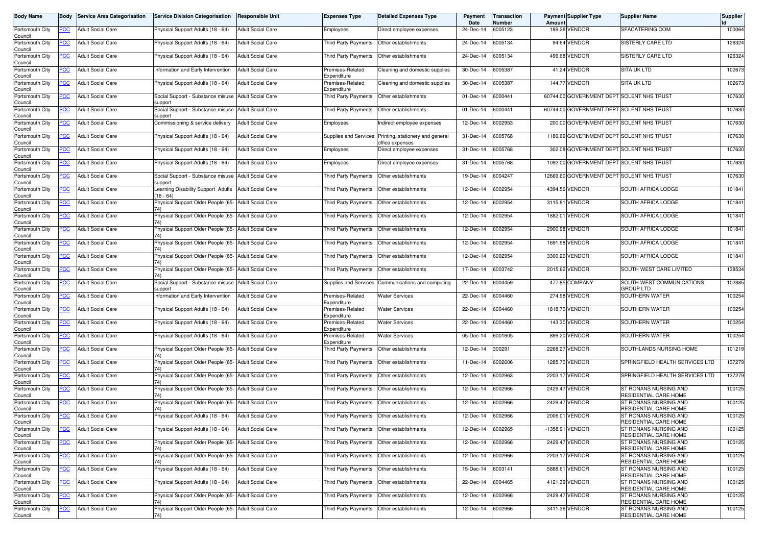| Body Name | Body | Service Area Categorisation | Service Division Categorisation | Responsible Unit | Expenses Type | Detailed Expenses Type | Payment Date | Transaction Number | Payment Amount | Supplier Type | Supplier Name | Supplier Id |
|---|---|---|---|---|---|---|---|---|---|---|---|---|
| Portsmouth City Council | PCC | Adult Social Care | Physical Support Adults (18 - 64) | Adult Social Care | Employees | Direct employee expenses | 24-Dec-14 | 6005123 | 189.28 | VENDOR | SFACATERING.COM | 100064 |
| Portsmouth City Council | PCC | Adult Social Care | Physical Support Adults (18 - 64) | Adult Social Care | Third Party Payments | Other establishments | 24-Dec-14 | 6005134 | 94.64 | VENDOR | SISTERLY CARE LTD | 126324 |
| Portsmouth City Council | PCC | Adult Social Care | Physical Support Adults (18 - 64) | Adult Social Care | Third Party Payments | Other establishments | 24-Dec-14 | 6005134 | 499.68 | VENDOR | SISTERLY CARE LTD | 126324 |
| Portsmouth City Council | PCC | Adult Social Care | Information and Early Intervention | Adult Social Care | Premises-Related Expenditure | Cleaning and domestic supplies | 30-Dec-14 | 6005387 | 41.24 | VENDOR | SITA UK LTD | 102673 |
| Portsmouth City Council | PCC | Adult Social Care | Physical Support Adults (18 - 64) | Adult Social Care | Premises-Related Expenditure | Cleaning and domestic supplies | 30-Dec-14 | 6005387 | 144.77 | VENDOR | SITA UK LTD | 102673 |
| Portsmouth City Council | PCC | Adult Social Care | Social Support - Substance misuse support | Adult Social Care | Third Party Payments | Other establishments | 01-Dec-14 | 6000441 | 60744.00 | GOVERNMENT DEPT | SOLENT NHS TRUST | 107630 |
| Portsmouth City Council | PCC | Adult Social Care | Social Support - Substance misuse support | Adult Social Care | Third Party Payments | Other establishments | 01-Dec-14 | 6000441 | 60744.00 | GOVERNMENT DEPT | SOLENT NHS TRUST | 107630 |
| Portsmouth City Council | PCC | Adult Social Care | Commissioning & service delivery | Adult Social Care | Employees | Indirect employee expenses | 12-Dec-14 | 6002953 | 200.00 | GOVERNMENT DEPT | SOLENT NHS TRUST | 107630 |
| Portsmouth City Council | PCC | Adult Social Care | Physical Support Adults (18 - 64) | Adult Social Care | Supplies and Services | Printing, stationery and general office expenses | 31-Dec-14 | 6005768 | 1186.69 | GOVERNMENT DEPT | SOLENT NHS TRUST | 107630 |
| Portsmouth City Council | PCC | Adult Social Care | Physical Support Adults (18 - 64) | Adult Social Care | Employees | Direct employee expenses | 31-Dec-14 | 6005768 | 302.08 | GOVERNMENT DEPT | SOLENT NHS TRUST | 107630 |
| Portsmouth City Council | PCC | Adult Social Care | Physical Support Adults (18 - 64) | Adult Social Care | Employees | Direct employee expenses | 31-Dec-14 | 6005768 | 1092.00 | GOVERNMENT DEPT | SOLENT NHS TRUST | 107630 |
| Portsmouth City Council | PCC | Adult Social Care | Social Support - Substance misuse support | Adult Social Care | Third Party Payments | Other establishments | 19-Dec-14 | 6004247 | 12669.60 | GOVERNMENT DEPT | SOLENT NHS TRUST | 107630 |
| Portsmouth City Council | PCC | Adult Social Care | Learning Disability Support Adults (18 - 64) | Adult Social Care | Third Party Payments | Other establishments | 12-Dec-14 | 6002954 | 4394.56 | VENDOR | SOUTH AFRICA LODGE | 101841 |
| Portsmouth City Council | PCC | Adult Social Care | Physical Support Older People (65-74) | Adult Social Care | Third Party Payments | Other establishments | 12-Dec-14 | 6002954 | 3115.81 | VENDOR | SOUTH AFRICA LODGE | 101841 |
| Portsmouth City Council | PCC | Adult Social Care | Physical Support Older People (65-74) | Adult Social Care | Third Party Payments | Other establishments | 12-Dec-14 | 6002954 | 1882.01 | VENDOR | SOUTH AFRICA LODGE | 101841 |
| Portsmouth City Council | PCC | Adult Social Care | Physical Support Older People (65-74) | Adult Social Care | Third Party Payments | Other establishments | 12-Dec-14 | 6002954 | 2900.98 | VENDOR | SOUTH AFRICA LODGE | 101841 |
| Portsmouth City Council | PCC | Adult Social Care | Physical Support Older People (65-74) | Adult Social Care | Third Party Payments | Other establishments | 12-Dec-14 | 6002954 | 1691.98 | VENDOR | SOUTH AFRICA LODGE | 101841 |
| Portsmouth City Council | PCC | Adult Social Care | Physical Support Older People (65-74) | Adult Social Care | Third Party Payments | Other establishments | 12-Dec-14 | 6002954 | 3300.26 | VENDOR | SOUTH AFRICA LODGE | 101841 |
| Portsmouth City Council | PCC | Adult Social Care | Physical Support Older People (65-74) | Adult Social Care | Third Party Payments | Other establishments | 17-Dec-14 | 6003742 | 2015.62 | VENDOR | SOUTH WEST CARE LIMITED | 138534 |
| Portsmouth City Council | PCC | Adult Social Care | Social Support - Substance misuse support | Adult Social Care | Supplies and Services | Communications and computing | 22-Dec-14 | 6004459 | 477.85 | COMPANY | SOUTH WEST COMMUNICATIONS GROUP LTD | 102885 |
| Portsmouth City Council | PCC | Adult Social Care | Information and Early Intervention | Adult Social Care | Premises-Related Expenditure | Water Services | 22-Dec-14 | 6004460 | 274.98 | VENDOR | SOUTHERN WATER | 100254 |
| Portsmouth City Council | PCC | Adult Social Care | Physical Support Adults (18 - 64) | Adult Social Care | Premises-Related Expenditure | Water Services | 22-Dec-14 | 6004460 | 1818.70 | VENDOR | SOUTHERN WATER | 100254 |
| Portsmouth City Council | PCC | Adult Social Care | Physical Support Adults (18 - 64) | Adult Social Care | Premises-Related Expenditure | Water Services | 22-Dec-14 | 6004460 | 143.30 | VENDOR | SOUTHERN WATER | 100254 |
| Portsmouth City Council | PCC | Adult Social Care | Physical Support Adults (18 - 64) | Adult Social Care | Premises-Related Expenditure | Water Services | 05-Dec-14 | 6001605 | 899.20 | VENDOR | SOUTHERN WATER | 100254 |
| Portsmouth City Council | PCC | Adult Social Care | Physical Support Older People (65-74) | Adult Social Care | Third Party Payments | Other establishments | 12-Dec-14 | 300291 | 2268.27 | VENDOR | SOUTHLANDS NURSING HOME | 101219 |
| Portsmouth City Council | PCC | Adult Social Care | Physical Support Older People (65-74) | Adult Social Care | Third Party Payments | Other establishments | 11-Dec-14 | 6002606 | 1285.70 | VENDOR | SPRINGFIELD HEALTH SERVICES LTD | 137279 |
| Portsmouth City Council | PCC | Adult Social Care | Physical Support Older People (65-74) | Adult Social Care | Third Party Payments | Other establishments | 12-Dec-14 | 6002963 | 2203.17 | VENDOR | SPRINGFIELD HEALTH SERVICES LTD | 137279 |
| Portsmouth City Council | PCC | Adult Social Care | Physical Support Older People (65-74) | Adult Social Care | Third Party Payments | Other establishments | 12-Dec-14 | 6002966 | 2429.47 | VENDOR | ST RONANS NURSING AND RESIDENTIAL CARE HOME | 100125 |
| Portsmouth City Council | PCC | Adult Social Care | Physical Support Older People (65-74) | Adult Social Care | Third Party Payments | Other establishments | 12-Dec-14 | 6002966 | 2429.47 | VENDOR | ST RONANS NURSING AND RESIDENTIAL CARE HOME | 100125 |
| Portsmouth City Council | PCC | Adult Social Care | Physical Support Adults (18 - 64) | Adult Social Care | Third Party Payments | Other establishments | 12-Dec-14 | 6002966 | 2006.01 | VENDOR | ST RONANS NURSING AND RESIDENTIAL CARE HOME | 100125 |
| Portsmouth City Council | PCC | Adult Social Care | Physical Support Adults (18 - 64) | Adult Social Care | Third Party Payments | Other establishments | 12-Dec-14 | 6002965 | -1358.91 | VENDOR | ST RONANS NURSING AND RESIDENTIAL CARE HOME | 100125 |
| Portsmouth City Council | PCC | Adult Social Care | Physical Support Older People (65-74) | Adult Social Care | Third Party Payments | Other establishments | 12-Dec-14 | 6002966 | 2429.47 | VENDOR | ST RONANS NURSING AND RESIDENTIAL CARE HOME | 100125 |
| Portsmouth City Council | PCC | Adult Social Care | Physical Support Older People (65-74) | Adult Social Care | Third Party Payments | Other establishments | 12-Dec-14 | 6002966 | 2203.17 | VENDOR | ST RONANS NURSING AND RESIDENTIAL CARE HOME | 100125 |
| Portsmouth City Council | PCC | Adult Social Care | Physical Support Adults (18 - 64) | Adult Social Care | Third Party Payments | Other establishments | 15-Dec-14 | 6003141 | 5888.61 | VENDOR | ST RONANS NURSING AND RESIDENTIAL CARE HOME | 100125 |
| Portsmouth City Council | PCC | Adult Social Care | Physical Support Adults (18 - 64) | Adult Social Care | Third Party Payments | Other establishments | 22-Dec-14 | 6004465 | 4121.39 | VENDOR | ST RONANS NURSING AND RESIDENTIAL CARE HOME | 100125 |
| Portsmouth City Council | PCC | Adult Social Care | Physical Support Older People (65-74) | Adult Social Care | Third Party Payments | Other establishments | 12-Dec-14 | 6002966 | 2429.47 | VENDOR | ST RONANS NURSING AND RESIDENTIAL CARE HOME | 100125 |
| Portsmouth City Council | PCC | Adult Social Care | Physical Support Older People (65-74) | Adult Social Care | Third Party Payments | Other establishments | 12-Dec-14 | 6002966 | 3411.36 | VENDOR | ST RONANS NURSING AND RESIDENTIAL CARE HOME | 100125 |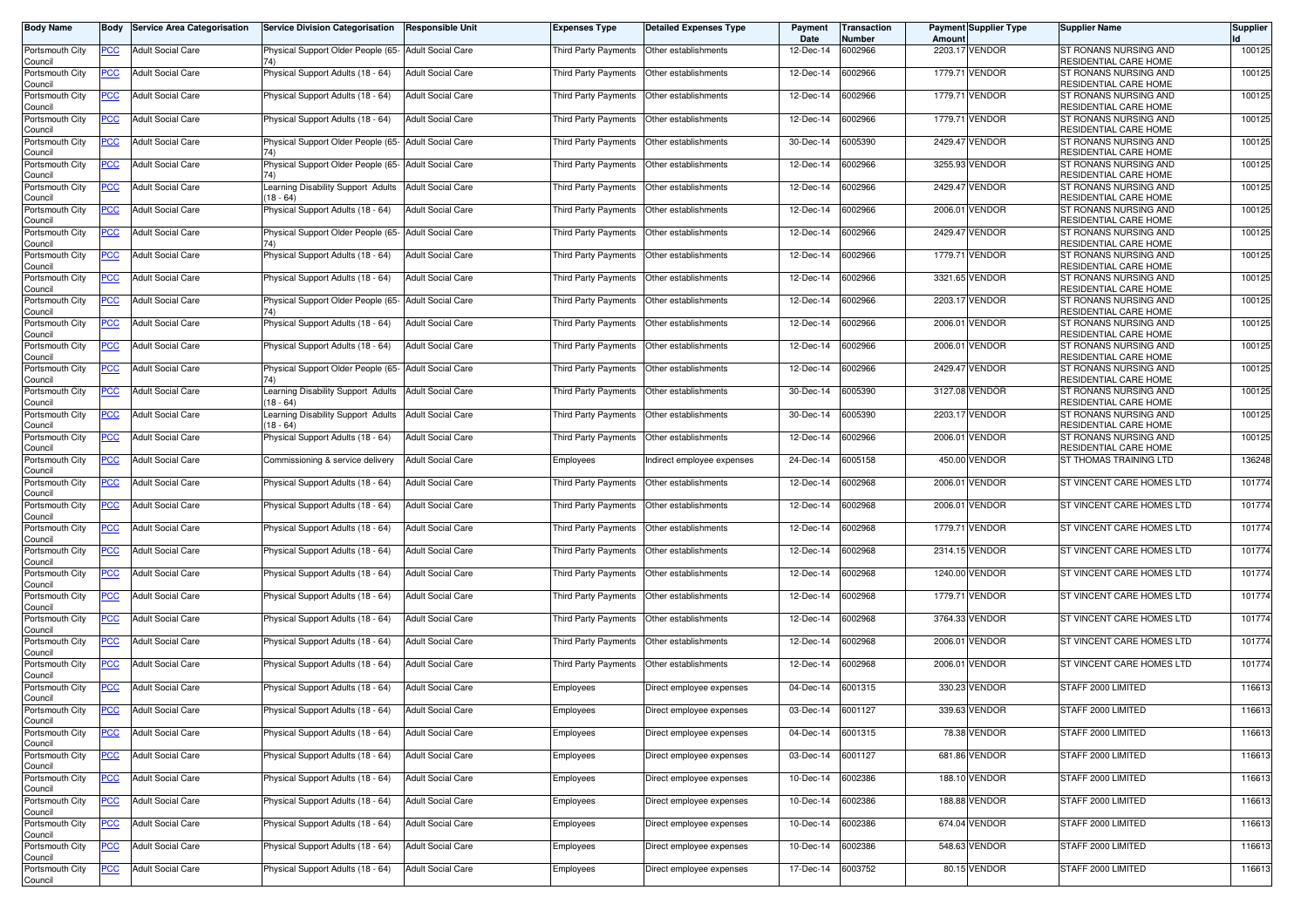| Body Name | Body | Service Area Categorisation | Service Division Categorisation | Responsible Unit | Expenses Type | Detailed Expenses Type | Payment Date | Transaction Number | Payment Amount | Supplier Type | Supplier Name | Supplier Id |
|---|---|---|---|---|---|---|---|---|---|---|---|---|
| Portsmouth City Council | PCC | Adult Social Care | Physical Support Older People (65-74) | Adult Social Care | Third Party Payments | Other establishments | 12-Dec-14 | 6002966 | 2203.17 | VENDOR | ST RONANS NURSING AND RESIDENTIAL CARE HOME | 100125 |
| Portsmouth City Council | PCC | Adult Social Care | Physical Support Adults (18 - 64) | Adult Social Care | Third Party Payments | Other establishments | 12-Dec-14 | 6002966 | 1779.71 | VENDOR | ST RONANS NURSING AND RESIDENTIAL CARE HOME | 100125 |
| Portsmouth City Council | PCC | Adult Social Care | Physical Support Adults (18 - 64) | Adult Social Care | Third Party Payments | Other establishments | 12-Dec-14 | 6002966 | 1779.71 | VENDOR | ST RONANS NURSING AND RESIDENTIAL CARE HOME | 100125 |
| Portsmouth City Council | PCC | Adult Social Care | Physical Support Adults (18 - 64) | Adult Social Care | Third Party Payments | Other establishments | 12-Dec-14 | 6002966 | 1779.71 | VENDOR | ST RONANS NURSING AND RESIDENTIAL CARE HOME | 100125 |
| Portsmouth City Council | PCC | Adult Social Care | Physical Support Older People (65-74) | Adult Social Care | Third Party Payments | Other establishments | 30-Dec-14 | 6005390 | 2429.47 | VENDOR | ST RONANS NURSING AND RESIDENTIAL CARE HOME | 100125 |
| Portsmouth City Council | PCC | Adult Social Care | Physical Support Older People (65-74) | Adult Social Care | Third Party Payments | Other establishments | 12-Dec-14 | 6002966 | 3255.93 | VENDOR | ST RONANS NURSING AND RESIDENTIAL CARE HOME | 100125 |
| Portsmouth City Council | PCC | Adult Social Care | Learning Disability Support Adults (18 - 64) | Adult Social Care | Third Party Payments | Other establishments | 12-Dec-14 | 6002966 | 2429.47 | VENDOR | ST RONANS NURSING AND RESIDENTIAL CARE HOME | 100125 |
| Portsmouth City Council | PCC | Adult Social Care | Physical Support Adults (18 - 64) | Adult Social Care | Third Party Payments | Other establishments | 12-Dec-14 | 6002966 | 2006.01 | VENDOR | ST RONANS NURSING AND RESIDENTIAL CARE HOME | 100125 |
| Portsmouth City Council | PCC | Adult Social Care | Physical Support Older People (65-74) | Adult Social Care | Third Party Payments | Other establishments | 12-Dec-14 | 6002966 | 2429.47 | VENDOR | ST RONANS NURSING AND RESIDENTIAL CARE HOME | 100125 |
| Portsmouth City Council | PCC | Adult Social Care | Physical Support Adults (18 - 64) | Adult Social Care | Third Party Payments | Other establishments | 12-Dec-14 | 6002966 | 1779.71 | VENDOR | ST RONANS NURSING AND RESIDENTIAL CARE HOME | 100125 |
| Portsmouth City Council | PCC | Adult Social Care | Physical Support Adults (18 - 64) | Adult Social Care | Third Party Payments | Other establishments | 12-Dec-14 | 6002966 | 3321.65 | VENDOR | ST RONANS NURSING AND RESIDENTIAL CARE HOME | 100125 |
| Portsmouth City Council | PCC | Adult Social Care | Physical Support Older People (65-74) | Adult Social Care | Third Party Payments | Other establishments | 12-Dec-14 | 6002966 | 2203.17 | VENDOR | ST RONANS NURSING AND RESIDENTIAL CARE HOME | 100125 |
| Portsmouth City Council | PCC | Adult Social Care | Physical Support Adults (18 - 64) | Adult Social Care | Third Party Payments | Other establishments | 12-Dec-14 | 6002966 | 2006.01 | VENDOR | ST RONANS NURSING AND RESIDENTIAL CARE HOME | 100125 |
| Portsmouth City Council | PCC | Adult Social Care | Physical Support Adults (18 - 64) | Adult Social Care | Third Party Payments | Other establishments | 12-Dec-14 | 6002966 | 2006.01 | VENDOR | ST RONANS NURSING AND RESIDENTIAL CARE HOME | 100125 |
| Portsmouth City Council | PCC | Adult Social Care | Physical Support Older People (65-74) | Adult Social Care | Third Party Payments | Other establishments | 12-Dec-14 | 6002966 | 2429.47 | VENDOR | ST RONANS NURSING AND RESIDENTIAL CARE HOME | 100125 |
| Portsmouth City Council | PCC | Adult Social Care | Learning Disability Support Adults (18 - 64) | Adult Social Care | Third Party Payments | Other establishments | 30-Dec-14 | 6005390 | 3127.08 | VENDOR | ST RONANS NURSING AND RESIDENTIAL CARE HOME | 100125 |
| Portsmouth City Council | PCC | Adult Social Care | Learning Disability Support Adults (18 - 64) | Adult Social Care | Third Party Payments | Other establishments | 30-Dec-14 | 6005390 | 2203.17 | VENDOR | ST RONANS NURSING AND RESIDENTIAL CARE HOME | 100125 |
| Portsmouth City Council | PCC | Adult Social Care | Physical Support Adults (18 - 64) | Adult Social Care | Third Party Payments | Other establishments | 12-Dec-14 | 6002966 | 2006.01 | VENDOR | ST RONANS NURSING AND RESIDENTIAL CARE HOME | 100125 |
| Portsmouth City Council | PCC | Adult Social Care | Commissioning & service delivery | Adult Social Care | Employees | Indirect employee expenses | 24-Dec-14 | 6005158 | 450.00 | VENDOR | ST THOMAS TRAINING LTD | 136248 |
| Portsmouth City Council | PCC | Adult Social Care | Physical Support Adults (18 - 64) | Adult Social Care | Third Party Payments | Other establishments | 12-Dec-14 | 6002968 | 2006.01 | VENDOR | ST VINCENT CARE HOMES LTD | 101774 |
| Portsmouth City Council | PCC | Adult Social Care | Physical Support Adults (18 - 64) | Adult Social Care | Third Party Payments | Other establishments | 12-Dec-14 | 6002968 | 2006.01 | VENDOR | ST VINCENT CARE HOMES LTD | 101774 |
| Portsmouth City Council | PCC | Adult Social Care | Physical Support Adults (18 - 64) | Adult Social Care | Third Party Payments | Other establishments | 12-Dec-14 | 6002968 | 1779.71 | VENDOR | ST VINCENT CARE HOMES LTD | 101774 |
| Portsmouth City Council | PCC | Adult Social Care | Physical Support Adults (18 - 64) | Adult Social Care | Third Party Payments | Other establishments | 12-Dec-14 | 6002968 | 2314.15 | VENDOR | ST VINCENT CARE HOMES LTD | 101774 |
| Portsmouth City Council | PCC | Adult Social Care | Physical Support Adults (18 - 64) | Adult Social Care | Third Party Payments | Other establishments | 12-Dec-14 | 6002968 | 1240.00 | VENDOR | ST VINCENT CARE HOMES LTD | 101774 |
| Portsmouth City Council | PCC | Adult Social Care | Physical Support Adults (18 - 64) | Adult Social Care | Third Party Payments | Other establishments | 12-Dec-14 | 6002968 | 1779.71 | VENDOR | ST VINCENT CARE HOMES LTD | 101774 |
| Portsmouth City Council | PCC | Adult Social Care | Physical Support Adults (18 - 64) | Adult Social Care | Third Party Payments | Other establishments | 12-Dec-14 | 6002968 | 3764.33 | VENDOR | ST VINCENT CARE HOMES LTD | 101774 |
| Portsmouth City Council | PCC | Adult Social Care | Physical Support Adults (18 - 64) | Adult Social Care | Third Party Payments | Other establishments | 12-Dec-14 | 6002968 | 2006.01 | VENDOR | ST VINCENT CARE HOMES LTD | 101774 |
| Portsmouth City Council | PCC | Adult Social Care | Physical Support Adults (18 - 64) | Adult Social Care | Third Party Payments | Other establishments | 12-Dec-14 | 6002968 | 2006.01 | VENDOR | ST VINCENT CARE HOMES LTD | 101774 |
| Portsmouth City Council | PCC | Adult Social Care | Physical Support Adults (18 - 64) | Adult Social Care | Employees | Direct employee expenses | 04-Dec-14 | 6001315 | 330.23 | VENDOR | STAFF 2000 LIMITED | 116613 |
| Portsmouth City Council | PCC | Adult Social Care | Physical Support Adults (18 - 64) | Adult Social Care | Employees | Direct employee expenses | 03-Dec-14 | 6001127 | 339.63 | VENDOR | STAFF 2000 LIMITED | 116613 |
| Portsmouth City Council | PCC | Adult Social Care | Physical Support Adults (18 - 64) | Adult Social Care | Employees | Direct employee expenses | 04-Dec-14 | 6001315 | 78.38 | VENDOR | STAFF 2000 LIMITED | 116613 |
| Portsmouth City Council | PCC | Adult Social Care | Physical Support Adults (18 - 64) | Adult Social Care | Employees | Direct employee expenses | 03-Dec-14 | 6001127 | 681.86 | VENDOR | STAFF 2000 LIMITED | 116613 |
| Portsmouth City Council | PCC | Adult Social Care | Physical Support Adults (18 - 64) | Adult Social Care | Employees | Direct employee expenses | 10-Dec-14 | 6002386 | 188.10 | VENDOR | STAFF 2000 LIMITED | 116613 |
| Portsmouth City Council | PCC | Adult Social Care | Physical Support Adults (18 - 64) | Adult Social Care | Employees | Direct employee expenses | 10-Dec-14 | 6002386 | 188.88 | VENDOR | STAFF 2000 LIMITED | 116613 |
| Portsmouth City Council | PCC | Adult Social Care | Physical Support Adults (18 - 64) | Adult Social Care | Employees | Direct employee expenses | 10-Dec-14 | 6002386 | 674.04 | VENDOR | STAFF 2000 LIMITED | 116613 |
| Portsmouth City Council | PCC | Adult Social Care | Physical Support Adults (18 - 64) | Adult Social Care | Employees | Direct employee expenses | 10-Dec-14 | 6002386 | 548.63 | VENDOR | STAFF 2000 LIMITED | 116613 |
| Portsmouth City Council | PCC | Adult Social Care | Physical Support Adults (18 - 64) | Adult Social Care | Employees | Direct employee expenses | 17-Dec-14 | 6003752 | 80.15 | VENDOR | STAFF 2000 LIMITED | 116613 |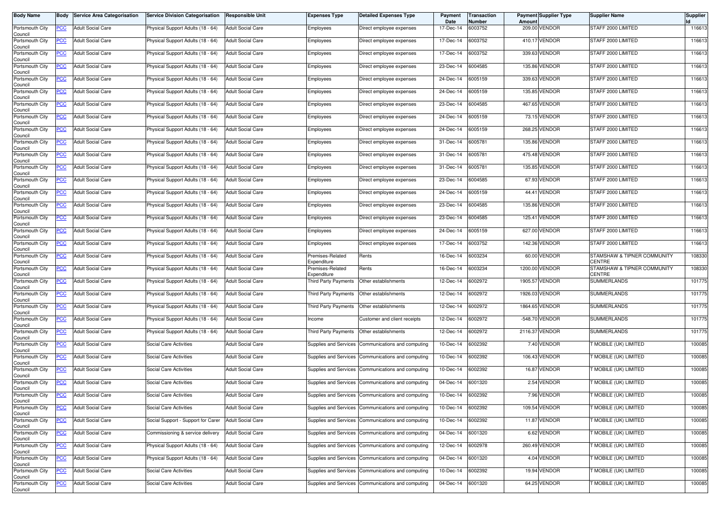| Body Name | Body | Service Area Categorisation | Service Division Categorisation | Responsible Unit | Expenses Type | Detailed Expenses Type | Payment Date | Transaction Number | Payment Amount | Supplier Type | Supplier Name | Supplier Id |
|---|---|---|---|---|---|---|---|---|---|---|---|---|
| Portsmouth City Council | PCC | Adult Social Care | Physical Support Adults (18 - 64) | Adult Social Care | Employees | Direct employee expenses | 17-Dec-14 | 6003752 | 209.00 | VENDOR | STAFF 2000 LIMITED | 116613 |
| Portsmouth City Council | PCC | Adult Social Care | Physical Support Adults (18 - 64) | Adult Social Care | Employees | Direct employee expenses | 17-Dec-14 | 6003752 | 410.17 | VENDOR | STAFF 2000 LIMITED | 116613 |
| Portsmouth City Council | PCC | Adult Social Care | Physical Support Adults (18 - 64) | Adult Social Care | Employees | Direct employee expenses | 17-Dec-14 | 6003752 | 339.63 | VENDOR | STAFF 2000 LIMITED | 116613 |
| Portsmouth City Council | PCC | Adult Social Care | Physical Support Adults (18 - 64) | Adult Social Care | Employees | Direct employee expenses | 23-Dec-14 | 6004585 | 135.86 | VENDOR | STAFF 2000 LIMITED | 116613 |
| Portsmouth City Council | PCC | Adult Social Care | Physical Support Adults (18 - 64) | Adult Social Care | Employees | Direct employee expenses | 24-Dec-14 | 6005159 | 339.63 | VENDOR | STAFF 2000 LIMITED | 116613 |
| Portsmouth City Council | PCC | Adult Social Care | Physical Support Adults (18 - 64) | Adult Social Care | Employees | Direct employee expenses | 24-Dec-14 | 6005159 | 135.85 | VENDOR | STAFF 2000 LIMITED | 116613 |
| Portsmouth City Council | PCC | Adult Social Care | Physical Support Adults (18 - 64) | Adult Social Care | Employees | Direct employee expenses | 23-Dec-14 | 6004585 | 467.65 | VENDOR | STAFF 2000 LIMITED | 116613 |
| Portsmouth City Council | PCC | Adult Social Care | Physical Support Adults (18 - 64) | Adult Social Care | Employees | Direct employee expenses | 24-Dec-14 | 6005159 | 73.15 | VENDOR | STAFF 2000 LIMITED | 116613 |
| Portsmouth City Council | PCC | Adult Social Care | Physical Support Adults (18 - 64) | Adult Social Care | Employees | Direct employee expenses | 24-Dec-14 | 6005159 | 268.25 | VENDOR | STAFF 2000 LIMITED | 116613 |
| Portsmouth City Council | PCC | Adult Social Care | Physical Support Adults (18 - 64) | Adult Social Care | Employees | Direct employee expenses | 31-Dec-14 | 6005781 | 135.86 | VENDOR | STAFF 2000 LIMITED | 116613 |
| Portsmouth City Council | PCC | Adult Social Care | Physical Support Adults (18 - 64) | Adult Social Care | Employees | Direct employee expenses | 31-Dec-14 | 6005781 | 475.48 | VENDOR | STAFF 2000 LIMITED | 116613 |
| Portsmouth City Council | PCC | Adult Social Care | Physical Support Adults (18 - 64) | Adult Social Care | Employees | Direct employee expenses | 31-Dec-14 | 6005781 | 135.85 | VENDOR | STAFF 2000 LIMITED | 116613 |
| Portsmouth City Council | PCC | Adult Social Care | Physical Support Adults (18 - 64) | Adult Social Care | Employees | Direct employee expenses | 23-Dec-14 | 6004585 | 67.93 | VENDOR | STAFF 2000 LIMITED | 116613 |
| Portsmouth City Council | PCC | Adult Social Care | Physical Support Adults (18 - 64) | Adult Social Care | Employees | Direct employee expenses | 24-Dec-14 | 6005159 | 44.41 | VENDOR | STAFF 2000 LIMITED | 116613 |
| Portsmouth City Council | PCC | Adult Social Care | Physical Support Adults (18 - 64) | Adult Social Care | Employees | Direct employee expenses | 23-Dec-14 | 6004585 | 135.86 | VENDOR | STAFF 2000 LIMITED | 116613 |
| Portsmouth City Council | PCC | Adult Social Care | Physical Support Adults (18 - 64) | Adult Social Care | Employees | Direct employee expenses | 23-Dec-14 | 6004585 | 125.41 | VENDOR | STAFF 2000 LIMITED | 116613 |
| Portsmouth City Council | PCC | Adult Social Care | Physical Support Adults (18 - 64) | Adult Social Care | Employees | Direct employee expenses | 24-Dec-14 | 6005159 | 627.00 | VENDOR | STAFF 2000 LIMITED | 116613 |
| Portsmouth City Council | PCC | Adult Social Care | Physical Support Adults (18 - 64) | Adult Social Care | Employees | Direct employee expenses | 17-Dec-14 | 6003752 | 142.36 | VENDOR | STAFF 2000 LIMITED | 116613 |
| Portsmouth City Council | PCC | Adult Social Care | Physical Support Adults (18 - 64) | Adult Social Care | Premises-Related Expenditure | Rents | 16-Dec-14 | 6003234 | 60.00 | VENDOR | STAMSHAW & TIPNER COMMUNITY CENTRE | 108330 |
| Portsmouth City Council | PCC | Adult Social Care | Physical Support Adults (18 - 64) | Adult Social Care | Premises-Related Expenditure | Rents | 16-Dec-14 | 6003234 | 1200.00 | VENDOR | STAMSHAW & TIPNER COMMUNITY CENTRE | 108330 |
| Portsmouth City Council | PCC | Adult Social Care | Physical Support Adults (18 - 64) | Adult Social Care | Third Party Payments | Other establishments | 12-Dec-14 | 6002972 | 1905.57 | VENDOR | SUMMERLANDS | 101775 |
| Portsmouth City Council | PCC | Adult Social Care | Physical Support Adults (18 - 64) | Adult Social Care | Third Party Payments | Other establishments | 12-Dec-14 | 6002972 | 1926.03 | VENDOR | SUMMERLANDS | 101775 |
| Portsmouth City Council | PCC | Adult Social Care | Physical Support Adults (18 - 64) | Adult Social Care | Third Party Payments | Other establishments | 12-Dec-14 | 6002972 | 1864.65 | VENDOR | SUMMERLANDS | 101775 |
| Portsmouth City Council | PCC | Adult Social Care | Physical Support Adults (18 - 64) | Adult Social Care | Income | Customer and client receipts | 12-Dec-14 | 6002972 | -548.70 | VENDOR | SUMMERLANDS | 101775 |
| Portsmouth City Council | PCC | Adult Social Care | Physical Support Adults (18 - 64) | Adult Social Care | Third Party Payments | Other establishments | 12-Dec-14 | 6002972 | 2116.37 | VENDOR | SUMMERLANDS | 101775 |
| Portsmouth City Council | PCC | Adult Social Care | Social Care Activities | Adult Social Care | Supplies and Services | Communications and computing | 10-Dec-14 | 6002392 | 7.40 | VENDOR | T MOBILE (UK) LIMITED | 100085 |
| Portsmouth City Council | PCC | Adult Social Care | Social Care Activities | Adult Social Care | Supplies and Services | Communications and computing | 10-Dec-14 | 6002392 | 106.43 | VENDOR | T MOBILE (UK) LIMITED | 100085 |
| Portsmouth City Council | PCC | Adult Social Care | Social Care Activities | Adult Social Care | Supplies and Services | Communications and computing | 10-Dec-14 | 6002392 | 16.87 | VENDOR | T MOBILE (UK) LIMITED | 100085 |
| Portsmouth City Council | PCC | Adult Social Care | Social Care Activities | Adult Social Care | Supplies and Services | Communications and computing | 04-Dec-14 | 6001320 | 2.54 | VENDOR | T MOBILE (UK) LIMITED | 100085 |
| Portsmouth City Council | PCC | Adult Social Care | Social Care Activities | Adult Social Care | Supplies and Services | Communications and computing | 10-Dec-14 | 6002392 | 7.96 | VENDOR | T MOBILE (UK) LIMITED | 100085 |
| Portsmouth City Council | PCC | Adult Social Care | Social Care Activities | Adult Social Care | Supplies and Services | Communications and computing | 10-Dec-14 | 6002392 | 109.54 | VENDOR | T MOBILE (UK) LIMITED | 100085 |
| Portsmouth City Council | PCC | Adult Social Care | Social Support - Support for Carer | Adult Social Care | Supplies and Services | Communications and computing | 10-Dec-14 | 6002392 | 11.87 | VENDOR | T MOBILE (UK) LIMITED | 100085 |
| Portsmouth City Council | PCC | Adult Social Care | Commissioning & service delivery | Adult Social Care | Supplies and Services | Communications and computing | 04-Dec-14 | 6001320 | 6.62 | VENDOR | T MOBILE (UK) LIMITED | 100085 |
| Portsmouth City Council | PCC | Adult Social Care | Physical Support Adults (18 - 64) | Adult Social Care | Supplies and Services | Communications and computing | 12-Dec-14 | 6002978 | 260.49 | VENDOR | T MOBILE (UK) LIMITED | 100085 |
| Portsmouth City Council | PCC | Adult Social Care | Physical Support Adults (18 - 64) | Adult Social Care | Supplies and Services | Communications and computing | 04-Dec-14 | 6001320 | 4.04 | VENDOR | T MOBILE (UK) LIMITED | 100085 |
| Portsmouth City Council | PCC | Adult Social Care | Social Care Activities | Adult Social Care | Supplies and Services | Communications and computing | 10-Dec-14 | 6002392 | 19.94 | VENDOR | T MOBILE (UK) LIMITED | 100085 |
| Portsmouth City Council | PCC | Adult Social Care | Social Care Activities | Adult Social Care | Supplies and Services | Communications and computing | 04-Dec-14 | 6001320 | 64.25 | VENDOR | T MOBILE (UK) LIMITED | 100085 |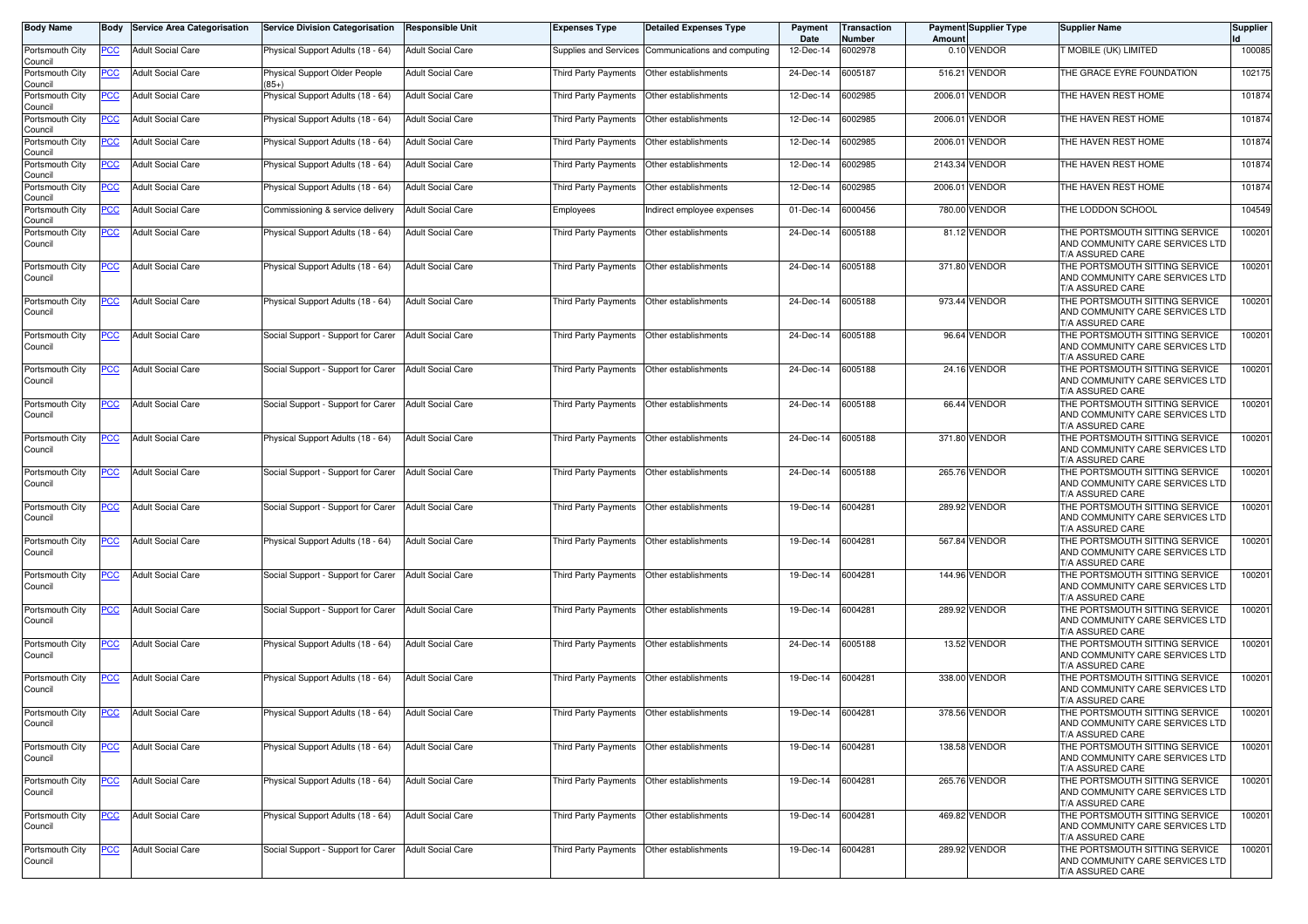| Body Name | Body | Service Area Categorisation | Service Division Categorisation | Responsible Unit | Expenses Type | Detailed Expenses Type | Payment Date | Transaction Number | Payment Amount | Supplier Type | Supplier Name | Supplier Id |
|---|---|---|---|---|---|---|---|---|---|---|---|---|
| Portsmouth City Council | PCC | Adult Social Care | Physical Support Adults (18 - 64) | Adult Social Care | Supplies and Services | Communications and computing | 12-Dec-14 | 6002978 | 0.10 | VENDOR | T MOBILE (UK) LIMITED | 100085 |
| Portsmouth City Council | PCC | Adult Social Care | Physical Support Older People (85+) | Adult Social Care | Third Party Payments | Other establishments | 24-Dec-14 | 6005187 | 516.21 | VENDOR | THE GRACE EYRE FOUNDATION | 102175 |
| Portsmouth City Council | PCC | Adult Social Care | Physical Support Adults (18 - 64) | Adult Social Care | Third Party Payments | Other establishments | 12-Dec-14 | 6002985 | 2006.01 | VENDOR | THE HAVEN REST HOME | 101874 |
| Portsmouth City Council | PCC | Adult Social Care | Physical Support Adults (18 - 64) | Adult Social Care | Third Party Payments | Other establishments | 12-Dec-14 | 6002985 | 2006.01 | VENDOR | THE HAVEN REST HOME | 101874 |
| Portsmouth City Council | PCC | Adult Social Care | Physical Support Adults (18 - 64) | Adult Social Care | Third Party Payments | Other establishments | 12-Dec-14 | 6002985 | 2006.01 | VENDOR | THE HAVEN REST HOME | 101874 |
| Portsmouth City Council | PCC | Adult Social Care | Physical Support Adults (18 - 64) | Adult Social Care | Third Party Payments | Other establishments | 12-Dec-14 | 6002985 | 2143.34 | VENDOR | THE HAVEN REST HOME | 101874 |
| Portsmouth City Council | PCC | Adult Social Care | Physical Support Adults (18 - 64) | Adult Social Care | Third Party Payments | Other establishments | 12-Dec-14 | 6002985 | 2006.01 | VENDOR | THE HAVEN REST HOME | 101874 |
| Portsmouth City Council | PCC | Adult Social Care | Commissioning & service delivery | Adult Social Care | Employees | Indirect employee expenses | 01-Dec-14 | 6000456 | 780.00 | VENDOR | THE LODDON SCHOOL | 104549 |
| Portsmouth City Council | PCC | Adult Social Care | Physical Support Adults (18 - 64) | Adult Social Care | Third Party Payments | Other establishments | 24-Dec-14 | 6005188 | 81.12 | VENDOR | THE PORTSMOUTH SITTING SERVICE AND COMMUNITY CARE SERVICES LTD T/A ASSURED CARE | 100201 |
| Portsmouth City Council | PCC | Adult Social Care | Physical Support Adults (18 - 64) | Adult Social Care | Third Party Payments | Other establishments | 24-Dec-14 | 6005188 | 371.80 | VENDOR | THE PORTSMOUTH SITTING SERVICE AND COMMUNITY CARE SERVICES LTD T/A ASSURED CARE | 100201 |
| Portsmouth City Council | PCC | Adult Social Care | Physical Support Adults (18 - 64) | Adult Social Care | Third Party Payments | Other establishments | 24-Dec-14 | 6005188 | 973.44 | VENDOR | THE PORTSMOUTH SITTING SERVICE AND COMMUNITY CARE SERVICES LTD T/A ASSURED CARE | 100201 |
| Portsmouth City Council | PCC | Adult Social Care | Social Support - Support for Carer | Adult Social Care | Third Party Payments | Other establishments | 24-Dec-14 | 6005188 | 96.64 | VENDOR | THE PORTSMOUTH SITTING SERVICE AND COMMUNITY CARE SERVICES LTD T/A ASSURED CARE | 100201 |
| Portsmouth City Council | PCC | Adult Social Care | Social Support - Support for Carer | Adult Social Care | Third Party Payments | Other establishments | 24-Dec-14 | 6005188 | 24.16 | VENDOR | THE PORTSMOUTH SITTING SERVICE AND COMMUNITY CARE SERVICES LTD T/A ASSURED CARE | 100201 |
| Portsmouth City Council | PCC | Adult Social Care | Social Support - Support for Carer | Adult Social Care | Third Party Payments | Other establishments | 24-Dec-14 | 6005188 | 66.44 | VENDOR | THE PORTSMOUTH SITTING SERVICE AND COMMUNITY CARE SERVICES LTD T/A ASSURED CARE | 100201 |
| Portsmouth City Council | PCC | Adult Social Care | Physical Support Adults (18 - 64) | Adult Social Care | Third Party Payments | Other establishments | 24-Dec-14 | 6005188 | 371.80 | VENDOR | THE PORTSMOUTH SITTING SERVICE AND COMMUNITY CARE SERVICES LTD T/A ASSURED CARE | 100201 |
| Portsmouth City Council | PCC | Adult Social Care | Social Support - Support for Carer | Adult Social Care | Third Party Payments | Other establishments | 24-Dec-14 | 6005188 | 265.76 | VENDOR | THE PORTSMOUTH SITTING SERVICE AND COMMUNITY CARE SERVICES LTD T/A ASSURED CARE | 100201 |
| Portsmouth City Council | PCC | Adult Social Care | Social Support - Support for Carer | Adult Social Care | Third Party Payments | Other establishments | 19-Dec-14 | 6004281 | 289.92 | VENDOR | THE PORTSMOUTH SITTING SERVICE AND COMMUNITY CARE SERVICES LTD T/A ASSURED CARE | 100201 |
| Portsmouth City Council | PCC | Adult Social Care | Physical Support Adults (18 - 64) | Adult Social Care | Third Party Payments | Other establishments | 19-Dec-14 | 6004281 | 567.84 | VENDOR | THE PORTSMOUTH SITTING SERVICE AND COMMUNITY CARE SERVICES LTD T/A ASSURED CARE | 100201 |
| Portsmouth City Council | PCC | Adult Social Care | Social Support - Support for Carer | Adult Social Care | Third Party Payments | Other establishments | 19-Dec-14 | 6004281 | 144.96 | VENDOR | THE PORTSMOUTH SITTING SERVICE AND COMMUNITY CARE SERVICES LTD T/A ASSURED CARE | 100201 |
| Portsmouth City Council | PCC | Adult Social Care | Social Support - Support for Carer | Adult Social Care | Third Party Payments | Other establishments | 19-Dec-14 | 6004281 | 289.92 | VENDOR | THE PORTSMOUTH SITTING SERVICE AND COMMUNITY CARE SERVICES LTD T/A ASSURED CARE | 100201 |
| Portsmouth City Council | PCC | Adult Social Care | Physical Support Adults (18 - 64) | Adult Social Care | Third Party Payments | Other establishments | 24-Dec-14 | 6005188 | 13.52 | VENDOR | THE PORTSMOUTH SITTING SERVICE AND COMMUNITY CARE SERVICES LTD T/A ASSURED CARE | 100201 |
| Portsmouth City Council | PCC | Adult Social Care | Physical Support Adults (18 - 64) | Adult Social Care | Third Party Payments | Other establishments | 19-Dec-14 | 6004281 | 338.00 | VENDOR | THE PORTSMOUTH SITTING SERVICE AND COMMUNITY CARE SERVICES LTD T/A ASSURED CARE | 100201 |
| Portsmouth City Council | PCC | Adult Social Care | Physical Support Adults (18 - 64) | Adult Social Care | Third Party Payments | Other establishments | 19-Dec-14 | 6004281 | 378.56 | VENDOR | THE PORTSMOUTH SITTING SERVICE AND COMMUNITY CARE SERVICES LTD T/A ASSURED CARE | 100201 |
| Portsmouth City Council | PCC | Adult Social Care | Physical Support Adults (18 - 64) | Adult Social Care | Third Party Payments | Other establishments | 19-Dec-14 | 6004281 | 138.58 | VENDOR | THE PORTSMOUTH SITTING SERVICE AND COMMUNITY CARE SERVICES LTD T/A ASSURED CARE | 100201 |
| Portsmouth City Council | PCC | Adult Social Care | Physical Support Adults (18 - 64) | Adult Social Care | Third Party Payments | Other establishments | 19-Dec-14 | 6004281 | 265.76 | VENDOR | THE PORTSMOUTH SITTING SERVICE AND COMMUNITY CARE SERVICES LTD T/A ASSURED CARE | 100201 |
| Portsmouth City Council | PCC | Adult Social Care | Physical Support Adults (18 - 64) | Adult Social Care | Third Party Payments | Other establishments | 19-Dec-14 | 6004281 | 469.82 | VENDOR | THE PORTSMOUTH SITTING SERVICE AND COMMUNITY CARE SERVICES LTD T/A ASSURED CARE | 100201 |
| Portsmouth City Council | PCC | Adult Social Care | Social Support - Support for Carer | Adult Social Care | Third Party Payments | Other establishments | 19-Dec-14 | 6004281 | 289.92 | VENDOR | THE PORTSMOUTH SITTING SERVICE AND COMMUNITY CARE SERVICES LTD T/A ASSURED CARE | 100201 |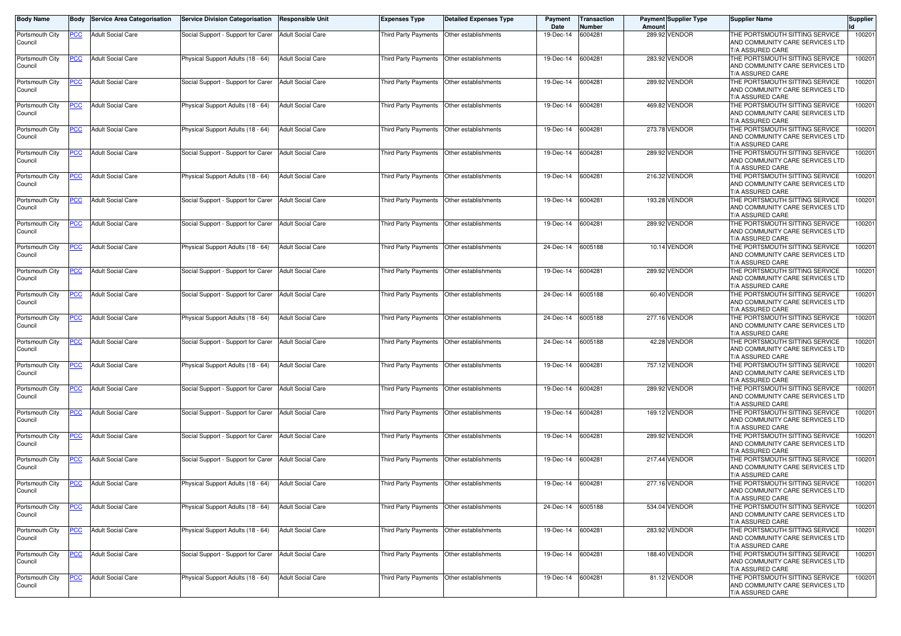| Body Name | Body | Service Area Categorisation | Service Division Categorisation | Responsible Unit | Expenses Type | Detailed Expenses Type | Payment Date | Transaction Number | Payment Amount | Supplier Type | Supplier Name | Supplier Id |
|---|---|---|---|---|---|---|---|---|---|---|---|---|
| Portsmouth City Council | PCC | Adult Social Care | Social Support - Support for Carer | Adult Social Care | Third Party Payments | Other establishments | 19-Dec-14 | 6004281 | 289.92 | VENDOR | THE PORTSMOUTH SITTING SERVICE AND COMMUNITY CARE SERVICES LTD T/A ASSURED CARE | 100201 |
| Portsmouth City Council | PCC | Adult Social Care | Physical Support Adults (18 - 64) | Adult Social Care | Third Party Payments | Other establishments | 19-Dec-14 | 6004281 | 283.92 | VENDOR | THE PORTSMOUTH SITTING SERVICE AND COMMUNITY CARE SERVICES LTD T/A ASSURED CARE | 100201 |
| Portsmouth City Council | PCC | Adult Social Care | Social Support - Support for Carer | Adult Social Care | Third Party Payments | Other establishments | 19-Dec-14 | 6004281 | 289.92 | VENDOR | THE PORTSMOUTH SITTING SERVICE AND COMMUNITY CARE SERVICES LTD T/A ASSURED CARE | 100201 |
| Portsmouth City Council | PCC | Adult Social Care | Physical Support Adults (18 - 64) | Adult Social Care | Third Party Payments | Other establishments | 19-Dec-14 | 6004281 | 469.82 | VENDOR | THE PORTSMOUTH SITTING SERVICE AND COMMUNITY CARE SERVICES LTD T/A ASSURED CARE | 100201 |
| Portsmouth City Council | PCC | Adult Social Care | Physical Support Adults (18 - 64) | Adult Social Care | Third Party Payments | Other establishments | 19-Dec-14 | 6004281 | 273.78 | VENDOR | THE PORTSMOUTH SITTING SERVICE AND COMMUNITY CARE SERVICES LTD T/A ASSURED CARE | 100201 |
| Portsmouth City Council | PCC | Adult Social Care | Social Support - Support for Carer | Adult Social Care | Third Party Payments | Other establishments | 19-Dec-14 | 6004281 | 289.92 | VENDOR | THE PORTSMOUTH SITTING SERVICE AND COMMUNITY CARE SERVICES LTD T/A ASSURED CARE | 100201 |
| Portsmouth City Council | PCC | Adult Social Care | Physical Support Adults (18 - 64) | Adult Social Care | Third Party Payments | Other establishments | 19-Dec-14 | 6004281 | 216.32 | VENDOR | THE PORTSMOUTH SITTING SERVICE AND COMMUNITY CARE SERVICES LTD T/A ASSURED CARE | 100201 |
| Portsmouth City Council | PCC | Adult Social Care | Social Support - Support for Carer | Adult Social Care | Third Party Payments | Other establishments | 19-Dec-14 | 6004281 | 193.28 | VENDOR | THE PORTSMOUTH SITTING SERVICE AND COMMUNITY CARE SERVICES LTD T/A ASSURED CARE | 100201 |
| Portsmouth City Council | PCC | Adult Social Care | Social Support - Support for Carer | Adult Social Care | Third Party Payments | Other establishments | 19-Dec-14 | 6004281 | 289.92 | VENDOR | THE PORTSMOUTH SITTING SERVICE AND COMMUNITY CARE SERVICES LTD T/A ASSURED CARE | 100201 |
| Portsmouth City Council | PCC | Adult Social Care | Physical Support Adults (18 - 64) | Adult Social Care | Third Party Payments | Other establishments | 24-Dec-14 | 6005188 | 10.14 | VENDOR | THE PORTSMOUTH SITTING SERVICE AND COMMUNITY CARE SERVICES LTD T/A ASSURED CARE | 100201 |
| Portsmouth City Council | PCC | Adult Social Care | Social Support - Support for Carer | Adult Social Care | Third Party Payments | Other establishments | 19-Dec-14 | 6004281 | 289.92 | VENDOR | THE PORTSMOUTH SITTING SERVICE AND COMMUNITY CARE SERVICES LTD T/A ASSURED CARE | 100201 |
| Portsmouth City Council | PCC | Adult Social Care | Social Support - Support for Carer | Adult Social Care | Third Party Payments | Other establishments | 24-Dec-14 | 6005188 | 60.40 | VENDOR | THE PORTSMOUTH SITTING SERVICE AND COMMUNITY CARE SERVICES LTD T/A ASSURED CARE | 100201 |
| Portsmouth City Council | PCC | Adult Social Care | Physical Support Adults (18 - 64) | Adult Social Care | Third Party Payments | Other establishments | 24-Dec-14 | 6005188 | 277.16 | VENDOR | THE PORTSMOUTH SITTING SERVICE AND COMMUNITY CARE SERVICES LTD T/A ASSURED CARE | 100201 |
| Portsmouth City Council | PCC | Adult Social Care | Social Support - Support for Carer | Adult Social Care | Third Party Payments | Other establishments | 24-Dec-14 | 6005188 | 42.28 | VENDOR | THE PORTSMOUTH SITTING SERVICE AND COMMUNITY CARE SERVICES LTD T/A ASSURED CARE | 100201 |
| Portsmouth City Council | PCC | Adult Social Care | Physical Support Adults (18 - 64) | Adult Social Care | Third Party Payments | Other establishments | 19-Dec-14 | 6004281 | 757.12 | VENDOR | THE PORTSMOUTH SITTING SERVICE AND COMMUNITY CARE SERVICES LTD T/A ASSURED CARE | 100201 |
| Portsmouth City Council | PCC | Adult Social Care | Social Support - Support for Carer | Adult Social Care | Third Party Payments | Other establishments | 19-Dec-14 | 6004281 | 289.92 | VENDOR | THE PORTSMOUTH SITTING SERVICE AND COMMUNITY CARE SERVICES LTD T/A ASSURED CARE | 100201 |
| Portsmouth City Council | PCC | Adult Social Care | Social Support - Support for Carer | Adult Social Care | Third Party Payments | Other establishments | 19-Dec-14 | 6004281 | 169.12 | VENDOR | THE PORTSMOUTH SITTING SERVICE AND COMMUNITY CARE SERVICES LTD T/A ASSURED CARE | 100201 |
| Portsmouth City Council | PCC | Adult Social Care | Social Support - Support for Carer | Adult Social Care | Third Party Payments | Other establishments | 19-Dec-14 | 6004281 | 289.92 | VENDOR | THE PORTSMOUTH SITTING SERVICE AND COMMUNITY CARE SERVICES LTD T/A ASSURED CARE | 100201 |
| Portsmouth City Council | PCC | Adult Social Care | Social Support - Support for Carer | Adult Social Care | Third Party Payments | Other establishments | 19-Dec-14 | 6004281 | 217.44 | VENDOR | THE PORTSMOUTH SITTING SERVICE AND COMMUNITY CARE SERVICES LTD T/A ASSURED CARE | 100201 |
| Portsmouth City Council | PCC | Adult Social Care | Physical Support Adults (18 - 64) | Adult Social Care | Third Party Payments | Other establishments | 19-Dec-14 | 6004281 | 277.16 | VENDOR | THE PORTSMOUTH SITTING SERVICE AND COMMUNITY CARE SERVICES LTD T/A ASSURED CARE | 100201 |
| Portsmouth City Council | PCC | Adult Social Care | Physical Support Adults (18 - 64) | Adult Social Care | Third Party Payments | Other establishments | 24-Dec-14 | 6005188 | 534.04 | VENDOR | THE PORTSMOUTH SITTING SERVICE AND COMMUNITY CARE SERVICES LTD T/A ASSURED CARE | 100201 |
| Portsmouth City Council | PCC | Adult Social Care | Physical Support Adults (18 - 64) | Adult Social Care | Third Party Payments | Other establishments | 19-Dec-14 | 6004281 | 283.92 | VENDOR | THE PORTSMOUTH SITTING SERVICE AND COMMUNITY CARE SERVICES LTD T/A ASSURED CARE | 100201 |
| Portsmouth City Council | PCC | Adult Social Care | Social Support - Support for Carer | Adult Social Care | Third Party Payments | Other establishments | 19-Dec-14 | 6004281 | 188.40 | VENDOR | THE PORTSMOUTH SITTING SERVICE AND COMMUNITY CARE SERVICES LTD T/A ASSURED CARE | 100201 |
| Portsmouth City Council | PCC | Adult Social Care | Physical Support Adults (18 - 64) | Adult Social Care | Third Party Payments | Other establishments | 19-Dec-14 | 6004281 | 81.12 | VENDOR | THE PORTSMOUTH SITTING SERVICE AND COMMUNITY CARE SERVICES LTD T/A ASSURED CARE | 100201 |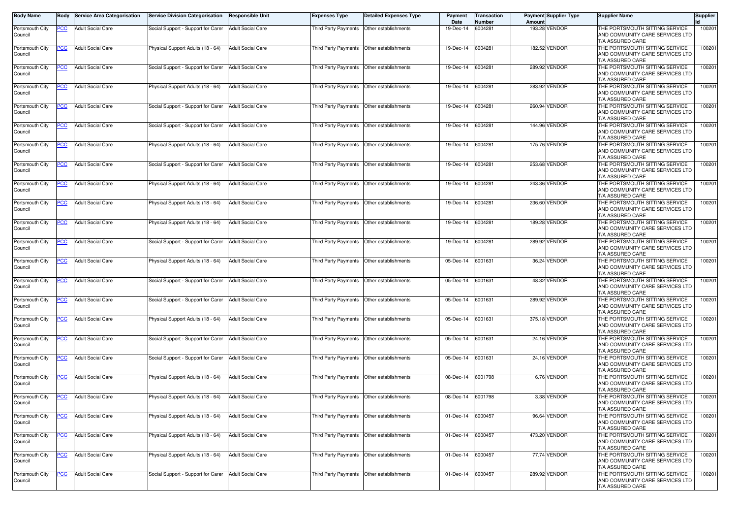| Body Name | Body | Service Area Categorisation | Service Division Categorisation | Responsible Unit | Expenses Type | Detailed Expenses Type | Payment Date | Transaction Number | Payment Amount | Supplier Type | Supplier Name | Supplier Id |
|---|---|---|---|---|---|---|---|---|---|---|---|---|
| Portsmouth City Council | PCC | Adult Social Care | Social Support - Support for Carer | Adult Social Care | Third Party Payments | Other establishments | 19-Dec-14 | 6004281 | 193.28 | VENDOR | THE PORTSMOUTH SITTING SERVICE AND COMMUNITY CARE SERVICES LTD T/A ASSURED CARE | 100201 |
| Portsmouth City Council | PCC | Adult Social Care | Physical Support Adults (18 - 64) | Adult Social Care | Third Party Payments | Other establishments | 19-Dec-14 | 6004281 | 182.52 | VENDOR | THE PORTSMOUTH SITTING SERVICE AND COMMUNITY CARE SERVICES LTD T/A ASSURED CARE | 100201 |
| Portsmouth City Council | PCC | Adult Social Care | Social Support - Support for Carer | Adult Social Care | Third Party Payments | Other establishments | 19-Dec-14 | 6004281 | 289.92 | VENDOR | THE PORTSMOUTH SITTING SERVICE AND COMMUNITY CARE SERVICES LTD T/A ASSURED CARE | 100201 |
| Portsmouth City Council | PCC | Adult Social Care | Physical Support Adults (18 - 64) | Adult Social Care | Third Party Payments | Other establishments | 19-Dec-14 | 6004281 | 283.92 | VENDOR | THE PORTSMOUTH SITTING SERVICE AND COMMUNITY CARE SERVICES LTD T/A ASSURED CARE | 100201 |
| Portsmouth City Council | PCC | Adult Social Care | Social Support - Support for Carer | Adult Social Care | Third Party Payments | Other establishments | 19-Dec-14 | 6004281 | 260.94 | VENDOR | THE PORTSMOUTH SITTING SERVICE AND COMMUNITY CARE SERVICES LTD T/A ASSURED CARE | 100201 |
| Portsmouth City Council | PCC | Adult Social Care | Social Support - Support for Carer | Adult Social Care | Third Party Payments | Other establishments | 19-Dec-14 | 6004281 | 144.96 | VENDOR | THE PORTSMOUTH SITTING SERVICE AND COMMUNITY CARE SERVICES LTD T/A ASSURED CARE | 100201 |
| Portsmouth City Council | PCC | Adult Social Care | Physical Support Adults (18 - 64) | Adult Social Care | Third Party Payments | Other establishments | 19-Dec-14 | 6004281 | 175.76 | VENDOR | THE PORTSMOUTH SITTING SERVICE AND COMMUNITY CARE SERVICES LTD T/A ASSURED CARE | 100201 |
| Portsmouth City Council | PCC | Adult Social Care | Social Support - Support for Carer | Adult Social Care | Third Party Payments | Other establishments | 19-Dec-14 | 6004281 | 253.68 | VENDOR | THE PORTSMOUTH SITTING SERVICE AND COMMUNITY CARE SERVICES LTD T/A ASSURED CARE | 100201 |
| Portsmouth City Council | PCC | Adult Social Care | Physical Support Adults (18 - 64) | Adult Social Care | Third Party Payments | Other establishments | 19-Dec-14 | 6004281 | 243.36 | VENDOR | THE PORTSMOUTH SITTING SERVICE AND COMMUNITY CARE SERVICES LTD T/A ASSURED CARE | 100201 |
| Portsmouth City Council | PCC | Adult Social Care | Physical Support Adults (18 - 64) | Adult Social Care | Third Party Payments | Other establishments | 19-Dec-14 | 6004281 | 236.60 | VENDOR | THE PORTSMOUTH SITTING SERVICE AND COMMUNITY CARE SERVICES LTD T/A ASSURED CARE | 100201 |
| Portsmouth City Council | PCC | Adult Social Care | Physical Support Adults (18 - 64) | Adult Social Care | Third Party Payments | Other establishments | 19-Dec-14 | 6004281 | 189.28 | VENDOR | THE PORTSMOUTH SITTING SERVICE AND COMMUNITY CARE SERVICES LTD T/A ASSURED CARE | 100201 |
| Portsmouth City Council | PCC | Adult Social Care | Social Support - Support for Carer | Adult Social Care | Third Party Payments | Other establishments | 19-Dec-14 | 6004281 | 289.92 | VENDOR | THE PORTSMOUTH SITTING SERVICE AND COMMUNITY CARE SERVICES LTD T/A ASSURED CARE | 100201 |
| Portsmouth City Council | PCC | Adult Social Care | Physical Support Adults (18 - 64) | Adult Social Care | Third Party Payments | Other establishments | 05-Dec-14 | 6001631 | 36.24 | VENDOR | THE PORTSMOUTH SITTING SERVICE AND COMMUNITY CARE SERVICES LTD T/A ASSURED CARE | 100201 |
| Portsmouth City Council | PCC | Adult Social Care | Social Support - Support for Carer | Adult Social Care | Third Party Payments | Other establishments | 05-Dec-14 | 6001631 | 48.32 | VENDOR | THE PORTSMOUTH SITTING SERVICE AND COMMUNITY CARE SERVICES LTD T/A ASSURED CARE | 100201 |
| Portsmouth City Council | PCC | Adult Social Care | Social Support - Support for Carer | Adult Social Care | Third Party Payments | Other establishments | 05-Dec-14 | 6001631 | 289.92 | VENDOR | THE PORTSMOUTH SITTING SERVICE AND COMMUNITY CARE SERVICES LTD T/A ASSURED CARE | 100201 |
| Portsmouth City Council | PCC | Adult Social Care | Physical Support Adults (18 - 64) | Adult Social Care | Third Party Payments | Other establishments | 05-Dec-14 | 6001631 | 375.18 | VENDOR | THE PORTSMOUTH SITTING SERVICE AND COMMUNITY CARE SERVICES LTD T/A ASSURED CARE | 100201 |
| Portsmouth City Council | PCC | Adult Social Care | Social Support - Support for Carer | Adult Social Care | Third Party Payments | Other establishments | 05-Dec-14 | 6001631 | 24.16 | VENDOR | THE PORTSMOUTH SITTING SERVICE AND COMMUNITY CARE SERVICES LTD T/A ASSURED CARE | 100201 |
| Portsmouth City Council | PCC | Adult Social Care | Social Support - Support for Carer | Adult Social Care | Third Party Payments | Other establishments | 05-Dec-14 | 6001631 | 24.16 | VENDOR | THE PORTSMOUTH SITTING SERVICE AND COMMUNITY CARE SERVICES LTD T/A ASSURED CARE | 100201 |
| Portsmouth City Council | PCC | Adult Social Care | Physical Support Adults (18 - 64) | Adult Social Care | Third Party Payments | Other establishments | 08-Dec-14 | 6001798 | 6.76 | VENDOR | THE PORTSMOUTH SITTING SERVICE AND COMMUNITY CARE SERVICES LTD T/A ASSURED CARE | 100201 |
| Portsmouth City Council | PCC | Adult Social Care | Physical Support Adults (18 - 64) | Adult Social Care | Third Party Payments | Other establishments | 08-Dec-14 | 6001798 | 3.38 | VENDOR | THE PORTSMOUTH SITTING SERVICE AND COMMUNITY CARE SERVICES LTD T/A ASSURED CARE | 100201 |
| Portsmouth City Council | PCC | Adult Social Care | Physical Support Adults (18 - 64) | Adult Social Care | Third Party Payments | Other establishments | 01-Dec-14 | 6000457 | 96.64 | VENDOR | THE PORTSMOUTH SITTING SERVICE AND COMMUNITY CARE SERVICES LTD T/A ASSURED CARE | 100201 |
| Portsmouth City Council | PCC | Adult Social Care | Physical Support Adults (18 - 64) | Adult Social Care | Third Party Payments | Other establishments | 01-Dec-14 | 6000457 | 473.20 | VENDOR | THE PORTSMOUTH SITTING SERVICE AND COMMUNITY CARE SERVICES LTD T/A ASSURED CARE | 100201 |
| Portsmouth City Council | PCC | Adult Social Care | Physical Support Adults (18 - 64) | Adult Social Care | Third Party Payments | Other establishments | 01-Dec-14 | 6000457 | 77.74 | VENDOR | THE PORTSMOUTH SITTING SERVICE AND COMMUNITY CARE SERVICES LTD T/A ASSURED CARE | 100201 |
| Portsmouth City Council | PCC | Adult Social Care | Social Support - Support for Carer | Adult Social Care | Third Party Payments | Other establishments | 01-Dec-14 | 6000457 | 289.92 | VENDOR | THE PORTSMOUTH SITTING SERVICE AND COMMUNITY CARE SERVICES LTD T/A ASSURED CARE | 100201 |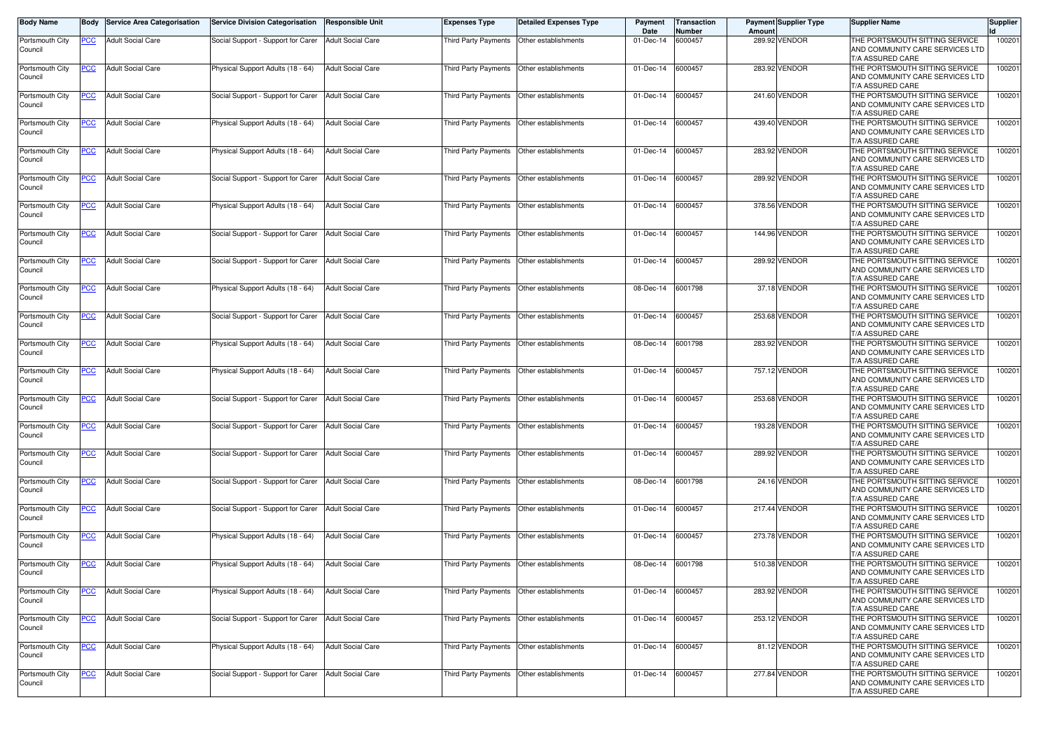| Body Name | Body | Service Area Categorisation | Service Division Categorisation | Responsible Unit | Expenses Type | Detailed Expenses Type | Payment Date | Transaction Number | Payment Amount | Supplier Type | Supplier Name | Supplier Id |
|---|---|---|---|---|---|---|---|---|---|---|---|---|
| Portsmouth City Council | PCC | Adult Social Care | Social Support - Support for Carer | Adult Social Care | Third Party Payments | Other establishments | 01-Dec-14 | 6000457 | 289.92 | VENDOR | THE PORTSMOUTH SITTING SERVICE AND COMMUNITY CARE SERVICES LTD T/A ASSURED CARE | 100201 |
| Portsmouth City Council | PCC | Adult Social Care | Physical Support Adults (18 - 64) | Adult Social Care | Third Party Payments | Other establishments | 01-Dec-14 | 6000457 | 283.92 | VENDOR | THE PORTSMOUTH SITTING SERVICE AND COMMUNITY CARE SERVICES LTD T/A ASSURED CARE | 100201 |
| Portsmouth City Council | PCC | Adult Social Care | Social Support - Support for Carer | Adult Social Care | Third Party Payments | Other establishments | 01-Dec-14 | 6000457 | 241.60 | VENDOR | THE PORTSMOUTH SITTING SERVICE AND COMMUNITY CARE SERVICES LTD T/A ASSURED CARE | 100201 |
| Portsmouth City Council | PCC | Adult Social Care | Physical Support Adults (18 - 64) | Adult Social Care | Third Party Payments | Other establishments | 01-Dec-14 | 6000457 | 439.40 | VENDOR | THE PORTSMOUTH SITTING SERVICE AND COMMUNITY CARE SERVICES LTD T/A ASSURED CARE | 100201 |
| Portsmouth City Council | PCC | Adult Social Care | Physical Support Adults (18 - 64) | Adult Social Care | Third Party Payments | Other establishments | 01-Dec-14 | 6000457 | 283.92 | VENDOR | THE PORTSMOUTH SITTING SERVICE AND COMMUNITY CARE SERVICES LTD T/A ASSURED CARE | 100201 |
| Portsmouth City Council | PCC | Adult Social Care | Social Support - Support for Carer | Adult Social Care | Third Party Payments | Other establishments | 01-Dec-14 | 6000457 | 289.92 | VENDOR | THE PORTSMOUTH SITTING SERVICE AND COMMUNITY CARE SERVICES LTD T/A ASSURED CARE | 100201 |
| Portsmouth City Council | PCC | Adult Social Care | Physical Support Adults (18 - 64) | Adult Social Care | Third Party Payments | Other establishments | 01-Dec-14 | 6000457 | 378.56 | VENDOR | THE PORTSMOUTH SITTING SERVICE AND COMMUNITY CARE SERVICES LTD T/A ASSURED CARE | 100201 |
| Portsmouth City Council | PCC | Adult Social Care | Social Support - Support for Carer | Adult Social Care | Third Party Payments | Other establishments | 01-Dec-14 | 6000457 | 144.96 | VENDOR | THE PORTSMOUTH SITTING SERVICE AND COMMUNITY CARE SERVICES LTD T/A ASSURED CARE | 100201 |
| Portsmouth City Council | PCC | Adult Social Care | Social Support - Support for Carer | Adult Social Care | Third Party Payments | Other establishments | 01-Dec-14 | 6000457 | 289.92 | VENDOR | THE PORTSMOUTH SITTING SERVICE AND COMMUNITY CARE SERVICES LTD T/A ASSURED CARE | 100201 |
| Portsmouth City Council | PCC | Adult Social Care | Physical Support Adults (18 - 64) | Adult Social Care | Third Party Payments | Other establishments | 08-Dec-14 | 6001798 | 37.18 | VENDOR | THE PORTSMOUTH SITTING SERVICE AND COMMUNITY CARE SERVICES LTD T/A ASSURED CARE | 100201 |
| Portsmouth City Council | PCC | Adult Social Care | Social Support - Support for Carer | Adult Social Care | Third Party Payments | Other establishments | 01-Dec-14 | 6000457 | 253.68 | VENDOR | THE PORTSMOUTH SITTING SERVICE AND COMMUNITY CARE SERVICES LTD T/A ASSURED CARE | 100201 |
| Portsmouth City Council | PCC | Adult Social Care | Physical Support Adults (18 - 64) | Adult Social Care | Third Party Payments | Other establishments | 08-Dec-14 | 6001798 | 283.92 | VENDOR | THE PORTSMOUTH SITTING SERVICE AND COMMUNITY CARE SERVICES LTD T/A ASSURED CARE | 100201 |
| Portsmouth City Council | PCC | Adult Social Care | Physical Support Adults (18 - 64) | Adult Social Care | Third Party Payments | Other establishments | 01-Dec-14 | 6000457 | 757.12 | VENDOR | THE PORTSMOUTH SITTING SERVICE AND COMMUNITY CARE SERVICES LTD T/A ASSURED CARE | 100201 |
| Portsmouth City Council | PCC | Adult Social Care | Social Support - Support for Carer | Adult Social Care | Third Party Payments | Other establishments | 01-Dec-14 | 6000457 | 253.68 | VENDOR | THE PORTSMOUTH SITTING SERVICE AND COMMUNITY CARE SERVICES LTD T/A ASSURED CARE | 100201 |
| Portsmouth City Council | PCC | Adult Social Care | Social Support - Support for Carer | Adult Social Care | Third Party Payments | Other establishments | 01-Dec-14 | 6000457 | 193.28 | VENDOR | THE PORTSMOUTH SITTING SERVICE AND COMMUNITY CARE SERVICES LTD T/A ASSURED CARE | 100201 |
| Portsmouth City Council | PCC | Adult Social Care | Social Support - Support for Carer | Adult Social Care | Third Party Payments | Other establishments | 01-Dec-14 | 6000457 | 289.92 | VENDOR | THE PORTSMOUTH SITTING SERVICE AND COMMUNITY CARE SERVICES LTD T/A ASSURED CARE | 100201 |
| Portsmouth City Council | PCC | Adult Social Care | Social Support - Support for Carer | Adult Social Care | Third Party Payments | Other establishments | 08-Dec-14 | 6001798 | 24.16 | VENDOR | THE PORTSMOUTH SITTING SERVICE AND COMMUNITY CARE SERVICES LTD T/A ASSURED CARE | 100201 |
| Portsmouth City Council | PCC | Adult Social Care | Social Support - Support for Carer | Adult Social Care | Third Party Payments | Other establishments | 01-Dec-14 | 6000457 | 217.44 | VENDOR | THE PORTSMOUTH SITTING SERVICE AND COMMUNITY CARE SERVICES LTD T/A ASSURED CARE | 100201 |
| Portsmouth City Council | PCC | Adult Social Care | Physical Support Adults (18 - 64) | Adult Social Care | Third Party Payments | Other establishments | 01-Dec-14 | 6000457 | 273.78 | VENDOR | THE PORTSMOUTH SITTING SERVICE AND COMMUNITY CARE SERVICES LTD T/A ASSURED CARE | 100201 |
| Portsmouth City Council | PCC | Adult Social Care | Physical Support Adults (18 - 64) | Adult Social Care | Third Party Payments | Other establishments | 08-Dec-14 | 6001798 | 510.38 | VENDOR | THE PORTSMOUTH SITTING SERVICE AND COMMUNITY CARE SERVICES LTD T/A ASSURED CARE | 100201 |
| Portsmouth City Council | PCC | Adult Social Care | Physical Support Adults (18 - 64) | Adult Social Care | Third Party Payments | Other establishments | 01-Dec-14 | 6000457 | 283.92 | VENDOR | THE PORTSMOUTH SITTING SERVICE AND COMMUNITY CARE SERVICES LTD T/A ASSURED CARE | 100201 |
| Portsmouth City Council | PCC | Adult Social Care | Social Support - Support for Carer | Adult Social Care | Third Party Payments | Other establishments | 01-Dec-14 | 6000457 | 253.12 | VENDOR | THE PORTSMOUTH SITTING SERVICE AND COMMUNITY CARE SERVICES LTD T/A ASSURED CARE | 100201 |
| Portsmouth City Council | PCC | Adult Social Care | Physical Support Adults (18 - 64) | Adult Social Care | Third Party Payments | Other establishments | 01-Dec-14 | 6000457 | 81.12 | VENDOR | THE PORTSMOUTH SITTING SERVICE AND COMMUNITY CARE SERVICES LTD T/A ASSURED CARE | 100201 |
| Portsmouth City Council | PCC | Adult Social Care | Social Support - Support for Carer | Adult Social Care | Third Party Payments | Other establishments | 01-Dec-14 | 6000457 | 277.84 | VENDOR | THE PORTSMOUTH SITTING SERVICE AND COMMUNITY CARE SERVICES LTD T/A ASSURED CARE | 100201 |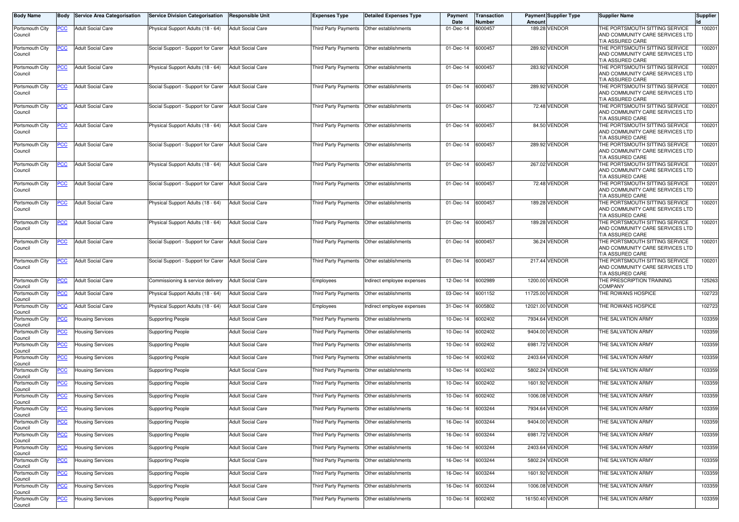| Body Name | Body | Service Area Categorisation | Service Division Categorisation | Responsible Unit | Expenses Type | Detailed Expenses Type | Payment Date | Transaction Number | Payment Amount | Supplier Type | Supplier Name | Supplier Id |
|---|---|---|---|---|---|---|---|---|---|---|---|---|
| Portsmouth City Council | PCC | Adult Social Care | Physical Support Adults (18 - 64) | Adult Social Care | Third Party Payments | Other establishments | 01-Dec-14 | 6000457 | 189.28 | VENDOR | THE PORTSMOUTH SITTING SERVICE AND COMMUNITY CARE SERVICES LTD T/A ASSURED CARE | 100201 |
| Portsmouth City Council | PCC | Adult Social Care | Social Support - Support for Carer | Adult Social Care | Third Party Payments | Other establishments | 01-Dec-14 | 6000457 | 289.92 | VENDOR | THE PORTSMOUTH SITTING SERVICE AND COMMUNITY CARE SERVICES LTD T/A ASSURED CARE | 100201 |
| Portsmouth City Council | PCC | Adult Social Care | Physical Support Adults (18 - 64) | Adult Social Care | Third Party Payments | Other establishments | 01-Dec-14 | 6000457 | 283.92 | VENDOR | THE PORTSMOUTH SITTING SERVICE AND COMMUNITY CARE SERVICES LTD T/A ASSURED CARE | 100201 |
| Portsmouth City Council | PCC | Adult Social Care | Social Support - Support for Carer | Adult Social Care | Third Party Payments | Other establishments | 01-Dec-14 | 6000457 | 289.92 | VENDOR | THE PORTSMOUTH SITTING SERVICE AND COMMUNITY CARE SERVICES LTD T/A ASSURED CARE | 100201 |
| Portsmouth City Council | PCC | Adult Social Care | Social Support - Support for Carer | Adult Social Care | Third Party Payments | Other establishments | 01-Dec-14 | 6000457 | 72.48 | VENDOR | THE PORTSMOUTH SITTING SERVICE AND COMMUNITY CARE SERVICES LTD T/A ASSURED CARE | 100201 |
| Portsmouth City Council | PCC | Adult Social Care | Physical Support Adults (18 - 64) | Adult Social Care | Third Party Payments | Other establishments | 01-Dec-14 | 6000457 | 84.50 | VENDOR | THE PORTSMOUTH SITTING SERVICE AND COMMUNITY CARE SERVICES LTD T/A ASSURED CARE | 100201 |
| Portsmouth City Council | PCC | Adult Social Care | Social Support - Support for Carer | Adult Social Care | Third Party Payments | Other establishments | 01-Dec-14 | 6000457 | 289.92 | VENDOR | THE PORTSMOUTH SITTING SERVICE AND COMMUNITY CARE SERVICES LTD T/A ASSURED CARE | 100201 |
| Portsmouth City Council | PCC | Adult Social Care | Physical Support Adults (18 - 64) | Adult Social Care | Third Party Payments | Other establishments | 01-Dec-14 | 6000457 | 267.02 | VENDOR | THE PORTSMOUTH SITTING SERVICE AND COMMUNITY CARE SERVICES LTD T/A ASSURED CARE | 100201 |
| Portsmouth City Council | PCC | Adult Social Care | Social Support - Support for Carer | Adult Social Care | Third Party Payments | Other establishments | 01-Dec-14 | 6000457 | 72.48 | VENDOR | THE PORTSMOUTH SITTING SERVICE AND COMMUNITY CARE SERVICES LTD T/A ASSURED CARE | 100201 |
| Portsmouth City Council | PCC | Adult Social Care | Physical Support Adults (18 - 64) | Adult Social Care | Third Party Payments | Other establishments | 01-Dec-14 | 6000457 | 189.28 | VENDOR | THE PORTSMOUTH SITTING SERVICE AND COMMUNITY CARE SERVICES LTD T/A ASSURED CARE | 100201 |
| Portsmouth City Council | PCC | Adult Social Care | Physical Support Adults (18 - 64) | Adult Social Care | Third Party Payments | Other establishments | 01-Dec-14 | 6000457 | 189.28 | VENDOR | THE PORTSMOUTH SITTING SERVICE AND COMMUNITY CARE SERVICES LTD T/A ASSURED CARE | 100201 |
| Portsmouth City Council | PCC | Adult Social Care | Social Support - Support for Carer | Adult Social Care | Third Party Payments | Other establishments | 01-Dec-14 | 6000457 | 36.24 | VENDOR | THE PORTSMOUTH SITTING SERVICE AND COMMUNITY CARE SERVICES LTD T/A ASSURED CARE | 100201 |
| Portsmouth City Council | PCC | Adult Social Care | Social Support - Support for Carer | Adult Social Care | Third Party Payments | Other establishments | 01-Dec-14 | 6000457 | 217.44 | VENDOR | THE PORTSMOUTH SITTING SERVICE AND COMMUNITY CARE SERVICES LTD T/A ASSURED CARE | 100201 |
| Portsmouth City Council | PCC | Adult Social Care | Commissioning & service delivery | Adult Social Care | Employees | Indirect employee expenses | 12-Dec-14 | 6002989 | 1200.00 | VENDOR | THE PRESCRIPTION TRAINING COMPANY | 125263 |
| Portsmouth City Council | PCC | Adult Social Care | Physical Support Adults (18 - 64) | Adult Social Care | Third Party Payments | Other establishments | 03-Dec-14 | 6001152 | 11725.00 | VENDOR | THE ROWANS HOSPICE | 102723 |
| Portsmouth City Council | PCC | Adult Social Care | Physical Support Adults (18 - 64) | Adult Social Care | Employees | Indirect employee expenses | 31-Dec-14 | 6005802 | 12021.00 | VENDOR | THE ROWANS HOSPICE | 102723 |
| Portsmouth City Council | PCC | Housing Services | Supporting People | Adult Social Care | Third Party Payments | Other establishments | 10-Dec-14 | 6002402 | 7934.64 | VENDOR | THE SALVATION ARMY | 103359 |
| Portsmouth City Council | PCC | Housing Services | Supporting People | Adult Social Care | Third Party Payments | Other establishments | 10-Dec-14 | 6002402 | 9404.00 | VENDOR | THE SALVATION ARMY | 103359 |
| Portsmouth City Council | PCC | Housing Services | Supporting People | Adult Social Care | Third Party Payments | Other establishments | 10-Dec-14 | 6002402 | 6981.72 | VENDOR | THE SALVATION ARMY | 103359 |
| Portsmouth City Council | PCC | Housing Services | Supporting People | Adult Social Care | Third Party Payments | Other establishments | 10-Dec-14 | 6002402 | 2403.64 | VENDOR | THE SALVATION ARMY | 103359 |
| Portsmouth City Council | PCC | Housing Services | Supporting People | Adult Social Care | Third Party Payments | Other establishments | 10-Dec-14 | 6002402 | 5802.24 | VENDOR | THE SALVATION ARMY | 103359 |
| Portsmouth City Council | PCC | Housing Services | Supporting People | Adult Social Care | Third Party Payments | Other establishments | 10-Dec-14 | 6002402 | 1601.92 | VENDOR | THE SALVATION ARMY | 103359 |
| Portsmouth City Council | PCC | Housing Services | Supporting People | Adult Social Care | Third Party Payments | Other establishments | 10-Dec-14 | 6002402 | 1006.08 | VENDOR | THE SALVATION ARMY | 103359 |
| Portsmouth City Council | PCC | Housing Services | Supporting People | Adult Social Care | Third Party Payments | Other establishments | 16-Dec-14 | 6003244 | 7934.64 | VENDOR | THE SALVATION ARMY | 103359 |
| Portsmouth City Council | PCC | Housing Services | Supporting People | Adult Social Care | Third Party Payments | Other establishments | 16-Dec-14 | 6003244 | 9404.00 | VENDOR | THE SALVATION ARMY | 103359 |
| Portsmouth City Council | PCC | Housing Services | Supporting People | Adult Social Care | Third Party Payments | Other establishments | 16-Dec-14 | 6003244 | 6981.72 | VENDOR | THE SALVATION ARMY | 103359 |
| Portsmouth City Council | PCC | Housing Services | Supporting People | Adult Social Care | Third Party Payments | Other establishments | 16-Dec-14 | 6003244 | 2403.64 | VENDOR | THE SALVATION ARMY | 103359 |
| Portsmouth City Council | PCC | Housing Services | Supporting People | Adult Social Care | Third Party Payments | Other establishments | 16-Dec-14 | 6003244 | 5802.24 | VENDOR | THE SALVATION ARMY | 103359 |
| Portsmouth City Council | PCC | Housing Services | Supporting People | Adult Social Care | Third Party Payments | Other establishments | 16-Dec-14 | 6003244 | 1601.92 | VENDOR | THE SALVATION ARMY | 103359 |
| Portsmouth City Council | PCC | Housing Services | Supporting People | Adult Social Care | Third Party Payments | Other establishments | 16-Dec-14 | 6003244 | 1006.08 | VENDOR | THE SALVATION ARMY | 103359 |
| Portsmouth City Council | PCC | Housing Services | Supporting People | Adult Social Care | Third Party Payments | Other establishments | 10-Dec-14 | 6002402 | 16150.40 | VENDOR | THE SALVATION ARMY | 103359 |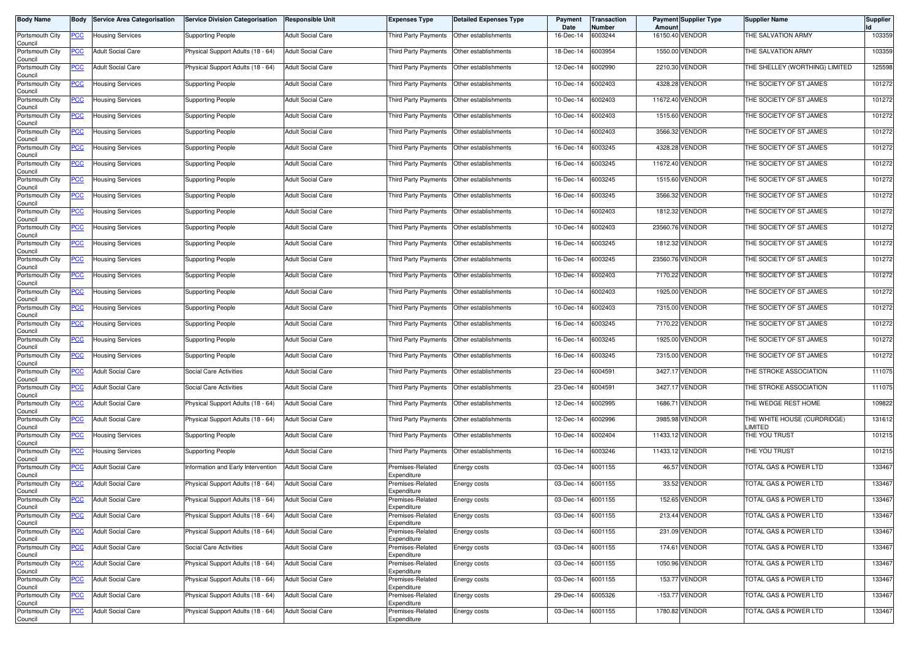| Body Name | Body | Service Area Categorisation | Service Division Categorisation | Responsible Unit | Expenses Type | Detailed Expenses Type | Payment Date | Transaction Number | Payment Amount | Supplier Type | Supplier Name | Supplier Id |
|---|---|---|---|---|---|---|---|---|---|---|---|---|
| Portsmouth City Council | PCC | Housing Services | Supporting People | Adult Social Care | Third Party Payments | Other establishments | 16-Dec-14 | 6003244 | 16150.40 | VENDOR | THE SALVATION ARMY | 103359 |
| Portsmouth City Council | PCC | Adult Social Care | Physical Support Adults (18 - 64) | Adult Social Care | Third Party Payments | Other establishments | 18-Dec-14 | 6003954 | 1550.00 | VENDOR | THE SALVATION ARMY | 103359 |
| Portsmouth City Council | PCC | Adult Social Care | Physical Support Adults (18 - 64) | Adult Social Care | Third Party Payments | Other establishments | 12-Dec-14 | 6002990 | 2210.30 | VENDOR | THE SHELLEY (WORTHING) LIMITED | 125598 |
| Portsmouth City Council | PCC | Housing Services | Supporting People | Adult Social Care | Third Party Payments | Other establishments | 10-Dec-14 | 6002403 | 4328.28 | VENDOR | THE SOCIETY OF ST JAMES | 101272 |
| Portsmouth City Council | PCC | Housing Services | Supporting People | Adult Social Care | Third Party Payments | Other establishments | 10-Dec-14 | 6002403 | 11672.40 | VENDOR | THE SOCIETY OF ST JAMES | 101272 |
| Portsmouth City Council | PCC | Housing Services | Supporting People | Adult Social Care | Third Party Payments | Other establishments | 10-Dec-14 | 6002403 | 1515.60 | VENDOR | THE SOCIETY OF ST JAMES | 101272 |
| Portsmouth City Council | PCC | Housing Services | Supporting People | Adult Social Care | Third Party Payments | Other establishments | 10-Dec-14 | 6002403 | 3566.32 | VENDOR | THE SOCIETY OF ST JAMES | 101272 |
| Portsmouth City Council | PCC | Housing Services | Supporting People | Adult Social Care | Third Party Payments | Other establishments | 16-Dec-14 | 6003245 | 4328.28 | VENDOR | THE SOCIETY OF ST JAMES | 101272 |
| Portsmouth City Council | PCC | Housing Services | Supporting People | Adult Social Care | Third Party Payments | Other establishments | 16-Dec-14 | 6003245 | 11672.40 | VENDOR | THE SOCIETY OF ST JAMES | 101272 |
| Portsmouth City Council | PCC | Housing Services | Supporting People | Adult Social Care | Third Party Payments | Other establishments | 16-Dec-14 | 6003245 | 1515.60 | VENDOR | THE SOCIETY OF ST JAMES | 101272 |
| Portsmouth City Council | PCC | Housing Services | Supporting People | Adult Social Care | Third Party Payments | Other establishments | 16-Dec-14 | 6003245 | 3566.32 | VENDOR | THE SOCIETY OF ST JAMES | 101272 |
| Portsmouth City Council | PCC | Housing Services | Supporting People | Adult Social Care | Third Party Payments | Other establishments | 10-Dec-14 | 6002403 | 1812.32 | VENDOR | THE SOCIETY OF ST JAMES | 101272 |
| Portsmouth City Council | PCC | Housing Services | Supporting People | Adult Social Care | Third Party Payments | Other establishments | 10-Dec-14 | 6002403 | 23560.76 | VENDOR | THE SOCIETY OF ST JAMES | 101272 |
| Portsmouth City Council | PCC | Housing Services | Supporting People | Adult Social Care | Third Party Payments | Other establishments | 16-Dec-14 | 6003245 | 1812.32 | VENDOR | THE SOCIETY OF ST JAMES | 101272 |
| Portsmouth City Council | PCC | Housing Services | Supporting People | Adult Social Care | Third Party Payments | Other establishments | 16-Dec-14 | 6003245 | 23560.76 | VENDOR | THE SOCIETY OF ST JAMES | 101272 |
| Portsmouth City Council | PCC | Housing Services | Supporting People | Adult Social Care | Third Party Payments | Other establishments | 10-Dec-14 | 6002403 | 7170.22 | VENDOR | THE SOCIETY OF ST JAMES | 101272 |
| Portsmouth City Council | PCC | Housing Services | Supporting People | Adult Social Care | Third Party Payments | Other establishments | 10-Dec-14 | 6002403 | 1925.00 | VENDOR | THE SOCIETY OF ST JAMES | 101272 |
| Portsmouth City Council | PCC | Housing Services | Supporting People | Adult Social Care | Third Party Payments | Other establishments | 10-Dec-14 | 6002403 | 7315.00 | VENDOR | THE SOCIETY OF ST JAMES | 101272 |
| Portsmouth City Council | PCC | Housing Services | Supporting People | Adult Social Care | Third Party Payments | Other establishments | 16-Dec-14 | 6003245 | 7170.22 | VENDOR | THE SOCIETY OF ST JAMES | 101272 |
| Portsmouth City Council | PCC | Housing Services | Supporting People | Adult Social Care | Third Party Payments | Other establishments | 16-Dec-14 | 6003245 | 1925.00 | VENDOR | THE SOCIETY OF ST JAMES | 101272 |
| Portsmouth City Council | PCC | Housing Services | Supporting People | Adult Social Care | Third Party Payments | Other establishments | 16-Dec-14 | 6003245 | 7315.00 | VENDOR | THE SOCIETY OF ST JAMES | 101272 |
| Portsmouth City Council | PCC | Adult Social Care | Social Care Activities | Adult Social Care | Third Party Payments | Other establishments | 23-Dec-14 | 6004591 | 3427.17 | VENDOR | THE STROKE ASSOCIATION | 111075 |
| Portsmouth City Council | PCC | Adult Social Care | Social Care Activities | Adult Social Care | Third Party Payments | Other establishments | 23-Dec-14 | 6004591 | 3427.17 | VENDOR | THE STROKE ASSOCIATION | 111075 |
| Portsmouth City Council | PCC | Adult Social Care | Physical Support Adults (18 - 64) | Adult Social Care | Third Party Payments | Other establishments | 12-Dec-14 | 6002995 | 1686.71 | VENDOR | THE WEDGE REST HOME | 109822 |
| Portsmouth City Council | PCC | Adult Social Care | Physical Support Adults (18 - 64) | Adult Social Care | Third Party Payments | Other establishments | 12-Dec-14 | 6002996 | 3985.98 | VENDOR | THE WHITE HOUSE (CURDRIDGE) LIMITED | 131612 |
| Portsmouth City Council | PCC | Housing Services | Supporting People | Adult Social Care | Third Party Payments | Other establishments | 10-Dec-14 | 6002404 | 11433.12 | VENDOR | THE YOU TRUST | 101215 |
| Portsmouth City Council | PCC | Housing Services | Supporting People | Adult Social Care | Third Party Payments | Other establishments | 16-Dec-14 | 6003246 | 11433.12 | VENDOR | THE YOU TRUST | 101215 |
| Portsmouth City Council | PCC | Adult Social Care | Information and Early Intervention | Adult Social Care | Premises-Related Expenditure | Energy costs | 03-Dec-14 | 6001155 | 46.57 | VENDOR | TOTAL GAS & POWER LTD | 133467 |
| Portsmouth City Council | PCC | Adult Social Care | Physical Support Adults (18 - 64) | Adult Social Care | Premises-Related Expenditure | Energy costs | 03-Dec-14 | 6001155 | 33.52 | VENDOR | TOTAL GAS & POWER LTD | 133467 |
| Portsmouth City Council | PCC | Adult Social Care | Physical Support Adults (18 - 64) | Adult Social Care | Premises-Related Expenditure | Energy costs | 03-Dec-14 | 6001155 | 152.65 | VENDOR | TOTAL GAS & POWER LTD | 133467 |
| Portsmouth City Council | PCC | Adult Social Care | Physical Support Adults (18 - 64) | Adult Social Care | Premises-Related Expenditure | Energy costs | 03-Dec-14 | 6001155 | 213.44 | VENDOR | TOTAL GAS & POWER LTD | 133467 |
| Portsmouth City Council | PCC | Adult Social Care | Physical Support Adults (18 - 64) | Adult Social Care | Premises-Related Expenditure | Energy costs | 03-Dec-14 | 6001155 | 231.09 | VENDOR | TOTAL GAS & POWER LTD | 133467 |
| Portsmouth City Council | PCC | Adult Social Care | Social Care Activities | Adult Social Care | Premises-Related Expenditure | Energy costs | 03-Dec-14 | 6001155 | 174.61 | VENDOR | TOTAL GAS & POWER LTD | 133467 |
| Portsmouth City Council | PCC | Adult Social Care | Physical Support Adults (18 - 64) | Adult Social Care | Premises-Related Expenditure | Energy costs | 03-Dec-14 | 6001155 | 1050.96 | VENDOR | TOTAL GAS & POWER LTD | 133467 |
| Portsmouth City Council | PCC | Adult Social Care | Physical Support Adults (18 - 64) | Adult Social Care | Premises-Related Expenditure | Energy costs | 03-Dec-14 | 6001155 | 153.77 | VENDOR | TOTAL GAS & POWER LTD | 133467 |
| Portsmouth City Council | PCC | Adult Social Care | Physical Support Adults (18 - 64) | Adult Social Care | Premises-Related Expenditure | Energy costs | 29-Dec-14 | 6005326 | -153.77 | VENDOR | TOTAL GAS & POWER LTD | 133467 |
| Portsmouth City Council | PCC | Adult Social Care | Physical Support Adults (18 - 64) | Adult Social Care | Premises-Related Expenditure | Energy costs | 03-Dec-14 | 6001155 | 1780.82 | VENDOR | TOTAL GAS & POWER LTD | 133467 |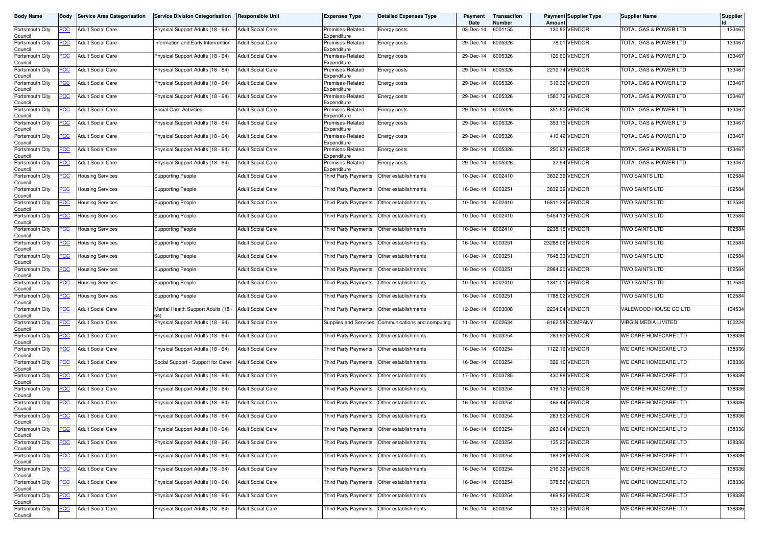| Body Name | Body | Service Area Categorisation | Service Division Categorisation | Responsible Unit | Expenses Type | Detailed Expenses Type | Payment Date | Transaction Number | Payment Amount | Supplier Type | Supplier Name | Supplier Id |
|---|---|---|---|---|---|---|---|---|---|---|---|---|
| Portsmouth City Council | PCC | Adult Social Care | Physical Support Adults (18 - 64) | Adult Social Care | Premises-Related Expenditure | Energy costs | 03-Dec-14 | 6001155 | 130.82 | VENDOR | TOTAL GAS & POWER LTD | 133467 |
| Portsmouth City Council | PCC | Adult Social Care | Information and Early Intervention | Adult Social Care | Premises-Related Expenditure | Energy costs | 29-Dec-14 | 6005326 | 78.01 | VENDOR | TOTAL GAS & POWER LTD | 133467 |
| Portsmouth City Council | PCC | Adult Social Care | Physical Support Adults (18 - 64) | Adult Social Care | Premises-Related Expenditure | Energy costs | 29-Dec-14 | 6005326 | 126.60 | VENDOR | TOTAL GAS & POWER LTD | 133467 |
| Portsmouth City Council | PCC | Adult Social Care | Physical Support Adults (18 - 64) | Adult Social Care | Premises-Related Expenditure | Energy costs | 29-Dec-14 | 6005326 | 2212.74 | VENDOR | TOTAL GAS & POWER LTD | 133467 |
| Portsmouth City Council | PCC | Adult Social Care | Physical Support Adults (18 - 64) | Adult Social Care | Premises-Related Expenditure | Energy costs | 29-Dec-14 | 6005326 | 319.32 | VENDOR | TOTAL GAS & POWER LTD | 133467 |
| Portsmouth City Council | PCC | Adult Social Care | Physical Support Adults (18 - 64) | Adult Social Care | Premises-Related Expenditure | Energy costs | 29-Dec-14 | 6005326 | 1580.72 | VENDOR | TOTAL GAS & POWER LTD | 133467 |
| Portsmouth City Council | PCC | Adult Social Care | Social Care Activities | Adult Social Care | Premises-Related Expenditure | Energy costs | 29-Dec-14 | 6005326 | 351.50 | VENDOR | TOTAL GAS & POWER LTD | 133467 |
| Portsmouth City Council | PCC | Adult Social Care | Physical Support Adults (18 - 64) | Adult Social Care | Premises-Related Expenditure | Energy costs | 29-Dec-14 | 6005326 | 353.15 | VENDOR | TOTAL GAS & POWER LTD | 133467 |
| Portsmouth City Council | PCC | Adult Social Care | Physical Support Adults (18 - 64) | Adult Social Care | Premises-Related Expenditure | Energy costs | 29-Dec-14 | 6005326 | 410.42 | VENDOR | TOTAL GAS & POWER LTD | 133467 |
| Portsmouth City Council | PCC | Adult Social Care | Physical Support Adults (18 - 64) | Adult Social Care | Premises-Related Expenditure | Energy costs | 29-Dec-14 | 6005326 | 250.97 | VENDOR | TOTAL GAS & POWER LTD | 133467 |
| Portsmouth City Council | PCC | Adult Social Care | Physical Support Adults (18 - 64) | Adult Social Care | Premises-Related Expenditure | Energy costs | 29-Dec-14 | 6005326 | 32.94 | VENDOR | TOTAL GAS & POWER LTD | 133467 |
| Portsmouth City Council | PCC | Housing Services | Supporting People | Adult Social Care | Third Party Payments | Other establishments | 10-Dec-14 | 6002410 | 3832.39 | VENDOR | TWO SAINTS LTD | 102584 |
| Portsmouth City Council | PCC | Housing Services | Supporting People | Adult Social Care | Third Party Payments | Other establishments | 16-Dec-14 | 6003251 | 3832.39 | VENDOR | TWO SAINTS LTD | 102584 |
| Portsmouth City Council | PCC | Housing Services | Supporting People | Adult Social Care | Third Party Payments | Other establishments | 10-Dec-14 | 6002410 | 16811.39 | VENDOR | TWO SAINTS LTD | 102584 |
| Portsmouth City Council | PCC | Housing Services | Supporting People | Adult Social Care | Third Party Payments | Other establishments | 10-Dec-14 | 6002410 | 5454.13 | VENDOR | TWO SAINTS LTD | 102584 |
| Portsmouth City Council | PCC | Housing Services | Supporting People | Adult Social Care | Third Party Payments | Other establishments | 10-Dec-14 | 6002410 | 2238.15 | VENDOR | TWO SAINTS LTD | 102584 |
| Portsmouth City Council | PCC | Housing Services | Supporting People | Adult Social Care | Third Party Payments | Other establishments | 16-Dec-14 | 6003251 | 23288.06 | VENDOR | TWO SAINTS LTD | 102584 |
| Portsmouth City Council | PCC | Housing Services | Supporting People | Adult Social Care | Third Party Payments | Other establishments | 16-Dec-14 | 6003251 | 7648.33 | VENDOR | TWO SAINTS LTD | 102584 |
| Portsmouth City Council | PCC | Housing Services | Supporting People | Adult Social Care | Third Party Payments | Other establishments | 16-Dec-14 | 6003251 | 2984.20 | VENDOR | TWO SAINTS LTD | 102584 |
| Portsmouth City Council | PCC | Housing Services | Supporting People | Adult Social Care | Third Party Payments | Other establishments | 10-Dec-14 | 6002410 | 1341.01 | VENDOR | TWO SAINTS LTD | 102584 |
| Portsmouth City Council | PCC | Housing Services | Supporting People | Adult Social Care | Third Party Payments | Other establishments | 16-Dec-14 | 6003251 | 1788.02 | VENDOR | TWO SAINTS LTD | 102584 |
| Portsmouth City Council | PCC | Adult Social Care | Mental Health Support Adults (18 - 64) | Adult Social Care | Third Party Payments | Other establishments | 12-Dec-14 | 6003008 | 2234.04 | VENDOR | VALEWOOD HOUSE CO LTD | 134534 |
| Portsmouth City Council | PCC | Adult Social Care | Physical Support Adults (18 - 64) | Adult Social Care | Supplies and Services | Communications and computing | 11-Dec-14 | 6002634 | -6162.58 | COMPANY | VIRGIN MEDIA LIMITED | 100224 |
| Portsmouth City Council | PCC | Adult Social Care | Physical Support Adults (18 - 64) | Adult Social Care | Third Party Payments | Other establishments | 16-Dec-14 | 6003254 | 283.92 | VENDOR | WE CARE HOMECARE LTD | 138336 |
| Portsmouth City Council | PCC | Adult Social Care | Physical Support Adults (18 - 64) | Adult Social Care | Third Party Payments | Other establishments | 16-Dec-14 | 6003254 | 1122.16 | VENDOR | WE CARE HOMECARE LTD | 138336 |
| Portsmouth City Council | PCC | Adult Social Care | Social Support - Support for Carer | Adult Social Care | Third Party Payments | Other establishments | 16-Dec-14 | 6003254 | 326.16 | VENDOR | WE CARE HOMECARE LTD | 138336 |
| Portsmouth City Council | PCC | Adult Social Care | Physical Support Adults (18 - 64) | Adult Social Care | Third Party Payments | Other establishments | 17-Dec-14 | 6003785 | 430.88 | VENDOR | WE CARE HOMECARE LTD | 138336 |
| Portsmouth City Council | PCC | Adult Social Care | Physical Support Adults (18 - 64) | Adult Social Care | Third Party Payments | Other establishments | 16-Dec-14 | 6003254 | 419.12 | VENDOR | WE CARE HOMECARE LTD | 138336 |
| Portsmouth City Council | PCC | Adult Social Care | Physical Support Adults (18 - 64) | Adult Social Care | Third Party Payments | Other establishments | 16-Dec-14 | 6003254 | 466.44 | VENDOR | WE CARE HOMECARE LTD | 138336 |
| Portsmouth City Council | PCC | Adult Social Care | Physical Support Adults (18 - 64) | Adult Social Care | Third Party Payments | Other establishments | 16-Dec-14 | 6003254 | 283.92 | VENDOR | WE CARE HOMECARE LTD | 138336 |
| Portsmouth City Council | PCC | Adult Social Care | Physical Support Adults (18 - 64) | Adult Social Care | Third Party Payments | Other establishments | 16-Dec-14 | 6003254 | 263.64 | VENDOR | WE CARE HOMECARE LTD | 138336 |
| Portsmouth City Council | PCC | Adult Social Care | Physical Support Adults (18 - 64) | Adult Social Care | Third Party Payments | Other establishments | 16-Dec-14 | 6003254 | 135.20 | VENDOR | WE CARE HOMECARE LTD | 138336 |
| Portsmouth City Council | PCC | Adult Social Care | Physical Support Adults (18 - 64) | Adult Social Care | Third Party Payments | Other establishments | 16-Dec-14 | 6003254 | 189.28 | VENDOR | WE CARE HOMECARE LTD | 138336 |
| Portsmouth City Council | PCC | Adult Social Care | Physical Support Adults (18 - 64) | Adult Social Care | Third Party Payments | Other establishments | 16-Dec-14 | 6003254 | 216.32 | VENDOR | WE CARE HOMECARE LTD | 138336 |
| Portsmouth City Council | PCC | Adult Social Care | Physical Support Adults (18 - 64) | Adult Social Care | Third Party Payments | Other establishments | 16-Dec-14 | 6003254 | 378.56 | VENDOR | WE CARE HOMECARE LTD | 138336 |
| Portsmouth City Council | PCC | Adult Social Care | Physical Support Adults (18 - 64) | Adult Social Care | Third Party Payments | Other establishments | 16-Dec-14 | 6003254 | 469.82 | VENDOR | WE CARE HOMECARE LTD | 138336 |
| Portsmouth City Council | PCC | Adult Social Care | Physical Support Adults (18 - 64) | Adult Social Care | Third Party Payments | Other establishments | 16-Dec-14 | 6003254 | 135.20 | VENDOR | WE CARE HOMECARE LTD | 138336 |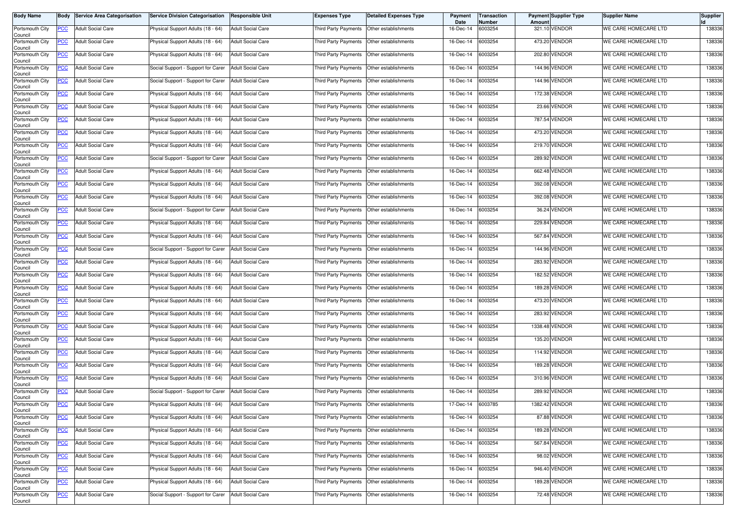| Body Name | Body | Service Area Categorisation | Service Division Categorisation | Responsible Unit | Expenses Type | Detailed Expenses Type | Payment Date | Transaction Number | Payment Amount | Supplier Type | Supplier Name | Supplier Id |
|---|---|---|---|---|---|---|---|---|---|---|---|---|
| Portsmouth City Council | PCC | Adult Social Care | Physical Support Adults (18 - 64) | Adult Social Care | Third Party Payments | Other establishments | 16-Dec-14 | 6003254 | 321.10 | VENDOR | WE CARE HOMECARE LTD | 138336 |
| Portsmouth City Council | PCC | Adult Social Care | Physical Support Adults (18 - 64) | Adult Social Care | Third Party Payments | Other establishments | 16-Dec-14 | 6003254 | 473.20 | VENDOR | WE CARE HOMECARE LTD | 138336 |
| Portsmouth City Council | PCC | Adult Social Care | Physical Support Adults (18 - 64) | Adult Social Care | Third Party Payments | Other establishments | 16-Dec-14 | 6003254 | 202.80 | VENDOR | WE CARE HOMECARE LTD | 138336 |
| Portsmouth City Council | PCC | Adult Social Care | Social Support - Support for Carer | Adult Social Care | Third Party Payments | Other establishments | 16-Dec-14 | 6003254 | 144.96 | VENDOR | WE CARE HOMECARE LTD | 138336 |
| Portsmouth City Council | PCC | Adult Social Care | Social Support - Support for Carer | Adult Social Care | Third Party Payments | Other establishments | 16-Dec-14 | 6003254 | 144.96 | VENDOR | WE CARE HOMECARE LTD | 138336 |
| Portsmouth City Council | PCC | Adult Social Care | Physical Support Adults (18 - 64) | Adult Social Care | Third Party Payments | Other establishments | 16-Dec-14 | 6003254 | 172.38 | VENDOR | WE CARE HOMECARE LTD | 138336 |
| Portsmouth City Council | PCC | Adult Social Care | Physical Support Adults (18 - 64) | Adult Social Care | Third Party Payments | Other establishments | 16-Dec-14 | 6003254 | 23.66 | VENDOR | WE CARE HOMECARE LTD | 138336 |
| Portsmouth City Council | PCC | Adult Social Care | Physical Support Adults (18 - 64) | Adult Social Care | Third Party Payments | Other establishments | 16-Dec-14 | 6003254 | 787.54 | VENDOR | WE CARE HOMECARE LTD | 138336 |
| Portsmouth City Council | PCC | Adult Social Care | Physical Support Adults (18 - 64) | Adult Social Care | Third Party Payments | Other establishments | 16-Dec-14 | 6003254 | 473.20 | VENDOR | WE CARE HOMECARE LTD | 138336 |
| Portsmouth City Council | PCC | Adult Social Care | Physical Support Adults (18 - 64) | Adult Social Care | Third Party Payments | Other establishments | 16-Dec-14 | 6003254 | 219.70 | VENDOR | WE CARE HOMECARE LTD | 138336 |
| Portsmouth City Council | PCC | Adult Social Care | Social Support - Support for Carer | Adult Social Care | Third Party Payments | Other establishments | 16-Dec-14 | 6003254 | 289.92 | VENDOR | WE CARE HOMECARE LTD | 138336 |
| Portsmouth City Council | PCC | Adult Social Care | Physical Support Adults (18 - 64) | Adult Social Care | Third Party Payments | Other establishments | 16-Dec-14 | 6003254 | 662.48 | VENDOR | WE CARE HOMECARE LTD | 138336 |
| Portsmouth City Council | PCC | Adult Social Care | Physical Support Adults (18 - 64) | Adult Social Care | Third Party Payments | Other establishments | 16-Dec-14 | 6003254 | 392.08 | VENDOR | WE CARE HOMECARE LTD | 138336 |
| Portsmouth City Council | PCC | Adult Social Care | Physical Support Adults (18 - 64) | Adult Social Care | Third Party Payments | Other establishments | 16-Dec-14 | 6003254 | 392.08 | VENDOR | WE CARE HOMECARE LTD | 138336 |
| Portsmouth City Council | PCC | Adult Social Care | Social Support - Support for Carer | Adult Social Care | Third Party Payments | Other establishments | 16-Dec-14 | 6003254 | 36.24 | VENDOR | WE CARE HOMECARE LTD | 138336 |
| Portsmouth City Council | PCC | Adult Social Care | Physical Support Adults (18 - 64) | Adult Social Care | Third Party Payments | Other establishments | 16-Dec-14 | 6003254 | 229.84 | VENDOR | WE CARE HOMECARE LTD | 138336 |
| Portsmouth City Council | PCC | Adult Social Care | Physical Support Adults (18 - 64) | Adult Social Care | Third Party Payments | Other establishments | 16-Dec-14 | 6003254 | 567.84 | VENDOR | WE CARE HOMECARE LTD | 138336 |
| Portsmouth City Council | PCC | Adult Social Care | Social Support - Support for Carer | Adult Social Care | Third Party Payments | Other establishments | 16-Dec-14 | 6003254 | 144.96 | VENDOR | WE CARE HOMECARE LTD | 138336 |
| Portsmouth City Council | PCC | Adult Social Care | Physical Support Adults (18 - 64) | Adult Social Care | Third Party Payments | Other establishments | 16-Dec-14 | 6003254 | 283.92 | VENDOR | WE CARE HOMECARE LTD | 138336 |
| Portsmouth City Council | PCC | Adult Social Care | Physical Support Adults (18 - 64) | Adult Social Care | Third Party Payments | Other establishments | 16-Dec-14 | 6003254 | 182.52 | VENDOR | WE CARE HOMECARE LTD | 138336 |
| Portsmouth City Council | PCC | Adult Social Care | Physical Support Adults (18 - 64) | Adult Social Care | Third Party Payments | Other establishments | 16-Dec-14 | 6003254 | 189.28 | VENDOR | WE CARE HOMECARE LTD | 138336 |
| Portsmouth City Council | PCC | Adult Social Care | Physical Support Adults (18 - 64) | Adult Social Care | Third Party Payments | Other establishments | 16-Dec-14 | 6003254 | 473.20 | VENDOR | WE CARE HOMECARE LTD | 138336 |
| Portsmouth City Council | PCC | Adult Social Care | Physical Support Adults (18 - 64) | Adult Social Care | Third Party Payments | Other establishments | 16-Dec-14 | 6003254 | 283.92 | VENDOR | WE CARE HOMECARE LTD | 138336 |
| Portsmouth City Council | PCC | Adult Social Care | Physical Support Adults (18 - 64) | Adult Social Care | Third Party Payments | Other establishments | 16-Dec-14 | 6003254 | 1338.48 | VENDOR | WE CARE HOMECARE LTD | 138336 |
| Portsmouth City Council | PCC | Adult Social Care | Physical Support Adults (18 - 64) | Adult Social Care | Third Party Payments | Other establishments | 16-Dec-14 | 6003254 | 135.20 | VENDOR | WE CARE HOMECARE LTD | 138336 |
| Portsmouth City Council | PCC | Adult Social Care | Physical Support Adults (18 - 64) | Adult Social Care | Third Party Payments | Other establishments | 16-Dec-14 | 6003254 | 114.92 | VENDOR | WE CARE HOMECARE LTD | 138336 |
| Portsmouth City Council | PCC | Adult Social Care | Physical Support Adults (18 - 64) | Adult Social Care | Third Party Payments | Other establishments | 16-Dec-14 | 6003254 | 189.28 | VENDOR | WE CARE HOMECARE LTD | 138336 |
| Portsmouth City Council | PCC | Adult Social Care | Physical Support Adults (18 - 64) | Adult Social Care | Third Party Payments | Other establishments | 16-Dec-14 | 6003254 | 310.96 | VENDOR | WE CARE HOMECARE LTD | 138336 |
| Portsmouth City Council | PCC | Adult Social Care | Social Support - Support for Carer | Adult Social Care | Third Party Payments | Other establishments | 16-Dec-14 | 6003254 | 289.92 | VENDOR | WE CARE HOMECARE LTD | 138336 |
| Portsmouth City Council | PCC | Adult Social Care | Physical Support Adults (18 - 64) | Adult Social Care | Third Party Payments | Other establishments | 17-Dec-14 | 6003785 | 1382.42 | VENDOR | WE CARE HOMECARE LTD | 138336 |
| Portsmouth City Council | PCC | Adult Social Care | Physical Support Adults (18 - 64) | Adult Social Care | Third Party Payments | Other establishments | 16-Dec-14 | 6003254 | 87.88 | VENDOR | WE CARE HOMECARE LTD | 138336 |
| Portsmouth City Council | PCC | Adult Social Care | Physical Support Adults (18 - 64) | Adult Social Care | Third Party Payments | Other establishments | 16-Dec-14 | 6003254 | 189.28 | VENDOR | WE CARE HOMECARE LTD | 138336 |
| Portsmouth City Council | PCC | Adult Social Care | Physical Support Adults (18 - 64) | Adult Social Care | Third Party Payments | Other establishments | 16-Dec-14 | 6003254 | 567.84 | VENDOR | WE CARE HOMECARE LTD | 138336 |
| Portsmouth City Council | PCC | Adult Social Care | Physical Support Adults (18 - 64) | Adult Social Care | Third Party Payments | Other establishments | 16-Dec-14 | 6003254 | 98.02 | VENDOR | WE CARE HOMECARE LTD | 138336 |
| Portsmouth City Council | PCC | Adult Social Care | Physical Support Adults (18 - 64) | Adult Social Care | Third Party Payments | Other establishments | 16-Dec-14 | 6003254 | 946.40 | VENDOR | WE CARE HOMECARE LTD | 138336 |
| Portsmouth City Council | PCC | Adult Social Care | Physical Support Adults (18 - 64) | Adult Social Care | Third Party Payments | Other establishments | 16-Dec-14 | 6003254 | 189.28 | VENDOR | WE CARE HOMECARE LTD | 138336 |
| Portsmouth City Council | PCC | Adult Social Care | Social Support - Support for Carer | Adult Social Care | Third Party Payments | Other establishments | 16-Dec-14 | 6003254 | 72.48 | VENDOR | WE CARE HOMECARE LTD | 138336 |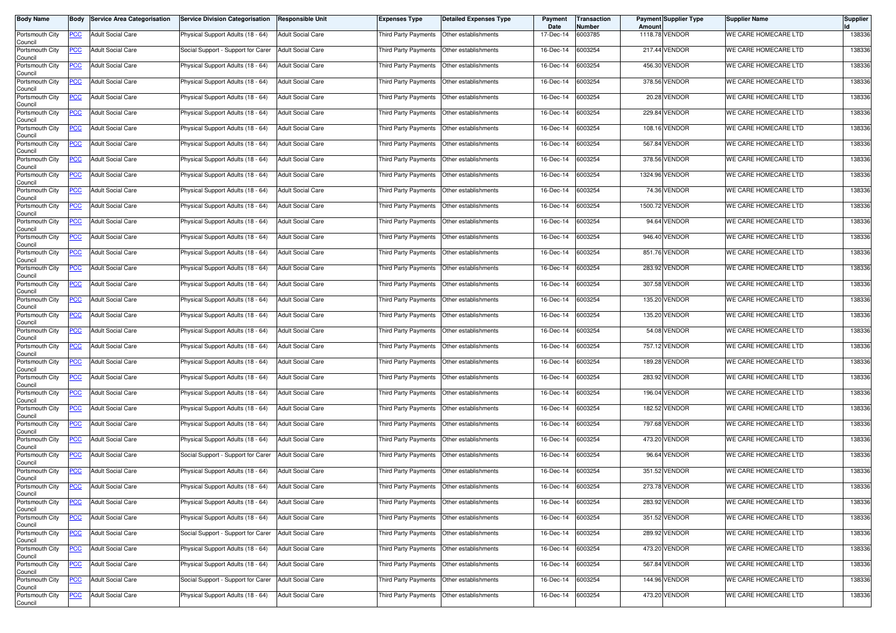| Body Name | Body | Service Area Categorisation | Service Division Categorisation | Responsible Unit | Expenses Type | Detailed Expenses Type | Payment Date | Transaction Number | Payment Amount | Supplier Type | Supplier Name | Supplier Id |
|---|---|---|---|---|---|---|---|---|---|---|---|---|
| Portsmouth City Council | PCC | Adult Social Care | Physical Support Adults (18 - 64) | Adult Social Care | Third Party Payments | Other establishments | 17-Dec-14 | 6003785 | 1118.78 | VENDOR | WE CARE HOMECARE LTD | 138336 |
| Portsmouth City Council | PCC | Adult Social Care | Social Support - Support for Carer | Adult Social Care | Third Party Payments | Other establishments | 16-Dec-14 | 6003254 | 217.44 | VENDOR | WE CARE HOMECARE LTD | 138336 |
| Portsmouth City Council | PCC | Adult Social Care | Physical Support Adults (18 - 64) | Adult Social Care | Third Party Payments | Other establishments | 16-Dec-14 | 6003254 | 456.30 | VENDOR | WE CARE HOMECARE LTD | 138336 |
| Portsmouth City Council | PCC | Adult Social Care | Physical Support Adults (18 - 64) | Adult Social Care | Third Party Payments | Other establishments | 16-Dec-14 | 6003254 | 378.56 | VENDOR | WE CARE HOMECARE LTD | 138336 |
| Portsmouth City Council | PCC | Adult Social Care | Physical Support Adults (18 - 64) | Adult Social Care | Third Party Payments | Other establishments | 16-Dec-14 | 6003254 | 20.28 | VENDOR | WE CARE HOMECARE LTD | 138336 |
| Portsmouth City Council | PCC | Adult Social Care | Physical Support Adults (18 - 64) | Adult Social Care | Third Party Payments | Other establishments | 16-Dec-14 | 6003254 | 229.84 | VENDOR | WE CARE HOMECARE LTD | 138336 |
| Portsmouth City Council | PCC | Adult Social Care | Physical Support Adults (18 - 64) | Adult Social Care | Third Party Payments | Other establishments | 16-Dec-14 | 6003254 | 108.16 | VENDOR | WE CARE HOMECARE LTD | 138336 |
| Portsmouth City Council | PCC | Adult Social Care | Physical Support Adults (18 - 64) | Adult Social Care | Third Party Payments | Other establishments | 16-Dec-14 | 6003254 | 567.84 | VENDOR | WE CARE HOMECARE LTD | 138336 |
| Portsmouth City Council | PCC | Adult Social Care | Physical Support Adults (18 - 64) | Adult Social Care | Third Party Payments | Other establishments | 16-Dec-14 | 6003254 | 378.56 | VENDOR | WE CARE HOMECARE LTD | 138336 |
| Portsmouth City Council | PCC | Adult Social Care | Physical Support Adults (18 - 64) | Adult Social Care | Third Party Payments | Other establishments | 16-Dec-14 | 6003254 | 1324.96 | VENDOR | WE CARE HOMECARE LTD | 138336 |
| Portsmouth City Council | PCC | Adult Social Care | Physical Support Adults (18 - 64) | Adult Social Care | Third Party Payments | Other establishments | 16-Dec-14 | 6003254 | 74.36 | VENDOR | WE CARE HOMECARE LTD | 138336 |
| Portsmouth City Council | PCC | Adult Social Care | Physical Support Adults (18 - 64) | Adult Social Care | Third Party Payments | Other establishments | 16-Dec-14 | 6003254 | 1500.72 | VENDOR | WE CARE HOMECARE LTD | 138336 |
| Portsmouth City Council | PCC | Adult Social Care | Physical Support Adults (18 - 64) | Adult Social Care | Third Party Payments | Other establishments | 16-Dec-14 | 6003254 | 94.64 | VENDOR | WE CARE HOMECARE LTD | 138336 |
| Portsmouth City Council | PCC | Adult Social Care | Physical Support Adults (18 - 64) | Adult Social Care | Third Party Payments | Other establishments | 16-Dec-14 | 6003254 | 946.40 | VENDOR | WE CARE HOMECARE LTD | 138336 |
| Portsmouth City Council | PCC | Adult Social Care | Physical Support Adults (18 - 64) | Adult Social Care | Third Party Payments | Other establishments | 16-Dec-14 | 6003254 | 851.76 | VENDOR | WE CARE HOMECARE LTD | 138336 |
| Portsmouth City Council | PCC | Adult Social Care | Physical Support Adults (18 - 64) | Adult Social Care | Third Party Payments | Other establishments | 16-Dec-14 | 6003254 | 283.92 | VENDOR | WE CARE HOMECARE LTD | 138336 |
| Portsmouth City Council | PCC | Adult Social Care | Physical Support Adults (18 - 64) | Adult Social Care | Third Party Payments | Other establishments | 16-Dec-14 | 6003254 | 307.58 | VENDOR | WE CARE HOMECARE LTD | 138336 |
| Portsmouth City Council | PCC | Adult Social Care | Physical Support Adults (18 - 64) | Adult Social Care | Third Party Payments | Other establishments | 16-Dec-14 | 6003254 | 135.20 | VENDOR | WE CARE HOMECARE LTD | 138336 |
| Portsmouth City Council | PCC | Adult Social Care | Physical Support Adults (18 - 64) | Adult Social Care | Third Party Payments | Other establishments | 16-Dec-14 | 6003254 | 135.20 | VENDOR | WE CARE HOMECARE LTD | 138336 |
| Portsmouth City Council | PCC | Adult Social Care | Physical Support Adults (18 - 64) | Adult Social Care | Third Party Payments | Other establishments | 16-Dec-14 | 6003254 | 54.08 | VENDOR | WE CARE HOMECARE LTD | 138336 |
| Portsmouth City Council | PCC | Adult Social Care | Physical Support Adults (18 - 64) | Adult Social Care | Third Party Payments | Other establishments | 16-Dec-14 | 6003254 | 757.12 | VENDOR | WE CARE HOMECARE LTD | 138336 |
| Portsmouth City Council | PCC | Adult Social Care | Physical Support Adults (18 - 64) | Adult Social Care | Third Party Payments | Other establishments | 16-Dec-14 | 6003254 | 189.28 | VENDOR | WE CARE HOMECARE LTD | 138336 |
| Portsmouth City Council | PCC | Adult Social Care | Physical Support Adults (18 - 64) | Adult Social Care | Third Party Payments | Other establishments | 16-Dec-14 | 6003254 | 283.92 | VENDOR | WE CARE HOMECARE LTD | 138336 |
| Portsmouth City Council | PCC | Adult Social Care | Physical Support Adults (18 - 64) | Adult Social Care | Third Party Payments | Other establishments | 16-Dec-14 | 6003254 | 196.04 | VENDOR | WE CARE HOMECARE LTD | 138336 |
| Portsmouth City Council | PCC | Adult Social Care | Physical Support Adults (18 - 64) | Adult Social Care | Third Party Payments | Other establishments | 16-Dec-14 | 6003254 | 182.52 | VENDOR | WE CARE HOMECARE LTD | 138336 |
| Portsmouth City Council | PCC | Adult Social Care | Physical Support Adults (18 - 64) | Adult Social Care | Third Party Payments | Other establishments | 16-Dec-14 | 6003254 | 797.68 | VENDOR | WE CARE HOMECARE LTD | 138336 |
| Portsmouth City Council | PCC | Adult Social Care | Physical Support Adults (18 - 64) | Adult Social Care | Third Party Payments | Other establishments | 16-Dec-14 | 6003254 | 473.20 | VENDOR | WE CARE HOMECARE LTD | 138336 |
| Portsmouth City Council | PCC | Adult Social Care | Social Support - Support for Carer | Adult Social Care | Third Party Payments | Other establishments | 16-Dec-14 | 6003254 | 96.64 | VENDOR | WE CARE HOMECARE LTD | 138336 |
| Portsmouth City Council | PCC | Adult Social Care | Physical Support Adults (18 - 64) | Adult Social Care | Third Party Payments | Other establishments | 16-Dec-14 | 6003254 | 351.52 | VENDOR | WE CARE HOMECARE LTD | 138336 |
| Portsmouth City Council | PCC | Adult Social Care | Physical Support Adults (18 - 64) | Adult Social Care | Third Party Payments | Other establishments | 16-Dec-14 | 6003254 | 273.78 | VENDOR | WE CARE HOMECARE LTD | 138336 |
| Portsmouth City Council | PCC | Adult Social Care | Physical Support Adults (18 - 64) | Adult Social Care | Third Party Payments | Other establishments | 16-Dec-14 | 6003254 | 283.92 | VENDOR | WE CARE HOMECARE LTD | 138336 |
| Portsmouth City Council | PCC | Adult Social Care | Physical Support Adults (18 - 64) | Adult Social Care | Third Party Payments | Other establishments | 16-Dec-14 | 6003254 | 351.52 | VENDOR | WE CARE HOMECARE LTD | 138336 |
| Portsmouth City Council | PCC | Adult Social Care | Social Support - Support for Carer | Adult Social Care | Third Party Payments | Other establishments | 16-Dec-14 | 6003254 | 289.92 | VENDOR | WE CARE HOMECARE LTD | 138336 |
| Portsmouth City Council | PCC | Adult Social Care | Physical Support Adults (18 - 64) | Adult Social Care | Third Party Payments | Other establishments | 16-Dec-14 | 6003254 | 473.20 | VENDOR | WE CARE HOMECARE LTD | 138336 |
| Portsmouth City Council | PCC | Adult Social Care | Physical Support Adults (18 - 64) | Adult Social Care | Third Party Payments | Other establishments | 16-Dec-14 | 6003254 | 567.84 | VENDOR | WE CARE HOMECARE LTD | 138336 |
| Portsmouth City Council | PCC | Adult Social Care | Social Support - Support for Carer | Adult Social Care | Third Party Payments | Other establishments | 16-Dec-14 | 6003254 | 144.96 | VENDOR | WE CARE HOMECARE LTD | 138336 |
| Portsmouth City Council | PCC | Adult Social Care | Physical Support Adults (18 - 64) | Adult Social Care | Third Party Payments | Other establishments | 16-Dec-14 | 6003254 | 473.20 | VENDOR | WE CARE HOMECARE LTD | 138336 |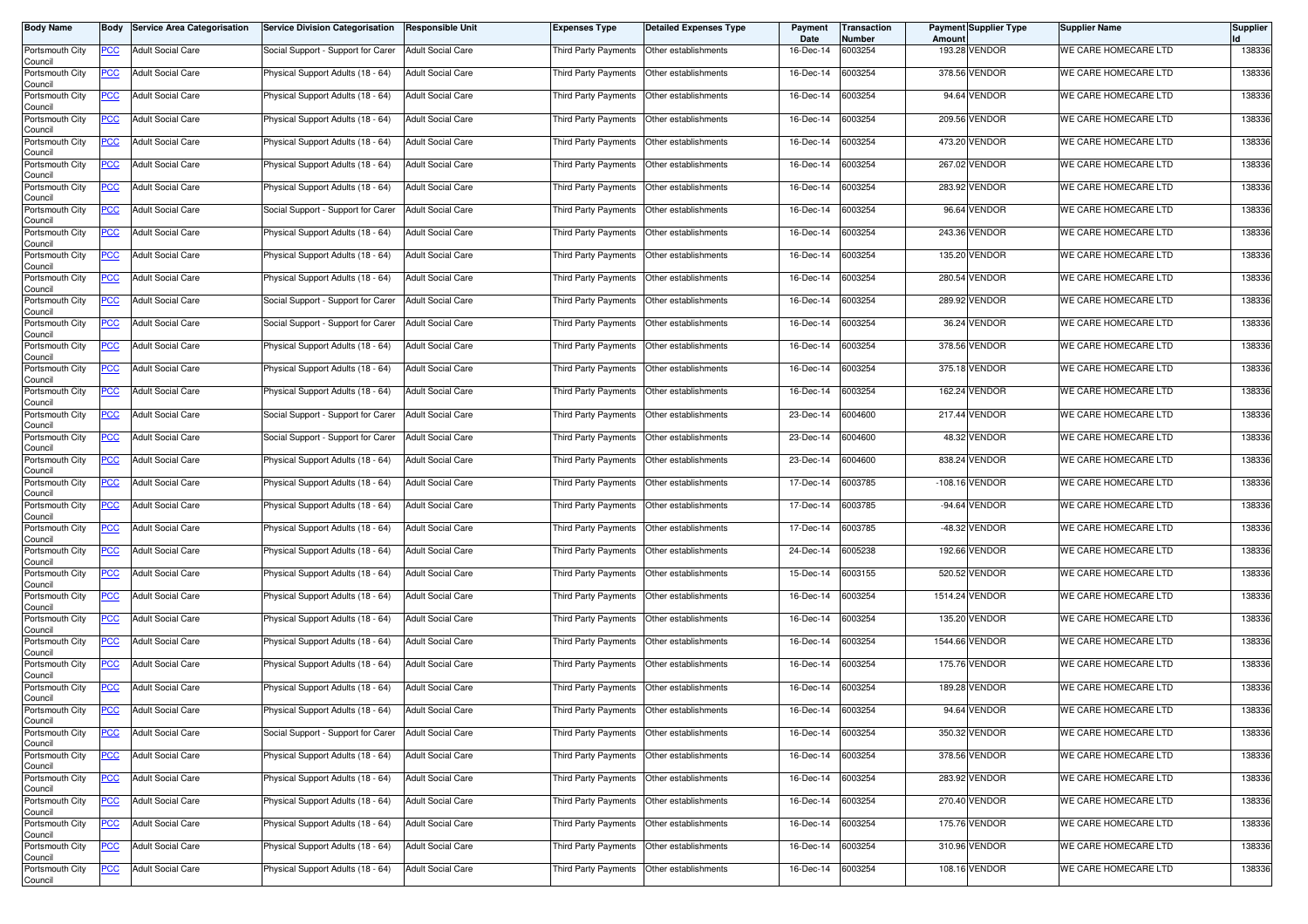| Body Name | Body | Service Area Categorisation | Service Division Categorisation | Responsible Unit | Expenses Type | Detailed Expenses Type | Payment Date | Transaction Number | Payment Amount | Supplier Type | Supplier Name | Supplier Id |
|---|---|---|---|---|---|---|---|---|---|---|---|---|
| Portsmouth City Council | PCC | Adult Social Care | Social Support - Support for Carer | Adult Social Care | Third Party Payments | Other establishments | 16-Dec-14 | 6003254 | 193.28 | VENDOR | WE CARE HOMECARE LTD | 138336 |
| Portsmouth City Council | PCC | Adult Social Care | Physical Support Adults (18 - 64) | Adult Social Care | Third Party Payments | Other establishments | 16-Dec-14 | 6003254 | 378.56 | VENDOR | WE CARE HOMECARE LTD | 138336 |
| Portsmouth City Council | PCC | Adult Social Care | Physical Support Adults (18 - 64) | Adult Social Care | Third Party Payments | Other establishments | 16-Dec-14 | 6003254 | 94.64 | VENDOR | WE CARE HOMECARE LTD | 138336 |
| Portsmouth City Council | PCC | Adult Social Care | Physical Support Adults (18 - 64) | Adult Social Care | Third Party Payments | Other establishments | 16-Dec-14 | 6003254 | 209.56 | VENDOR | WE CARE HOMECARE LTD | 138336 |
| Portsmouth City Council | PCC | Adult Social Care | Physical Support Adults (18 - 64) | Adult Social Care | Third Party Payments | Other establishments | 16-Dec-14 | 6003254 | 473.20 | VENDOR | WE CARE HOMECARE LTD | 138336 |
| Portsmouth City Council | PCC | Adult Social Care | Physical Support Adults (18 - 64) | Adult Social Care | Third Party Payments | Other establishments | 16-Dec-14 | 6003254 | 267.02 | VENDOR | WE CARE HOMECARE LTD | 138336 |
| Portsmouth City Council | PCC | Adult Social Care | Physical Support Adults (18 - 64) | Adult Social Care | Third Party Payments | Other establishments | 16-Dec-14 | 6003254 | 283.92 | VENDOR | WE CARE HOMECARE LTD | 138336 |
| Portsmouth City Council | PCC | Adult Social Care | Social Support - Support for Carer | Adult Social Care | Third Party Payments | Other establishments | 16-Dec-14 | 6003254 | 96.64 | VENDOR | WE CARE HOMECARE LTD | 138336 |
| Portsmouth City Council | PCC | Adult Social Care | Physical Support Adults (18 - 64) | Adult Social Care | Third Party Payments | Other establishments | 16-Dec-14 | 6003254 | 243.36 | VENDOR | WE CARE HOMECARE LTD | 138336 |
| Portsmouth City Council | PCC | Adult Social Care | Physical Support Adults (18 - 64) | Adult Social Care | Third Party Payments | Other establishments | 16-Dec-14 | 6003254 | 135.20 | VENDOR | WE CARE HOMECARE LTD | 138336 |
| Portsmouth City Council | PCC | Adult Social Care | Physical Support Adults (18 - 64) | Adult Social Care | Third Party Payments | Other establishments | 16-Dec-14 | 6003254 | 280.54 | VENDOR | WE CARE HOMECARE LTD | 138336 |
| Portsmouth City Council | PCC | Adult Social Care | Social Support - Support for Carer | Adult Social Care | Third Party Payments | Other establishments | 16-Dec-14 | 6003254 | 289.92 | VENDOR | WE CARE HOMECARE LTD | 138336 |
| Portsmouth City Council | PCC | Adult Social Care | Social Support - Support for Carer | Adult Social Care | Third Party Payments | Other establishments | 16-Dec-14 | 6003254 | 36.24 | VENDOR | WE CARE HOMECARE LTD | 138336 |
| Portsmouth City Council | PCC | Adult Social Care | Physical Support Adults (18 - 64) | Adult Social Care | Third Party Payments | Other establishments | 16-Dec-14 | 6003254 | 378.56 | VENDOR | WE CARE HOMECARE LTD | 138336 |
| Portsmouth City Council | PCC | Adult Social Care | Physical Support Adults (18 - 64) | Adult Social Care | Third Party Payments | Other establishments | 16-Dec-14 | 6003254 | 375.18 | VENDOR | WE CARE HOMECARE LTD | 138336 |
| Portsmouth City Council | PCC | Adult Social Care | Physical Support Adults (18 - 64) | Adult Social Care | Third Party Payments | Other establishments | 16-Dec-14 | 6003254 | 162.24 | VENDOR | WE CARE HOMECARE LTD | 138336 |
| Portsmouth City Council | PCC | Adult Social Care | Social Support - Support for Carer | Adult Social Care | Third Party Payments | Other establishments | 23-Dec-14 | 6004600 | 217.44 | VENDOR | WE CARE HOMECARE LTD | 138336 |
| Portsmouth City Council | PCC | Adult Social Care | Social Support - Support for Carer | Adult Social Care | Third Party Payments | Other establishments | 23-Dec-14 | 6004600 | 48.32 | VENDOR | WE CARE HOMECARE LTD | 138336 |
| Portsmouth City Council | PCC | Adult Social Care | Physical Support Adults (18 - 64) | Adult Social Care | Third Party Payments | Other establishments | 23-Dec-14 | 6004600 | 838.24 | VENDOR | WE CARE HOMECARE LTD | 138336 |
| Portsmouth City Council | PCC | Adult Social Care | Physical Support Adults (18 - 64) | Adult Social Care | Third Party Payments | Other establishments | 17-Dec-14 | 6003785 | -108.16 | VENDOR | WE CARE HOMECARE LTD | 138336 |
| Portsmouth City Council | PCC | Adult Social Care | Physical Support Adults (18 - 64) | Adult Social Care | Third Party Payments | Other establishments | 17-Dec-14 | 6003785 | -94.64 | VENDOR | WE CARE HOMECARE LTD | 138336 |
| Portsmouth City Council | PCC | Adult Social Care | Physical Support Adults (18 - 64) | Adult Social Care | Third Party Payments | Other establishments | 17-Dec-14 | 6003785 | -48.32 | VENDOR | WE CARE HOMECARE LTD | 138336 |
| Portsmouth City Council | PCC | Adult Social Care | Physical Support Adults (18 - 64) | Adult Social Care | Third Party Payments | Other establishments | 24-Dec-14 | 6005238 | 192.66 | VENDOR | WE CARE HOMECARE LTD | 138336 |
| Portsmouth City Council | PCC | Adult Social Care | Physical Support Adults (18 - 64) | Adult Social Care | Third Party Payments | Other establishments | 15-Dec-14 | 6003155 | 520.52 | VENDOR | WE CARE HOMECARE LTD | 138336 |
| Portsmouth City Council | PCC | Adult Social Care | Physical Support Adults (18 - 64) | Adult Social Care | Third Party Payments | Other establishments | 16-Dec-14 | 6003254 | 1514.24 | VENDOR | WE CARE HOMECARE LTD | 138336 |
| Portsmouth City Council | PCC | Adult Social Care | Physical Support Adults (18 - 64) | Adult Social Care | Third Party Payments | Other establishments | 16-Dec-14 | 6003254 | 135.20 | VENDOR | WE CARE HOMECARE LTD | 138336 |
| Portsmouth City Council | PCC | Adult Social Care | Physical Support Adults (18 - 64) | Adult Social Care | Third Party Payments | Other establishments | 16-Dec-14 | 6003254 | 1544.66 | VENDOR | WE CARE HOMECARE LTD | 138336 |
| Portsmouth City Council | PCC | Adult Social Care | Physical Support Adults (18 - 64) | Adult Social Care | Third Party Payments | Other establishments | 16-Dec-14 | 6003254 | 175.76 | VENDOR | WE CARE HOMECARE LTD | 138336 |
| Portsmouth City Council | PCC | Adult Social Care | Physical Support Adults (18 - 64) | Adult Social Care | Third Party Payments | Other establishments | 16-Dec-14 | 6003254 | 189.28 | VENDOR | WE CARE HOMECARE LTD | 138336 |
| Portsmouth City Council | PCC | Adult Social Care | Physical Support Adults (18 - 64) | Adult Social Care | Third Party Payments | Other establishments | 16-Dec-14 | 6003254 | 94.64 | VENDOR | WE CARE HOMECARE LTD | 138336 |
| Portsmouth City Council | PCC | Adult Social Care | Social Support - Support for Carer | Adult Social Care | Third Party Payments | Other establishments | 16-Dec-14 | 6003254 | 350.32 | VENDOR | WE CARE HOMECARE LTD | 138336 |
| Portsmouth City Council | PCC | Adult Social Care | Physical Support Adults (18 - 64) | Adult Social Care | Third Party Payments | Other establishments | 16-Dec-14 | 6003254 | 378.56 | VENDOR | WE CARE HOMECARE LTD | 138336 |
| Portsmouth City Council | PCC | Adult Social Care | Physical Support Adults (18 - 64) | Adult Social Care | Third Party Payments | Other establishments | 16-Dec-14 | 6003254 | 283.92 | VENDOR | WE CARE HOMECARE LTD | 138336 |
| Portsmouth City Council | PCC | Adult Social Care | Physical Support Adults (18 - 64) | Adult Social Care | Third Party Payments | Other establishments | 16-Dec-14 | 6003254 | 270.40 | VENDOR | WE CARE HOMECARE LTD | 138336 |
| Portsmouth City Council | PCC | Adult Social Care | Physical Support Adults (18 - 64) | Adult Social Care | Third Party Payments | Other establishments | 16-Dec-14 | 6003254 | 175.76 | VENDOR | WE CARE HOMECARE LTD | 138336 |
| Portsmouth City Council | PCC | Adult Social Care | Physical Support Adults (18 - 64) | Adult Social Care | Third Party Payments | Other establishments | 16-Dec-14 | 6003254 | 310.96 | VENDOR | WE CARE HOMECARE LTD | 138336 |
| Portsmouth City Council | PCC | Adult Social Care | Physical Support Adults (18 - 64) | Adult Social Care | Third Party Payments | Other establishments | 16-Dec-14 | 6003254 | 108.16 | VENDOR | WE CARE HOMECARE LTD | 138336 |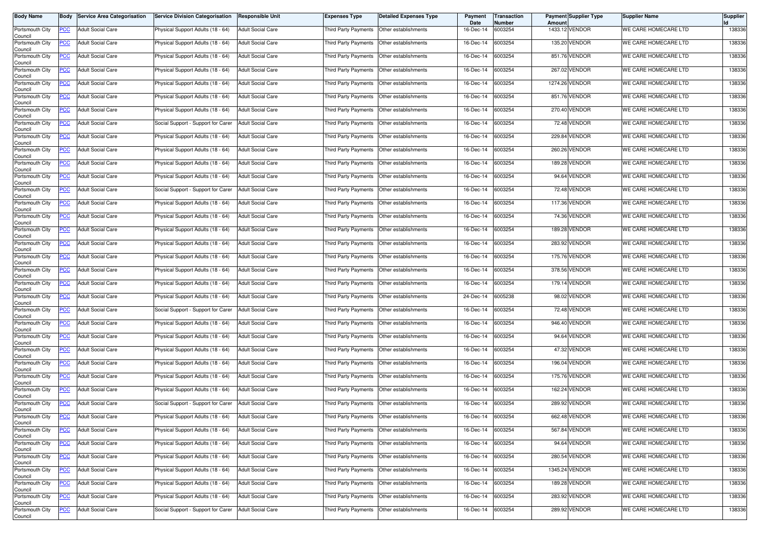| Body Name | Body | Service Area Categorisation | Service Division Categorisation | Responsible Unit | Expenses Type | Detailed Expenses Type | Payment Date | Transaction Number | Payment Amount | Supplier Type | Supplier Name | Supplier Id |
|---|---|---|---|---|---|---|---|---|---|---|---|---|
| Portsmouth City Council | PCC | Adult Social Care | Physical Support Adults (18 - 64) | Adult Social Care | Third Party Payments | Other establishments | 16-Dec-14 | 6003254 | 1433.12 | VENDOR | WE CARE HOMECARE LTD | 138336 |
| Portsmouth City Council | PCC | Adult Social Care | Physical Support Adults (18 - 64) | Adult Social Care | Third Party Payments | Other establishments | 16-Dec-14 | 6003254 | 135.20 | VENDOR | WE CARE HOMECARE LTD | 138336 |
| Portsmouth City Council | PCC | Adult Social Care | Physical Support Adults (18 - 64) | Adult Social Care | Third Party Payments | Other establishments | 16-Dec-14 | 6003254 | 851.76 | VENDOR | WE CARE HOMECARE LTD | 138336 |
| Portsmouth City Council | PCC | Adult Social Care | Physical Support Adults (18 - 64) | Adult Social Care | Third Party Payments | Other establishments | 16-Dec-14 | 6003254 | 267.02 | VENDOR | WE CARE HOMECARE LTD | 138336 |
| Portsmouth City Council | PCC | Adult Social Care | Physical Support Adults (18 - 64) | Adult Social Care | Third Party Payments | Other establishments | 16-Dec-14 | 6003254 | 1274.26 | VENDOR | WE CARE HOMECARE LTD | 138336 |
| Portsmouth City Council | PCC | Adult Social Care | Physical Support Adults (18 - 64) | Adult Social Care | Third Party Payments | Other establishments | 16-Dec-14 | 6003254 | 851.76 | VENDOR | WE CARE HOMECARE LTD | 138336 |
| Portsmouth City Council | PCC | Adult Social Care | Physical Support Adults (18 - 64) | Adult Social Care | Third Party Payments | Other establishments | 16-Dec-14 | 6003254 | 270.40 | VENDOR | WE CARE HOMECARE LTD | 138336 |
| Portsmouth City Council | PCC | Adult Social Care | Social Support - Support for Carer | Adult Social Care | Third Party Payments | Other establishments | 16-Dec-14 | 6003254 | 72.48 | VENDOR | WE CARE HOMECARE LTD | 138336 |
| Portsmouth City Council | PCC | Adult Social Care | Physical Support Adults (18 - 64) | Adult Social Care | Third Party Payments | Other establishments | 16-Dec-14 | 6003254 | 229.84 | VENDOR | WE CARE HOMECARE LTD | 138336 |
| Portsmouth City Council | PCC | Adult Social Care | Physical Support Adults (18 - 64) | Adult Social Care | Third Party Payments | Other establishments | 16-Dec-14 | 6003254 | 260.26 | VENDOR | WE CARE HOMECARE LTD | 138336 |
| Portsmouth City Council | PCC | Adult Social Care | Physical Support Adults (18 - 64) | Adult Social Care | Third Party Payments | Other establishments | 16-Dec-14 | 6003254 | 189.28 | VENDOR | WE CARE HOMECARE LTD | 138336 |
| Portsmouth City Council | PCC | Adult Social Care | Physical Support Adults (18 - 64) | Adult Social Care | Third Party Payments | Other establishments | 16-Dec-14 | 6003254 | 94.64 | VENDOR | WE CARE HOMECARE LTD | 138336 |
| Portsmouth City Council | PCC | Adult Social Care | Social Support - Support for Carer | Adult Social Care | Third Party Payments | Other establishments | 16-Dec-14 | 6003254 | 72.48 | VENDOR | WE CARE HOMECARE LTD | 138336 |
| Portsmouth City Council | PCC | Adult Social Care | Physical Support Adults (18 - 64) | Adult Social Care | Third Party Payments | Other establishments | 16-Dec-14 | 6003254 | 117.36 | VENDOR | WE CARE HOMECARE LTD | 138336 |
| Portsmouth City Council | PCC | Adult Social Care | Physical Support Adults (18 - 64) | Adult Social Care | Third Party Payments | Other establishments | 16-Dec-14 | 6003254 | 74.36 | VENDOR | WE CARE HOMECARE LTD | 138336 |
| Portsmouth City Council | PCC | Adult Social Care | Physical Support Adults (18 - 64) | Adult Social Care | Third Party Payments | Other establishments | 16-Dec-14 | 6003254 | 189.28 | VENDOR | WE CARE HOMECARE LTD | 138336 |
| Portsmouth City Council | PCC | Adult Social Care | Physical Support Adults (18 - 64) | Adult Social Care | Third Party Payments | Other establishments | 16-Dec-14 | 6003254 | 283.92 | VENDOR | WE CARE HOMECARE LTD | 138336 |
| Portsmouth City Council | PCC | Adult Social Care | Physical Support Adults (18 - 64) | Adult Social Care | Third Party Payments | Other establishments | 16-Dec-14 | 6003254 | 175.76 | VENDOR | WE CARE HOMECARE LTD | 138336 |
| Portsmouth City Council | PCC | Adult Social Care | Physical Support Adults (18 - 64) | Adult Social Care | Third Party Payments | Other establishments | 16-Dec-14 | 6003254 | 378.56 | VENDOR | WE CARE HOMECARE LTD | 138336 |
| Portsmouth City Council | PCC | Adult Social Care | Physical Support Adults (18 - 64) | Adult Social Care | Third Party Payments | Other establishments | 16-Dec-14 | 6003254 | 179.14 | VENDOR | WE CARE HOMECARE LTD | 138336 |
| Portsmouth City Council | PCC | Adult Social Care | Physical Support Adults (18 - 64) | Adult Social Care | Third Party Payments | Other establishments | 24-Dec-14 | 6005238 | 98.02 | VENDOR | WE CARE HOMECARE LTD | 138336 |
| Portsmouth City Council | PCC | Adult Social Care | Social Support - Support for Carer | Adult Social Care | Third Party Payments | Other establishments | 16-Dec-14 | 6003254 | 72.48 | VENDOR | WE CARE HOMECARE LTD | 138336 |
| Portsmouth City Council | PCC | Adult Social Care | Physical Support Adults (18 - 64) | Adult Social Care | Third Party Payments | Other establishments | 16-Dec-14 | 6003254 | 946.40 | VENDOR | WE CARE HOMECARE LTD | 138336 |
| Portsmouth City Council | PCC | Adult Social Care | Physical Support Adults (18 - 64) | Adult Social Care | Third Party Payments | Other establishments | 16-Dec-14 | 6003254 | 94.64 | VENDOR | WE CARE HOMECARE LTD | 138336 |
| Portsmouth City Council | PCC | Adult Social Care | Physical Support Adults (18 - 64) | Adult Social Care | Third Party Payments | Other establishments | 16-Dec-14 | 6003254 | 47.32 | VENDOR | WE CARE HOMECARE LTD | 138336 |
| Portsmouth City Council | PCC | Adult Social Care | Physical Support Adults (18 - 64) | Adult Social Care | Third Party Payments | Other establishments | 16-Dec-14 | 6003254 | 196.04 | VENDOR | WE CARE HOMECARE LTD | 138336 |
| Portsmouth City Council | PCC | Adult Social Care | Physical Support Adults (18 - 64) | Adult Social Care | Third Party Payments | Other establishments | 16-Dec-14 | 6003254 | 175.76 | VENDOR | WE CARE HOMECARE LTD | 138336 |
| Portsmouth City Council | PCC | Adult Social Care | Physical Support Adults (18 - 64) | Adult Social Care | Third Party Payments | Other establishments | 16-Dec-14 | 6003254 | 162.24 | VENDOR | WE CARE HOMECARE LTD | 138336 |
| Portsmouth City Council | PCC | Adult Social Care | Social Support - Support for Carer | Adult Social Care | Third Party Payments | Other establishments | 16-Dec-14 | 6003254 | 289.92 | VENDOR | WE CARE HOMECARE LTD | 138336 |
| Portsmouth City Council | PCC | Adult Social Care | Physical Support Adults (18 - 64) | Adult Social Care | Third Party Payments | Other establishments | 16-Dec-14 | 6003254 | 662.48 | VENDOR | WE CARE HOMECARE LTD | 138336 |
| Portsmouth City Council | PCC | Adult Social Care | Physical Support Adults (18 - 64) | Adult Social Care | Third Party Payments | Other establishments | 16-Dec-14 | 6003254 | 567.84 | VENDOR | WE CARE HOMECARE LTD | 138336 |
| Portsmouth City Council | PCC | Adult Social Care | Physical Support Adults (18 - 64) | Adult Social Care | Third Party Payments | Other establishments | 16-Dec-14 | 6003254 | 94.64 | VENDOR | WE CARE HOMECARE LTD | 138336 |
| Portsmouth City Council | PCC | Adult Social Care | Physical Support Adults (18 - 64) | Adult Social Care | Third Party Payments | Other establishments | 16-Dec-14 | 6003254 | 280.54 | VENDOR | WE CARE HOMECARE LTD | 138336 |
| Portsmouth City Council | PCC | Adult Social Care | Physical Support Adults (18 - 64) | Adult Social Care | Third Party Payments | Other establishments | 16-Dec-14 | 6003254 | 1345.24 | VENDOR | WE CARE HOMECARE LTD | 138336 |
| Portsmouth City Council | PCC | Adult Social Care | Physical Support Adults (18 - 64) | Adult Social Care | Third Party Payments | Other establishments | 16-Dec-14 | 6003254 | 189.28 | VENDOR | WE CARE HOMECARE LTD | 138336 |
| Portsmouth City Council | PCC | Adult Social Care | Physical Support Adults (18 - 64) | Adult Social Care | Third Party Payments | Other establishments | 16-Dec-14 | 6003254 | 283.92 | VENDOR | WE CARE HOMECARE LTD | 138336 |
| Portsmouth City Council | PCC | Adult Social Care | Social Support - Support for Carer | Adult Social Care | Third Party Payments | Other establishments | 16-Dec-14 | 6003254 | 289.92 | VENDOR | WE CARE HOMECARE LTD | 138336 |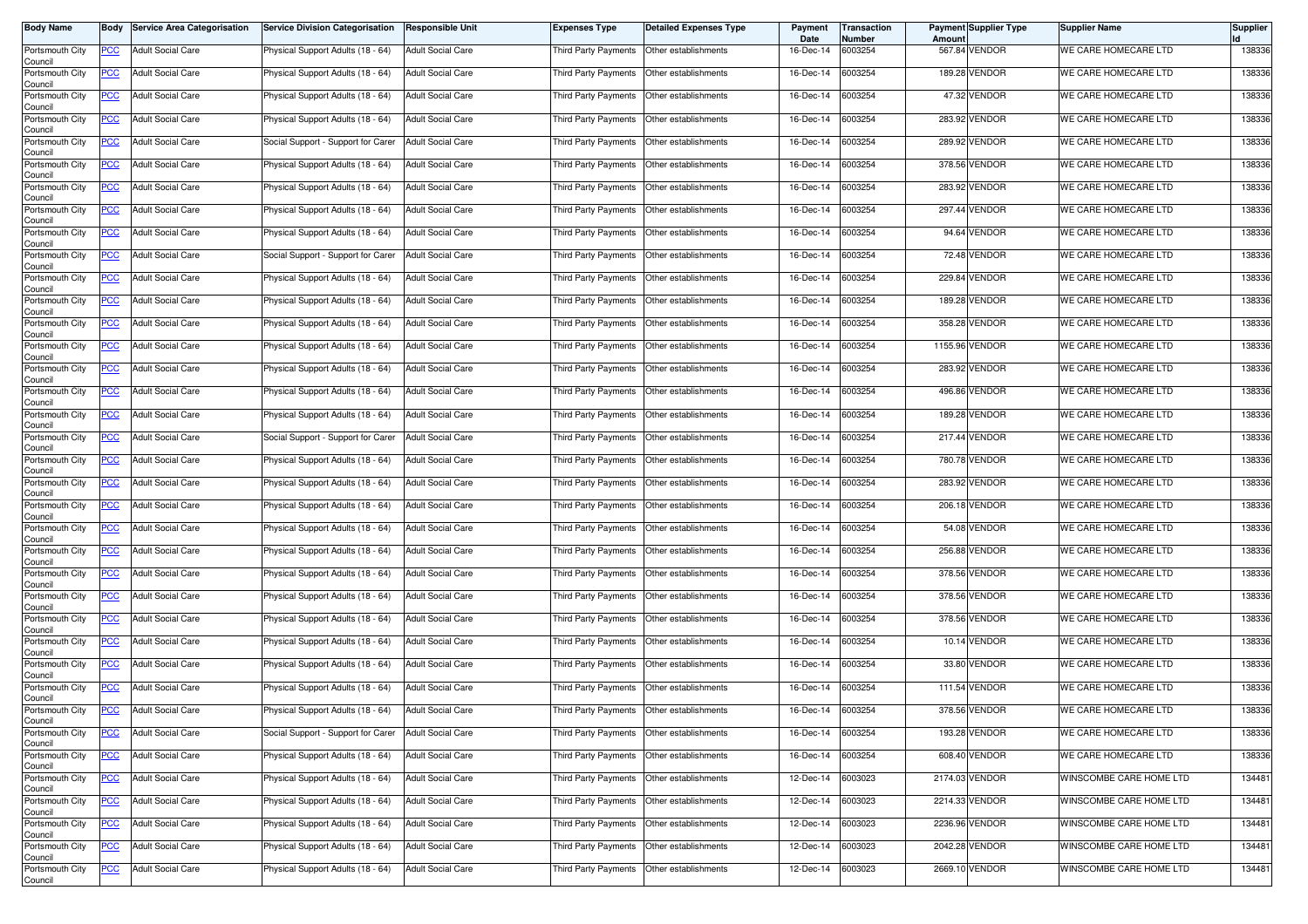| Body Name | Body | Service Area Categorisation | Service Division Categorisation | Responsible Unit | Expenses Type | Detailed Expenses Type | Payment Date | Transaction Number | Payment Amount | Supplier Type | Supplier Name | Supplier Id |
|---|---|---|---|---|---|---|---|---|---|---|---|---|
| Portsmouth City Council | PCC | Adult Social Care | Physical Support Adults (18 - 64) | Adult Social Care | Third Party Payments | Other establishments | 16-Dec-14 | 6003254 | 567.84 | VENDOR | WE CARE HOMECARE LTD | 138336 |
| Portsmouth City Council | PCC | Adult Social Care | Physical Support Adults (18 - 64) | Adult Social Care | Third Party Payments | Other establishments | 16-Dec-14 | 6003254 | 189.28 | VENDOR | WE CARE HOMECARE LTD | 138336 |
| Portsmouth City Council | PCC | Adult Social Care | Physical Support Adults (18 - 64) | Adult Social Care | Third Party Payments | Other establishments | 16-Dec-14 | 6003254 | 47.32 | VENDOR | WE CARE HOMECARE LTD | 138336 |
| Portsmouth City Council | PCC | Adult Social Care | Physical Support Adults (18 - 64) | Adult Social Care | Third Party Payments | Other establishments | 16-Dec-14 | 6003254 | 283.92 | VENDOR | WE CARE HOMECARE LTD | 138336 |
| Portsmouth City Council | PCC | Adult Social Care | Social Support - Support for Carer | Adult Social Care | Third Party Payments | Other establishments | 16-Dec-14 | 6003254 | 289.92 | VENDOR | WE CARE HOMECARE LTD | 138336 |
| Portsmouth City Council | PCC | Adult Social Care | Physical Support Adults (18 - 64) | Adult Social Care | Third Party Payments | Other establishments | 16-Dec-14 | 6003254 | 378.56 | VENDOR | WE CARE HOMECARE LTD | 138336 |
| Portsmouth City Council | PCC | Adult Social Care | Physical Support Adults (18 - 64) | Adult Social Care | Third Party Payments | Other establishments | 16-Dec-14 | 6003254 | 283.92 | VENDOR | WE CARE HOMECARE LTD | 138336 |
| Portsmouth City Council | PCC | Adult Social Care | Physical Support Adults (18 - 64) | Adult Social Care | Third Party Payments | Other establishments | 16-Dec-14 | 6003254 | 297.44 | VENDOR | WE CARE HOMECARE LTD | 138336 |
| Portsmouth City Council | PCC | Adult Social Care | Physical Support Adults (18 - 64) | Adult Social Care | Third Party Payments | Other establishments | 16-Dec-14 | 6003254 | 94.64 | VENDOR | WE CARE HOMECARE LTD | 138336 |
| Portsmouth City Council | PCC | Adult Social Care | Social Support - Support for Carer | Adult Social Care | Third Party Payments | Other establishments | 16-Dec-14 | 6003254 | 72.48 | VENDOR | WE CARE HOMECARE LTD | 138336 |
| Portsmouth City Council | PCC | Adult Social Care | Physical Support Adults (18 - 64) | Adult Social Care | Third Party Payments | Other establishments | 16-Dec-14 | 6003254 | 229.84 | VENDOR | WE CARE HOMECARE LTD | 138336 |
| Portsmouth City Council | PCC | Adult Social Care | Physical Support Adults (18 - 64) | Adult Social Care | Third Party Payments | Other establishments | 16-Dec-14 | 6003254 | 189.28 | VENDOR | WE CARE HOMECARE LTD | 138336 |
| Portsmouth City Council | PCC | Adult Social Care | Physical Support Adults (18 - 64) | Adult Social Care | Third Party Payments | Other establishments | 16-Dec-14 | 6003254 | 358.28 | VENDOR | WE CARE HOMECARE LTD | 138336 |
| Portsmouth City Council | PCC | Adult Social Care | Physical Support Adults (18 - 64) | Adult Social Care | Third Party Payments | Other establishments | 16-Dec-14 | 6003254 | 1155.96 | VENDOR | WE CARE HOMECARE LTD | 138336 |
| Portsmouth City Council | PCC | Adult Social Care | Physical Support Adults (18 - 64) | Adult Social Care | Third Party Payments | Other establishments | 16-Dec-14 | 6003254 | 283.92 | VENDOR | WE CARE HOMECARE LTD | 138336 |
| Portsmouth City Council | PCC | Adult Social Care | Physical Support Adults (18 - 64) | Adult Social Care | Third Party Payments | Other establishments | 16-Dec-14 | 6003254 | 496.86 | VENDOR | WE CARE HOMECARE LTD | 138336 |
| Portsmouth City Council | PCC | Adult Social Care | Physical Support Adults (18 - 64) | Adult Social Care | Third Party Payments | Other establishments | 16-Dec-14 | 6003254 | 189.28 | VENDOR | WE CARE HOMECARE LTD | 138336 |
| Portsmouth City Council | PCC | Adult Social Care | Social Support - Support for Carer | Adult Social Care | Third Party Payments | Other establishments | 16-Dec-14 | 6003254 | 217.44 | VENDOR | WE CARE HOMECARE LTD | 138336 |
| Portsmouth City Council | PCC | Adult Social Care | Physical Support Adults (18 - 64) | Adult Social Care | Third Party Payments | Other establishments | 16-Dec-14 | 6003254 | 780.78 | VENDOR | WE CARE HOMECARE LTD | 138336 |
| Portsmouth City Council | PCC | Adult Social Care | Physical Support Adults (18 - 64) | Adult Social Care | Third Party Payments | Other establishments | 16-Dec-14 | 6003254 | 283.92 | VENDOR | WE CARE HOMECARE LTD | 138336 |
| Portsmouth City Council | PCC | Adult Social Care | Physical Support Adults (18 - 64) | Adult Social Care | Third Party Payments | Other establishments | 16-Dec-14 | 6003254 | 206.18 | VENDOR | WE CARE HOMECARE LTD | 138336 |
| Portsmouth City Council | PCC | Adult Social Care | Physical Support Adults (18 - 64) | Adult Social Care | Third Party Payments | Other establishments | 16-Dec-14 | 6003254 | 54.08 | VENDOR | WE CARE HOMECARE LTD | 138336 |
| Portsmouth City Council | PCC | Adult Social Care | Physical Support Adults (18 - 64) | Adult Social Care | Third Party Payments | Other establishments | 16-Dec-14 | 6003254 | 256.88 | VENDOR | WE CARE HOMECARE LTD | 138336 |
| Portsmouth City Council | PCC | Adult Social Care | Physical Support Adults (18 - 64) | Adult Social Care | Third Party Payments | Other establishments | 16-Dec-14 | 6003254 | 378.56 | VENDOR | WE CARE HOMECARE LTD | 138336 |
| Portsmouth City Council | PCC | Adult Social Care | Physical Support Adults (18 - 64) | Adult Social Care | Third Party Payments | Other establishments | 16-Dec-14 | 6003254 | 378.56 | VENDOR | WE CARE HOMECARE LTD | 138336 |
| Portsmouth City Council | PCC | Adult Social Care | Physical Support Adults (18 - 64) | Adult Social Care | Third Party Payments | Other establishments | 16-Dec-14 | 6003254 | 378.56 | VENDOR | WE CARE HOMECARE LTD | 138336 |
| Portsmouth City Council | PCC | Adult Social Care | Physical Support Adults (18 - 64) | Adult Social Care | Third Party Payments | Other establishments | 16-Dec-14 | 6003254 | 10.14 | VENDOR | WE CARE HOMECARE LTD | 138336 |
| Portsmouth City Council | PCC | Adult Social Care | Physical Support Adults (18 - 64) | Adult Social Care | Third Party Payments | Other establishments | 16-Dec-14 | 6003254 | 33.80 | VENDOR | WE CARE HOMECARE LTD | 138336 |
| Portsmouth City Council | PCC | Adult Social Care | Physical Support Adults (18 - 64) | Adult Social Care | Third Party Payments | Other establishments | 16-Dec-14 | 6003254 | 111.54 | VENDOR | WE CARE HOMECARE LTD | 138336 |
| Portsmouth City Council | PCC | Adult Social Care | Physical Support Adults (18 - 64) | Adult Social Care | Third Party Payments | Other establishments | 16-Dec-14 | 6003254 | 378.56 | VENDOR | WE CARE HOMECARE LTD | 138336 |
| Portsmouth City Council | PCC | Adult Social Care | Social Support - Support for Carer | Adult Social Care | Third Party Payments | Other establishments | 16-Dec-14 | 6003254 | 193.28 | VENDOR | WE CARE HOMECARE LTD | 138336 |
| Portsmouth City Council | PCC | Adult Social Care | Physical Support Adults (18 - 64) | Adult Social Care | Third Party Payments | Other establishments | 16-Dec-14 | 6003254 | 608.40 | VENDOR | WE CARE HOMECARE LTD | 138336 |
| Portsmouth City Council | PCC | Adult Social Care | Physical Support Adults (18 - 64) | Adult Social Care | Third Party Payments | Other establishments | 12-Dec-14 | 6003023 | 2174.03 | VENDOR | WINSCOMBE CARE HOME LTD | 134481 |
| Portsmouth City Council | PCC | Adult Social Care | Physical Support Adults (18 - 64) | Adult Social Care | Third Party Payments | Other establishments | 12-Dec-14 | 6003023 | 2214.33 | VENDOR | WINSCOMBE CARE HOME LTD | 134481 |
| Portsmouth City Council | PCC | Adult Social Care | Physical Support Adults (18 - 64) | Adult Social Care | Third Party Payments | Other establishments | 12-Dec-14 | 6003023 | 2236.96 | VENDOR | WINSCOMBE CARE HOME LTD | 134481 |
| Portsmouth City Council | PCC | Adult Social Care | Physical Support Adults (18 - 64) | Adult Social Care | Third Party Payments | Other establishments | 12-Dec-14 | 6003023 | 2042.28 | VENDOR | WINSCOMBE CARE HOME LTD | 134481 |
| Portsmouth City Council | PCC | Adult Social Care | Physical Support Adults (18 - 64) | Adult Social Care | Third Party Payments | Other establishments | 12-Dec-14 | 6003023 | 2669.10 | VENDOR | WINSCOMBE CARE HOME LTD | 134481 |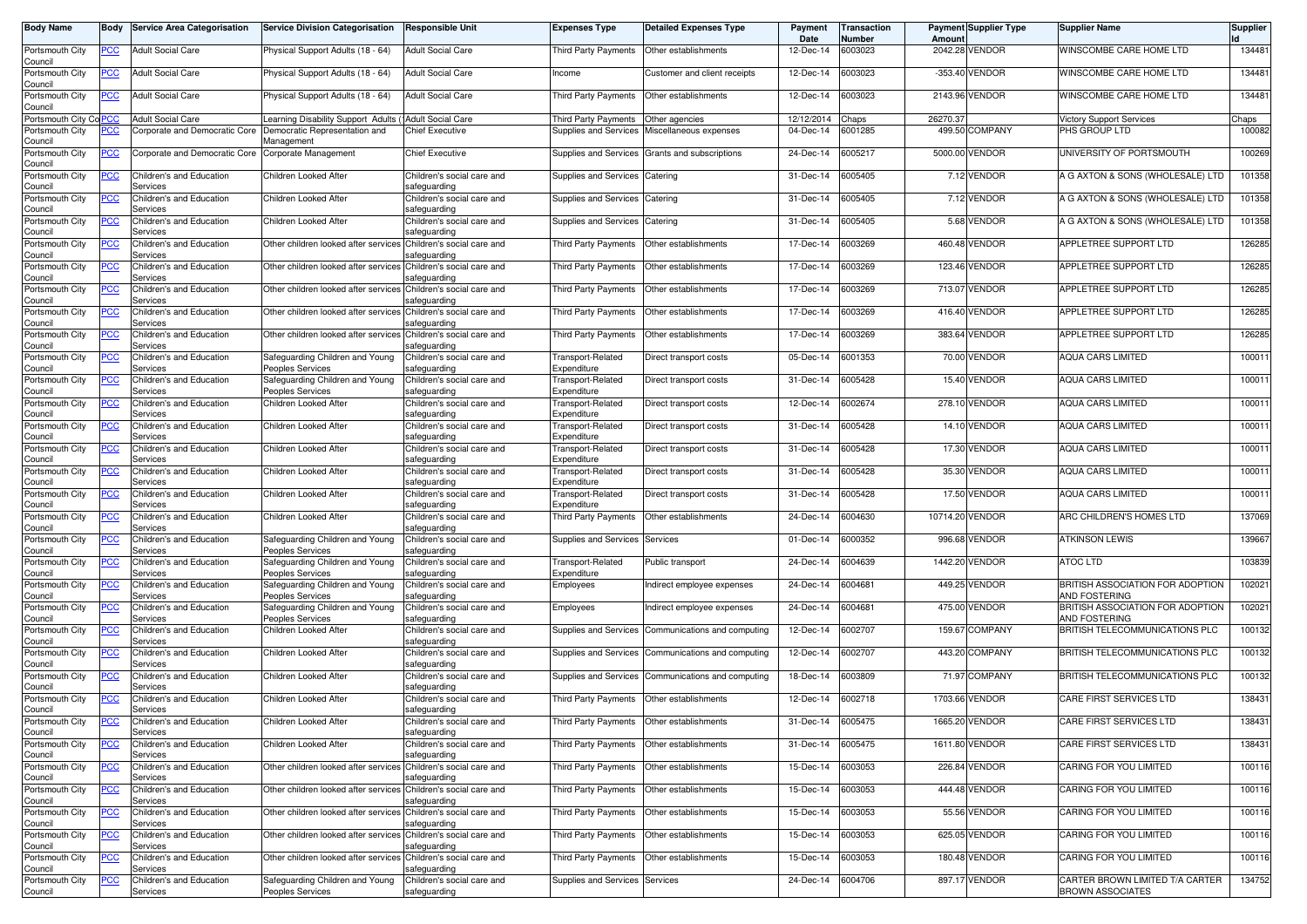| Body Name | Body | Service Area Categorisation | Service Division Categorisation | Responsible Unit | Expenses Type | Detailed Expenses Type | Payment Date | Transaction Number | Payment Amount | Supplier Type | Supplier Name | Supplier Id |
|---|---|---|---|---|---|---|---|---|---|---|---|---|
| Portsmouth City Council | PCC | Adult Social Care | Physical Support Adults (18 - 64) | Adult Social Care | Third Party Payments | Other establishments | 12-Dec-14 | 6003023 | 2042.28 | VENDOR | WINSCOMBE CARE HOME LTD | 134481 |
| Portsmouth City Council | PCC | Adult Social Care | Physical Support Adults (18 - 64) | Adult Social Care | Income | Customer and client receipts | 12-Dec-14 | 6003023 | -353.40 | VENDOR | WINSCOMBE CARE HOME LTD | 134481 |
| Portsmouth City Council | PCC | Adult Social Care | Physical Support Adults (18 - 64) | Adult Social Care | Third Party Payments | Other establishments | 12-Dec-14 | 6003023 | 2143.96 | VENDOR | WINSCOMBE CARE HOME LTD | 134481 |
| Portsmouth City Council | PCC | Adult Social Care | Learning Disability Support Adults ( | Adult Social Care | Third Party Payments | Other agencies | 12/12/2014 | Chaps | 26270.37 | | Victory Support Services | Chaps |
| Portsmouth City Council | PCC | Corporate and Democratic Core | Democratic Representation and Management | Chief Executive | Supplies and Services | Miscellaneous expenses | 04-Dec-14 | 6001285 | 499.50 | COMPANY | PHS GROUP LTD | 100082 |
| Portsmouth City Council | PCC | Corporate and Democratic Core | Corporate Management | Chief Executive | Supplies and Services | Grants and subscriptions | 24-Dec-14 | 6005217 | 5000.00 | VENDOR | UNIVERSITY OF PORTSMOUTH | 100269 |
| Portsmouth City Council | PCC | Children's and Education Services | Children Looked After | Children's social care and safeguarding | Supplies and Services | Catering | 31-Dec-14 | 6005405 | 7.12 | VENDOR | A G AXTON & SONS (WHOLESALE) LTD | 101358 |
| Portsmouth City Council | PCC | Children's and Education Services | Children Looked After | Children's social care and safeguarding | Supplies and Services | Catering | 31-Dec-14 | 6005405 | 7.12 | VENDOR | A G AXTON & SONS (WHOLESALE) LTD | 101358 |
| Portsmouth City Council | PCC | Children's and Education Services | Children Looked After | Children's social care and safeguarding | Supplies and Services | Catering | 31-Dec-14 | 6005405 | 5.68 | VENDOR | A G AXTON & SONS (WHOLESALE) LTD | 101358 |
| Portsmouth City Council | PCC | Children's and Education Services | Other children looked after services | Children's social care and safeguarding | Third Party Payments | Other establishments | 17-Dec-14 | 6003269 | 460.48 | VENDOR | APPLETREE SUPPORT LTD | 126285 |
| Portsmouth City Council | PCC | Children's and Education Services | Other children looked after services | Children's social care and safeguarding | Third Party Payments | Other establishments | 17-Dec-14 | 6003269 | 123.46 | VENDOR | APPLETREE SUPPORT LTD | 126285 |
| Portsmouth City Council | PCC | Children's and Education Services | Other children looked after services | Children's social care and safeguarding | Third Party Payments | Other establishments | 17-Dec-14 | 6003269 | 713.07 | VENDOR | APPLETREE SUPPORT LTD | 126285 |
| Portsmouth City Council | PCC | Children's and Education Services | Other children looked after services | Children's social care and safeguarding | Third Party Payments | Other establishments | 17-Dec-14 | 6003269 | 416.40 | VENDOR | APPLETREE SUPPORT LTD | 126285 |
| Portsmouth City Council | PCC | Children's and Education Services | Other children looked after services | Children's social care and safeguarding | Third Party Payments | Other establishments | 17-Dec-14 | 6003269 | 383.64 | VENDOR | APPLETREE SUPPORT LTD | 126285 |
| Portsmouth City Council | PCC | Children's and Education Services | Safeguarding Children and Young Peoples Services | Children's social care and safeguarding | Transport-Related Expenditure | Direct transport costs | 05-Dec-14 | 6001353 | 70.00 | VENDOR | AQUA CARS LIMITED | 100011 |
| Portsmouth City Council | PCC | Children's and Education Services | Safeguarding Children and Young Peoples Services | Children's social care and safeguarding | Transport-Related Expenditure | Direct transport costs | 31-Dec-14 | 6005428 | 15.40 | VENDOR | AQUA CARS LIMITED | 100011 |
| Portsmouth City Council | PCC | Children's and Education Services | Children Looked After | Children's social care and safeguarding | Transport-Related Expenditure | Direct transport costs | 12-Dec-14 | 6002674 | 278.10 | VENDOR | AQUA CARS LIMITED | 100011 |
| Portsmouth City Council | PCC | Children's and Education Services | Children Looked After | Children's social care and safeguarding | Transport-Related Expenditure | Direct transport costs | 31-Dec-14 | 6005428 | 14.10 | VENDOR | AQUA CARS LIMITED | 100011 |
| Portsmouth City Council | PCC | Children's and Education Services | Children Looked After | Children's social care and safeguarding | Transport-Related Expenditure | Direct transport costs | 31-Dec-14 | 6005428 | 17.30 | VENDOR | AQUA CARS LIMITED | 100011 |
| Portsmouth City Council | PCC | Children's and Education Services | Children Looked After | Children's social care and safeguarding | Transport-Related Expenditure | Direct transport costs | 31-Dec-14 | 6005428 | 35.30 | VENDOR | AQUA CARS LIMITED | 100011 |
| Portsmouth City Council | PCC | Children's and Education Services | Children Looked After | Children's social care and safeguarding | Transport-Related Expenditure | Direct transport costs | 31-Dec-14 | 6005428 | 17.50 | VENDOR | AQUA CARS LIMITED | 100011 |
| Portsmouth City Council | PCC | Children's and Education Services | Children Looked After | Children's social care and safeguarding | Third Party Payments | Other establishments | 24-Dec-14 | 6004630 | 10714.20 | VENDOR | ARC CHILDREN'S HOMES LTD | 137069 |
| Portsmouth City Council | PCC | Children's and Education Services | Safeguarding Children and Young Peoples Services | Children's social care and safeguarding | Supplies and Services | Services | 01-Dec-14 | 6000352 | 996.68 | VENDOR | ATKINSON LEWIS | 139667 |
| Portsmouth City Council | PCC | Children's and Education Services | Safeguarding Children and Young Peoples Services | Children's social care and safeguarding | Transport-Related Expenditure | Public transport | 24-Dec-14 | 6004639 | 1442.20 | VENDOR | ATOC LTD | 103839 |
| Portsmouth City Council | PCC | Children's and Education Services | Safeguarding Children and Young Peoples Services | Children's social care and safeguarding | Employees | Indirect employee expenses | 24-Dec-14 | 6004681 | 449.25 | VENDOR | BRITISH ASSOCIATION FOR ADOPTION AND FOSTERING | 102021 |
| Portsmouth City Council | PCC | Children's and Education Services | Safeguarding Children and Young Peoples Services | Children's social care and safeguarding | Employees | Indirect employee expenses | 24-Dec-14 | 6004681 | 475.00 | VENDOR | BRITISH ASSOCIATION FOR ADOPTION AND FOSTERING | 102021 |
| Portsmouth City Council | PCC | Children's and Education Services | Children Looked After | Children's social care and safeguarding | Supplies and Services | Communications and computing | 12-Dec-14 | 6002707 | 159.67 | COMPANY | BRITISH TELECOMMUNICATIONS PLC | 100132 |
| Portsmouth City Council | PCC | Children's and Education Services | Children Looked After | Children's social care and safeguarding | Supplies and Services | Communications and computing | 12-Dec-14 | 6002707 | 443.20 | COMPANY | BRITISH TELECOMMUNICATIONS PLC | 100132 |
| Portsmouth City Council | PCC | Children's and Education Services | Children Looked After | Children's social care and safeguarding | Supplies and Services | Communications and computing | 18-Dec-14 | 6003809 | 71.97 | COMPANY | BRITISH TELECOMMUNICATIONS PLC | 100132 |
| Portsmouth City Council | PCC | Children's and Education Services | Children Looked After | Children's social care and safeguarding | Third Party Payments | Other establishments | 12-Dec-14 | 6002718 | 1703.66 | VENDOR | CARE FIRST SERVICES LTD | 138431 |
| Portsmouth City Council | PCC | Children's and Education Services | Children Looked After | Children's social care and safeguarding | Third Party Payments | Other establishments | 31-Dec-14 | 6005475 | 1665.20 | VENDOR | CARE FIRST SERVICES LTD | 138431 |
| Portsmouth City Council | PCC | Children's and Education Services | Children Looked After | Children's social care and safeguarding | Third Party Payments | Other establishments | 31-Dec-14 | 6005475 | 1611.80 | VENDOR | CARE FIRST SERVICES LTD | 138431 |
| Portsmouth City Council | PCC | Children's and Education Services | Other children looked after services | Children's social care and safeguarding | Third Party Payments | Other establishments | 15-Dec-14 | 6003053 | 226.84 | VENDOR | CARING FOR YOU LIMITED | 100116 |
| Portsmouth City Council | PCC | Children's and Education Services | Other children looked after services | Children's social care and safeguarding | Third Party Payments | Other establishments | 15-Dec-14 | 6003053 | 444.48 | VENDOR | CARING FOR YOU LIMITED | 100116 |
| Portsmouth City Council | PCC | Children's and Education Services | Other children looked after services | Children's social care and safeguarding | Third Party Payments | Other establishments | 15-Dec-14 | 6003053 | 55.56 | VENDOR | CARING FOR YOU LIMITED | 100116 |
| Portsmouth City Council | PCC | Children's and Education Services | Other children looked after services | Children's social care and safeguarding | Third Party Payments | Other establishments | 15-Dec-14 | 6003053 | 625.05 | VENDOR | CARING FOR YOU LIMITED | 100116 |
| Portsmouth City Council | PCC | Children's and Education Services | Other children looked after services | Children's social care and safeguarding | Third Party Payments | Other establishments | 15-Dec-14 | 6003053 | 180.48 | VENDOR | CARING FOR YOU LIMITED | 100116 |
| Portsmouth City Council | PCC | Children's and Education Services | Safeguarding Children and Young Peoples Services | Children's social care and safeguarding | Supplies and Services | Services | 24-Dec-14 | 6004706 | 897.17 | VENDOR | CARTER BROWN LIMITED T/A CARTER BROWN ASSOCIATES | 134752 |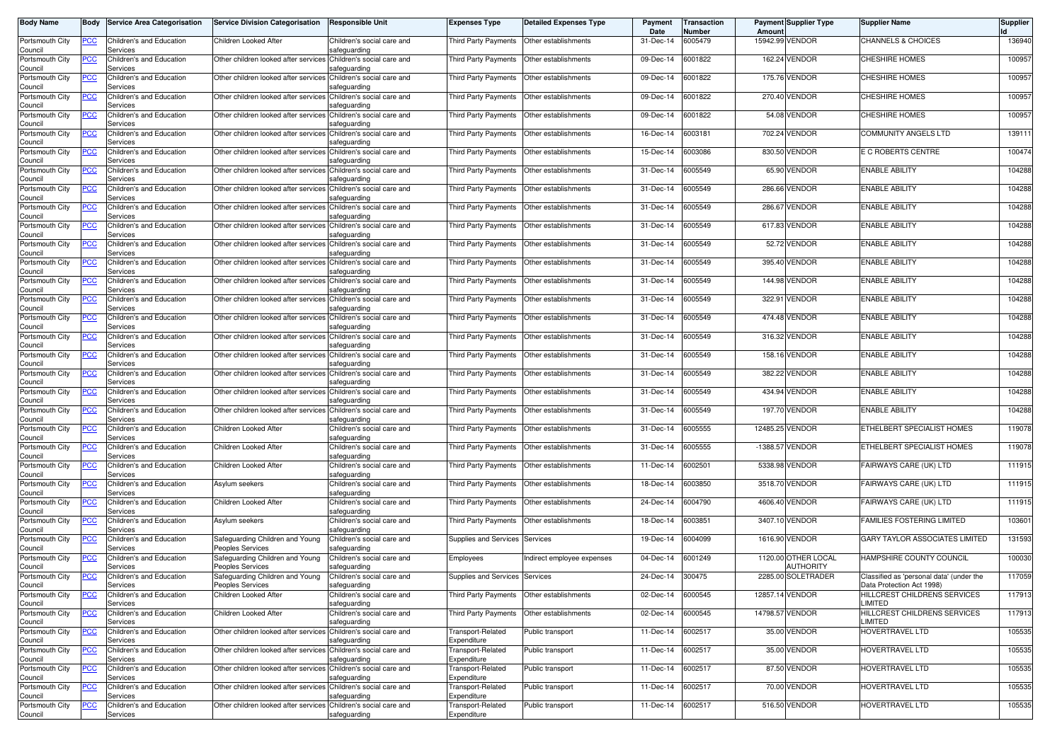| Body Name | Body | Service Area Categorisation | Service Division Categorisation | Responsible Unit | Expenses Type | Detailed Expenses Type | Payment Date | Transaction Number | Payment Amount | Supplier Type | Supplier Name | Supplier Id |
|---|---|---|---|---|---|---|---|---|---|---|---|---|
| Portsmouth City Council | PCC | Children's and Education Services | Children Looked After | Children's social care and safeguarding | Third Party Payments | Other establishments | 31-Dec-14 | 6005479 | 15942.99 | VENDOR | CHANNELS & CHOICES | 136940 |
| Portsmouth City Council | PCC | Children's and Education Services | Other children looked after services | Children's social care and safeguarding | Third Party Payments | Other establishments | 09-Dec-14 | 6001822 | 162.24 | VENDOR | CHESHIRE HOMES | 100957 |
| Portsmouth City Council | PCC | Children's and Education Services | Other children looked after services | Children's social care and safeguarding | Third Party Payments | Other establishments | 09-Dec-14 | 6001822 | 175.76 | VENDOR | CHESHIRE HOMES | 100957 |
| Portsmouth City Council | PCC | Children's and Education Services | Other children looked after services | Children's social care and safeguarding | Third Party Payments | Other establishments | 09-Dec-14 | 6001822 | 270.40 | VENDOR | CHESHIRE HOMES | 100957 |
| Portsmouth City Council | PCC | Children's and Education Services | Other children looked after services | Children's social care and safeguarding | Third Party Payments | Other establishments | 09-Dec-14 | 6001822 | 54.08 | VENDOR | CHESHIRE HOMES | 100957 |
| Portsmouth City Council | PCC | Children's and Education Services | Other children looked after services | Children's social care and safeguarding | Third Party Payments | Other establishments | 16-Dec-14 | 6003181 | 702.24 | VENDOR | COMMUNITY ANGELS LTD | 139111 |
| Portsmouth City Council | PCC | Children's and Education Services | Other children looked after services | Children's social care and safeguarding | Third Party Payments | Other establishments | 15-Dec-14 | 6003086 | 830.50 | VENDOR | E C ROBERTS CENTRE | 100474 |
| Portsmouth City Council | PCC | Children's and Education Services | Other children looked after services | Children's social care and safeguarding | Third Party Payments | Other establishments | 31-Dec-14 | 6005549 | 65.90 | VENDOR | ENABLE ABILITY | 104288 |
| Portsmouth City Council | PCC | Children's and Education Services | Other children looked after services | Children's social care and safeguarding | Third Party Payments | Other establishments | 31-Dec-14 | 6005549 | 286.66 | VENDOR | ENABLE ABILITY | 104288 |
| Portsmouth City Council | PCC | Children's and Education Services | Other children looked after services | Children's social care and safeguarding | Third Party Payments | Other establishments | 31-Dec-14 | 6005549 | 286.67 | VENDOR | ENABLE ABILITY | 104288 |
| Portsmouth City Council | PCC | Children's and Education Services | Other children looked after services | Children's social care and safeguarding | Third Party Payments | Other establishments | 31-Dec-14 | 6005549 | 617.83 | VENDOR | ENABLE ABILITY | 104288 |
| Portsmouth City Council | PCC | Children's and Education Services | Other children looked after services | Children's social care and safeguarding | Third Party Payments | Other establishments | 31-Dec-14 | 6005549 | 52.72 | VENDOR | ENABLE ABILITY | 104288 |
| Portsmouth City Council | PCC | Children's and Education Services | Other children looked after services | Children's social care and safeguarding | Third Party Payments | Other establishments | 31-Dec-14 | 6005549 | 395.40 | VENDOR | ENABLE ABILITY | 104288 |
| Portsmouth City Council | PCC | Children's and Education Services | Other children looked after services | Children's social care and safeguarding | Third Party Payments | Other establishments | 31-Dec-14 | 6005549 | 144.98 | VENDOR | ENABLE ABILITY | 104288 |
| Portsmouth City Council | PCC | Children's and Education Services | Other children looked after services | Children's social care and safeguarding | Third Party Payments | Other establishments | 31-Dec-14 | 6005549 | 322.91 | VENDOR | ENABLE ABILITY | 104288 |
| Portsmouth City Council | PCC | Children's and Education Services | Other children looked after services | Children's social care and safeguarding | Third Party Payments | Other establishments | 31-Dec-14 | 6005549 | 474.48 | VENDOR | ENABLE ABILITY | 104288 |
| Portsmouth City Council | PCC | Children's and Education Services | Other children looked after services | Children's social care and safeguarding | Third Party Payments | Other establishments | 31-Dec-14 | 6005549 | 316.32 | VENDOR | ENABLE ABILITY | 104288 |
| Portsmouth City Council | PCC | Children's and Education Services | Other children looked after services | Children's social care and safeguarding | Third Party Payments | Other establishments | 31-Dec-14 | 6005549 | 158.16 | VENDOR | ENABLE ABILITY | 104288 |
| Portsmouth City Council | PCC | Children's and Education Services | Other children looked after services | Children's social care and safeguarding | Third Party Payments | Other establishments | 31-Dec-14 | 6005549 | 382.22 | VENDOR | ENABLE ABILITY | 104288 |
| Portsmouth City Council | PCC | Children's and Education Services | Other children looked after services | Children's social care and safeguarding | Third Party Payments | Other establishments | 31-Dec-14 | 6005549 | 434.94 | VENDOR | ENABLE ABILITY | 104288 |
| Portsmouth City Council | PCC | Children's and Education Services | Other children looked after services | Children's social care and safeguarding | Third Party Payments | Other establishments | 31-Dec-14 | 6005549 | 197.70 | VENDOR | ENABLE ABILITY | 104288 |
| Portsmouth City Council | PCC | Children's and Education Services | Children Looked After | Children's social care and safeguarding | Third Party Payments | Other establishments | 31-Dec-14 | 6005555 | 12485.25 | VENDOR | ETHELBERT SPECIALIST HOMES | 119078 |
| Portsmouth City Council | PCC | Children's and Education Services | Children Looked After | Children's social care and safeguarding | Third Party Payments | Other establishments | 31-Dec-14 | 6005555 | -1388.57 | VENDOR | ETHELBERT SPECIALIST HOMES | 119078 |
| Portsmouth City Council | PCC | Children's and Education Services | Children Looked After | Children's social care and safeguarding | Third Party Payments | Other establishments | 11-Dec-14 | 6002501 | 5338.98 | VENDOR | FAIRWAYS CARE (UK) LTD | 111915 |
| Portsmouth City Council | PCC | Children's and Education Services | Asylum seekers | Children's social care and safeguarding | Third Party Payments | Other establishments | 18-Dec-14 | 6003850 | 3518.70 | VENDOR | FAIRWAYS CARE (UK) LTD | 111915 |
| Portsmouth City Council | PCC | Children's and Education Services | Children Looked After | Children's social care and safeguarding | Third Party Payments | Other establishments | 24-Dec-14 | 6004790 | 4606.40 | VENDOR | FAIRWAYS CARE (UK) LTD | 111915 |
| Portsmouth City Council | PCC | Children's and Education Services | Asylum seekers | Children's social care and safeguarding | Third Party Payments | Other establishments | 18-Dec-14 | 6003851 | 3407.10 | VENDOR | FAMILIES FOSTERING LIMITED | 103601 |
| Portsmouth City Council | PCC | Children's and Education Services | Safeguarding Children and Young Peoples Services | Children's social care and safeguarding | Supplies and Services | Services | 19-Dec-14 | 6004099 | 1616.90 | VENDOR | GARY TAYLOR ASSOCIATES LIMITED | 131593 |
| Portsmouth City Council | PCC | Children's and Education Services | Safeguarding Children and Young Peoples Services | Children's social care and safeguarding | Employees | Indirect employee expenses | 04-Dec-14 | 6001249 | 1120.00 | OTHER LOCAL AUTHORITY | HAMPSHIRE COUNTY COUNCIL | 100030 |
| Portsmouth City Council | PCC | Children's and Education Services | Safeguarding Children and Young Peoples Services | Children's social care and safeguarding | Supplies and Services | Services | 24-Dec-14 | 300475 | 2285.00 | SOLETRADER | Classified as 'personal data' (under the Data Protection Act 1998) | 117059 |
| Portsmouth City Council | PCC | Children's and Education Services | Children Looked After | Children's social care and safeguarding | Third Party Payments | Other establishments | 02-Dec-14 | 6000545 | 12857.14 | VENDOR | HILLCREST CHILDRENS SERVICES LIMITED | 117913 |
| Portsmouth City Council | PCC | Children's and Education Services | Children Looked After | Children's social care and safeguarding | Third Party Payments | Other establishments | 02-Dec-14 | 6000545 | 14798.57 | VENDOR | HILLCREST CHILDRENS SERVICES LIMITED | 117913 |
| Portsmouth City Council | PCC | Children's and Education Services | Other children looked after services | Children's social care and safeguarding | Transport-Related Expenditure | Public transport | 11-Dec-14 | 6002517 | 35.00 | VENDOR | HOVERTRAVEL LTD | 105535 |
| Portsmouth City Council | PCC | Children's and Education Services | Other children looked after services | Children's social care and safeguarding | Transport-Related Expenditure | Public transport | 11-Dec-14 | 6002517 | 35.00 | VENDOR | HOVERTRAVEL LTD | 105535 |
| Portsmouth City Council | PCC | Children's and Education Services | Other children looked after services | Children's social care and safeguarding | Transport-Related Expenditure | Public transport | 11-Dec-14 | 6002517 | 87.50 | VENDOR | HOVERTRAVEL LTD | 105535 |
| Portsmouth City Council | PCC | Children's and Education Services | Other children looked after services | Children's social care and safeguarding | Transport-Related Expenditure | Public transport | 11-Dec-14 | 6002517 | 70.00 | VENDOR | HOVERTRAVEL LTD | 105535 |
| Portsmouth City Council | PCC | Children's and Education Services | Other children looked after services | Children's social care and safeguarding | Transport-Related Expenditure | Public transport | 11-Dec-14 | 6002517 | 516.50 | VENDOR | HOVERTRAVEL LTD | 105535 |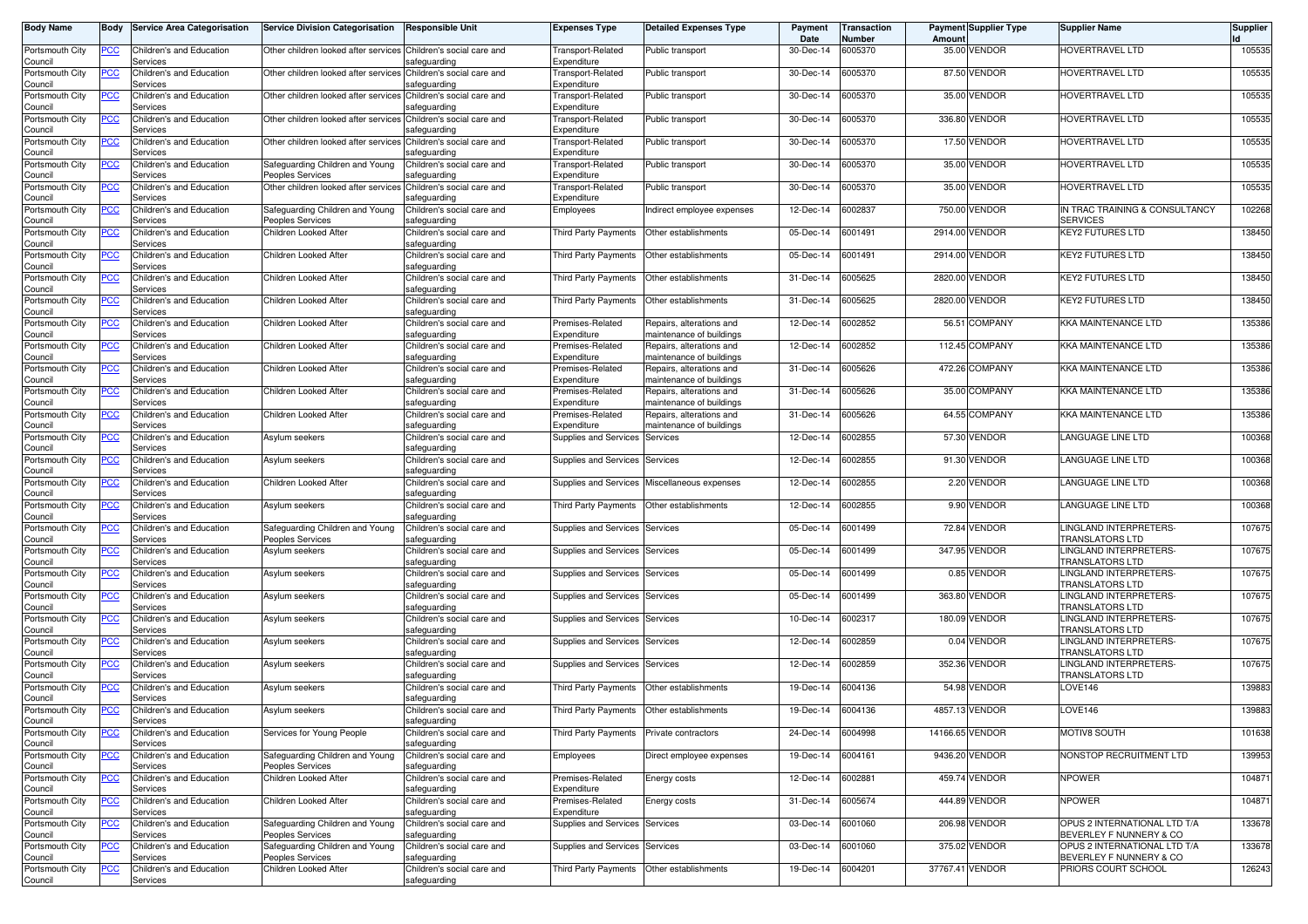| Body Name | Body | Service Area Categorisation | Service Division Categorisation | Responsible Unit | Expenses Type | Detailed Expenses Type | Payment Date | Transaction Number | Payment Amount | Supplier Type | Supplier Name | Supplier Id |
|---|---|---|---|---|---|---|---|---|---|---|---|---|
| Portsmouth City Council | PCC | Children's and Education Services | Other children looked after services | Children's social care and safeguarding | Transport-Related Expenditure | Public transport | 30-Dec-14 | 6005370 | 35.00 | VENDOR | HOVERTRAVEL LTD | 105535 |
| Portsmouth City Council | PCC | Children's and Education Services | Other children looked after services | Children's social care and safeguarding | Transport-Related Expenditure | Public transport | 30-Dec-14 | 6005370 | 87.50 | VENDOR | HOVERTRAVEL LTD | 105535 |
| Portsmouth City Council | PCC | Children's and Education Services | Other children looked after services | Children's social care and safeguarding | Transport-Related Expenditure | Public transport | 30-Dec-14 | 6005370 | 35.00 | VENDOR | HOVERTRAVEL LTD | 105535 |
| Portsmouth City Council | PCC | Children's and Education Services | Other children looked after services | Children's social care and safeguarding | Transport-Related Expenditure | Public transport | 30-Dec-14 | 6005370 | 336.80 | VENDOR | HOVERTRAVEL LTD | 105535 |
| Portsmouth City Council | PCC | Children's and Education Services | Other children looked after services | Children's social care and safeguarding | Transport-Related Expenditure | Public transport | 30-Dec-14 | 6005370 | 17.50 | VENDOR | HOVERTRAVEL LTD | 105535 |
| Portsmouth City Council | PCC | Children's and Education Services | Safeguarding Children and Young Peoples Services | Children's social care and safeguarding | Transport-Related Expenditure | Public transport | 30-Dec-14 | 6005370 | 35.00 | VENDOR | HOVERTRAVEL LTD | 105535 |
| Portsmouth City Council | PCC | Children's and Education Services | Other children looked after services | Children's social care and safeguarding | Transport-Related Expenditure | Public transport | 30-Dec-14 | 6005370 | 35.00 | VENDOR | HOVERTRAVEL LTD | 105535 |
| Portsmouth City Council | PCC | Children's and Education Services | Safeguarding Children and Young Peoples Services | Children's social care and safeguarding | Employees | Indirect employee expenses | 12-Dec-14 | 6002837 | 750.00 | VENDOR | IN TRAC TRAINING & CONSULTANCY SERVICES | 102268 |
| Portsmouth City Council | PCC | Children's and Education Services | Children Looked After | Children's social care and safeguarding | Third Party Payments | Other establishments | 05-Dec-14 | 6001491 | 2914.00 | VENDOR | KEY2 FUTURES LTD | 138450 |
| Portsmouth City Council | PCC | Children's and Education Services | Children Looked After | Children's social care and safeguarding | Third Party Payments | Other establishments | 05-Dec-14 | 6001491 | 2914.00 | VENDOR | KEY2 FUTURES LTD | 138450 |
| Portsmouth City Council | PCC | Children's and Education Services | Children Looked After | Children's social care and safeguarding | Third Party Payments | Other establishments | 31-Dec-14 | 6005625 | 2820.00 | VENDOR | KEY2 FUTURES LTD | 138450 |
| Portsmouth City Council | PCC | Children's and Education Services | Children Looked After | Children's social care and safeguarding | Third Party Payments | Other establishments | 31-Dec-14 | 6005625 | 2820.00 | VENDOR | KEY2 FUTURES LTD | 138450 |
| Portsmouth City Council | PCC | Children's and Education Services | Children Looked After | Children's social care and safeguarding | Premises-Related Expenditure | Repairs, alterations and maintenance of buildings | 12-Dec-14 | 6002852 | 56.51 | COMPANY | KKA MAINTENANCE LTD | 135386 |
| Portsmouth City Council | PCC | Children's and Education Services | Children Looked After | Children's social care and safeguarding | Premises-Related Expenditure | Repairs, alterations and maintenance of buildings | 12-Dec-14 | 6002852 | 112.45 | COMPANY | KKA MAINTENANCE LTD | 135386 |
| Portsmouth City Council | PCC | Children's and Education Services | Children Looked After | Children's social care and safeguarding | Premises-Related Expenditure | Repairs, alterations and maintenance of buildings | 31-Dec-14 | 6005626 | 472.26 | COMPANY | KKA MAINTENANCE LTD | 135386 |
| Portsmouth City Council | PCC | Children's and Education Services | Children Looked After | Children's social care and safeguarding | Premises-Related Expenditure | Repairs, alterations and maintenance of buildings | 31-Dec-14 | 6005626 | 35.00 | COMPANY | KKA MAINTENANCE LTD | 135386 |
| Portsmouth City Council | PCC | Children's and Education Services | Children Looked After | Children's social care and safeguarding | Premises-Related Expenditure | Repairs, alterations and maintenance of buildings | 31-Dec-14 | 6005626 | 64.55 | COMPANY | KKA MAINTENANCE LTD | 135386 |
| Portsmouth City Council | PCC | Children's and Education Services | Asylum seekers | Children's social care and safeguarding | Supplies and Services | Services | 12-Dec-14 | 6002855 | 57.30 | VENDOR | LANGUAGE LINE LTD | 100368 |
| Portsmouth City Council | PCC | Children's and Education Services | Asylum seekers | Children's social care and safeguarding | Supplies and Services | Services | 12-Dec-14 | 6002855 | 91.30 | VENDOR | LANGUAGE LINE LTD | 100368 |
| Portsmouth City Council | PCC | Children's and Education Services | Children Looked After | Children's social care and safeguarding | Supplies and Services | Miscellaneous expenses | 12-Dec-14 | 6002855 | 2.20 | VENDOR | LANGUAGE LINE LTD | 100368 |
| Portsmouth City Council | PCC | Children's and Education Services | Asylum seekers | Children's social care and safeguarding | Third Party Payments | Other establishments | 12-Dec-14 | 6002855 | 9.90 | VENDOR | LANGUAGE LINE LTD | 100368 |
| Portsmouth City Council | PCC | Children's and Education Services | Safeguarding Children and Young Peoples Services | Children's social care and safeguarding | Supplies and Services | Services | 05-Dec-14 | 6001499 | 72.84 | VENDOR | LINGLAND INTERPRETERS-TRANSLATORS LTD | 107675 |
| Portsmouth City Council | PCC | Children's and Education Services | Asylum seekers | Children's social care and safeguarding | Supplies and Services | Services | 05-Dec-14 | 6001499 | 347.95 | VENDOR | LINGLAND INTERPRETERS-TRANSLATORS LTD | 107675 |
| Portsmouth City Council | PCC | Children's and Education Services | Asylum seekers | Children's social care and safeguarding | Supplies and Services | Services | 05-Dec-14 | 6001499 | 0.85 | VENDOR | LINGLAND INTERPRETERS-TRANSLATORS LTD | 107675 |
| Portsmouth City Council | PCC | Children's and Education Services | Asylum seekers | Children's social care and safeguarding | Supplies and Services | Services | 05-Dec-14 | 6001499 | 363.80 | VENDOR | LINGLAND INTERPRETERS-TRANSLATORS LTD | 107675 |
| Portsmouth City Council | PCC | Children's and Education Services | Asylum seekers | Children's social care and safeguarding | Supplies and Services | Services | 10-Dec-14 | 6002317 | 180.09 | VENDOR | LINGLAND INTERPRETERS-TRANSLATORS LTD | 107675 |
| Portsmouth City Council | PCC | Children's and Education Services | Asylum seekers | Children's social care and safeguarding | Supplies and Services | Services | 12-Dec-14 | 6002859 | 0.04 | VENDOR | LINGLAND INTERPRETERS-TRANSLATORS LTD | 107675 |
| Portsmouth City Council | PCC | Children's and Education Services | Asylum seekers | Children's social care and safeguarding | Supplies and Services | Services | 12-Dec-14 | 6002859 | 352.36 | VENDOR | LINGLAND INTERPRETERS-TRANSLATORS LTD | 107675 |
| Portsmouth City Council | PCC | Children's and Education Services | Asylum seekers | Children's social care and safeguarding | Third Party Payments | Other establishments | 19-Dec-14 | 6004136 | 54.98 | VENDOR | LOVE146 | 139883 |
| Portsmouth City Council | PCC | Children's and Education Services | Asylum seekers | Children's social care and safeguarding | Third Party Payments | Other establishments | 19-Dec-14 | 6004136 | 4857.13 | VENDOR | LOVE146 | 139883 |
| Portsmouth City Council | PCC | Children's and Education Services | Services for Young People | Children's social care and safeguarding | Third Party Payments | Private contractors | 24-Dec-14 | 6004998 | 14166.65 | VENDOR | MOTIV8 SOUTH | 101638 |
| Portsmouth City Council | PCC | Children's and Education Services | Safeguarding Children and Young Peoples Services | Children's social care and safeguarding | Employees | Direct employee expenses | 19-Dec-14 | 6004161 | 9436.20 | VENDOR | NONSTOP RECRUITMENT LTD | 139953 |
| Portsmouth City Council | PCC | Children's and Education Services | Children Looked After | Children's social care and safeguarding | Premises-Related Expenditure | Energy costs | 12-Dec-14 | 6002881 | 459.74 | VENDOR | NPOWER | 104871 |
| Portsmouth City Council | PCC | Children's and Education Services | Children Looked After | Children's social care and safeguarding | Premises-Related Expenditure | Energy costs | 31-Dec-14 | 6005674 | 444.89 | VENDOR | NPOWER | 104871 |
| Portsmouth City Council | PCC | Children's and Education Services | Safeguarding Children and Young Peoples Services | Children's social care and safeguarding | Supplies and Services | Services | 03-Dec-14 | 6001060 | 206.98 | VENDOR | OPUS 2 INTERNATIONAL LTD T/A BEVERLEY F NUNNERY & CO | 133678 |
| Portsmouth City Council | PCC | Children's and Education Services | Safeguarding Children and Young Peoples Services | Children's social care and safeguarding | Supplies and Services | Services | 03-Dec-14 | 6001060 | 375.02 | VENDOR | OPUS 2 INTERNATIONAL LTD T/A BEVERLEY F NUNNERY & CO | 133678 |
| Portsmouth City Council | PCC | Children's and Education Services | Children Looked After | Children's social care and safeguarding | Third Party Payments | Other establishments | 19-Dec-14 | 6004201 | 37767.41 | VENDOR | PRIORS COURT SCHOOL | 126243 |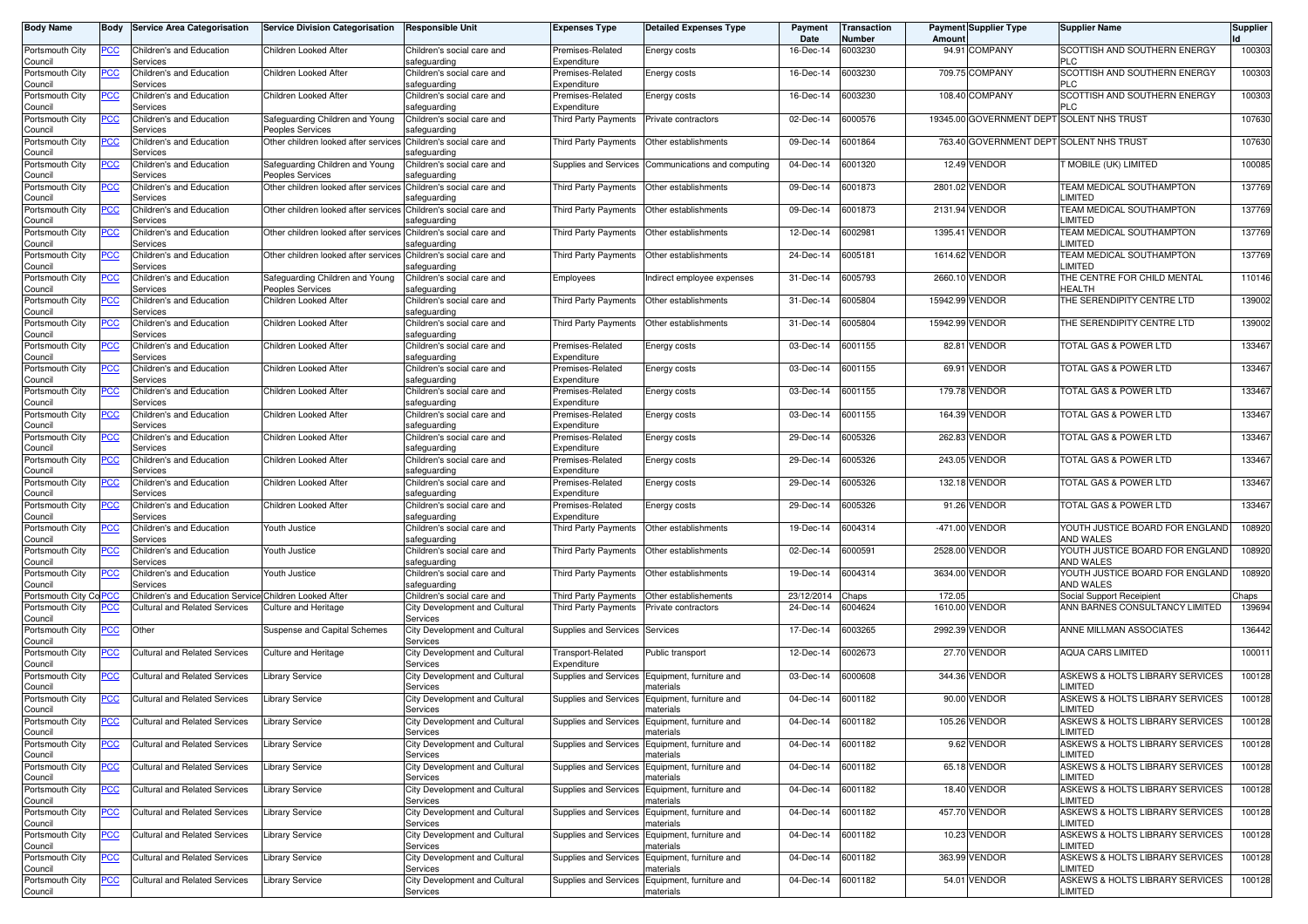| Body Name | Body | Service Area Categorisation | Service Division Categorisation | Responsible Unit | Expenses Type | Detailed Expenses Type | Payment Date | Transaction Number | Payment Amount | Supplier Type | Supplier Name | Supplier Id |
|---|---|---|---|---|---|---|---|---|---|---|---|---|
| Portsmouth City Council | PCC | Children's and Education Services | Children Looked After | Children's social care and safeguarding | Premises-Related Expenditure | Energy costs | 16-Dec-14 | 6003230 | 94.91 | COMPANY | SCOTTISH AND SOUTHERN ENERGY PLC | 100303 |
| Portsmouth City Council | PCC | Children's and Education Services | Children Looked After | Children's social care and safeguarding | Premises-Related Expenditure | Energy costs | 16-Dec-14 | 6003230 | 709.75 | COMPANY | SCOTTISH AND SOUTHERN ENERGY PLC | 100303 |
| Portsmouth City Council | PCC | Children's and Education Services | Children Looked After | Children's social care and safeguarding | Premises-Related Expenditure | Energy costs | 16-Dec-14 | 6003230 | 108.40 | COMPANY | SCOTTISH AND SOUTHERN ENERGY PLC | 100303 |
| Portsmouth City Council | PCC | Children's and Education Services | Safeguarding Children and Young Peoples Services | Children's social care and safeguarding | Third Party Payments | Private contractors | 02-Dec-14 | 6000576 | 19345.00 | GOVERNMENT DEPT | SOLENT NHS TRUST | 107630 |
| Portsmouth City Council | PCC | Children's and Education Services | Other children looked after services | Children's social care and safeguarding | Third Party Payments | Other establishments | 09-Dec-14 | 6001864 | 763.40 | GOVERNMENT DEPT | SOLENT NHS TRUST | 107630 |
| Portsmouth City Council | PCC | Children's and Education Services | Safeguarding Children and Young Peoples Services | Children's social care and safeguarding | Supplies and Services | Communications and computing | 04-Dec-14 | 6001320 | 12.49 | VENDOR | T MOBILE (UK) LIMITED | 100085 |
| Portsmouth City Council | PCC | Children's and Education Services | Other children looked after services | Children's social care and safeguarding | Third Party Payments | Other establishments | 09-Dec-14 | 6001873 | 2801.02 | VENDOR | TEAM MEDICAL SOUTHAMPTON LIMITED | 137769 |
| Portsmouth City Council | PCC | Children's and Education Services | Other children looked after services | Children's social care and safeguarding | Third Party Payments | Other establishments | 09-Dec-14 | 6001873 | 2131.94 | VENDOR | TEAM MEDICAL SOUTHAMPTON LIMITED | 137769 |
| Portsmouth City Council | PCC | Children's and Education Services | Other children looked after services | Children's social care and safeguarding | Third Party Payments | Other establishments | 12-Dec-14 | 6002981 | 1395.41 | VENDOR | TEAM MEDICAL SOUTHAMPTON LIMITED | 137769 |
| Portsmouth City Council | PCC | Children's and Education Services | Other children looked after services | Children's social care and safeguarding | Third Party Payments | Other establishments | 24-Dec-14 | 6005181 | 1614.62 | VENDOR | TEAM MEDICAL SOUTHAMPTON LIMITED | 137769 |
| Portsmouth City Council | PCC | Children's and Education Services | Safeguarding Children and Young Peoples Services | Children's social care and safeguarding | Employees | Indirect employee expenses | 31-Dec-14 | 6005793 | 2660.10 | VENDOR | THE CENTRE FOR CHILD MENTAL HEALTH | 110146 |
| Portsmouth City Council | PCC | Children's and Education Services | Children Looked After | Children's social care and safeguarding | Third Party Payments | Other establishments | 31-Dec-14 | 6005804 | 15942.99 | VENDOR | THE SERENDIPITY CENTRE LTD | 139002 |
| Portsmouth City Council | PCC | Children's and Education Services | Children Looked After | Children's social care and safeguarding | Third Party Payments | Other establishments | 31-Dec-14 | 6005804 | 15942.99 | VENDOR | THE SERENDIPITY CENTRE LTD | 139002 |
| Portsmouth City Council | PCC | Children's and Education Services | Children Looked After | Children's social care and safeguarding | Premises-Related Expenditure | Energy costs | 03-Dec-14 | 6001155 | 82.81 | VENDOR | TOTAL GAS & POWER LTD | 133467 |
| Portsmouth City Council | PCC | Children's and Education Services | Children Looked After | Children's social care and safeguarding | Premises-Related Expenditure | Energy costs | 03-Dec-14 | 6001155 | 69.91 | VENDOR | TOTAL GAS & POWER LTD | 133467 |
| Portsmouth City Council | PCC | Children's and Education Services | Children Looked After | Children's social care and safeguarding | Premises-Related Expenditure | Energy costs | 03-Dec-14 | 6001155 | 179.78 | VENDOR | TOTAL GAS & POWER LTD | 133467 |
| Portsmouth City Council | PCC | Children's and Education Services | Children Looked After | Children's social care and safeguarding | Premises-Related Expenditure | Energy costs | 03-Dec-14 | 6001155 | 164.39 | VENDOR | TOTAL GAS & POWER LTD | 133467 |
| Portsmouth City Council | PCC | Children's and Education Services | Children Looked After | Children's social care and safeguarding | Premises-Related Expenditure | Energy costs | 29-Dec-14 | 6005326 | 262.83 | VENDOR | TOTAL GAS & POWER LTD | 133467 |
| Portsmouth City Council | PCC | Children's and Education Services | Children Looked After | Children's social care and safeguarding | Premises-Related Expenditure | Energy costs | 29-Dec-14 | 6005326 | 243.05 | VENDOR | TOTAL GAS & POWER LTD | 133467 |
| Portsmouth City Council | PCC | Children's and Education Services | Children Looked After | Children's social care and safeguarding | Premises-Related Expenditure | Energy costs | 29-Dec-14 | 6005326 | 132.18 | VENDOR | TOTAL GAS & POWER LTD | 133467 |
| Portsmouth City Council | PCC | Children's and Education Services | Children Looked After | Children's social care and safeguarding | Premises-Related Expenditure | Energy costs | 29-Dec-14 | 6005326 | 91.26 | VENDOR | TOTAL GAS & POWER LTD | 133467 |
| Portsmouth City Council | PCC | Children's and Education Services | Youth Justice | Children's social care and safeguarding | Third Party Payments | Other establishments | 19-Dec-14 | 6004314 | -471.00 | VENDOR | YOUTH JUSTICE BOARD FOR ENGLAND AND WALES | 108920 |
| Portsmouth City Council | PCC | Children's and Education Services | Youth Justice | Children's social care and safeguarding | Third Party Payments | Other establishments | 02-Dec-14 | 6000591 | 2528.00 | VENDOR | YOUTH JUSTICE BOARD FOR ENGLAND AND WALES | 108920 |
| Portsmouth City Council | PCC | Children's and Education Services | Youth Justice | Children's social care and safeguarding | Third Party Payments | Other establishments | 19-Dec-14 | 6004314 | 3634.00 | VENDOR | YOUTH JUSTICE BOARD FOR ENGLAND AND WALES | 108920 |
| Portsmouth City Council | PCC | Children's and Education Services | Children Looked After | Children's social care and safeguarding | Third Party Payments | Other establishements | 23/12/2014 | Chaps | 172.05 | | Social Support Receipient | Chaps |
| Portsmouth City Council | PCC | Cultural and Related Services | Culture and Heritage | City Development and Cultural Services | Third Party Payments | Private contractors | 24-Dec-14 | 6004624 | 1610.00 | VENDOR | ANN BARNES CONSULTANCY LIMITED | 139694 |
| Portsmouth City Council | PCC | Other | Suspense and Capital Schemes | City Development and Cultural Services | Supplies and Services | Services | 17-Dec-14 | 6003265 | 2992.39 | VENDOR | ANNE MILLMAN ASSOCIATES | 136442 |
| Portsmouth City Council | PCC | Cultural and Related Services | Culture and Heritage | City Development and Cultural Services | Transport-Related Expenditure | Public transport | 12-Dec-14 | 6002673 | 27.70 | VENDOR | AQUA CARS LIMITED | 100011 |
| Portsmouth City Council | PCC | Cultural and Related Services | Library Service | City Development and Cultural Services | Supplies and Services | Equipment, furniture and materials | 03-Dec-14 | 6000608 | 344.36 | VENDOR | ASKEWS & HOLTS LIBRARY SERVICES LIMITED | 100128 |
| Portsmouth City Council | PCC | Cultural and Related Services | Library Service | City Development and Cultural Services | Supplies and Services | Equipment, furniture and materials | 04-Dec-14 | 6001182 | 90.00 | VENDOR | ASKEWS & HOLTS LIBRARY SERVICES LIMITED | 100128 |
| Portsmouth City Council | PCC | Cultural and Related Services | Library Service | City Development and Cultural Services | Supplies and Services | Equipment, furniture and materials | 04-Dec-14 | 6001182 | 105.26 | VENDOR | ASKEWS & HOLTS LIBRARY SERVICES LIMITED | 100128 |
| Portsmouth City Council | PCC | Cultural and Related Services | Library Service | City Development and Cultural Services | Supplies and Services | Equipment, furniture and materials | 04-Dec-14 | 6001182 | 9.62 | VENDOR | ASKEWS & HOLTS LIBRARY SERVICES LIMITED | 100128 |
| Portsmouth City Council | PCC | Cultural and Related Services | Library Service | City Development and Cultural Services | Supplies and Services | Equipment, furniture and materials | 04-Dec-14 | 6001182 | 65.18 | VENDOR | ASKEWS & HOLTS LIBRARY SERVICES LIMITED | 100128 |
| Portsmouth City Council | PCC | Cultural and Related Services | Library Service | City Development and Cultural Services | Supplies and Services | Equipment, furniture and materials | 04-Dec-14 | 6001182 | 18.40 | VENDOR | ASKEWS & HOLTS LIBRARY SERVICES LIMITED | 100128 |
| Portsmouth City Council | PCC | Cultural and Related Services | Library Service | City Development and Cultural Services | Supplies and Services | Equipment, furniture and materials | 04-Dec-14 | 6001182 | 457.70 | VENDOR | ASKEWS & HOLTS LIBRARY SERVICES LIMITED | 100128 |
| Portsmouth City Council | PCC | Cultural and Related Services | Library Service | City Development and Cultural Services | Supplies and Services | Equipment, furniture and materials | 04-Dec-14 | 6001182 | 10.23 | VENDOR | ASKEWS & HOLTS LIBRARY SERVICES LIMITED | 100128 |
| Portsmouth City Council | PCC | Cultural and Related Services | Library Service | City Development and Cultural Services | Supplies and Services | Equipment, furniture and materials | 04-Dec-14 | 6001182 | 363.99 | VENDOR | ASKEWS & HOLTS LIBRARY SERVICES LIMITED | 100128 |
| Portsmouth City Council | PCC | Cultural and Related Services | Library Service | City Development and Cultural Services | Supplies and Services | Equipment, furniture and materials | 04-Dec-14 | 6001182 | 54.01 | VENDOR | ASKEWS & HOLTS LIBRARY SERVICES LIMITED | 100128 |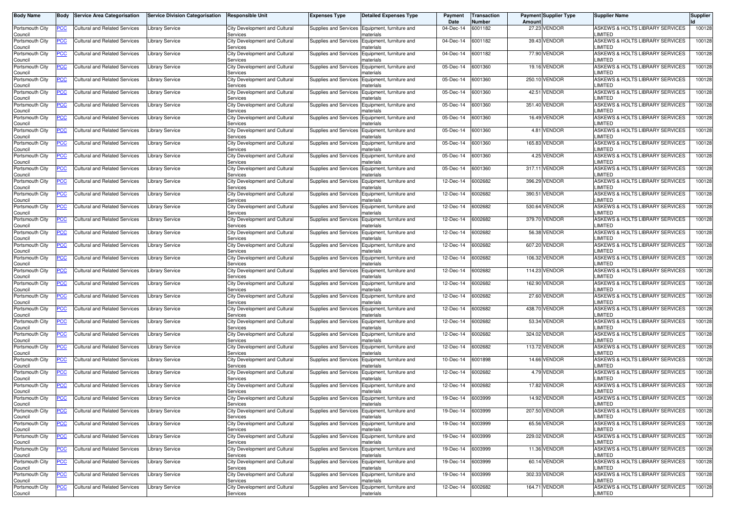| Body Name | Body | Service Area Categorisation | Service Division Categorisation | Responsible Unit | Expenses Type | Detailed Expenses Type | Payment Date | Transaction Number | Payment Amount | Supplier Type | Supplier Name | Supplier Id |
|---|---|---|---|---|---|---|---|---|---|---|---|---|
| Portsmouth City Council | PCC | Cultural and Related Services | Library Service | City Development and Cultural Services | Supplies and Services | Equipment, furniture and materials | 04-Dec-14 | 6001182 | 27.23 | VENDOR | ASKEWS & HOLTS LIBRARY SERVICES LIMITED | 100128 |
| Portsmouth City Council | PCC | Cultural and Related Services | Library Service | City Development and Cultural Services | Supplies and Services | Equipment, furniture and materials | 04-Dec-14 | 6001182 | 39.43 | VENDOR | ASKEWS & HOLTS LIBRARY SERVICES LIMITED | 100128 |
| Portsmouth City Council | PCC | Cultural and Related Services | Library Service | City Development and Cultural Services | Supplies and Services | Equipment, furniture and materials | 04-Dec-14 | 6001182 | 77.90 | VENDOR | ASKEWS & HOLTS LIBRARY SERVICES LIMITED | 100128 |
| Portsmouth City Council | PCC | Cultural and Related Services | Library Service | City Development and Cultural Services | Supplies and Services | Equipment, furniture and materials | 05-Dec-14 | 6001360 | 19.16 | VENDOR | ASKEWS & HOLTS LIBRARY SERVICES LIMITED | 100128 |
| Portsmouth City Council | PCC | Cultural and Related Services | Library Service | City Development and Cultural Services | Supplies and Services | Equipment, furniture and materials | 05-Dec-14 | 6001360 | 250.10 | VENDOR | ASKEWS & HOLTS LIBRARY SERVICES LIMITED | 100128 |
| Portsmouth City Council | PCC | Cultural and Related Services | Library Service | City Development and Cultural Services | Supplies and Services | Equipment, furniture and materials | 05-Dec-14 | 6001360 | 42.51 | VENDOR | ASKEWS & HOLTS LIBRARY SERVICES LIMITED | 100128 |
| Portsmouth City Council | PCC | Cultural and Related Services | Library Service | City Development and Cultural Services | Supplies and Services | Equipment, furniture and materials | 05-Dec-14 | 6001360 | 351.40 | VENDOR | ASKEWS & HOLTS LIBRARY SERVICES LIMITED | 100128 |
| Portsmouth City Council | PCC | Cultural and Related Services | Library Service | City Development and Cultural Services | Supplies and Services | Equipment, furniture and materials | 05-Dec-14 | 6001360 | 16.49 | VENDOR | ASKEWS & HOLTS LIBRARY SERVICES LIMITED | 100128 |
| Portsmouth City Council | PCC | Cultural and Related Services | Library Service | City Development and Cultural Services | Supplies and Services | Equipment, furniture and materials | 05-Dec-14 | 6001360 | 4.81 | VENDOR | ASKEWS & HOLTS LIBRARY SERVICES LIMITED | 100128 |
| Portsmouth City Council | PCC | Cultural and Related Services | Library Service | City Development and Cultural Services | Supplies and Services | Equipment, furniture and materials | 05-Dec-14 | 6001360 | 165.83 | VENDOR | ASKEWS & HOLTS LIBRARY SERVICES LIMITED | 100128 |
| Portsmouth City Council | PCC | Cultural and Related Services | Library Service | City Development and Cultural Services | Supplies and Services | Equipment, furniture and materials | 05-Dec-14 | 6001360 | 4.25 | VENDOR | ASKEWS & HOLTS LIBRARY SERVICES LIMITED | 100128 |
| Portsmouth City Council | PCC | Cultural and Related Services | Library Service | City Development and Cultural Services | Supplies and Services | Equipment, furniture and materials | 05-Dec-14 | 6001360 | 317.11 | VENDOR | ASKEWS & HOLTS LIBRARY SERVICES LIMITED | 100128 |
| Portsmouth City Council | PCC | Cultural and Related Services | Library Service | City Development and Cultural Services | Supplies and Services | Equipment, furniture and materials | 12-Dec-14 | 6002682 | 396.29 | VENDOR | ASKEWS & HOLTS LIBRARY SERVICES LIMITED | 100128 |
| Portsmouth City Council | PCC | Cultural and Related Services | Library Service | City Development and Cultural Services | Supplies and Services | Equipment, furniture and materials | 12-Dec-14 | 6002682 | 390.51 | VENDOR | ASKEWS & HOLTS LIBRARY SERVICES LIMITED | 100128 |
| Portsmouth City Council | PCC | Cultural and Related Services | Library Service | City Development and Cultural Services | Supplies and Services | Equipment, furniture and materials | 12-Dec-14 | 6002682 | 530.64 | VENDOR | ASKEWS & HOLTS LIBRARY SERVICES LIMITED | 100128 |
| Portsmouth City Council | PCC | Cultural and Related Services | Library Service | City Development and Cultural Services | Supplies and Services | Equipment, furniture and materials | 12-Dec-14 | 6002682 | 379.70 | VENDOR | ASKEWS & HOLTS LIBRARY SERVICES LIMITED | 100128 |
| Portsmouth City Council | PCC | Cultural and Related Services | Library Service | City Development and Cultural Services | Supplies and Services | Equipment, furniture and materials | 12-Dec-14 | 6002682 | 56.38 | VENDOR | ASKEWS & HOLTS LIBRARY SERVICES LIMITED | 100128 |
| Portsmouth City Council | PCC | Cultural and Related Services | Library Service | City Development and Cultural Services | Supplies and Services | Equipment, furniture and materials | 12-Dec-14 | 6002682 | 607.20 | VENDOR | ASKEWS & HOLTS LIBRARY SERVICES LIMITED | 100128 |
| Portsmouth City Council | PCC | Cultural and Related Services | Library Service | City Development and Cultural Services | Supplies and Services | Equipment, furniture and materials | 12-Dec-14 | 6002682 | 106.32 | VENDOR | ASKEWS & HOLTS LIBRARY SERVICES LIMITED | 100128 |
| Portsmouth City Council | PCC | Cultural and Related Services | Library Service | City Development and Cultural Services | Supplies and Services | Equipment, furniture and materials | 12-Dec-14 | 6002682 | 114.23 | VENDOR | ASKEWS & HOLTS LIBRARY SERVICES LIMITED | 100128 |
| Portsmouth City Council | PCC | Cultural and Related Services | Library Service | City Development and Cultural Services | Supplies and Services | Equipment, furniture and materials | 12-Dec-14 | 6002682 | 162.90 | VENDOR | ASKEWS & HOLTS LIBRARY SERVICES LIMITED | 100128 |
| Portsmouth City Council | PCC | Cultural and Related Services | Library Service | City Development and Cultural Services | Supplies and Services | Equipment, furniture and materials | 12-Dec-14 | 6002682 | 27.60 | VENDOR | ASKEWS & HOLTS LIBRARY SERVICES LIMITED | 100128 |
| Portsmouth City Council | PCC | Cultural and Related Services | Library Service | City Development and Cultural Services | Supplies and Services | Equipment, furniture and materials | 12-Dec-14 | 6002682 | 438.70 | VENDOR | ASKEWS & HOLTS LIBRARY SERVICES LIMITED | 100128 |
| Portsmouth City Council | PCC | Cultural and Related Services | Library Service | City Development and Cultural Services | Supplies and Services | Equipment, furniture and materials | 12-Dec-14 | 6002682 | 53.34 | VENDOR | ASKEWS & HOLTS LIBRARY SERVICES LIMITED | 100128 |
| Portsmouth City Council | PCC | Cultural and Related Services | Library Service | City Development and Cultural Services | Supplies and Services | Equipment, furniture and materials | 12-Dec-14 | 6002682 | 324.02 | VENDOR | ASKEWS & HOLTS LIBRARY SERVICES LIMITED | 100128 |
| Portsmouth City Council | PCC | Cultural and Related Services | Library Service | City Development and Cultural Services | Supplies and Services | Equipment, furniture and materials | 12-Dec-14 | 6002682 | 113.72 | VENDOR | ASKEWS & HOLTS LIBRARY SERVICES LIMITED | 100128 |
| Portsmouth City Council | PCC | Cultural and Related Services | Library Service | City Development and Cultural Services | Supplies and Services | Equipment, furniture and materials | 10-Dec-14 | 6001898 | 14.66 | VENDOR | ASKEWS & HOLTS LIBRARY SERVICES LIMITED | 100128 |
| Portsmouth City Council | PCC | Cultural and Related Services | Library Service | City Development and Cultural Services | Supplies and Services | Equipment, furniture and materials | 12-Dec-14 | 6002682 | 4.79 | VENDOR | ASKEWS & HOLTS LIBRARY SERVICES LIMITED | 100128 |
| Portsmouth City Council | PCC | Cultural and Related Services | Library Service | City Development and Cultural Services | Supplies and Services | Equipment, furniture and materials | 12-Dec-14 | 6002682 | 17.82 | VENDOR | ASKEWS & HOLTS LIBRARY SERVICES LIMITED | 100128 |
| Portsmouth City Council | PCC | Cultural and Related Services | Library Service | City Development and Cultural Services | Supplies and Services | Equipment, furniture and materials | 19-Dec-14 | 6003999 | 14.92 | VENDOR | ASKEWS & HOLTS LIBRARY SERVICES LIMITED | 100128 |
| Portsmouth City Council | PCC | Cultural and Related Services | Library Service | City Development and Cultural Services | Supplies and Services | Equipment, furniture and materials | 19-Dec-14 | 6003999 | 207.50 | VENDOR | ASKEWS & HOLTS LIBRARY SERVICES LIMITED | 100128 |
| Portsmouth City Council | PCC | Cultural and Related Services | Library Service | City Development and Cultural Services | Supplies and Services | Equipment, furniture and materials | 19-Dec-14 | 6003999 | 65.56 | VENDOR | ASKEWS & HOLTS LIBRARY SERVICES LIMITED | 100128 |
| Portsmouth City Council | PCC | Cultural and Related Services | Library Service | City Development and Cultural Services | Supplies and Services | Equipment, furniture and materials | 19-Dec-14 | 6003999 | 229.02 | VENDOR | ASKEWS & HOLTS LIBRARY SERVICES LIMITED | 100128 |
| Portsmouth City Council | PCC | Cultural and Related Services | Library Service | City Development and Cultural Services | Supplies and Services | Equipment, furniture and materials | 19-Dec-14 | 6003999 | 11.36 | VENDOR | ASKEWS & HOLTS LIBRARY SERVICES LIMITED | 100128 |
| Portsmouth City Council | PCC | Cultural and Related Services | Library Service | City Development and Cultural Services | Supplies and Services | Equipment, furniture and materials | 19-Dec-14 | 6003999 | 60.14 | VENDOR | ASKEWS & HOLTS LIBRARY SERVICES LIMITED | 100128 |
| Portsmouth City Council | PCC | Cultural and Related Services | Library Service | City Development and Cultural Services | Supplies and Services | Equipment, furniture and materials | 19-Dec-14 | 6003999 | 302.33 | VENDOR | ASKEWS & HOLTS LIBRARY SERVICES LIMITED | 100128 |
| Portsmouth City Council | PCC | Cultural and Related Services | Library Service | City Development and Cultural Services | Supplies and Services | Equipment, furniture and materials | 12-Dec-14 | 6002682 | 164.71 | VENDOR | ASKEWS & HOLTS LIBRARY SERVICES LIMITED | 100128 |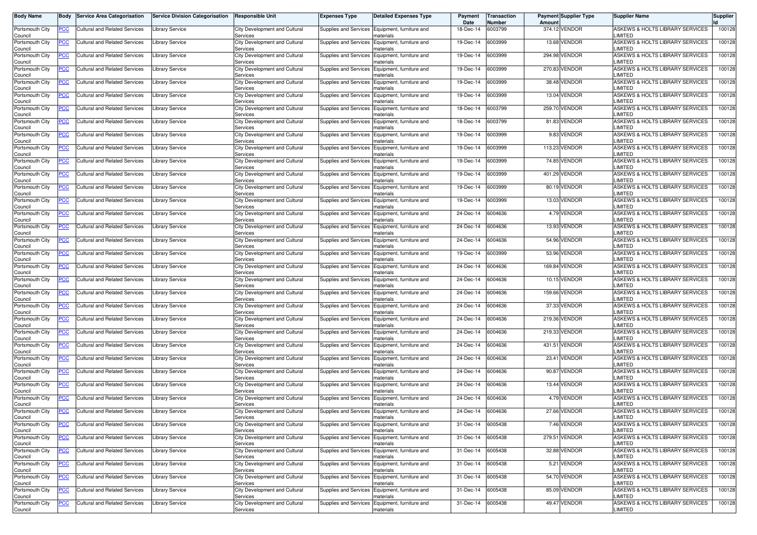| Body Name | Body | Service Area Categorisation | Service Division Categorisation | Responsible Unit | Expenses Type | Detailed Expenses Type | Payment Date | Transaction Number | Payment Amount | Supplier Type | Supplier Name | Supplier Id |
|---|---|---|---|---|---|---|---|---|---|---|---|---|
| Portsmouth City Council | PCC | Cultural and Related Services | Library Service | City Development and Cultural Services | Supplies and Services | Equipment, furniture and materials | 18-Dec-14 | 6003799 | 374.12 | VENDOR | ASKEWS & HOLTS LIBRARY SERVICES LIMITED | 100128 |
| Portsmouth City Council | PCC | Cultural and Related Services | Library Service | City Development and Cultural Services | Supplies and Services | Equipment, furniture and materials | 19-Dec-14 | 6003999 | 13.68 | VENDOR | ASKEWS & HOLTS LIBRARY SERVICES LIMITED | 100128 |
| Portsmouth City Council | PCC | Cultural and Related Services | Library Service | City Development and Cultural Services | Supplies and Services | Equipment, furniture and materials | 19-Dec-14 | 6003999 | 294.98 | VENDOR | ASKEWS & HOLTS LIBRARY SERVICES LIMITED | 100128 |
| Portsmouth City Council | PCC | Cultural and Related Services | Library Service | City Development and Cultural Services | Supplies and Services | Equipment, furniture and materials | 19-Dec-14 | 6003999 | 270.83 | VENDOR | ASKEWS & HOLTS LIBRARY SERVICES LIMITED | 100128 |
| Portsmouth City Council | PCC | Cultural and Related Services | Library Service | City Development and Cultural Services | Supplies and Services | Equipment, furniture and materials | 19-Dec-14 | 6003999 | 38.48 | VENDOR | ASKEWS & HOLTS LIBRARY SERVICES LIMITED | 100128 |
| Portsmouth City Council | PCC | Cultural and Related Services | Library Service | City Development and Cultural Services | Supplies and Services | Equipment, furniture and materials | 19-Dec-14 | 6003999 | 13.04 | VENDOR | ASKEWS & HOLTS LIBRARY SERVICES LIMITED | 100128 |
| Portsmouth City Council | PCC | Cultural and Related Services | Library Service | City Development and Cultural Services | Supplies and Services | Equipment, furniture and materials | 18-Dec-14 | 6003799 | 259.70 | VENDOR | ASKEWS & HOLTS LIBRARY SERVICES LIMITED | 100128 |
| Portsmouth City Council | PCC | Cultural and Related Services | Library Service | City Development and Cultural Services | Supplies and Services | Equipment, furniture and materials | 18-Dec-14 | 6003799 | 81.83 | VENDOR | ASKEWS & HOLTS LIBRARY SERVICES LIMITED | 100128 |
| Portsmouth City Council | PCC | Cultural and Related Services | Library Service | City Development and Cultural Services | Supplies and Services | Equipment, furniture and materials | 19-Dec-14 | 6003999 | 9.83 | VENDOR | ASKEWS & HOLTS LIBRARY SERVICES LIMITED | 100128 |
| Portsmouth City Council | PCC | Cultural and Related Services | Library Service | City Development and Cultural Services | Supplies and Services | Equipment, furniture and materials | 19-Dec-14 | 6003999 | 113.23 | VENDOR | ASKEWS & HOLTS LIBRARY SERVICES LIMITED | 100128 |
| Portsmouth City Council | PCC | Cultural and Related Services | Library Service | City Development and Cultural Services | Supplies and Services | Equipment, furniture and materials | 19-Dec-14 | 6003999 | 74.85 | VENDOR | ASKEWS & HOLTS LIBRARY SERVICES LIMITED | 100128 |
| Portsmouth City Council | PCC | Cultural and Related Services | Library Service | City Development and Cultural Services | Supplies and Services | Equipment, furniture and materials | 19-Dec-14 | 6003999 | 401.29 | VENDOR | ASKEWS & HOLTS LIBRARY SERVICES LIMITED | 100128 |
| Portsmouth City Council | PCC | Cultural and Related Services | Library Service | City Development and Cultural Services | Supplies and Services | Equipment, furniture and materials | 19-Dec-14 | 6003999 | 80.19 | VENDOR | ASKEWS & HOLTS LIBRARY SERVICES LIMITED | 100128 |
| Portsmouth City Council | PCC | Cultural and Related Services | Library Service | City Development and Cultural Services | Supplies and Services | Equipment, furniture and materials | 19-Dec-14 | 6003999 | 13.03 | VENDOR | ASKEWS & HOLTS LIBRARY SERVICES LIMITED | 100128 |
| Portsmouth City Council | PCC | Cultural and Related Services | Library Service | City Development and Cultural Services | Supplies and Services | Equipment, furniture and materials | 24-Dec-14 | 6004636 | 4.79 | VENDOR | ASKEWS & HOLTS LIBRARY SERVICES LIMITED | 100128 |
| Portsmouth City Council | PCC | Cultural and Related Services | Library Service | City Development and Cultural Services | Supplies and Services | Equipment, furniture and materials | 24-Dec-14 | 6004636 | 13.93 | VENDOR | ASKEWS & HOLTS LIBRARY SERVICES LIMITED | 100128 |
| Portsmouth City Council | PCC | Cultural and Related Services | Library Service | City Development and Cultural Services | Supplies and Services | Equipment, furniture and materials | 24-Dec-14 | 6004636 | 54.96 | VENDOR | ASKEWS & HOLTS LIBRARY SERVICES LIMITED | 100128 |
| Portsmouth City Council | PCC | Cultural and Related Services | Library Service | City Development and Cultural Services | Supplies and Services | Equipment, furniture and materials | 19-Dec-14 | 6003999 | 53.96 | VENDOR | ASKEWS & HOLTS LIBRARY SERVICES LIMITED | 100128 |
| Portsmouth City Council | PCC | Cultural and Related Services | Library Service | City Development and Cultural Services | Supplies and Services | Equipment, furniture and materials | 24-Dec-14 | 6004636 | 169.84 | VENDOR | ASKEWS & HOLTS LIBRARY SERVICES LIMITED | 100128 |
| Portsmouth City Council | PCC | Cultural and Related Services | Library Service | City Development and Cultural Services | Supplies and Services | Equipment, furniture and materials | 24-Dec-14 | 6004636 | 10.15 | VENDOR | ASKEWS & HOLTS LIBRARY SERVICES LIMITED | 100128 |
| Portsmouth City Council | PCC | Cultural and Related Services | Library Service | City Development and Cultural Services | Supplies and Services | Equipment, furniture and materials | 24-Dec-14 | 6004636 | 159.66 | VENDOR | ASKEWS & HOLTS LIBRARY SERVICES LIMITED | 100128 |
| Portsmouth City Council | PCC | Cultural and Related Services | Library Service | City Development and Cultural Services | Supplies and Services | Equipment, furniture and materials | 24-Dec-14 | 6004636 | 37.33 | VENDOR | ASKEWS & HOLTS LIBRARY SERVICES LIMITED | 100128 |
| Portsmouth City Council | PCC | Cultural and Related Services | Library Service | City Development and Cultural Services | Supplies and Services | Equipment, furniture and materials | 24-Dec-14 | 6004636 | 219.36 | VENDOR | ASKEWS & HOLTS LIBRARY SERVICES LIMITED | 100128 |
| Portsmouth City Council | PCC | Cultural and Related Services | Library Service | City Development and Cultural Services | Supplies and Services | Equipment, furniture and materials | 24-Dec-14 | 6004636 | 219.33 | VENDOR | ASKEWS & HOLTS LIBRARY SERVICES LIMITED | 100128 |
| Portsmouth City Council | PCC | Cultural and Related Services | Library Service | City Development and Cultural Services | Supplies and Services | Equipment, furniture and materials | 24-Dec-14 | 6004636 | 431.51 | VENDOR | ASKEWS & HOLTS LIBRARY SERVICES LIMITED | 100128 |
| Portsmouth City Council | PCC | Cultural and Related Services | Library Service | City Development and Cultural Services | Supplies and Services | Equipment, furniture and materials | 24-Dec-14 | 6004636 | 23.41 | VENDOR | ASKEWS & HOLTS LIBRARY SERVICES LIMITED | 100128 |
| Portsmouth City Council | PCC | Cultural and Related Services | Library Service | City Development and Cultural Services | Supplies and Services | Equipment, furniture and materials | 24-Dec-14 | 6004636 | 90.87 | VENDOR | ASKEWS & HOLTS LIBRARY SERVICES LIMITED | 100128 |
| Portsmouth City Council | PCC | Cultural and Related Services | Library Service | City Development and Cultural Services | Supplies and Services | Equipment, furniture and materials | 24-Dec-14 | 6004636 | 13.44 | VENDOR | ASKEWS & HOLTS LIBRARY SERVICES LIMITED | 100128 |
| Portsmouth City Council | PCC | Cultural and Related Services | Library Service | City Development and Cultural Services | Supplies and Services | Equipment, furniture and materials | 24-Dec-14 | 6004636 | 4.79 | VENDOR | ASKEWS & HOLTS LIBRARY SERVICES LIMITED | 100128 |
| Portsmouth City Council | PCC | Cultural and Related Services | Library Service | City Development and Cultural Services | Supplies and Services | Equipment, furniture and materials | 24-Dec-14 | 6004636 | 27.66 | VENDOR | ASKEWS & HOLTS LIBRARY SERVICES LIMITED | 100128 |
| Portsmouth City Council | PCC | Cultural and Related Services | Library Service | City Development and Cultural Services | Supplies and Services | Equipment, furniture and materials | 31-Dec-14 | 6005438 | 7.46 | VENDOR | ASKEWS & HOLTS LIBRARY SERVICES LIMITED | 100128 |
| Portsmouth City Council | PCC | Cultural and Related Services | Library Service | City Development and Cultural Services | Supplies and Services | Equipment, furniture and materials | 31-Dec-14 | 6005438 | 279.51 | VENDOR | ASKEWS & HOLTS LIBRARY SERVICES LIMITED | 100128 |
| Portsmouth City Council | PCC | Cultural and Related Services | Library Service | City Development and Cultural Services | Supplies and Services | Equipment, furniture and materials | 31-Dec-14 | 6005438 | 32.88 | VENDOR | ASKEWS & HOLTS LIBRARY SERVICES LIMITED | 100128 |
| Portsmouth City Council | PCC | Cultural and Related Services | Library Service | City Development and Cultural Services | Supplies and Services | Equipment, furniture and materials | 31-Dec-14 | 6005438 | 5.21 | VENDOR | ASKEWS & HOLTS LIBRARY SERVICES LIMITED | 100128 |
| Portsmouth City Council | PCC | Cultural and Related Services | Library Service | City Development and Cultural Services | Supplies and Services | Equipment, furniture and materials | 31-Dec-14 | 6005438 | 54.70 | VENDOR | ASKEWS & HOLTS LIBRARY SERVICES LIMITED | 100128 |
| Portsmouth City Council | PCC | Cultural and Related Services | Library Service | City Development and Cultural Services | Supplies and Services | Equipment, furniture and materials | 31-Dec-14 | 6005438 | 85.09 | VENDOR | ASKEWS & HOLTS LIBRARY SERVICES LIMITED | 100128 |
| Portsmouth City Council | PCC | Cultural and Related Services | Library Service | City Development and Cultural Services | Supplies and Services | Equipment, furniture and materials | 31-Dec-14 | 6005438 | 49.47 | VENDOR | ASKEWS & HOLTS LIBRARY SERVICES LIMITED | 100128 |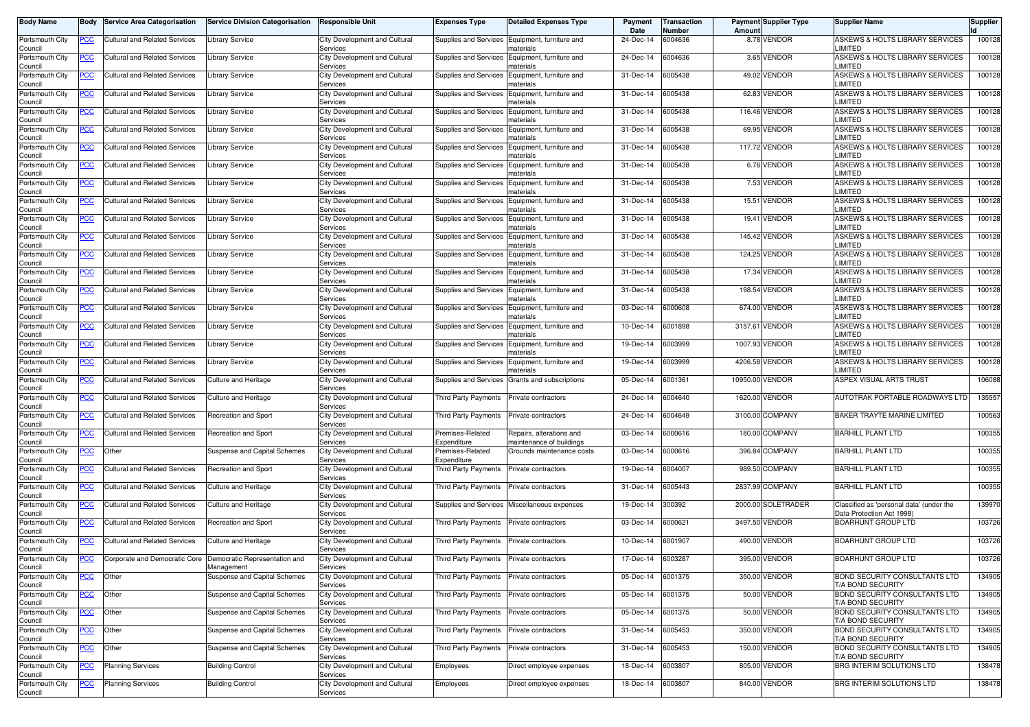| Body Name | Body | Service Area Categorisation | Service Division Categorisation | Responsible Unit | Expenses Type | Detailed Expenses Type | Payment Date | Transaction Number | Payment Amount | Supplier Type | Supplier Name | Supplier Id |
|---|---|---|---|---|---|---|---|---|---|---|---|---|
| Portsmouth City Council | PCC | Cultural and Related Services | Library Service | City Development and Cultural Services | Supplies and Services | Equipment, furniture and materials | 24-Dec-14 | 6004636 | 8.78 | VENDOR | ASKEWS & HOLTS LIBRARY SERVICES LIMITED | 100128 |
| Portsmouth City Council | PCC | Cultural and Related Services | Library Service | City Development and Cultural Services | Supplies and Services | Equipment, furniture and materials | 24-Dec-14 | 6004636 | 3.65 | VENDOR | ASKEWS & HOLTS LIBRARY SERVICES LIMITED | 100128 |
| Portsmouth City Council | PCC | Cultural and Related Services | Library Service | City Development and Cultural Services | Supplies and Services | Equipment, furniture and materials | 31-Dec-14 | 6005438 | 49.02 | VENDOR | ASKEWS & HOLTS LIBRARY SERVICES LIMITED | 100128 |
| Portsmouth City Council | PCC | Cultural and Related Services | Library Service | City Development and Cultural Services | Supplies and Services | Equipment, furniture and materials | 31-Dec-14 | 6005438 | 62.83 | VENDOR | ASKEWS & HOLTS LIBRARY SERVICES LIMITED | 100128 |
| Portsmouth City Council | PCC | Cultural and Related Services | Library Service | City Development and Cultural Services | Supplies and Services | Equipment, furniture and materials | 31-Dec-14 | 6005438 | 116.46 | VENDOR | ASKEWS & HOLTS LIBRARY SERVICES LIMITED | 100128 |
| Portsmouth City Council | PCC | Cultural and Related Services | Library Service | City Development and Cultural Services | Supplies and Services | Equipment, furniture and materials | 31-Dec-14 | 6005438 | 69.95 | VENDOR | ASKEWS & HOLTS LIBRARY SERVICES LIMITED | 100128 |
| Portsmouth City Council | PCC | Cultural and Related Services | Library Service | City Development and Cultural Services | Supplies and Services | Equipment, furniture and materials | 31-Dec-14 | 6005438 | 117.72 | VENDOR | ASKEWS & HOLTS LIBRARY SERVICES LIMITED | 100128 |
| Portsmouth City Council | PCC | Cultural and Related Services | Library Service | City Development and Cultural Services | Supplies and Services | Equipment, furniture and materials | 31-Dec-14 | 6005438 | 6.76 | VENDOR | ASKEWS & HOLTS LIBRARY SERVICES LIMITED | 100128 |
| Portsmouth City Council | PCC | Cultural and Related Services | Library Service | City Development and Cultural Services | Supplies and Services | Equipment, furniture and materials | 31-Dec-14 | 6005438 | 7.53 | VENDOR | ASKEWS & HOLTS LIBRARY SERVICES LIMITED | 100128 |
| Portsmouth City Council | PCC | Cultural and Related Services | Library Service | City Development and Cultural Services | Supplies and Services | Equipment, furniture and materials | 31-Dec-14 | 6005438 | 15.51 | VENDOR | ASKEWS & HOLTS LIBRARY SERVICES LIMITED | 100128 |
| Portsmouth City Council | PCC | Cultural and Related Services | Library Service | City Development and Cultural Services | Supplies and Services | Equipment, furniture and materials | 31-Dec-14 | 6005438 | 19.41 | VENDOR | ASKEWS & HOLTS LIBRARY SERVICES LIMITED | 100128 |
| Portsmouth City Council | PCC | Cultural and Related Services | Library Service | City Development and Cultural Services | Supplies and Services | Equipment, furniture and materials | 31-Dec-14 | 6005438 | 145.42 | VENDOR | ASKEWS & HOLTS LIBRARY SERVICES LIMITED | 100128 |
| Portsmouth City Council | PCC | Cultural and Related Services | Library Service | City Development and Cultural Services | Supplies and Services | Equipment, furniture and materials | 31-Dec-14 | 6005438 | 124.25 | VENDOR | ASKEWS & HOLTS LIBRARY SERVICES LIMITED | 100128 |
| Portsmouth City Council | PCC | Cultural and Related Services | Library Service | City Development and Cultural Services | Supplies and Services | Equipment, furniture and materials | 31-Dec-14 | 6005438 | 17.34 | VENDOR | ASKEWS & HOLTS LIBRARY SERVICES LIMITED | 100128 |
| Portsmouth City Council | PCC | Cultural and Related Services | Library Service | City Development and Cultural Services | Supplies and Services | Equipment, furniture and materials | 31-Dec-14 | 6005438 | 198.54 | VENDOR | ASKEWS & HOLTS LIBRARY SERVICES LIMITED | 100128 |
| Portsmouth City Council | PCC | Cultural and Related Services | Library Service | City Development and Cultural Services | Supplies and Services | Equipment, furniture and materials | 03-Dec-14 | 6000608 | 674.00 | VENDOR | ASKEWS & HOLTS LIBRARY SERVICES LIMITED | 100128 |
| Portsmouth City Council | PCC | Cultural and Related Services | Library Service | City Development and Cultural Services | Supplies and Services | Equipment, furniture and materials | 10-Dec-14 | 6001898 | 3157.61 | VENDOR | ASKEWS & HOLTS LIBRARY SERVICES LIMITED | 100128 |
| Portsmouth City Council | PCC | Cultural and Related Services | Library Service | City Development and Cultural Services | Supplies and Services | Equipment, furniture and materials | 19-Dec-14 | 6003999 | 1007.93 | VENDOR | ASKEWS & HOLTS LIBRARY SERVICES LIMITED | 100128 |
| Portsmouth City Council | PCC | Cultural and Related Services | Library Service | City Development and Cultural Services | Supplies and Services | Equipment, furniture and materials | 19-Dec-14 | 6003999 | 4206.58 | VENDOR | ASKEWS & HOLTS LIBRARY SERVICES LIMITED | 100128 |
| Portsmouth City Council | PCC | Cultural and Related Services | Culture and Heritage | City Development and Cultural Services | Supplies and Services | Grants and subscriptions | 05-Dec-14 | 6001361 | 10950.00 | VENDOR | ASPEX VISUAL ARTS TRUST | 106088 |
| Portsmouth City Council | PCC | Cultural and Related Services | Culture and Heritage | City Development and Cultural Services | Third Party Payments | Private contractors | 24-Dec-14 | 6004640 | 1620.00 | VENDOR | AUTOTRAK PORTABLE ROADWAYS LTD | 135557 |
| Portsmouth City Council | PCC | Cultural and Related Services | Recreation and Sport | City Development and Cultural Services | Third Party Payments | Private contractors | 24-Dec-14 | 6004649 | 3100.00 | COMPANY | BAKER TRAYTE MARINE LIMITED | 100563 |
| Portsmouth City Council | PCC | Cultural and Related Services | Recreation and Sport | City Development and Cultural Services | Premises-Related Expenditure | Repairs, alterations and maintenance of buildings | 03-Dec-14 | 6000616 | 180.00 | COMPANY | BARHILL PLANT LTD | 100355 |
| Portsmouth City Council | PCC | Other | Suspense and Capital Schemes | City Development and Cultural Services | Premises-Related Expenditure | Grounds maintenance costs | 03-Dec-14 | 6000616 | 396.84 | COMPANY | BARHILL PLANT LTD | 100355 |
| Portsmouth City Council | PCC | Cultural and Related Services | Recreation and Sport | City Development and Cultural Services | Third Party Payments | Private contractors | 19-Dec-14 | 6004007 | 989.50 | COMPANY | BARHILL PLANT LTD | 100355 |
| Portsmouth City Council | PCC | Cultural and Related Services | Culture and Heritage | City Development and Cultural Services | Third Party Payments | Private contractors | 31-Dec-14 | 6005443 | 2837.99 | COMPANY | BARHILL PLANT LTD | 100355 |
| Portsmouth City Council | PCC | Cultural and Related Services | Culture and Heritage | City Development and Cultural Services | Supplies and Services | Miscellaneous expenses | 19-Dec-14 | 300392 | 2000.00 | SOLETRADER | Classified as 'personal data' (under the Data Protection Act 1998) | 139970 |
| Portsmouth City Council | PCC | Cultural and Related Services | Recreation and Sport | City Development and Cultural Services | Third Party Payments | Private contractors | 03-Dec-14 | 6000621 | 3497.50 | VENDOR | BOARHUNT GROUP LTD | 103726 |
| Portsmouth City Council | PCC | Cultural and Related Services | Culture and Heritage | City Development and Cultural Services | Third Party Payments | Private contractors | 10-Dec-14 | 6001907 | 490.00 | VENDOR | BOARHUNT GROUP LTD | 103726 |
| Portsmouth City Council | PCC | Corporate and Democratic Core | Democratic Representation and Management | City Development and Cultural Services | Third Party Payments | Private contractors | 17-Dec-14 | 6003287 | 395.00 | VENDOR | BOARHUNT GROUP LTD | 103726 |
| Portsmouth City Council | PCC | Other | Suspense and Capital Schemes | City Development and Cultural Services | Third Party Payments | Private contractors | 05-Dec-14 | 6001375 | 350.00 | VENDOR | BOND SECURITY CONSULTANTS LTD T/A BOND SECURITY | 134905 |
| Portsmouth City Council | PCC | Other | Suspense and Capital Schemes | City Development and Cultural Services | Third Party Payments | Private contractors | 05-Dec-14 | 6001375 | 50.00 | VENDOR | BOND SECURITY CONSULTANTS LTD T/A BOND SECURITY | 134905 |
| Portsmouth City Council | PCC | Other | Suspense and Capital Schemes | City Development and Cultural Services | Third Party Payments | Private contractors | 05-Dec-14 | 6001375 | 50.00 | VENDOR | BOND SECURITY CONSULTANTS LTD T/A BOND SECURITY | 134905 |
| Portsmouth City Council | PCC | Other | Suspense and Capital Schemes | City Development and Cultural Services | Third Party Payments | Private contractors | 31-Dec-14 | 6005453 | 350.00 | VENDOR | BOND SECURITY CONSULTANTS LTD T/A BOND SECURITY | 134905 |
| Portsmouth City Council | PCC | Other | Suspense and Capital Schemes | City Development and Cultural Services | Third Party Payments | Private contractors | 31-Dec-14 | 6005453 | 150.00 | VENDOR | BOND SECURITY CONSULTANTS LTD T/A BOND SECURITY | 134905 |
| Portsmouth City Council | PCC | Planning Services | Building Control | City Development and Cultural Services | Employees | Direct employee expenses | 18-Dec-14 | 6003807 | 805.00 | VENDOR | BRG INTERIM SOLUTIONS LTD | 138478 |
| Portsmouth City Council | PCC | Planning Services | Building Control | City Development and Cultural Services | Employees | Direct employee expenses | 18-Dec-14 | 6003807 | 840.00 | VENDOR | BRG INTERIM SOLUTIONS LTD | 138478 |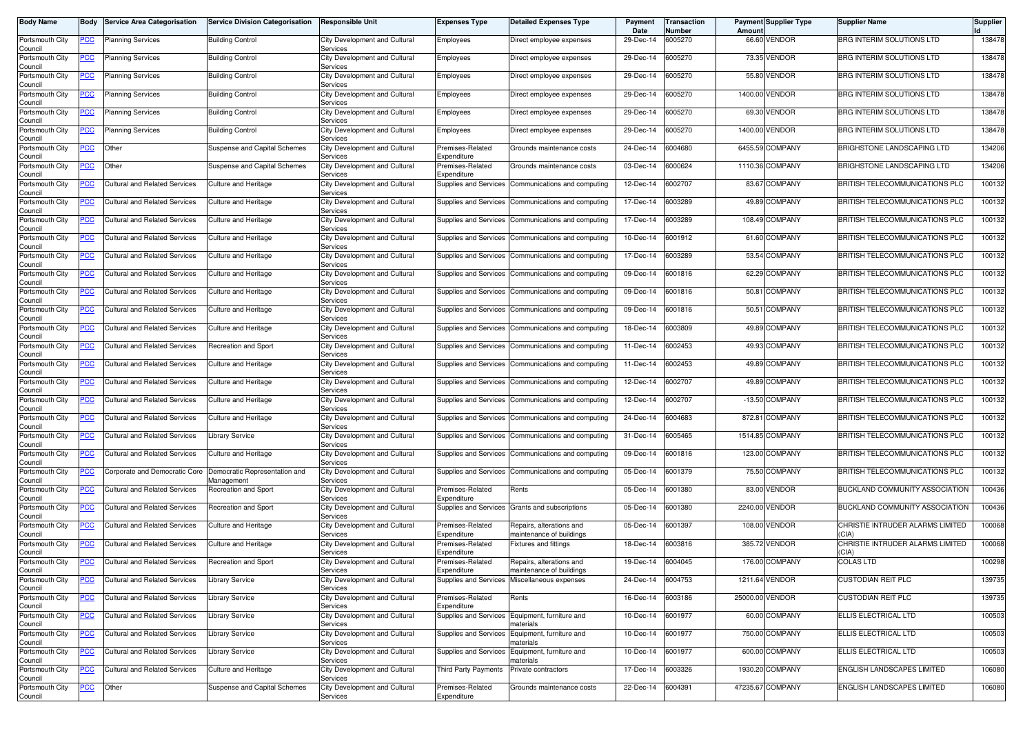| Body Name | Body | Service Area Categorisation | Service Division Categorisation | Responsible Unit | Expenses Type | Detailed Expenses Type | Payment Date | Transaction Number | Payment Amount | Supplier Type | Supplier Name | Supplier Id |
|---|---|---|---|---|---|---|---|---|---|---|---|---|
| Portsmouth City Council | PCC | Planning Services | Building Control | City Development and Cultural Services | Employees | Direct employee expenses | 29-Dec-14 | 6005270 | 66.60 | VENDOR | BRG INTERIM SOLUTIONS LTD | 138478 |
| Portsmouth City Council | PCC | Planning Services | Building Control | City Development and Cultural Services | Employees | Direct employee expenses | 29-Dec-14 | 6005270 | 73.35 | VENDOR | BRG INTERIM SOLUTIONS LTD | 138478 |
| Portsmouth City Council | PCC | Planning Services | Building Control | City Development and Cultural Services | Employees | Direct employee expenses | 29-Dec-14 | 6005270 | 55.80 | VENDOR | BRG INTERIM SOLUTIONS LTD | 138478 |
| Portsmouth City Council | PCC | Planning Services | Building Control | City Development and Cultural Services | Employees | Direct employee expenses | 29-Dec-14 | 6005270 | 1400.00 | VENDOR | BRG INTERIM SOLUTIONS LTD | 138478 |
| Portsmouth City Council | PCC | Planning Services | Building Control | City Development and Cultural Services | Employees | Direct employee expenses | 29-Dec-14 | 6005270 | 69.30 | VENDOR | BRG INTERIM SOLUTIONS LTD | 138478 |
| Portsmouth City Council | PCC | Planning Services | Building Control | City Development and Cultural Services | Employees | Direct employee expenses | 29-Dec-14 | 6005270 | 1400.00 | VENDOR | BRG INTERIM SOLUTIONS LTD | 138478 |
| Portsmouth City Council | PCC | Other | Suspense and Capital Schemes | City Development and Cultural Services | Premises-Related Expenditure | Grounds maintenance costs | 24-Dec-14 | 6004680 | 6455.59 | COMPANY | BRIGHSTONE LANDSCAPING LTD | 134206 |
| Portsmouth City Council | PCC | Other | Suspense and Capital Schemes | City Development and Cultural Services | Premises-Related Expenditure | Grounds maintenance costs | 03-Dec-14 | 6000624 | 1110.36 | COMPANY | BRIGHSTONE LANDSCAPING LTD | 134206 |
| Portsmouth City Council | PCC | Cultural and Related Services | Culture and Heritage | City Development and Cultural Services | Supplies and Services | Communications and computing | 12-Dec-14 | 6002707 | 83.67 | COMPANY | BRITISH TELECOMMUNICATIONS PLC | 100132 |
| Portsmouth City Council | PCC | Cultural and Related Services | Culture and Heritage | City Development and Cultural Services | Supplies and Services | Communications and computing | 17-Dec-14 | 6003289 | 49.89 | COMPANY | BRITISH TELECOMMUNICATIONS PLC | 100132 |
| Portsmouth City Council | PCC | Cultural and Related Services | Culture and Heritage | City Development and Cultural Services | Supplies and Services | Communications and computing | 17-Dec-14 | 6003289 | 108.49 | COMPANY | BRITISH TELECOMMUNICATIONS PLC | 100132 |
| Portsmouth City Council | PCC | Cultural and Related Services | Culture and Heritage | City Development and Cultural Services | Supplies and Services | Communications and computing | 10-Dec-14 | 6001912 | 61.60 | COMPANY | BRITISH TELECOMMUNICATIONS PLC | 100132 |
| Portsmouth City Council | PCC | Cultural and Related Services | Culture and Heritage | City Development and Cultural Services | Supplies and Services | Communications and computing | 17-Dec-14 | 6003289 | 53.54 | COMPANY | BRITISH TELECOMMUNICATIONS PLC | 100132 |
| Portsmouth City Council | PCC | Cultural and Related Services | Culture and Heritage | City Development and Cultural Services | Supplies and Services | Communications and computing | 09-Dec-14 | 6001816 | 62.29 | COMPANY | BRITISH TELECOMMUNICATIONS PLC | 100132 |
| Portsmouth City Council | PCC | Cultural and Related Services | Culture and Heritage | City Development and Cultural Services | Supplies and Services | Communications and computing | 09-Dec-14 | 6001816 | 50.81 | COMPANY | BRITISH TELECOMMUNICATIONS PLC | 100132 |
| Portsmouth City Council | PCC | Cultural and Related Services | Culture and Heritage | City Development and Cultural Services | Supplies and Services | Communications and computing | 09-Dec-14 | 6001816 | 50.51 | COMPANY | BRITISH TELECOMMUNICATIONS PLC | 100132 |
| Portsmouth City Council | PCC | Cultural and Related Services | Culture and Heritage | City Development and Cultural Services | Supplies and Services | Communications and computing | 18-Dec-14 | 6003809 | 49.89 | COMPANY | BRITISH TELECOMMUNICATIONS PLC | 100132 |
| Portsmouth City Council | PCC | Cultural and Related Services | Recreation and Sport | City Development and Cultural Services | Supplies and Services | Communications and computing | 11-Dec-14 | 6002453 | 49.93 | COMPANY | BRITISH TELECOMMUNICATIONS PLC | 100132 |
| Portsmouth City Council | PCC | Cultural and Related Services | Culture and Heritage | City Development and Cultural Services | Supplies and Services | Communications and computing | 11-Dec-14 | 6002453 | 49.89 | COMPANY | BRITISH TELECOMMUNICATIONS PLC | 100132 |
| Portsmouth City Council | PCC | Cultural and Related Services | Culture and Heritage | City Development and Cultural Services | Supplies and Services | Communications and computing | 12-Dec-14 | 6002707 | 49.89 | COMPANY | BRITISH TELECOMMUNICATIONS PLC | 100132 |
| Portsmouth City Council | PCC | Cultural and Related Services | Culture and Heritage | City Development and Cultural Services | Supplies and Services | Communications and computing | 12-Dec-14 | 6002707 | -13.50 | COMPANY | BRITISH TELECOMMUNICATIONS PLC | 100132 |
| Portsmouth City Council | PCC | Cultural and Related Services | Culture and Heritage | City Development and Cultural Services | Supplies and Services | Communications and computing | 24-Dec-14 | 6004683 | 872.81 | COMPANY | BRITISH TELECOMMUNICATIONS PLC | 100132 |
| Portsmouth City Council | PCC | Cultural and Related Services | Library Service | City Development and Cultural Services | Supplies and Services | Communications and computing | 31-Dec-14 | 6005465 | 1514.85 | COMPANY | BRITISH TELECOMMUNICATIONS PLC | 100132 |
| Portsmouth City Council | PCC | Cultural and Related Services | Culture and Heritage | City Development and Cultural Services | Supplies and Services | Communications and computing | 09-Dec-14 | 6001816 | 123.00 | COMPANY | BRITISH TELECOMMUNICATIONS PLC | 100132 |
| Portsmouth City Council | PCC | Corporate and Democratic Core | Democratic Representation and Management | City Development and Cultural Services | Supplies and Services | Communications and computing | 05-Dec-14 | 6001379 | 75.50 | COMPANY | BRITISH TELECOMMUNICATIONS PLC | 100132 |
| Portsmouth City Council | PCC | Cultural and Related Services | Recreation and Sport | City Development and Cultural Services | Premises-Related Expenditure | Rents | 05-Dec-14 | 6001380 | 83.00 | VENDOR | BUCKLAND COMMUNITY ASSOCIATION | 100436 |
| Portsmouth City Council | PCC | Cultural and Related Services | Recreation and Sport | City Development and Cultural Services | Supplies and Services | Grants and subscriptions | 05-Dec-14 | 6001380 | 2240.00 | VENDOR | BUCKLAND COMMUNITY ASSOCIATION | 100436 |
| Portsmouth City Council | PCC | Cultural and Related Services | Culture and Heritage | City Development and Cultural Services | Premises-Related Expenditure | Repairs, alterations and maintenance of buildings | 05-Dec-14 | 6001397 | 108.00 | VENDOR | CHRISTIE INTRUDER ALARMS LIMITED (CIA) | 100068 |
| Portsmouth City Council | PCC | Cultural and Related Services | Culture and Heritage | City Development and Cultural Services | Premises-Related Expenditure | Fixtures and fittings | 18-Dec-14 | 6003816 | 385.72 | VENDOR | CHRISTIE INTRUDER ALARMS LIMITED (CIA) | 100068 |
| Portsmouth City Council | PCC | Cultural and Related Services | Recreation and Sport | City Development and Cultural Services | Premises-Related Expenditure | Repairs, alterations and maintenance of buildings | 19-Dec-14 | 6004045 | 176.00 | COMPANY | COLAS LTD | 100298 |
| Portsmouth City Council | PCC | Cultural and Related Services | Library Service | City Development and Cultural Services | Supplies and Services | Miscellaneous expenses | 24-Dec-14 | 6004753 | 1211.64 | VENDOR | CUSTODIAN REIT PLC | 139735 |
| Portsmouth City Council | PCC | Cultural and Related Services | Library Service | City Development and Cultural Services | Premises-Related Expenditure | Rents | 16-Dec-14 | 6003186 | 25000.00 | VENDOR | CUSTODIAN REIT PLC | 139735 |
| Portsmouth City Council | PCC | Cultural and Related Services | Library Service | City Development and Cultural Services | Supplies and Services | Equipment, furniture and materials | 10-Dec-14 | 6001977 | 60.00 | COMPANY | ELLIS ELECTRICAL LTD | 100503 |
| Portsmouth City Council | PCC | Cultural and Related Services | Library Service | City Development and Cultural Services | Supplies and Services | Equipment, furniture and materials | 10-Dec-14 | 6001977 | 750.00 | COMPANY | ELLIS ELECTRICAL LTD | 100503 |
| Portsmouth City Council | PCC | Cultural and Related Services | Library Service | City Development and Cultural Services | Supplies and Services | Equipment, furniture and materials | 10-Dec-14 | 6001977 | 600.00 | COMPANY | ELLIS ELECTRICAL LTD | 100503 |
| Portsmouth City Council | PCC | Cultural and Related Services | Culture and Heritage | City Development and Cultural Services | Third Party Payments | Private contractors | 17-Dec-14 | 6003326 | 1930.20 | COMPANY | ENGLISH LANDSCAPES LIMITED | 106080 |
| Portsmouth City Council | PCC | Other | Suspense and Capital Schemes | City Development and Cultural Services | Premises-Related Expenditure | Grounds maintenance costs | 22-Dec-14 | 6004391 | 47235.67 | COMPANY | ENGLISH LANDSCAPES LIMITED | 106080 |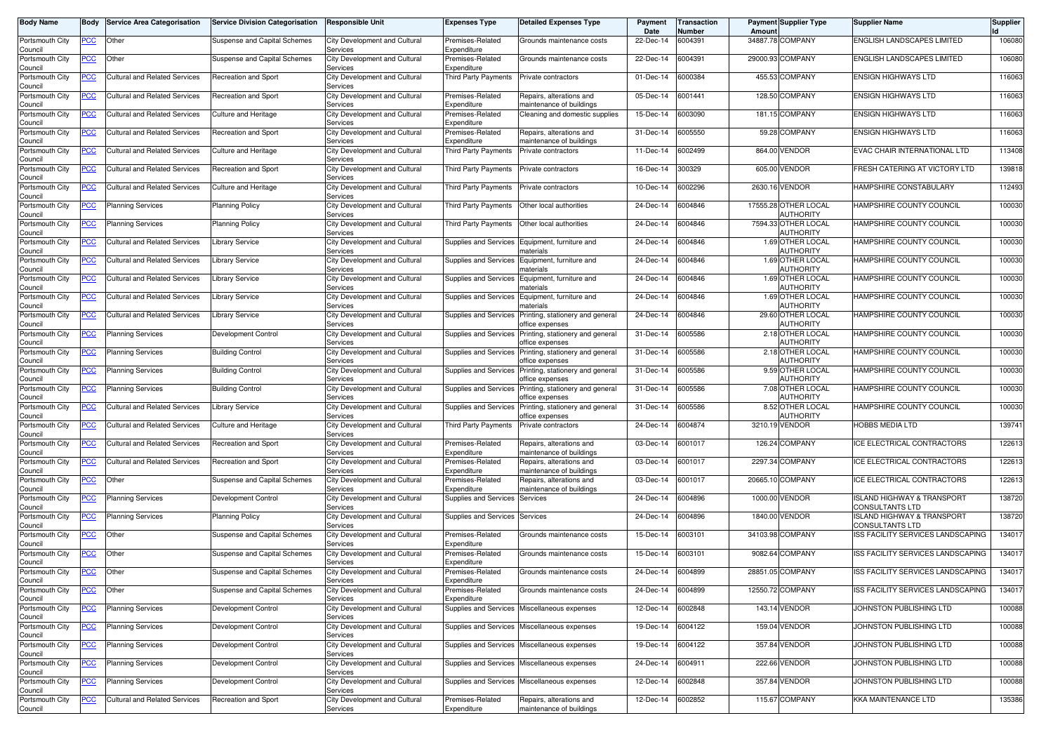| Body Name | Body | Service Area Categorisation | Service Division Categorisation | Responsible Unit | Expenses Type | Detailed Expenses Type | Payment Date | Transaction Number | Payment Amount | Supplier Type | Supplier Name | Supplier Id |
|---|---|---|---|---|---|---|---|---|---|---|---|---|
| Portsmouth City Council | PCC | Other | Suspense and Capital Schemes | City Development and Cultural Services | Premises-Related Expenditure | Grounds maintenance costs | 22-Dec-14 | 6004391 | 34887.78 | COMPANY | ENGLISH LANDSCAPES LIMITED | 106080 |
| Portsmouth City Council | PCC | Other | Suspense and Capital Schemes | City Development and Cultural Services | Premises-Related Expenditure | Grounds maintenance costs | 22-Dec-14 | 6004391 | 29000.93 | COMPANY | ENGLISH LANDSCAPES LIMITED | 106080 |
| Portsmouth City Council | PCC | Cultural and Related Services | Recreation and Sport | City Development and Cultural Services | Third Party Payments | Private contractors | 01-Dec-14 | 6000384 | 455.53 | COMPANY | ENSIGN HIGHWAYS LTD | 116063 |
| Portsmouth City Council | PCC | Cultural and Related Services | Recreation and Sport | City Development and Cultural Services | Premises-Related Expenditure | Repairs, alterations and maintenance of buildings | 05-Dec-14 | 6001441 | 128.50 | COMPANY | ENSIGN HIGHWAYS LTD | 116063 |
| Portsmouth City Council | PCC | Cultural and Related Services | Culture and Heritage | City Development and Cultural Services | Premises-Related Expenditure | Cleaning and domestic supplies | 15-Dec-14 | 6003090 | 181.15 | COMPANY | ENSIGN HIGHWAYS LTD | 116063 |
| Portsmouth City Council | PCC | Cultural and Related Services | Recreation and Sport | City Development and Cultural Services | Premises-Related Expenditure | Repairs, alterations and maintenance of buildings | 31-Dec-14 | 6005550 | 59.28 | COMPANY | ENSIGN HIGHWAYS LTD | 116063 |
| Portsmouth City Council | PCC | Cultural and Related Services | Culture and Heritage | City Development and Cultural Services | Third Party Payments | Private contractors | 11-Dec-14 | 6002499 | 864.00 | VENDOR | EVAC CHAIR INTERNATIONAL LTD | 113408 |
| Portsmouth City Council | PCC | Cultural and Related Services | Recreation and Sport | City Development and Cultural Services | Third Party Payments | Private contractors | 16-Dec-14 | 300329 | 605.00 | VENDOR | FRESH CATERING AT VICTORY LTD | 139818 |
| Portsmouth City Council | PCC | Cultural and Related Services | Culture and Heritage | City Development and Cultural Services | Third Party Payments | Private contractors | 10-Dec-14 | 6002296 | 2630.16 | VENDOR | HAMPSHIRE CONSTABULARY | 112493 |
| Portsmouth City Council | PCC | Planning Services | Planning Policy | City Development and Cultural Services | Third Party Payments | Other local authorities | 24-Dec-14 | 6004846 | 17555.28 | OTHER LOCAL AUTHORITY | HAMPSHIRE COUNTY COUNCIL | 100030 |
| Portsmouth City Council | PCC | Planning Services | Planning Policy | City Development and Cultural Services | Third Party Payments | Other local authorities | 24-Dec-14 | 6004846 | 7594.33 | OTHER LOCAL AUTHORITY | HAMPSHIRE COUNTY COUNCIL | 100030 |
| Portsmouth City Council | PCC | Cultural and Related Services | Library Service | City Development and Cultural Services | Supplies and Services | Equipment, furniture and materials | 24-Dec-14 | 6004846 | 1.69 | OTHER LOCAL AUTHORITY | HAMPSHIRE COUNTY COUNCIL | 100030 |
| Portsmouth City Council | PCC | Cultural and Related Services | Library Service | City Development and Cultural Services | Supplies and Services | Equipment, furniture and materials | 24-Dec-14 | 6004846 | 1.69 | OTHER LOCAL AUTHORITY | HAMPSHIRE COUNTY COUNCIL | 100030 |
| Portsmouth City Council | PCC | Cultural and Related Services | Library Service | City Development and Cultural Services | Supplies and Services | Equipment, furniture and materials | 24-Dec-14 | 6004846 | 1.69 | OTHER LOCAL AUTHORITY | HAMPSHIRE COUNTY COUNCIL | 100030 |
| Portsmouth City Council | PCC | Cultural and Related Services | Library Service | City Development and Cultural Services | Supplies and Services | Equipment, furniture and materials | 24-Dec-14 | 6004846 | 1.69 | OTHER LOCAL AUTHORITY | HAMPSHIRE COUNTY COUNCIL | 100030 |
| Portsmouth City Council | PCC | Cultural and Related Services | Library Service | City Development and Cultural Services | Supplies and Services | Printing, stationery and general office expenses | 24-Dec-14 | 6004846 | 29.60 | OTHER LOCAL AUTHORITY | HAMPSHIRE COUNTY COUNCIL | 100030 |
| Portsmouth City Council | PCC | Planning Services | Development Control | City Development and Cultural Services | Supplies and Services | Printing, stationery and general office expenses | 31-Dec-14 | 6005586 | 2.18 | OTHER LOCAL AUTHORITY | HAMPSHIRE COUNTY COUNCIL | 100030 |
| Portsmouth City Council | PCC | Planning Services | Building Control | City Development and Cultural Services | Supplies and Services | Printing, stationery and general office expenses | 31-Dec-14 | 6005586 | 2.18 | OTHER LOCAL AUTHORITY | HAMPSHIRE COUNTY COUNCIL | 100030 |
| Portsmouth City Council | PCC | Planning Services | Building Control | City Development and Cultural Services | Supplies and Services | Printing, stationery and general office expenses | 31-Dec-14 | 6005586 | 9.59 | OTHER LOCAL AUTHORITY | HAMPSHIRE COUNTY COUNCIL | 100030 |
| Portsmouth City Council | PCC | Planning Services | Building Control | City Development and Cultural Services | Supplies and Services | Printing, stationery and general office expenses | 31-Dec-14 | 6005586 | 7.08 | OTHER LOCAL AUTHORITY | HAMPSHIRE COUNTY COUNCIL | 100030 |
| Portsmouth City Council | PCC | Cultural and Related Services | Library Service | City Development and Cultural Services | Supplies and Services | Printing, stationery and general office expenses | 31-Dec-14 | 6005586 | 8.52 | OTHER LOCAL AUTHORITY | HAMPSHIRE COUNTY COUNCIL | 100030 |
| Portsmouth City Council | PCC | Cultural and Related Services | Culture and Heritage | City Development and Cultural Services | Third Party Payments | Private contractors | 24-Dec-14 | 6004874 | 3210.19 | VENDOR | HOBBS MEDIA LTD | 139741 |
| Portsmouth City Council | PCC | Cultural and Related Services | Recreation and Sport | City Development and Cultural Services | Premises-Related Expenditure | Repairs, alterations and maintenance of buildings | 03-Dec-14 | 6001017 | 126.24 | COMPANY | ICE ELECTRICAL CONTRACTORS | 122613 |
| Portsmouth City Council | PCC | Cultural and Related Services | Recreation and Sport | City Development and Cultural Services | Premises-Related Expenditure | Repairs, alterations and maintenance of buildings | 03-Dec-14 | 6001017 | 2297.34 | COMPANY | ICE ELECTRICAL CONTRACTORS | 122613 |
| Portsmouth City Council | PCC | Other | Suspense and Capital Schemes | City Development and Cultural Services | Premises-Related Expenditure | Repairs, alterations and maintenance of buildings | 03-Dec-14 | 6001017 | 20665.10 | COMPANY | ICE ELECTRICAL CONTRACTORS | 122613 |
| Portsmouth City Council | PCC | Planning Services | Development Control | City Development and Cultural Services | Supplies and Services | Services | 24-Dec-14 | 6004896 | 1000.00 | VENDOR | ISLAND HIGHWAY & TRANSPORT CONSULTANTS LTD | 138720 |
| Portsmouth City Council | PCC | Planning Services | Planning Policy | City Development and Cultural Services | Supplies and Services | Services | 24-Dec-14 | 6004896 | 1840.00 | VENDOR | ISLAND HIGHWAY & TRANSPORT CONSULTANTS LTD | 138720 |
| Portsmouth City Council | PCC | Other | Suspense and Capital Schemes | City Development and Cultural Services | Premises-Related Expenditure | Grounds maintenance costs | 15-Dec-14 | 6003101 | 34103.98 | COMPANY | ISS FACILITY SERVICES LANDSCAPING | 134017 |
| Portsmouth City Council | PCC | Other | Suspense and Capital Schemes | City Development and Cultural Services | Premises-Related Expenditure | Grounds maintenance costs | 15-Dec-14 | 6003101 | 9082.64 | COMPANY | ISS FACILITY SERVICES LANDSCAPING | 134017 |
| Portsmouth City Council | PCC | Other | Suspense and Capital Schemes | City Development and Cultural Services | Premises-Related Expenditure | Grounds maintenance costs | 24-Dec-14 | 6004899 | 28851.05 | COMPANY | ISS FACILITY SERVICES LANDSCAPING | 134017 |
| Portsmouth City Council | PCC | Other | Suspense and Capital Schemes | City Development and Cultural Services | Premises-Related Expenditure | Grounds maintenance costs | 24-Dec-14 | 6004899 | 12550.72 | COMPANY | ISS FACILITY SERVICES LANDSCAPING | 134017 |
| Portsmouth City Council | PCC | Planning Services | Development Control | City Development and Cultural Services | Supplies and Services | Miscellaneous expenses | 12-Dec-14 | 6002848 | 143.14 | VENDOR | JOHNSTON PUBLISHING LTD | 100088 |
| Portsmouth City Council | PCC | Planning Services | Development Control | City Development and Cultural Services | Supplies and Services | Miscellaneous expenses | 19-Dec-14 | 6004122 | 159.04 | VENDOR | JOHNSTON PUBLISHING LTD | 100088 |
| Portsmouth City Council | PCC | Planning Services | Development Control | City Development and Cultural Services | Supplies and Services | Miscellaneous expenses | 19-Dec-14 | 6004122 | 357.84 | VENDOR | JOHNSTON PUBLISHING LTD | 100088 |
| Portsmouth City Council | PCC | Planning Services | Development Control | City Development and Cultural Services | Supplies and Services | Miscellaneous expenses | 24-Dec-14 | 6004911 | 222.66 | VENDOR | JOHNSTON PUBLISHING LTD | 100088 |
| Portsmouth City Council | PCC | Planning Services | Development Control | City Development and Cultural Services | Supplies and Services | Miscellaneous expenses | 12-Dec-14 | 6002848 | 357.84 | VENDOR | JOHNSTON PUBLISHING LTD | 100088 |
| Portsmouth City Council | PCC | Cultural and Related Services | Recreation and Sport | City Development and Cultural Services | Premises-Related Expenditure | Repairs, alterations and maintenance of buildings | 12-Dec-14 | 6002852 | 115.67 | COMPANY | KKA MAINTENANCE LTD | 135386 |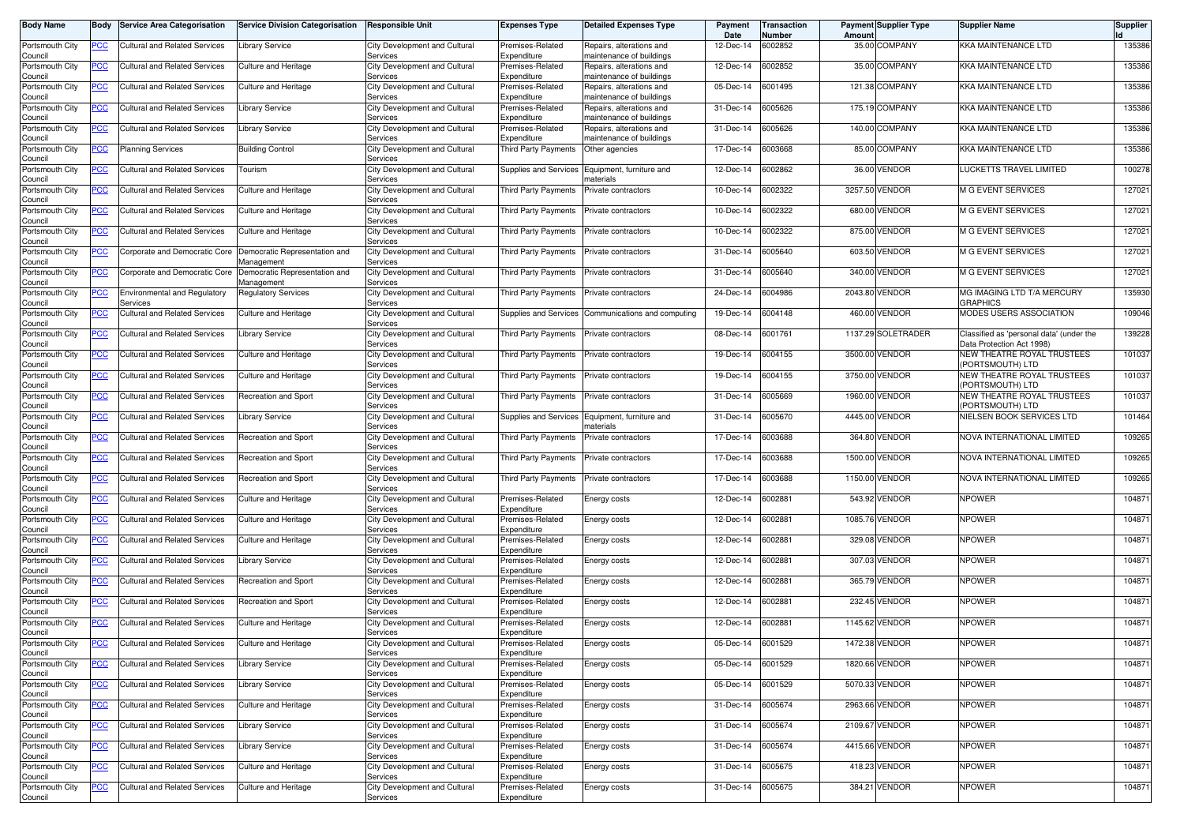| Body Name | Body | Service Area Categorisation | Service Division Categorisation | Responsible Unit | Expenses Type | Detailed Expenses Type | Payment Date | Transaction Number | Payment Amount | Supplier Type | Supplier Name | Supplier Id |
|---|---|---|---|---|---|---|---|---|---|---|---|---|
| Portsmouth City Council | PCC | Cultural and Related Services | Library Service | City Development and Cultural Services | Premises-Related Expenditure | Repairs, alterations and maintenance of buildings | 12-Dec-14 | 6002852 | 35.00 | COMPANY | KKA MAINTENANCE LTD | 135386 |
| Portsmouth City Council | PCC | Cultural and Related Services | Culture and Heritage | City Development and Cultural Services | Premises-Related Expenditure | Repairs, alterations and maintenance of buildings | 12-Dec-14 | 6002852 | 35.00 | COMPANY | KKA MAINTENANCE LTD | 135386 |
| Portsmouth City Council | PCC | Cultural and Related Services | Culture and Heritage | City Development and Cultural Services | Premises-Related Expenditure | Repairs, alterations and maintenance of buildings | 05-Dec-14 | 6001495 | 121.38 | COMPANY | KKA MAINTENANCE LTD | 135386 |
| Portsmouth City Council | PCC | Cultural and Related Services | Library Service | City Development and Cultural Services | Premises-Related Expenditure | Repairs, alterations and maintenance of buildings | 31-Dec-14 | 6005626 | 175.19 | COMPANY | KKA MAINTENANCE LTD | 135386 |
| Portsmouth City Council | PCC | Cultural and Related Services | Library Service | City Development and Cultural Services | Premises-Related Expenditure | Repairs, alterations and maintenance of buildings | 31-Dec-14 | 6005626 | 140.00 | COMPANY | KKA MAINTENANCE LTD | 135386 |
| Portsmouth City Council | PCC | Planning Services | Building Control | City Development and Cultural Services | Third Party Payments | Other agencies | 17-Dec-14 | 6003668 | 85.00 | COMPANY | KKA MAINTENANCE LTD | 135386 |
| Portsmouth City Council | PCC | Cultural and Related Services | Tourism | City Development and Cultural Services | Supplies and Services | Equipment, furniture and materials | 12-Dec-14 | 6002862 | 36.00 | VENDOR | LUCKETTS TRAVEL LIMITED | 100278 |
| Portsmouth City Council | PCC | Cultural and Related Services | Culture and Heritage | City Development and Cultural Services | Third Party Payments | Private contractors | 10-Dec-14 | 6002322 | 3257.50 | VENDOR | M G EVENT SERVICES | 127021 |
| Portsmouth City Council | PCC | Cultural and Related Services | Culture and Heritage | City Development and Cultural Services | Third Party Payments | Private contractors | 10-Dec-14 | 6002322 | 680.00 | VENDOR | M G EVENT SERVICES | 127021 |
| Portsmouth City Council | PCC | Cultural and Related Services | Culture and Heritage | City Development and Cultural Services | Third Party Payments | Private contractors | 10-Dec-14 | 6002322 | 875.00 | VENDOR | M G EVENT SERVICES | 127021 |
| Portsmouth City Council | PCC | Corporate and Democratic Core | Democratic Representation and Management | City Development and Cultural Services | Third Party Payments | Private contractors | 31-Dec-14 | 6005640 | 603.50 | VENDOR | M G EVENT SERVICES | 127021 |
| Portsmouth City Council | PCC | Corporate and Democratic Core | Democratic Representation and Management | City Development and Cultural Services | Third Party Payments | Private contractors | 31-Dec-14 | 6005640 | 340.00 | VENDOR | M G EVENT SERVICES | 127021 |
| Portsmouth City Council | PCC | Environmental and Regulatory Services | Regulatory Services | City Development and Cultural Services | Third Party Payments | Private contractors | 24-Dec-14 | 6004986 | 2043.80 | VENDOR | MG IMAGING LTD T/A MERCURY GRAPHICS | 135930 |
| Portsmouth City Council | PCC | Cultural and Related Services | Culture and Heritage | City Development and Cultural Services | Supplies and Services | Communications and computing | 19-Dec-14 | 6004148 | 460.00 | VENDOR | MODES USERS ASSOCIATION | 109046 |
| Portsmouth City Council | PCC | Cultural and Related Services | Library Service | City Development and Cultural Services | Third Party Payments | Private contractors | 08-Dec-14 | 6001761 | 1137.29 | SOLETRADER | Classified as 'personal data' (under the Data Protection Act 1998) | 139228 |
| Portsmouth City Council | PCC | Cultural and Related Services | Culture and Heritage | City Development and Cultural Services | Third Party Payments | Private contractors | 19-Dec-14 | 6004155 | 3500.00 | VENDOR | NEW THEATRE ROYAL TRUSTEES (PORTSMOUTH) LTD | 101037 |
| Portsmouth City Council | PCC | Cultural and Related Services | Culture and Heritage | City Development and Cultural Services | Third Party Payments | Private contractors | 19-Dec-14 | 6004155 | 3750.00 | VENDOR | NEW THEATRE ROYAL TRUSTEES (PORTSMOUTH) LTD | 101037 |
| Portsmouth City Council | PCC | Cultural and Related Services | Recreation and Sport | City Development and Cultural Services | Third Party Payments | Private contractors | 31-Dec-14 | 6005669 | 1960.00 | VENDOR | NEW THEATRE ROYAL TRUSTEES (PORTSMOUTH) LTD | 101037 |
| Portsmouth City Council | PCC | Cultural and Related Services | Library Service | City Development and Cultural Services | Supplies and Services | Equipment, furniture and materials | 31-Dec-14 | 6005670 | 4445.00 | VENDOR | NIELSEN BOOK SERVICES LTD | 101464 |
| Portsmouth City Council | PCC | Cultural and Related Services | Recreation and Sport | City Development and Cultural Services | Third Party Payments | Private contractors | 17-Dec-14 | 6003688 | 364.80 | VENDOR | NOVA INTERNATIONAL LIMITED | 109265 |
| Portsmouth City Council | PCC | Cultural and Related Services | Recreation and Sport | City Development and Cultural Services | Third Party Payments | Private contractors | 17-Dec-14 | 6003688 | 1500.00 | VENDOR | NOVA INTERNATIONAL LIMITED | 109265 |
| Portsmouth City Council | PCC | Cultural and Related Services | Recreation and Sport | City Development and Cultural Services | Third Party Payments | Private contractors | 17-Dec-14 | 6003688 | 1150.00 | VENDOR | NOVA INTERNATIONAL LIMITED | 109265 |
| Portsmouth City Council | PCC | Cultural and Related Services | Culture and Heritage | City Development and Cultural Services | Premises-Related Expenditure | Energy costs | 12-Dec-14 | 6002881 | 543.92 | VENDOR | NPOWER | 104871 |
| Portsmouth City Council | PCC | Cultural and Related Services | Culture and Heritage | City Development and Cultural Services | Premises-Related Expenditure | Energy costs | 12-Dec-14 | 6002881 | 1085.76 | VENDOR | NPOWER | 104871 |
| Portsmouth City Council | PCC | Cultural and Related Services | Culture and Heritage | City Development and Cultural Services | Premises-Related Expenditure | Energy costs | 12-Dec-14 | 6002881 | 329.08 | VENDOR | NPOWER | 104871 |
| Portsmouth City Council | PCC | Cultural and Related Services | Library Service | City Development and Cultural Services | Premises-Related Expenditure | Energy costs | 12-Dec-14 | 6002881 | 307.03 | VENDOR | NPOWER | 104871 |
| Portsmouth City Council | PCC | Cultural and Related Services | Recreation and Sport | City Development and Cultural Services | Premises-Related Expenditure | Energy costs | 12-Dec-14 | 6002881 | 365.79 | VENDOR | NPOWER | 104871 |
| Portsmouth City Council | PCC | Cultural and Related Services | Recreation and Sport | City Development and Cultural Services | Premises-Related Expenditure | Energy costs | 12-Dec-14 | 6002881 | 232.45 | VENDOR | NPOWER | 104871 |
| Portsmouth City Council | PCC | Cultural and Related Services | Culture and Heritage | City Development and Cultural Services | Premises-Related Expenditure | Energy costs | 12-Dec-14 | 6002881 | 1145.62 | VENDOR | NPOWER | 104871 |
| Portsmouth City Council | PCC | Cultural and Related Services | Culture and Heritage | City Development and Cultural Services | Premises-Related Expenditure | Energy costs | 05-Dec-14 | 6001529 | 1472.38 | VENDOR | NPOWER | 104871 |
| Portsmouth City Council | PCC | Cultural and Related Services | Library Service | City Development and Cultural Services | Premises-Related Expenditure | Energy costs | 05-Dec-14 | 6001529 | 1820.66 | VENDOR | NPOWER | 104871 |
| Portsmouth City Council | PCC | Cultural and Related Services | Library Service | City Development and Cultural Services | Premises-Related Expenditure | Energy costs | 05-Dec-14 | 6001529 | 5070.33 | VENDOR | NPOWER | 104871 |
| Portsmouth City Council | PCC | Cultural and Related Services | Culture and Heritage | City Development and Cultural Services | Premises-Related Expenditure | Energy costs | 31-Dec-14 | 6005674 | 2963.66 | VENDOR | NPOWER | 104871 |
| Portsmouth City Council | PCC | Cultural and Related Services | Library Service | City Development and Cultural Services | Premises-Related Expenditure | Energy costs | 31-Dec-14 | 6005674 | 2109.67 | VENDOR | NPOWER | 104871 |
| Portsmouth City Council | PCC | Cultural and Related Services | Library Service | City Development and Cultural Services | Premises-Related Expenditure | Energy costs | 31-Dec-14 | 6005674 | 4415.66 | VENDOR | NPOWER | 104871 |
| Portsmouth City Council | PCC | Cultural and Related Services | Culture and Heritage | City Development and Cultural Services | Premises-Related Expenditure | Energy costs | 31-Dec-14 | 6005675 | 418.23 | VENDOR | NPOWER | 104871 |
| Portsmouth City Council | PCC | Cultural and Related Services | Culture and Heritage | City Development and Cultural Services | Premises-Related Expenditure | Energy costs | 31-Dec-14 | 6005675 | 384.21 | VENDOR | NPOWER | 104871 |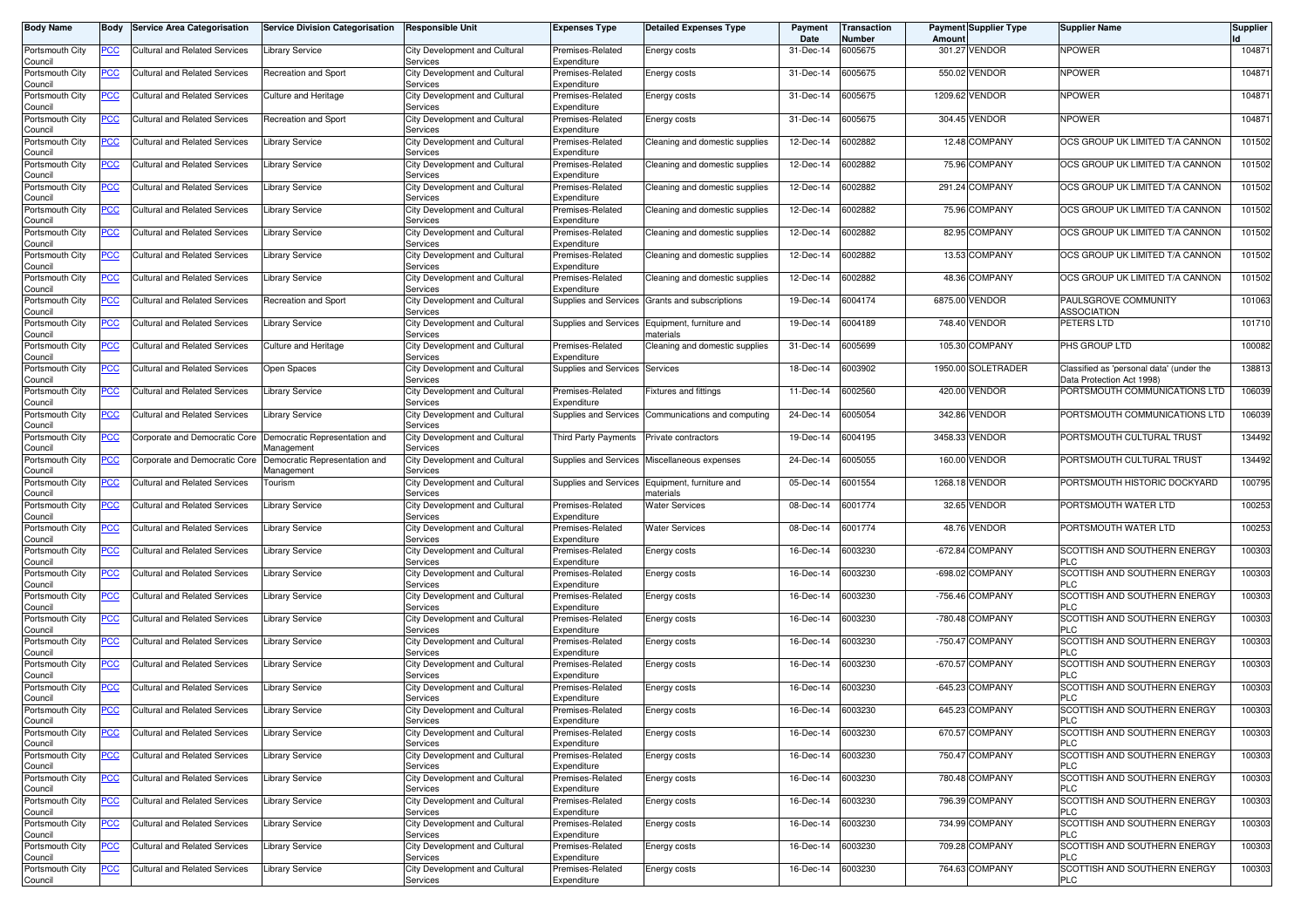| Body Name | Body | Service Area Categorisation | Service Division Categorisation | Responsible Unit | Expenses Type | Detailed Expenses Type | Payment Date | Transaction Number | Payment Amount | Supplier Type | Supplier Name | Supplier Id |
|---|---|---|---|---|---|---|---|---|---|---|---|---|
| Portsmouth City Council | PCC | Cultural and Related Services | Library Service | City Development and Cultural Services | Premises-Related Expenditure | Energy costs | 31-Dec-14 | 6005675 | 301.27 | VENDOR | NPOWER | 104871 |
| Portsmouth City Council | PCC | Cultural and Related Services | Recreation and Sport | City Development and Cultural Services | Premises-Related Expenditure | Energy costs | 31-Dec-14 | 6005675 | 550.02 | VENDOR | NPOWER | 104871 |
| Portsmouth City Council | PCC | Cultural and Related Services | Culture and Heritage | City Development and Cultural Services | Premises-Related Expenditure | Energy costs | 31-Dec-14 | 6005675 | 1209.62 | VENDOR | NPOWER | 104871 |
| Portsmouth City Council | PCC | Cultural and Related Services | Recreation and Sport | City Development and Cultural Services | Premises-Related Expenditure | Energy costs | 31-Dec-14 | 6005675 | 304.45 | VENDOR | NPOWER | 104871 |
| Portsmouth City Council | PCC | Cultural and Related Services | Library Service | City Development and Cultural Services | Premises-Related Expenditure | Cleaning and domestic supplies | 12-Dec-14 | 6002882 | 12.48 | COMPANY | OCS GROUP UK LIMITED T/A CANNON | 101502 |
| Portsmouth City Council | PCC | Cultural and Related Services | Library Service | City Development and Cultural Services | Premises-Related Expenditure | Cleaning and domestic supplies | 12-Dec-14 | 6002882 | 75.96 | COMPANY | OCS GROUP UK LIMITED T/A CANNON | 101502 |
| Portsmouth City Council | PCC | Cultural and Related Services | Library Service | City Development and Cultural Services | Premises-Related Expenditure | Cleaning and domestic supplies | 12-Dec-14 | 6002882 | 291.24 | COMPANY | OCS GROUP UK LIMITED T/A CANNON | 101502 |
| Portsmouth City Council | PCC | Cultural and Related Services | Library Service | City Development and Cultural Services | Premises-Related Expenditure | Cleaning and domestic supplies | 12-Dec-14 | 6002882 | 75.96 | COMPANY | OCS GROUP UK LIMITED T/A CANNON | 101502 |
| Portsmouth City Council | PCC | Cultural and Related Services | Library Service | City Development and Cultural Services | Premises-Related Expenditure | Cleaning and domestic supplies | 12-Dec-14 | 6002882 | 82.95 | COMPANY | OCS GROUP UK LIMITED T/A CANNON | 101502 |
| Portsmouth City Council | PCC | Cultural and Related Services | Library Service | City Development and Cultural Services | Premises-Related Expenditure | Cleaning and domestic supplies | 12-Dec-14 | 6002882 | 13.53 | COMPANY | OCS GROUP UK LIMITED T/A CANNON | 101502 |
| Portsmouth City Council | PCC | Cultural and Related Services | Library Service | City Development and Cultural Services | Premises-Related Expenditure | Cleaning and domestic supplies | 12-Dec-14 | 6002882 | 48.36 | COMPANY | OCS GROUP UK LIMITED T/A CANNON | 101502 |
| Portsmouth City Council | PCC | Cultural and Related Services | Recreation and Sport | City Development and Cultural Services | Supplies and Services | Grants and subscriptions | 19-Dec-14 | 6004174 | 6875.00 | VENDOR | PAULSGROVE COMMUNITY ASSOCIATION | 101063 |
| Portsmouth City Council | PCC | Cultural and Related Services | Library Service | City Development and Cultural Services | Supplies and Services | Equipment, furniture and materials | 19-Dec-14 | 6004189 | 748.40 | VENDOR | PETERS LTD | 101710 |
| Portsmouth City Council | PCC | Cultural and Related Services | Culture and Heritage | City Development and Cultural Services | Premises-Related Expenditure | Cleaning and domestic supplies | 31-Dec-14 | 6005699 | 105.30 | COMPANY | PHS GROUP LTD | 100082 |
| Portsmouth City Council | PCC | Cultural and Related Services | Open Spaces | City Development and Cultural Services | Supplies and Services | Services | 18-Dec-14 | 6003902 | 1950.00 | SOLETRADER | Classified as 'personal data' (under the Data Protection Act 1998) | 138813 |
| Portsmouth City Council | PCC | Cultural and Related Services | Library Service | City Development and Cultural Services | Premises-Related Expenditure | Fixtures and fittings | 11-Dec-14 | 6002560 | 420.00 | VENDOR | PORTSMOUTH COMMUNICATIONS LTD | 106039 |
| Portsmouth City Council | PCC | Cultural and Related Services | Library Service | City Development and Cultural Services | Supplies and Services | Communications and computing | 24-Dec-14 | 6005054 | 342.86 | VENDOR | PORTSMOUTH COMMUNICATIONS LTD | 106039 |
| Portsmouth City Council | PCC | Corporate and Democratic Core | Democratic Representation and Management | City Development and Cultural Services | Third Party Payments | Private contractors | 19-Dec-14 | 6004195 | 3458.33 | VENDOR | PORTSMOUTH CULTURAL TRUST | 134492 |
| Portsmouth City Council | PCC | Corporate and Democratic Core | Democratic Representation and Management | City Development and Cultural Services | Supplies and Services | Miscellaneous expenses | 24-Dec-14 | 6005055 | 160.00 | VENDOR | PORTSMOUTH CULTURAL TRUST | 134492 |
| Portsmouth City Council | PCC | Cultural and Related Services | Tourism | City Development and Cultural Services | Supplies and Services | Equipment, furniture and materials | 05-Dec-14 | 6001554 | 1268.18 | VENDOR | PORTSMOUTH HISTORIC DOCKYARD | 100795 |
| Portsmouth City Council | PCC | Cultural and Related Services | Library Service | City Development and Cultural Services | Premises-Related Expenditure | Water Services | 08-Dec-14 | 6001774 | 32.65 | VENDOR | PORTSMOUTH WATER LTD | 100253 |
| Portsmouth City Council | PCC | Cultural and Related Services | Library Service | City Development and Cultural Services | Premises-Related Expenditure | Water Services | 08-Dec-14 | 6001774 | 48.76 | VENDOR | PORTSMOUTH WATER LTD | 100253 |
| Portsmouth City Council | PCC | Cultural and Related Services | Library Service | City Development and Cultural Services | Premises-Related Expenditure | Energy costs | 16-Dec-14 | 6003230 | -672.84 | COMPANY | SCOTTISH AND SOUTHERN ENERGY PLC | 100303 |
| Portsmouth City Council | PCC | Cultural and Related Services | Library Service | City Development and Cultural Services | Premises-Related Expenditure | Energy costs | 16-Dec-14 | 6003230 | -698.02 | COMPANY | SCOTTISH AND SOUTHERN ENERGY PLC | 100303 |
| Portsmouth City Council | PCC | Cultural and Related Services | Library Service | City Development and Cultural Services | Premises-Related Expenditure | Energy costs | 16-Dec-14 | 6003230 | -756.46 | COMPANY | SCOTTISH AND SOUTHERN ENERGY PLC | 100303 |
| Portsmouth City Council | PCC | Cultural and Related Services | Library Service | City Development and Cultural Services | Premises-Related Expenditure | Energy costs | 16-Dec-14 | 6003230 | -780.48 | COMPANY | SCOTTISH AND SOUTHERN ENERGY PLC | 100303 |
| Portsmouth City Council | PCC | Cultural and Related Services | Library Service | City Development and Cultural Services | Premises-Related Expenditure | Energy costs | 16-Dec-14 | 6003230 | -750.47 | COMPANY | SCOTTISH AND SOUTHERN ENERGY PLC | 100303 |
| Portsmouth City Council | PCC | Cultural and Related Services | Library Service | City Development and Cultural Services | Premises-Related Expenditure | Energy costs | 16-Dec-14 | 6003230 | -670.57 | COMPANY | SCOTTISH AND SOUTHERN ENERGY PLC | 100303 |
| Portsmouth City Council | PCC | Cultural and Related Services | Library Service | City Development and Cultural Services | Premises-Related Expenditure | Energy costs | 16-Dec-14 | 6003230 | -645.23 | COMPANY | SCOTTISH AND SOUTHERN ENERGY PLC | 100303 |
| Portsmouth City Council | PCC | Cultural and Related Services | Library Service | City Development and Cultural Services | Premises-Related Expenditure | Energy costs | 16-Dec-14 | 6003230 | 645.23 | COMPANY | SCOTTISH AND SOUTHERN ENERGY PLC | 100303 |
| Portsmouth City Council | PCC | Cultural and Related Services | Library Service | City Development and Cultural Services | Premises-Related Expenditure | Energy costs | 16-Dec-14 | 6003230 | 670.57 | COMPANY | SCOTTISH AND SOUTHERN ENERGY PLC | 100303 |
| Portsmouth City Council | PCC | Cultural and Related Services | Library Service | City Development and Cultural Services | Premises-Related Expenditure | Energy costs | 16-Dec-14 | 6003230 | 750.47 | COMPANY | SCOTTISH AND SOUTHERN ENERGY PLC | 100303 |
| Portsmouth City Council | PCC | Cultural and Related Services | Library Service | City Development and Cultural Services | Premises-Related Expenditure | Energy costs | 16-Dec-14 | 6003230 | 780.48 | COMPANY | SCOTTISH AND SOUTHERN ENERGY PLC | 100303 |
| Portsmouth City Council | PCC | Cultural and Related Services | Library Service | City Development and Cultural Services | Premises-Related Expenditure | Energy costs | 16-Dec-14 | 6003230 | 796.39 | COMPANY | SCOTTISH AND SOUTHERN ENERGY PLC | 100303 |
| Portsmouth City Council | PCC | Cultural and Related Services | Library Service | City Development and Cultural Services | Premises-Related Expenditure | Energy costs | 16-Dec-14 | 6003230 | 734.99 | COMPANY | SCOTTISH AND SOUTHERN ENERGY PLC | 100303 |
| Portsmouth City Council | PCC | Cultural and Related Services | Library Service | City Development and Cultural Services | Premises-Related Expenditure | Energy costs | 16-Dec-14 | 6003230 | 709.28 | COMPANY | SCOTTISH AND SOUTHERN ENERGY PLC | 100303 |
| Portsmouth City Council | PCC | Cultural and Related Services | Library Service | City Development and Cultural Services | Premises-Related Expenditure | Energy costs | 16-Dec-14 | 6003230 | 764.63 | COMPANY | SCOTTISH AND SOUTHERN ENERGY PLC | 100303 |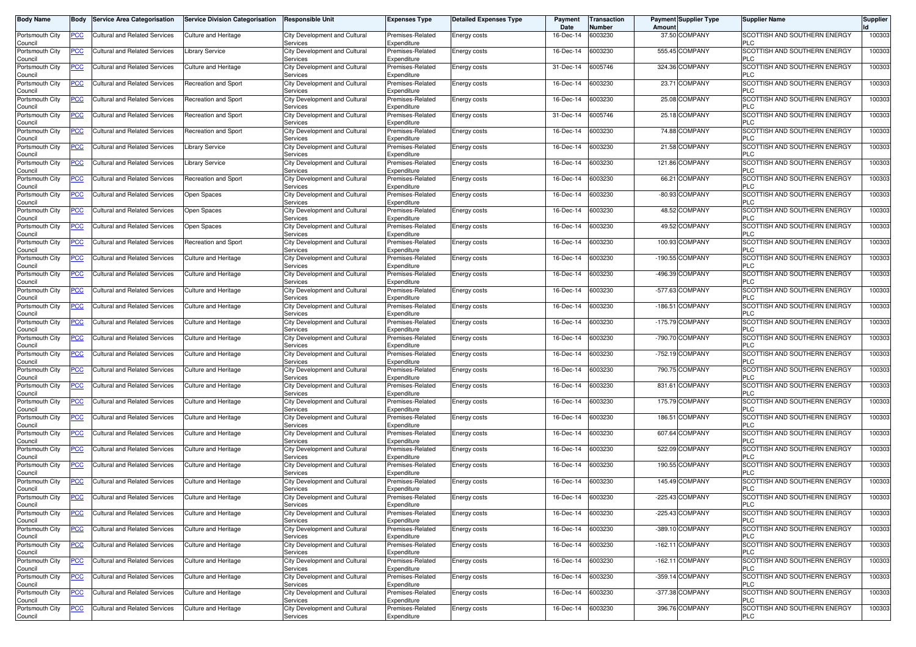| Body Name | Body | Service Area Categorisation | Service Division Categorisation | Responsible Unit | Expenses Type | Detailed Expenses Type | Payment Date | Transaction Number | Payment Amount | Supplier Type | Supplier Name | Supplier Id |
|---|---|---|---|---|---|---|---|---|---|---|---|---|
| Portsmouth City Council | PCC | Cultural and Related Services | Culture and Heritage | City Development and Cultural Services | Premises-Related Expenditure | Energy costs | 16-Dec-14 | 6003230 | 37.50 | COMPANY | SCOTTISH AND SOUTHERN ENERGY PLC | 100303 |
| Portsmouth City Council | PCC | Cultural and Related Services | Library Service | City Development and Cultural Services | Premises-Related Expenditure | Energy costs | 16-Dec-14 | 6003230 | 555.45 | COMPANY | SCOTTISH AND SOUTHERN ENERGY PLC | 100303 |
| Portsmouth City Council | PCC | Cultural and Related Services | Culture and Heritage | City Development and Cultural Services | Premises-Related Expenditure | Energy costs | 31-Dec-14 | 6005746 | 324.36 | COMPANY | SCOTTISH AND SOUTHERN ENERGY PLC | 100303 |
| Portsmouth City Council | PCC | Cultural and Related Services | Recreation and Sport | City Development and Cultural Services | Premises-Related Expenditure | Energy costs | 16-Dec-14 | 6003230 | 23.71 | COMPANY | SCOTTISH AND SOUTHERN ENERGY PLC | 100303 |
| Portsmouth City Council | PCC | Cultural and Related Services | Recreation and Sport | City Development and Cultural Services | Premises-Related Expenditure | Energy costs | 16-Dec-14 | 6003230 | 25.08 | COMPANY | SCOTTISH AND SOUTHERN ENERGY PLC | 100303 |
| Portsmouth City Council | PCC | Cultural and Related Services | Recreation and Sport | City Development and Cultural Services | Premises-Related Expenditure | Energy costs | 31-Dec-14 | 6005746 | 25.18 | COMPANY | SCOTTISH AND SOUTHERN ENERGY PLC | 100303 |
| Portsmouth City Council | PCC | Cultural and Related Services | Recreation and Sport | City Development and Cultural Services | Premises-Related Expenditure | Energy costs | 16-Dec-14 | 6003230 | 74.88 | COMPANY | SCOTTISH AND SOUTHERN ENERGY PLC | 100303 |
| Portsmouth City Council | PCC | Cultural and Related Services | Library Service | City Development and Cultural Services | Premises-Related Expenditure | Energy costs | 16-Dec-14 | 6003230 | 21.58 | COMPANY | SCOTTISH AND SOUTHERN ENERGY PLC | 100303 |
| Portsmouth City Council | PCC | Cultural and Related Services | Library Service | City Development and Cultural Services | Premises-Related Expenditure | Energy costs | 16-Dec-14 | 6003230 | 121.86 | COMPANY | SCOTTISH AND SOUTHERN ENERGY PLC | 100303 |
| Portsmouth City Council | PCC | Cultural and Related Services | Recreation and Sport | City Development and Cultural Services | Premises-Related Expenditure | Energy costs | 16-Dec-14 | 6003230 | 66.21 | COMPANY | SCOTTISH AND SOUTHERN ENERGY PLC | 100303 |
| Portsmouth City Council | PCC | Cultural and Related Services | Open Spaces | City Development and Cultural Services | Premises-Related Expenditure | Energy costs | 16-Dec-14 | 6003230 | -80.93 | COMPANY | SCOTTISH AND SOUTHERN ENERGY PLC | 100303 |
| Portsmouth City Council | PCC | Cultural and Related Services | Open Spaces | City Development and Cultural Services | Premises-Related Expenditure | Energy costs | 16-Dec-14 | 6003230 | 48.52 | COMPANY | SCOTTISH AND SOUTHERN ENERGY PLC | 100303 |
| Portsmouth City Council | PCC | Cultural and Related Services | Open Spaces | City Development and Cultural Services | Premises-Related Expenditure | Energy costs | 16-Dec-14 | 6003230 | 49.52 | COMPANY | SCOTTISH AND SOUTHERN ENERGY PLC | 100303 |
| Portsmouth City Council | PCC | Cultural and Related Services | Recreation and Sport | City Development and Cultural Services | Premises-Related Expenditure | Energy costs | 16-Dec-14 | 6003230 | 100.93 | COMPANY | SCOTTISH AND SOUTHERN ENERGY PLC | 100303 |
| Portsmouth City Council | PCC | Cultural and Related Services | Culture and Heritage | City Development and Cultural Services | Premises-Related Expenditure | Energy costs | 16-Dec-14 | 6003230 | -190.55 | COMPANY | SCOTTISH AND SOUTHERN ENERGY PLC | 100303 |
| Portsmouth City Council | PCC | Cultural and Related Services | Culture and Heritage | City Development and Cultural Services | Premises-Related Expenditure | Energy costs | 16-Dec-14 | 6003230 | -496.39 | COMPANY | SCOTTISH AND SOUTHERN ENERGY PLC | 100303 |
| Portsmouth City Council | PCC | Cultural and Related Services | Culture and Heritage | City Development and Cultural Services | Premises-Related Expenditure | Energy costs | 16-Dec-14 | 6003230 | -577.63 | COMPANY | SCOTTISH AND SOUTHERN ENERGY PLC | 100303 |
| Portsmouth City Council | PCC | Cultural and Related Services | Culture and Heritage | City Development and Cultural Services | Premises-Related Expenditure | Energy costs | 16-Dec-14 | 6003230 | -186.51 | COMPANY | SCOTTISH AND SOUTHERN ENERGY PLC | 100303 |
| Portsmouth City Council | PCC | Cultural and Related Services | Culture and Heritage | City Development and Cultural Services | Premises-Related Expenditure | Energy costs | 16-Dec-14 | 6003230 | -175.79 | COMPANY | SCOTTISH AND SOUTHERN ENERGY PLC | 100303 |
| Portsmouth City Council | PCC | Cultural and Related Services | Culture and Heritage | City Development and Cultural Services | Premises-Related Expenditure | Energy costs | 16-Dec-14 | 6003230 | -790.70 | COMPANY | SCOTTISH AND SOUTHERN ENERGY PLC | 100303 |
| Portsmouth City Council | PCC | Cultural and Related Services | Culture and Heritage | City Development and Cultural Services | Premises-Related Expenditure | Energy costs | 16-Dec-14 | 6003230 | -752.19 | COMPANY | SCOTTISH AND SOUTHERN ENERGY PLC | 100303 |
| Portsmouth City Council | PCC | Cultural and Related Services | Culture and Heritage | City Development and Cultural Services | Premises-Related Expenditure | Energy costs | 16-Dec-14 | 6003230 | 790.75 | COMPANY | SCOTTISH AND SOUTHERN ENERGY PLC | 100303 |
| Portsmouth City Council | PCC | Cultural and Related Services | Culture and Heritage | City Development and Cultural Services | Premises-Related Expenditure | Energy costs | 16-Dec-14 | 6003230 | 831.61 | COMPANY | SCOTTISH AND SOUTHERN ENERGY PLC | 100303 |
| Portsmouth City Council | PCC | Cultural and Related Services | Culture and Heritage | City Development and Cultural Services | Premises-Related Expenditure | Energy costs | 16-Dec-14 | 6003230 | 175.79 | COMPANY | SCOTTISH AND SOUTHERN ENERGY PLC | 100303 |
| Portsmouth City Council | PCC | Cultural and Related Services | Culture and Heritage | City Development and Cultural Services | Premises-Related Expenditure | Energy costs | 16-Dec-14 | 6003230 | 186.51 | COMPANY | SCOTTISH AND SOUTHERN ENERGY PLC | 100303 |
| Portsmouth City Council | PCC | Cultural and Related Services | Culture and Heritage | City Development and Cultural Services | Premises-Related Expenditure | Energy costs | 16-Dec-14 | 6003230 | 607.64 | COMPANY | SCOTTISH AND SOUTHERN ENERGY PLC | 100303 |
| Portsmouth City Council | PCC | Cultural and Related Services | Culture and Heritage | City Development and Cultural Services | Premises-Related Expenditure | Energy costs | 16-Dec-14 | 6003230 | 522.09 | COMPANY | SCOTTISH AND SOUTHERN ENERGY PLC | 100303 |
| Portsmouth City Council | PCC | Cultural and Related Services | Culture and Heritage | City Development and Cultural Services | Premises-Related Expenditure | Energy costs | 16-Dec-14 | 6003230 | 190.55 | COMPANY | SCOTTISH AND SOUTHERN ENERGY PLC | 100303 |
| Portsmouth City Council | PCC | Cultural and Related Services | Culture and Heritage | City Development and Cultural Services | Premises-Related Expenditure | Energy costs | 16-Dec-14 | 6003230 | 145.49 | COMPANY | SCOTTISH AND SOUTHERN ENERGY PLC | 100303 |
| Portsmouth City Council | PCC | Cultural and Related Services | Culture and Heritage | City Development and Cultural Services | Premises-Related Expenditure | Energy costs | 16-Dec-14 | 6003230 | -225.43 | COMPANY | SCOTTISH AND SOUTHERN ENERGY PLC | 100303 |
| Portsmouth City Council | PCC | Cultural and Related Services | Culture and Heritage | City Development and Cultural Services | Premises-Related Expenditure | Energy costs | 16-Dec-14 | 6003230 | -225.43 | COMPANY | SCOTTISH AND SOUTHERN ENERGY PLC | 100303 |
| Portsmouth City Council | PCC | Cultural and Related Services | Culture and Heritage | City Development and Cultural Services | Premises-Related Expenditure | Energy costs | 16-Dec-14 | 6003230 | -389.10 | COMPANY | SCOTTISH AND SOUTHERN ENERGY PLC | 100303 |
| Portsmouth City Council | PCC | Cultural and Related Services | Culture and Heritage | City Development and Cultural Services | Premises-Related Expenditure | Energy costs | 16-Dec-14 | 6003230 | -162.11 | COMPANY | SCOTTISH AND SOUTHERN ENERGY PLC | 100303 |
| Portsmouth City Council | PCC | Cultural and Related Services | Culture and Heritage | City Development and Cultural Services | Premises-Related Expenditure | Energy costs | 16-Dec-14 | 6003230 | -162.11 | COMPANY | SCOTTISH AND SOUTHERN ENERGY PLC | 100303 |
| Portsmouth City Council | PCC | Cultural and Related Services | Culture and Heritage | City Development and Cultural Services | Premises-Related Expenditure | Energy costs | 16-Dec-14 | 6003230 | -359.14 | COMPANY | SCOTTISH AND SOUTHERN ENERGY PLC | 100303 |
| Portsmouth City Council | PCC | Cultural and Related Services | Culture and Heritage | City Development and Cultural Services | Premises-Related Expenditure | Energy costs | 16-Dec-14 | 6003230 | -377.38 | COMPANY | SCOTTISH AND SOUTHERN ENERGY PLC | 100303 |
| Portsmouth City Council | PCC | Cultural and Related Services | Culture and Heritage | City Development and Cultural Services | Premises-Related Expenditure | Energy costs | 16-Dec-14 | 6003230 | 396.76 | COMPANY | SCOTTISH AND SOUTHERN ENERGY PLC | 100303 |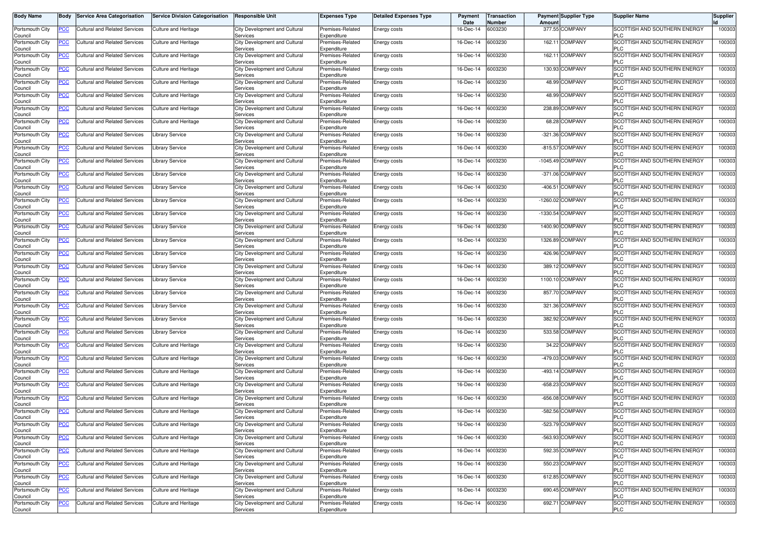| Body Name | Body | Service Area Categorisation | Service Division Categorisation | Responsible Unit | Expenses Type | Detailed Expenses Type | Payment Date | Transaction Number | Payment Amount | Supplier Type | Supplier Name | Supplier Id |
|---|---|---|---|---|---|---|---|---|---|---|---|---|
| Portsmouth City Council | PCC | Cultural and Related Services | Culture and Heritage | City Development and Cultural Services | Premises-Related Expenditure | Energy costs | 16-Dec-14 | 6003230 | 377.55 | COMPANY | SCOTTISH AND SOUTHERN ENERGY PLC | 100303 |
| Portsmouth City Council | PCC | Cultural and Related Services | Culture and Heritage | City Development and Cultural Services | Premises-Related Expenditure | Energy costs | 16-Dec-14 | 6003230 | 162.11 | COMPANY | SCOTTISH AND SOUTHERN ENERGY PLC | 100303 |
| Portsmouth City Council | PCC | Cultural and Related Services | Culture and Heritage | City Development and Cultural Services | Premises-Related Expenditure | Energy costs | 16-Dec-14 | 6003230 | 162.11 | COMPANY | SCOTTISH AND SOUTHERN ENERGY PLC | 100303 |
| Portsmouth City Council | PCC | Cultural and Related Services | Culture and Heritage | City Development and Cultural Services | Premises-Related Expenditure | Energy costs | 16-Dec-14 | 6003230 | 130.93 | COMPANY | SCOTTISH AND SOUTHERN ENERGY PLC | 100303 |
| Portsmouth City Council | PCC | Cultural and Related Services | Culture and Heritage | City Development and Cultural Services | Premises-Related Expenditure | Energy costs | 16-Dec-14 | 6003230 | 48.99 | COMPANY | SCOTTISH AND SOUTHERN ENERGY PLC | 100303 |
| Portsmouth City Council | PCC | Cultural and Related Services | Culture and Heritage | City Development and Cultural Services | Premises-Related Expenditure | Energy costs | 16-Dec-14 | 6003230 | 48.99 | COMPANY | SCOTTISH AND SOUTHERN ENERGY PLC | 100303 |
| Portsmouth City Council | PCC | Cultural and Related Services | Culture and Heritage | City Development and Cultural Services | Premises-Related Expenditure | Energy costs | 16-Dec-14 | 6003230 | 238.89 | COMPANY | SCOTTISH AND SOUTHERN ENERGY PLC | 100303 |
| Portsmouth City Council | PCC | Cultural and Related Services | Culture and Heritage | City Development and Cultural Services | Premises-Related Expenditure | Energy costs | 16-Dec-14 | 6003230 | 68.28 | COMPANY | SCOTTISH AND SOUTHERN ENERGY PLC | 100303 |
| Portsmouth City Council | PCC | Cultural and Related Services | Library Service | City Development and Cultural Services | Premises-Related Expenditure | Energy costs | 16-Dec-14 | 6003230 | -321.36 | COMPANY | SCOTTISH AND SOUTHERN ENERGY PLC | 100303 |
| Portsmouth City Council | PCC | Cultural and Related Services | Library Service | City Development and Cultural Services | Premises-Related Expenditure | Energy costs | 16-Dec-14 | 6003230 | -815.57 | COMPANY | SCOTTISH AND SOUTHERN ENERGY PLC | 100303 |
| Portsmouth City Council | PCC | Cultural and Related Services | Library Service | City Development and Cultural Services | Premises-Related Expenditure | Energy costs | 16-Dec-14 | 6003230 | -1045.49 | COMPANY | SCOTTISH AND SOUTHERN ENERGY PLC | 100303 |
| Portsmouth City Council | PCC | Cultural and Related Services | Library Service | City Development and Cultural Services | Premises-Related Expenditure | Energy costs | 16-Dec-14 | 6003230 | -371.06 | COMPANY | SCOTTISH AND SOUTHERN ENERGY PLC | 100303 |
| Portsmouth City Council | PCC | Cultural and Related Services | Library Service | City Development and Cultural Services | Premises-Related Expenditure | Energy costs | 16-Dec-14 | 6003230 | -406.51 | COMPANY | SCOTTISH AND SOUTHERN ENERGY PLC | 100303 |
| Portsmouth City Council | PCC | Cultural and Related Services | Library Service | City Development and Cultural Services | Premises-Related Expenditure | Energy costs | 16-Dec-14 | 6003230 | -1260.02 | COMPANY | SCOTTISH AND SOUTHERN ENERGY PLC | 100303 |
| Portsmouth City Council | PCC | Cultural and Related Services | Library Service | City Development and Cultural Services | Premises-Related Expenditure | Energy costs | 16-Dec-14 | 6003230 | -1330.54 | COMPANY | SCOTTISH AND SOUTHERN ENERGY PLC | 100303 |
| Portsmouth City Council | PCC | Cultural and Related Services | Library Service | City Development and Cultural Services | Premises-Related Expenditure | Energy costs | 16-Dec-14 | 6003230 | 1400.90 | COMPANY | SCOTTISH AND SOUTHERN ENERGY PLC | 100303 |
| Portsmouth City Council | PCC | Cultural and Related Services | Library Service | City Development and Cultural Services | Premises-Related Expenditure | Energy costs | 16-Dec-14 | 6003230 | 1326.89 | COMPANY | SCOTTISH AND SOUTHERN ENERGY PLC | 100303 |
| Portsmouth City Council | PCC | Cultural and Related Services | Library Service | City Development and Cultural Services | Premises-Related Expenditure | Energy costs | 16-Dec-14 | 6003230 | 426.96 | COMPANY | SCOTTISH AND SOUTHERN ENERGY PLC | 100303 |
| Portsmouth City Council | PCC | Cultural and Related Services | Library Service | City Development and Cultural Services | Premises-Related Expenditure | Energy costs | 16-Dec-14 | 6003230 | 389.12 | COMPANY | SCOTTISH AND SOUTHERN ENERGY PLC | 100303 |
| Portsmouth City Council | PCC | Cultural and Related Services | Library Service | City Development and Cultural Services | Premises-Related Expenditure | Energy costs | 16-Dec-14 | 6003230 | 1100.10 | COMPANY | SCOTTISH AND SOUTHERN ENERGY PLC | 100303 |
| Portsmouth City Council | PCC | Cultural and Related Services | Library Service | City Development and Cultural Services | Premises-Related Expenditure | Energy costs | 16-Dec-14 | 6003230 | 857.70 | COMPANY | SCOTTISH AND SOUTHERN ENERGY PLC | 100303 |
| Portsmouth City Council | PCC | Cultural and Related Services | Library Service | City Development and Cultural Services | Premises-Related Expenditure | Energy costs | 16-Dec-14 | 6003230 | 321.36 | COMPANY | SCOTTISH AND SOUTHERN ENERGY PLC | 100303 |
| Portsmouth City Council | PCC | Cultural and Related Services | Library Service | City Development and Cultural Services | Premises-Related Expenditure | Energy costs | 16-Dec-14 | 6003230 | 382.92 | COMPANY | SCOTTISH AND SOUTHERN ENERGY PLC | 100303 |
| Portsmouth City Council | PCC | Cultural and Related Services | Library Service | City Development and Cultural Services | Premises-Related Expenditure | Energy costs | 16-Dec-14 | 6003230 | 533.58 | COMPANY | SCOTTISH AND SOUTHERN ENERGY PLC | 100303 |
| Portsmouth City Council | PCC | Cultural and Related Services | Culture and Heritage | City Development and Cultural Services | Premises-Related Expenditure | Energy costs | 16-Dec-14 | 6003230 | 34.22 | COMPANY | SCOTTISH AND SOUTHERN ENERGY PLC | 100303 |
| Portsmouth City Council | PCC | Cultural and Related Services | Culture and Heritage | City Development and Cultural Services | Premises-Related Expenditure | Energy costs | 16-Dec-14 | 6003230 | -479.03 | COMPANY | SCOTTISH AND SOUTHERN ENERGY PLC | 100303 |
| Portsmouth City Council | PCC | Cultural and Related Services | Culture and Heritage | City Development and Cultural Services | Premises-Related Expenditure | Energy costs | 16-Dec-14 | 6003230 | -493.14 | COMPANY | SCOTTISH AND SOUTHERN ENERGY PLC | 100303 |
| Portsmouth City Council | PCC | Cultural and Related Services | Culture and Heritage | City Development and Cultural Services | Premises-Related Expenditure | Energy costs | 16-Dec-14 | 6003230 | -658.23 | COMPANY | SCOTTISH AND SOUTHERN ENERGY PLC | 100303 |
| Portsmouth City Council | PCC | Cultural and Related Services | Culture and Heritage | City Development and Cultural Services | Premises-Related Expenditure | Energy costs | 16-Dec-14 | 6003230 | -656.08 | COMPANY | SCOTTISH AND SOUTHERN ENERGY PLC | 100303 |
| Portsmouth City Council | PCC | Cultural and Related Services | Culture and Heritage | City Development and Cultural Services | Premises-Related Expenditure | Energy costs | 16-Dec-14 | 6003230 | -582.56 | COMPANY | SCOTTISH AND SOUTHERN ENERGY PLC | 100303 |
| Portsmouth City Council | PCC | Cultural and Related Services | Culture and Heritage | City Development and Cultural Services | Premises-Related Expenditure | Energy costs | 16-Dec-14 | 6003230 | -523.79 | COMPANY | SCOTTISH AND SOUTHERN ENERGY PLC | 100303 |
| Portsmouth City Council | PCC | Cultural and Related Services | Culture and Heritage | City Development and Cultural Services | Premises-Related Expenditure | Energy costs | 16-Dec-14 | 6003230 | -563.93 | COMPANY | SCOTTISH AND SOUTHERN ENERGY PLC | 100303 |
| Portsmouth City Council | PCC | Cultural and Related Services | Culture and Heritage | City Development and Cultural Services | Premises-Related Expenditure | Energy costs | 16-Dec-14 | 6003230 | 592.35 | COMPANY | SCOTTISH AND SOUTHERN ENERGY PLC | 100303 |
| Portsmouth City Council | PCC | Cultural and Related Services | Culture and Heritage | City Development and Cultural Services | Premises-Related Expenditure | Energy costs | 16-Dec-14 | 6003230 | 550.23 | COMPANY | SCOTTISH AND SOUTHERN ENERGY PLC | 100303 |
| Portsmouth City Council | PCC | Cultural and Related Services | Culture and Heritage | City Development and Cultural Services | Premises-Related Expenditure | Energy costs | 16-Dec-14 | 6003230 | 612.85 | COMPANY | SCOTTISH AND SOUTHERN ENERGY PLC | 100303 |
| Portsmouth City Council | PCC | Cultural and Related Services | Culture and Heritage | City Development and Cultural Services | Premises-Related Expenditure | Energy costs | 16-Dec-14 | 6003230 | 690.45 | COMPANY | SCOTTISH AND SOUTHERN ENERGY PLC | 100303 |
| Portsmouth City Council | PCC | Cultural and Related Services | Culture and Heritage | City Development and Cultural Services | Premises-Related Expenditure | Energy costs | 16-Dec-14 | 6003230 | 692.71 | COMPANY | SCOTTISH AND SOUTHERN ENERGY PLC | 100303 |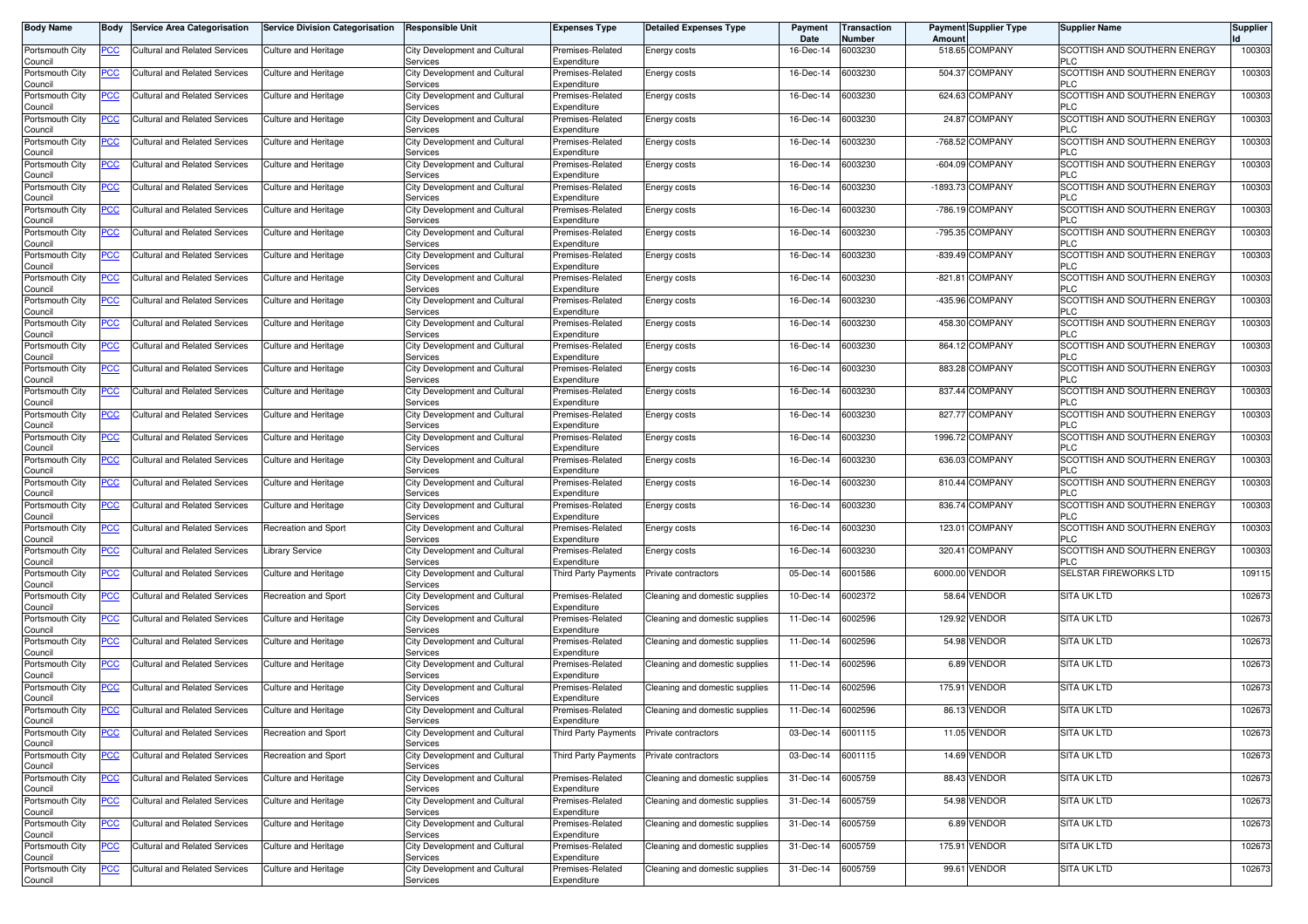| Body Name | Body | Service Area Categorisation | Service Division Categorisation | Responsible Unit | Expenses Type | Detailed Expenses Type | Payment Date | Transaction Number | Payment Amount | Supplier Type | Supplier Name | Supplier Id |
|---|---|---|---|---|---|---|---|---|---|---|---|---|
| Portsmouth City Council | PCC | Cultural and Related Services | Culture and Heritage | City Development and Cultural Services | Premises-Related Expenditure | Energy costs | 16-Dec-14 | 6003230 | 518.65 | COMPANY | SCOTTISH AND SOUTHERN ENERGY PLC | 100303 |
| Portsmouth City Council | PCC | Cultural and Related Services | Culture and Heritage | City Development and Cultural Services | Premises-Related Expenditure | Energy costs | 16-Dec-14 | 6003230 | 504.37 | COMPANY | SCOTTISH AND SOUTHERN ENERGY PLC | 100303 |
| Portsmouth City Council | PCC | Cultural and Related Services | Culture and Heritage | City Development and Cultural Services | Premises-Related Expenditure | Energy costs | 16-Dec-14 | 6003230 | 624.63 | COMPANY | SCOTTISH AND SOUTHERN ENERGY PLC | 100303 |
| Portsmouth City Council | PCC | Cultural and Related Services | Culture and Heritage | City Development and Cultural Services | Premises-Related Expenditure | Energy costs | 16-Dec-14 | 6003230 | 24.87 | COMPANY | SCOTTISH AND SOUTHERN ENERGY PLC | 100303 |
| Portsmouth City Council | PCC | Cultural and Related Services | Culture and Heritage | City Development and Cultural Services | Premises-Related Expenditure | Energy costs | 16-Dec-14 | 6003230 | -768.52 | COMPANY | SCOTTISH AND SOUTHERN ENERGY PLC | 100303 |
| Portsmouth City Council | PCC | Cultural and Related Services | Culture and Heritage | City Development and Cultural Services | Premises-Related Expenditure | Energy costs | 16-Dec-14 | 6003230 | -604.09 | COMPANY | SCOTTISH AND SOUTHERN ENERGY PLC | 100303 |
| Portsmouth City Council | PCC | Cultural and Related Services | Culture and Heritage | City Development and Cultural Services | Premises-Related Expenditure | Energy costs | 16-Dec-14 | 6003230 | -1893.73 | COMPANY | SCOTTISH AND SOUTHERN ENERGY PLC | 100303 |
| Portsmouth City Council | PCC | Cultural and Related Services | Culture and Heritage | City Development and Cultural Services | Premises-Related Expenditure | Energy costs | 16-Dec-14 | 6003230 | -786.19 | COMPANY | SCOTTISH AND SOUTHERN ENERGY PLC | 100303 |
| Portsmouth City Council | PCC | Cultural and Related Services | Culture and Heritage | City Development and Cultural Services | Premises-Related Expenditure | Energy costs | 16-Dec-14 | 6003230 | -795.35 | COMPANY | SCOTTISH AND SOUTHERN ENERGY PLC | 100303 |
| Portsmouth City Council | PCC | Cultural and Related Services | Culture and Heritage | City Development and Cultural Services | Premises-Related Expenditure | Energy costs | 16-Dec-14 | 6003230 | -839.49 | COMPANY | SCOTTISH AND SOUTHERN ENERGY PLC | 100303 |
| Portsmouth City Council | PCC | Cultural and Related Services | Culture and Heritage | City Development and Cultural Services | Premises-Related Expenditure | Energy costs | 16-Dec-14 | 6003230 | -821.81 | COMPANY | SCOTTISH AND SOUTHERN ENERGY PLC | 100303 |
| Portsmouth City Council | PCC | Cultural and Related Services | Culture and Heritage | City Development and Cultural Services | Premises-Related Expenditure | Energy costs | 16-Dec-14 | 6003230 | -435.96 | COMPANY | SCOTTISH AND SOUTHERN ENERGY PLC | 100303 |
| Portsmouth City Council | PCC | Cultural and Related Services | Culture and Heritage | City Development and Cultural Services | Premises-Related Expenditure | Energy costs | 16-Dec-14 | 6003230 | 458.30 | COMPANY | SCOTTISH AND SOUTHERN ENERGY PLC | 100303 |
| Portsmouth City Council | PCC | Cultural and Related Services | Culture and Heritage | City Development and Cultural Services | Premises-Related Expenditure | Energy costs | 16-Dec-14 | 6003230 | 864.12 | COMPANY | SCOTTISH AND SOUTHERN ENERGY PLC | 100303 |
| Portsmouth City Council | PCC | Cultural and Related Services | Culture and Heritage | City Development and Cultural Services | Premises-Related Expenditure | Energy costs | 16-Dec-14 | 6003230 | 883.28 | COMPANY | SCOTTISH AND SOUTHERN ENERGY PLC | 100303 |
| Portsmouth City Council | PCC | Cultural and Related Services | Culture and Heritage | City Development and Cultural Services | Premises-Related Expenditure | Energy costs | 16-Dec-14 | 6003230 | 837.44 | COMPANY | SCOTTISH AND SOUTHERN ENERGY PLC | 100303 |
| Portsmouth City Council | PCC | Cultural and Related Services | Culture and Heritage | City Development and Cultural Services | Premises-Related Expenditure | Energy costs | 16-Dec-14 | 6003230 | 827.77 | COMPANY | SCOTTISH AND SOUTHERN ENERGY PLC | 100303 |
| Portsmouth City Council | PCC | Cultural and Related Services | Culture and Heritage | City Development and Cultural Services | Premises-Related Expenditure | Energy costs | 16-Dec-14 | 6003230 | 1996.72 | COMPANY | SCOTTISH AND SOUTHERN ENERGY PLC | 100303 |
| Portsmouth City Council | PCC | Cultural and Related Services | Culture and Heritage | City Development and Cultural Services | Premises-Related Expenditure | Energy costs | 16-Dec-14 | 6003230 | 636.03 | COMPANY | SCOTTISH AND SOUTHERN ENERGY PLC | 100303 |
| Portsmouth City Council | PCC | Cultural and Related Services | Culture and Heritage | City Development and Cultural Services | Premises-Related Expenditure | Energy costs | 16-Dec-14 | 6003230 | 810.44 | COMPANY | SCOTTISH AND SOUTHERN ENERGY PLC | 100303 |
| Portsmouth City Council | PCC | Cultural and Related Services | Culture and Heritage | City Development and Cultural Services | Premises-Related Expenditure | Energy costs | 16-Dec-14 | 6003230 | 836.74 | COMPANY | SCOTTISH AND SOUTHERN ENERGY PLC | 100303 |
| Portsmouth City Council | PCC | Cultural and Related Services | Recreation and Sport | City Development and Cultural Services | Premises-Related Expenditure | Energy costs | 16-Dec-14 | 6003230 | 123.01 | COMPANY | SCOTTISH AND SOUTHERN ENERGY PLC | 100303 |
| Portsmouth City Council | PCC | Cultural and Related Services | Library Service | City Development and Cultural Services | Premises-Related Expenditure | Energy costs | 16-Dec-14 | 6003230 | 320.41 | COMPANY | SCOTTISH AND SOUTHERN ENERGY PLC | 100303 |
| Portsmouth City Council | PCC | Cultural and Related Services | Culture and Heritage | City Development and Cultural Services | Third Party Payments | Private contractors | 05-Dec-14 | 6001586 | 6000.00 | VENDOR | SELSTAR FIREWORKS LTD | 109115 |
| Portsmouth City Council | PCC | Cultural and Related Services | Recreation and Sport | City Development and Cultural Services | Premises-Related Expenditure | Cleaning and domestic supplies | 10-Dec-14 | 6002372 | 58.64 | VENDOR | SITA UK LTD | 102673 |
| Portsmouth City Council | PCC | Cultural and Related Services | Culture and Heritage | City Development and Cultural Services | Premises-Related Expenditure | Cleaning and domestic supplies | 11-Dec-14 | 6002596 | 129.92 | VENDOR | SITA UK LTD | 102673 |
| Portsmouth City Council | PCC | Cultural and Related Services | Culture and Heritage | City Development and Cultural Services | Premises-Related Expenditure | Cleaning and domestic supplies | 11-Dec-14 | 6002596 | 54.98 | VENDOR | SITA UK LTD | 102673 |
| Portsmouth City Council | PCC | Cultural and Related Services | Culture and Heritage | City Development and Cultural Services | Premises-Related Expenditure | Cleaning and domestic supplies | 11-Dec-14 | 6002596 | 6.89 | VENDOR | SITA UK LTD | 102673 |
| Portsmouth City Council | PCC | Cultural and Related Services | Culture and Heritage | City Development and Cultural Services | Premises-Related Expenditure | Cleaning and domestic supplies | 11-Dec-14 | 6002596 | 175.91 | VENDOR | SITA UK LTD | 102673 |
| Portsmouth City Council | PCC | Cultural and Related Services | Culture and Heritage | City Development and Cultural Services | Premises-Related Expenditure | Cleaning and domestic supplies | 11-Dec-14 | 6002596 | 86.13 | VENDOR | SITA UK LTD | 102673 |
| Portsmouth City Council | PCC | Cultural and Related Services | Recreation and Sport | City Development and Cultural Services | Third Party Payments | Private contractors | 03-Dec-14 | 6001115 | 11.05 | VENDOR | SITA UK LTD | 102673 |
| Portsmouth City Council | PCC | Cultural and Related Services | Recreation and Sport | City Development and Cultural Services | Third Party Payments | Private contractors | 03-Dec-14 | 6001115 | 14.69 | VENDOR | SITA UK LTD | 102673 |
| Portsmouth City Council | PCC | Cultural and Related Services | Culture and Heritage | City Development and Cultural Services | Premises-Related Expenditure | Cleaning and domestic supplies | 31-Dec-14 | 6005759 | 88.43 | VENDOR | SITA UK LTD | 102673 |
| Portsmouth City Council | PCC | Cultural and Related Services | Culture and Heritage | City Development and Cultural Services | Premises-Related Expenditure | Cleaning and domestic supplies | 31-Dec-14 | 6005759 | 54.98 | VENDOR | SITA UK LTD | 102673 |
| Portsmouth City Council | PCC | Cultural and Related Services | Culture and Heritage | City Development and Cultural Services | Premises-Related Expenditure | Cleaning and domestic supplies | 31-Dec-14 | 6005759 | 6.89 | VENDOR | SITA UK LTD | 102673 |
| Portsmouth City Council | PCC | Cultural and Related Services | Culture and Heritage | City Development and Cultural Services | Premises-Related Expenditure | Cleaning and domestic supplies | 31-Dec-14 | 6005759 | 175.91 | VENDOR | SITA UK LTD | 102673 |
| Portsmouth City Council | PCC | Cultural and Related Services | Culture and Heritage | City Development and Cultural Services | Premises-Related Expenditure | Cleaning and domestic supplies | 31-Dec-14 | 6005759 | 99.61 | VENDOR | SITA UK LTD | 102673 |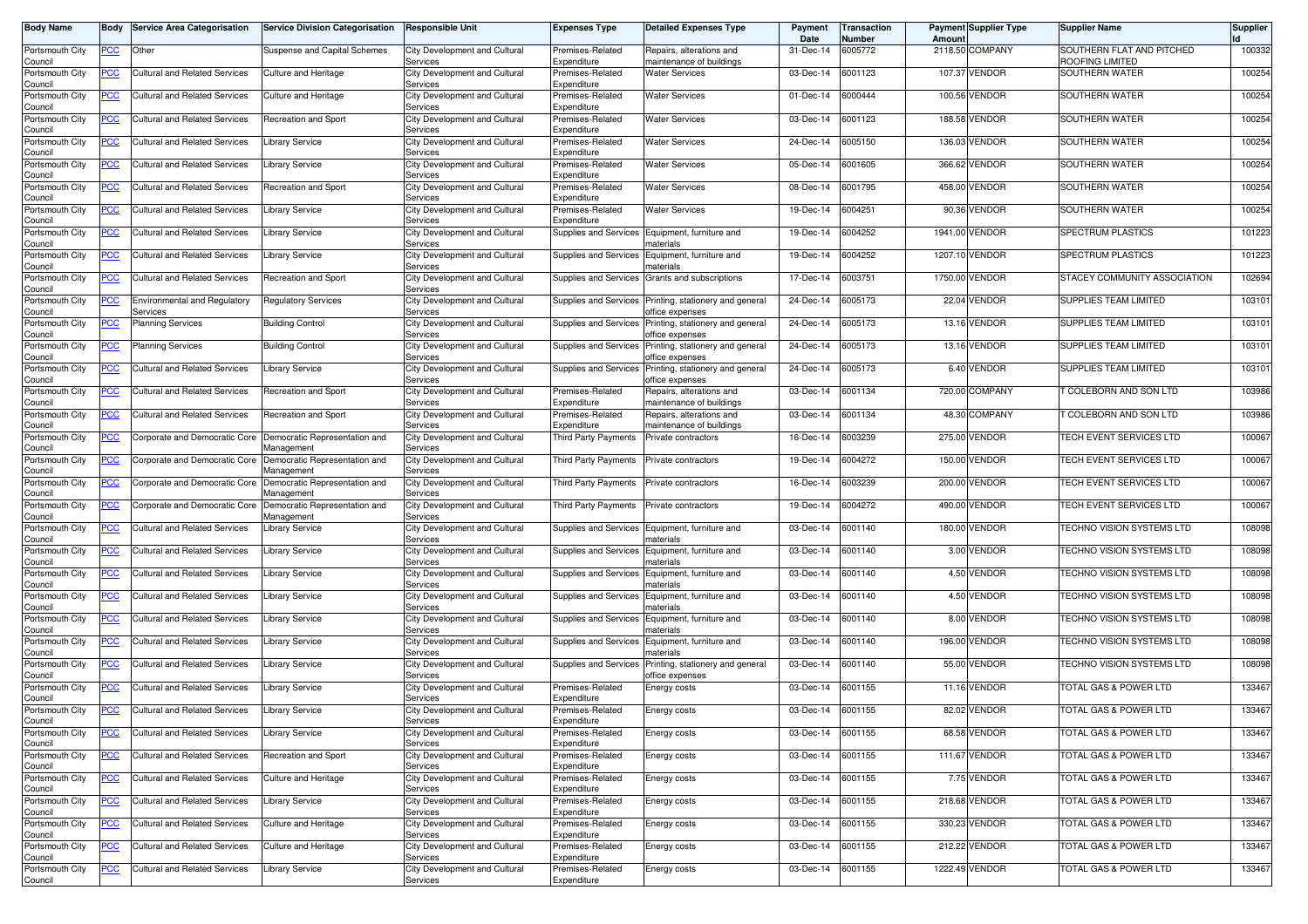| Body Name | Body | Service Area Categorisation | Service Division Categorisation | Responsible Unit | Expenses Type | Detailed Expenses Type | Payment Date | Transaction Number | Payment Amount | Supplier Type | Supplier Name | Supplier Id |
|---|---|---|---|---|---|---|---|---|---|---|---|---|
| Portsmouth City Council | PCC | Other | Suspense and Capital Schemes | City Development and Cultural Services | Premises-Related Expenditure | Repairs, alterations and maintenance of buildings | 31-Dec-14 | 6005772 | 2118.50 | COMPANY | SOUTHERN FLAT AND PITCHED ROOFING LIMITED | 100332 |
| Portsmouth City Council | PCC | Cultural and Related Services | Culture and Heritage | City Development and Cultural Services | Premises-Related Expenditure | Water Services | 03-Dec-14 | 6001123 | 107.37 | VENDOR | SOUTHERN WATER | 100254 |
| Portsmouth City Council | PCC | Cultural and Related Services | Culture and Heritage | City Development and Cultural Services | Premises-Related Expenditure | Water Services | 01-Dec-14 | 6000444 | 100.56 | VENDOR | SOUTHERN WATER | 100254 |
| Portsmouth City Council | PCC | Cultural and Related Services | Recreation and Sport | City Development and Cultural Services | Premises-Related Expenditure | Water Services | 03-Dec-14 | 6001123 | 188.58 | VENDOR | SOUTHERN WATER | 100254 |
| Portsmouth City Council | PCC | Cultural and Related Services | Library Service | City Development and Cultural Services | Premises-Related Expenditure | Water Services | 24-Dec-14 | 6005150 | 136.03 | VENDOR | SOUTHERN WATER | 100254 |
| Portsmouth City Council | PCC | Cultural and Related Services | Library Service | City Development and Cultural Services | Premises-Related Expenditure | Water Services | 05-Dec-14 | 6001605 | 366.62 | VENDOR | SOUTHERN WATER | 100254 |
| Portsmouth City Council | PCC | Cultural and Related Services | Recreation and Sport | City Development and Cultural Services | Premises-Related Expenditure | Water Services | 08-Dec-14 | 6001795 | 458.00 | VENDOR | SOUTHERN WATER | 100254 |
| Portsmouth City Council | PCC | Cultural and Related Services | Library Service | City Development and Cultural Services | Premises-Related Expenditure | Water Services | 19-Dec-14 | 6004251 | 90.36 | VENDOR | SOUTHERN WATER | 100254 |
| Portsmouth City Council | PCC | Cultural and Related Services | Library Service | City Development and Cultural Services | Supplies and Services | Equipment, furniture and materials | 19-Dec-14 | 6004252 | 1941.00 | VENDOR | SPECTRUM PLASTICS | 101223 |
| Portsmouth City Council | PCC | Cultural and Related Services | Library Service | City Development and Cultural Services | Supplies and Services | Equipment, furniture and materials | 19-Dec-14 | 6004252 | 1207.10 | VENDOR | SPECTRUM PLASTICS | 101223 |
| Portsmouth City Council | PCC | Cultural and Related Services | Recreation and Sport | City Development and Cultural Services | Supplies and Services | Grants and subscriptions | 17-Dec-14 | 6003751 | 1750.00 | VENDOR | STACEY COMMUNITY ASSOCIATION | 102694 |
| Portsmouth City Council | PCC | Environmental and Regulatory Services | Regulatory Services | City Development and Cultural Services | Supplies and Services | Printing, stationery and general office expenses | 24-Dec-14 | 6005173 | 22.04 | VENDOR | SUPPLIES TEAM LIMITED | 103101 |
| Portsmouth City Council | PCC | Planning Services | Building Control | City Development and Cultural Services | Supplies and Services | Printing, stationery and general office expenses | 24-Dec-14 | 6005173 | 13.16 | VENDOR | SUPPLIES TEAM LIMITED | 103101 |
| Portsmouth City Council | PCC | Planning Services | Building Control | City Development and Cultural Services | Supplies and Services | Printing, stationery and general office expenses | 24-Dec-14 | 6005173 | 13.16 | VENDOR | SUPPLIES TEAM LIMITED | 103101 |
| Portsmouth City Council | PCC | Cultural and Related Services | Library Service | City Development and Cultural Services | Supplies and Services | Printing, stationery and general office expenses | 24-Dec-14 | 6005173 | 6.40 | VENDOR | SUPPLIES TEAM LIMITED | 103101 |
| Portsmouth City Council | PCC | Cultural and Related Services | Recreation and Sport | City Development and Cultural Services | Premises-Related Expenditure | Repairs, alterations and maintenance of buildings | 03-Dec-14 | 6001134 | 720.00 | COMPANY | T COLEBORN AND SON LTD | 103986 |
| Portsmouth City Council | PCC | Cultural and Related Services | Recreation and Sport | City Development and Cultural Services | Premises-Related Expenditure | Repairs, alterations and maintenance of buildings | 03-Dec-14 | 6001134 | 48.30 | COMPANY | T COLEBORN AND SON LTD | 103986 |
| Portsmouth City Council | PCC | Corporate and Democratic Core | Democratic Representation and Management | City Development and Cultural Services | Third Party Payments | Private contractors | 16-Dec-14 | 6003239 | 275.00 | VENDOR | TECH EVENT SERVICES LTD | 100067 |
| Portsmouth City Council | PCC | Corporate and Democratic Core | Democratic Representation and Management | City Development and Cultural Services | Third Party Payments | Private contractors | 19-Dec-14 | 6004272 | 150.00 | VENDOR | TECH EVENT SERVICES LTD | 100067 |
| Portsmouth City Council | PCC | Corporate and Democratic Core | Democratic Representation and Management | City Development and Cultural Services | Third Party Payments | Private contractors | 16-Dec-14 | 6003239 | 200.00 | VENDOR | TECH EVENT SERVICES LTD | 100067 |
| Portsmouth City Council | PCC | Corporate and Democratic Core | Democratic Representation and Management | City Development and Cultural Services | Third Party Payments | Private contractors | 19-Dec-14 | 6004272 | 490.00 | VENDOR | TECH EVENT SERVICES LTD | 100067 |
| Portsmouth City Council | PCC | Cultural and Related Services | Library Service | City Development and Cultural Services | Supplies and Services | Equipment, furniture and materials | 03-Dec-14 | 6001140 | 180.00 | VENDOR | TECHNO VISION SYSTEMS LTD | 108098 |
| Portsmouth City Council | PCC | Cultural and Related Services | Library Service | City Development and Cultural Services | Supplies and Services | Equipment, furniture and materials | 03-Dec-14 | 6001140 | 3.00 | VENDOR | TECHNO VISION SYSTEMS LTD | 108098 |
| Portsmouth City Council | PCC | Cultural and Related Services | Library Service | City Development and Cultural Services | Supplies and Services | Equipment, furniture and materials | 03-Dec-14 | 6001140 | 4.50 | VENDOR | TECHNO VISION SYSTEMS LTD | 108098 |
| Portsmouth City Council | PCC | Cultural and Related Services | Library Service | City Development and Cultural Services | Supplies and Services | Equipment, furniture and materials | 03-Dec-14 | 6001140 | 4.50 | VENDOR | TECHNO VISION SYSTEMS LTD | 108098 |
| Portsmouth City Council | PCC | Cultural and Related Services | Library Service | City Development and Cultural Services | Supplies and Services | Equipment, furniture and materials | 03-Dec-14 | 6001140 | 8.00 | VENDOR | TECHNO VISION SYSTEMS LTD | 108098 |
| Portsmouth City Council | PCC | Cultural and Related Services | Library Service | City Development and Cultural Services | Supplies and Services | Equipment, furniture and materials | 03-Dec-14 | 6001140 | 196.00 | VENDOR | TECHNO VISION SYSTEMS LTD | 108098 |
| Portsmouth City Council | PCC | Cultural and Related Services | Library Service | City Development and Cultural Services | Supplies and Services | Printing, stationery and general office expenses | 03-Dec-14 | 6001140 | 55.00 | VENDOR | TECHNO VISION SYSTEMS LTD | 108098 |
| Portsmouth City Council | PCC | Cultural and Related Services | Library Service | City Development and Cultural Services | Premises-Related Expenditure | Energy costs | 03-Dec-14 | 6001155 | 11.16 | VENDOR | TOTAL GAS & POWER LTD | 133467 |
| Portsmouth City Council | PCC | Cultural and Related Services | Library Service | City Development and Cultural Services | Premises-Related Expenditure | Energy costs | 03-Dec-14 | 6001155 | 82.02 | VENDOR | TOTAL GAS & POWER LTD | 133467 |
| Portsmouth City Council | PCC | Cultural and Related Services | Library Service | City Development and Cultural Services | Premises-Related Expenditure | Energy costs | 03-Dec-14 | 6001155 | 68.58 | VENDOR | TOTAL GAS & POWER LTD | 133467 |
| Portsmouth City Council | PCC | Cultural and Related Services | Recreation and Sport | City Development and Cultural Services | Premises-Related Expenditure | Energy costs | 03-Dec-14 | 6001155 | 111.67 | VENDOR | TOTAL GAS & POWER LTD | 133467 |
| Portsmouth City Council | PCC | Cultural and Related Services | Culture and Heritage | City Development and Cultural Services | Premises-Related Expenditure | Energy costs | 03-Dec-14 | 6001155 | 7.75 | VENDOR | TOTAL GAS & POWER LTD | 133467 |
| Portsmouth City Council | PCC | Cultural and Related Services | Library Service | City Development and Cultural Services | Premises-Related Expenditure | Energy costs | 03-Dec-14 | 6001155 | 218.68 | VENDOR | TOTAL GAS & POWER LTD | 133467 |
| Portsmouth City Council | PCC | Cultural and Related Services | Culture and Heritage | City Development and Cultural Services | Premises-Related Expenditure | Energy costs | 03-Dec-14 | 6001155 | 330.23 | VENDOR | TOTAL GAS & POWER LTD | 133467 |
| Portsmouth City Council | PCC | Cultural and Related Services | Culture and Heritage | City Development and Cultural Services | Premises-Related Expenditure | Energy costs | 03-Dec-14 | 6001155 | 212.22 | VENDOR | TOTAL GAS & POWER LTD | 133467 |
| Portsmouth City Council | PCC | Cultural and Related Services | Library Service | City Development and Cultural Services | Premises-Related Expenditure | Energy costs | 03-Dec-14 | 6001155 | 1222.49 | VENDOR | TOTAL GAS & POWER LTD | 133467 |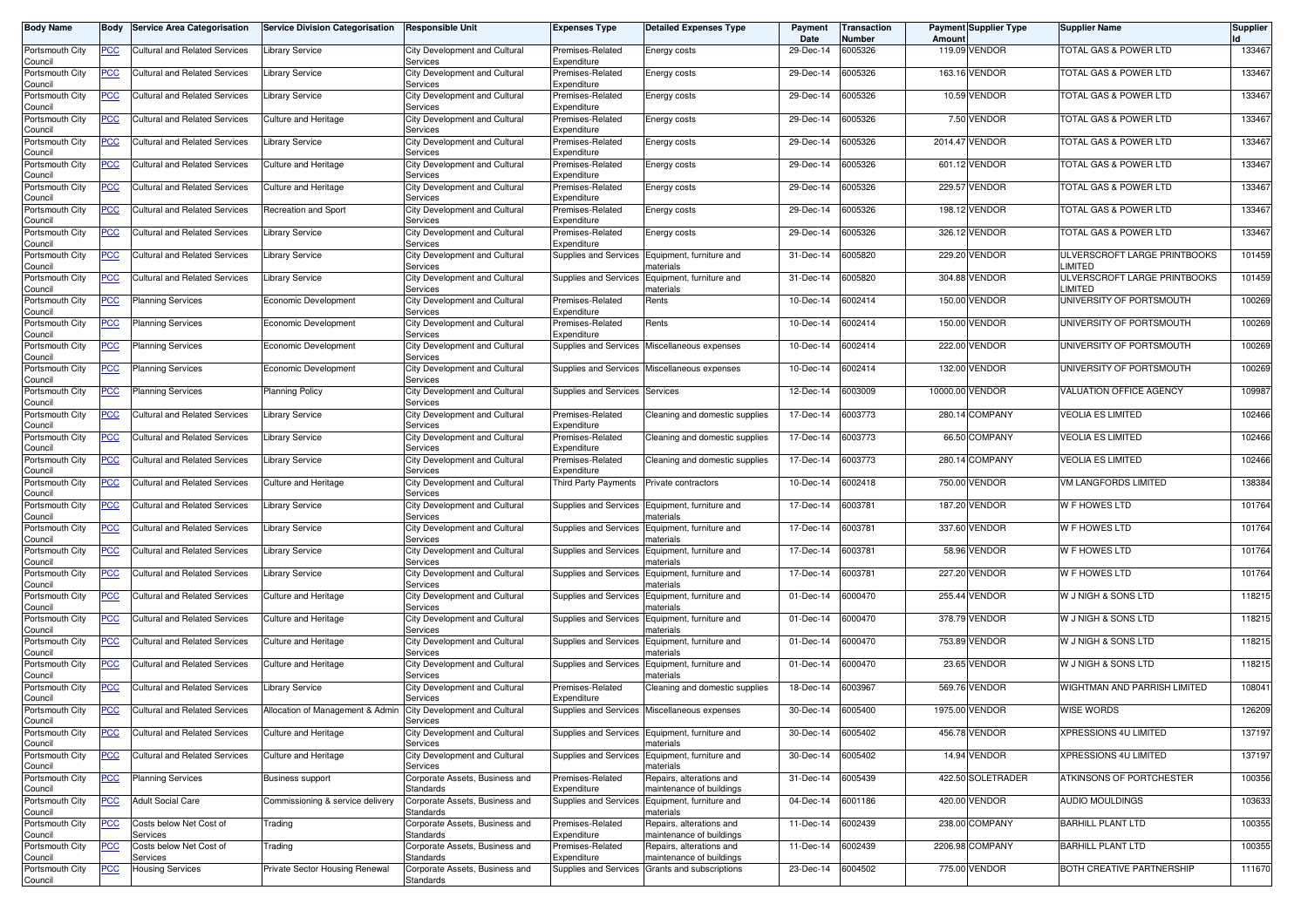| Body Name | Body | Service Area Categorisation | Service Division Categorisation | Responsible Unit | Expenses Type | Detailed Expenses Type | Payment Date | Transaction Number | Payment Amount | Supplier Type | Supplier Name | Supplier Id |
|---|---|---|---|---|---|---|---|---|---|---|---|---|
| Portsmouth City Council | PCC | Cultural and Related Services | Library Service | City Development and Cultural Services | Premises-Related Expenditure | Energy costs | 29-Dec-14 | 6005326 | 119.09 | VENDOR | TOTAL GAS & POWER LTD | 133467 |
| Portsmouth City Council | PCC | Cultural and Related Services | Library Service | City Development and Cultural Services | Premises-Related Expenditure | Energy costs | 29-Dec-14 | 6005326 | 163.16 | VENDOR | TOTAL GAS & POWER LTD | 133467 |
| Portsmouth City Council | PCC | Cultural and Related Services | Library Service | City Development and Cultural Services | Premises-Related Expenditure | Energy costs | 29-Dec-14 | 6005326 | 10.59 | VENDOR | TOTAL GAS & POWER LTD | 133467 |
| Portsmouth City Council | PCC | Cultural and Related Services | Culture and Heritage | City Development and Cultural Services | Premises-Related Expenditure | Energy costs | 29-Dec-14 | 6005326 | 7.50 | VENDOR | TOTAL GAS & POWER LTD | 133467 |
| Portsmouth City Council | PCC | Cultural and Related Services | Library Service | City Development and Cultural Services | Premises-Related Expenditure | Energy costs | 29-Dec-14 | 6005326 | 2014.47 | VENDOR | TOTAL GAS & POWER LTD | 133467 |
| Portsmouth City Council | PCC | Cultural and Related Services | Culture and Heritage | City Development and Cultural Services | Premises-Related Expenditure | Energy costs | 29-Dec-14 | 6005326 | 601.12 | VENDOR | TOTAL GAS & POWER LTD | 133467 |
| Portsmouth City Council | PCC | Cultural and Related Services | Culture and Heritage | City Development and Cultural Services | Premises-Related Expenditure | Energy costs | 29-Dec-14 | 6005326 | 229.57 | VENDOR | TOTAL GAS & POWER LTD | 133467 |
| Portsmouth City Council | PCC | Cultural and Related Services | Recreation and Sport | City Development and Cultural Services | Premises-Related Expenditure | Energy costs | 29-Dec-14 | 6005326 | 198.12 | VENDOR | TOTAL GAS & POWER LTD | 133467 |
| Portsmouth City Council | PCC | Cultural and Related Services | Library Service | City Development and Cultural Services | Premises-Related Expenditure | Energy costs | 29-Dec-14 | 6005326 | 326.12 | VENDOR | TOTAL GAS & POWER LTD | 133467 |
| Portsmouth City Council | PCC | Cultural and Related Services | Library Service | City Development and Cultural Services | Supplies and Services | Equipment, furniture and materials | 31-Dec-14 | 6005820 | 229.20 | VENDOR | ULVERSCROFT LARGE PRINTBOOKS LIMITED | 101459 |
| Portsmouth City Council | PCC | Cultural and Related Services | Library Service | City Development and Cultural Services | Supplies and Services | Equipment, furniture and materials | 31-Dec-14 | 6005820 | 304.88 | VENDOR | ULVERSCROFT LARGE PRINTBOOKS LIMITED | 101459 |
| Portsmouth City Council | PCC | Planning Services | Economic Development | City Development and Cultural Services | Premises-Related Expenditure | Rents | 10-Dec-14 | 6002414 | 150.00 | VENDOR | UNIVERSITY OF PORTSMOUTH | 100269 |
| Portsmouth City Council | PCC | Planning Services | Economic Development | City Development and Cultural Services | Premises-Related Expenditure | Rents | 10-Dec-14 | 6002414 | 150.00 | VENDOR | UNIVERSITY OF PORTSMOUTH | 100269 |
| Portsmouth City Council | PCC | Planning Services | Economic Development | City Development and Cultural Services | Supplies and Services | Miscellaneous expenses | 10-Dec-14 | 6002414 | 222.00 | VENDOR | UNIVERSITY OF PORTSMOUTH | 100269 |
| Portsmouth City Council | PCC | Planning Services | Economic Development | City Development and Cultural Services | Supplies and Services | Miscellaneous expenses | 10-Dec-14 | 6002414 | 132.00 | VENDOR | UNIVERSITY OF PORTSMOUTH | 100269 |
| Portsmouth City Council | PCC | Planning Services | Planning Policy | City Development and Cultural Services | Supplies and Services | Services | 12-Dec-14 | 6003009 | 10000.00 | VENDOR | VALUATION OFFICE AGENCY | 109987 |
| Portsmouth City Council | PCC | Cultural and Related Services | Library Service | City Development and Cultural Services | Premises-Related Expenditure | Cleaning and domestic supplies | 17-Dec-14 | 6003773 | 280.14 | COMPANY | VEOLIA ES LIMITED | 102466 |
| Portsmouth City Council | PCC | Cultural and Related Services | Library Service | City Development and Cultural Services | Premises-Related Expenditure | Cleaning and domestic supplies | 17-Dec-14 | 6003773 | 66.50 | COMPANY | VEOLIA ES LIMITED | 102466 |
| Portsmouth City Council | PCC | Cultural and Related Services | Library Service | City Development and Cultural Services | Premises-Related Expenditure | Cleaning and domestic supplies | 17-Dec-14 | 6003773 | 280.14 | COMPANY | VEOLIA ES LIMITED | 102466 |
| Portsmouth City Council | PCC | Cultural and Related Services | Culture and Heritage | City Development and Cultural Services | Third Party Payments | Private contractors | 10-Dec-14 | 6002418 | 750.00 | VENDOR | VM LANGFORDS LIMITED | 138384 |
| Portsmouth City Council | PCC | Cultural and Related Services | Library Service | City Development and Cultural Services | Supplies and Services | Equipment, furniture and materials | 17-Dec-14 | 6003781 | 187.20 | VENDOR | W F HOWES LTD | 101764 |
| Portsmouth City Council | PCC | Cultural and Related Services | Library Service | City Development and Cultural Services | Supplies and Services | Equipment, furniture and materials | 17-Dec-14 | 6003781 | 337.60 | VENDOR | W F HOWES LTD | 101764 |
| Portsmouth City Council | PCC | Cultural and Related Services | Library Service | City Development and Cultural Services | Supplies and Services | Equipment, furniture and materials | 17-Dec-14 | 6003781 | 58.96 | VENDOR | W F HOWES LTD | 101764 |
| Portsmouth City Council | PCC | Cultural and Related Services | Library Service | City Development and Cultural Services | Supplies and Services | Equipment, furniture and materials | 17-Dec-14 | 6003781 | 227.20 | VENDOR | W F HOWES LTD | 101764 |
| Portsmouth City Council | PCC | Cultural and Related Services | Culture and Heritage | City Development and Cultural Services | Supplies and Services | Equipment, furniture and materials | 01-Dec-14 | 6000470 | 255.44 | VENDOR | W J NIGH & SONS LTD | 118215 |
| Portsmouth City Council | PCC | Cultural and Related Services | Culture and Heritage | City Development and Cultural Services | Supplies and Services | Equipment, furniture and materials | 01-Dec-14 | 6000470 | 378.79 | VENDOR | W J NIGH & SONS LTD | 118215 |
| Portsmouth City Council | PCC | Cultural and Related Services | Culture and Heritage | City Development and Cultural Services | Supplies and Services | Equipment, furniture and materials | 01-Dec-14 | 6000470 | 753.89 | VENDOR | W J NIGH & SONS LTD | 118215 |
| Portsmouth City Council | PCC | Cultural and Related Services | Culture and Heritage | City Development and Cultural Services | Supplies and Services | Equipment, furniture and materials | 01-Dec-14 | 6000470 | 23.65 | VENDOR | W J NIGH & SONS LTD | 118215 |
| Portsmouth City Council | PCC | Cultural and Related Services | Library Service | City Development and Cultural Services | Premises-Related Expenditure | Cleaning and domestic supplies | 18-Dec-14 | 6003967 | 569.76 | VENDOR | WIGHTMAN AND PARRISH LIMITED | 108041 |
| Portsmouth City Council | PCC | Cultural and Related Services | Allocation of Management & Admin | City Development and Cultural Services | Supplies and Services | Miscellaneous expenses | 30-Dec-14 | 6005400 | 1975.00 | VENDOR | WISE WORDS | 126209 |
| Portsmouth City Council | PCC | Cultural and Related Services | Culture and Heritage | City Development and Cultural Services | Supplies and Services | Equipment, furniture and materials | 30-Dec-14 | 6005402 | 456.78 | VENDOR | XPRESSIONS 4U LIMITED | 137197 |
| Portsmouth City Council | PCC | Cultural and Related Services | Culture and Heritage | City Development and Cultural Services | Supplies and Services | Equipment, furniture and materials | 30-Dec-14 | 6005402 | 14.94 | VENDOR | XPRESSIONS 4U LIMITED | 137197 |
| Portsmouth City Council | PCC | Planning Services | Business support | Corporate Assets, Business and Standards | Premises-Related Expenditure | Repairs, alterations and maintenance of buildings | 31-Dec-14 | 6005439 | 422.50 | SOLETRADER | ATKINSONS OF PORTCHESTER | 100356 |
| Portsmouth City Council | PCC | Adult Social Care | Commissioning & service delivery | Corporate Assets, Business and Standards | Supplies and Services | Equipment, furniture and materials | 04-Dec-14 | 6001186 | 420.00 | VENDOR | AUDIO MOULDINGS | 103633 |
| Portsmouth City Council | PCC | Costs below Net Cost of Services | Trading | Corporate Assets, Business and Standards | Premises-Related Expenditure | Repairs, alterations and maintenance of buildings | 11-Dec-14 | 6002439 | 238.00 | COMPANY | BARHILL PLANT LTD | 100355 |
| Portsmouth City Council | PCC | Costs below Net Cost of Services | Trading | Corporate Assets, Business and Standards | Premises-Related Expenditure | Repairs, alterations and maintenance of buildings | 11-Dec-14 | 6002439 | 2206.98 | COMPANY | BARHILL PLANT LTD | 100355 |
| Portsmouth City Council | PCC | Housing Services | Private Sector Housing Renewal | Corporate Assets, Business and Standards | Supplies and Services | Grants and subscriptions | 23-Dec-14 | 6004502 | 775.00 | VENDOR | BOTH CREATIVE PARTNERSHIP | 111670 |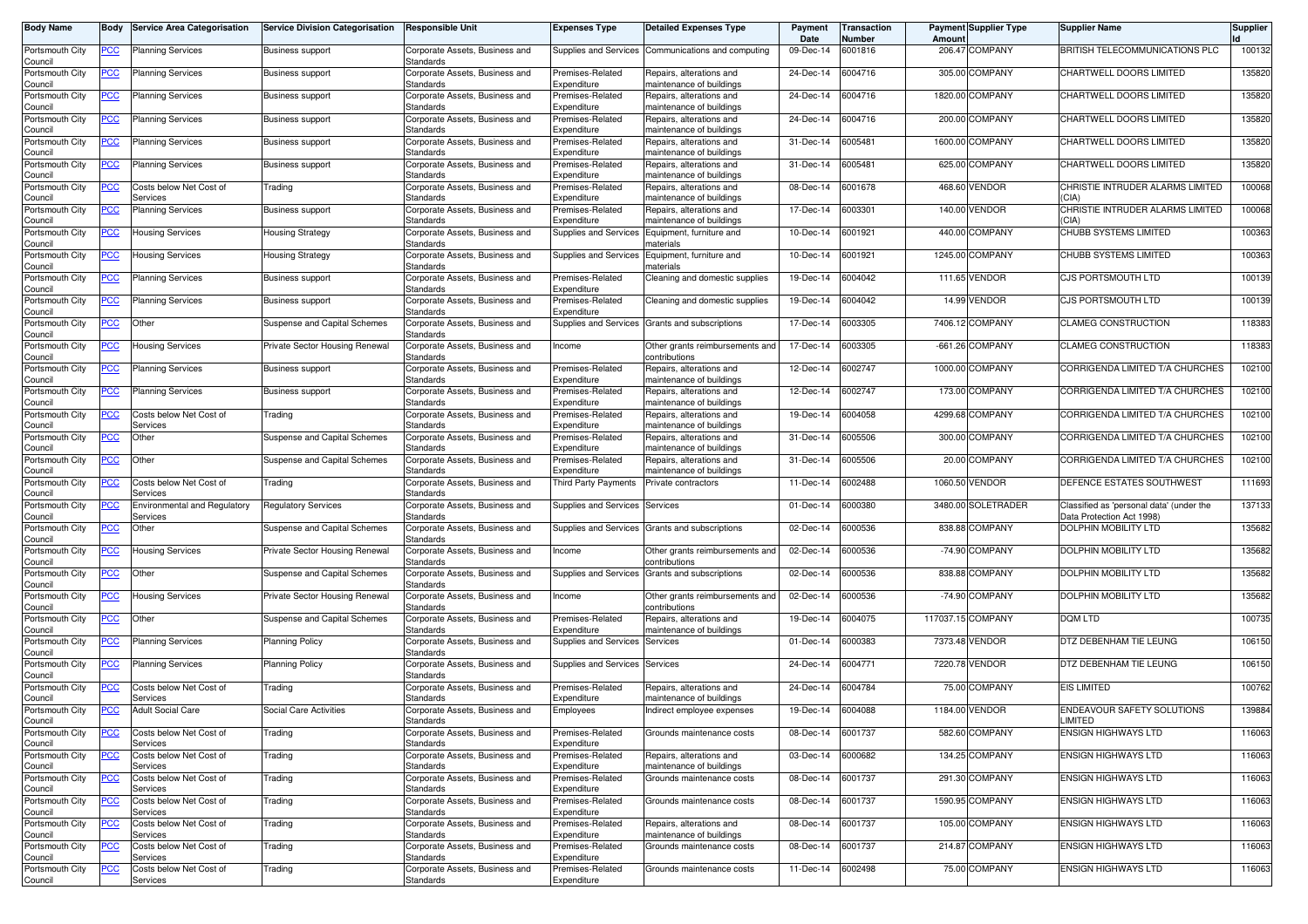| Body Name | Body | Service Area Categorisation | Service Division Categorisation | Responsible Unit | Expenses Type | Detailed Expenses Type | Payment Date | Transaction Number | Payment Amount | Supplier Type | Supplier Name | Supplier Id |
|---|---|---|---|---|---|---|---|---|---|---|---|---|
| Portsmouth City Council | PCC | Planning Services | Business support | Corporate Assets, Business and Standards | Supplies and Services | Communications and computing | 09-Dec-14 | 6001816 | 206.47 | COMPANY | BRITISH TELECOMMUNICATIONS PLC | 100132 |
| Portsmouth City Council | PCC | Planning Services | Business support | Corporate Assets, Business and Standards | Premises-Related Expenditure | Repairs, alterations and maintenance of buildings | 24-Dec-14 | 6004716 | 305.00 | COMPANY | CHARTWELL DOORS LIMITED | 135820 |
| Portsmouth City Council | PCC | Planning Services | Business support | Corporate Assets, Business and Standards | Premises-Related Expenditure | Repairs, alterations and maintenance of buildings | 24-Dec-14 | 6004716 | 1820.00 | COMPANY | CHARTWELL DOORS LIMITED | 135820 |
| Portsmouth City Council | PCC | Planning Services | Business support | Corporate Assets, Business and Standards | Premises-Related Expenditure | Repairs, alterations and maintenance of buildings | 24-Dec-14 | 6004716 | 200.00 | COMPANY | CHARTWELL DOORS LIMITED | 135820 |
| Portsmouth City Council | PCC | Planning Services | Business support | Corporate Assets, Business and Standards | Premises-Related Expenditure | Repairs, alterations and maintenance of buildings | 31-Dec-14 | 6005481 | 1600.00 | COMPANY | CHARTWELL DOORS LIMITED | 135820 |
| Portsmouth City Council | PCC | Planning Services | Business support | Corporate Assets, Business and Standards | Premises-Related Expenditure | Repairs, alterations and maintenance of buildings | 31-Dec-14 | 6005481 | 625.00 | COMPANY | CHARTWELL DOORS LIMITED | 135820 |
| Portsmouth City Council | PCC | Costs below Net Cost of Services | Trading | Corporate Assets, Business and Standards | Premises-Related Expenditure | Repairs, alterations and maintenance of buildings | 08-Dec-14 | 6001678 | 468.60 | VENDOR | CHRISTIE INTRUDER ALARMS LIMITED (CIA) | 100068 |
| Portsmouth City Council | PCC | Planning Services | Business support | Corporate Assets, Business and Standards | Premises-Related Expenditure | Repairs, alterations and maintenance of buildings | 17-Dec-14 | 6003301 | 140.00 | VENDOR | CHRISTIE INTRUDER ALARMS LIMITED (CIA) | 100068 |
| Portsmouth City Council | PCC | Housing Services | Housing Strategy | Corporate Assets, Business and Standards | Supplies and Services | Equipment, furniture and materials | 10-Dec-14 | 6001921 | 440.00 | COMPANY | CHUBB SYSTEMS LIMITED | 100363 |
| Portsmouth City Council | PCC | Housing Services | Housing Strategy | Corporate Assets, Business and Standards | Supplies and Services | Equipment, furniture and materials | 10-Dec-14 | 6001921 | 1245.00 | COMPANY | CHUBB SYSTEMS LIMITED | 100363 |
| Portsmouth City Council | PCC | Planning Services | Business support | Corporate Assets, Business and Standards | Premises-Related Expenditure | Cleaning and domestic supplies | 19-Dec-14 | 6004042 | 111.65 | VENDOR | CJS PORTSMOUTH LTD | 100139 |
| Portsmouth City Council | PCC | Planning Services | Business support | Corporate Assets, Business and Standards | Premises-Related Expenditure | Cleaning and domestic supplies | 19-Dec-14 | 6004042 | 14.99 | VENDOR | CJS PORTSMOUTH LTD | 100139 |
| Portsmouth City Council | PCC | Other | Suspense and Capital Schemes | Corporate Assets, Business and Standards | Supplies and Services | Grants and subscriptions | 17-Dec-14 | 6003305 | 7406.12 | COMPANY | CLAMEG CONSTRUCTION | 118383 |
| Portsmouth City Council | PCC | Housing Services | Private Sector Housing Renewal | Corporate Assets, Business and Standards | Income | Other grants reimbursements and contributions | 17-Dec-14 | 6003305 | -661.26 | COMPANY | CLAMEG CONSTRUCTION | 118383 |
| Portsmouth City Council | PCC | Planning Services | Business support | Corporate Assets, Business and Standards | Premises-Related Expenditure | Repairs, alterations and maintenance of buildings | 12-Dec-14 | 6002747 | 1000.00 | COMPANY | CORRIGENDA LIMITED T/A CHURCHES | 102100 |
| Portsmouth City Council | PCC | Planning Services | Business support | Corporate Assets, Business and Standards | Premises-Related Expenditure | Repairs, alterations and maintenance of buildings | 12-Dec-14 | 6002747 | 173.00 | COMPANY | CORRIGENDA LIMITED T/A CHURCHES | 102100 |
| Portsmouth City Council | PCC | Costs below Net Cost of Services | Trading | Corporate Assets, Business and Standards | Premises-Related Expenditure | Repairs, alterations and maintenance of buildings | 19-Dec-14 | 6004058 | 4299.68 | COMPANY | CORRIGENDA LIMITED T/A CHURCHES | 102100 |
| Portsmouth City Council | PCC | Other | Suspense and Capital Schemes | Corporate Assets, Business and Standards | Premises-Related Expenditure | Repairs, alterations and maintenance of buildings | 31-Dec-14 | 6005506 | 300.00 | COMPANY | CORRIGENDA LIMITED T/A CHURCHES | 102100 |
| Portsmouth City Council | PCC | Other | Suspense and Capital Schemes | Corporate Assets, Business and Standards | Premises-Related Expenditure | Repairs, alterations and maintenance of buildings | 31-Dec-14 | 6005506 | 20.00 | COMPANY | CORRIGENDA LIMITED T/A CHURCHES | 102100 |
| Portsmouth City Council | PCC | Costs below Net Cost of Services | Trading | Corporate Assets, Business and Standards | Third Party Payments | Private contractors | 11-Dec-14 | 6002488 | 1060.50 | VENDOR | DEFENCE ESTATES SOUTHWEST | 111693 |
| Portsmouth City Council | PCC | Environmental and Regulatory Services | Regulatory Services | Corporate Assets, Business and Standards | Supplies and Services | Services | 01-Dec-14 | 6000380 | 3480.00 | SOLETRADER | Classified as 'personal data' (under the Data Protection Act 1998) | 137133 |
| Portsmouth City Council | PCC | Other | Suspense and Capital Schemes | Corporate Assets, Business and Standards | Supplies and Services | Grants and subscriptions | 02-Dec-14 | 6000536 | 838.88 | COMPANY | DOLPHIN MOBILITY LTD | 135682 |
| Portsmouth City Council | PCC | Housing Services | Private Sector Housing Renewal | Corporate Assets, Business and Standards | Income | Other grants reimbursements and contributions | 02-Dec-14 | 6000536 | -74.90 | COMPANY | DOLPHIN MOBILITY LTD | 135682 |
| Portsmouth City Council | PCC | Other | Suspense and Capital Schemes | Corporate Assets, Business and Standards | Supplies and Services | Grants and subscriptions | 02-Dec-14 | 6000536 | 838.88 | COMPANY | DOLPHIN MOBILITY LTD | 135682 |
| Portsmouth City Council | PCC | Housing Services | Private Sector Housing Renewal | Corporate Assets, Business and Standards | Income | Other grants reimbursements and contributions | 02-Dec-14 | 6000536 | -74.90 | COMPANY | DOLPHIN MOBILITY LTD | 135682 |
| Portsmouth City Council | PCC | Other | Suspense and Capital Schemes | Corporate Assets, Business and Standards | Premises-Related Expenditure | Repairs, alterations and maintenance of buildings | 19-Dec-14 | 6004075 | 117037.15 | COMPANY | DQM LTD | 100735 |
| Portsmouth City Council | PCC | Planning Services | Planning Policy | Corporate Assets, Business and Standards | Supplies and Services | Services | 01-Dec-14 | 6000383 | 7373.48 | VENDOR | DTZ DEBENHAM TIE LEUNG | 106150 |
| Portsmouth City Council | PCC | Planning Services | Planning Policy | Corporate Assets, Business and Standards | Supplies and Services | Services | 24-Dec-14 | 6004771 | 7220.78 | VENDOR | DTZ DEBENHAM TIE LEUNG | 106150 |
| Portsmouth City Council | PCC | Costs below Net Cost of Services | Trading | Corporate Assets, Business and Standards | Premises-Related Expenditure | Repairs, alterations and maintenance of buildings | 24-Dec-14 | 6004784 | 75.00 | COMPANY | EIS LIMITED | 100762 |
| Portsmouth City Council | PCC | Adult Social Care | Social Care Activities | Corporate Assets, Business and Standards | Employees | Indirect employee expenses | 19-Dec-14 | 6004088 | 1184.00 | VENDOR | ENDEAVOUR SAFETY SOLUTIONS LIMITED | 139884 |
| Portsmouth City Council | PCC | Costs below Net Cost of Services | Trading | Corporate Assets, Business and Standards | Premises-Related Expenditure | Grounds maintenance costs | 08-Dec-14 | 6001737 | 582.60 | COMPANY | ENSIGN HIGHWAYS LTD | 116063 |
| Portsmouth City Council | PCC | Costs below Net Cost of Services | Trading | Corporate Assets, Business and Standards | Premises-Related Expenditure | Repairs, alterations and maintenance of buildings | 03-Dec-14 | 6000682 | 134.25 | COMPANY | ENSIGN HIGHWAYS LTD | 116063 |
| Portsmouth City Council | PCC | Costs below Net Cost of Services | Trading | Corporate Assets, Business and Standards | Premises-Related Expenditure | Grounds maintenance costs | 08-Dec-14 | 6001737 | 291.30 | COMPANY | ENSIGN HIGHWAYS LTD | 116063 |
| Portsmouth City Council | PCC | Costs below Net Cost of Services | Trading | Corporate Assets, Business and Standards | Premises-Related Expenditure | Grounds maintenance costs | 08-Dec-14 | 6001737 | 1590.95 | COMPANY | ENSIGN HIGHWAYS LTD | 116063 |
| Portsmouth City Council | PCC | Costs below Net Cost of Services | Trading | Corporate Assets, Business and Standards | Premises-Related Expenditure | Repairs, alterations and maintenance of buildings | 08-Dec-14 | 6001737 | 105.00 | COMPANY | ENSIGN HIGHWAYS LTD | 116063 |
| Portsmouth City Council | PCC | Costs below Net Cost of Services | Trading | Corporate Assets, Business and Standards | Premises-Related Expenditure | Grounds maintenance costs | 08-Dec-14 | 6001737 | 214.87 | COMPANY | ENSIGN HIGHWAYS LTD | 116063 |
| Portsmouth City Council | PCC | Costs below Net Cost of Services | Trading | Corporate Assets, Business and Standards | Premises-Related Expenditure | Grounds maintenance costs | 11-Dec-14 | 6002498 | 75.00 | COMPANY | ENSIGN HIGHWAYS LTD | 116063 |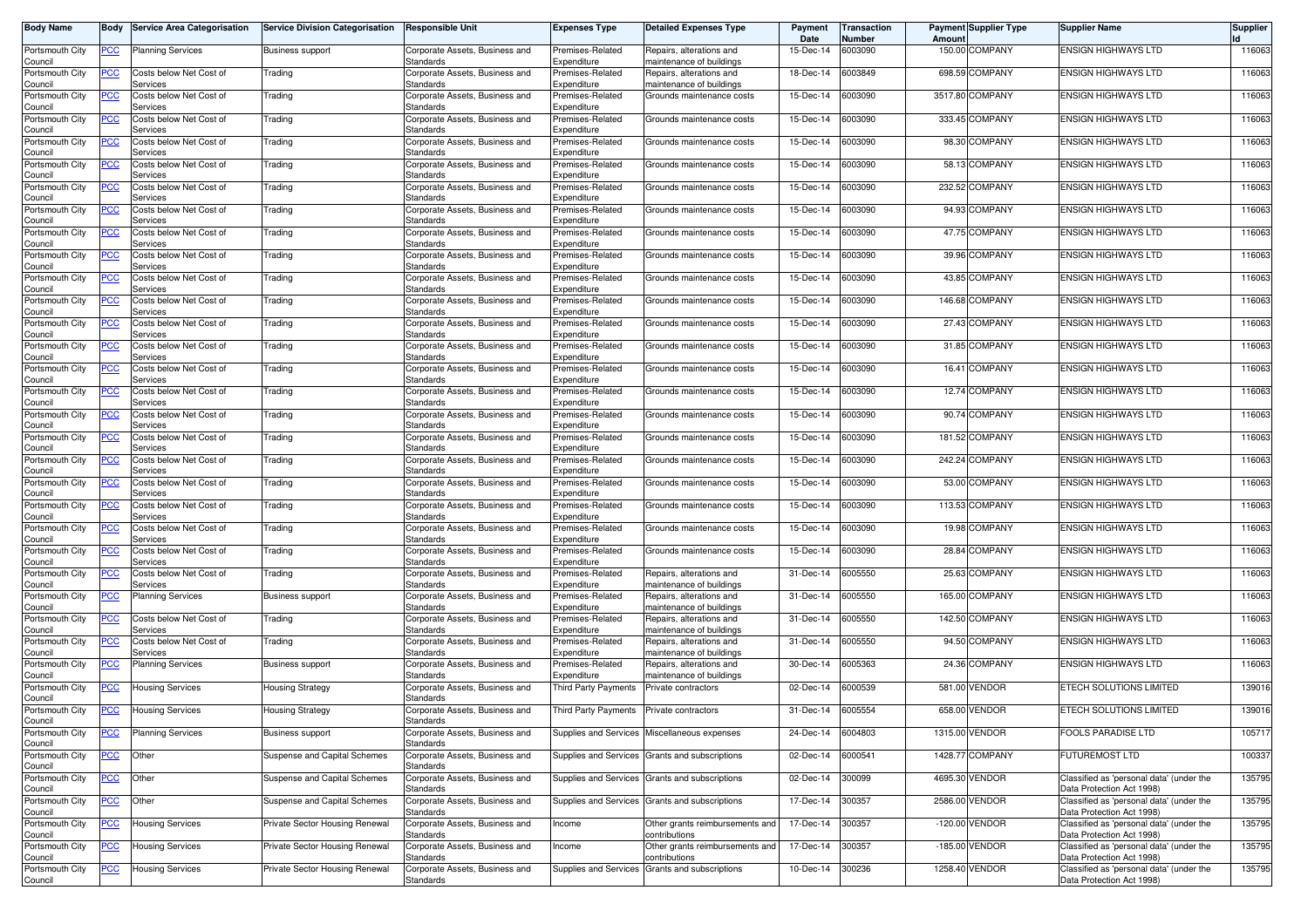| Body Name | Body | Service Area Categorisation | Service Division Categorisation | Responsible Unit | Expenses Type | Detailed Expenses Type | Payment Date | Transaction Number | Payment Amount | Supplier Type | Supplier Name | Supplier Id |
|---|---|---|---|---|---|---|---|---|---|---|---|---|
| Portsmouth City Council | PCC | Planning Services | Business support | Corporate Assets, Business and Standards | Premises-Related Expenditure | Repairs, alterations and maintenance of buildings | 15-Dec-14 | 6003090 | 150.00 | COMPANY | ENSIGN HIGHWAYS LTD | 116063 |
| Portsmouth City Council | PCC | Costs below Net Cost of Services | Trading | Corporate Assets, Business and Standards | Premises-Related Expenditure | Repairs, alterations and maintenance of buildings | 18-Dec-14 | 6003849 | 698.59 | COMPANY | ENSIGN HIGHWAYS LTD | 116063 |
| Portsmouth City Council | PCC | Costs below Net Cost of Services | Trading | Corporate Assets, Business and Standards | Premises-Related Expenditure | Grounds maintenance costs | 15-Dec-14 | 6003090 | 3517.80 | COMPANY | ENSIGN HIGHWAYS LTD | 116063 |
| Portsmouth City Council | PCC | Costs below Net Cost of Services | Trading | Corporate Assets, Business and Standards | Premises-Related Expenditure | Grounds maintenance costs | 15-Dec-14 | 6003090 | 333.45 | COMPANY | ENSIGN HIGHWAYS LTD | 116063 |
| Portsmouth City Council | PCC | Costs below Net Cost of Services | Trading | Corporate Assets, Business and Standards | Premises-Related Expenditure | Grounds maintenance costs | 15-Dec-14 | 6003090 | 98.30 | COMPANY | ENSIGN HIGHWAYS LTD | 116063 |
| Portsmouth City Council | PCC | Costs below Net Cost of Services | Trading | Corporate Assets, Business and Standards | Premises-Related Expenditure | Grounds maintenance costs | 15-Dec-14 | 6003090 | 58.13 | COMPANY | ENSIGN HIGHWAYS LTD | 116063 |
| Portsmouth City Council | PCC | Costs below Net Cost of Services | Trading | Corporate Assets, Business and Standards | Premises-Related Expenditure | Grounds maintenance costs | 15-Dec-14 | 6003090 | 232.52 | COMPANY | ENSIGN HIGHWAYS LTD | 116063 |
| Portsmouth City Council | PCC | Costs below Net Cost of Services | Trading | Corporate Assets, Business and Standards | Premises-Related Expenditure | Grounds maintenance costs | 15-Dec-14 | 6003090 | 94.93 | COMPANY | ENSIGN HIGHWAYS LTD | 116063 |
| Portsmouth City Council | PCC | Costs below Net Cost of Services | Trading | Corporate Assets, Business and Standards | Premises-Related Expenditure | Grounds maintenance costs | 15-Dec-14 | 6003090 | 47.75 | COMPANY | ENSIGN HIGHWAYS LTD | 116063 |
| Portsmouth City Council | PCC | Costs below Net Cost of Services | Trading | Corporate Assets, Business and Standards | Premises-Related Expenditure | Grounds maintenance costs | 15-Dec-14 | 6003090 | 39.96 | COMPANY | ENSIGN HIGHWAYS LTD | 116063 |
| Portsmouth City Council | PCC | Costs below Net Cost of Services | Trading | Corporate Assets, Business and Standards | Premises-Related Expenditure | Grounds maintenance costs | 15-Dec-14 | 6003090 | 43.85 | COMPANY | ENSIGN HIGHWAYS LTD | 116063 |
| Portsmouth City Council | PCC | Costs below Net Cost of Services | Trading | Corporate Assets, Business and Standards | Premises-Related Expenditure | Grounds maintenance costs | 15-Dec-14 | 6003090 | 146.68 | COMPANY | ENSIGN HIGHWAYS LTD | 116063 |
| Portsmouth City Council | PCC | Costs below Net Cost of Services | Trading | Corporate Assets, Business and Standards | Premises-Related Expenditure | Grounds maintenance costs | 15-Dec-14 | 6003090 | 27.43 | COMPANY | ENSIGN HIGHWAYS LTD | 116063 |
| Portsmouth City Council | PCC | Costs below Net Cost of Services | Trading | Corporate Assets, Business and Standards | Premises-Related Expenditure | Grounds maintenance costs | 15-Dec-14 | 6003090 | 31.85 | COMPANY | ENSIGN HIGHWAYS LTD | 116063 |
| Portsmouth City Council | PCC | Costs below Net Cost of Services | Trading | Corporate Assets, Business and Standards | Premises-Related Expenditure | Grounds maintenance costs | 15-Dec-14 | 6003090 | 16.41 | COMPANY | ENSIGN HIGHWAYS LTD | 116063 |
| Portsmouth City Council | PCC | Costs below Net Cost of Services | Trading | Corporate Assets, Business and Standards | Premises-Related Expenditure | Grounds maintenance costs | 15-Dec-14 | 6003090 | 12.74 | COMPANY | ENSIGN HIGHWAYS LTD | 116063 |
| Portsmouth City Council | PCC | Costs below Net Cost of Services | Trading | Corporate Assets, Business and Standards | Premises-Related Expenditure | Grounds maintenance costs | 15-Dec-14 | 6003090 | 90.74 | COMPANY | ENSIGN HIGHWAYS LTD | 116063 |
| Portsmouth City Council | PCC | Costs below Net Cost of Services | Trading | Corporate Assets, Business and Standards | Premises-Related Expenditure | Grounds maintenance costs | 15-Dec-14 | 6003090 | 181.52 | COMPANY | ENSIGN HIGHWAYS LTD | 116063 |
| Portsmouth City Council | PCC | Costs below Net Cost of Services | Trading | Corporate Assets, Business and Standards | Premises-Related Expenditure | Grounds maintenance costs | 15-Dec-14 | 6003090 | 242.24 | COMPANY | ENSIGN HIGHWAYS LTD | 116063 |
| Portsmouth City Council | PCC | Costs below Net Cost of Services | Trading | Corporate Assets, Business and Standards | Premises-Related Expenditure | Grounds maintenance costs | 15-Dec-14 | 6003090 | 53.00 | COMPANY | ENSIGN HIGHWAYS LTD | 116063 |
| Portsmouth City Council | PCC | Costs below Net Cost of Services | Trading | Corporate Assets, Business and Standards | Premises-Related Expenditure | Grounds maintenance costs | 15-Dec-14 | 6003090 | 113.53 | COMPANY | ENSIGN HIGHWAYS LTD | 116063 |
| Portsmouth City Council | PCC | Costs below Net Cost of Services | Trading | Corporate Assets, Business and Standards | Premises-Related Expenditure | Grounds maintenance costs | 15-Dec-14 | 6003090 | 19.98 | COMPANY | ENSIGN HIGHWAYS LTD | 116063 |
| Portsmouth City Council | PCC | Costs below Net Cost of Services | Trading | Corporate Assets, Business and Standards | Premises-Related Expenditure | Grounds maintenance costs | 15-Dec-14 | 6003090 | 28.84 | COMPANY | ENSIGN HIGHWAYS LTD | 116063 |
| Portsmouth City Council | PCC | Costs below Net Cost of Services | Trading | Corporate Assets, Business and Standards | Premises-Related Expenditure | Repairs, alterations and maintenance of buildings | 31-Dec-14 | 6005550 | 25.63 | COMPANY | ENSIGN HIGHWAYS LTD | 116063 |
| Portsmouth City Council | PCC | Planning Services | Business support | Corporate Assets, Business and Standards | Premises-Related Expenditure | Repairs, alterations and maintenance of buildings | 31-Dec-14 | 6005550 | 165.00 | COMPANY | ENSIGN HIGHWAYS LTD | 116063 |
| Portsmouth City Council | PCC | Costs below Net Cost of Services | Trading | Corporate Assets, Business and Standards | Premises-Related Expenditure | Repairs, alterations and maintenance of buildings | 31-Dec-14 | 6005550 | 142.50 | COMPANY | ENSIGN HIGHWAYS LTD | 116063 |
| Portsmouth City Council | PCC | Costs below Net Cost of Services | Trading | Corporate Assets, Business and Standards | Premises-Related Expenditure | Repairs, alterations and maintenance of buildings | 31-Dec-14 | 6005550 | 94.50 | COMPANY | ENSIGN HIGHWAYS LTD | 116063 |
| Portsmouth City Council | PCC | Planning Services | Business support | Corporate Assets, Business and Standards | Premises-Related Expenditure | Repairs, alterations and maintenance of buildings | 30-Dec-14 | 6005363 | 24.36 | COMPANY | ENSIGN HIGHWAYS LTD | 116063 |
| Portsmouth City Council | PCC | Housing Services | Housing Strategy | Corporate Assets, Business and Standards | Third Party Payments | Private contractors | 02-Dec-14 | 6000539 | 581.00 | VENDOR | ETECH SOLUTIONS LIMITED | 139016 |
| Portsmouth City Council | PCC | Housing Services | Housing Strategy | Corporate Assets, Business and Standards | Third Party Payments | Private contractors | 31-Dec-14 | 6005554 | 658.00 | VENDOR | ETECH SOLUTIONS LIMITED | 139016 |
| Portsmouth City Council | PCC | Planning Services | Business support | Corporate Assets, Business and Standards | Supplies and Services | Miscellaneous expenses | 24-Dec-14 | 6004803 | 1315.00 | VENDOR | FOOLS PARADISE LTD | 105717 |
| Portsmouth City Council | PCC | Other | Suspense and Capital Schemes | Corporate Assets, Business and Standards | Supplies and Services | Grants and subscriptions | 02-Dec-14 | 6000541 | 1428.77 | COMPANY | FUTUREMOST LTD | 100337 |
| Portsmouth City Council | PCC | Other | Suspense and Capital Schemes | Corporate Assets, Business and Standards | Supplies and Services | Grants and subscriptions | 02-Dec-14 | 300099 | 4695.30 | VENDOR | Classified as 'personal data' (under the Data Protection Act 1998) | 135795 |
| Portsmouth City Council | PCC | Other | Suspense and Capital Schemes | Corporate Assets, Business and Standards | Supplies and Services | Grants and subscriptions | 17-Dec-14 | 300357 | 2586.00 | VENDOR | Classified as 'personal data' (under the Data Protection Act 1998) | 135795 |
| Portsmouth City Council | PCC | Housing Services | Private Sector Housing Renewal | Corporate Assets, Business and Standards | Income | Other grants reimbursements and contributions | 17-Dec-14 | 300357 | -120.00 | VENDOR | Classified as 'personal data' (under the Data Protection Act 1998) | 135795 |
| Portsmouth City Council | PCC | Housing Services | Private Sector Housing Renewal | Corporate Assets, Business and Standards | Income | Other grants reimbursements and contributions | 17-Dec-14 | 300357 | -185.00 | VENDOR | Classified as 'personal data' (under the Data Protection Act 1998) | 135795 |
| Portsmouth City Council | PCC | Housing Services | Private Sector Housing Renewal | Corporate Assets, Business and Standards | Supplies and Services | Grants and subscriptions | 10-Dec-14 | 300236 | 1258.40 | VENDOR | Classified as 'personal data' (under the Data Protection Act 1998) | 135795 |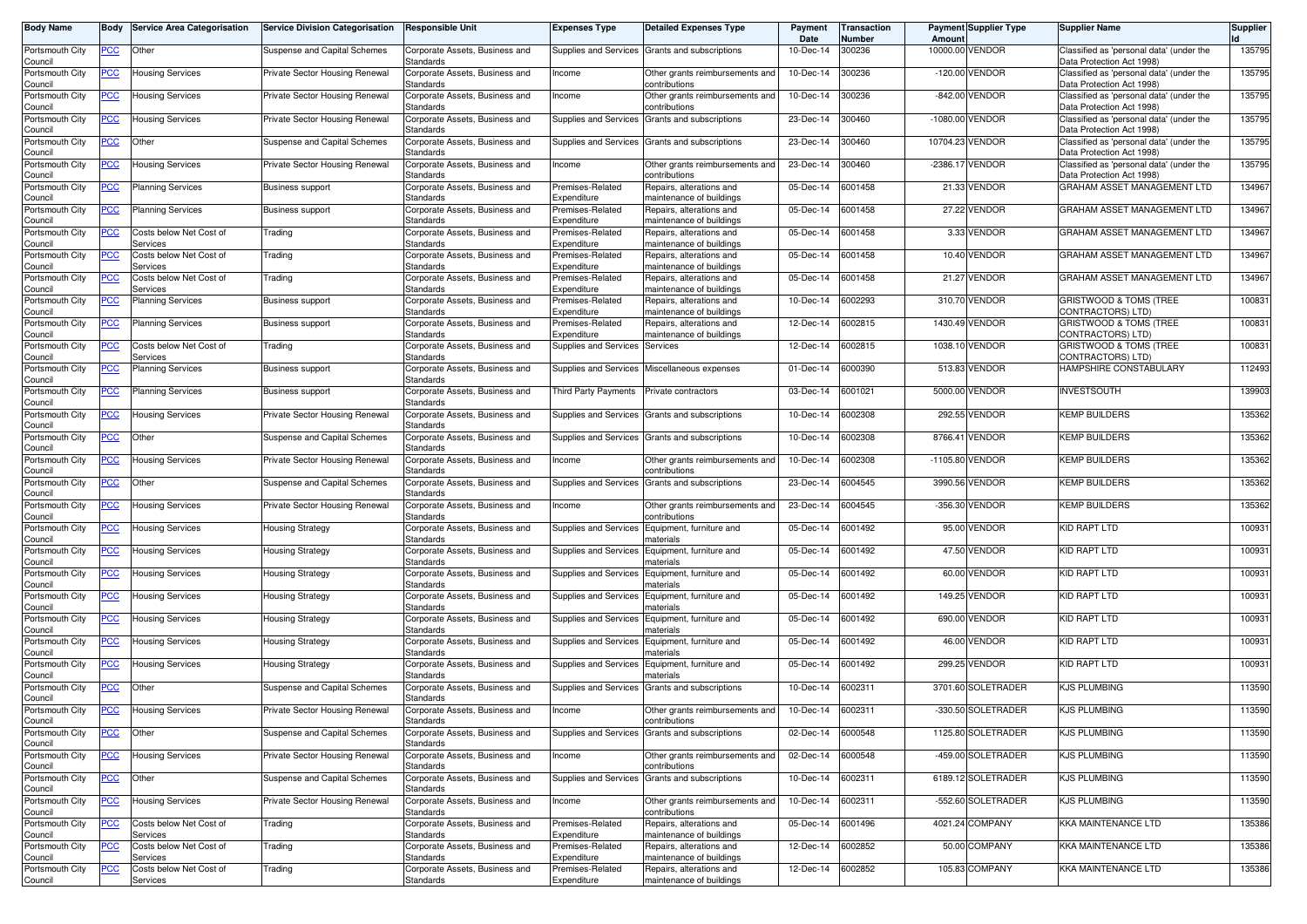| Body Name | Body | Service Area Categorisation | Service Division Categorisation | Responsible Unit | Expenses Type | Detailed Expenses Type | Payment Date | Transaction Number | Payment Amount | Supplier Type | Supplier Name | Supplier Id |
|---|---|---|---|---|---|---|---|---|---|---|---|---|
| Portsmouth City Council | PCC | Other | Suspense and Capital Schemes | Corporate Assets, Business and Standards | Supplies and Services | Grants and subscriptions | 10-Dec-14 | 300236 | 10000.00 | VENDOR | Classified as 'personal data' (under the Data Protection Act 1998) | 135795 |
| Portsmouth City Council | PCC | Housing Services | Private Sector Housing Renewal | Corporate Assets, Business and Standards | Income | Other grants reimbursements and contributions | 10-Dec-14 | 300236 | -120.00 | VENDOR | Classified as 'personal data' (under the Data Protection Act 1998) | 135795 |
| Portsmouth City Council | PCC | Housing Services | Private Sector Housing Renewal | Corporate Assets, Business and Standards | Income | Other grants reimbursements and contributions | 10-Dec-14 | 300236 | -842.00 | VENDOR | Classified as 'personal data' (under the Data Protection Act 1998) | 135795 |
| Portsmouth City Council | PCC | Housing Services | Private Sector Housing Renewal | Corporate Assets, Business and Standards | Supplies and Services | Grants and subscriptions | 23-Dec-14 | 300460 | -1080.00 | VENDOR | Classified as 'personal data' (under the Data Protection Act 1998) | 135795 |
| Portsmouth City Council | PCC | Other | Suspense and Capital Schemes | Corporate Assets, Business and Standards | Supplies and Services | Grants and subscriptions | 23-Dec-14 | 300460 | 10704.23 | VENDOR | Classified as 'personal data' (under the Data Protection Act 1998) | 135795 |
| Portsmouth City Council | PCC | Housing Services | Private Sector Housing Renewal | Corporate Assets, Business and Standards | Income | Other grants reimbursements and contributions | 23-Dec-14 | 300460 | -2386.17 | VENDOR | Classified as 'personal data' (under the Data Protection Act 1998) | 135795 |
| Portsmouth City Council | PCC | Planning Services | Business support | Corporate Assets, Business and Standards | Premises-Related Expenditure | Repairs, alterations and maintenance of buildings | 05-Dec-14 | 6001458 | 21.33 | VENDOR | GRAHAM ASSET MANAGEMENT LTD | 134967 |
| Portsmouth City Council | PCC | Planning Services | Business support | Corporate Assets, Business and Standards | Premises-Related Expenditure | Repairs, alterations and maintenance of buildings | 05-Dec-14 | 6001458 | 27.22 | VENDOR | GRAHAM ASSET MANAGEMENT LTD | 134967 |
| Portsmouth City Council | PCC | Costs below Net Cost of Services | Trading | Corporate Assets, Business and Standards | Premises-Related Expenditure | Repairs, alterations and maintenance of buildings | 05-Dec-14 | 6001458 | 3.33 | VENDOR | GRAHAM ASSET MANAGEMENT LTD | 134967 |
| Portsmouth City Council | PCC | Costs below Net Cost of Services | Trading | Corporate Assets, Business and Standards | Premises-Related Expenditure | Repairs, alterations and maintenance of buildings | 05-Dec-14 | 6001458 | 10.40 | VENDOR | GRAHAM ASSET MANAGEMENT LTD | 134967 |
| Portsmouth City Council | PCC | Costs below Net Cost of Services | Trading | Corporate Assets, Business and Standards | Premises-Related Expenditure | Repairs, alterations and maintenance of buildings | 05-Dec-14 | 6001458 | 21.27 | VENDOR | GRAHAM ASSET MANAGEMENT LTD | 134967 |
| Portsmouth City Council | PCC | Planning Services | Business support | Corporate Assets, Business and Standards | Premises-Related Expenditure | Repairs, alterations and maintenance of buildings | 10-Dec-14 | 6002293 | 310.70 | VENDOR | GRISTWOOD & TOMS (TREE CONTRACTORS) LTD) | 100831 |
| Portsmouth City Council | PCC | Planning Services | Business support | Corporate Assets, Business and Standards | Premises-Related Expenditure | Repairs, alterations and maintenance of buildings | 12-Dec-14 | 6002815 | 1430.49 | VENDOR | GRISTWOOD & TOMS (TREE CONTRACTORS) LTD) | 100831 |
| Portsmouth City Council | PCC | Costs below Net Cost of Services | Trading | Corporate Assets, Business and Standards | Supplies and Services | Services | 12-Dec-14 | 6002815 | 1038.10 | VENDOR | GRISTWOOD & TOMS (TREE CONTRACTORS) LTD) | 100831 |
| Portsmouth City Council | PCC | Planning Services | Business support | Corporate Assets, Business and Standards | Supplies and Services | Miscellaneous expenses | 01-Dec-14 | 6000390 | 513.83 | VENDOR | HAMPSHIRE CONSTABULARY | 112493 |
| Portsmouth City Council | PCC | Planning Services | Business support | Corporate Assets, Business and Standards | Third Party Payments | Private contractors | 03-Dec-14 | 6001021 | 5000.00 | VENDOR | INVESTSOUTH | 139903 |
| Portsmouth City Council | PCC | Housing Services | Private Sector Housing Renewal | Corporate Assets, Business and Standards | Supplies and Services | Grants and subscriptions | 10-Dec-14 | 6002308 | 292.55 | VENDOR | KEMP BUILDERS | 135362 |
| Portsmouth City Council | PCC | Other | Suspense and Capital Schemes | Corporate Assets, Business and Standards | Supplies and Services | Grants and subscriptions | 10-Dec-14 | 6002308 | 8766.41 | VENDOR | KEMP BUILDERS | 135362 |
| Portsmouth City Council | PCC | Housing Services | Private Sector Housing Renewal | Corporate Assets, Business and Standards | Income | Other grants reimbursements and contributions | 10-Dec-14 | 6002308 | -1105.80 | VENDOR | KEMP BUILDERS | 135362 |
| Portsmouth City Council | PCC | Other | Suspense and Capital Schemes | Corporate Assets, Business and Standards | Supplies and Services | Grants and subscriptions | 23-Dec-14 | 6004545 | 3990.56 | VENDOR | KEMP BUILDERS | 135362 |
| Portsmouth City Council | PCC | Housing Services | Private Sector Housing Renewal | Corporate Assets, Business and Standards | Income | Other grants reimbursements and contributions | 23-Dec-14 | 6004545 | -356.30 | VENDOR | KEMP BUILDERS | 135362 |
| Portsmouth City Council | PCC | Housing Services | Housing Strategy | Corporate Assets, Business and Standards | Supplies and Services | Equipment, furniture and materials | 05-Dec-14 | 6001492 | 95.00 | VENDOR | KID RAPT LTD | 100931 |
| Portsmouth City Council | PCC | Housing Services | Housing Strategy | Corporate Assets, Business and Standards | Supplies and Services | Equipment, furniture and materials | 05-Dec-14 | 6001492 | 47.50 | VENDOR | KID RAPT LTD | 100931 |
| Portsmouth City Council | PCC | Housing Services | Housing Strategy | Corporate Assets, Business and Standards | Supplies and Services | Equipment, furniture and materials | 05-Dec-14 | 6001492 | 60.00 | VENDOR | KID RAPT LTD | 100931 |
| Portsmouth City Council | PCC | Housing Services | Housing Strategy | Corporate Assets, Business and Standards | Supplies and Services | Equipment, furniture and materials | 05-Dec-14 | 6001492 | 149.25 | VENDOR | KID RAPT LTD | 100931 |
| Portsmouth City Council | PCC | Housing Services | Housing Strategy | Corporate Assets, Business and Standards | Supplies and Services | Equipment, furniture and materials | 05-Dec-14 | 6001492 | 690.00 | VENDOR | KID RAPT LTD | 100931 |
| Portsmouth City Council | PCC | Housing Services | Housing Strategy | Corporate Assets, Business and Standards | Supplies and Services | Equipment, furniture and materials | 05-Dec-14 | 6001492 | 46.00 | VENDOR | KID RAPT LTD | 100931 |
| Portsmouth City Council | PCC | Housing Services | Housing Strategy | Corporate Assets, Business and Standards | Supplies and Services | Equipment, furniture and materials | 05-Dec-14 | 6001492 | 299.25 | VENDOR | KID RAPT LTD | 100931 |
| Portsmouth City Council | PCC | Other | Suspense and Capital Schemes | Corporate Assets, Business and Standards | Supplies and Services | Grants and subscriptions | 10-Dec-14 | 6002311 | 3701.60 | SOLETRADER | KJS PLUMBING | 113590 |
| Portsmouth City Council | PCC | Housing Services | Private Sector Housing Renewal | Corporate Assets, Business and Standards | Income | Other grants reimbursements and contributions | 10-Dec-14 | 6002311 | -330.50 | SOLETRADER | KJS PLUMBING | 113590 |
| Portsmouth City Council | PCC | Other | Suspense and Capital Schemes | Corporate Assets, Business and Standards | Supplies and Services | Grants and subscriptions | 02-Dec-14 | 6000548 | 1125.80 | SOLETRADER | KJS PLUMBING | 113590 |
| Portsmouth City Council | PCC | Housing Services | Private Sector Housing Renewal | Corporate Assets, Business and Standards | Income | Other grants reimbursements and contributions | 02-Dec-14 | 6000548 | -459.00 | SOLETRADER | KJS PLUMBING | 113590 |
| Portsmouth City Council | PCC | Other | Suspense and Capital Schemes | Corporate Assets, Business and Standards | Supplies and Services | Grants and subscriptions | 10-Dec-14 | 6002311 | 6189.12 | SOLETRADER | KJS PLUMBING | 113590 |
| Portsmouth City Council | PCC | Housing Services | Private Sector Housing Renewal | Corporate Assets, Business and Standards | Income | Other grants reimbursements and contributions | 10-Dec-14 | 6002311 | -552.60 | SOLETRADER | KJS PLUMBING | 113590 |
| Portsmouth City Council | PCC | Costs below Net Cost of Services | Trading | Corporate Assets, Business and Standards | Premises-Related Expenditure | Repairs, alterations and maintenance of buildings | 05-Dec-14 | 6001496 | 4021.24 | COMPANY | KKA MAINTENANCE LTD | 135386 |
| Portsmouth City Council | PCC | Costs below Net Cost of Services | Trading | Corporate Assets, Business and Standards | Premises-Related Expenditure | Repairs, alterations and maintenance of buildings | 12-Dec-14 | 6002852 | 50.00 | COMPANY | KKA MAINTENANCE LTD | 135386 |
| Portsmouth City Council | PCC | Costs below Net Cost of Services | Trading | Corporate Assets, Business and Standards | Premises-Related Expenditure | Repairs, alterations and maintenance of buildings | 12-Dec-14 | 6002852 | 105.83 | COMPANY | KKA MAINTENANCE LTD | 135386 |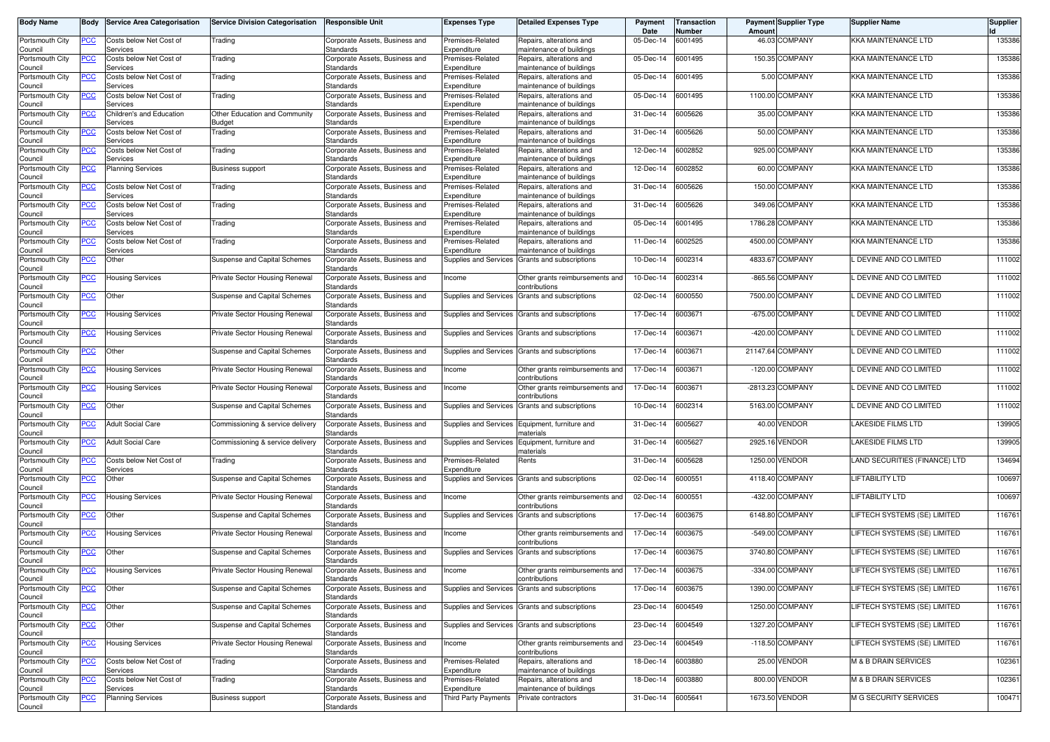| Body Name | Body | Service Area Categorisation | Service Division Categorisation | Responsible Unit | Expenses Type | Detailed Expenses Type | Payment Date | Transaction Number | Payment Amount | Supplier Type | Supplier Name | Supplier Id |
|---|---|---|---|---|---|---|---|---|---|---|---|---|
| Portsmouth City Council | PCC | Costs below Net Cost of Services | Trading | Corporate Assets, Business and Standards | Premises-Related Expenditure | Repairs, alterations and maintenance of buildings | 05-Dec-14 | 6001495 | 46.03 | COMPANY | KKA MAINTENANCE LTD | 135386 |
| Portsmouth City Council | PCC | Costs below Net Cost of Services | Trading | Corporate Assets, Business and Standards | Premises-Related Expenditure | Repairs, alterations and maintenance of buildings | 05-Dec-14 | 6001495 | 150.35 | COMPANY | KKA MAINTENANCE LTD | 135386 |
| Portsmouth City Council | PCC | Costs below Net Cost of Services | Trading | Corporate Assets, Business and Standards | Premises-Related Expenditure | Repairs, alterations and maintenance of buildings | 05-Dec-14 | 6001495 | 5.00 | COMPANY | KKA MAINTENANCE LTD | 135386 |
| Portsmouth City Council | PCC | Costs below Net Cost of Services | Trading | Corporate Assets, Business and Standards | Premises-Related Expenditure | Repairs, alterations and maintenance of buildings | 05-Dec-14 | 6001495 | 1100.00 | COMPANY | KKA MAINTENANCE LTD | 135386 |
| Portsmouth City Council | PCC | Children's and Education Services | Other Education and Community Budget | Corporate Assets, Business and Standards | Premises-Related Expenditure | Repairs, alterations and maintenance of buildings | 31-Dec-14 | 6005626 | 35.00 | COMPANY | KKA MAINTENANCE LTD | 135386 |
| Portsmouth City Council | PCC | Costs below Net Cost of Services | Trading | Corporate Assets, Business and Standards | Premises-Related Expenditure | Repairs, alterations and maintenance of buildings | 31-Dec-14 | 6005626 | 50.00 | COMPANY | KKA MAINTENANCE LTD | 135386 |
| Portsmouth City Council | PCC | Costs below Net Cost of Services | Trading | Corporate Assets, Business and Standards | Premises-Related Expenditure | Repairs, alterations and maintenance of buildings | 12-Dec-14 | 6002852 | 925.00 | COMPANY | KKA MAINTENANCE LTD | 135386 |
| Portsmouth City Council | PCC | Planning Services | Business support | Corporate Assets, Business and Standards | Premises-Related Expenditure | Repairs, alterations and maintenance of buildings | 12-Dec-14 | 6002852 | 60.00 | COMPANY | KKA MAINTENANCE LTD | 135386 |
| Portsmouth City Council | PCC | Costs below Net Cost of Services | Trading | Corporate Assets, Business and Standards | Premises-Related Expenditure | Repairs, alterations and maintenance of buildings | 31-Dec-14 | 6005626 | 150.00 | COMPANY | KKA MAINTENANCE LTD | 135386 |
| Portsmouth City Council | PCC | Costs below Net Cost of Services | Trading | Corporate Assets, Business and Standards | Premises-Related Expenditure | Repairs, alterations and maintenance of buildings | 31-Dec-14 | 6005626 | 349.06 | COMPANY | KKA MAINTENANCE LTD | 135386 |
| Portsmouth City Council | PCC | Costs below Net Cost of Services | Trading | Corporate Assets, Business and Standards | Premises-Related Expenditure | Repairs, alterations and maintenance of buildings | 05-Dec-14 | 6001495 | 1786.28 | COMPANY | KKA MAINTENANCE LTD | 135386 |
| Portsmouth City Council | PCC | Costs below Net Cost of Services | Trading | Corporate Assets, Business and Standards | Premises-Related Expenditure | Repairs, alterations and maintenance of buildings | 11-Dec-14 | 6002525 | 4500.00 | COMPANY | KKA MAINTENANCE LTD | 135386 |
| Portsmouth City Council | PCC | Other | Suspense and Capital Schemes | Corporate Assets, Business and Standards | Supplies and Services | Grants and subscriptions | 10-Dec-14 | 6002314 | 4833.67 | COMPANY | L DEVINE AND CO LIMITED | 111002 |
| Portsmouth City Council | PCC | Housing Services | Private Sector Housing Renewal | Corporate Assets, Business and Standards | Income | Other grants reimbursements and contributions | 10-Dec-14 | 6002314 | -865.56 | COMPANY | L DEVINE AND CO LIMITED | 111002 |
| Portsmouth City Council | PCC | Other | Suspense and Capital Schemes | Corporate Assets, Business and Standards | Supplies and Services | Grants and subscriptions | 02-Dec-14 | 6000550 | 7500.00 | COMPANY | L DEVINE AND CO LIMITED | 111002 |
| Portsmouth City Council | PCC | Housing Services | Private Sector Housing Renewal | Corporate Assets, Business and Standards | Supplies and Services | Grants and subscriptions | 17-Dec-14 | 6003671 | -675.00 | COMPANY | L DEVINE AND CO LIMITED | 111002 |
| Portsmouth City Council | PCC | Housing Services | Private Sector Housing Renewal | Corporate Assets, Business and Standards | Supplies and Services | Grants and subscriptions | 17-Dec-14 | 6003671 | -420.00 | COMPANY | L DEVINE AND CO LIMITED | 111002 |
| Portsmouth City Council | PCC | Other | Suspense and Capital Schemes | Corporate Assets, Business and Standards | Supplies and Services | Grants and subscriptions | 17-Dec-14 | 6003671 | 21147.64 | COMPANY | L DEVINE AND CO LIMITED | 111002 |
| Portsmouth City Council | PCC | Housing Services | Private Sector Housing Renewal | Corporate Assets, Business and Standards | Income | Other grants reimbursements and contributions | 17-Dec-14 | 6003671 | -120.00 | COMPANY | L DEVINE AND CO LIMITED | 111002 |
| Portsmouth City Council | PCC | Housing Services | Private Sector Housing Renewal | Corporate Assets, Business and Standards | Income | Other grants reimbursements and contributions | 17-Dec-14 | 6003671 | -2813.23 | COMPANY | L DEVINE AND CO LIMITED | 111002 |
| Portsmouth City Council | PCC | Other | Suspense and Capital Schemes | Corporate Assets, Business and Standards | Supplies and Services | Grants and subscriptions | 10-Dec-14 | 6002314 | 5163.00 | COMPANY | L DEVINE AND CO LIMITED | 111002 |
| Portsmouth City Council | PCC | Adult Social Care | Commissioning & service delivery | Corporate Assets, Business and Standards | Supplies and Services | Equipment, furniture and materials | 31-Dec-14 | 6005627 | 40.00 | VENDOR | LAKESIDE FILMS LTD | 139905 |
| Portsmouth City Council | PCC | Adult Social Care | Commissioning & service delivery | Corporate Assets, Business and Standards | Supplies and Services | Equipment, furniture and materials | 31-Dec-14 | 6005627 | 2925.16 | VENDOR | LAKESIDE FILMS LTD | 139905 |
| Portsmouth City Council | PCC | Costs below Net Cost of Services | Trading | Corporate Assets, Business and Standards | Premises-Related Expenditure | Rents | 31-Dec-14 | 6005628 | 1250.00 | VENDOR | LAND SECURITIES (FINANCE) LTD | 134694 |
| Portsmouth City Council | PCC | Other | Suspense and Capital Schemes | Corporate Assets, Business and Standards | Supplies and Services | Grants and subscriptions | 02-Dec-14 | 6000551 | 4118.40 | COMPANY | LIFTABILITY LTD | 100697 |
| Portsmouth City Council | PCC | Housing Services | Private Sector Housing Renewal | Corporate Assets, Business and Standards | Income | Other grants reimbursements and contributions | 02-Dec-14 | 6000551 | -432.00 | COMPANY | LIFTABILITY LTD | 100697 |
| Portsmouth City Council | PCC | Other | Suspense and Capital Schemes | Corporate Assets, Business and Standards | Supplies and Services | Grants and subscriptions | 17-Dec-14 | 6003675 | 6148.80 | COMPANY | LIFTECH SYSTEMS (SE) LIMITED | 116761 |
| Portsmouth City Council | PCC | Housing Services | Private Sector Housing Renewal | Corporate Assets, Business and Standards | Income | Other grants reimbursements and contributions | 17-Dec-14 | 6003675 | -549.00 | COMPANY | LIFTECH SYSTEMS (SE) LIMITED | 116761 |
| Portsmouth City Council | PCC | Other | Suspense and Capital Schemes | Corporate Assets, Business and Standards | Supplies and Services | Grants and subscriptions | 17-Dec-14 | 6003675 | 3740.80 | COMPANY | LIFTECH SYSTEMS (SE) LIMITED | 116761 |
| Portsmouth City Council | PCC | Housing Services | Private Sector Housing Renewal | Corporate Assets, Business and Standards | Income | Other grants reimbursements and contributions | 17-Dec-14 | 6003675 | -334.00 | COMPANY | LIFTECH SYSTEMS (SE) LIMITED | 116761 |
| Portsmouth City Council | PCC | Other | Suspense and Capital Schemes | Corporate Assets, Business and Standards | Supplies and Services | Grants and subscriptions | 17-Dec-14 | 6003675 | 1390.00 | COMPANY | LIFTECH SYSTEMS (SE) LIMITED | 116761 |
| Portsmouth City Council | PCC | Other | Suspense and Capital Schemes | Corporate Assets, Business and Standards | Supplies and Services | Grants and subscriptions | 23-Dec-14 | 6004549 | 1250.00 | COMPANY | LIFTECH SYSTEMS (SE) LIMITED | 116761 |
| Portsmouth City Council | PCC | Other | Suspense and Capital Schemes | Corporate Assets, Business and Standards | Supplies and Services | Grants and subscriptions | 23-Dec-14 | 6004549 | 1327.20 | COMPANY | LIFTECH SYSTEMS (SE) LIMITED | 116761 |
| Portsmouth City Council | PCC | Housing Services | Private Sector Housing Renewal | Corporate Assets, Business and Standards | Income | Other grants reimbursements and contributions | 23-Dec-14 | 6004549 | -118.50 | COMPANY | LIFTECH SYSTEMS (SE) LIMITED | 116761 |
| Portsmouth City Council | PCC | Costs below Net Cost of Services | Trading | Corporate Assets, Business and Standards | Premises-Related Expenditure | Repairs, alterations and maintenance of buildings | 18-Dec-14 | 6003880 | 25.00 | VENDOR | M & B DRAIN SERVICES | 102361 |
| Portsmouth City Council | PCC | Costs below Net Cost of Services | Trading | Corporate Assets, Business and Standards | Premises-Related Expenditure | Repairs, alterations and maintenance of buildings | 18-Dec-14 | 6003880 | 800.00 | VENDOR | M & B DRAIN SERVICES | 102361 |
| Portsmouth City Council | PCC | Planning Services | Business support | Corporate Assets, Business and Standards | Third Party Payments | Private contractors | 31-Dec-14 | 6005641 | 1673.50 | VENDOR | M G SECURITY SERVICES | 100471 |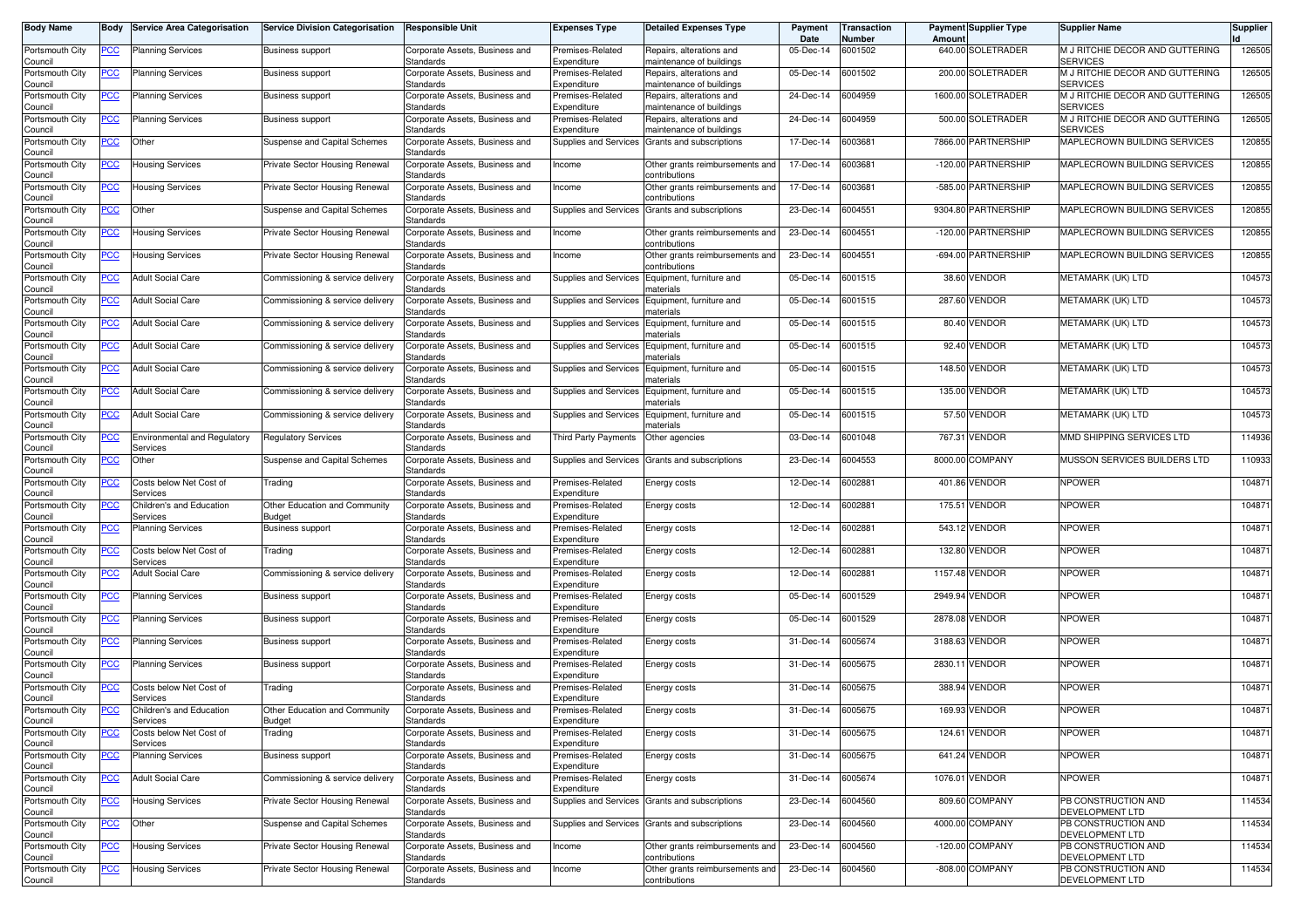| Body Name | Body | Service Area Categorisation | Service Division Categorisation | Responsible Unit | Expenses Type | Detailed Expenses Type | Payment Date | Transaction Number | Payment Amount | Supplier Type | Supplier Name | Supplier Id |
|---|---|---|---|---|---|---|---|---|---|---|---|---|
| Portsmouth City Council | PCC | Planning Services | Business support | Corporate Assets, Business and Standards | Premises-Related Expenditure | Repairs, alterations and maintenance of buildings | 05-Dec-14 | 6001502 | 640.00 | SOLETRADER | M J RITCHIE DECOR AND GUTTERING SERVICES | 126505 |
| Portsmouth City Council | PCC | Planning Services | Business support | Corporate Assets, Business and Standards | Premises-Related Expenditure | Repairs, alterations and maintenance of buildings | 05-Dec-14 | 6001502 | 200.00 | SOLETRADER | M J RITCHIE DECOR AND GUTTERING SERVICES | 126505 |
| Portsmouth City Council | PCC | Planning Services | Business support | Corporate Assets, Business and Standards | Premises-Related Expenditure | Repairs, alterations and maintenance of buildings | 24-Dec-14 | 6004959 | 1600.00 | SOLETRADER | M J RITCHIE DECOR AND GUTTERING SERVICES | 126505 |
| Portsmouth City Council | PCC | Planning Services | Business support | Corporate Assets, Business and Standards | Premises-Related Expenditure | Repairs, alterations and maintenance of buildings | 24-Dec-14 | 6004959 | 500.00 | SOLETRADER | M J RITCHIE DECOR AND GUTTERING SERVICES | 126505 |
| Portsmouth City Council | PCC | Other | Suspense and Capital Schemes | Corporate Assets, Business and Standards | Supplies and Services | Grants and subscriptions | 17-Dec-14 | 6003681 | 7866.00 | PARTNERSHIP | MAPLECROWN BUILDING SERVICES | 120855 |
| Portsmouth City Council | PCC | Housing Services | Private Sector Housing Renewal | Corporate Assets, Business and Standards | Income | Other grants reimbursements and contributions | 17-Dec-14 | 6003681 | -120.00 | PARTNERSHIP | MAPLECROWN BUILDING SERVICES | 120855 |
| Portsmouth City Council | PCC | Housing Services | Private Sector Housing Renewal | Corporate Assets, Business and Standards | Income | Other grants reimbursements and contributions | 17-Dec-14 | 6003681 | -585.00 | PARTNERSHIP | MAPLECROWN BUILDING SERVICES | 120855 |
| Portsmouth City Council | PCC | Other | Suspense and Capital Schemes | Corporate Assets, Business and Standards | Supplies and Services | Grants and subscriptions | 23-Dec-14 | 6004551 | 9304.80 | PARTNERSHIP | MAPLECROWN BUILDING SERVICES | 120855 |
| Portsmouth City Council | PCC | Housing Services | Private Sector Housing Renewal | Corporate Assets, Business and Standards | Income | Other grants reimbursements and contributions | 23-Dec-14 | 6004551 | -120.00 | PARTNERSHIP | MAPLECROWN BUILDING SERVICES | 120855 |
| Portsmouth City Council | PCC | Housing Services | Private Sector Housing Renewal | Corporate Assets, Business and Standards | Income | Other grants reimbursements and contributions | 23-Dec-14 | 6004551 | -694.00 | PARTNERSHIP | MAPLECROWN BUILDING SERVICES | 120855 |
| Portsmouth City Council | PCC | Adult Social Care | Commissioning & service delivery | Corporate Assets, Business and Standards | Supplies and Services | Equipment, furniture and materials | 05-Dec-14 | 6001515 | 38.60 | VENDOR | METAMARK (UK) LTD | 104573 |
| Portsmouth City Council | PCC | Adult Social Care | Commissioning & service delivery | Corporate Assets, Business and Standards | Supplies and Services | Equipment, furniture and materials | 05-Dec-14 | 6001515 | 287.60 | VENDOR | METAMARK (UK) LTD | 104573 |
| Portsmouth City Council | PCC | Adult Social Care | Commissioning & service delivery | Corporate Assets, Business and Standards | Supplies and Services | Equipment, furniture and materials | 05-Dec-14 | 6001515 | 80.40 | VENDOR | METAMARK (UK) LTD | 104573 |
| Portsmouth City Council | PCC | Adult Social Care | Commissioning & service delivery | Corporate Assets, Business and Standards | Supplies and Services | Equipment, furniture and materials | 05-Dec-14 | 6001515 | 92.40 | VENDOR | METAMARK (UK) LTD | 104573 |
| Portsmouth City Council | PCC | Adult Social Care | Commissioning & service delivery | Corporate Assets, Business and Standards | Supplies and Services | Equipment, furniture and materials | 05-Dec-14 | 6001515 | 148.50 | VENDOR | METAMARK (UK) LTD | 104573 |
| Portsmouth City Council | PCC | Adult Social Care | Commissioning & service delivery | Corporate Assets, Business and Standards | Supplies and Services | Equipment, furniture and materials | 05-Dec-14 | 6001515 | 135.00 | VENDOR | METAMARK (UK) LTD | 104573 |
| Portsmouth City Council | PCC | Adult Social Care | Commissioning & service delivery | Corporate Assets, Business and Standards | Supplies and Services | Equipment, furniture and materials | 05-Dec-14 | 6001515 | 57.50 | VENDOR | METAMARK (UK) LTD | 104573 |
| Portsmouth City Council | PCC | Environmental and Regulatory Services | Regulatory Services | Corporate Assets, Business and Standards | Third Party Payments | Other agencies | 03-Dec-14 | 6001048 | 767.31 | VENDOR | MMD SHIPPING SERVICES LTD | 114936 |
| Portsmouth City Council | PCC | Other | Suspense and Capital Schemes | Corporate Assets, Business and Standards | Supplies and Services | Grants and subscriptions | 23-Dec-14 | 6004553 | 8000.00 | COMPANY | MUSSON SERVICES BUILDERS LTD | 110933 |
| Portsmouth City Council | PCC | Costs below Net Cost of Services | Trading | Corporate Assets, Business and Standards | Premises-Related Expenditure | Energy costs | 12-Dec-14 | 6002881 | 401.86 | VENDOR | NPOWER | 104871 |
| Portsmouth City Council | PCC | Children's and Education Services | Other Education and Community Budget | Corporate Assets, Business and Standards | Premises-Related Expenditure | Energy costs | 12-Dec-14 | 6002881 | 175.51 | VENDOR | NPOWER | 104871 |
| Portsmouth City Council | PCC | Planning Services | Business support | Corporate Assets, Business and Standards | Premises-Related Expenditure | Energy costs | 12-Dec-14 | 6002881 | 543.12 | VENDOR | NPOWER | 104871 |
| Portsmouth City Council | PCC | Costs below Net Cost of Services | Trading | Corporate Assets, Business and Standards | Premises-Related Expenditure | Energy costs | 12-Dec-14 | 6002881 | 132.80 | VENDOR | NPOWER | 104871 |
| Portsmouth City Council | PCC | Adult Social Care | Commissioning & service delivery | Corporate Assets, Business and Standards | Premises-Related Expenditure | Energy costs | 12-Dec-14 | 6002881 | 1157.48 | VENDOR | NPOWER | 104871 |
| Portsmouth City Council | PCC | Planning Services | Business support | Corporate Assets, Business and Standards | Premises-Related Expenditure | Energy costs | 05-Dec-14 | 6001529 | 2949.94 | VENDOR | NPOWER | 104871 |
| Portsmouth City Council | PCC | Planning Services | Business support | Corporate Assets, Business and Standards | Premises-Related Expenditure | Energy costs | 05-Dec-14 | 6001529 | 2878.08 | VENDOR | NPOWER | 104871 |
| Portsmouth City Council | PCC | Planning Services | Business support | Corporate Assets, Business and Standards | Premises-Related Expenditure | Energy costs | 31-Dec-14 | 6005674 | 3188.63 | VENDOR | NPOWER | 104871 |
| Portsmouth City Council | PCC | Planning Services | Business support | Corporate Assets, Business and Standards | Premises-Related Expenditure | Energy costs | 31-Dec-14 | 6005675 | 2830.11 | VENDOR | NPOWER | 104871 |
| Portsmouth City Council | PCC | Costs below Net Cost of Services | Trading | Corporate Assets, Business and Standards | Premises-Related Expenditure | Energy costs | 31-Dec-14 | 6005675 | 388.94 | VENDOR | NPOWER | 104871 |
| Portsmouth City Council | PCC | Children's and Education Services | Other Education and Community Budget | Corporate Assets, Business and Standards | Premises-Related Expenditure | Energy costs | 31-Dec-14 | 6005675 | 169.93 | VENDOR | NPOWER | 104871 |
| Portsmouth City Council | PCC | Costs below Net Cost of Services | Trading | Corporate Assets, Business and Standards | Premises-Related Expenditure | Energy costs | 31-Dec-14 | 6005675 | 124.61 | VENDOR | NPOWER | 104871 |
| Portsmouth City Council | PCC | Planning Services | Business support | Corporate Assets, Business and Standards | Premises-Related Expenditure | Energy costs | 31-Dec-14 | 6005675 | 641.24 | VENDOR | NPOWER | 104871 |
| Portsmouth City Council | PCC | Adult Social Care | Commissioning & service delivery | Corporate Assets, Business and Standards | Premises-Related Expenditure | Energy costs | 31-Dec-14 | 6005674 | 1076.01 | VENDOR | NPOWER | 104871 |
| Portsmouth City Council | PCC | Housing Services | Private Sector Housing Renewal | Corporate Assets, Business and Standards | Supplies and Services | Grants and subscriptions | 23-Dec-14 | 6004560 | 809.60 | COMPANY | PB CONSTRUCTION AND DEVELOPMENT LTD | 114534 |
| Portsmouth City Council | PCC | Other | Suspense and Capital Schemes | Corporate Assets, Business and Standards | Supplies and Services | Grants and subscriptions | 23-Dec-14 | 6004560 | 4000.00 | COMPANY | PB CONSTRUCTION AND DEVELOPMENT LTD | 114534 |
| Portsmouth City Council | PCC | Housing Services | Private Sector Housing Renewal | Corporate Assets, Business and Standards | Income | Other grants reimbursements and contributions | 23-Dec-14 | 6004560 | -120.00 | COMPANY | PB CONSTRUCTION AND DEVELOPMENT LTD | 114534 |
| Portsmouth City Council | PCC | Housing Services | Private Sector Housing Renewal | Corporate Assets, Business and Standards | Income | Other grants reimbursements and contributions | 23-Dec-14 | 6004560 | -808.00 | COMPANY | PB CONSTRUCTION AND DEVELOPMENT LTD | 114534 |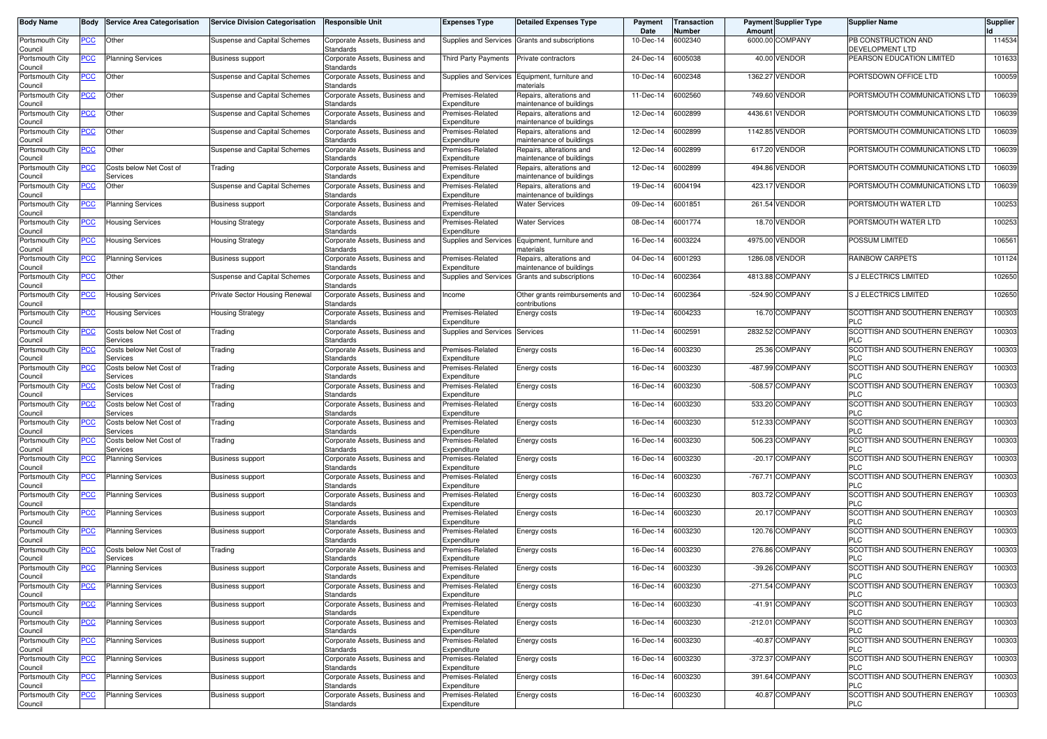| Body Name | Body | Service Area Categorisation | Service Division Categorisation | Responsible Unit | Expenses Type | Detailed Expenses Type | Payment Date | Transaction Number | Payment Amount | Supplier Type | Supplier Name | Supplier Id |
|---|---|---|---|---|---|---|---|---|---|---|---|---|
| Portsmouth City Council | PCC | Other | Suspense and Capital Schemes | Corporate Assets, Business and Standards | Supplies and Services | Grants and subscriptions | 10-Dec-14 | 6002340 | 6000.00 | COMPANY | PB CONSTRUCTION AND DEVELOPMENT LTD | 114534 |
| Portsmouth City Council | PCC | Planning Services | Business support | Corporate Assets, Business and Standards | Third Party Payments | Private contractors | 24-Dec-14 | 6005038 | 40.00 | VENDOR | PEARSON EDUCATION LIMITED | 101633 |
| Portsmouth City Council | PCC | Other | Suspense and Capital Schemes | Corporate Assets, Business and Standards | Supplies and Services | Equipment, furniture and materials | 10-Dec-14 | 6002348 | 1362.27 | VENDOR | PORTSDOWN OFFICE LTD | 100059 |
| Portsmouth City Council | PCC | Other | Suspense and Capital Schemes | Corporate Assets, Business and Standards | Premises-Related Expenditure | Repairs, alterations and maintenance of buildings | 11-Dec-14 | 6002560 | 749.60 | VENDOR | PORTSMOUTH COMMUNICATIONS LTD | 106039 |
| Portsmouth City Council | PCC | Other | Suspense and Capital Schemes | Corporate Assets, Business and Standards | Premises-Related Expenditure | Repairs, alterations and maintenance of buildings | 12-Dec-14 | 6002899 | 4436.61 | VENDOR | PORTSMOUTH COMMUNICATIONS LTD | 106039 |
| Portsmouth City Council | PCC | Other | Suspense and Capital Schemes | Corporate Assets, Business and Standards | Premises-Related Expenditure | Repairs, alterations and maintenance of buildings | 12-Dec-14 | 6002899 | 1142.85 | VENDOR | PORTSMOUTH COMMUNICATIONS LTD | 106039 |
| Portsmouth City Council | PCC | Other | Suspense and Capital Schemes | Corporate Assets, Business and Standards | Premises-Related Expenditure | Repairs, alterations and maintenance of buildings | 12-Dec-14 | 6002899 | 617.20 | VENDOR | PORTSMOUTH COMMUNICATIONS LTD | 106039 |
| Portsmouth City Council | PCC | Costs below Net Cost of Services | Trading | Corporate Assets, Business and Standards | Premises-Related Expenditure | Repairs, alterations and maintenance of buildings | 12-Dec-14 | 6002899 | 494.86 | VENDOR | PORTSMOUTH COMMUNICATIONS LTD | 106039 |
| Portsmouth City Council | PCC | Other | Suspense and Capital Schemes | Corporate Assets, Business and Standards | Premises-Related Expenditure | Repairs, alterations and maintenance of buildings | 19-Dec-14 | 6004194 | 423.17 | VENDOR | PORTSMOUTH COMMUNICATIONS LTD | 106039 |
| Portsmouth City Council | PCC | Planning Services | Business support | Corporate Assets, Business and Standards | Premises-Related Expenditure | Water Services | 09-Dec-14 | 6001851 | 261.54 | VENDOR | PORTSMOUTH WATER LTD | 100253 |
| Portsmouth City Council | PCC | Housing Services | Housing Strategy | Corporate Assets, Business and Standards | Premises-Related Expenditure | Water Services | 08-Dec-14 | 6001774 | 18.70 | VENDOR | PORTSMOUTH WATER LTD | 100253 |
| Portsmouth City Council | PCC | Housing Services | Housing Strategy | Corporate Assets, Business and Standards | Supplies and Services | Equipment, furniture and materials | 16-Dec-14 | 6003224 | 4975.00 | VENDOR | POSSUM LIMITED | 106561 |
| Portsmouth City Council | PCC | Planning Services | Business support | Corporate Assets, Business and Standards | Premises-Related Expenditure | Repairs, alterations and maintenance of buildings | 04-Dec-14 | 6001293 | 1286.08 | VENDOR | RAINBOW CARPETS | 101124 |
| Portsmouth City Council | PCC | Other | Suspense and Capital Schemes | Corporate Assets, Business and Standards | Supplies and Services | Grants and subscriptions | 10-Dec-14 | 6002364 | 4813.88 | COMPANY | S J ELECTRICS LIMITED | 102650 |
| Portsmouth City Council | PCC | Housing Services | Private Sector Housing Renewal | Corporate Assets, Business and Standards | Income | Other grants reimbursements and contributions | 10-Dec-14 | 6002364 | -524.90 | COMPANY | S J ELECTRICS LIMITED | 102650 |
| Portsmouth City Council | PCC | Housing Services | Housing Strategy | Corporate Assets, Business and Standards | Premises-Related Expenditure | Energy costs | 19-Dec-14 | 6004233 | 16.70 | COMPANY | SCOTTISH AND SOUTHERN ENERGY PLC | 100303 |
| Portsmouth City Council | PCC | Costs below Net Cost of Services | Trading | Corporate Assets, Business and Standards | Supplies and Services | Services | 11-Dec-14 | 6002591 | 2832.52 | COMPANY | SCOTTISH AND SOUTHERN ENERGY PLC | 100303 |
| Portsmouth City Council | PCC | Costs below Net Cost of Services | Trading | Corporate Assets, Business and Standards | Premises-Related Expenditure | Energy costs | 16-Dec-14 | 6003230 | 25.36 | COMPANY | SCOTTISH AND SOUTHERN ENERGY PLC | 100303 |
| Portsmouth City Council | PCC | Costs below Net Cost of Services | Trading | Corporate Assets, Business and Standards | Premises-Related Expenditure | Energy costs | 16-Dec-14 | 6003230 | -487.99 | COMPANY | SCOTTISH AND SOUTHERN ENERGY PLC | 100303 |
| Portsmouth City Council | PCC | Costs below Net Cost of Services | Trading | Corporate Assets, Business and Standards | Premises-Related Expenditure | Energy costs | 16-Dec-14 | 6003230 | -508.57 | COMPANY | SCOTTISH AND SOUTHERN ENERGY PLC | 100303 |
| Portsmouth City Council | PCC | Costs below Net Cost of Services | Trading | Corporate Assets, Business and Standards | Premises-Related Expenditure | Energy costs | 16-Dec-14 | 6003230 | 533.20 | COMPANY | SCOTTISH AND SOUTHERN ENERGY PLC | 100303 |
| Portsmouth City Council | PCC | Costs below Net Cost of Services | Trading | Corporate Assets, Business and Standards | Premises-Related Expenditure | Energy costs | 16-Dec-14 | 6003230 | 512.33 | COMPANY | SCOTTISH AND SOUTHERN ENERGY PLC | 100303 |
| Portsmouth City Council | PCC | Costs below Net Cost of Services | Trading | Corporate Assets, Business and Standards | Premises-Related Expenditure | Energy costs | 16-Dec-14 | 6003230 | 506.23 | COMPANY | SCOTTISH AND SOUTHERN ENERGY PLC | 100303 |
| Portsmouth City Council | PCC | Planning Services | Business support | Corporate Assets, Business and Standards | Premises-Related Expenditure | Energy costs | 16-Dec-14 | 6003230 | -20.17 | COMPANY | SCOTTISH AND SOUTHERN ENERGY PLC | 100303 |
| Portsmouth City Council | PCC | Planning Services | Business support | Corporate Assets, Business and Standards | Premises-Related Expenditure | Energy costs | 16-Dec-14 | 6003230 | -767.71 | COMPANY | SCOTTISH AND SOUTHERN ENERGY PLC | 100303 |
| Portsmouth City Council | PCC | Planning Services | Business support | Corporate Assets, Business and Standards | Premises-Related Expenditure | Energy costs | 16-Dec-14 | 6003230 | 803.72 | COMPANY | SCOTTISH AND SOUTHERN ENERGY PLC | 100303 |
| Portsmouth City Council | PCC | Planning Services | Business support | Corporate Assets, Business and Standards | Premises-Related Expenditure | Energy costs | 16-Dec-14 | 6003230 | 20.17 | COMPANY | SCOTTISH AND SOUTHERN ENERGY PLC | 100303 |
| Portsmouth City Council | PCC | Planning Services | Business support | Corporate Assets, Business and Standards | Premises-Related Expenditure | Energy costs | 16-Dec-14 | 6003230 | 120.76 | COMPANY | SCOTTISH AND SOUTHERN ENERGY PLC | 100303 |
| Portsmouth City Council | PCC | Costs below Net Cost of Services | Trading | Corporate Assets, Business and Standards | Premises-Related Expenditure | Energy costs | 16-Dec-14 | 6003230 | 276.86 | COMPANY | SCOTTISH AND SOUTHERN ENERGY PLC | 100303 |
| Portsmouth City Council | PCC | Planning Services | Business support | Corporate Assets, Business and Standards | Premises-Related Expenditure | Energy costs | 16-Dec-14 | 6003230 | -39.26 | COMPANY | SCOTTISH AND SOUTHERN ENERGY PLC | 100303 |
| Portsmouth City Council | PCC | Planning Services | Business support | Corporate Assets, Business and Standards | Premises-Related Expenditure | Energy costs | 16-Dec-14 | 6003230 | -271.54 | COMPANY | SCOTTISH AND SOUTHERN ENERGY PLC | 100303 |
| Portsmouth City Council | PCC | Planning Services | Business support | Corporate Assets, Business and Standards | Premises-Related Expenditure | Energy costs | 16-Dec-14 | 6003230 | -41.91 | COMPANY | SCOTTISH AND SOUTHERN ENERGY PLC | 100303 |
| Portsmouth City Council | PCC | Planning Services | Business support | Corporate Assets, Business and Standards | Premises-Related Expenditure | Energy costs | 16-Dec-14 | 6003230 | -212.01 | COMPANY | SCOTTISH AND SOUTHERN ENERGY PLC | 100303 |
| Portsmouth City Council | PCC | Planning Services | Business support | Corporate Assets, Business and Standards | Premises-Related Expenditure | Energy costs | 16-Dec-14 | 6003230 | -40.87 | COMPANY | SCOTTISH AND SOUTHERN ENERGY PLC | 100303 |
| Portsmouth City Council | PCC | Planning Services | Business support | Corporate Assets, Business and Standards | Premises-Related Expenditure | Energy costs | 16-Dec-14 | 6003230 | -372.37 | COMPANY | SCOTTISH AND SOUTHERN ENERGY PLC | 100303 |
| Portsmouth City Council | PCC | Planning Services | Business support | Corporate Assets, Business and Standards | Premises-Related Expenditure | Energy costs | 16-Dec-14 | 6003230 | 391.64 | COMPANY | SCOTTISH AND SOUTHERN ENERGY PLC | 100303 |
| Portsmouth City Council | PCC | Planning Services | Business support | Corporate Assets, Business and Standards | Premises-Related Expenditure | Energy costs | 16-Dec-14 | 6003230 | 40.87 | COMPANY | SCOTTISH AND SOUTHERN ENERGY PLC | 100303 |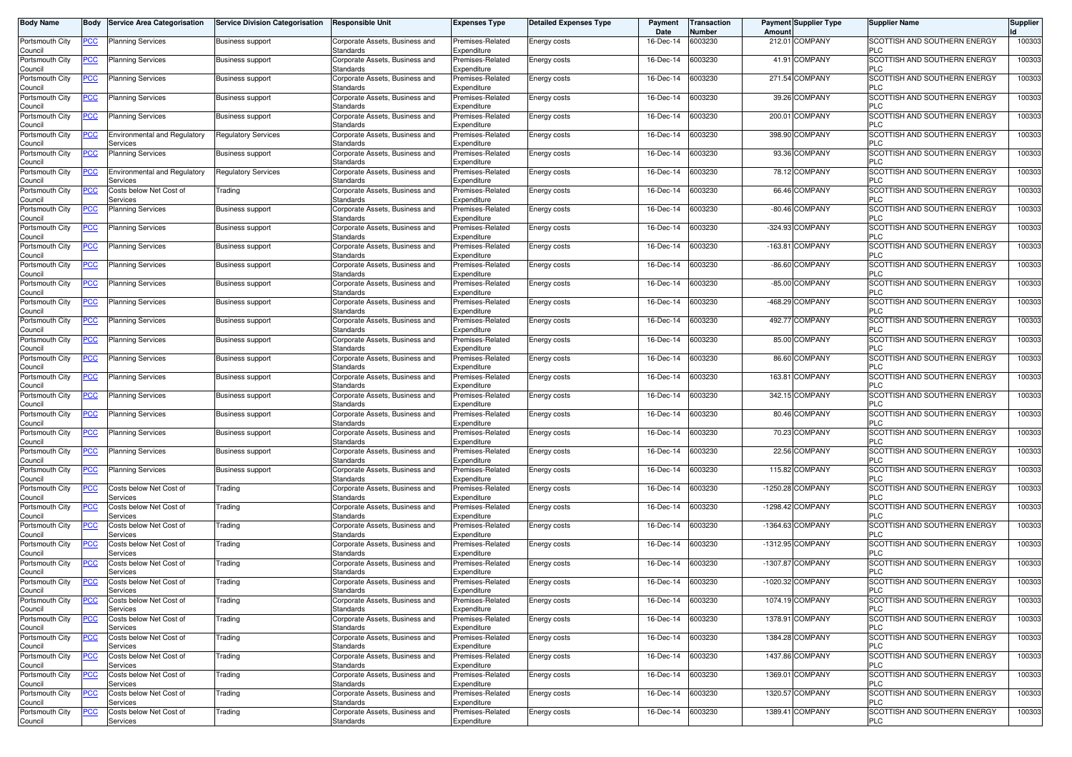| Body Name | Body | Service Area Categorisation | Service Division Categorisation | Responsible Unit | Expenses Type | Detailed Expenses Type | Payment Date | Transaction Number | Payment Amount | Supplier Type | Supplier Name | Supplier Id |
|---|---|---|---|---|---|---|---|---|---|---|---|---|
| Portsmouth City Council | PCC | Planning Services | Business support | Corporate Assets, Business and Standards | Premises-Related Expenditure | Energy costs | 16-Dec-14 | 6003230 | 212.01 | COMPANY | SCOTTISH AND SOUTHERN ENERGY PLC | 100303 |
| Portsmouth City Council | PCC | Planning Services | Business support | Corporate Assets, Business and Standards | Premises-Related Expenditure | Energy costs | 16-Dec-14 | 6003230 | 41.91 | COMPANY | SCOTTISH AND SOUTHERN ENERGY PLC | 100303 |
| Portsmouth City Council | PCC | Planning Services | Business support | Corporate Assets, Business and Standards | Premises-Related Expenditure | Energy costs | 16-Dec-14 | 6003230 | 271.54 | COMPANY | SCOTTISH AND SOUTHERN ENERGY PLC | 100303 |
| Portsmouth City Council | PCC | Planning Services | Business support | Corporate Assets, Business and Standards | Premises-Related Expenditure | Energy costs | 16-Dec-14 | 6003230 | 39.26 | COMPANY | SCOTTISH AND SOUTHERN ENERGY PLC | 100303 |
| Portsmouth City Council | PCC | Planning Services | Business support | Corporate Assets, Business and Standards | Premises-Related Expenditure | Energy costs | 16-Dec-14 | 6003230 | 200.01 | COMPANY | SCOTTISH AND SOUTHERN ENERGY PLC | 100303 |
| Portsmouth City Council | PCC | Environmental and Regulatory Services | Regulatory Services | Corporate Assets, Business and Standards | Premises-Related Expenditure | Energy costs | 16-Dec-14 | 6003230 | 398.90 | COMPANY | SCOTTISH AND SOUTHERN ENERGY PLC | 100303 |
| Portsmouth City Council | PCC | Planning Services | Business support | Corporate Assets, Business and Standards | Premises-Related Expenditure | Energy costs | 16-Dec-14 | 6003230 | 93.36 | COMPANY | SCOTTISH AND SOUTHERN ENERGY PLC | 100303 |
| Portsmouth City Council | PCC | Environmental and Regulatory Services | Regulatory Services | Corporate Assets, Business and Standards | Premises-Related Expenditure | Energy costs | 16-Dec-14 | 6003230 | 78.12 | COMPANY | SCOTTISH AND SOUTHERN ENERGY PLC | 100303 |
| Portsmouth City Council | PCC | Costs below Net Cost of Services | Trading | Corporate Assets, Business and Standards | Premises-Related Expenditure | Energy costs | 16-Dec-14 | 6003230 | 66.46 | COMPANY | SCOTTISH AND SOUTHERN ENERGY PLC | 100303 |
| Portsmouth City Council | PCC | Planning Services | Business support | Corporate Assets, Business and Standards | Premises-Related Expenditure | Energy costs | 16-Dec-14 | 6003230 | -80.46 | COMPANY | SCOTTISH AND SOUTHERN ENERGY PLC | 100303 |
| Portsmouth City Council | PCC | Planning Services | Business support | Corporate Assets, Business and Standards | Premises-Related Expenditure | Energy costs | 16-Dec-14 | 6003230 | -324.93 | COMPANY | SCOTTISH AND SOUTHERN ENERGY PLC | 100303 |
| Portsmouth City Council | PCC | Planning Services | Business support | Corporate Assets, Business and Standards | Premises-Related Expenditure | Energy costs | 16-Dec-14 | 6003230 | -163.81 | COMPANY | SCOTTISH AND SOUTHERN ENERGY PLC | 100303 |
| Portsmouth City Council | PCC | Planning Services | Business support | Corporate Assets, Business and Standards | Premises-Related Expenditure | Energy costs | 16-Dec-14 | 6003230 | -86.60 | COMPANY | SCOTTISH AND SOUTHERN ENERGY PLC | 100303 |
| Portsmouth City Council | PCC | Planning Services | Business support | Corporate Assets, Business and Standards | Premises-Related Expenditure | Energy costs | 16-Dec-14 | 6003230 | -85.00 | COMPANY | SCOTTISH AND SOUTHERN ENERGY PLC | 100303 |
| Portsmouth City Council | PCC | Planning Services | Business support | Corporate Assets, Business and Standards | Premises-Related Expenditure | Energy costs | 16-Dec-14 | 6003230 | -468.29 | COMPANY | SCOTTISH AND SOUTHERN ENERGY PLC | 100303 |
| Portsmouth City Council | PCC | Planning Services | Business support | Corporate Assets, Business and Standards | Premises-Related Expenditure | Energy costs | 16-Dec-14 | 6003230 | 492.77 | COMPANY | SCOTTISH AND SOUTHERN ENERGY PLC | 100303 |
| Portsmouth City Council | PCC | Planning Services | Business support | Corporate Assets, Business and Standards | Premises-Related Expenditure | Energy costs | 16-Dec-14 | 6003230 | 85.00 | COMPANY | SCOTTISH AND SOUTHERN ENERGY PLC | 100303 |
| Portsmouth City Council | PCC | Planning Services | Business support | Corporate Assets, Business and Standards | Premises-Related Expenditure | Energy costs | 16-Dec-14 | 6003230 | 86.60 | COMPANY | SCOTTISH AND SOUTHERN ENERGY PLC | 100303 |
| Portsmouth City Council | PCC | Planning Services | Business support | Corporate Assets, Business and Standards | Premises-Related Expenditure | Energy costs | 16-Dec-14 | 6003230 | 163.81 | COMPANY | SCOTTISH AND SOUTHERN ENERGY PLC | 100303 |
| Portsmouth City Council | PCC | Planning Services | Business support | Corporate Assets, Business and Standards | Premises-Related Expenditure | Energy costs | 16-Dec-14 | 6003230 | 342.15 | COMPANY | SCOTTISH AND SOUTHERN ENERGY PLC | 100303 |
| Portsmouth City Council | PCC | Planning Services | Business support | Corporate Assets, Business and Standards | Premises-Related Expenditure | Energy costs | 16-Dec-14 | 6003230 | 80.46 | COMPANY | SCOTTISH AND SOUTHERN ENERGY PLC | 100303 |
| Portsmouth City Council | PCC | Planning Services | Business support | Corporate Assets, Business and Standards | Premises-Related Expenditure | Energy costs | 16-Dec-14 | 6003230 | 70.23 | COMPANY | SCOTTISH AND SOUTHERN ENERGY PLC | 100303 |
| Portsmouth City Council | PCC | Planning Services | Business support | Corporate Assets, Business and Standards | Premises-Related Expenditure | Energy costs | 16-Dec-14 | 6003230 | 22.56 | COMPANY | SCOTTISH AND SOUTHERN ENERGY PLC | 100303 |
| Portsmouth City Council | PCC | Planning Services | Business support | Corporate Assets, Business and Standards | Premises-Related Expenditure | Energy costs | 16-Dec-14 | 6003230 | 115.82 | COMPANY | SCOTTISH AND SOUTHERN ENERGY PLC | 100303 |
| Portsmouth City Council | PCC | Costs below Net Cost of Services | Trading | Corporate Assets, Business and Standards | Premises-Related Expenditure | Energy costs | 16-Dec-14 | 6003230 | -1250.28 | COMPANY | SCOTTISH AND SOUTHERN ENERGY PLC | 100303 |
| Portsmouth City Council | PCC | Costs below Net Cost of Services | Trading | Corporate Assets, Business and Standards | Premises-Related Expenditure | Energy costs | 16-Dec-14 | 6003230 | -1298.42 | COMPANY | SCOTTISH AND SOUTHERN ENERGY PLC | 100303 |
| Portsmouth City Council | PCC | Costs below Net Cost of Services | Trading | Corporate Assets, Business and Standards | Premises-Related Expenditure | Energy costs | 16-Dec-14 | 6003230 | -1364.63 | COMPANY | SCOTTISH AND SOUTHERN ENERGY PLC | 100303 |
| Portsmouth City Council | PCC | Costs below Net Cost of Services | Trading | Corporate Assets, Business and Standards | Premises-Related Expenditure | Energy costs | 16-Dec-14 | 6003230 | -1312.95 | COMPANY | SCOTTISH AND SOUTHERN ENERGY PLC | 100303 |
| Portsmouth City Council | PCC | Costs below Net Cost of Services | Trading | Corporate Assets, Business and Standards | Premises-Related Expenditure | Energy costs | 16-Dec-14 | 6003230 | -1307.87 | COMPANY | SCOTTISH AND SOUTHERN ENERGY PLC | 100303 |
| Portsmouth City Council | PCC | Costs below Net Cost of Services | Trading | Corporate Assets, Business and Standards | Premises-Related Expenditure | Energy costs | 16-Dec-14 | 6003230 | -1020.32 | COMPANY | SCOTTISH AND SOUTHERN ENERGY PLC | 100303 |
| Portsmouth City Council | PCC | Costs below Net Cost of Services | Trading | Corporate Assets, Business and Standards | Premises-Related Expenditure | Energy costs | 16-Dec-14 | 6003230 | 1074.19 | COMPANY | SCOTTISH AND SOUTHERN ENERGY PLC | 100303 |
| Portsmouth City Council | PCC | Costs below Net Cost of Services | Trading | Corporate Assets, Business and Standards | Premises-Related Expenditure | Energy costs | 16-Dec-14 | 6003230 | 1378.91 | COMPANY | SCOTTISH AND SOUTHERN ENERGY PLC | 100303 |
| Portsmouth City Council | PCC | Costs below Net Cost of Services | Trading | Corporate Assets, Business and Standards | Premises-Related Expenditure | Energy costs | 16-Dec-14 | 6003230 | 1384.28 | COMPANY | SCOTTISH AND SOUTHERN ENERGY PLC | 100303 |
| Portsmouth City Council | PCC | Costs below Net Cost of Services | Trading | Corporate Assets, Business and Standards | Premises-Related Expenditure | Energy costs | 16-Dec-14 | 6003230 | 1437.86 | COMPANY | SCOTTISH AND SOUTHERN ENERGY PLC | 100303 |
| Portsmouth City Council | PCC | Costs below Net Cost of Services | Trading | Corporate Assets, Business and Standards | Premises-Related Expenditure | Energy costs | 16-Dec-14 | 6003230 | 1369.01 | COMPANY | SCOTTISH AND SOUTHERN ENERGY PLC | 100303 |
| Portsmouth City Council | PCC | Costs below Net Cost of Services | Trading | Corporate Assets, Business and Standards | Premises-Related Expenditure | Energy costs | 16-Dec-14 | 6003230 | 1320.57 | COMPANY | SCOTTISH AND SOUTHERN ENERGY PLC | 100303 |
| Portsmouth City Council | PCC | Costs below Net Cost of Services | Trading | Corporate Assets, Business and Standards | Premises-Related Expenditure | Energy costs | 16-Dec-14 | 6003230 | 1389.41 | COMPANY | SCOTTISH AND SOUTHERN ENERGY PLC | 100303 |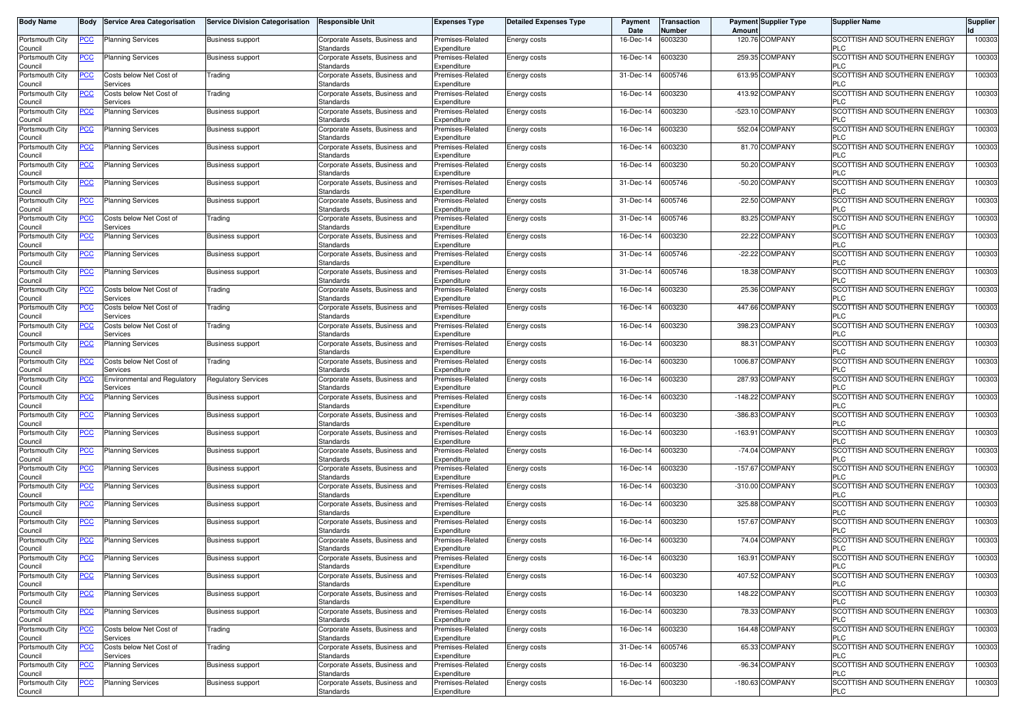| Body Name | Body | Service Area Categorisation | Service Division Categorisation | Responsible Unit | Expenses Type | Detailed Expenses Type | Payment Date | Transaction Number | Payment Amount | Supplier Type | Supplier Name | Supplier Id |
|---|---|---|---|---|---|---|---|---|---|---|---|---|
| Portsmouth City Council | PCC | Planning Services | Business support | Corporate Assets, Business and Standards | Premises-Related Expenditure | Energy costs | 16-Dec-14 | 6003230 | 120.76 | COMPANY | SCOTTISH AND SOUTHERN ENERGY PLC | 100303 |
| Portsmouth City Council | PCC | Planning Services | Business support | Corporate Assets, Business and Standards | Premises-Related Expenditure | Energy costs | 16-Dec-14 | 6003230 | 259.35 | COMPANY | SCOTTISH AND SOUTHERN ENERGY PLC | 100303 |
| Portsmouth City Council | PCC | Costs below Net Cost of Services | Trading | Corporate Assets, Business and Standards | Premises-Related Expenditure | Energy costs | 31-Dec-14 | 6005746 | 613.95 | COMPANY | SCOTTISH AND SOUTHERN ENERGY PLC | 100303 |
| Portsmouth City Council | PCC | Costs below Net Cost of Services | Trading | Corporate Assets, Business and Standards | Premises-Related Expenditure | Energy costs | 16-Dec-14 | 6003230 | 413.92 | COMPANY | SCOTTISH AND SOUTHERN ENERGY PLC | 100303 |
| Portsmouth City Council | PCC | Planning Services | Business support | Corporate Assets, Business and Standards | Premises-Related Expenditure | Energy costs | 16-Dec-14 | 6003230 | -523.10 | COMPANY | SCOTTISH AND SOUTHERN ENERGY PLC | 100303 |
| Portsmouth City Council | PCC | Planning Services | Business support | Corporate Assets, Business and Standards | Premises-Related Expenditure | Energy costs | 16-Dec-14 | 6003230 | 552.04 | COMPANY | SCOTTISH AND SOUTHERN ENERGY PLC | 100303 |
| Portsmouth City Council | PCC | Planning Services | Business support | Corporate Assets, Business and Standards | Premises-Related Expenditure | Energy costs | 16-Dec-14 | 6003230 | 81.70 | COMPANY | SCOTTISH AND SOUTHERN ENERGY PLC | 100303 |
| Portsmouth City Council | PCC | Planning Services | Business support | Corporate Assets, Business and Standards | Premises-Related Expenditure | Energy costs | 16-Dec-14 | 6003230 | 50.20 | COMPANY | SCOTTISH AND SOUTHERN ENERGY PLC | 100303 |
| Portsmouth City Council | PCC | Planning Services | Business support | Corporate Assets, Business and Standards | Premises-Related Expenditure | Energy costs | 31-Dec-14 | 6005746 | -50.20 | COMPANY | SCOTTISH AND SOUTHERN ENERGY PLC | 100303 |
| Portsmouth City Council | PCC | Planning Services | Business support | Corporate Assets, Business and Standards | Premises-Related Expenditure | Energy costs | 31-Dec-14 | 6005746 | 22.50 | COMPANY | SCOTTISH AND SOUTHERN ENERGY PLC | 100303 |
| Portsmouth City Council | PCC | Costs below Net Cost of Services | Trading | Corporate Assets, Business and Standards | Premises-Related Expenditure | Energy costs | 31-Dec-14 | 6005746 | 83.25 | COMPANY | SCOTTISH AND SOUTHERN ENERGY PLC | 100303 |
| Portsmouth City Council | PCC | Planning Services | Business support | Corporate Assets, Business and Standards | Premises-Related Expenditure | Energy costs | 16-Dec-14 | 6003230 | 22.22 | COMPANY | SCOTTISH AND SOUTHERN ENERGY PLC | 100303 |
| Portsmouth City Council | PCC | Planning Services | Business support | Corporate Assets, Business and Standards | Premises-Related Expenditure | Energy costs | 31-Dec-14 | 6005746 | -22.22 | COMPANY | SCOTTISH AND SOUTHERN ENERGY PLC | 100303 |
| Portsmouth City Council | PCC | Planning Services | Business support | Corporate Assets, Business and Standards | Premises-Related Expenditure | Energy costs | 31-Dec-14 | 6005746 | 18.38 | COMPANY | SCOTTISH AND SOUTHERN ENERGY PLC | 100303 |
| Portsmouth City Council | PCC | Costs below Net Cost of Services | Trading | Corporate Assets, Business and Standards | Premises-Related Expenditure | Energy costs | 16-Dec-14 | 6003230 | 25.36 | COMPANY | SCOTTISH AND SOUTHERN ENERGY PLC | 100303 |
| Portsmouth City Council | PCC | Costs below Net Cost of Services | Trading | Corporate Assets, Business and Standards | Premises-Related Expenditure | Energy costs | 16-Dec-14 | 6003230 | 447.66 | COMPANY | SCOTTISH AND SOUTHERN ENERGY PLC | 100303 |
| Portsmouth City Council | PCC | Costs below Net Cost of Services | Trading | Corporate Assets, Business and Standards | Premises-Related Expenditure | Energy costs | 16-Dec-14 | 6003230 | 398.23 | COMPANY | SCOTTISH AND SOUTHERN ENERGY PLC | 100303 |
| Portsmouth City Council | PCC | Planning Services | Business support | Corporate Assets, Business and Standards | Premises-Related Expenditure | Energy costs | 16-Dec-14 | 6003230 | 88.31 | COMPANY | SCOTTISH AND SOUTHERN ENERGY PLC | 100303 |
| Portsmouth City Council | PCC | Costs below Net Cost of Services | Trading | Corporate Assets, Business and Standards | Premises-Related Expenditure | Energy costs | 16-Dec-14 | 6003230 | 1006.87 | COMPANY | SCOTTISH AND SOUTHERN ENERGY PLC | 100303 |
| Portsmouth City Council | PCC | Environmental and Regulatory Services | Regulatory Services | Corporate Assets, Business and Standards | Premises-Related Expenditure | Energy costs | 16-Dec-14 | 6003230 | 287.93 | COMPANY | SCOTTISH AND SOUTHERN ENERGY PLC | 100303 |
| Portsmouth City Council | PCC | Planning Services | Business support | Corporate Assets, Business and Standards | Premises-Related Expenditure | Energy costs | 16-Dec-14 | 6003230 | -148.22 | COMPANY | SCOTTISH AND SOUTHERN ENERGY PLC | 100303 |
| Portsmouth City Council | PCC | Planning Services | Business support | Corporate Assets, Business and Standards | Premises-Related Expenditure | Energy costs | 16-Dec-14 | 6003230 | -386.83 | COMPANY | SCOTTISH AND SOUTHERN ENERGY PLC | 100303 |
| Portsmouth City Council | PCC | Planning Services | Business support | Corporate Assets, Business and Standards | Premises-Related Expenditure | Energy costs | 16-Dec-14 | 6003230 | -163.91 | COMPANY | SCOTTISH AND SOUTHERN ENERGY PLC | 100303 |
| Portsmouth City Council | PCC | Planning Services | Business support | Corporate Assets, Business and Standards | Premises-Related Expenditure | Energy costs | 16-Dec-14 | 6003230 | -74.04 | COMPANY | SCOTTISH AND SOUTHERN ENERGY PLC | 100303 |
| Portsmouth City Council | PCC | Planning Services | Business support | Corporate Assets, Business and Standards | Premises-Related Expenditure | Energy costs | 16-Dec-14 | 6003230 | -157.67 | COMPANY | SCOTTISH AND SOUTHERN ENERGY PLC | 100303 |
| Portsmouth City Council | PCC | Planning Services | Business support | Corporate Assets, Business and Standards | Premises-Related Expenditure | Energy costs | 16-Dec-14 | 6003230 | -310.00 | COMPANY | SCOTTISH AND SOUTHERN ENERGY PLC | 100303 |
| Portsmouth City Council | PCC | Planning Services | Business support | Corporate Assets, Business and Standards | Premises-Related Expenditure | Energy costs | 16-Dec-14 | 6003230 | 325.88 | COMPANY | SCOTTISH AND SOUTHERN ENERGY PLC | 100303 |
| Portsmouth City Council | PCC | Planning Services | Business support | Corporate Assets, Business and Standards | Premises-Related Expenditure | Energy costs | 16-Dec-14 | 6003230 | 157.67 | COMPANY | SCOTTISH AND SOUTHERN ENERGY PLC | 100303 |
| Portsmouth City Council | PCC | Planning Services | Business support | Corporate Assets, Business and Standards | Premises-Related Expenditure | Energy costs | 16-Dec-14 | 6003230 | 74.04 | COMPANY | SCOTTISH AND SOUTHERN ENERGY PLC | 100303 |
| Portsmouth City Council | PCC | Planning Services | Business support | Corporate Assets, Business and Standards | Premises-Related Expenditure | Energy costs | 16-Dec-14 | 6003230 | 163.91 | COMPANY | SCOTTISH AND SOUTHERN ENERGY PLC | 100303 |
| Portsmouth City Council | PCC | Planning Services | Business support | Corporate Assets, Business and Standards | Premises-Related Expenditure | Energy costs | 16-Dec-14 | 6003230 | 407.52 | COMPANY | SCOTTISH AND SOUTHERN ENERGY PLC | 100303 |
| Portsmouth City Council | PCC | Planning Services | Business support | Corporate Assets, Business and Standards | Premises-Related Expenditure | Energy costs | 16-Dec-14 | 6003230 | 148.22 | COMPANY | SCOTTISH AND SOUTHERN ENERGY PLC | 100303 |
| Portsmouth City Council | PCC | Planning Services | Business support | Corporate Assets, Business and Standards | Premises-Related Expenditure | Energy costs | 16-Dec-14 | 6003230 | 78.33 | COMPANY | SCOTTISH AND SOUTHERN ENERGY PLC | 100303 |
| Portsmouth City Council | PCC | Costs below Net Cost of Services | Trading | Corporate Assets, Business and Standards | Premises-Related Expenditure | Energy costs | 16-Dec-14 | 6003230 | 164.48 | COMPANY | SCOTTISH AND SOUTHERN ENERGY PLC | 100303 |
| Portsmouth City Council | PCC | Costs below Net Cost of Services | Trading | Corporate Assets, Business and Standards | Premises-Related Expenditure | Energy costs | 31-Dec-14 | 6005746 | 65.33 | COMPANY | SCOTTISH AND SOUTHERN ENERGY PLC | 100303 |
| Portsmouth City Council | PCC | Planning Services | Business support | Corporate Assets, Business and Standards | Premises-Related Expenditure | Energy costs | 16-Dec-14 | 6003230 | -96.34 | COMPANY | SCOTTISH AND SOUTHERN ENERGY PLC | 100303 |
| Portsmouth City Council | PCC | Planning Services | Business support | Corporate Assets, Business and Standards | Premises-Related Expenditure | Energy costs | 16-Dec-14 | 6003230 | -180.63 | COMPANY | SCOTTISH AND SOUTHERN ENERGY PLC | 100303 |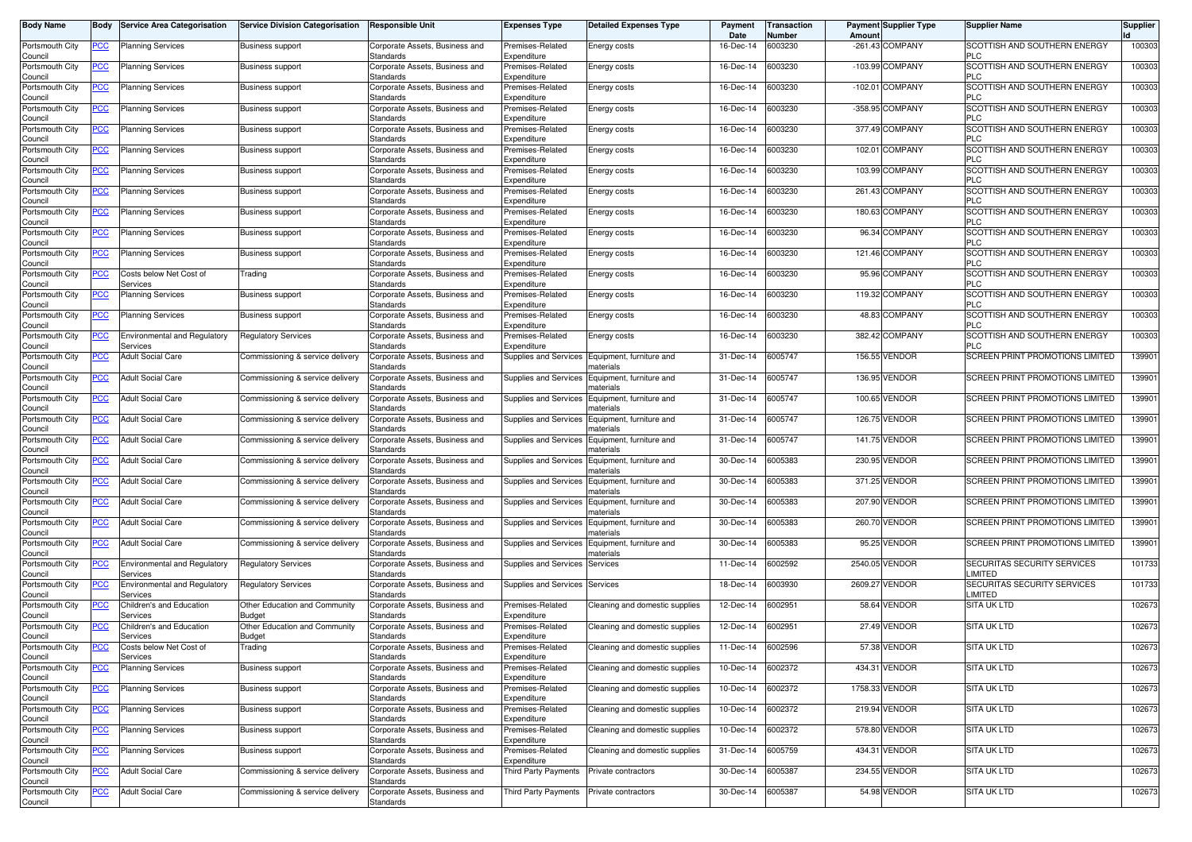| Body Name | Body | Service Area Categorisation | Service Division Categorisation | Responsible Unit | Expenses Type | Detailed Expenses Type | Payment Date | Transaction Number | Payment Amount | Supplier Type | Supplier Name | Supplier Id |
|---|---|---|---|---|---|---|---|---|---|---|---|---|
| Portsmouth City Council | PCC | Planning Services | Business support | Corporate Assets, Business and Standards | Premises-Related Expenditure | Energy costs | 16-Dec-14 | 6003230 | -261.43 | COMPANY | SCOTTISH AND SOUTHERN ENERGY PLC | 100303 |
| Portsmouth City Council | PCC | Planning Services | Business support | Corporate Assets, Business and Standards | Premises-Related Expenditure | Energy costs | 16-Dec-14 | 6003230 | -103.99 | COMPANY | SCOTTISH AND SOUTHERN ENERGY PLC | 100303 |
| Portsmouth City Council | PCC | Planning Services | Business support | Corporate Assets, Business and Standards | Premises-Related Expenditure | Energy costs | 16-Dec-14 | 6003230 | -102.01 | COMPANY | SCOTTISH AND SOUTHERN ENERGY PLC | 100303 |
| Portsmouth City Council | PCC | Planning Services | Business support | Corporate Assets, Business and Standards | Premises-Related Expenditure | Energy costs | 16-Dec-14 | 6003230 | -358.95 | COMPANY | SCOTTISH AND SOUTHERN ENERGY PLC | 100303 |
| Portsmouth City Council | PCC | Planning Services | Business support | Corporate Assets, Business and Standards | Premises-Related Expenditure | Energy costs | 16-Dec-14 | 6003230 | 377.49 | COMPANY | SCOTTISH AND SOUTHERN ENERGY PLC | 100303 |
| Portsmouth City Council | PCC | Planning Services | Business support | Corporate Assets, Business and Standards | Premises-Related Expenditure | Energy costs | 16-Dec-14 | 6003230 | 102.01 | COMPANY | SCOTTISH AND SOUTHERN ENERGY PLC | 100303 |
| Portsmouth City Council | PCC | Planning Services | Business support | Corporate Assets, Business and Standards | Premises-Related Expenditure | Energy costs | 16-Dec-14 | 6003230 | 103.99 | COMPANY | SCOTTISH AND SOUTHERN ENERGY PLC | 100303 |
| Portsmouth City Council | PCC | Planning Services | Business support | Corporate Assets, Business and Standards | Premises-Related Expenditure | Energy costs | 16-Dec-14 | 6003230 | 261.43 | COMPANY | SCOTTISH AND SOUTHERN ENERGY PLC | 100303 |
| Portsmouth City Council | PCC | Planning Services | Business support | Corporate Assets, Business and Standards | Premises-Related Expenditure | Energy costs | 16-Dec-14 | 6003230 | 180.63 | COMPANY | SCOTTISH AND SOUTHERN ENERGY PLC | 100303 |
| Portsmouth City Council | PCC | Planning Services | Business support | Corporate Assets, Business and Standards | Premises-Related Expenditure | Energy costs | 16-Dec-14 | 6003230 | 96.34 | COMPANY | SCOTTISH AND SOUTHERN ENERGY PLC | 100303 |
| Portsmouth City Council | PCC | Planning Services | Business support | Corporate Assets, Business and Standards | Premises-Related Expenditure | Energy costs | 16-Dec-14 | 6003230 | 121.46 | COMPANY | SCOTTISH AND SOUTHERN ENERGY PLC | 100303 |
| Portsmouth City Council | PCC | Costs below Net Cost of Services | Trading | Corporate Assets, Business and Standards | Premises-Related Expenditure | Energy costs | 16-Dec-14 | 6003230 | 95.96 | COMPANY | SCOTTISH AND SOUTHERN ENERGY PLC | 100303 |
| Portsmouth City Council | PCC | Planning Services | Business support | Corporate Assets, Business and Standards | Premises-Related Expenditure | Energy costs | 16-Dec-14 | 6003230 | 119.32 | COMPANY | SCOTTISH AND SOUTHERN ENERGY PLC | 100303 |
| Portsmouth City Council | PCC | Planning Services | Business support | Corporate Assets, Business and Standards | Premises-Related Expenditure | Energy costs | 16-Dec-14 | 6003230 | 48.83 | COMPANY | SCOTTISH AND SOUTHERN ENERGY PLC | 100303 |
| Portsmouth City Council | PCC | Environmental and Regulatory Services | Regulatory Services | Corporate Assets, Business and Standards | Premises-Related Expenditure | Energy costs | 16-Dec-14 | 6003230 | 382.42 | COMPANY | SCOTTISH AND SOUTHERN ENERGY PLC | 100303 |
| Portsmouth City Council | PCC | Adult Social Care | Commissioning & service delivery | Corporate Assets, Business and Standards | Supplies and Services | Equipment, furniture and materials | 31-Dec-14 | 6005747 | 156.55 | VENDOR | SCREEN PRINT PROMOTIONS LIMITED | 139901 |
| Portsmouth City Council | PCC | Adult Social Care | Commissioning & service delivery | Corporate Assets, Business and Standards | Supplies and Services | Equipment, furniture and materials | 31-Dec-14 | 6005747 | 136.95 | VENDOR | SCREEN PRINT PROMOTIONS LIMITED | 139901 |
| Portsmouth City Council | PCC | Adult Social Care | Commissioning & service delivery | Corporate Assets, Business and Standards | Supplies and Services | Equipment, furniture and materials | 31-Dec-14 | 6005747 | 100.65 | VENDOR | SCREEN PRINT PROMOTIONS LIMITED | 139901 |
| Portsmouth City Council | PCC | Adult Social Care | Commissioning & service delivery | Corporate Assets, Business and Standards | Supplies and Services | Equipment, furniture and materials | 31-Dec-14 | 6005747 | 126.75 | VENDOR | SCREEN PRINT PROMOTIONS LIMITED | 139901 |
| Portsmouth City Council | PCC | Adult Social Care | Commissioning & service delivery | Corporate Assets, Business and Standards | Supplies and Services | Equipment, furniture and materials | 31-Dec-14 | 6005747 | 141.75 | VENDOR | SCREEN PRINT PROMOTIONS LIMITED | 139901 |
| Portsmouth City Council | PCC | Adult Social Care | Commissioning & service delivery | Corporate Assets, Business and Standards | Supplies and Services | Equipment, furniture and materials | 30-Dec-14 | 6005383 | 230.95 | VENDOR | SCREEN PRINT PROMOTIONS LIMITED | 139901 |
| Portsmouth City Council | PCC | Adult Social Care | Commissioning & service delivery | Corporate Assets, Business and Standards | Supplies and Services | Equipment, furniture and materials | 30-Dec-14 | 6005383 | 371.25 | VENDOR | SCREEN PRINT PROMOTIONS LIMITED | 139901 |
| Portsmouth City Council | PCC | Adult Social Care | Commissioning & service delivery | Corporate Assets, Business and Standards | Supplies and Services | Equipment, furniture and materials | 30-Dec-14 | 6005383 | 207.90 | VENDOR | SCREEN PRINT PROMOTIONS LIMITED | 139901 |
| Portsmouth City Council | PCC | Adult Social Care | Commissioning & service delivery | Corporate Assets, Business and Standards | Supplies and Services | Equipment, furniture and materials | 30-Dec-14 | 6005383 | 260.70 | VENDOR | SCREEN PRINT PROMOTIONS LIMITED | 139901 |
| Portsmouth City Council | PCC | Adult Social Care | Commissioning & service delivery | Corporate Assets, Business and Standards | Supplies and Services | Equipment, furniture and materials | 30-Dec-14 | 6005383 | 95.25 | VENDOR | SCREEN PRINT PROMOTIONS LIMITED | 139901 |
| Portsmouth City Council | PCC | Environmental and Regulatory Services | Regulatory Services | Corporate Assets, Business and Standards | Supplies and Services | Services | 11-Dec-14 | 6002592 | 2540.05 | VENDOR | SECURITAS SECURITY SERVICES LIMITED | 101733 |
| Portsmouth City Council | PCC | Environmental and Regulatory Services | Regulatory Services | Corporate Assets, Business and Standards | Supplies and Services | Services | 18-Dec-14 | 6003930 | 2609.27 | VENDOR | SECURITAS SECURITY SERVICES LIMITED | 101733 |
| Portsmouth City Council | PCC | Children's and Education Services | Other Education and Community Budget | Corporate Assets, Business and Standards | Premises-Related Expenditure | Cleaning and domestic supplies | 12-Dec-14 | 6002951 | 58.64 | VENDOR | SITA UK LTD | 102673 |
| Portsmouth City Council | PCC | Children's and Education Services | Other Education and Community Budget | Corporate Assets, Business and Standards | Premises-Related Expenditure | Cleaning and domestic supplies | 12-Dec-14 | 6002951 | 27.49 | VENDOR | SITA UK LTD | 102673 |
| Portsmouth City Council | PCC | Costs below Net Cost of Services | Trading | Corporate Assets, Business and Standards | Premises-Related Expenditure | Cleaning and domestic supplies | 11-Dec-14 | 6002596 | 57.38 | VENDOR | SITA UK LTD | 102673 |
| Portsmouth City Council | PCC | Planning Services | Business support | Corporate Assets, Business and Standards | Premises-Related Expenditure | Cleaning and domestic supplies | 10-Dec-14 | 6002372 | 434.31 | VENDOR | SITA UK LTD | 102673 |
| Portsmouth City Council | PCC | Planning Services | Business support | Corporate Assets, Business and Standards | Premises-Related Expenditure | Cleaning and domestic supplies | 10-Dec-14 | 6002372 | 1758.33 | VENDOR | SITA UK LTD | 102673 |
| Portsmouth City Council | PCC | Planning Services | Business support | Corporate Assets, Business and Standards | Premises-Related Expenditure | Cleaning and domestic supplies | 10-Dec-14 | 6002372 | 219.94 | VENDOR | SITA UK LTD | 102673 |
| Portsmouth City Council | PCC | Planning Services | Business support | Corporate Assets, Business and Standards | Premises-Related Expenditure | Cleaning and domestic supplies | 10-Dec-14 | 6002372 | 578.80 | VENDOR | SITA UK LTD | 102673 |
| Portsmouth City Council | PCC | Planning Services | Business support | Corporate Assets, Business and Standards | Premises-Related Expenditure | Cleaning and domestic supplies | 31-Dec-14 | 6005759 | 434.31 | VENDOR | SITA UK LTD | 102673 |
| Portsmouth City Council | PCC | Adult Social Care | Commissioning & service delivery | Corporate Assets, Business and Standards | Third Party Payments | Private contractors | 30-Dec-14 | 6005387 | 234.55 | VENDOR | SITA UK LTD | 102673 |
| Portsmouth City Council | PCC | Adult Social Care | Commissioning & service delivery | Corporate Assets, Business and Standards | Third Party Payments | Private contractors | 30-Dec-14 | 6005387 | 54.98 | VENDOR | SITA UK LTD | 102673 |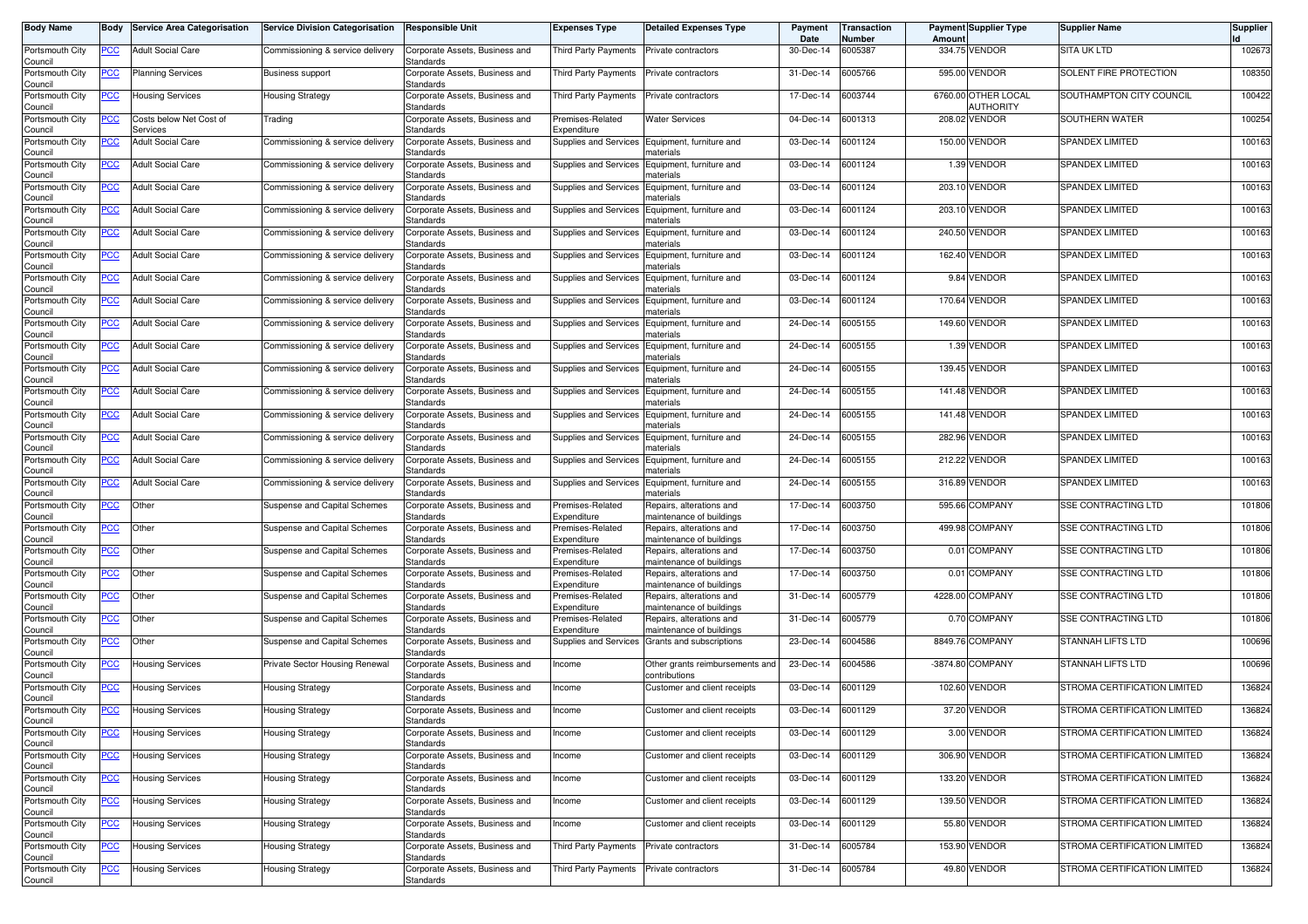| Body Name | Body | Service Area Categorisation | Service Division Categorisation | Responsible Unit | Expenses Type | Detailed Expenses Type | Payment Date | Transaction Number | Payment Amount | Supplier Type | Supplier Name | Supplier Id |
|---|---|---|---|---|---|---|---|---|---|---|---|---|
| Portsmouth City Council | PCC | Adult Social Care | Commissioning & service delivery | Corporate Assets, Business and Standards | Third Party Payments | Private contractors | 30-Dec-14 | 6005387 | 334.75 | VENDOR | SITA UK LTD | 102673 |
| Portsmouth City Council | PCC | Planning Services | Business support | Corporate Assets, Business and Standards | Third Party Payments | Private contractors | 31-Dec-14 | 6005766 | 595.00 | VENDOR | SOLENT FIRE PROTECTION | 108350 |
| Portsmouth City Council | PCC | Housing Services | Housing Strategy | Corporate Assets, Business and Standards | Third Party Payments | Private contractors | 17-Dec-14 | 6003744 | 6760.00 | OTHER LOCAL AUTHORITY | SOUTHAMPTON CITY COUNCIL | 100422 |
| Portsmouth City Council | PCC | Costs below Net Cost of Services | Trading | Corporate Assets, Business and Standards | Premises-Related Expenditure | Water Services | 04-Dec-14 | 6001313 | 208.02 | VENDOR | SOUTHERN WATER | 100254 |
| Portsmouth City Council | PCC | Adult Social Care | Commissioning & service delivery | Corporate Assets, Business and Standards | Supplies and Services | Equipment, furniture and materials | 03-Dec-14 | 6001124 | 150.00 | VENDOR | SPANDEX LIMITED | 100163 |
| Portsmouth City Council | PCC | Adult Social Care | Commissioning & service delivery | Corporate Assets, Business and Standards | Supplies and Services | Equipment, furniture and materials | 03-Dec-14 | 6001124 | 1.39 | VENDOR | SPANDEX LIMITED | 100163 |
| Portsmouth City Council | PCC | Adult Social Care | Commissioning & service delivery | Corporate Assets, Business and Standards | Supplies and Services | Equipment, furniture and materials | 03-Dec-14 | 6001124 | 203.10 | VENDOR | SPANDEX LIMITED | 100163 |
| Portsmouth City Council | PCC | Adult Social Care | Commissioning & service delivery | Corporate Assets, Business and Standards | Supplies and Services | Equipment, furniture and materials | 03-Dec-14 | 6001124 | 203.10 | VENDOR | SPANDEX LIMITED | 100163 |
| Portsmouth City Council | PCC | Adult Social Care | Commissioning & service delivery | Corporate Assets, Business and Standards | Supplies and Services | Equipment, furniture and materials | 03-Dec-14 | 6001124 | 240.50 | VENDOR | SPANDEX LIMITED | 100163 |
| Portsmouth City Council | PCC | Adult Social Care | Commissioning & service delivery | Corporate Assets, Business and Standards | Supplies and Services | Equipment, furniture and materials | 03-Dec-14 | 6001124 | 162.40 | VENDOR | SPANDEX LIMITED | 100163 |
| Portsmouth City Council | PCC | Adult Social Care | Commissioning & service delivery | Corporate Assets, Business and Standards | Supplies and Services | Equipment, furniture and materials | 03-Dec-14 | 6001124 | 9.84 | VENDOR | SPANDEX LIMITED | 100163 |
| Portsmouth City Council | PCC | Adult Social Care | Commissioning & service delivery | Corporate Assets, Business and Standards | Supplies and Services | Equipment, furniture and materials | 03-Dec-14 | 6001124 | 170.64 | VENDOR | SPANDEX LIMITED | 100163 |
| Portsmouth City Council | PCC | Adult Social Care | Commissioning & service delivery | Corporate Assets, Business and Standards | Supplies and Services | Equipment, furniture and materials | 24-Dec-14 | 6005155 | 149.60 | VENDOR | SPANDEX LIMITED | 100163 |
| Portsmouth City Council | PCC | Adult Social Care | Commissioning & service delivery | Corporate Assets, Business and Standards | Supplies and Services | Equipment, furniture and materials | 24-Dec-14 | 6005155 | 1.39 | VENDOR | SPANDEX LIMITED | 100163 |
| Portsmouth City Council | PCC | Adult Social Care | Commissioning & service delivery | Corporate Assets, Business and Standards | Supplies and Services | Equipment, furniture and materials | 24-Dec-14 | 6005155 | 139.45 | VENDOR | SPANDEX LIMITED | 100163 |
| Portsmouth City Council | PCC | Adult Social Care | Commissioning & service delivery | Corporate Assets, Business and Standards | Supplies and Services | Equipment, furniture and materials | 24-Dec-14 | 6005155 | 141.48 | VENDOR | SPANDEX LIMITED | 100163 |
| Portsmouth City Council | PCC | Adult Social Care | Commissioning & service delivery | Corporate Assets, Business and Standards | Supplies and Services | Equipment, furniture and materials | 24-Dec-14 | 6005155 | 141.48 | VENDOR | SPANDEX LIMITED | 100163 |
| Portsmouth City Council | PCC | Adult Social Care | Commissioning & service delivery | Corporate Assets, Business and Standards | Supplies and Services | Equipment, furniture and materials | 24-Dec-14 | 6005155 | 282.96 | VENDOR | SPANDEX LIMITED | 100163 |
| Portsmouth City Council | PCC | Adult Social Care | Commissioning & service delivery | Corporate Assets, Business and Standards | Supplies and Services | Equipment, furniture and materials | 24-Dec-14 | 6005155 | 212.22 | VENDOR | SPANDEX LIMITED | 100163 |
| Portsmouth City Council | PCC | Adult Social Care | Commissioning & service delivery | Corporate Assets, Business and Standards | Supplies and Services | Equipment, furniture and materials | 24-Dec-14 | 6005155 | 316.89 | VENDOR | SPANDEX LIMITED | 100163 |
| Portsmouth City Council | PCC | Other | Suspense and Capital Schemes | Corporate Assets, Business and Standards | Premises-Related Expenditure | Repairs, alterations and maintenance of buildings | 17-Dec-14 | 6003750 | 595.66 | COMPANY | SSE CONTRACTING LTD | 101806 |
| Portsmouth City Council | PCC | Other | Suspense and Capital Schemes | Corporate Assets, Business and Standards | Premises-Related Expenditure | Repairs, alterations and maintenance of buildings | 17-Dec-14 | 6003750 | 499.98 | COMPANY | SSE CONTRACTING LTD | 101806 |
| Portsmouth City Council | PCC | Other | Suspense and Capital Schemes | Corporate Assets, Business and Standards | Premises-Related Expenditure | Repairs, alterations and maintenance of buildings | 17-Dec-14 | 6003750 | 0.01 | COMPANY | SSE CONTRACTING LTD | 101806 |
| Portsmouth City Council | PCC | Other | Suspense and Capital Schemes | Corporate Assets, Business and Standards | Premises-Related Expenditure | Repairs, alterations and maintenance of buildings | 17-Dec-14 | 6003750 | 0.01 | COMPANY | SSE CONTRACTING LTD | 101806 |
| Portsmouth City Council | PCC | Other | Suspense and Capital Schemes | Corporate Assets, Business and Standards | Premises-Related Expenditure | Repairs, alterations and maintenance of buildings | 31-Dec-14 | 6005779 | 4228.00 | COMPANY | SSE CONTRACTING LTD | 101806 |
| Portsmouth City Council | PCC | Other | Suspense and Capital Schemes | Corporate Assets, Business and Standards | Premises-Related Expenditure | Repairs, alterations and maintenance of buildings | 31-Dec-14 | 6005779 | 0.70 | COMPANY | SSE CONTRACTING LTD | 101806 |
| Portsmouth City Council | PCC | Other | Suspense and Capital Schemes | Corporate Assets, Business and Standards | Supplies and Services | Grants and subscriptions | 23-Dec-14 | 6004586 | 8849.76 | COMPANY | STANNAH LIFTS LTD | 100696 |
| Portsmouth City Council | PCC | Housing Services | Private Sector Housing Renewal | Corporate Assets, Business and Standards | Income | Other grants reimbursements and contributions | 23-Dec-14 | 6004586 | -3874.80 | COMPANY | STANNAH LIFTS LTD | 100696 |
| Portsmouth City Council | PCC | Housing Services | Housing Strategy | Corporate Assets, Business and Standards | Income | Customer and client receipts | 03-Dec-14 | 6001129 | 102.60 | VENDOR | STROMA CERTIFICATION LIMITED | 136824 |
| Portsmouth City Council | PCC | Housing Services | Housing Strategy | Corporate Assets, Business and Standards | Income | Customer and client receipts | 03-Dec-14 | 6001129 | 37.20 | VENDOR | STROMA CERTIFICATION LIMITED | 136824 |
| Portsmouth City Council | PCC | Housing Services | Housing Strategy | Corporate Assets, Business and Standards | Income | Customer and client receipts | 03-Dec-14 | 6001129 | 3.00 | VENDOR | STROMA CERTIFICATION LIMITED | 136824 |
| Portsmouth City Council | PCC | Housing Services | Housing Strategy | Corporate Assets, Business and Standards | Income | Customer and client receipts | 03-Dec-14 | 6001129 | 306.90 | VENDOR | STROMA CERTIFICATION LIMITED | 136824 |
| Portsmouth City Council | PCC | Housing Services | Housing Strategy | Corporate Assets, Business and Standards | Income | Customer and client receipts | 03-Dec-14 | 6001129 | 133.20 | VENDOR | STROMA CERTIFICATION LIMITED | 136824 |
| Portsmouth City Council | PCC | Housing Services | Housing Strategy | Corporate Assets, Business and Standards | Income | Customer and client receipts | 03-Dec-14 | 6001129 | 139.50 | VENDOR | STROMA CERTIFICATION LIMITED | 136824 |
| Portsmouth City Council | PCC | Housing Services | Housing Strategy | Corporate Assets, Business and Standards | Income | Customer and client receipts | 03-Dec-14 | 6001129 | 55.80 | VENDOR | STROMA CERTIFICATION LIMITED | 136824 |
| Portsmouth City Council | PCC | Housing Services | Housing Strategy | Corporate Assets, Business and Standards | Third Party Payments | Private contractors | 31-Dec-14 | 6005784 | 153.90 | VENDOR | STROMA CERTIFICATION LIMITED | 136824 |
| Portsmouth City Council | PCC | Housing Services | Housing Strategy | Corporate Assets, Business and Standards | Third Party Payments | Private contractors | 31-Dec-14 | 6005784 | 49.80 | VENDOR | STROMA CERTIFICATION LIMITED | 136824 |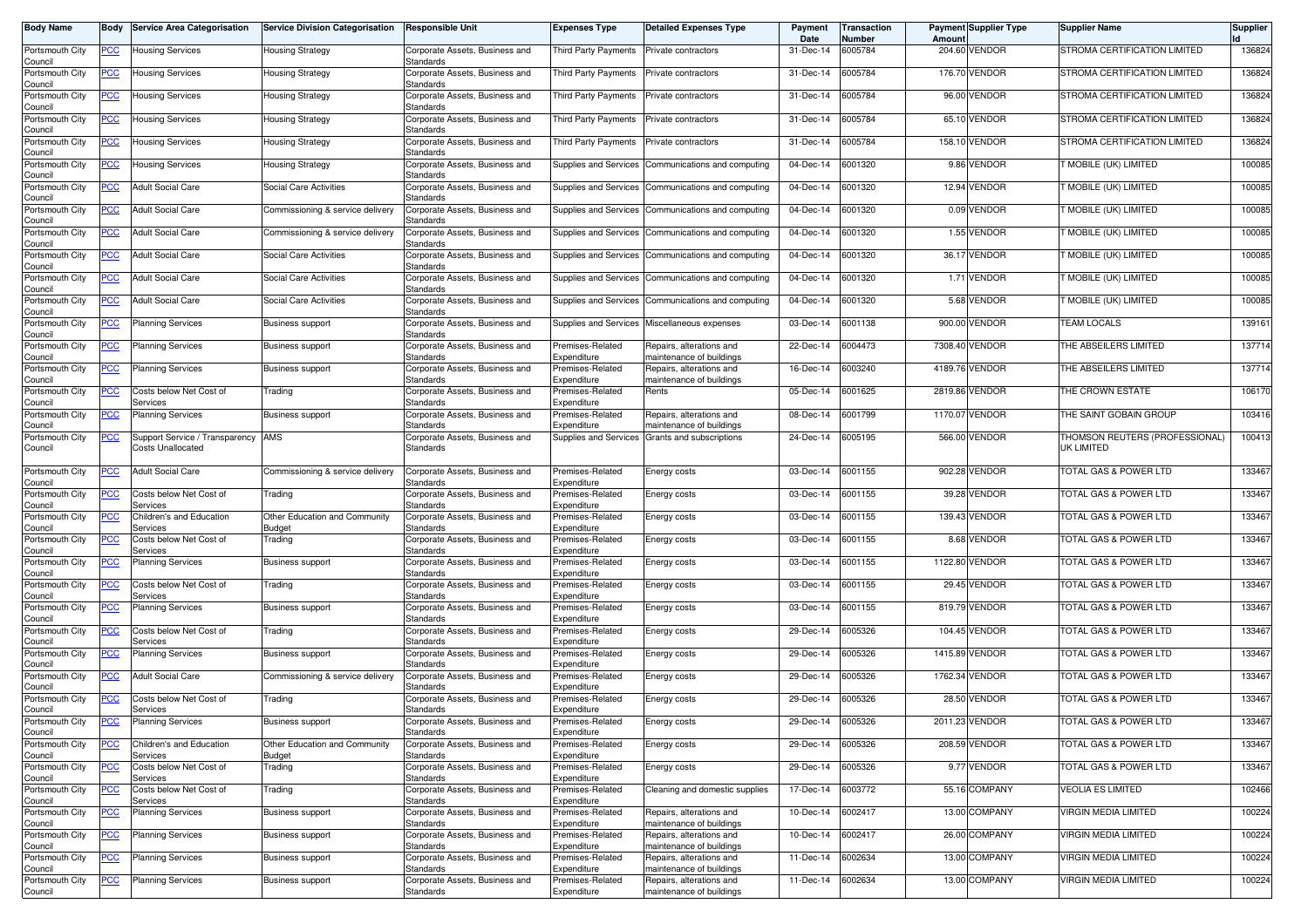| Body Name | Body | Service Area Categorisation | Service Division Categorisation | Responsible Unit | Expenses Type | Detailed Expenses Type | Payment Date | Transaction Number | Payment Amount | Supplier Type | Supplier Name | Supplier Id |
|---|---|---|---|---|---|---|---|---|---|---|---|---|
| Portsmouth City Council | PCC | Housing Services | Housing Strategy | Corporate Assets, Business and Standards | Third Party Payments | Private contractors | 31-Dec-14 | 6005784 | 204.60 | VENDOR | STROMA CERTIFICATION LIMITED | 136824 |
| Portsmouth City Council | PCC | Housing Services | Housing Strategy | Corporate Assets, Business and Standards | Third Party Payments | Private contractors | 31-Dec-14 | 6005784 | 176.70 | VENDOR | STROMA CERTIFICATION LIMITED | 136824 |
| Portsmouth City Council | PCC | Housing Services | Housing Strategy | Corporate Assets, Business and Standards | Third Party Payments | Private contractors | 31-Dec-14 | 6005784 | 96.00 | VENDOR | STROMA CERTIFICATION LIMITED | 136824 |
| Portsmouth City Council | PCC | Housing Services | Housing Strategy | Corporate Assets, Business and Standards | Third Party Payments | Private contractors | 31-Dec-14 | 6005784 | 65.10 | VENDOR | STROMA CERTIFICATION LIMITED | 136824 |
| Portsmouth City Council | PCC | Housing Services | Housing Strategy | Corporate Assets, Business and Standards | Third Party Payments | Private contractors | 31-Dec-14 | 6005784 | 158.10 | VENDOR | STROMA CERTIFICATION LIMITED | 136824 |
| Portsmouth City Council | PCC | Housing Services | Housing Strategy | Corporate Assets, Business and Standards | Supplies and Services | Communications and computing | 04-Dec-14 | 6001320 | 9.86 | VENDOR | T MOBILE (UK) LIMITED | 100085 |
| Portsmouth City Council | PCC | Adult Social Care | Social Care Activities | Corporate Assets, Business and Standards | Supplies and Services | Communications and computing | 04-Dec-14 | 6001320 | 12.94 | VENDOR | T MOBILE (UK) LIMITED | 100085 |
| Portsmouth City Council | PCC | Adult Social Care | Commissioning & service delivery | Corporate Assets, Business and Standards | Supplies and Services | Communications and computing | 04-Dec-14 | 6001320 | 0.09 | VENDOR | T MOBILE (UK) LIMITED | 100085 |
| Portsmouth City Council | PCC | Adult Social Care | Commissioning & service delivery | Corporate Assets, Business and Standards | Supplies and Services | Communications and computing | 04-Dec-14 | 6001320 | 1.55 | VENDOR | T MOBILE (UK) LIMITED | 100085 |
| Portsmouth City Council | PCC | Adult Social Care | Social Care Activities | Corporate Assets, Business and Standards | Supplies and Services | Communications and computing | 04-Dec-14 | 6001320 | 36.17 | VENDOR | T MOBILE (UK) LIMITED | 100085 |
| Portsmouth City Council | PCC | Adult Social Care | Social Care Activities | Corporate Assets, Business and Standards | Supplies and Services | Communications and computing | 04-Dec-14 | 6001320 | 1.71 | VENDOR | T MOBILE (UK) LIMITED | 100085 |
| Portsmouth City Council | PCC | Adult Social Care | Social Care Activities | Corporate Assets, Business and Standards | Supplies and Services | Communications and computing | 04-Dec-14 | 6001320 | 5.68 | VENDOR | T MOBILE (UK) LIMITED | 100085 |
| Portsmouth City Council | PCC | Planning Services | Business support | Corporate Assets, Business and Standards | Supplies and Services | Miscellaneous expenses | 03-Dec-14 | 6001138 | 900.00 | VENDOR | TEAM LOCALS | 139161 |
| Portsmouth City Council | PCC | Planning Services | Business support | Corporate Assets, Business and Standards | Premises-Related Expenditure | Repairs, alterations and maintenance of buildings | 22-Dec-14 | 6004473 | 7308.40 | VENDOR | THE ABSEILERS LIMITED | 137714 |
| Portsmouth City Council | PCC | Planning Services | Business support | Corporate Assets, Business and Standards | Premises-Related Expenditure | Repairs, alterations and maintenance of buildings | 16-Dec-14 | 6003240 | 4189.76 | VENDOR | THE ABSEILERS LIMITED | 137714 |
| Portsmouth City Council | PCC | Costs below Net Cost of Services | Trading | Corporate Assets, Business and Standards | Premises-Related Expenditure | Rents | 05-Dec-14 | 6001625 | 2819.86 | VENDOR | THE CROWN ESTATE | 106170 |
| Portsmouth City Council | PCC | Planning Services | Business support | Corporate Assets, Business and Standards | Premises-Related Expenditure | Repairs, alterations and maintenance of buildings | 08-Dec-14 | 6001799 | 1170.07 | VENDOR | THE SAINT GOBAIN GROUP | 103416 |
| Portsmouth City Council | PCC | Support Service / Transparency Costs Unallocated | AMS | Corporate Assets, Business and Standards | Supplies and Services | Grants and subscriptions | 24-Dec-14 | 6005195 | 566.00 | VENDOR | THOMSON REUTERS (PROFESSIONAL) UK LIMITED | 100413 |
| Portsmouth City Council | PCC | Adult Social Care | Commissioning & service delivery | Corporate Assets, Business and Standards | Premises-Related Expenditure | Energy costs | 03-Dec-14 | 6001155 | 902.28 | VENDOR | TOTAL GAS & POWER LTD | 133467 |
| Portsmouth City Council | PCC | Costs below Net Cost of Services | Trading | Corporate Assets, Business and Standards | Premises-Related Expenditure | Energy costs | 03-Dec-14 | 6001155 | 39.28 | VENDOR | TOTAL GAS & POWER LTD | 133467 |
| Portsmouth City Council | PCC | Children's and Education Services | Other Education and Community Budget | Corporate Assets, Business and Standards | Premises-Related Expenditure | Energy costs | 03-Dec-14 | 6001155 | 139.43 | VENDOR | TOTAL GAS & POWER LTD | 133467 |
| Portsmouth City Council | PCC | Costs below Net Cost of Services | Trading | Corporate Assets, Business and Standards | Premises-Related Expenditure | Energy costs | 03-Dec-14 | 6001155 | 8.68 | VENDOR | TOTAL GAS & POWER LTD | 133467 |
| Portsmouth City Council | PCC | Planning Services | Business support | Corporate Assets, Business and Standards | Premises-Related Expenditure | Energy costs | 03-Dec-14 | 6001155 | 1122.80 | VENDOR | TOTAL GAS & POWER LTD | 133467 |
| Portsmouth City Council | PCC | Costs below Net Cost of Services | Trading | Corporate Assets, Business and Standards | Premises-Related Expenditure | Energy costs | 03-Dec-14 | 6001155 | 29.45 | VENDOR | TOTAL GAS & POWER LTD | 133467 |
| Portsmouth City Council | PCC | Planning Services | Business support | Corporate Assets, Business and Standards | Premises-Related Expenditure | Energy costs | 03-Dec-14 | 6001155 | 819.79 | VENDOR | TOTAL GAS & POWER LTD | 133467 |
| Portsmouth City Council | PCC | Costs below Net Cost of Services | Trading | Corporate Assets, Business and Standards | Premises-Related Expenditure | Energy costs | 29-Dec-14 | 6005326 | 104.45 | VENDOR | TOTAL GAS & POWER LTD | 133467 |
| Portsmouth City Council | PCC | Planning Services | Business support | Corporate Assets, Business and Standards | Premises-Related Expenditure | Energy costs | 29-Dec-14 | 6005326 | 1415.89 | VENDOR | TOTAL GAS & POWER LTD | 133467 |
| Portsmouth City Council | PCC | Adult Social Care | Commissioning & service delivery | Corporate Assets, Business and Standards | Premises-Related Expenditure | Energy costs | 29-Dec-14 | 6005326 | 1762.34 | VENDOR | TOTAL GAS & POWER LTD | 133467 |
| Portsmouth City Council | PCC | Costs below Net Cost of Services | Trading | Corporate Assets, Business and Standards | Premises-Related Expenditure | Energy costs | 29-Dec-14 | 6005326 | 28.50 | VENDOR | TOTAL GAS & POWER LTD | 133467 |
| Portsmouth City Council | PCC | Planning Services | Business support | Corporate Assets, Business and Standards | Premises-Related Expenditure | Energy costs | 29-Dec-14 | 6005326 | 2011.23 | VENDOR | TOTAL GAS & POWER LTD | 133467 |
| Portsmouth City Council | PCC | Children's and Education Services | Other Education and Community Budget | Corporate Assets, Business and Standards | Premises-Related Expenditure | Energy costs | 29-Dec-14 | 6005326 | 208.59 | VENDOR | TOTAL GAS & POWER LTD | 133467 |
| Portsmouth City Council | PCC | Costs below Net Cost of Services | Trading | Corporate Assets, Business and Standards | Premises-Related Expenditure | Energy costs | 29-Dec-14 | 6005326 | 9.77 | VENDOR | TOTAL GAS & POWER LTD | 133467 |
| Portsmouth City Council | PCC | Costs below Net Cost of Services | Trading | Corporate Assets, Business and Standards | Premises-Related Expenditure | Cleaning and domestic supplies | 17-Dec-14 | 6003772 | 55.16 | COMPANY | VEOLIA ES LIMITED | 102466 |
| Portsmouth City Council | PCC | Planning Services | Business support | Corporate Assets, Business and Standards | Premises-Related Expenditure | Repairs, alterations and maintenance of buildings | 10-Dec-14 | 6002417 | 13.00 | COMPANY | VIRGIN MEDIA LIMITED | 100224 |
| Portsmouth City Council | PCC | Planning Services | Business support | Corporate Assets, Business and Standards | Premises-Related Expenditure | Repairs, alterations and maintenance of buildings | 10-Dec-14 | 6002417 | 26.00 | COMPANY | VIRGIN MEDIA LIMITED | 100224 |
| Portsmouth City Council | PCC | Planning Services | Business support | Corporate Assets, Business and Standards | Premises-Related Expenditure | Repairs, alterations and maintenance of buildings | 11-Dec-14 | 6002634 | 13.00 | COMPANY | VIRGIN MEDIA LIMITED | 100224 |
| Portsmouth City Council | PCC | Planning Services | Business support | Corporate Assets, Business and Standards | Premises-Related Expenditure | Repairs, alterations and maintenance of buildings | 11-Dec-14 | 6002634 | 13.00 | COMPANY | VIRGIN MEDIA LIMITED | 100224 |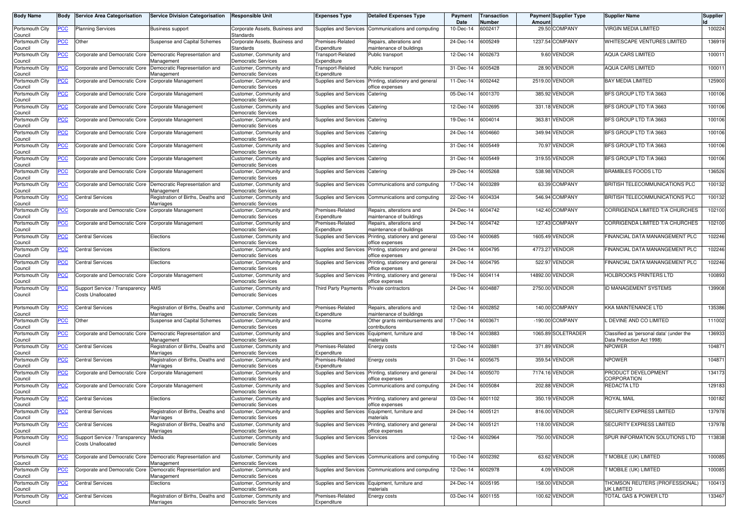| Body Name | Body | Service Area Categorisation | Service Division Categorisation | Responsible Unit | Expenses Type | Detailed Expenses Type | Payment Date | Transaction Number | Payment Amount | Supplier Type | Supplier Name | Supplier Id |
|---|---|---|---|---|---|---|---|---|---|---|---|---|
| Portsmouth City Council | PCC | Planning Services | Business support | Corporate Assets, Business and Standards | Supplies and Services | Communications and computing | 10-Dec-14 | 6002417 | 29.50 | COMPANY | VIRGIN MEDIA LIMITED | 100224 |
| Portsmouth City Council | PCC | Other | Suspense and Capital Schemes | Corporate Assets, Business and Standards | Premises-Related Expenditure | Repairs, alterations and maintenance of buildings | 24-Dec-14 | 6005249 | 1237.54 | COMPANY | WHITESCAPE VENTURES LIMITED | 136919 |
| Portsmouth City Council | PCC | Corporate and Democratic Core | Democratic Representation and Management | Customer, Community and Democratic Services | Transport-Related Expenditure | Public transport | 12-Dec-14 | 6002673 | 9.60 | VENDOR | AQUA CARS LIMITED | 100011 |
| Portsmouth City Council | PCC | Corporate and Democratic Core | Democratic Representation and Management | Customer, Community and Democratic Services | Transport-Related Expenditure | Public transport | 31-Dec-14 | 6005428 | 28.90 | VENDOR | AQUA CARS LIMITED | 100011 |
| Portsmouth City Council | PCC | Corporate and Democratic Core | Corporate Management | Customer, Community and Democratic Services | Supplies and Services | Printing, stationery and general office expenses | 11-Dec-14 | 6002442 | 2519.00 | VENDOR | BAY MEDIA LIMITED | 125900 |
| Portsmouth City Council | PCC | Corporate and Democratic Core | Corporate Management | Customer, Community and Democratic Services | Supplies and Services | Catering | 05-Dec-14 | 6001370 | 385.92 | VENDOR | BFS GROUP LTD T/A 3663 | 100106 |
| Portsmouth City Council | PCC | Corporate and Democratic Core | Corporate Management | Customer, Community and Democratic Services | Supplies and Services | Catering | 12-Dec-14 | 6002695 | 331.18 | VENDOR | BFS GROUP LTD T/A 3663 | 100106 |
| Portsmouth City Council | PCC | Corporate and Democratic Core | Corporate Management | Customer, Community and Democratic Services | Supplies and Services | Catering | 19-Dec-14 | 6004014 | 363.81 | VENDOR | BFS GROUP LTD T/A 3663 | 100106 |
| Portsmouth City Council | PCC | Corporate and Democratic Core | Corporate Management | Customer, Community and Democratic Services | Supplies and Services | Catering | 24-Dec-14 | 6004660 | 349.94 | VENDOR | BFS GROUP LTD T/A 3663 | 100106 |
| Portsmouth City Council | PCC | Corporate and Democratic Core | Corporate Management | Customer, Community and Democratic Services | Supplies and Services | Catering | 31-Dec-14 | 6005449 | 70.97 | VENDOR | BFS GROUP LTD T/A 3663 | 100106 |
| Portsmouth City Council | PCC | Corporate and Democratic Core | Corporate Management | Customer, Community and Democratic Services | Supplies and Services | Catering | 31-Dec-14 | 6005449 | 319.55 | VENDOR | BFS GROUP LTD T/A 3663 | 100106 |
| Portsmouth City Council | PCC | Corporate and Democratic Core | Corporate Management | Customer, Community and Democratic Services | Supplies and Services | Catering | 29-Dec-14 | 6005268 | 538.98 | VENDOR | BRAMBLES FOODS LTD | 136526 |
| Portsmouth City Council | PCC | Corporate and Democratic Core | Democratic Representation and Management | Customer, Community and Democratic Services | Supplies and Services | Communications and computing | 17-Dec-14 | 6003289 | 63.39 | COMPANY | BRITISH TELECOMMUNICATIONS PLC | 100132 |
| Portsmouth City Council | PCC | Central Services | Registration of Births, Deaths and Marriages | Customer, Community and Democratic Services | Supplies and Services | Communications and computing | 22-Dec-14 | 6004334 | 546.94 | COMPANY | BRITISH TELECOMMUNICATIONS PLC | 100132 |
| Portsmouth City Council | PCC | Corporate and Democratic Core | Corporate Management | Customer, Community and Democratic Services | Premises-Related Expenditure | Repairs, alterations and maintenance of buildings | 24-Dec-14 | 6004742 | 142.40 | COMPANY | CORRIGENDA LIMITED T/A CHURCHES | 102100 |
| Portsmouth City Council | PCC | Corporate and Democratic Core | Corporate Management | Customer, Community and Democratic Services | Premises-Related Expenditure | Repairs, alterations and maintenance of buildings | 24-Dec-14 | 6004742 | 127.43 | COMPANY | CORRIGENDA LIMITED T/A CHURCHES | 102100 |
| Portsmouth City Council | PCC | Central Services | Elections | Customer, Community and Democratic Services | Supplies and Services | Printing, stationery and general office expenses | 03-Dec-14 | 6000685 | 1605.49 | VENDOR | FINANCIAL DATA MANANGEMENT PLC | 102246 |
| Portsmouth City Council | PCC | Central Services | Elections | Customer, Community and Democratic Services | Supplies and Services | Printing, stationery and general office expenses | 24-Dec-14 | 6004795 | 4773.27 | VENDOR | FINANCIAL DATA MANANGEMENT PLC | 102246 |
| Portsmouth City Council | PCC | Central Services | Elections | Customer, Community and Democratic Services | Supplies and Services | Printing, stationery and general office expenses | 24-Dec-14 | 6004795 | 522.97 | VENDOR | FINANCIAL DATA MANANGEMENT PLC | 102246 |
| Portsmouth City Council | PCC | Corporate and Democratic Core | Corporate Management | Customer, Community and Democratic Services | Supplies and Services | Printing, stationery and general office expenses | 19-Dec-14 | 6004114 | 14892.00 | VENDOR | HOLBROOKS PRINTERS LTD | 100893 |
| Portsmouth City Council | PCC | Support Service / Transparency Costs Unallocated | AMS | Customer, Community and Democratic Services | Third Party Payments | Private contractors | 24-Dec-14 | 6004887 | 2750.00 | VENDOR | ID MANAGEMENT SYSTEMS | 139908 |
| Portsmouth City Council | PCC | Central Services | Registration of Births, Deaths and Marriages | Customer, Community and Democratic Services | Premises-Related Expenditure | Repairs, alterations and maintenance of buildings | 12-Dec-14 | 6002852 | 140.00 | COMPANY | KKA MAINTENANCE LTD | 135386 |
| Portsmouth City Council | PCC | Other | Suspense and Capital Schemes | Customer, Community and Democratic Services | Income | Other grants reimbursements and contributions | 17-Dec-14 | 6003671 | -190.00 | COMPANY | L DEVINE AND CO LIMITED | 111002 |
| Portsmouth City Council | PCC | Corporate and Democratic Core | Democratic Representation and Management | Customer, Community and Democratic Services | Supplies and Services | Equipment, furniture and materials | 18-Dec-14 | 6003883 | 1065.89 | SOLETRADER | Classified as 'personal data' (under the Data Protection Act 1998) | 136933 |
| Portsmouth City Council | PCC | Central Services | Registration of Births, Deaths and Marriages | Customer, Community and Democratic Services | Premises-Related Expenditure | Energy costs | 12-Dec-14 | 6002881 | 371.89 | VENDOR | NPOWER | 104871 |
| Portsmouth City Council | PCC | Central Services | Registration of Births, Deaths and Marriages | Customer, Community and Democratic Services | Premises-Related Expenditure | Energy costs | 31-Dec-14 | 6005675 | 359.54 | VENDOR | NPOWER | 104871 |
| Portsmouth City Council | PCC | Corporate and Democratic Core | Corporate Management | Customer, Community and Democratic Services | Supplies and Services | Printing, stationery and general office expenses | 24-Dec-14 | 6005070 | 7174.16 | VENDOR | PRODUCT DEVELOPMENT CORPORATION | 134173 |
| Portsmouth City Council | PCC | Corporate and Democratic Core | Corporate Management | Customer, Community and Democratic Services | Supplies and Services | Communications and computing | 24-Dec-14 | 6005084 | 202.88 | VENDOR | REDACTA LTD | 129183 |
| Portsmouth City Council | PCC | Central Services | Elections | Customer, Community and Democratic Services | Supplies and Services | Printing, stationery and general office expenses | 03-Dec-14 | 6001102 | 350.19 | VENDOR | ROYAL MAIL | 100182 |
| Portsmouth City Council | PCC | Central Services | Registration of Births, Deaths and Marriages | Customer, Community and Democratic Services | Supplies and Services | Equipment, furniture and materials | 24-Dec-14 | 6005121 | 816.00 | VENDOR | SECURITY EXPRESS LIMITED | 137978 |
| Portsmouth City Council | PCC | Central Services | Registration of Births, Deaths and Marriages | Customer, Community and Democratic Services | Supplies and Services | Printing, stationery and general office expenses | 24-Dec-14 | 6005121 | 118.00 | VENDOR | SECURITY EXPRESS LIMITED | 137978 |
| Portsmouth City Council | PCC | Support Service / Transparency Costs Unallocated | Media | Customer, Community and Democratic Services | Supplies and Services | Services | 12-Dec-14 | 6002964 | 750.00 | VENDOR | SPUR INFORMATION SOLUTIONS LTD | 113838 |
| Portsmouth City Council | PCC | Corporate and Democratic Core | Democratic Representation and Management | Customer, Community and Democratic Services | Supplies and Services | Communications and computing | 10-Dec-14 | 6002392 | 63.62 | VENDOR | T MOBILE (UK) LIMITED | 100085 |
| Portsmouth City Council | PCC | Corporate and Democratic Core | Democratic Representation and Management | Customer, Community and Democratic Services | Supplies and Services | Communications and computing | 12-Dec-14 | 6002978 | 4.09 | VENDOR | T MOBILE (UK) LIMITED | 100085 |
| Portsmouth City Council | PCC | Central Services | Elections | Customer, Community and Democratic Services | Supplies and Services | Equipment, furniture and materials | 24-Dec-14 | 6005195 | 158.00 | VENDOR | THOMSON REUTERS (PROFESSIONAL) UK LIMITED | 100413 |
| Portsmouth City Council | PCC | Central Services | Registration of Births, Deaths and Marriages | Customer, Community and Democratic Services | Premises-Related Expenditure | Energy costs | 03-Dec-14 | 6001155 | 100.62 | VENDOR | TOTAL GAS & POWER LTD | 133467 |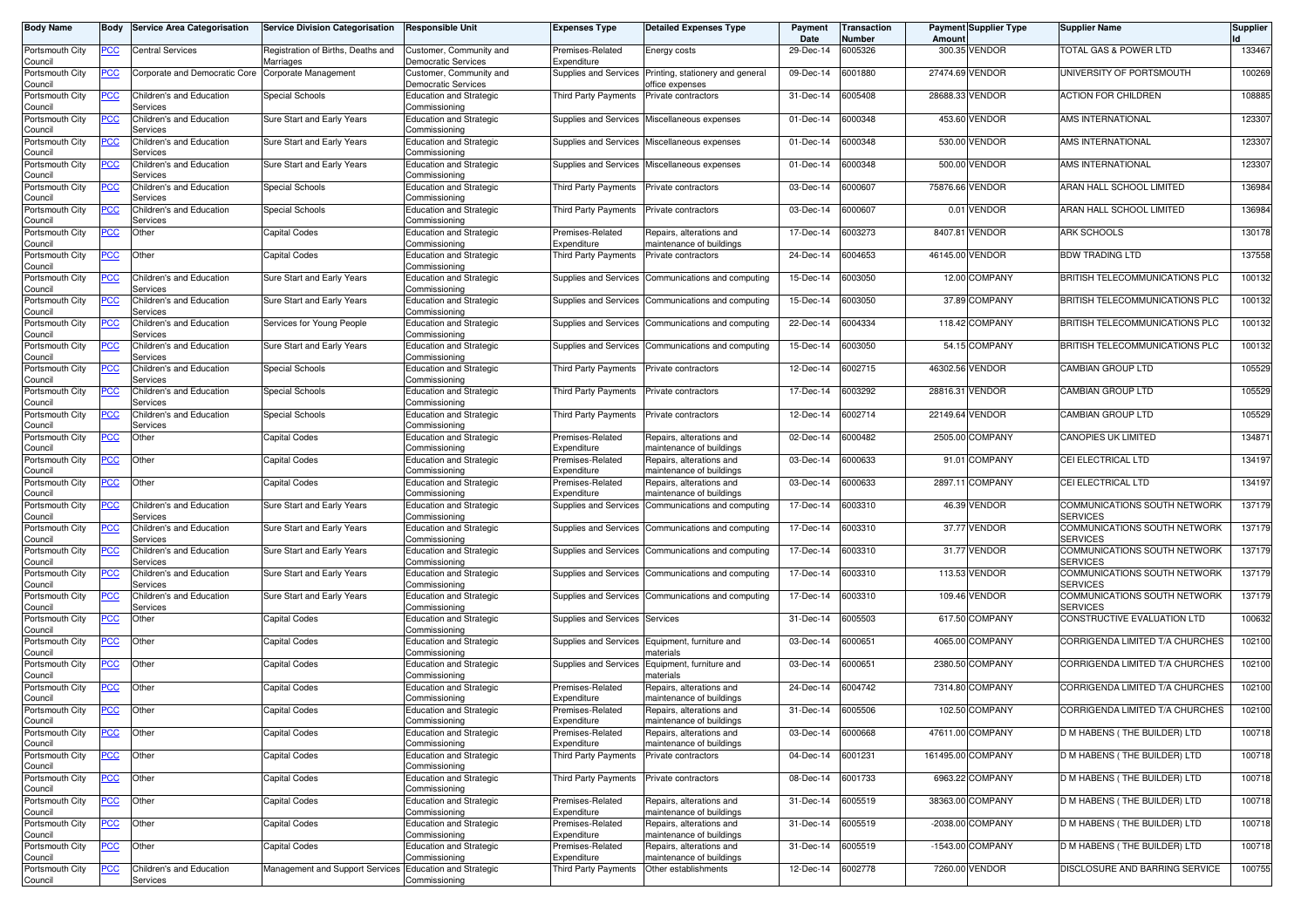| Body Name | Body | Service Area Categorisation | Service Division Categorisation | Responsible Unit | Expenses Type | Detailed Expenses Type | Payment Date | Transaction Number | Payment Amount | Supplier Type | Supplier Name | Supplier Id |
|---|---|---|---|---|---|---|---|---|---|---|---|---|
| Portsmouth City Council | PCC | Central Services | Registration of Births, Deaths and Marriages | Customer, Community and Democratic Services | Premises-Related Expenditure | Energy costs | 29-Dec-14 | 6005326 | 300.35 | VENDOR | TOTAL GAS & POWER LTD | 133467 |
| Portsmouth City Council | PCC | Corporate and Democratic Core | Corporate Management | Customer, Community and Democratic Services | Supplies and Services | Printing, stationery and general office expenses | 09-Dec-14 | 6001880 | 27474.69 | VENDOR | UNIVERSITY OF PORTSMOUTH | 100269 |
| Portsmouth City Council | PCC | Children's and Education Services | Special Schools | Education and Strategic Commissioning | Third Party Payments | Private contractors | 31-Dec-14 | 6005408 | 28688.33 | VENDOR | ACTION FOR CHILDREN | 108885 |
| Portsmouth City Council | PCC | Children's and Education Services | Sure Start and Early Years | Education and Strategic Commissioning | Supplies and Services | Miscellaneous expenses | 01-Dec-14 | 6000348 | 453.60 | VENDOR | AMS INTERNATIONAL | 123307 |
| Portsmouth City Council | PCC | Children's and Education Services | Sure Start and Early Years | Education and Strategic Commissioning | Supplies and Services | Miscellaneous expenses | 01-Dec-14 | 6000348 | 530.00 | VENDOR | AMS INTERNATIONAL | 123307 |
| Portsmouth City Council | PCC | Children's and Education Services | Sure Start and Early Years | Education and Strategic Commissioning | Supplies and Services | Miscellaneous expenses | 01-Dec-14 | 6000348 | 500.00 | VENDOR | AMS INTERNATIONAL | 123307 |
| Portsmouth City Council | PCC | Children's and Education Services | Special Schools | Education and Strategic Commissioning | Third Party Payments | Private contractors | 03-Dec-14 | 6000607 | 75876.66 | VENDOR | ARAN HALL SCHOOL LIMITED | 136984 |
| Portsmouth City Council | PCC | Children's and Education Services | Special Schools | Education and Strategic Commissioning | Third Party Payments | Private contractors | 03-Dec-14 | 6000607 | 0.01 | VENDOR | ARAN HALL SCHOOL LIMITED | 136984 |
| Portsmouth City Council | PCC | Other | Capital Codes | Education and Strategic Commissioning | Premises-Related Expenditure | Repairs, alterations and maintenance of buildings | 17-Dec-14 | 6003273 | 8407.81 | VENDOR | ARK SCHOOLS | 130178 |
| Portsmouth City Council | PCC | Other | Capital Codes | Education and Strategic Commissioning | Third Party Payments | Private contractors | 24-Dec-14 | 6004653 | 46145.00 | VENDOR | BDW TRADING LTD | 137558 |
| Portsmouth City Council | PCC | Children's and Education Services | Sure Start and Early Years | Education and Strategic Commissioning | Supplies and Services | Communications and computing | 15-Dec-14 | 6003050 | 12.00 | COMPANY | BRITISH TELECOMMUNICATIONS PLC | 100132 |
| Portsmouth City Council | PCC | Children's and Education Services | Sure Start and Early Years | Education and Strategic Commissioning | Supplies and Services | Communications and computing | 15-Dec-14 | 6003050 | 37.89 | COMPANY | BRITISH TELECOMMUNICATIONS PLC | 100132 |
| Portsmouth City Council | PCC | Children's and Education Services | Services for Young People | Education and Strategic Commissioning | Supplies and Services | Communications and computing | 22-Dec-14 | 6004334 | 118.42 | COMPANY | BRITISH TELECOMMUNICATIONS PLC | 100132 |
| Portsmouth City Council | PCC | Children's and Education Services | Sure Start and Early Years | Education and Strategic Commissioning | Supplies and Services | Communications and computing | 15-Dec-14 | 6003050 | 54.15 | COMPANY | BRITISH TELECOMMUNICATIONS PLC | 100132 |
| Portsmouth City Council | PCC | Children's and Education Services | Special Schools | Education and Strategic Commissioning | Third Party Payments | Private contractors | 12-Dec-14 | 6002715 | 46302.56 | VENDOR | CAMBIAN GROUP LTD | 105529 |
| Portsmouth City Council | PCC | Children's and Education Services | Special Schools | Education and Strategic Commissioning | Third Party Payments | Private contractors | 17-Dec-14 | 6003292 | 28816.31 | VENDOR | CAMBIAN GROUP LTD | 105529 |
| Portsmouth City Council | PCC | Children's and Education Services | Special Schools | Education and Strategic Commissioning | Third Party Payments | Private contractors | 12-Dec-14 | 6002714 | 22149.64 | VENDOR | CAMBIAN GROUP LTD | 105529 |
| Portsmouth City Council | PCC | Other | Capital Codes | Education and Strategic Commissioning | Premises-Related Expenditure | Repairs, alterations and maintenance of buildings | 02-Dec-14 | 6000482 | 2505.00 | COMPANY | CANOPIES UK LIMITED | 134871 |
| Portsmouth City Council | PCC | Other | Capital Codes | Education and Strategic Commissioning | Premises-Related Expenditure | Repairs, alterations and maintenance of buildings | 03-Dec-14 | 6000633 | 91.01 | COMPANY | CEI ELECTRICAL LTD | 134197 |
| Portsmouth City Council | PCC | Other | Capital Codes | Education and Strategic Commissioning | Premises-Related Expenditure | Repairs, alterations and maintenance of buildings | 03-Dec-14 | 6000633 | 2897.11 | COMPANY | CEI ELECTRICAL LTD | 134197 |
| Portsmouth City Council | PCC | Children's and Education Services | Sure Start and Early Years | Education and Strategic Commissioning | Supplies and Services | Communications and computing | 17-Dec-14 | 6003310 | 46.39 | VENDOR | COMMUNICATIONS SOUTH NETWORK SERVICES | 137179 |
| Portsmouth City Council | PCC | Children's and Education Services | Sure Start and Early Years | Education and Strategic Commissioning | Supplies and Services | Communications and computing | 17-Dec-14 | 6003310 | 37.77 | VENDOR | COMMUNICATIONS SOUTH NETWORK SERVICES | 137179 |
| Portsmouth City Council | PCC | Children's and Education Services | Sure Start and Early Years | Education and Strategic Commissioning | Supplies and Services | Communications and computing | 17-Dec-14 | 6003310 | 31.77 | VENDOR | COMMUNICATIONS SOUTH NETWORK SERVICES | 137179 |
| Portsmouth City Council | PCC | Children's and Education Services | Sure Start and Early Years | Education and Strategic Commissioning | Supplies and Services | Communications and computing | 17-Dec-14 | 6003310 | 113.53 | VENDOR | COMMUNICATIONS SOUTH NETWORK SERVICES | 137179 |
| Portsmouth City Council | PCC | Children's and Education Services | Sure Start and Early Years | Education and Strategic Commissioning | Supplies and Services | Communications and computing | 17-Dec-14 | 6003310 | 109.46 | VENDOR | COMMUNICATIONS SOUTH NETWORK SERVICES | 137179 |
| Portsmouth City Council | PCC | Other | Capital Codes | Education and Strategic Commissioning | Supplies and Services | Services | 31-Dec-14 | 6005503 | 617.50 | COMPANY | CONSTRUCTIVE EVALUATION LTD | 100632 |
| Portsmouth City Council | PCC | Other | Capital Codes | Education and Strategic Commissioning | Supplies and Services | Equipment, furniture and materials | 03-Dec-14 | 6000651 | 4065.00 | COMPANY | CORRIGENDA LIMITED T/A CHURCHES | 102100 |
| Portsmouth City Council | PCC | Other | Capital Codes | Education and Strategic Commissioning | Supplies and Services | Equipment, furniture and materials | 03-Dec-14 | 6000651 | 2380.50 | COMPANY | CORRIGENDA LIMITED T/A CHURCHES | 102100 |
| Portsmouth City Council | PCC | Other | Capital Codes | Education and Strategic Commissioning | Premises-Related Expenditure | Repairs, alterations and maintenance of buildings | 24-Dec-14 | 6004742 | 7314.80 | COMPANY | CORRIGENDA LIMITED T/A CHURCHES | 102100 |
| Portsmouth City Council | PCC | Other | Capital Codes | Education and Strategic Commissioning | Premises-Related Expenditure | Repairs, alterations and maintenance of buildings | 31-Dec-14 | 6005506 | 102.50 | COMPANY | CORRIGENDA LIMITED T/A CHURCHES | 102100 |
| Portsmouth City Council | PCC | Other | Capital Codes | Education and Strategic Commissioning | Premises-Related Expenditure | Repairs, alterations and maintenance of buildings | 03-Dec-14 | 6000668 | 47611.00 | COMPANY | D M HABENS ( THE BUILDER) LTD | 100718 |
| Portsmouth City Council | PCC | Other | Capital Codes | Education and Strategic Commissioning | Third Party Payments | Private contractors | 04-Dec-14 | 6001231 | 161495.00 | COMPANY | D M HABENS ( THE BUILDER) LTD | 100718 |
| Portsmouth City Council | PCC | Other | Capital Codes | Education and Strategic Commissioning | Third Party Payments | Private contractors | 08-Dec-14 | 6001733 | 6963.22 | COMPANY | D M HABENS ( THE BUILDER) LTD | 100718 |
| Portsmouth City Council | PCC | Other | Capital Codes | Education and Strategic Commissioning | Premises-Related Expenditure | Repairs, alterations and maintenance of buildings | 31-Dec-14 | 6005519 | 38363.00 | COMPANY | D M HABENS ( THE BUILDER) LTD | 100718 |
| Portsmouth City Council | PCC | Other | Capital Codes | Education and Strategic Commissioning | Premises-Related Expenditure | Repairs, alterations and maintenance of buildings | 31-Dec-14 | 6005519 | -2038.00 | COMPANY | D M HABENS ( THE BUILDER) LTD | 100718 |
| Portsmouth City Council | PCC | Other | Capital Codes | Education and Strategic Commissioning | Premises-Related Expenditure | Repairs, alterations and maintenance of buildings | 31-Dec-14 | 6005519 | -1543.00 | COMPANY | D M HABENS ( THE BUILDER) LTD | 100718 |
| Portsmouth City Council | PCC | Children's and Education Services | Management and Support Services | Education and Strategic Commissioning | Third Party Payments | Other establishments | 12-Dec-14 | 6002778 | 7260.00 | VENDOR | DISCLOSURE AND BARRING SERVICE | 100755 |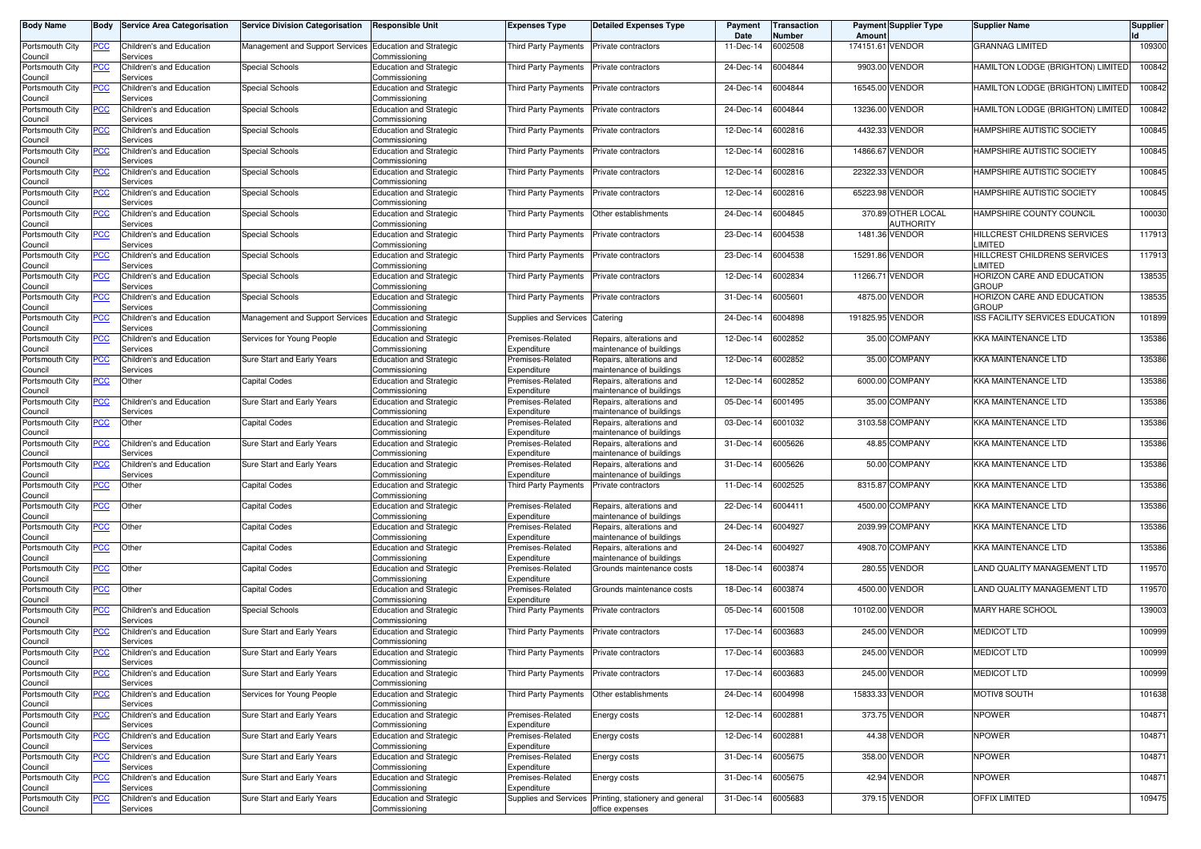| Body Name | Body | Service Area Categorisation | Service Division Categorisation | Responsible Unit | Expenses Type | Detailed Expenses Type | Payment Date | Transaction Number | Payment Amount | Supplier Type | Supplier Name | Supplier Id |
|---|---|---|---|---|---|---|---|---|---|---|---|---|
| Portsmouth City Council | PCC | Children's and Education Services | Management and Support Services | Education and Strategic Commissioning | Third Party Payments | Private contractors | 11-Dec-14 | 6002508 | 174151.61 | VENDOR | GRANNAG LIMITED | 109300 |
| Portsmouth City Council | PCC | Children's and Education Services | Special Schools | Education and Strategic Commissioning | Third Party Payments | Private contractors | 24-Dec-14 | 6004844 | 9903.00 | VENDOR | HAMILTON LODGE (BRIGHTON) LIMITED | 100842 |
| Portsmouth City Council | PCC | Children's and Education Services | Special Schools | Education and Strategic Commissioning | Third Party Payments | Private contractors | 24-Dec-14 | 6004844 | 16545.00 | VENDOR | HAMILTON LODGE (BRIGHTON) LIMITED | 100842 |
| Portsmouth City Council | PCC | Children's and Education Services | Special Schools | Education and Strategic Commissioning | Third Party Payments | Private contractors | 24-Dec-14 | 6004844 | 13236.00 | VENDOR | HAMILTON LODGE (BRIGHTON) LIMITED | 100842 |
| Portsmouth City Council | PCC | Children's and Education Services | Special Schools | Education and Strategic Commissioning | Third Party Payments | Private contractors | 12-Dec-14 | 6002816 | 4432.33 | VENDOR | HAMPSHIRE AUTISTIC SOCIETY | 100845 |
| Portsmouth City Council | PCC | Children's and Education Services | Special Schools | Education and Strategic Commissioning | Third Party Payments | Private contractors | 12-Dec-14 | 6002816 | 14866.67 | VENDOR | HAMPSHIRE AUTISTIC SOCIETY | 100845 |
| Portsmouth City Council | PCC | Children's and Education Services | Special Schools | Education and Strategic Commissioning | Third Party Payments | Private contractors | 12-Dec-14 | 6002816 | 22322.33 | VENDOR | HAMPSHIRE AUTISTIC SOCIETY | 100845 |
| Portsmouth City Council | PCC | Children's and Education Services | Special Schools | Education and Strategic Commissioning | Third Party Payments | Private contractors | 12-Dec-14 | 6002816 | 65223.98 | VENDOR | HAMPSHIRE AUTISTIC SOCIETY | 100845 |
| Portsmouth City Council | PCC | Children's and Education Services | Special Schools | Education and Strategic Commissioning | Third Party Payments | Other establishments | 24-Dec-14 | 6004845 | 370.89 | OTHER LOCAL AUTHORITY | HAMPSHIRE COUNTY COUNCIL | 100030 |
| Portsmouth City Council | PCC | Children's and Education Services | Special Schools | Education and Strategic Commissioning | Third Party Payments | Private contractors | 23-Dec-14 | 6004538 | 1481.36 | VENDOR | HILLCREST CHILDRENS SERVICES LIMITED | 117913 |
| Portsmouth City Council | PCC | Children's and Education Services | Special Schools | Education and Strategic Commissioning | Third Party Payments | Private contractors | 23-Dec-14 | 6004538 | 15291.86 | VENDOR | HILLCREST CHILDRENS SERVICES LIMITED | 117913 |
| Portsmouth City Council | PCC | Children's and Education Services | Special Schools | Education and Strategic Commissioning | Third Party Payments | Private contractors | 12-Dec-14 | 6002834 | 11266.71 | VENDOR | HORIZON CARE AND EDUCATION GROUP | 138535 |
| Portsmouth City Council | PCC | Children's and Education Services | Special Schools | Education and Strategic Commissioning | Third Party Payments | Private contractors | 31-Dec-14 | 6005601 | 4875.00 | VENDOR | HORIZON CARE AND EDUCATION GROUP | 138535 |
| Portsmouth City Council | PCC | Children's and Education Services | Management and Support Services | Education and Strategic Commissioning | Supplies and Services | Catering | 24-Dec-14 | 6004898 | 191825.95 | VENDOR | ISS FACILITY SERVICES EDUCATION | 101899 |
| Portsmouth City Council | PCC | Children's and Education Services | Services for Young People | Education and Strategic Commissioning | Premises-Related Expenditure | Repairs, alterations and maintenance of buildings | 12-Dec-14 | 6002852 | 35.00 | COMPANY | KKA MAINTENANCE LTD | 135386 |
| Portsmouth City Council | PCC | Children's and Education Services | Sure Start and Early Years | Education and Strategic Commissioning | Premises-Related Expenditure | Repairs, alterations and maintenance of buildings | 12-Dec-14 | 6002852 | 35.00 | COMPANY | KKA MAINTENANCE LTD | 135386 |
| Portsmouth City Council | PCC | Other | Capital Codes | Education and Strategic Commissioning | Premises-Related Expenditure | Repairs, alterations and maintenance of buildings | 12-Dec-14 | 6002852 | 6000.00 | COMPANY | KKA MAINTENANCE LTD | 135386 |
| Portsmouth City Council | PCC | Children's and Education Services | Sure Start and Early Years | Education and Strategic Commissioning | Premises-Related Expenditure | Repairs, alterations and maintenance of buildings | 05-Dec-14 | 6001495 | 35.00 | COMPANY | KKA MAINTENANCE LTD | 135386 |
| Portsmouth City Council | PCC | Other | Capital Codes | Education and Strategic Commissioning | Premises-Related Expenditure | Repairs, alterations and maintenance of buildings | 03-Dec-14 | 6001032 | 3103.58 | COMPANY | KKA MAINTENANCE LTD | 135386 |
| Portsmouth City Council | PCC | Children's and Education Services | Sure Start and Early Years | Education and Strategic Commissioning | Premises-Related Expenditure | Repairs, alterations and maintenance of buildings | 31-Dec-14 | 6005626 | 48.85 | COMPANY | KKA MAINTENANCE LTD | 135386 |
| Portsmouth City Council | PCC | Children's and Education Services | Sure Start and Early Years | Education and Strategic Commissioning | Premises-Related Expenditure | Repairs, alterations and maintenance of buildings | 31-Dec-14 | 6005626 | 50.00 | COMPANY | KKA MAINTENANCE LTD | 135386 |
| Portsmouth City Council | PCC | Other | Capital Codes | Education and Strategic Commissioning | Third Party Payments | Private contractors | 11-Dec-14 | 6002525 | 8315.87 | COMPANY | KKA MAINTENANCE LTD | 135386 |
| Portsmouth City Council | PCC | Other | Capital Codes | Education and Strategic Commissioning | Premises-Related Expenditure | Repairs, alterations and maintenance of buildings | 22-Dec-14 | 6004411 | 4500.00 | COMPANY | KKA MAINTENANCE LTD | 135386 |
| Portsmouth City Council | PCC | Other | Capital Codes | Education and Strategic Commissioning | Premises-Related Expenditure | Repairs, alterations and maintenance of buildings | 24-Dec-14 | 6004927 | 2039.99 | COMPANY | KKA MAINTENANCE LTD | 135386 |
| Portsmouth City Council | PCC | Other | Capital Codes | Education and Strategic Commissioning | Premises-Related Expenditure | Repairs, alterations and maintenance of buildings | 24-Dec-14 | 6004927 | 4908.70 | COMPANY | KKA MAINTENANCE LTD | 135386 |
| Portsmouth City Council | PCC | Other | Capital Codes | Education and Strategic Commissioning | Premises-Related Expenditure | Grounds maintenance costs | 18-Dec-14 | 6003874 | 280.55 | VENDOR | LAND QUALITY MANAGEMENT LTD | 119570 |
| Portsmouth City Council | PCC | Other | Capital Codes | Education and Strategic Commissioning | Premises-Related Expenditure | Grounds maintenance costs | 18-Dec-14 | 6003874 | 4500.00 | VENDOR | LAND QUALITY MANAGEMENT LTD | 119570 |
| Portsmouth City Council | PCC | Children's and Education Services | Special Schools | Education and Strategic Commissioning | Third Party Payments | Private contractors | 05-Dec-14 | 6001508 | 10102.00 | VENDOR | MARY HARE SCHOOL | 139003 |
| Portsmouth City Council | PCC | Children's and Education Services | Sure Start and Early Years | Education and Strategic Commissioning | Third Party Payments | Private contractors | 17-Dec-14 | 6003683 | 245.00 | VENDOR | MEDICOT LTD | 100999 |
| Portsmouth City Council | PCC | Children's and Education Services | Sure Start and Early Years | Education and Strategic Commissioning | Third Party Payments | Private contractors | 17-Dec-14 | 6003683 | 245.00 | VENDOR | MEDICOT LTD | 100999 |
| Portsmouth City Council | PCC | Children's and Education Services | Sure Start and Early Years | Education and Strategic Commissioning | Third Party Payments | Private contractors | 17-Dec-14 | 6003683 | 245.00 | VENDOR | MEDICOT LTD | 100999 |
| Portsmouth City Council | PCC | Children's and Education Services | Services for Young People | Education and Strategic Commissioning | Third Party Payments | Other establishments | 24-Dec-14 | 6004998 | 15833.33 | VENDOR | MOTIV8 SOUTH | 101638 |
| Portsmouth City Council | PCC | Children's and Education Services | Sure Start and Early Years | Education and Strategic Commissioning | Premises-Related Expenditure | Energy costs | 12-Dec-14 | 6002881 | 373.75 | VENDOR | NPOWER | 104871 |
| Portsmouth City Council | PCC | Children's and Education Services | Sure Start and Early Years | Education and Strategic Commissioning | Premises-Related Expenditure | Energy costs | 12-Dec-14 | 6002881 | 44.38 | VENDOR | NPOWER | 104871 |
| Portsmouth City Council | PCC | Children's and Education Services | Sure Start and Early Years | Education and Strategic Commissioning | Premises-Related Expenditure | Energy costs | 31-Dec-14 | 6005675 | 358.00 | VENDOR | NPOWER | 104871 |
| Portsmouth City Council | PCC | Children's and Education Services | Sure Start and Early Years | Education and Strategic Commissioning | Premises-Related Expenditure | Energy costs | 31-Dec-14 | 6005675 | 42.94 | VENDOR | NPOWER | 104871 |
| Portsmouth City Council | PCC | Children's and Education Services | Sure Start and Early Years | Education and Strategic Commissioning | Supplies and Services | Printing, stationery and general office expenses | 31-Dec-14 | 6005683 | 379.15 | VENDOR | OFFIX LIMITED | 109475 |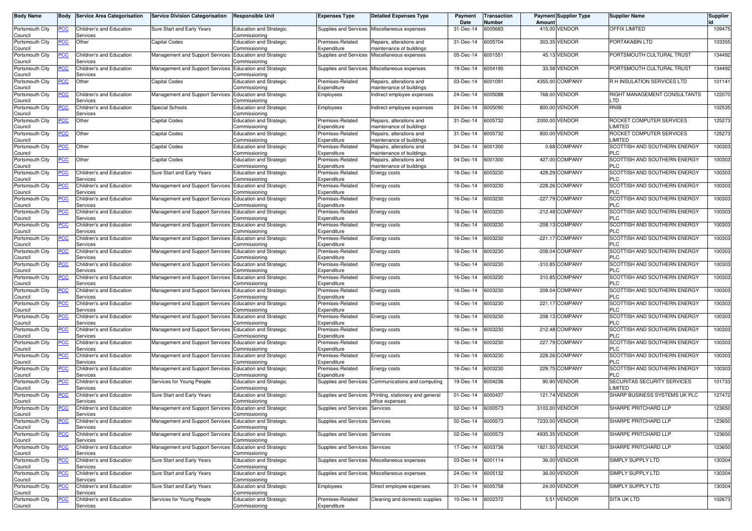| Body Name | Body | Service Area Categorisation | Service Division Categorisation | Responsible Unit | Expenses Type | Detailed Expenses Type | Payment Date | Transaction Number | Payment Amount | Supplier Type | Supplier Name | Supplier Id |
|---|---|---|---|---|---|---|---|---|---|---|---|---|
| Portsmouth City Council | PCC | Children's and Education Services | Sure Start and Early Years | Education and Strategic Commissioning | Supplies and Services | Miscellaneous expenses | 31-Dec-14 | 6005683 | 415.00 | VENDOR | OFFIX LIMITED | 109475 |
| Portsmouth City Council | PCC | Other | Capital Codes | Education and Strategic Commissioning | Premises-Related Expenditure | Repairs, alterations and maintenance of buildings | 31-Dec-14 | 6005704 | 303.35 | VENDOR | PORTAKABIN LTD | 103355 |
| Portsmouth City Council | PCC | Children's and Education Services | Management and Support Services | Education and Strategic Commissioning | Supplies and Services | Miscellaneous expenses | 05-Dec-14 | 6001551 | 45.13 | VENDOR | PORTSMOUTH CULTURAL TRUST | 134492 |
| Portsmouth City Council | PCC | Children's and Education Services | Management and Support Services | Education and Strategic Commissioning | Supplies and Services | Miscellaneous expenses | 19-Dec-14 | 6004195 | 33.58 | VENDOR | PORTSMOUTH CULTURAL TRUST | 134492 |
| Portsmouth City Council | PCC | Other | Capital Codes | Education and Strategic Commissioning | Premises-Related Expenditure | Repairs, alterations and maintenance of buildings | 03-Dec-14 | 6001091 | 4355.00 | COMPANY | R H INSULATION SERVICES LTD | 101141 |
| Portsmouth City Council | PCC | Children's and Education Services | Management and Support Services | Education and Strategic Commissioning | Employees | Indirect employee expenses | 24-Dec-14 | 6005088 | 768.00 | VENDOR | RIGHT MANAGEMENT CONSULTANTS LTD | 122070 |
| Portsmouth City Council | PCC | Children's and Education Services | Special Schools | Education and Strategic Commissioning | Employees | Indirect employee expenses | 24-Dec-14 | 6005090 | 800.00 | VENDOR | RNIB | 102535 |
| Portsmouth City Council | PCC | Other | Capital Codes | Education and Strategic Commissioning | Premises-Related Expenditure | Repairs, alterations and maintenance of buildings | 31-Dec-14 | 6005732 | 2000.00 | VENDOR | ROCKET COMPUTER SERVICES LIMITED | 125273 |
| Portsmouth City Council | PCC | Other | Capital Codes | Education and Strategic Commissioning | Premises-Related Expenditure | Repairs, alterations and maintenance of buildings | 31-Dec-14 | 6005732 | 800.00 | VENDOR | ROCKET COMPUTER SERVICES LIMITED | 125273 |
| Portsmouth City Council | PCC | Other | Capital Codes | Education and Strategic Commissioning | Premises-Related Expenditure | Repairs, alterations and maintenance of buildings | 04-Dec-14 | 6001300 | 0.68 | COMPANY | SCOTTISH AND SOUTHERN ENERGY PLC | 100303 |
| Portsmouth City Council | PCC | Other | Capital Codes | Education and Strategic Commissioning | Premises-Related Expenditure | Repairs, alterations and maintenance of buildings | 04-Dec-14 | 6001300 | 427.00 | COMPANY | SCOTTISH AND SOUTHERN ENERGY PLC | 100303 |
| Portsmouth City Council | PCC | Children's and Education Services | Sure Start and Early Years | Education and Strategic Commissioning | Premises-Related Expenditure | Energy costs | 16-Dec-14 | 6003230 | 428.29 | COMPANY | SCOTTISH AND SOUTHERN ENERGY PLC | 100303 |
| Portsmouth City Council | PCC | Children's and Education Services | Management and Support Services | Education and Strategic Commissioning | Premises-Related Expenditure | Energy costs | 16-Dec-14 | 6003230 | -228.26 | COMPANY | SCOTTISH AND SOUTHERN ENERGY PLC | 100303 |
| Portsmouth City Council | PCC | Children's and Education Services | Management and Support Services | Education and Strategic Commissioning | Premises-Related Expenditure | Energy costs | 16-Dec-14 | 6003230 | -227.79 | COMPANY | SCOTTISH AND SOUTHERN ENERGY PLC | 100303 |
| Portsmouth City Council | PCC | Children's and Education Services | Management and Support Services | Education and Strategic Commissioning | Premises-Related Expenditure | Energy costs | 16-Dec-14 | 6003230 | -212.48 | COMPANY | SCOTTISH AND SOUTHERN ENERGY PLC | 100303 |
| Portsmouth City Council | PCC | Children's and Education Services | Management and Support Services | Education and Strategic Commissioning | Premises-Related Expenditure | Energy costs | 16-Dec-14 | 6003230 | -208.13 | COMPANY | SCOTTISH AND SOUTHERN ENERGY PLC | 100303 |
| Portsmouth City Council | PCC | Children's and Education Services | Management and Support Services | Education and Strategic Commissioning | Premises-Related Expenditure | Energy costs | 16-Dec-14 | 6003230 | -221.17 | COMPANY | SCOTTISH AND SOUTHERN ENERGY PLC | 100303 |
| Portsmouth City Council | PCC | Children's and Education Services | Management and Support Services | Education and Strategic Commissioning | Premises-Related Expenditure | Energy costs | 16-Dec-14 | 6003230 | -208.04 | COMPANY | SCOTTISH AND SOUTHERN ENERGY PLC | 100303 |
| Portsmouth City Council | PCC | Children's and Education Services | Management and Support Services | Education and Strategic Commissioning | Premises-Related Expenditure | Energy costs | 16-Dec-14 | 6003230 | -310.85 | COMPANY | SCOTTISH AND SOUTHERN ENERGY PLC | 100303 |
| Portsmouth City Council | PCC | Children's and Education Services | Management and Support Services | Education and Strategic Commissioning | Premises-Related Expenditure | Energy costs | 16-Dec-14 | 6003230 | 310.85 | COMPANY | SCOTTISH AND SOUTHERN ENERGY PLC | 100303 |
| Portsmouth City Council | PCC | Children's and Education Services | Management and Support Services | Education and Strategic Commissioning | Premises-Related Expenditure | Energy costs | 16-Dec-14 | 6003230 | 208.04 | COMPANY | SCOTTISH AND SOUTHERN ENERGY PLC | 100303 |
| Portsmouth City Council | PCC | Children's and Education Services | Management and Support Services | Education and Strategic Commissioning | Premises-Related Expenditure | Energy costs | 16-Dec-14 | 6003230 | 221.17 | COMPANY | SCOTTISH AND SOUTHERN ENERGY PLC | 100303 |
| Portsmouth City Council | PCC | Children's and Education Services | Management and Support Services | Education and Strategic Commissioning | Premises-Related Expenditure | Energy costs | 16-Dec-14 | 6003230 | 208.13 | COMPANY | SCOTTISH AND SOUTHERN ENERGY PLC | 100303 |
| Portsmouth City Council | PCC | Children's and Education Services | Management and Support Services | Education and Strategic Commissioning | Premises-Related Expenditure | Energy costs | 16-Dec-14 | 6003230 | 212.48 | COMPANY | SCOTTISH AND SOUTHERN ENERGY PLC | 100303 |
| Portsmouth City Council | PCC | Children's and Education Services | Management and Support Services | Education and Strategic Commissioning | Premises-Related Expenditure | Energy costs | 16-Dec-14 | 6003230 | 227.79 | COMPANY | SCOTTISH AND SOUTHERN ENERGY PLC | 100303 |
| Portsmouth City Council | PCC | Children's and Education Services | Management and Support Services | Education and Strategic Commissioning | Premises-Related Expenditure | Energy costs | 16-Dec-14 | 6003230 | 228.26 | COMPANY | SCOTTISH AND SOUTHERN ENERGY PLC | 100303 |
| Portsmouth City Council | PCC | Children's and Education Services | Management and Support Services | Education and Strategic Commissioning | Premises-Related Expenditure | Energy costs | 16-Dec-14 | 6003230 | 229.75 | COMPANY | SCOTTISH AND SOUTHERN ENERGY PLC | 100303 |
| Portsmouth City Council | PCC | Children's and Education Services | Services for Young People | Education and Strategic Commissioning | Supplies and Services | Communications and computing | 19-Dec-14 | 6004236 | 90.90 | VENDOR | SECURITAS SECURITY SERVICES LIMITED | 101733 |
| Portsmouth City Council | PCC | Children's and Education Services | Sure Start and Early Years | Education and Strategic Commissioning | Supplies and Services | Printing, stationery and general office expenses | 01-Dec-14 | 6000437 | 121.74 | VENDOR | SHARP BUSINESS SYSTEMS UK PLC | 127472 |
| Portsmouth City Council | PCC | Children's and Education Services | Management and Support Services | Education and Strategic Commissioning | Supplies and Services | Services | 02-Dec-14 | 6000573 | 3103.00 | VENDOR | SHARPE PRITCHARD LLP | 123650 |
| Portsmouth City Council | PCC | Children's and Education Services | Management and Support Services | Education and Strategic Commissioning | Supplies and Services | Services | 02-Dec-14 | 6000573 | 7233.00 | VENDOR | SHARPE PRITCHARD LLP | 123650 |
| Portsmouth City Council | PCC | Children's and Education Services | Management and Support Services | Education and Strategic Commissioning | Supplies and Services | Services | 02-Dec-14 | 6000573 | 4935.35 | VENDOR | SHARPE PRITCHARD LLP | 123650 |
| Portsmouth City Council | PCC | Children's and Education Services | Management and Support Services | Education and Strategic Commissioning | Supplies and Services | Services | 17-Dec-14 | 6003736 | 1821.50 | VENDOR | SHARPE PRITCHARD LLP | 123650 |
| Portsmouth City Council | PCC | Children's and Education Services | Sure Start and Early Years | Education and Strategic Commissioning | Supplies and Services | Miscellaneous expenses | 03-Dec-14 | 6001114 | 36.00 | VENDOR | SIMPLY SUPPLY LTD | 130304 |
| Portsmouth City Council | PCC | Children's and Education Services | Sure Start and Early Years | Education and Strategic Commissioning | Supplies and Services | Miscellaneous expenses | 24-Dec-14 | 6005132 | 36.00 | VENDOR | SIMPLY SUPPLY LTD | 130304 |
| Portsmouth City Council | PCC | Children's and Education Services | Sure Start and Early Years | Education and Strategic Commissioning | Employees | Direct employee expenses | 31-Dec-14 | 6005758 | 24.00 | VENDOR | SIMPLY SUPPLY LTD | 130304 |
| Portsmouth City Council | PCC | Children's and Education Services | Services for Young People | Education and Strategic Commissioning | Premises-Related Expenditure | Cleaning and domestic supplies | 10-Dec-14 | 6002372 | 5.51 | VENDOR | SITA UK LTD | 102673 |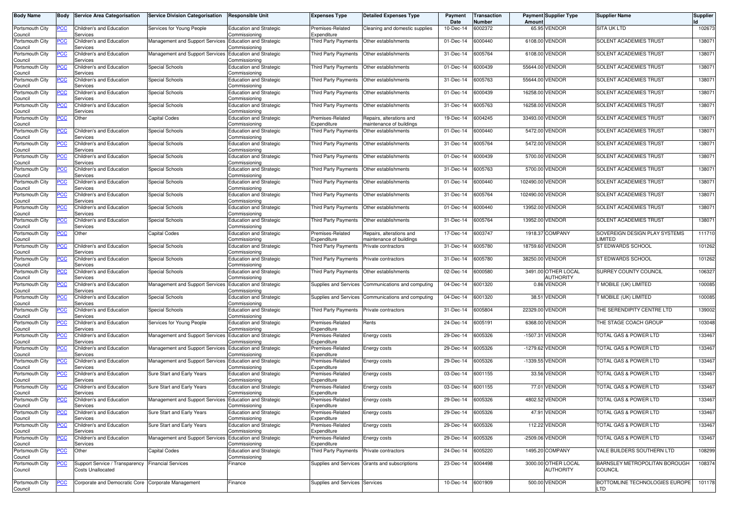| Body Name | Body | Service Area Categorisation | Service Division Categorisation | Responsible Unit | Expenses Type | Detailed Expenses Type | Payment Date | Transaction Number | Payment Amount | Supplier Type | Supplier Name | Supplier Id |
|---|---|---|---|---|---|---|---|---|---|---|---|---|
| Portsmouth City Council | PCC | Children's and Education Services | Services for Young People | Education and Strategic Commissioning | Premises-Related Expenditure | Cleaning and domestic supplies | 10-Dec-14 | 6002372 | 65.95 | VENDOR | SITA UK LTD | 102673 |
| Portsmouth City Council | PCC | Children's and Education Services | Management and Support Services | Education and Strategic Commissioning | Third Party Payments | Other establishments | 01-Dec-14 | 6000440 | 6108.00 | VENDOR | SOLENT ACADEMIES TRUST | 138071 |
| Portsmouth City Council | PCC | Children's and Education Services | Management and Support Services | Education and Strategic Commissioning | Third Party Payments | Other establishments | 31-Dec-14 | 6005764 | 6108.00 | VENDOR | SOLENT ACADEMIES TRUST | 138071 |
| Portsmouth City Council | PCC | Children's and Education Services | Special Schools | Education and Strategic Commissioning | Third Party Payments | Other establishments | 01-Dec-14 | 6000439 | 55644.00 | VENDOR | SOLENT ACADEMIES TRUST | 138071 |
| Portsmouth City Council | PCC | Children's and Education Services | Special Schools | Education and Strategic Commissioning | Third Party Payments | Other establishments | 31-Dec-14 | 6005763 | 55644.00 | VENDOR | SOLENT ACADEMIES TRUST | 138071 |
| Portsmouth City Council | PCC | Children's and Education Services | Special Schools | Education and Strategic Commissioning | Third Party Payments | Other establishments | 01-Dec-14 | 6000439 | 16258.00 | VENDOR | SOLENT ACADEMIES TRUST | 138071 |
| Portsmouth City Council | PCC | Children's and Education Services | Special Schools | Education and Strategic Commissioning | Third Party Payments | Other establishments | 31-Dec-14 | 6005763 | 16258.00 | VENDOR | SOLENT ACADEMIES TRUST | 138071 |
| Portsmouth City Council | PCC | Other | Capital Codes | Education and Strategic Commissioning | Premises-Related Expenditure | Repairs, alterations and maintenance of buildings | 19-Dec-14 | 6004245 | 33493.00 | VENDOR | SOLENT ACADEMIES TRUST | 138071 |
| Portsmouth City Council | PCC | Children's and Education Services | Special Schools | Education and Strategic Commissioning | Third Party Payments | Other establishments | 01-Dec-14 | 6000440 | 5472.00 | VENDOR | SOLENT ACADEMIES TRUST | 138071 |
| Portsmouth City Council | PCC | Children's and Education Services | Special Schools | Education and Strategic Commissioning | Third Party Payments | Other establishments | 31-Dec-14 | 6005764 | 5472.00 | VENDOR | SOLENT ACADEMIES TRUST | 138071 |
| Portsmouth City Council | PCC | Children's and Education Services | Special Schools | Education and Strategic Commissioning | Third Party Payments | Other establishments | 01-Dec-14 | 6000439 | 5700.00 | VENDOR | SOLENT ACADEMIES TRUST | 138071 |
| Portsmouth City Council | PCC | Children's and Education Services | Special Schools | Education and Strategic Commissioning | Third Party Payments | Other establishments | 31-Dec-14 | 6005763 | 5700.00 | VENDOR | SOLENT ACADEMIES TRUST | 138071 |
| Portsmouth City Council | PCC | Children's and Education Services | Special Schools | Education and Strategic Commissioning | Third Party Payments | Other establishments | 01-Dec-14 | 6000440 | 102490.00 | VENDOR | SOLENT ACADEMIES TRUST | 138071 |
| Portsmouth City Council | PCC | Children's and Education Services | Special Schools | Education and Strategic Commissioning | Third Party Payments | Other establishments | 31-Dec-14 | 6005764 | 102490.00 | VENDOR | SOLENT ACADEMIES TRUST | 138071 |
| Portsmouth City Council | PCC | Children's and Education Services | Special Schools | Education and Strategic Commissioning | Third Party Payments | Other establishments | 01-Dec-14 | 6000440 | 13952.00 | VENDOR | SOLENT ACADEMIES TRUST | 138071 |
| Portsmouth City Council | PCC | Children's and Education Services | Special Schools | Education and Strategic Commissioning | Third Party Payments | Other establishments | 31-Dec-14 | 6005764 | 13952.00 | VENDOR | SOLENT ACADEMIES TRUST | 138071 |
| Portsmouth City Council | PCC | Other | Capital Codes | Education and Strategic Commissioning | Premises-Related Expenditure | Repairs, alterations and maintenance of buildings | 17-Dec-14 | 6003747 | 1918.37 | COMPANY | SOVEREIGN DESIGN PLAY SYSTEMS LIMITED | 111710 |
| Portsmouth City Council | PCC | Children's and Education Services | Special Schools | Education and Strategic Commissioning | Third Party Payments | Private contractors | 31-Dec-14 | 6005780 | 18759.60 | VENDOR | ST EDWARDS SCHOOL | 101262 |
| Portsmouth City Council | PCC | Children's and Education Services | Special Schools | Education and Strategic Commissioning | Third Party Payments | Private contractors | 31-Dec-14 | 6005780 | 38250.00 | VENDOR | ST EDWARDS SCHOOL | 101262 |
| Portsmouth City Council | PCC | Children's and Education Services | Special Schools | Education and Strategic Commissioning | Third Party Payments | Other establishments | 02-Dec-14 | 6000580 | 3491.00 | OTHER LOCAL AUTHORITY | SURREY COUNTY COUNCIL | 106327 |
| Portsmouth City Council | PCC | Children's and Education Services | Management and Support Services | Education and Strategic Commissioning | Supplies and Services | Communications and computing | 04-Dec-14 | 6001320 | 0.86 | VENDOR | T MOBILE (UK) LIMITED | 100085 |
| Portsmouth City Council | PCC | Children's and Education Services | Special Schools | Education and Strategic Commissioning | Supplies and Services | Communications and computing | 04-Dec-14 | 6001320 | 38.51 | VENDOR | T MOBILE (UK) LIMITED | 100085 |
| Portsmouth City Council | PCC | Children's and Education Services | Special Schools | Education and Strategic Commissioning | Third Party Payments | Private contractors | 31-Dec-14 | 6005804 | 22329.00 | VENDOR | THE SERENDIPITY CENTRE LTD | 139002 |
| Portsmouth City Council | PCC | Children's and Education Services | Services for Young People | Education and Strategic Commissioning | Premises-Related Expenditure | Rents | 24-Dec-14 | 6005191 | 6368.00 | VENDOR | THE STAGE COACH GROUP | 103048 |
| Portsmouth City Council | PCC | Children's and Education Services | Management and Support Services | Education and Strategic Commissioning | Premises-Related Expenditure | Energy costs | 29-Dec-14 | 6005326 | -1507.31 | VENDOR | TOTAL GAS & POWER LTD | 133467 |
| Portsmouth City Council | PCC | Children's and Education Services | Management and Support Services | Education and Strategic Commissioning | Premises-Related Expenditure | Energy costs | 29-Dec-14 | 6005326 | -1279.62 | VENDOR | TOTAL GAS & POWER LTD | 133467 |
| Portsmouth City Council | PCC | Children's and Education Services | Management and Support Services | Education and Strategic Commissioning | Premises-Related Expenditure | Energy costs | 29-Dec-14 | 6005326 | -1339.55 | VENDOR | TOTAL GAS & POWER LTD | 133467 |
| Portsmouth City Council | PCC | Children's and Education Services | Sure Start and Early Years | Education and Strategic Commissioning | Premises-Related Expenditure | Energy costs | 03-Dec-14 | 6001155 | 33.56 | VENDOR | TOTAL GAS & POWER LTD | 133467 |
| Portsmouth City Council | PCC | Children's and Education Services | Sure Start and Early Years | Education and Strategic Commissioning | Premises-Related Expenditure | Energy costs | 03-Dec-14 | 6001155 | 77.01 | VENDOR | TOTAL GAS & POWER LTD | 133467 |
| Portsmouth City Council | PCC | Children's and Education Services | Management and Support Services | Education and Strategic Commissioning | Premises-Related Expenditure | Energy costs | 29-Dec-14 | 6005326 | 4802.52 | VENDOR | TOTAL GAS & POWER LTD | 133467 |
| Portsmouth City Council | PCC | Children's and Education Services | Sure Start and Early Years | Education and Strategic Commissioning | Premises-Related Expenditure | Energy costs | 29-Dec-14 | 6005326 | 47.91 | VENDOR | TOTAL GAS & POWER LTD | 133467 |
| Portsmouth City Council | PCC | Children's and Education Services | Sure Start and Early Years | Education and Strategic Commissioning | Premises-Related Expenditure | Energy costs | 29-Dec-14 | 6005326 | 112.22 | VENDOR | TOTAL GAS & POWER LTD | 133467 |
| Portsmouth City Council | PCC | Children's and Education Services | Management and Support Services | Education and Strategic Commissioning | Premises-Related Expenditure | Energy costs | 29-Dec-14 | 6005326 | -2509.06 | VENDOR | TOTAL GAS & POWER LTD | 133467 |
| Portsmouth City Council | PCC | Other | Capital Codes | Education and Strategic Commissioning | Third Party Payments | Private contractors | 24-Dec-14 | 6005220 | 1495.20 | COMPANY | VALE BUILDERS SOUTHERN LTD | 108299 |
| Portsmouth City Council | PCC | Support Service / Transparency Costs Unallocated | Financial Services | Finance | Supplies and Services | Grants and subscriptions | 23-Dec-14 | 6004498 | 3000.00 | OTHER LOCAL AUTHORITY | BARNSLEY METROPOLITAN BOROUGH COUNCIL | 108374 |
| Portsmouth City Council | PCC | Corporate and Democratic Core | Corporate Management | Finance | Supplies and Services | Services | 10-Dec-14 | 6001909 | 500.00 | VENDOR | BOTTOMLINE TECHNOLOGIES EUROPE LTD | 101178 |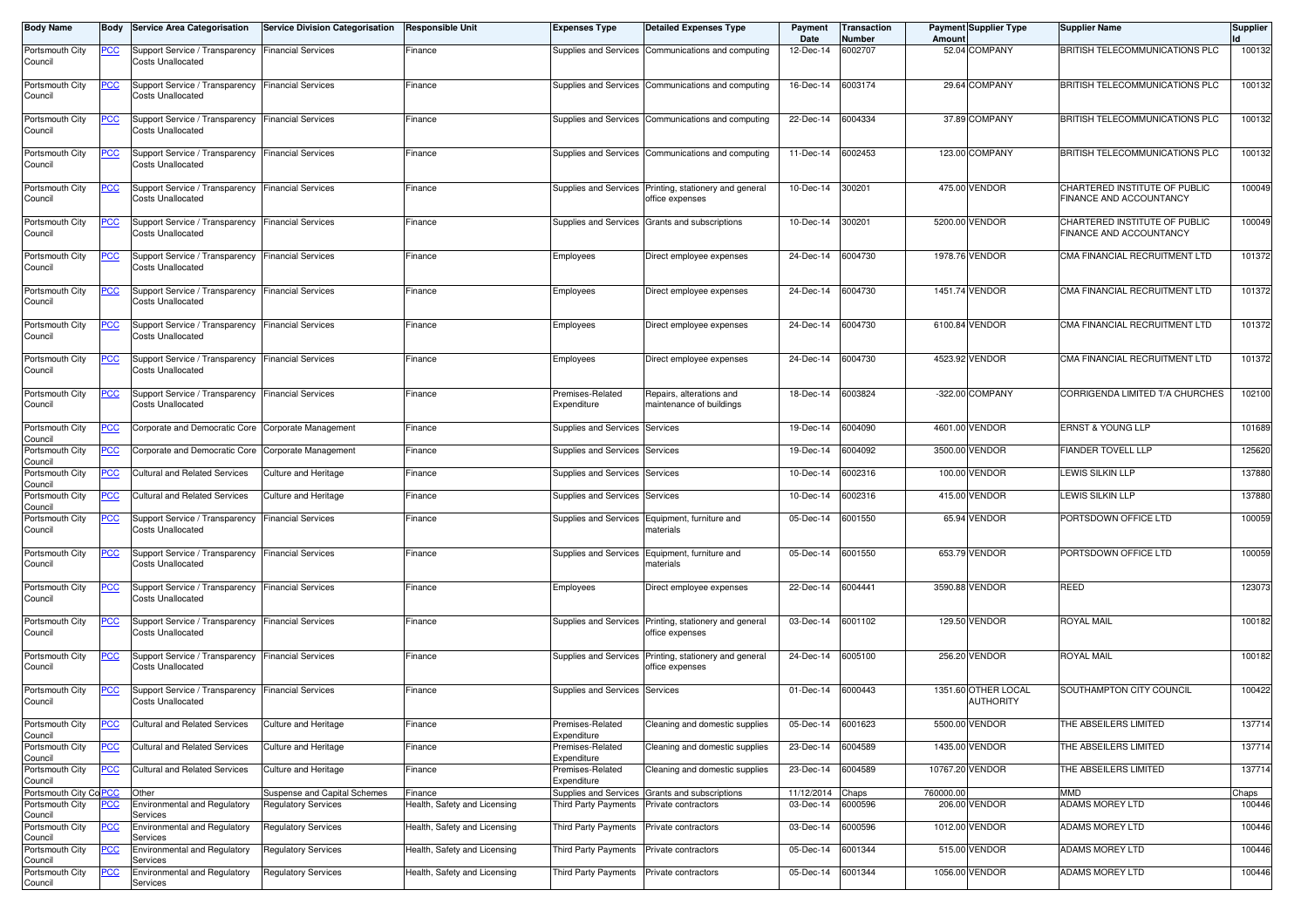| Body Name | Body | Service Area Categorisation | Service Division Categorisation | Responsible Unit | Expenses Type | Detailed Expenses Type | Payment Date | Transaction Number | Payment Amount | Supplier Type | Supplier Name | Supplier Id |
|---|---|---|---|---|---|---|---|---|---|---|---|---|
| Portsmouth City Council | PCC | Support Service / Transparency Costs Unallocated | Financial Services | Finance | Supplies and Services | Communications and computing | 12-Dec-14 | 6002707 | 52.04 | COMPANY | BRITISH TELECOMMUNICATIONS PLC | 100132 |
| Portsmouth City Council | PCC | Support Service / Transparency Costs Unallocated | Financial Services | Finance | Supplies and Services | Communications and computing | 16-Dec-14 | 6003174 | 29.64 | COMPANY | BRITISH TELECOMMUNICATIONS PLC | 100132 |
| Portsmouth City Council | PCC | Support Service / Transparency Costs Unallocated | Financial Services | Finance | Supplies and Services | Communications and computing | 22-Dec-14 | 6004334 | 37.89 | COMPANY | BRITISH TELECOMMUNICATIONS PLC | 100132 |
| Portsmouth City Council | PCC | Support Service / Transparency Costs Unallocated | Financial Services | Finance | Supplies and Services | Communications and computing | 11-Dec-14 | 6002453 | 123.00 | COMPANY | BRITISH TELECOMMUNICATIONS PLC | 100132 |
| Portsmouth City Council | PCC | Support Service / Transparency Costs Unallocated | Financial Services | Finance | Supplies and Services | Printing, stationery and general office expenses | 10-Dec-14 | 300201 | 475.00 | VENDOR | CHARTERED INSTITUTE OF PUBLIC FINANCE AND ACCOUNTANCY | 100049 |
| Portsmouth City Council | PCC | Support Service / Transparency Costs Unallocated | Financial Services | Finance | Supplies and Services | Grants and subscriptions | 10-Dec-14 | 300201 | 5200.00 | VENDOR | CHARTERED INSTITUTE OF PUBLIC FINANCE AND ACCOUNTANCY | 100049 |
| Portsmouth City Council | PCC | Support Service / Transparency Costs Unallocated | Financial Services | Finance | Employees | Direct employee expenses | 24-Dec-14 | 6004730 | 1978.76 | VENDOR | CMA FINANCIAL RECRUITMENT LTD | 101372 |
| Portsmouth City Council | PCC | Support Service / Transparency Costs Unallocated | Financial Services | Finance | Employees | Direct employee expenses | 24-Dec-14 | 6004730 | 1451.74 | VENDOR | CMA FINANCIAL RECRUITMENT LTD | 101372 |
| Portsmouth City Council | PCC | Support Service / Transparency Costs Unallocated | Financial Services | Finance | Employees | Direct employee expenses | 24-Dec-14 | 6004730 | 6100.84 | VENDOR | CMA FINANCIAL RECRUITMENT LTD | 101372 |
| Portsmouth City Council | PCC | Support Service / Transparency Costs Unallocated | Financial Services | Finance | Employees | Direct employee expenses | 24-Dec-14 | 6004730 | 4523.92 | VENDOR | CMA FINANCIAL RECRUITMENT LTD | 101372 |
| Portsmouth City Council | PCC | Support Service / Transparency Costs Unallocated | Financial Services | Finance | Premises-Related Expenditure | Repairs, alterations and maintenance of buildings | 18-Dec-14 | 6003824 | -322.00 | COMPANY | CORRIGENDA LIMITED T/A CHURCHES | 102100 |
| Portsmouth City Council | PCC | Corporate and Democratic Core | Corporate Management | Finance | Supplies and Services | Services | 19-Dec-14 | 6004090 | 4601.00 | VENDOR | ERNST & YOUNG LLP | 101689 |
| Portsmouth City Council | PCC | Corporate and Democratic Core | Corporate Management | Finance | Supplies and Services | Services | 19-Dec-14 | 6004092 | 3500.00 | VENDOR | FIANDER TOVELL LLP | 125620 |
| Portsmouth City Council | PCC | Cultural and Related Services | Culture and Heritage | Finance | Supplies and Services | Services | 10-Dec-14 | 6002316 | 100.00 | VENDOR | LEWIS SILKIN LLP | 137880 |
| Portsmouth City Council | PCC | Cultural and Related Services | Culture and Heritage | Finance | Supplies and Services | Services | 10-Dec-14 | 6002316 | 415.00 | VENDOR | LEWIS SILKIN LLP | 137880 |
| Portsmouth City Council | PCC | Support Service / Transparency Costs Unallocated | Financial Services | Finance | Supplies and Services | Equipment, furniture and materials | 05-Dec-14 | 6001550 | 65.94 | VENDOR | PORTSDOWN OFFICE LTD | 100059 |
| Portsmouth City Council | PCC | Support Service / Transparency Costs Unallocated | Financial Services | Finance | Supplies and Services | Equipment, furniture and materials | 05-Dec-14 | 6001550 | 653.79 | VENDOR | PORTSDOWN OFFICE LTD | 100059 |
| Portsmouth City Council | PCC | Support Service / Transparency Costs Unallocated | Financial Services | Finance | Employees | Direct employee expenses | 22-Dec-14 | 6004441 | 3590.88 | VENDOR | REED | 123073 |
| Portsmouth City Council | PCC | Support Service / Transparency Costs Unallocated | Financial Services | Finance | Supplies and Services | Printing, stationery and general office expenses | 03-Dec-14 | 6001102 | 129.50 | VENDOR | ROYAL MAIL | 100182 |
| Portsmouth City Council | PCC | Support Service / Transparency Costs Unallocated | Financial Services | Finance | Supplies and Services | Printing, stationery and general office expenses | 24-Dec-14 | 6005100 | 256.20 | VENDOR | ROYAL MAIL | 100182 |
| Portsmouth City Council | PCC | Support Service / Transparency Costs Unallocated | Financial Services | Finance | Supplies and Services | Services | 01-Dec-14 | 6000443 | 1351.60 | OTHER LOCAL AUTHORITY | SOUTHAMPTON CITY COUNCIL | 100422 |
| Portsmouth City Council | PCC | Cultural and Related Services | Culture and Heritage | Finance | Premises-Related Expenditure | Cleaning and domestic supplies | 05-Dec-14 | 6001623 | 5500.00 | VENDOR | THE ABSEILERS LIMITED | 137714 |
| Portsmouth City Council | PCC | Cultural and Related Services | Culture and Heritage | Finance | Premises-Related Expenditure | Cleaning and domestic supplies | 23-Dec-14 | 6004589 | 1435.00 | VENDOR | THE ABSEILERS LIMITED | 137714 |
| Portsmouth City Council | PCC | Cultural and Related Services | Culture and Heritage | Finance | Premises-Related Expenditure | Cleaning and domestic supplies | 23-Dec-14 | 6004589 | 10767.20 | VENDOR | THE ABSEILERS LIMITED | 137714 |
| Portsmouth City Council | PCC | Other | Suspense and Capital Schemes | Finance | Supplies and Services | Grants and subscriptions | 11/12/2014 | Chaps | 760000.00 | | MMD | Chaps |
| Portsmouth City Council | PCC | Environmental and Regulatory Services | Regulatory Services | Health, Safety and Licensing | Third Party Payments | Private contractors | 03-Dec-14 | 6000596 | 206.00 | VENDOR | ADAMS MOREY LTD | 100446 |
| Portsmouth City Council | PCC | Environmental and Regulatory Services | Regulatory Services | Health, Safety and Licensing | Third Party Payments | Private contractors | 03-Dec-14 | 6000596 | 1012.00 | VENDOR | ADAMS MOREY LTD | 100446 |
| Portsmouth City Council | PCC | Environmental and Regulatory Services | Regulatory Services | Health, Safety and Licensing | Third Party Payments | Private contractors | 05-Dec-14 | 6001344 | 515.00 | VENDOR | ADAMS MOREY LTD | 100446 |
| Portsmouth City Council | PCC | Environmental and Regulatory Services | Regulatory Services | Health, Safety and Licensing | Third Party Payments | Private contractors | 05-Dec-14 | 6001344 | 1056.00 | VENDOR | ADAMS MOREY LTD | 100446 |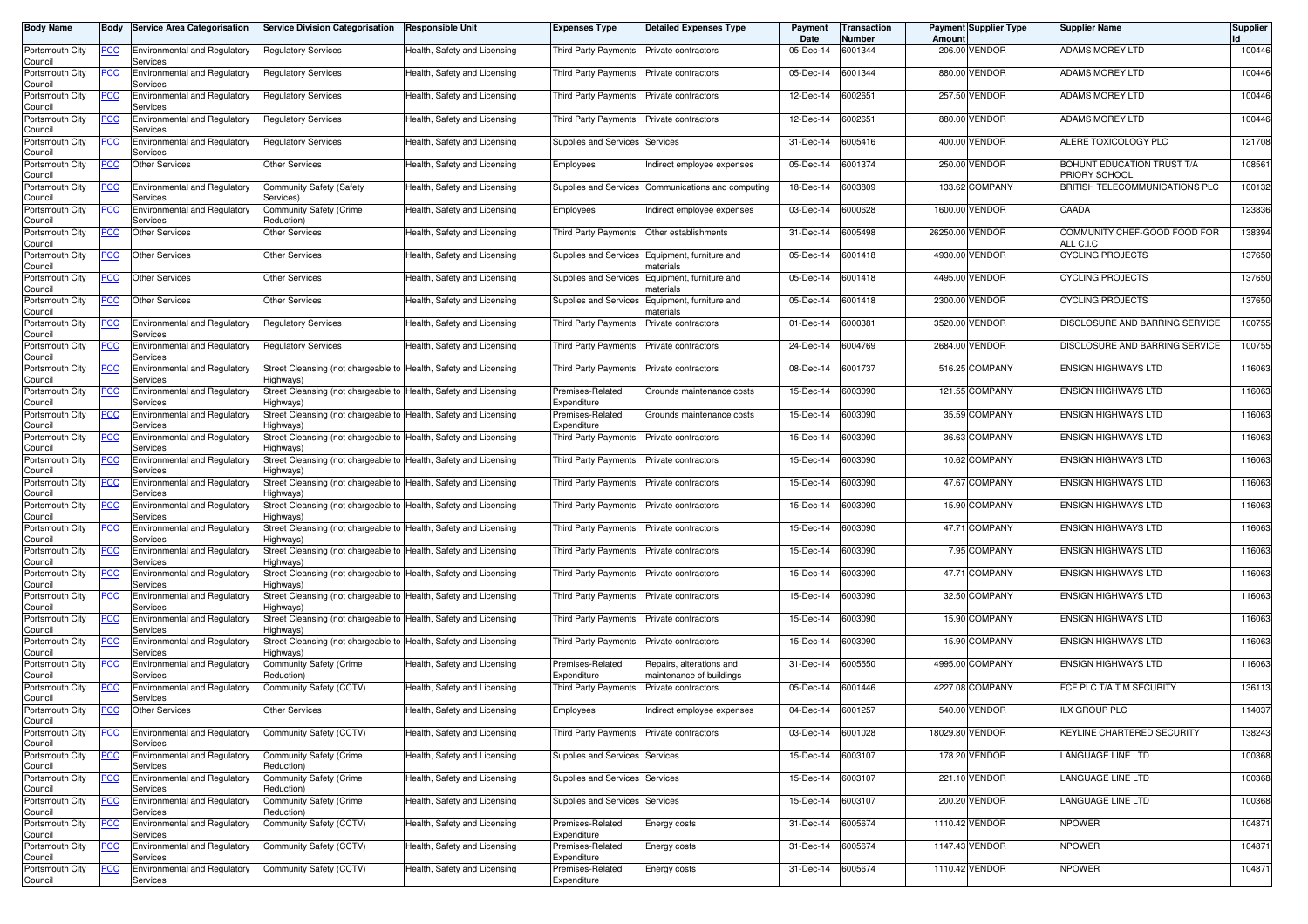| Body Name | Body | Service Area Categorisation | Service Division Categorisation | Responsible Unit | Expenses Type | Detailed Expenses Type | Payment Date | Transaction Number | Payment Amount | Supplier Type | Supplier Name | Supplier Id |
|---|---|---|---|---|---|---|---|---|---|---|---|---|
| Portsmouth City Council | PCC | Environmental and Regulatory Services | Regulatory Services | Health, Safety and Licensing | Third Party Payments | Private contractors | 05-Dec-14 | 6001344 | 206.00 | VENDOR | ADAMS MOREY LTD | 100446 |
| Portsmouth City Council | PCC | Environmental and Regulatory Services | Regulatory Services | Health, Safety and Licensing | Third Party Payments | Private contractors | 05-Dec-14 | 6001344 | 880.00 | VENDOR | ADAMS MOREY LTD | 100446 |
| Portsmouth City Council | PCC | Environmental and Regulatory Services | Regulatory Services | Health, Safety and Licensing | Third Party Payments | Private contractors | 12-Dec-14 | 6002651 | 257.50 | VENDOR | ADAMS MOREY LTD | 100446 |
| Portsmouth City Council | PCC | Environmental and Regulatory Services | Regulatory Services | Health, Safety and Licensing | Third Party Payments | Private contractors | 12-Dec-14 | 6002651 | 880.00 | VENDOR | ADAMS MOREY LTD | 100446 |
| Portsmouth City Council | PCC | Environmental and Regulatory Services | Regulatory Services | Health, Safety and Licensing | Supplies and Services | Services | 31-Dec-14 | 6005416 | 400.00 | VENDOR | ALERE TOXICOLOGY PLC | 121708 |
| Portsmouth City Council | PCC | Other Services | Other Services | Health, Safety and Licensing | Employees | Indirect employee expenses | 05-Dec-14 | 6001374 | 250.00 | VENDOR | BOHUNT EDUCATION TRUST T/A PRIORY SCHOOL | 108561 |
| Portsmouth City Council | PCC | Environmental and Regulatory Services | Community Safety (Safety Services) | Health, Safety and Licensing | Supplies and Services | Communications and computing | 18-Dec-14 | 6003809 | 133.62 | COMPANY | BRITISH TELECOMMUNICATIONS PLC | 100132 |
| Portsmouth City Council | PCC | Environmental and Regulatory Services | Community Safety (Crime Reduction) | Health, Safety and Licensing | Employees | Indirect employee expenses | 03-Dec-14 | 6000628 | 1600.00 | VENDOR | CAADA | 123836 |
| Portsmouth City Council | PCC | Other Services | Other Services | Health, Safety and Licensing | Third Party Payments | Other establishments | 31-Dec-14 | 6005498 | 26250.00 | VENDOR | COMMUNITY CHEF-GOOD FOOD FOR ALL C.I.C | 138394 |
| Portsmouth City Council | PCC | Other Services | Other Services | Health, Safety and Licensing | Supplies and Services | Equipment, furniture and materials | 05-Dec-14 | 6001418 | 4930.00 | VENDOR | CYCLING PROJECTS | 137650 |
| Portsmouth City Council | PCC | Other Services | Other Services | Health, Safety and Licensing | Supplies and Services | Equipment, furniture and materials | 05-Dec-14 | 6001418 | 4495.00 | VENDOR | CYCLING PROJECTS | 137650 |
| Portsmouth City Council | PCC | Other Services | Other Services | Health, Safety and Licensing | Supplies and Services | Equipment, furniture and materials | 05-Dec-14 | 6001418 | 2300.00 | VENDOR | CYCLING PROJECTS | 137650 |
| Portsmouth City Council | PCC | Environmental and Regulatory Services | Regulatory Services | Health, Safety and Licensing | Third Party Payments | Private contractors | 01-Dec-14 | 6000381 | 3520.00 | VENDOR | DISCLOSURE AND BARRING SERVICE | 100755 |
| Portsmouth City Council | PCC | Environmental and Regulatory Services | Regulatory Services | Health, Safety and Licensing | Third Party Payments | Private contractors | 24-Dec-14 | 6004769 | 2684.00 | VENDOR | DISCLOSURE AND BARRING SERVICE | 100755 |
| Portsmouth City Council | PCC | Environmental and Regulatory Services | Street Cleansing (not chargeable to Highways) | Health, Safety and Licensing | Third Party Payments | Private contractors | 08-Dec-14 | 6001737 | 516.25 | COMPANY | ENSIGN HIGHWAYS LTD | 116063 |
| Portsmouth City Council | PCC | Environmental and Regulatory Services | Street Cleansing (not chargeable to Highways) | Health, Safety and Licensing | Premises-Related Expenditure | Grounds maintenance costs | 15-Dec-14 | 6003090 | 121.55 | COMPANY | ENSIGN HIGHWAYS LTD | 116063 |
| Portsmouth City Council | PCC | Environmental and Regulatory Services | Street Cleansing (not chargeable to Highways) | Health, Safety and Licensing | Premises-Related Expenditure | Grounds maintenance costs | 15-Dec-14 | 6003090 | 35.59 | COMPANY | ENSIGN HIGHWAYS LTD | 116063 |
| Portsmouth City Council | PCC | Environmental and Regulatory Services | Street Cleansing (not chargeable to Highways) | Health, Safety and Licensing | Third Party Payments | Private contractors | 15-Dec-14 | 6003090 | 36.63 | COMPANY | ENSIGN HIGHWAYS LTD | 116063 |
| Portsmouth City Council | PCC | Environmental and Regulatory Services | Street Cleansing (not chargeable to Highways) | Health, Safety and Licensing | Third Party Payments | Private contractors | 15-Dec-14 | 6003090 | 10.62 | COMPANY | ENSIGN HIGHWAYS LTD | 116063 |
| Portsmouth City Council | PCC | Environmental and Regulatory Services | Street Cleansing (not chargeable to Highways) | Health, Safety and Licensing | Third Party Payments | Private contractors | 15-Dec-14 | 6003090 | 47.67 | COMPANY | ENSIGN HIGHWAYS LTD | 116063 |
| Portsmouth City Council | PCC | Environmental and Regulatory Services | Street Cleansing (not chargeable to Highways) | Health, Safety and Licensing | Third Party Payments | Private contractors | 15-Dec-14 | 6003090 | 15.90 | COMPANY | ENSIGN HIGHWAYS LTD | 116063 |
| Portsmouth City Council | PCC | Environmental and Regulatory Services | Street Cleansing (not chargeable to Highways) | Health, Safety and Licensing | Third Party Payments | Private contractors | 15-Dec-14 | 6003090 | 47.71 | COMPANY | ENSIGN HIGHWAYS LTD | 116063 |
| Portsmouth City Council | PCC | Environmental and Regulatory Services | Street Cleansing (not chargeable to Highways) | Health, Safety and Licensing | Third Party Payments | Private contractors | 15-Dec-14 | 6003090 | 7.95 | COMPANY | ENSIGN HIGHWAYS LTD | 116063 |
| Portsmouth City Council | PCC | Environmental and Regulatory Services | Street Cleansing (not chargeable to Highways) | Health, Safety and Licensing | Third Party Payments | Private contractors | 15-Dec-14 | 6003090 | 47.71 | COMPANY | ENSIGN HIGHWAYS LTD | 116063 |
| Portsmouth City Council | PCC | Environmental and Regulatory Services | Street Cleansing (not chargeable to Highways) | Health, Safety and Licensing | Third Party Payments | Private contractors | 15-Dec-14 | 6003090 | 32.50 | COMPANY | ENSIGN HIGHWAYS LTD | 116063 |
| Portsmouth City Council | PCC | Environmental and Regulatory Services | Street Cleansing (not chargeable to Highways) | Health, Safety and Licensing | Third Party Payments | Private contractors | 15-Dec-14 | 6003090 | 15.90 | COMPANY | ENSIGN HIGHWAYS LTD | 116063 |
| Portsmouth City Council | PCC | Environmental and Regulatory Services | Street Cleansing (not chargeable to Highways) | Health, Safety and Licensing | Third Party Payments | Private contractors | 15-Dec-14 | 6003090 | 15.90 | COMPANY | ENSIGN HIGHWAYS LTD | 116063 |
| Portsmouth City Council | PCC | Environmental and Regulatory Services | Community Safety (Crime Reduction) | Health, Safety and Licensing | Premises-Related Expenditure | Repairs, alterations and maintenance of buildings | 31-Dec-14 | 6005550 | 4995.00 | COMPANY | ENSIGN HIGHWAYS LTD | 116063 |
| Portsmouth City Council | PCC | Environmental and Regulatory Services | Community Safety (CCTV) | Health, Safety and Licensing | Third Party Payments | Private contractors | 05-Dec-14 | 6001446 | 4227.08 | COMPANY | FCF PLC T/A T M SECURITY | 136113 |
| Portsmouth City Council | PCC | Other Services | Other Services | Health, Safety and Licensing | Employees | Indirect employee expenses | 04-Dec-14 | 6001257 | 540.00 | VENDOR | ILX GROUP PLC | 114037 |
| Portsmouth City Council | PCC | Environmental and Regulatory Services | Community Safety (CCTV) | Health, Safety and Licensing | Third Party Payments | Private contractors | 03-Dec-14 | 6001028 | 18029.80 | VENDOR | KEYLINE CHARTERED SECURITY | 138243 |
| Portsmouth City Council | PCC | Environmental and Regulatory Services | Community Safety (Crime Reduction) | Health, Safety and Licensing | Supplies and Services | Services | 15-Dec-14 | 6003107 | 178.20 | VENDOR | LANGUAGE LINE LTD | 100368 |
| Portsmouth City Council | PCC | Environmental and Regulatory Services | Community Safety (Crime Reduction) | Health, Safety and Licensing | Supplies and Services | Services | 15-Dec-14 | 6003107 | 221.10 | VENDOR | LANGUAGE LINE LTD | 100368 |
| Portsmouth City Council | PCC | Environmental and Regulatory Services | Community Safety (Crime Reduction) | Health, Safety and Licensing | Supplies and Services | Services | 15-Dec-14 | 6003107 | 200.20 | VENDOR | LANGUAGE LINE LTD | 100368 |
| Portsmouth City Council | PCC | Environmental and Regulatory Services | Community Safety (CCTV) | Health, Safety and Licensing | Premises-Related Expenditure | Energy costs | 31-Dec-14 | 6005674 | 1110.42 | VENDOR | NPOWER | 104871 |
| Portsmouth City Council | PCC | Environmental and Regulatory Services | Community Safety (CCTV) | Health, Safety and Licensing | Premises-Related Expenditure | Energy costs | 31-Dec-14 | 6005674 | 1147.43 | VENDOR | NPOWER | 104871 |
| Portsmouth City Council | PCC | Environmental and Regulatory Services | Community Safety (CCTV) | Health, Safety and Licensing | Premises-Related Expenditure | Energy costs | 31-Dec-14 | 6005674 | 1110.42 | VENDOR | NPOWER | 104871 |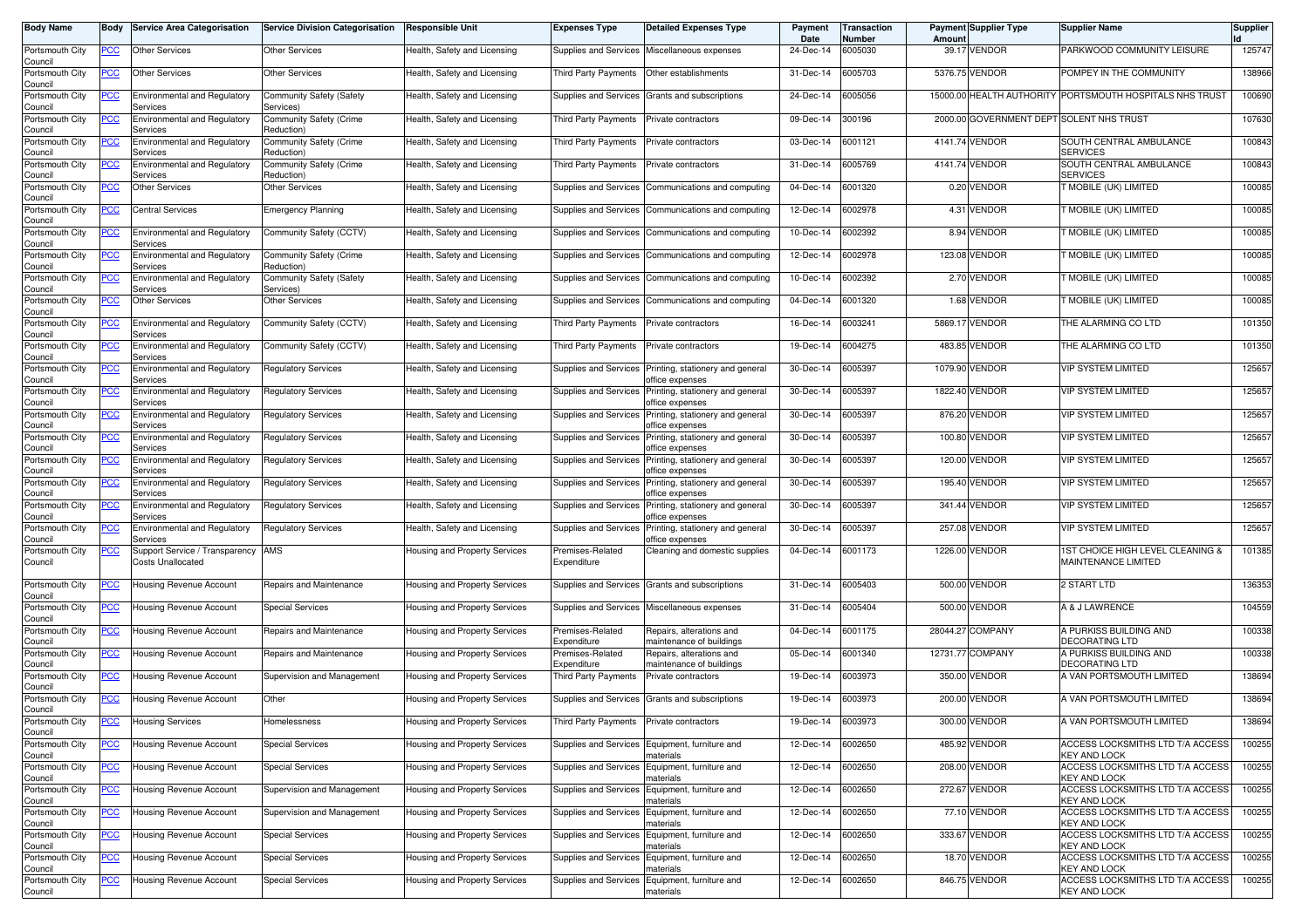| Body Name | Body | Service Area Categorisation | Service Division Categorisation | Responsible Unit | Expenses Type | Detailed Expenses Type | Payment Date | Transaction Number | Payment Amount | Supplier Type | Supplier Name | Supplier Id |
|---|---|---|---|---|---|---|---|---|---|---|---|---|
| Portsmouth City Council | PCC | Other Services | Other Services | Health, Safety and Licensing | Supplies and Services | Miscellaneous expenses | 24-Dec-14 | 6005030 | 39.17 | VENDOR | PARKWOOD COMMUNITY LEISURE | 125747 |
| Portsmouth City Council | PCC | Other Services | Other Services | Health, Safety and Licensing | Third Party Payments | Other establishments | 31-Dec-14 | 6005703 | 5376.75 | VENDOR | POMPEY IN THE COMMUNITY | 138966 |
| Portsmouth City Council | PCC | Environmental and Regulatory Services | Community Safety (Safety Services) | Health, Safety and Licensing | Supplies and Services | Grants and subscriptions | 24-Dec-14 | 6005056 | 15000.00 | HEALTH AUTHORITY | PORTSMOUTH HOSPITALS NHS TRUST | 100690 |
| Portsmouth City Council | PCC | Environmental and Regulatory Services | Community Safety (Crime Reduction) | Health, Safety and Licensing | Third Party Payments | Private contractors | 09-Dec-14 | 300196 | 2000.00 | GOVERNMENT DEPT | SOLENT NHS TRUST | 107630 |
| Portsmouth City Council | PCC | Environmental and Regulatory Services | Community Safety (Crime Reduction) | Health, Safety and Licensing | Third Party Payments | Private contractors | 03-Dec-14 | 6001121 | 4141.74 | VENDOR | SOUTH CENTRAL AMBULANCE SERVICES | 100843 |
| Portsmouth City Council | PCC | Environmental and Regulatory Services | Community Safety (Crime Reduction) | Health, Safety and Licensing | Third Party Payments | Private contractors | 31-Dec-14 | 6005769 | 4141.74 | VENDOR | SOUTH CENTRAL AMBULANCE SERVICES | 100843 |
| Portsmouth City Council | PCC | Other Services | Other Services | Health, Safety and Licensing | Supplies and Services | Communications and computing | 04-Dec-14 | 6001320 | 0.20 | VENDOR | T MOBILE (UK) LIMITED | 100085 |
| Portsmouth City Council | PCC | Central Services | Emergency Planning | Health, Safety and Licensing | Supplies and Services | Communications and computing | 12-Dec-14 | 6002978 | 4.31 | VENDOR | T MOBILE (UK) LIMITED | 100085 |
| Portsmouth City Council | PCC | Environmental and Regulatory Services | Community Safety (CCTV) | Health, Safety and Licensing | Supplies and Services | Communications and computing | 10-Dec-14 | 6002392 | 8.94 | VENDOR | T MOBILE (UK) LIMITED | 100085 |
| Portsmouth City Council | PCC | Environmental and Regulatory Services | Community Safety (Crime Reduction) | Health, Safety and Licensing | Supplies and Services | Communications and computing | 12-Dec-14 | 6002978 | 123.08 | VENDOR | T MOBILE (UK) LIMITED | 100085 |
| Portsmouth City Council | PCC | Environmental and Regulatory Services | Community Safety (Safety Services) | Health, Safety and Licensing | Supplies and Services | Communications and computing | 10-Dec-14 | 6002392 | 2.70 | VENDOR | T MOBILE (UK) LIMITED | 100085 |
| Portsmouth City Council | PCC | Other Services | Other Services | Health, Safety and Licensing | Supplies and Services | Communications and computing | 04-Dec-14 | 6001320 | 1.68 | VENDOR | T MOBILE (UK) LIMITED | 100085 |
| Portsmouth City Council | PCC | Environmental and Regulatory Services | Community Safety (CCTV) | Health, Safety and Licensing | Third Party Payments | Private contractors | 16-Dec-14 | 6003241 | 5869.17 | VENDOR | THE ALARMING CO LTD | 101350 |
| Portsmouth City Council | PCC | Environmental and Regulatory Services | Community Safety (CCTV) | Health, Safety and Licensing | Third Party Payments | Private contractors | 19-Dec-14 | 6004275 | 483.85 | VENDOR | THE ALARMING CO LTD | 101350 |
| Portsmouth City Council | PCC | Environmental and Regulatory Services | Regulatory Services | Health, Safety and Licensing | Supplies and Services | Printing, stationery and general office expenses | 30-Dec-14 | 6005397 | 1079.90 | VENDOR | VIP SYSTEM LIMITED | 125657 |
| Portsmouth City Council | PCC | Environmental and Regulatory Services | Regulatory Services | Health, Safety and Licensing | Supplies and Services | Printing, stationery and general office expenses | 30-Dec-14 | 6005397 | 1822.40 | VENDOR | VIP SYSTEM LIMITED | 125657 |
| Portsmouth City Council | PCC | Environmental and Regulatory Services | Regulatory Services | Health, Safety and Licensing | Supplies and Services | Printing, stationery and general office expenses | 30-Dec-14 | 6005397 | 876.20 | VENDOR | VIP SYSTEM LIMITED | 125657 |
| Portsmouth City Council | PCC | Environmental and Regulatory Services | Regulatory Services | Health, Safety and Licensing | Supplies and Services | Printing, stationery and general office expenses | 30-Dec-14 | 6005397 | 100.80 | VENDOR | VIP SYSTEM LIMITED | 125657 |
| Portsmouth City Council | PCC | Environmental and Regulatory Services | Regulatory Services | Health, Safety and Licensing | Supplies and Services | Printing, stationery and general office expenses | 30-Dec-14 | 6005397 | 120.00 | VENDOR | VIP SYSTEM LIMITED | 125657 |
| Portsmouth City Council | PCC | Environmental and Regulatory Services | Regulatory Services | Health, Safety and Licensing | Supplies and Services | Printing, stationery and general office expenses | 30-Dec-14 | 6005397 | 195.40 | VENDOR | VIP SYSTEM LIMITED | 125657 |
| Portsmouth City Council | PCC | Environmental and Regulatory Services | Regulatory Services | Health, Safety and Licensing | Supplies and Services | Printing, stationery and general office expenses | 30-Dec-14 | 6005397 | 341.44 | VENDOR | VIP SYSTEM LIMITED | 125657 |
| Portsmouth City Council | PCC | Environmental and Regulatory Services | Regulatory Services | Health, Safety and Licensing | Supplies and Services | Printing, stationery and general office expenses | 30-Dec-14 | 6005397 | 257.08 | VENDOR | VIP SYSTEM LIMITED | 125657 |
| Portsmouth City Council | PCC | Support Service / Transparency Costs Unallocated | AMS | Housing and Property Services | Premises-Related Expenditure | Cleaning and domestic supplies | 04-Dec-14 | 6001173 | 1226.00 | VENDOR | 1ST CHOICE HIGH LEVEL CLEANING & MAINTENANCE LIMITED | 101385 |
| Portsmouth City Council | PCC | Housing Revenue Account | Repairs and Maintenance | Housing and Property Services | Supplies and Services | Grants and subscriptions | 31-Dec-14 | 6005403 | 500.00 | VENDOR | 2 START LTD | 136353 |
| Portsmouth City Council | PCC | Housing Revenue Account | Special Services | Housing and Property Services | Supplies and Services | Miscellaneous expenses | 31-Dec-14 | 6005404 | 500.00 | VENDOR | A & J LAWRENCE | 104559 |
| Portsmouth City Council | PCC | Housing Revenue Account | Repairs and Maintenance | Housing and Property Services | Premises-Related Expenditure | Repairs, alterations and maintenance of buildings | 04-Dec-14 | 6001175 | 28044.27 | COMPANY | A PURKISS BUILDING AND DECORATING LTD | 100338 |
| Portsmouth City Council | PCC | Housing Revenue Account | Repairs and Maintenance | Housing and Property Services | Premises-Related Expenditure | Repairs, alterations and maintenance of buildings | 05-Dec-14 | 6001340 | 12731.77 | COMPANY | A PURKISS BUILDING AND DECORATING LTD | 100338 |
| Portsmouth City Council | PCC | Housing Revenue Account | Supervision and Management | Housing and Property Services | Third Party Payments | Private contractors | 19-Dec-14 | 6003973 | 350.00 | VENDOR | A VAN PORTSMOUTH LIMITED | 138694 |
| Portsmouth City Council | PCC | Housing Revenue Account | Other | Housing and Property Services | Supplies and Services | Grants and subscriptions | 19-Dec-14 | 6003973 | 200.00 | VENDOR | A VAN PORTSMOUTH LIMITED | 138694 |
| Portsmouth City Council | PCC | Housing Services | Homelessness | Housing and Property Services | Third Party Payments | Private contractors | 19-Dec-14 | 6003973 | 300.00 | VENDOR | A VAN PORTSMOUTH LIMITED | 138694 |
| Portsmouth City Council | PCC | Housing Revenue Account | Special Services | Housing and Property Services | Supplies and Services | Equipment, furniture and materials | 12-Dec-14 | 6002650 | 485.92 | VENDOR | ACCESS LOCKSMITHS LTD T/A ACCESS KEY AND LOCK | 100255 |
| Portsmouth City Council | PCC | Housing Revenue Account | Special Services | Housing and Property Services | Supplies and Services | Equipment, furniture and materials | 12-Dec-14 | 6002650 | 208.00 | VENDOR | ACCESS LOCKSMITHS LTD T/A ACCESS KEY AND LOCK | 100255 |
| Portsmouth City Council | PCC | Housing Revenue Account | Supervision and Management | Housing and Property Services | Supplies and Services | Equipment, furniture and materials | 12-Dec-14 | 6002650 | 272.67 | VENDOR | ACCESS LOCKSMITHS LTD T/A ACCESS KEY AND LOCK | 100255 |
| Portsmouth City Council | PCC | Housing Revenue Account | Supervision and Management | Housing and Property Services | Supplies and Services | Equipment, furniture and materials | 12-Dec-14 | 6002650 | 77.10 | VENDOR | ACCESS LOCKSMITHS LTD T/A ACCESS KEY AND LOCK | 100255 |
| Portsmouth City Council | PCC | Housing Revenue Account | Special Services | Housing and Property Services | Supplies and Services | Equipment, furniture and materials | 12-Dec-14 | 6002650 | 333.67 | VENDOR | ACCESS LOCKSMITHS LTD T/A ACCESS KEY AND LOCK | 100255 |
| Portsmouth City Council | PCC | Housing Revenue Account | Special Services | Housing and Property Services | Supplies and Services | Equipment, furniture and materials | 12-Dec-14 | 6002650 | 18.70 | VENDOR | ACCESS LOCKSMITHS LTD T/A ACCESS KEY AND LOCK | 100255 |
| Portsmouth City Council | PCC | Housing Revenue Account | Special Services | Housing and Property Services | Supplies and Services | Equipment, furniture and materials | 12-Dec-14 | 6002650 | 846.75 | VENDOR | ACCESS LOCKSMITHS LTD T/A ACCESS KEY AND LOCK | 100255 |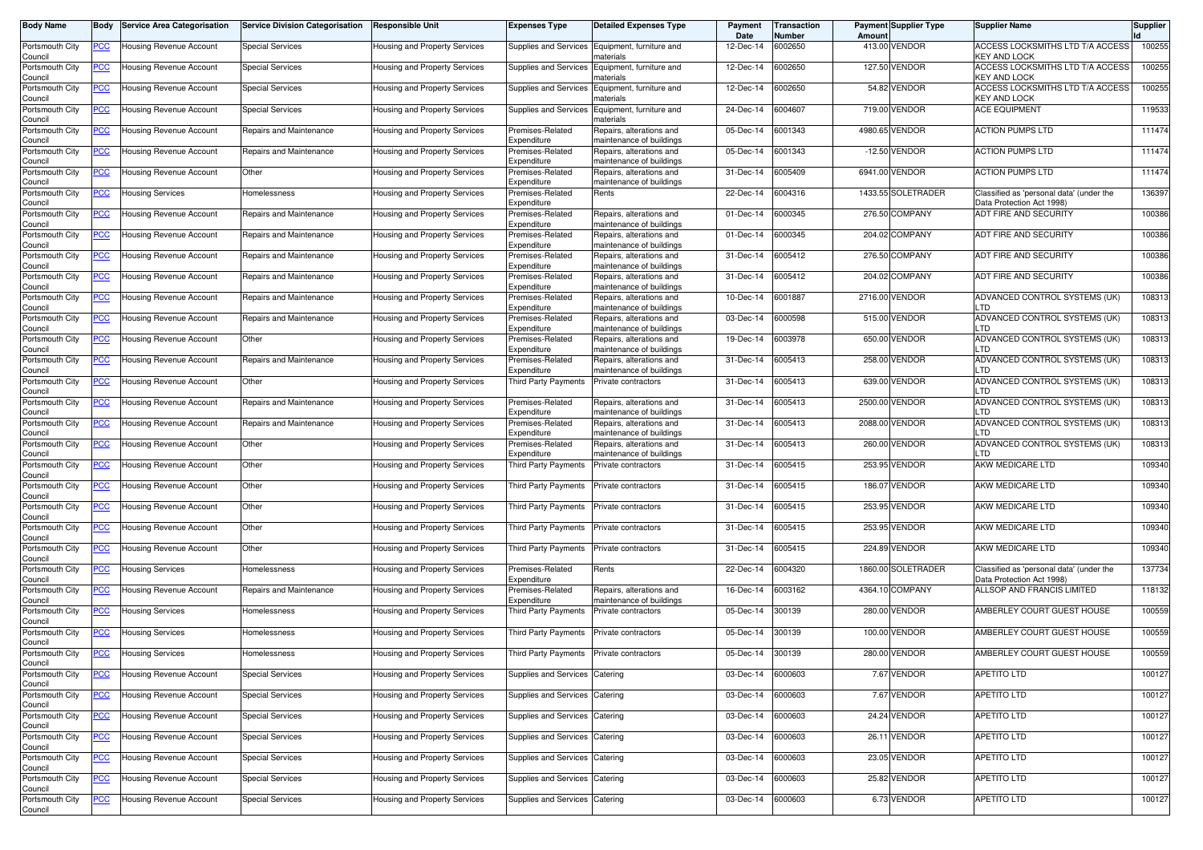| Body Name | Body | Service Area Categorisation | Service Division Categorisation | Responsible Unit | Expenses Type | Detailed Expenses Type | Payment Date | Transaction Number | Payment Amount | Supplier Type | Supplier Name | Supplier Id |
|---|---|---|---|---|---|---|---|---|---|---|---|---|
| Portsmouth City Council | PCC | Housing Revenue Account | Special Services | Housing and Property Services | Supplies and Services | Equipment, furniture and materials | 12-Dec-14 | 6002650 | 413.00 | VENDOR | ACCESS LOCKSMITHS LTD T/A ACCESS KEY AND LOCK | 100255 |
| Portsmouth City Council | PCC | Housing Revenue Account | Special Services | Housing and Property Services | Supplies and Services | Equipment, furniture and materials | 12-Dec-14 | 6002650 | 127.50 | VENDOR | ACCESS LOCKSMITHS LTD T/A ACCESS KEY AND LOCK | 100255 |
| Portsmouth City Council | PCC | Housing Revenue Account | Special Services | Housing and Property Services | Supplies and Services | Equipment, furniture and materials | 12-Dec-14 | 6002650 | 54.82 | VENDOR | ACCESS LOCKSMITHS LTD T/A ACCESS KEY AND LOCK | 100255 |
| Portsmouth City Council | PCC | Housing Revenue Account | Special Services | Housing and Property Services | Supplies and Services | Equipment, furniture and materials | 24-Dec-14 | 6004607 | 719.00 | VENDOR | ACE EQUIPMENT | 119533 |
| Portsmouth City Council | PCC | Housing Revenue Account | Repairs and Maintenance | Housing and Property Services | Premises-Related Expenditure | Repairs, alterations and maintenance of buildings | 05-Dec-14 | 6001343 | 4980.65 | VENDOR | ACTION PUMPS LTD | 111474 |
| Portsmouth City Council | PCC | Housing Revenue Account | Repairs and Maintenance | Housing and Property Services | Premises-Related Expenditure | Repairs, alterations and maintenance of buildings | 05-Dec-14 | 6001343 | -12.50 | VENDOR | ACTION PUMPS LTD | 111474 |
| Portsmouth City Council | PCC | Housing Revenue Account | Other | Housing and Property Services | Premises-Related Expenditure | Repairs, alterations and maintenance of buildings | 31-Dec-14 | 6005409 | 6941.00 | VENDOR | ACTION PUMPS LTD | 111474 |
| Portsmouth City Council | PCC | Housing Services | Homelessness | Housing and Property Services | Premises-Related Expenditure | Rents | 22-Dec-14 | 6004316 | 1433.55 | SOLETRADER | Classified as 'personal data' (under the Data Protection Act 1998) | 136397 |
| Portsmouth City Council | PCC | Housing Revenue Account | Repairs and Maintenance | Housing and Property Services | Premises-Related Expenditure | Repairs, alterations and maintenance of buildings | 01-Dec-14 | 6000345 | 276.50 | COMPANY | ADT FIRE AND SECURITY | 100386 |
| Portsmouth City Council | PCC | Housing Revenue Account | Repairs and Maintenance | Housing and Property Services | Premises-Related Expenditure | Repairs, alterations and maintenance of buildings | 01-Dec-14 | 6000345 | 204.02 | COMPANY | ADT FIRE AND SECURITY | 100386 |
| Portsmouth City Council | PCC | Housing Revenue Account | Repairs and Maintenance | Housing and Property Services | Premises-Related Expenditure | Repairs, alterations and maintenance of buildings | 31-Dec-14 | 6005412 | 276.50 | COMPANY | ADT FIRE AND SECURITY | 100386 |
| Portsmouth City Council | PCC | Housing Revenue Account | Repairs and Maintenance | Housing and Property Services | Premises-Related Expenditure | Repairs, alterations and maintenance of buildings | 31-Dec-14 | 6005412 | 204.02 | COMPANY | ADT FIRE AND SECURITY | 100386 |
| Portsmouth City Council | PCC | Housing Revenue Account | Repairs and Maintenance | Housing and Property Services | Premises-Related Expenditure | Repairs, alterations and maintenance of buildings | 10-Dec-14 | 6001887 | 2716.00 | VENDOR | ADVANCED CONTROL SYSTEMS (UK) LTD | 108313 |
| Portsmouth City Council | PCC | Housing Revenue Account | Repairs and Maintenance | Housing and Property Services | Premises-Related Expenditure | Repairs, alterations and maintenance of buildings | 03-Dec-14 | 6000598 | 515.00 | VENDOR | ADVANCED CONTROL SYSTEMS (UK) LTD | 108313 |
| Portsmouth City Council | PCC | Housing Revenue Account | Other | Housing and Property Services | Premises-Related Expenditure | Repairs, alterations and maintenance of buildings | 19-Dec-14 | 6003978 | 650.00 | VENDOR | ADVANCED CONTROL SYSTEMS (UK) LTD | 108313 |
| Portsmouth City Council | PCC | Housing Revenue Account | Repairs and Maintenance | Housing and Property Services | Premises-Related Expenditure | Repairs, alterations and maintenance of buildings | 31-Dec-14 | 6005413 | 258.00 | VENDOR | ADVANCED CONTROL SYSTEMS (UK) LTD | 108313 |
| Portsmouth City Council | PCC | Housing Revenue Account | Other | Housing and Property Services | Third Party Payments | Private contractors | 31-Dec-14 | 6005413 | 639.00 | VENDOR | ADVANCED CONTROL SYSTEMS (UK) LTD | 108313 |
| Portsmouth City Council | PCC | Housing Revenue Account | Repairs and Maintenance | Housing and Property Services | Premises-Related Expenditure | Repairs, alterations and maintenance of buildings | 31-Dec-14 | 6005413 | 2500.00 | VENDOR | ADVANCED CONTROL SYSTEMS (UK) LTD | 108313 |
| Portsmouth City Council | PCC | Housing Revenue Account | Repairs and Maintenance | Housing and Property Services | Premises-Related Expenditure | Repairs, alterations and maintenance of buildings | 31-Dec-14 | 6005413 | 2088.00 | VENDOR | ADVANCED CONTROL SYSTEMS (UK) LTD | 108313 |
| Portsmouth City Council | PCC | Housing Revenue Account | Other | Housing and Property Services | Premises-Related Expenditure | Repairs, alterations and maintenance of buildings | 31-Dec-14 | 6005413 | 260.00 | VENDOR | ADVANCED CONTROL SYSTEMS (UK) LTD | 108313 |
| Portsmouth City Council | PCC | Housing Revenue Account | Other | Housing and Property Services | Third Party Payments | Private contractors | 31-Dec-14 | 6005415 | 253.95 | VENDOR | AKW MEDICARE LTD | 109340 |
| Portsmouth City Council | PCC | Housing Revenue Account | Other | Housing and Property Services | Third Party Payments | Private contractors | 31-Dec-14 | 6005415 | 186.07 | VENDOR | AKW MEDICARE LTD | 109340 |
| Portsmouth City Council | PCC | Housing Revenue Account | Other | Housing and Property Services | Third Party Payments | Private contractors | 31-Dec-14 | 6005415 | 253.95 | VENDOR | AKW MEDICARE LTD | 109340 |
| Portsmouth City Council | PCC | Housing Revenue Account | Other | Housing and Property Services | Third Party Payments | Private contractors | 31-Dec-14 | 6005415 | 253.95 | VENDOR | AKW MEDICARE LTD | 109340 |
| Portsmouth City Council | PCC | Housing Revenue Account | Other | Housing and Property Services | Third Party Payments | Private contractors | 31-Dec-14 | 6005415 | 224.89 | VENDOR | AKW MEDICARE LTD | 109340 |
| Portsmouth City Council | PCC | Housing Services | Homelessness | Housing and Property Services | Premises-Related Expenditure | Rents | 22-Dec-14 | 6004320 | 1860.00 | SOLETRADER | Classified as 'personal data' (under the Data Protection Act 1998) | 137734 |
| Portsmouth City Council | PCC | Housing Revenue Account | Repairs and Maintenance | Housing and Property Services | Premises-Related Expenditure | Repairs, alterations and maintenance of buildings | 16-Dec-14 | 6003162 | 4364.10 | COMPANY | ALLSOP AND FRANCIS LIMITED | 118132 |
| Portsmouth City Council | PCC | Housing Services | Homelessness | Housing and Property Services | Third Party Payments | Private contractors | 05-Dec-14 | 300139 | 280.00 | VENDOR | AMBERLEY COURT GUEST HOUSE | 100559 |
| Portsmouth City Council | PCC | Housing Services | Homelessness | Housing and Property Services | Third Party Payments | Private contractors | 05-Dec-14 | 300139 | 100.00 | VENDOR | AMBERLEY COURT GUEST HOUSE | 100559 |
| Portsmouth City Council | PCC | Housing Services | Homelessness | Housing and Property Services | Third Party Payments | Private contractors | 05-Dec-14 | 300139 | 280.00 | VENDOR | AMBERLEY COURT GUEST HOUSE | 100559 |
| Portsmouth City Council | PCC | Housing Revenue Account | Special Services | Housing and Property Services | Supplies and Services | Catering | 03-Dec-14 | 6000603 | 7.67 | VENDOR | APETITO LTD | 100127 |
| Portsmouth City Council | PCC | Housing Revenue Account | Special Services | Housing and Property Services | Supplies and Services | Catering | 03-Dec-14 | 6000603 | 7.67 | VENDOR | APETITO LTD | 100127 |
| Portsmouth City Council | PCC | Housing Revenue Account | Special Services | Housing and Property Services | Supplies and Services | Catering | 03-Dec-14 | 6000603 | 24.24 | VENDOR | APETITO LTD | 100127 |
| Portsmouth City Council | PCC | Housing Revenue Account | Special Services | Housing and Property Services | Supplies and Services | Catering | 03-Dec-14 | 6000603 | 26.11 | VENDOR | APETITO LTD | 100127 |
| Portsmouth City Council | PCC | Housing Revenue Account | Special Services | Housing and Property Services | Supplies and Services | Catering | 03-Dec-14 | 6000603 | 23.05 | VENDOR | APETITO LTD | 100127 |
| Portsmouth City Council | PCC | Housing Revenue Account | Special Services | Housing and Property Services | Supplies and Services | Catering | 03-Dec-14 | 6000603 | 25.82 | VENDOR | APETITO LTD | 100127 |
| Portsmouth City Council | PCC | Housing Revenue Account | Special Services | Housing and Property Services | Supplies and Services | Catering | 03-Dec-14 | 6000603 | 6.73 | VENDOR | APETITO LTD | 100127 |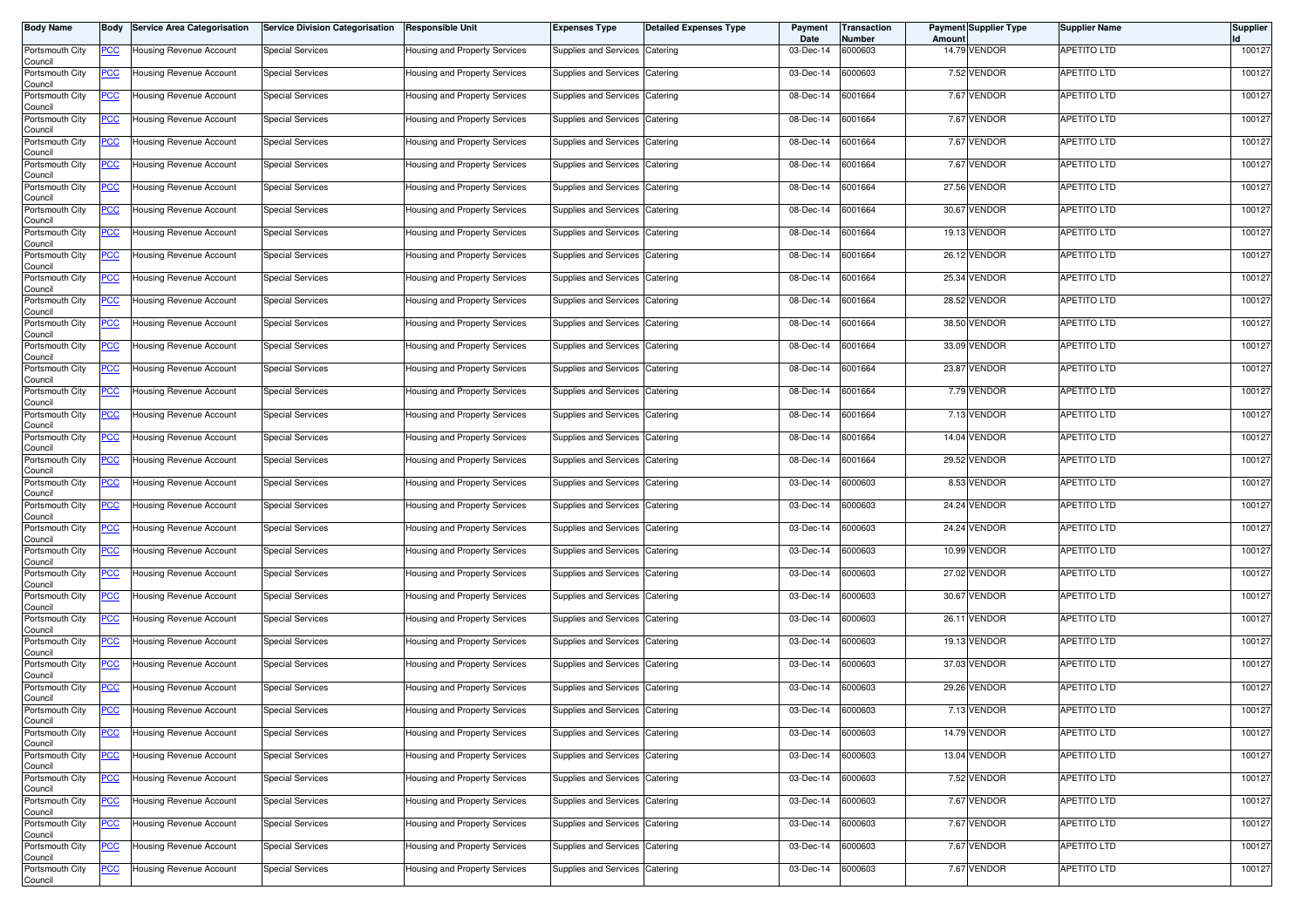| Body Name | Body | Service Area Categorisation | Service Division Categorisation | Responsible Unit | Expenses Type | Detailed Expenses Type | Payment Date | Transaction Number | Payment Amount | Supplier Type | Supplier Name | Supplier Id |
|---|---|---|---|---|---|---|---|---|---|---|---|---|
| Portsmouth City Council | PCC | Housing Revenue Account | Special Services | Housing and Property Services | Supplies and Services | Catering | 03-Dec-14 | 6000603 | 14.79 | VENDOR | APETITO LTD | 100127 |
| Portsmouth City Council | PCC | Housing Revenue Account | Special Services | Housing and Property Services | Supplies and Services | Catering | 03-Dec-14 | 6000603 | 7.52 | VENDOR | APETITO LTD | 100127 |
| Portsmouth City Council | PCC | Housing Revenue Account | Special Services | Housing and Property Services | Supplies and Services | Catering | 08-Dec-14 | 6001664 | 7.67 | VENDOR | APETITO LTD | 100127 |
| Portsmouth City Council | PCC | Housing Revenue Account | Special Services | Housing and Property Services | Supplies and Services | Catering | 08-Dec-14 | 6001664 | 7.67 | VENDOR | APETITO LTD | 100127 |
| Portsmouth City Council | PCC | Housing Revenue Account | Special Services | Housing and Property Services | Supplies and Services | Catering | 08-Dec-14 | 6001664 | 7.67 | VENDOR | APETITO LTD | 100127 |
| Portsmouth City Council | PCC | Housing Revenue Account | Special Services | Housing and Property Services | Supplies and Services | Catering | 08-Dec-14 | 6001664 | 7.67 | VENDOR | APETITO LTD | 100127 |
| Portsmouth City Council | PCC | Housing Revenue Account | Special Services | Housing and Property Services | Supplies and Services | Catering | 08-Dec-14 | 6001664 | 27.56 | VENDOR | APETITO LTD | 100127 |
| Portsmouth City Council | PCC | Housing Revenue Account | Special Services | Housing and Property Services | Supplies and Services | Catering | 08-Dec-14 | 6001664 | 30.67 | VENDOR | APETITO LTD | 100127 |
| Portsmouth City Council | PCC | Housing Revenue Account | Special Services | Housing and Property Services | Supplies and Services | Catering | 08-Dec-14 | 6001664 | 19.13 | VENDOR | APETITO LTD | 100127 |
| Portsmouth City Council | PCC | Housing Revenue Account | Special Services | Housing and Property Services | Supplies and Services | Catering | 08-Dec-14 | 6001664 | 26.12 | VENDOR | APETITO LTD | 100127 |
| Portsmouth City Council | PCC | Housing Revenue Account | Special Services | Housing and Property Services | Supplies and Services | Catering | 08-Dec-14 | 6001664 | 25.34 | VENDOR | APETITO LTD | 100127 |
| Portsmouth City Council | PCC | Housing Revenue Account | Special Services | Housing and Property Services | Supplies and Services | Catering | 08-Dec-14 | 6001664 | 28.52 | VENDOR | APETITO LTD | 100127 |
| Portsmouth City Council | PCC | Housing Revenue Account | Special Services | Housing and Property Services | Supplies and Services | Catering | 08-Dec-14 | 6001664 | 38.50 | VENDOR | APETITO LTD | 100127 |
| Portsmouth City Council | PCC | Housing Revenue Account | Special Services | Housing and Property Services | Supplies and Services | Catering | 08-Dec-14 | 6001664 | 33.09 | VENDOR | APETITO LTD | 100127 |
| Portsmouth City Council | PCC | Housing Revenue Account | Special Services | Housing and Property Services | Supplies and Services | Catering | 08-Dec-14 | 6001664 | 23.87 | VENDOR | APETITO LTD | 100127 |
| Portsmouth City Council | PCC | Housing Revenue Account | Special Services | Housing and Property Services | Supplies and Services | Catering | 08-Dec-14 | 6001664 | 7.79 | VENDOR | APETITO LTD | 100127 |
| Portsmouth City Council | PCC | Housing Revenue Account | Special Services | Housing and Property Services | Supplies and Services | Catering | 08-Dec-14 | 6001664 | 7.13 | VENDOR | APETITO LTD | 100127 |
| Portsmouth City Council | PCC | Housing Revenue Account | Special Services | Housing and Property Services | Supplies and Services | Catering | 08-Dec-14 | 6001664 | 14.04 | VENDOR | APETITO LTD | 100127 |
| Portsmouth City Council | PCC | Housing Revenue Account | Special Services | Housing and Property Services | Supplies and Services | Catering | 08-Dec-14 | 6001664 | 29.52 | VENDOR | APETITO LTD | 100127 |
| Portsmouth City Council | PCC | Housing Revenue Account | Special Services | Housing and Property Services | Supplies and Services | Catering | 03-Dec-14 | 6000603 | 8.53 | VENDOR | APETITO LTD | 100127 |
| Portsmouth City Council | PCC | Housing Revenue Account | Special Services | Housing and Property Services | Supplies and Services | Catering | 03-Dec-14 | 6000603 | 24.24 | VENDOR | APETITO LTD | 100127 |
| Portsmouth City Council | PCC | Housing Revenue Account | Special Services | Housing and Property Services | Supplies and Services | Catering | 03-Dec-14 | 6000603 | 24.24 | VENDOR | APETITO LTD | 100127 |
| Portsmouth City Council | PCC | Housing Revenue Account | Special Services | Housing and Property Services | Supplies and Services | Catering | 03-Dec-14 | 6000603 | 10.99 | VENDOR | APETITO LTD | 100127 |
| Portsmouth City Council | PCC | Housing Revenue Account | Special Services | Housing and Property Services | Supplies and Services | Catering | 03-Dec-14 | 6000603 | 27.02 | VENDOR | APETITO LTD | 100127 |
| Portsmouth City Council | PCC | Housing Revenue Account | Special Services | Housing and Property Services | Supplies and Services | Catering | 03-Dec-14 | 6000603 | 30.67 | VENDOR | APETITO LTD | 100127 |
| Portsmouth City Council | PCC | Housing Revenue Account | Special Services | Housing and Property Services | Supplies and Services | Catering | 03-Dec-14 | 6000603 | 26.11 | VENDOR | APETITO LTD | 100127 |
| Portsmouth City Council | PCC | Housing Revenue Account | Special Services | Housing and Property Services | Supplies and Services | Catering | 03-Dec-14 | 6000603 | 19.13 | VENDOR | APETITO LTD | 100127 |
| Portsmouth City Council | PCC | Housing Revenue Account | Special Services | Housing and Property Services | Supplies and Services | Catering | 03-Dec-14 | 6000603 | 37.03 | VENDOR | APETITO LTD | 100127 |
| Portsmouth City Council | PCC | Housing Revenue Account | Special Services | Housing and Property Services | Supplies and Services | Catering | 03-Dec-14 | 6000603 | 29.26 | VENDOR | APETITO LTD | 100127 |
| Portsmouth City Council | PCC | Housing Revenue Account | Special Services | Housing and Property Services | Supplies and Services | Catering | 03-Dec-14 | 6000603 | 7.13 | VENDOR | APETITO LTD | 100127 |
| Portsmouth City Council | PCC | Housing Revenue Account | Special Services | Housing and Property Services | Supplies and Services | Catering | 03-Dec-14 | 6000603 | 14.79 | VENDOR | APETITO LTD | 100127 |
| Portsmouth City Council | PCC | Housing Revenue Account | Special Services | Housing and Property Services | Supplies and Services | Catering | 03-Dec-14 | 6000603 | 13.04 | VENDOR | APETITO LTD | 100127 |
| Portsmouth City Council | PCC | Housing Revenue Account | Special Services | Housing and Property Services | Supplies and Services | Catering | 03-Dec-14 | 6000603 | 7.52 | VENDOR | APETITO LTD | 100127 |
| Portsmouth City Council | PCC | Housing Revenue Account | Special Services | Housing and Property Services | Supplies and Services | Catering | 03-Dec-14 | 6000603 | 7.67 | VENDOR | APETITO LTD | 100127 |
| Portsmouth City Council | PCC | Housing Revenue Account | Special Services | Housing and Property Services | Supplies and Services | Catering | 03-Dec-14 | 6000603 | 7.67 | VENDOR | APETITO LTD | 100127 |
| Portsmouth City Council | PCC | Housing Revenue Account | Special Services | Housing and Property Services | Supplies and Services | Catering | 03-Dec-14 | 6000603 | 7.67 | VENDOR | APETITO LTD | 100127 |
| Portsmouth City Council | PCC | Housing Revenue Account | Special Services | Housing and Property Services | Supplies and Services | Catering | 03-Dec-14 | 6000603 | 7.67 | VENDOR | APETITO LTD | 100127 |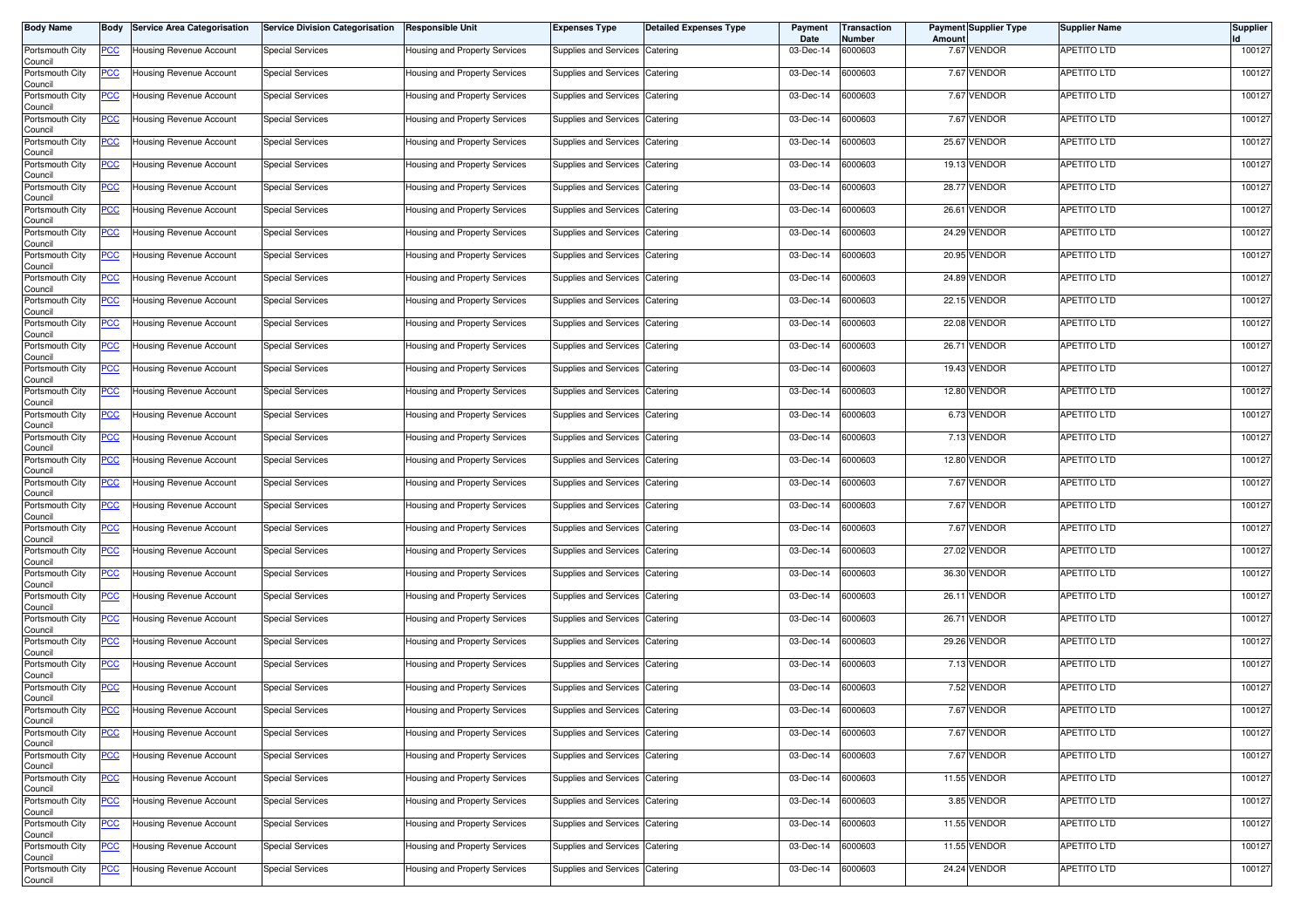| Body Name | Body | Service Area Categorisation | Service Division Categorisation | Responsible Unit | Expenses Type | Detailed Expenses Type | Payment Date | Transaction Number | Payment Amount | Supplier Type | Supplier Name | Supplier Id |
|---|---|---|---|---|---|---|---|---|---|---|---|---|
| Portsmouth City Council | PCC | Housing Revenue Account | Special Services | Housing and Property Services | Supplies and Services | Catering | 03-Dec-14 | 6000603 | 7.67 | VENDOR | APETITO LTD | 100127 |
| Portsmouth City Council | PCC | Housing Revenue Account | Special Services | Housing and Property Services | Supplies and Services | Catering | 03-Dec-14 | 6000603 | 7.67 | VENDOR | APETITO LTD | 100127 |
| Portsmouth City Council | PCC | Housing Revenue Account | Special Services | Housing and Property Services | Supplies and Services | Catering | 03-Dec-14 | 6000603 | 7.67 | VENDOR | APETITO LTD | 100127 |
| Portsmouth City Council | PCC | Housing Revenue Account | Special Services | Housing and Property Services | Supplies and Services | Catering | 03-Dec-14 | 6000603 | 7.67 | VENDOR | APETITO LTD | 100127 |
| Portsmouth City Council | PCC | Housing Revenue Account | Special Services | Housing and Property Services | Supplies and Services | Catering | 03-Dec-14 | 6000603 | 25.67 | VENDOR | APETITO LTD | 100127 |
| Portsmouth City Council | PCC | Housing Revenue Account | Special Services | Housing and Property Services | Supplies and Services | Catering | 03-Dec-14 | 6000603 | 19.13 | VENDOR | APETITO LTD | 100127 |
| Portsmouth City Council | PCC | Housing Revenue Account | Special Services | Housing and Property Services | Supplies and Services | Catering | 03-Dec-14 | 6000603 | 28.77 | VENDOR | APETITO LTD | 100127 |
| Portsmouth City Council | PCC | Housing Revenue Account | Special Services | Housing and Property Services | Supplies and Services | Catering | 03-Dec-14 | 6000603 | 26.61 | VENDOR | APETITO LTD | 100127 |
| Portsmouth City Council | PCC | Housing Revenue Account | Special Services | Housing and Property Services | Supplies and Services | Catering | 03-Dec-14 | 6000603 | 24.29 | VENDOR | APETITO LTD | 100127 |
| Portsmouth City Council | PCC | Housing Revenue Account | Special Services | Housing and Property Services | Supplies and Services | Catering | 03-Dec-14 | 6000603 | 20.95 | VENDOR | APETITO LTD | 100127 |
| Portsmouth City Council | PCC | Housing Revenue Account | Special Services | Housing and Property Services | Supplies and Services | Catering | 03-Dec-14 | 6000603 | 24.89 | VENDOR | APETITO LTD | 100127 |
| Portsmouth City Council | PCC | Housing Revenue Account | Special Services | Housing and Property Services | Supplies and Services | Catering | 03-Dec-14 | 6000603 | 22.15 | VENDOR | APETITO LTD | 100127 |
| Portsmouth City Council | PCC | Housing Revenue Account | Special Services | Housing and Property Services | Supplies and Services | Catering | 03-Dec-14 | 6000603 | 22.08 | VENDOR | APETITO LTD | 100127 |
| Portsmouth City Council | PCC | Housing Revenue Account | Special Services | Housing and Property Services | Supplies and Services | Catering | 03-Dec-14 | 6000603 | 26.71 | VENDOR | APETITO LTD | 100127 |
| Portsmouth City Council | PCC | Housing Revenue Account | Special Services | Housing and Property Services | Supplies and Services | Catering | 03-Dec-14 | 6000603 | 19.43 | VENDOR | APETITO LTD | 100127 |
| Portsmouth City Council | PCC | Housing Revenue Account | Special Services | Housing and Property Services | Supplies and Services | Catering | 03-Dec-14 | 6000603 | 12.80 | VENDOR | APETITO LTD | 100127 |
| Portsmouth City Council | PCC | Housing Revenue Account | Special Services | Housing and Property Services | Supplies and Services | Catering | 03-Dec-14 | 6000603 | 6.73 | VENDOR | APETITO LTD | 100127 |
| Portsmouth City Council | PCC | Housing Revenue Account | Special Services | Housing and Property Services | Supplies and Services | Catering | 03-Dec-14 | 6000603 | 7.13 | VENDOR | APETITO LTD | 100127 |
| Portsmouth City Council | PCC | Housing Revenue Account | Special Services | Housing and Property Services | Supplies and Services | Catering | 03-Dec-14 | 6000603 | 12.80 | VENDOR | APETITO LTD | 100127 |
| Portsmouth City Council | PCC | Housing Revenue Account | Special Services | Housing and Property Services | Supplies and Services | Catering | 03-Dec-14 | 6000603 | 7.67 | VENDOR | APETITO LTD | 100127 |
| Portsmouth City Council | PCC | Housing Revenue Account | Special Services | Housing and Property Services | Supplies and Services | Catering | 03-Dec-14 | 6000603 | 7.67 | VENDOR | APETITO LTD | 100127 |
| Portsmouth City Council | PCC | Housing Revenue Account | Special Services | Housing and Property Services | Supplies and Services | Catering | 03-Dec-14 | 6000603 | 7.67 | VENDOR | APETITO LTD | 100127 |
| Portsmouth City Council | PCC | Housing Revenue Account | Special Services | Housing and Property Services | Supplies and Services | Catering | 03-Dec-14 | 6000603 | 27.02 | VENDOR | APETITO LTD | 100127 |
| Portsmouth City Council | PCC | Housing Revenue Account | Special Services | Housing and Property Services | Supplies and Services | Catering | 03-Dec-14 | 6000603 | 36.30 | VENDOR | APETITO LTD | 100127 |
| Portsmouth City Council | PCC | Housing Revenue Account | Special Services | Housing and Property Services | Supplies and Services | Catering | 03-Dec-14 | 6000603 | 26.11 | VENDOR | APETITO LTD | 100127 |
| Portsmouth City Council | PCC | Housing Revenue Account | Special Services | Housing and Property Services | Supplies and Services | Catering | 03-Dec-14 | 6000603 | 26.71 | VENDOR | APETITO LTD | 100127 |
| Portsmouth City Council | PCC | Housing Revenue Account | Special Services | Housing and Property Services | Supplies and Services | Catering | 03-Dec-14 | 6000603 | 29.26 | VENDOR | APETITO LTD | 100127 |
| Portsmouth City Council | PCC | Housing Revenue Account | Special Services | Housing and Property Services | Supplies and Services | Catering | 03-Dec-14 | 6000603 | 7.13 | VENDOR | APETITO LTD | 100127 |
| Portsmouth City Council | PCC | Housing Revenue Account | Special Services | Housing and Property Services | Supplies and Services | Catering | 03-Dec-14 | 6000603 | 7.52 | VENDOR | APETITO LTD | 100127 |
| Portsmouth City Council | PCC | Housing Revenue Account | Special Services | Housing and Property Services | Supplies and Services | Catering | 03-Dec-14 | 6000603 | 7.67 | VENDOR | APETITO LTD | 100127 |
| Portsmouth City Council | PCC | Housing Revenue Account | Special Services | Housing and Property Services | Supplies and Services | Catering | 03-Dec-14 | 6000603 | 7.67 | VENDOR | APETITO LTD | 100127 |
| Portsmouth City Council | PCC | Housing Revenue Account | Special Services | Housing and Property Services | Supplies and Services | Catering | 03-Dec-14 | 6000603 | 7.67 | VENDOR | APETITO LTD | 100127 |
| Portsmouth City Council | PCC | Housing Revenue Account | Special Services | Housing and Property Services | Supplies and Services | Catering | 03-Dec-14 | 6000603 | 11.55 | VENDOR | APETITO LTD | 100127 |
| Portsmouth City Council | PCC | Housing Revenue Account | Special Services | Housing and Property Services | Supplies and Services | Catering | 03-Dec-14 | 6000603 | 3.85 | VENDOR | APETITO LTD | 100127 |
| Portsmouth City Council | PCC | Housing Revenue Account | Special Services | Housing and Property Services | Supplies and Services | Catering | 03-Dec-14 | 6000603 | 11.55 | VENDOR | APETITO LTD | 100127 |
| Portsmouth City Council | PCC | Housing Revenue Account | Special Services | Housing and Property Services | Supplies and Services | Catering | 03-Dec-14 | 6000603 | 11.55 | VENDOR | APETITO LTD | 100127 |
| Portsmouth City Council | PCC | Housing Revenue Account | Special Services | Housing and Property Services | Supplies and Services | Catering | 03-Dec-14 | 6000603 | 24.24 | VENDOR | APETITO LTD | 100127 |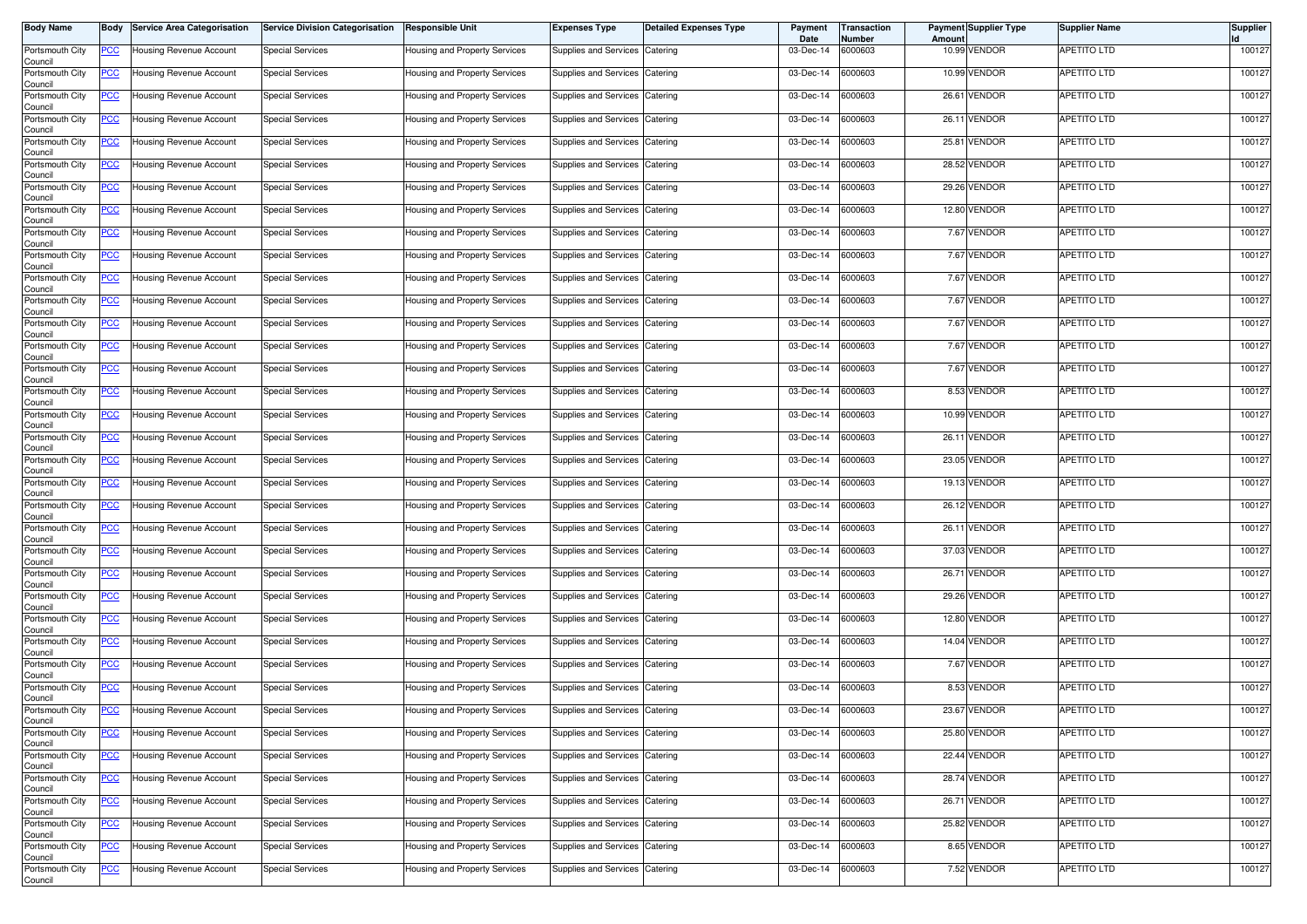| Body Name | Body | Service Area Categorisation | Service Division Categorisation | Responsible Unit | Expenses Type | Detailed Expenses Type | Payment Date | Transaction Number | Payment Amount | Supplier Type | Supplier Name | Supplier Id |
|---|---|---|---|---|---|---|---|---|---|---|---|---|
| Portsmouth City Council | PCC | Housing Revenue Account | Special Services | Housing and Property Services | Supplies and Services | Catering | 03-Dec-14 | 6000603 | 10.99 | VENDOR | APETITO LTD | 100127 |
| Portsmouth City Council | PCC | Housing Revenue Account | Special Services | Housing and Property Services | Supplies and Services | Catering | 03-Dec-14 | 6000603 | 10.99 | VENDOR | APETITO LTD | 100127 |
| Portsmouth City Council | PCC | Housing Revenue Account | Special Services | Housing and Property Services | Supplies and Services | Catering | 03-Dec-14 | 6000603 | 26.61 | VENDOR | APETITO LTD | 100127 |
| Portsmouth City Council | PCC | Housing Revenue Account | Special Services | Housing and Property Services | Supplies and Services | Catering | 03-Dec-14 | 6000603 | 26.11 | VENDOR | APETITO LTD | 100127 |
| Portsmouth City Council | PCC | Housing Revenue Account | Special Services | Housing and Property Services | Supplies and Services | Catering | 03-Dec-14 | 6000603 | 25.81 | VENDOR | APETITO LTD | 100127 |
| Portsmouth City Council | PCC | Housing Revenue Account | Special Services | Housing and Property Services | Supplies and Services | Catering | 03-Dec-14 | 6000603 | 28.52 | VENDOR | APETITO LTD | 100127 |
| Portsmouth City Council | PCC | Housing Revenue Account | Special Services | Housing and Property Services | Supplies and Services | Catering | 03-Dec-14 | 6000603 | 29.26 | VENDOR | APETITO LTD | 100127 |
| Portsmouth City Council | PCC | Housing Revenue Account | Special Services | Housing and Property Services | Supplies and Services | Catering | 03-Dec-14 | 6000603 | 12.80 | VENDOR | APETITO LTD | 100127 |
| Portsmouth City Council | PCC | Housing Revenue Account | Special Services | Housing and Property Services | Supplies and Services | Catering | 03-Dec-14 | 6000603 | 7.67 | VENDOR | APETITO LTD | 100127 |
| Portsmouth City Council | PCC | Housing Revenue Account | Special Services | Housing and Property Services | Supplies and Services | Catering | 03-Dec-14 | 6000603 | 7.67 | VENDOR | APETITO LTD | 100127 |
| Portsmouth City Council | PCC | Housing Revenue Account | Special Services | Housing and Property Services | Supplies and Services | Catering | 03-Dec-14 | 6000603 | 7.67 | VENDOR | APETITO LTD | 100127 |
| Portsmouth City Council | PCC | Housing Revenue Account | Special Services | Housing and Property Services | Supplies and Services | Catering | 03-Dec-14 | 6000603 | 7.67 | VENDOR | APETITO LTD | 100127 |
| Portsmouth City Council | PCC | Housing Revenue Account | Special Services | Housing and Property Services | Supplies and Services | Catering | 03-Dec-14 | 6000603 | 7.67 | VENDOR | APETITO LTD | 100127 |
| Portsmouth City Council | PCC | Housing Revenue Account | Special Services | Housing and Property Services | Supplies and Services | Catering | 03-Dec-14 | 6000603 | 7.67 | VENDOR | APETITO LTD | 100127 |
| Portsmouth City Council | PCC | Housing Revenue Account | Special Services | Housing and Property Services | Supplies and Services | Catering | 03-Dec-14 | 6000603 | 7.67 | VENDOR | APETITO LTD | 100127 |
| Portsmouth City Council | PCC | Housing Revenue Account | Special Services | Housing and Property Services | Supplies and Services | Catering | 03-Dec-14 | 6000603 | 8.53 | VENDOR | APETITO LTD | 100127 |
| Portsmouth City Council | PCC | Housing Revenue Account | Special Services | Housing and Property Services | Supplies and Services | Catering | 03-Dec-14 | 6000603 | 10.99 | VENDOR | APETITO LTD | 100127 |
| Portsmouth City Council | PCC | Housing Revenue Account | Special Services | Housing and Property Services | Supplies and Services | Catering | 03-Dec-14 | 6000603 | 26.11 | VENDOR | APETITO LTD | 100127 |
| Portsmouth City Council | PCC | Housing Revenue Account | Special Services | Housing and Property Services | Supplies and Services | Catering | 03-Dec-14 | 6000603 | 23.05 | VENDOR | APETITO LTD | 100127 |
| Portsmouth City Council | PCC | Housing Revenue Account | Special Services | Housing and Property Services | Supplies and Services | Catering | 03-Dec-14 | 6000603 | 19.13 | VENDOR | APETITO LTD | 100127 |
| Portsmouth City Council | PCC | Housing Revenue Account | Special Services | Housing and Property Services | Supplies and Services | Catering | 03-Dec-14 | 6000603 | 26.12 | VENDOR | APETITO LTD | 100127 |
| Portsmouth City Council | PCC | Housing Revenue Account | Special Services | Housing and Property Services | Supplies and Services | Catering | 03-Dec-14 | 6000603 | 26.11 | VENDOR | APETITO LTD | 100127 |
| Portsmouth City Council | PCC | Housing Revenue Account | Special Services | Housing and Property Services | Supplies and Services | Catering | 03-Dec-14 | 6000603 | 37.03 | VENDOR | APETITO LTD | 100127 |
| Portsmouth City Council | PCC | Housing Revenue Account | Special Services | Housing and Property Services | Supplies and Services | Catering | 03-Dec-14 | 6000603 | 26.71 | VENDOR | APETITO LTD | 100127 |
| Portsmouth City Council | PCC | Housing Revenue Account | Special Services | Housing and Property Services | Supplies and Services | Catering | 03-Dec-14 | 6000603 | 29.26 | VENDOR | APETITO LTD | 100127 |
| Portsmouth City Council | PCC | Housing Revenue Account | Special Services | Housing and Property Services | Supplies and Services | Catering | 03-Dec-14 | 6000603 | 12.80 | VENDOR | APETITO LTD | 100127 |
| Portsmouth City Council | PCC | Housing Revenue Account | Special Services | Housing and Property Services | Supplies and Services | Catering | 03-Dec-14 | 6000603 | 14.04 | VENDOR | APETITO LTD | 100127 |
| Portsmouth City Council | PCC | Housing Revenue Account | Special Services | Housing and Property Services | Supplies and Services | Catering | 03-Dec-14 | 6000603 | 7.67 | VENDOR | APETITO LTD | 100127 |
| Portsmouth City Council | PCC | Housing Revenue Account | Special Services | Housing and Property Services | Supplies and Services | Catering | 03-Dec-14 | 6000603 | 8.53 | VENDOR | APETITO LTD | 100127 |
| Portsmouth City Council | PCC | Housing Revenue Account | Special Services | Housing and Property Services | Supplies and Services | Catering | 03-Dec-14 | 6000603 | 23.67 | VENDOR | APETITO LTD | 100127 |
| Portsmouth City Council | PCC | Housing Revenue Account | Special Services | Housing and Property Services | Supplies and Services | Catering | 03-Dec-14 | 6000603 | 25.80 | VENDOR | APETITO LTD | 100127 |
| Portsmouth City Council | PCC | Housing Revenue Account | Special Services | Housing and Property Services | Supplies and Services | Catering | 03-Dec-14 | 6000603 | 22.44 | VENDOR | APETITO LTD | 100127 |
| Portsmouth City Council | PCC | Housing Revenue Account | Special Services | Housing and Property Services | Supplies and Services | Catering | 03-Dec-14 | 6000603 | 28.74 | VENDOR | APETITO LTD | 100127 |
| Portsmouth City Council | PCC | Housing Revenue Account | Special Services | Housing and Property Services | Supplies and Services | Catering | 03-Dec-14 | 6000603 | 26.71 | VENDOR | APETITO LTD | 100127 |
| Portsmouth City Council | PCC | Housing Revenue Account | Special Services | Housing and Property Services | Supplies and Services | Catering | 03-Dec-14 | 6000603 | 25.82 | VENDOR | APETITO LTD | 100127 |
| Portsmouth City Council | PCC | Housing Revenue Account | Special Services | Housing and Property Services | Supplies and Services | Catering | 03-Dec-14 | 6000603 | 8.65 | VENDOR | APETITO LTD | 100127 |
| Portsmouth City Council | PCC | Housing Revenue Account | Special Services | Housing and Property Services | Supplies and Services | Catering | 03-Dec-14 | 6000603 | 7.52 | VENDOR | APETITO LTD | 100127 |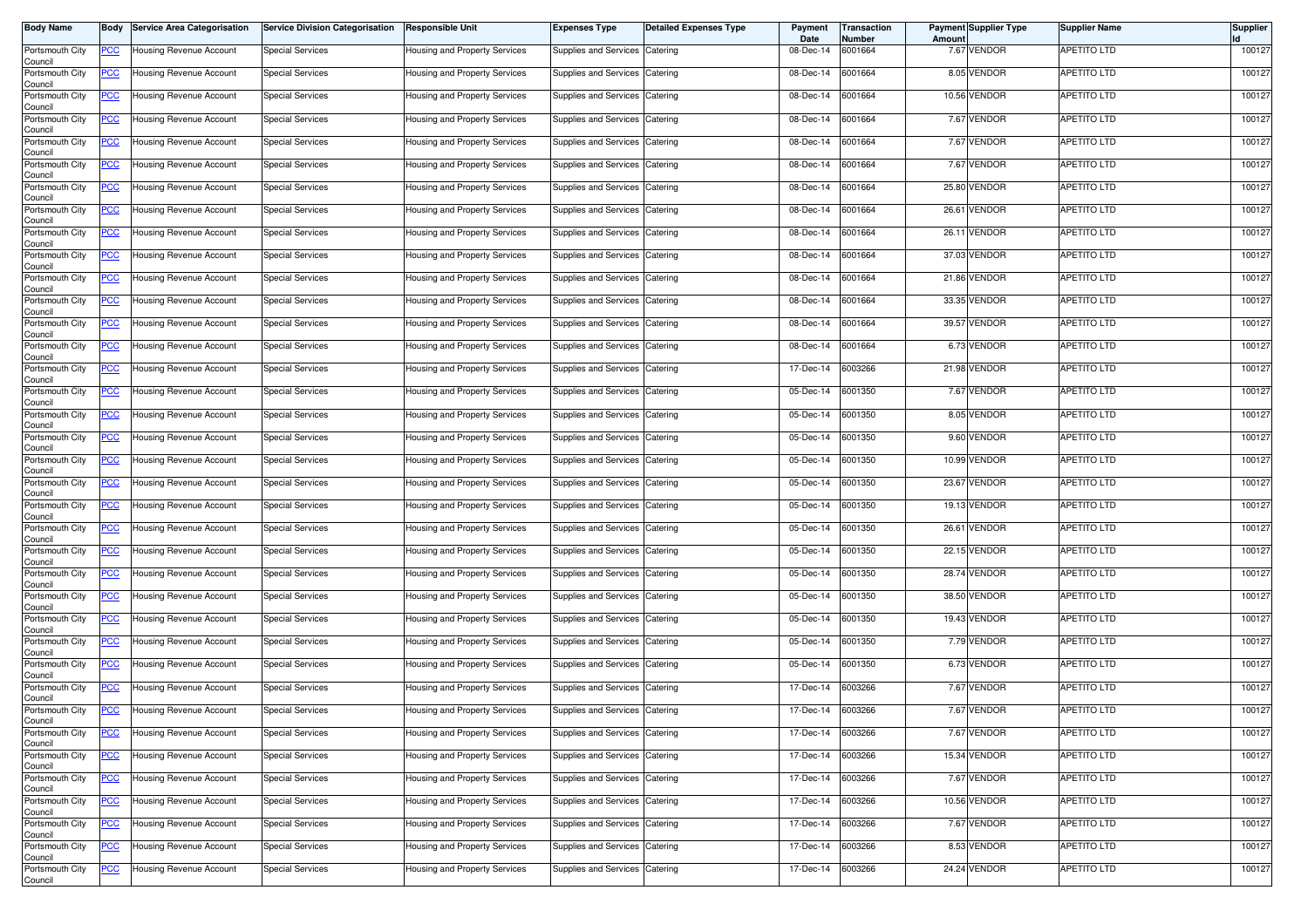| Body Name | Body | Service Area Categorisation | Service Division Categorisation | Responsible Unit | Expenses Type | Detailed Expenses Type | Payment Date | Transaction Number | Payment Amount | Supplier Type | Supplier Name | Supplier Id |
|---|---|---|---|---|---|---|---|---|---|---|---|---|
| Portsmouth City Council | PCC | Housing Revenue Account | Special Services | Housing and Property Services | Supplies and Services | Catering | 08-Dec-14 | 6001664 | 7.67 | VENDOR | APETITO LTD | 100127 |
| Portsmouth City Council | PCC | Housing Revenue Account | Special Services | Housing and Property Services | Supplies and Services | Catering | 08-Dec-14 | 6001664 | 8.05 | VENDOR | APETITO LTD | 100127 |
| Portsmouth City Council | PCC | Housing Revenue Account | Special Services | Housing and Property Services | Supplies and Services | Catering | 08-Dec-14 | 6001664 | 10.56 | VENDOR | APETITO LTD | 100127 |
| Portsmouth City Council | PCC | Housing Revenue Account | Special Services | Housing and Property Services | Supplies and Services | Catering | 08-Dec-14 | 6001664 | 7.67 | VENDOR | APETITO LTD | 100127 |
| Portsmouth City Council | PCC | Housing Revenue Account | Special Services | Housing and Property Services | Supplies and Services | Catering | 08-Dec-14 | 6001664 | 7.67 | VENDOR | APETITO LTD | 100127 |
| Portsmouth City Council | PCC | Housing Revenue Account | Special Services | Housing and Property Services | Supplies and Services | Catering | 08-Dec-14 | 6001664 | 7.67 | VENDOR | APETITO LTD | 100127 |
| Portsmouth City Council | PCC | Housing Revenue Account | Special Services | Housing and Property Services | Supplies and Services | Catering | 08-Dec-14 | 6001664 | 25.80 | VENDOR | APETITO LTD | 100127 |
| Portsmouth City Council | PCC | Housing Revenue Account | Special Services | Housing and Property Services | Supplies and Services | Catering | 08-Dec-14 | 6001664 | 26.61 | VENDOR | APETITO LTD | 100127 |
| Portsmouth City Council | PCC | Housing Revenue Account | Special Services | Housing and Property Services | Supplies and Services | Catering | 08-Dec-14 | 6001664 | 26.11 | VENDOR | APETITO LTD | 100127 |
| Portsmouth City Council | PCC | Housing Revenue Account | Special Services | Housing and Property Services | Supplies and Services | Catering | 08-Dec-14 | 6001664 | 37.03 | VENDOR | APETITO LTD | 100127 |
| Portsmouth City Council | PCC | Housing Revenue Account | Special Services | Housing and Property Services | Supplies and Services | Catering | 08-Dec-14 | 6001664 | 21.86 | VENDOR | APETITO LTD | 100127 |
| Portsmouth City Council | PCC | Housing Revenue Account | Special Services | Housing and Property Services | Supplies and Services | Catering | 08-Dec-14 | 6001664 | 33.35 | VENDOR | APETITO LTD | 100127 |
| Portsmouth City Council | PCC | Housing Revenue Account | Special Services | Housing and Property Services | Supplies and Services | Catering | 08-Dec-14 | 6001664 | 39.57 | VENDOR | APETITO LTD | 100127 |
| Portsmouth City Council | PCC | Housing Revenue Account | Special Services | Housing and Property Services | Supplies and Services | Catering | 08-Dec-14 | 6001664 | 6.73 | VENDOR | APETITO LTD | 100127 |
| Portsmouth City Council | PCC | Housing Revenue Account | Special Services | Housing and Property Services | Supplies and Services | Catering | 17-Dec-14 | 6003266 | 21.98 | VENDOR | APETITO LTD | 100127 |
| Portsmouth City Council | PCC | Housing Revenue Account | Special Services | Housing and Property Services | Supplies and Services | Catering | 05-Dec-14 | 6001350 | 7.67 | VENDOR | APETITO LTD | 100127 |
| Portsmouth City Council | PCC | Housing Revenue Account | Special Services | Housing and Property Services | Supplies and Services | Catering | 05-Dec-14 | 6001350 | 8.05 | VENDOR | APETITO LTD | 100127 |
| Portsmouth City Council | PCC | Housing Revenue Account | Special Services | Housing and Property Services | Supplies and Services | Catering | 05-Dec-14 | 6001350 | 9.60 | VENDOR | APETITO LTD | 100127 |
| Portsmouth City Council | PCC | Housing Revenue Account | Special Services | Housing and Property Services | Supplies and Services | Catering | 05-Dec-14 | 6001350 | 10.99 | VENDOR | APETITO LTD | 100127 |
| Portsmouth City Council | PCC | Housing Revenue Account | Special Services | Housing and Property Services | Supplies and Services | Catering | 05-Dec-14 | 6001350 | 23.67 | VENDOR | APETITO LTD | 100127 |
| Portsmouth City Council | PCC | Housing Revenue Account | Special Services | Housing and Property Services | Supplies and Services | Catering | 05-Dec-14 | 6001350 | 19.13 | VENDOR | APETITO LTD | 100127 |
| Portsmouth City Council | PCC | Housing Revenue Account | Special Services | Housing and Property Services | Supplies and Services | Catering | 05-Dec-14 | 6001350 | 26.61 | VENDOR | APETITO LTD | 100127 |
| Portsmouth City Council | PCC | Housing Revenue Account | Special Services | Housing and Property Services | Supplies and Services | Catering | 05-Dec-14 | 6001350 | 22.15 | VENDOR | APETITO LTD | 100127 |
| Portsmouth City Council | PCC | Housing Revenue Account | Special Services | Housing and Property Services | Supplies and Services | Catering | 05-Dec-14 | 6001350 | 28.74 | VENDOR | APETITO LTD | 100127 |
| Portsmouth City Council | PCC | Housing Revenue Account | Special Services | Housing and Property Services | Supplies and Services | Catering | 05-Dec-14 | 6001350 | 38.50 | VENDOR | APETITO LTD | 100127 |
| Portsmouth City Council | PCC | Housing Revenue Account | Special Services | Housing and Property Services | Supplies and Services | Catering | 05-Dec-14 | 6001350 | 19.43 | VENDOR | APETITO LTD | 100127 |
| Portsmouth City Council | PCC | Housing Revenue Account | Special Services | Housing and Property Services | Supplies and Services | Catering | 05-Dec-14 | 6001350 | 7.79 | VENDOR | APETITO LTD | 100127 |
| Portsmouth City Council | PCC | Housing Revenue Account | Special Services | Housing and Property Services | Supplies and Services | Catering | 05-Dec-14 | 6001350 | 6.73 | VENDOR | APETITO LTD | 100127 |
| Portsmouth City Council | PCC | Housing Revenue Account | Special Services | Housing and Property Services | Supplies and Services | Catering | 17-Dec-14 | 6003266 | 7.67 | VENDOR | APETITO LTD | 100127 |
| Portsmouth City Council | PCC | Housing Revenue Account | Special Services | Housing and Property Services | Supplies and Services | Catering | 17-Dec-14 | 6003266 | 7.67 | VENDOR | APETITO LTD | 100127 |
| Portsmouth City Council | PCC | Housing Revenue Account | Special Services | Housing and Property Services | Supplies and Services | Catering | 17-Dec-14 | 6003266 | 7.67 | VENDOR | APETITO LTD | 100127 |
| Portsmouth City Council | PCC | Housing Revenue Account | Special Services | Housing and Property Services | Supplies and Services | Catering | 17-Dec-14 | 6003266 | 15.34 | VENDOR | APETITO LTD | 100127 |
| Portsmouth City Council | PCC | Housing Revenue Account | Special Services | Housing and Property Services | Supplies and Services | Catering | 17-Dec-14 | 6003266 | 7.67 | VENDOR | APETITO LTD | 100127 |
| Portsmouth City Council | PCC | Housing Revenue Account | Special Services | Housing and Property Services | Supplies and Services | Catering | 17-Dec-14 | 6003266 | 10.56 | VENDOR | APETITO LTD | 100127 |
| Portsmouth City Council | PCC | Housing Revenue Account | Special Services | Housing and Property Services | Supplies and Services | Catering | 17-Dec-14 | 6003266 | 7.67 | VENDOR | APETITO LTD | 100127 |
| Portsmouth City Council | PCC | Housing Revenue Account | Special Services | Housing and Property Services | Supplies and Services | Catering | 17-Dec-14 | 6003266 | 8.53 | VENDOR | APETITO LTD | 100127 |
| Portsmouth City Council | PCC | Housing Revenue Account | Special Services | Housing and Property Services | Supplies and Services | Catering | 17-Dec-14 | 6003266 | 24.24 | VENDOR | APETITO LTD | 100127 |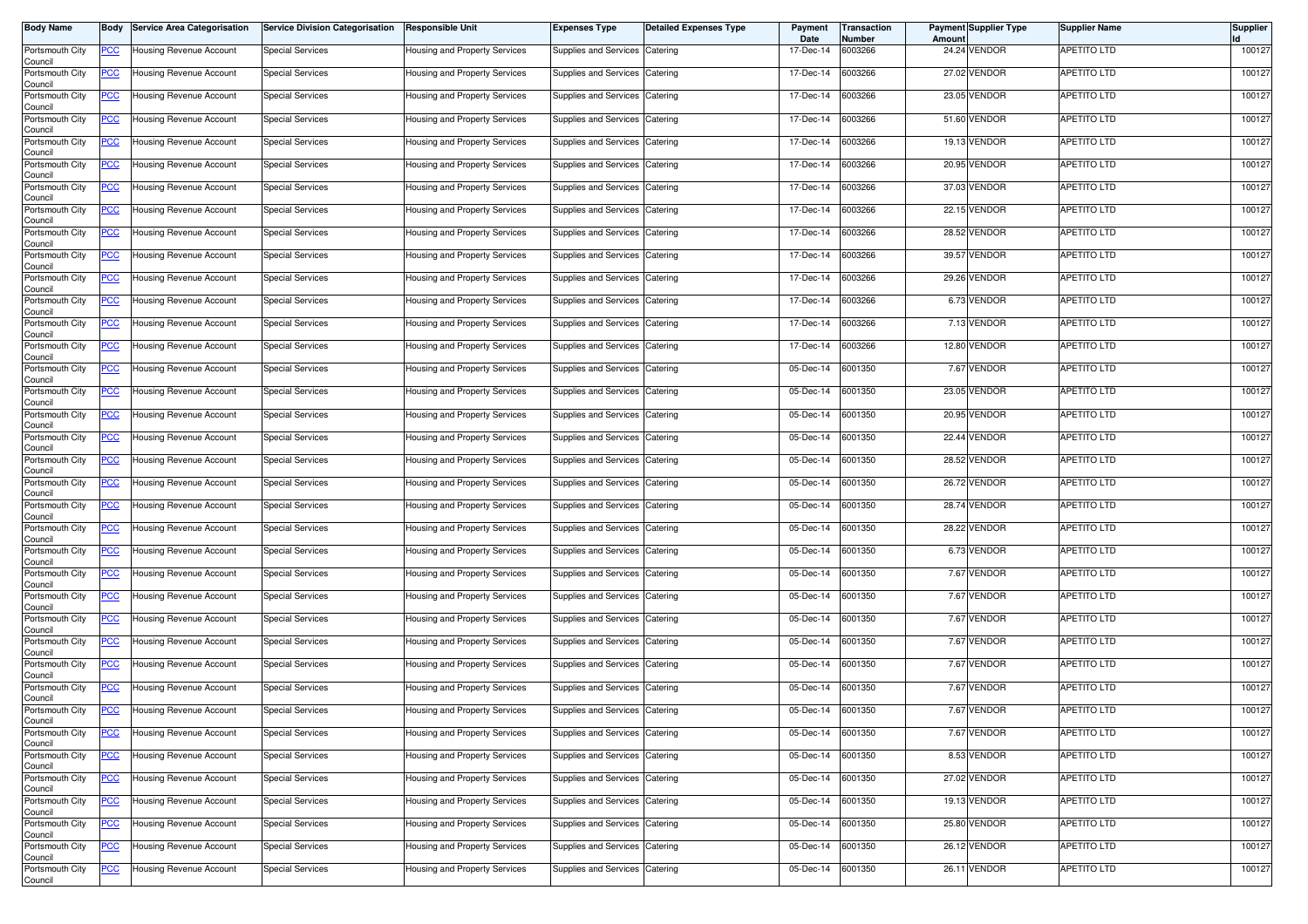| Body Name | Body | Service Area Categorisation | Service Division Categorisation | Responsible Unit | Expenses Type | Detailed Expenses Type | Payment Date | Transaction Number | Payment Amount | Supplier Type | Supplier Name | Supplier Id |
|---|---|---|---|---|---|---|---|---|---|---|---|---|
| Portsmouth City Council | PCC | Housing Revenue Account | Special Services | Housing and Property Services | Supplies and Services | Catering | 17-Dec-14 | 6003266 | 24.24 | VENDOR | APETITO LTD | 100127 |
| Portsmouth City Council | PCC | Housing Revenue Account | Special Services | Housing and Property Services | Supplies and Services | Catering | 17-Dec-14 | 6003266 | 27.02 | VENDOR | APETITO LTD | 100127 |
| Portsmouth City Council | PCC | Housing Revenue Account | Special Services | Housing and Property Services | Supplies and Services | Catering | 17-Dec-14 | 6003266 | 23.05 | VENDOR | APETITO LTD | 100127 |
| Portsmouth City Council | PCC | Housing Revenue Account | Special Services | Housing and Property Services | Supplies and Services | Catering | 17-Dec-14 | 6003266 | 51.60 | VENDOR | APETITO LTD | 100127 |
| Portsmouth City Council | PCC | Housing Revenue Account | Special Services | Housing and Property Services | Supplies and Services | Catering | 17-Dec-14 | 6003266 | 19.13 | VENDOR | APETITO LTD | 100127 |
| Portsmouth City Council | PCC | Housing Revenue Account | Special Services | Housing and Property Services | Supplies and Services | Catering | 17-Dec-14 | 6003266 | 20.95 | VENDOR | APETITO LTD | 100127 |
| Portsmouth City Council | PCC | Housing Revenue Account | Special Services | Housing and Property Services | Supplies and Services | Catering | 17-Dec-14 | 6003266 | 37.03 | VENDOR | APETITO LTD | 100127 |
| Portsmouth City Council | PCC | Housing Revenue Account | Special Services | Housing and Property Services | Supplies and Services | Catering | 17-Dec-14 | 6003266 | 22.15 | VENDOR | APETITO LTD | 100127 |
| Portsmouth City Council | PCC | Housing Revenue Account | Special Services | Housing and Property Services | Supplies and Services | Catering | 17-Dec-14 | 6003266 | 28.52 | VENDOR | APETITO LTD | 100127 |
| Portsmouth City Council | PCC | Housing Revenue Account | Special Services | Housing and Property Services | Supplies and Services | Catering | 17-Dec-14 | 6003266 | 39.57 | VENDOR | APETITO LTD | 100127 |
| Portsmouth City Council | PCC | Housing Revenue Account | Special Services | Housing and Property Services | Supplies and Services | Catering | 17-Dec-14 | 6003266 | 29.26 | VENDOR | APETITO LTD | 100127 |
| Portsmouth City Council | PCC | Housing Revenue Account | Special Services | Housing and Property Services | Supplies and Services | Catering | 17-Dec-14 | 6003266 | 6.73 | VENDOR | APETITO LTD | 100127 |
| Portsmouth City Council | PCC | Housing Revenue Account | Special Services | Housing and Property Services | Supplies and Services | Catering | 17-Dec-14 | 6003266 | 7.13 | VENDOR | APETITO LTD | 100127 |
| Portsmouth City Council | PCC | Housing Revenue Account | Special Services | Housing and Property Services | Supplies and Services | Catering | 17-Dec-14 | 6003266 | 12.80 | VENDOR | APETITO LTD | 100127 |
| Portsmouth City Council | PCC | Housing Revenue Account | Special Services | Housing and Property Services | Supplies and Services | Catering | 05-Dec-14 | 6001350 | 7.67 | VENDOR | APETITO LTD | 100127 |
| Portsmouth City Council | PCC | Housing Revenue Account | Special Services | Housing and Property Services | Supplies and Services | Catering | 05-Dec-14 | 6001350 | 23.05 | VENDOR | APETITO LTD | 100127 |
| Portsmouth City Council | PCC | Housing Revenue Account | Special Services | Housing and Property Services | Supplies and Services | Catering | 05-Dec-14 | 6001350 | 20.95 | VENDOR | APETITO LTD | 100127 |
| Portsmouth City Council | PCC | Housing Revenue Account | Special Services | Housing and Property Services | Supplies and Services | Catering | 05-Dec-14 | 6001350 | 22.44 | VENDOR | APETITO LTD | 100127 |
| Portsmouth City Council | PCC | Housing Revenue Account | Special Services | Housing and Property Services | Supplies and Services | Catering | 05-Dec-14 | 6001350 | 28.52 | VENDOR | APETITO LTD | 100127 |
| Portsmouth City Council | PCC | Housing Revenue Account | Special Services | Housing and Property Services | Supplies and Services | Catering | 05-Dec-14 | 6001350 | 26.72 | VENDOR | APETITO LTD | 100127 |
| Portsmouth City Council | PCC | Housing Revenue Account | Special Services | Housing and Property Services | Supplies and Services | Catering | 05-Dec-14 | 6001350 | 28.74 | VENDOR | APETITO LTD | 100127 |
| Portsmouth City Council | PCC | Housing Revenue Account | Special Services | Housing and Property Services | Supplies and Services | Catering | 05-Dec-14 | 6001350 | 28.22 | VENDOR | APETITO LTD | 100127 |
| Portsmouth City Council | PCC | Housing Revenue Account | Special Services | Housing and Property Services | Supplies and Services | Catering | 05-Dec-14 | 6001350 | 6.73 | VENDOR | APETITO LTD | 100127 |
| Portsmouth City Council | PCC | Housing Revenue Account | Special Services | Housing and Property Services | Supplies and Services | Catering | 05-Dec-14 | 6001350 | 7.67 | VENDOR | APETITO LTD | 100127 |
| Portsmouth City Council | PCC | Housing Revenue Account | Special Services | Housing and Property Services | Supplies and Services | Catering | 05-Dec-14 | 6001350 | 7.67 | VENDOR | APETITO LTD | 100127 |
| Portsmouth City Council | PCC | Housing Revenue Account | Special Services | Housing and Property Services | Supplies and Services | Catering | 05-Dec-14 | 6001350 | 7.67 | VENDOR | APETITO LTD | 100127 |
| Portsmouth City Council | PCC | Housing Revenue Account | Special Services | Housing and Property Services | Supplies and Services | Catering | 05-Dec-14 | 6001350 | 7.67 | VENDOR | APETITO LTD | 100127 |
| Portsmouth City Council | PCC | Housing Revenue Account | Special Services | Housing and Property Services | Supplies and Services | Catering | 05-Dec-14 | 6001350 | 7.67 | VENDOR | APETITO LTD | 100127 |
| Portsmouth City Council | PCC | Housing Revenue Account | Special Services | Housing and Property Services | Supplies and Services | Catering | 05-Dec-14 | 6001350 | 7.67 | VENDOR | APETITO LTD | 100127 |
| Portsmouth City Council | PCC | Housing Revenue Account | Special Services | Housing and Property Services | Supplies and Services | Catering | 05-Dec-14 | 6001350 | 7.67 | VENDOR | APETITO LTD | 100127 |
| Portsmouth City Council | PCC | Housing Revenue Account | Special Services | Housing and Property Services | Supplies and Services | Catering | 05-Dec-14 | 6001350 | 7.67 | VENDOR | APETITO LTD | 100127 |
| Portsmouth City Council | PCC | Housing Revenue Account | Special Services | Housing and Property Services | Supplies and Services | Catering | 05-Dec-14 | 6001350 | 8.53 | VENDOR | APETITO LTD | 100127 |
| Portsmouth City Council | PCC | Housing Revenue Account | Special Services | Housing and Property Services | Supplies and Services | Catering | 05-Dec-14 | 6001350 | 27.02 | VENDOR | APETITO LTD | 100127 |
| Portsmouth City Council | PCC | Housing Revenue Account | Special Services | Housing and Property Services | Supplies and Services | Catering | 05-Dec-14 | 6001350 | 19.13 | VENDOR | APETITO LTD | 100127 |
| Portsmouth City Council | PCC | Housing Revenue Account | Special Services | Housing and Property Services | Supplies and Services | Catering | 05-Dec-14 | 6001350 | 25.80 | VENDOR | APETITO LTD | 100127 |
| Portsmouth City Council | PCC | Housing Revenue Account | Special Services | Housing and Property Services | Supplies and Services | Catering | 05-Dec-14 | 6001350 | 26.12 | VENDOR | APETITO LTD | 100127 |
| Portsmouth City Council | PCC | Housing Revenue Account | Special Services | Housing and Property Services | Supplies and Services | Catering | 05-Dec-14 | 6001350 | 26.11 | VENDOR | APETITO LTD | 100127 |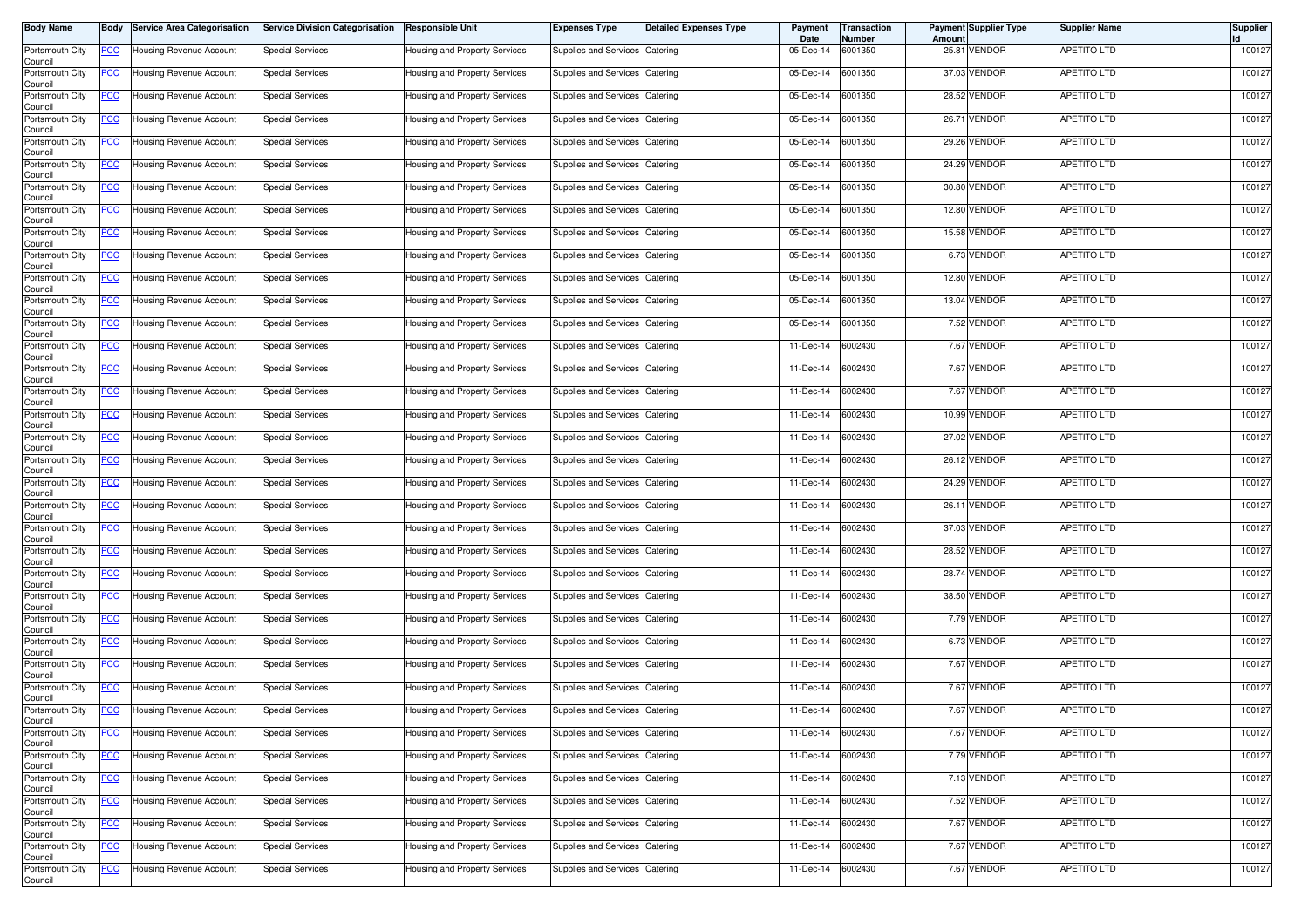| Body Name | Body | Service Area Categorisation | Service Division Categorisation | Responsible Unit | Expenses Type | Detailed Expenses Type | Payment Date | Transaction Number | Payment Amount | Supplier Type | Supplier Name | Supplier Id |
|---|---|---|---|---|---|---|---|---|---|---|---|---|
| Portsmouth City Council | PCC | Housing Revenue Account | Special Services | Housing and Property Services | Supplies and Services | Catering | 05-Dec-14 | 6001350 | 25.81 | VENDOR | APETITO LTD | 100127 |
| Portsmouth City Council | PCC | Housing Revenue Account | Special Services | Housing and Property Services | Supplies and Services | Catering | 05-Dec-14 | 6001350 | 37.03 | VENDOR | APETITO LTD | 100127 |
| Portsmouth City Council | PCC | Housing Revenue Account | Special Services | Housing and Property Services | Supplies and Services | Catering | 05-Dec-14 | 6001350 | 28.52 | VENDOR | APETITO LTD | 100127 |
| Portsmouth City Council | PCC | Housing Revenue Account | Special Services | Housing and Property Services | Supplies and Services | Catering | 05-Dec-14 | 6001350 | 26.71 | VENDOR | APETITO LTD | 100127 |
| Portsmouth City Council | PCC | Housing Revenue Account | Special Services | Housing and Property Services | Supplies and Services | Catering | 05-Dec-14 | 6001350 | 29.26 | VENDOR | APETITO LTD | 100127 |
| Portsmouth City Council | PCC | Housing Revenue Account | Special Services | Housing and Property Services | Supplies and Services | Catering | 05-Dec-14 | 6001350 | 24.29 | VENDOR | APETITO LTD | 100127 |
| Portsmouth City Council | PCC | Housing Revenue Account | Special Services | Housing and Property Services | Supplies and Services | Catering | 05-Dec-14 | 6001350 | 30.80 | VENDOR | APETITO LTD | 100127 |
| Portsmouth City Council | PCC | Housing Revenue Account | Special Services | Housing and Property Services | Supplies and Services | Catering | 05-Dec-14 | 6001350 | 12.80 | VENDOR | APETITO LTD | 100127 |
| Portsmouth City Council | PCC | Housing Revenue Account | Special Services | Housing and Property Services | Supplies and Services | Catering | 05-Dec-14 | 6001350 | 15.58 | VENDOR | APETITO LTD | 100127 |
| Portsmouth City Council | PCC | Housing Revenue Account | Special Services | Housing and Property Services | Supplies and Services | Catering | 05-Dec-14 | 6001350 | 6.73 | VENDOR | APETITO LTD | 100127 |
| Portsmouth City Council | PCC | Housing Revenue Account | Special Services | Housing and Property Services | Supplies and Services | Catering | 05-Dec-14 | 6001350 | 12.80 | VENDOR | APETITO LTD | 100127 |
| Portsmouth City Council | PCC | Housing Revenue Account | Special Services | Housing and Property Services | Supplies and Services | Catering | 05-Dec-14 | 6001350 | 13.04 | VENDOR | APETITO LTD | 100127 |
| Portsmouth City Council | PCC | Housing Revenue Account | Special Services | Housing and Property Services | Supplies and Services | Catering | 05-Dec-14 | 6001350 | 7.52 | VENDOR | APETITO LTD | 100127 |
| Portsmouth City Council | PCC | Housing Revenue Account | Special Services | Housing and Property Services | Supplies and Services | Catering | 11-Dec-14 | 6002430 | 7.67 | VENDOR | APETITO LTD | 100127 |
| Portsmouth City Council | PCC | Housing Revenue Account | Special Services | Housing and Property Services | Supplies and Services | Catering | 11-Dec-14 | 6002430 | 7.67 | VENDOR | APETITO LTD | 100127 |
| Portsmouth City Council | PCC | Housing Revenue Account | Special Services | Housing and Property Services | Supplies and Services | Catering | 11-Dec-14 | 6002430 | 7.67 | VENDOR | APETITO LTD | 100127 |
| Portsmouth City Council | PCC | Housing Revenue Account | Special Services | Housing and Property Services | Supplies and Services | Catering | 11-Dec-14 | 6002430 | 10.99 | VENDOR | APETITO LTD | 100127 |
| Portsmouth City Council | PCC | Housing Revenue Account | Special Services | Housing and Property Services | Supplies and Services | Catering | 11-Dec-14 | 6002430 | 27.02 | VENDOR | APETITO LTD | 100127 |
| Portsmouth City Council | PCC | Housing Revenue Account | Special Services | Housing and Property Services | Supplies and Services | Catering | 11-Dec-14 | 6002430 | 26.12 | VENDOR | APETITO LTD | 100127 |
| Portsmouth City Council | PCC | Housing Revenue Account | Special Services | Housing and Property Services | Supplies and Services | Catering | 11-Dec-14 | 6002430 | 24.29 | VENDOR | APETITO LTD | 100127 |
| Portsmouth City Council | PCC | Housing Revenue Account | Special Services | Housing and Property Services | Supplies and Services | Catering | 11-Dec-14 | 6002430 | 26.11 | VENDOR | APETITO LTD | 100127 |
| Portsmouth City Council | PCC | Housing Revenue Account | Special Services | Housing and Property Services | Supplies and Services | Catering | 11-Dec-14 | 6002430 | 37.03 | VENDOR | APETITO LTD | 100127 |
| Portsmouth City Council | PCC | Housing Revenue Account | Special Services | Housing and Property Services | Supplies and Services | Catering | 11-Dec-14 | 6002430 | 28.52 | VENDOR | APETITO LTD | 100127 |
| Portsmouth City Council | PCC | Housing Revenue Account | Special Services | Housing and Property Services | Supplies and Services | Catering | 11-Dec-14 | 6002430 | 28.74 | VENDOR | APETITO LTD | 100127 |
| Portsmouth City Council | PCC | Housing Revenue Account | Special Services | Housing and Property Services | Supplies and Services | Catering | 11-Dec-14 | 6002430 | 38.50 | VENDOR | APETITO LTD | 100127 |
| Portsmouth City Council | PCC | Housing Revenue Account | Special Services | Housing and Property Services | Supplies and Services | Catering | 11-Dec-14 | 6002430 | 7.79 | VENDOR | APETITO LTD | 100127 |
| Portsmouth City Council | PCC | Housing Revenue Account | Special Services | Housing and Property Services | Supplies and Services | Catering | 11-Dec-14 | 6002430 | 6.73 | VENDOR | APETITO LTD | 100127 |
| Portsmouth City Council | PCC | Housing Revenue Account | Special Services | Housing and Property Services | Supplies and Services | Catering | 11-Dec-14 | 6002430 | 7.67 | VENDOR | APETITO LTD | 100127 |
| Portsmouth City Council | PCC | Housing Revenue Account | Special Services | Housing and Property Services | Supplies and Services | Catering | 11-Dec-14 | 6002430 | 7.67 | VENDOR | APETITO LTD | 100127 |
| Portsmouth City Council | PCC | Housing Revenue Account | Special Services | Housing and Property Services | Supplies and Services | Catering | 11-Dec-14 | 6002430 | 7.67 | VENDOR | APETITO LTD | 100127 |
| Portsmouth City Council | PCC | Housing Revenue Account | Special Services | Housing and Property Services | Supplies and Services | Catering | 11-Dec-14 | 6002430 | 7.67 | VENDOR | APETITO LTD | 100127 |
| Portsmouth City Council | PCC | Housing Revenue Account | Special Services | Housing and Property Services | Supplies and Services | Catering | 11-Dec-14 | 6002430 | 7.79 | VENDOR | APETITO LTD | 100127 |
| Portsmouth City Council | PCC | Housing Revenue Account | Special Services | Housing and Property Services | Supplies and Services | Catering | 11-Dec-14 | 6002430 | 7.13 | VENDOR | APETITO LTD | 100127 |
| Portsmouth City Council | PCC | Housing Revenue Account | Special Services | Housing and Property Services | Supplies and Services | Catering | 11-Dec-14 | 6002430 | 7.52 | VENDOR | APETITO LTD | 100127 |
| Portsmouth City Council | PCC | Housing Revenue Account | Special Services | Housing and Property Services | Supplies and Services | Catering | 11-Dec-14 | 6002430 | 7.67 | VENDOR | APETITO LTD | 100127 |
| Portsmouth City Council | PCC | Housing Revenue Account | Special Services | Housing and Property Services | Supplies and Services | Catering | 11-Dec-14 | 6002430 | 7.67 | VENDOR | APETITO LTD | 100127 |
| Portsmouth City Council | PCC | Housing Revenue Account | Special Services | Housing and Property Services | Supplies and Services | Catering | 11-Dec-14 | 6002430 | 7.67 | VENDOR | APETITO LTD | 100127 |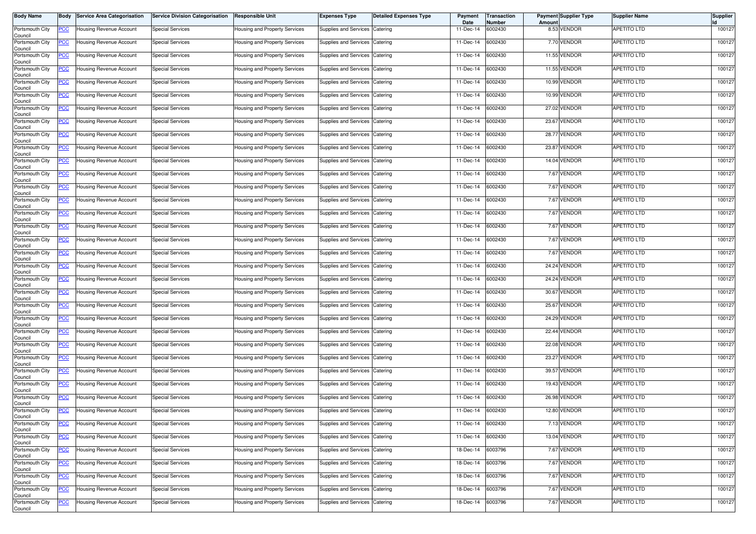| Body Name | Body | Service Area Categorisation | Service Division Categorisation | Responsible Unit | Expenses Type | Detailed Expenses Type | Payment Date | Transaction Number | Payment Amount | Supplier Type | Supplier Name | Supplier Id |
|---|---|---|---|---|---|---|---|---|---|---|---|---|
| Portsmouth City Council | PCC | Housing Revenue Account | Special Services | Housing and Property Services | Supplies and Services | Catering | 11-Dec-14 | 6002430 | 8.53 | VENDOR | APETITO LTD | 100127 |
| Portsmouth City Council | PCC | Housing Revenue Account | Special Services | Housing and Property Services | Supplies and Services | Catering | 11-Dec-14 | 6002430 | 7.70 | VENDOR | APETITO LTD | 100127 |
| Portsmouth City Council | PCC | Housing Revenue Account | Special Services | Housing and Property Services | Supplies and Services | Catering | 11-Dec-14 | 6002430 | 11.55 | VENDOR | APETITO LTD | 100127 |
| Portsmouth City Council | PCC | Housing Revenue Account | Special Services | Housing and Property Services | Supplies and Services | Catering | 11-Dec-14 | 6002430 | 11.55 | VENDOR | APETITO LTD | 100127 |
| Portsmouth City Council | PCC | Housing Revenue Account | Special Services | Housing and Property Services | Supplies and Services | Catering | 11-Dec-14 | 6002430 | 10.99 | VENDOR | APETITO LTD | 100127 |
| Portsmouth City Council | PCC | Housing Revenue Account | Special Services | Housing and Property Services | Supplies and Services | Catering | 11-Dec-14 | 6002430 | 10.99 | VENDOR | APETITO LTD | 100127 |
| Portsmouth City Council | PCC | Housing Revenue Account | Special Services | Housing and Property Services | Supplies and Services | Catering | 11-Dec-14 | 6002430 | 27.02 | VENDOR | APETITO LTD | 100127 |
| Portsmouth City Council | PCC | Housing Revenue Account | Special Services | Housing and Property Services | Supplies and Services | Catering | 11-Dec-14 | 6002430 | 23.67 | VENDOR | APETITO LTD | 100127 |
| Portsmouth City Council | PCC | Housing Revenue Account | Special Services | Housing and Property Services | Supplies and Services | Catering | 11-Dec-14 | 6002430 | 28.77 | VENDOR | APETITO LTD | 100127 |
| Portsmouth City Council | PCC | Housing Revenue Account | Special Services | Housing and Property Services | Supplies and Services | Catering | 11-Dec-14 | 6002430 | 23.87 | VENDOR | APETITO LTD | 100127 |
| Portsmouth City Council | PCC | Housing Revenue Account | Special Services | Housing and Property Services | Supplies and Services | Catering | 11-Dec-14 | 6002430 | 14.04 | VENDOR | APETITO LTD | 100127 |
| Portsmouth City Council | PCC | Housing Revenue Account | Special Services | Housing and Property Services | Supplies and Services | Catering | 11-Dec-14 | 6002430 | 7.67 | VENDOR | APETITO LTD | 100127 |
| Portsmouth City Council | PCC | Housing Revenue Account | Special Services | Housing and Property Services | Supplies and Services | Catering | 11-Dec-14 | 6002430 | 7.67 | VENDOR | APETITO LTD | 100127 |
| Portsmouth City Council | PCC | Housing Revenue Account | Special Services | Housing and Property Services | Supplies and Services | Catering | 11-Dec-14 | 6002430 | 7.67 | VENDOR | APETITO LTD | 100127 |
| Portsmouth City Council | PCC | Housing Revenue Account | Special Services | Housing and Property Services | Supplies and Services | Catering | 11-Dec-14 | 6002430 | 7.67 | VENDOR | APETITO LTD | 100127 |
| Portsmouth City Council | PCC | Housing Revenue Account | Special Services | Housing and Property Services | Supplies and Services | Catering | 11-Dec-14 | 6002430 | 7.67 | VENDOR | APETITO LTD | 100127 |
| Portsmouth City Council | PCC | Housing Revenue Account | Special Services | Housing and Property Services | Supplies and Services | Catering | 11-Dec-14 | 6002430 | 7.67 | VENDOR | APETITO LTD | 100127 |
| Portsmouth City Council | PCC | Housing Revenue Account | Special Services | Housing and Property Services | Supplies and Services | Catering | 11-Dec-14 | 6002430 | 7.67 | VENDOR | APETITO LTD | 100127 |
| Portsmouth City Council | PCC | Housing Revenue Account | Special Services | Housing and Property Services | Supplies and Services | Catering | 11-Dec-14 | 6002430 | 24.24 | VENDOR | APETITO LTD | 100127 |
| Portsmouth City Council | PCC | Housing Revenue Account | Special Services | Housing and Property Services | Supplies and Services | Catering | 11-Dec-14 | 6002430 | 24.24 | VENDOR | APETITO LTD | 100127 |
| Portsmouth City Council | PCC | Housing Revenue Account | Special Services | Housing and Property Services | Supplies and Services | Catering | 11-Dec-14 | 6002430 | 30.67 | VENDOR | APETITO LTD | 100127 |
| Portsmouth City Council | PCC | Housing Revenue Account | Special Services | Housing and Property Services | Supplies and Services | Catering | 11-Dec-14 | 6002430 | 25.67 | VENDOR | APETITO LTD | 100127 |
| Portsmouth City Council | PCC | Housing Revenue Account | Special Services | Housing and Property Services | Supplies and Services | Catering | 11-Dec-14 | 6002430 | 24.29 | VENDOR | APETITO LTD | 100127 |
| Portsmouth City Council | PCC | Housing Revenue Account | Special Services | Housing and Property Services | Supplies and Services | Catering | 11-Dec-14 | 6002430 | 22.44 | VENDOR | APETITO LTD | 100127 |
| Portsmouth City Council | PCC | Housing Revenue Account | Special Services | Housing and Property Services | Supplies and Services | Catering | 11-Dec-14 | 6002430 | 22.08 | VENDOR | APETITO LTD | 100127 |
| Portsmouth City Council | PCC | Housing Revenue Account | Special Services | Housing and Property Services | Supplies and Services | Catering | 11-Dec-14 | 6002430 | 23.27 | VENDOR | APETITO LTD | 100127 |
| Portsmouth City Council | PCC | Housing Revenue Account | Special Services | Housing and Property Services | Supplies and Services | Catering | 11-Dec-14 | 6002430 | 39.57 | VENDOR | APETITO LTD | 100127 |
| Portsmouth City Council | PCC | Housing Revenue Account | Special Services | Housing and Property Services | Supplies and Services | Catering | 11-Dec-14 | 6002430 | 19.43 | VENDOR | APETITO LTD | 100127 |
| Portsmouth City Council | PCC | Housing Revenue Account | Special Services | Housing and Property Services | Supplies and Services | Catering | 11-Dec-14 | 6002430 | 26.98 | VENDOR | APETITO LTD | 100127 |
| Portsmouth City Council | PCC | Housing Revenue Account | Special Services | Housing and Property Services | Supplies and Services | Catering | 11-Dec-14 | 6002430 | 12.80 | VENDOR | APETITO LTD | 100127 |
| Portsmouth City Council | PCC | Housing Revenue Account | Special Services | Housing and Property Services | Supplies and Services | Catering | 11-Dec-14 | 6002430 | 7.13 | VENDOR | APETITO LTD | 100127 |
| Portsmouth City Council | PCC | Housing Revenue Account | Special Services | Housing and Property Services | Supplies and Services | Catering | 11-Dec-14 | 6002430 | 13.04 | VENDOR | APETITO LTD | 100127 |
| Portsmouth City Council | PCC | Housing Revenue Account | Special Services | Housing and Property Services | Supplies and Services | Catering | 18-Dec-14 | 6003796 | 7.67 | VENDOR | APETITO LTD | 100127 |
| Portsmouth City Council | PCC | Housing Revenue Account | Special Services | Housing and Property Services | Supplies and Services | Catering | 18-Dec-14 | 6003796 | 7.67 | VENDOR | APETITO LTD | 100127 |
| Portsmouth City Council | PCC | Housing Revenue Account | Special Services | Housing and Property Services | Supplies and Services | Catering | 18-Dec-14 | 6003796 | 7.67 | VENDOR | APETITO LTD | 100127 |
| Portsmouth City Council | PCC | Housing Revenue Account | Special Services | Housing and Property Services | Supplies and Services | Catering | 18-Dec-14 | 6003796 | 7.67 | VENDOR | APETITO LTD | 100127 |
| Portsmouth City Council | PCC | Housing Revenue Account | Special Services | Housing and Property Services | Supplies and Services | Catering | 18-Dec-14 | 6003796 | 7.67 | VENDOR | APETITO LTD | 100127 |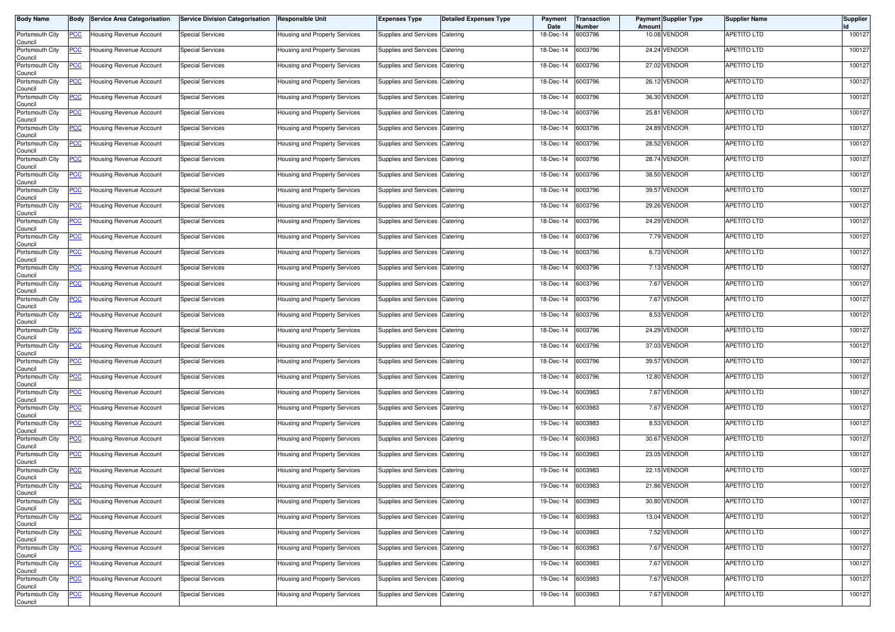| Body Name | Body | Service Area Categorisation | Service Division Categorisation | Responsible Unit | Expenses Type | Detailed Expenses Type | Payment Date | Transaction Number | Payment Amount | Supplier Type | Supplier Name | Supplier Id |
|---|---|---|---|---|---|---|---|---|---|---|---|---|
| Portsmouth City Council | PCC | Housing Revenue Account | Special Services | Housing and Property Services | Supplies and Services | Catering | 18-Dec-14 | 6003796 | 10.08 | VENDOR | APETITO LTD | 100127 |
| Portsmouth City Council | PCC | Housing Revenue Account | Special Services | Housing and Property Services | Supplies and Services | Catering | 18-Dec-14 | 6003796 | 24.24 | VENDOR | APETITO LTD | 100127 |
| Portsmouth City Council | PCC | Housing Revenue Account | Special Services | Housing and Property Services | Supplies and Services | Catering | 18-Dec-14 | 6003796 | 27.02 | VENDOR | APETITO LTD | 100127 |
| Portsmouth City Council | PCC | Housing Revenue Account | Special Services | Housing and Property Services | Supplies and Services | Catering | 18-Dec-14 | 6003796 | 26.12 | VENDOR | APETITO LTD | 100127 |
| Portsmouth City Council | PCC | Housing Revenue Account | Special Services | Housing and Property Services | Supplies and Services | Catering | 18-Dec-14 | 6003796 | 36.30 | VENDOR | APETITO LTD | 100127 |
| Portsmouth City Council | PCC | Housing Revenue Account | Special Services | Housing and Property Services | Supplies and Services | Catering | 18-Dec-14 | 6003796 | 25.81 | VENDOR | APETITO LTD | 100127 |
| Portsmouth City Council | PCC | Housing Revenue Account | Special Services | Housing and Property Services | Supplies and Services | Catering | 18-Dec-14 | 6003796 | 24.89 | VENDOR | APETITO LTD | 100127 |
| Portsmouth City Council | PCC | Housing Revenue Account | Special Services | Housing and Property Services | Supplies and Services | Catering | 18-Dec-14 | 6003796 | 28.52 | VENDOR | APETITO LTD | 100127 |
| Portsmouth City Council | PCC | Housing Revenue Account | Special Services | Housing and Property Services | Supplies and Services | Catering | 18-Dec-14 | 6003796 | 28.74 | VENDOR | APETITO LTD | 100127 |
| Portsmouth City Council | PCC | Housing Revenue Account | Special Services | Housing and Property Services | Supplies and Services | Catering | 18-Dec-14 | 6003796 | 38.50 | VENDOR | APETITO LTD | 100127 |
| Portsmouth City Council | PCC | Housing Revenue Account | Special Services | Housing and Property Services | Supplies and Services | Catering | 18-Dec-14 | 6003796 | 39.57 | VENDOR | APETITO LTD | 100127 |
| Portsmouth City Council | PCC | Housing Revenue Account | Special Services | Housing and Property Services | Supplies and Services | Catering | 18-Dec-14 | 6003796 | 29.26 | VENDOR | APETITO LTD | 100127 |
| Portsmouth City Council | PCC | Housing Revenue Account | Special Services | Housing and Property Services | Supplies and Services | Catering | 18-Dec-14 | 6003796 | 24.29 | VENDOR | APETITO LTD | 100127 |
| Portsmouth City Council | PCC | Housing Revenue Account | Special Services | Housing and Property Services | Supplies and Services | Catering | 18-Dec-14 | 6003796 | 7.79 | VENDOR | APETITO LTD | 100127 |
| Portsmouth City Council | PCC | Housing Revenue Account | Special Services | Housing and Property Services | Supplies and Services | Catering | 18-Dec-14 | 6003796 | 6.73 | VENDOR | APETITO LTD | 100127 |
| Portsmouth City Council | PCC | Housing Revenue Account | Special Services | Housing and Property Services | Supplies and Services | Catering | 18-Dec-14 | 6003796 | 7.13 | VENDOR | APETITO LTD | 100127 |
| Portsmouth City Council | PCC | Housing Revenue Account | Special Services | Housing and Property Services | Supplies and Services | Catering | 18-Dec-14 | 6003796 | 7.67 | VENDOR | APETITO LTD | 100127 |
| Portsmouth City Council | PCC | Housing Revenue Account | Special Services | Housing and Property Services | Supplies and Services | Catering | 18-Dec-14 | 6003796 | 7.67 | VENDOR | APETITO LTD | 100127 |
| Portsmouth City Council | PCC | Housing Revenue Account | Special Services | Housing and Property Services | Supplies and Services | Catering | 18-Dec-14 | 6003796 | 8.53 | VENDOR | APETITO LTD | 100127 |
| Portsmouth City Council | PCC | Housing Revenue Account | Special Services | Housing and Property Services | Supplies and Services | Catering | 18-Dec-14 | 6003796 | 24.29 | VENDOR | APETITO LTD | 100127 |
| Portsmouth City Council | PCC | Housing Revenue Account | Special Services | Housing and Property Services | Supplies and Services | Catering | 18-Dec-14 | 6003796 | 37.03 | VENDOR | APETITO LTD | 100127 |
| Portsmouth City Council | PCC | Housing Revenue Account | Special Services | Housing and Property Services | Supplies and Services | Catering | 18-Dec-14 | 6003796 | 39.57 | VENDOR | APETITO LTD | 100127 |
| Portsmouth City Council | PCC | Housing Revenue Account | Special Services | Housing and Property Services | Supplies and Services | Catering | 18-Dec-14 | 6003796 | 12.80 | VENDOR | APETITO LTD | 100127 |
| Portsmouth City Council | PCC | Housing Revenue Account | Special Services | Housing and Property Services | Supplies and Services | Catering | 19-Dec-14 | 6003983 | 7.67 | VENDOR | APETITO LTD | 100127 |
| Portsmouth City Council | PCC | Housing Revenue Account | Special Services | Housing and Property Services | Supplies and Services | Catering | 19-Dec-14 | 6003983 | 7.67 | VENDOR | APETITO LTD | 100127 |
| Portsmouth City Council | PCC | Housing Revenue Account | Special Services | Housing and Property Services | Supplies and Services | Catering | 19-Dec-14 | 6003983 | 8.53 | VENDOR | APETITO LTD | 100127 |
| Portsmouth City Council | PCC | Housing Revenue Account | Special Services | Housing and Property Services | Supplies and Services | Catering | 19-Dec-14 | 6003983 | 30.67 | VENDOR | APETITO LTD | 100127 |
| Portsmouth City Council | PCC | Housing Revenue Account | Special Services | Housing and Property Services | Supplies and Services | Catering | 19-Dec-14 | 6003983 | 23.05 | VENDOR | APETITO LTD | 100127 |
| Portsmouth City Council | PCC | Housing Revenue Account | Special Services | Housing and Property Services | Supplies and Services | Catering | 19-Dec-14 | 6003983 | 22.15 | VENDOR | APETITO LTD | 100127 |
| Portsmouth City Council | PCC | Housing Revenue Account | Special Services | Housing and Property Services | Supplies and Services | Catering | 19-Dec-14 | 6003983 | 21.86 | VENDOR | APETITO LTD | 100127 |
| Portsmouth City Council | PCC | Housing Revenue Account | Special Services | Housing and Property Services | Supplies and Services | Catering | 19-Dec-14 | 6003983 | 30.80 | VENDOR | APETITO LTD | 100127 |
| Portsmouth City Council | PCC | Housing Revenue Account | Special Services | Housing and Property Services | Supplies and Services | Catering | 19-Dec-14 | 6003983 | 13.04 | VENDOR | APETITO LTD | 100127 |
| Portsmouth City Council | PCC | Housing Revenue Account | Special Services | Housing and Property Services | Supplies and Services | Catering | 19-Dec-14 | 6003983 | 7.52 | VENDOR | APETITO LTD | 100127 |
| Portsmouth City Council | PCC | Housing Revenue Account | Special Services | Housing and Property Services | Supplies and Services | Catering | 19-Dec-14 | 6003983 | 7.67 | VENDOR | APETITO LTD | 100127 |
| Portsmouth City Council | PCC | Housing Revenue Account | Special Services | Housing and Property Services | Supplies and Services | Catering | 19-Dec-14 | 6003983 | 7.67 | VENDOR | APETITO LTD | 100127 |
| Portsmouth City Council | PCC | Housing Revenue Account | Special Services | Housing and Property Services | Supplies and Services | Catering | 19-Dec-14 | 6003983 | 7.67 | VENDOR | APETITO LTD | 100127 |
| Portsmouth City Council | PCC | Housing Revenue Account | Special Services | Housing and Property Services | Supplies and Services | Catering | 19-Dec-14 | 6003983 | 7.67 | VENDOR | APETITO LTD | 100127 |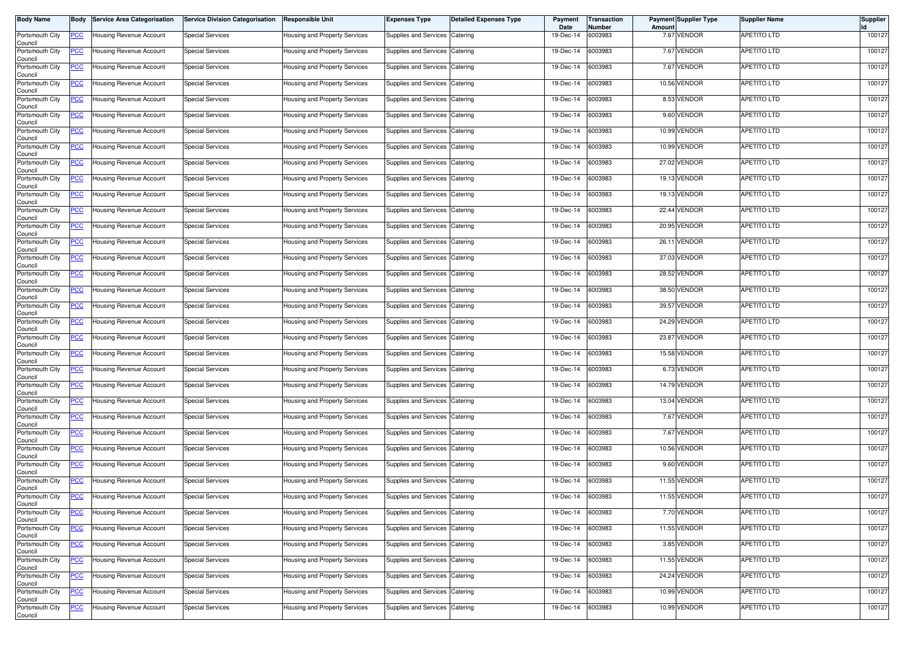| Body Name | Body | Service Area Categorisation | Service Division Categorisation | Responsible Unit | Expenses Type | Detailed Expenses Type | Payment Date | Transaction Number | Payment Amount | Supplier Type | Supplier Name | Supplier Id |
|---|---|---|---|---|---|---|---|---|---|---|---|---|
| Portsmouth City Council | PCC | Housing Revenue Account | Special Services | Housing and Property Services | Supplies and Services | Catering | 19-Dec-14 | 6003983 | 7.67 | VENDOR | APETITO LTD | 100127 |
| Portsmouth City Council | PCC | Housing Revenue Account | Special Services | Housing and Property Services | Supplies and Services | Catering | 19-Dec-14 | 6003983 | 7.67 | VENDOR | APETITO LTD | 100127 |
| Portsmouth City Council | PCC | Housing Revenue Account | Special Services | Housing and Property Services | Supplies and Services | Catering | 19-Dec-14 | 6003983 | 7.67 | VENDOR | APETITO LTD | 100127 |
| Portsmouth City Council | PCC | Housing Revenue Account | Special Services | Housing and Property Services | Supplies and Services | Catering | 19-Dec-14 | 6003983 | 10.56 | VENDOR | APETITO LTD | 100127 |
| Portsmouth City Council | PCC | Housing Revenue Account | Special Services | Housing and Property Services | Supplies and Services | Catering | 19-Dec-14 | 6003983 | 8.53 | VENDOR | APETITO LTD | 100127 |
| Portsmouth City Council | PCC | Housing Revenue Account | Special Services | Housing and Property Services | Supplies and Services | Catering | 19-Dec-14 | 6003983 | 9.60 | VENDOR | APETITO LTD | 100127 |
| Portsmouth City Council | PCC | Housing Revenue Account | Special Services | Housing and Property Services | Supplies and Services | Catering | 19-Dec-14 | 6003983 | 10.99 | VENDOR | APETITO LTD | 100127 |
| Portsmouth City Council | PCC | Housing Revenue Account | Special Services | Housing and Property Services | Supplies and Services | Catering | 19-Dec-14 | 6003983 | 10.99 | VENDOR | APETITO LTD | 100127 |
| Portsmouth City Council | PCC | Housing Revenue Account | Special Services | Housing and Property Services | Supplies and Services | Catering | 19-Dec-14 | 6003983 | 27.02 | VENDOR | APETITO LTD | 100127 |
| Portsmouth City Council | PCC | Housing Revenue Account | Special Services | Housing and Property Services | Supplies and Services | Catering | 19-Dec-14 | 6003983 | 19.13 | VENDOR | APETITO LTD | 100127 |
| Portsmouth City Council | PCC | Housing Revenue Account | Special Services | Housing and Property Services | Supplies and Services | Catering | 19-Dec-14 | 6003983 | 19.13 | VENDOR | APETITO LTD | 100127 |
| Portsmouth City Council | PCC | Housing Revenue Account | Special Services | Housing and Property Services | Supplies and Services | Catering | 19-Dec-14 | 6003983 | 22.44 | VENDOR | APETITO LTD | 100127 |
| Portsmouth City Council | PCC | Housing Revenue Account | Special Services | Housing and Property Services | Supplies and Services | Catering | 19-Dec-14 | 6003983 | 20.95 | VENDOR | APETITO LTD | 100127 |
| Portsmouth City Council | PCC | Housing Revenue Account | Special Services | Housing and Property Services | Supplies and Services | Catering | 19-Dec-14 | 6003983 | 26.11 | VENDOR | APETITO LTD | 100127 |
| Portsmouth City Council | PCC | Housing Revenue Account | Special Services | Housing and Property Services | Supplies and Services | Catering | 19-Dec-14 | 6003983 | 37.03 | VENDOR | APETITO LTD | 100127 |
| Portsmouth City Council | PCC | Housing Revenue Account | Special Services | Housing and Property Services | Supplies and Services | Catering | 19-Dec-14 | 6003983 | 28.52 | VENDOR | APETITO LTD | 100127 |
| Portsmouth City Council | PCC | Housing Revenue Account | Special Services | Housing and Property Services | Supplies and Services | Catering | 19-Dec-14 | 6003983 | 38.50 | VENDOR | APETITO LTD | 100127 |
| Portsmouth City Council | PCC | Housing Revenue Account | Special Services | Housing and Property Services | Supplies and Services | Catering | 19-Dec-14 | 6003983 | 39.57 | VENDOR | APETITO LTD | 100127 |
| Portsmouth City Council | PCC | Housing Revenue Account | Special Services | Housing and Property Services | Supplies and Services | Catering | 19-Dec-14 | 6003983 | 24.29 | VENDOR | APETITO LTD | 100127 |
| Portsmouth City Council | PCC | Housing Revenue Account | Special Services | Housing and Property Services | Supplies and Services | Catering | 19-Dec-14 | 6003983 | 23.87 | VENDOR | APETITO LTD | 100127 |
| Portsmouth City Council | PCC | Housing Revenue Account | Special Services | Housing and Property Services | Supplies and Services | Catering | 19-Dec-14 | 6003983 | 15.58 | VENDOR | APETITO LTD | 100127 |
| Portsmouth City Council | PCC | Housing Revenue Account | Special Services | Housing and Property Services | Supplies and Services | Catering | 19-Dec-14 | 6003983 | 6.73 | VENDOR | APETITO LTD | 100127 |
| Portsmouth City Council | PCC | Housing Revenue Account | Special Services | Housing and Property Services | Supplies and Services | Catering | 19-Dec-14 | 6003983 | 14.79 | VENDOR | APETITO LTD | 100127 |
| Portsmouth City Council | PCC | Housing Revenue Account | Special Services | Housing and Property Services | Supplies and Services | Catering | 19-Dec-14 | 6003983 | 13.04 | VENDOR | APETITO LTD | 100127 |
| Portsmouth City Council | PCC | Housing Revenue Account | Special Services | Housing and Property Services | Supplies and Services | Catering | 19-Dec-14 | 6003983 | 7.67 | VENDOR | APETITO LTD | 100127 |
| Portsmouth City Council | PCC | Housing Revenue Account | Special Services | Housing and Property Services | Supplies and Services | Catering | 19-Dec-14 | 6003983 | 7.67 | VENDOR | APETITO LTD | 100127 |
| Portsmouth City Council | PCC | Housing Revenue Account | Special Services | Housing and Property Services | Supplies and Services | Catering | 19-Dec-14 | 6003983 | 10.56 | VENDOR | APETITO LTD | 100127 |
| Portsmouth City Council | PCC | Housing Revenue Account | Special Services | Housing and Property Services | Supplies and Services | Catering | 19-Dec-14 | 6003983 | 9.60 | VENDOR | APETITO LTD | 100127 |
| Portsmouth City Council | PCC | Housing Revenue Account | Special Services | Housing and Property Services | Supplies and Services | Catering | 19-Dec-14 | 6003983 | 11.55 | VENDOR | APETITO LTD | 100127 |
| Portsmouth City Council | PCC | Housing Revenue Account | Special Services | Housing and Property Services | Supplies and Services | Catering | 19-Dec-14 | 6003983 | 11.55 | VENDOR | APETITO LTD | 100127 |
| Portsmouth City Council | PCC | Housing Revenue Account | Special Services | Housing and Property Services | Supplies and Services | Catering | 19-Dec-14 | 6003983 | 7.70 | VENDOR | APETITO LTD | 100127 |
| Portsmouth City Council | PCC | Housing Revenue Account | Special Services | Housing and Property Services | Supplies and Services | Catering | 19-Dec-14 | 6003983 | 11.55 | VENDOR | APETITO LTD | 100127 |
| Portsmouth City Council | PCC | Housing Revenue Account | Special Services | Housing and Property Services | Supplies and Services | Catering | 19-Dec-14 | 6003983 | 3.85 | VENDOR | APETITO LTD | 100127 |
| Portsmouth City Council | PCC | Housing Revenue Account | Special Services | Housing and Property Services | Supplies and Services | Catering | 19-Dec-14 | 6003983 | 11.55 | VENDOR | APETITO LTD | 100127 |
| Portsmouth City Council | PCC | Housing Revenue Account | Special Services | Housing and Property Services | Supplies and Services | Catering | 19-Dec-14 | 6003983 | 24.24 | VENDOR | APETITO LTD | 100127 |
| Portsmouth City Council | PCC | Housing Revenue Account | Special Services | Housing and Property Services | Supplies and Services | Catering | 19-Dec-14 | 6003983 | 10.99 | VENDOR | APETITO LTD | 100127 |
| Portsmouth City Council | PCC | Housing Revenue Account | Special Services | Housing and Property Services | Supplies and Services | Catering | 19-Dec-14 | 6003983 | 10.99 | VENDOR | APETITO LTD | 100127 |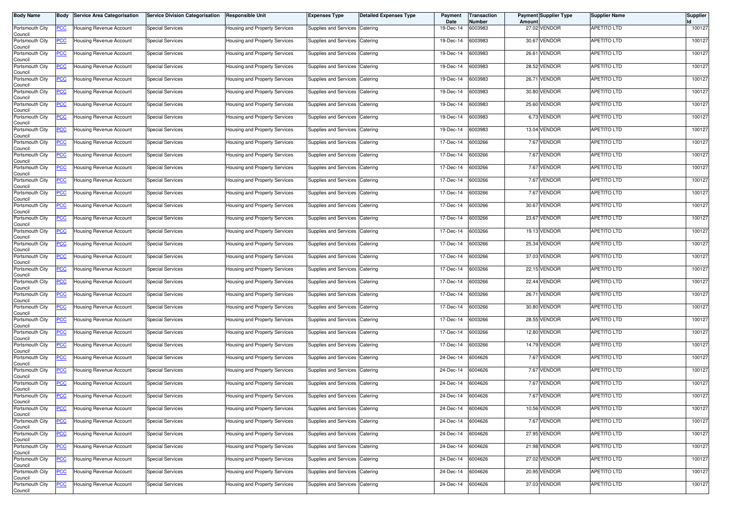| Body Name | Body | Service Area Categorisation | Service Division Categorisation | Responsible Unit | Expenses Type | Detailed Expenses Type | Payment Date | Transaction Number | Payment Amount | Supplier Type | Supplier Name | Supplier Id |
|---|---|---|---|---|---|---|---|---|---|---|---|---|
| Portsmouth City Council | PCC | Housing Revenue Account | Special Services | Housing and Property Services | Supplies and Services | Catering | 19-Dec-14 | 6003983 | 27.02 | VENDOR | APETITO LTD | 100127 |
| Portsmouth City Council | PCC | Housing Revenue Account | Special Services | Housing and Property Services | Supplies and Services | Catering | 19-Dec-14 | 6003983 | 30.67 | VENDOR | APETITO LTD | 100127 |
| Portsmouth City Council | PCC | Housing Revenue Account | Special Services | Housing and Property Services | Supplies and Services | Catering | 19-Dec-14 | 6003983 | 26.61 | VENDOR | APETITO LTD | 100127 |
| Portsmouth City Council | PCC | Housing Revenue Account | Special Services | Housing and Property Services | Supplies and Services | Catering | 19-Dec-14 | 6003983 | 28.52 | VENDOR | APETITO LTD | 100127 |
| Portsmouth City Council | PCC | Housing Revenue Account | Special Services | Housing and Property Services | Supplies and Services | Catering | 19-Dec-14 | 6003983 | 26.71 | VENDOR | APETITO LTD | 100127 |
| Portsmouth City Council | PCC | Housing Revenue Account | Special Services | Housing and Property Services | Supplies and Services | Catering | 19-Dec-14 | 6003983 | 30.80 | VENDOR | APETITO LTD | 100127 |
| Portsmouth City Council | PCC | Housing Revenue Account | Special Services | Housing and Property Services | Supplies and Services | Catering | 19-Dec-14 | 6003983 | 25.60 | VENDOR | APETITO LTD | 100127 |
| Portsmouth City Council | PCC | Housing Revenue Account | Special Services | Housing and Property Services | Supplies and Services | Catering | 19-Dec-14 | 6003983 | 6.73 | VENDOR | APETITO LTD | 100127 |
| Portsmouth City Council | PCC | Housing Revenue Account | Special Services | Housing and Property Services | Supplies and Services | Catering | 19-Dec-14 | 6003983 | 13.04 | VENDOR | APETITO LTD | 100127 |
| Portsmouth City Council | PCC | Housing Revenue Account | Special Services | Housing and Property Services | Supplies and Services | Catering | 17-Dec-14 | 6003266 | 7.67 | VENDOR | APETITO LTD | 100127 |
| Portsmouth City Council | PCC | Housing Revenue Account | Special Services | Housing and Property Services | Supplies and Services | Catering | 17-Dec-14 | 6003266 | 7.67 | VENDOR | APETITO LTD | 100127 |
| Portsmouth City Council | PCC | Housing Revenue Account | Special Services | Housing and Property Services | Supplies and Services | Catering | 17-Dec-14 | 6003266 | 7.67 | VENDOR | APETITO LTD | 100127 |
| Portsmouth City Council | PCC | Housing Revenue Account | Special Services | Housing and Property Services | Supplies and Services | Catering | 17-Dec-14 | 6003266 | 7.67 | VENDOR | APETITO LTD | 100127 |
| Portsmouth City Council | PCC | Housing Revenue Account | Special Services | Housing and Property Services | Supplies and Services | Catering | 17-Dec-14 | 6003266 | 7.67 | VENDOR | APETITO LTD | 100127 |
| Portsmouth City Council | PCC | Housing Revenue Account | Special Services | Housing and Property Services | Supplies and Services | Catering | 17-Dec-14 | 6003266 | 30.67 | VENDOR | APETITO LTD | 100127 |
| Portsmouth City Council | PCC | Housing Revenue Account | Special Services | Housing and Property Services | Supplies and Services | Catering | 17-Dec-14 | 6003266 | 23.67 | VENDOR | APETITO LTD | 100127 |
| Portsmouth City Council | PCC | Housing Revenue Account | Special Services | Housing and Property Services | Supplies and Services | Catering | 17-Dec-14 | 6003266 | 19.13 | VENDOR | APETITO LTD | 100127 |
| Portsmouth City Council | PCC | Housing Revenue Account | Special Services | Housing and Property Services | Supplies and Services | Catering | 17-Dec-14 | 6003266 | 25.34 | VENDOR | APETITO LTD | 100127 |
| Portsmouth City Council | PCC | Housing Revenue Account | Special Services | Housing and Property Services | Supplies and Services | Catering | 17-Dec-14 | 6003266 | 37.03 | VENDOR | APETITO LTD | 100127 |
| Portsmouth City Council | PCC | Housing Revenue Account | Special Services | Housing and Property Services | Supplies and Services | Catering | 17-Dec-14 | 6003266 | 22.15 | VENDOR | APETITO LTD | 100127 |
| Portsmouth City Council | PCC | Housing Revenue Account | Special Services | Housing and Property Services | Supplies and Services | Catering | 17-Dec-14 | 6003266 | 22.44 | VENDOR | APETITO LTD | 100127 |
| Portsmouth City Council | PCC | Housing Revenue Account | Special Services | Housing and Property Services | Supplies and Services | Catering | 17-Dec-14 | 6003266 | 26.71 | VENDOR | APETITO LTD | 100127 |
| Portsmouth City Council | PCC | Housing Revenue Account | Special Services | Housing and Property Services | Supplies and Services | Catering | 17-Dec-14 | 6003266 | 30.80 | VENDOR | APETITO LTD | 100127 |
| Portsmouth City Council | PCC | Housing Revenue Account | Special Services | Housing and Property Services | Supplies and Services | Catering | 17-Dec-14 | 6003266 | 28.55 | VENDOR | APETITO LTD | 100127 |
| Portsmouth City Council | PCC | Housing Revenue Account | Special Services | Housing and Property Services | Supplies and Services | Catering | 17-Dec-14 | 6003266 | 12.80 | VENDOR | APETITO LTD | 100127 |
| Portsmouth City Council | PCC | Housing Revenue Account | Special Services | Housing and Property Services | Supplies and Services | Catering | 17-Dec-14 | 6003266 | 14.79 | VENDOR | APETITO LTD | 100127 |
| Portsmouth City Council | PCC | Housing Revenue Account | Special Services | Housing and Property Services | Supplies and Services | Catering | 24-Dec-14 | 6004626 | 7.67 | VENDOR | APETITO LTD | 100127 |
| Portsmouth City Council | PCC | Housing Revenue Account | Special Services | Housing and Property Services | Supplies and Services | Catering | 24-Dec-14 | 6004626 | 7.67 | VENDOR | APETITO LTD | 100127 |
| Portsmouth City Council | PCC | Housing Revenue Account | Special Services | Housing and Property Services | Supplies and Services | Catering | 24-Dec-14 | 6004626 | 7.67 | VENDOR | APETITO LTD | 100127 |
| Portsmouth City Council | PCC | Housing Revenue Account | Special Services | Housing and Property Services | Supplies and Services | Catering | 24-Dec-14 | 6004626 | 7.67 | VENDOR | APETITO LTD | 100127 |
| Portsmouth City Council | PCC | Housing Revenue Account | Special Services | Housing and Property Services | Supplies and Services | Catering | 24-Dec-14 | 6004626 | 10.56 | VENDOR | APETITO LTD | 100127 |
| Portsmouth City Council | PCC | Housing Revenue Account | Special Services | Housing and Property Services | Supplies and Services | Catering | 24-Dec-14 | 6004626 | 7.67 | VENDOR | APETITO LTD | 100127 |
| Portsmouth City Council | PCC | Housing Revenue Account | Special Services | Housing and Property Services | Supplies and Services | Catering | 24-Dec-14 | 6004626 | 27.95 | VENDOR | APETITO LTD | 100127 |
| Portsmouth City Council | PCC | Housing Revenue Account | Special Services | Housing and Property Services | Supplies and Services | Catering | 24-Dec-14 | 6004626 | 21.98 | VENDOR | APETITO LTD | 100127 |
| Portsmouth City Council | PCC | Housing Revenue Account | Special Services | Housing and Property Services | Supplies and Services | Catering | 24-Dec-14 | 6004626 | 27.02 | VENDOR | APETITO LTD | 100127 |
| Portsmouth City Council | PCC | Housing Revenue Account | Special Services | Housing and Property Services | Supplies and Services | Catering | 24-Dec-14 | 6004626 | 20.95 | VENDOR | APETITO LTD | 100127 |
| Portsmouth City Council | PCC | Housing Revenue Account | Special Services | Housing and Property Services | Supplies and Services | Catering | 24-Dec-14 | 6004626 | 37.03 | VENDOR | APETITO LTD | 100127 |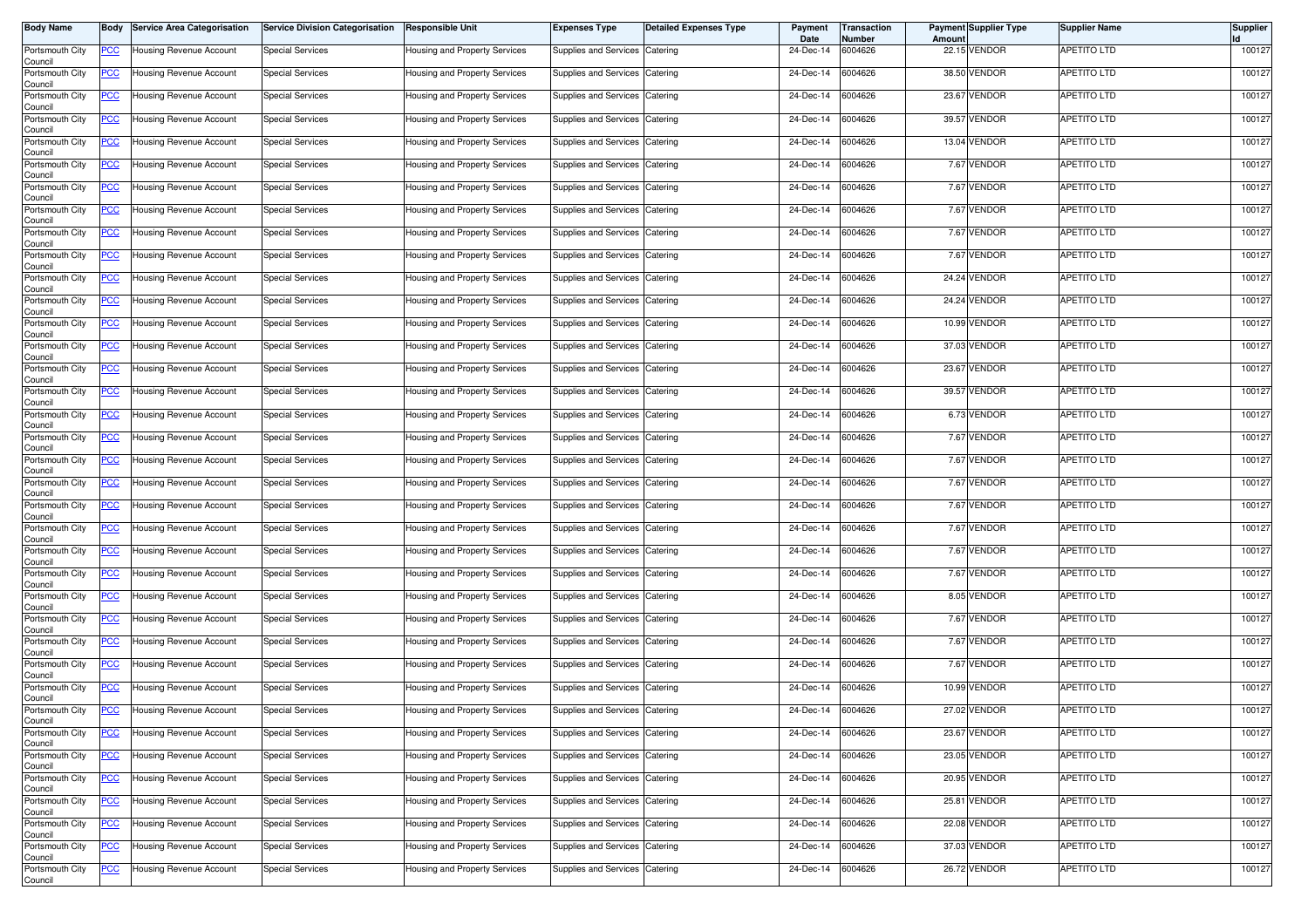| Body Name | Body | Service Area Categorisation | Service Division Categorisation | Responsible Unit | Expenses Type | Detailed Expenses Type | Payment Date | Transaction Number | Payment Amount | Supplier Type | Supplier Name | Supplier Id |
|---|---|---|---|---|---|---|---|---|---|---|---|---|
| Portsmouth City Council | PCC | Housing Revenue Account | Special Services | Housing and Property Services | Supplies and Services | Catering | 24-Dec-14 | 6004626 | 22.15 | VENDOR | APETITO LTD | 100127 |
| Portsmouth City Council | PCC | Housing Revenue Account | Special Services | Housing and Property Services | Supplies and Services | Catering | 24-Dec-14 | 6004626 | 38.50 | VENDOR | APETITO LTD | 100127 |
| Portsmouth City Council | PCC | Housing Revenue Account | Special Services | Housing and Property Services | Supplies and Services | Catering | 24-Dec-14 | 6004626 | 23.67 | VENDOR | APETITO LTD | 100127 |
| Portsmouth City Council | PCC | Housing Revenue Account | Special Services | Housing and Property Services | Supplies and Services | Catering | 24-Dec-14 | 6004626 | 39.57 | VENDOR | APETITO LTD | 100127 |
| Portsmouth City Council | PCC | Housing Revenue Account | Special Services | Housing and Property Services | Supplies and Services | Catering | 24-Dec-14 | 6004626 | 13.04 | VENDOR | APETITO LTD | 100127 |
| Portsmouth City Council | PCC | Housing Revenue Account | Special Services | Housing and Property Services | Supplies and Services | Catering | 24-Dec-14 | 6004626 | 7.67 | VENDOR | APETITO LTD | 100127 |
| Portsmouth City Council | PCC | Housing Revenue Account | Special Services | Housing and Property Services | Supplies and Services | Catering | 24-Dec-14 | 6004626 | 7.67 | VENDOR | APETITO LTD | 100127 |
| Portsmouth City Council | PCC | Housing Revenue Account | Special Services | Housing and Property Services | Supplies and Services | Catering | 24-Dec-14 | 6004626 | 7.67 | VENDOR | APETITO LTD | 100127 |
| Portsmouth City Council | PCC | Housing Revenue Account | Special Services | Housing and Property Services | Supplies and Services | Catering | 24-Dec-14 | 6004626 | 7.67 | VENDOR | APETITO LTD | 100127 |
| Portsmouth City Council | PCC | Housing Revenue Account | Special Services | Housing and Property Services | Supplies and Services | Catering | 24-Dec-14 | 6004626 | 7.67 | VENDOR | APETITO LTD | 100127 |
| Portsmouth City Council | PCC | Housing Revenue Account | Special Services | Housing and Property Services | Supplies and Services | Catering | 24-Dec-14 | 6004626 | 24.24 | VENDOR | APETITO LTD | 100127 |
| Portsmouth City Council | PCC | Housing Revenue Account | Special Services | Housing and Property Services | Supplies and Services | Catering | 24-Dec-14 | 6004626 | 24.24 | VENDOR | APETITO LTD | 100127 |
| Portsmouth City Council | PCC | Housing Revenue Account | Special Services | Housing and Property Services | Supplies and Services | Catering | 24-Dec-14 | 6004626 | 10.99 | VENDOR | APETITO LTD | 100127 |
| Portsmouth City Council | PCC | Housing Revenue Account | Special Services | Housing and Property Services | Supplies and Services | Catering | 24-Dec-14 | 6004626 | 37.03 | VENDOR | APETITO LTD | 100127 |
| Portsmouth City Council | PCC | Housing Revenue Account | Special Services | Housing and Property Services | Supplies and Services | Catering | 24-Dec-14 | 6004626 | 23.67 | VENDOR | APETITO LTD | 100127 |
| Portsmouth City Council | PCC | Housing Revenue Account | Special Services | Housing and Property Services | Supplies and Services | Catering | 24-Dec-14 | 6004626 | 39.57 | VENDOR | APETITO LTD | 100127 |
| Portsmouth City Council | PCC | Housing Revenue Account | Special Services | Housing and Property Services | Supplies and Services | Catering | 24-Dec-14 | 6004626 | 6.73 | VENDOR | APETITO LTD | 100127 |
| Portsmouth City Council | PCC | Housing Revenue Account | Special Services | Housing and Property Services | Supplies and Services | Catering | 24-Dec-14 | 6004626 | 7.67 | VENDOR | APETITO LTD | 100127 |
| Portsmouth City Council | PCC | Housing Revenue Account | Special Services | Housing and Property Services | Supplies and Services | Catering | 24-Dec-14 | 6004626 | 7.67 | VENDOR | APETITO LTD | 100127 |
| Portsmouth City Council | PCC | Housing Revenue Account | Special Services | Housing and Property Services | Supplies and Services | Catering | 24-Dec-14 | 6004626 | 7.67 | VENDOR | APETITO LTD | 100127 |
| Portsmouth City Council | PCC | Housing Revenue Account | Special Services | Housing and Property Services | Supplies and Services | Catering | 24-Dec-14 | 6004626 | 7.67 | VENDOR | APETITO LTD | 100127 |
| Portsmouth City Council | PCC | Housing Revenue Account | Special Services | Housing and Property Services | Supplies and Services | Catering | 24-Dec-14 | 6004626 | 7.67 | VENDOR | APETITO LTD | 100127 |
| Portsmouth City Council | PCC | Housing Revenue Account | Special Services | Housing and Property Services | Supplies and Services | Catering | 24-Dec-14 | 6004626 | 7.67 | VENDOR | APETITO LTD | 100127 |
| Portsmouth City Council | PCC | Housing Revenue Account | Special Services | Housing and Property Services | Supplies and Services | Catering | 24-Dec-14 | 6004626 | 7.67 | VENDOR | APETITO LTD | 100127 |
| Portsmouth City Council | PCC | Housing Revenue Account | Special Services | Housing and Property Services | Supplies and Services | Catering | 24-Dec-14 | 6004626 | 8.05 | VENDOR | APETITO LTD | 100127 |
| Portsmouth City Council | PCC | Housing Revenue Account | Special Services | Housing and Property Services | Supplies and Services | Catering | 24-Dec-14 | 6004626 | 7.67 | VENDOR | APETITO LTD | 100127 |
| Portsmouth City Council | PCC | Housing Revenue Account | Special Services | Housing and Property Services | Supplies and Services | Catering | 24-Dec-14 | 6004626 | 7.67 | VENDOR | APETITO LTD | 100127 |
| Portsmouth City Council | PCC | Housing Revenue Account | Special Services | Housing and Property Services | Supplies and Services | Catering | 24-Dec-14 | 6004626 | 7.67 | VENDOR | APETITO LTD | 100127 |
| Portsmouth City Council | PCC | Housing Revenue Account | Special Services | Housing and Property Services | Supplies and Services | Catering | 24-Dec-14 | 6004626 | 10.99 | VENDOR | APETITO LTD | 100127 |
| Portsmouth City Council | PCC | Housing Revenue Account | Special Services | Housing and Property Services | Supplies and Services | Catering | 24-Dec-14 | 6004626 | 27.02 | VENDOR | APETITO LTD | 100127 |
| Portsmouth City Council | PCC | Housing Revenue Account | Special Services | Housing and Property Services | Supplies and Services | Catering | 24-Dec-14 | 6004626 | 23.67 | VENDOR | APETITO LTD | 100127 |
| Portsmouth City Council | PCC | Housing Revenue Account | Special Services | Housing and Property Services | Supplies and Services | Catering | 24-Dec-14 | 6004626 | 23.05 | VENDOR | APETITO LTD | 100127 |
| Portsmouth City Council | PCC | Housing Revenue Account | Special Services | Housing and Property Services | Supplies and Services | Catering | 24-Dec-14 | 6004626 | 20.95 | VENDOR | APETITO LTD | 100127 |
| Portsmouth City Council | PCC | Housing Revenue Account | Special Services | Housing and Property Services | Supplies and Services | Catering | 24-Dec-14 | 6004626 | 25.81 | VENDOR | APETITO LTD | 100127 |
| Portsmouth City Council | PCC | Housing Revenue Account | Special Services | Housing and Property Services | Supplies and Services | Catering | 24-Dec-14 | 6004626 | 22.08 | VENDOR | APETITO LTD | 100127 |
| Portsmouth City Council | PCC | Housing Revenue Account | Special Services | Housing and Property Services | Supplies and Services | Catering | 24-Dec-14 | 6004626 | 37.03 | VENDOR | APETITO LTD | 100127 |
| Portsmouth City Council | PCC | Housing Revenue Account | Special Services | Housing and Property Services | Supplies and Services | Catering | 24-Dec-14 | 6004626 | 26.72 | VENDOR | APETITO LTD | 100127 |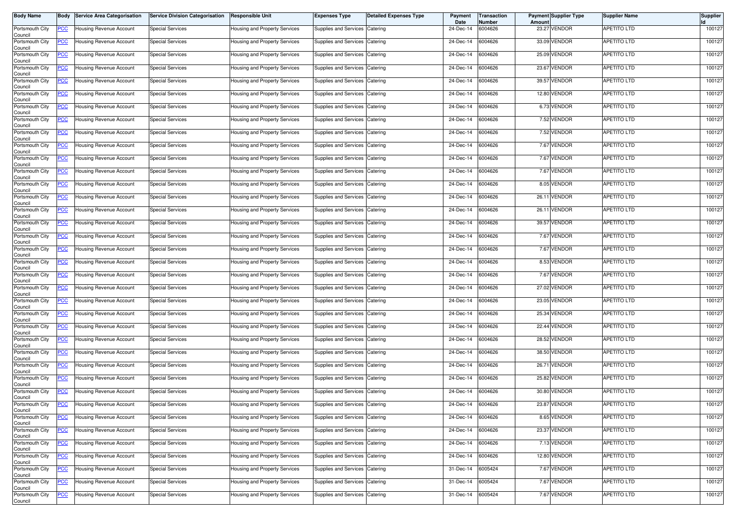| Body Name | Body | Service Area Categorisation | Service Division Categorisation | Responsible Unit | Expenses Type | Detailed Expenses Type | Payment Date | Transaction Number | Payment Amount | Supplier Type | Supplier Name | Supplier Id |
|---|---|---|---|---|---|---|---|---|---|---|---|---|
| Portsmouth City Council | PCC | Housing Revenue Account | Special Services | Housing and Property Services | Supplies and Services | Catering | 24-Dec-14 | 6004626 | 23.27 | VENDOR | APETITO LTD | 100127 |
| Portsmouth City Council | PCC | Housing Revenue Account | Special Services | Housing and Property Services | Supplies and Services | Catering | 24-Dec-14 | 6004626 | 33.09 | VENDOR | APETITO LTD | 100127 |
| Portsmouth City Council | PCC | Housing Revenue Account | Special Services | Housing and Property Services | Supplies and Services | Catering | 24-Dec-14 | 6004626 | 25.09 | VENDOR | APETITO LTD | 100127 |
| Portsmouth City Council | PCC | Housing Revenue Account | Special Services | Housing and Property Services | Supplies and Services | Catering | 24-Dec-14 | 6004626 | 23.67 | VENDOR | APETITO LTD | 100127 |
| Portsmouth City Council | PCC | Housing Revenue Account | Special Services | Housing and Property Services | Supplies and Services | Catering | 24-Dec-14 | 6004626 | 39.57 | VENDOR | APETITO LTD | 100127 |
| Portsmouth City Council | PCC | Housing Revenue Account | Special Services | Housing and Property Services | Supplies and Services | Catering | 24-Dec-14 | 6004626 | 12.80 | VENDOR | APETITO LTD | 100127 |
| Portsmouth City Council | PCC | Housing Revenue Account | Special Services | Housing and Property Services | Supplies and Services | Catering | 24-Dec-14 | 6004626 | 6.73 | VENDOR | APETITO LTD | 100127 |
| Portsmouth City Council | PCC | Housing Revenue Account | Special Services | Housing and Property Services | Supplies and Services | Catering | 24-Dec-14 | 6004626 | 7.52 | VENDOR | APETITO LTD | 100127 |
| Portsmouth City Council | PCC | Housing Revenue Account | Special Services | Housing and Property Services | Supplies and Services | Catering | 24-Dec-14 | 6004626 | 7.52 | VENDOR | APETITO LTD | 100127 |
| Portsmouth City Council | PCC | Housing Revenue Account | Special Services | Housing and Property Services | Supplies and Services | Catering | 24-Dec-14 | 6004626 | 7.67 | VENDOR | APETITO LTD | 100127 |
| Portsmouth City Council | PCC | Housing Revenue Account | Special Services | Housing and Property Services | Supplies and Services | Catering | 24-Dec-14 | 6004626 | 7.67 | VENDOR | APETITO LTD | 100127 |
| Portsmouth City Council | PCC | Housing Revenue Account | Special Services | Housing and Property Services | Supplies and Services | Catering | 24-Dec-14 | 6004626 | 7.67 | VENDOR | APETITO LTD | 100127 |
| Portsmouth City Council | PCC | Housing Revenue Account | Special Services | Housing and Property Services | Supplies and Services | Catering | 24-Dec-14 | 6004626 | 8.05 | VENDOR | APETITO LTD | 100127 |
| Portsmouth City Council | PCC | Housing Revenue Account | Special Services | Housing and Property Services | Supplies and Services | Catering | 24-Dec-14 | 6004626 | 26.11 | VENDOR | APETITO LTD | 100127 |
| Portsmouth City Council | PCC | Housing Revenue Account | Special Services | Housing and Property Services | Supplies and Services | Catering | 24-Dec-14 | 6004626 | 26.11 | VENDOR | APETITO LTD | 100127 |
| Portsmouth City Council | PCC | Housing Revenue Account | Special Services | Housing and Property Services | Supplies and Services | Catering | 24-Dec-14 | 6004626 | 39.57 | VENDOR | APETITO LTD | 100127 |
| Portsmouth City Council | PCC | Housing Revenue Account | Special Services | Housing and Property Services | Supplies and Services | Catering | 24-Dec-14 | 6004626 | 7.67 | VENDOR | APETITO LTD | 100127 |
| Portsmouth City Council | PCC | Housing Revenue Account | Special Services | Housing and Property Services | Supplies and Services | Catering | 24-Dec-14 | 6004626 | 7.67 | VENDOR | APETITO LTD | 100127 |
| Portsmouth City Council | PCC | Housing Revenue Account | Special Services | Housing and Property Services | Supplies and Services | Catering | 24-Dec-14 | 6004626 | 8.53 | VENDOR | APETITO LTD | 100127 |
| Portsmouth City Council | PCC | Housing Revenue Account | Special Services | Housing and Property Services | Supplies and Services | Catering | 24-Dec-14 | 6004626 | 7.67 | VENDOR | APETITO LTD | 100127 |
| Portsmouth City Council | PCC | Housing Revenue Account | Special Services | Housing and Property Services | Supplies and Services | Catering | 24-Dec-14 | 6004626 | 27.02 | VENDOR | APETITO LTD | 100127 |
| Portsmouth City Council | PCC | Housing Revenue Account | Special Services | Housing and Property Services | Supplies and Services | Catering | 24-Dec-14 | 6004626 | 23.05 | VENDOR | APETITO LTD | 100127 |
| Portsmouth City Council | PCC | Housing Revenue Account | Special Services | Housing and Property Services | Supplies and Services | Catering | 24-Dec-14 | 6004626 | 25.34 | VENDOR | APETITO LTD | 100127 |
| Portsmouth City Council | PCC | Housing Revenue Account | Special Services | Housing and Property Services | Supplies and Services | Catering | 24-Dec-14 | 6004626 | 22.44 | VENDOR | APETITO LTD | 100127 |
| Portsmouth City Council | PCC | Housing Revenue Account | Special Services | Housing and Property Services | Supplies and Services | Catering | 24-Dec-14 | 6004626 | 28.52 | VENDOR | APETITO LTD | 100127 |
| Portsmouth City Council | PCC | Housing Revenue Account | Special Services | Housing and Property Services | Supplies and Services | Catering | 24-Dec-14 | 6004626 | 38.50 | VENDOR | APETITO LTD | 100127 |
| Portsmouth City Council | PCC | Housing Revenue Account | Special Services | Housing and Property Services | Supplies and Services | Catering | 24-Dec-14 | 6004626 | 26.71 | VENDOR | APETITO LTD | 100127 |
| Portsmouth City Council | PCC | Housing Revenue Account | Special Services | Housing and Property Services | Supplies and Services | Catering | 24-Dec-14 | 6004626 | 25.82 | VENDOR | APETITO LTD | 100127 |
| Portsmouth City Council | PCC | Housing Revenue Account | Special Services | Housing and Property Services | Supplies and Services | Catering | 24-Dec-14 | 6004626 | 30.80 | VENDOR | APETITO LTD | 100127 |
| Portsmouth City Council | PCC | Housing Revenue Account | Special Services | Housing and Property Services | Supplies and Services | Catering | 24-Dec-14 | 6004626 | 23.87 | VENDOR | APETITO LTD | 100127 |
| Portsmouth City Council | PCC | Housing Revenue Account | Special Services | Housing and Property Services | Supplies and Services | Catering | 24-Dec-14 | 6004626 | 8.65 | VENDOR | APETITO LTD | 100127 |
| Portsmouth City Council | PCC | Housing Revenue Account | Special Services | Housing and Property Services | Supplies and Services | Catering | 24-Dec-14 | 6004626 | 23.37 | VENDOR | APETITO LTD | 100127 |
| Portsmouth City Council | PCC | Housing Revenue Account | Special Services | Housing and Property Services | Supplies and Services | Catering | 24-Dec-14 | 6004626 | 7.13 | VENDOR | APETITO LTD | 100127 |
| Portsmouth City Council | PCC | Housing Revenue Account | Special Services | Housing and Property Services | Supplies and Services | Catering | 24-Dec-14 | 6004626 | 12.80 | VENDOR | APETITO LTD | 100127 |
| Portsmouth City Council | PCC | Housing Revenue Account | Special Services | Housing and Property Services | Supplies and Services | Catering | 31-Dec-14 | 6005424 | 7.67 | VENDOR | APETITO LTD | 100127 |
| Portsmouth City Council | PCC | Housing Revenue Account | Special Services | Housing and Property Services | Supplies and Services | Catering | 31-Dec-14 | 6005424 | 7.67 | VENDOR | APETITO LTD | 100127 |
| Portsmouth City Council | PCC | Housing Revenue Account | Special Services | Housing and Property Services | Supplies and Services | Catering | 31-Dec-14 | 6005424 | 7.67 | VENDOR | APETITO LTD | 100127 |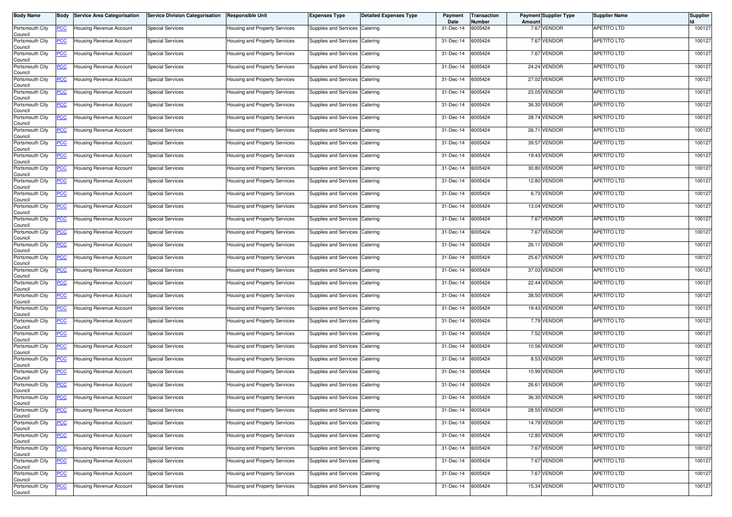| Body Name | Body | Service Area Categorisation | Service Division Categorisation | Responsible Unit | Expenses Type | Detailed Expenses Type | Payment Date | Transaction Number | Payment Amount | Supplier Type | Supplier Name | Supplier Id |
|---|---|---|---|---|---|---|---|---|---|---|---|---|
| Portsmouth City Council | PCC | Housing Revenue Account | Special Services | Housing and Property Services | Supplies and Services | Catering | 31-Dec-14 | 6005424 | 7.67 | VENDOR | APETITO LTD | 100127 |
| Portsmouth City Council | PCC | Housing Revenue Account | Special Services | Housing and Property Services | Supplies and Services | Catering | 31-Dec-14 | 6005424 | 7.67 | VENDOR | APETITO LTD | 100127 |
| Portsmouth City Council | PCC | Housing Revenue Account | Special Services | Housing and Property Services | Supplies and Services | Catering | 31-Dec-14 | 6005424 | 7.67 | VENDOR | APETITO LTD | 100127 |
| Portsmouth City Council | PCC | Housing Revenue Account | Special Services | Housing and Property Services | Supplies and Services | Catering | 31-Dec-14 | 6005424 | 24.24 | VENDOR | APETITO LTD | 100127 |
| Portsmouth City Council | PCC | Housing Revenue Account | Special Services | Housing and Property Services | Supplies and Services | Catering | 31-Dec-14 | 6005424 | 27.02 | VENDOR | APETITO LTD | 100127 |
| Portsmouth City Council | PCC | Housing Revenue Account | Special Services | Housing and Property Services | Supplies and Services | Catering | 31-Dec-14 | 6005424 | 23.05 | VENDOR | APETITO LTD | 100127 |
| Portsmouth City Council | PCC | Housing Revenue Account | Special Services | Housing and Property Services | Supplies and Services | Catering | 31-Dec-14 | 6005424 | 36.30 | VENDOR | APETITO LTD | 100127 |
| Portsmouth City Council | PCC | Housing Revenue Account | Special Services | Housing and Property Services | Supplies and Services | Catering | 31-Dec-14 | 6005424 | 28.74 | VENDOR | APETITO LTD | 100127 |
| Portsmouth City Council | PCC | Housing Revenue Account | Special Services | Housing and Property Services | Supplies and Services | Catering | 31-Dec-14 | 6005424 | 26.71 | VENDOR | APETITO LTD | 100127 |
| Portsmouth City Council | PCC | Housing Revenue Account | Special Services | Housing and Property Services | Supplies and Services | Catering | 31-Dec-14 | 6005424 | 39.57 | VENDOR | APETITO LTD | 100127 |
| Portsmouth City Council | PCC | Housing Revenue Account | Special Services | Housing and Property Services | Supplies and Services | Catering | 31-Dec-14 | 6005424 | 19.43 | VENDOR | APETITO LTD | 100127 |
| Portsmouth City Council | PCC | Housing Revenue Account | Special Services | Housing and Property Services | Supplies and Services | Catering | 31-Dec-14 | 6005424 | 30.80 | VENDOR | APETITO LTD | 100127 |
| Portsmouth City Council | PCC | Housing Revenue Account | Special Services | Housing and Property Services | Supplies and Services | Catering | 31-Dec-14 | 6005424 | 12.80 | VENDOR | APETITO LTD | 100127 |
| Portsmouth City Council | PCC | Housing Revenue Account | Special Services | Housing and Property Services | Supplies and Services | Catering | 31-Dec-14 | 6005424 | 6.73 | VENDOR | APETITO LTD | 100127 |
| Portsmouth City Council | PCC | Housing Revenue Account | Special Services | Housing and Property Services | Supplies and Services | Catering | 31-Dec-14 | 6005424 | 13.04 | VENDOR | APETITO LTD | 100127 |
| Portsmouth City Council | PCC | Housing Revenue Account | Special Services | Housing and Property Services | Supplies and Services | Catering | 31-Dec-14 | 6005424 | 7.67 | VENDOR | APETITO LTD | 100127 |
| Portsmouth City Council | PCC | Housing Revenue Account | Special Services | Housing and Property Services | Supplies and Services | Catering | 31-Dec-14 | 6005424 | 7.67 | VENDOR | APETITO LTD | 100127 |
| Portsmouth City Council | PCC | Housing Revenue Account | Special Services | Housing and Property Services | Supplies and Services | Catering | 31-Dec-14 | 6005424 | 26.11 | VENDOR | APETITO LTD | 100127 |
| Portsmouth City Council | PCC | Housing Revenue Account | Special Services | Housing and Property Services | Supplies and Services | Catering | 31-Dec-14 | 6005424 | 25.67 | VENDOR | APETITO LTD | 100127 |
| Portsmouth City Council | PCC | Housing Revenue Account | Special Services | Housing and Property Services | Supplies and Services | Catering | 31-Dec-14 | 6005424 | 37.03 | VENDOR | APETITO LTD | 100127 |
| Portsmouth City Council | PCC | Housing Revenue Account | Special Services | Housing and Property Services | Supplies and Services | Catering | 31-Dec-14 | 6005424 | 22.44 | VENDOR | APETITO LTD | 100127 |
| Portsmouth City Council | PCC | Housing Revenue Account | Special Services | Housing and Property Services | Supplies and Services | Catering | 31-Dec-14 | 6005424 | 38.50 | VENDOR | APETITO LTD | 100127 |
| Portsmouth City Council | PCC | Housing Revenue Account | Special Services | Housing and Property Services | Supplies and Services | Catering | 31-Dec-14 | 6005424 | 19.43 | VENDOR | APETITO LTD | 100127 |
| Portsmouth City Council | PCC | Housing Revenue Account | Special Services | Housing and Property Services | Supplies and Services | Catering | 31-Dec-14 | 6005424 | 7.79 | VENDOR | APETITO LTD | 100127 |
| Portsmouth City Council | PCC | Housing Revenue Account | Special Services | Housing and Property Services | Supplies and Services | Catering | 31-Dec-14 | 6005424 | 7.52 | VENDOR | APETITO LTD | 100127 |
| Portsmouth City Council | PCC | Housing Revenue Account | Special Services | Housing and Property Services | Supplies and Services | Catering | 31-Dec-14 | 6005424 | 10.56 | VENDOR | APETITO LTD | 100127 |
| Portsmouth City Council | PCC | Housing Revenue Account | Special Services | Housing and Property Services | Supplies and Services | Catering | 31-Dec-14 | 6005424 | 8.53 | VENDOR | APETITO LTD | 100127 |
| Portsmouth City Council | PCC | Housing Revenue Account | Special Services | Housing and Property Services | Supplies and Services | Catering | 31-Dec-14 | 6005424 | 10.99 | VENDOR | APETITO LTD | 100127 |
| Portsmouth City Council | PCC | Housing Revenue Account | Special Services | Housing and Property Services | Supplies and Services | Catering | 31-Dec-14 | 6005424 | 26.61 | VENDOR | APETITO LTD | 100127 |
| Portsmouth City Council | PCC | Housing Revenue Account | Special Services | Housing and Property Services | Supplies and Services | Catering | 31-Dec-14 | 6005424 | 36.30 | VENDOR | APETITO LTD | 100127 |
| Portsmouth City Council | PCC | Housing Revenue Account | Special Services | Housing and Property Services | Supplies and Services | Catering | 31-Dec-14 | 6005424 | 28.55 | VENDOR | APETITO LTD | 100127 |
| Portsmouth City Council | PCC | Housing Revenue Account | Special Services | Housing and Property Services | Supplies and Services | Catering | 31-Dec-14 | 6005424 | 14.79 | VENDOR | APETITO LTD | 100127 |
| Portsmouth City Council | PCC | Housing Revenue Account | Special Services | Housing and Property Services | Supplies and Services | Catering | 31-Dec-14 | 6005424 | 12.80 | VENDOR | APETITO LTD | 100127 |
| Portsmouth City Council | PCC | Housing Revenue Account | Special Services | Housing and Property Services | Supplies and Services | Catering | 31-Dec-14 | 6005424 | 7.67 | VENDOR | APETITO LTD | 100127 |
| Portsmouth City Council | PCC | Housing Revenue Account | Special Services | Housing and Property Services | Supplies and Services | Catering | 31-Dec-14 | 6005424 | 7.67 | VENDOR | APETITO LTD | 100127 |
| Portsmouth City Council | PCC | Housing Revenue Account | Special Services | Housing and Property Services | Supplies and Services | Catering | 31-Dec-14 | 6005424 | 7.67 | VENDOR | APETITO LTD | 100127 |
| Portsmouth City Council | PCC | Housing Revenue Account | Special Services | Housing and Property Services | Supplies and Services | Catering | 31-Dec-14 | 6005424 | 15.34 | VENDOR | APETITO LTD | 100127 |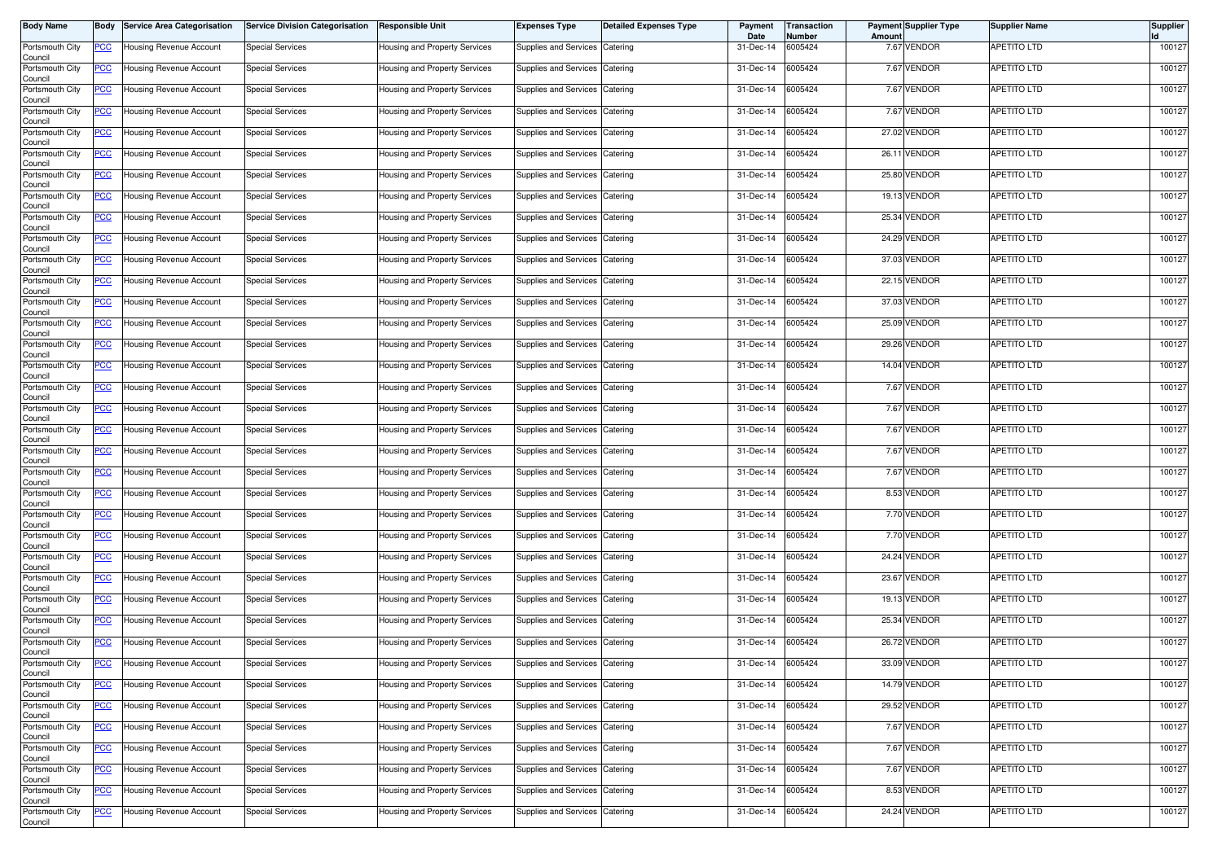| Body Name | Body | Service Area Categorisation | Service Division Categorisation | Responsible Unit | Expenses Type | Detailed Expenses Type | Payment Date | Transaction Number | Payment Amount | Supplier Type | Supplier Name | Supplier Id |
|---|---|---|---|---|---|---|---|---|---|---|---|---|
| Portsmouth City Council | PCC | Housing Revenue Account | Special Services | Housing and Property Services | Supplies and Services | Catering | 31-Dec-14 | 6005424 | 7.67 | VENDOR | APETITO LTD | 100127 |
| Portsmouth City Council | PCC | Housing Revenue Account | Special Services | Housing and Property Services | Supplies and Services | Catering | 31-Dec-14 | 6005424 | 7.67 | VENDOR | APETITO LTD | 100127 |
| Portsmouth City Council | PCC | Housing Revenue Account | Special Services | Housing and Property Services | Supplies and Services | Catering | 31-Dec-14 | 6005424 | 7.67 | VENDOR | APETITO LTD | 100127 |
| Portsmouth City Council | PCC | Housing Revenue Account | Special Services | Housing and Property Services | Supplies and Services | Catering | 31-Dec-14 | 6005424 | 7.67 | VENDOR | APETITO LTD | 100127 |
| Portsmouth City Council | PCC | Housing Revenue Account | Special Services | Housing and Property Services | Supplies and Services | Catering | 31-Dec-14 | 6005424 | 27.02 | VENDOR | APETITO LTD | 100127 |
| Portsmouth City Council | PCC | Housing Revenue Account | Special Services | Housing and Property Services | Supplies and Services | Catering | 31-Dec-14 | 6005424 | 26.11 | VENDOR | APETITO LTD | 100127 |
| Portsmouth City Council | PCC | Housing Revenue Account | Special Services | Housing and Property Services | Supplies and Services | Catering | 31-Dec-14 | 6005424 | 25.80 | VENDOR | APETITO LTD | 100127 |
| Portsmouth City Council | PCC | Housing Revenue Account | Special Services | Housing and Property Services | Supplies and Services | Catering | 31-Dec-14 | 6005424 | 19.13 | VENDOR | APETITO LTD | 100127 |
| Portsmouth City Council | PCC | Housing Revenue Account | Special Services | Housing and Property Services | Supplies and Services | Catering | 31-Dec-14 | 6005424 | 25.34 | VENDOR | APETITO LTD | 100127 |
| Portsmouth City Council | PCC | Housing Revenue Account | Special Services | Housing and Property Services | Supplies and Services | Catering | 31-Dec-14 | 6005424 | 24.29 | VENDOR | APETITO LTD | 100127 |
| Portsmouth City Council | PCC | Housing Revenue Account | Special Services | Housing and Property Services | Supplies and Services | Catering | 31-Dec-14 | 6005424 | 37.03 | VENDOR | APETITO LTD | 100127 |
| Portsmouth City Council | PCC | Housing Revenue Account | Special Services | Housing and Property Services | Supplies and Services | Catering | 31-Dec-14 | 6005424 | 22.15 | VENDOR | APETITO LTD | 100127 |
| Portsmouth City Council | PCC | Housing Revenue Account | Special Services | Housing and Property Services | Supplies and Services | Catering | 31-Dec-14 | 6005424 | 37.03 | VENDOR | APETITO LTD | 100127 |
| Portsmouth City Council | PCC | Housing Revenue Account | Special Services | Housing and Property Services | Supplies and Services | Catering | 31-Dec-14 | 6005424 | 25.09 | VENDOR | APETITO LTD | 100127 |
| Portsmouth City Council | PCC | Housing Revenue Account | Special Services | Housing and Property Services | Supplies and Services | Catering | 31-Dec-14 | 6005424 | 29.26 | VENDOR | APETITO LTD | 100127 |
| Portsmouth City Council | PCC | Housing Revenue Account | Special Services | Housing and Property Services | Supplies and Services | Catering | 31-Dec-14 | 6005424 | 14.04 | VENDOR | APETITO LTD | 100127 |
| Portsmouth City Council | PCC | Housing Revenue Account | Special Services | Housing and Property Services | Supplies and Services | Catering | 31-Dec-14 | 6005424 | 7.67 | VENDOR | APETITO LTD | 100127 |
| Portsmouth City Council | PCC | Housing Revenue Account | Special Services | Housing and Property Services | Supplies and Services | Catering | 31-Dec-14 | 6005424 | 7.67 | VENDOR | APETITO LTD | 100127 |
| Portsmouth City Council | PCC | Housing Revenue Account | Special Services | Housing and Property Services | Supplies and Services | Catering | 31-Dec-14 | 6005424 | 7.67 | VENDOR | APETITO LTD | 100127 |
| Portsmouth City Council | PCC | Housing Revenue Account | Special Services | Housing and Property Services | Supplies and Services | Catering | 31-Dec-14 | 6005424 | 7.67 | VENDOR | APETITO LTD | 100127 |
| Portsmouth City Council | PCC | Housing Revenue Account | Special Services | Housing and Property Services | Supplies and Services | Catering | 31-Dec-14 | 6005424 | 7.67 | VENDOR | APETITO LTD | 100127 |
| Portsmouth City Council | PCC | Housing Revenue Account | Special Services | Housing and Property Services | Supplies and Services | Catering | 31-Dec-14 | 6005424 | 8.53 | VENDOR | APETITO LTD | 100127 |
| Portsmouth City Council | PCC | Housing Revenue Account | Special Services | Housing and Property Services | Supplies and Services | Catering | 31-Dec-14 | 6005424 | 7.70 | VENDOR | APETITO LTD | 100127 |
| Portsmouth City Council | PCC | Housing Revenue Account | Special Services | Housing and Property Services | Supplies and Services | Catering | 31-Dec-14 | 6005424 | 7.70 | VENDOR | APETITO LTD | 100127 |
| Portsmouth City Council | PCC | Housing Revenue Account | Special Services | Housing and Property Services | Supplies and Services | Catering | 31-Dec-14 | 6005424 | 24.24 | VENDOR | APETITO LTD | 100127 |
| Portsmouth City Council | PCC | Housing Revenue Account | Special Services | Housing and Property Services | Supplies and Services | Catering | 31-Dec-14 | 6005424 | 23.67 | VENDOR | APETITO LTD | 100127 |
| Portsmouth City Council | PCC | Housing Revenue Account | Special Services | Housing and Property Services | Supplies and Services | Catering | 31-Dec-14 | 6005424 | 19.13 | VENDOR | APETITO LTD | 100127 |
| Portsmouth City Council | PCC | Housing Revenue Account | Special Services | Housing and Property Services | Supplies and Services | Catering | 31-Dec-14 | 6005424 | 25.34 | VENDOR | APETITO LTD | 100127 |
| Portsmouth City Council | PCC | Housing Revenue Account | Special Services | Housing and Property Services | Supplies and Services | Catering | 31-Dec-14 | 6005424 | 26.72 | VENDOR | APETITO LTD | 100127 |
| Portsmouth City Council | PCC | Housing Revenue Account | Special Services | Housing and Property Services | Supplies and Services | Catering | 31-Dec-14 | 6005424 | 33.09 | VENDOR | APETITO LTD | 100127 |
| Portsmouth City Council | PCC | Housing Revenue Account | Special Services | Housing and Property Services | Supplies and Services | Catering | 31-Dec-14 | 6005424 | 14.79 | VENDOR | APETITO LTD | 100127 |
| Portsmouth City Council | PCC | Housing Revenue Account | Special Services | Housing and Property Services | Supplies and Services | Catering | 31-Dec-14 | 6005424 | 29.52 | VENDOR | APETITO LTD | 100127 |
| Portsmouth City Council | PCC | Housing Revenue Account | Special Services | Housing and Property Services | Supplies and Services | Catering | 31-Dec-14 | 6005424 | 7.67 | VENDOR | APETITO LTD | 100127 |
| Portsmouth City Council | PCC | Housing Revenue Account | Special Services | Housing and Property Services | Supplies and Services | Catering | 31-Dec-14 | 6005424 | 7.67 | VENDOR | APETITO LTD | 100127 |
| Portsmouth City Council | PCC | Housing Revenue Account | Special Services | Housing and Property Services | Supplies and Services | Catering | 31-Dec-14 | 6005424 | 7.67 | VENDOR | APETITO LTD | 100127 |
| Portsmouth City Council | PCC | Housing Revenue Account | Special Services | Housing and Property Services | Supplies and Services | Catering | 31-Dec-14 | 6005424 | 8.53 | VENDOR | APETITO LTD | 100127 |
| Portsmouth City Council | PCC | Housing Revenue Account | Special Services | Housing and Property Services | Supplies and Services | Catering | 31-Dec-14 | 6005424 | 24.24 | VENDOR | APETITO LTD | 100127 |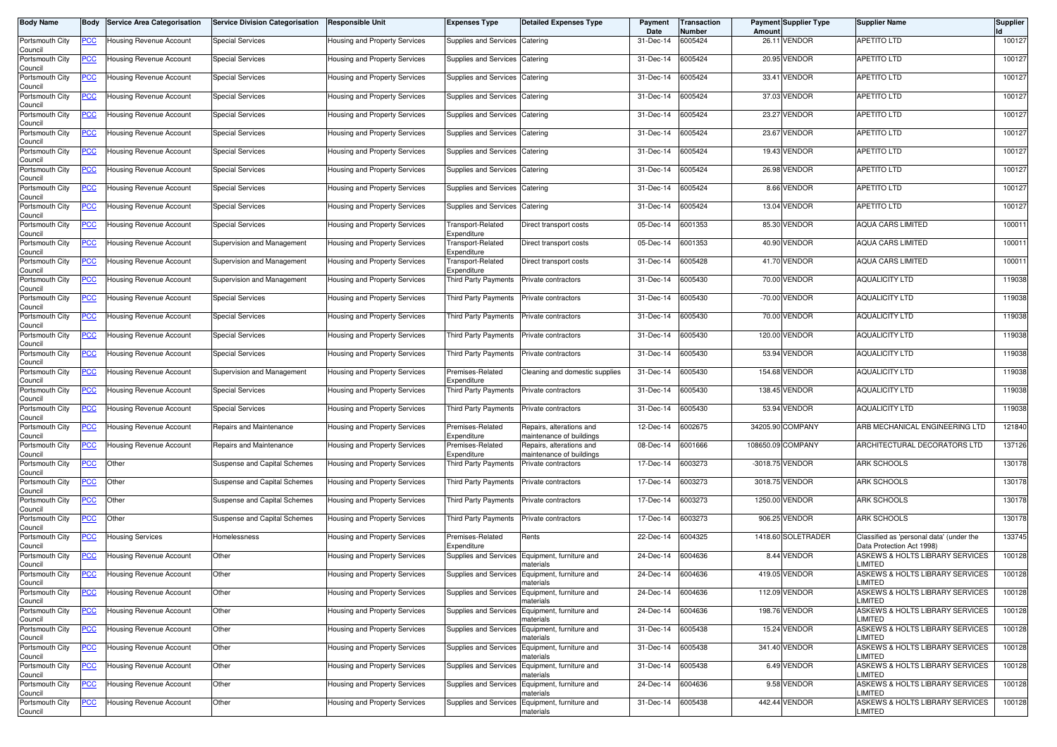| Body Name | Body | Service Area Categorisation | Service Division Categorisation | Responsible Unit | Expenses Type | Detailed Expenses Type | Payment Date | Transaction Number | Payment Amount | Supplier Type | Supplier Name | Supplier Id |
|---|---|---|---|---|---|---|---|---|---|---|---|---|
| Portsmouth City Council | PCC | Housing Revenue Account | Special Services | Housing and Property Services | Supplies and Services | Catering | 31-Dec-14 | 6005424 | 26.11 | VENDOR | APETITO LTD | 100127 |
| Portsmouth City Council | PCC | Housing Revenue Account | Special Services | Housing and Property Services | Supplies and Services | Catering | 31-Dec-14 | 6005424 | 20.95 | VENDOR | APETITO LTD | 100127 |
| Portsmouth City Council | PCC | Housing Revenue Account | Special Services | Housing and Property Services | Supplies and Services | Catering | 31-Dec-14 | 6005424 | 33.41 | VENDOR | APETITO LTD | 100127 |
| Portsmouth City Council | PCC | Housing Revenue Account | Special Services | Housing and Property Services | Supplies and Services | Catering | 31-Dec-14 | 6005424 | 37.03 | VENDOR | APETITO LTD | 100127 |
| Portsmouth City Council | PCC | Housing Revenue Account | Special Services | Housing and Property Services | Supplies and Services | Catering | 31-Dec-14 | 6005424 | 23.27 | VENDOR | APETITO LTD | 100127 |
| Portsmouth City Council | PCC | Housing Revenue Account | Special Services | Housing and Property Services | Supplies and Services | Catering | 31-Dec-14 | 6005424 | 23.67 | VENDOR | APETITO LTD | 100127 |
| Portsmouth City Council | PCC | Housing Revenue Account | Special Services | Housing and Property Services | Supplies and Services | Catering | 31-Dec-14 | 6005424 | 19.43 | VENDOR | APETITO LTD | 100127 |
| Portsmouth City Council | PCC | Housing Revenue Account | Special Services | Housing and Property Services | Supplies and Services | Catering | 31-Dec-14 | 6005424 | 26.98 | VENDOR | APETITO LTD | 100127 |
| Portsmouth City Council | PCC | Housing Revenue Account | Special Services | Housing and Property Services | Supplies and Services | Catering | 31-Dec-14 | 6005424 | 8.66 | VENDOR | APETITO LTD | 100127 |
| Portsmouth City Council | PCC | Housing Revenue Account | Special Services | Housing and Property Services | Supplies and Services | Catering | 31-Dec-14 | 6005424 | 13.04 | VENDOR | APETITO LTD | 100127 |
| Portsmouth City Council | PCC | Housing Revenue Account | Special Services | Housing and Property Services | Transport-Related Expenditure | Direct transport costs | 05-Dec-14 | 6001353 | 85.30 | VENDOR | AQUA CARS LIMITED | 100011 |
| Portsmouth City Council | PCC | Housing Revenue Account | Supervision and Management | Housing and Property Services | Transport-Related Expenditure | Direct transport costs | 05-Dec-14 | 6001353 | 40.90 | VENDOR | AQUA CARS LIMITED | 100011 |
| Portsmouth City Council | PCC | Housing Revenue Account | Supervision and Management | Housing and Property Services | Transport-Related Expenditure | Direct transport costs | 31-Dec-14 | 6005428 | 41.70 | VENDOR | AQUA CARS LIMITED | 100011 |
| Portsmouth City Council | PCC | Housing Revenue Account | Supervision and Management | Housing and Property Services | Third Party Payments | Private contractors | 31-Dec-14 | 6005430 | 70.00 | VENDOR | AQUALICITY LTD | 119038 |
| Portsmouth City Council | PCC | Housing Revenue Account | Special Services | Housing and Property Services | Third Party Payments | Private contractors | 31-Dec-14 | 6005430 | -70.00 | VENDOR | AQUALICITY LTD | 119038 |
| Portsmouth City Council | PCC | Housing Revenue Account | Special Services | Housing and Property Services | Third Party Payments | Private contractors | 31-Dec-14 | 6005430 | 70.00 | VENDOR | AQUALICITY LTD | 119038 |
| Portsmouth City Council | PCC | Housing Revenue Account | Special Services | Housing and Property Services | Third Party Payments | Private contractors | 31-Dec-14 | 6005430 | 120.00 | VENDOR | AQUALICITY LTD | 119038 |
| Portsmouth City Council | PCC | Housing Revenue Account | Special Services | Housing and Property Services | Third Party Payments | Private contractors | 31-Dec-14 | 6005430 | 53.94 | VENDOR | AQUALICITY LTD | 119038 |
| Portsmouth City Council | PCC | Housing Revenue Account | Supervision and Management | Housing and Property Services | Premises-Related Expenditure | Cleaning and domestic supplies | 31-Dec-14 | 6005430 | 154.68 | VENDOR | AQUALICITY LTD | 119038 |
| Portsmouth City Council | PCC | Housing Revenue Account | Special Services | Housing and Property Services | Third Party Payments | Private contractors | 31-Dec-14 | 6005430 | 138.45 | VENDOR | AQUALICITY LTD | 119038 |
| Portsmouth City Council | PCC | Housing Revenue Account | Special Services | Housing and Property Services | Third Party Payments | Private contractors | 31-Dec-14 | 6005430 | 53.94 | VENDOR | AQUALICITY LTD | 119038 |
| Portsmouth City Council | PCC | Housing Revenue Account | Repairs and Maintenance | Housing and Property Services | Premises-Related Expenditure | Repairs, alterations and maintenance of buildings | 12-Dec-14 | 6002675 | 34205.90 | COMPANY | ARB MECHANICAL ENGINEERING LTD | 121840 |
| Portsmouth City Council | PCC | Housing Revenue Account | Repairs and Maintenance | Housing and Property Services | Premises-Related Expenditure | Repairs, alterations and maintenance of buildings | 08-Dec-14 | 6001666 | 108650.09 | COMPANY | ARCHITECTURAL DECORATORS LTD | 137126 |
| Portsmouth City Council | PCC | Other | Suspense and Capital Schemes | Housing and Property Services | Third Party Payments | Private contractors | 17-Dec-14 | 6003273 | -3018.75 | VENDOR | ARK SCHOOLS | 130178 |
| Portsmouth City Council | PCC | Other | Suspense and Capital Schemes | Housing and Property Services | Third Party Payments | Private contractors | 17-Dec-14 | 6003273 | 3018.75 | VENDOR | ARK SCHOOLS | 130178 |
| Portsmouth City Council | PCC | Other | Suspense and Capital Schemes | Housing and Property Services | Third Party Payments | Private contractors | 17-Dec-14 | 6003273 | 1250.00 | VENDOR | ARK SCHOOLS | 130178 |
| Portsmouth City Council | PCC | Other | Suspense and Capital Schemes | Housing and Property Services | Third Party Payments | Private contractors | 17-Dec-14 | 6003273 | 906.25 | VENDOR | ARK SCHOOLS | 130178 |
| Portsmouth City Council | PCC | Housing Services | Homelessness | Housing and Property Services | Premises-Related Expenditure | Rents | 22-Dec-14 | 6004325 | 1418.60 | SOLETRADER | Classified as 'personal data' (under the Data Protection Act 1998) | 133745 |
| Portsmouth City Council | PCC | Housing Revenue Account | Other | Housing and Property Services | Supplies and Services | Equipment, furniture and materials | 24-Dec-14 | 6004636 | 8.44 | VENDOR | ASKEWS & HOLTS LIBRARY SERVICES LIMITED | 100128 |
| Portsmouth City Council | PCC | Housing Revenue Account | Other | Housing and Property Services | Supplies and Services | Equipment, furniture and materials | 24-Dec-14 | 6004636 | 419.05 | VENDOR | ASKEWS & HOLTS LIBRARY SERVICES LIMITED | 100128 |
| Portsmouth City Council | PCC | Housing Revenue Account | Other | Housing and Property Services | Supplies and Services | Equipment, furniture and materials | 24-Dec-14 | 6004636 | 112.09 | VENDOR | ASKEWS & HOLTS LIBRARY SERVICES LIMITED | 100128 |
| Portsmouth City Council | PCC | Housing Revenue Account | Other | Housing and Property Services | Supplies and Services | Equipment, furniture and materials | 24-Dec-14 | 6004636 | 198.76 | VENDOR | ASKEWS & HOLTS LIBRARY SERVICES LIMITED | 100128 |
| Portsmouth City Council | PCC | Housing Revenue Account | Other | Housing and Property Services | Supplies and Services | Equipment, furniture and materials | 31-Dec-14 | 6005438 | 15.24 | VENDOR | ASKEWS & HOLTS LIBRARY SERVICES LIMITED | 100128 |
| Portsmouth City Council | PCC | Housing Revenue Account | Other | Housing and Property Services | Supplies and Services | Equipment, furniture and materials | 31-Dec-14 | 6005438 | 341.40 | VENDOR | ASKEWS & HOLTS LIBRARY SERVICES LIMITED | 100128 |
| Portsmouth City Council | PCC | Housing Revenue Account | Other | Housing and Property Services | Supplies and Services | Equipment, furniture and materials | 31-Dec-14 | 6005438 | 6.49 | VENDOR | ASKEWS & HOLTS LIBRARY SERVICES LIMITED | 100128 |
| Portsmouth City Council | PCC | Housing Revenue Account | Other | Housing and Property Services | Supplies and Services | Equipment, furniture and materials | 24-Dec-14 | 6004636 | 9.58 | VENDOR | ASKEWS & HOLTS LIBRARY SERVICES LIMITED | 100128 |
| Portsmouth City Council | PCC | Housing Revenue Account | Other | Housing and Property Services | Supplies and Services | Equipment, furniture and materials | 31-Dec-14 | 6005438 | 442.44 | VENDOR | ASKEWS & HOLTS LIBRARY SERVICES LIMITED | 100128 |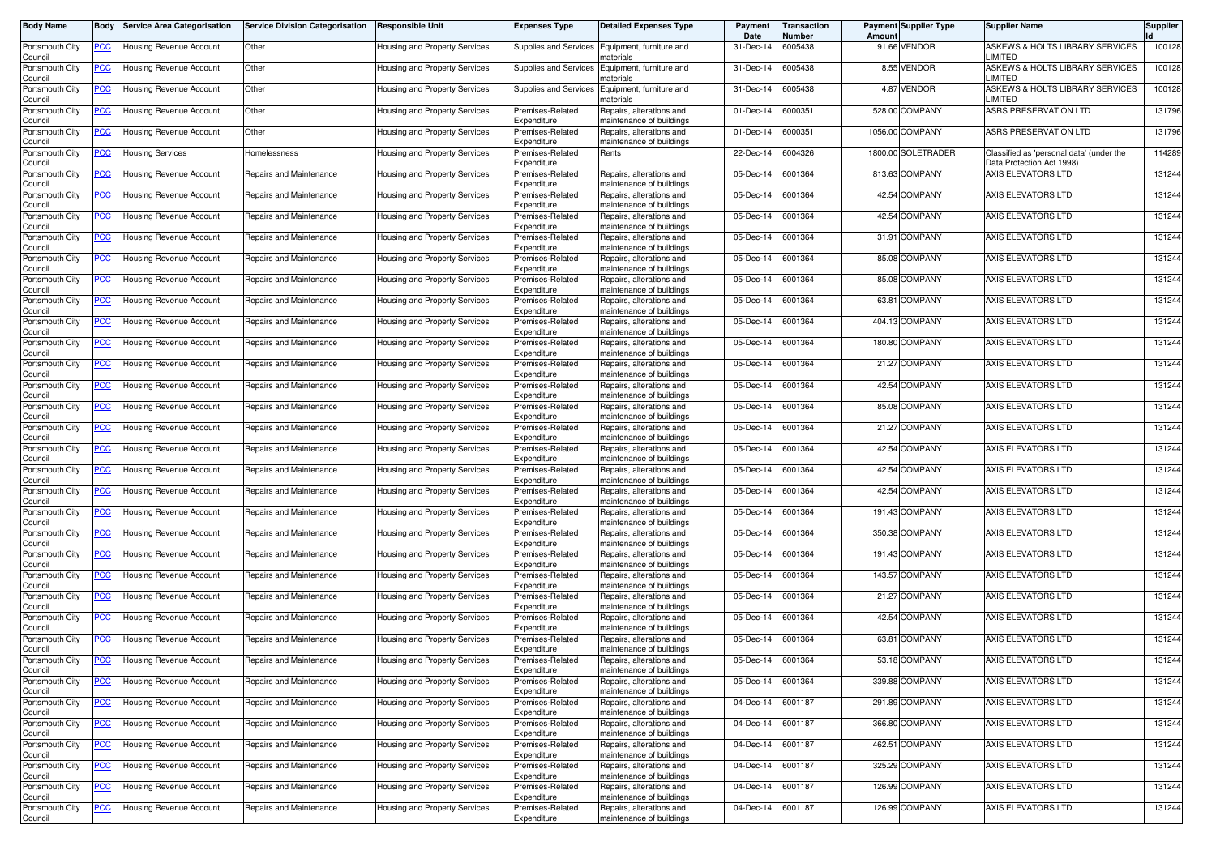| Body Name | Body | Service Area Categorisation | Service Division Categorisation | Responsible Unit | Expenses Type | Detailed Expenses Type | Payment Date | Transaction Number | Payment Amount | Supplier Type | Supplier Name | Supplier Id |
|---|---|---|---|---|---|---|---|---|---|---|---|---|
| Portsmouth City Council | PCC | Housing Revenue Account | Other | Housing and Property Services | Supplies and Services | Equipment, furniture and materials | 31-Dec-14 | 6005438 | 91.66 | VENDOR | ASKEWS & HOLTS LIBRARY SERVICES LIMITED | 100128 |
| Portsmouth City Council | PCC | Housing Revenue Account | Other | Housing and Property Services | Supplies and Services | Equipment, furniture and materials | 31-Dec-14 | 6005438 | 8.55 | VENDOR | ASKEWS & HOLTS LIBRARY SERVICES LIMITED | 100128 |
| Portsmouth City Council | PCC | Housing Revenue Account | Other | Housing and Property Services | Supplies and Services | Equipment, furniture and materials | 31-Dec-14 | 6005438 | 4.87 | VENDOR | ASKEWS & HOLTS LIBRARY SERVICES LIMITED | 100128 |
| Portsmouth City Council | PCC | Housing Revenue Account | Other | Housing and Property Services | Premises-Related Expenditure | Repairs, alterations and maintenance of buildings | 01-Dec-14 | 6000351 | 528.00 | COMPANY | ASRS PRESERVATION LTD | 131796 |
| Portsmouth City Council | PCC | Housing Revenue Account | Other | Housing and Property Services | Premises-Related Expenditure | Repairs, alterations and maintenance of buildings | 01-Dec-14 | 6000351 | 1056.00 | COMPANY | ASRS PRESERVATION LTD | 131796 |
| Portsmouth City Council | PCC | Housing Services | Homelessness | Housing and Property Services | Premises-Related Expenditure | Rents | 22-Dec-14 | 6004326 | 1800.00 | SOLETRADER | Classified as 'personal data' (under the Data Protection Act 1998) | 114289 |
| Portsmouth City Council | PCC | Housing Revenue Account | Repairs and Maintenance | Housing and Property Services | Premises-Related Expenditure | Repairs, alterations and maintenance of buildings | 05-Dec-14 | 6001364 | 813.63 | COMPANY | AXIS ELEVATORS LTD | 131244 |
| Portsmouth City Council | PCC | Housing Revenue Account | Repairs and Maintenance | Housing and Property Services | Premises-Related Expenditure | Repairs, alterations and maintenance of buildings | 05-Dec-14 | 6001364 | 42.54 | COMPANY | AXIS ELEVATORS LTD | 131244 |
| Portsmouth City Council | PCC | Housing Revenue Account | Repairs and Maintenance | Housing and Property Services | Premises-Related Expenditure | Repairs, alterations and maintenance of buildings | 05-Dec-14 | 6001364 | 42.54 | COMPANY | AXIS ELEVATORS LTD | 131244 |
| Portsmouth City Council | PCC | Housing Revenue Account | Repairs and Maintenance | Housing and Property Services | Premises-Related Expenditure | Repairs, alterations and maintenance of buildings | 05-Dec-14 | 6001364 | 31.91 | COMPANY | AXIS ELEVATORS LTD | 131244 |
| Portsmouth City Council | PCC | Housing Revenue Account | Repairs and Maintenance | Housing and Property Services | Premises-Related Expenditure | Repairs, alterations and maintenance of buildings | 05-Dec-14 | 6001364 | 85.08 | COMPANY | AXIS ELEVATORS LTD | 131244 |
| Portsmouth City Council | PCC | Housing Revenue Account | Repairs and Maintenance | Housing and Property Services | Premises-Related Expenditure | Repairs, alterations and maintenance of buildings | 05-Dec-14 | 6001364 | 85.08 | COMPANY | AXIS ELEVATORS LTD | 131244 |
| Portsmouth City Council | PCC | Housing Revenue Account | Repairs and Maintenance | Housing and Property Services | Premises-Related Expenditure | Repairs, alterations and maintenance of buildings | 05-Dec-14 | 6001364 | 63.81 | COMPANY | AXIS ELEVATORS LTD | 131244 |
| Portsmouth City Council | PCC | Housing Revenue Account | Repairs and Maintenance | Housing and Property Services | Premises-Related Expenditure | Repairs, alterations and maintenance of buildings | 05-Dec-14 | 6001364 | 404.13 | COMPANY | AXIS ELEVATORS LTD | 131244 |
| Portsmouth City Council | PCC | Housing Revenue Account | Repairs and Maintenance | Housing and Property Services | Premises-Related Expenditure | Repairs, alterations and maintenance of buildings | 05-Dec-14 | 6001364 | 180.80 | COMPANY | AXIS ELEVATORS LTD | 131244 |
| Portsmouth City Council | PCC | Housing Revenue Account | Repairs and Maintenance | Housing and Property Services | Premises-Related Expenditure | Repairs, alterations and maintenance of buildings | 05-Dec-14 | 6001364 | 21.27 | COMPANY | AXIS ELEVATORS LTD | 131244 |
| Portsmouth City Council | PCC | Housing Revenue Account | Repairs and Maintenance | Housing and Property Services | Premises-Related Expenditure | Repairs, alterations and maintenance of buildings | 05-Dec-14 | 6001364 | 42.54 | COMPANY | AXIS ELEVATORS LTD | 131244 |
| Portsmouth City Council | PCC | Housing Revenue Account | Repairs and Maintenance | Housing and Property Services | Premises-Related Expenditure | Repairs, alterations and maintenance of buildings | 05-Dec-14 | 6001364 | 85.08 | COMPANY | AXIS ELEVATORS LTD | 131244 |
| Portsmouth City Council | PCC | Housing Revenue Account | Repairs and Maintenance | Housing and Property Services | Premises-Related Expenditure | Repairs, alterations and maintenance of buildings | 05-Dec-14 | 6001364 | 21.27 | COMPANY | AXIS ELEVATORS LTD | 131244 |
| Portsmouth City Council | PCC | Housing Revenue Account | Repairs and Maintenance | Housing and Property Services | Premises-Related Expenditure | Repairs, alterations and maintenance of buildings | 05-Dec-14 | 6001364 | 42.54 | COMPANY | AXIS ELEVATORS LTD | 131244 |
| Portsmouth City Council | PCC | Housing Revenue Account | Repairs and Maintenance | Housing and Property Services | Premises-Related Expenditure | Repairs, alterations and maintenance of buildings | 05-Dec-14 | 6001364 | 42.54 | COMPANY | AXIS ELEVATORS LTD | 131244 |
| Portsmouth City Council | PCC | Housing Revenue Account | Repairs and Maintenance | Housing and Property Services | Premises-Related Expenditure | Repairs, alterations and maintenance of buildings | 05-Dec-14 | 6001364 | 42.54 | COMPANY | AXIS ELEVATORS LTD | 131244 |
| Portsmouth City Council | PCC | Housing Revenue Account | Repairs and Maintenance | Housing and Property Services | Premises-Related Expenditure | Repairs, alterations and maintenance of buildings | 05-Dec-14 | 6001364 | 191.43 | COMPANY | AXIS ELEVATORS LTD | 131244 |
| Portsmouth City Council | PCC | Housing Revenue Account | Repairs and Maintenance | Housing and Property Services | Premises-Related Expenditure | Repairs, alterations and maintenance of buildings | 05-Dec-14 | 6001364 | 350.38 | COMPANY | AXIS ELEVATORS LTD | 131244 |
| Portsmouth City Council | PCC | Housing Revenue Account | Repairs and Maintenance | Housing and Property Services | Premises-Related Expenditure | Repairs, alterations and maintenance of buildings | 05-Dec-14 | 6001364 | 191.43 | COMPANY | AXIS ELEVATORS LTD | 131244 |
| Portsmouth City Council | PCC | Housing Revenue Account | Repairs and Maintenance | Housing and Property Services | Premises-Related Expenditure | Repairs, alterations and maintenance of buildings | 05-Dec-14 | 6001364 | 143.57 | COMPANY | AXIS ELEVATORS LTD | 131244 |
| Portsmouth City Council | PCC | Housing Revenue Account | Repairs and Maintenance | Housing and Property Services | Premises-Related Expenditure | Repairs, alterations and maintenance of buildings | 05-Dec-14 | 6001364 | 21.27 | COMPANY | AXIS ELEVATORS LTD | 131244 |
| Portsmouth City Council | PCC | Housing Revenue Account | Repairs and Maintenance | Housing and Property Services | Premises-Related Expenditure | Repairs, alterations and maintenance of buildings | 05-Dec-14 | 6001364 | 42.54 | COMPANY | AXIS ELEVATORS LTD | 131244 |
| Portsmouth City Council | PCC | Housing Revenue Account | Repairs and Maintenance | Housing and Property Services | Premises-Related Expenditure | Repairs, alterations and maintenance of buildings | 05-Dec-14 | 6001364 | 63.81 | COMPANY | AXIS ELEVATORS LTD | 131244 |
| Portsmouth City Council | PCC | Housing Revenue Account | Repairs and Maintenance | Housing and Property Services | Premises-Related Expenditure | Repairs, alterations and maintenance of buildings | 05-Dec-14 | 6001364 | 53.18 | COMPANY | AXIS ELEVATORS LTD | 131244 |
| Portsmouth City Council | PCC | Housing Revenue Account | Repairs and Maintenance | Housing and Property Services | Premises-Related Expenditure | Repairs, alterations and maintenance of buildings | 05-Dec-14 | 6001364 | 339.88 | COMPANY | AXIS ELEVATORS LTD | 131244 |
| Portsmouth City Council | PCC | Housing Revenue Account | Repairs and Maintenance | Housing and Property Services | Premises-Related Expenditure | Repairs, alterations and maintenance of buildings | 04-Dec-14 | 6001187 | 291.89 | COMPANY | AXIS ELEVATORS LTD | 131244 |
| Portsmouth City Council | PCC | Housing Revenue Account | Repairs and Maintenance | Housing and Property Services | Premises-Related Expenditure | Repairs, alterations and maintenance of buildings | 04-Dec-14 | 6001187 | 366.80 | COMPANY | AXIS ELEVATORS LTD | 131244 |
| Portsmouth City Council | PCC | Housing Revenue Account | Repairs and Maintenance | Housing and Property Services | Premises-Related Expenditure | Repairs, alterations and maintenance of buildings | 04-Dec-14 | 6001187 | 462.51 | COMPANY | AXIS ELEVATORS LTD | 131244 |
| Portsmouth City Council | PCC | Housing Revenue Account | Repairs and Maintenance | Housing and Property Services | Premises-Related Expenditure | Repairs, alterations and maintenance of buildings | 04-Dec-14 | 6001187 | 325.29 | COMPANY | AXIS ELEVATORS LTD | 131244 |
| Portsmouth City Council | PCC | Housing Revenue Account | Repairs and Maintenance | Housing and Property Services | Premises-Related Expenditure | Repairs, alterations and maintenance of buildings | 04-Dec-14 | 6001187 | 126.99 | COMPANY | AXIS ELEVATORS LTD | 131244 |
| Portsmouth City Council | PCC | Housing Revenue Account | Repairs and Maintenance | Housing and Property Services | Premises-Related Expenditure | Repairs, alterations and maintenance of buildings | 04-Dec-14 | 6001187 | 126.99 | COMPANY | AXIS ELEVATORS LTD | 131244 |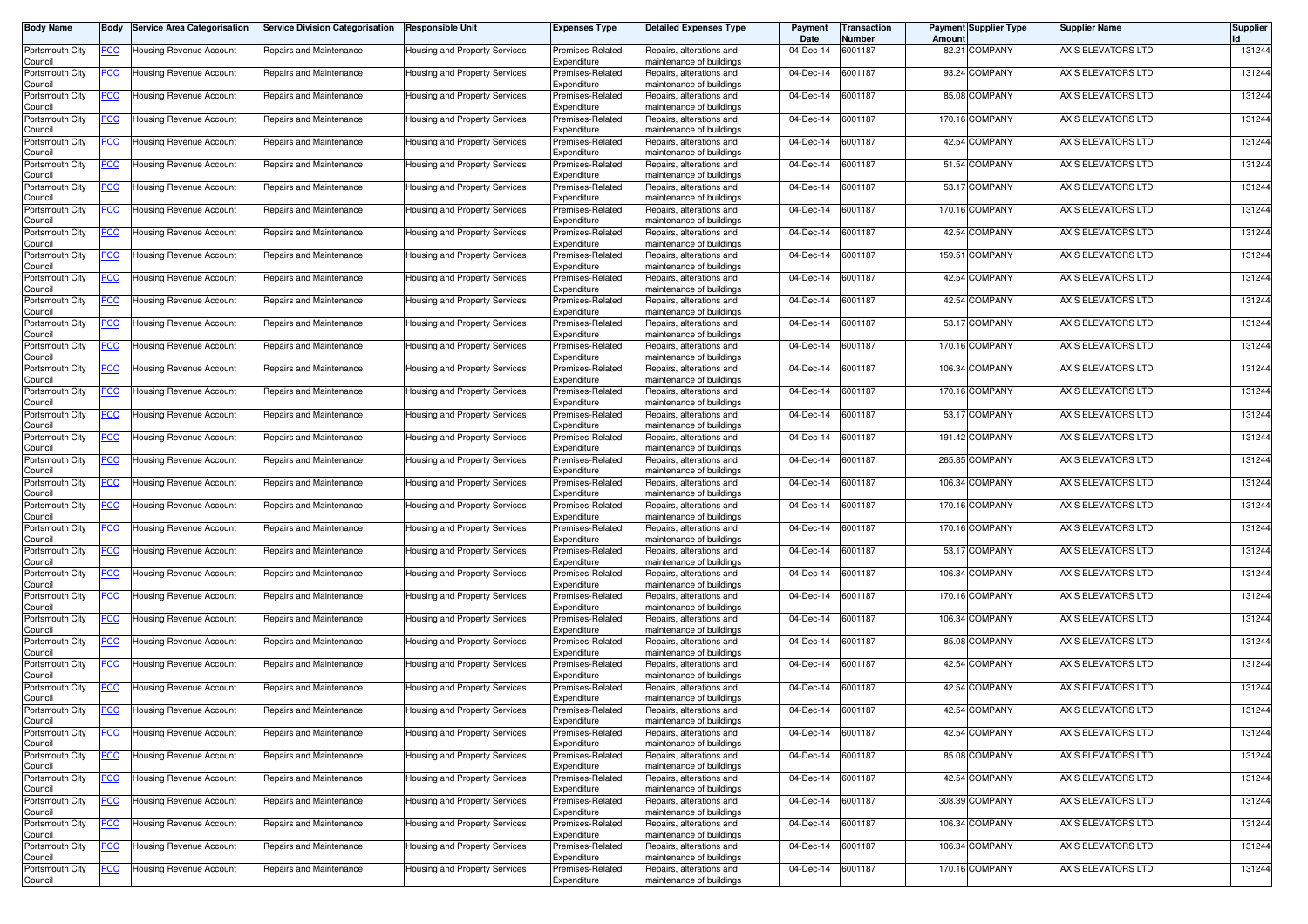| Body Name | Body | Service Area Categorisation | Service Division Categorisation | Responsible Unit | Expenses Type | Detailed Expenses Type | Payment Date | Transaction Number | Payment Amount | Supplier Type | Supplier Name | Supplier Id |
|---|---|---|---|---|---|---|---|---|---|---|---|---|
| Portsmouth City Council | PCC | Housing Revenue Account | Repairs and Maintenance | Housing and Property Services | Premises-Related Expenditure | Repairs, alterations and maintenance of buildings | 04-Dec-14 | 6001187 | 82.21 | COMPANY | AXIS ELEVATORS LTD | 131244 |
| Portsmouth City Council | PCC | Housing Revenue Account | Repairs and Maintenance | Housing and Property Services | Premises-Related Expenditure | Repairs, alterations and maintenance of buildings | 04-Dec-14 | 6001187 | 93.24 | COMPANY | AXIS ELEVATORS LTD | 131244 |
| Portsmouth City Council | PCC | Housing Revenue Account | Repairs and Maintenance | Housing and Property Services | Premises-Related Expenditure | Repairs, alterations and maintenance of buildings | 04-Dec-14 | 6001187 | 85.08 | COMPANY | AXIS ELEVATORS LTD | 131244 |
| Portsmouth City Council | PCC | Housing Revenue Account | Repairs and Maintenance | Housing and Property Services | Premises-Related Expenditure | Repairs, alterations and maintenance of buildings | 04-Dec-14 | 6001187 | 170.16 | COMPANY | AXIS ELEVATORS LTD | 131244 |
| Portsmouth City Council | PCC | Housing Revenue Account | Repairs and Maintenance | Housing and Property Services | Premises-Related Expenditure | Repairs, alterations and maintenance of buildings | 04-Dec-14 | 6001187 | 42.54 | COMPANY | AXIS ELEVATORS LTD | 131244 |
| Portsmouth City Council | PCC | Housing Revenue Account | Repairs and Maintenance | Housing and Property Services | Premises-Related Expenditure | Repairs, alterations and maintenance of buildings | 04-Dec-14 | 6001187 | 51.54 | COMPANY | AXIS ELEVATORS LTD | 131244 |
| Portsmouth City Council | PCC | Housing Revenue Account | Repairs and Maintenance | Housing and Property Services | Premises-Related Expenditure | Repairs, alterations and maintenance of buildings | 04-Dec-14 | 6001187 | 53.17 | COMPANY | AXIS ELEVATORS LTD | 131244 |
| Portsmouth City Council | PCC | Housing Revenue Account | Repairs and Maintenance | Housing and Property Services | Premises-Related Expenditure | Repairs, alterations and maintenance of buildings | 04-Dec-14 | 6001187 | 170.16 | COMPANY | AXIS ELEVATORS LTD | 131244 |
| Portsmouth City Council | PCC | Housing Revenue Account | Repairs and Maintenance | Housing and Property Services | Premises-Related Expenditure | Repairs, alterations and maintenance of buildings | 04-Dec-14 | 6001187 | 42.54 | COMPANY | AXIS ELEVATORS LTD | 131244 |
| Portsmouth City Council | PCC | Housing Revenue Account | Repairs and Maintenance | Housing and Property Services | Premises-Related Expenditure | Repairs, alterations and maintenance of buildings | 04-Dec-14 | 6001187 | 159.51 | COMPANY | AXIS ELEVATORS LTD | 131244 |
| Portsmouth City Council | PCC | Housing Revenue Account | Repairs and Maintenance | Housing and Property Services | Premises-Related Expenditure | Repairs, alterations and maintenance of buildings | 04-Dec-14 | 6001187 | 42.54 | COMPANY | AXIS ELEVATORS LTD | 131244 |
| Portsmouth City Council | PCC | Housing Revenue Account | Repairs and Maintenance | Housing and Property Services | Premises-Related Expenditure | Repairs, alterations and maintenance of buildings | 04-Dec-14 | 6001187 | 42.54 | COMPANY | AXIS ELEVATORS LTD | 131244 |
| Portsmouth City Council | PCC | Housing Revenue Account | Repairs and Maintenance | Housing and Property Services | Premises-Related Expenditure | Repairs, alterations and maintenance of buildings | 04-Dec-14 | 6001187 | 53.17 | COMPANY | AXIS ELEVATORS LTD | 131244 |
| Portsmouth City Council | PCC | Housing Revenue Account | Repairs and Maintenance | Housing and Property Services | Premises-Related Expenditure | Repairs, alterations and maintenance of buildings | 04-Dec-14 | 6001187 | 170.16 | COMPANY | AXIS ELEVATORS LTD | 131244 |
| Portsmouth City Council | PCC | Housing Revenue Account | Repairs and Maintenance | Housing and Property Services | Premises-Related Expenditure | Repairs, alterations and maintenance of buildings | 04-Dec-14 | 6001187 | 106.34 | COMPANY | AXIS ELEVATORS LTD | 131244 |
| Portsmouth City Council | PCC | Housing Revenue Account | Repairs and Maintenance | Housing and Property Services | Premises-Related Expenditure | Repairs, alterations and maintenance of buildings | 04-Dec-14 | 6001187 | 170.16 | COMPANY | AXIS ELEVATORS LTD | 131244 |
| Portsmouth City Council | PCC | Housing Revenue Account | Repairs and Maintenance | Housing and Property Services | Premises-Related Expenditure | Repairs, alterations and maintenance of buildings | 04-Dec-14 | 6001187 | 53.17 | COMPANY | AXIS ELEVATORS LTD | 131244 |
| Portsmouth City Council | PCC | Housing Revenue Account | Repairs and Maintenance | Housing and Property Services | Premises-Related Expenditure | Repairs, alterations and maintenance of buildings | 04-Dec-14 | 6001187 | 191.42 | COMPANY | AXIS ELEVATORS LTD | 131244 |
| Portsmouth City Council | PCC | Housing Revenue Account | Repairs and Maintenance | Housing and Property Services | Premises-Related Expenditure | Repairs, alterations and maintenance of buildings | 04-Dec-14 | 6001187 | 265.85 | COMPANY | AXIS ELEVATORS LTD | 131244 |
| Portsmouth City Council | PCC | Housing Revenue Account | Repairs and Maintenance | Housing and Property Services | Premises-Related Expenditure | Repairs, alterations and maintenance of buildings | 04-Dec-14 | 6001187 | 106.34 | COMPANY | AXIS ELEVATORS LTD | 131244 |
| Portsmouth City Council | PCC | Housing Revenue Account | Repairs and Maintenance | Housing and Property Services | Premises-Related Expenditure | Repairs, alterations and maintenance of buildings | 04-Dec-14 | 6001187 | 170.16 | COMPANY | AXIS ELEVATORS LTD | 131244 |
| Portsmouth City Council | PCC | Housing Revenue Account | Repairs and Maintenance | Housing and Property Services | Premises-Related Expenditure | Repairs, alterations and maintenance of buildings | 04-Dec-14 | 6001187 | 170.16 | COMPANY | AXIS ELEVATORS LTD | 131244 |
| Portsmouth City Council | PCC | Housing Revenue Account | Repairs and Maintenance | Housing and Property Services | Premises-Related Expenditure | Repairs, alterations and maintenance of buildings | 04-Dec-14 | 6001187 | 53.17 | COMPANY | AXIS ELEVATORS LTD | 131244 |
| Portsmouth City Council | PCC | Housing Revenue Account | Repairs and Maintenance | Housing and Property Services | Premises-Related Expenditure | Repairs, alterations and maintenance of buildings | 04-Dec-14 | 6001187 | 106.34 | COMPANY | AXIS ELEVATORS LTD | 131244 |
| Portsmouth City Council | PCC | Housing Revenue Account | Repairs and Maintenance | Housing and Property Services | Premises-Related Expenditure | Repairs, alterations and maintenance of buildings | 04-Dec-14 | 6001187 | 170.16 | COMPANY | AXIS ELEVATORS LTD | 131244 |
| Portsmouth City Council | PCC | Housing Revenue Account | Repairs and Maintenance | Housing and Property Services | Premises-Related Expenditure | Repairs, alterations and maintenance of buildings | 04-Dec-14 | 6001187 | 106.34 | COMPANY | AXIS ELEVATORS LTD | 131244 |
| Portsmouth City Council | PCC | Housing Revenue Account | Repairs and Maintenance | Housing and Property Services | Premises-Related Expenditure | Repairs, alterations and maintenance of buildings | 04-Dec-14 | 6001187 | 85.08 | COMPANY | AXIS ELEVATORS LTD | 131244 |
| Portsmouth City Council | PCC | Housing Revenue Account | Repairs and Maintenance | Housing and Property Services | Premises-Related Expenditure | Repairs, alterations and maintenance of buildings | 04-Dec-14 | 6001187 | 42.54 | COMPANY | AXIS ELEVATORS LTD | 131244 |
| Portsmouth City Council | PCC | Housing Revenue Account | Repairs and Maintenance | Housing and Property Services | Premises-Related Expenditure | Repairs, alterations and maintenance of buildings | 04-Dec-14 | 6001187 | 42.54 | COMPANY | AXIS ELEVATORS LTD | 131244 |
| Portsmouth City Council | PCC | Housing Revenue Account | Repairs and Maintenance | Housing and Property Services | Premises-Related Expenditure | Repairs, alterations and maintenance of buildings | 04-Dec-14 | 6001187 | 42.54 | COMPANY | AXIS ELEVATORS LTD | 131244 |
| Portsmouth City Council | PCC | Housing Revenue Account | Repairs and Maintenance | Housing and Property Services | Premises-Related Expenditure | Repairs, alterations and maintenance of buildings | 04-Dec-14 | 6001187 | 42.54 | COMPANY | AXIS ELEVATORS LTD | 131244 |
| Portsmouth City Council | PCC | Housing Revenue Account | Repairs and Maintenance | Housing and Property Services | Premises-Related Expenditure | Repairs, alterations and maintenance of buildings | 04-Dec-14 | 6001187 | 85.08 | COMPANY | AXIS ELEVATORS LTD | 131244 |
| Portsmouth City Council | PCC | Housing Revenue Account | Repairs and Maintenance | Housing and Property Services | Premises-Related Expenditure | Repairs, alterations and maintenance of buildings | 04-Dec-14 | 6001187 | 42.54 | COMPANY | AXIS ELEVATORS LTD | 131244 |
| Portsmouth City Council | PCC | Housing Revenue Account | Repairs and Maintenance | Housing and Property Services | Premises-Related Expenditure | Repairs, alterations and maintenance of buildings | 04-Dec-14 | 6001187 | 308.39 | COMPANY | AXIS ELEVATORS LTD | 131244 |
| Portsmouth City Council | PCC | Housing Revenue Account | Repairs and Maintenance | Housing and Property Services | Premises-Related Expenditure | Repairs, alterations and maintenance of buildings | 04-Dec-14 | 6001187 | 106.34 | COMPANY | AXIS ELEVATORS LTD | 131244 |
| Portsmouth City Council | PCC | Housing Revenue Account | Repairs and Maintenance | Housing and Property Services | Premises-Related Expenditure | Repairs, alterations and maintenance of buildings | 04-Dec-14 | 6001187 | 106.34 | COMPANY | AXIS ELEVATORS LTD | 131244 |
| Portsmouth City Council | PCC | Housing Revenue Account | Repairs and Maintenance | Housing and Property Services | Premises-Related Expenditure | Repairs, alterations and maintenance of buildings | 04-Dec-14 | 6001187 | 170.16 | COMPANY | AXIS ELEVATORS LTD | 131244 |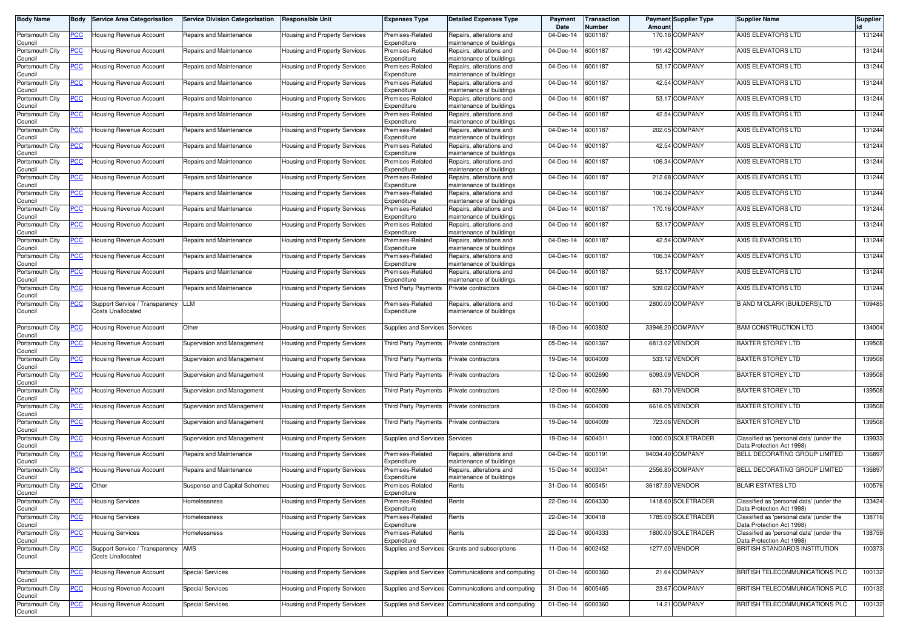| Body Name | Body | Service Area Categorisation | Service Division Categorisation | Responsible Unit | Expenses Type | Detailed Expenses Type | Payment Date | Transaction Number | Payment Amount | Supplier Type | Supplier Name | Supplier Id |
|---|---|---|---|---|---|---|---|---|---|---|---|---|
| Portsmouth City Council | PCC | Housing Revenue Account | Repairs and Maintenance | Housing and Property Services | Premises-Related Expenditure | Repairs, alterations and maintenance of buildings | 04-Dec-14 | 6001187 | 170.16 | COMPANY | AXIS ELEVATORS LTD | 131244 |
| Portsmouth City Council | PCC | Housing Revenue Account | Repairs and Maintenance | Housing and Property Services | Premises-Related Expenditure | Repairs, alterations and maintenance of buildings | 04-Dec-14 | 6001187 | 191.42 | COMPANY | AXIS ELEVATORS LTD | 131244 |
| Portsmouth City Council | PCC | Housing Revenue Account | Repairs and Maintenance | Housing and Property Services | Premises-Related Expenditure | Repairs, alterations and maintenance of buildings | 04-Dec-14 | 6001187 | 53.17 | COMPANY | AXIS ELEVATORS LTD | 131244 |
| Portsmouth City Council | PCC | Housing Revenue Account | Repairs and Maintenance | Housing and Property Services | Premises-Related Expenditure | Repairs, alterations and maintenance of buildings | 04-Dec-14 | 6001187 | 42.54 | COMPANY | AXIS ELEVATORS LTD | 131244 |
| Portsmouth City Council | PCC | Housing Revenue Account | Repairs and Maintenance | Housing and Property Services | Premises-Related Expenditure | Repairs, alterations and maintenance of buildings | 04-Dec-14 | 6001187 | 53.17 | COMPANY | AXIS ELEVATORS LTD | 131244 |
| Portsmouth City Council | PCC | Housing Revenue Account | Repairs and Maintenance | Housing and Property Services | Premises-Related Expenditure | Repairs, alterations and maintenance of buildings | 04-Dec-14 | 6001187 | 42.54 | COMPANY | AXIS ELEVATORS LTD | 131244 |
| Portsmouth City Council | PCC | Housing Revenue Account | Repairs and Maintenance | Housing and Property Services | Premises-Related Expenditure | Repairs, alterations and maintenance of buildings | 04-Dec-14 | 6001187 | 202.05 | COMPANY | AXIS ELEVATORS LTD | 131244 |
| Portsmouth City Council | PCC | Housing Revenue Account | Repairs and Maintenance | Housing and Property Services | Premises-Related Expenditure | Repairs, alterations and maintenance of buildings | 04-Dec-14 | 6001187 | 42.54 | COMPANY | AXIS ELEVATORS LTD | 131244 |
| Portsmouth City Council | PCC | Housing Revenue Account | Repairs and Maintenance | Housing and Property Services | Premises-Related Expenditure | Repairs, alterations and maintenance of buildings | 04-Dec-14 | 6001187 | 106.34 | COMPANY | AXIS ELEVATORS LTD | 131244 |
| Portsmouth City Council | PCC | Housing Revenue Account | Repairs and Maintenance | Housing and Property Services | Premises-Related Expenditure | Repairs, alterations and maintenance of buildings | 04-Dec-14 | 6001187 | 212.68 | COMPANY | AXIS ELEVATORS LTD | 131244 |
| Portsmouth City Council | PCC | Housing Revenue Account | Repairs and Maintenance | Housing and Property Services | Premises-Related Expenditure | Repairs, alterations and maintenance of buildings | 04-Dec-14 | 6001187 | 106.34 | COMPANY | AXIS ELEVATORS LTD | 131244 |
| Portsmouth City Council | PCC | Housing Revenue Account | Repairs and Maintenance | Housing and Property Services | Premises-Related Expenditure | Repairs, alterations and maintenance of buildings | 04-Dec-14 | 6001187 | 170.16 | COMPANY | AXIS ELEVATORS LTD | 131244 |
| Portsmouth City Council | PCC | Housing Revenue Account | Repairs and Maintenance | Housing and Property Services | Premises-Related Expenditure | Repairs, alterations and maintenance of buildings | 04-Dec-14 | 6001187 | 53.17 | COMPANY | AXIS ELEVATORS LTD | 131244 |
| Portsmouth City Council | PCC | Housing Revenue Account | Repairs and Maintenance | Housing and Property Services | Premises-Related Expenditure | Repairs, alterations and maintenance of buildings | 04-Dec-14 | 6001187 | 42.54 | COMPANY | AXIS ELEVATORS LTD | 131244 |
| Portsmouth City Council | PCC | Housing Revenue Account | Repairs and Maintenance | Housing and Property Services | Premises-Related Expenditure | Repairs, alterations and maintenance of buildings | 04-Dec-14 | 6001187 | 106.34 | COMPANY | AXIS ELEVATORS LTD | 131244 |
| Portsmouth City Council | PCC | Housing Revenue Account | Repairs and Maintenance | Housing and Property Services | Premises-Related Expenditure | Repairs, alterations and maintenance of buildings | 04-Dec-14 | 6001187 | 53.17 | COMPANY | AXIS ELEVATORS LTD | 131244 |
| Portsmouth City Council | PCC | Housing Revenue Account | Repairs and Maintenance | Housing and Property Services | Third Party Payments | Private contractors | 04-Dec-14 | 6001187 | 539.02 | COMPANY | AXIS ELEVATORS LTD | 131244 |
| Portsmouth City Council | PCC | Support Service / Transparency Costs Unallocated | LLM | Housing and Property Services | Premises-Related Expenditure | Repairs, alterations and maintenance of buildings | 10-Dec-14 | 6001900 | 2800.00 | COMPANY | B AND M CLARK (BUILDERS)LTD | 109485 |
| Portsmouth City Council | PCC | Housing Revenue Account | Other | Housing and Property Services | Supplies and Services | Services | 18-Dec-14 | 6003802 | 33946.20 | COMPANY | BAM CONSTRUCTION LTD | 134004 |
| Portsmouth City Council | PCC | Housing Revenue Account | Supervision and Management | Housing and Property Services | Third Party Payments | Private contractors | 05-Dec-14 | 6001367 | 6813.02 | VENDOR | BAXTER STOREY LTD | 139508 |
| Portsmouth City Council | PCC | Housing Revenue Account | Supervision and Management | Housing and Property Services | Third Party Payments | Private contractors | 19-Dec-14 | 6004009 | 533.12 | VENDOR | BAXTER STOREY LTD | 139508 |
| Portsmouth City Council | PCC | Housing Revenue Account | Supervision and Management | Housing and Property Services | Third Party Payments | Private contractors | 12-Dec-14 | 6002690 | 6093.09 | VENDOR | BAXTER STOREY LTD | 139508 |
| Portsmouth City Council | PCC | Housing Revenue Account | Supervision and Management | Housing and Property Services | Third Party Payments | Private contractors | 12-Dec-14 | 6002690 | 631.70 | VENDOR | BAXTER STOREY LTD | 139508 |
| Portsmouth City Council | PCC | Housing Revenue Account | Supervision and Management | Housing and Property Services | Third Party Payments | Private contractors | 19-Dec-14 | 6004009 | 6616.05 | VENDOR | BAXTER STOREY LTD | 139508 |
| Portsmouth City Council | PCC | Housing Revenue Account | Supervision and Management | Housing and Property Services | Third Party Payments | Private contractors | 19-Dec-14 | 6004009 | 723.06 | VENDOR | BAXTER STOREY LTD | 139508 |
| Portsmouth City Council | PCC | Housing Revenue Account | Supervision and Management | Housing and Property Services | Supplies and Services | Services | 19-Dec-14 | 6004011 | 1000.00 | SOLETRADER | Classified as 'personal data' (under the Data Protection Act 1998) | 139933 |
| Portsmouth City Council | PCC | Housing Revenue Account | Repairs and Maintenance | Housing and Property Services | Premises-Related Expenditure | Repairs, alterations and maintenance of buildings | 04-Dec-14 | 6001191 | 94034.40 | COMPANY | BELL DECORATING GROUP LIMITED | 136897 |
| Portsmouth City Council | PCC | Housing Revenue Account | Repairs and Maintenance | Housing and Property Services | Premises-Related Expenditure | Repairs, alterations and maintenance of buildings | 15-Dec-14 | 6003041 | 2556.80 | COMPANY | BELL DECORATING GROUP LIMITED | 136897 |
| Portsmouth City Council | PCC | Other | Suspense and Capital Schemes | Housing and Property Services | Premises-Related Expenditure | Rents | 31-Dec-14 | 6005451 | 36187.50 | VENDOR | BLAIR ESTATES LTD | 100576 |
| Portsmouth City Council | PCC | Housing Services | Homelessness | Housing and Property Services | Premises-Related Expenditure | Rents | 22-Dec-14 | 6004330 | 1418.60 | SOLETRADER | Classified as 'personal data' (under the Data Protection Act 1998) | 133424 |
| Portsmouth City Council | PCC | Housing Services | Homelessness | Housing and Property Services | Premises-Related Expenditure | Rents | 22-Dec-14 | 300418 | 1785.00 | SOLETRADER | Classified as 'personal data' (under the Data Protection Act 1998) | 138716 |
| Portsmouth City Council | PCC | Housing Services | Homelessness | Housing and Property Services | Premises-Related Expenditure | Rents | 22-Dec-14 | 6004333 | 1800.00 | SOLETRADER | Classified as 'personal data' (under the Data Protection Act 1998) | 138759 |
| Portsmouth City Council | PCC | Support Service / Transparency Costs Unallocated | AMS | Housing and Property Services | Supplies and Services | Grants and subscriptions | 11-Dec-14 | 6002452 | 1277.00 | VENDOR | BRITISH STANDARDS INSTITUTION | 100373 |
| Portsmouth City Council | PCC | Housing Revenue Account | Special Services | Housing and Property Services | Supplies and Services | Communications and computing | 01-Dec-14 | 6000360 | 21.64 | COMPANY | BRITISH TELECOMMUNICATIONS PLC | 100132 |
| Portsmouth City Council | PCC | Housing Revenue Account | Special Services | Housing and Property Services | Supplies and Services | Communications and computing | 31-Dec-14 | 6005465 | 23.67 | COMPANY | BRITISH TELECOMMUNICATIONS PLC | 100132 |
| Portsmouth City Council | PCC | Housing Revenue Account | Special Services | Housing and Property Services | Supplies and Services | Communications and computing | 01-Dec-14 | 6000360 | 14.21 | COMPANY | BRITISH TELECOMMUNICATIONS PLC | 100132 |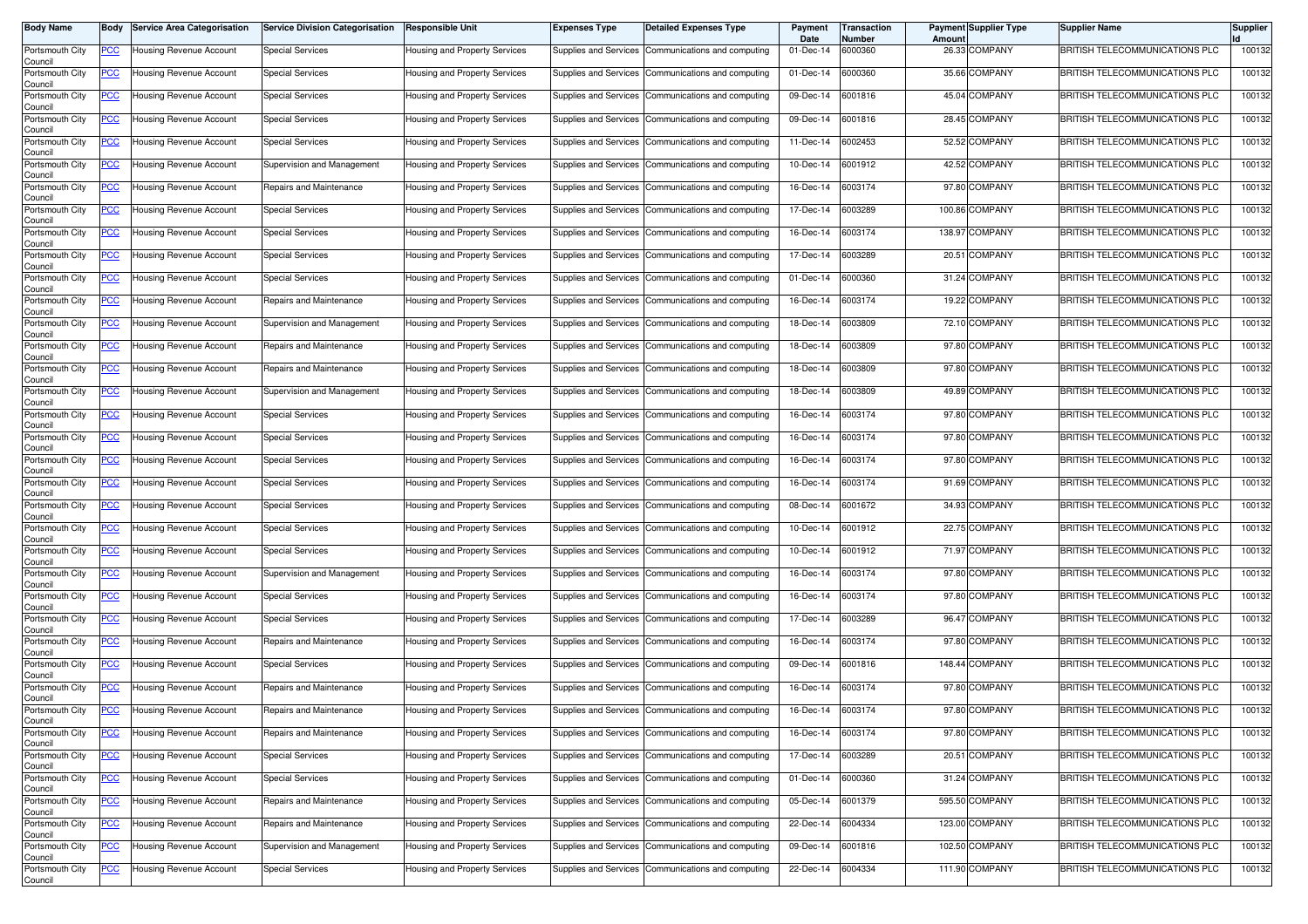| Body Name | Body | Service Area Categorisation | Service Division Categorisation | Responsible Unit | Expenses Type | Detailed Expenses Type | Payment Date | Transaction Number | Payment Amount | Supplier Type | Supplier Name | Supplier Id |
|---|---|---|---|---|---|---|---|---|---|---|---|---|
| Portsmouth City Council | PCC | Housing Revenue Account | Special Services | Housing and Property Services | Supplies and Services | Communications and computing | 01-Dec-14 | 6000360 | 26.33 | COMPANY | BRITISH TELECOMMUNICATIONS PLC | 100132 |
| Portsmouth City Council | PCC | Housing Revenue Account | Special Services | Housing and Property Services | Supplies and Services | Communications and computing | 01-Dec-14 | 6000360 | 35.66 | COMPANY | BRITISH TELECOMMUNICATIONS PLC | 100132 |
| Portsmouth City Council | PCC | Housing Revenue Account | Special Services | Housing and Property Services | Supplies and Services | Communications and computing | 09-Dec-14 | 6001816 | 45.04 | COMPANY | BRITISH TELECOMMUNICATIONS PLC | 100132 |
| Portsmouth City Council | PCC | Housing Revenue Account | Special Services | Housing and Property Services | Supplies and Services | Communications and computing | 09-Dec-14 | 6001816 | 28.45 | COMPANY | BRITISH TELECOMMUNICATIONS PLC | 100132 |
| Portsmouth City Council | PCC | Housing Revenue Account | Special Services | Housing and Property Services | Supplies and Services | Communications and computing | 11-Dec-14 | 6002453 | 52.52 | COMPANY | BRITISH TELECOMMUNICATIONS PLC | 100132 |
| Portsmouth City Council | PCC | Housing Revenue Account | Supervision and Management | Housing and Property Services | Supplies and Services | Communications and computing | 10-Dec-14 | 6001912 | 42.52 | COMPANY | BRITISH TELECOMMUNICATIONS PLC | 100132 |
| Portsmouth City Council | PCC | Housing Revenue Account | Repairs and Maintenance | Housing and Property Services | Supplies and Services | Communications and computing | 16-Dec-14 | 6003174 | 97.80 | COMPANY | BRITISH TELECOMMUNICATIONS PLC | 100132 |
| Portsmouth City Council | PCC | Housing Revenue Account | Special Services | Housing and Property Services | Supplies and Services | Communications and computing | 17-Dec-14 | 6003289 | 100.86 | COMPANY | BRITISH TELECOMMUNICATIONS PLC | 100132 |
| Portsmouth City Council | PCC | Housing Revenue Account | Special Services | Housing and Property Services | Supplies and Services | Communications and computing | 16-Dec-14 | 6003174 | 138.97 | COMPANY | BRITISH TELECOMMUNICATIONS PLC | 100132 |
| Portsmouth City Council | PCC | Housing Revenue Account | Special Services | Housing and Property Services | Supplies and Services | Communications and computing | 17-Dec-14 | 6003289 | 20.51 | COMPANY | BRITISH TELECOMMUNICATIONS PLC | 100132 |
| Portsmouth City Council | PCC | Housing Revenue Account | Special Services | Housing and Property Services | Supplies and Services | Communications and computing | 01-Dec-14 | 6000360 | 31.24 | COMPANY | BRITISH TELECOMMUNICATIONS PLC | 100132 |
| Portsmouth City Council | PCC | Housing Revenue Account | Repairs and Maintenance | Housing and Property Services | Supplies and Services | Communications and computing | 16-Dec-14 | 6003174 | 19.22 | COMPANY | BRITISH TELECOMMUNICATIONS PLC | 100132 |
| Portsmouth City Council | PCC | Housing Revenue Account | Supervision and Management | Housing and Property Services | Supplies and Services | Communications and computing | 18-Dec-14 | 6003809 | 72.10 | COMPANY | BRITISH TELECOMMUNICATIONS PLC | 100132 |
| Portsmouth City Council | PCC | Housing Revenue Account | Repairs and Maintenance | Housing and Property Services | Supplies and Services | Communications and computing | 18-Dec-14 | 6003809 | 97.80 | COMPANY | BRITISH TELECOMMUNICATIONS PLC | 100132 |
| Portsmouth City Council | PCC | Housing Revenue Account | Repairs and Maintenance | Housing and Property Services | Supplies and Services | Communications and computing | 18-Dec-14 | 6003809 | 97.80 | COMPANY | BRITISH TELECOMMUNICATIONS PLC | 100132 |
| Portsmouth City Council | PCC | Housing Revenue Account | Supervision and Management | Housing and Property Services | Supplies and Services | Communications and computing | 18-Dec-14 | 6003809 | 49.89 | COMPANY | BRITISH TELECOMMUNICATIONS PLC | 100132 |
| Portsmouth City Council | PCC | Housing Revenue Account | Special Services | Housing and Property Services | Supplies and Services | Communications and computing | 16-Dec-14 | 6003174 | 97.80 | COMPANY | BRITISH TELECOMMUNICATIONS PLC | 100132 |
| Portsmouth City Council | PCC | Housing Revenue Account | Special Services | Housing and Property Services | Supplies and Services | Communications and computing | 16-Dec-14 | 6003174 | 97.80 | COMPANY | BRITISH TELECOMMUNICATIONS PLC | 100132 |
| Portsmouth City Council | PCC | Housing Revenue Account | Special Services | Housing and Property Services | Supplies and Services | Communications and computing | 16-Dec-14 | 6003174 | 97.80 | COMPANY | BRITISH TELECOMMUNICATIONS PLC | 100132 |
| Portsmouth City Council | PCC | Housing Revenue Account | Special Services | Housing and Property Services | Supplies and Services | Communications and computing | 16-Dec-14 | 6003174 | 91.69 | COMPANY | BRITISH TELECOMMUNICATIONS PLC | 100132 |
| Portsmouth City Council | PCC | Housing Revenue Account | Special Services | Housing and Property Services | Supplies and Services | Communications and computing | 08-Dec-14 | 6001672 | 34.93 | COMPANY | BRITISH TELECOMMUNICATIONS PLC | 100132 |
| Portsmouth City Council | PCC | Housing Revenue Account | Special Services | Housing and Property Services | Supplies and Services | Communications and computing | 10-Dec-14 | 6001912 | 22.75 | COMPANY | BRITISH TELECOMMUNICATIONS PLC | 100132 |
| Portsmouth City Council | PCC | Housing Revenue Account | Special Services | Housing and Property Services | Supplies and Services | Communications and computing | 10-Dec-14 | 6001912 | 71.97 | COMPANY | BRITISH TELECOMMUNICATIONS PLC | 100132 |
| Portsmouth City Council | PCC | Housing Revenue Account | Supervision and Management | Housing and Property Services | Supplies and Services | Communications and computing | 16-Dec-14 | 6003174 | 97.80 | COMPANY | BRITISH TELECOMMUNICATIONS PLC | 100132 |
| Portsmouth City Council | PCC | Housing Revenue Account | Special Services | Housing and Property Services | Supplies and Services | Communications and computing | 16-Dec-14 | 6003174 | 97.80 | COMPANY | BRITISH TELECOMMUNICATIONS PLC | 100132 |
| Portsmouth City Council | PCC | Housing Revenue Account | Special Services | Housing and Property Services | Supplies and Services | Communications and computing | 17-Dec-14 | 6003289 | 96.47 | COMPANY | BRITISH TELECOMMUNICATIONS PLC | 100132 |
| Portsmouth City Council | PCC | Housing Revenue Account | Repairs and Maintenance | Housing and Property Services | Supplies and Services | Communications and computing | 16-Dec-14 | 6003174 | 97.80 | COMPANY | BRITISH TELECOMMUNICATIONS PLC | 100132 |
| Portsmouth City Council | PCC | Housing Revenue Account | Special Services | Housing and Property Services | Supplies and Services | Communications and computing | 09-Dec-14 | 6001816 | 148.44 | COMPANY | BRITISH TELECOMMUNICATIONS PLC | 100132 |
| Portsmouth City Council | PCC | Housing Revenue Account | Repairs and Maintenance | Housing and Property Services | Supplies and Services | Communications and computing | 16-Dec-14 | 6003174 | 97.80 | COMPANY | BRITISH TELECOMMUNICATIONS PLC | 100132 |
| Portsmouth City Council | PCC | Housing Revenue Account | Repairs and Maintenance | Housing and Property Services | Supplies and Services | Communications and computing | 16-Dec-14 | 6003174 | 97.80 | COMPANY | BRITISH TELECOMMUNICATIONS PLC | 100132 |
| Portsmouth City Council | PCC | Housing Revenue Account | Repairs and Maintenance | Housing and Property Services | Supplies and Services | Communications and computing | 16-Dec-14 | 6003174 | 97.80 | COMPANY | BRITISH TELECOMMUNICATIONS PLC | 100132 |
| Portsmouth City Council | PCC | Housing Revenue Account | Special Services | Housing and Property Services | Supplies and Services | Communications and computing | 17-Dec-14 | 6003289 | 20.51 | COMPANY | BRITISH TELECOMMUNICATIONS PLC | 100132 |
| Portsmouth City Council | PCC | Housing Revenue Account | Special Services | Housing and Property Services | Supplies and Services | Communications and computing | 01-Dec-14 | 6000360 | 31.24 | COMPANY | BRITISH TELECOMMUNICATIONS PLC | 100132 |
| Portsmouth City Council | PCC | Housing Revenue Account | Repairs and Maintenance | Housing and Property Services | Supplies and Services | Communications and computing | 05-Dec-14 | 6001379 | 595.50 | COMPANY | BRITISH TELECOMMUNICATIONS PLC | 100132 |
| Portsmouth City Council | PCC | Housing Revenue Account | Repairs and Maintenance | Housing and Property Services | Supplies and Services | Communications and computing | 22-Dec-14 | 6004334 | 123.00 | COMPANY | BRITISH TELECOMMUNICATIONS PLC | 100132 |
| Portsmouth City Council | PCC | Housing Revenue Account | Supervision and Management | Housing and Property Services | Supplies and Services | Communications and computing | 09-Dec-14 | 6001816 | 102.50 | COMPANY | BRITISH TELECOMMUNICATIONS PLC | 100132 |
| Portsmouth City Council | PCC | Housing Revenue Account | Special Services | Housing and Property Services | Supplies and Services | Communications and computing | 22-Dec-14 | 6004334 | 111.90 | COMPANY | BRITISH TELECOMMUNICATIONS PLC | 100132 |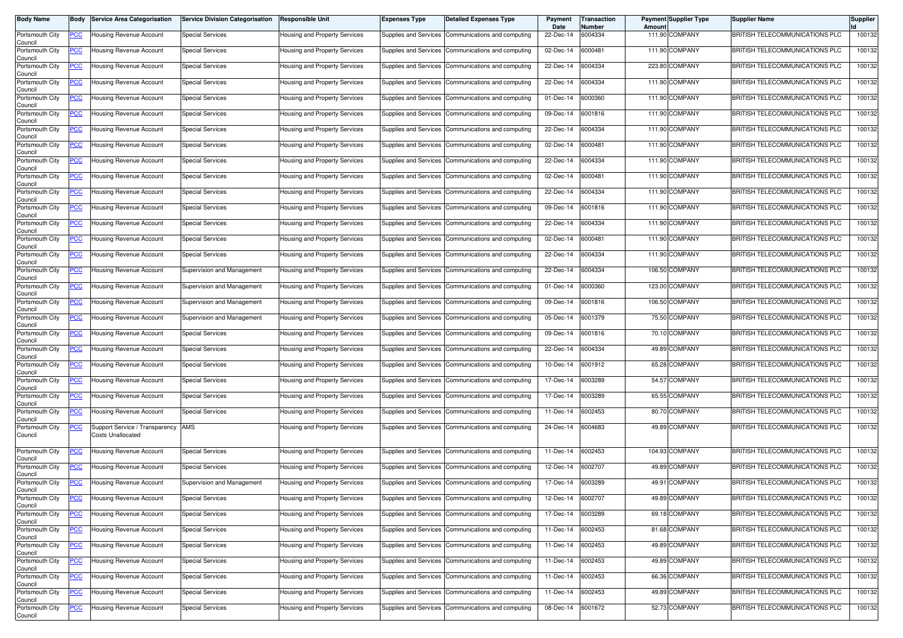| Body Name | Body | Service Area Categorisation | Service Division Categorisation | Responsible Unit | Expenses Type | Detailed Expenses Type | Payment Date | Transaction Number | Payment Amount | Supplier Type | Supplier Name | Supplier Id |
|---|---|---|---|---|---|---|---|---|---|---|---|---|
| Portsmouth City Council | PCC | Housing Revenue Account | Special Services | Housing and Property Services | Supplies and Services | Communications and computing | 22-Dec-14 | 6004334 | 111.90 | COMPANY | BRITISH TELECOMMUNICATIONS PLC | 100132 |
| Portsmouth City Council | PCC | Housing Revenue Account | Special Services | Housing and Property Services | Supplies and Services | Communications and computing | 02-Dec-14 | 6000481 | 111.90 | COMPANY | BRITISH TELECOMMUNICATIONS PLC | 100132 |
| Portsmouth City Council | PCC | Housing Revenue Account | Special Services | Housing and Property Services | Supplies and Services | Communications and computing | 22-Dec-14 | 6004334 | 223.80 | COMPANY | BRITISH TELECOMMUNICATIONS PLC | 100132 |
| Portsmouth City Council | PCC | Housing Revenue Account | Special Services | Housing and Property Services | Supplies and Services | Communications and computing | 22-Dec-14 | 6004334 | 111.90 | COMPANY | BRITISH TELECOMMUNICATIONS PLC | 100132 |
| Portsmouth City Council | PCC | Housing Revenue Account | Special Services | Housing and Property Services | Supplies and Services | Communications and computing | 01-Dec-14 | 6000360 | 111.90 | COMPANY | BRITISH TELECOMMUNICATIONS PLC | 100132 |
| Portsmouth City Council | PCC | Housing Revenue Account | Special Services | Housing and Property Services | Supplies and Services | Communications and computing | 09-Dec-14 | 6001816 | 111.90 | COMPANY | BRITISH TELECOMMUNICATIONS PLC | 100132 |
| Portsmouth City Council | PCC | Housing Revenue Account | Special Services | Housing and Property Services | Supplies and Services | Communications and computing | 22-Dec-14 | 6004334 | 111.90 | COMPANY | BRITISH TELECOMMUNICATIONS PLC | 100132 |
| Portsmouth City Council | PCC | Housing Revenue Account | Special Services | Housing and Property Services | Supplies and Services | Communications and computing | 02-Dec-14 | 6000481 | 111.90 | COMPANY | BRITISH TELECOMMUNICATIONS PLC | 100132 |
| Portsmouth City Council | PCC | Housing Revenue Account | Special Services | Housing and Property Services | Supplies and Services | Communications and computing | 22-Dec-14 | 6004334 | 111.90 | COMPANY | BRITISH TELECOMMUNICATIONS PLC | 100132 |
| Portsmouth City Council | PCC | Housing Revenue Account | Special Services | Housing and Property Services | Supplies and Services | Communications and computing | 02-Dec-14 | 6000481 | 111.90 | COMPANY | BRITISH TELECOMMUNICATIONS PLC | 100132 |
| Portsmouth City Council | PCC | Housing Revenue Account | Special Services | Housing and Property Services | Supplies and Services | Communications and computing | 22-Dec-14 | 6004334 | 111.90 | COMPANY | BRITISH TELECOMMUNICATIONS PLC | 100132 |
| Portsmouth City Council | PCC | Housing Revenue Account | Special Services | Housing and Property Services | Supplies and Services | Communications and computing | 09-Dec-14 | 6001816 | 111.90 | COMPANY | BRITISH TELECOMMUNICATIONS PLC | 100132 |
| Portsmouth City Council | PCC | Housing Revenue Account | Special Services | Housing and Property Services | Supplies and Services | Communications and computing | 22-Dec-14 | 6004334 | 111.90 | COMPANY | BRITISH TELECOMMUNICATIONS PLC | 100132 |
| Portsmouth City Council | PCC | Housing Revenue Account | Special Services | Housing and Property Services | Supplies and Services | Communications and computing | 02-Dec-14 | 6000481 | 111.90 | COMPANY | BRITISH TELECOMMUNICATIONS PLC | 100132 |
| Portsmouth City Council | PCC | Housing Revenue Account | Special Services | Housing and Property Services | Supplies and Services | Communications and computing | 22-Dec-14 | 6004334 | 111.90 | COMPANY | BRITISH TELECOMMUNICATIONS PLC | 100132 |
| Portsmouth City Council | PCC | Housing Revenue Account | Supervision and Management | Housing and Property Services | Supplies and Services | Communications and computing | 22-Dec-14 | 6004334 | 106.50 | COMPANY | BRITISH TELECOMMUNICATIONS PLC | 100132 |
| Portsmouth City Council | PCC | Housing Revenue Account | Supervision and Management | Housing and Property Services | Supplies and Services | Communications and computing | 01-Dec-14 | 6000360 | 123.00 | COMPANY | BRITISH TELECOMMUNICATIONS PLC | 100132 |
| Portsmouth City Council | PCC | Housing Revenue Account | Supervision and Management | Housing and Property Services | Supplies and Services | Communications and computing | 09-Dec-14 | 6001816 | 106.50 | COMPANY | BRITISH TELECOMMUNICATIONS PLC | 100132 |
| Portsmouth City Council | PCC | Housing Revenue Account | Supervision and Management | Housing and Property Services | Supplies and Services | Communications and computing | 05-Dec-14 | 6001379 | 75.50 | COMPANY | BRITISH TELECOMMUNICATIONS PLC | 100132 |
| Portsmouth City Council | PCC | Housing Revenue Account | Special Services | Housing and Property Services | Supplies and Services | Communications and computing | 09-Dec-14 | 6001816 | 70.10 | COMPANY | BRITISH TELECOMMUNICATIONS PLC | 100132 |
| Portsmouth City Council | PCC | Housing Revenue Account | Special Services | Housing and Property Services | Supplies and Services | Communications and computing | 22-Dec-14 | 6004334 | 49.89 | COMPANY | BRITISH TELECOMMUNICATIONS PLC | 100132 |
| Portsmouth City Council | PCC | Housing Revenue Account | Special Services | Housing and Property Services | Supplies and Services | Communications and computing | 10-Dec-14 | 6001912 | 65.28 | COMPANY | BRITISH TELECOMMUNICATIONS PLC | 100132 |
| Portsmouth City Council | PCC | Housing Revenue Account | Special Services | Housing and Property Services | Supplies and Services | Communications and computing | 17-Dec-14 | 6003289 | 54.57 | COMPANY | BRITISH TELECOMMUNICATIONS PLC | 100132 |
| Portsmouth City Council | PCC | Housing Revenue Account | Special Services | Housing and Property Services | Supplies and Services | Communications and computing | 17-Dec-14 | 6003289 | 65.55 | COMPANY | BRITISH TELECOMMUNICATIONS PLC | 100132 |
| Portsmouth City Council | PCC | Housing Revenue Account | Special Services | Housing and Property Services | Supplies and Services | Communications and computing | 11-Dec-14 | 6002453 | 80.70 | COMPANY | BRITISH TELECOMMUNICATIONS PLC | 100132 |
| Portsmouth City Council | PCC | Support Service / Transparency Costs Unallocated | AMS | Housing and Property Services | Supplies and Services | Communications and computing | 24-Dec-14 | 6004683 | 49.89 | COMPANY | BRITISH TELECOMMUNICATIONS PLC | 100132 |
| Portsmouth City Council | PCC | Housing Revenue Account | Special Services | Housing and Property Services | Supplies and Services | Communications and computing | 11-Dec-14 | 6002453 | 104.93 | COMPANY | BRITISH TELECOMMUNICATIONS PLC | 100132 |
| Portsmouth City Council | PCC | Housing Revenue Account | Special Services | Housing and Property Services | Supplies and Services | Communications and computing | 12-Dec-14 | 6002707 | 49.89 | COMPANY | BRITISH TELECOMMUNICATIONS PLC | 100132 |
| Portsmouth City Council | PCC | Housing Revenue Account | Supervision and Management | Housing and Property Services | Supplies and Services | Communications and computing | 17-Dec-14 | 6003289 | 49.91 | COMPANY | BRITISH TELECOMMUNICATIONS PLC | 100132 |
| Portsmouth City Council | PCC | Housing Revenue Account | Special Services | Housing and Property Services | Supplies and Services | Communications and computing | 12-Dec-14 | 6002707 | 49.89 | COMPANY | BRITISH TELECOMMUNICATIONS PLC | 100132 |
| Portsmouth City Council | PCC | Housing Revenue Account | Special Services | Housing and Property Services | Supplies and Services | Communications and computing | 17-Dec-14 | 6003289 | 69.18 | COMPANY | BRITISH TELECOMMUNICATIONS PLC | 100132 |
| Portsmouth City Council | PCC | Housing Revenue Account | Special Services | Housing and Property Services | Supplies and Services | Communications and computing | 11-Dec-14 | 6002453 | 81.68 | COMPANY | BRITISH TELECOMMUNICATIONS PLC | 100132 |
| Portsmouth City Council | PCC | Housing Revenue Account | Special Services | Housing and Property Services | Supplies and Services | Communications and computing | 11-Dec-14 | 6002453 | 49.89 | COMPANY | BRITISH TELECOMMUNICATIONS PLC | 100132 |
| Portsmouth City Council | PCC | Housing Revenue Account | Special Services | Housing and Property Services | Supplies and Services | Communications and computing | 11-Dec-14 | 6002453 | 49.89 | COMPANY | BRITISH TELECOMMUNICATIONS PLC | 100132 |
| Portsmouth City Council | PCC | Housing Revenue Account | Special Services | Housing and Property Services | Supplies and Services | Communications and computing | 11-Dec-14 | 6002453 | 66.36 | COMPANY | BRITISH TELECOMMUNICATIONS PLC | 100132 |
| Portsmouth City Council | PCC | Housing Revenue Account | Special Services | Housing and Property Services | Supplies and Services | Communications and computing | 11-Dec-14 | 6002453 | 49.89 | COMPANY | BRITISH TELECOMMUNICATIONS PLC | 100132 |
| Portsmouth City Council | PCC | Housing Revenue Account | Special Services | Housing and Property Services | Supplies and Services | Communications and computing | 08-Dec-14 | 6001672 | 52.73 | COMPANY | BRITISH TELECOMMUNICATIONS PLC | 100132 |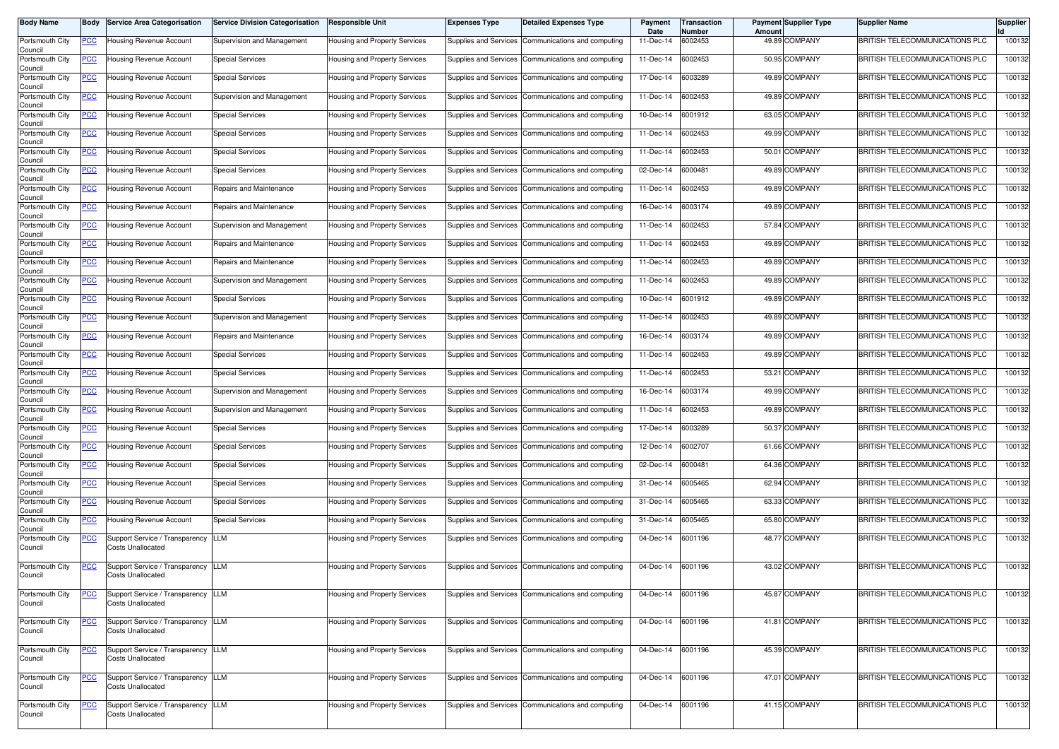| Body Name | Body | Service Area Categorisation | Service Division Categorisation | Responsible Unit | Expenses Type | Detailed Expenses Type | Payment Date | Transaction Number | Payment Amount | Supplier Type | Supplier Name | Supplier Id |
|---|---|---|---|---|---|---|---|---|---|---|---|---|
| Portsmouth City Council | PCC | Housing Revenue Account | Supervision and Management | Housing and Property Services | Supplies and Services | Communications and computing | 11-Dec-14 | 6002453 | 49.89 | COMPANY | BRITISH TELECOMMUNICATIONS PLC | 100132 |
| Portsmouth City Council | PCC | Housing Revenue Account | Special Services | Housing and Property Services | Supplies and Services | Communications and computing | 11-Dec-14 | 6002453 | 50.95 | COMPANY | BRITISH TELECOMMUNICATIONS PLC | 100132 |
| Portsmouth City Council | PCC | Housing Revenue Account | Special Services | Housing and Property Services | Supplies and Services | Communications and computing | 17-Dec-14 | 6003289 | 49.89 | COMPANY | BRITISH TELECOMMUNICATIONS PLC | 100132 |
| Portsmouth City Council | PCC | Housing Revenue Account | Supervision and Management | Housing and Property Services | Supplies and Services | Communications and computing | 11-Dec-14 | 6002453 | 49.89 | COMPANY | BRITISH TELECOMMUNICATIONS PLC | 100132 |
| Portsmouth City Council | PCC | Housing Revenue Account | Special Services | Housing and Property Services | Supplies and Services | Communications and computing | 10-Dec-14 | 6001912 | 63.05 | COMPANY | BRITISH TELECOMMUNICATIONS PLC | 100132 |
| Portsmouth City Council | PCC | Housing Revenue Account | Special Services | Housing and Property Services | Supplies and Services | Communications and computing | 11-Dec-14 | 6002453 | 49.99 | COMPANY | BRITISH TELECOMMUNICATIONS PLC | 100132 |
| Portsmouth City Council | PCC | Housing Revenue Account | Special Services | Housing and Property Services | Supplies and Services | Communications and computing | 11-Dec-14 | 6002453 | 50.01 | COMPANY | BRITISH TELECOMMUNICATIONS PLC | 100132 |
| Portsmouth City Council | PCC | Housing Revenue Account | Special Services | Housing and Property Services | Supplies and Services | Communications and computing | 02-Dec-14 | 6000481 | 49.89 | COMPANY | BRITISH TELECOMMUNICATIONS PLC | 100132 |
| Portsmouth City Council | PCC | Housing Revenue Account | Repairs and Maintenance | Housing and Property Services | Supplies and Services | Communications and computing | 11-Dec-14 | 6002453 | 49.89 | COMPANY | BRITISH TELECOMMUNICATIONS PLC | 100132 |
| Portsmouth City Council | PCC | Housing Revenue Account | Repairs and Maintenance | Housing and Property Services | Supplies and Services | Communications and computing | 16-Dec-14 | 6003174 | 49.89 | COMPANY | BRITISH TELECOMMUNICATIONS PLC | 100132 |
| Portsmouth City Council | PCC | Housing Revenue Account | Supervision and Management | Housing and Property Services | Supplies and Services | Communications and computing | 11-Dec-14 | 6002453 | 57.84 | COMPANY | BRITISH TELECOMMUNICATIONS PLC | 100132 |
| Portsmouth City Council | PCC | Housing Revenue Account | Repairs and Maintenance | Housing and Property Services | Supplies and Services | Communications and computing | 11-Dec-14 | 6002453 | 49.89 | COMPANY | BRITISH TELECOMMUNICATIONS PLC | 100132 |
| Portsmouth City Council | PCC | Housing Revenue Account | Repairs and Maintenance | Housing and Property Services | Supplies and Services | Communications and computing | 11-Dec-14 | 6002453 | 49.89 | COMPANY | BRITISH TELECOMMUNICATIONS PLC | 100132 |
| Portsmouth City Council | PCC | Housing Revenue Account | Supervision and Management | Housing and Property Services | Supplies and Services | Communications and computing | 11-Dec-14 | 6002453 | 49.89 | COMPANY | BRITISH TELECOMMUNICATIONS PLC | 100132 |
| Portsmouth City Council | PCC | Housing Revenue Account | Special Services | Housing and Property Services | Supplies and Services | Communications and computing | 10-Dec-14 | 6001912 | 49.89 | COMPANY | BRITISH TELECOMMUNICATIONS PLC | 100132 |
| Portsmouth City Council | PCC | Housing Revenue Account | Supervision and Management | Housing and Property Services | Supplies and Services | Communications and computing | 11-Dec-14 | 6002453 | 49.89 | COMPANY | BRITISH TELECOMMUNICATIONS PLC | 100132 |
| Portsmouth City Council | PCC | Housing Revenue Account | Repairs and Maintenance | Housing and Property Services | Supplies and Services | Communications and computing | 16-Dec-14 | 6003174 | 49.89 | COMPANY | BRITISH TELECOMMUNICATIONS PLC | 100132 |
| Portsmouth City Council | PCC | Housing Revenue Account | Special Services | Housing and Property Services | Supplies and Services | Communications and computing | 11-Dec-14 | 6002453 | 49.89 | COMPANY | BRITISH TELECOMMUNICATIONS PLC | 100132 |
| Portsmouth City Council | PCC | Housing Revenue Account | Special Services | Housing and Property Services | Supplies and Services | Communications and computing | 11-Dec-14 | 6002453 | 53.21 | COMPANY | BRITISH TELECOMMUNICATIONS PLC | 100132 |
| Portsmouth City Council | PCC | Housing Revenue Account | Supervision and Management | Housing and Property Services | Supplies and Services | Communications and computing | 16-Dec-14 | 6003174 | 49.99 | COMPANY | BRITISH TELECOMMUNICATIONS PLC | 100132 |
| Portsmouth City Council | PCC | Housing Revenue Account | Supervision and Management | Housing and Property Services | Supplies and Services | Communications and computing | 11-Dec-14 | 6002453 | 49.89 | COMPANY | BRITISH TELECOMMUNICATIONS PLC | 100132 |
| Portsmouth City Council | PCC | Housing Revenue Account | Special Services | Housing and Property Services | Supplies and Services | Communications and computing | 17-Dec-14 | 6003289 | 50.37 | COMPANY | BRITISH TELECOMMUNICATIONS PLC | 100132 |
| Portsmouth City Council | PCC | Housing Revenue Account | Special Services | Housing and Property Services | Supplies and Services | Communications and computing | 12-Dec-14 | 6002707 | 61.66 | COMPANY | BRITISH TELECOMMUNICATIONS PLC | 100132 |
| Portsmouth City Council | PCC | Housing Revenue Account | Special Services | Housing and Property Services | Supplies and Services | Communications and computing | 02-Dec-14 | 6000481 | 64.36 | COMPANY | BRITISH TELECOMMUNICATIONS PLC | 100132 |
| Portsmouth City Council | PCC | Housing Revenue Account | Special Services | Housing and Property Services | Supplies and Services | Communications and computing | 31-Dec-14 | 6005465 | 62.94 | COMPANY | BRITISH TELECOMMUNICATIONS PLC | 100132 |
| Portsmouth City Council | PCC | Housing Revenue Account | Special Services | Housing and Property Services | Supplies and Services | Communications and computing | 31-Dec-14 | 6005465 | 63.33 | COMPANY | BRITISH TELECOMMUNICATIONS PLC | 100132 |
| Portsmouth City Council | PCC | Housing Revenue Account | Special Services | Housing and Property Services | Supplies and Services | Communications and computing | 31-Dec-14 | 6005465 | 65.80 | COMPANY | BRITISH TELECOMMUNICATIONS PLC | 100132 |
| Portsmouth City Council | PCC | Support Service / Transparency Costs Unallocated | LLM | Housing and Property Services | Supplies and Services | Communications and computing | 04-Dec-14 | 6001196 | 48.77 | COMPANY | BRITISH TELECOMMUNICATIONS PLC | 100132 |
| Portsmouth City Council | PCC | Support Service / Transparency Costs Unallocated | LLM | Housing and Property Services | Supplies and Services | Communications and computing | 04-Dec-14 | 6001196 | 43.02 | COMPANY | BRITISH TELECOMMUNICATIONS PLC | 100132 |
| Portsmouth City Council | PCC | Support Service / Transparency Costs Unallocated | LLM | Housing and Property Services | Supplies and Services | Communications and computing | 04-Dec-14 | 6001196 | 45.87 | COMPANY | BRITISH TELECOMMUNICATIONS PLC | 100132 |
| Portsmouth City Council | PCC | Support Service / Transparency Costs Unallocated | LLM | Housing and Property Services | Supplies and Services | Communications and computing | 04-Dec-14 | 6001196 | 41.81 | COMPANY | BRITISH TELECOMMUNICATIONS PLC | 100132 |
| Portsmouth City Council | PCC | Support Service / Transparency Costs Unallocated | LLM | Housing and Property Services | Supplies and Services | Communications and computing | 04-Dec-14 | 6001196 | 45.39 | COMPANY | BRITISH TELECOMMUNICATIONS PLC | 100132 |
| Portsmouth City Council | PCC | Support Service / Transparency Costs Unallocated | LLM | Housing and Property Services | Supplies and Services | Communications and computing | 04-Dec-14 | 6001196 | 47.01 | COMPANY | BRITISH TELECOMMUNICATIONS PLC | 100132 |
| Portsmouth City Council | PCC | Support Service / Transparency Costs Unallocated | LLM | Housing and Property Services | Supplies and Services | Communications and computing | 04-Dec-14 | 6001196 | 41.15 | COMPANY | BRITISH TELECOMMUNICATIONS PLC | 100132 |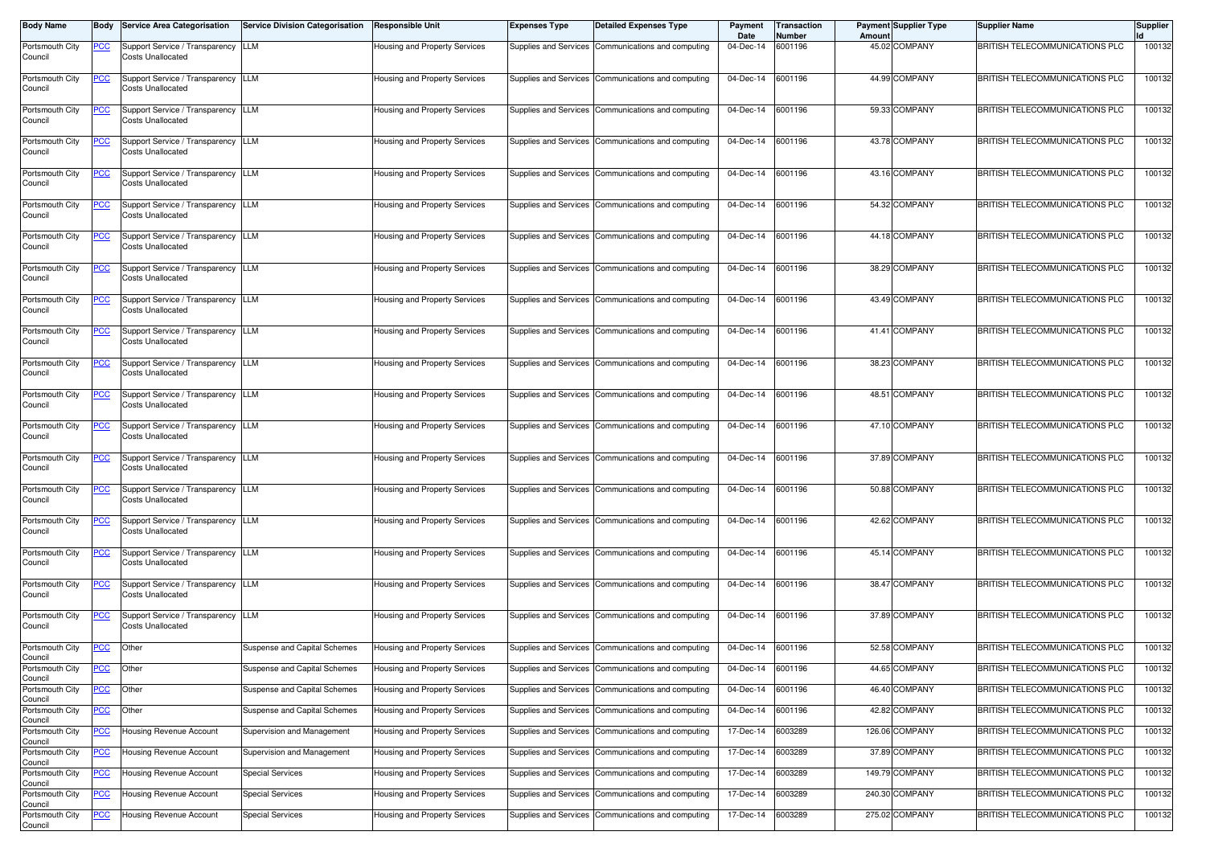| Body Name | Body | Service Area Categorisation | Service Division Categorisation | Responsible Unit | Expenses Type | Detailed Expenses Type | Payment Date | Transaction Number | Payment Amount | Supplier Type | Supplier Name | Supplier Id |
|---|---|---|---|---|---|---|---|---|---|---|---|---|
| Portsmouth City Council | PCC | Support Service / Transparency Costs Unallocated | LLM | Housing and Property Services | Supplies and Services | Communications and computing | 04-Dec-14 | 6001196 | 45.02 | COMPANY | BRITISH TELECOMMUNICATIONS PLC | 100132 |
| Portsmouth City Council | PCC | Support Service / Transparency Costs Unallocated | LLM | Housing and Property Services | Supplies and Services | Communications and computing | 04-Dec-14 | 6001196 | 44.99 | COMPANY | BRITISH TELECOMMUNICATIONS PLC | 100132 |
| Portsmouth City Council | PCC | Support Service / Transparency Costs Unallocated | LLM | Housing and Property Services | Supplies and Services | Communications and computing | 04-Dec-14 | 6001196 | 59.33 | COMPANY | BRITISH TELECOMMUNICATIONS PLC | 100132 |
| Portsmouth City Council | PCC | Support Service / Transparency Costs Unallocated | LLM | Housing and Property Services | Supplies and Services | Communications and computing | 04-Dec-14 | 6001196 | 43.78 | COMPANY | BRITISH TELECOMMUNICATIONS PLC | 100132 |
| Portsmouth City Council | PCC | Support Service / Transparency Costs Unallocated | LLM | Housing and Property Services | Supplies and Services | Communications and computing | 04-Dec-14 | 6001196 | 43.16 | COMPANY | BRITISH TELECOMMUNICATIONS PLC | 100132 |
| Portsmouth City Council | PCC | Support Service / Transparency Costs Unallocated | LLM | Housing and Property Services | Supplies and Services | Communications and computing | 04-Dec-14 | 6001196 | 54.32 | COMPANY | BRITISH TELECOMMUNICATIONS PLC | 100132 |
| Portsmouth City Council | PCC | Support Service / Transparency Costs Unallocated | LLM | Housing and Property Services | Supplies and Services | Communications and computing | 04-Dec-14 | 6001196 | 44.18 | COMPANY | BRITISH TELECOMMUNICATIONS PLC | 100132 |
| Portsmouth City Council | PCC | Support Service / Transparency Costs Unallocated | LLM | Housing and Property Services | Supplies and Services | Communications and computing | 04-Dec-14 | 6001196 | 38.29 | COMPANY | BRITISH TELECOMMUNICATIONS PLC | 100132 |
| Portsmouth City Council | PCC | Support Service / Transparency Costs Unallocated | LLM | Housing and Property Services | Supplies and Services | Communications and computing | 04-Dec-14 | 6001196 | 43.49 | COMPANY | BRITISH TELECOMMUNICATIONS PLC | 100132 |
| Portsmouth City Council | PCC | Support Service / Transparency Costs Unallocated | LLM | Housing and Property Services | Supplies and Services | Communications and computing | 04-Dec-14 | 6001196 | 41.41 | COMPANY | BRITISH TELECOMMUNICATIONS PLC | 100132 |
| Portsmouth City Council | PCC | Support Service / Transparency Costs Unallocated | LLM | Housing and Property Services | Supplies and Services | Communications and computing | 04-Dec-14 | 6001196 | 38.23 | COMPANY | BRITISH TELECOMMUNICATIONS PLC | 100132 |
| Portsmouth City Council | PCC | Support Service / Transparency Costs Unallocated | LLM | Housing and Property Services | Supplies and Services | Communications and computing | 04-Dec-14 | 6001196 | 48.51 | COMPANY | BRITISH TELECOMMUNICATIONS PLC | 100132 |
| Portsmouth City Council | PCC | Support Service / Transparency Costs Unallocated | LLM | Housing and Property Services | Supplies and Services | Communications and computing | 04-Dec-14 | 6001196 | 47.10 | COMPANY | BRITISH TELECOMMUNICATIONS PLC | 100132 |
| Portsmouth City Council | PCC | Support Service / Transparency Costs Unallocated | LLM | Housing and Property Services | Supplies and Services | Communications and computing | 04-Dec-14 | 6001196 | 37.89 | COMPANY | BRITISH TELECOMMUNICATIONS PLC | 100132 |
| Portsmouth City Council | PCC | Support Service / Transparency Costs Unallocated | LLM | Housing and Property Services | Supplies and Services | Communications and computing | 04-Dec-14 | 6001196 | 50.88 | COMPANY | BRITISH TELECOMMUNICATIONS PLC | 100132 |
| Portsmouth City Council | PCC | Support Service / Transparency Costs Unallocated | LLM | Housing and Property Services | Supplies and Services | Communications and computing | 04-Dec-14 | 6001196 | 42.62 | COMPANY | BRITISH TELECOMMUNICATIONS PLC | 100132 |
| Portsmouth City Council | PCC | Support Service / Transparency Costs Unallocated | LLM | Housing and Property Services | Supplies and Services | Communications and computing | 04-Dec-14 | 6001196 | 45.14 | COMPANY | BRITISH TELECOMMUNICATIONS PLC | 100132 |
| Portsmouth City Council | PCC | Support Service / Transparency Costs Unallocated | LLM | Housing and Property Services | Supplies and Services | Communications and computing | 04-Dec-14 | 6001196 | 38.47 | COMPANY | BRITISH TELECOMMUNICATIONS PLC | 100132 |
| Portsmouth City Council | PCC | Support Service / Transparency Costs Unallocated | LLM | Housing and Property Services | Supplies and Services | Communications and computing | 04-Dec-14 | 6001196 | 37.89 | COMPANY | BRITISH TELECOMMUNICATIONS PLC | 100132 |
| Portsmouth City Council | PCC | Other | Suspense and Capital Schemes | Housing and Property Services | Supplies and Services | Communications and computing | 04-Dec-14 | 6001196 | 52.58 | COMPANY | BRITISH TELECOMMUNICATIONS PLC | 100132 |
| Portsmouth City Council | PCC | Other | Suspense and Capital Schemes | Housing and Property Services | Supplies and Services | Communications and computing | 04-Dec-14 | 6001196 | 44.65 | COMPANY | BRITISH TELECOMMUNICATIONS PLC | 100132 |
| Portsmouth City Council | PCC | Other | Suspense and Capital Schemes | Housing and Property Services | Supplies and Services | Communications and computing | 04-Dec-14 | 6001196 | 46.40 | COMPANY | BRITISH TELECOMMUNICATIONS PLC | 100132 |
| Portsmouth City Council | PCC | Other | Suspense and Capital Schemes | Housing and Property Services | Supplies and Services | Communications and computing | 04-Dec-14 | 6001196 | 42.82 | COMPANY | BRITISH TELECOMMUNICATIONS PLC | 100132 |
| Portsmouth City Council | PCC | Housing Revenue Account | Supervision and Management | Housing and Property Services | Supplies and Services | Communications and computing | 17-Dec-14 | 6003289 | 126.06 | COMPANY | BRITISH TELECOMMUNICATIONS PLC | 100132 |
| Portsmouth City Council | PCC | Housing Revenue Account | Supervision and Management | Housing and Property Services | Supplies and Services | Communications and computing | 17-Dec-14 | 6003289 | 37.89 | COMPANY | BRITISH TELECOMMUNICATIONS PLC | 100132 |
| Portsmouth City Council | PCC | Housing Revenue Account | Special Services | Housing and Property Services | Supplies and Services | Communications and computing | 17-Dec-14 | 6003289 | 149.79 | COMPANY | BRITISH TELECOMMUNICATIONS PLC | 100132 |
| Portsmouth City Council | PCC | Housing Revenue Account | Special Services | Housing and Property Services | Supplies and Services | Communications and computing | 17-Dec-14 | 6003289 | 240.30 | COMPANY | BRITISH TELECOMMUNICATIONS PLC | 100132 |
| Portsmouth City Council | PCC | Housing Revenue Account | Special Services | Housing and Property Services | Supplies and Services | Communications and computing | 17-Dec-14 | 6003289 | 275.02 | COMPANY | BRITISH TELECOMMUNICATIONS PLC | 100132 |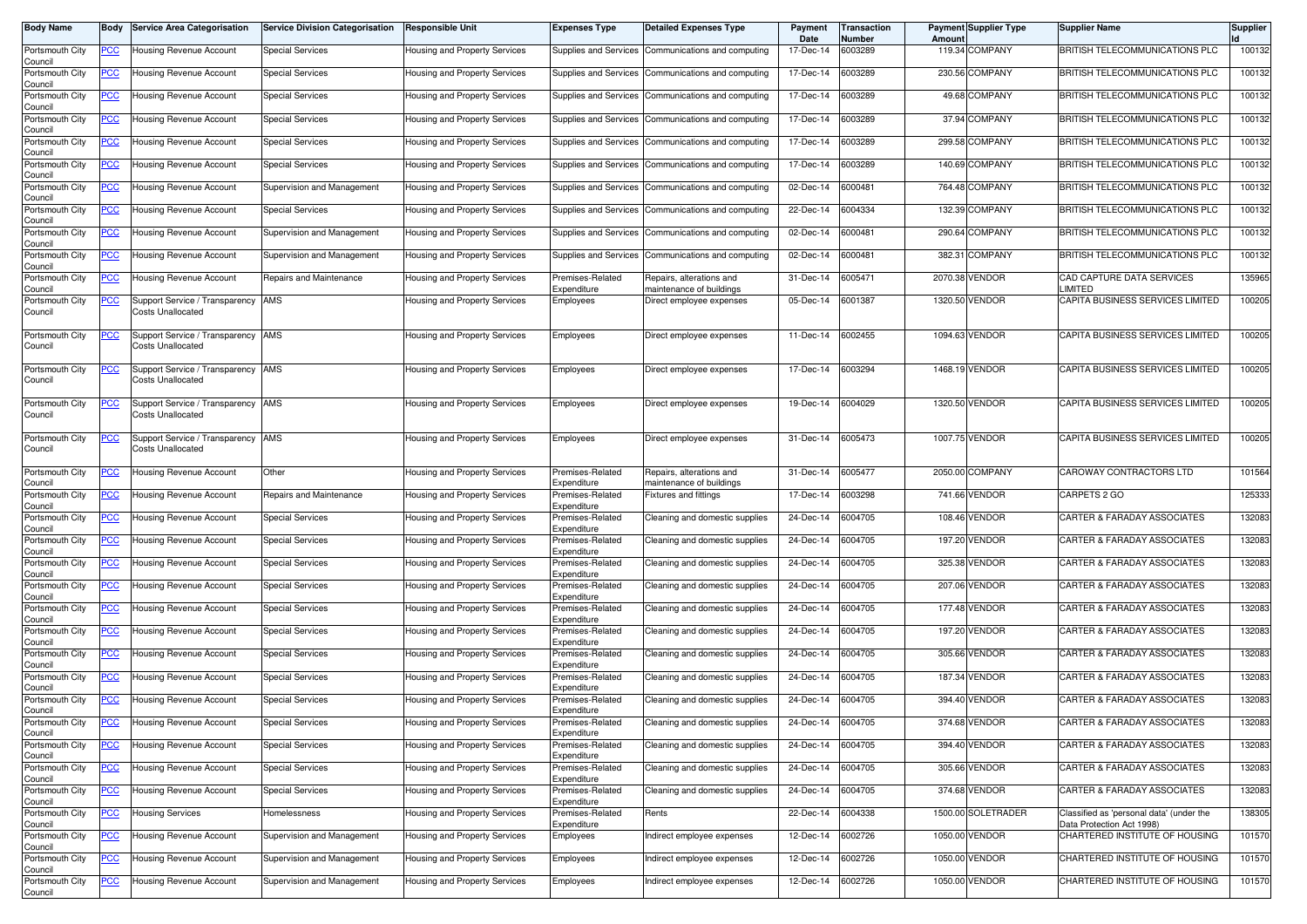| Body Name | Body | Service Area Categorisation | Service Division Categorisation | Responsible Unit | Expenses Type | Detailed Expenses Type | Payment Date | Transaction Number | Payment Amount | Supplier Type | Supplier Name | Supplier Id |
|---|---|---|---|---|---|---|---|---|---|---|---|---|
| Portsmouth City Council | PCC | Housing Revenue Account | Special Services | Housing and Property Services | Supplies and Services | Communications and computing | 17-Dec-14 | 6003289 | 119.34 | COMPANY | BRITISH TELECOMMUNICATIONS PLC | 100132 |
| Portsmouth City Council | PCC | Housing Revenue Account | Special Services | Housing and Property Services | Supplies and Services | Communications and computing | 17-Dec-14 | 6003289 | 230.56 | COMPANY | BRITISH TELECOMMUNICATIONS PLC | 100132 |
| Portsmouth City Council | PCC | Housing Revenue Account | Special Services | Housing and Property Services | Supplies and Services | Communications and computing | 17-Dec-14 | 6003289 | 49.68 | COMPANY | BRITISH TELECOMMUNICATIONS PLC | 100132 |
| Portsmouth City Council | PCC | Housing Revenue Account | Special Services | Housing and Property Services | Supplies and Services | Communications and computing | 17-Dec-14 | 6003289 | 37.94 | COMPANY | BRITISH TELECOMMUNICATIONS PLC | 100132 |
| Portsmouth City Council | PCC | Housing Revenue Account | Special Services | Housing and Property Services | Supplies and Services | Communications and computing | 17-Dec-14 | 6003289 | 299.58 | COMPANY | BRITISH TELECOMMUNICATIONS PLC | 100132 |
| Portsmouth City Council | PCC | Housing Revenue Account | Special Services | Housing and Property Services | Supplies and Services | Communications and computing | 17-Dec-14 | 6003289 | 140.69 | COMPANY | BRITISH TELECOMMUNICATIONS PLC | 100132 |
| Portsmouth City Council | PCC | Housing Revenue Account | Supervision and Management | Housing and Property Services | Supplies and Services | Communications and computing | 02-Dec-14 | 6000481 | 764.48 | COMPANY | BRITISH TELECOMMUNICATIONS PLC | 100132 |
| Portsmouth City Council | PCC | Housing Revenue Account | Special Services | Housing and Property Services | Supplies and Services | Communications and computing | 22-Dec-14 | 6004334 | 132.39 | COMPANY | BRITISH TELECOMMUNICATIONS PLC | 100132 |
| Portsmouth City Council | PCC | Housing Revenue Account | Supervision and Management | Housing and Property Services | Supplies and Services | Communications and computing | 02-Dec-14 | 6000481 | 290.64 | COMPANY | BRITISH TELECOMMUNICATIONS PLC | 100132 |
| Portsmouth City Council | PCC | Housing Revenue Account | Supervision and Management | Housing and Property Services | Supplies and Services | Communications and computing | 02-Dec-14 | 6000481 | 382.31 | COMPANY | BRITISH TELECOMMUNICATIONS PLC | 100132 |
| Portsmouth City Council | PCC | Housing Revenue Account | Repairs and Maintenance | Housing and Property Services | Premises-Related Expenditure | Repairs, alterations and maintenance of buildings | 31-Dec-14 | 6005471 | 2070.38 | VENDOR | CAD CAPTURE DATA SERVICES LIMITED | 135965 |
| Portsmouth City Council | PCC | Support Service / Transparency Costs Unallocated | AMS | Housing and Property Services | Employees | Direct employee expenses | 05-Dec-14 | 6001387 | 1320.50 | VENDOR | CAPITA BUSINESS SERVICES LIMITED | 100205 |
| Portsmouth City Council | PCC | Support Service / Transparency Costs Unallocated | AMS | Housing and Property Services | Employees | Direct employee expenses | 11-Dec-14 | 6002455 | 1094.63 | VENDOR | CAPITA BUSINESS SERVICES LIMITED | 100205 |
| Portsmouth City Council | PCC | Support Service / Transparency Costs Unallocated | AMS | Housing and Property Services | Employees | Direct employee expenses | 17-Dec-14 | 6003294 | 1468.19 | VENDOR | CAPITA BUSINESS SERVICES LIMITED | 100205 |
| Portsmouth City Council | PCC | Support Service / Transparency Costs Unallocated | AMS | Housing and Property Services | Employees | Direct employee expenses | 19-Dec-14 | 6004029 | 1320.50 | VENDOR | CAPITA BUSINESS SERVICES LIMITED | 100205 |
| Portsmouth City Council | PCC | Support Service / Transparency Costs Unallocated | AMS | Housing and Property Services | Employees | Direct employee expenses | 31-Dec-14 | 6005473 | 1007.75 | VENDOR | CAPITA BUSINESS SERVICES LIMITED | 100205 |
| Portsmouth City Council | PCC | Housing Revenue Account | Other | Housing and Property Services | Premises-Related Expenditure | Repairs, alterations and maintenance of buildings | 31-Dec-14 | 6005477 | 2050.00 | COMPANY | CAROWAY CONTRACTORS LTD | 101564 |
| Portsmouth City Council | PCC | Housing Revenue Account | Repairs and Maintenance | Housing and Property Services | Premises-Related Expenditure | Fixtures and fittings | 17-Dec-14 | 6003298 | 741.66 | VENDOR | CARPETS 2 GO | 125333 |
| Portsmouth City Council | PCC | Housing Revenue Account | Special Services | Housing and Property Services | Premises-Related Expenditure | Cleaning and domestic supplies | 24-Dec-14 | 6004705 | 108.46 | VENDOR | CARTER & FARADAY ASSOCIATES | 132083 |
| Portsmouth City Council | PCC | Housing Revenue Account | Special Services | Housing and Property Services | Premises-Related Expenditure | Cleaning and domestic supplies | 24-Dec-14 | 6004705 | 197.20 | VENDOR | CARTER & FARADAY ASSOCIATES | 132083 |
| Portsmouth City Council | PCC | Housing Revenue Account | Special Services | Housing and Property Services | Premises-Related Expenditure | Cleaning and domestic supplies | 24-Dec-14 | 6004705 | 325.38 | VENDOR | CARTER & FARADAY ASSOCIATES | 132083 |
| Portsmouth City Council | PCC | Housing Revenue Account | Special Services | Housing and Property Services | Premises-Related Expenditure | Cleaning and domestic supplies | 24-Dec-14 | 6004705 | 207.06 | VENDOR | CARTER & FARADAY ASSOCIATES | 132083 |
| Portsmouth City Council | PCC | Housing Revenue Account | Special Services | Housing and Property Services | Premises-Related Expenditure | Cleaning and domestic supplies | 24-Dec-14 | 6004705 | 177.48 | VENDOR | CARTER & FARADAY ASSOCIATES | 132083 |
| Portsmouth City Council | PCC | Housing Revenue Account | Special Services | Housing and Property Services | Premises-Related Expenditure | Cleaning and domestic supplies | 24-Dec-14 | 6004705 | 197.20 | VENDOR | CARTER & FARADAY ASSOCIATES | 132083 |
| Portsmouth City Council | PCC | Housing Revenue Account | Special Services | Housing and Property Services | Premises-Related Expenditure | Cleaning and domestic supplies | 24-Dec-14 | 6004705 | 305.66 | VENDOR | CARTER & FARADAY ASSOCIATES | 132083 |
| Portsmouth City Council | PCC | Housing Revenue Account | Special Services | Housing and Property Services | Premises-Related Expenditure | Cleaning and domestic supplies | 24-Dec-14 | 6004705 | 187.34 | VENDOR | CARTER & FARADAY ASSOCIATES | 132083 |
| Portsmouth City Council | PCC | Housing Revenue Account | Special Services | Housing and Property Services | Premises-Related Expenditure | Cleaning and domestic supplies | 24-Dec-14 | 6004705 | 394.40 | VENDOR | CARTER & FARADAY ASSOCIATES | 132083 |
| Portsmouth City Council | PCC | Housing Revenue Account | Special Services | Housing and Property Services | Premises-Related Expenditure | Cleaning and domestic supplies | 24-Dec-14 | 6004705 | 374.68 | VENDOR | CARTER & FARADAY ASSOCIATES | 132083 |
| Portsmouth City Council | PCC | Housing Revenue Account | Special Services | Housing and Property Services | Premises-Related Expenditure | Cleaning and domestic supplies | 24-Dec-14 | 6004705 | 394.40 | VENDOR | CARTER & FARADAY ASSOCIATES | 132083 |
| Portsmouth City Council | PCC | Housing Revenue Account | Special Services | Housing and Property Services | Premises-Related Expenditure | Cleaning and domestic supplies | 24-Dec-14 | 6004705 | 305.66 | VENDOR | CARTER & FARADAY ASSOCIATES | 132083 |
| Portsmouth City Council | PCC | Housing Revenue Account | Special Services | Housing and Property Services | Premises-Related Expenditure | Cleaning and domestic supplies | 24-Dec-14 | 6004705 | 374.68 | VENDOR | CARTER & FARADAY ASSOCIATES | 132083 |
| Portsmouth City Council | PCC | Housing Services | Homelessness | Housing and Property Services | Premises-Related Expenditure | Rents | 22-Dec-14 | 6004338 | 1500.00 | SOLETRADER | Classified as 'personal data' (under the Data Protection Act 1998) | 138305 |
| Portsmouth City Council | PCC | Housing Revenue Account | Supervision and Management | Housing and Property Services | Employees | Indirect employee expenses | 12-Dec-14 | 6002726 | 1050.00 | VENDOR | CHARTERED INSTITUTE OF HOUSING | 101570 |
| Portsmouth City Council | PCC | Housing Revenue Account | Supervision and Management | Housing and Property Services | Employees | Indirect employee expenses | 12-Dec-14 | 6002726 | 1050.00 | VENDOR | CHARTERED INSTITUTE OF HOUSING | 101570 |
| Portsmouth City Council | PCC | Housing Revenue Account | Supervision and Management | Housing and Property Services | Employees | Indirect employee expenses | 12-Dec-14 | 6002726 | 1050.00 | VENDOR | CHARTERED INSTITUTE OF HOUSING | 101570 |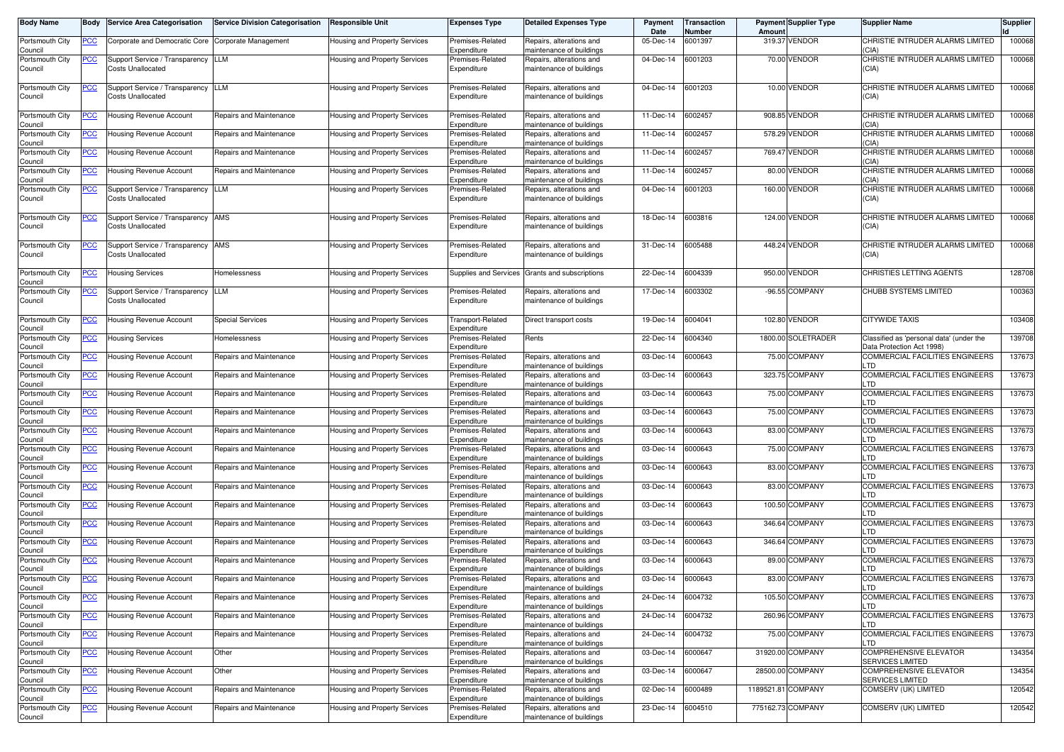| Body Name | Body | Service Area Categorisation | Service Division Categorisation | Responsible Unit | Expenses Type | Detailed Expenses Type | Payment Date | Transaction Number | Payment Amount | Supplier Type | Supplier Name | Supplier Id |
|---|---|---|---|---|---|---|---|---|---|---|---|---|
| Portsmouth City Council | PCC | Corporate and Democratic Core | Corporate Management | Housing and Property Services | Premises-Related Expenditure | Repairs, alterations and maintenance of buildings | 05-Dec-14 | 6001397 | 319.37 | VENDOR | CHRISTIE INTRUDER ALARMS LIMITED (CIA) | 100068 |
| Portsmouth City Council | PCC | Support Service / Transparency Costs Unallocated | LLM | Housing and Property Services | Premises-Related Expenditure | Repairs, alterations and maintenance of buildings | 04-Dec-14 | 6001203 | 70.00 | VENDOR | CHRISTIE INTRUDER ALARMS LIMITED (CIA) | 100068 |
| Portsmouth City Council | PCC | Support Service / Transparency Costs Unallocated | LLM | Housing and Property Services | Premises-Related Expenditure | Repairs, alterations and maintenance of buildings | 04-Dec-14 | 6001203 | 10.00 | VENDOR | CHRISTIE INTRUDER ALARMS LIMITED (CIA) | 100068 |
| Portsmouth City Council | PCC | Housing Revenue Account | Repairs and Maintenance | Housing and Property Services | Premises-Related Expenditure | Repairs, alterations and maintenance of buildings | 11-Dec-14 | 6002457 | 908.85 | VENDOR | CHRISTIE INTRUDER ALARMS LIMITED (CIA) | 100068 |
| Portsmouth City Council | PCC | Housing Revenue Account | Repairs and Maintenance | Housing and Property Services | Premises-Related Expenditure | Repairs, alterations and maintenance of buildings | 11-Dec-14 | 6002457 | 578.29 | VENDOR | CHRISTIE INTRUDER ALARMS LIMITED (CIA) | 100068 |
| Portsmouth City Council | PCC | Housing Revenue Account | Repairs and Maintenance | Housing and Property Services | Premises-Related Expenditure | Repairs, alterations and maintenance of buildings | 11-Dec-14 | 6002457 | 769.47 | VENDOR | CHRISTIE INTRUDER ALARMS LIMITED (CIA) | 100068 |
| Portsmouth City Council | PCC | Housing Revenue Account | Repairs and Maintenance | Housing and Property Services | Premises-Related Expenditure | Repairs, alterations and maintenance of buildings | 11-Dec-14 | 6002457 | 80.00 | VENDOR | CHRISTIE INTRUDER ALARMS LIMITED (CIA) | 100068 |
| Portsmouth City Council | PCC | Support Service / Transparency Costs Unallocated | LLM | Housing and Property Services | Premises-Related Expenditure | Repairs, alterations and maintenance of buildings | 04-Dec-14 | 6001203 | 160.00 | VENDOR | CHRISTIE INTRUDER ALARMS LIMITED (CIA) | 100068 |
| Portsmouth City Council | PCC | Support Service / Transparency Costs Unallocated | AMS | Housing and Property Services | Premises-Related Expenditure | Repairs, alterations and maintenance of buildings | 18-Dec-14 | 6003816 | 124.00 | VENDOR | CHRISTIE INTRUDER ALARMS LIMITED (CIA) | 100068 |
| Portsmouth City Council | PCC | Support Service / Transparency Costs Unallocated | AMS | Housing and Property Services | Premises-Related Expenditure | Repairs, alterations and maintenance of buildings | 31-Dec-14 | 6005488 | 448.24 | VENDOR | CHRISTIE INTRUDER ALARMS LIMITED (CIA) | 100068 |
| Portsmouth City Council | PCC | Housing Services | Homelessness | Housing and Property Services | Supplies and Services | Grants and subscriptions | 22-Dec-14 | 6004339 | 950.00 | VENDOR | CHRISTIES LETTING AGENTS | 128708 |
| Portsmouth City Council | PCC | Support Service / Transparency Costs Unallocated | LLM | Housing and Property Services | Premises-Related Expenditure | Repairs, alterations and maintenance of buildings | 17-Dec-14 | 6003302 | -96.55 | COMPANY | CHUBB SYSTEMS LIMITED | 100363 |
| Portsmouth City Council | PCC | Housing Revenue Account | Special Services | Housing and Property Services | Transport-Related Expenditure | Direct transport costs | 19-Dec-14 | 6004041 | 102.80 | VENDOR | CITYWIDE TAXIS | 103408 |
| Portsmouth City Council | PCC | Housing Services | Homelessness | Housing and Property Services | Premises-Related Expenditure | Rents | 22-Dec-14 | 6004340 | 1800.00 | SOLETRADER | Classified as 'personal data' (under the Data Protection Act 1998) | 139708 |
| Portsmouth City Council | PCC | Housing Revenue Account | Repairs and Maintenance | Housing and Property Services | Premises-Related Expenditure | Repairs, alterations and maintenance of buildings | 03-Dec-14 | 6000643 | 75.00 | COMPANY | COMMERCIAL FACILITIES ENGINEERS LTD | 137673 |
| Portsmouth City Council | PCC | Housing Revenue Account | Repairs and Maintenance | Housing and Property Services | Premises-Related Expenditure | Repairs, alterations and maintenance of buildings | 03-Dec-14 | 6000643 | 323.75 | COMPANY | COMMERCIAL FACILITIES ENGINEERS LTD | 137673 |
| Portsmouth City Council | PCC | Housing Revenue Account | Repairs and Maintenance | Housing and Property Services | Premises-Related Expenditure | Repairs, alterations and maintenance of buildings | 03-Dec-14 | 6000643 | 75.00 | COMPANY | COMMERCIAL FACILITIES ENGINEERS LTD | 137673 |
| Portsmouth City Council | PCC | Housing Revenue Account | Repairs and Maintenance | Housing and Property Services | Premises-Related Expenditure | Repairs, alterations and maintenance of buildings | 03-Dec-14 | 6000643 | 75.00 | COMPANY | COMMERCIAL FACILITIES ENGINEERS LTD | 137673 |
| Portsmouth City Council | PCC | Housing Revenue Account | Repairs and Maintenance | Housing and Property Services | Premises-Related Expenditure | Repairs, alterations and maintenance of buildings | 03-Dec-14 | 6000643 | 83.00 | COMPANY | COMMERCIAL FACILITIES ENGINEERS LTD | 137673 |
| Portsmouth City Council | PCC | Housing Revenue Account | Repairs and Maintenance | Housing and Property Services | Premises-Related Expenditure | Repairs, alterations and maintenance of buildings | 03-Dec-14 | 6000643 | 75.00 | COMPANY | COMMERCIAL FACILITIES ENGINEERS LTD | 137673 |
| Portsmouth City Council | PCC | Housing Revenue Account | Repairs and Maintenance | Housing and Property Services | Premises-Related Expenditure | Repairs, alterations and maintenance of buildings | 03-Dec-14 | 6000643 | 83.00 | COMPANY | COMMERCIAL FACILITIES ENGINEERS LTD | 137673 |
| Portsmouth City Council | PCC | Housing Revenue Account | Repairs and Maintenance | Housing and Property Services | Premises-Related Expenditure | Repairs, alterations and maintenance of buildings | 03-Dec-14 | 6000643 | 83.00 | COMPANY | COMMERCIAL FACILITIES ENGINEERS LTD | 137673 |
| Portsmouth City Council | PCC | Housing Revenue Account | Repairs and Maintenance | Housing and Property Services | Premises-Related Expenditure | Repairs, alterations and maintenance of buildings | 03-Dec-14 | 6000643 | 100.50 | COMPANY | COMMERCIAL FACILITIES ENGINEERS LTD | 137673 |
| Portsmouth City Council | PCC | Housing Revenue Account | Repairs and Maintenance | Housing and Property Services | Premises-Related Expenditure | Repairs, alterations and maintenance of buildings | 03-Dec-14 | 6000643 | 346.64 | COMPANY | COMMERCIAL FACILITIES ENGINEERS LTD | 137673 |
| Portsmouth City Council | PCC | Housing Revenue Account | Repairs and Maintenance | Housing and Property Services | Premises-Related Expenditure | Repairs, alterations and maintenance of buildings | 03-Dec-14 | 6000643 | 346.64 | COMPANY | COMMERCIAL FACILITIES ENGINEERS LTD | 137673 |
| Portsmouth City Council | PCC | Housing Revenue Account | Repairs and Maintenance | Housing and Property Services | Premises-Related Expenditure | Repairs, alterations and maintenance of buildings | 03-Dec-14 | 6000643 | 89.00 | COMPANY | COMMERCIAL FACILITIES ENGINEERS LTD | 137673 |
| Portsmouth City Council | PCC | Housing Revenue Account | Repairs and Maintenance | Housing and Property Services | Premises-Related Expenditure | Repairs, alterations and maintenance of buildings | 03-Dec-14 | 6000643 | 83.00 | COMPANY | COMMERCIAL FACILITIES ENGINEERS LTD | 137673 |
| Portsmouth City Council | PCC | Housing Revenue Account | Repairs and Maintenance | Housing and Property Services | Premises-Related Expenditure | Repairs, alterations and maintenance of buildings | 24-Dec-14 | 6004732 | 105.50 | COMPANY | COMMERCIAL FACILITIES ENGINEERS LTD | 137673 |
| Portsmouth City Council | PCC | Housing Revenue Account | Repairs and Maintenance | Housing and Property Services | Premises-Related Expenditure | Repairs, alterations and maintenance of buildings | 24-Dec-14 | 6004732 | 260.96 | COMPANY | COMMERCIAL FACILITIES ENGINEERS LTD | 137673 |
| Portsmouth City Council | PCC | Housing Revenue Account | Repairs and Maintenance | Housing and Property Services | Premises-Related Expenditure | Repairs, alterations and maintenance of buildings | 24-Dec-14 | 6004732 | 75.00 | COMPANY | COMMERCIAL FACILITIES ENGINEERS LTD | 137673 |
| Portsmouth City Council | PCC | Housing Revenue Account | Other | Housing and Property Services | Premises-Related Expenditure | Repairs, alterations and maintenance of buildings | 03-Dec-14 | 6000647 | 31920.00 | COMPANY | COMPREHENSIVE ELEVATOR SERVICES LIMITED | 134354 |
| Portsmouth City Council | PCC | Housing Revenue Account | Other | Housing and Property Services | Premises-Related Expenditure | Repairs, alterations and maintenance of buildings | 03-Dec-14 | 6000647 | 28500.00 | COMPANY | COMPREHENSIVE ELEVATOR SERVICES LIMITED | 134354 |
| Portsmouth City Council | PCC | Housing Revenue Account | Repairs and Maintenance | Housing and Property Services | Premises-Related Expenditure | Repairs, alterations and maintenance of buildings | 02-Dec-14 | 6000489 | 1189521.81 | COMPANY | COMSERV (UK) LIMITED | 120542 |
| Portsmouth City Council | PCC | Housing Revenue Account | Repairs and Maintenance | Housing and Property Services | Premises-Related Expenditure | Repairs, alterations and maintenance of buildings | 23-Dec-14 | 6004510 | 775162.73 | COMPANY | COMSERV (UK) LIMITED | 120542 |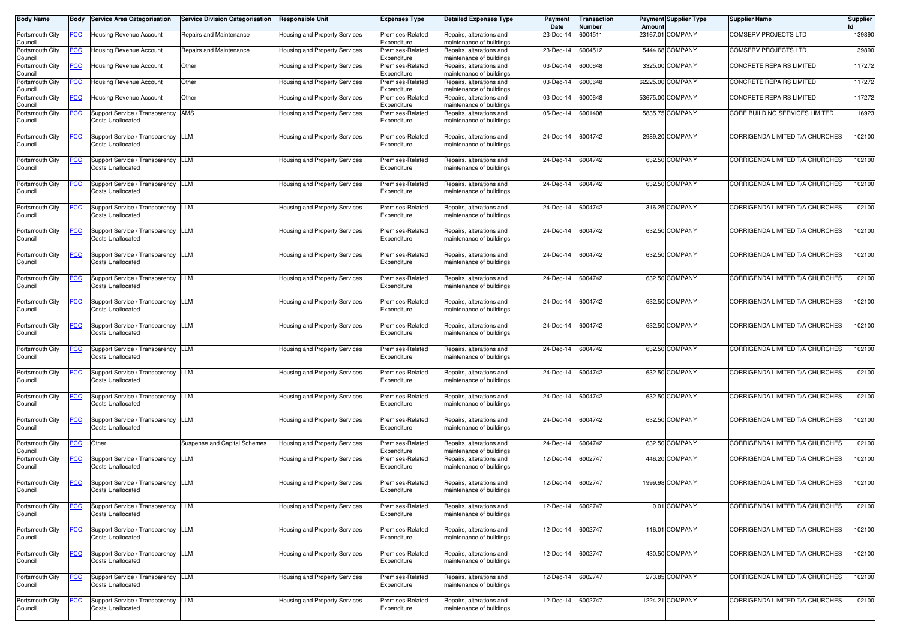| Body Name | Body | Service Area Categorisation | Service Division Categorisation | Responsible Unit | Expenses Type | Detailed Expenses Type | Payment Date | Transaction Number | Payment Amount | Supplier Type | Supplier Name | Supplier Id |
|---|---|---|---|---|---|---|---|---|---|---|---|---|
| Portsmouth City Council | PCC | Housing Revenue Account | Repairs and Maintenance | Housing and Property Services | Premises-Related Expenditure | Repairs, alterations and maintenance of buildings | 23-Dec-14 | 6004511 | 23167.01 | COMPANY | COMSERV PROJECTS LTD | 139890 |
| Portsmouth City Council | PCC | Housing Revenue Account | Repairs and Maintenance | Housing and Property Services | Premises-Related Expenditure | Repairs, alterations and maintenance of buildings | 23-Dec-14 | 6004512 | 15444.68 | COMPANY | COMSERV PROJECTS LTD | 139890 |
| Portsmouth City Council | PCC | Housing Revenue Account | Other | Housing and Property Services | Premises-Related Expenditure | Repairs, alterations and maintenance of buildings | 03-Dec-14 | 6000648 | 3325.00 | COMPANY | CONCRETE REPAIRS LIMITED | 117272 |
| Portsmouth City Council | PCC | Housing Revenue Account | Other | Housing and Property Services | Premises-Related Expenditure | Repairs, alterations and maintenance of buildings | 03-Dec-14 | 6000648 | 62225.00 | COMPANY | CONCRETE REPAIRS LIMITED | 117272 |
| Portsmouth City Council | PCC | Housing Revenue Account | Other | Housing and Property Services | Premises-Related Expenditure | Repairs, alterations and maintenance of buildings | 03-Dec-14 | 6000648 | 53675.00 | COMPANY | CONCRETE REPAIRS LIMITED | 117272 |
| Portsmouth City Council | PCC | Support Service / Transparency Costs Unallocated | AMS | Housing and Property Services | Premises-Related Expenditure | Repairs, alterations and maintenance of buildings | 05-Dec-14 | 6001408 | 5835.75 | COMPANY | CORE BUILDING SERVICES LIMITED | 116923 |
| Portsmouth City Council | PCC | Support Service / Transparency Costs Unallocated | LLM | Housing and Property Services | Premises-Related Expenditure | Repairs, alterations and maintenance of buildings | 24-Dec-14 | 6004742 | 2989.20 | COMPANY | CORRIGENDA LIMITED T/A CHURCHES | 102100 |
| Portsmouth City Council | PCC | Support Service / Transparency Costs Unallocated | LLM | Housing and Property Services | Premises-Related Expenditure | Repairs, alterations and maintenance of buildings | 24-Dec-14 | 6004742 | 632.50 | COMPANY | CORRIGENDA LIMITED T/A CHURCHES | 102100 |
| Portsmouth City Council | PCC | Support Service / Transparency Costs Unallocated | LLM | Housing and Property Services | Premises-Related Expenditure | Repairs, alterations and maintenance of buildings | 24-Dec-14 | 6004742 | 632.50 | COMPANY | CORRIGENDA LIMITED T/A CHURCHES | 102100 |
| Portsmouth City Council | PCC | Support Service / Transparency Costs Unallocated | LLM | Housing and Property Services | Premises-Related Expenditure | Repairs, alterations and maintenance of buildings | 24-Dec-14 | 6004742 | 316.25 | COMPANY | CORRIGENDA LIMITED T/A CHURCHES | 102100 |
| Portsmouth City Council | PCC | Support Service / Transparency Costs Unallocated | LLM | Housing and Property Services | Premises-Related Expenditure | Repairs, alterations and maintenance of buildings | 24-Dec-14 | 6004742 | 632.50 | COMPANY | CORRIGENDA LIMITED T/A CHURCHES | 102100 |
| Portsmouth City Council | PCC | Support Service / Transparency Costs Unallocated | LLM | Housing and Property Services | Premises-Related Expenditure | Repairs, alterations and maintenance of buildings | 24-Dec-14 | 6004742 | 632.50 | COMPANY | CORRIGENDA LIMITED T/A CHURCHES | 102100 |
| Portsmouth City Council | PCC | Support Service / Transparency Costs Unallocated | LLM | Housing and Property Services | Premises-Related Expenditure | Repairs, alterations and maintenance of buildings | 24-Dec-14 | 6004742 | 632.50 | COMPANY | CORRIGENDA LIMITED T/A CHURCHES | 102100 |
| Portsmouth City Council | PCC | Support Service / Transparency Costs Unallocated | LLM | Housing and Property Services | Premises-Related Expenditure | Repairs, alterations and maintenance of buildings | 24-Dec-14 | 6004742 | 632.50 | COMPANY | CORRIGENDA LIMITED T/A CHURCHES | 102100 |
| Portsmouth City Council | PCC | Support Service / Transparency Costs Unallocated | LLM | Housing and Property Services | Premises-Related Expenditure | Repairs, alterations and maintenance of buildings | 24-Dec-14 | 6004742 | 632.50 | COMPANY | CORRIGENDA LIMITED T/A CHURCHES | 102100 |
| Portsmouth City Council | PCC | Support Service / Transparency Costs Unallocated | LLM | Housing and Property Services | Premises-Related Expenditure | Repairs, alterations and maintenance of buildings | 24-Dec-14 | 6004742 | 632.50 | COMPANY | CORRIGENDA LIMITED T/A CHURCHES | 102100 |
| Portsmouth City Council | PCC | Support Service / Transparency Costs Unallocated | LLM | Housing and Property Services | Premises-Related Expenditure | Repairs, alterations and maintenance of buildings | 24-Dec-14 | 6004742 | 632.50 | COMPANY | CORRIGENDA LIMITED T/A CHURCHES | 102100 |
| Portsmouth City Council | PCC | Support Service / Transparency Costs Unallocated | LLM | Housing and Property Services | Premises-Related Expenditure | Repairs, alterations and maintenance of buildings | 24-Dec-14 | 6004742 | 632.50 | COMPANY | CORRIGENDA LIMITED T/A CHURCHES | 102100 |
| Portsmouth City Council | PCC | Support Service / Transparency Costs Unallocated | LLM | Housing and Property Services | Premises-Related Expenditure | Repairs, alterations and maintenance of buildings | 24-Dec-14 | 6004742 | 632.50 | COMPANY | CORRIGENDA LIMITED T/A CHURCHES | 102100 |
| Portsmouth City Council | PCC | Other | Suspense and Capital Schemes | Housing and Property Services | Premises-Related Expenditure | Repairs, alterations and maintenance of buildings | 24-Dec-14 | 6004742 | 632.50 | COMPANY | CORRIGENDA LIMITED T/A CHURCHES | 102100 |
| Portsmouth City Council | PCC | Support Service / Transparency Costs Unallocated | LLM | Housing and Property Services | Premises-Related Expenditure | Repairs, alterations and maintenance of buildings | 12-Dec-14 | 6002747 | 446.20 | COMPANY | CORRIGENDA LIMITED T/A CHURCHES | 102100 |
| Portsmouth City Council | PCC | Support Service / Transparency Costs Unallocated | LLM | Housing and Property Services | Premises-Related Expenditure | Repairs, alterations and maintenance of buildings | 12-Dec-14 | 6002747 | 1999.98 | COMPANY | CORRIGENDA LIMITED T/A CHURCHES | 102100 |
| Portsmouth City Council | PCC | Support Service / Transparency Costs Unallocated | LLM | Housing and Property Services | Premises-Related Expenditure | Repairs, alterations and maintenance of buildings | 12-Dec-14 | 6002747 | 0.01 | COMPANY | CORRIGENDA LIMITED T/A CHURCHES | 102100 |
| Portsmouth City Council | PCC | Support Service / Transparency Costs Unallocated | LLM | Housing and Property Services | Premises-Related Expenditure | Repairs, alterations and maintenance of buildings | 12-Dec-14 | 6002747 | 116.01 | COMPANY | CORRIGENDA LIMITED T/A CHURCHES | 102100 |
| Portsmouth City Council | PCC | Support Service / Transparency Costs Unallocated | LLM | Housing and Property Services | Premises-Related Expenditure | Repairs, alterations and maintenance of buildings | 12-Dec-14 | 6002747 | 430.50 | COMPANY | CORRIGENDA LIMITED T/A CHURCHES | 102100 |
| Portsmouth City Council | PCC | Support Service / Transparency Costs Unallocated | LLM | Housing and Property Services | Premises-Related Expenditure | Repairs, alterations and maintenance of buildings | 12-Dec-14 | 6002747 | 273.85 | COMPANY | CORRIGENDA LIMITED T/A CHURCHES | 102100 |
| Portsmouth City Council | PCC | Support Service / Transparency Costs Unallocated | LLM | Housing and Property Services | Premises-Related Expenditure | Repairs, alterations and maintenance of buildings | 12-Dec-14 | 6002747 | 1224.21 | COMPANY | CORRIGENDA LIMITED T/A CHURCHES | 102100 |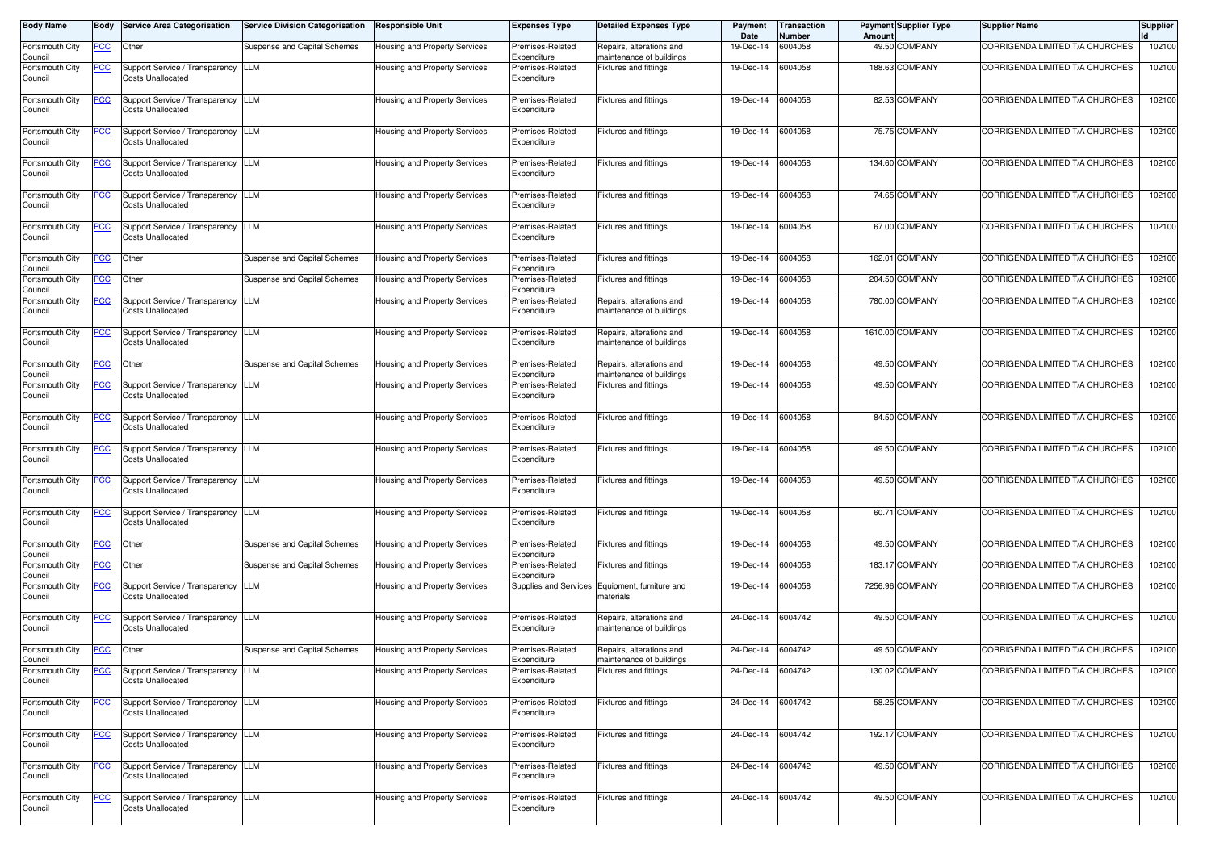| Body Name | Body | Service Area Categorisation | Service Division Categorisation | Responsible Unit | Expenses Type | Detailed Expenses Type | Payment Date | Transaction Number | Payment Amount | Supplier Type | Supplier Name | Supplier Id |
|---|---|---|---|---|---|---|---|---|---|---|---|---|
| Portsmouth City Council | PCC | Other | Suspense and Capital Schemes | Housing and Property Services | Premises-Related Expenditure | Repairs, alterations and maintenance of buildings | 19-Dec-14 | 6004058 | 49.50 | COMPANY | CORRIGENDA LIMITED T/A CHURCHES | 102100 |
| Portsmouth City Council | PCC | Support Service / Transparency Costs Unallocated | LLM | Housing and Property Services | Premises-Related Expenditure | Fixtures and fittings | 19-Dec-14 | 6004058 | 188.63 | COMPANY | CORRIGENDA LIMITED T/A CHURCHES | 102100 |
| Portsmouth City Council | PCC | Support Service / Transparency Costs Unallocated | LLM | Housing and Property Services | Premises-Related Expenditure | Fixtures and fittings | 19-Dec-14 | 6004058 | 82.53 | COMPANY | CORRIGENDA LIMITED T/A CHURCHES | 102100 |
| Portsmouth City Council | PCC | Support Service / Transparency Costs Unallocated | LLM | Housing and Property Services | Premises-Related Expenditure | Fixtures and fittings | 19-Dec-14 | 6004058 | 75.75 | COMPANY | CORRIGENDA LIMITED T/A CHURCHES | 102100 |
| Portsmouth City Council | PCC | Support Service / Transparency Costs Unallocated | LLM | Housing and Property Services | Premises-Related Expenditure | Fixtures and fittings | 19-Dec-14 | 6004058 | 134.60 | COMPANY | CORRIGENDA LIMITED T/A CHURCHES | 102100 |
| Portsmouth City Council | PCC | Support Service / Transparency Costs Unallocated | LLM | Housing and Property Services | Premises-Related Expenditure | Fixtures and fittings | 19-Dec-14 | 6004058 | 74.65 | COMPANY | CORRIGENDA LIMITED T/A CHURCHES | 102100 |
| Portsmouth City Council | PCC | Support Service / Transparency Costs Unallocated | LLM | Housing and Property Services | Premises-Related Expenditure | Fixtures and fittings | 19-Dec-14 | 6004058 | 67.00 | COMPANY | CORRIGENDA LIMITED T/A CHURCHES | 102100 |
| Portsmouth City Council | PCC | Other | Suspense and Capital Schemes | Housing and Property Services | Premises-Related Expenditure | Fixtures and fittings | 19-Dec-14 | 6004058 | 162.01 | COMPANY | CORRIGENDA LIMITED T/A CHURCHES | 102100 |
| Portsmouth City Council | PCC | Other | Suspense and Capital Schemes | Housing and Property Services | Premises-Related Expenditure | Fixtures and fittings | 19-Dec-14 | 6004058 | 204.50 | COMPANY | CORRIGENDA LIMITED T/A CHURCHES | 102100 |
| Portsmouth City Council | PCC | Support Service / Transparency Costs Unallocated | LLM | Housing and Property Services | Premises-Related Expenditure | Repairs, alterations and maintenance of buildings | 19-Dec-14 | 6004058 | 780.00 | COMPANY | CORRIGENDA LIMITED T/A CHURCHES | 102100 |
| Portsmouth City Council | PCC | Support Service / Transparency Costs Unallocated | LLM | Housing and Property Services | Premises-Related Expenditure | Repairs, alterations and maintenance of buildings | 19-Dec-14 | 6004058 | 1610.00 | COMPANY | CORRIGENDA LIMITED T/A CHURCHES | 102100 |
| Portsmouth City Council | PCC | Other | Suspense and Capital Schemes | Housing and Property Services | Premises-Related Expenditure | Repairs, alterations and maintenance of buildings | 19-Dec-14 | 6004058 | 49.50 | COMPANY | CORRIGENDA LIMITED T/A CHURCHES | 102100 |
| Portsmouth City Council | PCC | Support Service / Transparency Costs Unallocated | LLM | Housing and Property Services | Premises-Related Expenditure | Fixtures and fittings | 19-Dec-14 | 6004058 | 49.50 | COMPANY | CORRIGENDA LIMITED T/A CHURCHES | 102100 |
| Portsmouth City Council | PCC | Support Service / Transparency Costs Unallocated | LLM | Housing and Property Services | Premises-Related Expenditure | Fixtures and fittings | 19-Dec-14 | 6004058 | 84.50 | COMPANY | CORRIGENDA LIMITED T/A CHURCHES | 102100 |
| Portsmouth City Council | PCC | Support Service / Transparency Costs Unallocated | LLM | Housing and Property Services | Premises-Related Expenditure | Fixtures and fittings | 19-Dec-14 | 6004058 | 49.50 | COMPANY | CORRIGENDA LIMITED T/A CHURCHES | 102100 |
| Portsmouth City Council | PCC | Support Service / Transparency Costs Unallocated | LLM | Housing and Property Services | Premises-Related Expenditure | Fixtures and fittings | 19-Dec-14 | 6004058 | 49.50 | COMPANY | CORRIGENDA LIMITED T/A CHURCHES | 102100 |
| Portsmouth City Council | PCC | Support Service / Transparency Costs Unallocated | LLM | Housing and Property Services | Premises-Related Expenditure | Fixtures and fittings | 19-Dec-14 | 6004058 | 60.71 | COMPANY | CORRIGENDA LIMITED T/A CHURCHES | 102100 |
| Portsmouth City Council | PCC | Other | Suspense and Capital Schemes | Housing and Property Services | Premises-Related Expenditure | Fixtures and fittings | 19-Dec-14 | 6004058 | 49.50 | COMPANY | CORRIGENDA LIMITED T/A CHURCHES | 102100 |
| Portsmouth City Council | PCC | Other | Suspense and Capital Schemes | Housing and Property Services | Premises-Related Expenditure | Fixtures and fittings | 19-Dec-14 | 6004058 | 183.17 | COMPANY | CORRIGENDA LIMITED T/A CHURCHES | 102100 |
| Portsmouth City Council | PCC | Support Service / Transparency Costs Unallocated | LLM | Housing and Property Services | Supplies and Services | Equipment, furniture and materials | 19-Dec-14 | 6004058 | 7256.96 | COMPANY | CORRIGENDA LIMITED T/A CHURCHES | 102100 |
| Portsmouth City Council | PCC | Support Service / Transparency Costs Unallocated | LLM | Housing and Property Services | Premises-Related Expenditure | Repairs, alterations and maintenance of buildings | 24-Dec-14 | 6004742 | 49.50 | COMPANY | CORRIGENDA LIMITED T/A CHURCHES | 102100 |
| Portsmouth City Council | PCC | Other | Suspense and Capital Schemes | Housing and Property Services | Premises-Related Expenditure | Repairs, alterations and maintenance of buildings | 24-Dec-14 | 6004742 | 49.50 | COMPANY | CORRIGENDA LIMITED T/A CHURCHES | 102100 |
| Portsmouth City Council | PCC | Support Service / Transparency Costs Unallocated | LLM | Housing and Property Services | Premises-Related Expenditure | Fixtures and fittings | 24-Dec-14 | 6004742 | 130.02 | COMPANY | CORRIGENDA LIMITED T/A CHURCHES | 102100 |
| Portsmouth City Council | PCC | Support Service / Transparency Costs Unallocated | LLM | Housing and Property Services | Premises-Related Expenditure | Fixtures and fittings | 24-Dec-14 | 6004742 | 58.25 | COMPANY | CORRIGENDA LIMITED T/A CHURCHES | 102100 |
| Portsmouth City Council | PCC | Support Service / Transparency Costs Unallocated | LLM | Housing and Property Services | Premises-Related Expenditure | Fixtures and fittings | 24-Dec-14 | 6004742 | 192.17 | COMPANY | CORRIGENDA LIMITED T/A CHURCHES | 102100 |
| Portsmouth City Council | PCC | Support Service / Transparency Costs Unallocated | LLM | Housing and Property Services | Premises-Related Expenditure | Fixtures and fittings | 24-Dec-14 | 6004742 | 49.50 | COMPANY | CORRIGENDA LIMITED T/A CHURCHES | 102100 |
| Portsmouth City Council | PCC | Support Service / Transparency Costs Unallocated | LLM | Housing and Property Services | Premises-Related Expenditure | Fixtures and fittings | 24-Dec-14 | 6004742 | 49.50 | COMPANY | CORRIGENDA LIMITED T/A CHURCHES | 102100 |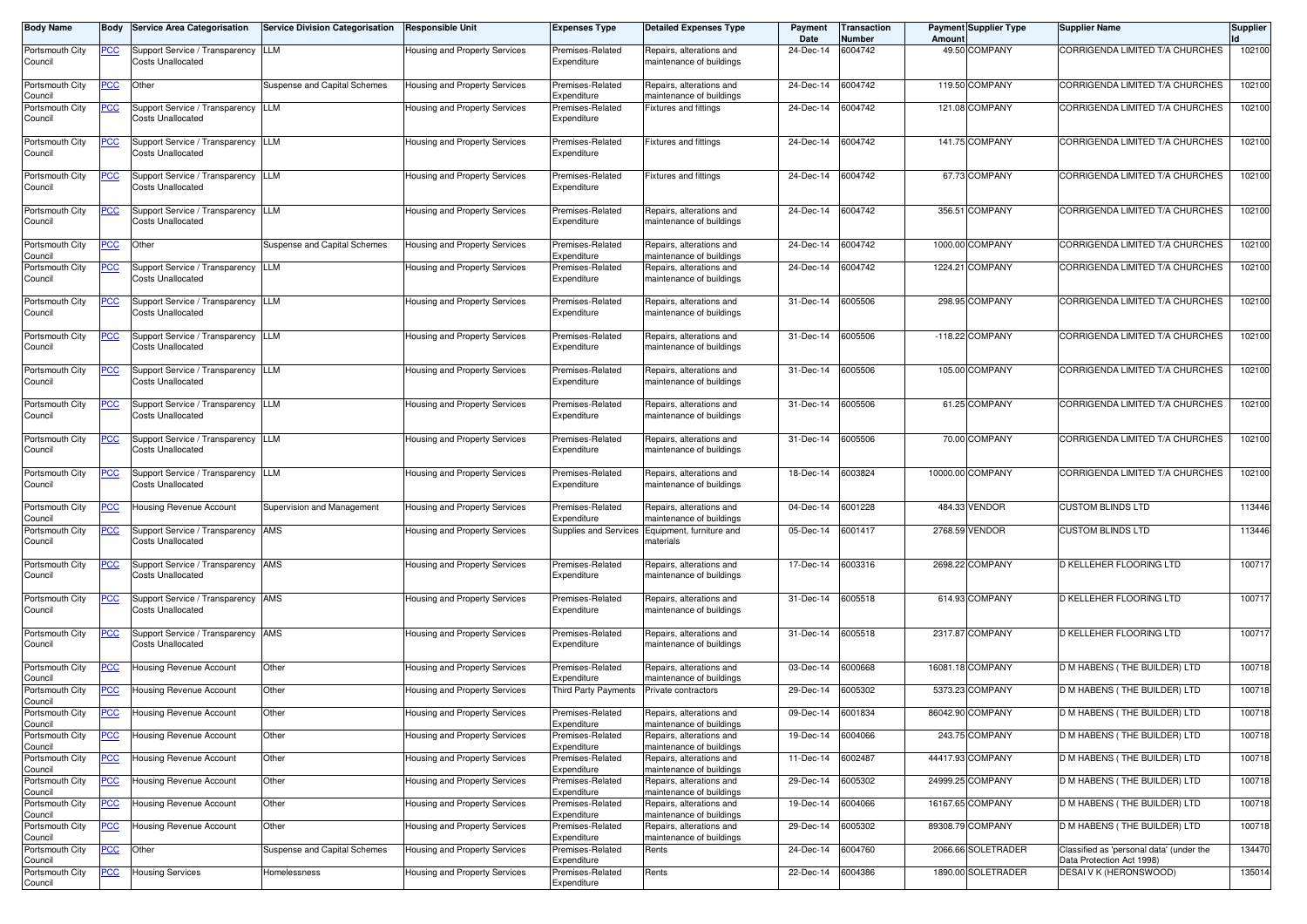| Body Name | Body | Service Area Categorisation | Service Division Categorisation | Responsible Unit | Expenses Type | Detailed Expenses Type | Payment Date | Transaction Number | Payment Amount | Supplier Type | Supplier Name | Supplier Id |
|---|---|---|---|---|---|---|---|---|---|---|---|---|
| Portsmouth City Council | PCC | Support Service / Transparency Costs Unallocated | LLM | Housing and Property Services | Premises-Related Expenditure | Repairs, alterations and maintenance of buildings | 24-Dec-14 | 6004742 | 49.50 | COMPANY | CORRIGENDA LIMITED T/A CHURCHES | 102100 |
| Portsmouth City Council | PCC | Other | Suspense and Capital Schemes | Housing and Property Services | Premises-Related Expenditure | Repairs, alterations and maintenance of buildings | 24-Dec-14 | 6004742 | 119.50 | COMPANY | CORRIGENDA LIMITED T/A CHURCHES | 102100 |
| Portsmouth City Council | PCC | Support Service / Transparency Costs Unallocated | LLM | Housing and Property Services | Premises-Related Expenditure | Fixtures and fittings | 24-Dec-14 | 6004742 | 121.08 | COMPANY | CORRIGENDA LIMITED T/A CHURCHES | 102100 |
| Portsmouth City Council | PCC | Support Service / Transparency Costs Unallocated | LLM | Housing and Property Services | Premises-Related Expenditure | Fixtures and fittings | 24-Dec-14 | 6004742 | 141.75 | COMPANY | CORRIGENDA LIMITED T/A CHURCHES | 102100 |
| Portsmouth City Council | PCC | Support Service / Transparency Costs Unallocated | LLM | Housing and Property Services | Premises-Related Expenditure | Fixtures and fittings | 24-Dec-14 | 6004742 | 67.73 | COMPANY | CORRIGENDA LIMITED T/A CHURCHES | 102100 |
| Portsmouth City Council | PCC | Support Service / Transparency Costs Unallocated | LLM | Housing and Property Services | Premises-Related Expenditure | Repairs, alterations and maintenance of buildings | 24-Dec-14 | 6004742 | 356.51 | COMPANY | CORRIGENDA LIMITED T/A CHURCHES | 102100 |
| Portsmouth City Council | PCC | Other | Suspense and Capital Schemes | Housing and Property Services | Premises-Related Expenditure | Repairs, alterations and maintenance of buildings | 24-Dec-14 | 6004742 | 1000.00 | COMPANY | CORRIGENDA LIMITED T/A CHURCHES | 102100 |
| Portsmouth City Council | PCC | Support Service / Transparency Costs Unallocated | LLM | Housing and Property Services | Premises-Related Expenditure | Repairs, alterations and maintenance of buildings | 24-Dec-14 | 6004742 | 1224.21 | COMPANY | CORRIGENDA LIMITED T/A CHURCHES | 102100 |
| Portsmouth City Council | PCC | Support Service / Transparency Costs Unallocated | LLM | Housing and Property Services | Premises-Related Expenditure | Repairs, alterations and maintenance of buildings | 31-Dec-14 | 6005506 | 298.95 | COMPANY | CORRIGENDA LIMITED T/A CHURCHES | 102100 |
| Portsmouth City Council | PCC | Support Service / Transparency Costs Unallocated | LLM | Housing and Property Services | Premises-Related Expenditure | Repairs, alterations and maintenance of buildings | 31-Dec-14 | 6005506 | -118.22 | COMPANY | CORRIGENDA LIMITED T/A CHURCHES | 102100 |
| Portsmouth City Council | PCC | Support Service / Transparency Costs Unallocated | LLM | Housing and Property Services | Premises-Related Expenditure | Repairs, alterations and maintenance of buildings | 31-Dec-14 | 6005506 | 105.00 | COMPANY | CORRIGENDA LIMITED T/A CHURCHES | 102100 |
| Portsmouth City Council | PCC | Support Service / Transparency Costs Unallocated | LLM | Housing and Property Services | Premises-Related Expenditure | Repairs, alterations and maintenance of buildings | 31-Dec-14 | 6005506 | 61.25 | COMPANY | CORRIGENDA LIMITED T/A CHURCHES | 102100 |
| Portsmouth City Council | PCC | Support Service / Transparency Costs Unallocated | LLM | Housing and Property Services | Premises-Related Expenditure | Repairs, alterations and maintenance of buildings | 31-Dec-14 | 6005506 | 70.00 | COMPANY | CORRIGENDA LIMITED T/A CHURCHES | 102100 |
| Portsmouth City Council | PCC | Support Service / Transparency Costs Unallocated | LLM | Housing and Property Services | Premises-Related Expenditure | Repairs, alterations and maintenance of buildings | 18-Dec-14 | 6003824 | 10000.00 | COMPANY | CORRIGENDA LIMITED T/A CHURCHES | 102100 |
| Portsmouth City Council | PCC | Housing Revenue Account | Supervision and Management | Housing and Property Services | Premises-Related Expenditure | Repairs, alterations and maintenance of buildings | 04-Dec-14 | 6001228 | 484.33 | VENDOR | CUSTOM BLINDS LTD | 113446 |
| Portsmouth City Council | PCC | Support Service / Transparency Costs Unallocated | AMS | Housing and Property Services | Supplies and Services | Equipment, furniture and materials | 05-Dec-14 | 6001417 | 2768.59 | VENDOR | CUSTOM BLINDS LTD | 113446 |
| Portsmouth City Council | PCC | Support Service / Transparency Costs Unallocated | AMS | Housing and Property Services | Premises-Related Expenditure | Repairs, alterations and maintenance of buildings | 17-Dec-14 | 6003316 | 2698.22 | COMPANY | D KELLEHER FLOORING LTD | 100717 |
| Portsmouth City Council | PCC | Support Service / Transparency Costs Unallocated | AMS | Housing and Property Services | Premises-Related Expenditure | Repairs, alterations and maintenance of buildings | 31-Dec-14 | 6005518 | 614.93 | COMPANY | D KELLEHER FLOORING LTD | 100717 |
| Portsmouth City Council | PCC | Support Service / Transparency Costs Unallocated | AMS | Housing and Property Services | Premises-Related Expenditure | Repairs, alterations and maintenance of buildings | 31-Dec-14 | 6005518 | 2317.87 | COMPANY | D KELLEHER FLOORING LTD | 100717 |
| Portsmouth City Council | PCC | Housing Revenue Account | Other | Housing and Property Services | Premises-Related Expenditure | Repairs, alterations and maintenance of buildings | 03-Dec-14 | 6000668 | 16081.18 | COMPANY | D M HABENS ( THE BUILDER) LTD | 100718 |
| Portsmouth City Council | PCC | Housing Revenue Account | Other | Housing and Property Services | Third Party Payments | Private contractors | 29-Dec-14 | 6005302 | 5373.23 | COMPANY | D M HABENS ( THE BUILDER) LTD | 100718 |
| Portsmouth City Council | PCC | Housing Revenue Account | Other | Housing and Property Services | Premises-Related Expenditure | Repairs, alterations and maintenance of buildings | 09-Dec-14 | 6001834 | 86042.90 | COMPANY | D M HABENS ( THE BUILDER) LTD | 100718 |
| Portsmouth City Council | PCC | Housing Revenue Account | Other | Housing and Property Services | Premises-Related Expenditure | Repairs, alterations and maintenance of buildings | 19-Dec-14 | 6004066 | 243.75 | COMPANY | D M HABENS ( THE BUILDER) LTD | 100718 |
| Portsmouth City Council | PCC | Housing Revenue Account | Other | Housing and Property Services | Premises-Related Expenditure | Repairs, alterations and maintenance of buildings | 11-Dec-14 | 6002487 | 44417.93 | COMPANY | D M HABENS ( THE BUILDER) LTD | 100718 |
| Portsmouth City Council | PCC | Housing Revenue Account | Other | Housing and Property Services | Premises-Related Expenditure | Repairs, alterations and maintenance of buildings | 29-Dec-14 | 6005302 | 24999.25 | COMPANY | D M HABENS ( THE BUILDER) LTD | 100718 |
| Portsmouth City Council | PCC | Housing Revenue Account | Other | Housing and Property Services | Premises-Related Expenditure | Repairs, alterations and maintenance of buildings | 19-Dec-14 | 6004066 | 16167.65 | COMPANY | D M HABENS ( THE BUILDER) LTD | 100718 |
| Portsmouth City Council | PCC | Housing Revenue Account | Other | Housing and Property Services | Premises-Related Expenditure | Repairs, alterations and maintenance of buildings | 29-Dec-14 | 6005302 | 89308.79 | COMPANY | D M HABENS ( THE BUILDER) LTD | 100718 |
| Portsmouth City Council | PCC | Other | Suspense and Capital Schemes | Housing and Property Services | Premises-Related Expenditure | Rents | 24-Dec-14 | 6004760 | 2066.66 | SOLETRADER | Classified as 'personal data' (under the Data Protection Act 1998) | 134470 |
| Portsmouth City Council | PCC | Housing Services | Homelessness | Housing and Property Services | Premises-Related Expenditure | Rents | 22-Dec-14 | 6004386 | 1890.00 | SOLETRADER | DESAI V K (HERONSWOOD) | 135014 |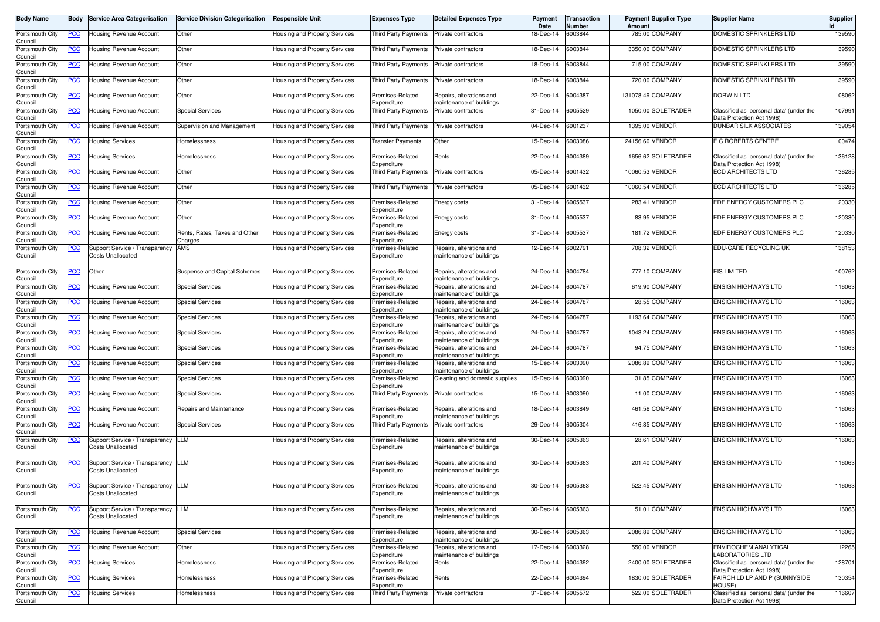| Body Name | Body | Service Area Categorisation | Service Division Categorisation | Responsible Unit | Expenses Type | Detailed Expenses Type | Payment Date | Transaction Number | Payment Amount | Supplier Type | Supplier Name | Supplier Id |
|---|---|---|---|---|---|---|---|---|---|---|---|---|
| Portsmouth City Council | PCC | Housing Revenue Account | Other | Housing and Property Services | Third Party Payments | Private contractors | 18-Dec-14 | 6003844 | 785.00 | COMPANY | DOMESTIC SPRINKLERS LTD | 139590 |
| Portsmouth City Council | PCC | Housing Revenue Account | Other | Housing and Property Services | Third Party Payments | Private contractors | 18-Dec-14 | 6003844 | 3350.00 | COMPANY | DOMESTIC SPRINKLERS LTD | 139590 |
| Portsmouth City Council | PCC | Housing Revenue Account | Other | Housing and Property Services | Third Party Payments | Private contractors | 18-Dec-14 | 6003844 | 715.00 | COMPANY | DOMESTIC SPRINKLERS LTD | 139590 |
| Portsmouth City Council | PCC | Housing Revenue Account | Other | Housing and Property Services | Third Party Payments | Private contractors | 18-Dec-14 | 6003844 | 720.00 | COMPANY | DOMESTIC SPRINKLERS LTD | 139590 |
| Portsmouth City Council | PCC | Housing Revenue Account | Other | Housing and Property Services | Premises-Related Expenditure | Repairs, alterations and maintenance of buildings | 22-Dec-14 | 6004387 | 131078.49 | COMPANY | DORWIN LTD | 108062 |
| Portsmouth City Council | PCC | Housing Revenue Account | Special Services | Housing and Property Services | Third Party Payments | Private contractors | 31-Dec-14 | 6005529 | 1050.00 | SOLETRADER | Classified as 'personal data' (under the Data Protection Act 1998) | 107991 |
| Portsmouth City Council | PCC | Housing Revenue Account | Supervision and Management | Housing and Property Services | Third Party Payments | Private contractors | 04-Dec-14 | 6001237 | 1395.00 | VENDOR | DUNBAR SILK ASSOCIATES | 139054 |
| Portsmouth City Council | PCC | Housing Services | Homelessness | Housing and Property Services | Transfer Payments | Other | 15-Dec-14 | 6003086 | 24156.60 | VENDOR | E C ROBERTS CENTRE | 100474 |
| Portsmouth City Council | PCC | Housing Services | Homelessness | Housing and Property Services | Premises-Related Expenditure | Rents | 22-Dec-14 | 6004389 | 1656.62 | SOLETRADER | Classified as 'personal data' (under the Data Protection Act 1998) | 136128 |
| Portsmouth City Council | PCC | Housing Revenue Account | Other | Housing and Property Services | Third Party Payments | Private contractors | 05-Dec-14 | 6001432 | 10060.53 | VENDOR | ECD ARCHITECTS LTD | 136285 |
| Portsmouth City Council | PCC | Housing Revenue Account | Other | Housing and Property Services | Third Party Payments | Private contractors | 05-Dec-14 | 6001432 | 10060.54 | VENDOR | ECD ARCHITECTS LTD | 136285 |
| Portsmouth City Council | PCC | Housing Revenue Account | Other | Housing and Property Services | Premises-Related Expenditure | Energy costs | 31-Dec-14 | 6005537 | 283.41 | VENDOR | EDF ENERGY CUSTOMERS PLC | 120330 |
| Portsmouth City Council | PCC | Housing Revenue Account | Other | Housing and Property Services | Premises-Related Expenditure | Energy costs | 31-Dec-14 | 6005537 | 83.95 | VENDOR | EDF ENERGY CUSTOMERS PLC | 120330 |
| Portsmouth City Council | PCC | Housing Revenue Account | Rents, Rates, Taxes and Other Charges | Housing and Property Services | Premises-Related Expenditure | Energy costs | 31-Dec-14 | 6005537 | 181.72 | VENDOR | EDF ENERGY CUSTOMERS PLC | 120330 |
| Portsmouth City Council | PCC | Support Service / Transparency Costs Unallocated | AMS | Housing and Property Services | Premises-Related Expenditure | Repairs, alterations and maintenance of buildings | 12-Dec-14 | 6002791 | 708.32 | VENDOR | EDU-CARE RECYCLING UK | 138153 |
| Portsmouth City Council | PCC | Other | Suspense and Capital Schemes | Housing and Property Services | Premises-Related Expenditure | Repairs, alterations and maintenance of buildings | 24-Dec-14 | 6004784 | 777.10 | COMPANY | EIS LIMITED | 100762 |
| Portsmouth City Council | PCC | Housing Revenue Account | Special Services | Housing and Property Services | Premises-Related Expenditure | Repairs, alterations and maintenance of buildings | 24-Dec-14 | 6004787 | 619.90 | COMPANY | ENSIGN HIGHWAYS LTD | 116063 |
| Portsmouth City Council | PCC | Housing Revenue Account | Special Services | Housing and Property Services | Premises-Related Expenditure | Repairs, alterations and maintenance of buildings | 24-Dec-14 | 6004787 | 28.55 | COMPANY | ENSIGN HIGHWAYS LTD | 116063 |
| Portsmouth City Council | PCC | Housing Revenue Account | Special Services | Housing and Property Services | Premises-Related Expenditure | Repairs, alterations and maintenance of buildings | 24-Dec-14 | 6004787 | 1193.64 | COMPANY | ENSIGN HIGHWAYS LTD | 116063 |
| Portsmouth City Council | PCC | Housing Revenue Account | Special Services | Housing and Property Services | Premises-Related Expenditure | Repairs, alterations and maintenance of buildings | 24-Dec-14 | 6004787 | 1043.24 | COMPANY | ENSIGN HIGHWAYS LTD | 116063 |
| Portsmouth City Council | PCC | Housing Revenue Account | Special Services | Housing and Property Services | Premises-Related Expenditure | Repairs, alterations and maintenance of buildings | 24-Dec-14 | 6004787 | 94.75 | COMPANY | ENSIGN HIGHWAYS LTD | 116063 |
| Portsmouth City Council | PCC | Housing Revenue Account | Special Services | Housing and Property Services | Premises-Related Expenditure | Repairs, alterations and maintenance of buildings | 15-Dec-14 | 6003090 | 2086.89 | COMPANY | ENSIGN HIGHWAYS LTD | 116063 |
| Portsmouth City Council | PCC | Housing Revenue Account | Special Services | Housing and Property Services | Premises-Related Expenditure | Cleaning and domestic supplies | 15-Dec-14 | 6003090 | 31.85 | COMPANY | ENSIGN HIGHWAYS LTD | 116063 |
| Portsmouth City Council | PCC | Housing Revenue Account | Special Services | Housing and Property Services | Third Party Payments | Private contractors | 15-Dec-14 | 6003090 | 11.00 | COMPANY | ENSIGN HIGHWAYS LTD | 116063 |
| Portsmouth City Council | PCC | Housing Revenue Account | Repairs and Maintenance | Housing and Property Services | Premises-Related Expenditure | Repairs, alterations and maintenance of buildings | 18-Dec-14 | 6003849 | 461.56 | COMPANY | ENSIGN HIGHWAYS LTD | 116063 |
| Portsmouth City Council | PCC | Housing Revenue Account | Special Services | Housing and Property Services | Third Party Payments | Private contractors | 29-Dec-14 | 6005304 | 416.85 | COMPANY | ENSIGN HIGHWAYS LTD | 116063 |
| Portsmouth City Council | PCC | Support Service / Transparency Costs Unallocated | LLM | Housing and Property Services | Premises-Related Expenditure | Repairs, alterations and maintenance of buildings | 30-Dec-14 | 6005363 | 28.61 | COMPANY | ENSIGN HIGHWAYS LTD | 116063 |
| Portsmouth City Council | PCC | Support Service / Transparency Costs Unallocated | LLM | Housing and Property Services | Premises-Related Expenditure | Repairs, alterations and maintenance of buildings | 30-Dec-14 | 6005363 | 201.40 | COMPANY | ENSIGN HIGHWAYS LTD | 116063 |
| Portsmouth City Council | PCC | Support Service / Transparency Costs Unallocated | LLM | Housing and Property Services | Premises-Related Expenditure | Repairs, alterations and maintenance of buildings | 30-Dec-14 | 6005363 | 522.45 | COMPANY | ENSIGN HIGHWAYS LTD | 116063 |
| Portsmouth City Council | PCC | Support Service / Transparency Costs Unallocated | LLM | Housing and Property Services | Premises-Related Expenditure | Repairs, alterations and maintenance of buildings | 30-Dec-14 | 6005363 | 51.01 | COMPANY | ENSIGN HIGHWAYS LTD | 116063 |
| Portsmouth City Council | PCC | Housing Revenue Account | Special Services | Housing and Property Services | Premises-Related Expenditure | Repairs, alterations and maintenance of buildings | 30-Dec-14 | 6005363 | 2086.89 | COMPANY | ENSIGN HIGHWAYS LTD | 116063 |
| Portsmouth City Council | PCC | Housing Revenue Account | Other | Housing and Property Services | Premises-Related Expenditure | Repairs, alterations and maintenance of buildings | 17-Dec-14 | 6003328 | 550.00 | VENDOR | ENVIROCHEM ANALYTICAL LABORATORIES LTD | 112265 |
| Portsmouth City Council | PCC | Housing Services | Homelessness | Housing and Property Services | Premises-Related Expenditure | Rents | 22-Dec-14 | 6004392 | 2400.00 | SOLETRADER | Classified as 'personal data' (under the Data Protection Act 1998) | 128701 |
| Portsmouth City Council | PCC | Housing Services | Homelessness | Housing and Property Services | Premises-Related Expenditure | Rents | 22-Dec-14 | 6004394 | 1830.00 | SOLETRADER | FAIRCHILD LP AND P (SUNNYSIDE HOUSE) | 130354 |
| Portsmouth City Council | PCC | Housing Services | Homelessness | Housing and Property Services | Third Party Payments | Private contractors | 31-Dec-14 | 6005572 | 522.00 | SOLETRADER | Classified as 'personal data' (under the Data Protection Act 1998) | 116607 |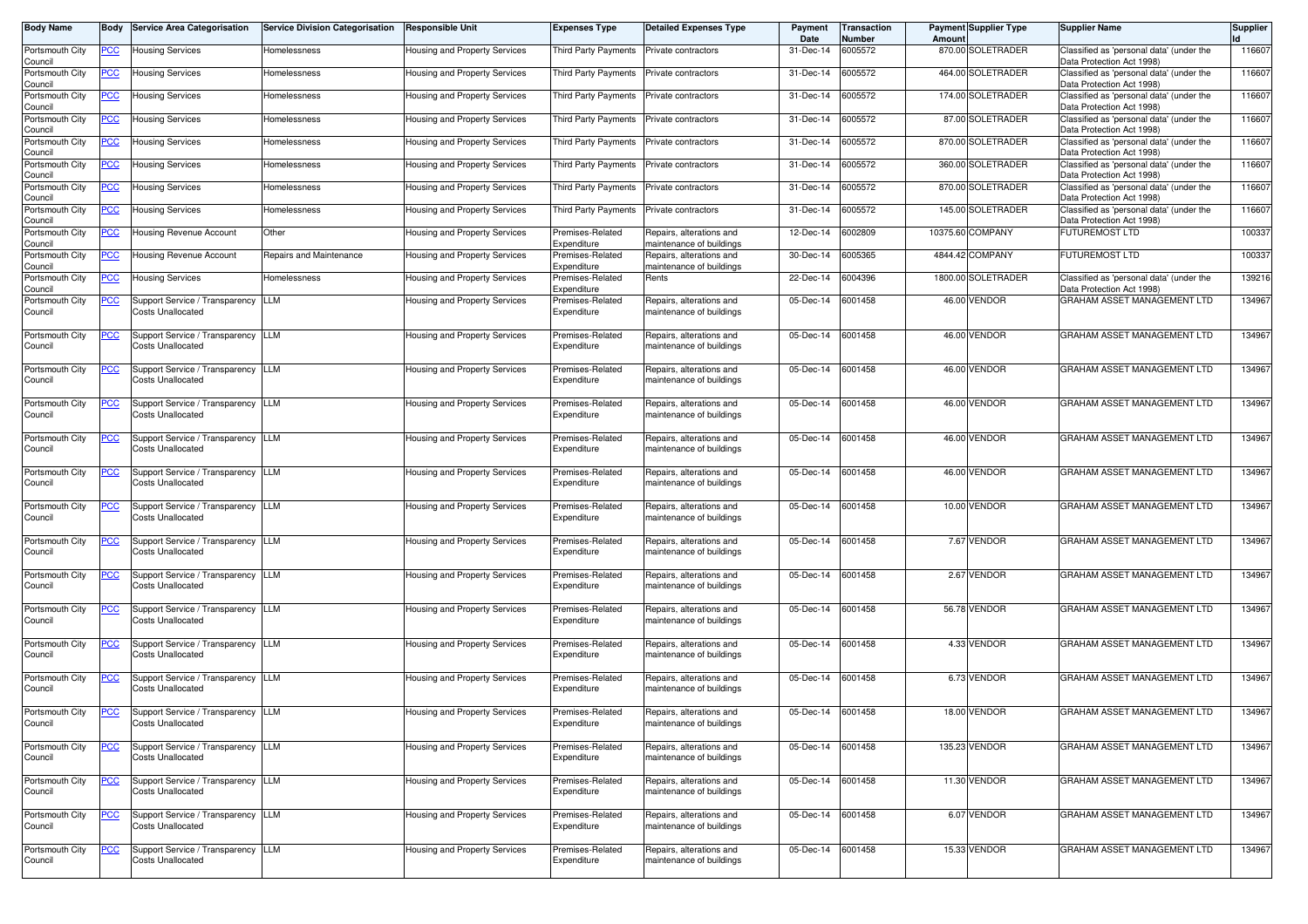| Body Name | Body | Service Area Categorisation | Service Division Categorisation | Responsible Unit | Expenses Type | Detailed Expenses Type | Payment Date | Transaction Number | Payment Amount | Supplier Type | Supplier Name | Supplier Id |
|---|---|---|---|---|---|---|---|---|---|---|---|---|
| Portsmouth City Council | PCC | Housing Services | Homelessness | Housing and Property Services | Third Party Payments | Private contractors | 31-Dec-14 | 6005572 | 870.00 | SOLETRADER | Classified as 'personal data' (under the Data Protection Act 1998) | 116607 |
| Portsmouth City Council | PCC | Housing Services | Homelessness | Housing and Property Services | Third Party Payments | Private contractors | 31-Dec-14 | 6005572 | 464.00 | SOLETRADER | Classified as 'personal data' (under the Data Protection Act 1998) | 116607 |
| Portsmouth City Council | PCC | Housing Services | Homelessness | Housing and Property Services | Third Party Payments | Private contractors | 31-Dec-14 | 6005572 | 174.00 | SOLETRADER | Classified as 'personal data' (under the Data Protection Act 1998) | 116607 |
| Portsmouth City Council | PCC | Housing Services | Homelessness | Housing and Property Services | Third Party Payments | Private contractors | 31-Dec-14 | 6005572 | 87.00 | SOLETRADER | Classified as 'personal data' (under the Data Protection Act 1998) | 116607 |
| Portsmouth City Council | PCC | Housing Services | Homelessness | Housing and Property Services | Third Party Payments | Private contractors | 31-Dec-14 | 6005572 | 870.00 | SOLETRADER | Classified as 'personal data' (under the Data Protection Act 1998) | 116607 |
| Portsmouth City Council | PCC | Housing Services | Homelessness | Housing and Property Services | Third Party Payments | Private contractors | 31-Dec-14 | 6005572 | 360.00 | SOLETRADER | Classified as 'personal data' (under the Data Protection Act 1998) | 116607 |
| Portsmouth City Council | PCC | Housing Services | Homelessness | Housing and Property Services | Third Party Payments | Private contractors | 31-Dec-14 | 6005572 | 870.00 | SOLETRADER | Classified as 'personal data' (under the Data Protection Act 1998) | 116607 |
| Portsmouth City Council | PCC | Housing Services | Homelessness | Housing and Property Services | Third Party Payments | Private contractors | 31-Dec-14 | 6005572 | 145.00 | SOLETRADER | Classified as 'personal data' (under the Data Protection Act 1998) | 116607 |
| Portsmouth City Council | PCC | Housing Revenue Account | Other | Housing and Property Services | Premises-Related Expenditure | Repairs, alterations and maintenance of buildings | 12-Dec-14 | 6002809 | 10375.60 | COMPANY | FUTUREMOST LTD | 100337 |
| Portsmouth City Council | PCC | Housing Revenue Account | Repairs and Maintenance | Housing and Property Services | Premises-Related Expenditure | Repairs, alterations and maintenance of buildings | 30-Dec-14 | 6005365 | 4844.42 | COMPANY | FUTUREMOST LTD | 100337 |
| Portsmouth City Council | PCC | Housing Services | Homelessness | Housing and Property Services | Premises-Related Expenditure | Rents | 22-Dec-14 | 6004396 | 1800.00 | SOLETRADER | Classified as 'personal data' (under the Data Protection Act 1998) | 139216 |
| Portsmouth City Council | PCC | Support Service / Transparency Costs Unallocated | LLM | Housing and Property Services | Premises-Related Expenditure | Repairs, alterations and maintenance of buildings | 05-Dec-14 | 6001458 | 46.00 | VENDOR | GRAHAM ASSET MANAGEMENT LTD | 134967 |
| Portsmouth City Council | PCC | Support Service / Transparency Costs Unallocated | LLM | Housing and Property Services | Premises-Related Expenditure | Repairs, alterations and maintenance of buildings | 05-Dec-14 | 6001458 | 46.00 | VENDOR | GRAHAM ASSET MANAGEMENT LTD | 134967 |
| Portsmouth City Council | PCC | Support Service / Transparency Costs Unallocated | LLM | Housing and Property Services | Premises-Related Expenditure | Repairs, alterations and maintenance of buildings | 05-Dec-14 | 6001458 | 46.00 | VENDOR | GRAHAM ASSET MANAGEMENT LTD | 134967 |
| Portsmouth City Council | PCC | Support Service / Transparency Costs Unallocated | LLM | Housing and Property Services | Premises-Related Expenditure | Repairs, alterations and maintenance of buildings | 05-Dec-14 | 6001458 | 46.00 | VENDOR | GRAHAM ASSET MANAGEMENT LTD | 134967 |
| Portsmouth City Council | PCC | Support Service / Transparency Costs Unallocated | LLM | Housing and Property Services | Premises-Related Expenditure | Repairs, alterations and maintenance of buildings | 05-Dec-14 | 6001458 | 46.00 | VENDOR | GRAHAM ASSET MANAGEMENT LTD | 134967 |
| Portsmouth City Council | PCC | Support Service / Transparency Costs Unallocated | LLM | Housing and Property Services | Premises-Related Expenditure | Repairs, alterations and maintenance of buildings | 05-Dec-14 | 6001458 | 46.00 | VENDOR | GRAHAM ASSET MANAGEMENT LTD | 134967 |
| Portsmouth City Council | PCC | Support Service / Transparency Costs Unallocated | LLM | Housing and Property Services | Premises-Related Expenditure | Repairs, alterations and maintenance of buildings | 05-Dec-14 | 6001458 | 10.00 | VENDOR | GRAHAM ASSET MANAGEMENT LTD | 134967 |
| Portsmouth City Council | PCC | Support Service / Transparency Costs Unallocated | LLM | Housing and Property Services | Premises-Related Expenditure | Repairs, alterations and maintenance of buildings | 05-Dec-14 | 6001458 | 7.67 | VENDOR | GRAHAM ASSET MANAGEMENT LTD | 134967 |
| Portsmouth City Council | PCC | Support Service / Transparency Costs Unallocated | LLM | Housing and Property Services | Premises-Related Expenditure | Repairs, alterations and maintenance of buildings | 05-Dec-14 | 6001458 | 2.67 | VENDOR | GRAHAM ASSET MANAGEMENT LTD | 134967 |
| Portsmouth City Council | PCC | Support Service / Transparency Costs Unallocated | LLM | Housing and Property Services | Premises-Related Expenditure | Repairs, alterations and maintenance of buildings | 05-Dec-14 | 6001458 | 56.78 | VENDOR | GRAHAM ASSET MANAGEMENT LTD | 134967 |
| Portsmouth City Council | PCC | Support Service / Transparency Costs Unallocated | LLM | Housing and Property Services | Premises-Related Expenditure | Repairs, alterations and maintenance of buildings | 05-Dec-14 | 6001458 | 4.33 | VENDOR | GRAHAM ASSET MANAGEMENT LTD | 134967 |
| Portsmouth City Council | PCC | Support Service / Transparency Costs Unallocated | LLM | Housing and Property Services | Premises-Related Expenditure | Repairs, alterations and maintenance of buildings | 05-Dec-14 | 6001458 | 6.73 | VENDOR | GRAHAM ASSET MANAGEMENT LTD | 134967 |
| Portsmouth City Council | PCC | Support Service / Transparency Costs Unallocated | LLM | Housing and Property Services | Premises-Related Expenditure | Repairs, alterations and maintenance of buildings | 05-Dec-14 | 6001458 | 18.00 | VENDOR | GRAHAM ASSET MANAGEMENT LTD | 134967 |
| Portsmouth City Council | PCC | Support Service / Transparency Costs Unallocated | LLM | Housing and Property Services | Premises-Related Expenditure | Repairs, alterations and maintenance of buildings | 05-Dec-14 | 6001458 | 135.23 | VENDOR | GRAHAM ASSET MANAGEMENT LTD | 134967 |
| Portsmouth City Council | PCC | Support Service / Transparency Costs Unallocated | LLM | Housing and Property Services | Premises-Related Expenditure | Repairs, alterations and maintenance of buildings | 05-Dec-14 | 6001458 | 11.30 | VENDOR | GRAHAM ASSET MANAGEMENT LTD | 134967 |
| Portsmouth City Council | PCC | Support Service / Transparency Costs Unallocated | LLM | Housing and Property Services | Premises-Related Expenditure | Repairs, alterations and maintenance of buildings | 05-Dec-14 | 6001458 | 6.07 | VENDOR | GRAHAM ASSET MANAGEMENT LTD | 134967 |
| Portsmouth City Council | PCC | Support Service / Transparency Costs Unallocated | LLM | Housing and Property Services | Premises-Related Expenditure | Repairs, alterations and maintenance of buildings | 05-Dec-14 | 6001458 | 15.33 | VENDOR | GRAHAM ASSET MANAGEMENT LTD | 134967 |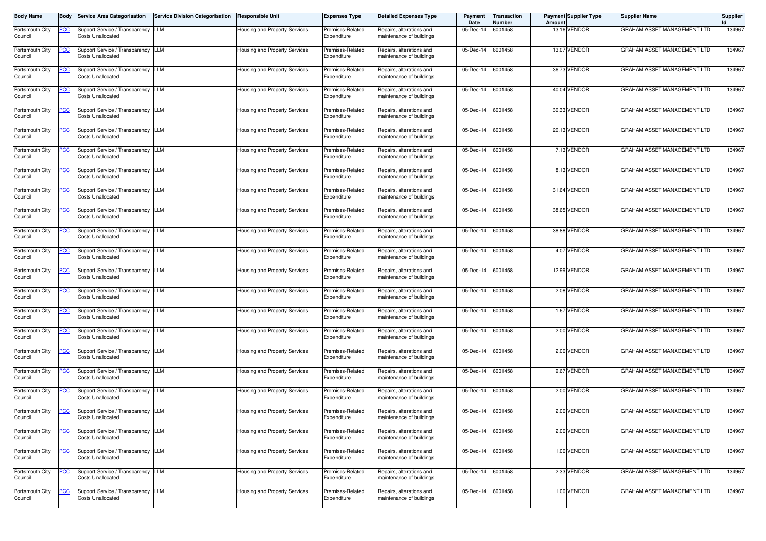| Body Name | Body | Service Area Categorisation | Service Division Categorisation | Responsible Unit | Expenses Type | Detailed Expenses Type | Payment Date | Transaction Number | Payment Amount | Supplier Type | Supplier Name | Supplier Id |
|---|---|---|---|---|---|---|---|---|---|---|---|---|
| Portsmouth City Council | PCC | Support Service / Transparency Costs Unallocated | LLM | Housing and Property Services | Premises-Related Expenditure | Repairs, alterations and maintenance of buildings | 05-Dec-14 | 6001458 | 13.16 | VENDOR | GRAHAM ASSET MANAGEMENT LTD | 134967 |
| Portsmouth City Council | PCC | Support Service / Transparency Costs Unallocated | LLM | Housing and Property Services | Premises-Related Expenditure | Repairs, alterations and maintenance of buildings | 05-Dec-14 | 6001458 | 13.07 | VENDOR | GRAHAM ASSET MANAGEMENT LTD | 134967 |
| Portsmouth City Council | PCC | Support Service / Transparency Costs Unallocated | LLM | Housing and Property Services | Premises-Related Expenditure | Repairs, alterations and maintenance of buildings | 05-Dec-14 | 6001458 | 36.73 | VENDOR | GRAHAM ASSET MANAGEMENT LTD | 134967 |
| Portsmouth City Council | PCC | Support Service / Transparency Costs Unallocated | LLM | Housing and Property Services | Premises-Related Expenditure | Repairs, alterations and maintenance of buildings | 05-Dec-14 | 6001458 | 40.04 | VENDOR | GRAHAM ASSET MANAGEMENT LTD | 134967 |
| Portsmouth City Council | PCC | Support Service / Transparency Costs Unallocated | LLM | Housing and Property Services | Premises-Related Expenditure | Repairs, alterations and maintenance of buildings | 05-Dec-14 | 6001458 | 30.33 | VENDOR | GRAHAM ASSET MANAGEMENT LTD | 134967 |
| Portsmouth City Council | PCC | Support Service / Transparency Costs Unallocated | LLM | Housing and Property Services | Premises-Related Expenditure | Repairs, alterations and maintenance of buildings | 05-Dec-14 | 6001458 | 20.13 | VENDOR | GRAHAM ASSET MANAGEMENT LTD | 134967 |
| Portsmouth City Council | PCC | Support Service / Transparency Costs Unallocated | LLM | Housing and Property Services | Premises-Related Expenditure | Repairs, alterations and maintenance of buildings | 05-Dec-14 | 6001458 | 7.13 | VENDOR | GRAHAM ASSET MANAGEMENT LTD | 134967 |
| Portsmouth City Council | PCC | Support Service / Transparency Costs Unallocated | LLM | Housing and Property Services | Premises-Related Expenditure | Repairs, alterations and maintenance of buildings | 05-Dec-14 | 6001458 | 8.13 | VENDOR | GRAHAM ASSET MANAGEMENT LTD | 134967 |
| Portsmouth City Council | PCC | Support Service / Transparency Costs Unallocated | LLM | Housing and Property Services | Premises-Related Expenditure | Repairs, alterations and maintenance of buildings | 05-Dec-14 | 6001458 | 31.64 | VENDOR | GRAHAM ASSET MANAGEMENT LTD | 134967 |
| Portsmouth City Council | PCC | Support Service / Transparency Costs Unallocated | LLM | Housing and Property Services | Premises-Related Expenditure | Repairs, alterations and maintenance of buildings | 05-Dec-14 | 6001458 | 38.65 | VENDOR | GRAHAM ASSET MANAGEMENT LTD | 134967 |
| Portsmouth City Council | PCC | Support Service / Transparency Costs Unallocated | LLM | Housing and Property Services | Premises-Related Expenditure | Repairs, alterations and maintenance of buildings | 05-Dec-14 | 6001458 | 38.88 | VENDOR | GRAHAM ASSET MANAGEMENT LTD | 134967 |
| Portsmouth City Council | PCC | Support Service / Transparency Costs Unallocated | LLM | Housing and Property Services | Premises-Related Expenditure | Repairs, alterations and maintenance of buildings | 05-Dec-14 | 6001458 | 4.07 | VENDOR | GRAHAM ASSET MANAGEMENT LTD | 134967 |
| Portsmouth City Council | PCC | Support Service / Transparency Costs Unallocated | LLM | Housing and Property Services | Premises-Related Expenditure | Repairs, alterations and maintenance of buildings | 05-Dec-14 | 6001458 | 12.99 | VENDOR | GRAHAM ASSET MANAGEMENT LTD | 134967 |
| Portsmouth City Council | PCC | Support Service / Transparency Costs Unallocated | LLM | Housing and Property Services | Premises-Related Expenditure | Repairs, alterations and maintenance of buildings | 05-Dec-14 | 6001458 | 2.08 | VENDOR | GRAHAM ASSET MANAGEMENT LTD | 134967 |
| Portsmouth City Council | PCC | Support Service / Transparency Costs Unallocated | LLM | Housing and Property Services | Premises-Related Expenditure | Repairs, alterations and maintenance of buildings | 05-Dec-14 | 6001458 | 1.67 | VENDOR | GRAHAM ASSET MANAGEMENT LTD | 134967 |
| Portsmouth City Council | PCC | Support Service / Transparency Costs Unallocated | LLM | Housing and Property Services | Premises-Related Expenditure | Repairs, alterations and maintenance of buildings | 05-Dec-14 | 6001458 | 2.00 | VENDOR | GRAHAM ASSET MANAGEMENT LTD | 134967 |
| Portsmouth City Council | PCC | Support Service / Transparency Costs Unallocated | LLM | Housing and Property Services | Premises-Related Expenditure | Repairs, alterations and maintenance of buildings | 05-Dec-14 | 6001458 | 2.00 | VENDOR | GRAHAM ASSET MANAGEMENT LTD | 134967 |
| Portsmouth City Council | PCC | Support Service / Transparency Costs Unallocated | LLM | Housing and Property Services | Premises-Related Expenditure | Repairs, alterations and maintenance of buildings | 05-Dec-14 | 6001458 | 9.67 | VENDOR | GRAHAM ASSET MANAGEMENT LTD | 134967 |
| Portsmouth City Council | PCC | Support Service / Transparency Costs Unallocated | LLM | Housing and Property Services | Premises-Related Expenditure | Repairs, alterations and maintenance of buildings | 05-Dec-14 | 6001458 | 2.00 | VENDOR | GRAHAM ASSET MANAGEMENT LTD | 134967 |
| Portsmouth City Council | PCC | Support Service / Transparency Costs Unallocated | LLM | Housing and Property Services | Premises-Related Expenditure | Repairs, alterations and maintenance of buildings | 05-Dec-14 | 6001458 | 2.00 | VENDOR | GRAHAM ASSET MANAGEMENT LTD | 134967 |
| Portsmouth City Council | PCC | Support Service / Transparency Costs Unallocated | LLM | Housing and Property Services | Premises-Related Expenditure | Repairs, alterations and maintenance of buildings | 05-Dec-14 | 6001458 | 2.00 | VENDOR | GRAHAM ASSET MANAGEMENT LTD | 134967 |
| Portsmouth City Council | PCC | Support Service / Transparency Costs Unallocated | LLM | Housing and Property Services | Premises-Related Expenditure | Repairs, alterations and maintenance of buildings | 05-Dec-14 | 6001458 | 1.00 | VENDOR | GRAHAM ASSET MANAGEMENT LTD | 134967 |
| Portsmouth City Council | PCC | Support Service / Transparency Costs Unallocated | LLM | Housing and Property Services | Premises-Related Expenditure | Repairs, alterations and maintenance of buildings | 05-Dec-14 | 6001458 | 2.33 | VENDOR | GRAHAM ASSET MANAGEMENT LTD | 134967 |
| Portsmouth City Council | PCC | Support Service / Transparency Costs Unallocated | LLM | Housing and Property Services | Premises-Related Expenditure | Repairs, alterations and maintenance of buildings | 05-Dec-14 | 6001458 | 1.00 | VENDOR | GRAHAM ASSET MANAGEMENT LTD | 134967 |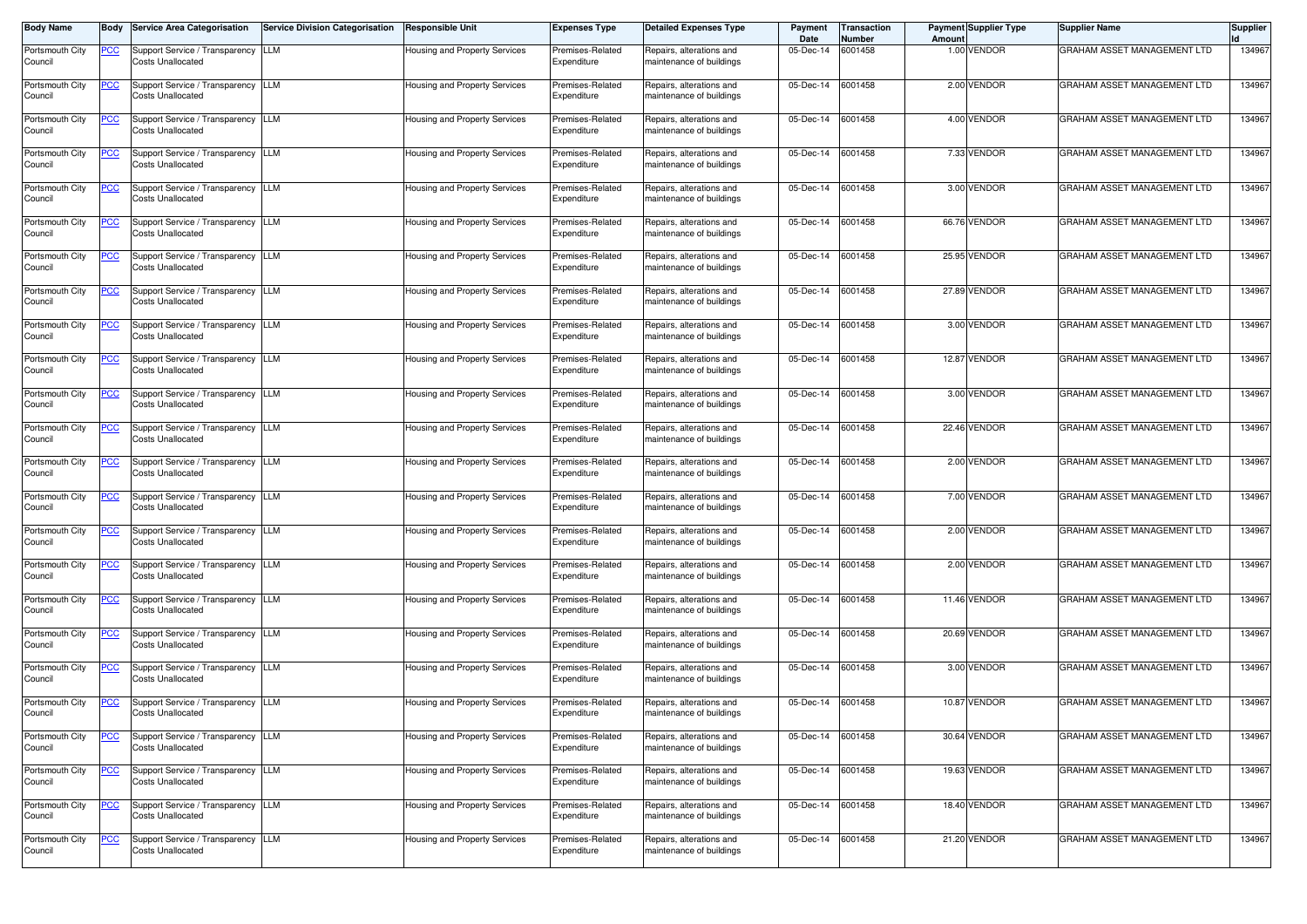| Body Name | Body | Service Area Categorisation | Service Division Categorisation | Responsible Unit | Expenses Type | Detailed Expenses Type | Payment Date | Transaction Number | Payment Amount | Supplier Type | Supplier Name | Supplier Id |
|---|---|---|---|---|---|---|---|---|---|---|---|---|
| Portsmouth City Council | PCC | Support Service / Transparency Costs Unallocated | LLM | Housing and Property Services | Premises-Related Expenditure | Repairs, alterations and maintenance of buildings | 05-Dec-14 | 6001458 | 1.00 | VENDOR | GRAHAM ASSET MANAGEMENT LTD | 134967 |
| Portsmouth City Council | PCC | Support Service / Transparency Costs Unallocated | LLM | Housing and Property Services | Premises-Related Expenditure | Repairs, alterations and maintenance of buildings | 05-Dec-14 | 6001458 | 2.00 | VENDOR | GRAHAM ASSET MANAGEMENT LTD | 134967 |
| Portsmouth City Council | PCC | Support Service / Transparency Costs Unallocated | LLM | Housing and Property Services | Premises-Related Expenditure | Repairs, alterations and maintenance of buildings | 05-Dec-14 | 6001458 | 4.00 | VENDOR | GRAHAM ASSET MANAGEMENT LTD | 134967 |
| Portsmouth City Council | PCC | Support Service / Transparency Costs Unallocated | LLM | Housing and Property Services | Premises-Related Expenditure | Repairs, alterations and maintenance of buildings | 05-Dec-14 | 6001458 | 7.33 | VENDOR | GRAHAM ASSET MANAGEMENT LTD | 134967 |
| Portsmouth City Council | PCC | Support Service / Transparency Costs Unallocated | LLM | Housing and Property Services | Premises-Related Expenditure | Repairs, alterations and maintenance of buildings | 05-Dec-14 | 6001458 | 3.00 | VENDOR | GRAHAM ASSET MANAGEMENT LTD | 134967 |
| Portsmouth City Council | PCC | Support Service / Transparency Costs Unallocated | LLM | Housing and Property Services | Premises-Related Expenditure | Repairs, alterations and maintenance of buildings | 05-Dec-14 | 6001458 | 66.76 | VENDOR | GRAHAM ASSET MANAGEMENT LTD | 134967 |
| Portsmouth City Council | PCC | Support Service / Transparency Costs Unallocated | LLM | Housing and Property Services | Premises-Related Expenditure | Repairs, alterations and maintenance of buildings | 05-Dec-14 | 6001458 | 25.95 | VENDOR | GRAHAM ASSET MANAGEMENT LTD | 134967 |
| Portsmouth City Council | PCC | Support Service / Transparency Costs Unallocated | LLM | Housing and Property Services | Premises-Related Expenditure | Repairs, alterations and maintenance of buildings | 05-Dec-14 | 6001458 | 27.89 | VENDOR | GRAHAM ASSET MANAGEMENT LTD | 134967 |
| Portsmouth City Council | PCC | Support Service / Transparency Costs Unallocated | LLM | Housing and Property Services | Premises-Related Expenditure | Repairs, alterations and maintenance of buildings | 05-Dec-14 | 6001458 | 3.00 | VENDOR | GRAHAM ASSET MANAGEMENT LTD | 134967 |
| Portsmouth City Council | PCC | Support Service / Transparency Costs Unallocated | LLM | Housing and Property Services | Premises-Related Expenditure | Repairs, alterations and maintenance of buildings | 05-Dec-14 | 6001458 | 12.87 | VENDOR | GRAHAM ASSET MANAGEMENT LTD | 134967 |
| Portsmouth City Council | PCC | Support Service / Transparency Costs Unallocated | LLM | Housing and Property Services | Premises-Related Expenditure | Repairs, alterations and maintenance of buildings | 05-Dec-14 | 6001458 | 3.00 | VENDOR | GRAHAM ASSET MANAGEMENT LTD | 134967 |
| Portsmouth City Council | PCC | Support Service / Transparency Costs Unallocated | LLM | Housing and Property Services | Premises-Related Expenditure | Repairs, alterations and maintenance of buildings | 05-Dec-14 | 6001458 | 22.46 | VENDOR | GRAHAM ASSET MANAGEMENT LTD | 134967 |
| Portsmouth City Council | PCC | Support Service / Transparency Costs Unallocated | LLM | Housing and Property Services | Premises-Related Expenditure | Repairs, alterations and maintenance of buildings | 05-Dec-14 | 6001458 | 2.00 | VENDOR | GRAHAM ASSET MANAGEMENT LTD | 134967 |
| Portsmouth City Council | PCC | Support Service / Transparency Costs Unallocated | LLM | Housing and Property Services | Premises-Related Expenditure | Repairs, alterations and maintenance of buildings | 05-Dec-14 | 6001458 | 7.00 | VENDOR | GRAHAM ASSET MANAGEMENT LTD | 134967 |
| Portsmouth City Council | PCC | Support Service / Transparency Costs Unallocated | LLM | Housing and Property Services | Premises-Related Expenditure | Repairs, alterations and maintenance of buildings | 05-Dec-14 | 6001458 | 2.00 | VENDOR | GRAHAM ASSET MANAGEMENT LTD | 134967 |
| Portsmouth City Council | PCC | Support Service / Transparency Costs Unallocated | LLM | Housing and Property Services | Premises-Related Expenditure | Repairs, alterations and maintenance of buildings | 05-Dec-14 | 6001458 | 2.00 | VENDOR | GRAHAM ASSET MANAGEMENT LTD | 134967 |
| Portsmouth City Council | PCC | Support Service / Transparency Costs Unallocated | LLM | Housing and Property Services | Premises-Related Expenditure | Repairs, alterations and maintenance of buildings | 05-Dec-14 | 6001458 | 11.46 | VENDOR | GRAHAM ASSET MANAGEMENT LTD | 134967 |
| Portsmouth City Council | PCC | Support Service / Transparency Costs Unallocated | LLM | Housing and Property Services | Premises-Related Expenditure | Repairs, alterations and maintenance of buildings | 05-Dec-14 | 6001458 | 20.69 | VENDOR | GRAHAM ASSET MANAGEMENT LTD | 134967 |
| Portsmouth City Council | PCC | Support Service / Transparency Costs Unallocated | LLM | Housing and Property Services | Premises-Related Expenditure | Repairs, alterations and maintenance of buildings | 05-Dec-14 | 6001458 | 3.00 | VENDOR | GRAHAM ASSET MANAGEMENT LTD | 134967 |
| Portsmouth City Council | PCC | Support Service / Transparency Costs Unallocated | LLM | Housing and Property Services | Premises-Related Expenditure | Repairs, alterations and maintenance of buildings | 05-Dec-14 | 6001458 | 10.87 | VENDOR | GRAHAM ASSET MANAGEMENT LTD | 134967 |
| Portsmouth City Council | PCC | Support Service / Transparency Costs Unallocated | LLM | Housing and Property Services | Premises-Related Expenditure | Repairs, alterations and maintenance of buildings | 05-Dec-14 | 6001458 | 30.64 | VENDOR | GRAHAM ASSET MANAGEMENT LTD | 134967 |
| Portsmouth City Council | PCC | Support Service / Transparency Costs Unallocated | LLM | Housing and Property Services | Premises-Related Expenditure | Repairs, alterations and maintenance of buildings | 05-Dec-14 | 6001458 | 19.63 | VENDOR | GRAHAM ASSET MANAGEMENT LTD | 134967 |
| Portsmouth City Council | PCC | Support Service / Transparency Costs Unallocated | LLM | Housing and Property Services | Premises-Related Expenditure | Repairs, alterations and maintenance of buildings | 05-Dec-14 | 6001458 | 18.40 | VENDOR | GRAHAM ASSET MANAGEMENT LTD | 134967 |
| Portsmouth City Council | PCC | Support Service / Transparency Costs Unallocated | LLM | Housing and Property Services | Premises-Related Expenditure | Repairs, alterations and maintenance of buildings | 05-Dec-14 | 6001458 | 21.20 | VENDOR | GRAHAM ASSET MANAGEMENT LTD | 134967 |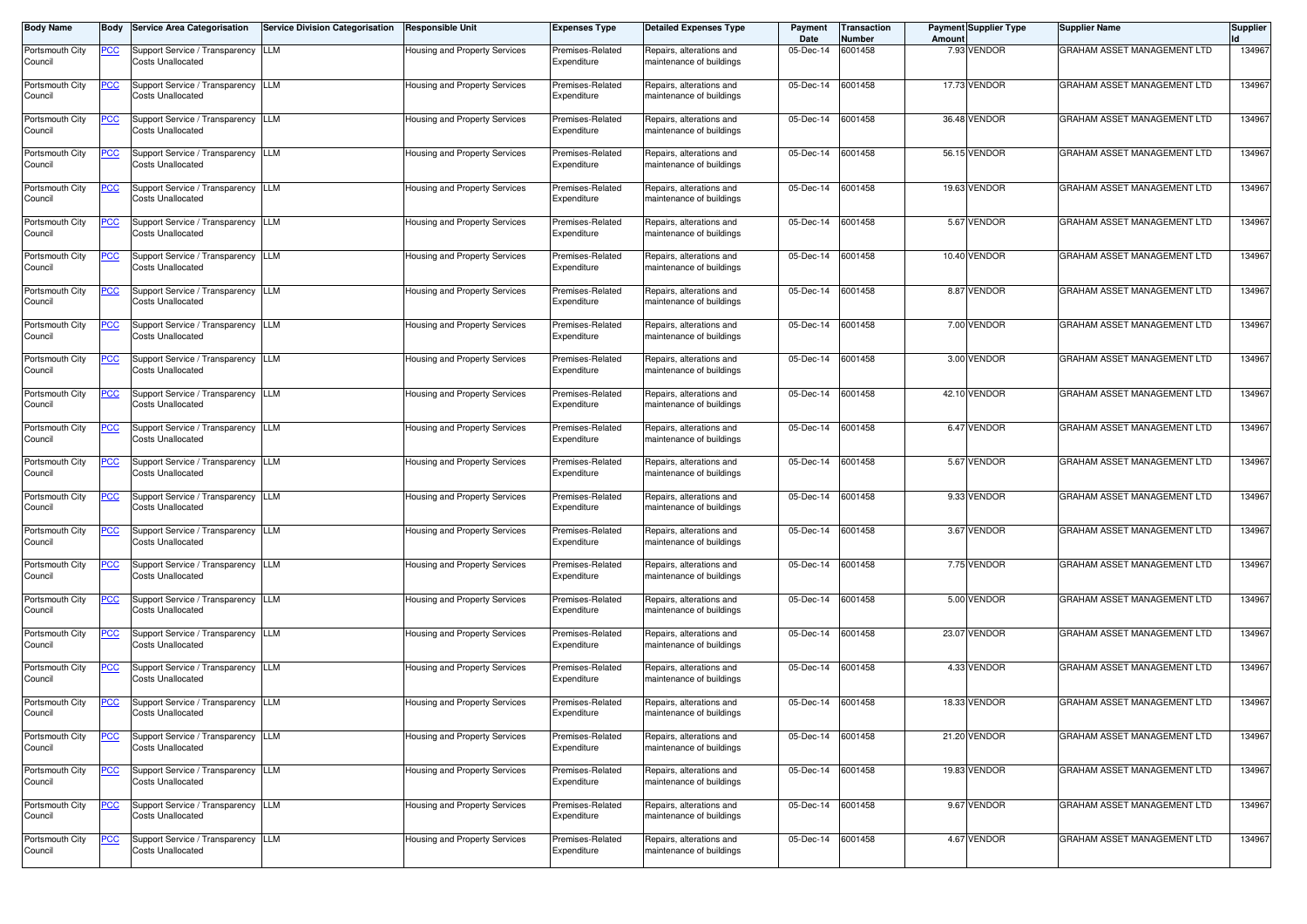| Body Name | Body | Service Area Categorisation | Service Division Categorisation | Responsible Unit | Expenses Type | Detailed Expenses Type | Payment Date | Transaction Number | Payment Amount | Supplier Type | Supplier Name | Supplier Id |
|---|---|---|---|---|---|---|---|---|---|---|---|---|
| Portsmouth City Council | PCC | Support Service / Transparency Costs Unallocated | LLM | Housing and Property Services | Premises-Related Expenditure | Repairs, alterations and maintenance of buildings | 05-Dec-14 | 6001458 | 7.93 | VENDOR | GRAHAM ASSET MANAGEMENT LTD | 134967 |
| Portsmouth City Council | PCC | Support Service / Transparency Costs Unallocated | LLM | Housing and Property Services | Premises-Related Expenditure | Repairs, alterations and maintenance of buildings | 05-Dec-14 | 6001458 | 17.73 | VENDOR | GRAHAM ASSET MANAGEMENT LTD | 134967 |
| Portsmouth City Council | PCC | Support Service / Transparency Costs Unallocated | LLM | Housing and Property Services | Premises-Related Expenditure | Repairs, alterations and maintenance of buildings | 05-Dec-14 | 6001458 | 36.48 | VENDOR | GRAHAM ASSET MANAGEMENT LTD | 134967 |
| Portsmouth City Council | PCC | Support Service / Transparency Costs Unallocated | LLM | Housing and Property Services | Premises-Related Expenditure | Repairs, alterations and maintenance of buildings | 05-Dec-14 | 6001458 | 56.15 | VENDOR | GRAHAM ASSET MANAGEMENT LTD | 134967 |
| Portsmouth City Council | PCC | Support Service / Transparency Costs Unallocated | LLM | Housing and Property Services | Premises-Related Expenditure | Repairs, alterations and maintenance of buildings | 05-Dec-14 | 6001458 | 19.63 | VENDOR | GRAHAM ASSET MANAGEMENT LTD | 134967 |
| Portsmouth City Council | PCC | Support Service / Transparency Costs Unallocated | LLM | Housing and Property Services | Premises-Related Expenditure | Repairs, alterations and maintenance of buildings | 05-Dec-14 | 6001458 | 5.67 | VENDOR | GRAHAM ASSET MANAGEMENT LTD | 134967 |
| Portsmouth City Council | PCC | Support Service / Transparency Costs Unallocated | LLM | Housing and Property Services | Premises-Related Expenditure | Repairs, alterations and maintenance of buildings | 05-Dec-14 | 6001458 | 10.40 | VENDOR | GRAHAM ASSET MANAGEMENT LTD | 134967 |
| Portsmouth City Council | PCC | Support Service / Transparency Costs Unallocated | LLM | Housing and Property Services | Premises-Related Expenditure | Repairs, alterations and maintenance of buildings | 05-Dec-14 | 6001458 | 8.87 | VENDOR | GRAHAM ASSET MANAGEMENT LTD | 134967 |
| Portsmouth City Council | PCC | Support Service / Transparency Costs Unallocated | LLM | Housing and Property Services | Premises-Related Expenditure | Repairs, alterations and maintenance of buildings | 05-Dec-14 | 6001458 | 7.00 | VENDOR | GRAHAM ASSET MANAGEMENT LTD | 134967 |
| Portsmouth City Council | PCC | Support Service / Transparency Costs Unallocated | LLM | Housing and Property Services | Premises-Related Expenditure | Repairs, alterations and maintenance of buildings | 05-Dec-14 | 6001458 | 3.00 | VENDOR | GRAHAM ASSET MANAGEMENT LTD | 134967 |
| Portsmouth City Council | PCC | Support Service / Transparency Costs Unallocated | LLM | Housing and Property Services | Premises-Related Expenditure | Repairs, alterations and maintenance of buildings | 05-Dec-14 | 6001458 | 42.10 | VENDOR | GRAHAM ASSET MANAGEMENT LTD | 134967 |
| Portsmouth City Council | PCC | Support Service / Transparency Costs Unallocated | LLM | Housing and Property Services | Premises-Related Expenditure | Repairs, alterations and maintenance of buildings | 05-Dec-14 | 6001458 | 6.47 | VENDOR | GRAHAM ASSET MANAGEMENT LTD | 134967 |
| Portsmouth City Council | PCC | Support Service / Transparency Costs Unallocated | LLM | Housing and Property Services | Premises-Related Expenditure | Repairs, alterations and maintenance of buildings | 05-Dec-14 | 6001458 | 5.67 | VENDOR | GRAHAM ASSET MANAGEMENT LTD | 134967 |
| Portsmouth City Council | PCC | Support Service / Transparency Costs Unallocated | LLM | Housing and Property Services | Premises-Related Expenditure | Repairs, alterations and maintenance of buildings | 05-Dec-14 | 6001458 | 9.33 | VENDOR | GRAHAM ASSET MANAGEMENT LTD | 134967 |
| Portsmouth City Council | PCC | Support Service / Transparency Costs Unallocated | LLM | Housing and Property Services | Premises-Related Expenditure | Repairs, alterations and maintenance of buildings | 05-Dec-14 | 6001458 | 3.67 | VENDOR | GRAHAM ASSET MANAGEMENT LTD | 134967 |
| Portsmouth City Council | PCC | Support Service / Transparency Costs Unallocated | LLM | Housing and Property Services | Premises-Related Expenditure | Repairs, alterations and maintenance of buildings | 05-Dec-14 | 6001458 | 7.75 | VENDOR | GRAHAM ASSET MANAGEMENT LTD | 134967 |
| Portsmouth City Council | PCC | Support Service / Transparency Costs Unallocated | LLM | Housing and Property Services | Premises-Related Expenditure | Repairs, alterations and maintenance of buildings | 05-Dec-14 | 6001458 | 5.00 | VENDOR | GRAHAM ASSET MANAGEMENT LTD | 134967 |
| Portsmouth City Council | PCC | Support Service / Transparency Costs Unallocated | LLM | Housing and Property Services | Premises-Related Expenditure | Repairs, alterations and maintenance of buildings | 05-Dec-14 | 6001458 | 23.07 | VENDOR | GRAHAM ASSET MANAGEMENT LTD | 134967 |
| Portsmouth City Council | PCC | Support Service / Transparency Costs Unallocated | LLM | Housing and Property Services | Premises-Related Expenditure | Repairs, alterations and maintenance of buildings | 05-Dec-14 | 6001458 | 4.33 | VENDOR | GRAHAM ASSET MANAGEMENT LTD | 134967 |
| Portsmouth City Council | PCC | Support Service / Transparency Costs Unallocated | LLM | Housing and Property Services | Premises-Related Expenditure | Repairs, alterations and maintenance of buildings | 05-Dec-14 | 6001458 | 18.33 | VENDOR | GRAHAM ASSET MANAGEMENT LTD | 134967 |
| Portsmouth City Council | PCC | Support Service / Transparency Costs Unallocated | LLM | Housing and Property Services | Premises-Related Expenditure | Repairs, alterations and maintenance of buildings | 05-Dec-14 | 6001458 | 21.20 | VENDOR | GRAHAM ASSET MANAGEMENT LTD | 134967 |
| Portsmouth City Council | PCC | Support Service / Transparency Costs Unallocated | LLM | Housing and Property Services | Premises-Related Expenditure | Repairs, alterations and maintenance of buildings | 05-Dec-14 | 6001458 | 19.83 | VENDOR | GRAHAM ASSET MANAGEMENT LTD | 134967 |
| Portsmouth City Council | PCC | Support Service / Transparency Costs Unallocated | LLM | Housing and Property Services | Premises-Related Expenditure | Repairs, alterations and maintenance of buildings | 05-Dec-14 | 6001458 | 9.67 | VENDOR | GRAHAM ASSET MANAGEMENT LTD | 134967 |
| Portsmouth City Council | PCC | Support Service / Transparency Costs Unallocated | LLM | Housing and Property Services | Premises-Related Expenditure | Repairs, alterations and maintenance of buildings | 05-Dec-14 | 6001458 | 4.67 | VENDOR | GRAHAM ASSET MANAGEMENT LTD | 134967 |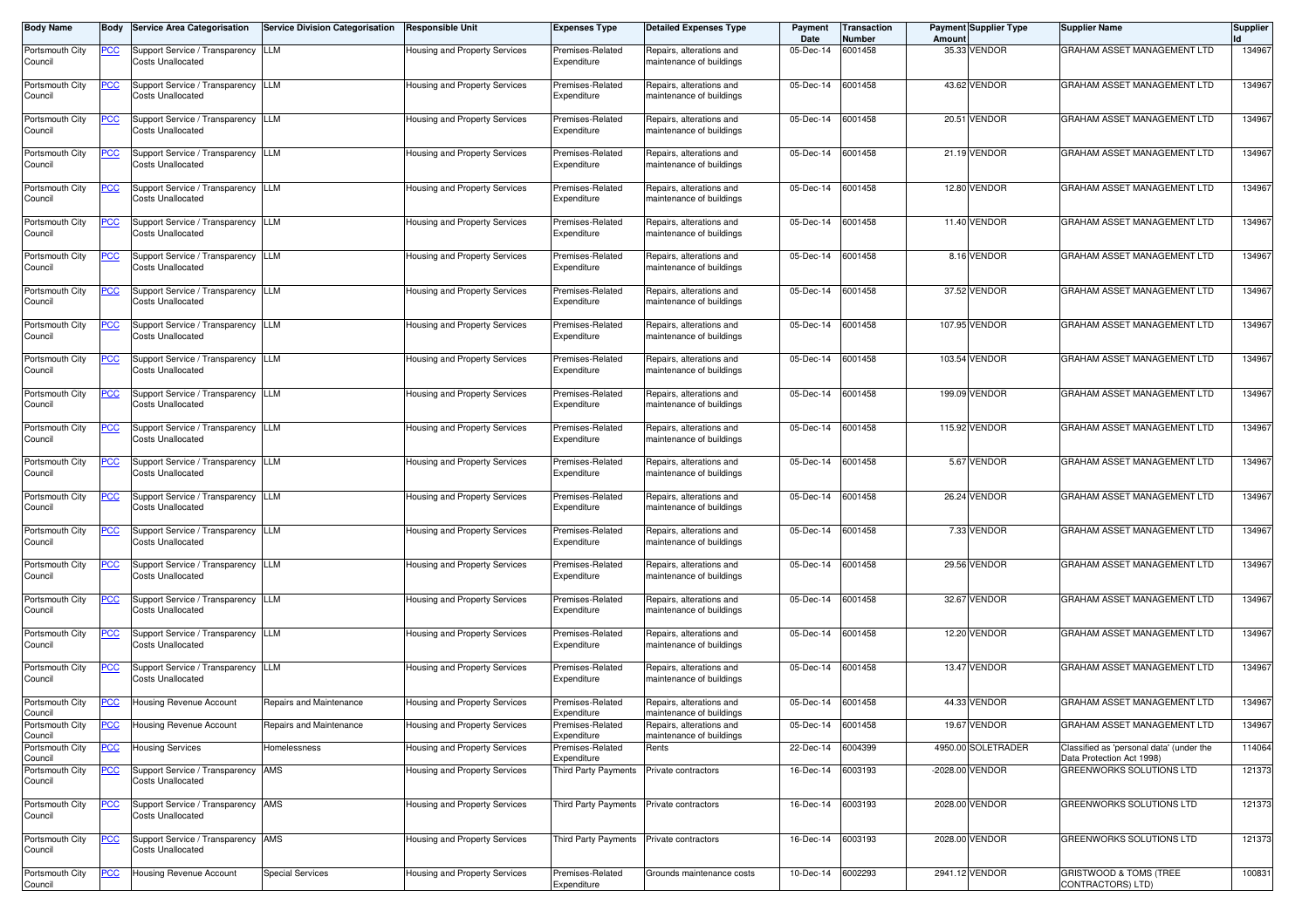| Body Name | Body | Service Area Categorisation | Service Division Categorisation | Responsible Unit | Expenses Type | Detailed Expenses Type | Payment Date | Transaction Number | Payment Amount | Supplier Type | Supplier Name | Supplier Id |
|---|---|---|---|---|---|---|---|---|---|---|---|---|
| Portsmouth City Council | PCC | Support Service / Transparency Costs Unallocated | LLM | Housing and Property Services | Premises-Related Expenditure | Repairs, alterations and maintenance of buildings | 05-Dec-14 | 6001458 | 35.33 | VENDOR | GRAHAM ASSET MANAGEMENT LTD | 134967 |
| Portsmouth City Council | PCC | Support Service / Transparency Costs Unallocated | LLM | Housing and Property Services | Premises-Related Expenditure | Repairs, alterations and maintenance of buildings | 05-Dec-14 | 6001458 | 43.62 | VENDOR | GRAHAM ASSET MANAGEMENT LTD | 134967 |
| Portsmouth City Council | PCC | Support Service / Transparency Costs Unallocated | LLM | Housing and Property Services | Premises-Related Expenditure | Repairs, alterations and maintenance of buildings | 05-Dec-14 | 6001458 | 20.51 | VENDOR | GRAHAM ASSET MANAGEMENT LTD | 134967 |
| Portsmouth City Council | PCC | Support Service / Transparency Costs Unallocated | LLM | Housing and Property Services | Premises-Related Expenditure | Repairs, alterations and maintenance of buildings | 05-Dec-14 | 6001458 | 21.19 | VENDOR | GRAHAM ASSET MANAGEMENT LTD | 134967 |
| Portsmouth City Council | PCC | Support Service / Transparency Costs Unallocated | LLM | Housing and Property Services | Premises-Related Expenditure | Repairs, alterations and maintenance of buildings | 05-Dec-14 | 6001458 | 12.80 | VENDOR | GRAHAM ASSET MANAGEMENT LTD | 134967 |
| Portsmouth City Council | PCC | Support Service / Transparency Costs Unallocated | LLM | Housing and Property Services | Premises-Related Expenditure | Repairs, alterations and maintenance of buildings | 05-Dec-14 | 6001458 | 11.40 | VENDOR | GRAHAM ASSET MANAGEMENT LTD | 134967 |
| Portsmouth City Council | PCC | Support Service / Transparency Costs Unallocated | LLM | Housing and Property Services | Premises-Related Expenditure | Repairs, alterations and maintenance of buildings | 05-Dec-14 | 6001458 | 8.16 | VENDOR | GRAHAM ASSET MANAGEMENT LTD | 134967 |
| Portsmouth City Council | PCC | Support Service / Transparency Costs Unallocated | LLM | Housing and Property Services | Premises-Related Expenditure | Repairs, alterations and maintenance of buildings | 05-Dec-14 | 6001458 | 37.52 | VENDOR | GRAHAM ASSET MANAGEMENT LTD | 134967 |
| Portsmouth City Council | PCC | Support Service / Transparency Costs Unallocated | LLM | Housing and Property Services | Premises-Related Expenditure | Repairs, alterations and maintenance of buildings | 05-Dec-14 | 6001458 | 107.95 | VENDOR | GRAHAM ASSET MANAGEMENT LTD | 134967 |
| Portsmouth City Council | PCC | Support Service / Transparency Costs Unallocated | LLM | Housing and Property Services | Premises-Related Expenditure | Repairs, alterations and maintenance of buildings | 05-Dec-14 | 6001458 | 103.54 | VENDOR | GRAHAM ASSET MANAGEMENT LTD | 134967 |
| Portsmouth City Council | PCC | Support Service / Transparency Costs Unallocated | LLM | Housing and Property Services | Premises-Related Expenditure | Repairs, alterations and maintenance of buildings | 05-Dec-14 | 6001458 | 199.09 | VENDOR | GRAHAM ASSET MANAGEMENT LTD | 134967 |
| Portsmouth City Council | PCC | Support Service / Transparency Costs Unallocated | LLM | Housing and Property Services | Premises-Related Expenditure | Repairs, alterations and maintenance of buildings | 05-Dec-14 | 6001458 | 115.92 | VENDOR | GRAHAM ASSET MANAGEMENT LTD | 134967 |
| Portsmouth City Council | PCC | Support Service / Transparency Costs Unallocated | LLM | Housing and Property Services | Premises-Related Expenditure | Repairs, alterations and maintenance of buildings | 05-Dec-14 | 6001458 | 5.67 | VENDOR | GRAHAM ASSET MANAGEMENT LTD | 134967 |
| Portsmouth City Council | PCC | Support Service / Transparency Costs Unallocated | LLM | Housing and Property Services | Premises-Related Expenditure | Repairs, alterations and maintenance of buildings | 05-Dec-14 | 6001458 | 26.24 | VENDOR | GRAHAM ASSET MANAGEMENT LTD | 134967 |
| Portsmouth City Council | PCC | Support Service / Transparency Costs Unallocated | LLM | Housing and Property Services | Premises-Related Expenditure | Repairs, alterations and maintenance of buildings | 05-Dec-14 | 6001458 | 7.33 | VENDOR | GRAHAM ASSET MANAGEMENT LTD | 134967 |
| Portsmouth City Council | PCC | Support Service / Transparency Costs Unallocated | LLM | Housing and Property Services | Premises-Related Expenditure | Repairs, alterations and maintenance of buildings | 05-Dec-14 | 6001458 | 29.56 | VENDOR | GRAHAM ASSET MANAGEMENT LTD | 134967 |
| Portsmouth City Council | PCC | Support Service / Transparency Costs Unallocated | LLM | Housing and Property Services | Premises-Related Expenditure | Repairs, alterations and maintenance of buildings | 05-Dec-14 | 6001458 | 32.67 | VENDOR | GRAHAM ASSET MANAGEMENT LTD | 134967 |
| Portsmouth City Council | PCC | Support Service / Transparency Costs Unallocated | LLM | Housing and Property Services | Premises-Related Expenditure | Repairs, alterations and maintenance of buildings | 05-Dec-14 | 6001458 | 12.20 | VENDOR | GRAHAM ASSET MANAGEMENT LTD | 134967 |
| Portsmouth City Council | PCC | Support Service / Transparency Costs Unallocated | LLM | Housing and Property Services | Premises-Related Expenditure | Repairs, alterations and maintenance of buildings | 05-Dec-14 | 6001458 | 13.47 | VENDOR | GRAHAM ASSET MANAGEMENT LTD | 134967 |
| Portsmouth City Council | PCC | Housing Revenue Account | Repairs and Maintenance | Housing and Property Services | Premises-Related Expenditure | Repairs, alterations and maintenance of buildings | 05-Dec-14 | 6001458 | 44.33 | VENDOR | GRAHAM ASSET MANAGEMENT LTD | 134967 |
| Portsmouth City Council | PCC | Housing Revenue Account | Repairs and Maintenance | Housing and Property Services | Premises-Related Expenditure | Repairs, alterations and maintenance of buildings | 05-Dec-14 | 6001458 | 19.67 | VENDOR | GRAHAM ASSET MANAGEMENT LTD | 134967 |
| Portsmouth City Council | PCC | Housing Services | Homelessness | Housing and Property Services | Premises-Related Expenditure | Rents | 22-Dec-14 | 6004399 | 4950.00 | SOLETRADER | Classified as 'personal data' (under the Data Protection Act 1998) | 114064 |
| Portsmouth City Council | PCC | Support Service / Transparency Costs Unallocated | AMS | Housing and Property Services | Third Party Payments | Private contractors | 16-Dec-14 | 6003193 | -2028.00 | VENDOR | GREENWORKS SOLUTIONS LTD | 121373 |
| Portsmouth City Council | PCC | Support Service / Transparency Costs Unallocated | AMS | Housing and Property Services | Third Party Payments | Private contractors | 16-Dec-14 | 6003193 | 2028.00 | VENDOR | GREENWORKS SOLUTIONS LTD | 121373 |
| Portsmouth City Council | PCC | Support Service / Transparency Costs Unallocated | AMS | Housing and Property Services | Third Party Payments | Private contractors | 16-Dec-14 | 6003193 | 2028.00 | VENDOR | GREENWORKS SOLUTIONS LTD | 121373 |
| Portsmouth City Council | PCC | Housing Revenue Account | Special Services | Housing and Property Services | Premises-Related Expenditure | Grounds maintenance costs | 10-Dec-14 | 6002293 | 2941.12 | VENDOR | GRISTWOOD & TOMS (TREE CONTRACTORS) LTD) | 100831 |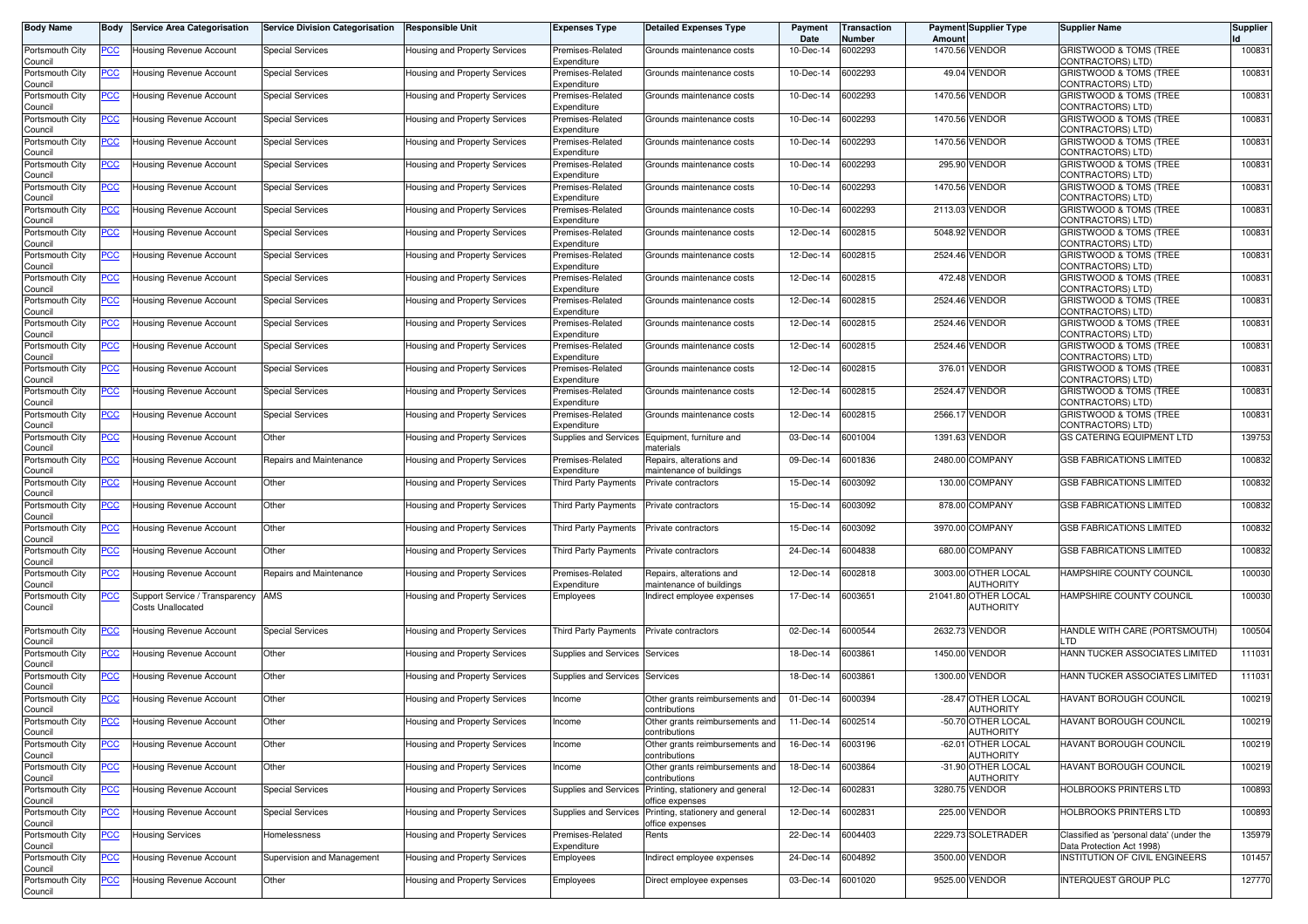| Body Name | Body | Service Area Categorisation | Service Division Categorisation | Responsible Unit | Expenses Type | Detailed Expenses Type | Payment Date | Transaction Number | Payment Amount | Supplier Type | Supplier Name | Supplier Id |
|---|---|---|---|---|---|---|---|---|---|---|---|---|
| Portsmouth City Council | PCC | Housing Revenue Account | Special Services | Housing and Property Services | Premises-Related Expenditure | Grounds maintenance costs | 10-Dec-14 | 6002293 | 1470.56 | VENDOR | GRISTWOOD & TOMS (TREE CONTRACTORS) LTD) | 100831 |
| Portsmouth City Council | PCC | Housing Revenue Account | Special Services | Housing and Property Services | Premises-Related Expenditure | Grounds maintenance costs | 10-Dec-14 | 6002293 | 49.04 | VENDOR | GRISTWOOD & TOMS (TREE CONTRACTORS) LTD) | 100831 |
| Portsmouth City Council | PCC | Housing Revenue Account | Special Services | Housing and Property Services | Premises-Related Expenditure | Grounds maintenance costs | 10-Dec-14 | 6002293 | 1470.56 | VENDOR | GRISTWOOD & TOMS (TREE CONTRACTORS) LTD) | 100831 |
| Portsmouth City Council | PCC | Housing Revenue Account | Special Services | Housing and Property Services | Premises-Related Expenditure | Grounds maintenance costs | 10-Dec-14 | 6002293 | 1470.56 | VENDOR | GRISTWOOD & TOMS (TREE CONTRACTORS) LTD) | 100831 |
| Portsmouth City Council | PCC | Housing Revenue Account | Special Services | Housing and Property Services | Premises-Related Expenditure | Grounds maintenance costs | 10-Dec-14 | 6002293 | 1470.56 | VENDOR | GRISTWOOD & TOMS (TREE CONTRACTORS) LTD) | 100831 |
| Portsmouth City Council | PCC | Housing Revenue Account | Special Services | Housing and Property Services | Premises-Related Expenditure | Grounds maintenance costs | 10-Dec-14 | 6002293 | 295.90 | VENDOR | GRISTWOOD & TOMS (TREE CONTRACTORS) LTD) | 100831 |
| Portsmouth City Council | PCC | Housing Revenue Account | Special Services | Housing and Property Services | Premises-Related Expenditure | Grounds maintenance costs | 10-Dec-14 | 6002293 | 1470.56 | VENDOR | GRISTWOOD & TOMS (TREE CONTRACTORS) LTD) | 100831 |
| Portsmouth City Council | PCC | Housing Revenue Account | Special Services | Housing and Property Services | Premises-Related Expenditure | Grounds maintenance costs | 10-Dec-14 | 6002293 | 2113.03 | VENDOR | GRISTWOOD & TOMS (TREE CONTRACTORS) LTD) | 100831 |
| Portsmouth City Council | PCC | Housing Revenue Account | Special Services | Housing and Property Services | Premises-Related Expenditure | Grounds maintenance costs | 12-Dec-14 | 6002815 | 5048.92 | VENDOR | GRISTWOOD & TOMS (TREE CONTRACTORS) LTD) | 100831 |
| Portsmouth City Council | PCC | Housing Revenue Account | Special Services | Housing and Property Services | Premises-Related Expenditure | Grounds maintenance costs | 12-Dec-14 | 6002815 | 2524.46 | VENDOR | GRISTWOOD & TOMS (TREE CONTRACTORS) LTD) | 100831 |
| Portsmouth City Council | PCC | Housing Revenue Account | Special Services | Housing and Property Services | Premises-Related Expenditure | Grounds maintenance costs | 12-Dec-14 | 6002815 | 472.48 | VENDOR | GRISTWOOD & TOMS (TREE CONTRACTORS) LTD) | 100831 |
| Portsmouth City Council | PCC | Housing Revenue Account | Special Services | Housing and Property Services | Premises-Related Expenditure | Grounds maintenance costs | 12-Dec-14 | 6002815 | 2524.46 | VENDOR | GRISTWOOD & TOMS (TREE CONTRACTORS) LTD) | 100831 |
| Portsmouth City Council | PCC | Housing Revenue Account | Special Services | Housing and Property Services | Premises-Related Expenditure | Grounds maintenance costs | 12-Dec-14 | 6002815 | 2524.46 | VENDOR | GRISTWOOD & TOMS (TREE CONTRACTORS) LTD) | 100831 |
| Portsmouth City Council | PCC | Housing Revenue Account | Special Services | Housing and Property Services | Premises-Related Expenditure | Grounds maintenance costs | 12-Dec-14 | 6002815 | 2524.46 | VENDOR | GRISTWOOD & TOMS (TREE CONTRACTORS) LTD) | 100831 |
| Portsmouth City Council | PCC | Housing Revenue Account | Special Services | Housing and Property Services | Premises-Related Expenditure | Grounds maintenance costs | 12-Dec-14 | 6002815 | 376.01 | VENDOR | GRISTWOOD & TOMS (TREE CONTRACTORS) LTD) | 100831 |
| Portsmouth City Council | PCC | Housing Revenue Account | Special Services | Housing and Property Services | Premises-Related Expenditure | Grounds maintenance costs | 12-Dec-14 | 6002815 | 2524.47 | VENDOR | GRISTWOOD & TOMS (TREE CONTRACTORS) LTD) | 100831 |
| Portsmouth City Council | PCC | Housing Revenue Account | Special Services | Housing and Property Services | Premises-Related Expenditure | Grounds maintenance costs | 12-Dec-14 | 6002815 | 2566.17 | VENDOR | GRISTWOOD & TOMS (TREE CONTRACTORS) LTD) | 100831 |
| Portsmouth City Council | PCC | Housing Revenue Account | Other | Housing and Property Services | Supplies and Services | Equipment, furniture and materials | 03-Dec-14 | 6001004 | 1391.63 | VENDOR | GS CATERING EQUIPMENT LTD | 139753 |
| Portsmouth City Council | PCC | Housing Revenue Account | Repairs and Maintenance | Housing and Property Services | Premises-Related Expenditure | Repairs, alterations and maintenance of buildings | 09-Dec-14 | 6001836 | 2480.00 | COMPANY | GSB FABRICATIONS LIMITED | 100832 |
| Portsmouth City Council | PCC | Housing Revenue Account | Other | Housing and Property Services | Third Party Payments | Private contractors | 15-Dec-14 | 6003092 | 130.00 | COMPANY | GSB FABRICATIONS LIMITED | 100832 |
| Portsmouth City Council | PCC | Housing Revenue Account | Other | Housing and Property Services | Third Party Payments | Private contractors | 15-Dec-14 | 6003092 | 878.00 | COMPANY | GSB FABRICATIONS LIMITED | 100832 |
| Portsmouth City Council | PCC | Housing Revenue Account | Other | Housing and Property Services | Third Party Payments | Private contractors | 15-Dec-14 | 6003092 | 3970.00 | COMPANY | GSB FABRICATIONS LIMITED | 100832 |
| Portsmouth City Council | PCC | Housing Revenue Account | Other | Housing and Property Services | Third Party Payments | Private contractors | 24-Dec-14 | 6004838 | 680.00 | COMPANY | GSB FABRICATIONS LIMITED | 100832 |
| Portsmouth City Council | PCC | Housing Revenue Account | Repairs and Maintenance | Housing and Property Services | Premises-Related Expenditure | Repairs, alterations and maintenance of buildings | 12-Dec-14 | 6002818 | 3003.00 | OTHER LOCAL AUTHORITY | HAMPSHIRE COUNTY COUNCIL | 100030 |
| Portsmouth City Council | PCC | Support Service / Transparency Costs Unallocated | AMS | Housing and Property Services | Employees | Indirect employee expenses | 17-Dec-14 | 6003651 | 21041.80 | OTHER LOCAL AUTHORITY | HAMPSHIRE COUNTY COUNCIL | 100030 |
| Portsmouth City Council | PCC | Housing Revenue Account | Special Services | Housing and Property Services | Third Party Payments | Private contractors | 02-Dec-14 | 6000544 | 2632.73 | VENDOR | HANDLE WITH CARE (PORTSMOUTH) LTD | 100504 |
| Portsmouth City Council | PCC | Housing Revenue Account | Other | Housing and Property Services | Supplies and Services | Services | 18-Dec-14 | 6003861 | 1450.00 | VENDOR | HANN TUCKER ASSOCIATES LIMITED | 111031 |
| Portsmouth City Council | PCC | Housing Revenue Account | Other | Housing and Property Services | Supplies and Services | Services | 18-Dec-14 | 6003861 | 1300.00 | VENDOR | HANN TUCKER ASSOCIATES LIMITED | 111031 |
| Portsmouth City Council | PCC | Housing Revenue Account | Other | Housing and Property Services | Income | Other grants reimbursements and contributions | 01-Dec-14 | 6000394 | -28.47 | OTHER LOCAL AUTHORITY | HAVANT BOROUGH COUNCIL | 100219 |
| Portsmouth City Council | PCC | Housing Revenue Account | Other | Housing and Property Services | Income | Other grants reimbursements and contributions | 11-Dec-14 | 6002514 | -50.70 | OTHER LOCAL AUTHORITY | HAVANT BOROUGH COUNCIL | 100219 |
| Portsmouth City Council | PCC | Housing Revenue Account | Other | Housing and Property Services | Income | Other grants reimbursements and contributions | 16-Dec-14 | 6003196 | -62.01 | OTHER LOCAL AUTHORITY | HAVANT BOROUGH COUNCIL | 100219 |
| Portsmouth City Council | PCC | Housing Revenue Account | Other | Housing and Property Services | Income | Other grants reimbursements and contributions | 18-Dec-14 | 6003864 | -31.90 | OTHER LOCAL AUTHORITY | HAVANT BOROUGH COUNCIL | 100219 |
| Portsmouth City Council | PCC | Housing Revenue Account | Special Services | Housing and Property Services | Supplies and Services | Printing, stationery and general office expenses | 12-Dec-14 | 6002831 | 3280.75 | VENDOR | HOLBROOKS PRINTERS LTD | 100893 |
| Portsmouth City Council | PCC | Housing Revenue Account | Special Services | Housing and Property Services | Supplies and Services | Printing, stationery and general office expenses | 12-Dec-14 | 6002831 | 225.00 | VENDOR | HOLBROOKS PRINTERS LTD | 100893 |
| Portsmouth City Council | PCC | Housing Services | Homelessness | Housing and Property Services | Premises-Related Expenditure | Rents | 22-Dec-14 | 6004403 | 2229.73 | SOLETRADER | Classified as 'personal data' (under the Data Protection Act 1998) | 135979 |
| Portsmouth City Council | PCC | Housing Revenue Account | Supervision and Management | Housing and Property Services | Employees | Indirect employee expenses | 24-Dec-14 | 6004892 | 3500.00 | VENDOR | INSTITUTION OF CIVIL ENGINEERS | 101457 |
| Portsmouth City Council | PCC | Housing Revenue Account | Other | Housing and Property Services | Employees | Direct employee expenses | 03-Dec-14 | 6001020 | 9525.00 | VENDOR | INTERQUEST GROUP PLC | 127770 |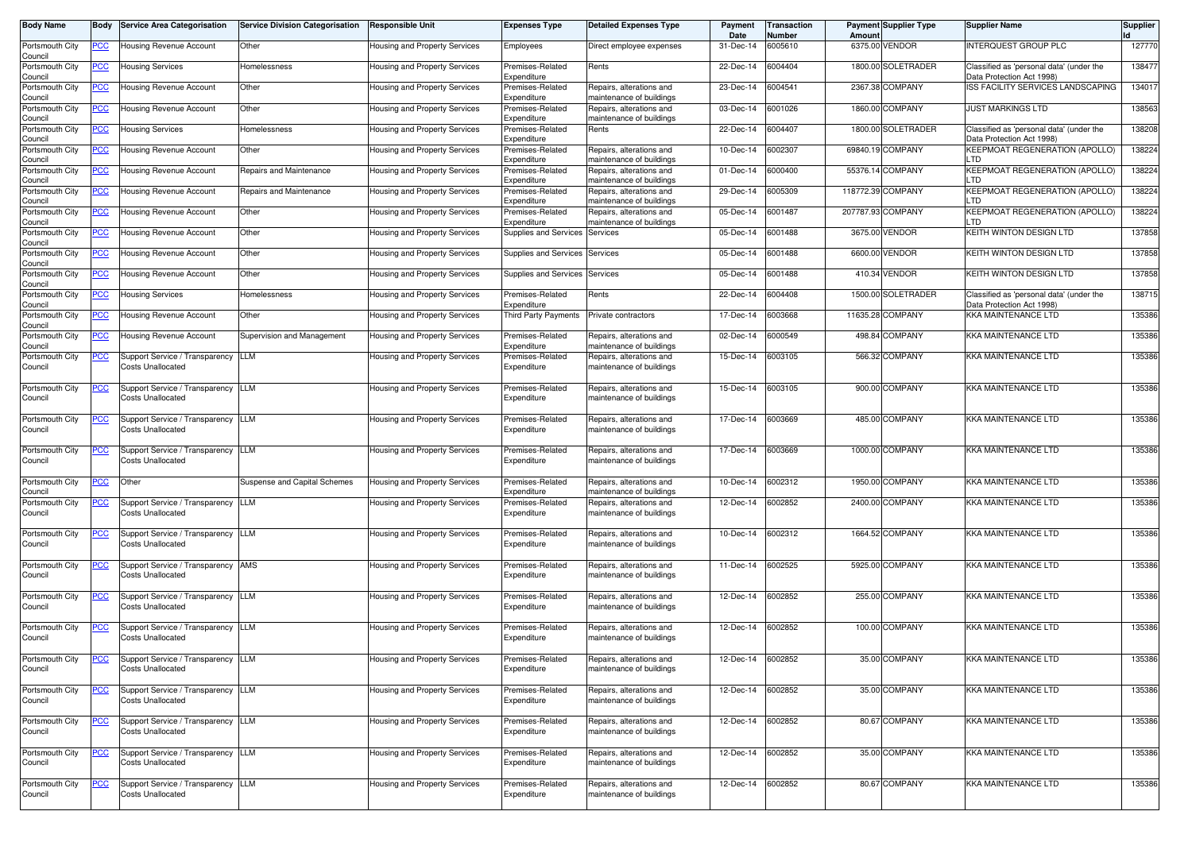| Body Name | Body | Service Area Categorisation | Service Division Categorisation | Responsible Unit | Expenses Type | Detailed Expenses Type | Payment Date | Transaction Number | Payment Amount | Supplier Type | Supplier Name | Supplier Id |
|---|---|---|---|---|---|---|---|---|---|---|---|---|
| Portsmouth City Council | PCC | Housing Revenue Account | Other | Housing and Property Services | Employees | Direct employee expenses | 31-Dec-14 | 6005610 | 6375.00 | VENDOR | INTERQUEST GROUP PLC | 127770 |
| Portsmouth City Council | PCC | Housing Services | Homelessness | Housing and Property Services | Premises-Related Expenditure | Rents | 22-Dec-14 | 6004404 | 1800.00 | SOLETRADER | Classified as 'personal data' (under the Data Protection Act 1998) | 138477 |
| Portsmouth City Council | PCC | Housing Revenue Account | Other | Housing and Property Services | Premises-Related Expenditure | Repairs, alterations and maintenance of buildings | 23-Dec-14 | 6004541 | 2367.38 | COMPANY | ISS FACILITY SERVICES LANDSCAPING | 134017 |
| Portsmouth City Council | PCC | Housing Revenue Account | Other | Housing and Property Services | Premises-Related Expenditure | Repairs, alterations and maintenance of buildings | 03-Dec-14 | 6001026 | 1860.00 | COMPANY | JUST MARKINGS LTD | 138563 |
| Portsmouth City Council | PCC | Housing Services | Homelessness | Housing and Property Services | Premises-Related Expenditure | Rents | 22-Dec-14 | 6004407 | 1800.00 | SOLETRADER | Classified as 'personal data' (under the Data Protection Act 1998) | 138208 |
| Portsmouth City Council | PCC | Housing Revenue Account | Other | Housing and Property Services | Premises-Related Expenditure | Repairs, alterations and maintenance of buildings | 10-Dec-14 | 6002307 | 69840.19 | COMPANY | KEEPMOAT REGENERATION (APOLLO) LTD | 138224 |
| Portsmouth City Council | PCC | Housing Revenue Account | Repairs and Maintenance | Housing and Property Services | Premises-Related Expenditure | Repairs, alterations and maintenance of buildings | 01-Dec-14 | 6000400 | 55376.14 | COMPANY | KEEPMOAT REGENERATION (APOLLO) LTD | 138224 |
| Portsmouth City Council | PCC | Housing Revenue Account | Repairs and Maintenance | Housing and Property Services | Premises-Related Expenditure | Repairs, alterations and maintenance of buildings | 29-Dec-14 | 6005309 | 118772.39 | COMPANY | KEEPMOAT REGENERATION (APOLLO) LTD | 138224 |
| Portsmouth City Council | PCC | Housing Revenue Account | Other | Housing and Property Services | Premises-Related Expenditure | Repairs, alterations and maintenance of buildings | 05-Dec-14 | 6001487 | 207787.93 | COMPANY | KEEPMOAT REGENERATION (APOLLO) LTD | 138224 |
| Portsmouth City Council | PCC | Housing Revenue Account | Other | Housing and Property Services | Supplies and Services | Services | 05-Dec-14 | 6001488 | 3675.00 | VENDOR | KEITH WINTON DESIGN LTD | 137858 |
| Portsmouth City Council | PCC | Housing Revenue Account | Other | Housing and Property Services | Supplies and Services | Services | 05-Dec-14 | 6001488 | 6600.00 | VENDOR | KEITH WINTON DESIGN LTD | 137858 |
| Portsmouth City Council | PCC | Housing Revenue Account | Other | Housing and Property Services | Supplies and Services | Services | 05-Dec-14 | 6001488 | 410.34 | VENDOR | KEITH WINTON DESIGN LTD | 137858 |
| Portsmouth City Council | PCC | Housing Services | Homelessness | Housing and Property Services | Premises-Related Expenditure | Rents | 22-Dec-14 | 6004408 | 1500.00 | SOLETRADER | Classified as 'personal data' (under the Data Protection Act 1998) | 138715 |
| Portsmouth City Council | PCC | Housing Revenue Account | Other | Housing and Property Services | Third Party Payments | Private contractors | 17-Dec-14 | 6003668 | 11635.28 | COMPANY | KKA MAINTENANCE LTD | 135386 |
| Portsmouth City Council | PCC | Housing Revenue Account | Supervision and Management | Housing and Property Services | Premises-Related Expenditure | Repairs, alterations and maintenance of buildings | 02-Dec-14 | 6000549 | 498.84 | COMPANY | KKA MAINTENANCE LTD | 135386 |
| Portsmouth City Council | PCC | Support Service / Transparency Costs Unallocated | LLM | Housing and Property Services | Premises-Related Expenditure | Repairs, alterations and maintenance of buildings | 15-Dec-14 | 6003105 | 566.32 | COMPANY | KKA MAINTENANCE LTD | 135386 |
| Portsmouth City Council | PCC | Support Service / Transparency Costs Unallocated | LLM | Housing and Property Services | Premises-Related Expenditure | Repairs, alterations and maintenance of buildings | 15-Dec-14 | 6003105 | 900.00 | COMPANY | KKA MAINTENANCE LTD | 135386 |
| Portsmouth City Council | PCC | Support Service / Transparency Costs Unallocated | LLM | Housing and Property Services | Premises-Related Expenditure | Repairs, alterations and maintenance of buildings | 17-Dec-14 | 6003669 | 485.00 | COMPANY | KKA MAINTENANCE LTD | 135386 |
| Portsmouth City Council | PCC | Support Service / Transparency Costs Unallocated | LLM | Housing and Property Services | Premises-Related Expenditure | Repairs, alterations and maintenance of buildings | 17-Dec-14 | 6003669 | 1000.00 | COMPANY | KKA MAINTENANCE LTD | 135386 |
| Portsmouth City Council | PCC | Other | Suspense and Capital Schemes | Housing and Property Services | Premises-Related Expenditure | Repairs, alterations and maintenance of buildings | 10-Dec-14 | 6002312 | 1950.00 | COMPANY | KKA MAINTENANCE LTD | 135386 |
| Portsmouth City Council | PCC | Support Service / Transparency Costs Unallocated | LLM | Housing and Property Services | Premises-Related Expenditure | Repairs, alterations and maintenance of buildings | 12-Dec-14 | 6002852 | 2400.00 | COMPANY | KKA MAINTENANCE LTD | 135386 |
| Portsmouth City Council | PCC | Support Service / Transparency Costs Unallocated | LLM | Housing and Property Services | Premises-Related Expenditure | Repairs, alterations and maintenance of buildings | 10-Dec-14 | 6002312 | 1664.52 | COMPANY | KKA MAINTENANCE LTD | 135386 |
| Portsmouth City Council | PCC | Support Service / Transparency Costs Unallocated | AMS | Housing and Property Services | Premises-Related Expenditure | Repairs, alterations and maintenance of buildings | 11-Dec-14 | 6002525 | 5925.00 | COMPANY | KKA MAINTENANCE LTD | 135386 |
| Portsmouth City Council | PCC | Support Service / Transparency Costs Unallocated | LLM | Housing and Property Services | Premises-Related Expenditure | Repairs, alterations and maintenance of buildings | 12-Dec-14 | 6002852 | 255.00 | COMPANY | KKA MAINTENANCE LTD | 135386 |
| Portsmouth City Council | PCC | Support Service / Transparency Costs Unallocated | LLM | Housing and Property Services | Premises-Related Expenditure | Repairs, alterations and maintenance of buildings | 12-Dec-14 | 6002852 | 100.00 | COMPANY | KKA MAINTENANCE LTD | 135386 |
| Portsmouth City Council | PCC | Support Service / Transparency Costs Unallocated | LLM | Housing and Property Services | Premises-Related Expenditure | Repairs, alterations and maintenance of buildings | 12-Dec-14 | 6002852 | 35.00 | COMPANY | KKA MAINTENANCE LTD | 135386 |
| Portsmouth City Council | PCC | Support Service / Transparency Costs Unallocated | LLM | Housing and Property Services | Premises-Related Expenditure | Repairs, alterations and maintenance of buildings | 12-Dec-14 | 6002852 | 35.00 | COMPANY | KKA MAINTENANCE LTD | 135386 |
| Portsmouth City Council | PCC | Support Service / Transparency Costs Unallocated | LLM | Housing and Property Services | Premises-Related Expenditure | Repairs, alterations and maintenance of buildings | 12-Dec-14 | 6002852 | 80.67 | COMPANY | KKA MAINTENANCE LTD | 135386 |
| Portsmouth City Council | PCC | Support Service / Transparency Costs Unallocated | LLM | Housing and Property Services | Premises-Related Expenditure | Repairs, alterations and maintenance of buildings | 12-Dec-14 | 6002852 | 35.00 | COMPANY | KKA MAINTENANCE LTD | 135386 |
| Portsmouth City Council | PCC | Support Service / Transparency Costs Unallocated | LLM | Housing and Property Services | Premises-Related Expenditure | Repairs, alterations and maintenance of buildings | 12-Dec-14 | 6002852 | 80.67 | COMPANY | KKA MAINTENANCE LTD | 135386 |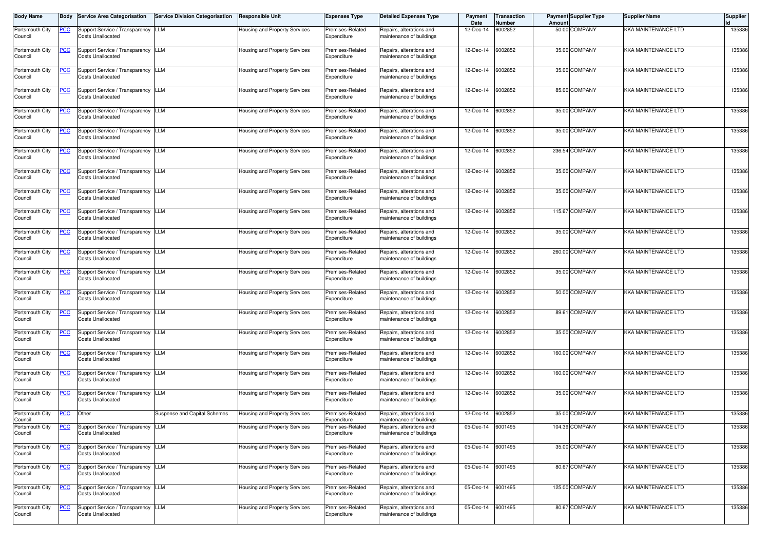| Body Name | Body | Service Area Categorisation | Service Division Categorisation | Responsible Unit | Expenses Type | Detailed Expenses Type | Payment Date | Transaction Number | Payment Amount | Supplier Type | Supplier Name | Supplier Id |
|---|---|---|---|---|---|---|---|---|---|---|---|---|
| Portsmouth City Council | PCC | Support Service / Transparency Costs Unallocated | LLM | Housing and Property Services | Premises-Related Expenditure | Repairs, alterations and maintenance of buildings | 12-Dec-14 | 6002852 | 50.00 | COMPANY | KKA MAINTENANCE LTD | 135386 |
| Portsmouth City Council | PCC | Support Service / Transparency Costs Unallocated | LLM | Housing and Property Services | Premises-Related Expenditure | Repairs, alterations and maintenance of buildings | 12-Dec-14 | 6002852 | 35.00 | COMPANY | KKA MAINTENANCE LTD | 135386 |
| Portsmouth City Council | PCC | Support Service / Transparency Costs Unallocated | LLM | Housing and Property Services | Premises-Related Expenditure | Repairs, alterations and maintenance of buildings | 12-Dec-14 | 6002852 | 35.00 | COMPANY | KKA MAINTENANCE LTD | 135386 |
| Portsmouth City Council | PCC | Support Service / Transparency Costs Unallocated | LLM | Housing and Property Services | Premises-Related Expenditure | Repairs, alterations and maintenance of buildings | 12-Dec-14 | 6002852 | 85.00 | COMPANY | KKA MAINTENANCE LTD | 135386 |
| Portsmouth City Council | PCC | Support Service / Transparency Costs Unallocated | LLM | Housing and Property Services | Premises-Related Expenditure | Repairs, alterations and maintenance of buildings | 12-Dec-14 | 6002852 | 35.00 | COMPANY | KKA MAINTENANCE LTD | 135386 |
| Portsmouth City Council | PCC | Support Service / Transparency Costs Unallocated | LLM | Housing and Property Services | Premises-Related Expenditure | Repairs, alterations and maintenance of buildings | 12-Dec-14 | 6002852 | 35.00 | COMPANY | KKA MAINTENANCE LTD | 135386 |
| Portsmouth City Council | PCC | Support Service / Transparency Costs Unallocated | LLM | Housing and Property Services | Premises-Related Expenditure | Repairs, alterations and maintenance of buildings | 12-Dec-14 | 6002852 | 236.54 | COMPANY | KKA MAINTENANCE LTD | 135386 |
| Portsmouth City Council | PCC | Support Service / Transparency Costs Unallocated | LLM | Housing and Property Services | Premises-Related Expenditure | Repairs, alterations and maintenance of buildings | 12-Dec-14 | 6002852 | 35.00 | COMPANY | KKA MAINTENANCE LTD | 135386 |
| Portsmouth City Council | PCC | Support Service / Transparency Costs Unallocated | LLM | Housing and Property Services | Premises-Related Expenditure | Repairs, alterations and maintenance of buildings | 12-Dec-14 | 6002852 | 35.00 | COMPANY | KKA MAINTENANCE LTD | 135386 |
| Portsmouth City Council | PCC | Support Service / Transparency Costs Unallocated | LLM | Housing and Property Services | Premises-Related Expenditure | Repairs, alterations and maintenance of buildings | 12-Dec-14 | 6002852 | 115.67 | COMPANY | KKA MAINTENANCE LTD | 135386 |
| Portsmouth City Council | PCC | Support Service / Transparency Costs Unallocated | LLM | Housing and Property Services | Premises-Related Expenditure | Repairs, alterations and maintenance of buildings | 12-Dec-14 | 6002852 | 35.00 | COMPANY | KKA MAINTENANCE LTD | 135386 |
| Portsmouth City Council | PCC | Support Service / Transparency Costs Unallocated | LLM | Housing and Property Services | Premises-Related Expenditure | Repairs, alterations and maintenance of buildings | 12-Dec-14 | 6002852 | 260.00 | COMPANY | KKA MAINTENANCE LTD | 135386 |
| Portsmouth City Council | PCC | Support Service / Transparency Costs Unallocated | LLM | Housing and Property Services | Premises-Related Expenditure | Repairs, alterations and maintenance of buildings | 12-Dec-14 | 6002852 | 35.00 | COMPANY | KKA MAINTENANCE LTD | 135386 |
| Portsmouth City Council | PCC | Support Service / Transparency Costs Unallocated | LLM | Housing and Property Services | Premises-Related Expenditure | Repairs, alterations and maintenance of buildings | 12-Dec-14 | 6002852 | 50.00 | COMPANY | KKA MAINTENANCE LTD | 135386 |
| Portsmouth City Council | PCC | Support Service / Transparency Costs Unallocated | LLM | Housing and Property Services | Premises-Related Expenditure | Repairs, alterations and maintenance of buildings | 12-Dec-14 | 6002852 | 89.61 | COMPANY | KKA MAINTENANCE LTD | 135386 |
| Portsmouth City Council | PCC | Support Service / Transparency Costs Unallocated | LLM | Housing and Property Services | Premises-Related Expenditure | Repairs, alterations and maintenance of buildings | 12-Dec-14 | 6002852 | 35.00 | COMPANY | KKA MAINTENANCE LTD | 135386 |
| Portsmouth City Council | PCC | Support Service / Transparency Costs Unallocated | LLM | Housing and Property Services | Premises-Related Expenditure | Repairs, alterations and maintenance of buildings | 12-Dec-14 | 6002852 | 160.00 | COMPANY | KKA MAINTENANCE LTD | 135386 |
| Portsmouth City Council | PCC | Support Service / Transparency Costs Unallocated | LLM | Housing and Property Services | Premises-Related Expenditure | Repairs, alterations and maintenance of buildings | 12-Dec-14 | 6002852 | 160.00 | COMPANY | KKA MAINTENANCE LTD | 135386 |
| Portsmouth City Council | PCC | Support Service / Transparency Costs Unallocated | LLM | Housing and Property Services | Premises-Related Expenditure | Repairs, alterations and maintenance of buildings | 12-Dec-14 | 6002852 | 35.00 | COMPANY | KKA MAINTENANCE LTD | 135386 |
| Portsmouth City Council | PCC | Other | Suspense and Capital Schemes | Housing and Property Services | Premises-Related Expenditure | Repairs, alterations and maintenance of buildings | 12-Dec-14 | 6002852 | 35.00 | COMPANY | KKA MAINTENANCE LTD | 135386 |
| Portsmouth City Council | PCC | Support Service / Transparency Costs Unallocated | LLM | Housing and Property Services | Premises-Related Expenditure | Repairs, alterations and maintenance of buildings | 05-Dec-14 | 6001495 | 104.39 | COMPANY | KKA MAINTENANCE LTD | 135386 |
| Portsmouth City Council | PCC | Support Service / Transparency Costs Unallocated | LLM | Housing and Property Services | Premises-Related Expenditure | Repairs, alterations and maintenance of buildings | 05-Dec-14 | 6001495 | 35.00 | COMPANY | KKA MAINTENANCE LTD | 135386 |
| Portsmouth City Council | PCC | Support Service / Transparency Costs Unallocated | LLM | Housing and Property Services | Premises-Related Expenditure | Repairs, alterations and maintenance of buildings | 05-Dec-14 | 6001495 | 80.67 | COMPANY | KKA MAINTENANCE LTD | 135386 |
| Portsmouth City Council | PCC | Support Service / Transparency Costs Unallocated | LLM | Housing and Property Services | Premises-Related Expenditure | Repairs, alterations and maintenance of buildings | 05-Dec-14 | 6001495 | 125.00 | COMPANY | KKA MAINTENANCE LTD | 135386 |
| Portsmouth City Council | PCC | Support Service / Transparency Costs Unallocated | LLM | Housing and Property Services | Premises-Related Expenditure | Repairs, alterations and maintenance of buildings | 05-Dec-14 | 6001495 | 80.67 | COMPANY | KKA MAINTENANCE LTD | 135386 |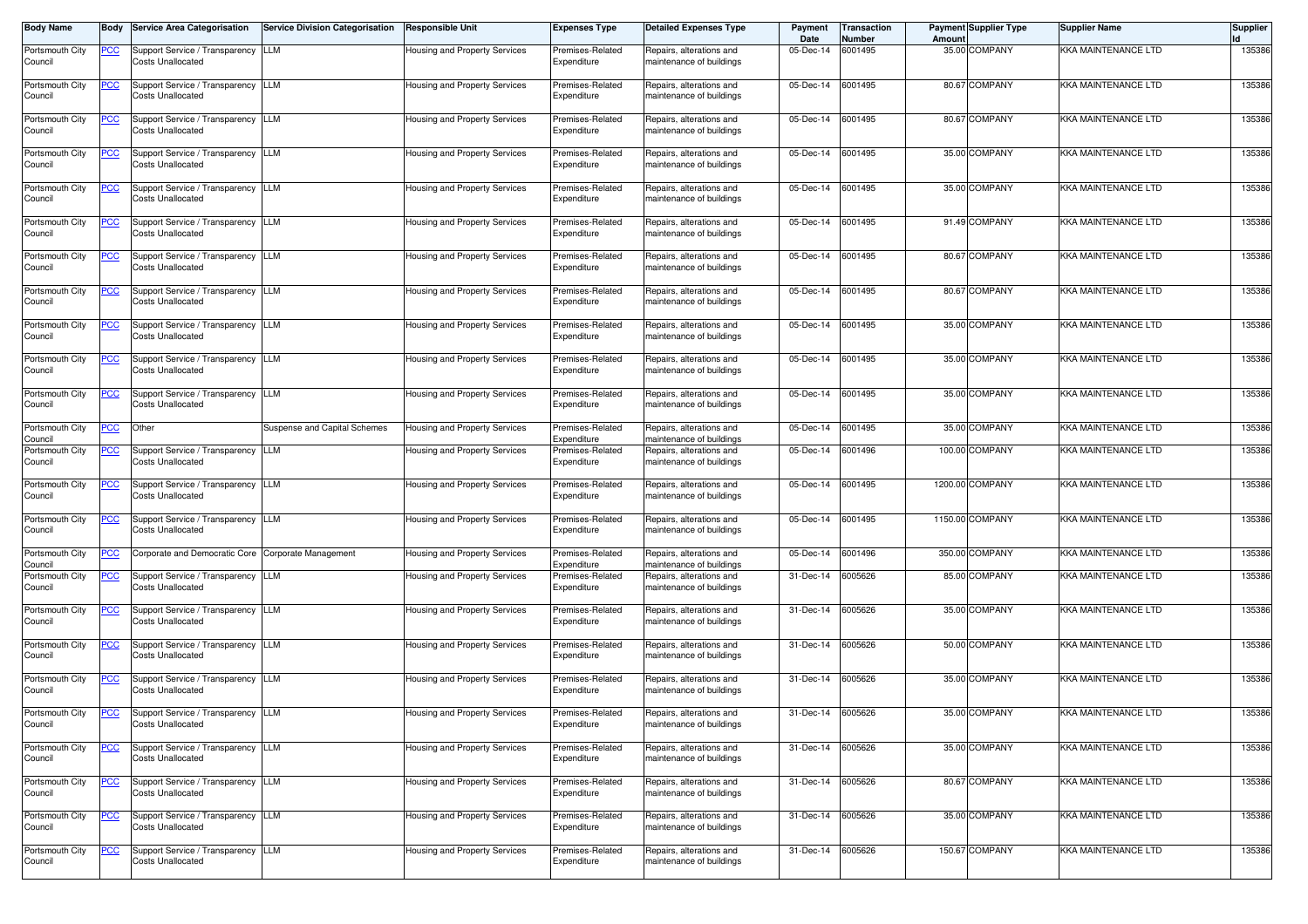| Body Name | Body | Service Area Categorisation | Service Division Categorisation | Responsible Unit | Expenses Type | Detailed Expenses Type | Payment Date | Transaction Number | Payment Amount | Supplier Type | Supplier Name | Supplier Id |
|---|---|---|---|---|---|---|---|---|---|---|---|---|
| Portsmouth City Council | PCC | Support Service / Transparency Costs Unallocated | LLM | Housing and Property Services | Premises-Related Expenditure | Repairs, alterations and maintenance of buildings | 05-Dec-14 | 6001495 | 35.00 | COMPANY | KKA MAINTENANCE LTD | 135386 |
| Portsmouth City Council | PCC | Support Service / Transparency Costs Unallocated | LLM | Housing and Property Services | Premises-Related Expenditure | Repairs, alterations and maintenance of buildings | 05-Dec-14 | 6001495 | 80.67 | COMPANY | KKA MAINTENANCE LTD | 135386 |
| Portsmouth City Council | PCC | Support Service / Transparency Costs Unallocated | LLM | Housing and Property Services | Premises-Related Expenditure | Repairs, alterations and maintenance of buildings | 05-Dec-14 | 6001495 | 80.67 | COMPANY | KKA MAINTENANCE LTD | 135386 |
| Portsmouth City Council | PCC | Support Service / Transparency Costs Unallocated | LLM | Housing and Property Services | Premises-Related Expenditure | Repairs, alterations and maintenance of buildings | 05-Dec-14 | 6001495 | 35.00 | COMPANY | KKA MAINTENANCE LTD | 135386 |
| Portsmouth City Council | PCC | Support Service / Transparency Costs Unallocated | LLM | Housing and Property Services | Premises-Related Expenditure | Repairs, alterations and maintenance of buildings | 05-Dec-14 | 6001495 | 35.00 | COMPANY | KKA MAINTENANCE LTD | 135386 |
| Portsmouth City Council | PCC | Support Service / Transparency Costs Unallocated | LLM | Housing and Property Services | Premises-Related Expenditure | Repairs, alterations and maintenance of buildings | 05-Dec-14 | 6001495 | 91.49 | COMPANY | KKA MAINTENANCE LTD | 135386 |
| Portsmouth City Council | PCC | Support Service / Transparency Costs Unallocated | LLM | Housing and Property Services | Premises-Related Expenditure | Repairs, alterations and maintenance of buildings | 05-Dec-14 | 6001495 | 80.67 | COMPANY | KKA MAINTENANCE LTD | 135386 |
| Portsmouth City Council | PCC | Support Service / Transparency Costs Unallocated | LLM | Housing and Property Services | Premises-Related Expenditure | Repairs, alterations and maintenance of buildings | 05-Dec-14 | 6001495 | 80.67 | COMPANY | KKA MAINTENANCE LTD | 135386 |
| Portsmouth City Council | PCC | Support Service / Transparency Costs Unallocated | LLM | Housing and Property Services | Premises-Related Expenditure | Repairs, alterations and maintenance of buildings | 05-Dec-14 | 6001495 | 35.00 | COMPANY | KKA MAINTENANCE LTD | 135386 |
| Portsmouth City Council | PCC | Support Service / Transparency Costs Unallocated | LLM | Housing and Property Services | Premises-Related Expenditure | Repairs, alterations and maintenance of buildings | 05-Dec-14 | 6001495 | 35.00 | COMPANY | KKA MAINTENANCE LTD | 135386 |
| Portsmouth City Council | PCC | Support Service / Transparency Costs Unallocated | LLM | Housing and Property Services | Premises-Related Expenditure | Repairs, alterations and maintenance of buildings | 05-Dec-14 | 6001495 | 35.00 | COMPANY | KKA MAINTENANCE LTD | 135386 |
| Portsmouth City Council | PCC | Other | Suspense and Capital Schemes | Housing and Property Services | Premises-Related Expenditure | Repairs, alterations and maintenance of buildings | 05-Dec-14 | 6001495 | 35.00 | COMPANY | KKA MAINTENANCE LTD | 135386 |
| Portsmouth City Council | PCC | Support Service / Transparency Costs Unallocated | LLM | Housing and Property Services | Premises-Related Expenditure | Repairs, alterations and maintenance of buildings | 05-Dec-14 | 6001496 | 100.00 | COMPANY | KKA MAINTENANCE LTD | 135386 |
| Portsmouth City Council | PCC | Support Service / Transparency Costs Unallocated | LLM | Housing and Property Services | Premises-Related Expenditure | Repairs, alterations and maintenance of buildings | 05-Dec-14 | 6001495 | 1200.00 | COMPANY | KKA MAINTENANCE LTD | 135386 |
| Portsmouth City Council | PCC | Support Service / Transparency Costs Unallocated | LLM | Housing and Property Services | Premises-Related Expenditure | Repairs, alterations and maintenance of buildings | 05-Dec-14 | 6001495 | 1150.00 | COMPANY | KKA MAINTENANCE LTD | 135386 |
| Portsmouth City Council | PCC | Corporate and Democratic Core | Corporate Management | Housing and Property Services | Premises-Related Expenditure | Repairs, alterations and maintenance of buildings | 05-Dec-14 | 6001496 | 350.00 | COMPANY | KKA MAINTENANCE LTD | 135386 |
| Portsmouth City Council | PCC | Support Service / Transparency Costs Unallocated | LLM | Housing and Property Services | Premises-Related Expenditure | Repairs, alterations and maintenance of buildings | 31-Dec-14 | 6005626 | 85.00 | COMPANY | KKA MAINTENANCE LTD | 135386 |
| Portsmouth City Council | PCC | Support Service / Transparency Costs Unallocated | LLM | Housing and Property Services | Premises-Related Expenditure | Repairs, alterations and maintenance of buildings | 31-Dec-14 | 6005626 | 35.00 | COMPANY | KKA MAINTENANCE LTD | 135386 |
| Portsmouth City Council | PCC | Support Service / Transparency Costs Unallocated | LLM | Housing and Property Services | Premises-Related Expenditure | Repairs, alterations and maintenance of buildings | 31-Dec-14 | 6005626 | 50.00 | COMPANY | KKA MAINTENANCE LTD | 135386 |
| Portsmouth City Council | PCC | Support Service / Transparency Costs Unallocated | LLM | Housing and Property Services | Premises-Related Expenditure | Repairs, alterations and maintenance of buildings | 31-Dec-14 | 6005626 | 35.00 | COMPANY | KKA MAINTENANCE LTD | 135386 |
| Portsmouth City Council | PCC | Support Service / Transparency Costs Unallocated | LLM | Housing and Property Services | Premises-Related Expenditure | Repairs, alterations and maintenance of buildings | 31-Dec-14 | 6005626 | 35.00 | COMPANY | KKA MAINTENANCE LTD | 135386 |
| Portsmouth City Council | PCC | Support Service / Transparency Costs Unallocated | LLM | Housing and Property Services | Premises-Related Expenditure | Repairs, alterations and maintenance of buildings | 31-Dec-14 | 6005626 | 35.00 | COMPANY | KKA MAINTENANCE LTD | 135386 |
| Portsmouth City Council | PCC | Support Service / Transparency Costs Unallocated | LLM | Housing and Property Services | Premises-Related Expenditure | Repairs, alterations and maintenance of buildings | 31-Dec-14 | 6005626 | 80.67 | COMPANY | KKA MAINTENANCE LTD | 135386 |
| Portsmouth City Council | PCC | Support Service / Transparency Costs Unallocated | LLM | Housing and Property Services | Premises-Related Expenditure | Repairs, alterations and maintenance of buildings | 31-Dec-14 | 6005626 | 35.00 | COMPANY | KKA MAINTENANCE LTD | 135386 |
| Portsmouth City Council | PCC | Support Service / Transparency Costs Unallocated | LLM | Housing and Property Services | Premises-Related Expenditure | Repairs, alterations and maintenance of buildings | 31-Dec-14 | 6005626 | 150.67 | COMPANY | KKA MAINTENANCE LTD | 135386 |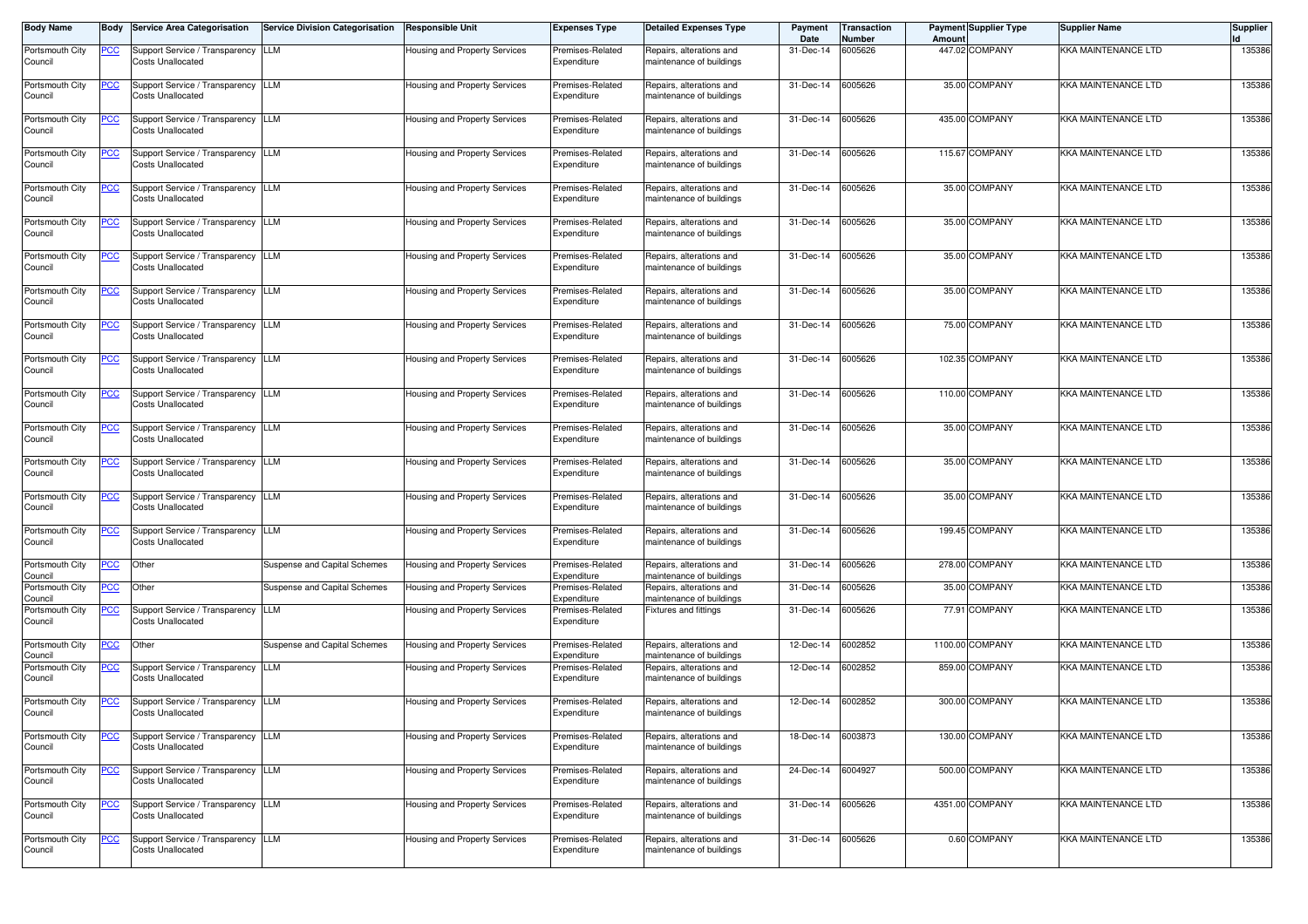| Body Name | Body | Service Area Categorisation | Service Division Categorisation | Responsible Unit | Expenses Type | Detailed Expenses Type | Payment Date | Transaction Number | Payment Amount | Supplier Type | Supplier Name | Supplier Id |
|---|---|---|---|---|---|---|---|---|---|---|---|---|
| Portsmouth City Council | PCC | Support Service / Transparency Costs Unallocated | LLM | Housing and Property Services | Premises-Related Expenditure | Repairs, alterations and maintenance of buildings | 31-Dec-14 | 6005626 | 447.02 | COMPANY | KKA MAINTENANCE LTD | 135386 |
| Portsmouth City Council | PCC | Support Service / Transparency Costs Unallocated | LLM | Housing and Property Services | Premises-Related Expenditure | Repairs, alterations and maintenance of buildings | 31-Dec-14 | 6005626 | 35.00 | COMPANY | KKA MAINTENANCE LTD | 135386 |
| Portsmouth City Council | PCC | Support Service / Transparency Costs Unallocated | LLM | Housing and Property Services | Premises-Related Expenditure | Repairs, alterations and maintenance of buildings | 31-Dec-14 | 6005626 | 435.00 | COMPANY | KKA MAINTENANCE LTD | 135386 |
| Portsmouth City Council | PCC | Support Service / Transparency Costs Unallocated | LLM | Housing and Property Services | Premises-Related Expenditure | Repairs, alterations and maintenance of buildings | 31-Dec-14 | 6005626 | 115.67 | COMPANY | KKA MAINTENANCE LTD | 135386 |
| Portsmouth City Council | PCC | Support Service / Transparency Costs Unallocated | LLM | Housing and Property Services | Premises-Related Expenditure | Repairs, alterations and maintenance of buildings | 31-Dec-14 | 6005626 | 35.00 | COMPANY | KKA MAINTENANCE LTD | 135386 |
| Portsmouth City Council | PCC | Support Service / Transparency Costs Unallocated | LLM | Housing and Property Services | Premises-Related Expenditure | Repairs, alterations and maintenance of buildings | 31-Dec-14 | 6005626 | 35.00 | COMPANY | KKA MAINTENANCE LTD | 135386 |
| Portsmouth City Council | PCC | Support Service / Transparency Costs Unallocated | LLM | Housing and Property Services | Premises-Related Expenditure | Repairs, alterations and maintenance of buildings | 31-Dec-14 | 6005626 | 35.00 | COMPANY | KKA MAINTENANCE LTD | 135386 |
| Portsmouth City Council | PCC | Support Service / Transparency Costs Unallocated | LLM | Housing and Property Services | Premises-Related Expenditure | Repairs, alterations and maintenance of buildings | 31-Dec-14 | 6005626 | 35.00 | COMPANY | KKA MAINTENANCE LTD | 135386 |
| Portsmouth City Council | PCC | Support Service / Transparency Costs Unallocated | LLM | Housing and Property Services | Premises-Related Expenditure | Repairs, alterations and maintenance of buildings | 31-Dec-14 | 6005626 | 75.00 | COMPANY | KKA MAINTENANCE LTD | 135386 |
| Portsmouth City Council | PCC | Support Service / Transparency Costs Unallocated | LLM | Housing and Property Services | Premises-Related Expenditure | Repairs, alterations and maintenance of buildings | 31-Dec-14 | 6005626 | 102.35 | COMPANY | KKA MAINTENANCE LTD | 135386 |
| Portsmouth City Council | PCC | Support Service / Transparency Costs Unallocated | LLM | Housing and Property Services | Premises-Related Expenditure | Repairs, alterations and maintenance of buildings | 31-Dec-14 | 6005626 | 110.00 | COMPANY | KKA MAINTENANCE LTD | 135386 |
| Portsmouth City Council | PCC | Support Service / Transparency Costs Unallocated | LLM | Housing and Property Services | Premises-Related Expenditure | Repairs, alterations and maintenance of buildings | 31-Dec-14 | 6005626 | 35.00 | COMPANY | KKA MAINTENANCE LTD | 135386 |
| Portsmouth City Council | PCC | Support Service / Transparency Costs Unallocated | LLM | Housing and Property Services | Premises-Related Expenditure | Repairs, alterations and maintenance of buildings | 31-Dec-14 | 6005626 | 35.00 | COMPANY | KKA MAINTENANCE LTD | 135386 |
| Portsmouth City Council | PCC | Support Service / Transparency Costs Unallocated | LLM | Housing and Property Services | Premises-Related Expenditure | Repairs, alterations and maintenance of buildings | 31-Dec-14 | 6005626 | 35.00 | COMPANY | KKA MAINTENANCE LTD | 135386 |
| Portsmouth City Council | PCC | Support Service / Transparency Costs Unallocated | LLM | Housing and Property Services | Premises-Related Expenditure | Repairs, alterations and maintenance of buildings | 31-Dec-14 | 6005626 | 199.45 | COMPANY | KKA MAINTENANCE LTD | 135386 |
| Portsmouth City Council | PCC | Other | Suspense and Capital Schemes | Housing and Property Services | Premises-Related Expenditure | Repairs, alterations and maintenance of buildings | 31-Dec-14 | 6005626 | 278.00 | COMPANY | KKA MAINTENANCE LTD | 135386 |
| Portsmouth City Council | PCC | Other | Suspense and Capital Schemes | Housing and Property Services | Premises-Related Expenditure | Repairs, alterations and maintenance of buildings | 31-Dec-14 | 6005626 | 35.00 | COMPANY | KKA MAINTENANCE LTD | 135386 |
| Portsmouth City Council | PCC | Support Service / Transparency Costs Unallocated | LLM | Housing and Property Services | Premises-Related Expenditure | Fixtures and fittings | 31-Dec-14 | 6005626 | 77.91 | COMPANY | KKA MAINTENANCE LTD | 135386 |
| Portsmouth City Council | PCC | Other | Suspense and Capital Schemes | Housing and Property Services | Premises-Related Expenditure | Repairs, alterations and maintenance of buildings | 12-Dec-14 | 6002852 | 1100.00 | COMPANY | KKA MAINTENANCE LTD | 135386 |
| Portsmouth City Council | PCC | Support Service / Transparency Costs Unallocated | LLM | Housing and Property Services | Premises-Related Expenditure | Repairs, alterations and maintenance of buildings | 12-Dec-14 | 6002852 | 859.00 | COMPANY | KKA MAINTENANCE LTD | 135386 |
| Portsmouth City Council | PCC | Support Service / Transparency Costs Unallocated | LLM | Housing and Property Services | Premises-Related Expenditure | Repairs, alterations and maintenance of buildings | 12-Dec-14 | 6002852 | 300.00 | COMPANY | KKA MAINTENANCE LTD | 135386 |
| Portsmouth City Council | PCC | Support Service / Transparency Costs Unallocated | LLM | Housing and Property Services | Premises-Related Expenditure | Repairs, alterations and maintenance of buildings | 18-Dec-14 | 6003873 | 130.00 | COMPANY | KKA MAINTENANCE LTD | 135386 |
| Portsmouth City Council | PCC | Support Service / Transparency Costs Unallocated | LLM | Housing and Property Services | Premises-Related Expenditure | Repairs, alterations and maintenance of buildings | 24-Dec-14 | 6004927 | 500.00 | COMPANY | KKA MAINTENANCE LTD | 135386 |
| Portsmouth City Council | PCC | Support Service / Transparency Costs Unallocated | LLM | Housing and Property Services | Premises-Related Expenditure | Repairs, alterations and maintenance of buildings | 31-Dec-14 | 6005626 | 4351.00 | COMPANY | KKA MAINTENANCE LTD | 135386 |
| Portsmouth City Council | PCC | Support Service / Transparency Costs Unallocated | LLM | Housing and Property Services | Premises-Related Expenditure | Repairs, alterations and maintenance of buildings | 31-Dec-14 | 6005626 | 0.60 | COMPANY | KKA MAINTENANCE LTD | 135386 |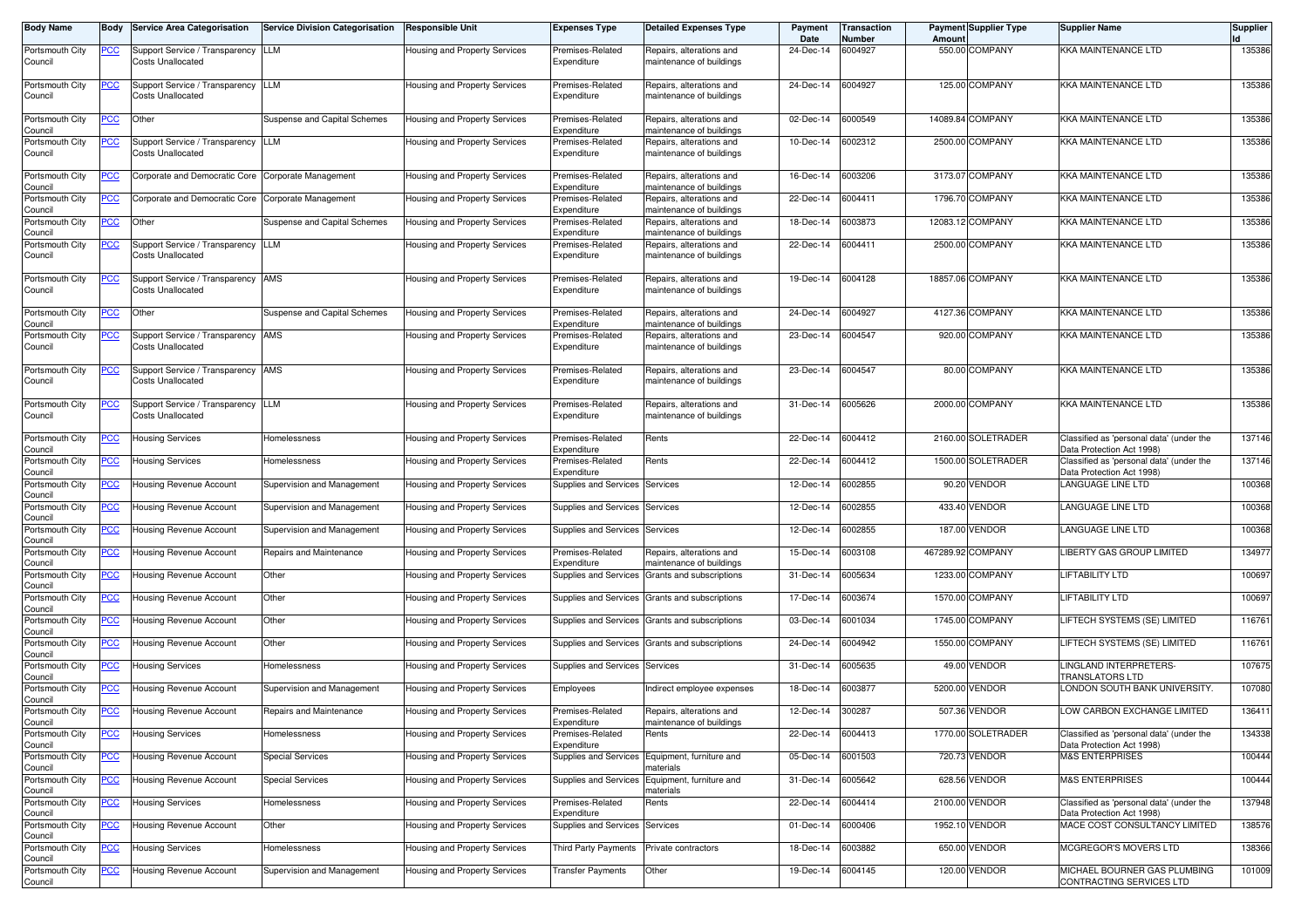| Body Name | Body | Service Area Categorisation | Service Division Categorisation | Responsible Unit | Expenses Type | Detailed Expenses Type | Payment Date | Transaction Number | Payment Amount | Supplier Type | Supplier Name | Supplier Id |
|---|---|---|---|---|---|---|---|---|---|---|---|---|
| Portsmouth City Council | PCC | Support Service / Transparency Costs Unallocated | LLM | Housing and Property Services | Premises-Related Expenditure | Repairs, alterations and maintenance of buildings | 24-Dec-14 | 6004927 | 550.00 | COMPANY | KKA MAINTENANCE LTD | 135386 |
| Portsmouth City Council | PCC | Support Service / Transparency Costs Unallocated | LLM | Housing and Property Services | Premises-Related Expenditure | Repairs, alterations and maintenance of buildings | 24-Dec-14 | 6004927 | 125.00 | COMPANY | KKA MAINTENANCE LTD | 135386 |
| Portsmouth City Council | PCC | Other | Suspense and Capital Schemes | Housing and Property Services | Premises-Related Expenditure | Repairs, alterations and maintenance of buildings | 02-Dec-14 | 6000549 | 14089.84 | COMPANY | KKA MAINTENANCE LTD | 135386 |
| Portsmouth City Council | PCC | Support Service / Transparency Costs Unallocated | LLM | Housing and Property Services | Premises-Related Expenditure | Repairs, alterations and maintenance of buildings | 10-Dec-14 | 6002312 | 2500.00 | COMPANY | KKA MAINTENANCE LTD | 135386 |
| Portsmouth City Council | PCC | Corporate and Democratic Core | Corporate Management | Housing and Property Services | Premises-Related Expenditure | Repairs, alterations and maintenance of buildings | 16-Dec-14 | 6003206 | 3173.07 | COMPANY | KKA MAINTENANCE LTD | 135386 |
| Portsmouth City Council | PCC | Corporate and Democratic Core | Corporate Management | Housing and Property Services | Premises-Related Expenditure | Repairs, alterations and maintenance of buildings | 22-Dec-14 | 6004411 | 1796.70 | COMPANY | KKA MAINTENANCE LTD | 135386 |
| Portsmouth City Council | PCC | Other | Suspense and Capital Schemes | Housing and Property Services | Premises-Related Expenditure | Repairs, alterations and maintenance of buildings | 18-Dec-14 | 6003873 | 12083.12 | COMPANY | KKA MAINTENANCE LTD | 135386 |
| Portsmouth City Council | PCC | Support Service / Transparency Costs Unallocated | LLM | Housing and Property Services | Premises-Related Expenditure | Repairs, alterations and maintenance of buildings | 22-Dec-14 | 6004411 | 2500.00 | COMPANY | KKA MAINTENANCE LTD | 135386 |
| Portsmouth City Council | PCC | Support Service / Transparency Costs Unallocated | AMS | Housing and Property Services | Premises-Related Expenditure | Repairs, alterations and maintenance of buildings | 19-Dec-14 | 6004128 | 18857.06 | COMPANY | KKA MAINTENANCE LTD | 135386 |
| Portsmouth City Council | PCC | Other | Suspense and Capital Schemes | Housing and Property Services | Premises-Related Expenditure | Repairs, alterations and maintenance of buildings | 24-Dec-14 | 6004927 | 4127.36 | COMPANY | KKA MAINTENANCE LTD | 135386 |
| Portsmouth City Council | PCC | Support Service / Transparency Costs Unallocated | AMS | Housing and Property Services | Premises-Related Expenditure | Repairs, alterations and maintenance of buildings | 23-Dec-14 | 6004547 | 920.00 | COMPANY | KKA MAINTENANCE LTD | 135386 |
| Portsmouth City Council | PCC | Support Service / Transparency Costs Unallocated | AMS | Housing and Property Services | Premises-Related Expenditure | Repairs, alterations and maintenance of buildings | 23-Dec-14 | 6004547 | 80.00 | COMPANY | KKA MAINTENANCE LTD | 135386 |
| Portsmouth City Council | PCC | Support Service / Transparency Costs Unallocated | LLM | Housing and Property Services | Premises-Related Expenditure | Repairs, alterations and maintenance of buildings | 31-Dec-14 | 6005626 | 2000.00 | COMPANY | KKA MAINTENANCE LTD | 135386 |
| Portsmouth City Council | PCC | Housing Services | Homelessness | Housing and Property Services | Premises-Related Expenditure | Rents | 22-Dec-14 | 6004412 | 2160.00 | SOLETRADER | Classified as 'personal data' (under the Data Protection Act 1998) | 137146 |
| Portsmouth City Council | PCC | Housing Services | Homelessness | Housing and Property Services | Premises-Related Expenditure | Rents | 22-Dec-14 | 6004412 | 1500.00 | SOLETRADER | Classified as 'personal data' (under the Data Protection Act 1998) | 137146 |
| Portsmouth City Council | PCC | Housing Revenue Account | Supervision and Management | Housing and Property Services | Supplies and Services | Services | 12-Dec-14 | 6002855 | 90.20 | VENDOR | LANGUAGE LINE LTD | 100368 |
| Portsmouth City Council | PCC | Housing Revenue Account | Supervision and Management | Housing and Property Services | Supplies and Services | Services | 12-Dec-14 | 6002855 | 433.40 | VENDOR | LANGUAGE LINE LTD | 100368 |
| Portsmouth City Council | PCC | Housing Revenue Account | Supervision and Management | Housing and Property Services | Supplies and Services | Services | 12-Dec-14 | 6002855 | 187.00 | VENDOR | LANGUAGE LINE LTD | 100368 |
| Portsmouth City Council | PCC | Housing Revenue Account | Repairs and Maintenance | Housing and Property Services | Premises-Related Expenditure | Repairs, alterations and maintenance of buildings | 15-Dec-14 | 6003108 | 467289.92 | COMPANY | LIBERTY GAS GROUP LIMITED | 134977 |
| Portsmouth City Council | PCC | Housing Revenue Account | Other | Housing and Property Services | Supplies and Services | Grants and subscriptions | 31-Dec-14 | 6005634 | 1233.00 | COMPANY | LIFTABILITY LTD | 100697 |
| Portsmouth City Council | PCC | Housing Revenue Account | Other | Housing and Property Services | Supplies and Services | Grants and subscriptions | 17-Dec-14 | 6003674 | 1570.00 | COMPANY | LIFTABILITY LTD | 100697 |
| Portsmouth City Council | PCC | Housing Revenue Account | Other | Housing and Property Services | Supplies and Services | Grants and subscriptions | 03-Dec-14 | 6001034 | 1745.00 | COMPANY | LIFTECH SYSTEMS (SE) LIMITED | 116761 |
| Portsmouth City Council | PCC | Housing Revenue Account | Other | Housing and Property Services | Supplies and Services | Grants and subscriptions | 24-Dec-14 | 6004942 | 1550.00 | COMPANY | LIFTECH SYSTEMS (SE) LIMITED | 116761 |
| Portsmouth City Council | PCC | Housing Services | Homelessness | Housing and Property Services | Supplies and Services | Services | 31-Dec-14 | 6005635 | 49.00 | VENDOR | LINGLAND INTERPRETERS-TRANSLATORS LTD | 107675 |
| Portsmouth City Council | PCC | Housing Revenue Account | Supervision and Management | Housing and Property Services | Employees | Indirect employee expenses | 18-Dec-14 | 6003877 | 5200.00 | VENDOR | LONDON SOUTH BANK UNIVERSITY. | 107080 |
| Portsmouth City Council | PCC | Housing Revenue Account | Repairs and Maintenance | Housing and Property Services | Premises-Related Expenditure | Repairs, alterations and maintenance of buildings | 12-Dec-14 | 300287 | 507.36 | VENDOR | LOW CARBON EXCHANGE LIMITED | 136411 |
| Portsmouth City Council | PCC | Housing Services | Homelessness | Housing and Property Services | Premises-Related Expenditure | Rents | 22-Dec-14 | 6004413 | 1770.00 | SOLETRADER | Classified as 'personal data' (under the Data Protection Act 1998) | 134338 |
| Portsmouth City Council | PCC | Housing Revenue Account | Special Services | Housing and Property Services | Supplies and Services | Equipment, furniture and materials | 05-Dec-14 | 6001503 | 720.73 | VENDOR | M&S ENTERPRISES | 100444 |
| Portsmouth City Council | PCC | Housing Revenue Account | Special Services | Housing and Property Services | Supplies and Services | Equipment, furniture and materials | 31-Dec-14 | 6005642 | 628.56 | VENDOR | M&S ENTERPRISES | 100444 |
| Portsmouth City Council | PCC | Housing Services | Homelessness | Housing and Property Services | Premises-Related Expenditure | Rents | 22-Dec-14 | 6004414 | 2100.00 | VENDOR | Classified as 'personal data' (under the Data Protection Act 1998) | 137948 |
| Portsmouth City Council | PCC | Housing Revenue Account | Other | Housing and Property Services | Supplies and Services | Services | 01-Dec-14 | 6000406 | 1952.10 | VENDOR | MACE COST CONSULTANCY LIMITED | 138576 |
| Portsmouth City Council | PCC | Housing Services | Homelessness | Housing and Property Services | Third Party Payments | Private contractors | 18-Dec-14 | 6003882 | 650.00 | VENDOR | MCGREGOR'S MOVERS LTD | 138366 |
| Portsmouth City Council | PCC | Housing Revenue Account | Supervision and Management | Housing and Property Services | Transfer Payments | Other | 19-Dec-14 | 6004145 | 120.00 | VENDOR | MICHAEL BOURNER GAS PLUMBING CONTRACTING SERVICES LTD | 101009 |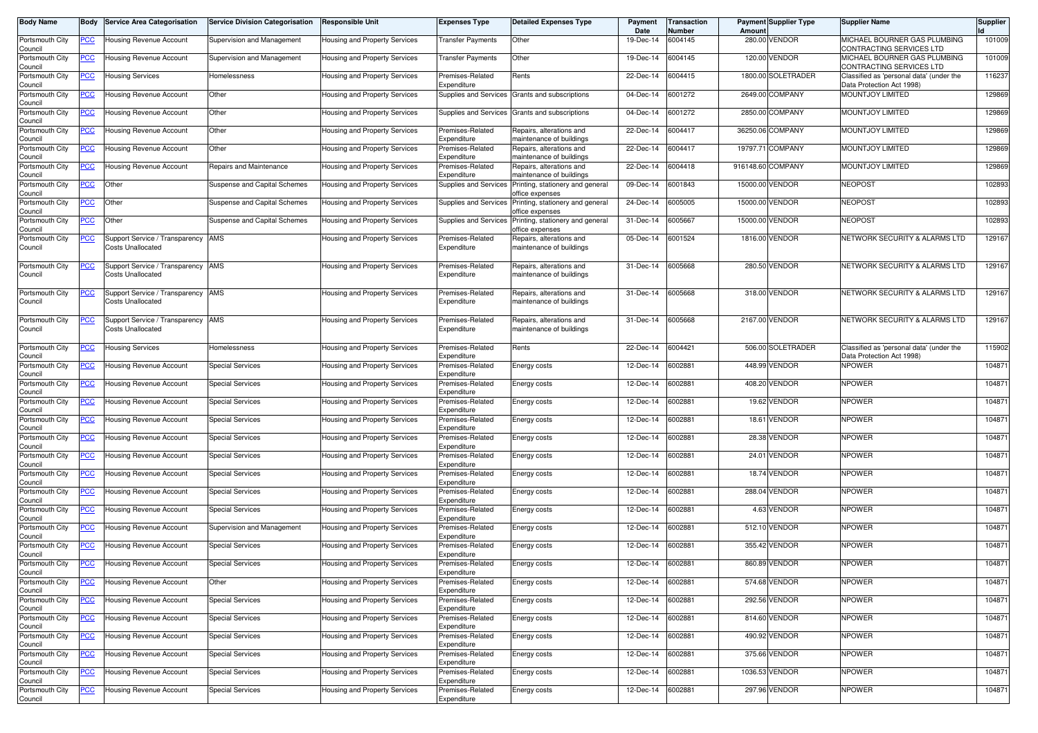| Body Name | Body | Service Area Categorisation | Service Division Categorisation | Responsible Unit | Expenses Type | Detailed Expenses Type | Payment Date | Transaction Number | Payment Amount | Supplier Type | Supplier Name | Supplier Id |
|---|---|---|---|---|---|---|---|---|---|---|---|---|
| Portsmouth City Council | PCC | Housing Revenue Account | Supervision and Management | Housing and Property Services | Transfer Payments | Other | 19-Dec-14 | 6004145 | 280.00 | VENDOR | MICHAEL BOURNER GAS PLUMBING CONTRACTING SERVICES LTD | 101009 |
| Portsmouth City Council | PCC | Housing Revenue Account | Supervision and Management | Housing and Property Services | Transfer Payments | Other | 19-Dec-14 | 6004145 | 120.00 | VENDOR | MICHAEL BOURNER GAS PLUMBING CONTRACTING SERVICES LTD | 101009 |
| Portsmouth City Council | PCC | Housing Services | Homelessness | Housing and Property Services | Premises-Related Expenditure | Rents | 22-Dec-14 | 6004415 | 1800.00 | SOLETRADER | Classified as 'personal data' (under the Data Protection Act 1998) | 116237 |
| Portsmouth City Council | PCC | Housing Revenue Account | Other | Housing and Property Services | Supplies and Services | Grants and subscriptions | 04-Dec-14 | 6001272 | 2649.00 | COMPANY | MOUNTJOY LIMITED | 129869 |
| Portsmouth City Council | PCC | Housing Revenue Account | Other | Housing and Property Services | Supplies and Services | Grants and subscriptions | 04-Dec-14 | 6001272 | 2850.00 | COMPANY | MOUNTJOY LIMITED | 129869 |
| Portsmouth City Council | PCC | Housing Revenue Account | Other | Housing and Property Services | Premises-Related Expenditure | Repairs, alterations and maintenance of buildings | 22-Dec-14 | 6004417 | 36250.06 | COMPANY | MOUNTJOY LIMITED | 129869 |
| Portsmouth City Council | PCC | Housing Revenue Account | Other | Housing and Property Services | Premises-Related Expenditure | Repairs, alterations and maintenance of buildings | 22-Dec-14 | 6004417 | 19797.71 | COMPANY | MOUNTJOY LIMITED | 129869 |
| Portsmouth City Council | PCC | Housing Revenue Account | Repairs and Maintenance | Housing and Property Services | Premises-Related Expenditure | Repairs, alterations and maintenance of buildings | 22-Dec-14 | 6004418 | 916148.60 | COMPANY | MOUNTJOY LIMITED | 129869 |
| Portsmouth City Council | PCC | Other | Suspense and Capital Schemes | Housing and Property Services | Supplies and Services | Printing, stationery and general office expenses | 09-Dec-14 | 6001843 | 15000.00 | VENDOR | NEOPOST | 102893 |
| Portsmouth City Council | PCC | Other | Suspense and Capital Schemes | Housing and Property Services | Supplies and Services | Printing, stationery and general office expenses | 24-Dec-14 | 6005005 | 15000.00 | VENDOR | NEOPOST | 102893 |
| Portsmouth City Council | PCC | Other | Suspense and Capital Schemes | Housing and Property Services | Supplies and Services | Printing, stationery and general office expenses | 31-Dec-14 | 6005667 | 15000.00 | VENDOR | NEOPOST | 102893 |
| Portsmouth City Council | PCC | Support Service / Transparency Costs Unallocated | AMS | Housing and Property Services | Premises-Related Expenditure | Repairs, alterations and maintenance of buildings | 05-Dec-14 | 6001524 | 1816.00 | VENDOR | NETWORK SECURITY & ALARMS LTD | 129167 |
| Portsmouth City Council | PCC | Support Service / Transparency Costs Unallocated | AMS | Housing and Property Services | Premises-Related Expenditure | Repairs, alterations and maintenance of buildings | 31-Dec-14 | 6005668 | 280.50 | VENDOR | NETWORK SECURITY & ALARMS LTD | 129167 |
| Portsmouth City Council | PCC | Support Service / Transparency Costs Unallocated | AMS | Housing and Property Services | Premises-Related Expenditure | Repairs, alterations and maintenance of buildings | 31-Dec-14 | 6005668 | 318.00 | VENDOR | NETWORK SECURITY & ALARMS LTD | 129167 |
| Portsmouth City Council | PCC | Support Service / Transparency Costs Unallocated | AMS | Housing and Property Services | Premises-Related Expenditure | Repairs, alterations and maintenance of buildings | 31-Dec-14 | 6005668 | 2167.00 | VENDOR | NETWORK SECURITY & ALARMS LTD | 129167 |
| Portsmouth City Council | PCC | Housing Services | Homelessness | Housing and Property Services | Premises-Related Expenditure | Rents | 22-Dec-14 | 6004421 | 506.00 | SOLETRADER | Classified as 'personal data' (under the Data Protection Act 1998) | 115902 |
| Portsmouth City Council | PCC | Housing Revenue Account | Special Services | Housing and Property Services | Premises-Related Expenditure | Energy costs | 12-Dec-14 | 6002881 | 448.99 | VENDOR | NPOWER | 104871 |
| Portsmouth City Council | PCC | Housing Revenue Account | Special Services | Housing and Property Services | Premises-Related Expenditure | Energy costs | 12-Dec-14 | 6002881 | 408.20 | VENDOR | NPOWER | 104871 |
| Portsmouth City Council | PCC | Housing Revenue Account | Special Services | Housing and Property Services | Premises-Related Expenditure | Energy costs | 12-Dec-14 | 6002881 | 19.62 | VENDOR | NPOWER | 104871 |
| Portsmouth City Council | PCC | Housing Revenue Account | Special Services | Housing and Property Services | Premises-Related Expenditure | Energy costs | 12-Dec-14 | 6002881 | 18.61 | VENDOR | NPOWER | 104871 |
| Portsmouth City Council | PCC | Housing Revenue Account | Special Services | Housing and Property Services | Premises-Related Expenditure | Energy costs | 12-Dec-14 | 6002881 | 28.38 | VENDOR | NPOWER | 104871 |
| Portsmouth City Council | PCC | Housing Revenue Account | Special Services | Housing and Property Services | Premises-Related Expenditure | Energy costs | 12-Dec-14 | 6002881 | 24.01 | VENDOR | NPOWER | 104871 |
| Portsmouth City Council | PCC | Housing Revenue Account | Special Services | Housing and Property Services | Premises-Related Expenditure | Energy costs | 12-Dec-14 | 6002881 | 18.74 | VENDOR | NPOWER | 104871 |
| Portsmouth City Council | PCC | Housing Revenue Account | Special Services | Housing and Property Services | Premises-Related Expenditure | Energy costs | 12-Dec-14 | 6002881 | 288.04 | VENDOR | NPOWER | 104871 |
| Portsmouth City Council | PCC | Housing Revenue Account | Special Services | Housing and Property Services | Premises-Related Expenditure | Energy costs | 12-Dec-14 | 6002881 | 4.63 | VENDOR | NPOWER | 104871 |
| Portsmouth City Council | PCC | Housing Revenue Account | Supervision and Management | Housing and Property Services | Premises-Related Expenditure | Energy costs | 12-Dec-14 | 6002881 | 512.10 | VENDOR | NPOWER | 104871 |
| Portsmouth City Council | PCC | Housing Revenue Account | Special Services | Housing and Property Services | Premises-Related Expenditure | Energy costs | 12-Dec-14 | 6002881 | 355.42 | VENDOR | NPOWER | 104871 |
| Portsmouth City Council | PCC | Housing Revenue Account | Special Services | Housing and Property Services | Premises-Related Expenditure | Energy costs | 12-Dec-14 | 6002881 | 860.89 | VENDOR | NPOWER | 104871 |
| Portsmouth City Council | PCC | Housing Revenue Account | Other | Housing and Property Services | Premises-Related Expenditure | Energy costs | 12-Dec-14 | 6002881 | 574.68 | VENDOR | NPOWER | 104871 |
| Portsmouth City Council | PCC | Housing Revenue Account | Special Services | Housing and Property Services | Premises-Related Expenditure | Energy costs | 12-Dec-14 | 6002881 | 292.56 | VENDOR | NPOWER | 104871 |
| Portsmouth City Council | PCC | Housing Revenue Account | Special Services | Housing and Property Services | Premises-Related Expenditure | Energy costs | 12-Dec-14 | 6002881 | 814.60 | VENDOR | NPOWER | 104871 |
| Portsmouth City Council | PCC | Housing Revenue Account | Special Services | Housing and Property Services | Premises-Related Expenditure | Energy costs | 12-Dec-14 | 6002881 | 490.92 | VENDOR | NPOWER | 104871 |
| Portsmouth City Council | PCC | Housing Revenue Account | Special Services | Housing and Property Services | Premises-Related Expenditure | Energy costs | 12-Dec-14 | 6002881 | 375.66 | VENDOR | NPOWER | 104871 |
| Portsmouth City Council | PCC | Housing Revenue Account | Special Services | Housing and Property Services | Premises-Related Expenditure | Energy costs | 12-Dec-14 | 6002881 | 1036.53 | VENDOR | NPOWER | 104871 |
| Portsmouth City Council | PCC | Housing Revenue Account | Special Services | Housing and Property Services | Premises-Related Expenditure | Energy costs | 12-Dec-14 | 6002881 | 297.96 | VENDOR | NPOWER | 104871 |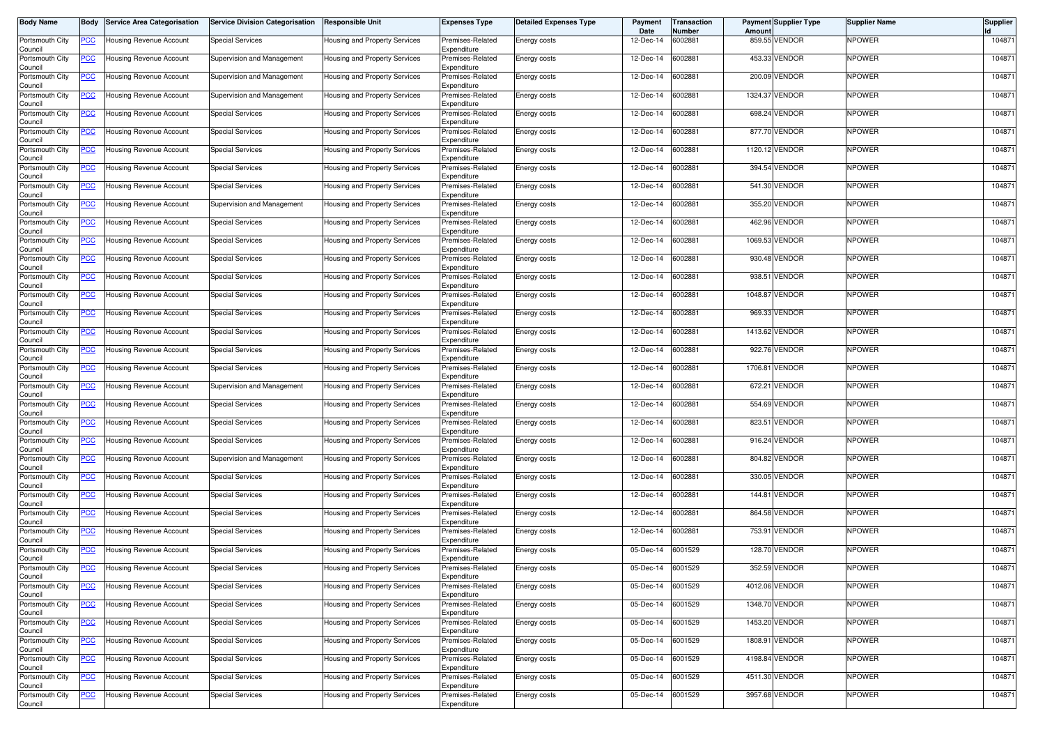| Body Name | Body | Service Area Categorisation | Service Division Categorisation | Responsible Unit | Expenses Type | Detailed Expenses Type | Payment Date | Transaction Number | Payment Amount | Supplier Type | Supplier Name | Supplier Id |
|---|---|---|---|---|---|---|---|---|---|---|---|---|
| Portsmouth City Council | PCC | Housing Revenue Account | Special Services | Housing and Property Services | Premises-Related Expenditure | Energy costs | 12-Dec-14 | 6002881 | 859.55 | VENDOR | NPOWER | 104871 |
| Portsmouth City Council | PCC | Housing Revenue Account | Supervision and Management | Housing and Property Services | Premises-Related Expenditure | Energy costs | 12-Dec-14 | 6002881 | 453.33 | VENDOR | NPOWER | 104871 |
| Portsmouth City Council | PCC | Housing Revenue Account | Supervision and Management | Housing and Property Services | Premises-Related Expenditure | Energy costs | 12-Dec-14 | 6002881 | 200.09 | VENDOR | NPOWER | 104871 |
| Portsmouth City Council | PCC | Housing Revenue Account | Supervision and Management | Housing and Property Services | Premises-Related Expenditure | Energy costs | 12-Dec-14 | 6002881 | 1324.37 | VENDOR | NPOWER | 104871 |
| Portsmouth City Council | PCC | Housing Revenue Account | Special Services | Housing and Property Services | Premises-Related Expenditure | Energy costs | 12-Dec-14 | 6002881 | 698.24 | VENDOR | NPOWER | 104871 |
| Portsmouth City Council | PCC | Housing Revenue Account | Special Services | Housing and Property Services | Premises-Related Expenditure | Energy costs | 12-Dec-14 | 6002881 | 877.70 | VENDOR | NPOWER | 104871 |
| Portsmouth City Council | PCC | Housing Revenue Account | Special Services | Housing and Property Services | Premises-Related Expenditure | Energy costs | 12-Dec-14 | 6002881 | 1120.12 | VENDOR | NPOWER | 104871 |
| Portsmouth City Council | PCC | Housing Revenue Account | Special Services | Housing and Property Services | Premises-Related Expenditure | Energy costs | 12-Dec-14 | 6002881 | 394.54 | VENDOR | NPOWER | 104871 |
| Portsmouth City Council | PCC | Housing Revenue Account | Special Services | Housing and Property Services | Premises-Related Expenditure | Energy costs | 12-Dec-14 | 6002881 | 541.30 | VENDOR | NPOWER | 104871 |
| Portsmouth City Council | PCC | Housing Revenue Account | Supervision and Management | Housing and Property Services | Premises-Related Expenditure | Energy costs | 12-Dec-14 | 6002881 | 355.20 | VENDOR | NPOWER | 104871 |
| Portsmouth City Council | PCC | Housing Revenue Account | Special Services | Housing and Property Services | Premises-Related Expenditure | Energy costs | 12-Dec-14 | 6002881 | 462.96 | VENDOR | NPOWER | 104871 |
| Portsmouth City Council | PCC | Housing Revenue Account | Special Services | Housing and Property Services | Premises-Related Expenditure | Energy costs | 12-Dec-14 | 6002881 | 1069.53 | VENDOR | NPOWER | 104871 |
| Portsmouth City Council | PCC | Housing Revenue Account | Special Services | Housing and Property Services | Premises-Related Expenditure | Energy costs | 12-Dec-14 | 6002881 | 930.48 | VENDOR | NPOWER | 104871 |
| Portsmouth City Council | PCC | Housing Revenue Account | Special Services | Housing and Property Services | Premises-Related Expenditure | Energy costs | 12-Dec-14 | 6002881 | 938.51 | VENDOR | NPOWER | 104871 |
| Portsmouth City Council | PCC | Housing Revenue Account | Special Services | Housing and Property Services | Premises-Related Expenditure | Energy costs | 12-Dec-14 | 6002881 | 1048.87 | VENDOR | NPOWER | 104871 |
| Portsmouth City Council | PCC | Housing Revenue Account | Special Services | Housing and Property Services | Premises-Related Expenditure | Energy costs | 12-Dec-14 | 6002881 | 969.33 | VENDOR | NPOWER | 104871 |
| Portsmouth City Council | PCC | Housing Revenue Account | Special Services | Housing and Property Services | Premises-Related Expenditure | Energy costs | 12-Dec-14 | 6002881 | 1413.62 | VENDOR | NPOWER | 104871 |
| Portsmouth City Council | PCC | Housing Revenue Account | Special Services | Housing and Property Services | Premises-Related Expenditure | Energy costs | 12-Dec-14 | 6002881 | 922.76 | VENDOR | NPOWER | 104871 |
| Portsmouth City Council | PCC | Housing Revenue Account | Special Services | Housing and Property Services | Premises-Related Expenditure | Energy costs | 12-Dec-14 | 6002881 | 1706.81 | VENDOR | NPOWER | 104871 |
| Portsmouth City Council | PCC | Housing Revenue Account | Supervision and Management | Housing and Property Services | Premises-Related Expenditure | Energy costs | 12-Dec-14 | 6002881 | 672.21 | VENDOR | NPOWER | 104871 |
| Portsmouth City Council | PCC | Housing Revenue Account | Special Services | Housing and Property Services | Premises-Related Expenditure | Energy costs | 12-Dec-14 | 6002881 | 554.69 | VENDOR | NPOWER | 104871 |
| Portsmouth City Council | PCC | Housing Revenue Account | Special Services | Housing and Property Services | Premises-Related Expenditure | Energy costs | 12-Dec-14 | 6002881 | 823.51 | VENDOR | NPOWER | 104871 |
| Portsmouth City Council | PCC | Housing Revenue Account | Special Services | Housing and Property Services | Premises-Related Expenditure | Energy costs | 12-Dec-14 | 6002881 | 916.24 | VENDOR | NPOWER | 104871 |
| Portsmouth City Council | PCC | Housing Revenue Account | Supervision and Management | Housing and Property Services | Premises-Related Expenditure | Energy costs | 12-Dec-14 | 6002881 | 804.82 | VENDOR | NPOWER | 104871 |
| Portsmouth City Council | PCC | Housing Revenue Account | Special Services | Housing and Property Services | Premises-Related Expenditure | Energy costs | 12-Dec-14 | 6002881 | 330.05 | VENDOR | NPOWER | 104871 |
| Portsmouth City Council | PCC | Housing Revenue Account | Special Services | Housing and Property Services | Premises-Related Expenditure | Energy costs | 12-Dec-14 | 6002881 | 144.81 | VENDOR | NPOWER | 104871 |
| Portsmouth City Council | PCC | Housing Revenue Account | Special Services | Housing and Property Services | Premises-Related Expenditure | Energy costs | 12-Dec-14 | 6002881 | 864.58 | VENDOR | NPOWER | 104871 |
| Portsmouth City Council | PCC | Housing Revenue Account | Special Services | Housing and Property Services | Premises-Related Expenditure | Energy costs | 12-Dec-14 | 6002881 | 753.91 | VENDOR | NPOWER | 104871 |
| Portsmouth City Council | PCC | Housing Revenue Account | Special Services | Housing and Property Services | Premises-Related Expenditure | Energy costs | 05-Dec-14 | 6001529 | 128.70 | VENDOR | NPOWER | 104871 |
| Portsmouth City Council | PCC | Housing Revenue Account | Special Services | Housing and Property Services | Premises-Related Expenditure | Energy costs | 05-Dec-14 | 6001529 | 352.59 | VENDOR | NPOWER | 104871 |
| Portsmouth City Council | PCC | Housing Revenue Account | Special Services | Housing and Property Services | Premises-Related Expenditure | Energy costs | 05-Dec-14 | 6001529 | 4012.06 | VENDOR | NPOWER | 104871 |
| Portsmouth City Council | PCC | Housing Revenue Account | Special Services | Housing and Property Services | Premises-Related Expenditure | Energy costs | 05-Dec-14 | 6001529 | 1348.70 | VENDOR | NPOWER | 104871 |
| Portsmouth City Council | PCC | Housing Revenue Account | Special Services | Housing and Property Services | Premises-Related Expenditure | Energy costs | 05-Dec-14 | 6001529 | 1453.20 | VENDOR | NPOWER | 104871 |
| Portsmouth City Council | PCC | Housing Revenue Account | Special Services | Housing and Property Services | Premises-Related Expenditure | Energy costs | 05-Dec-14 | 6001529 | 1808.91 | VENDOR | NPOWER | 104871 |
| Portsmouth City Council | PCC | Housing Revenue Account | Special Services | Housing and Property Services | Premises-Related Expenditure | Energy costs | 05-Dec-14 | 6001529 | 4198.84 | VENDOR | NPOWER | 104871 |
| Portsmouth City Council | PCC | Housing Revenue Account | Special Services | Housing and Property Services | Premises-Related Expenditure | Energy costs | 05-Dec-14 | 6001529 | 4511.30 | VENDOR | NPOWER | 104871 |
| Portsmouth City Council | PCC | Housing Revenue Account | Special Services | Housing and Property Services | Premises-Related Expenditure | Energy costs | 05-Dec-14 | 6001529 | 3957.68 | VENDOR | NPOWER | 104871 |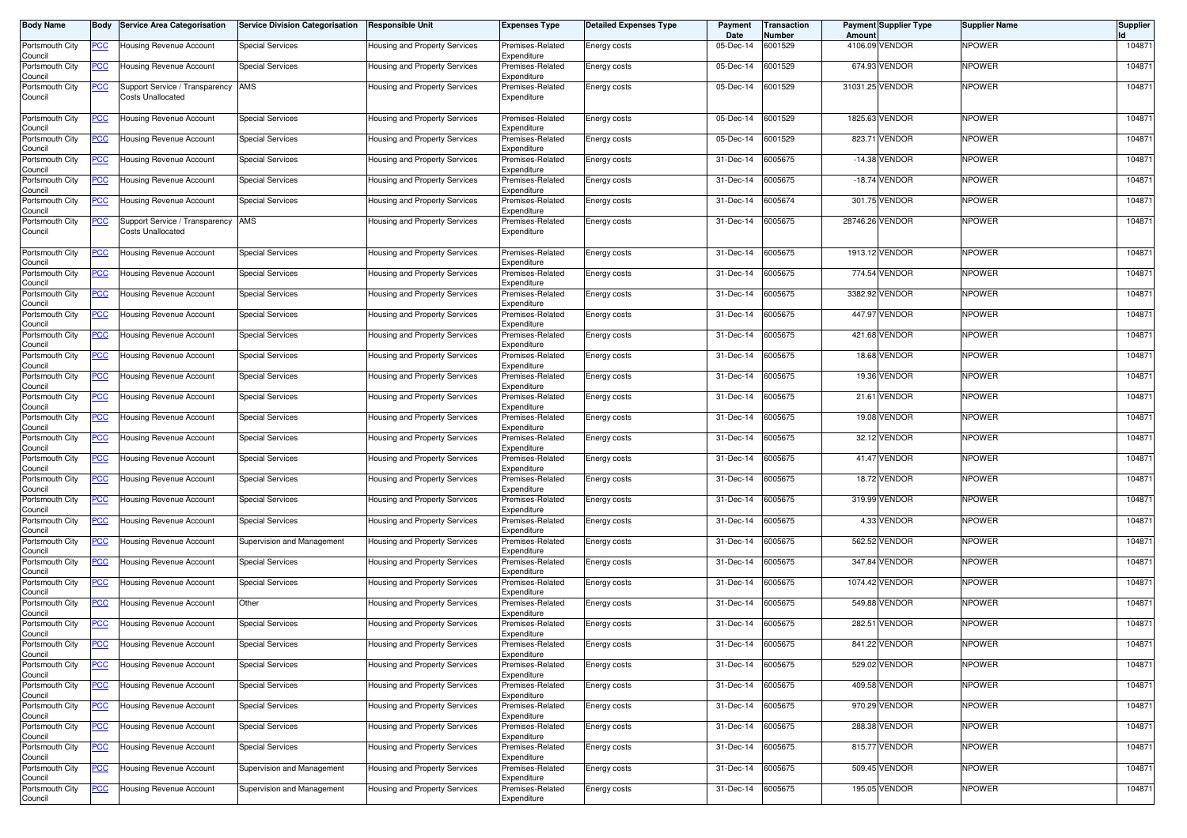| Body Name | Body | Service Area Categorisation | Service Division Categorisation | Responsible Unit | Expenses Type | Detailed Expenses Type | Payment Date | Transaction Number | Payment Amount | Supplier Type | Supplier Name | Supplier Id |
|---|---|---|---|---|---|---|---|---|---|---|---|---|
| Portsmouth City Council | PCC | Housing Revenue Account | Special Services | Housing and Property Services | Premises-Related Expenditure | Energy costs | 05-Dec-14 | 6001529 | 4106.09 | VENDOR | NPOWER | 104871 |
| Portsmouth City Council | PCC | Housing Revenue Account | Special Services | Housing and Property Services | Premises-Related Expenditure | Energy costs | 05-Dec-14 | 6001529 | 674.93 | VENDOR | NPOWER | 104871 |
| Portsmouth City Council | PCC | Support Service / Transparency Costs Unallocated | AMS | Housing and Property Services | Premises-Related Expenditure | Energy costs | 05-Dec-14 | 6001529 | 31031.25 | VENDOR | NPOWER | 104871 |
| Portsmouth City Council | PCC | Housing Revenue Account | Special Services | Housing and Property Services | Premises-Related Expenditure | Energy costs | 05-Dec-14 | 6001529 | 1825.63 | VENDOR | NPOWER | 104871 |
| Portsmouth City Council | PCC | Housing Revenue Account | Special Services | Housing and Property Services | Premises-Related Expenditure | Energy costs | 05-Dec-14 | 6001529 | 823.71 | VENDOR | NPOWER | 104871 |
| Portsmouth City Council | PCC | Housing Revenue Account | Special Services | Housing and Property Services | Premises-Related Expenditure | Energy costs | 31-Dec-14 | 6005675 | -14.38 | VENDOR | NPOWER | 104871 |
| Portsmouth City Council | PCC | Housing Revenue Account | Special Services | Housing and Property Services | Premises-Related Expenditure | Energy costs | 31-Dec-14 | 6005675 | -18.74 | VENDOR | NPOWER | 104871 |
| Portsmouth City Council | PCC | Housing Revenue Account | Special Services | Housing and Property Services | Premises-Related Expenditure | Energy costs | 31-Dec-14 | 6005674 | 301.75 | VENDOR | NPOWER | 104871 |
| Portsmouth City Council | PCC | Support Service / Transparency Costs Unallocated | AMS | Housing and Property Services | Premises-Related Expenditure | Energy costs | 31-Dec-14 | 6005675 | 28746.26 | VENDOR | NPOWER | 104871 |
| Portsmouth City Council | PCC | Housing Revenue Account | Special Services | Housing and Property Services | Premises-Related Expenditure | Energy costs | 31-Dec-14 | 6005675 | 1913.12 | VENDOR | NPOWER | 104871 |
| Portsmouth City Council | PCC | Housing Revenue Account | Special Services | Housing and Property Services | Premises-Related Expenditure | Energy costs | 31-Dec-14 | 6005675 | 774.54 | VENDOR | NPOWER | 104871 |
| Portsmouth City Council | PCC | Housing Revenue Account | Special Services | Housing and Property Services | Premises-Related Expenditure | Energy costs | 31-Dec-14 | 6005675 | 3382.92 | VENDOR | NPOWER | 104871 |
| Portsmouth City Council | PCC | Housing Revenue Account | Special Services | Housing and Property Services | Premises-Related Expenditure | Energy costs | 31-Dec-14 | 6005675 | 447.97 | VENDOR | NPOWER | 104871 |
| Portsmouth City Council | PCC | Housing Revenue Account | Special Services | Housing and Property Services | Premises-Related Expenditure | Energy costs | 31-Dec-14 | 6005675 | 421.68 | VENDOR | NPOWER | 104871 |
| Portsmouth City Council | PCC | Housing Revenue Account | Special Services | Housing and Property Services | Premises-Related Expenditure | Energy costs | 31-Dec-14 | 6005675 | 18.68 | VENDOR | NPOWER | 104871 |
| Portsmouth City Council | PCC | Housing Revenue Account | Special Services | Housing and Property Services | Premises-Related Expenditure | Energy costs | 31-Dec-14 | 6005675 | 19.36 | VENDOR | NPOWER | 104871 |
| Portsmouth City Council | PCC | Housing Revenue Account | Special Services | Housing and Property Services | Premises-Related Expenditure | Energy costs | 31-Dec-14 | 6005675 | 21.61 | VENDOR | NPOWER | 104871 |
| Portsmouth City Council | PCC | Housing Revenue Account | Special Services | Housing and Property Services | Premises-Related Expenditure | Energy costs | 31-Dec-14 | 6005675 | 19.08 | VENDOR | NPOWER | 104871 |
| Portsmouth City Council | PCC | Housing Revenue Account | Special Services | Housing and Property Services | Premises-Related Expenditure | Energy costs | 31-Dec-14 | 6005675 | 32.12 | VENDOR | NPOWER | 104871 |
| Portsmouth City Council | PCC | Housing Revenue Account | Special Services | Housing and Property Services | Premises-Related Expenditure | Energy costs | 31-Dec-14 | 6005675 | 41.47 | VENDOR | NPOWER | 104871 |
| Portsmouth City Council | PCC | Housing Revenue Account | Special Services | Housing and Property Services | Premises-Related Expenditure | Energy costs | 31-Dec-14 | 6005675 | 18.72 | VENDOR | NPOWER | 104871 |
| Portsmouth City Council | PCC | Housing Revenue Account | Special Services | Housing and Property Services | Premises-Related Expenditure | Energy costs | 31-Dec-14 | 6005675 | 319.99 | VENDOR | NPOWER | 104871 |
| Portsmouth City Council | PCC | Housing Revenue Account | Special Services | Housing and Property Services | Premises-Related Expenditure | Energy costs | 31-Dec-14 | 6005675 | 4.33 | VENDOR | NPOWER | 104871 |
| Portsmouth City Council | PCC | Housing Revenue Account | Supervision and Management | Housing and Property Services | Premises-Related Expenditure | Energy costs | 31-Dec-14 | 6005675 | 562.52 | VENDOR | NPOWER | 104871 |
| Portsmouth City Council | PCC | Housing Revenue Account | Special Services | Housing and Property Services | Premises-Related Expenditure | Energy costs | 31-Dec-14 | 6005675 | 347.84 | VENDOR | NPOWER | 104871 |
| Portsmouth City Council | PCC | Housing Revenue Account | Special Services | Housing and Property Services | Premises-Related Expenditure | Energy costs | 31-Dec-14 | 6005675 | 1074.42 | VENDOR | NPOWER | 104871 |
| Portsmouth City Council | PCC | Housing Revenue Account | Other | Housing and Property Services | Premises-Related Expenditure | Energy costs | 31-Dec-14 | 6005675 | 549.88 | VENDOR | NPOWER | 104871 |
| Portsmouth City Council | PCC | Housing Revenue Account | Special Services | Housing and Property Services | Premises-Related Expenditure | Energy costs | 31-Dec-14 | 6005675 | 282.51 | VENDOR | NPOWER | 104871 |
| Portsmouth City Council | PCC | Housing Revenue Account | Special Services | Housing and Property Services | Premises-Related Expenditure | Energy costs | 31-Dec-14 | 6005675 | 841.22 | VENDOR | NPOWER | 104871 |
| Portsmouth City Council | PCC | Housing Revenue Account | Special Services | Housing and Property Services | Premises-Related Expenditure | Energy costs | 31-Dec-14 | 6005675 | 529.02 | VENDOR | NPOWER | 104871 |
| Portsmouth City Council | PCC | Housing Revenue Account | Special Services | Housing and Property Services | Premises-Related Expenditure | Energy costs | 31-Dec-14 | 6005675 | 409.58 | VENDOR | NPOWER | 104871 |
| Portsmouth City Council | PCC | Housing Revenue Account | Special Services | Housing and Property Services | Premises-Related Expenditure | Energy costs | 31-Dec-14 | 6005675 | 970.29 | VENDOR | NPOWER | 104871 |
| Portsmouth City Council | PCC | Housing Revenue Account | Special Services | Housing and Property Services | Premises-Related Expenditure | Energy costs | 31-Dec-14 | 6005675 | 288.38 | VENDOR | NPOWER | 104871 |
| Portsmouth City Council | PCC | Housing Revenue Account | Special Services | Housing and Property Services | Premises-Related Expenditure | Energy costs | 31-Dec-14 | 6005675 | 815.77 | VENDOR | NPOWER | 104871 |
| Portsmouth City Council | PCC | Housing Revenue Account | Supervision and Management | Housing and Property Services | Premises-Related Expenditure | Energy costs | 31-Dec-14 | 6005675 | 509.45 | VENDOR | NPOWER | 104871 |
| Portsmouth City Council | PCC | Housing Revenue Account | Supervision and Management | Housing and Property Services | Premises-Related Expenditure | Energy costs | 31-Dec-14 | 6005675 | 195.05 | VENDOR | NPOWER | 104871 |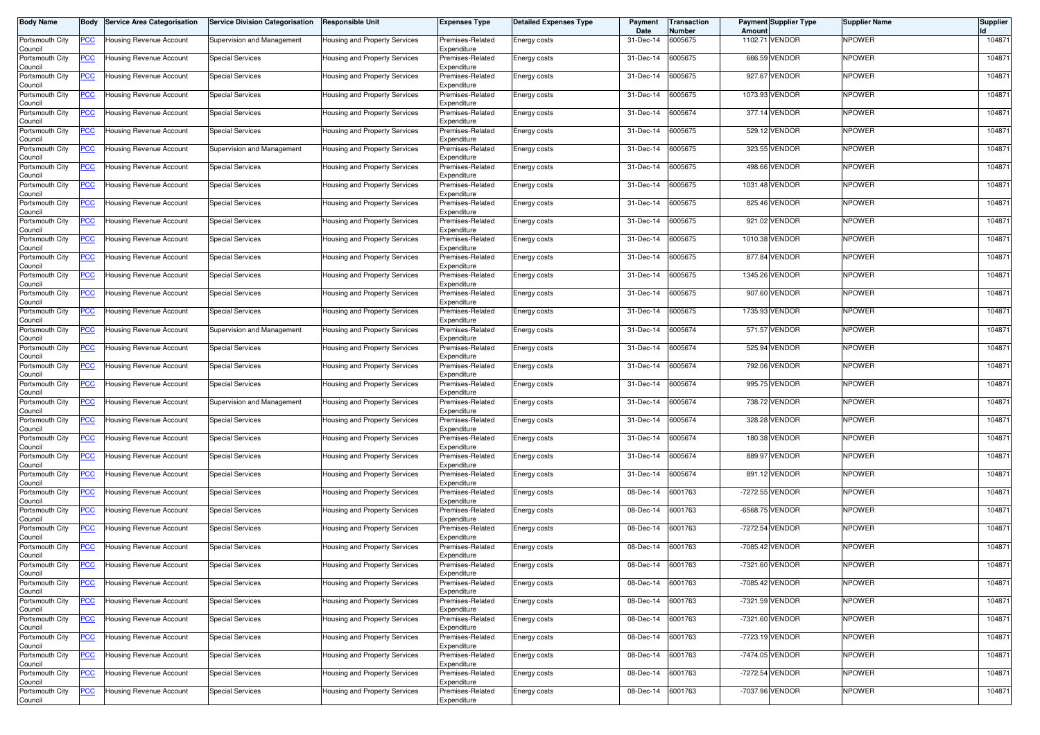| Body Name | Body | Service Area Categorisation | Service Division Categorisation | Responsible Unit | Expenses Type | Detailed Expenses Type | Payment Date | Transaction Number | Payment Amount | Supplier Type | Supplier Name | Supplier Id |
|---|---|---|---|---|---|---|---|---|---|---|---|---|
| Portsmouth City Council | PCC | Housing Revenue Account | Supervision and Management | Housing and Property Services | Premises-Related Expenditure | Energy costs | 31-Dec-14 | 6005675 | 1102.71 | VENDOR | NPOWER | 104871 |
| Portsmouth City Council | PCC | Housing Revenue Account | Special Services | Housing and Property Services | Premises-Related Expenditure | Energy costs | 31-Dec-14 | 6005675 | 666.59 | VENDOR | NPOWER | 104871 |
| Portsmouth City Council | PCC | Housing Revenue Account | Special Services | Housing and Property Services | Premises-Related Expenditure | Energy costs | 31-Dec-14 | 6005675 | 927.67 | VENDOR | NPOWER | 104871 |
| Portsmouth City Council | PCC | Housing Revenue Account | Special Services | Housing and Property Services | Premises-Related Expenditure | Energy costs | 31-Dec-14 | 6005675 | 1073.93 | VENDOR | NPOWER | 104871 |
| Portsmouth City Council | PCC | Housing Revenue Account | Special Services | Housing and Property Services | Premises-Related Expenditure | Energy costs | 31-Dec-14 | 6005674 | 377.14 | VENDOR | NPOWER | 104871 |
| Portsmouth City Council | PCC | Housing Revenue Account | Special Services | Housing and Property Services | Premises-Related Expenditure | Energy costs | 31-Dec-14 | 6005675 | 529.12 | VENDOR | NPOWER | 104871 |
| Portsmouth City Council | PCC | Housing Revenue Account | Supervision and Management | Housing and Property Services | Premises-Related Expenditure | Energy costs | 31-Dec-14 | 6005675 | 323.55 | VENDOR | NPOWER | 104871 |
| Portsmouth City Council | PCC | Housing Revenue Account | Special Services | Housing and Property Services | Premises-Related Expenditure | Energy costs | 31-Dec-14 | 6005675 | 498.66 | VENDOR | NPOWER | 104871 |
| Portsmouth City Council | PCC | Housing Revenue Account | Special Services | Housing and Property Services | Premises-Related Expenditure | Energy costs | 31-Dec-14 | 6005675 | 1031.48 | VENDOR | NPOWER | 104871 |
| Portsmouth City Council | PCC | Housing Revenue Account | Special Services | Housing and Property Services | Premises-Related Expenditure | Energy costs | 31-Dec-14 | 6005675 | 825.46 | VENDOR | NPOWER | 104871 |
| Portsmouth City Council | PCC | Housing Revenue Account | Special Services | Housing and Property Services | Premises-Related Expenditure | Energy costs | 31-Dec-14 | 6005675 | 921.02 | VENDOR | NPOWER | 104871 |
| Portsmouth City Council | PCC | Housing Revenue Account | Special Services | Housing and Property Services | Premises-Related Expenditure | Energy costs | 31-Dec-14 | 6005675 | 1010.38 | VENDOR | NPOWER | 104871 |
| Portsmouth City Council | PCC | Housing Revenue Account | Special Services | Housing and Property Services | Premises-Related Expenditure | Energy costs | 31-Dec-14 | 6005675 | 877.84 | VENDOR | NPOWER | 104871 |
| Portsmouth City Council | PCC | Housing Revenue Account | Special Services | Housing and Property Services | Premises-Related Expenditure | Energy costs | 31-Dec-14 | 6005675 | 1345.26 | VENDOR | NPOWER | 104871 |
| Portsmouth City Council | PCC | Housing Revenue Account | Special Services | Housing and Property Services | Premises-Related Expenditure | Energy costs | 31-Dec-14 | 6005675 | 907.60 | VENDOR | NPOWER | 104871 |
| Portsmouth City Council | PCC | Housing Revenue Account | Special Services | Housing and Property Services | Premises-Related Expenditure | Energy costs | 31-Dec-14 | 6005675 | 1735.93 | VENDOR | NPOWER | 104871 |
| Portsmouth City Council | PCC | Housing Revenue Account | Supervision and Management | Housing and Property Services | Premises-Related Expenditure | Energy costs | 31-Dec-14 | 6005674 | 571.57 | VENDOR | NPOWER | 104871 |
| Portsmouth City Council | PCC | Housing Revenue Account | Special Services | Housing and Property Services | Premises-Related Expenditure | Energy costs | 31-Dec-14 | 6005674 | 525.94 | VENDOR | NPOWER | 104871 |
| Portsmouth City Council | PCC | Housing Revenue Account | Special Services | Housing and Property Services | Premises-Related Expenditure | Energy costs | 31-Dec-14 | 6005674 | 792.06 | VENDOR | NPOWER | 104871 |
| Portsmouth City Council | PCC | Housing Revenue Account | Special Services | Housing and Property Services | Premises-Related Expenditure | Energy costs | 31-Dec-14 | 6005674 | 995.75 | VENDOR | NPOWER | 104871 |
| Portsmouth City Council | PCC | Housing Revenue Account | Supervision and Management | Housing and Property Services | Premises-Related Expenditure | Energy costs | 31-Dec-14 | 6005674 | 738.72 | VENDOR | NPOWER | 104871 |
| Portsmouth City Council | PCC | Housing Revenue Account | Special Services | Housing and Property Services | Premises-Related Expenditure | Energy costs | 31-Dec-14 | 6005674 | 328.28 | VENDOR | NPOWER | 104871 |
| Portsmouth City Council | PCC | Housing Revenue Account | Special Services | Housing and Property Services | Premises-Related Expenditure | Energy costs | 31-Dec-14 | 6005674 | 180.38 | VENDOR | NPOWER | 104871 |
| Portsmouth City Council | PCC | Housing Revenue Account | Special Services | Housing and Property Services | Premises-Related Expenditure | Energy costs | 31-Dec-14 | 6005674 | 889.97 | VENDOR | NPOWER | 104871 |
| Portsmouth City Council | PCC | Housing Revenue Account | Special Services | Housing and Property Services | Premises-Related Expenditure | Energy costs | 31-Dec-14 | 6005674 | 891.12 | VENDOR | NPOWER | 104871 |
| Portsmouth City Council | PCC | Housing Revenue Account | Special Services | Housing and Property Services | Premises-Related Expenditure | Energy costs | 08-Dec-14 | 6001763 | -7272.55 | VENDOR | NPOWER | 104871 |
| Portsmouth City Council | PCC | Housing Revenue Account | Special Services | Housing and Property Services | Premises-Related Expenditure | Energy costs | 08-Dec-14 | 6001763 | -6568.75 | VENDOR | NPOWER | 104871 |
| Portsmouth City Council | PCC | Housing Revenue Account | Special Services | Housing and Property Services | Premises-Related Expenditure | Energy costs | 08-Dec-14 | 6001763 | -7272.54 | VENDOR | NPOWER | 104871 |
| Portsmouth City Council | PCC | Housing Revenue Account | Special Services | Housing and Property Services | Premises-Related Expenditure | Energy costs | 08-Dec-14 | 6001763 | -7085.42 | VENDOR | NPOWER | 104871 |
| Portsmouth City Council | PCC | Housing Revenue Account | Special Services | Housing and Property Services | Premises-Related Expenditure | Energy costs | 08-Dec-14 | 6001763 | -7321.60 | VENDOR | NPOWER | 104871 |
| Portsmouth City Council | PCC | Housing Revenue Account | Special Services | Housing and Property Services | Premises-Related Expenditure | Energy costs | 08-Dec-14 | 6001763 | -7085.42 | VENDOR | NPOWER | 104871 |
| Portsmouth City Council | PCC | Housing Revenue Account | Special Services | Housing and Property Services | Premises-Related Expenditure | Energy costs | 08-Dec-14 | 6001763 | -7321.59 | VENDOR | NPOWER | 104871 |
| Portsmouth City Council | PCC | Housing Revenue Account | Special Services | Housing and Property Services | Premises-Related Expenditure | Energy costs | 08-Dec-14 | 6001763 | -7321.60 | VENDOR | NPOWER | 104871 |
| Portsmouth City Council | PCC | Housing Revenue Account | Special Services | Housing and Property Services | Premises-Related Expenditure | Energy costs | 08-Dec-14 | 6001763 | -7723.19 | VENDOR | NPOWER | 104871 |
| Portsmouth City Council | PCC | Housing Revenue Account | Special Services | Housing and Property Services | Premises-Related Expenditure | Energy costs | 08-Dec-14 | 6001763 | -7474.05 | VENDOR | NPOWER | 104871 |
| Portsmouth City Council | PCC | Housing Revenue Account | Special Services | Housing and Property Services | Premises-Related Expenditure | Energy costs | 08-Dec-14 | 6001763 | -7272.54 | VENDOR | NPOWER | 104871 |
| Portsmouth City Council | PCC | Housing Revenue Account | Special Services | Housing and Property Services | Premises-Related Expenditure | Energy costs | 08-Dec-14 | 6001763 | -7037.96 | VENDOR | NPOWER | 104871 |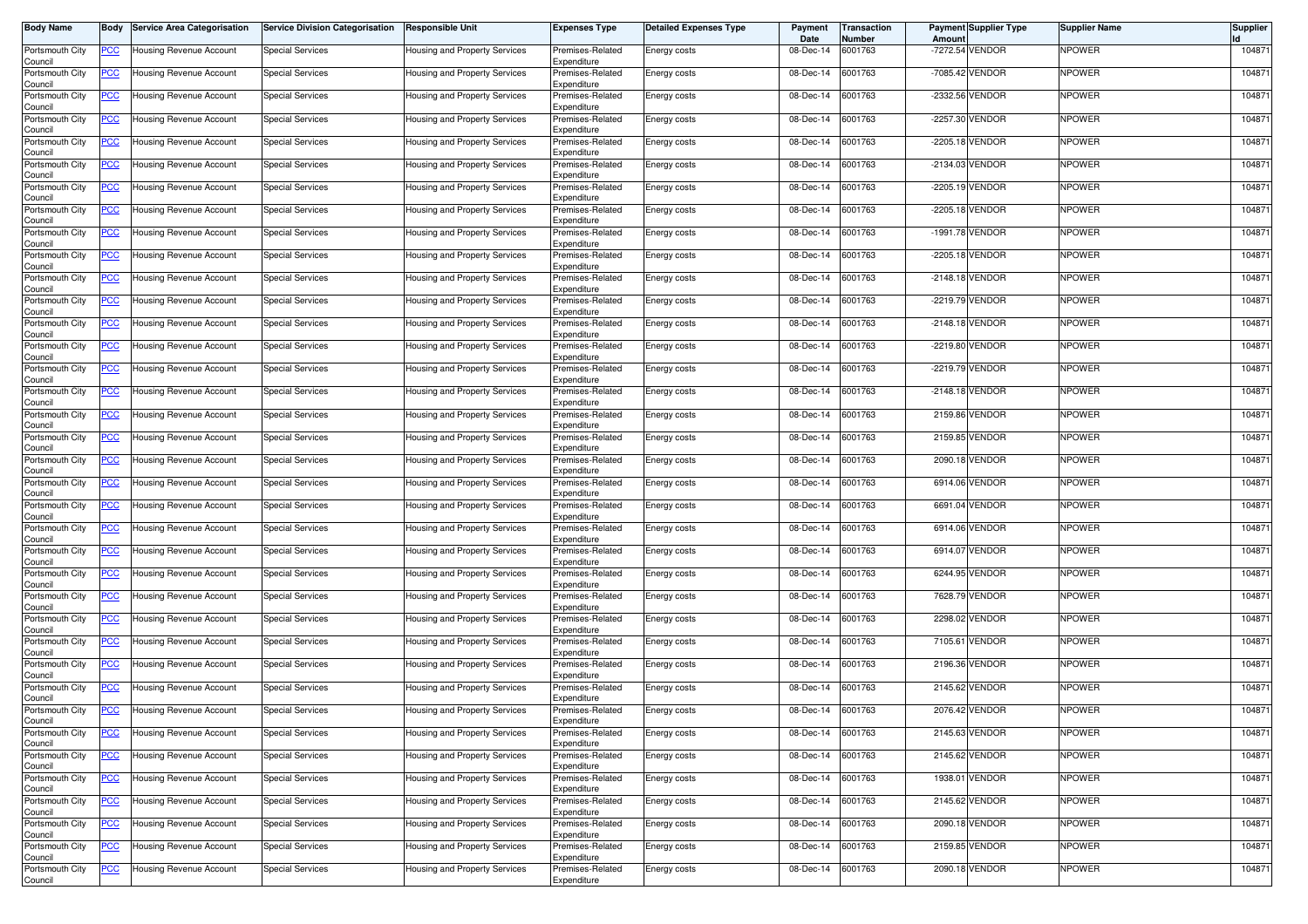| Body Name | Body | Service Area Categorisation | Service Division Categorisation | Responsible Unit | Expenses Type | Detailed Expenses Type | Payment Date | Transaction Number | Payment Amount | Supplier Type | Supplier Name | Supplier Id |
|---|---|---|---|---|---|---|---|---|---|---|---|---|
| Portsmouth City Council | PCC | Housing Revenue Account | Special Services | Housing and Property Services | Premises-Related Expenditure | Energy costs | 08-Dec-14 | 6001763 | -7272.54 | VENDOR | NPOWER | 104871 |
| Portsmouth City Council | PCC | Housing Revenue Account | Special Services | Housing and Property Services | Premises-Related Expenditure | Energy costs | 08-Dec-14 | 6001763 | -7085.42 | VENDOR | NPOWER | 104871 |
| Portsmouth City Council | PCC | Housing Revenue Account | Special Services | Housing and Property Services | Premises-Related Expenditure | Energy costs | 08-Dec-14 | 6001763 | -2332.56 | VENDOR | NPOWER | 104871 |
| Portsmouth City Council | PCC | Housing Revenue Account | Special Services | Housing and Property Services | Premises-Related Expenditure | Energy costs | 08-Dec-14 | 6001763 | -2257.30 | VENDOR | NPOWER | 104871 |
| Portsmouth City Council | PCC | Housing Revenue Account | Special Services | Housing and Property Services | Premises-Related Expenditure | Energy costs | 08-Dec-14 | 6001763 | -2205.18 | VENDOR | NPOWER | 104871 |
| Portsmouth City Council | PCC | Housing Revenue Account | Special Services | Housing and Property Services | Premises-Related Expenditure | Energy costs | 08-Dec-14 | 6001763 | -2134.03 | VENDOR | NPOWER | 104871 |
| Portsmouth City Council | PCC | Housing Revenue Account | Special Services | Housing and Property Services | Premises-Related Expenditure | Energy costs | 08-Dec-14 | 6001763 | -2205.19 | VENDOR | NPOWER | 104871 |
| Portsmouth City Council | PCC | Housing Revenue Account | Special Services | Housing and Property Services | Premises-Related Expenditure | Energy costs | 08-Dec-14 | 6001763 | -2205.18 | VENDOR | NPOWER | 104871 |
| Portsmouth City Council | PCC | Housing Revenue Account | Special Services | Housing and Property Services | Premises-Related Expenditure | Energy costs | 08-Dec-14 | 6001763 | -1991.78 | VENDOR | NPOWER | 104871 |
| Portsmouth City Council | PCC | Housing Revenue Account | Special Services | Housing and Property Services | Premises-Related Expenditure | Energy costs | 08-Dec-14 | 6001763 | -2205.18 | VENDOR | NPOWER | 104871 |
| Portsmouth City Council | PCC | Housing Revenue Account | Special Services | Housing and Property Services | Premises-Related Expenditure | Energy costs | 08-Dec-14 | 6001763 | -2148.18 | VENDOR | NPOWER | 104871 |
| Portsmouth City Council | PCC | Housing Revenue Account | Special Services | Housing and Property Services | Premises-Related Expenditure | Energy costs | 08-Dec-14 | 6001763 | -2219.79 | VENDOR | NPOWER | 104871 |
| Portsmouth City Council | PCC | Housing Revenue Account | Special Services | Housing and Property Services | Premises-Related Expenditure | Energy costs | 08-Dec-14 | 6001763 | -2148.18 | VENDOR | NPOWER | 104871 |
| Portsmouth City Council | PCC | Housing Revenue Account | Special Services | Housing and Property Services | Premises-Related Expenditure | Energy costs | 08-Dec-14 | 6001763 | -2219.80 | VENDOR | NPOWER | 104871 |
| Portsmouth City Council | PCC | Housing Revenue Account | Special Services | Housing and Property Services | Premises-Related Expenditure | Energy costs | 08-Dec-14 | 6001763 | -2219.79 | VENDOR | NPOWER | 104871 |
| Portsmouth City Council | PCC | Housing Revenue Account | Special Services | Housing and Property Services | Premises-Related Expenditure | Energy costs | 08-Dec-14 | 6001763 | -2148.18 | VENDOR | NPOWER | 104871 |
| Portsmouth City Council | PCC | Housing Revenue Account | Special Services | Housing and Property Services | Premises-Related Expenditure | Energy costs | 08-Dec-14 | 6001763 | 2159.86 | VENDOR | NPOWER | 104871 |
| Portsmouth City Council | PCC | Housing Revenue Account | Special Services | Housing and Property Services | Premises-Related Expenditure | Energy costs | 08-Dec-14 | 6001763 | 2159.85 | VENDOR | NPOWER | 104871 |
| Portsmouth City Council | PCC | Housing Revenue Account | Special Services | Housing and Property Services | Premises-Related Expenditure | Energy costs | 08-Dec-14 | 6001763 | 2090.18 | VENDOR | NPOWER | 104871 |
| Portsmouth City Council | PCC | Housing Revenue Account | Special Services | Housing and Property Services | Premises-Related Expenditure | Energy costs | 08-Dec-14 | 6001763 | 6914.06 | VENDOR | NPOWER | 104871 |
| Portsmouth City Council | PCC | Housing Revenue Account | Special Services | Housing and Property Services | Premises-Related Expenditure | Energy costs | 08-Dec-14 | 6001763 | 6691.04 | VENDOR | NPOWER | 104871 |
| Portsmouth City Council | PCC | Housing Revenue Account | Special Services | Housing and Property Services | Premises-Related Expenditure | Energy costs | 08-Dec-14 | 6001763 | 6914.06 | VENDOR | NPOWER | 104871 |
| Portsmouth City Council | PCC | Housing Revenue Account | Special Services | Housing and Property Services | Premises-Related Expenditure | Energy costs | 08-Dec-14 | 6001763 | 6914.07 | VENDOR | NPOWER | 104871 |
| Portsmouth City Council | PCC | Housing Revenue Account | Special Services | Housing and Property Services | Premises-Related Expenditure | Energy costs | 08-Dec-14 | 6001763 | 6244.95 | VENDOR | NPOWER | 104871 |
| Portsmouth City Council | PCC | Housing Revenue Account | Special Services | Housing and Property Services | Premises-Related Expenditure | Energy costs | 08-Dec-14 | 6001763 | 7628.79 | VENDOR | NPOWER | 104871 |
| Portsmouth City Council | PCC | Housing Revenue Account | Special Services | Housing and Property Services | Premises-Related Expenditure | Energy costs | 08-Dec-14 | 6001763 | 2298.02 | VENDOR | NPOWER | 104871 |
| Portsmouth City Council | PCC | Housing Revenue Account | Special Services | Housing and Property Services | Premises-Related Expenditure | Energy costs | 08-Dec-14 | 6001763 | 7105.61 | VENDOR | NPOWER | 104871 |
| Portsmouth City Council | PCC | Housing Revenue Account | Special Services | Housing and Property Services | Premises-Related Expenditure | Energy costs | 08-Dec-14 | 6001763 | 2196.36 | VENDOR | NPOWER | 104871 |
| Portsmouth City Council | PCC | Housing Revenue Account | Special Services | Housing and Property Services | Premises-Related Expenditure | Energy costs | 08-Dec-14 | 6001763 | 2145.62 | VENDOR | NPOWER | 104871 |
| Portsmouth City Council | PCC | Housing Revenue Account | Special Services | Housing and Property Services | Premises-Related Expenditure | Energy costs | 08-Dec-14 | 6001763 | 2076.42 | VENDOR | NPOWER | 104871 |
| Portsmouth City Council | PCC | Housing Revenue Account | Special Services | Housing and Property Services | Premises-Related Expenditure | Energy costs | 08-Dec-14 | 6001763 | 2145.63 | VENDOR | NPOWER | 104871 |
| Portsmouth City Council | PCC | Housing Revenue Account | Special Services | Housing and Property Services | Premises-Related Expenditure | Energy costs | 08-Dec-14 | 6001763 | 2145.62 | VENDOR | NPOWER | 104871 |
| Portsmouth City Council | PCC | Housing Revenue Account | Special Services | Housing and Property Services | Premises-Related Expenditure | Energy costs | 08-Dec-14 | 6001763 | 1938.01 | VENDOR | NPOWER | 104871 |
| Portsmouth City Council | PCC | Housing Revenue Account | Special Services | Housing and Property Services | Premises-Related Expenditure | Energy costs | 08-Dec-14 | 6001763 | 2145.62 | VENDOR | NPOWER | 104871 |
| Portsmouth City Council | PCC | Housing Revenue Account | Special Services | Housing and Property Services | Premises-Related Expenditure | Energy costs | 08-Dec-14 | 6001763 | 2090.18 | VENDOR | NPOWER | 104871 |
| Portsmouth City Council | PCC | Housing Revenue Account | Special Services | Housing and Property Services | Premises-Related Expenditure | Energy costs | 08-Dec-14 | 6001763 | 2159.85 | VENDOR | NPOWER | 104871 |
| Portsmouth City Council | PCC | Housing Revenue Account | Special Services | Housing and Property Services | Premises-Related Expenditure | Energy costs | 08-Dec-14 | 6001763 | 2090.18 | VENDOR | NPOWER | 104871 |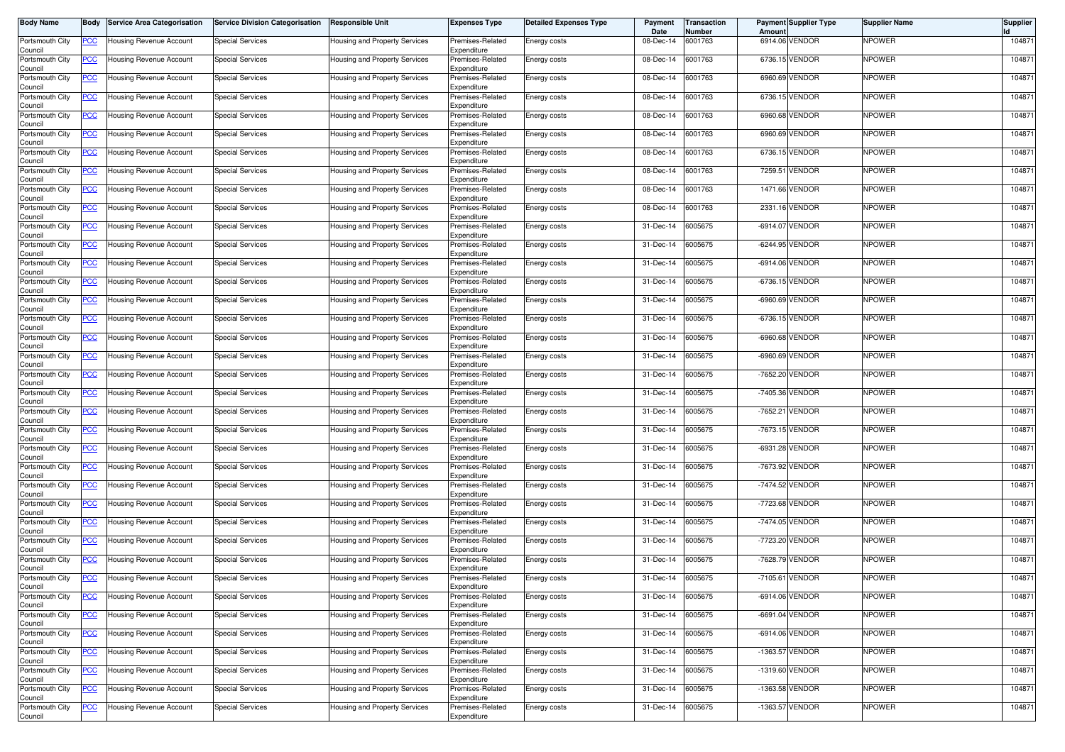| Body Name | Body | Service Area Categorisation | Service Division Categorisation | Responsible Unit | Expenses Type | Detailed Expenses Type | Payment Date | Transaction Number | Payment Amount | Supplier Type | Supplier Name | Supplier Id |
|---|---|---|---|---|---|---|---|---|---|---|---|---|
| Portsmouth City Council | PCC | Housing Revenue Account | Special Services | Housing and Property Services | Premises-Related Expenditure | Energy costs | 08-Dec-14 | 6001763 | 6914.06 | VENDOR | NPOWER | 104871 |
| Portsmouth City Council | PCC | Housing Revenue Account | Special Services | Housing and Property Services | Premises-Related Expenditure | Energy costs | 08-Dec-14 | 6001763 | 6736.15 | VENDOR | NPOWER | 104871 |
| Portsmouth City Council | PCC | Housing Revenue Account | Special Services | Housing and Property Services | Premises-Related Expenditure | Energy costs | 08-Dec-14 | 6001763 | 6960.69 | VENDOR | NPOWER | 104871 |
| Portsmouth City Council | PCC | Housing Revenue Account | Special Services | Housing and Property Services | Premises-Related Expenditure | Energy costs | 08-Dec-14 | 6001763 | 6736.15 | VENDOR | NPOWER | 104871 |
| Portsmouth City Council | PCC | Housing Revenue Account | Special Services | Housing and Property Services | Premises-Related Expenditure | Energy costs | 08-Dec-14 | 6001763 | 6960.68 | VENDOR | NPOWER | 104871 |
| Portsmouth City Council | PCC | Housing Revenue Account | Special Services | Housing and Property Services | Premises-Related Expenditure | Energy costs | 08-Dec-14 | 6001763 | 6960.69 | VENDOR | NPOWER | 104871 |
| Portsmouth City Council | PCC | Housing Revenue Account | Special Services | Housing and Property Services | Premises-Related Expenditure | Energy costs | 08-Dec-14 | 6001763 | 6736.15 | VENDOR | NPOWER | 104871 |
| Portsmouth City Council | PCC | Housing Revenue Account | Special Services | Housing and Property Services | Premises-Related Expenditure | Energy costs | 08-Dec-14 | 6001763 | 7259.51 | VENDOR | NPOWER | 104871 |
| Portsmouth City Council | PCC | Housing Revenue Account | Special Services | Housing and Property Services | Premises-Related Expenditure | Energy costs | 08-Dec-14 | 6001763 | 1471.66 | VENDOR | NPOWER | 104871 |
| Portsmouth City Council | PCC | Housing Revenue Account | Special Services | Housing and Property Services | Premises-Related Expenditure | Energy costs | 08-Dec-14 | 6001763 | 2331.16 | VENDOR | NPOWER | 104871 |
| Portsmouth City Council | PCC | Housing Revenue Account | Special Services | Housing and Property Services | Premises-Related Expenditure | Energy costs | 31-Dec-14 | 6005675 | -6914.07 | VENDOR | NPOWER | 104871 |
| Portsmouth City Council | PCC | Housing Revenue Account | Special Services | Housing and Property Services | Premises-Related Expenditure | Energy costs | 31-Dec-14 | 6005675 | -6244.95 | VENDOR | NPOWER | 104871 |
| Portsmouth City Council | PCC | Housing Revenue Account | Special Services | Housing and Property Services | Premises-Related Expenditure | Energy costs | 31-Dec-14 | 6005675 | -6914.06 | VENDOR | NPOWER | 104871 |
| Portsmouth City Council | PCC | Housing Revenue Account | Special Services | Housing and Property Services | Premises-Related Expenditure | Energy costs | 31-Dec-14 | 6005675 | -6736.15 | VENDOR | NPOWER | 104871 |
| Portsmouth City Council | PCC | Housing Revenue Account | Special Services | Housing and Property Services | Premises-Related Expenditure | Energy costs | 31-Dec-14 | 6005675 | -6960.69 | VENDOR | NPOWER | 104871 |
| Portsmouth City Council | PCC | Housing Revenue Account | Special Services | Housing and Property Services | Premises-Related Expenditure | Energy costs | 31-Dec-14 | 6005675 | -6736.15 | VENDOR | NPOWER | 104871 |
| Portsmouth City Council | PCC | Housing Revenue Account | Special Services | Housing and Property Services | Premises-Related Expenditure | Energy costs | 31-Dec-14 | 6005675 | -6960.68 | VENDOR | NPOWER | 104871 |
| Portsmouth City Council | PCC | Housing Revenue Account | Special Services | Housing and Property Services | Premises-Related Expenditure | Energy costs | 31-Dec-14 | 6005675 | -6960.69 | VENDOR | NPOWER | 104871 |
| Portsmouth City Council | PCC | Housing Revenue Account | Special Services | Housing and Property Services | Premises-Related Expenditure | Energy costs | 31-Dec-14 | 6005675 | -7652.20 | VENDOR | NPOWER | 104871 |
| Portsmouth City Council | PCC | Housing Revenue Account | Special Services | Housing and Property Services | Premises-Related Expenditure | Energy costs | 31-Dec-14 | 6005675 | -7405.36 | VENDOR | NPOWER | 104871 |
| Portsmouth City Council | PCC | Housing Revenue Account | Special Services | Housing and Property Services | Premises-Related Expenditure | Energy costs | 31-Dec-14 | 6005675 | -7652.21 | VENDOR | NPOWER | 104871 |
| Portsmouth City Council | PCC | Housing Revenue Account | Special Services | Housing and Property Services | Premises-Related Expenditure | Energy costs | 31-Dec-14 | 6005675 | -7673.15 | VENDOR | NPOWER | 104871 |
| Portsmouth City Council | PCC | Housing Revenue Account | Special Services | Housing and Property Services | Premises-Related Expenditure | Energy costs | 31-Dec-14 | 6005675 | -6931.28 | VENDOR | NPOWER | 104871 |
| Portsmouth City Council | PCC | Housing Revenue Account | Special Services | Housing and Property Services | Premises-Related Expenditure | Energy costs | 31-Dec-14 | 6005675 | -7673.92 | VENDOR | NPOWER | 104871 |
| Portsmouth City Council | PCC | Housing Revenue Account | Special Services | Housing and Property Services | Premises-Related Expenditure | Energy costs | 31-Dec-14 | 6005675 | -7474.52 | VENDOR | NPOWER | 104871 |
| Portsmouth City Council | PCC | Housing Revenue Account | Special Services | Housing and Property Services | Premises-Related Expenditure | Energy costs | 31-Dec-14 | 6005675 | -7723.68 | VENDOR | NPOWER | 104871 |
| Portsmouth City Council | PCC | Housing Revenue Account | Special Services | Housing and Property Services | Premises-Related Expenditure | Energy costs | 31-Dec-14 | 6005675 | -7474.05 | VENDOR | NPOWER | 104871 |
| Portsmouth City Council | PCC | Housing Revenue Account | Special Services | Housing and Property Services | Premises-Related Expenditure | Energy costs | 31-Dec-14 | 6005675 | -7723.20 | VENDOR | NPOWER | 104871 |
| Portsmouth City Council | PCC | Housing Revenue Account | Special Services | Housing and Property Services | Premises-Related Expenditure | Energy costs | 31-Dec-14 | 6005675 | -7628.79 | VENDOR | NPOWER | 104871 |
| Portsmouth City Council | PCC | Housing Revenue Account | Special Services | Housing and Property Services | Premises-Related Expenditure | Energy costs | 31-Dec-14 | 6005675 | -7105.61 | VENDOR | NPOWER | 104871 |
| Portsmouth City Council | PCC | Housing Revenue Account | Special Services | Housing and Property Services | Premises-Related Expenditure | Energy costs | 31-Dec-14 | 6005675 | -6914.06 | VENDOR | NPOWER | 104871 |
| Portsmouth City Council | PCC | Housing Revenue Account | Special Services | Housing and Property Services | Premises-Related Expenditure | Energy costs | 31-Dec-14 | 6005675 | -6691.04 | VENDOR | NPOWER | 104871 |
| Portsmouth City Council | PCC | Housing Revenue Account | Special Services | Housing and Property Services | Premises-Related Expenditure | Energy costs | 31-Dec-14 | 6005675 | -6914.06 | VENDOR | NPOWER | 104871 |
| Portsmouth City Council | PCC | Housing Revenue Account | Special Services | Housing and Property Services | Premises-Related Expenditure | Energy costs | 31-Dec-14 | 6005675 | -1363.57 | VENDOR | NPOWER | 104871 |
| Portsmouth City Council | PCC | Housing Revenue Account | Special Services | Housing and Property Services | Premises-Related Expenditure | Energy costs | 31-Dec-14 | 6005675 | -1319.60 | VENDOR | NPOWER | 104871 |
| Portsmouth City Council | PCC | Housing Revenue Account | Special Services | Housing and Property Services | Premises-Related Expenditure | Energy costs | 31-Dec-14 | 6005675 | -1363.58 | VENDOR | NPOWER | 104871 |
| Portsmouth City Council | PCC | Housing Revenue Account | Special Services | Housing and Property Services | Premises-Related Expenditure | Energy costs | 31-Dec-14 | 6005675 | -1363.57 | VENDOR | NPOWER | 104871 |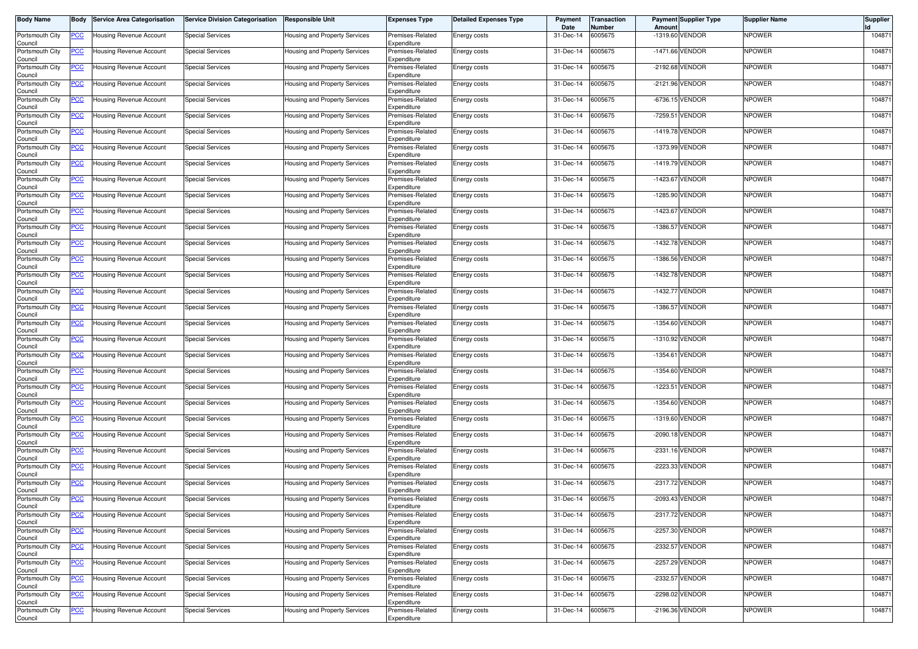| Body Name | Body | Service Area Categorisation | Service Division Categorisation | Responsible Unit | Expenses Type | Detailed Expenses Type | Payment Date | Transaction Number | Payment Amount | Supplier Type | Supplier Name | Supplier Id |
|---|---|---|---|---|---|---|---|---|---|---|---|---|
| Portsmouth City Council | PCC | Housing Revenue Account | Special Services | Housing and Property Services | Premises-Related Expenditure | Energy costs | 31-Dec-14 | 6005675 | -1319.60 | VENDOR | NPOWER | 104871 |
| Portsmouth City Council | PCC | Housing Revenue Account | Special Services | Housing and Property Services | Premises-Related Expenditure | Energy costs | 31-Dec-14 | 6005675 | -1471.66 | VENDOR | NPOWER | 104871 |
| Portsmouth City Council | PCC | Housing Revenue Account | Special Services | Housing and Property Services | Premises-Related Expenditure | Energy costs | 31-Dec-14 | 6005675 | -2192.68 | VENDOR | NPOWER | 104871 |
| Portsmouth City Council | PCC | Housing Revenue Account | Special Services | Housing and Property Services | Premises-Related Expenditure | Energy costs | 31-Dec-14 | 6005675 | -2121.96 | VENDOR | NPOWER | 104871 |
| Portsmouth City Council | PCC | Housing Revenue Account | Special Services | Housing and Property Services | Premises-Related Expenditure | Energy costs | 31-Dec-14 | 6005675 | -6736.15 | VENDOR | NPOWER | 104871 |
| Portsmouth City Council | PCC | Housing Revenue Account | Special Services | Housing and Property Services | Premises-Related Expenditure | Energy costs | 31-Dec-14 | 6005675 | -7259.51 | VENDOR | NPOWER | 104871 |
| Portsmouth City Council | PCC | Housing Revenue Account | Special Services | Housing and Property Services | Premises-Related Expenditure | Energy costs | 31-Dec-14 | 6005675 | -1419.78 | VENDOR | NPOWER | 104871 |
| Portsmouth City Council | PCC | Housing Revenue Account | Special Services | Housing and Property Services | Premises-Related Expenditure | Energy costs | 31-Dec-14 | 6005675 | -1373.99 | VENDOR | NPOWER | 104871 |
| Portsmouth City Council | PCC | Housing Revenue Account | Special Services | Housing and Property Services | Premises-Related Expenditure | Energy costs | 31-Dec-14 | 6005675 | -1419.79 | VENDOR | NPOWER | 104871 |
| Portsmouth City Council | PCC | Housing Revenue Account | Special Services | Housing and Property Services | Premises-Related Expenditure | Energy costs | 31-Dec-14 | 6005675 | -1423.67 | VENDOR | NPOWER | 104871 |
| Portsmouth City Council | PCC | Housing Revenue Account | Special Services | Housing and Property Services | Premises-Related Expenditure | Energy costs | 31-Dec-14 | 6005675 | -1285.90 | VENDOR | NPOWER | 104871 |
| Portsmouth City Council | PCC | Housing Revenue Account | Special Services | Housing and Property Services | Premises-Related Expenditure | Energy costs | 31-Dec-14 | 6005675 | -1423.67 | VENDOR | NPOWER | 104871 |
| Portsmouth City Council | PCC | Housing Revenue Account | Special Services | Housing and Property Services | Premises-Related Expenditure | Energy costs | 31-Dec-14 | 6005675 | -1386.57 | VENDOR | NPOWER | 104871 |
| Portsmouth City Council | PCC | Housing Revenue Account | Special Services | Housing and Property Services | Premises-Related Expenditure | Energy costs | 31-Dec-14 | 6005675 | -1432.78 | VENDOR | NPOWER | 104871 |
| Portsmouth City Council | PCC | Housing Revenue Account | Special Services | Housing and Property Services | Premises-Related Expenditure | Energy costs | 31-Dec-14 | 6005675 | -1386.56 | VENDOR | NPOWER | 104871 |
| Portsmouth City Council | PCC | Housing Revenue Account | Special Services | Housing and Property Services | Premises-Related Expenditure | Energy costs | 31-Dec-14 | 6005675 | -1432.78 | VENDOR | NPOWER | 104871 |
| Portsmouth City Council | PCC | Housing Revenue Account | Special Services | Housing and Property Services | Premises-Related Expenditure | Energy costs | 31-Dec-14 | 6005675 | -1432.77 | VENDOR | NPOWER | 104871 |
| Portsmouth City Council | PCC | Housing Revenue Account | Special Services | Housing and Property Services | Premises-Related Expenditure | Energy costs | 31-Dec-14 | 6005675 | -1386.57 | VENDOR | NPOWER | 104871 |
| Portsmouth City Council | PCC | Housing Revenue Account | Special Services | Housing and Property Services | Premises-Related Expenditure | Energy costs | 31-Dec-14 | 6005675 | -1354.60 | VENDOR | NPOWER | 104871 |
| Portsmouth City Council | PCC | Housing Revenue Account | Special Services | Housing and Property Services | Premises-Related Expenditure | Energy costs | 31-Dec-14 | 6005675 | -1310.92 | VENDOR | NPOWER | 104871 |
| Portsmouth City Council | PCC | Housing Revenue Account | Special Services | Housing and Property Services | Premises-Related Expenditure | Energy costs | 31-Dec-14 | 6005675 | -1354.61 | VENDOR | NPOWER | 104871 |
| Portsmouth City Council | PCC | Housing Revenue Account | Special Services | Housing and Property Services | Premises-Related Expenditure | Energy costs | 31-Dec-14 | 6005675 | -1354.60 | VENDOR | NPOWER | 104871 |
| Portsmouth City Council | PCC | Housing Revenue Account | Special Services | Housing and Property Services | Premises-Related Expenditure | Energy costs | 31-Dec-14 | 6005675 | -1223.51 | VENDOR | NPOWER | 104871 |
| Portsmouth City Council | PCC | Housing Revenue Account | Special Services | Housing and Property Services | Premises-Related Expenditure | Energy costs | 31-Dec-14 | 6005675 | -1354.60 | VENDOR | NPOWER | 104871 |
| Portsmouth City Council | PCC | Housing Revenue Account | Special Services | Housing and Property Services | Premises-Related Expenditure | Energy costs | 31-Dec-14 | 6005675 | -1319.60 | VENDOR | NPOWER | 104871 |
| Portsmouth City Council | PCC | Housing Revenue Account | Special Services | Housing and Property Services | Premises-Related Expenditure | Energy costs | 31-Dec-14 | 6005675 | -2090.18 | VENDOR | NPOWER | 104871 |
| Portsmouth City Council | PCC | Housing Revenue Account | Special Services | Housing and Property Services | Premises-Related Expenditure | Energy costs | 31-Dec-14 | 6005675 | -2331.16 | VENDOR | NPOWER | 104871 |
| Portsmouth City Council | PCC | Housing Revenue Account | Special Services | Housing and Property Services | Premises-Related Expenditure | Energy costs | 31-Dec-14 | 6005675 | -2223.33 | VENDOR | NPOWER | 104871 |
| Portsmouth City Council | PCC | Housing Revenue Account | Special Services | Housing and Property Services | Premises-Related Expenditure | Energy costs | 31-Dec-14 | 6005675 | -2317.72 | VENDOR | NPOWER | 104871 |
| Portsmouth City Council | PCC | Housing Revenue Account | Special Services | Housing and Property Services | Premises-Related Expenditure | Energy costs | 31-Dec-14 | 6005675 | -2093.43 | VENDOR | NPOWER | 104871 |
| Portsmouth City Council | PCC | Housing Revenue Account | Special Services | Housing and Property Services | Premises-Related Expenditure | Energy costs | 31-Dec-14 | 6005675 | -2317.72 | VENDOR | NPOWER | 104871 |
| Portsmouth City Council | PCC | Housing Revenue Account | Special Services | Housing and Property Services | Premises-Related Expenditure | Energy costs | 31-Dec-14 | 6005675 | -2257.30 | VENDOR | NPOWER | 104871 |
| Portsmouth City Council | PCC | Housing Revenue Account | Special Services | Housing and Property Services | Premises-Related Expenditure | Energy costs | 31-Dec-14 | 6005675 | -2332.57 | VENDOR | NPOWER | 104871 |
| Portsmouth City Council | PCC | Housing Revenue Account | Special Services | Housing and Property Services | Premises-Related Expenditure | Energy costs | 31-Dec-14 | 6005675 | -2257.29 | VENDOR | NPOWER | 104871 |
| Portsmouth City Council | PCC | Housing Revenue Account | Special Services | Housing and Property Services | Premises-Related Expenditure | Energy costs | 31-Dec-14 | 6005675 | -2332.57 | VENDOR | NPOWER | 104871 |
| Portsmouth City Council | PCC | Housing Revenue Account | Special Services | Housing and Property Services | Premises-Related Expenditure | Energy costs | 31-Dec-14 | 6005675 | -2298.02 | VENDOR | NPOWER | 104871 |
| Portsmouth City Council | PCC | Housing Revenue Account | Special Services | Housing and Property Services | Premises-Related Expenditure | Energy costs | 31-Dec-14 | 6005675 | -2196.36 | VENDOR | NPOWER | 104871 |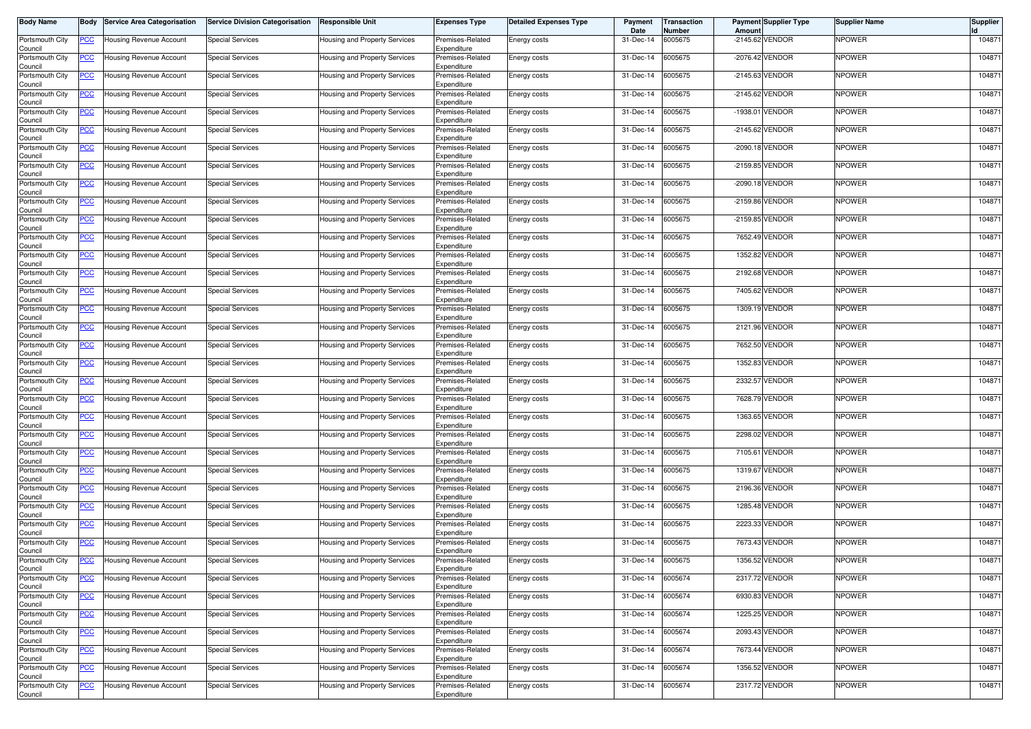| Body Name | Body | Service Area Categorisation | Service Division Categorisation | Responsible Unit | Expenses Type | Detailed Expenses Type | Payment Date | Transaction Number | Payment Amount | Supplier Type | Supplier Name | Supplier Id |
|---|---|---|---|---|---|---|---|---|---|---|---|---|
| Portsmouth City Council | PCC | Housing Revenue Account | Special Services | Housing and Property Services | Premises-Related Expenditure | Energy costs | 31-Dec-14 | 6005675 | -2145.62 | VENDOR | NPOWER | 104871 |
| Portsmouth City Council | PCC | Housing Revenue Account | Special Services | Housing and Property Services | Premises-Related Expenditure | Energy costs | 31-Dec-14 | 6005675 | -2076.42 | VENDOR | NPOWER | 104871 |
| Portsmouth City Council | PCC | Housing Revenue Account | Special Services | Housing and Property Services | Premises-Related Expenditure | Energy costs | 31-Dec-14 | 6005675 | -2145.63 | VENDOR | NPOWER | 104871 |
| Portsmouth City Council | PCC | Housing Revenue Account | Special Services | Housing and Property Services | Premises-Related Expenditure | Energy costs | 31-Dec-14 | 6005675 | -2145.62 | VENDOR | NPOWER | 104871 |
| Portsmouth City Council | PCC | Housing Revenue Account | Special Services | Housing and Property Services | Premises-Related Expenditure | Energy costs | 31-Dec-14 | 6005675 | -1938.01 | VENDOR | NPOWER | 104871 |
| Portsmouth City Council | PCC | Housing Revenue Account | Special Services | Housing and Property Services | Premises-Related Expenditure | Energy costs | 31-Dec-14 | 6005675 | -2145.62 | VENDOR | NPOWER | 104871 |
| Portsmouth City Council | PCC | Housing Revenue Account | Special Services | Housing and Property Services | Premises-Related Expenditure | Energy costs | 31-Dec-14 | 6005675 | -2090.18 | VENDOR | NPOWER | 104871 |
| Portsmouth City Council | PCC | Housing Revenue Account | Special Services | Housing and Property Services | Premises-Related Expenditure | Energy costs | 31-Dec-14 | 6005675 | -2159.85 | VENDOR | NPOWER | 104871 |
| Portsmouth City Council | PCC | Housing Revenue Account | Special Services | Housing and Property Services | Premises-Related Expenditure | Energy costs | 31-Dec-14 | 6005675 | -2090.18 | VENDOR | NPOWER | 104871 |
| Portsmouth City Council | PCC | Housing Revenue Account | Special Services | Housing and Property Services | Premises-Related Expenditure | Energy costs | 31-Dec-14 | 6005675 | -2159.86 | VENDOR | NPOWER | 104871 |
| Portsmouth City Council | PCC | Housing Revenue Account | Special Services | Housing and Property Services | Premises-Related Expenditure | Energy costs | 31-Dec-14 | 6005675 | -2159.85 | VENDOR | NPOWER | 104871 |
| Portsmouth City Council | PCC | Housing Revenue Account | Special Services | Housing and Property Services | Premises-Related Expenditure | Energy costs | 31-Dec-14 | 6005675 | 7652.49 | VENDOR | NPOWER | 104871 |
| Portsmouth City Council | PCC | Housing Revenue Account | Special Services | Housing and Property Services | Premises-Related Expenditure | Energy costs | 31-Dec-14 | 6005675 | 1352.82 | VENDOR | NPOWER | 104871 |
| Portsmouth City Council | PCC | Housing Revenue Account | Special Services | Housing and Property Services | Premises-Related Expenditure | Energy costs | 31-Dec-14 | 6005675 | 2192.68 | VENDOR | NPOWER | 104871 |
| Portsmouth City Council | PCC | Housing Revenue Account | Special Services | Housing and Property Services | Premises-Related Expenditure | Energy costs | 31-Dec-14 | 6005675 | 7405.62 | VENDOR | NPOWER | 104871 |
| Portsmouth City Council | PCC | Housing Revenue Account | Special Services | Housing and Property Services | Premises-Related Expenditure | Energy costs | 31-Dec-14 | 6005675 | 1309.19 | VENDOR | NPOWER | 104871 |
| Portsmouth City Council | PCC | Housing Revenue Account | Special Services | Housing and Property Services | Premises-Related Expenditure | Energy costs | 31-Dec-14 | 6005675 | 2121.96 | VENDOR | NPOWER | 104871 |
| Portsmouth City Council | PCC | Housing Revenue Account | Special Services | Housing and Property Services | Premises-Related Expenditure | Energy costs | 31-Dec-14 | 6005675 | 7652.50 | VENDOR | NPOWER | 104871 |
| Portsmouth City Council | PCC | Housing Revenue Account | Special Services | Housing and Property Services | Premises-Related Expenditure | Energy costs | 31-Dec-14 | 6005675 | 1352.83 | VENDOR | NPOWER | 104871 |
| Portsmouth City Council | PCC | Housing Revenue Account | Special Services | Housing and Property Services | Premises-Related Expenditure | Energy costs | 31-Dec-14 | 6005675 | 2332.57 | VENDOR | NPOWER | 104871 |
| Portsmouth City Council | PCC | Housing Revenue Account | Special Services | Housing and Property Services | Premises-Related Expenditure | Energy costs | 31-Dec-14 | 6005675 | 7628.79 | VENDOR | NPOWER | 104871 |
| Portsmouth City Council | PCC | Housing Revenue Account | Special Services | Housing and Property Services | Premises-Related Expenditure | Energy costs | 31-Dec-14 | 6005675 | 1363.65 | VENDOR | NPOWER | 104871 |
| Portsmouth City Council | PCC | Housing Revenue Account | Special Services | Housing and Property Services | Premises-Related Expenditure | Energy costs | 31-Dec-14 | 6005675 | 2298.02 | VENDOR | NPOWER | 104871 |
| Portsmouth City Council | PCC | Housing Revenue Account | Special Services | Housing and Property Services | Premises-Related Expenditure | Energy costs | 31-Dec-14 | 6005675 | 7105.61 | VENDOR | NPOWER | 104871 |
| Portsmouth City Council | PCC | Housing Revenue Account | Special Services | Housing and Property Services | Premises-Related Expenditure | Energy costs | 31-Dec-14 | 6005675 | 1319.67 | VENDOR | NPOWER | 104871 |
| Portsmouth City Council | PCC | Housing Revenue Account | Special Services | Housing and Property Services | Premises-Related Expenditure | Energy costs | 31-Dec-14 | 6005675 | 2196.36 | VENDOR | NPOWER | 104871 |
| Portsmouth City Council | PCC | Housing Revenue Account | Special Services | Housing and Property Services | Premises-Related Expenditure | Energy costs | 31-Dec-14 | 6005675 | 1285.48 | VENDOR | NPOWER | 104871 |
| Portsmouth City Council | PCC | Housing Revenue Account | Special Services | Housing and Property Services | Premises-Related Expenditure | Energy costs | 31-Dec-14 | 6005675 | 2223.33 | VENDOR | NPOWER | 104871 |
| Portsmouth City Council | PCC | Housing Revenue Account | Special Services | Housing and Property Services | Premises-Related Expenditure | Energy costs | 31-Dec-14 | 6005675 | 7673.43 | VENDOR | NPOWER | 104871 |
| Portsmouth City Council | PCC | Housing Revenue Account | Special Services | Housing and Property Services | Premises-Related Expenditure | Energy costs | 31-Dec-14 | 6005675 | 1356.52 | VENDOR | NPOWER | 104871 |
| Portsmouth City Council | PCC | Housing Revenue Account | Special Services | Housing and Property Services | Premises-Related Expenditure | Energy costs | 31-Dec-14 | 6005674 | 2317.72 | VENDOR | NPOWER | 104871 |
| Portsmouth City Council | PCC | Housing Revenue Account | Special Services | Housing and Property Services | Premises-Related Expenditure | Energy costs | 31-Dec-14 | 6005674 | 6930.83 | VENDOR | NPOWER | 104871 |
| Portsmouth City Council | PCC | Housing Revenue Account | Special Services | Housing and Property Services | Premises-Related Expenditure | Energy costs | 31-Dec-14 | 6005674 | 1225.25 | VENDOR | NPOWER | 104871 |
| Portsmouth City Council | PCC | Housing Revenue Account | Special Services | Housing and Property Services | Premises-Related Expenditure | Energy costs | 31-Dec-14 | 6005674 | 2093.43 | VENDOR | NPOWER | 104871 |
| Portsmouth City Council | PCC | Housing Revenue Account | Special Services | Housing and Property Services | Premises-Related Expenditure | Energy costs | 31-Dec-14 | 6005674 | 7673.44 | VENDOR | NPOWER | 104871 |
| Portsmouth City Council | PCC | Housing Revenue Account | Special Services | Housing and Property Services | Premises-Related Expenditure | Energy costs | 31-Dec-14 | 6005674 | 1356.52 | VENDOR | NPOWER | 104871 |
| Portsmouth City Council | PCC | Housing Revenue Account | Special Services | Housing and Property Services | Premises-Related Expenditure | Energy costs | 31-Dec-14 | 6005674 | 2317.72 | VENDOR | NPOWER | 104871 |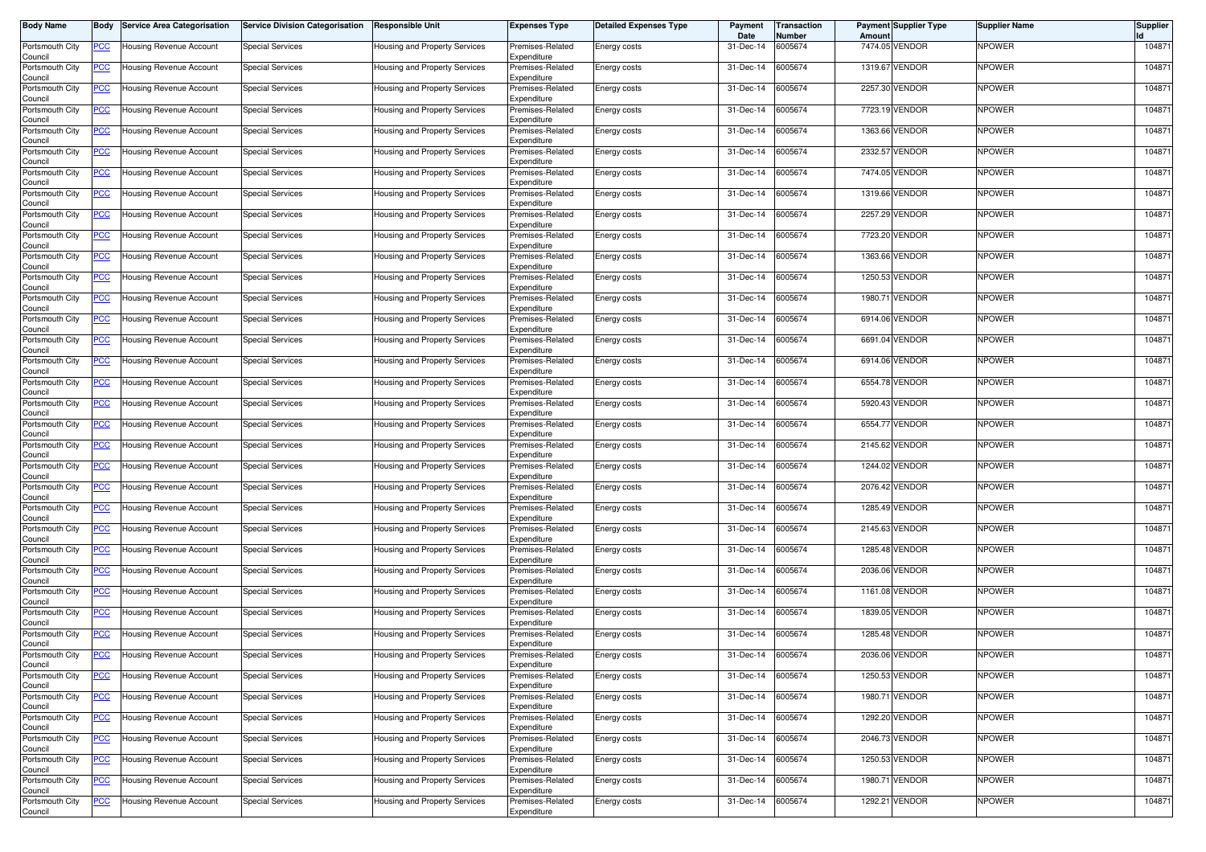| Body Name | Body | Service Area Categorisation | Service Division Categorisation | Responsible Unit | Expenses Type | Detailed Expenses Type | Payment Date | Transaction Number | Payment Amount | Supplier Type | Supplier Name | Supplier Id |
|---|---|---|---|---|---|---|---|---|---|---|---|---|
| Portsmouth City Council | PCC | Housing Revenue Account | Special Services | Housing and Property Services | Premises-Related Expenditure | Energy costs | 31-Dec-14 | 6005674 | 7474.05 | VENDOR | NPOWER | 104871 |
| Portsmouth City Council | PCC | Housing Revenue Account | Special Services | Housing and Property Services | Premises-Related Expenditure | Energy costs | 31-Dec-14 | 6005674 | 1319.67 | VENDOR | NPOWER | 104871 |
| Portsmouth City Council | PCC | Housing Revenue Account | Special Services | Housing and Property Services | Premises-Related Expenditure | Energy costs | 31-Dec-14 | 6005674 | 2257.30 | VENDOR | NPOWER | 104871 |
| Portsmouth City Council | PCC | Housing Revenue Account | Special Services | Housing and Property Services | Premises-Related Expenditure | Energy costs | 31-Dec-14 | 6005674 | 7723.19 | VENDOR | NPOWER | 104871 |
| Portsmouth City Council | PCC | Housing Revenue Account | Special Services | Housing and Property Services | Premises-Related Expenditure | Energy costs | 31-Dec-14 | 6005674 | 1363.66 | VENDOR | NPOWER | 104871 |
| Portsmouth City Council | PCC | Housing Revenue Account | Special Services | Housing and Property Services | Premises-Related Expenditure | Energy costs | 31-Dec-14 | 6005674 | 2332.57 | VENDOR | NPOWER | 104871 |
| Portsmouth City Council | PCC | Housing Revenue Account | Special Services | Housing and Property Services | Premises-Related Expenditure | Energy costs | 31-Dec-14 | 6005674 | 7474.05 | VENDOR | NPOWER | 104871 |
| Portsmouth City Council | PCC | Housing Revenue Account | Special Services | Housing and Property Services | Premises-Related Expenditure | Energy costs | 31-Dec-14 | 6005674 | 1319.66 | VENDOR | NPOWER | 104871 |
| Portsmouth City Council | PCC | Housing Revenue Account | Special Services | Housing and Property Services | Premises-Related Expenditure | Energy costs | 31-Dec-14 | 6005674 | 2257.29 | VENDOR | NPOWER | 104871 |
| Portsmouth City Council | PCC | Housing Revenue Account | Special Services | Housing and Property Services | Premises-Related Expenditure | Energy costs | 31-Dec-14 | 6005674 | 7723.20 | VENDOR | NPOWER | 104871 |
| Portsmouth City Council | PCC | Housing Revenue Account | Special Services | Housing and Property Services | Premises-Related Expenditure | Energy costs | 31-Dec-14 | 6005674 | 1363.66 | VENDOR | NPOWER | 104871 |
| Portsmouth City Council | PCC | Housing Revenue Account | Special Services | Housing and Property Services | Premises-Related Expenditure | Energy costs | 31-Dec-14 | 6005674 | 1250.53 | VENDOR | NPOWER | 104871 |
| Portsmouth City Council | PCC | Housing Revenue Account | Special Services | Housing and Property Services | Premises-Related Expenditure | Energy costs | 31-Dec-14 | 6005674 | 1980.71 | VENDOR | NPOWER | 104871 |
| Portsmouth City Council | PCC | Housing Revenue Account | Special Services | Housing and Property Services | Premises-Related Expenditure | Energy costs | 31-Dec-14 | 6005674 | 6914.06 | VENDOR | NPOWER | 104871 |
| Portsmouth City Council | PCC | Housing Revenue Account | Special Services | Housing and Property Services | Premises-Related Expenditure | Energy costs | 31-Dec-14 | 6005674 | 6691.04 | VENDOR | NPOWER | 104871 |
| Portsmouth City Council | PCC | Housing Revenue Account | Special Services | Housing and Property Services | Premises-Related Expenditure | Energy costs | 31-Dec-14 | 6005674 | 6914.06 | VENDOR | NPOWER | 104871 |
| Portsmouth City Council | PCC | Housing Revenue Account | Special Services | Housing and Property Services | Premises-Related Expenditure | Energy costs | 31-Dec-14 | 6005674 | 6554.78 | VENDOR | NPOWER | 104871 |
| Portsmouth City Council | PCC | Housing Revenue Account | Special Services | Housing and Property Services | Premises-Related Expenditure | Energy costs | 31-Dec-14 | 6005674 | 5920.43 | VENDOR | NPOWER | 104871 |
| Portsmouth City Council | PCC | Housing Revenue Account | Special Services | Housing and Property Services | Premises-Related Expenditure | Energy costs | 31-Dec-14 | 6005674 | 6554.77 | VENDOR | NPOWER | 104871 |
| Portsmouth City Council | PCC | Housing Revenue Account | Special Services | Housing and Property Services | Premises-Related Expenditure | Energy costs | 31-Dec-14 | 6005674 | 2145.62 | VENDOR | NPOWER | 104871 |
| Portsmouth City Council | PCC | Housing Revenue Account | Special Services | Housing and Property Services | Premises-Related Expenditure | Energy costs | 31-Dec-14 | 6005674 | 1244.02 | VENDOR | NPOWER | 104871 |
| Portsmouth City Council | PCC | Housing Revenue Account | Special Services | Housing and Property Services | Premises-Related Expenditure | Energy costs | 31-Dec-14 | 6005674 | 2076.42 | VENDOR | NPOWER | 104871 |
| Portsmouth City Council | PCC | Housing Revenue Account | Special Services | Housing and Property Services | Premises-Related Expenditure | Energy costs | 31-Dec-14 | 6005674 | 1285.49 | VENDOR | NPOWER | 104871 |
| Portsmouth City Council | PCC | Housing Revenue Account | Special Services | Housing and Property Services | Premises-Related Expenditure | Energy costs | 31-Dec-14 | 6005674 | 2145.63 | VENDOR | NPOWER | 104871 |
| Portsmouth City Council | PCC | Housing Revenue Account | Special Services | Housing and Property Services | Premises-Related Expenditure | Energy costs | 31-Dec-14 | 6005674 | 1285.48 | VENDOR | NPOWER | 104871 |
| Portsmouth City Council | PCC | Housing Revenue Account | Special Services | Housing and Property Services | Premises-Related Expenditure | Energy costs | 31-Dec-14 | 6005674 | 2036.06 | VENDOR | NPOWER | 104871 |
| Portsmouth City Council | PCC | Housing Revenue Account | Special Services | Housing and Property Services | Premises-Related Expenditure | Energy costs | 31-Dec-14 | 6005674 | 1161.08 | VENDOR | NPOWER | 104871 |
| Portsmouth City Council | PCC | Housing Revenue Account | Special Services | Housing and Property Services | Premises-Related Expenditure | Energy costs | 31-Dec-14 | 6005674 | 1839.05 | VENDOR | NPOWER | 104871 |
| Portsmouth City Council | PCC | Housing Revenue Account | Special Services | Housing and Property Services | Premises-Related Expenditure | Energy costs | 31-Dec-14 | 6005674 | 1285.48 | VENDOR | NPOWER | 104871 |
| Portsmouth City Council | PCC | Housing Revenue Account | Special Services | Housing and Property Services | Premises-Related Expenditure | Energy costs | 31-Dec-14 | 6005674 | 2036.06 | VENDOR | NPOWER | 104871 |
| Portsmouth City Council | PCC | Housing Revenue Account | Special Services | Housing and Property Services | Premises-Related Expenditure | Energy costs | 31-Dec-14 | 6005674 | 1250.53 | VENDOR | NPOWER | 104871 |
| Portsmouth City Council | PCC | Housing Revenue Account | Special Services | Housing and Property Services | Premises-Related Expenditure | Energy costs | 31-Dec-14 | 6005674 | 1980.71 | VENDOR | NPOWER | 104871 |
| Portsmouth City Council | PCC | Housing Revenue Account | Special Services | Housing and Property Services | Premises-Related Expenditure | Energy costs | 31-Dec-14 | 6005674 | 1292.20 | VENDOR | NPOWER | 104871 |
| Portsmouth City Council | PCC | Housing Revenue Account | Special Services | Housing and Property Services | Premises-Related Expenditure | Energy costs | 31-Dec-14 | 6005674 | 2046.73 | VENDOR | NPOWER | 104871 |
| Portsmouth City Council | PCC | Housing Revenue Account | Special Services | Housing and Property Services | Premises-Related Expenditure | Energy costs | 31-Dec-14 | 6005674 | 1250.53 | VENDOR | NPOWER | 104871 |
| Portsmouth City Council | PCC | Housing Revenue Account | Special Services | Housing and Property Services | Premises-Related Expenditure | Energy costs | 31-Dec-14 | 6005674 | 1980.71 | VENDOR | NPOWER | 104871 |
| Portsmouth City Council | PCC | Housing Revenue Account | Special Services | Housing and Property Services | Premises-Related Expenditure | Energy costs | 31-Dec-14 | 6005674 | 1292.21 | VENDOR | NPOWER | 104871 |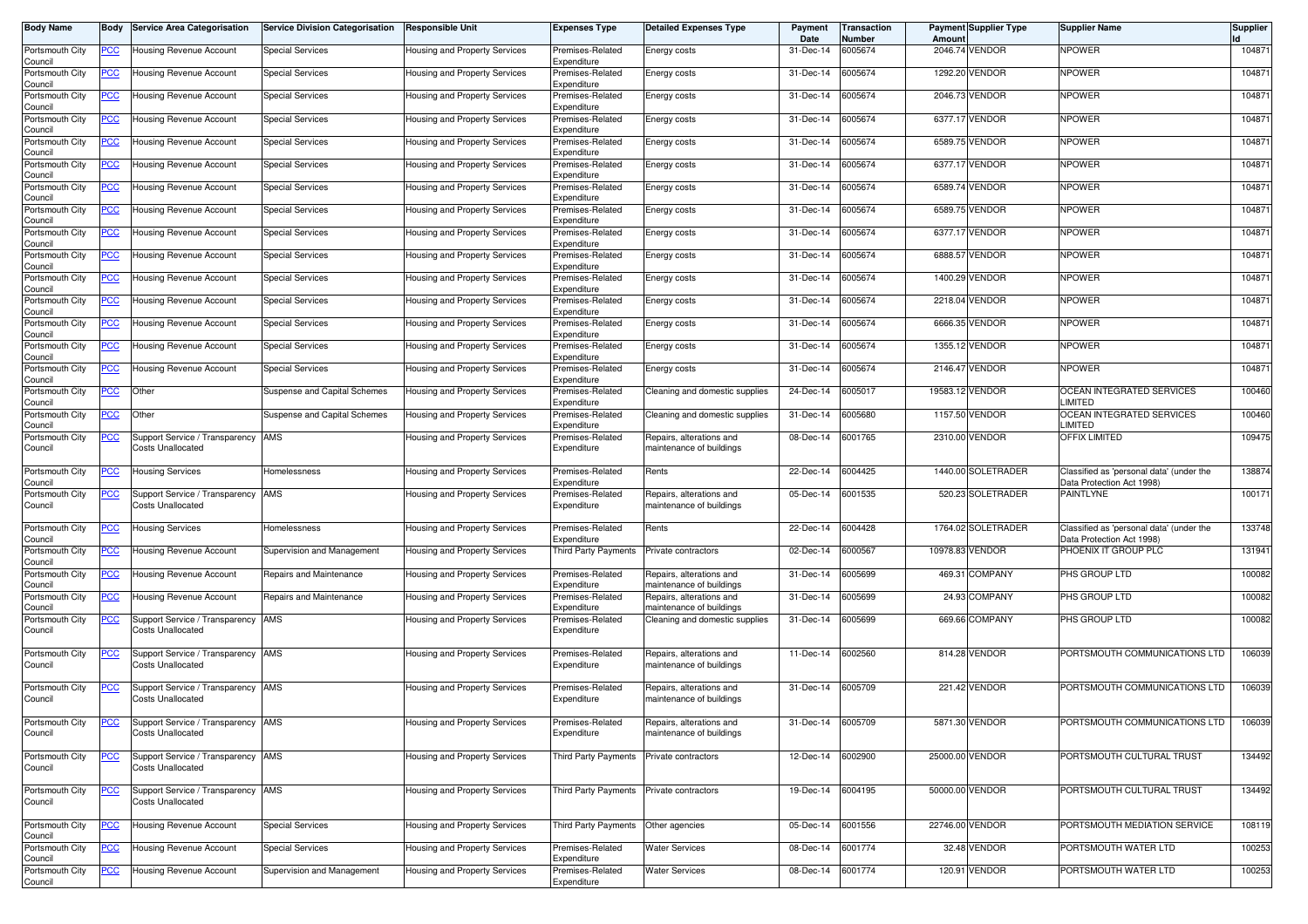| Body Name | Body | Service Area Categorisation | Service Division Categorisation | Responsible Unit | Expenses Type | Detailed Expenses Type | Payment Date | Transaction Number | Payment Amount | Supplier Type | Supplier Name | Supplier Id |
|---|---|---|---|---|---|---|---|---|---|---|---|---|
| Portsmouth City Council | PCC | Housing Revenue Account | Special Services | Housing and Property Services | Premises-Related Expenditure | Energy costs | 31-Dec-14 | 6005674 | 2046.74 | VENDOR | NPOWER | 104871 |
| Portsmouth City Council | PCC | Housing Revenue Account | Special Services | Housing and Property Services | Premises-Related Expenditure | Energy costs | 31-Dec-14 | 6005674 | 1292.20 | VENDOR | NPOWER | 104871 |
| Portsmouth City Council | PCC | Housing Revenue Account | Special Services | Housing and Property Services | Premises-Related Expenditure | Energy costs | 31-Dec-14 | 6005674 | 2046.73 | VENDOR | NPOWER | 104871 |
| Portsmouth City Council | PCC | Housing Revenue Account | Special Services | Housing and Property Services | Premises-Related Expenditure | Energy costs | 31-Dec-14 | 6005674 | 6377.17 | VENDOR | NPOWER | 104871 |
| Portsmouth City Council | PCC | Housing Revenue Account | Special Services | Housing and Property Services | Premises-Related Expenditure | Energy costs | 31-Dec-14 | 6005674 | 6589.75 | VENDOR | NPOWER | 104871 |
| Portsmouth City Council | PCC | Housing Revenue Account | Special Services | Housing and Property Services | Premises-Related Expenditure | Energy costs | 31-Dec-14 | 6005674 | 6377.17 | VENDOR | NPOWER | 104871 |
| Portsmouth City Council | PCC | Housing Revenue Account | Special Services | Housing and Property Services | Premises-Related Expenditure | Energy costs | 31-Dec-14 | 6005674 | 6589.74 | VENDOR | NPOWER | 104871 |
| Portsmouth City Council | PCC | Housing Revenue Account | Special Services | Housing and Property Services | Premises-Related Expenditure | Energy costs | 31-Dec-14 | 6005674 | 6589.75 | VENDOR | NPOWER | 104871 |
| Portsmouth City Council | PCC | Housing Revenue Account | Special Services | Housing and Property Services | Premises-Related Expenditure | Energy costs | 31-Dec-14 | 6005674 | 6377.17 | VENDOR | NPOWER | 104871 |
| Portsmouth City Council | PCC | Housing Revenue Account | Special Services | Housing and Property Services | Premises-Related Expenditure | Energy costs | 31-Dec-14 | 6005674 | 6888.57 | VENDOR | NPOWER | 104871 |
| Portsmouth City Council | PCC | Housing Revenue Account | Special Services | Housing and Property Services | Premises-Related Expenditure | Energy costs | 31-Dec-14 | 6005674 | 1400.29 | VENDOR | NPOWER | 104871 |
| Portsmouth City Council | PCC | Housing Revenue Account | Special Services | Housing and Property Services | Premises-Related Expenditure | Energy costs | 31-Dec-14 | 6005674 | 2218.04 | VENDOR | NPOWER | 104871 |
| Portsmouth City Council | PCC | Housing Revenue Account | Special Services | Housing and Property Services | Premises-Related Expenditure | Energy costs | 31-Dec-14 | 6005674 | 6666.35 | VENDOR | NPOWER | 104871 |
| Portsmouth City Council | PCC | Housing Revenue Account | Special Services | Housing and Property Services | Premises-Related Expenditure | Energy costs | 31-Dec-14 | 6005674 | 1355.12 | VENDOR | NPOWER | 104871 |
| Portsmouth City Council | PCC | Housing Revenue Account | Special Services | Housing and Property Services | Premises-Related Expenditure | Energy costs | 31-Dec-14 | 6005674 | 2146.47 | VENDOR | NPOWER | 104871 |
| Portsmouth City Council | PCC | Other | Suspense and Capital Schemes | Housing and Property Services | Premises-Related Expenditure | Cleaning and domestic supplies | 24-Dec-14 | 6005017 | 19583.12 | VENDOR | OCEAN INTEGRATED SERVICES LIMITED | 100460 |
| Portsmouth City Council | PCC | Other | Suspense and Capital Schemes | Housing and Property Services | Premises-Related Expenditure | Cleaning and domestic supplies | 31-Dec-14 | 6005680 | 1157.50 | VENDOR | OCEAN INTEGRATED SERVICES LIMITED | 100460 |
| Portsmouth City Council | PCC | Support Service / Transparency Costs Unallocated | AMS | Housing and Property Services | Premises-Related Expenditure | Repairs, alterations and maintenance of buildings | 08-Dec-14 | 6001765 | 2310.00 | VENDOR | OFFIX LIMITED | 109475 |
| Portsmouth City Council | PCC | Housing Services | Homelessness | Housing and Property Services | Premises-Related Expenditure | Rents | 22-Dec-14 | 6004425 | 1440.00 | SOLETRADER | Classified as 'personal data' (under the Data Protection Act 1998) | 138874 |
| Portsmouth City Council | PCC | Support Service / Transparency Costs Unallocated | AMS | Housing and Property Services | Premises-Related Expenditure | Repairs, alterations and maintenance of buildings | 05-Dec-14 | 6001535 | 520.23 | SOLETRADER | PAINTLYNE | 100171 |
| Portsmouth City Council | PCC | Housing Services | Homelessness | Housing and Property Services | Premises-Related Expenditure | Rents | 22-Dec-14 | 6004428 | 1764.02 | SOLETRADER | Classified as 'personal data' (under the Data Protection Act 1998) | 133748 |
| Portsmouth City Council | PCC | Housing Revenue Account | Supervision and Management | Housing and Property Services | Third Party Payments | Private contractors | 02-Dec-14 | 6000567 | 10978.83 | VENDOR | PHOENIX IT GROUP PLC | 131941 |
| Portsmouth City Council | PCC | Housing Revenue Account | Repairs and Maintenance | Housing and Property Services | Premises-Related Expenditure | Repairs, alterations and maintenance of buildings | 31-Dec-14 | 6005699 | 469.31 | COMPANY | PHS GROUP LTD | 100082 |
| Portsmouth City Council | PCC | Housing Revenue Account | Repairs and Maintenance | Housing and Property Services | Premises-Related Expenditure | Repairs, alterations and maintenance of buildings | 31-Dec-14 | 6005699 | 24.93 | COMPANY | PHS GROUP LTD | 100082 |
| Portsmouth City Council | PCC | Support Service / Transparency Costs Unallocated | AMS | Housing and Property Services | Premises-Related Expenditure | Cleaning and domestic supplies | 31-Dec-14 | 6005699 | 669.66 | COMPANY | PHS GROUP LTD | 100082 |
| Portsmouth City Council | PCC | Support Service / Transparency Costs Unallocated | AMS | Housing and Property Services | Premises-Related Expenditure | Repairs, alterations and maintenance of buildings | 11-Dec-14 | 6002560 | 814.28 | VENDOR | PORTSMOUTH COMMUNICATIONS LTD | 106039 |
| Portsmouth City Council | PCC | Support Service / Transparency Costs Unallocated | AMS | Housing and Property Services | Premises-Related Expenditure | Repairs, alterations and maintenance of buildings | 31-Dec-14 | 6005709 | 221.42 | VENDOR | PORTSMOUTH COMMUNICATIONS LTD | 106039 |
| Portsmouth City Council | PCC | Support Service / Transparency Costs Unallocated | AMS | Housing and Property Services | Premises-Related Expenditure | Repairs, alterations and maintenance of buildings | 31-Dec-14 | 6005709 | 5871.30 | VENDOR | PORTSMOUTH COMMUNICATIONS LTD | 106039 |
| Portsmouth City Council | PCC | Support Service / Transparency Costs Unallocated | AMS | Housing and Property Services | Third Party Payments | Private contractors | 12-Dec-14 | 6002900 | 25000.00 | VENDOR | PORTSMOUTH CULTURAL TRUST | 134492 |
| Portsmouth City Council | PCC | Support Service / Transparency Costs Unallocated | AMS | Housing and Property Services | Third Party Payments | Private contractors | 19-Dec-14 | 6004195 | 50000.00 | VENDOR | PORTSMOUTH CULTURAL TRUST | 134492 |
| Portsmouth City Council | PCC | Housing Revenue Account | Special Services | Housing and Property Services | Third Party Payments | Other agencies | 05-Dec-14 | 6001556 | 22746.00 | VENDOR | PORTSMOUTH MEDIATION SERVICE | 108119 |
| Portsmouth City Council | PCC | Housing Revenue Account | Special Services | Housing and Property Services | Premises-Related Expenditure | Water Services | 08-Dec-14 | 6001774 | 32.48 | VENDOR | PORTSMOUTH WATER LTD | 100253 |
| Portsmouth City Council | PCC | Housing Revenue Account | Supervision and Management | Housing and Property Services | Premises-Related Expenditure | Water Services | 08-Dec-14 | 6001774 | 120.91 | VENDOR | PORTSMOUTH WATER LTD | 100253 |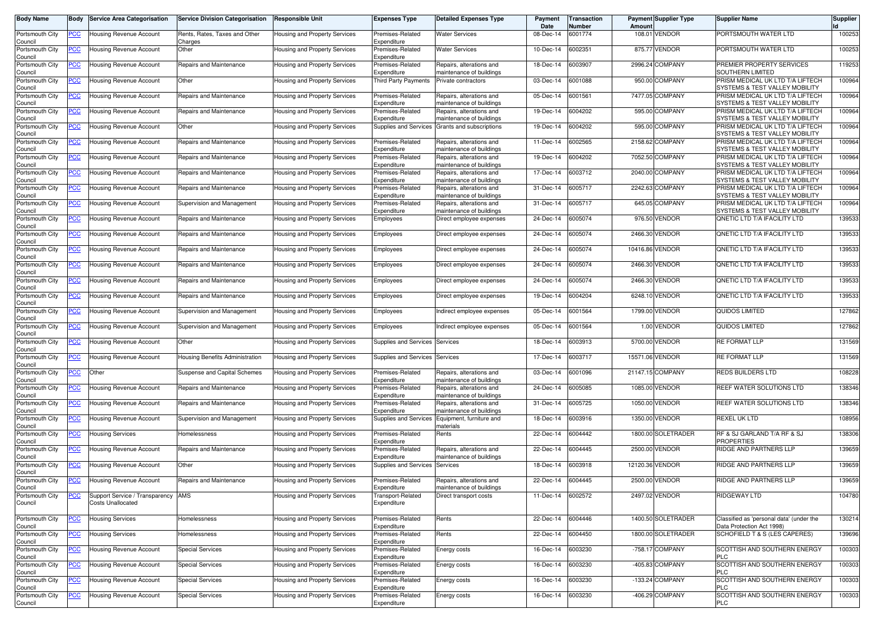| Body Name | Body | Service Area Categorisation | Service Division Categorisation | Responsible Unit | Expenses Type | Detailed Expenses Type | Payment Date | Transaction Number | Payment Amount | Supplier Type | Supplier Name | Supplier Id |
|---|---|---|---|---|---|---|---|---|---|---|---|---|
| Portsmouth City Council | PCC | Housing Revenue Account | Rents, Rates, Taxes and Other Charges | Housing and Property Services | Premises-Related Expenditure | Water Services | 08-Dec-14 | 6001774 | 108.01 | VENDOR | PORTSMOUTH WATER LTD | 100253 |
| Portsmouth City Council | PCC | Housing Revenue Account | Other | Housing and Property Services | Premises-Related Expenditure | Water Services | 10-Dec-14 | 6002351 | 875.77 | VENDOR | PORTSMOUTH WATER LTD | 100253 |
| Portsmouth City Council | PCC | Housing Revenue Account | Repairs and Maintenance | Housing and Property Services | Premises-Related Expenditure | Repairs, alterations and maintenance of buildings | 18-Dec-14 | 6003907 | 2996.24 | COMPANY | PREMIER PROPERTY SERVICES SOUTHERN LIMITED | 119253 |
| Portsmouth City Council | PCC | Housing Revenue Account | Other | Housing and Property Services | Third Party Payments | Private contractors | 03-Dec-14 | 6001088 | 950.00 | COMPANY | PRISM MEDICAL UK LTD T/A LIFTECH SYSTEMS & TEST VALLEY MOBILITY | 100964 |
| Portsmouth City Council | PCC | Housing Revenue Account | Repairs and Maintenance | Housing and Property Services | Premises-Related Expenditure | Repairs, alterations and maintenance of buildings | 05-Dec-14 | 6001561 | 7477.05 | COMPANY | PRISM MEDICAL UK LTD T/A LIFTECH SYSTEMS & TEST VALLEY MOBILITY | 100964 |
| Portsmouth City Council | PCC | Housing Revenue Account | Repairs and Maintenance | Housing and Property Services | Premises-Related Expenditure | Repairs, alterations and maintenance of buildings | 19-Dec-14 | 6004202 | 595.00 | COMPANY | PRISM MEDICAL UK LTD T/A LIFTECH SYSTEMS & TEST VALLEY MOBILITY | 100964 |
| Portsmouth City Council | PCC | Housing Revenue Account | Other | Housing and Property Services | Supplies and Services | Grants and subscriptions | 19-Dec-14 | 6004202 | 595.00 | COMPANY | PRISM MEDICAL UK LTD T/A LIFTECH SYSTEMS & TEST VALLEY MOBILITY | 100964 |
| Portsmouth City Council | PCC | Housing Revenue Account | Repairs and Maintenance | Housing and Property Services | Premises-Related Expenditure | Repairs, alterations and maintenance of buildings | 11-Dec-14 | 6002565 | 2158.62 | COMPANY | PRISM MEDICAL UK LTD T/A LIFTECH SYSTEMS & TEST VALLEY MOBILITY | 100964 |
| Portsmouth City Council | PCC | Housing Revenue Account | Repairs and Maintenance | Housing and Property Services | Premises-Related Expenditure | Repairs, alterations and maintenance of buildings | 19-Dec-14 | 6004202 | 7052.50 | COMPANY | PRISM MEDICAL UK LTD T/A LIFTECH SYSTEMS & TEST VALLEY MOBILITY | 100964 |
| Portsmouth City Council | PCC | Housing Revenue Account | Repairs and Maintenance | Housing and Property Services | Premises-Related Expenditure | Repairs, alterations and maintenance of buildings | 17-Dec-14 | 6003712 | 2040.00 | COMPANY | PRISM MEDICAL UK LTD T/A LIFTECH SYSTEMS & TEST VALLEY MOBILITY | 100964 |
| Portsmouth City Council | PCC | Housing Revenue Account | Repairs and Maintenance | Housing and Property Services | Premises-Related Expenditure | Repairs, alterations and maintenance of buildings | 31-Dec-14 | 6005717 | 2242.63 | COMPANY | PRISM MEDICAL UK LTD T/A LIFTECH SYSTEMS & TEST VALLEY MOBILITY | 100964 |
| Portsmouth City Council | PCC | Housing Revenue Account | Supervision and Management | Housing and Property Services | Premises-Related Expenditure | Repairs, alterations and maintenance of buildings | 31-Dec-14 | 6005717 | 645.05 | COMPANY | PRISM MEDICAL UK LTD T/A LIFTECH SYSTEMS & TEST VALLEY MOBILITY | 100964 |
| Portsmouth City Council | PCC | Housing Revenue Account | Repairs and Maintenance | Housing and Property Services | Employees | Direct employee expenses | 24-Dec-14 | 6005074 | 976.50 | VENDOR | QNETIC LTD T/A IFACILITY LTD | 139533 |
| Portsmouth City Council | PCC | Housing Revenue Account | Repairs and Maintenance | Housing and Property Services | Employees | Direct employee expenses | 24-Dec-14 | 6005074 | 2466.30 | VENDOR | QNETIC LTD T/A IFACILITY LTD | 139533 |
| Portsmouth City Council | PCC | Housing Revenue Account | Repairs and Maintenance | Housing and Property Services | Employees | Direct employee expenses | 24-Dec-14 | 6005074 | 10416.86 | VENDOR | QNETIC LTD T/A IFACILITY LTD | 139533 |
| Portsmouth City Council | PCC | Housing Revenue Account | Repairs and Maintenance | Housing and Property Services | Employees | Direct employee expenses | 24-Dec-14 | 6005074 | 2466.30 | VENDOR | QNETIC LTD T/A IFACILITY LTD | 139533 |
| Portsmouth City Council | PCC | Housing Revenue Account | Repairs and Maintenance | Housing and Property Services | Employees | Direct employee expenses | 24-Dec-14 | 6005074 | 2466.30 | VENDOR | QNETIC LTD T/A IFACILITY LTD | 139533 |
| Portsmouth City Council | PCC | Housing Revenue Account | Repairs and Maintenance | Housing and Property Services | Employees | Direct employee expenses | 19-Dec-14 | 6004204 | 6248.10 | VENDOR | QNETIC LTD T/A IFACILITY LTD | 139533 |
| Portsmouth City Council | PCC | Housing Revenue Account | Supervision and Management | Housing and Property Services | Employees | Indirect employee expenses | 05-Dec-14 | 6001564 | 1799.00 | VENDOR | QUIDOS LIMITED | 127862 |
| Portsmouth City Council | PCC | Housing Revenue Account | Supervision and Management | Housing and Property Services | Employees | Indirect employee expenses | 05-Dec-14 | 6001564 | 1.00 | VENDOR | QUIDOS LIMITED | 127862 |
| Portsmouth City Council | PCC | Housing Revenue Account | Other | Housing and Property Services | Supplies and Services | Services | 18-Dec-14 | 6003913 | 5700.00 | VENDOR | RE FORMAT LLP | 131569 |
| Portsmouth City Council | PCC | Housing Revenue Account | Housing Benefits Administration | Housing and Property Services | Supplies and Services | Services | 17-Dec-14 | 6003717 | 15571.06 | VENDOR | RE FORMAT LLP | 131569 |
| Portsmouth City Council | PCC | Other | Suspense and Capital Schemes | Housing and Property Services | Premises-Related Expenditure | Repairs, alterations and maintenance of buildings | 03-Dec-14 | 6001096 | 21147.15 | COMPANY | REDS BUILDERS LTD | 108228 |
| Portsmouth City Council | PCC | Housing Revenue Account | Repairs and Maintenance | Housing and Property Services | Premises-Related Expenditure | Repairs, alterations and maintenance of buildings | 24-Dec-14 | 6005085 | 1085.00 | VENDOR | REEF WATER SOLUTIONS LTD | 138346 |
| Portsmouth City Council | PCC | Housing Revenue Account | Repairs and Maintenance | Housing and Property Services | Premises-Related Expenditure | Repairs, alterations and maintenance of buildings | 31-Dec-14 | 6005725 | 1050.00 | VENDOR | REEF WATER SOLUTIONS LTD | 138346 |
| Portsmouth City Council | PCC | Housing Revenue Account | Supervision and Management | Housing and Property Services | Supplies and Services | Equipment, furniture and materials | 18-Dec-14 | 6003916 | 1350.00 | VENDOR | REXEL UK LTD | 108956 |
| Portsmouth City Council | PCC | Housing Services | Homelessness | Housing and Property Services | Premises-Related Expenditure | Rents | 22-Dec-14 | 6004442 | 1800.00 | SOLETRADER | RF & SJ GARLAND T/A RF & SJ PROPERTIES | 138306 |
| Portsmouth City Council | PCC | Housing Revenue Account | Repairs and Maintenance | Housing and Property Services | Premises-Related Expenditure | Repairs, alterations and maintenance of buildings | 22-Dec-14 | 6004445 | 2500.00 | VENDOR | RIDGE AND PARTNERS LLP | 139659 |
| Portsmouth City Council | PCC | Housing Revenue Account | Other | Housing and Property Services | Supplies and Services | Services | 18-Dec-14 | 6003918 | 12120.36 | VENDOR | RIDGE AND PARTNERS LLP | 139659 |
| Portsmouth City Council | PCC | Housing Revenue Account | Repairs and Maintenance | Housing and Property Services | Premises-Related Expenditure | Repairs, alterations and maintenance of buildings | 22-Dec-14 | 6004445 | 2500.00 | VENDOR | RIDGE AND PARTNERS LLP | 139659 |
| Portsmouth City Council | PCC | Support Service / Transparency Costs Unallocated | AMS | Housing and Property Services | Transport-Related Expenditure | Direct transport costs | 11-Dec-14 | 6002572 | 2497.02 | VENDOR | RIDGEWAY LTD | 104780 |
| Portsmouth City Council | PCC | Housing Services | Homelessness | Housing and Property Services | Premises-Related Expenditure | Rents | 22-Dec-14 | 6004446 | 1400.50 | SOLETRADER | Classified as 'personal data' (under the Data Protection Act 1998) | 130214 |
| Portsmouth City Council | PCC | Housing Services | Homelessness | Housing and Property Services | Premises-Related Expenditure | Rents | 22-Dec-14 | 6004450 | 1800.00 | SOLETRADER | SCHOFIELD T & S (LES CAPERES) | 139696 |
| Portsmouth City Council | PCC | Housing Revenue Account | Special Services | Housing and Property Services | Premises-Related Expenditure | Energy costs | 16-Dec-14 | 6003230 | -758.17 | COMPANY | SCOTTISH AND SOUTHERN ENERGY PLC | 100303 |
| Portsmouth City Council | PCC | Housing Revenue Account | Special Services | Housing and Property Services | Premises-Related Expenditure | Energy costs | 16-Dec-14 | 6003230 | -405.83 | COMPANY | SCOTTISH AND SOUTHERN ENERGY PLC | 100303 |
| Portsmouth City Council | PCC | Housing Revenue Account | Special Services | Housing and Property Services | Premises-Related Expenditure | Energy costs | 16-Dec-14 | 6003230 | -133.24 | COMPANY | SCOTTISH AND SOUTHERN ENERGY PLC | 100303 |
| Portsmouth City Council | PCC | Housing Revenue Account | Special Services | Housing and Property Services | Premises-Related Expenditure | Energy costs | 16-Dec-14 | 6003230 | -406.29 | COMPANY | SCOTTISH AND SOUTHERN ENERGY PLC | 100303 |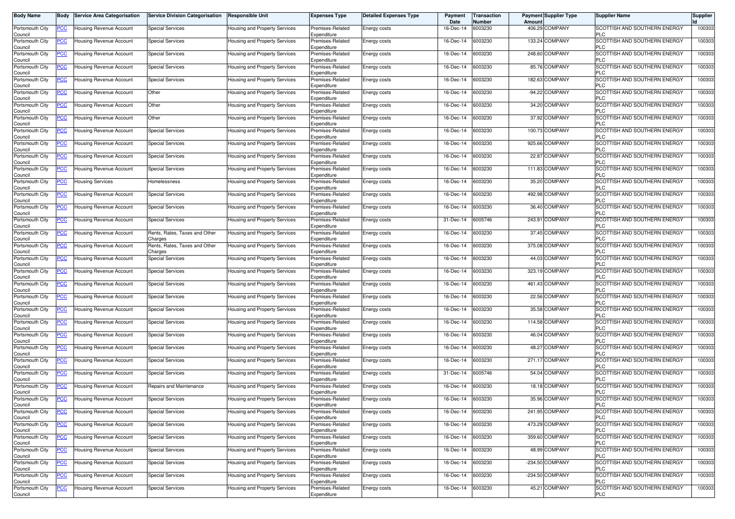| Body Name | Body | Service Area Categorisation | Service Division Categorisation | Responsible Unit | Expenses Type | Detailed Expenses Type | Payment Date | Transaction Number | Payment Amount | Supplier Type | Supplier Name | Supplier Id |
|---|---|---|---|---|---|---|---|---|---|---|---|---|
| Portsmouth City Council | PCC | Housing Revenue Account | Special Services | Housing and Property Services | Premises-Related Expenditure | Energy costs | 16-Dec-14 | 6003230 | 406.29 | COMPANY | SCOTTISH AND SOUTHERN ENERGY PLC | 100303 |
| Portsmouth City Council | PCC | Housing Revenue Account | Special Services | Housing and Property Services | Premises-Related Expenditure | Energy costs | 16-Dec-14 | 6003230 | 133.24 | COMPANY | SCOTTISH AND SOUTHERN ENERGY PLC | 100303 |
| Portsmouth City Council | PCC | Housing Revenue Account | Special Services | Housing and Property Services | Premises-Related Expenditure | Energy costs | 16-Dec-14 | 6003230 | 248.60 | COMPANY | SCOTTISH AND SOUTHERN ENERGY PLC | 100303 |
| Portsmouth City Council | PCC | Housing Revenue Account | Special Services | Housing and Property Services | Premises-Related Expenditure | Energy costs | 16-Dec-14 | 6003230 | 85.76 | COMPANY | SCOTTISH AND SOUTHERN ENERGY PLC | 100303 |
| Portsmouth City Council | PCC | Housing Revenue Account | Special Services | Housing and Property Services | Premises-Related Expenditure | Energy costs | 16-Dec-14 | 6003230 | 182.63 | COMPANY | SCOTTISH AND SOUTHERN ENERGY PLC | 100303 |
| Portsmouth City Council | PCC | Housing Revenue Account | Other | Housing and Property Services | Premises-Related Expenditure | Energy costs | 16-Dec-14 | 6003230 | -94.22 | COMPANY | SCOTTISH AND SOUTHERN ENERGY PLC | 100303 |
| Portsmouth City Council | PCC | Housing Revenue Account | Other | Housing and Property Services | Premises-Related Expenditure | Energy costs | 16-Dec-14 | 6003230 | 34.20 | COMPANY | SCOTTISH AND SOUTHERN ENERGY PLC | 100303 |
| Portsmouth City Council | PCC | Housing Revenue Account | Other | Housing and Property Services | Premises-Related Expenditure | Energy costs | 16-Dec-14 | 6003230 | 37.92 | COMPANY | SCOTTISH AND SOUTHERN ENERGY PLC | 100303 |
| Portsmouth City Council | PCC | Housing Revenue Account | Special Services | Housing and Property Services | Premises-Related Expenditure | Energy costs | 16-Dec-14 | 6003230 | 100.73 | COMPANY | SCOTTISH AND SOUTHERN ENERGY PLC | 100303 |
| Portsmouth City Council | PCC | Housing Revenue Account | Special Services | Housing and Property Services | Premises-Related Expenditure | Energy costs | 16-Dec-14 | 6003230 | 925.66 | COMPANY | SCOTTISH AND SOUTHERN ENERGY PLC | 100303 |
| Portsmouth City Council | PCC | Housing Revenue Account | Special Services | Housing and Property Services | Premises-Related Expenditure | Energy costs | 16-Dec-14 | 6003230 | 22.87 | COMPANY | SCOTTISH AND SOUTHERN ENERGY PLC | 100303 |
| Portsmouth City Council | PCC | Housing Revenue Account | Special Services | Housing and Property Services | Premises-Related Expenditure | Energy costs | 16-Dec-14 | 6003230 | 111.83 | COMPANY | SCOTTISH AND SOUTHERN ENERGY PLC | 100303 |
| Portsmouth City Council | PCC | Housing Services | Homelessness | Housing and Property Services | Premises-Related Expenditure | Energy costs | 16-Dec-14 | 6003230 | 35.20 | COMPANY | SCOTTISH AND SOUTHERN ENERGY PLC | 100303 |
| Portsmouth City Council | PCC | Housing Revenue Account | Special Services | Housing and Property Services | Premises-Related Expenditure | Energy costs | 16-Dec-14 | 6003230 | 492.98 | COMPANY | SCOTTISH AND SOUTHERN ENERGY PLC | 100303 |
| Portsmouth City Council | PCC | Housing Revenue Account | Special Services | Housing and Property Services | Premises-Related Expenditure | Energy costs | 16-Dec-14 | 6003230 | 36.40 | COMPANY | SCOTTISH AND SOUTHERN ENERGY PLC | 100303 |
| Portsmouth City Council | PCC | Housing Revenue Account | Special Services | Housing and Property Services | Premises-Related Expenditure | Energy costs | 31-Dec-14 | 6005746 | 243.91 | COMPANY | SCOTTISH AND SOUTHERN ENERGY PLC | 100303 |
| Portsmouth City Council | PCC | Housing Revenue Account | Rents, Rates, Taxes and Other Charges | Housing and Property Services | Premises-Related Expenditure | Energy costs | 16-Dec-14 | 6003230 | 37.45 | COMPANY | SCOTTISH AND SOUTHERN ENERGY PLC | 100303 |
| Portsmouth City Council | PCC | Housing Revenue Account | Rents, Rates, Taxes and Other Charges | Housing and Property Services | Premises-Related Expenditure | Energy costs | 16-Dec-14 | 6003230 | 375.08 | COMPANY | SCOTTISH AND SOUTHERN ENERGY PLC | 100303 |
| Portsmouth City Council | PCC | Housing Revenue Account | Special Services | Housing and Property Services | Premises-Related Expenditure | Energy costs | 16-Dec-14 | 6003230 | 44.03 | COMPANY | SCOTTISH AND SOUTHERN ENERGY PLC | 100303 |
| Portsmouth City Council | PCC | Housing Revenue Account | Special Services | Housing and Property Services | Premises-Related Expenditure | Energy costs | 16-Dec-14 | 6003230 | 323.19 | COMPANY | SCOTTISH AND SOUTHERN ENERGY PLC | 100303 |
| Portsmouth City Council | PCC | Housing Revenue Account | Special Services | Housing and Property Services | Premises-Related Expenditure | Energy costs | 16-Dec-14 | 6003230 | 461.43 | COMPANY | SCOTTISH AND SOUTHERN ENERGY PLC | 100303 |
| Portsmouth City Council | PCC | Housing Revenue Account | Special Services | Housing and Property Services | Premises-Related Expenditure | Energy costs | 16-Dec-14 | 6003230 | 22.56 | COMPANY | SCOTTISH AND SOUTHERN ENERGY PLC | 100303 |
| Portsmouth City Council | PCC | Housing Revenue Account | Special Services | Housing and Property Services | Premises-Related Expenditure | Energy costs | 16-Dec-14 | 6003230 | 35.58 | COMPANY | SCOTTISH AND SOUTHERN ENERGY PLC | 100303 |
| Portsmouth City Council | PCC | Housing Revenue Account | Special Services | Housing and Property Services | Premises-Related Expenditure | Energy costs | 16-Dec-14 | 6003230 | 114.58 | COMPANY | SCOTTISH AND SOUTHERN ENERGY PLC | 100303 |
| Portsmouth City Council | PCC | Housing Revenue Account | Special Services | Housing and Property Services | Premises-Related Expenditure | Energy costs | 16-Dec-14 | 6003230 | 46.04 | COMPANY | SCOTTISH AND SOUTHERN ENERGY PLC | 100303 |
| Portsmouth City Council | PCC | Housing Revenue Account | Special Services | Housing and Property Services | Premises-Related Expenditure | Energy costs | 16-Dec-14 | 6003230 | 48.27 | COMPANY | SCOTTISH AND SOUTHERN ENERGY PLC | 100303 |
| Portsmouth City Council | PCC | Housing Revenue Account | Special Services | Housing and Property Services | Premises-Related Expenditure | Energy costs | 16-Dec-14 | 6003230 | 271.17 | COMPANY | SCOTTISH AND SOUTHERN ENERGY PLC | 100303 |
| Portsmouth City Council | PCC | Housing Revenue Account | Special Services | Housing and Property Services | Premises-Related Expenditure | Energy costs | 31-Dec-14 | 6005746 | 54.04 | COMPANY | SCOTTISH AND SOUTHERN ENERGY PLC | 100303 |
| Portsmouth City Council | PCC | Housing Revenue Account | Repairs and Maintenance | Housing and Property Services | Premises-Related Expenditure | Energy costs | 16-Dec-14 | 6003230 | 18.18 | COMPANY | SCOTTISH AND SOUTHERN ENERGY PLC | 100303 |
| Portsmouth City Council | PCC | Housing Revenue Account | Special Services | Housing and Property Services | Premises-Related Expenditure | Energy costs | 16-Dec-14 | 6003230 | 35.96 | COMPANY | SCOTTISH AND SOUTHERN ENERGY PLC | 100303 |
| Portsmouth City Council | PCC | Housing Revenue Account | Special Services | Housing and Property Services | Premises-Related Expenditure | Energy costs | 16-Dec-14 | 6003230 | 241.95 | COMPANY | SCOTTISH AND SOUTHERN ENERGY PLC | 100303 |
| Portsmouth City Council | PCC | Housing Revenue Account | Special Services | Housing and Property Services | Premises-Related Expenditure | Energy costs | 16-Dec-14 | 6003230 | 473.29 | COMPANY | SCOTTISH AND SOUTHERN ENERGY PLC | 100303 |
| Portsmouth City Council | PCC | Housing Revenue Account | Special Services | Housing and Property Services | Premises-Related Expenditure | Energy costs | 16-Dec-14 | 6003230 | 359.60 | COMPANY | SCOTTISH AND SOUTHERN ENERGY PLC | 100303 |
| Portsmouth City Council | PCC | Housing Revenue Account | Special Services | Housing and Property Services | Premises-Related Expenditure | Energy costs | 16-Dec-14 | 6003230 | 48.99 | COMPANY | SCOTTISH AND SOUTHERN ENERGY PLC | 100303 |
| Portsmouth City Council | PCC | Housing Revenue Account | Special Services | Housing and Property Services | Premises-Related Expenditure | Energy costs | 16-Dec-14 | 6003230 | -234.50 | COMPANY | SCOTTISH AND SOUTHERN ENERGY PLC | 100303 |
| Portsmouth City Council | PCC | Housing Revenue Account | Special Services | Housing and Property Services | Premises-Related Expenditure | Energy costs | 16-Dec-14 | 6003230 | -234.50 | COMPANY | SCOTTISH AND SOUTHERN ENERGY PLC | 100303 |
| Portsmouth City Council | PCC | Housing Revenue Account | Special Services | Housing and Property Services | Premises-Related Expenditure | Energy costs | 16-Dec-14 | 6003230 | 45.21 | COMPANY | SCOTTISH AND SOUTHERN ENERGY PLC | 100303 |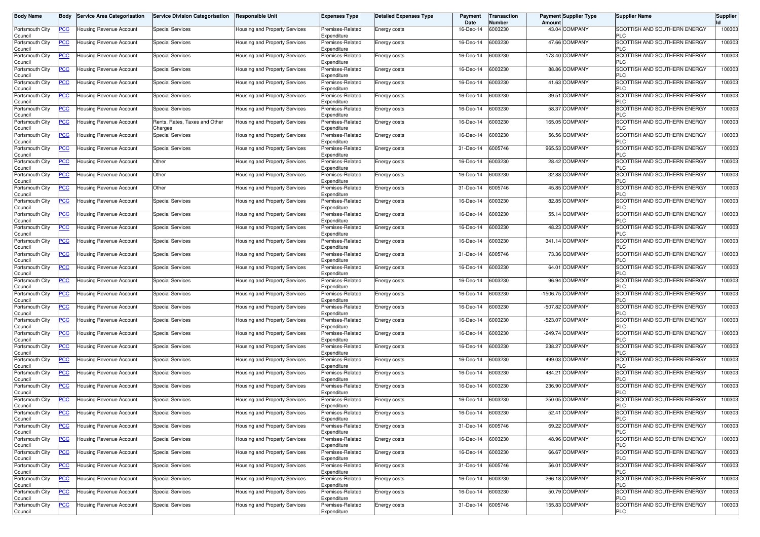| Body Name | Body | Service Area Categorisation | Service Division Categorisation | Responsible Unit | Expenses Type | Detailed Expenses Type | Payment Date | Transaction Number | Payment Amount | Supplier Type | Supplier Name | Supplier Id |
|---|---|---|---|---|---|---|---|---|---|---|---|---|
| Portsmouth City Council | PCC | Housing Revenue Account | Special Services | Housing and Property Services | Premises-Related Expenditure | Energy costs | 16-Dec-14 | 6003230 | 43.04 | COMPANY | SCOTTISH AND SOUTHERN ENERGY PLC | 100303 |
| Portsmouth City Council | PCC | Housing Revenue Account | Special Services | Housing and Property Services | Premises-Related Expenditure | Energy costs | 16-Dec-14 | 6003230 | 47.66 | COMPANY | SCOTTISH AND SOUTHERN ENERGY PLC | 100303 |
| Portsmouth City Council | PCC | Housing Revenue Account | Special Services | Housing and Property Services | Premises-Related Expenditure | Energy costs | 16-Dec-14 | 6003230 | 173.40 | COMPANY | SCOTTISH AND SOUTHERN ENERGY PLC | 100303 |
| Portsmouth City Council | PCC | Housing Revenue Account | Special Services | Housing and Property Services | Premises-Related Expenditure | Energy costs | 16-Dec-14 | 6003230 | 88.86 | COMPANY | SCOTTISH AND SOUTHERN ENERGY PLC | 100303 |
| Portsmouth City Council | PCC | Housing Revenue Account | Special Services | Housing and Property Services | Premises-Related Expenditure | Energy costs | 16-Dec-14 | 6003230 | 41.63 | COMPANY | SCOTTISH AND SOUTHERN ENERGY PLC | 100303 |
| Portsmouth City Council | PCC | Housing Revenue Account | Special Services | Housing and Property Services | Premises-Related Expenditure | Energy costs | 16-Dec-14 | 6003230 | 39.51 | COMPANY | SCOTTISH AND SOUTHERN ENERGY PLC | 100303 |
| Portsmouth City Council | PCC | Housing Revenue Account | Special Services | Housing and Property Services | Premises-Related Expenditure | Energy costs | 16-Dec-14 | 6003230 | 58.37 | COMPANY | SCOTTISH AND SOUTHERN ENERGY PLC | 100303 |
| Portsmouth City Council | PCC | Housing Revenue Account | Rents, Rates, Taxes and Other Charges | Housing and Property Services | Premises-Related Expenditure | Energy costs | 16-Dec-14 | 6003230 | 165.05 | COMPANY | SCOTTISH AND SOUTHERN ENERGY PLC | 100303 |
| Portsmouth City Council | PCC | Housing Revenue Account | Special Services | Housing and Property Services | Premises-Related Expenditure | Energy costs | 16-Dec-14 | 6003230 | 56.56 | COMPANY | SCOTTISH AND SOUTHERN ENERGY PLC | 100303 |
| Portsmouth City Council | PCC | Housing Revenue Account | Special Services | Housing and Property Services | Premises-Related Expenditure | Energy costs | 31-Dec-14 | 6005746 | 965.53 | COMPANY | SCOTTISH AND SOUTHERN ENERGY PLC | 100303 |
| Portsmouth City Council | PCC | Housing Revenue Account | Other | Housing and Property Services | Premises-Related Expenditure | Energy costs | 16-Dec-14 | 6003230 | 28.42 | COMPANY | SCOTTISH AND SOUTHERN ENERGY PLC | 100303 |
| Portsmouth City Council | PCC | Housing Revenue Account | Other | Housing and Property Services | Premises-Related Expenditure | Energy costs | 16-Dec-14 | 6003230 | 32.88 | COMPANY | SCOTTISH AND SOUTHERN ENERGY PLC | 100303 |
| Portsmouth City Council | PCC | Housing Revenue Account | Other | Housing and Property Services | Premises-Related Expenditure | Energy costs | 31-Dec-14 | 6005746 | 45.85 | COMPANY | SCOTTISH AND SOUTHERN ENERGY PLC | 100303 |
| Portsmouth City Council | PCC | Housing Revenue Account | Special Services | Housing and Property Services | Premises-Related Expenditure | Energy costs | 16-Dec-14 | 6003230 | 82.85 | COMPANY | SCOTTISH AND SOUTHERN ENERGY PLC | 100303 |
| Portsmouth City Council | PCC | Housing Revenue Account | Special Services | Housing and Property Services | Premises-Related Expenditure | Energy costs | 16-Dec-14 | 6003230 | 55.14 | COMPANY | SCOTTISH AND SOUTHERN ENERGY PLC | 100303 |
| Portsmouth City Council | PCC | Housing Revenue Account | Special Services | Housing and Property Services | Premises-Related Expenditure | Energy costs | 16-Dec-14 | 6003230 | 48.23 | COMPANY | SCOTTISH AND SOUTHERN ENERGY PLC | 100303 |
| Portsmouth City Council | PCC | Housing Revenue Account | Special Services | Housing and Property Services | Premises-Related Expenditure | Energy costs | 16-Dec-14 | 6003230 | 341.14 | COMPANY | SCOTTISH AND SOUTHERN ENERGY PLC | 100303 |
| Portsmouth City Council | PCC | Housing Revenue Account | Special Services | Housing and Property Services | Premises-Related Expenditure | Energy costs | 31-Dec-14 | 6005746 | 73.36 | COMPANY | SCOTTISH AND SOUTHERN ENERGY PLC | 100303 |
| Portsmouth City Council | PCC | Housing Revenue Account | Special Services | Housing and Property Services | Premises-Related Expenditure | Energy costs | 16-Dec-14 | 6003230 | 64.01 | COMPANY | SCOTTISH AND SOUTHERN ENERGY PLC | 100303 |
| Portsmouth City Council | PCC | Housing Revenue Account | Special Services | Housing and Property Services | Premises-Related Expenditure | Energy costs | 16-Dec-14 | 6003230 | 96.94 | COMPANY | SCOTTISH AND SOUTHERN ENERGY PLC | 100303 |
| Portsmouth City Council | PCC | Housing Revenue Account | Special Services | Housing and Property Services | Premises-Related Expenditure | Energy costs | 16-Dec-14 | 6003230 | -1506.75 | COMPANY | SCOTTISH AND SOUTHERN ENERGY PLC | 100303 |
| Portsmouth City Council | PCC | Housing Revenue Account | Special Services | Housing and Property Services | Premises-Related Expenditure | Energy costs | 16-Dec-14 | 6003230 | -507.82 | COMPANY | SCOTTISH AND SOUTHERN ENERGY PLC | 100303 |
| Portsmouth City Council | PCC | Housing Revenue Account | Special Services | Housing and Property Services | Premises-Related Expenditure | Energy costs | 16-Dec-14 | 6003230 | -523.07 | COMPANY | SCOTTISH AND SOUTHERN ENERGY PLC | 100303 |
| Portsmouth City Council | PCC | Housing Revenue Account | Special Services | Housing and Property Services | Premises-Related Expenditure | Energy costs | 16-Dec-14 | 6003230 | -249.74 | COMPANY | SCOTTISH AND SOUTHERN ENERGY PLC | 100303 |
| Portsmouth City Council | PCC | Housing Revenue Account | Special Services | Housing and Property Services | Premises-Related Expenditure | Energy costs | 16-Dec-14 | 6003230 | 238.27 | COMPANY | SCOTTISH AND SOUTHERN ENERGY PLC | 100303 |
| Portsmouth City Council | PCC | Housing Revenue Account | Special Services | Housing and Property Services | Premises-Related Expenditure | Energy costs | 16-Dec-14 | 6003230 | 499.03 | COMPANY | SCOTTISH AND SOUTHERN ENERGY PLC | 100303 |
| Portsmouth City Council | PCC | Housing Revenue Account | Special Services | Housing and Property Services | Premises-Related Expenditure | Energy costs | 16-Dec-14 | 6003230 | 484.21 | COMPANY | SCOTTISH AND SOUTHERN ENERGY PLC | 100303 |
| Portsmouth City Council | PCC | Housing Revenue Account | Special Services | Housing and Property Services | Premises-Related Expenditure | Energy costs | 16-Dec-14 | 6003230 | 236.90 | COMPANY | SCOTTISH AND SOUTHERN ENERGY PLC | 100303 |
| Portsmouth City Council | PCC | Housing Revenue Account | Special Services | Housing and Property Services | Premises-Related Expenditure | Energy costs | 16-Dec-14 | 6003230 | 250.05 | COMPANY | SCOTTISH AND SOUTHERN ENERGY PLC | 100303 |
| Portsmouth City Council | PCC | Housing Revenue Account | Special Services | Housing and Property Services | Premises-Related Expenditure | Energy costs | 16-Dec-14 | 6003230 | 52.41 | COMPANY | SCOTTISH AND SOUTHERN ENERGY PLC | 100303 |
| Portsmouth City Council | PCC | Housing Revenue Account | Special Services | Housing and Property Services | Premises-Related Expenditure | Energy costs | 31-Dec-14 | 6005746 | 69.22 | COMPANY | SCOTTISH AND SOUTHERN ENERGY PLC | 100303 |
| Portsmouth City Council | PCC | Housing Revenue Account | Special Services | Housing and Property Services | Premises-Related Expenditure | Energy costs | 16-Dec-14 | 6003230 | 48.96 | COMPANY | SCOTTISH AND SOUTHERN ENERGY PLC | 100303 |
| Portsmouth City Council | PCC | Housing Revenue Account | Special Services | Housing and Property Services | Premises-Related Expenditure | Energy costs | 16-Dec-14 | 6003230 | 66.67 | COMPANY | SCOTTISH AND SOUTHERN ENERGY PLC | 100303 |
| Portsmouth City Council | PCC | Housing Revenue Account | Special Services | Housing and Property Services | Premises-Related Expenditure | Energy costs | 31-Dec-14 | 6005746 | 56.01 | COMPANY | SCOTTISH AND SOUTHERN ENERGY PLC | 100303 |
| Portsmouth City Council | PCC | Housing Revenue Account | Special Services | Housing and Property Services | Premises-Related Expenditure | Energy costs | 16-Dec-14 | 6003230 | 266.18 | COMPANY | SCOTTISH AND SOUTHERN ENERGY PLC | 100303 |
| Portsmouth City Council | PCC | Housing Revenue Account | Special Services | Housing and Property Services | Premises-Related Expenditure | Energy costs | 16-Dec-14 | 6003230 | 50.79 | COMPANY | SCOTTISH AND SOUTHERN ENERGY PLC | 100303 |
| Portsmouth City Council | PCC | Housing Revenue Account | Special Services | Housing and Property Services | Premises-Related Expenditure | Energy costs | 31-Dec-14 | 6005746 | 155.83 | COMPANY | SCOTTISH AND SOUTHERN ENERGY PLC | 100303 |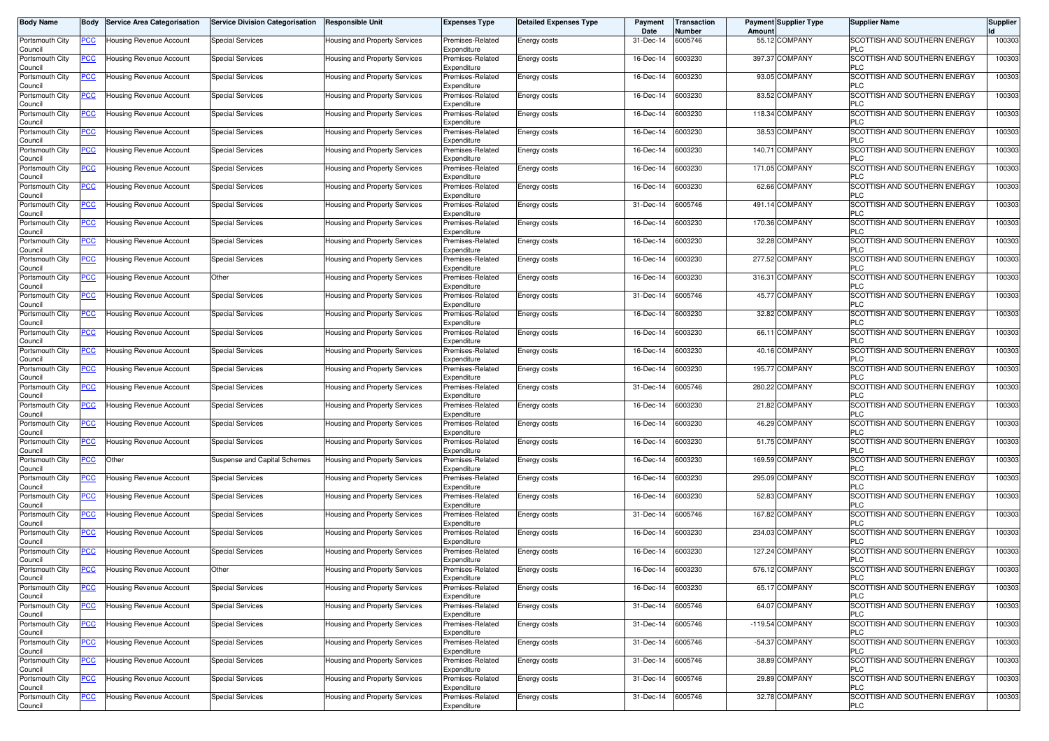| Body Name | Body | Service Area Categorisation | Service Division Categorisation | Responsible Unit | Expenses Type | Detailed Expenses Type | Payment Date | Transaction Number | Payment Amount | Supplier Type | Supplier Name | Supplier Id |
|---|---|---|---|---|---|---|---|---|---|---|---|---|
| Portsmouth City Council | PCC | Housing Revenue Account | Special Services | Housing and Property Services | Premises-Related Expenditure | Energy costs | 31-Dec-14 | 6005746 | 55.12 | COMPANY | SCOTTISH AND SOUTHERN ENERGY PLC | 100303 |
| Portsmouth City Council | PCC | Housing Revenue Account | Special Services | Housing and Property Services | Premises-Related Expenditure | Energy costs | 16-Dec-14 | 6003230 | 397.37 | COMPANY | SCOTTISH AND SOUTHERN ENERGY PLC | 100303 |
| Portsmouth City Council | PCC | Housing Revenue Account | Special Services | Housing and Property Services | Premises-Related Expenditure | Energy costs | 16-Dec-14 | 6003230 | 93.05 | COMPANY | SCOTTISH AND SOUTHERN ENERGY PLC | 100303 |
| Portsmouth City Council | PCC | Housing Revenue Account | Special Services | Housing and Property Services | Premises-Related Expenditure | Energy costs | 16-Dec-14 | 6003230 | 83.52 | COMPANY | SCOTTISH AND SOUTHERN ENERGY PLC | 100303 |
| Portsmouth City Council | PCC | Housing Revenue Account | Special Services | Housing and Property Services | Premises-Related Expenditure | Energy costs | 16-Dec-14 | 6003230 | 118.34 | COMPANY | SCOTTISH AND SOUTHERN ENERGY PLC | 100303 |
| Portsmouth City Council | PCC | Housing Revenue Account | Special Services | Housing and Property Services | Premises-Related Expenditure | Energy costs | 16-Dec-14 | 6003230 | 38.53 | COMPANY | SCOTTISH AND SOUTHERN ENERGY PLC | 100303 |
| Portsmouth City Council | PCC | Housing Revenue Account | Special Services | Housing and Property Services | Premises-Related Expenditure | Energy costs | 16-Dec-14 | 6003230 | 140.71 | COMPANY | SCOTTISH AND SOUTHERN ENERGY PLC | 100303 |
| Portsmouth City Council | PCC | Housing Revenue Account | Special Services | Housing and Property Services | Premises-Related Expenditure | Energy costs | 16-Dec-14 | 6003230 | 171.05 | COMPANY | SCOTTISH AND SOUTHERN ENERGY PLC | 100303 |
| Portsmouth City Council | PCC | Housing Revenue Account | Special Services | Housing and Property Services | Premises-Related Expenditure | Energy costs | 16-Dec-14 | 6003230 | 62.66 | COMPANY | SCOTTISH AND SOUTHERN ENERGY PLC | 100303 |
| Portsmouth City Council | PCC | Housing Revenue Account | Special Services | Housing and Property Services | Premises-Related Expenditure | Energy costs | 31-Dec-14 | 6005746 | 491.14 | COMPANY | SCOTTISH AND SOUTHERN ENERGY PLC | 100303 |
| Portsmouth City Council | PCC | Housing Revenue Account | Special Services | Housing and Property Services | Premises-Related Expenditure | Energy costs | 16-Dec-14 | 6003230 | 170.36 | COMPANY | SCOTTISH AND SOUTHERN ENERGY PLC | 100303 |
| Portsmouth City Council | PCC | Housing Revenue Account | Special Services | Housing and Property Services | Premises-Related Expenditure | Energy costs | 16-Dec-14 | 6003230 | 32.28 | COMPANY | SCOTTISH AND SOUTHERN ENERGY PLC | 100303 |
| Portsmouth City Council | PCC | Housing Revenue Account | Special Services | Housing and Property Services | Premises-Related Expenditure | Energy costs | 16-Dec-14 | 6003230 | 277.52 | COMPANY | SCOTTISH AND SOUTHERN ENERGY PLC | 100303 |
| Portsmouth City Council | PCC | Housing Revenue Account | Other | Housing and Property Services | Premises-Related Expenditure | Energy costs | 16-Dec-14 | 6003230 | 316.31 | COMPANY | SCOTTISH AND SOUTHERN ENERGY PLC | 100303 |
| Portsmouth City Council | PCC | Housing Revenue Account | Special Services | Housing and Property Services | Premises-Related Expenditure | Energy costs | 31-Dec-14 | 6005746 | 45.77 | COMPANY | SCOTTISH AND SOUTHERN ENERGY PLC | 100303 |
| Portsmouth City Council | PCC | Housing Revenue Account | Special Services | Housing and Property Services | Premises-Related Expenditure | Energy costs | 16-Dec-14 | 6003230 | 32.82 | COMPANY | SCOTTISH AND SOUTHERN ENERGY PLC | 100303 |
| Portsmouth City Council | PCC | Housing Revenue Account | Special Services | Housing and Property Services | Premises-Related Expenditure | Energy costs | 16-Dec-14 | 6003230 | 66.11 | COMPANY | SCOTTISH AND SOUTHERN ENERGY PLC | 100303 |
| Portsmouth City Council | PCC | Housing Revenue Account | Special Services | Housing and Property Services | Premises-Related Expenditure | Energy costs | 16-Dec-14 | 6003230 | 40.16 | COMPANY | SCOTTISH AND SOUTHERN ENERGY PLC | 100303 |
| Portsmouth City Council | PCC | Housing Revenue Account | Special Services | Housing and Property Services | Premises-Related Expenditure | Energy costs | 16-Dec-14 | 6003230 | 195.77 | COMPANY | SCOTTISH AND SOUTHERN ENERGY PLC | 100303 |
| Portsmouth City Council | PCC | Housing Revenue Account | Special Services | Housing and Property Services | Premises-Related Expenditure | Energy costs | 31-Dec-14 | 6005746 | 280.22 | COMPANY | SCOTTISH AND SOUTHERN ENERGY PLC | 100303 |
| Portsmouth City Council | PCC | Housing Revenue Account | Special Services | Housing and Property Services | Premises-Related Expenditure | Energy costs | 16-Dec-14 | 6003230 | 21.82 | COMPANY | SCOTTISH AND SOUTHERN ENERGY PLC | 100303 |
| Portsmouth City Council | PCC | Housing Revenue Account | Special Services | Housing and Property Services | Premises-Related Expenditure | Energy costs | 16-Dec-14 | 6003230 | 46.29 | COMPANY | SCOTTISH AND SOUTHERN ENERGY PLC | 100303 |
| Portsmouth City Council | PCC | Housing Revenue Account | Special Services | Housing and Property Services | Premises-Related Expenditure | Energy costs | 16-Dec-14 | 6003230 | 51.75 | COMPANY | SCOTTISH AND SOUTHERN ENERGY PLC | 100303 |
| Portsmouth City Council | PCC | Other | Suspense and Capital Schemes | Housing and Property Services | Premises-Related Expenditure | Energy costs | 16-Dec-14 | 6003230 | 169.59 | COMPANY | SCOTTISH AND SOUTHERN ENERGY PLC | 100303 |
| Portsmouth City Council | PCC | Housing Revenue Account | Special Services | Housing and Property Services | Premises-Related Expenditure | Energy costs | 16-Dec-14 | 6003230 | 295.09 | COMPANY | SCOTTISH AND SOUTHERN ENERGY PLC | 100303 |
| Portsmouth City Council | PCC | Housing Revenue Account | Special Services | Housing and Property Services | Premises-Related Expenditure | Energy costs | 16-Dec-14 | 6003230 | 52.83 | COMPANY | SCOTTISH AND SOUTHERN ENERGY PLC | 100303 |
| Portsmouth City Council | PCC | Housing Revenue Account | Special Services | Housing and Property Services | Premises-Related Expenditure | Energy costs | 31-Dec-14 | 6005746 | 167.82 | COMPANY | SCOTTISH AND SOUTHERN ENERGY PLC | 100303 |
| Portsmouth City Council | PCC | Housing Revenue Account | Special Services | Housing and Property Services | Premises-Related Expenditure | Energy costs | 16-Dec-14 | 6003230 | 234.03 | COMPANY | SCOTTISH AND SOUTHERN ENERGY PLC | 100303 |
| Portsmouth City Council | PCC | Housing Revenue Account | Special Services | Housing and Property Services | Premises-Related Expenditure | Energy costs | 16-Dec-14 | 6003230 | 127.24 | COMPANY | SCOTTISH AND SOUTHERN ENERGY PLC | 100303 |
| Portsmouth City Council | PCC | Housing Revenue Account | Other | Housing and Property Services | Premises-Related Expenditure | Energy costs | 16-Dec-14 | 6003230 | 576.12 | COMPANY | SCOTTISH AND SOUTHERN ENERGY PLC | 100303 |
| Portsmouth City Council | PCC | Housing Revenue Account | Special Services | Housing and Property Services | Premises-Related Expenditure | Energy costs | 16-Dec-14 | 6003230 | 65.17 | COMPANY | SCOTTISH AND SOUTHERN ENERGY PLC | 100303 |
| Portsmouth City Council | PCC | Housing Revenue Account | Special Services | Housing and Property Services | Premises-Related Expenditure | Energy costs | 31-Dec-14 | 6005746 | 64.07 | COMPANY | SCOTTISH AND SOUTHERN ENERGY PLC | 100303 |
| Portsmouth City Council | PCC | Housing Revenue Account | Special Services | Housing and Property Services | Premises-Related Expenditure | Energy costs | 31-Dec-14 | 6005746 | -119.54 | COMPANY | SCOTTISH AND SOUTHERN ENERGY PLC | 100303 |
| Portsmouth City Council | PCC | Housing Revenue Account | Special Services | Housing and Property Services | Premises-Related Expenditure | Energy costs | 31-Dec-14 | 6005746 | -54.37 | COMPANY | SCOTTISH AND SOUTHERN ENERGY PLC | 100303 |
| Portsmouth City Council | PCC | Housing Revenue Account | Special Services | Housing and Property Services | Premises-Related Expenditure | Energy costs | 31-Dec-14 | 6005746 | 38.89 | COMPANY | SCOTTISH AND SOUTHERN ENERGY PLC | 100303 |
| Portsmouth City Council | PCC | Housing Revenue Account | Special Services | Housing and Property Services | Premises-Related Expenditure | Energy costs | 31-Dec-14 | 6005746 | 29.89 | COMPANY | SCOTTISH AND SOUTHERN ENERGY PLC | 100303 |
| Portsmouth City Council | PCC | Housing Revenue Account | Special Services | Housing and Property Services | Premises-Related Expenditure | Energy costs | 31-Dec-14 | 6005746 | 32.78 | COMPANY | SCOTTISH AND SOUTHERN ENERGY PLC | 100303 |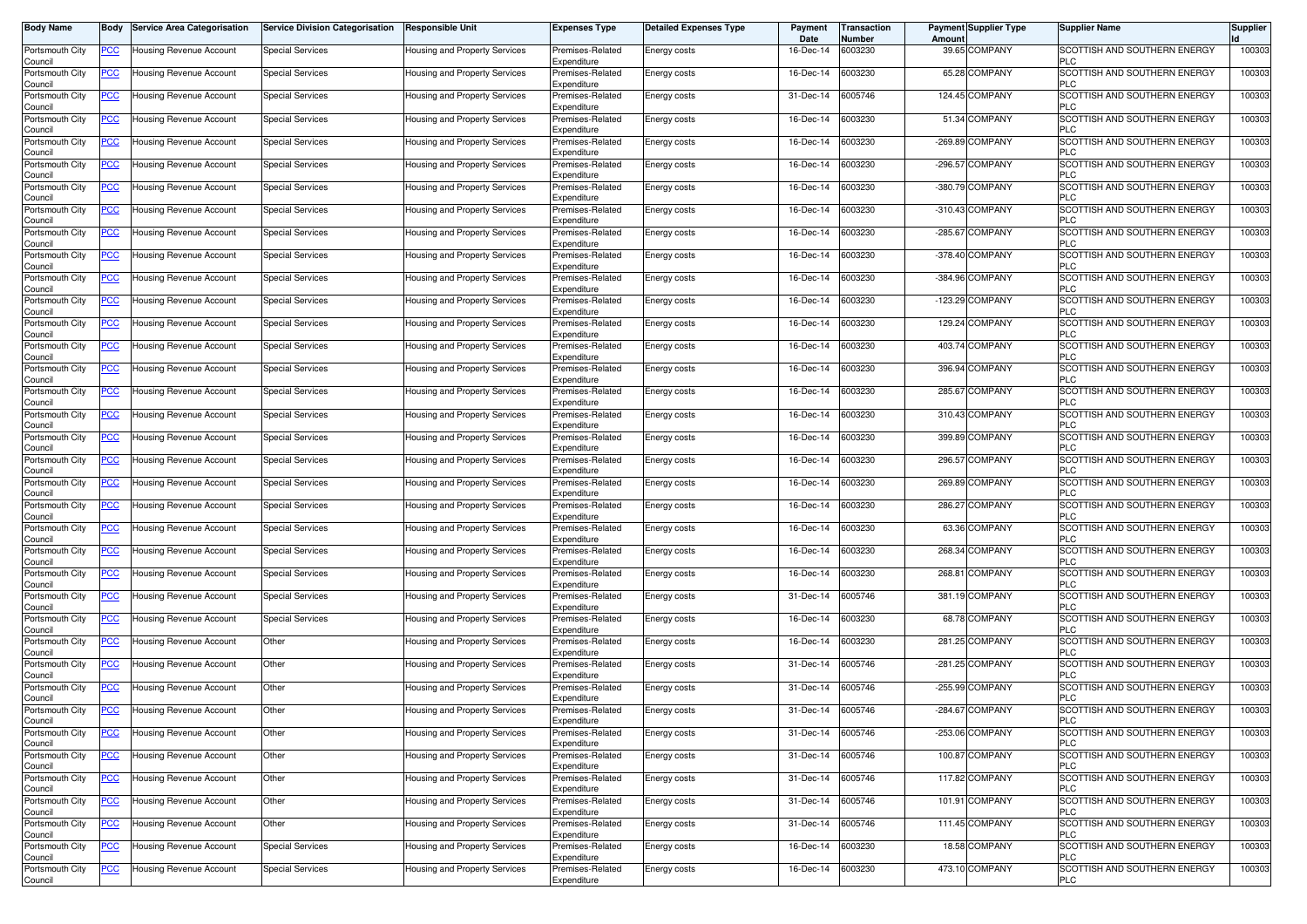| Body Name | Body | Service Area Categorisation | Service Division Categorisation | Responsible Unit | Expenses Type | Detailed Expenses Type | Payment Date | Transaction Number | Payment Amount | Supplier Type | Supplier Name | Supplier Id |
|---|---|---|---|---|---|---|---|---|---|---|---|---|
| Portsmouth City Council | PCC | Housing Revenue Account | Special Services | Housing and Property Services | Premises-Related Expenditure | Energy costs | 16-Dec-14 | 6003230 | 39.65 | COMPANY | SCOTTISH AND SOUTHERN ENERGY PLC | 100303 |
| Portsmouth City Council | PCC | Housing Revenue Account | Special Services | Housing and Property Services | Premises-Related Expenditure | Energy costs | 16-Dec-14 | 6003230 | 65.28 | COMPANY | SCOTTISH AND SOUTHERN ENERGY PLC | 100303 |
| Portsmouth City Council | PCC | Housing Revenue Account | Special Services | Housing and Property Services | Premises-Related Expenditure | Energy costs | 31-Dec-14 | 6005746 | 124.45 | COMPANY | SCOTTISH AND SOUTHERN ENERGY PLC | 100303 |
| Portsmouth City Council | PCC | Housing Revenue Account | Special Services | Housing and Property Services | Premises-Related Expenditure | Energy costs | 16-Dec-14 | 6003230 | 51.34 | COMPANY | SCOTTISH AND SOUTHERN ENERGY PLC | 100303 |
| Portsmouth City Council | PCC | Housing Revenue Account | Special Services | Housing and Property Services | Premises-Related Expenditure | Energy costs | 16-Dec-14 | 6003230 | -269.89 | COMPANY | SCOTTISH AND SOUTHERN ENERGY PLC | 100303 |
| Portsmouth City Council | PCC | Housing Revenue Account | Special Services | Housing and Property Services | Premises-Related Expenditure | Energy costs | 16-Dec-14 | 6003230 | -296.57 | COMPANY | SCOTTISH AND SOUTHERN ENERGY PLC | 100303 |
| Portsmouth City Council | PCC | Housing Revenue Account | Special Services | Housing and Property Services | Premises-Related Expenditure | Energy costs | 16-Dec-14 | 6003230 | -380.79 | COMPANY | SCOTTISH AND SOUTHERN ENERGY PLC | 100303 |
| Portsmouth City Council | PCC | Housing Revenue Account | Special Services | Housing and Property Services | Premises-Related Expenditure | Energy costs | 16-Dec-14 | 6003230 | -310.43 | COMPANY | SCOTTISH AND SOUTHERN ENERGY PLC | 100303 |
| Portsmouth City Council | PCC | Housing Revenue Account | Special Services | Housing and Property Services | Premises-Related Expenditure | Energy costs | 16-Dec-14 | 6003230 | -285.67 | COMPANY | SCOTTISH AND SOUTHERN ENERGY PLC | 100303 |
| Portsmouth City Council | PCC | Housing Revenue Account | Special Services | Housing and Property Services | Premises-Related Expenditure | Energy costs | 16-Dec-14 | 6003230 | -378.40 | COMPANY | SCOTTISH AND SOUTHERN ENERGY PLC | 100303 |
| Portsmouth City Council | PCC | Housing Revenue Account | Special Services | Housing and Property Services | Premises-Related Expenditure | Energy costs | 16-Dec-14 | 6003230 | -384.96 | COMPANY | SCOTTISH AND SOUTHERN ENERGY PLC | 100303 |
| Portsmouth City Council | PCC | Housing Revenue Account | Special Services | Housing and Property Services | Premises-Related Expenditure | Energy costs | 16-Dec-14 | 6003230 | -123.29 | COMPANY | SCOTTISH AND SOUTHERN ENERGY PLC | 100303 |
| Portsmouth City Council | PCC | Housing Revenue Account | Special Services | Housing and Property Services | Premises-Related Expenditure | Energy costs | 16-Dec-14 | 6003230 | 129.24 | COMPANY | SCOTTISH AND SOUTHERN ENERGY PLC | 100303 |
| Portsmouth City Council | PCC | Housing Revenue Account | Special Services | Housing and Property Services | Premises-Related Expenditure | Energy costs | 16-Dec-14 | 6003230 | 403.74 | COMPANY | SCOTTISH AND SOUTHERN ENERGY PLC | 100303 |
| Portsmouth City Council | PCC | Housing Revenue Account | Special Services | Housing and Property Services | Premises-Related Expenditure | Energy costs | 16-Dec-14 | 6003230 | 396.94 | COMPANY | SCOTTISH AND SOUTHERN ENERGY PLC | 100303 |
| Portsmouth City Council | PCC | Housing Revenue Account | Special Services | Housing and Property Services | Premises-Related Expenditure | Energy costs | 16-Dec-14 | 6003230 | 285.67 | COMPANY | SCOTTISH AND SOUTHERN ENERGY PLC | 100303 |
| Portsmouth City Council | PCC | Housing Revenue Account | Special Services | Housing and Property Services | Premises-Related Expenditure | Energy costs | 16-Dec-14 | 6003230 | 310.43 | COMPANY | SCOTTISH AND SOUTHERN ENERGY PLC | 100303 |
| Portsmouth City Council | PCC | Housing Revenue Account | Special Services | Housing and Property Services | Premises-Related Expenditure | Energy costs | 16-Dec-14 | 6003230 | 399.89 | COMPANY | SCOTTISH AND SOUTHERN ENERGY PLC | 100303 |
| Portsmouth City Council | PCC | Housing Revenue Account | Special Services | Housing and Property Services | Premises-Related Expenditure | Energy costs | 16-Dec-14 | 6003230 | 296.57 | COMPANY | SCOTTISH AND SOUTHERN ENERGY PLC | 100303 |
| Portsmouth City Council | PCC | Housing Revenue Account | Special Services | Housing and Property Services | Premises-Related Expenditure | Energy costs | 16-Dec-14 | 6003230 | 269.89 | COMPANY | SCOTTISH AND SOUTHERN ENERGY PLC | 100303 |
| Portsmouth City Council | PCC | Housing Revenue Account | Special Services | Housing and Property Services | Premises-Related Expenditure | Energy costs | 16-Dec-14 | 6003230 | 286.27 | COMPANY | SCOTTISH AND SOUTHERN ENERGY PLC | 100303 |
| Portsmouth City Council | PCC | Housing Revenue Account | Special Services | Housing and Property Services | Premises-Related Expenditure | Energy costs | 16-Dec-14 | 6003230 | 63.36 | COMPANY | SCOTTISH AND SOUTHERN ENERGY PLC | 100303 |
| Portsmouth City Council | PCC | Housing Revenue Account | Special Services | Housing and Property Services | Premises-Related Expenditure | Energy costs | 16-Dec-14 | 6003230 | 268.34 | COMPANY | SCOTTISH AND SOUTHERN ENERGY PLC | 100303 |
| Portsmouth City Council | PCC | Housing Revenue Account | Special Services | Housing and Property Services | Premises-Related Expenditure | Energy costs | 16-Dec-14 | 6003230 | 268.81 | COMPANY | SCOTTISH AND SOUTHERN ENERGY PLC | 100303 |
| Portsmouth City Council | PCC | Housing Revenue Account | Special Services | Housing and Property Services | Premises-Related Expenditure | Energy costs | 31-Dec-14 | 6005746 | 381.19 | COMPANY | SCOTTISH AND SOUTHERN ENERGY PLC | 100303 |
| Portsmouth City Council | PCC | Housing Revenue Account | Special Services | Housing and Property Services | Premises-Related Expenditure | Energy costs | 16-Dec-14 | 6003230 | 68.78 | COMPANY | SCOTTISH AND SOUTHERN ENERGY PLC | 100303 |
| Portsmouth City Council | PCC | Housing Revenue Account | Other | Housing and Property Services | Premises-Related Expenditure | Energy costs | 16-Dec-14 | 6003230 | 281.25 | COMPANY | SCOTTISH AND SOUTHERN ENERGY PLC | 100303 |
| Portsmouth City Council | PCC | Housing Revenue Account | Other | Housing and Property Services | Premises-Related Expenditure | Energy costs | 31-Dec-14 | 6005746 | -281.25 | COMPANY | SCOTTISH AND SOUTHERN ENERGY PLC | 100303 |
| Portsmouth City Council | PCC | Housing Revenue Account | Other | Housing and Property Services | Premises-Related Expenditure | Energy costs | 31-Dec-14 | 6005746 | -255.99 | COMPANY | SCOTTISH AND SOUTHERN ENERGY PLC | 100303 |
| Portsmouth City Council | PCC | Housing Revenue Account | Other | Housing and Property Services | Premises-Related Expenditure | Energy costs | 31-Dec-14 | 6005746 | -284.67 | COMPANY | SCOTTISH AND SOUTHERN ENERGY PLC | 100303 |
| Portsmouth City Council | PCC | Housing Revenue Account | Other | Housing and Property Services | Premises-Related Expenditure | Energy costs | 31-Dec-14 | 6005746 | -253.06 | COMPANY | SCOTTISH AND SOUTHERN ENERGY PLC | 100303 |
| Portsmouth City Council | PCC | Housing Revenue Account | Other | Housing and Property Services | Premises-Related Expenditure | Energy costs | 31-Dec-14 | 6005746 | 100.87 | COMPANY | SCOTTISH AND SOUTHERN ENERGY PLC | 100303 |
| Portsmouth City Council | PCC | Housing Revenue Account | Other | Housing and Property Services | Premises-Related Expenditure | Energy costs | 31-Dec-14 | 6005746 | 117.82 | COMPANY | SCOTTISH AND SOUTHERN ENERGY PLC | 100303 |
| Portsmouth City Council | PCC | Housing Revenue Account | Other | Housing and Property Services | Premises-Related Expenditure | Energy costs | 31-Dec-14 | 6005746 | 101.91 | COMPANY | SCOTTISH AND SOUTHERN ENERGY PLC | 100303 |
| Portsmouth City Council | PCC | Housing Revenue Account | Other | Housing and Property Services | Premises-Related Expenditure | Energy costs | 31-Dec-14 | 6005746 | 111.45 | COMPANY | SCOTTISH AND SOUTHERN ENERGY PLC | 100303 |
| Portsmouth City Council | PCC | Housing Revenue Account | Special Services | Housing and Property Services | Premises-Related Expenditure | Energy costs | 16-Dec-14 | 6003230 | 18.58 | COMPANY | SCOTTISH AND SOUTHERN ENERGY PLC | 100303 |
| Portsmouth City Council | PCC | Housing Revenue Account | Special Services | Housing and Property Services | Premises-Related Expenditure | Energy costs | 16-Dec-14 | 6003230 | 473.10 | COMPANY | SCOTTISH AND SOUTHERN ENERGY PLC | 100303 |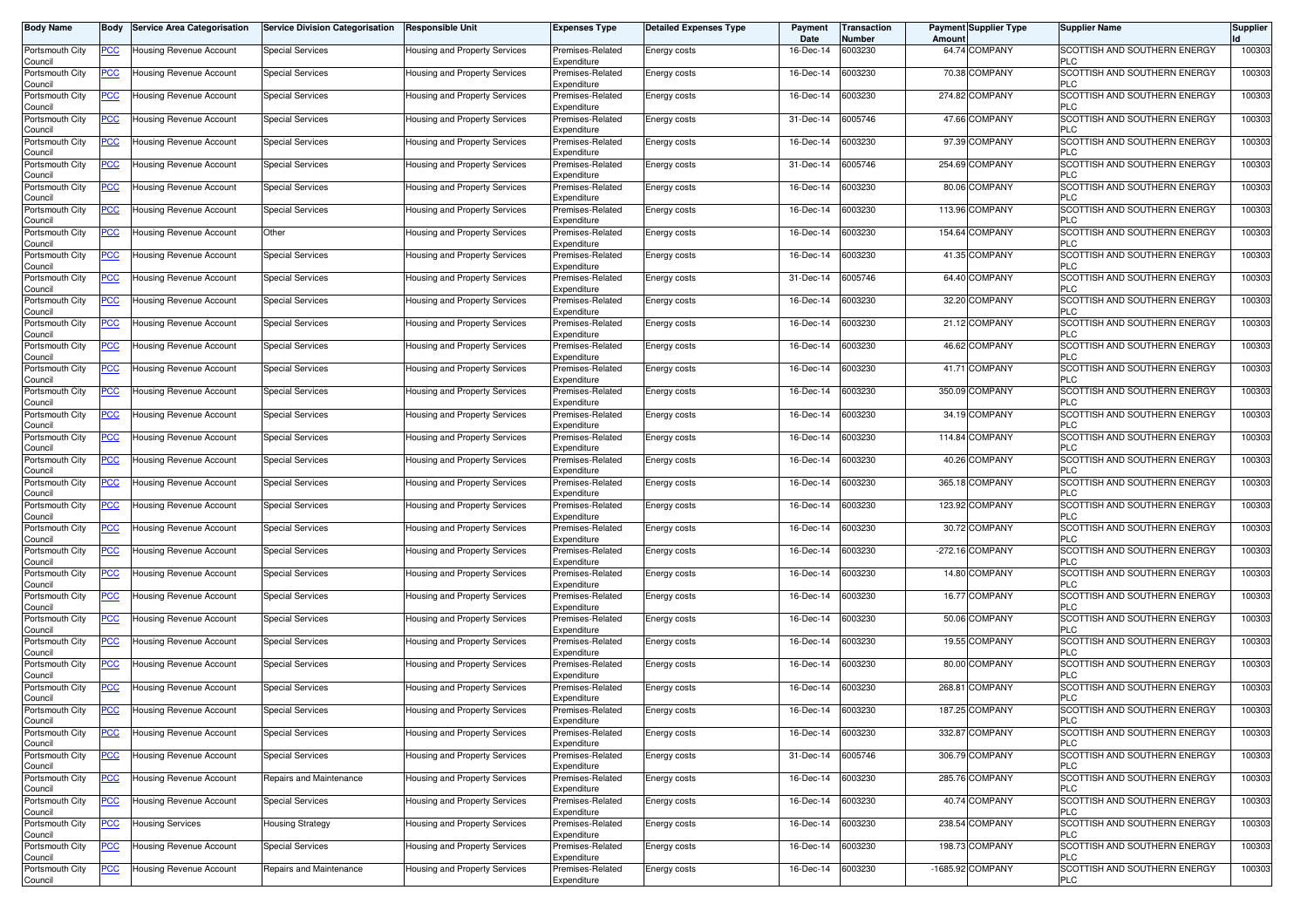| Body Name | Body | Service Area Categorisation | Service Division Categorisation | Responsible Unit | Expenses Type | Detailed Expenses Type | Payment Date | Transaction Number | Payment Amount | Supplier Type | Supplier Name | Supplier Id |
|---|---|---|---|---|---|---|---|---|---|---|---|---|
| Portsmouth City Council | PCC | Housing Revenue Account | Special Services | Housing and Property Services | Premises-Related Expenditure | Energy costs | 16-Dec-14 | 6003230 | 64.74 | COMPANY | SCOTTISH AND SOUTHERN ENERGY PLC | 100303 |
| Portsmouth City Council | PCC | Housing Revenue Account | Special Services | Housing and Property Services | Premises-Related Expenditure | Energy costs | 16-Dec-14 | 6003230 | 70.38 | COMPANY | SCOTTISH AND SOUTHERN ENERGY PLC | 100303 |
| Portsmouth City Council | PCC | Housing Revenue Account | Special Services | Housing and Property Services | Premises-Related Expenditure | Energy costs | 16-Dec-14 | 6003230 | 274.82 | COMPANY | SCOTTISH AND SOUTHERN ENERGY PLC | 100303 |
| Portsmouth City Council | PCC | Housing Revenue Account | Special Services | Housing and Property Services | Premises-Related Expenditure | Energy costs | 31-Dec-14 | 6005746 | 47.66 | COMPANY | SCOTTISH AND SOUTHERN ENERGY PLC | 100303 |
| Portsmouth City Council | PCC | Housing Revenue Account | Special Services | Housing and Property Services | Premises-Related Expenditure | Energy costs | 16-Dec-14 | 6003230 | 97.39 | COMPANY | SCOTTISH AND SOUTHERN ENERGY PLC | 100303 |
| Portsmouth City Council | PCC | Housing Revenue Account | Special Services | Housing and Property Services | Premises-Related Expenditure | Energy costs | 31-Dec-14 | 6005746 | 254.69 | COMPANY | SCOTTISH AND SOUTHERN ENERGY PLC | 100303 |
| Portsmouth City Council | PCC | Housing Revenue Account | Special Services | Housing and Property Services | Premises-Related Expenditure | Energy costs | 16-Dec-14 | 6003230 | 80.06 | COMPANY | SCOTTISH AND SOUTHERN ENERGY PLC | 100303 |
| Portsmouth City Council | PCC | Housing Revenue Account | Special Services | Housing and Property Services | Premises-Related Expenditure | Energy costs | 16-Dec-14 | 6003230 | 113.96 | COMPANY | SCOTTISH AND SOUTHERN ENERGY PLC | 100303 |
| Portsmouth City Council | PCC | Housing Revenue Account | Other | Housing and Property Services | Premises-Related Expenditure | Energy costs | 16-Dec-14 | 6003230 | 154.64 | COMPANY | SCOTTISH AND SOUTHERN ENERGY PLC | 100303 |
| Portsmouth City Council | PCC | Housing Revenue Account | Special Services | Housing and Property Services | Premises-Related Expenditure | Energy costs | 16-Dec-14 | 6003230 | 41.35 | COMPANY | SCOTTISH AND SOUTHERN ENERGY PLC | 100303 |
| Portsmouth City Council | PCC | Housing Revenue Account | Special Services | Housing and Property Services | Premises-Related Expenditure | Energy costs | 31-Dec-14 | 6005746 | 64.40 | COMPANY | SCOTTISH AND SOUTHERN ENERGY PLC | 100303 |
| Portsmouth City Council | PCC | Housing Revenue Account | Special Services | Housing and Property Services | Premises-Related Expenditure | Energy costs | 16-Dec-14 | 6003230 | 32.20 | COMPANY | SCOTTISH AND SOUTHERN ENERGY PLC | 100303 |
| Portsmouth City Council | PCC | Housing Revenue Account | Special Services | Housing and Property Services | Premises-Related Expenditure | Energy costs | 16-Dec-14 | 6003230 | 21.12 | COMPANY | SCOTTISH AND SOUTHERN ENERGY PLC | 100303 |
| Portsmouth City Council | PCC | Housing Revenue Account | Special Services | Housing and Property Services | Premises-Related Expenditure | Energy costs | 16-Dec-14 | 6003230 | 46.62 | COMPANY | SCOTTISH AND SOUTHERN ENERGY PLC | 100303 |
| Portsmouth City Council | PCC | Housing Revenue Account | Special Services | Housing and Property Services | Premises-Related Expenditure | Energy costs | 16-Dec-14 | 6003230 | 41.71 | COMPANY | SCOTTISH AND SOUTHERN ENERGY PLC | 100303 |
| Portsmouth City Council | PCC | Housing Revenue Account | Special Services | Housing and Property Services | Premises-Related Expenditure | Energy costs | 16-Dec-14 | 6003230 | 350.09 | COMPANY | SCOTTISH AND SOUTHERN ENERGY PLC | 100303 |
| Portsmouth City Council | PCC | Housing Revenue Account | Special Services | Housing and Property Services | Premises-Related Expenditure | Energy costs | 16-Dec-14 | 6003230 | 34.19 | COMPANY | SCOTTISH AND SOUTHERN ENERGY PLC | 100303 |
| Portsmouth City Council | PCC | Housing Revenue Account | Special Services | Housing and Property Services | Premises-Related Expenditure | Energy costs | 16-Dec-14 | 6003230 | 114.84 | COMPANY | SCOTTISH AND SOUTHERN ENERGY PLC | 100303 |
| Portsmouth City Council | PCC | Housing Revenue Account | Special Services | Housing and Property Services | Premises-Related Expenditure | Energy costs | 16-Dec-14 | 6003230 | 40.26 | COMPANY | SCOTTISH AND SOUTHERN ENERGY PLC | 100303 |
| Portsmouth City Council | PCC | Housing Revenue Account | Special Services | Housing and Property Services | Premises-Related Expenditure | Energy costs | 16-Dec-14 | 6003230 | 365.18 | COMPANY | SCOTTISH AND SOUTHERN ENERGY PLC | 100303 |
| Portsmouth City Council | PCC | Housing Revenue Account | Special Services | Housing and Property Services | Premises-Related Expenditure | Energy costs | 16-Dec-14 | 6003230 | 123.92 | COMPANY | SCOTTISH AND SOUTHERN ENERGY PLC | 100303 |
| Portsmouth City Council | PCC | Housing Revenue Account | Special Services | Housing and Property Services | Premises-Related Expenditure | Energy costs | 16-Dec-14 | 6003230 | 30.72 | COMPANY | SCOTTISH AND SOUTHERN ENERGY PLC | 100303 |
| Portsmouth City Council | PCC | Housing Revenue Account | Special Services | Housing and Property Services | Premises-Related Expenditure | Energy costs | 16-Dec-14 | 6003230 | -272.16 | COMPANY | SCOTTISH AND SOUTHERN ENERGY PLC | 100303 |
| Portsmouth City Council | PCC | Housing Revenue Account | Special Services | Housing and Property Services | Premises-Related Expenditure | Energy costs | 16-Dec-14 | 6003230 | 14.80 | COMPANY | SCOTTISH AND SOUTHERN ENERGY PLC | 100303 |
| Portsmouth City Council | PCC | Housing Revenue Account | Special Services | Housing and Property Services | Premises-Related Expenditure | Energy costs | 16-Dec-14 | 6003230 | 16.77 | COMPANY | SCOTTISH AND SOUTHERN ENERGY PLC | 100303 |
| Portsmouth City Council | PCC | Housing Revenue Account | Special Services | Housing and Property Services | Premises-Related Expenditure | Energy costs | 16-Dec-14 | 6003230 | 50.06 | COMPANY | SCOTTISH AND SOUTHERN ENERGY PLC | 100303 |
| Portsmouth City Council | PCC | Housing Revenue Account | Special Services | Housing and Property Services | Premises-Related Expenditure | Energy costs | 16-Dec-14 | 6003230 | 19.55 | COMPANY | SCOTTISH AND SOUTHERN ENERGY PLC | 100303 |
| Portsmouth City Council | PCC | Housing Revenue Account | Special Services | Housing and Property Services | Premises-Related Expenditure | Energy costs | 16-Dec-14 | 6003230 | 80.00 | COMPANY | SCOTTISH AND SOUTHERN ENERGY PLC | 100303 |
| Portsmouth City Council | PCC | Housing Revenue Account | Special Services | Housing and Property Services | Premises-Related Expenditure | Energy costs | 16-Dec-14 | 6003230 | 268.81 | COMPANY | SCOTTISH AND SOUTHERN ENERGY PLC | 100303 |
| Portsmouth City Council | PCC | Housing Revenue Account | Special Services | Housing and Property Services | Premises-Related Expenditure | Energy costs | 16-Dec-14 | 6003230 | 187.25 | COMPANY | SCOTTISH AND SOUTHERN ENERGY PLC | 100303 |
| Portsmouth City Council | PCC | Housing Revenue Account | Special Services | Housing and Property Services | Premises-Related Expenditure | Energy costs | 16-Dec-14 | 6003230 | 332.87 | COMPANY | SCOTTISH AND SOUTHERN ENERGY PLC | 100303 |
| Portsmouth City Council | PCC | Housing Revenue Account | Special Services | Housing and Property Services | Premises-Related Expenditure | Energy costs | 31-Dec-14 | 6005746 | 306.79 | COMPANY | SCOTTISH AND SOUTHERN ENERGY PLC | 100303 |
| Portsmouth City Council | PCC | Housing Revenue Account | Repairs and Maintenance | Housing and Property Services | Premises-Related Expenditure | Energy costs | 16-Dec-14 | 6003230 | 285.76 | COMPANY | SCOTTISH AND SOUTHERN ENERGY PLC | 100303 |
| Portsmouth City Council | PCC | Housing Revenue Account | Special Services | Housing and Property Services | Premises-Related Expenditure | Energy costs | 16-Dec-14 | 6003230 | 40.74 | COMPANY | SCOTTISH AND SOUTHERN ENERGY PLC | 100303 |
| Portsmouth City Council | PCC | Housing Services | Housing Strategy | Housing and Property Services | Premises-Related Expenditure | Energy costs | 16-Dec-14 | 6003230 | 238.54 | COMPANY | SCOTTISH AND SOUTHERN ENERGY PLC | 100303 |
| Portsmouth City Council | PCC | Housing Revenue Account | Special Services | Housing and Property Services | Premises-Related Expenditure | Energy costs | 16-Dec-14 | 6003230 | 198.73 | COMPANY | SCOTTISH AND SOUTHERN ENERGY PLC | 100303 |
| Portsmouth City Council | PCC | Housing Revenue Account | Repairs and Maintenance | Housing and Property Services | Premises-Related Expenditure | Energy costs | 16-Dec-14 | 6003230 | -1685.92 | COMPANY | SCOTTISH AND SOUTHERN ENERGY PLC | 100303 |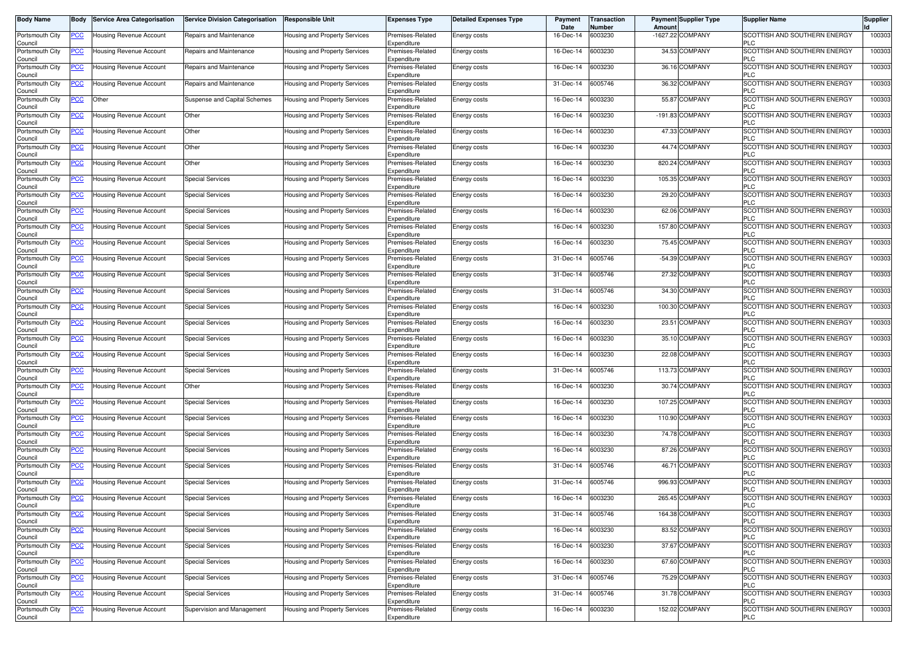| Body Name | Body | Service Area Categorisation | Service Division Categorisation | Responsible Unit | Expenses Type | Detailed Expenses Type | Payment Date | Transaction Number | Payment Amount | Supplier Type | Supplier Name | Supplier Id |
|---|---|---|---|---|---|---|---|---|---|---|---|---|
| Portsmouth City Council | PCC | Housing Revenue Account | Repairs and Maintenance | Housing and Property Services | Premises-Related Expenditure | Energy costs | 16-Dec-14 | 6003230 | -1627.22 | COMPANY | SCOTTISH AND SOUTHERN ENERGY PLC | 100303 |
| Portsmouth City Council | PCC | Housing Revenue Account | Repairs and Maintenance | Housing and Property Services | Premises-Related Expenditure | Energy costs | 16-Dec-14 | 6003230 | 34.53 | COMPANY | SCOTTISH AND SOUTHERN ENERGY PLC | 100303 |
| Portsmouth City Council | PCC | Housing Revenue Account | Repairs and Maintenance | Housing and Property Services | Premises-Related Expenditure | Energy costs | 16-Dec-14 | 6003230 | 36.16 | COMPANY | SCOTTISH AND SOUTHERN ENERGY PLC | 100303 |
| Portsmouth City Council | PCC | Housing Revenue Account | Repairs and Maintenance | Housing and Property Services | Premises-Related Expenditure | Energy costs | 31-Dec-14 | 6005746 | 36.32 | COMPANY | SCOTTISH AND SOUTHERN ENERGY PLC | 100303 |
| Portsmouth City Council | PCC | Other | Suspense and Capital Schemes | Housing and Property Services | Premises-Related Expenditure | Energy costs | 16-Dec-14 | 6003230 | 55.87 | COMPANY | SCOTTISH AND SOUTHERN ENERGY PLC | 100303 |
| Portsmouth City Council | PCC | Housing Revenue Account | Other | Housing and Property Services | Premises-Related Expenditure | Energy costs | 16-Dec-14 | 6003230 | -191.83 | COMPANY | SCOTTISH AND SOUTHERN ENERGY PLC | 100303 |
| Portsmouth City Council | PCC | Housing Revenue Account | Other | Housing and Property Services | Premises-Related Expenditure | Energy costs | 16-Dec-14 | 6003230 | 47.33 | COMPANY | SCOTTISH AND SOUTHERN ENERGY PLC | 100303 |
| Portsmouth City Council | PCC | Housing Revenue Account | Other | Housing and Property Services | Premises-Related Expenditure | Energy costs | 16-Dec-14 | 6003230 | 44.74 | COMPANY | SCOTTISH AND SOUTHERN ENERGY PLC | 100303 |
| Portsmouth City Council | PCC | Housing Revenue Account | Other | Housing and Property Services | Premises-Related Expenditure | Energy costs | 16-Dec-14 | 6003230 | 820.24 | COMPANY | SCOTTISH AND SOUTHERN ENERGY PLC | 100303 |
| Portsmouth City Council | PCC | Housing Revenue Account | Special Services | Housing and Property Services | Premises-Related Expenditure | Energy costs | 16-Dec-14 | 6003230 | 105.35 | COMPANY | SCOTTISH AND SOUTHERN ENERGY PLC | 100303 |
| Portsmouth City Council | PCC | Housing Revenue Account | Special Services | Housing and Property Services | Premises-Related Expenditure | Energy costs | 16-Dec-14 | 6003230 | 29.20 | COMPANY | SCOTTISH AND SOUTHERN ENERGY PLC | 100303 |
| Portsmouth City Council | PCC | Housing Revenue Account | Special Services | Housing and Property Services | Premises-Related Expenditure | Energy costs | 16-Dec-14 | 6003230 | 62.06 | COMPANY | SCOTTISH AND SOUTHERN ENERGY PLC | 100303 |
| Portsmouth City Council | PCC | Housing Revenue Account | Special Services | Housing and Property Services | Premises-Related Expenditure | Energy costs | 16-Dec-14 | 6003230 | 157.80 | COMPANY | SCOTTISH AND SOUTHERN ENERGY PLC | 100303 |
| Portsmouth City Council | PCC | Housing Revenue Account | Special Services | Housing and Property Services | Premises-Related Expenditure | Energy costs | 16-Dec-14 | 6003230 | 75.45 | COMPANY | SCOTTISH AND SOUTHERN ENERGY PLC | 100303 |
| Portsmouth City Council | PCC | Housing Revenue Account | Special Services | Housing and Property Services | Premises-Related Expenditure | Energy costs | 31-Dec-14 | 6005746 | -54.39 | COMPANY | SCOTTISH AND SOUTHERN ENERGY PLC | 100303 |
| Portsmouth City Council | PCC | Housing Revenue Account | Special Services | Housing and Property Services | Premises-Related Expenditure | Energy costs | 31-Dec-14 | 6005746 | 27.32 | COMPANY | SCOTTISH AND SOUTHERN ENERGY PLC | 100303 |
| Portsmouth City Council | PCC | Housing Revenue Account | Special Services | Housing and Property Services | Premises-Related Expenditure | Energy costs | 31-Dec-14 | 6005746 | 34.30 | COMPANY | SCOTTISH AND SOUTHERN ENERGY PLC | 100303 |
| Portsmouth City Council | PCC | Housing Revenue Account | Special Services | Housing and Property Services | Premises-Related Expenditure | Energy costs | 16-Dec-14 | 6003230 | 100.30 | COMPANY | SCOTTISH AND SOUTHERN ENERGY PLC | 100303 |
| Portsmouth City Council | PCC | Housing Revenue Account | Special Services | Housing and Property Services | Premises-Related Expenditure | Energy costs | 16-Dec-14 | 6003230 | 23.51 | COMPANY | SCOTTISH AND SOUTHERN ENERGY PLC | 100303 |
| Portsmouth City Council | PCC | Housing Revenue Account | Special Services | Housing and Property Services | Premises-Related Expenditure | Energy costs | 16-Dec-14 | 6003230 | 35.10 | COMPANY | SCOTTISH AND SOUTHERN ENERGY PLC | 100303 |
| Portsmouth City Council | PCC | Housing Revenue Account | Special Services | Housing and Property Services | Premises-Related Expenditure | Energy costs | 16-Dec-14 | 6003230 | 22.08 | COMPANY | SCOTTISH AND SOUTHERN ENERGY PLC | 100303 |
| Portsmouth City Council | PCC | Housing Revenue Account | Special Services | Housing and Property Services | Premises-Related Expenditure | Energy costs | 31-Dec-14 | 6005746 | 113.73 | COMPANY | SCOTTISH AND SOUTHERN ENERGY PLC | 100303 |
| Portsmouth City Council | PCC | Housing Revenue Account | Other | Housing and Property Services | Premises-Related Expenditure | Energy costs | 16-Dec-14 | 6003230 | 30.74 | COMPANY | SCOTTISH AND SOUTHERN ENERGY PLC | 100303 |
| Portsmouth City Council | PCC | Housing Revenue Account | Special Services | Housing and Property Services | Premises-Related Expenditure | Energy costs | 16-Dec-14 | 6003230 | 107.25 | COMPANY | SCOTTISH AND SOUTHERN ENERGY PLC | 100303 |
| Portsmouth City Council | PCC | Housing Revenue Account | Special Services | Housing and Property Services | Premises-Related Expenditure | Energy costs | 16-Dec-14 | 6003230 | 110.90 | COMPANY | SCOTTISH AND SOUTHERN ENERGY PLC | 100303 |
| Portsmouth City Council | PCC | Housing Revenue Account | Special Services | Housing and Property Services | Premises-Related Expenditure | Energy costs | 16-Dec-14 | 6003230 | 74.78 | COMPANY | SCOTTISH AND SOUTHERN ENERGY PLC | 100303 |
| Portsmouth City Council | PCC | Housing Revenue Account | Special Services | Housing and Property Services | Premises-Related Expenditure | Energy costs | 16-Dec-14 | 6003230 | 87.26 | COMPANY | SCOTTISH AND SOUTHERN ENERGY PLC | 100303 |
| Portsmouth City Council | PCC | Housing Revenue Account | Special Services | Housing and Property Services | Premises-Related Expenditure | Energy costs | 31-Dec-14 | 6005746 | 46.71 | COMPANY | SCOTTISH AND SOUTHERN ENERGY PLC | 100303 |
| Portsmouth City Council | PCC | Housing Revenue Account | Special Services | Housing and Property Services | Premises-Related Expenditure | Energy costs | 31-Dec-14 | 6005746 | 996.93 | COMPANY | SCOTTISH AND SOUTHERN ENERGY PLC | 100303 |
| Portsmouth City Council | PCC | Housing Revenue Account | Special Services | Housing and Property Services | Premises-Related Expenditure | Energy costs | 16-Dec-14 | 6003230 | 265.45 | COMPANY | SCOTTISH AND SOUTHERN ENERGY PLC | 100303 |
| Portsmouth City Council | PCC | Housing Revenue Account | Special Services | Housing and Property Services | Premises-Related Expenditure | Energy costs | 31-Dec-14 | 6005746 | 164.38 | COMPANY | SCOTTISH AND SOUTHERN ENERGY PLC | 100303 |
| Portsmouth City Council | PCC | Housing Revenue Account | Special Services | Housing and Property Services | Premises-Related Expenditure | Energy costs | 16-Dec-14 | 6003230 | 83.52 | COMPANY | SCOTTISH AND SOUTHERN ENERGY PLC | 100303 |
| Portsmouth City Council | PCC | Housing Revenue Account | Special Services | Housing and Property Services | Premises-Related Expenditure | Energy costs | 16-Dec-14 | 6003230 | 37.67 | COMPANY | SCOTTISH AND SOUTHERN ENERGY PLC | 100303 |
| Portsmouth City Council | PCC | Housing Revenue Account | Special Services | Housing and Property Services | Premises-Related Expenditure | Energy costs | 16-Dec-14 | 6003230 | 67.60 | COMPANY | SCOTTISH AND SOUTHERN ENERGY PLC | 100303 |
| Portsmouth City Council | PCC | Housing Revenue Account | Special Services | Housing and Property Services | Premises-Related Expenditure | Energy costs | 31-Dec-14 | 6005746 | 75.29 | COMPANY | SCOTTISH AND SOUTHERN ENERGY PLC | 100303 |
| Portsmouth City Council | PCC | Housing Revenue Account | Special Services | Housing and Property Services | Premises-Related Expenditure | Energy costs | 31-Dec-14 | 6005746 | 31.78 | COMPANY | SCOTTISH AND SOUTHERN ENERGY PLC | 100303 |
| Portsmouth City Council | PCC | Housing Revenue Account | Supervision and Management | Housing and Property Services | Premises-Related Expenditure | Energy costs | 16-Dec-14 | 6003230 | 152.02 | COMPANY | SCOTTISH AND SOUTHERN ENERGY PLC | 100303 |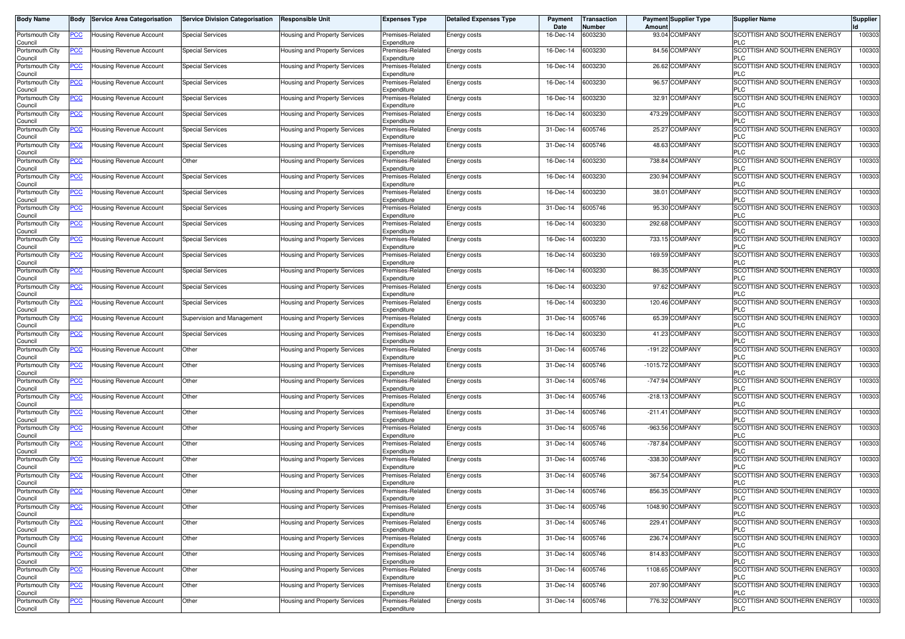| Body Name | Body | Service Area Categorisation | Service Division Categorisation | Responsible Unit | Expenses Type | Detailed Expenses Type | Payment Date | Transaction Number | Payment Amount | Supplier Type | Supplier Name | Supplier Id |
|---|---|---|---|---|---|---|---|---|---|---|---|---|
| Portsmouth City Council | PCC | Housing Revenue Account | Special Services | Housing and Property Services | Premises-Related Expenditure | Energy costs | 16-Dec-14 | 6003230 | 93.04 | COMPANY | SCOTTISH AND SOUTHERN ENERGY PLC | 100303 |
| Portsmouth City Council | PCC | Housing Revenue Account | Special Services | Housing and Property Services | Premises-Related Expenditure | Energy costs | 16-Dec-14 | 6003230 | 84.56 | COMPANY | SCOTTISH AND SOUTHERN ENERGY PLC | 100303 |
| Portsmouth City Council | PCC | Housing Revenue Account | Special Services | Housing and Property Services | Premises-Related Expenditure | Energy costs | 16-Dec-14 | 6003230 | 26.62 | COMPANY | SCOTTISH AND SOUTHERN ENERGY PLC | 100303 |
| Portsmouth City Council | PCC | Housing Revenue Account | Special Services | Housing and Property Services | Premises-Related Expenditure | Energy costs | 16-Dec-14 | 6003230 | 96.57 | COMPANY | SCOTTISH AND SOUTHERN ENERGY PLC | 100303 |
| Portsmouth City Council | PCC | Housing Revenue Account | Special Services | Housing and Property Services | Premises-Related Expenditure | Energy costs | 16-Dec-14 | 6003230 | 32.91 | COMPANY | SCOTTISH AND SOUTHERN ENERGY PLC | 100303 |
| Portsmouth City Council | PCC | Housing Revenue Account | Special Services | Housing and Property Services | Premises-Related Expenditure | Energy costs | 16-Dec-14 | 6003230 | 473.29 | COMPANY | SCOTTISH AND SOUTHERN ENERGY PLC | 100303 |
| Portsmouth City Council | PCC | Housing Revenue Account | Special Services | Housing and Property Services | Premises-Related Expenditure | Energy costs | 31-Dec-14 | 6005746 | 25.27 | COMPANY | SCOTTISH AND SOUTHERN ENERGY PLC | 100303 |
| Portsmouth City Council | PCC | Housing Revenue Account | Special Services | Housing and Property Services | Premises-Related Expenditure | Energy costs | 31-Dec-14 | 6005746 | 48.63 | COMPANY | SCOTTISH AND SOUTHERN ENERGY PLC | 100303 |
| Portsmouth City Council | PCC | Housing Revenue Account | Other | Housing and Property Services | Premises-Related Expenditure | Energy costs | 16-Dec-14 | 6003230 | 738.84 | COMPANY | SCOTTISH AND SOUTHERN ENERGY PLC | 100303 |
| Portsmouth City Council | PCC | Housing Revenue Account | Special Services | Housing and Property Services | Premises-Related Expenditure | Energy costs | 16-Dec-14 | 6003230 | 230.94 | COMPANY | SCOTTISH AND SOUTHERN ENERGY PLC | 100303 |
| Portsmouth City Council | PCC | Housing Revenue Account | Special Services | Housing and Property Services | Premises-Related Expenditure | Energy costs | 16-Dec-14 | 6003230 | 38.01 | COMPANY | SCOTTISH AND SOUTHERN ENERGY PLC | 100303 |
| Portsmouth City Council | PCC | Housing Revenue Account | Special Services | Housing and Property Services | Premises-Related Expenditure | Energy costs | 31-Dec-14 | 6005746 | 95.30 | COMPANY | SCOTTISH AND SOUTHERN ENERGY PLC | 100303 |
| Portsmouth City Council | PCC | Housing Revenue Account | Special Services | Housing and Property Services | Premises-Related Expenditure | Energy costs | 16-Dec-14 | 6003230 | 292.68 | COMPANY | SCOTTISH AND SOUTHERN ENERGY PLC | 100303 |
| Portsmouth City Council | PCC | Housing Revenue Account | Special Services | Housing and Property Services | Premises-Related Expenditure | Energy costs | 16-Dec-14 | 6003230 | 733.15 | COMPANY | SCOTTISH AND SOUTHERN ENERGY PLC | 100303 |
| Portsmouth City Council | PCC | Housing Revenue Account | Special Services | Housing and Property Services | Premises-Related Expenditure | Energy costs | 16-Dec-14 | 6003230 | 169.59 | COMPANY | SCOTTISH AND SOUTHERN ENERGY PLC | 100303 |
| Portsmouth City Council | PCC | Housing Revenue Account | Special Services | Housing and Property Services | Premises-Related Expenditure | Energy costs | 16-Dec-14 | 6003230 | 86.35 | COMPANY | SCOTTISH AND SOUTHERN ENERGY PLC | 100303 |
| Portsmouth City Council | PCC | Housing Revenue Account | Special Services | Housing and Property Services | Premises-Related Expenditure | Energy costs | 16-Dec-14 | 6003230 | 97.62 | COMPANY | SCOTTISH AND SOUTHERN ENERGY PLC | 100303 |
| Portsmouth City Council | PCC | Housing Revenue Account | Special Services | Housing and Property Services | Premises-Related Expenditure | Energy costs | 16-Dec-14 | 6003230 | 120.46 | COMPANY | SCOTTISH AND SOUTHERN ENERGY PLC | 100303 |
| Portsmouth City Council | PCC | Housing Revenue Account | Supervision and Management | Housing and Property Services | Premises-Related Expenditure | Energy costs | 31-Dec-14 | 6005746 | 65.39 | COMPANY | SCOTTISH AND SOUTHERN ENERGY PLC | 100303 |
| Portsmouth City Council | PCC | Housing Revenue Account | Special Services | Housing and Property Services | Premises-Related Expenditure | Energy costs | 16-Dec-14 | 6003230 | 41.23 | COMPANY | SCOTTISH AND SOUTHERN ENERGY PLC | 100303 |
| Portsmouth City Council | PCC | Housing Revenue Account | Other | Housing and Property Services | Premises-Related Expenditure | Energy costs | 31-Dec-14 | 6005746 | -191.22 | COMPANY | SCOTTISH AND SOUTHERN ENERGY PLC | 100303 |
| Portsmouth City Council | PCC | Housing Revenue Account | Other | Housing and Property Services | Premises-Related Expenditure | Energy costs | 31-Dec-14 | 6005746 | -1015.72 | COMPANY | SCOTTISH AND SOUTHERN ENERGY PLC | 100303 |
| Portsmouth City Council | PCC | Housing Revenue Account | Other | Housing and Property Services | Premises-Related Expenditure | Energy costs | 31-Dec-14 | 6005746 | -747.94 | COMPANY | SCOTTISH AND SOUTHERN ENERGY PLC | 100303 |
| Portsmouth City Council | PCC | Housing Revenue Account | Other | Housing and Property Services | Premises-Related Expenditure | Energy costs | 31-Dec-14 | 6005746 | -218.13 | COMPANY | SCOTTISH AND SOUTHERN ENERGY PLC | 100303 |
| Portsmouth City Council | PCC | Housing Revenue Account | Other | Housing and Property Services | Premises-Related Expenditure | Energy costs | 31-Dec-14 | 6005746 | -211.41 | COMPANY | SCOTTISH AND SOUTHERN ENERGY PLC | 100303 |
| Portsmouth City Council | PCC | Housing Revenue Account | Other | Housing and Property Services | Premises-Related Expenditure | Energy costs | 31-Dec-14 | 6005746 | -963.56 | COMPANY | SCOTTISH AND SOUTHERN ENERGY PLC | 100303 |
| Portsmouth City Council | PCC | Housing Revenue Account | Other | Housing and Property Services | Premises-Related Expenditure | Energy costs | 31-Dec-14 | 6005746 | -787.84 | COMPANY | SCOTTISH AND SOUTHERN ENERGY PLC | 100303 |
| Portsmouth City Council | PCC | Housing Revenue Account | Other | Housing and Property Services | Premises-Related Expenditure | Energy costs | 31-Dec-14 | 6005746 | -338.30 | COMPANY | SCOTTISH AND SOUTHERN ENERGY PLC | 100303 |
| Portsmouth City Council | PCC | Housing Revenue Account | Other | Housing and Property Services | Premises-Related Expenditure | Energy costs | 31-Dec-14 | 6005746 | 367.54 | COMPANY | SCOTTISH AND SOUTHERN ENERGY PLC | 100303 |
| Portsmouth City Council | PCC | Housing Revenue Account | Other | Housing and Property Services | Premises-Related Expenditure | Energy costs | 31-Dec-14 | 6005746 | 856.35 | COMPANY | SCOTTISH AND SOUTHERN ENERGY PLC | 100303 |
| Portsmouth City Council | PCC | Housing Revenue Account | Other | Housing and Property Services | Premises-Related Expenditure | Energy costs | 31-Dec-14 | 6005746 | 1048.90 | COMPANY | SCOTTISH AND SOUTHERN ENERGY PLC | 100303 |
| Portsmouth City Council | PCC | Housing Revenue Account | Other | Housing and Property Services | Premises-Related Expenditure | Energy costs | 31-Dec-14 | 6005746 | 229.41 | COMPANY | SCOTTISH AND SOUTHERN ENERGY PLC | 100303 |
| Portsmouth City Council | PCC | Housing Revenue Account | Other | Housing and Property Services | Premises-Related Expenditure | Energy costs | 31-Dec-14 | 6005746 | 236.74 | COMPANY | SCOTTISH AND SOUTHERN ENERGY PLC | 100303 |
| Portsmouth City Council | PCC | Housing Revenue Account | Other | Housing and Property Services | Premises-Related Expenditure | Energy costs | 31-Dec-14 | 6005746 | 814.83 | COMPANY | SCOTTISH AND SOUTHERN ENERGY PLC | 100303 |
| Portsmouth City Council | PCC | Housing Revenue Account | Other | Housing and Property Services | Premises-Related Expenditure | Energy costs | 31-Dec-14 | 6005746 | 1108.65 | COMPANY | SCOTTISH AND SOUTHERN ENERGY PLC | 100303 |
| Portsmouth City Council | PCC | Housing Revenue Account | Other | Housing and Property Services | Premises-Related Expenditure | Energy costs | 31-Dec-14 | 6005746 | 207.90 | COMPANY | SCOTTISH AND SOUTHERN ENERGY PLC | 100303 |
| Portsmouth City Council | PCC | Housing Revenue Account | Other | Housing and Property Services | Premises-Related Expenditure | Energy costs | 31-Dec-14 | 6005746 | 776.32 | COMPANY | SCOTTISH AND SOUTHERN ENERGY PLC | 100303 |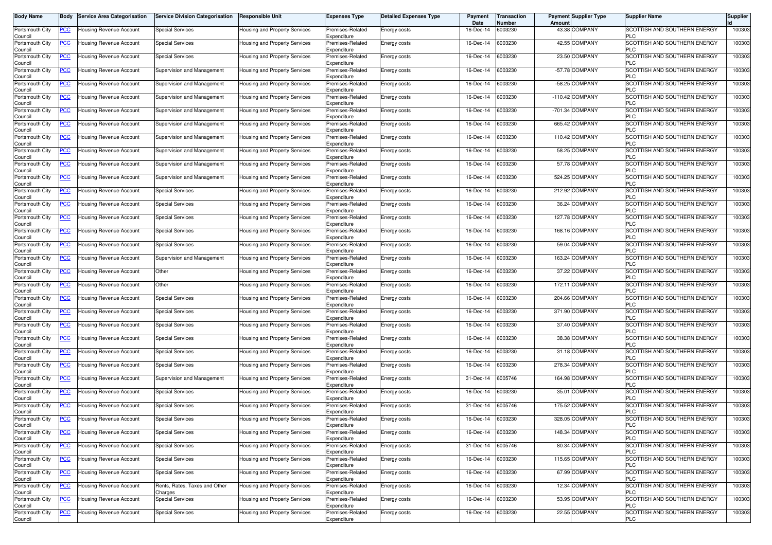| Body Name | Body | Service Area Categorisation | Service Division Categorisation | Responsible Unit | Expenses Type | Detailed Expenses Type | Payment Date | Transaction Number | Payment Amount | Supplier Type | Supplier Name | Supplier Id |
|---|---|---|---|---|---|---|---|---|---|---|---|---|
| Portsmouth City Council | PCC | Housing Revenue Account | Special Services | Housing and Property Services | Premises-Related Expenditure | Energy costs | 16-Dec-14 | 6003230 | 43.38 | COMPANY | SCOTTISH AND SOUTHERN ENERGY PLC | 100303 |
| Portsmouth City Council | PCC | Housing Revenue Account | Special Services | Housing and Property Services | Premises-Related Expenditure | Energy costs | 16-Dec-14 | 6003230 | 42.55 | COMPANY | SCOTTISH AND SOUTHERN ENERGY PLC | 100303 |
| Portsmouth City Council | PCC | Housing Revenue Account | Special Services | Housing and Property Services | Premises-Related Expenditure | Energy costs | 16-Dec-14 | 6003230 | 23.50 | COMPANY | SCOTTISH AND SOUTHERN ENERGY PLC | 100303 |
| Portsmouth City Council | PCC | Housing Revenue Account | Supervision and Management | Housing and Property Services | Premises-Related Expenditure | Energy costs | 16-Dec-14 | 6003230 | -57.78 | COMPANY | SCOTTISH AND SOUTHERN ENERGY PLC | 100303 |
| Portsmouth City Council | PCC | Housing Revenue Account | Supervision and Management | Housing and Property Services | Premises-Related Expenditure | Energy costs | 16-Dec-14 | 6003230 | -58.25 | COMPANY | SCOTTISH AND SOUTHERN ENERGY PLC | 100303 |
| Portsmouth City Council | PCC | Housing Revenue Account | Supervision and Management | Housing and Property Services | Premises-Related Expenditure | Energy costs | 16-Dec-14 | 6003230 | -110.42 | COMPANY | SCOTTISH AND SOUTHERN ENERGY PLC | 100303 |
| Portsmouth City Council | PCC | Housing Revenue Account | Supervision and Management | Housing and Property Services | Premises-Related Expenditure | Energy costs | 16-Dec-14 | 6003230 | -701.34 | COMPANY | SCOTTISH AND SOUTHERN ENERGY PLC | 100303 |
| Portsmouth City Council | PCC | Housing Revenue Account | Supervision and Management | Housing and Property Services | Premises-Related Expenditure | Energy costs | 16-Dec-14 | 6003230 | 665.42 | COMPANY | SCOTTISH AND SOUTHERN ENERGY PLC | 100303 |
| Portsmouth City Council | PCC | Housing Revenue Account | Supervision and Management | Housing and Property Services | Premises-Related Expenditure | Energy costs | 16-Dec-14 | 6003230 | 110.42 | COMPANY | SCOTTISH AND SOUTHERN ENERGY PLC | 100303 |
| Portsmouth City Council | PCC | Housing Revenue Account | Supervision and Management | Housing and Property Services | Premises-Related Expenditure | Energy costs | 16-Dec-14 | 6003230 | 58.25 | COMPANY | SCOTTISH AND SOUTHERN ENERGY PLC | 100303 |
| Portsmouth City Council | PCC | Housing Revenue Account | Supervision and Management | Housing and Property Services | Premises-Related Expenditure | Energy costs | 16-Dec-14 | 6003230 | 57.78 | COMPANY | SCOTTISH AND SOUTHERN ENERGY PLC | 100303 |
| Portsmouth City Council | PCC | Housing Revenue Account | Supervision and Management | Housing and Property Services | Premises-Related Expenditure | Energy costs | 16-Dec-14 | 6003230 | 524.25 | COMPANY | SCOTTISH AND SOUTHERN ENERGY PLC | 100303 |
| Portsmouth City Council | PCC | Housing Revenue Account | Special Services | Housing and Property Services | Premises-Related Expenditure | Energy costs | 16-Dec-14 | 6003230 | 212.92 | COMPANY | SCOTTISH AND SOUTHERN ENERGY PLC | 100303 |
| Portsmouth City Council | PCC | Housing Revenue Account | Special Services | Housing and Property Services | Premises-Related Expenditure | Energy costs | 16-Dec-14 | 6003230 | 36.24 | COMPANY | SCOTTISH AND SOUTHERN ENERGY PLC | 100303 |
| Portsmouth City Council | PCC | Housing Revenue Account | Special Services | Housing and Property Services | Premises-Related Expenditure | Energy costs | 16-Dec-14 | 6003230 | 127.78 | COMPANY | SCOTTISH AND SOUTHERN ENERGY PLC | 100303 |
| Portsmouth City Council | PCC | Housing Revenue Account | Special Services | Housing and Property Services | Premises-Related Expenditure | Energy costs | 16-Dec-14 | 6003230 | 168.16 | COMPANY | SCOTTISH AND SOUTHERN ENERGY PLC | 100303 |
| Portsmouth City Council | PCC | Housing Revenue Account | Special Services | Housing and Property Services | Premises-Related Expenditure | Energy costs | 16-Dec-14 | 6003230 | 59.04 | COMPANY | SCOTTISH AND SOUTHERN ENERGY PLC | 100303 |
| Portsmouth City Council | PCC | Housing Revenue Account | Supervision and Management | Housing and Property Services | Premises-Related Expenditure | Energy costs | 16-Dec-14 | 6003230 | 163.24 | COMPANY | SCOTTISH AND SOUTHERN ENERGY PLC | 100303 |
| Portsmouth City Council | PCC | Housing Revenue Account | Other | Housing and Property Services | Premises-Related Expenditure | Energy costs | 16-Dec-14 | 6003230 | 37.22 | COMPANY | SCOTTISH AND SOUTHERN ENERGY PLC | 100303 |
| Portsmouth City Council | PCC | Housing Revenue Account | Other | Housing and Property Services | Premises-Related Expenditure | Energy costs | 16-Dec-14 | 6003230 | 172.11 | COMPANY | SCOTTISH AND SOUTHERN ENERGY PLC | 100303 |
| Portsmouth City Council | PCC | Housing Revenue Account | Special Services | Housing and Property Services | Premises-Related Expenditure | Energy costs | 16-Dec-14 | 6003230 | 204.66 | COMPANY | SCOTTISH AND SOUTHERN ENERGY PLC | 100303 |
| Portsmouth City Council | PCC | Housing Revenue Account | Special Services | Housing and Property Services | Premises-Related Expenditure | Energy costs | 16-Dec-14 | 6003230 | 371.90 | COMPANY | SCOTTISH AND SOUTHERN ENERGY PLC | 100303 |
| Portsmouth City Council | PCC | Housing Revenue Account | Special Services | Housing and Property Services | Premises-Related Expenditure | Energy costs | 16-Dec-14 | 6003230 | 37.40 | COMPANY | SCOTTISH AND SOUTHERN ENERGY PLC | 100303 |
| Portsmouth City Council | PCC | Housing Revenue Account | Special Services | Housing and Property Services | Premises-Related Expenditure | Energy costs | 16-Dec-14 | 6003230 | 38.38 | COMPANY | SCOTTISH AND SOUTHERN ENERGY PLC | 100303 |
| Portsmouth City Council | PCC | Housing Revenue Account | Special Services | Housing and Property Services | Premises-Related Expenditure | Energy costs | 16-Dec-14 | 6003230 | 31.18 | COMPANY | SCOTTISH AND SOUTHERN ENERGY PLC | 100303 |
| Portsmouth City Council | PCC | Housing Revenue Account | Special Services | Housing and Property Services | Premises-Related Expenditure | Energy costs | 16-Dec-14 | 6003230 | 278.34 | COMPANY | SCOTTISH AND SOUTHERN ENERGY PLC | 100303 |
| Portsmouth City Council | PCC | Housing Revenue Account | Supervision and Management | Housing and Property Services | Premises-Related Expenditure | Energy costs | 31-Dec-14 | 6005746 | 164.98 | COMPANY | SCOTTISH AND SOUTHERN ENERGY PLC | 100303 |
| Portsmouth City Council | PCC | Housing Revenue Account | Special Services | Housing and Property Services | Premises-Related Expenditure | Energy costs | 16-Dec-14 | 6003230 | 35.01 | COMPANY | SCOTTISH AND SOUTHERN ENERGY PLC | 100303 |
| Portsmouth City Council | PCC | Housing Revenue Account | Special Services | Housing and Property Services | Premises-Related Expenditure | Energy costs | 31-Dec-14 | 6005746 | 175.52 | COMPANY | SCOTTISH AND SOUTHERN ENERGY PLC | 100303 |
| Portsmouth City Council | PCC | Housing Revenue Account | Special Services | Housing and Property Services | Premises-Related Expenditure | Energy costs | 16-Dec-14 | 6003230 | 328.05 | COMPANY | SCOTTISH AND SOUTHERN ENERGY PLC | 100303 |
| Portsmouth City Council | PCC | Housing Revenue Account | Special Services | Housing and Property Services | Premises-Related Expenditure | Energy costs | 16-Dec-14 | 6003230 | 148.34 | COMPANY | SCOTTISH AND SOUTHERN ENERGY PLC | 100303 |
| Portsmouth City Council | PCC | Housing Revenue Account | Special Services | Housing and Property Services | Premises-Related Expenditure | Energy costs | 31-Dec-14 | 6005746 | 80.34 | COMPANY | SCOTTISH AND SOUTHERN ENERGY PLC | 100303 |
| Portsmouth City Council | PCC | Housing Revenue Account | Special Services | Housing and Property Services | Premises-Related Expenditure | Energy costs | 16-Dec-14 | 6003230 | 115.65 | COMPANY | SCOTTISH AND SOUTHERN ENERGY PLC | 100303 |
| Portsmouth City Council | PCC | Housing Revenue Account | Special Services | Housing and Property Services | Premises-Related Expenditure | Energy costs | 16-Dec-14 | 6003230 | 67.99 | COMPANY | SCOTTISH AND SOUTHERN ENERGY PLC | 100303 |
| Portsmouth City Council | PCC | Housing Revenue Account | Rents, Rates, Taxes and Other Charges | Housing and Property Services | Premises-Related Expenditure | Energy costs | 16-Dec-14 | 6003230 | 12.34 | COMPANY | SCOTTISH AND SOUTHERN ENERGY PLC | 100303 |
| Portsmouth City Council | PCC | Housing Revenue Account | Special Services | Housing and Property Services | Premises-Related Expenditure | Energy costs | 16-Dec-14 | 6003230 | 53.95 | COMPANY | SCOTTISH AND SOUTHERN ENERGY PLC | 100303 |
| Portsmouth City Council | PCC | Housing Revenue Account | Special Services | Housing and Property Services | Premises-Related Expenditure | Energy costs | 16-Dec-14 | 6003230 | 22.55 | COMPANY | SCOTTISH AND SOUTHERN ENERGY PLC | 100303 |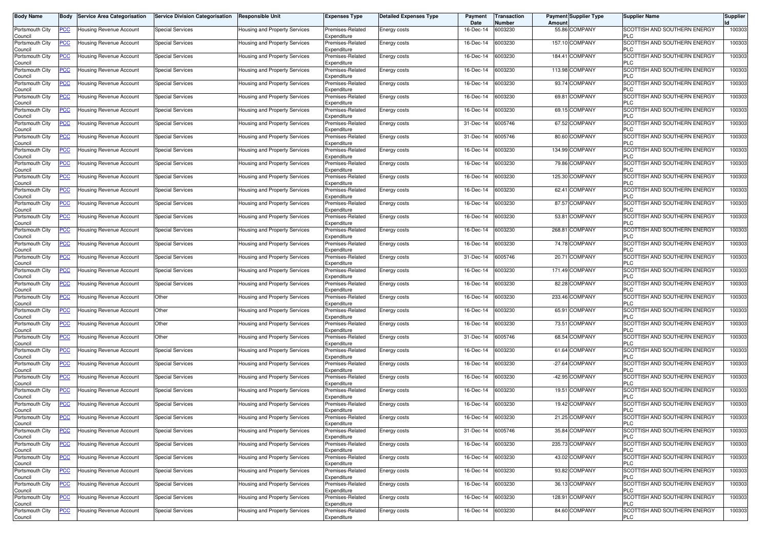| Body Name | Body | Service Area Categorisation | Service Division Categorisation | Responsible Unit | Expenses Type | Detailed Expenses Type | Payment Date | Transaction Number | Payment Amount | Supplier Type | Supplier Name | Supplier Id |
|---|---|---|---|---|---|---|---|---|---|---|---|---|
| Portsmouth City Council | PCC | Housing Revenue Account | Special Services | Housing and Property Services | Premises-Related Expenditure | Energy costs | 16-Dec-14 | 6003230 | 55.86 | COMPANY | SCOTTISH AND SOUTHERN ENERGY PLC | 100303 |
| Portsmouth City Council | PCC | Housing Revenue Account | Special Services | Housing and Property Services | Premises-Related Expenditure | Energy costs | 16-Dec-14 | 6003230 | 157.10 | COMPANY | SCOTTISH AND SOUTHERN ENERGY PLC | 100303 |
| Portsmouth City Council | PCC | Housing Revenue Account | Special Services | Housing and Property Services | Premises-Related Expenditure | Energy costs | 16-Dec-14 | 6003230 | 184.41 | COMPANY | SCOTTISH AND SOUTHERN ENERGY PLC | 100303 |
| Portsmouth City Council | PCC | Housing Revenue Account | Special Services | Housing and Property Services | Premises-Related Expenditure | Energy costs | 16-Dec-14 | 6003230 | 113.98 | COMPANY | SCOTTISH AND SOUTHERN ENERGY PLC | 100303 |
| Portsmouth City Council | PCC | Housing Revenue Account | Special Services | Housing and Property Services | Premises-Related Expenditure | Energy costs | 16-Dec-14 | 6003230 | 93.74 | COMPANY | SCOTTISH AND SOUTHERN ENERGY PLC | 100303 |
| Portsmouth City Council | PCC | Housing Revenue Account | Special Services | Housing and Property Services | Premises-Related Expenditure | Energy costs | 16-Dec-14 | 6003230 | 69.81 | COMPANY | SCOTTISH AND SOUTHERN ENERGY PLC | 100303 |
| Portsmouth City Council | PCC | Housing Revenue Account | Special Services | Housing and Property Services | Premises-Related Expenditure | Energy costs | 16-Dec-14 | 6003230 | 69.15 | COMPANY | SCOTTISH AND SOUTHERN ENERGY PLC | 100303 |
| Portsmouth City Council | PCC | Housing Revenue Account | Special Services | Housing and Property Services | Premises-Related Expenditure | Energy costs | 31-Dec-14 | 6005746 | 67.52 | COMPANY | SCOTTISH AND SOUTHERN ENERGY PLC | 100303 |
| Portsmouth City Council | PCC | Housing Revenue Account | Special Services | Housing and Property Services | Premises-Related Expenditure | Energy costs | 31-Dec-14 | 6005746 | 80.60 | COMPANY | SCOTTISH AND SOUTHERN ENERGY PLC | 100303 |
| Portsmouth City Council | PCC | Housing Revenue Account | Special Services | Housing and Property Services | Premises-Related Expenditure | Energy costs | 16-Dec-14 | 6003230 | 134.99 | COMPANY | SCOTTISH AND SOUTHERN ENERGY PLC | 100303 |
| Portsmouth City Council | PCC | Housing Revenue Account | Special Services | Housing and Property Services | Premises-Related Expenditure | Energy costs | 16-Dec-14 | 6003230 | 79.86 | COMPANY | SCOTTISH AND SOUTHERN ENERGY PLC | 100303 |
| Portsmouth City Council | PCC | Housing Revenue Account | Special Services | Housing and Property Services | Premises-Related Expenditure | Energy costs | 16-Dec-14 | 6003230 | 125.30 | COMPANY | SCOTTISH AND SOUTHERN ENERGY PLC | 100303 |
| Portsmouth City Council | PCC | Housing Revenue Account | Special Services | Housing and Property Services | Premises-Related Expenditure | Energy costs | 16-Dec-14 | 6003230 | 62.41 | COMPANY | SCOTTISH AND SOUTHERN ENERGY PLC | 100303 |
| Portsmouth City Council | PCC | Housing Revenue Account | Special Services | Housing and Property Services | Premises-Related Expenditure | Energy costs | 16-Dec-14 | 6003230 | 87.57 | COMPANY | SCOTTISH AND SOUTHERN ENERGY PLC | 100303 |
| Portsmouth City Council | PCC | Housing Revenue Account | Special Services | Housing and Property Services | Premises-Related Expenditure | Energy costs | 16-Dec-14 | 6003230 | 53.81 | COMPANY | SCOTTISH AND SOUTHERN ENERGY PLC | 100303 |
| Portsmouth City Council | PCC | Housing Revenue Account | Special Services | Housing and Property Services | Premises-Related Expenditure | Energy costs | 16-Dec-14 | 6003230 | 268.81 | COMPANY | SCOTTISH AND SOUTHERN ENERGY PLC | 100303 |
| Portsmouth City Council | PCC | Housing Revenue Account | Special Services | Housing and Property Services | Premises-Related Expenditure | Energy costs | 16-Dec-14 | 6003230 | 74.78 | COMPANY | SCOTTISH AND SOUTHERN ENERGY PLC | 100303 |
| Portsmouth City Council | PCC | Housing Revenue Account | Special Services | Housing and Property Services | Premises-Related Expenditure | Energy costs | 31-Dec-14 | 6005746 | 20.71 | COMPANY | SCOTTISH AND SOUTHERN ENERGY PLC | 100303 |
| Portsmouth City Council | PCC | Housing Revenue Account | Special Services | Housing and Property Services | Premises-Related Expenditure | Energy costs | 16-Dec-14 | 6003230 | 171.49 | COMPANY | SCOTTISH AND SOUTHERN ENERGY PLC | 100303 |
| Portsmouth City Council | PCC | Housing Revenue Account | Special Services | Housing and Property Services | Premises-Related Expenditure | Energy costs | 16-Dec-14 | 6003230 | 82.28 | COMPANY | SCOTTISH AND SOUTHERN ENERGY PLC | 100303 |
| Portsmouth City Council | PCC | Housing Revenue Account | Other | Housing and Property Services | Premises-Related Expenditure | Energy costs | 16-Dec-14 | 6003230 | 233.46 | COMPANY | SCOTTISH AND SOUTHERN ENERGY PLC | 100303 |
| Portsmouth City Council | PCC | Housing Revenue Account | Other | Housing and Property Services | Premises-Related Expenditure | Energy costs | 16-Dec-14 | 6003230 | 65.91 | COMPANY | SCOTTISH AND SOUTHERN ENERGY PLC | 100303 |
| Portsmouth City Council | PCC | Housing Revenue Account | Other | Housing and Property Services | Premises-Related Expenditure | Energy costs | 16-Dec-14 | 6003230 | 73.51 | COMPANY | SCOTTISH AND SOUTHERN ENERGY PLC | 100303 |
| Portsmouth City Council | PCC | Housing Revenue Account | Other | Housing and Property Services | Premises-Related Expenditure | Energy costs | 31-Dec-14 | 6005746 | 68.54 | COMPANY | SCOTTISH AND SOUTHERN ENERGY PLC | 100303 |
| Portsmouth City Council | PCC | Housing Revenue Account | Special Services | Housing and Property Services | Premises-Related Expenditure | Energy costs | 16-Dec-14 | 6003230 | 61.64 | COMPANY | SCOTTISH AND SOUTHERN ENERGY PLC | 100303 |
| Portsmouth City Council | PCC | Housing Revenue Account | Special Services | Housing and Property Services | Premises-Related Expenditure | Energy costs | 16-Dec-14 | 6003230 | -27.64 | COMPANY | SCOTTISH AND SOUTHERN ENERGY PLC | 100303 |
| Portsmouth City Council | PCC | Housing Revenue Account | Special Services | Housing and Property Services | Premises-Related Expenditure | Energy costs | 16-Dec-14 | 6003230 | -42.95 | COMPANY | SCOTTISH AND SOUTHERN ENERGY PLC | 100303 |
| Portsmouth City Council | PCC | Housing Revenue Account | Special Services | Housing and Property Services | Premises-Related Expenditure | Energy costs | 16-Dec-14 | 6003230 | 19.51 | COMPANY | SCOTTISH AND SOUTHERN ENERGY PLC | 100303 |
| Portsmouth City Council | PCC | Housing Revenue Account | Special Services | Housing and Property Services | Premises-Related Expenditure | Energy costs | 16-Dec-14 | 6003230 | 19.42 | COMPANY | SCOTTISH AND SOUTHERN ENERGY PLC | 100303 |
| Portsmouth City Council | PCC | Housing Revenue Account | Special Services | Housing and Property Services | Premises-Related Expenditure | Energy costs | 16-Dec-14 | 6003230 | 21.25 | COMPANY | SCOTTISH AND SOUTHERN ENERGY PLC | 100303 |
| Portsmouth City Council | PCC | Housing Revenue Account | Special Services | Housing and Property Services | Premises-Related Expenditure | Energy costs | 31-Dec-14 | 6005746 | 35.84 | COMPANY | SCOTTISH AND SOUTHERN ENERGY PLC | 100303 |
| Portsmouth City Council | PCC | Housing Revenue Account | Special Services | Housing and Property Services | Premises-Related Expenditure | Energy costs | 16-Dec-14 | 6003230 | 235.73 | COMPANY | SCOTTISH AND SOUTHERN ENERGY PLC | 100303 |
| Portsmouth City Council | PCC | Housing Revenue Account | Special Services | Housing and Property Services | Premises-Related Expenditure | Energy costs | 16-Dec-14 | 6003230 | 43.02 | COMPANY | SCOTTISH AND SOUTHERN ENERGY PLC | 100303 |
| Portsmouth City Council | PCC | Housing Revenue Account | Special Services | Housing and Property Services | Premises-Related Expenditure | Energy costs | 16-Dec-14 | 6003230 | 93.82 | COMPANY | SCOTTISH AND SOUTHERN ENERGY PLC | 100303 |
| Portsmouth City Council | PCC | Housing Revenue Account | Special Services | Housing and Property Services | Premises-Related Expenditure | Energy costs | 16-Dec-14 | 6003230 | 36.13 | COMPANY | SCOTTISH AND SOUTHERN ENERGY PLC | 100303 |
| Portsmouth City Council | PCC | Housing Revenue Account | Special Services | Housing and Property Services | Premises-Related Expenditure | Energy costs | 16-Dec-14 | 6003230 | 128.91 | COMPANY | SCOTTISH AND SOUTHERN ENERGY PLC | 100303 |
| Portsmouth City Council | PCC | Housing Revenue Account | Special Services | Housing and Property Services | Premises-Related Expenditure | Energy costs | 16-Dec-14 | 6003230 | 84.60 | COMPANY | SCOTTISH AND SOUTHERN ENERGY PLC | 100303 |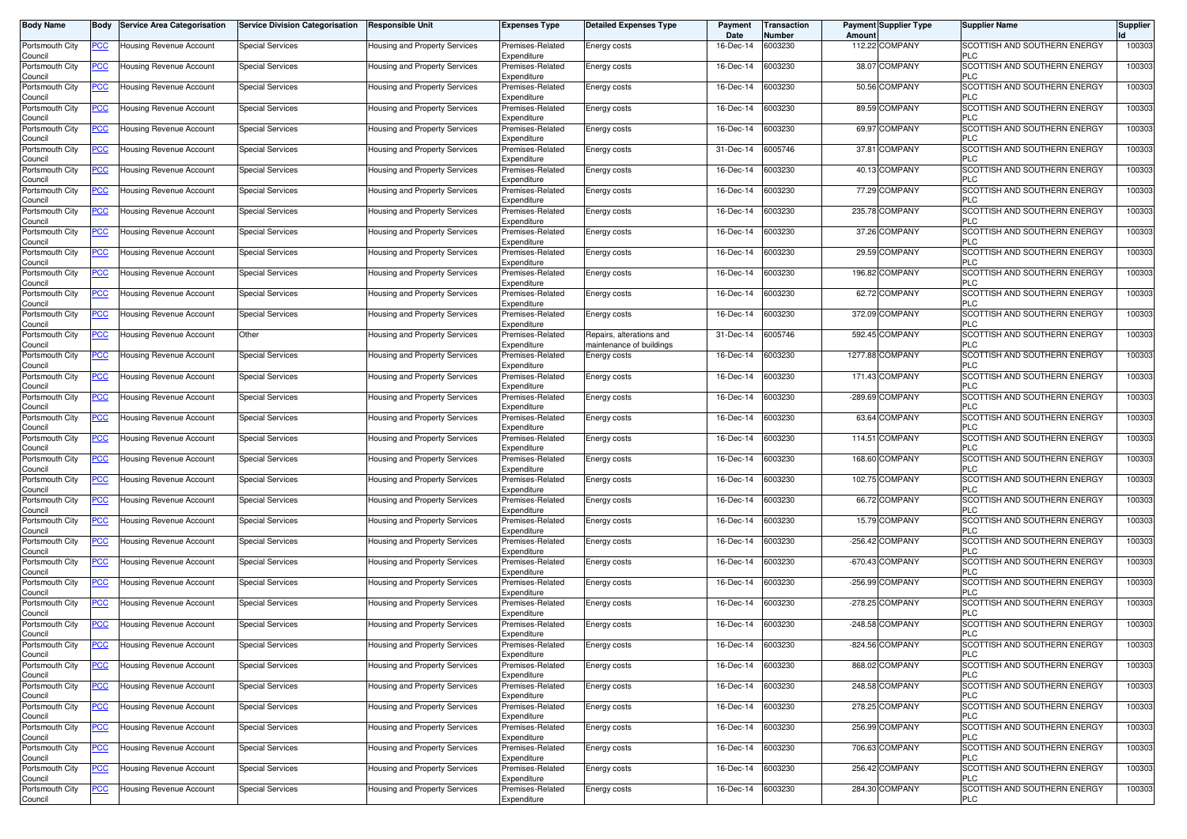| Body Name | Body | Service Area Categorisation | Service Division Categorisation | Responsible Unit | Expenses Type | Detailed Expenses Type | Payment Date | Transaction Number | Payment Amount | Supplier Type | Supplier Name | Supplier Id |
|---|---|---|---|---|---|---|---|---|---|---|---|---|
| Portsmouth City Council | PCC | Housing Revenue Account | Special Services | Housing and Property Services | Premises-Related Expenditure | Energy costs | 16-Dec-14 | 6003230 | 112.22 | COMPANY | SCOTTISH AND SOUTHERN ENERGY PLC | 100303 |
| Portsmouth City Council | PCC | Housing Revenue Account | Special Services | Housing and Property Services | Premises-Related Expenditure | Energy costs | 16-Dec-14 | 6003230 | 38.07 | COMPANY | SCOTTISH AND SOUTHERN ENERGY PLC | 100303 |
| Portsmouth City Council | PCC | Housing Revenue Account | Special Services | Housing and Property Services | Premises-Related Expenditure | Energy costs | 16-Dec-14 | 6003230 | 50.56 | COMPANY | SCOTTISH AND SOUTHERN ENERGY PLC | 100303 |
| Portsmouth City Council | PCC | Housing Revenue Account | Special Services | Housing and Property Services | Premises-Related Expenditure | Energy costs | 16-Dec-14 | 6003230 | 89.59 | COMPANY | SCOTTISH AND SOUTHERN ENERGY PLC | 100303 |
| Portsmouth City Council | PCC | Housing Revenue Account | Special Services | Housing and Property Services | Premises-Related Expenditure | Energy costs | 16-Dec-14 | 6003230 | 69.97 | COMPANY | SCOTTISH AND SOUTHERN ENERGY PLC | 100303 |
| Portsmouth City Council | PCC | Housing Revenue Account | Special Services | Housing and Property Services | Premises-Related Expenditure | Energy costs | 31-Dec-14 | 6005746 | 37.81 | COMPANY | SCOTTISH AND SOUTHERN ENERGY PLC | 100303 |
| Portsmouth City Council | PCC | Housing Revenue Account | Special Services | Housing and Property Services | Premises-Related Expenditure | Energy costs | 16-Dec-14 | 6003230 | 40.13 | COMPANY | SCOTTISH AND SOUTHERN ENERGY PLC | 100303 |
| Portsmouth City Council | PCC | Housing Revenue Account | Special Services | Housing and Property Services | Premises-Related Expenditure | Energy costs | 16-Dec-14 | 6003230 | 77.29 | COMPANY | SCOTTISH AND SOUTHERN ENERGY PLC | 100303 |
| Portsmouth City Council | PCC | Housing Revenue Account | Special Services | Housing and Property Services | Premises-Related Expenditure | Energy costs | 16-Dec-14 | 6003230 | 235.78 | COMPANY | SCOTTISH AND SOUTHERN ENERGY PLC | 100303 |
| Portsmouth City Council | PCC | Housing Revenue Account | Special Services | Housing and Property Services | Premises-Related Expenditure | Energy costs | 16-Dec-14 | 6003230 | 37.26 | COMPANY | SCOTTISH AND SOUTHERN ENERGY PLC | 100303 |
| Portsmouth City Council | PCC | Housing Revenue Account | Special Services | Housing and Property Services | Premises-Related Expenditure | Energy costs | 16-Dec-14 | 6003230 | 29.59 | COMPANY | SCOTTISH AND SOUTHERN ENERGY PLC | 100303 |
| Portsmouth City Council | PCC | Housing Revenue Account | Special Services | Housing and Property Services | Premises-Related Expenditure | Energy costs | 16-Dec-14 | 6003230 | 196.82 | COMPANY | SCOTTISH AND SOUTHERN ENERGY PLC | 100303 |
| Portsmouth City Council | PCC | Housing Revenue Account | Special Services | Housing and Property Services | Premises-Related Expenditure | Energy costs | 16-Dec-14 | 6003230 | 62.72 | COMPANY | SCOTTISH AND SOUTHERN ENERGY PLC | 100303 |
| Portsmouth City Council | PCC | Housing Revenue Account | Special Services | Housing and Property Services | Premises-Related Expenditure | Energy costs | 16-Dec-14 | 6003230 | 372.09 | COMPANY | SCOTTISH AND SOUTHERN ENERGY PLC | 100303 |
| Portsmouth City Council | PCC | Housing Revenue Account | Other | Housing and Property Services | Premises-Related Expenditure | Repairs, alterations and maintenance of buildings | 31-Dec-14 | 6005746 | 592.45 | COMPANY | SCOTTISH AND SOUTHERN ENERGY PLC | 100303 |
| Portsmouth City Council | PCC | Housing Revenue Account | Special Services | Housing and Property Services | Premises-Related Expenditure | Energy costs | 16-Dec-14 | 6003230 | 1277.88 | COMPANY | SCOTTISH AND SOUTHERN ENERGY PLC | 100303 |
| Portsmouth City Council | PCC | Housing Revenue Account | Special Services | Housing and Property Services | Premises-Related Expenditure | Energy costs | 16-Dec-14 | 6003230 | 171.43 | COMPANY | SCOTTISH AND SOUTHERN ENERGY PLC | 100303 |
| Portsmouth City Council | PCC | Housing Revenue Account | Special Services | Housing and Property Services | Premises-Related Expenditure | Energy costs | 16-Dec-14 | 6003230 | -289.69 | COMPANY | SCOTTISH AND SOUTHERN ENERGY PLC | 100303 |
| Portsmouth City Council | PCC | Housing Revenue Account | Special Services | Housing and Property Services | Premises-Related Expenditure | Energy costs | 16-Dec-14 | 6003230 | 63.64 | COMPANY | SCOTTISH AND SOUTHERN ENERGY PLC | 100303 |
| Portsmouth City Council | PCC | Housing Revenue Account | Special Services | Housing and Property Services | Premises-Related Expenditure | Energy costs | 16-Dec-14 | 6003230 | 114.51 | COMPANY | SCOTTISH AND SOUTHERN ENERGY PLC | 100303 |
| Portsmouth City Council | PCC | Housing Revenue Account | Special Services | Housing and Property Services | Premises-Related Expenditure | Energy costs | 16-Dec-14 | 6003230 | 168.60 | COMPANY | SCOTTISH AND SOUTHERN ENERGY PLC | 100303 |
| Portsmouth City Council | PCC | Housing Revenue Account | Special Services | Housing and Property Services | Premises-Related Expenditure | Energy costs | 16-Dec-14 | 6003230 | 102.75 | COMPANY | SCOTTISH AND SOUTHERN ENERGY PLC | 100303 |
| Portsmouth City Council | PCC | Housing Revenue Account | Special Services | Housing and Property Services | Premises-Related Expenditure | Energy costs | 16-Dec-14 | 6003230 | 66.72 | COMPANY | SCOTTISH AND SOUTHERN ENERGY PLC | 100303 |
| Portsmouth City Council | PCC | Housing Revenue Account | Special Services | Housing and Property Services | Premises-Related Expenditure | Energy costs | 16-Dec-14 | 6003230 | 15.79 | COMPANY | SCOTTISH AND SOUTHERN ENERGY PLC | 100303 |
| Portsmouth City Council | PCC | Housing Revenue Account | Special Services | Housing and Property Services | Premises-Related Expenditure | Energy costs | 16-Dec-14 | 6003230 | -256.42 | COMPANY | SCOTTISH AND SOUTHERN ENERGY PLC | 100303 |
| Portsmouth City Council | PCC | Housing Revenue Account | Special Services | Housing and Property Services | Premises-Related Expenditure | Energy costs | 16-Dec-14 | 6003230 | -670.43 | COMPANY | SCOTTISH AND SOUTHERN ENERGY PLC | 100303 |
| Portsmouth City Council | PCC | Housing Revenue Account | Special Services | Housing and Property Services | Premises-Related Expenditure | Energy costs | 16-Dec-14 | 6003230 | -256.99 | COMPANY | SCOTTISH AND SOUTHERN ENERGY PLC | 100303 |
| Portsmouth City Council | PCC | Housing Revenue Account | Special Services | Housing and Property Services | Premises-Related Expenditure | Energy costs | 16-Dec-14 | 6003230 | -278.25 | COMPANY | SCOTTISH AND SOUTHERN ENERGY PLC | 100303 |
| Portsmouth City Council | PCC | Housing Revenue Account | Special Services | Housing and Property Services | Premises-Related Expenditure | Energy costs | 16-Dec-14 | 6003230 | -248.58 | COMPANY | SCOTTISH AND SOUTHERN ENERGY PLC | 100303 |
| Portsmouth City Council | PCC | Housing Revenue Account | Special Services | Housing and Property Services | Premises-Related Expenditure | Energy costs | 16-Dec-14 | 6003230 | -824.56 | COMPANY | SCOTTISH AND SOUTHERN ENERGY PLC | 100303 |
| Portsmouth City Council | PCC | Housing Revenue Account | Special Services | Housing and Property Services | Premises-Related Expenditure | Energy costs | 16-Dec-14 | 6003230 | 868.02 | COMPANY | SCOTTISH AND SOUTHERN ENERGY PLC | 100303 |
| Portsmouth City Council | PCC | Housing Revenue Account | Special Services | Housing and Property Services | Premises-Related Expenditure | Energy costs | 16-Dec-14 | 6003230 | 248.58 | COMPANY | SCOTTISH AND SOUTHERN ENERGY PLC | 100303 |
| Portsmouth City Council | PCC | Housing Revenue Account | Special Services | Housing and Property Services | Premises-Related Expenditure | Energy costs | 16-Dec-14 | 6003230 | 278.25 | COMPANY | SCOTTISH AND SOUTHERN ENERGY PLC | 100303 |
| Portsmouth City Council | PCC | Housing Revenue Account | Special Services | Housing and Property Services | Premises-Related Expenditure | Energy costs | 16-Dec-14 | 6003230 | 256.99 | COMPANY | SCOTTISH AND SOUTHERN ENERGY PLC | 100303 |
| Portsmouth City Council | PCC | Housing Revenue Account | Special Services | Housing and Property Services | Premises-Related Expenditure | Energy costs | 16-Dec-14 | 6003230 | 706.63 | COMPANY | SCOTTISH AND SOUTHERN ENERGY PLC | 100303 |
| Portsmouth City Council | PCC | Housing Revenue Account | Special Services | Housing and Property Services | Premises-Related Expenditure | Energy costs | 16-Dec-14 | 6003230 | 256.42 | COMPANY | SCOTTISH AND SOUTHERN ENERGY PLC | 100303 |
| Portsmouth City Council | PCC | Housing Revenue Account | Special Services | Housing and Property Services | Premises-Related Expenditure | Energy costs | 16-Dec-14 | 6003230 | 284.30 | COMPANY | SCOTTISH AND SOUTHERN ENERGY PLC | 100303 |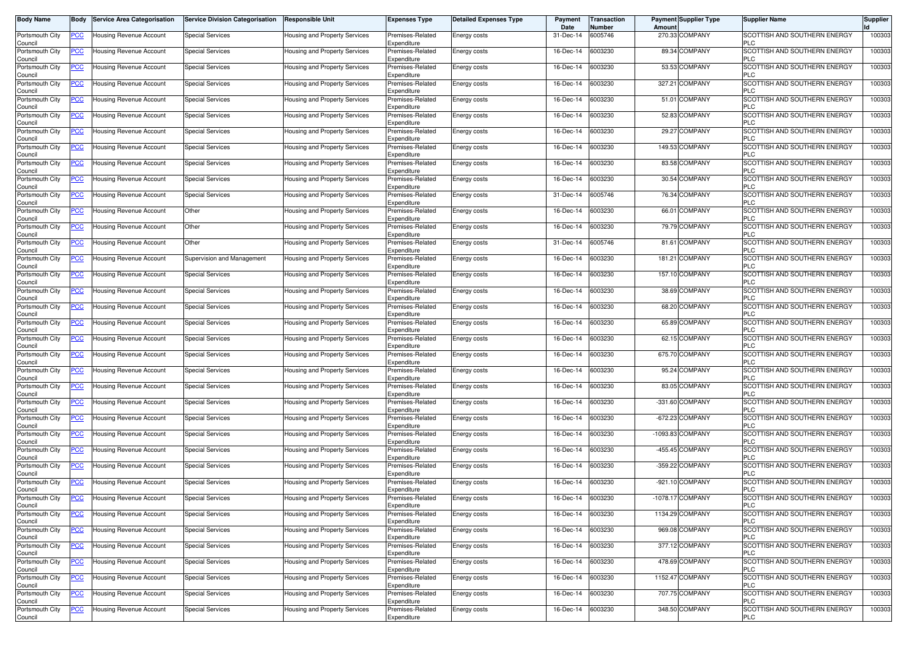| Body Name | Body | Service Area Categorisation | Service Division Categorisation | Responsible Unit | Expenses Type | Detailed Expenses Type | Payment Date | Transaction Number | Payment Amount | Supplier Type | Supplier Name | Supplier Id |
|---|---|---|---|---|---|---|---|---|---|---|---|---|
| Portsmouth City Council | PCC | Housing Revenue Account | Special Services | Housing and Property Services | Premises-Related Expenditure | Energy costs | 31-Dec-14 | 6005746 | 270.33 | COMPANY | SCOTTISH AND SOUTHERN ENERGY PLC | 100303 |
| Portsmouth City Council | PCC | Housing Revenue Account | Special Services | Housing and Property Services | Premises-Related Expenditure | Energy costs | 16-Dec-14 | 6003230 | 89.34 | COMPANY | SCOTTISH AND SOUTHERN ENERGY PLC | 100303 |
| Portsmouth City Council | PCC | Housing Revenue Account | Special Services | Housing and Property Services | Premises-Related Expenditure | Energy costs | 16-Dec-14 | 6003230 | 53.53 | COMPANY | SCOTTISH AND SOUTHERN ENERGY PLC | 100303 |
| Portsmouth City Council | PCC | Housing Revenue Account | Special Services | Housing and Property Services | Premises-Related Expenditure | Energy costs | 16-Dec-14 | 6003230 | 327.21 | COMPANY | SCOTTISH AND SOUTHERN ENERGY PLC | 100303 |
| Portsmouth City Council | PCC | Housing Revenue Account | Special Services | Housing and Property Services | Premises-Related Expenditure | Energy costs | 16-Dec-14 | 6003230 | 51.01 | COMPANY | SCOTTISH AND SOUTHERN ENERGY PLC | 100303 |
| Portsmouth City Council | PCC | Housing Revenue Account | Special Services | Housing and Property Services | Premises-Related Expenditure | Energy costs | 16-Dec-14 | 6003230 | 52.83 | COMPANY | SCOTTISH AND SOUTHERN ENERGY PLC | 100303 |
| Portsmouth City Council | PCC | Housing Revenue Account | Special Services | Housing and Property Services | Premises-Related Expenditure | Energy costs | 16-Dec-14 | 6003230 | 29.27 | COMPANY | SCOTTISH AND SOUTHERN ENERGY PLC | 100303 |
| Portsmouth City Council | PCC | Housing Revenue Account | Special Services | Housing and Property Services | Premises-Related Expenditure | Energy costs | 16-Dec-14 | 6003230 | 149.53 | COMPANY | SCOTTISH AND SOUTHERN ENERGY PLC | 100303 |
| Portsmouth City Council | PCC | Housing Revenue Account | Special Services | Housing and Property Services | Premises-Related Expenditure | Energy costs | 16-Dec-14 | 6003230 | 83.58 | COMPANY | SCOTTISH AND SOUTHERN ENERGY PLC | 100303 |
| Portsmouth City Council | PCC | Housing Revenue Account | Special Services | Housing and Property Services | Premises-Related Expenditure | Energy costs | 16-Dec-14 | 6003230 | 30.54 | COMPANY | SCOTTISH AND SOUTHERN ENERGY PLC | 100303 |
| Portsmouth City Council | PCC | Housing Revenue Account | Special Services | Housing and Property Services | Premises-Related Expenditure | Energy costs | 31-Dec-14 | 6005746 | 76.34 | COMPANY | SCOTTISH AND SOUTHERN ENERGY PLC | 100303 |
| Portsmouth City Council | PCC | Housing Revenue Account | Other | Housing and Property Services | Premises-Related Expenditure | Energy costs | 16-Dec-14 | 6003230 | 66.01 | COMPANY | SCOTTISH AND SOUTHERN ENERGY PLC | 100303 |
| Portsmouth City Council | PCC | Housing Revenue Account | Other | Housing and Property Services | Premises-Related Expenditure | Energy costs | 16-Dec-14 | 6003230 | 79.79 | COMPANY | SCOTTISH AND SOUTHERN ENERGY PLC | 100303 |
| Portsmouth City Council | PCC | Housing Revenue Account | Other | Housing and Property Services | Premises-Related Expenditure | Energy costs | 31-Dec-14 | 6005746 | 81.61 | COMPANY | SCOTTISH AND SOUTHERN ENERGY PLC | 100303 |
| Portsmouth City Council | PCC | Housing Revenue Account | Supervision and Management | Housing and Property Services | Premises-Related Expenditure | Energy costs | 16-Dec-14 | 6003230 | 181.21 | COMPANY | SCOTTISH AND SOUTHERN ENERGY PLC | 100303 |
| Portsmouth City Council | PCC | Housing Revenue Account | Special Services | Housing and Property Services | Premises-Related Expenditure | Energy costs | 16-Dec-14 | 6003230 | 157.10 | COMPANY | SCOTTISH AND SOUTHERN ENERGY PLC | 100303 |
| Portsmouth City Council | PCC | Housing Revenue Account | Special Services | Housing and Property Services | Premises-Related Expenditure | Energy costs | 16-Dec-14 | 6003230 | 38.69 | COMPANY | SCOTTISH AND SOUTHERN ENERGY PLC | 100303 |
| Portsmouth City Council | PCC | Housing Revenue Account | Special Services | Housing and Property Services | Premises-Related Expenditure | Energy costs | 16-Dec-14 | 6003230 | 68.20 | COMPANY | SCOTTISH AND SOUTHERN ENERGY PLC | 100303 |
| Portsmouth City Council | PCC | Housing Revenue Account | Special Services | Housing and Property Services | Premises-Related Expenditure | Energy costs | 16-Dec-14 | 6003230 | 65.89 | COMPANY | SCOTTISH AND SOUTHERN ENERGY PLC | 100303 |
| Portsmouth City Council | PCC | Housing Revenue Account | Special Services | Housing and Property Services | Premises-Related Expenditure | Energy costs | 16-Dec-14 | 6003230 | 62.15 | COMPANY | SCOTTISH AND SOUTHERN ENERGY PLC | 100303 |
| Portsmouth City Council | PCC | Housing Revenue Account | Special Services | Housing and Property Services | Premises-Related Expenditure | Energy costs | 16-Dec-14 | 6003230 | 675.70 | COMPANY | SCOTTISH AND SOUTHERN ENERGY PLC | 100303 |
| Portsmouth City Council | PCC | Housing Revenue Account | Special Services | Housing and Property Services | Premises-Related Expenditure | Energy costs | 16-Dec-14 | 6003230 | 95.24 | COMPANY | SCOTTISH AND SOUTHERN ENERGY PLC | 100303 |
| Portsmouth City Council | PCC | Housing Revenue Account | Special Services | Housing and Property Services | Premises-Related Expenditure | Energy costs | 16-Dec-14 | 6003230 | 83.05 | COMPANY | SCOTTISH AND SOUTHERN ENERGY PLC | 100303 |
| Portsmouth City Council | PCC | Housing Revenue Account | Special Services | Housing and Property Services | Premises-Related Expenditure | Energy costs | 16-Dec-14 | 6003230 | -331.60 | COMPANY | SCOTTISH AND SOUTHERN ENERGY PLC | 100303 |
| Portsmouth City Council | PCC | Housing Revenue Account | Special Services | Housing and Property Services | Premises-Related Expenditure | Energy costs | 16-Dec-14 | 6003230 | -672.23 | COMPANY | SCOTTISH AND SOUTHERN ENERGY PLC | 100303 |
| Portsmouth City Council | PCC | Housing Revenue Account | Special Services | Housing and Property Services | Premises-Related Expenditure | Energy costs | 16-Dec-14 | 6003230 | -1093.83 | COMPANY | SCOTTISH AND SOUTHERN ENERGY PLC | 100303 |
| Portsmouth City Council | PCC | Housing Revenue Account | Special Services | Housing and Property Services | Premises-Related Expenditure | Energy costs | 16-Dec-14 | 6003230 | -455.45 | COMPANY | SCOTTISH AND SOUTHERN ENERGY PLC | 100303 |
| Portsmouth City Council | PCC | Housing Revenue Account | Special Services | Housing and Property Services | Premises-Related Expenditure | Energy costs | 16-Dec-14 | 6003230 | -359.22 | COMPANY | SCOTTISH AND SOUTHERN ENERGY PLC | 100303 |
| Portsmouth City Council | PCC | Housing Revenue Account | Special Services | Housing and Property Services | Premises-Related Expenditure | Energy costs | 16-Dec-14 | 6003230 | -921.10 | COMPANY | SCOTTISH AND SOUTHERN ENERGY PLC | 100303 |
| Portsmouth City Council | PCC | Housing Revenue Account | Special Services | Housing and Property Services | Premises-Related Expenditure | Energy costs | 16-Dec-14 | 6003230 | -1078.17 | COMPANY | SCOTTISH AND SOUTHERN ENERGY PLC | 100303 |
| Portsmouth City Council | PCC | Housing Revenue Account | Special Services | Housing and Property Services | Premises-Related Expenditure | Energy costs | 16-Dec-14 | 6003230 | 1134.29 | COMPANY | SCOTTISH AND SOUTHERN ENERGY PLC | 100303 |
| Portsmouth City Council | PCC | Housing Revenue Account | Special Services | Housing and Property Services | Premises-Related Expenditure | Energy costs | 16-Dec-14 | 6003230 | 969.08 | COMPANY | SCOTTISH AND SOUTHERN ENERGY PLC | 100303 |
| Portsmouth City Council | PCC | Housing Revenue Account | Special Services | Housing and Property Services | Premises-Related Expenditure | Energy costs | 16-Dec-14 | 6003230 | 377.12 | COMPANY | SCOTTISH AND SOUTHERN ENERGY PLC | 100303 |
| Portsmouth City Council | PCC | Housing Revenue Account | Special Services | Housing and Property Services | Premises-Related Expenditure | Energy costs | 16-Dec-14 | 6003230 | 478.69 | COMPANY | SCOTTISH AND SOUTHERN ENERGY PLC | 100303 |
| Portsmouth City Council | PCC | Housing Revenue Account | Special Services | Housing and Property Services | Premises-Related Expenditure | Energy costs | 16-Dec-14 | 6003230 | 1152.47 | COMPANY | SCOTTISH AND SOUTHERN ENERGY PLC | 100303 |
| Portsmouth City Council | PCC | Housing Revenue Account | Special Services | Housing and Property Services | Premises-Related Expenditure | Energy costs | 16-Dec-14 | 6003230 | 707.75 | COMPANY | SCOTTISH AND SOUTHERN ENERGY PLC | 100303 |
| Portsmouth City Council | PCC | Housing Revenue Account | Special Services | Housing and Property Services | Premises-Related Expenditure | Energy costs | 16-Dec-14 | 6003230 | 348.50 | COMPANY | SCOTTISH AND SOUTHERN ENERGY PLC | 100303 |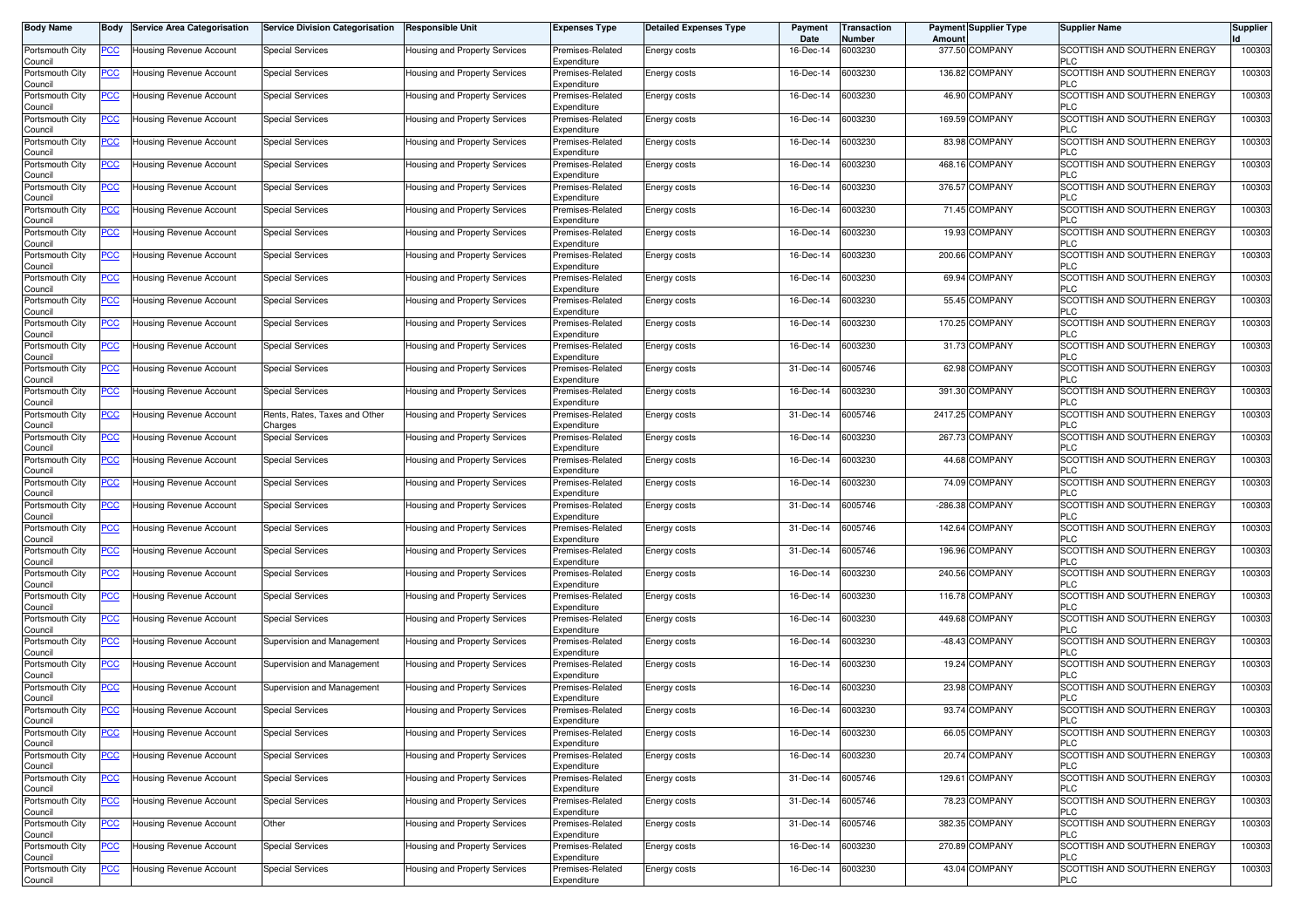| Body Name | Body | Service Area Categorisation | Service Division Categorisation | Responsible Unit | Expenses Type | Detailed Expenses Type | Payment Date | Transaction Number | Payment Amount | Supplier Type | Supplier Name | Supplier Id |
|---|---|---|---|---|---|---|---|---|---|---|---|---|
| Portsmouth City Council | PCC | Housing Revenue Account | Special Services | Housing and Property Services | Premises-Related Expenditure | Energy costs | 16-Dec-14 | 6003230 | 377.50 | COMPANY | SCOTTISH AND SOUTHERN ENERGY PLC | 100303 |
| Portsmouth City Council | PCC | Housing Revenue Account | Special Services | Housing and Property Services | Premises-Related Expenditure | Energy costs | 16-Dec-14 | 6003230 | 136.82 | COMPANY | SCOTTISH AND SOUTHERN ENERGY PLC | 100303 |
| Portsmouth City Council | PCC | Housing Revenue Account | Special Services | Housing and Property Services | Premises-Related Expenditure | Energy costs | 16-Dec-14 | 6003230 | 46.90 | COMPANY | SCOTTISH AND SOUTHERN ENERGY PLC | 100303 |
| Portsmouth City Council | PCC | Housing Revenue Account | Special Services | Housing and Property Services | Premises-Related Expenditure | Energy costs | 16-Dec-14 | 6003230 | 169.59 | COMPANY | SCOTTISH AND SOUTHERN ENERGY PLC | 100303 |
| Portsmouth City Council | PCC | Housing Revenue Account | Special Services | Housing and Property Services | Premises-Related Expenditure | Energy costs | 16-Dec-14 | 6003230 | 83.98 | COMPANY | SCOTTISH AND SOUTHERN ENERGY PLC | 100303 |
| Portsmouth City Council | PCC | Housing Revenue Account | Special Services | Housing and Property Services | Premises-Related Expenditure | Energy costs | 16-Dec-14 | 6003230 | 468.16 | COMPANY | SCOTTISH AND SOUTHERN ENERGY PLC | 100303 |
| Portsmouth City Council | PCC | Housing Revenue Account | Special Services | Housing and Property Services | Premises-Related Expenditure | Energy costs | 16-Dec-14 | 6003230 | 376.57 | COMPANY | SCOTTISH AND SOUTHERN ENERGY PLC | 100303 |
| Portsmouth City Council | PCC | Housing Revenue Account | Special Services | Housing and Property Services | Premises-Related Expenditure | Energy costs | 16-Dec-14 | 6003230 | 71.45 | COMPANY | SCOTTISH AND SOUTHERN ENERGY PLC | 100303 |
| Portsmouth City Council | PCC | Housing Revenue Account | Special Services | Housing and Property Services | Premises-Related Expenditure | Energy costs | 16-Dec-14 | 6003230 | 19.93 | COMPANY | SCOTTISH AND SOUTHERN ENERGY PLC | 100303 |
| Portsmouth City Council | PCC | Housing Revenue Account | Special Services | Housing and Property Services | Premises-Related Expenditure | Energy costs | 16-Dec-14 | 6003230 | 200.66 | COMPANY | SCOTTISH AND SOUTHERN ENERGY PLC | 100303 |
| Portsmouth City Council | PCC | Housing Revenue Account | Special Services | Housing and Property Services | Premises-Related Expenditure | Energy costs | 16-Dec-14 | 6003230 | 69.94 | COMPANY | SCOTTISH AND SOUTHERN ENERGY PLC | 100303 |
| Portsmouth City Council | PCC | Housing Revenue Account | Special Services | Housing and Property Services | Premises-Related Expenditure | Energy costs | 16-Dec-14 | 6003230 | 55.45 | COMPANY | SCOTTISH AND SOUTHERN ENERGY PLC | 100303 |
| Portsmouth City Council | PCC | Housing Revenue Account | Special Services | Housing and Property Services | Premises-Related Expenditure | Energy costs | 16-Dec-14 | 6003230 | 170.25 | COMPANY | SCOTTISH AND SOUTHERN ENERGY PLC | 100303 |
| Portsmouth City Council | PCC | Housing Revenue Account | Special Services | Housing and Property Services | Premises-Related Expenditure | Energy costs | 16-Dec-14 | 6003230 | 31.73 | COMPANY | SCOTTISH AND SOUTHERN ENERGY PLC | 100303 |
| Portsmouth City Council | PCC | Housing Revenue Account | Special Services | Housing and Property Services | Premises-Related Expenditure | Energy costs | 31-Dec-14 | 6005746 | 62.98 | COMPANY | SCOTTISH AND SOUTHERN ENERGY PLC | 100303 |
| Portsmouth City Council | PCC | Housing Revenue Account | Special Services | Housing and Property Services | Premises-Related Expenditure | Energy costs | 16-Dec-14 | 6003230 | 391.30 | COMPANY | SCOTTISH AND SOUTHERN ENERGY PLC | 100303 |
| Portsmouth City Council | PCC | Housing Revenue Account | Rents, Rates, Taxes and Other Charges | Housing and Property Services | Premises-Related Expenditure | Energy costs | 31-Dec-14 | 6005746 | 2417.25 | COMPANY | SCOTTISH AND SOUTHERN ENERGY PLC | 100303 |
| Portsmouth City Council | PCC | Housing Revenue Account | Special Services | Housing and Property Services | Premises-Related Expenditure | Energy costs | 16-Dec-14 | 6003230 | 267.73 | COMPANY | SCOTTISH AND SOUTHERN ENERGY PLC | 100303 |
| Portsmouth City Council | PCC | Housing Revenue Account | Special Services | Housing and Property Services | Premises-Related Expenditure | Energy costs | 16-Dec-14 | 6003230 | 44.68 | COMPANY | SCOTTISH AND SOUTHERN ENERGY PLC | 100303 |
| Portsmouth City Council | PCC | Housing Revenue Account | Special Services | Housing and Property Services | Premises-Related Expenditure | Energy costs | 16-Dec-14 | 6003230 | 74.09 | COMPANY | SCOTTISH AND SOUTHERN ENERGY PLC | 100303 |
| Portsmouth City Council | PCC | Housing Revenue Account | Special Services | Housing and Property Services | Premises-Related Expenditure | Energy costs | 31-Dec-14 | 6005746 | -286.38 | COMPANY | SCOTTISH AND SOUTHERN ENERGY PLC | 100303 |
| Portsmouth City Council | PCC | Housing Revenue Account | Special Services | Housing and Property Services | Premises-Related Expenditure | Energy costs | 31-Dec-14 | 6005746 | 142.64 | COMPANY | SCOTTISH AND SOUTHERN ENERGY PLC | 100303 |
| Portsmouth City Council | PCC | Housing Revenue Account | Special Services | Housing and Property Services | Premises-Related Expenditure | Energy costs | 31-Dec-14 | 6005746 | 196.96 | COMPANY | SCOTTISH AND SOUTHERN ENERGY PLC | 100303 |
| Portsmouth City Council | PCC | Housing Revenue Account | Special Services | Housing and Property Services | Premises-Related Expenditure | Energy costs | 16-Dec-14 | 6003230 | 240.56 | COMPANY | SCOTTISH AND SOUTHERN ENERGY PLC | 100303 |
| Portsmouth City Council | PCC | Housing Revenue Account | Special Services | Housing and Property Services | Premises-Related Expenditure | Energy costs | 16-Dec-14 | 6003230 | 116.78 | COMPANY | SCOTTISH AND SOUTHERN ENERGY PLC | 100303 |
| Portsmouth City Council | PCC | Housing Revenue Account | Special Services | Housing and Property Services | Premises-Related Expenditure | Energy costs | 16-Dec-14 | 6003230 | 449.68 | COMPANY | SCOTTISH AND SOUTHERN ENERGY PLC | 100303 |
| Portsmouth City Council | PCC | Housing Revenue Account | Supervision and Management | Housing and Property Services | Premises-Related Expenditure | Energy costs | 16-Dec-14 | 6003230 | -48.43 | COMPANY | SCOTTISH AND SOUTHERN ENERGY PLC | 100303 |
| Portsmouth City Council | PCC | Housing Revenue Account | Supervision and Management | Housing and Property Services | Premises-Related Expenditure | Energy costs | 16-Dec-14 | 6003230 | 19.24 | COMPANY | SCOTTISH AND SOUTHERN ENERGY PLC | 100303 |
| Portsmouth City Council | PCC | Housing Revenue Account | Supervision and Management | Housing and Property Services | Premises-Related Expenditure | Energy costs | 16-Dec-14 | 6003230 | 23.98 | COMPANY | SCOTTISH AND SOUTHERN ENERGY PLC | 100303 |
| Portsmouth City Council | PCC | Housing Revenue Account | Special Services | Housing and Property Services | Premises-Related Expenditure | Energy costs | 16-Dec-14 | 6003230 | 93.74 | COMPANY | SCOTTISH AND SOUTHERN ENERGY PLC | 100303 |
| Portsmouth City Council | PCC | Housing Revenue Account | Special Services | Housing and Property Services | Premises-Related Expenditure | Energy costs | 16-Dec-14 | 6003230 | 66.05 | COMPANY | SCOTTISH AND SOUTHERN ENERGY PLC | 100303 |
| Portsmouth City Council | PCC | Housing Revenue Account | Special Services | Housing and Property Services | Premises-Related Expenditure | Energy costs | 16-Dec-14 | 6003230 | 20.74 | COMPANY | SCOTTISH AND SOUTHERN ENERGY PLC | 100303 |
| Portsmouth City Council | PCC | Housing Revenue Account | Special Services | Housing and Property Services | Premises-Related Expenditure | Energy costs | 31-Dec-14 | 6005746 | 129.61 | COMPANY | SCOTTISH AND SOUTHERN ENERGY PLC | 100303 |
| Portsmouth City Council | PCC | Housing Revenue Account | Special Services | Housing and Property Services | Premises-Related Expenditure | Energy costs | 31-Dec-14 | 6005746 | 78.23 | COMPANY | SCOTTISH AND SOUTHERN ENERGY PLC | 100303 |
| Portsmouth City Council | PCC | Housing Revenue Account | Other | Housing and Property Services | Premises-Related Expenditure | Energy costs | 31-Dec-14 | 6005746 | 382.35 | COMPANY | SCOTTISH AND SOUTHERN ENERGY PLC | 100303 |
| Portsmouth City Council | PCC | Housing Revenue Account | Special Services | Housing and Property Services | Premises-Related Expenditure | Energy costs | 16-Dec-14 | 6003230 | 270.89 | COMPANY | SCOTTISH AND SOUTHERN ENERGY PLC | 100303 |
| Portsmouth City Council | PCC | Housing Revenue Account | Special Services | Housing and Property Services | Premises-Related Expenditure | Energy costs | 16-Dec-14 | 6003230 | 43.04 | COMPANY | SCOTTISH AND SOUTHERN ENERGY PLC | 100303 |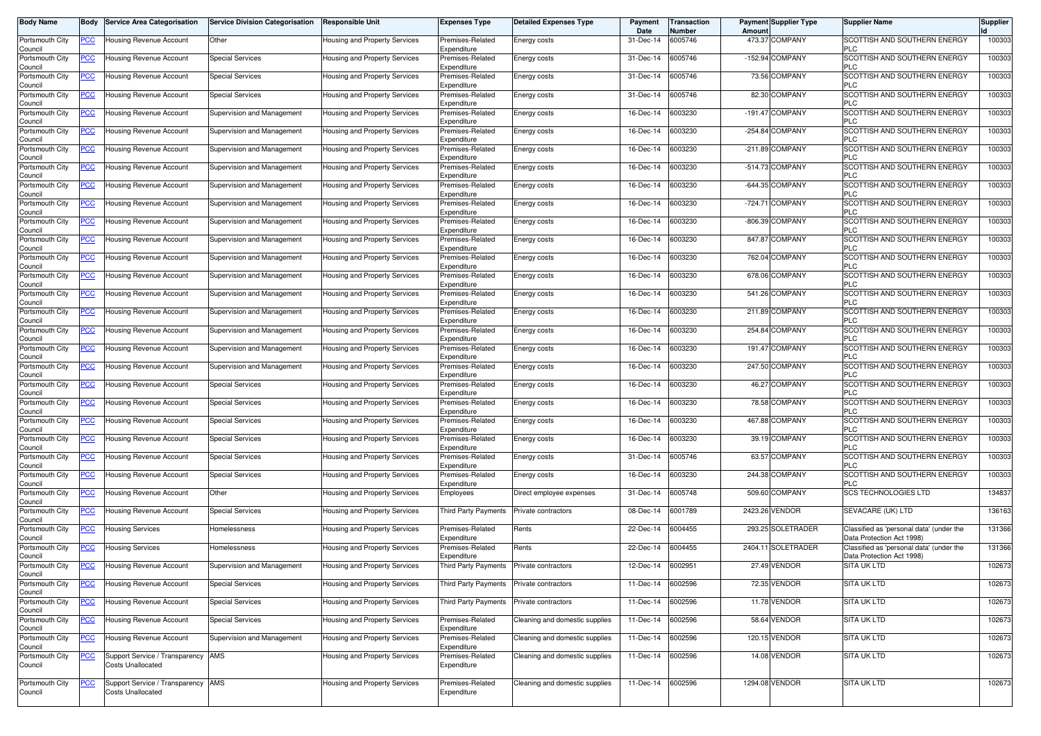| Body Name | Body | Service Area Categorisation | Service Division Categorisation | Responsible Unit | Expenses Type | Detailed Expenses Type | Payment Date | Transaction Number | Payment Amount | Supplier Type | Supplier Name | Supplier Id |
|---|---|---|---|---|---|---|---|---|---|---|---|---|
| Portsmouth City Council | PCC | Housing Revenue Account | Other | Housing and Property Services | Premises-Related Expenditure | Energy costs | 31-Dec-14 | 6005746 | 473.37 | COMPANY | SCOTTISH AND SOUTHERN ENERGY PLC | 100303 |
| Portsmouth City Council | PCC | Housing Revenue Account | Special Services | Housing and Property Services | Premises-Related Expenditure | Energy costs | 31-Dec-14 | 6005746 | -152.94 | COMPANY | SCOTTISH AND SOUTHERN ENERGY PLC | 100303 |
| Portsmouth City Council | PCC | Housing Revenue Account | Special Services | Housing and Property Services | Premises-Related Expenditure | Energy costs | 31-Dec-14 | 6005746 | 73.56 | COMPANY | SCOTTISH AND SOUTHERN ENERGY PLC | 100303 |
| Portsmouth City Council | PCC | Housing Revenue Account | Special Services | Housing and Property Services | Premises-Related Expenditure | Energy costs | 31-Dec-14 | 6005746 | 82.30 | COMPANY | SCOTTISH AND SOUTHERN ENERGY PLC | 100303 |
| Portsmouth City Council | PCC | Housing Revenue Account | Supervision and Management | Housing and Property Services | Premises-Related Expenditure | Energy costs | 16-Dec-14 | 6003230 | -191.47 | COMPANY | SCOTTISH AND SOUTHERN ENERGY PLC | 100303 |
| Portsmouth City Council | PCC | Housing Revenue Account | Supervision and Management | Housing and Property Services | Premises-Related Expenditure | Energy costs | 16-Dec-14 | 6003230 | -254.84 | COMPANY | SCOTTISH AND SOUTHERN ENERGY PLC | 100303 |
| Portsmouth City Council | PCC | Housing Revenue Account | Supervision and Management | Housing and Property Services | Premises-Related Expenditure | Energy costs | 16-Dec-14 | 6003230 | -211.89 | COMPANY | SCOTTISH AND SOUTHERN ENERGY PLC | 100303 |
| Portsmouth City Council | PCC | Housing Revenue Account | Supervision and Management | Housing and Property Services | Premises-Related Expenditure | Energy costs | 16-Dec-14 | 6003230 | -514.73 | COMPANY | SCOTTISH AND SOUTHERN ENERGY PLC | 100303 |
| Portsmouth City Council | PCC | Housing Revenue Account | Supervision and Management | Housing and Property Services | Premises-Related Expenditure | Energy costs | 16-Dec-14 | 6003230 | -644.35 | COMPANY | SCOTTISH AND SOUTHERN ENERGY PLC | 100303 |
| Portsmouth City Council | PCC | Housing Revenue Account | Supervision and Management | Housing and Property Services | Premises-Related Expenditure | Energy costs | 16-Dec-14 | 6003230 | -724.71 | COMPANY | SCOTTISH AND SOUTHERN ENERGY PLC | 100303 |
| Portsmouth City Council | PCC | Housing Revenue Account | Supervision and Management | Housing and Property Services | Premises-Related Expenditure | Energy costs | 16-Dec-14 | 6003230 | -806.39 | COMPANY | SCOTTISH AND SOUTHERN ENERGY PLC | 100303 |
| Portsmouth City Council | PCC | Housing Revenue Account | Supervision and Management | Housing and Property Services | Premises-Related Expenditure | Energy costs | 16-Dec-14 | 6003230 | 847.87 | COMPANY | SCOTTISH AND SOUTHERN ENERGY PLC | 100303 |
| Portsmouth City Council | PCC | Housing Revenue Account | Supervision and Management | Housing and Property Services | Premises-Related Expenditure | Energy costs | 16-Dec-14 | 6003230 | 762.04 | COMPANY | SCOTTISH AND SOUTHERN ENERGY PLC | 100303 |
| Portsmouth City Council | PCC | Housing Revenue Account | Supervision and Management | Housing and Property Services | Premises-Related Expenditure | Energy costs | 16-Dec-14 | 6003230 | 678.06 | COMPANY | SCOTTISH AND SOUTHERN ENERGY PLC | 100303 |
| Portsmouth City Council | PCC | Housing Revenue Account | Supervision and Management | Housing and Property Services | Premises-Related Expenditure | Energy costs | 16-Dec-14 | 6003230 | 541.26 | COMPANY | SCOTTISH AND SOUTHERN ENERGY PLC | 100303 |
| Portsmouth City Council | PCC | Housing Revenue Account | Supervision and Management | Housing and Property Services | Premises-Related Expenditure | Energy costs | 16-Dec-14 | 6003230 | 211.89 | COMPANY | SCOTTISH AND SOUTHERN ENERGY PLC | 100303 |
| Portsmouth City Council | PCC | Housing Revenue Account | Supervision and Management | Housing and Property Services | Premises-Related Expenditure | Energy costs | 16-Dec-14 | 6003230 | 254.84 | COMPANY | SCOTTISH AND SOUTHERN ENERGY PLC | 100303 |
| Portsmouth City Council | PCC | Housing Revenue Account | Supervision and Management | Housing and Property Services | Premises-Related Expenditure | Energy costs | 16-Dec-14 | 6003230 | 191.47 | COMPANY | SCOTTISH AND SOUTHERN ENERGY PLC | 100303 |
| Portsmouth City Council | PCC | Housing Revenue Account | Supervision and Management | Housing and Property Services | Premises-Related Expenditure | Energy costs | 16-Dec-14 | 6003230 | 247.50 | COMPANY | SCOTTISH AND SOUTHERN ENERGY PLC | 100303 |
| Portsmouth City Council | PCC | Housing Revenue Account | Special Services | Housing and Property Services | Premises-Related Expenditure | Energy costs | 16-Dec-14 | 6003230 | 46.27 | COMPANY | SCOTTISH AND SOUTHERN ENERGY PLC | 100303 |
| Portsmouth City Council | PCC | Housing Revenue Account | Special Services | Housing and Property Services | Premises-Related Expenditure | Energy costs | 16-Dec-14 | 6003230 | 78.58 | COMPANY | SCOTTISH AND SOUTHERN ENERGY PLC | 100303 |
| Portsmouth City Council | PCC | Housing Revenue Account | Special Services | Housing and Property Services | Premises-Related Expenditure | Energy costs | 16-Dec-14 | 6003230 | 467.88 | COMPANY | SCOTTISH AND SOUTHERN ENERGY PLC | 100303 |
| Portsmouth City Council | PCC | Housing Revenue Account | Special Services | Housing and Property Services | Premises-Related Expenditure | Energy costs | 16-Dec-14 | 6003230 | 39.19 | COMPANY | SCOTTISH AND SOUTHERN ENERGY PLC | 100303 |
| Portsmouth City Council | PCC | Housing Revenue Account | Special Services | Housing and Property Services | Premises-Related Expenditure | Energy costs | 31-Dec-14 | 6005746 | 63.57 | COMPANY | SCOTTISH AND SOUTHERN ENERGY PLC | 100303 |
| Portsmouth City Council | PCC | Housing Revenue Account | Special Services | Housing and Property Services | Premises-Related Expenditure | Energy costs | 16-Dec-14 | 6003230 | 244.38 | COMPANY | SCOTTISH AND SOUTHERN ENERGY PLC | 100303 |
| Portsmouth City Council | PCC | Housing Revenue Account | Other | Housing and Property Services | Employees | Direct employee expenses | 31-Dec-14 | 6005748 | 509.60 | COMPANY | SCS TECHNOLOGIES LTD | 134837 |
| Portsmouth City Council | PCC | Housing Revenue Account | Special Services | Housing and Property Services | Third Party Payments | Private contractors | 08-Dec-14 | 6001789 | 2423.26 | VENDOR | SEVACARE (UK) LTD | 136163 |
| Portsmouth City Council | PCC | Housing Services | Homelessness | Housing and Property Services | Premises-Related Expenditure | Rents | 22-Dec-14 | 6004455 | 293.25 | SOLETRADER | Classified as 'personal data' (under the Data Protection Act 1998) | 131366 |
| Portsmouth City Council | PCC | Housing Services | Homelessness | Housing and Property Services | Premises-Related Expenditure | Rents | 22-Dec-14 | 6004455 | 2404.11 | SOLETRADER | Classified as 'personal data' (under the Data Protection Act 1998) | 131366 |
| Portsmouth City Council | PCC | Housing Revenue Account | Supervision and Management | Housing and Property Services | Third Party Payments | Private contractors | 12-Dec-14 | 6002951 | 27.49 | VENDOR | SITA UK LTD | 102673 |
| Portsmouth City Council | PCC | Housing Revenue Account | Special Services | Housing and Property Services | Third Party Payments | Private contractors | 11-Dec-14 | 6002596 | 72.35 | VENDOR | SITA UK LTD | 102673 |
| Portsmouth City Council | PCC | Housing Revenue Account | Special Services | Housing and Property Services | Third Party Payments | Private contractors | 11-Dec-14 | 6002596 | 11.78 | VENDOR | SITA UK LTD | 102673 |
| Portsmouth City Council | PCC | Housing Revenue Account | Special Services | Housing and Property Services | Premises-Related Expenditure | Cleaning and domestic supplies | 11-Dec-14 | 6002596 | 58.64 | VENDOR | SITA UK LTD | 102673 |
| Portsmouth City Council | PCC | Housing Revenue Account | Supervision and Management | Housing and Property Services | Premises-Related Expenditure | Cleaning and domestic supplies | 11-Dec-14 | 6002596 | 120.15 | VENDOR | SITA UK LTD | 102673 |
| Portsmouth City Council | PCC | Support Service / Transparency Costs Unallocated | AMS | Housing and Property Services | Premises-Related Expenditure | Cleaning and domestic supplies | 11-Dec-14 | 6002596 | 14.08 | VENDOR | SITA UK LTD | 102673 |
| Portsmouth City Council | PCC | Support Service / Transparency Costs Unallocated | AMS | Housing and Property Services | Premises-Related Expenditure | Cleaning and domestic supplies | 11-Dec-14 | 6002596 | 1294.08 | VENDOR | SITA UK LTD | 102673 |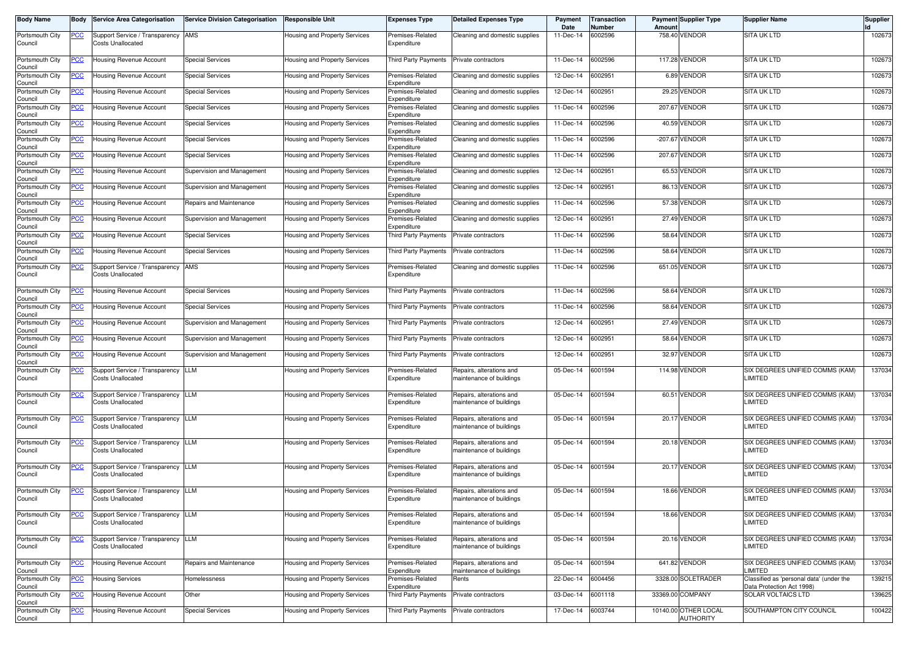| Body Name | Body | Service Area Categorisation | Service Division Categorisation | Responsible Unit | Expenses Type | Detailed Expenses Type | Payment Date | Transaction Number | Payment Amount | Supplier Type | Supplier Name | Supplier Id |
|---|---|---|---|---|---|---|---|---|---|---|---|---|
| Portsmouth City Council | PCC | Support Service / Transparency Costs Unallocated | AMS | Housing and Property Services | Premises-Related Expenditure | Cleaning and domestic supplies | 11-Dec-14 | 6002596 | 758.40 | VENDOR | SITA UK LTD | 102673 |
| Portsmouth City Council | PCC | Housing Revenue Account | Special Services | Housing and Property Services | Third Party Payments | Private contractors | 11-Dec-14 | 6002596 | 117.28 | VENDOR | SITA UK LTD | 102673 |
| Portsmouth City Council | PCC | Housing Revenue Account | Special Services | Housing and Property Services | Premises-Related Expenditure | Cleaning and domestic supplies | 12-Dec-14 | 6002951 | 6.89 | VENDOR | SITA UK LTD | 102673 |
| Portsmouth City Council | PCC | Housing Revenue Account | Special Services | Housing and Property Services | Premises-Related Expenditure | Cleaning and domestic supplies | 12-Dec-14 | 6002951 | 29.25 | VENDOR | SITA UK LTD | 102673 |
| Portsmouth City Council | PCC | Housing Revenue Account | Special Services | Housing and Property Services | Premises-Related Expenditure | Cleaning and domestic supplies | 11-Dec-14 | 6002596 | 207.67 | VENDOR | SITA UK LTD | 102673 |
| Portsmouth City Council | PCC | Housing Revenue Account | Special Services | Housing and Property Services | Premises-Related Expenditure | Cleaning and domestic supplies | 11-Dec-14 | 6002596 | 40.59 | VENDOR | SITA UK LTD | 102673 |
| Portsmouth City Council | PCC | Housing Revenue Account | Special Services | Housing and Property Services | Premises-Related Expenditure | Cleaning and domestic supplies | 11-Dec-14 | 6002596 | -207.67 | VENDOR | SITA UK LTD | 102673 |
| Portsmouth City Council | PCC | Housing Revenue Account | Special Services | Housing and Property Services | Premises-Related Expenditure | Cleaning and domestic supplies | 11-Dec-14 | 6002596 | 207.67 | VENDOR | SITA UK LTD | 102673 |
| Portsmouth City Council | PCC | Housing Revenue Account | Supervision and Management | Housing and Property Services | Premises-Related Expenditure | Cleaning and domestic supplies | 12-Dec-14 | 6002951 | 65.53 | VENDOR | SITA UK LTD | 102673 |
| Portsmouth City Council | PCC | Housing Revenue Account | Supervision and Management | Housing and Property Services | Premises-Related Expenditure | Cleaning and domestic supplies | 12-Dec-14 | 6002951 | 86.13 | VENDOR | SITA UK LTD | 102673 |
| Portsmouth City Council | PCC | Housing Revenue Account | Repairs and Maintenance | Housing and Property Services | Premises-Related Expenditure | Cleaning and domestic supplies | 11-Dec-14 | 6002596 | 57.38 | VENDOR | SITA UK LTD | 102673 |
| Portsmouth City Council | PCC | Housing Revenue Account | Supervision and Management | Housing and Property Services | Premises-Related Expenditure | Cleaning and domestic supplies | 12-Dec-14 | 6002951 | 27.49 | VENDOR | SITA UK LTD | 102673 |
| Portsmouth City Council | PCC | Housing Revenue Account | Special Services | Housing and Property Services | Third Party Payments | Private contractors | 11-Dec-14 | 6002596 | 58.64 | VENDOR | SITA UK LTD | 102673 |
| Portsmouth City Council | PCC | Housing Revenue Account | Special Services | Housing and Property Services | Third Party Payments | Private contractors | 11-Dec-14 | 6002596 | 58.64 | VENDOR | SITA UK LTD | 102673 |
| Portsmouth City Council | PCC | Support Service / Transparency Costs Unallocated | AMS | Housing and Property Services | Premises-Related Expenditure | Cleaning and domestic supplies | 11-Dec-14 | 6002596 | 651.05 | VENDOR | SITA UK LTD | 102673 |
| Portsmouth City Council | PCC | Housing Revenue Account | Special Services | Housing and Property Services | Third Party Payments | Private contractors | 11-Dec-14 | 6002596 | 58.64 | VENDOR | SITA UK LTD | 102673 |
| Portsmouth City Council | PCC | Housing Revenue Account | Special Services | Housing and Property Services | Third Party Payments | Private contractors | 11-Dec-14 | 6002596 | 58.64 | VENDOR | SITA UK LTD | 102673 |
| Portsmouth City Council | PCC | Housing Revenue Account | Supervision and Management | Housing and Property Services | Third Party Payments | Private contractors | 12-Dec-14 | 6002951 | 27.49 | VENDOR | SITA UK LTD | 102673 |
| Portsmouth City Council | PCC | Housing Revenue Account | Supervision and Management | Housing and Property Services | Third Party Payments | Private contractors | 12-Dec-14 | 6002951 | 58.64 | VENDOR | SITA UK LTD | 102673 |
| Portsmouth City Council | PCC | Housing Revenue Account | Supervision and Management | Housing and Property Services | Third Party Payments | Private contractors | 12-Dec-14 | 6002951 | 32.97 | VENDOR | SITA UK LTD | 102673 |
| Portsmouth City Council | PCC | Support Service / Transparency Costs Unallocated | LLM | Housing and Property Services | Premises-Related Expenditure | Repairs, alterations and maintenance of buildings | 05-Dec-14 | 6001594 | 114.98 | VENDOR | SIX DEGREES UNIFIED COMMS (KAM) LIMITED | 137034 |
| Portsmouth City Council | PCC | Support Service / Transparency Costs Unallocated | LLM | Housing and Property Services | Premises-Related Expenditure | Repairs, alterations and maintenance of buildings | 05-Dec-14 | 6001594 | 60.51 | VENDOR | SIX DEGREES UNIFIED COMMS (KAM) LIMITED | 137034 |
| Portsmouth City Council | PCC | Support Service / Transparency Costs Unallocated | LLM | Housing and Property Services | Premises-Related Expenditure | Repairs, alterations and maintenance of buildings | 05-Dec-14 | 6001594 | 20.17 | VENDOR | SIX DEGREES UNIFIED COMMS (KAM) LIMITED | 137034 |
| Portsmouth City Council | PCC | Support Service / Transparency Costs Unallocated | LLM | Housing and Property Services | Premises-Related Expenditure | Repairs, alterations and maintenance of buildings | 05-Dec-14 | 6001594 | 20.18 | VENDOR | SIX DEGREES UNIFIED COMMS (KAM) LIMITED | 137034 |
| Portsmouth City Council | PCC | Support Service / Transparency Costs Unallocated | LLM | Housing and Property Services | Premises-Related Expenditure | Repairs, alterations and maintenance of buildings | 05-Dec-14 | 6001594 | 20.17 | VENDOR | SIX DEGREES UNIFIED COMMS (KAM) LIMITED | 137034 |
| Portsmouth City Council | PCC | Support Service / Transparency Costs Unallocated | LLM | Housing and Property Services | Premises-Related Expenditure | Repairs, alterations and maintenance of buildings | 05-Dec-14 | 6001594 | 18.66 | VENDOR | SIX DEGREES UNIFIED COMMS (KAM) LIMITED | 137034 |
| Portsmouth City Council | PCC | Support Service / Transparency Costs Unallocated | LLM | Housing and Property Services | Premises-Related Expenditure | Repairs, alterations and maintenance of buildings | 05-Dec-14 | 6001594 | 18.66 | VENDOR | SIX DEGREES UNIFIED COMMS (KAM) LIMITED | 137034 |
| Portsmouth City Council | PCC | Support Service / Transparency Costs Unallocated | LLM | Housing and Property Services | Premises-Related Expenditure | Repairs, alterations and maintenance of buildings | 05-Dec-14 | 6001594 | 20.16 | VENDOR | SIX DEGREES UNIFIED COMMS (KAM) LIMITED | 137034 |
| Portsmouth City Council | PCC | Housing Revenue Account | Repairs and Maintenance | Housing and Property Services | Premises-Related Expenditure | Repairs, alterations and maintenance of buildings | 05-Dec-14 | 6001594 | 641.82 | VENDOR | SIX DEGREES UNIFIED COMMS (KAM) LIMITED | 137034 |
| Portsmouth City Council | PCC | Housing Services | Homelessness | Housing and Property Services | Premises-Related Expenditure | Rents | 22-Dec-14 | 6004456 | 3328.00 | SOLETRADER | Classified as 'personal data' (under the Data Protection Act 1998) | 139215 |
| Portsmouth City Council | PCC | Housing Revenue Account | Other | Housing and Property Services | Third Party Payments | Private contractors | 03-Dec-14 | 6001118 | 33369.00 | COMPANY | SOLAR VOLTAICS LTD | 139625 |
| Portsmouth City Council | PCC | Housing Revenue Account | Special Services | Housing and Property Services | Third Party Payments | Private contractors | 17-Dec-14 | 6003744 | 10140.00 | OTHER LOCAL AUTHORITY | SOUTHAMPTON CITY COUNCIL | 100422 |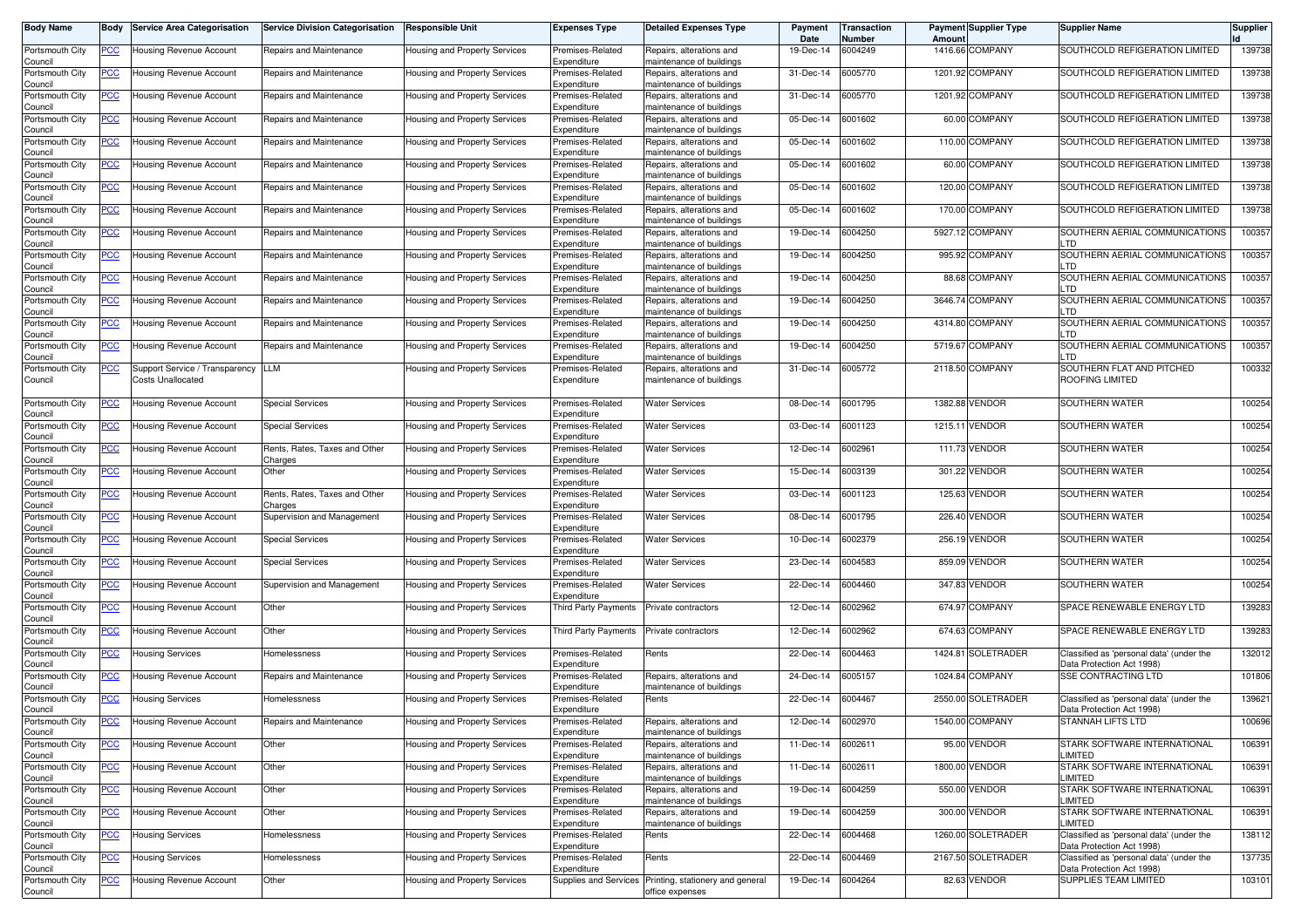| Body Name | Body | Service Area Categorisation | Service Division Categorisation | Responsible Unit | Expenses Type | Detailed Expenses Type | Payment Date | Transaction Number | Payment Amount | Supplier Type | Supplier Name | Supplier Id |
|---|---|---|---|---|---|---|---|---|---|---|---|---|
| Portsmouth City Council | PCC | Housing Revenue Account | Repairs and Maintenance | Housing and Property Services | Premises-Related Expenditure | Repairs, alterations and maintenance of buildings | 19-Dec-14 | 6004249 | 1416.66 | COMPANY | SOUTHCOLD REFIGERATION LIMITED | 139738 |
| Portsmouth City Council | PCC | Housing Revenue Account | Repairs and Maintenance | Housing and Property Services | Premises-Related Expenditure | Repairs, alterations and maintenance of buildings | 31-Dec-14 | 6005770 | 1201.92 | COMPANY | SOUTHCOLD REFIGERATION LIMITED | 139738 |
| Portsmouth City Council | PCC | Housing Revenue Account | Repairs and Maintenance | Housing and Property Services | Premises-Related Expenditure | Repairs, alterations and maintenance of buildings | 31-Dec-14 | 6005770 | 1201.92 | COMPANY | SOUTHCOLD REFIGERATION LIMITED | 139738 |
| Portsmouth City Council | PCC | Housing Revenue Account | Repairs and Maintenance | Housing and Property Services | Premises-Related Expenditure | Repairs, alterations and maintenance of buildings | 05-Dec-14 | 6001602 | 60.00 | COMPANY | SOUTHCOLD REFIGERATION LIMITED | 139738 |
| Portsmouth City Council | PCC | Housing Revenue Account | Repairs and Maintenance | Housing and Property Services | Premises-Related Expenditure | Repairs, alterations and maintenance of buildings | 05-Dec-14 | 6001602 | 110.00 | COMPANY | SOUTHCOLD REFIGERATION LIMITED | 139738 |
| Portsmouth City Council | PCC | Housing Revenue Account | Repairs and Maintenance | Housing and Property Services | Premises-Related Expenditure | Repairs, alterations and maintenance of buildings | 05-Dec-14 | 6001602 | 60.00 | COMPANY | SOUTHCOLD REFIGERATION LIMITED | 139738 |
| Portsmouth City Council | PCC | Housing Revenue Account | Repairs and Maintenance | Housing and Property Services | Premises-Related Expenditure | Repairs, alterations and maintenance of buildings | 05-Dec-14 | 6001602 | 120.00 | COMPANY | SOUTHCOLD REFIGERATION LIMITED | 139738 |
| Portsmouth City Council | PCC | Housing Revenue Account | Repairs and Maintenance | Housing and Property Services | Premises-Related Expenditure | Repairs, alterations and maintenance of buildings | 05-Dec-14 | 6001602 | 170.00 | COMPANY | SOUTHCOLD REFIGERATION LIMITED | 139738 |
| Portsmouth City Council | PCC | Housing Revenue Account | Repairs and Maintenance | Housing and Property Services | Premises-Related Expenditure | Repairs, alterations and maintenance of buildings | 19-Dec-14 | 6004250 | 5927.12 | COMPANY | SOUTHERN AERIAL COMMUNICATIONS LTD | 100357 |
| Portsmouth City Council | PCC | Housing Revenue Account | Repairs and Maintenance | Housing and Property Services | Premises-Related Expenditure | Repairs, alterations and maintenance of buildings | 19-Dec-14 | 6004250 | 995.92 | COMPANY | SOUTHERN AERIAL COMMUNICATIONS LTD | 100357 |
| Portsmouth City Council | PCC | Housing Revenue Account | Repairs and Maintenance | Housing and Property Services | Premises-Related Expenditure | Repairs, alterations and maintenance of buildings | 19-Dec-14 | 6004250 | 88.68 | COMPANY | SOUTHERN AERIAL COMMUNICATIONS LTD | 100357 |
| Portsmouth City Council | PCC | Housing Revenue Account | Repairs and Maintenance | Housing and Property Services | Premises-Related Expenditure | Repairs, alterations and maintenance of buildings | 19-Dec-14 | 6004250 | 3646.74 | COMPANY | SOUTHERN AERIAL COMMUNICATIONS LTD | 100357 |
| Portsmouth City Council | PCC | Housing Revenue Account | Repairs and Maintenance | Housing and Property Services | Premises-Related Expenditure | Repairs, alterations and maintenance of buildings | 19-Dec-14 | 6004250 | 4314.80 | COMPANY | SOUTHERN AERIAL COMMUNICATIONS LTD | 100357 |
| Portsmouth City Council | PCC | Housing Revenue Account | Repairs and Maintenance | Housing and Property Services | Premises-Related Expenditure | Repairs, alterations and maintenance of buildings | 19-Dec-14 | 6004250 | 5719.67 | COMPANY | SOUTHERN AERIAL COMMUNICATIONS LTD | 100357 |
| Portsmouth City Council | PCC | Support Service / Transparency Costs Unallocated | LLM | Housing and Property Services | Premises-Related Expenditure | Repairs, alterations and maintenance of buildings | 31-Dec-14 | 6005772 | 2118.50 | COMPANY | SOUTHERN FLAT AND PITCHED ROOFING LIMITED | 100332 |
| Portsmouth City Council | PCC | Housing Revenue Account | Special Services | Housing and Property Services | Premises-Related Expenditure | Water Services | 08-Dec-14 | 6001795 | 1382.88 | VENDOR | SOUTHERN WATER | 100254 |
| Portsmouth City Council | PCC | Housing Revenue Account | Special Services | Housing and Property Services | Premises-Related Expenditure | Water Services | 03-Dec-14 | 6001123 | 1215.11 | VENDOR | SOUTHERN WATER | 100254 |
| Portsmouth City Council | PCC | Housing Revenue Account | Rents, Rates, Taxes and Other Charges | Housing and Property Services | Premises-Related Expenditure | Water Services | 12-Dec-14 | 6002961 | 111.73 | VENDOR | SOUTHERN WATER | 100254 |
| Portsmouth City Council | PCC | Housing Revenue Account | Other | Housing and Property Services | Premises-Related Expenditure | Water Services | 15-Dec-14 | 6003139 | 301.22 | VENDOR | SOUTHERN WATER | 100254 |
| Portsmouth City Council | PCC | Housing Revenue Account | Rents, Rates, Taxes and Other Charges | Housing and Property Services | Premises-Related Expenditure | Water Services | 03-Dec-14 | 6001123 | 125.63 | VENDOR | SOUTHERN WATER | 100254 |
| Portsmouth City Council | PCC | Housing Revenue Account | Supervision and Management | Housing and Property Services | Premises-Related Expenditure | Water Services | 08-Dec-14 | 6001795 | 226.40 | VENDOR | SOUTHERN WATER | 100254 |
| Portsmouth City Council | PCC | Housing Revenue Account | Special Services | Housing and Property Services | Premises-Related Expenditure | Water Services | 10-Dec-14 | 6002379 | 256.19 | VENDOR | SOUTHERN WATER | 100254 |
| Portsmouth City Council | PCC | Housing Revenue Account | Special Services | Housing and Property Services | Premises-Related Expenditure | Water Services | 23-Dec-14 | 6004583 | 859.09 | VENDOR | SOUTHERN WATER | 100254 |
| Portsmouth City Council | PCC | Housing Revenue Account | Supervision and Management | Housing and Property Services | Premises-Related Expenditure | Water Services | 22-Dec-14 | 6004460 | 347.83 | VENDOR | SOUTHERN WATER | 100254 |
| Portsmouth City Council | PCC | Housing Revenue Account | Other | Housing and Property Services | Third Party Payments | Private contractors | 12-Dec-14 | 6002962 | 674.97 | COMPANY | SPACE RENEWABLE ENERGY LTD | 139283 |
| Portsmouth City Council | PCC | Housing Revenue Account | Other | Housing and Property Services | Third Party Payments | Private contractors | 12-Dec-14 | 6002962 | 674.63 | COMPANY | SPACE RENEWABLE ENERGY LTD | 139283 |
| Portsmouth City Council | PCC | Housing Services | Homelessness | Housing and Property Services | Premises-Related Expenditure | Rents | 22-Dec-14 | 6004463 | 1424.81 | SOLETRADER | Classified as 'personal data' (under the Data Protection Act 1998) | 132012 |
| Portsmouth City Council | PCC | Housing Revenue Account | Repairs and Maintenance | Housing and Property Services | Premises-Related Expenditure | Repairs, alterations and maintenance of buildings | 24-Dec-14 | 6005157 | 1024.84 | COMPANY | SSE CONTRACTING LTD | 101806 |
| Portsmouth City Council | PCC | Housing Services | Homelessness | Housing and Property Services | Premises-Related Expenditure | Rents | 22-Dec-14 | 6004467 | 2550.00 | SOLETRADER | Classified as 'personal data' (under the Data Protection Act 1998) | 139621 |
| Portsmouth City Council | PCC | Housing Revenue Account | Repairs and Maintenance | Housing and Property Services | Premises-Related Expenditure | Repairs, alterations and maintenance of buildings | 12-Dec-14 | 6002970 | 1540.00 | COMPANY | STANNAH LIFTS LTD | 100696 |
| Portsmouth City Council | PCC | Housing Revenue Account | Other | Housing and Property Services | Premises-Related Expenditure | Repairs, alterations and maintenance of buildings | 11-Dec-14 | 6002611 | 95.00 | VENDOR | STARK SOFTWARE INTERNATIONAL LIMITED | 106391 |
| Portsmouth City Council | PCC | Housing Revenue Account | Other | Housing and Property Services | Premises-Related Expenditure | Repairs, alterations and maintenance of buildings | 11-Dec-14 | 6002611 | 1800.00 | VENDOR | STARK SOFTWARE INTERNATIONAL LIMITED | 106391 |
| Portsmouth City Council | PCC | Housing Revenue Account | Other | Housing and Property Services | Premises-Related Expenditure | Repairs, alterations and maintenance of buildings | 19-Dec-14 | 6004259 | 550.00 | VENDOR | STARK SOFTWARE INTERNATIONAL LIMITED | 106391 |
| Portsmouth City Council | PCC | Housing Revenue Account | Other | Housing and Property Services | Premises-Related Expenditure | Repairs, alterations and maintenance of buildings | 19-Dec-14 | 6004259 | 300.00 | VENDOR | STARK SOFTWARE INTERNATIONAL LIMITED | 106391 |
| Portsmouth City Council | PCC | Housing Services | Homelessness | Housing and Property Services | Premises-Related Expenditure | Rents | 22-Dec-14 | 6004468 | 1260.00 | SOLETRADER | Classified as 'personal data' (under the Data Protection Act 1998) | 138112 |
| Portsmouth City Council | PCC | Housing Services | Homelessness | Housing and Property Services | Premises-Related Expenditure | Rents | 22-Dec-14 | 6004469 | 2167.50 | SOLETRADER | Classified as 'personal data' (under the Data Protection Act 1998) | 137735 |
| Portsmouth City Council | PCC | Housing Revenue Account | Other | Housing and Property Services | Supplies and Services | Printing, stationery and general office expenses | 19-Dec-14 | 6004264 | 82.63 | VENDOR | SUPPLIES TEAM LIMITED | 103101 |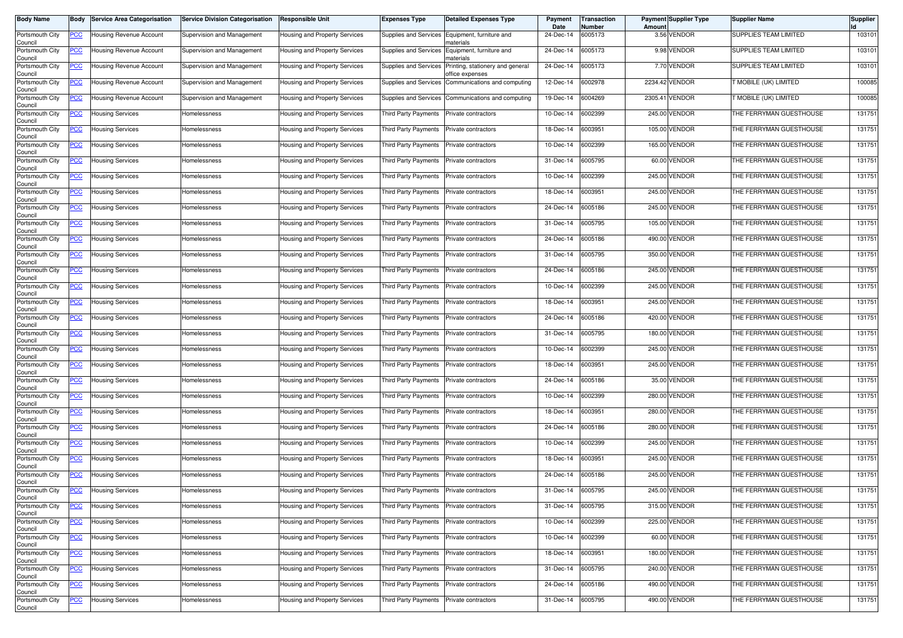| Body Name | Body | Service Area Categorisation | Service Division Categorisation | Responsible Unit | Expenses Type | Detailed Expenses Type | Payment Date | Transaction Number | Payment Amount | Supplier Type | Supplier Name | Supplier Id |
|---|---|---|---|---|---|---|---|---|---|---|---|---|
| Portsmouth City Council | PCC | Housing Revenue Account | Supervision and Management | Housing and Property Services | Supplies and Services | Equipment, furniture and materials | 24-Dec-14 | 6005173 | 3.56 | VENDOR | SUPPLIES TEAM LIMITED | 103101 |
| Portsmouth City Council | PCC | Housing Revenue Account | Supervision and Management | Housing and Property Services | Supplies and Services | Equipment, furniture and materials | 24-Dec-14 | 6005173 | 9.98 | VENDOR | SUPPLIES TEAM LIMITED | 103101 |
| Portsmouth City Council | PCC | Housing Revenue Account | Supervision and Management | Housing and Property Services | Supplies and Services | Printing, stationery and general office expenses | 24-Dec-14 | 6005173 | 7.70 | VENDOR | SUPPLIES TEAM LIMITED | 103101 |
| Portsmouth City Council | PCC | Housing Revenue Account | Supervision and Management | Housing and Property Services | Supplies and Services | Communications and computing | 12-Dec-14 | 6002978 | 2234.42 | VENDOR | T MOBILE (UK) LIMITED | 100085 |
| Portsmouth City Council | PCC | Housing Revenue Account | Supervision and Management | Housing and Property Services | Supplies and Services | Communications and computing | 19-Dec-14 | 6004269 | 2305.41 | VENDOR | T MOBILE (UK) LIMITED | 100085 |
| Portsmouth City Council | PCC | Housing Services | Homelessness | Housing and Property Services | Third Party Payments | Private contractors | 10-Dec-14 | 6002399 | 245.00 | VENDOR | THE FERRYMAN GUESTHOUSE | 131751 |
| Portsmouth City Council | PCC | Housing Services | Homelessness | Housing and Property Services | Third Party Payments | Private contractors | 18-Dec-14 | 6003951 | 105.00 | VENDOR | THE FERRYMAN GUESTHOUSE | 131751 |
| Portsmouth City Council | PCC | Housing Services | Homelessness | Housing and Property Services | Third Party Payments | Private contractors | 10-Dec-14 | 6002399 | 165.00 | VENDOR | THE FERRYMAN GUESTHOUSE | 131751 |
| Portsmouth City Council | PCC | Housing Services | Homelessness | Housing and Property Services | Third Party Payments | Private contractors | 31-Dec-14 | 6005795 | 60.00 | VENDOR | THE FERRYMAN GUESTHOUSE | 131751 |
| Portsmouth City Council | PCC | Housing Services | Homelessness | Housing and Property Services | Third Party Payments | Private contractors | 10-Dec-14 | 6002399 | 245.00 | VENDOR | THE FERRYMAN GUESTHOUSE | 131751 |
| Portsmouth City Council | PCC | Housing Services | Homelessness | Housing and Property Services | Third Party Payments | Private contractors | 18-Dec-14 | 6003951 | 245.00 | VENDOR | THE FERRYMAN GUESTHOUSE | 131751 |
| Portsmouth City Council | PCC | Housing Services | Homelessness | Housing and Property Services | Third Party Payments | Private contractors | 24-Dec-14 | 6005186 | 245.00 | VENDOR | THE FERRYMAN GUESTHOUSE | 131751 |
| Portsmouth City Council | PCC | Housing Services | Homelessness | Housing and Property Services | Third Party Payments | Private contractors | 31-Dec-14 | 6005795 | 105.00 | VENDOR | THE FERRYMAN GUESTHOUSE | 131751 |
| Portsmouth City Council | PCC | Housing Services | Homelessness | Housing and Property Services | Third Party Payments | Private contractors | 24-Dec-14 | 6005186 | 490.00 | VENDOR | THE FERRYMAN GUESTHOUSE | 131751 |
| Portsmouth City Council | PCC | Housing Services | Homelessness | Housing and Property Services | Third Party Payments | Private contractors | 31-Dec-14 | 6005795 | 350.00 | VENDOR | THE FERRYMAN GUESTHOUSE | 131751 |
| Portsmouth City Council | PCC | Housing Services | Homelessness | Housing and Property Services | Third Party Payments | Private contractors | 24-Dec-14 | 6005186 | 245.00 | VENDOR | THE FERRYMAN GUESTHOUSE | 131751 |
| Portsmouth City Council | PCC | Housing Services | Homelessness | Housing and Property Services | Third Party Payments | Private contractors | 10-Dec-14 | 6002399 | 245.00 | VENDOR | THE FERRYMAN GUESTHOUSE | 131751 |
| Portsmouth City Council | PCC | Housing Services | Homelessness | Housing and Property Services | Third Party Payments | Private contractors | 18-Dec-14 | 6003951 | 245.00 | VENDOR | THE FERRYMAN GUESTHOUSE | 131751 |
| Portsmouth City Council | PCC | Housing Services | Homelessness | Housing and Property Services | Third Party Payments | Private contractors | 24-Dec-14 | 6005186 | 420.00 | VENDOR | THE FERRYMAN GUESTHOUSE | 131751 |
| Portsmouth City Council | PCC | Housing Services | Homelessness | Housing and Property Services | Third Party Payments | Private contractors | 31-Dec-14 | 6005795 | 180.00 | VENDOR | THE FERRYMAN GUESTHOUSE | 131751 |
| Portsmouth City Council | PCC | Housing Services | Homelessness | Housing and Property Services | Third Party Payments | Private contractors | 10-Dec-14 | 6002399 | 245.00 | VENDOR | THE FERRYMAN GUESTHOUSE | 131751 |
| Portsmouth City Council | PCC | Housing Services | Homelessness | Housing and Property Services | Third Party Payments | Private contractors | 18-Dec-14 | 6003951 | 245.00 | VENDOR | THE FERRYMAN GUESTHOUSE | 131751 |
| Portsmouth City Council | PCC | Housing Services | Homelessness | Housing and Property Services | Third Party Payments | Private contractors | 24-Dec-14 | 6005186 | 35.00 | VENDOR | THE FERRYMAN GUESTHOUSE | 131751 |
| Portsmouth City Council | PCC | Housing Services | Homelessness | Housing and Property Services | Third Party Payments | Private contractors | 10-Dec-14 | 6002399 | 280.00 | VENDOR | THE FERRYMAN GUESTHOUSE | 131751 |
| Portsmouth City Council | PCC | Housing Services | Homelessness | Housing and Property Services | Third Party Payments | Private contractors | 18-Dec-14 | 6003951 | 280.00 | VENDOR | THE FERRYMAN GUESTHOUSE | 131751 |
| Portsmouth City Council | PCC | Housing Services | Homelessness | Housing and Property Services | Third Party Payments | Private contractors | 24-Dec-14 | 6005186 | 280.00 | VENDOR | THE FERRYMAN GUESTHOUSE | 131751 |
| Portsmouth City Council | PCC | Housing Services | Homelessness | Housing and Property Services | Third Party Payments | Private contractors | 10-Dec-14 | 6002399 | 245.00 | VENDOR | THE FERRYMAN GUESTHOUSE | 131751 |
| Portsmouth City Council | PCC | Housing Services | Homelessness | Housing and Property Services | Third Party Payments | Private contractors | 18-Dec-14 | 6003951 | 245.00 | VENDOR | THE FERRYMAN GUESTHOUSE | 131751 |
| Portsmouth City Council | PCC | Housing Services | Homelessness | Housing and Property Services | Third Party Payments | Private contractors | 24-Dec-14 | 6005186 | 245.00 | VENDOR | THE FERRYMAN GUESTHOUSE | 131751 |
| Portsmouth City Council | PCC | Housing Services | Homelessness | Housing and Property Services | Third Party Payments | Private contractors | 31-Dec-14 | 6005795 | 245.00 | VENDOR | THE FERRYMAN GUESTHOUSE | 131751 |
| Portsmouth City Council | PCC | Housing Services | Homelessness | Housing and Property Services | Third Party Payments | Private contractors | 31-Dec-14 | 6005795 | 315.00 | VENDOR | THE FERRYMAN GUESTHOUSE | 131751 |
| Portsmouth City Council | PCC | Housing Services | Homelessness | Housing and Property Services | Third Party Payments | Private contractors | 10-Dec-14 | 6002399 | 225.00 | VENDOR | THE FERRYMAN GUESTHOUSE | 131751 |
| Portsmouth City Council | PCC | Housing Services | Homelessness | Housing and Property Services | Third Party Payments | Private contractors | 10-Dec-14 | 6002399 | 60.00 | VENDOR | THE FERRYMAN GUESTHOUSE | 131751 |
| Portsmouth City Council | PCC | Housing Services | Homelessness | Housing and Property Services | Third Party Payments | Private contractors | 18-Dec-14 | 6003951 | 180.00 | VENDOR | THE FERRYMAN GUESTHOUSE | 131751 |
| Portsmouth City Council | PCC | Housing Services | Homelessness | Housing and Property Services | Third Party Payments | Private contractors | 31-Dec-14 | 6005795 | 240.00 | VENDOR | THE FERRYMAN GUESTHOUSE | 131751 |
| Portsmouth City Council | PCC | Housing Services | Homelessness | Housing and Property Services | Third Party Payments | Private contractors | 24-Dec-14 | 6005186 | 490.00 | VENDOR | THE FERRYMAN GUESTHOUSE | 131751 |
| Portsmouth City Council | PCC | Housing Services | Homelessness | Housing and Property Services | Third Party Payments | Private contractors | 31-Dec-14 | 6005795 | 490.00 | VENDOR | THE FERRYMAN GUESTHOUSE | 131751 |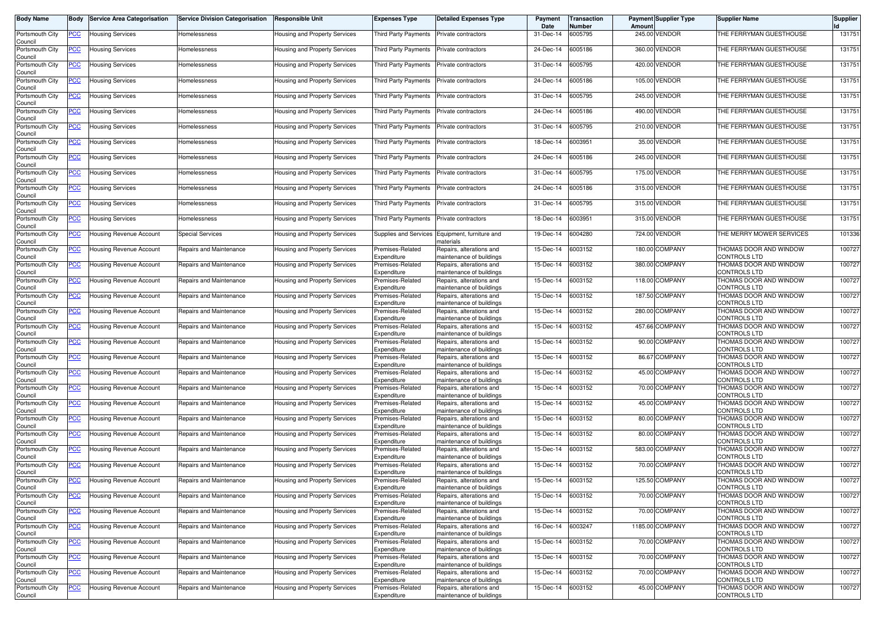| Body Name | Body | Service Area Categorisation | Service Division Categorisation | Responsible Unit | Expenses Type | Detailed Expenses Type | Payment Date | Transaction Number | Payment Amount | Supplier Type | Supplier Name | Supplier Id |
|---|---|---|---|---|---|---|---|---|---|---|---|---|
| Portsmouth City Council | PCC | Housing Services | Homelessness | Housing and Property Services | Third Party Payments | Private contractors | 31-Dec-14 | 6005795 | 245.00 | VENDOR | THE FERRYMAN GUESTHOUSE | 131751 |
| Portsmouth City Council | PCC | Housing Services | Homelessness | Housing and Property Services | Third Party Payments | Private contractors | 24-Dec-14 | 6005186 | 360.00 | VENDOR | THE FERRYMAN GUESTHOUSE | 131751 |
| Portsmouth City Council | PCC | Housing Services | Homelessness | Housing and Property Services | Third Party Payments | Private contractors | 31-Dec-14 | 6005795 | 420.00 | VENDOR | THE FERRYMAN GUESTHOUSE | 131751 |
| Portsmouth City Council | PCC | Housing Services | Homelessness | Housing and Property Services | Third Party Payments | Private contractors | 24-Dec-14 | 6005186 | 105.00 | VENDOR | THE FERRYMAN GUESTHOUSE | 131751 |
| Portsmouth City Council | PCC | Housing Services | Homelessness | Housing and Property Services | Third Party Payments | Private contractors | 31-Dec-14 | 6005795 | 245.00 | VENDOR | THE FERRYMAN GUESTHOUSE | 131751 |
| Portsmouth City Council | PCC | Housing Services | Homelessness | Housing and Property Services | Third Party Payments | Private contractors | 24-Dec-14 | 6005186 | 490.00 | VENDOR | THE FERRYMAN GUESTHOUSE | 131751 |
| Portsmouth City Council | PCC | Housing Services | Homelessness | Housing and Property Services | Third Party Payments | Private contractors | 31-Dec-14 | 6005795 | 210.00 | VENDOR | THE FERRYMAN GUESTHOUSE | 131751 |
| Portsmouth City Council | PCC | Housing Services | Homelessness | Housing and Property Services | Third Party Payments | Private contractors | 18-Dec-14 | 6003951 | 35.00 | VENDOR | THE FERRYMAN GUESTHOUSE | 131751 |
| Portsmouth City Council | PCC | Housing Services | Homelessness | Housing and Property Services | Third Party Payments | Private contractors | 24-Dec-14 | 6005186 | 245.00 | VENDOR | THE FERRYMAN GUESTHOUSE | 131751 |
| Portsmouth City Council | PCC | Housing Services | Homelessness | Housing and Property Services | Third Party Payments | Private contractors | 31-Dec-14 | 6005795 | 175.00 | VENDOR | THE FERRYMAN GUESTHOUSE | 131751 |
| Portsmouth City Council | PCC | Housing Services | Homelessness | Housing and Property Services | Third Party Payments | Private contractors | 24-Dec-14 | 6005186 | 315.00 | VENDOR | THE FERRYMAN GUESTHOUSE | 131751 |
| Portsmouth City Council | PCC | Housing Services | Homelessness | Housing and Property Services | Third Party Payments | Private contractors | 31-Dec-14 | 6005795 | 315.00 | VENDOR | THE FERRYMAN GUESTHOUSE | 131751 |
| Portsmouth City Council | PCC | Housing Services | Homelessness | Housing and Property Services | Third Party Payments | Private contractors | 18-Dec-14 | 6003951 | 315.00 | VENDOR | THE FERRYMAN GUESTHOUSE | 131751 |
| Portsmouth City Council | PCC | Housing Revenue Account | Special Services | Housing and Property Services | Supplies and Services | Equipment, furniture and materials | 19-Dec-14 | 6004280 | 724.00 | VENDOR | THE MERRY MOWER SERVICES | 101336 |
| Portsmouth City Council | PCC | Housing Revenue Account | Repairs and Maintenance | Housing and Property Services | Premises-Related Expenditure | Repairs, alterations and maintenance of buildings | 15-Dec-14 | 6003152 | 180.00 | COMPANY | THOMAS DOOR AND WINDOW CONTROLS LTD | 100727 |
| Portsmouth City Council | PCC | Housing Revenue Account | Repairs and Maintenance | Housing and Property Services | Premises-Related Expenditure | Repairs, alterations and maintenance of buildings | 15-Dec-14 | 6003152 | 380.00 | COMPANY | THOMAS DOOR AND WINDOW CONTROLS LTD | 100727 |
| Portsmouth City Council | PCC | Housing Revenue Account | Repairs and Maintenance | Housing and Property Services | Premises-Related Expenditure | Repairs, alterations and maintenance of buildings | 15-Dec-14 | 6003152 | 118.00 | COMPANY | THOMAS DOOR AND WINDOW CONTROLS LTD | 100727 |
| Portsmouth City Council | PCC | Housing Revenue Account | Repairs and Maintenance | Housing and Property Services | Premises-Related Expenditure | Repairs, alterations and maintenance of buildings | 15-Dec-14 | 6003152 | 187.50 | COMPANY | THOMAS DOOR AND WINDOW CONTROLS LTD | 100727 |
| Portsmouth City Council | PCC | Housing Revenue Account | Repairs and Maintenance | Housing and Property Services | Premises-Related Expenditure | Repairs, alterations and maintenance of buildings | 15-Dec-14 | 6003152 | 280.00 | COMPANY | THOMAS DOOR AND WINDOW CONTROLS LTD | 100727 |
| Portsmouth City Council | PCC | Housing Revenue Account | Repairs and Maintenance | Housing and Property Services | Premises-Related Expenditure | Repairs, alterations and maintenance of buildings | 15-Dec-14 | 6003152 | 457.66 | COMPANY | THOMAS DOOR AND WINDOW CONTROLS LTD | 100727 |
| Portsmouth City Council | PCC | Housing Revenue Account | Repairs and Maintenance | Housing and Property Services | Premises-Related Expenditure | Repairs, alterations and maintenance of buildings | 15-Dec-14 | 6003152 | 90.00 | COMPANY | THOMAS DOOR AND WINDOW CONTROLS LTD | 100727 |
| Portsmouth City Council | PCC | Housing Revenue Account | Repairs and Maintenance | Housing and Property Services | Premises-Related Expenditure | Repairs, alterations and maintenance of buildings | 15-Dec-14 | 6003152 | 86.67 | COMPANY | THOMAS DOOR AND WINDOW CONTROLS LTD | 100727 |
| Portsmouth City Council | PCC | Housing Revenue Account | Repairs and Maintenance | Housing and Property Services | Premises-Related Expenditure | Repairs, alterations and maintenance of buildings | 15-Dec-14 | 6003152 | 45.00 | COMPANY | THOMAS DOOR AND WINDOW CONTROLS LTD | 100727 |
| Portsmouth City Council | PCC | Housing Revenue Account | Repairs and Maintenance | Housing and Property Services | Premises-Related Expenditure | Repairs, alterations and maintenance of buildings | 15-Dec-14 | 6003152 | 70.00 | COMPANY | THOMAS DOOR AND WINDOW CONTROLS LTD | 100727 |
| Portsmouth City Council | PCC | Housing Revenue Account | Repairs and Maintenance | Housing and Property Services | Premises-Related Expenditure | Repairs, alterations and maintenance of buildings | 15-Dec-14 | 6003152 | 45.00 | COMPANY | THOMAS DOOR AND WINDOW CONTROLS LTD | 100727 |
| Portsmouth City Council | PCC | Housing Revenue Account | Repairs and Maintenance | Housing and Property Services | Premises-Related Expenditure | Repairs, alterations and maintenance of buildings | 15-Dec-14 | 6003152 | 80.00 | COMPANY | THOMAS DOOR AND WINDOW CONTROLS LTD | 100727 |
| Portsmouth City Council | PCC | Housing Revenue Account | Repairs and Maintenance | Housing and Property Services | Premises-Related Expenditure | Repairs, alterations and maintenance of buildings | 15-Dec-14 | 6003152 | 80.00 | COMPANY | THOMAS DOOR AND WINDOW CONTROLS LTD | 100727 |
| Portsmouth City Council | PCC | Housing Revenue Account | Repairs and Maintenance | Housing and Property Services | Premises-Related Expenditure | Repairs, alterations and maintenance of buildings | 15-Dec-14 | 6003152 | 583.00 | COMPANY | THOMAS DOOR AND WINDOW CONTROLS LTD | 100727 |
| Portsmouth City Council | PCC | Housing Revenue Account | Repairs and Maintenance | Housing and Property Services | Premises-Related Expenditure | Repairs, alterations and maintenance of buildings | 15-Dec-14 | 6003152 | 70.00 | COMPANY | THOMAS DOOR AND WINDOW CONTROLS LTD | 100727 |
| Portsmouth City Council | PCC | Housing Revenue Account | Repairs and Maintenance | Housing and Property Services | Premises-Related Expenditure | Repairs, alterations and maintenance of buildings | 15-Dec-14 | 6003152 | 125.50 | COMPANY | THOMAS DOOR AND WINDOW CONTROLS LTD | 100727 |
| Portsmouth City Council | PCC | Housing Revenue Account | Repairs and Maintenance | Housing and Property Services | Premises-Related Expenditure | Repairs, alterations and maintenance of buildings | 15-Dec-14 | 6003152 | 70.00 | COMPANY | THOMAS DOOR AND WINDOW CONTROLS LTD | 100727 |
| Portsmouth City Council | PCC | Housing Revenue Account | Repairs and Maintenance | Housing and Property Services | Premises-Related Expenditure | Repairs, alterations and maintenance of buildings | 15-Dec-14 | 6003152 | 70.00 | COMPANY | THOMAS DOOR AND WINDOW CONTROLS LTD | 100727 |
| Portsmouth City Council | PCC | Housing Revenue Account | Repairs and Maintenance | Housing and Property Services | Premises-Related Expenditure | Repairs, alterations and maintenance of buildings | 16-Dec-14 | 6003247 | 1185.00 | COMPANY | THOMAS DOOR AND WINDOW CONTROLS LTD | 100727 |
| Portsmouth City Council | PCC | Housing Revenue Account | Repairs and Maintenance | Housing and Property Services | Premises-Related Expenditure | Repairs, alterations and maintenance of buildings | 15-Dec-14 | 6003152 | 70.00 | COMPANY | THOMAS DOOR AND WINDOW CONTROLS LTD | 100727 |
| Portsmouth City Council | PCC | Housing Revenue Account | Repairs and Maintenance | Housing and Property Services | Premises-Related Expenditure | Repairs, alterations and maintenance of buildings | 15-Dec-14 | 6003152 | 70.00 | COMPANY | THOMAS DOOR AND WINDOW CONTROLS LTD | 100727 |
| Portsmouth City Council | PCC | Housing Revenue Account | Repairs and Maintenance | Housing and Property Services | Premises-Related Expenditure | Repairs, alterations and maintenance of buildings | 15-Dec-14 | 6003152 | 70.00 | COMPANY | THOMAS DOOR AND WINDOW CONTROLS LTD | 100727 |
| Portsmouth City Council | PCC | Housing Revenue Account | Repairs and Maintenance | Housing and Property Services | Premises-Related Expenditure | Repairs, alterations and maintenance of buildings | 15-Dec-14 | 6003152 | 45.00 | COMPANY | THOMAS DOOR AND WINDOW CONTROLS LTD | 100727 |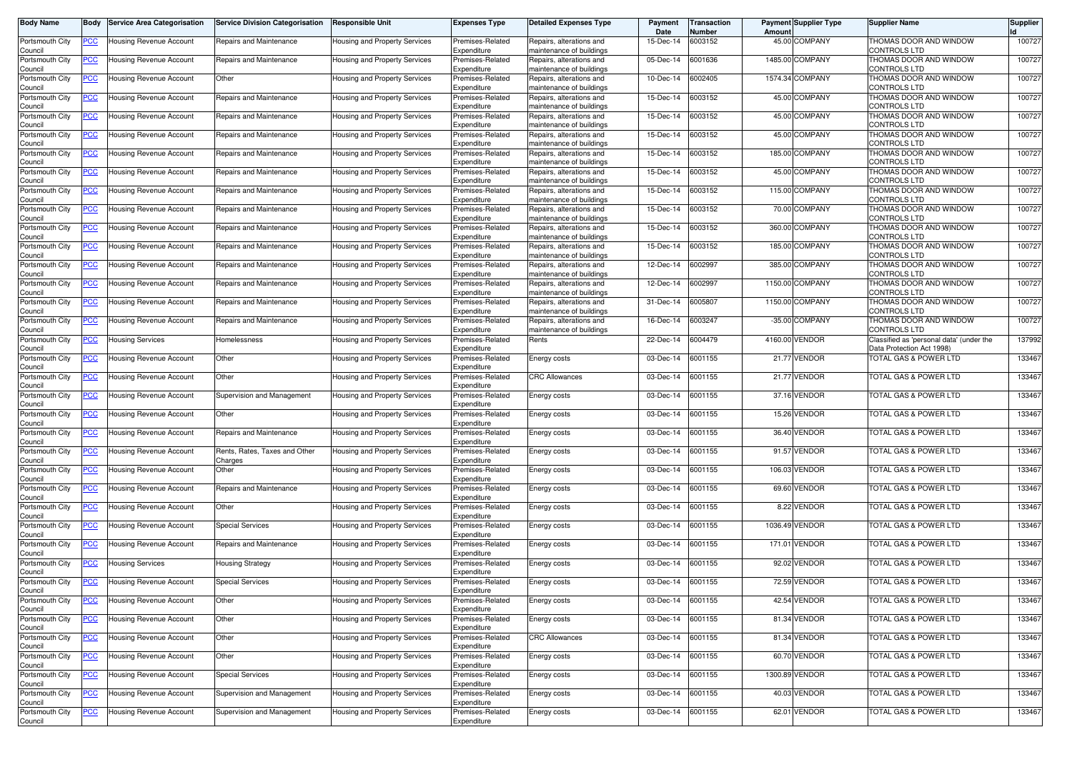| Body Name | Body | Service Area Categorisation | Service Division Categorisation | Responsible Unit | Expenses Type | Detailed Expenses Type | Payment Date | Transaction Number | Payment Amount | Supplier Type | Supplier Name | Supplier Id |
|---|---|---|---|---|---|---|---|---|---|---|---|---|
| Portsmouth City Council | PCC | Housing Revenue Account | Repairs and Maintenance | Housing and Property Services | Premises-Related Expenditure | Repairs, alterations and maintenance of buildings | 15-Dec-14 | 6003152 | 45.00 | COMPANY | THOMAS DOOR AND WINDOW CONTROLS LTD | 100727 |
| Portsmouth City Council | PCC | Housing Revenue Account | Repairs and Maintenance | Housing and Property Services | Premises-Related Expenditure | Repairs, alterations and maintenance of buildings | 05-Dec-14 | 6001636 | 1485.00 | COMPANY | THOMAS DOOR AND WINDOW CONTROLS LTD | 100727 |
| Portsmouth City Council | PCC | Housing Revenue Account | Other | Housing and Property Services | Premises-Related Expenditure | Repairs, alterations and maintenance of buildings | 10-Dec-14 | 6002405 | 1574.34 | COMPANY | THOMAS DOOR AND WINDOW CONTROLS LTD | 100727 |
| Portsmouth City Council | PCC | Housing Revenue Account | Repairs and Maintenance | Housing and Property Services | Premises-Related Expenditure | Repairs, alterations and maintenance of buildings | 15-Dec-14 | 6003152 | 45.00 | COMPANY | THOMAS DOOR AND WINDOW CONTROLS LTD | 100727 |
| Portsmouth City Council | PCC | Housing Revenue Account | Repairs and Maintenance | Housing and Property Services | Premises-Related Expenditure | Repairs, alterations and maintenance of buildings | 15-Dec-14 | 6003152 | 45.00 | COMPANY | THOMAS DOOR AND WINDOW CONTROLS LTD | 100727 |
| Portsmouth City Council | PCC | Housing Revenue Account | Repairs and Maintenance | Housing and Property Services | Premises-Related Expenditure | Repairs, alterations and maintenance of buildings | 15-Dec-14 | 6003152 | 45.00 | COMPANY | THOMAS DOOR AND WINDOW CONTROLS LTD | 100727 |
| Portsmouth City Council | PCC | Housing Revenue Account | Repairs and Maintenance | Housing and Property Services | Premises-Related Expenditure | Repairs, alterations and maintenance of buildings | 15-Dec-14 | 6003152 | 185.00 | COMPANY | THOMAS DOOR AND WINDOW CONTROLS LTD | 100727 |
| Portsmouth City Council | PCC | Housing Revenue Account | Repairs and Maintenance | Housing and Property Services | Premises-Related Expenditure | Repairs, alterations and maintenance of buildings | 15-Dec-14 | 6003152 | 45.00 | COMPANY | THOMAS DOOR AND WINDOW CONTROLS LTD | 100727 |
| Portsmouth City Council | PCC | Housing Revenue Account | Repairs and Maintenance | Housing and Property Services | Premises-Related Expenditure | Repairs, alterations and maintenance of buildings | 15-Dec-14 | 6003152 | 115.00 | COMPANY | THOMAS DOOR AND WINDOW CONTROLS LTD | 100727 |
| Portsmouth City Council | PCC | Housing Revenue Account | Repairs and Maintenance | Housing and Property Services | Premises-Related Expenditure | Repairs, alterations and maintenance of buildings | 15-Dec-14 | 6003152 | 70.00 | COMPANY | THOMAS DOOR AND WINDOW CONTROLS LTD | 100727 |
| Portsmouth City Council | PCC | Housing Revenue Account | Repairs and Maintenance | Housing and Property Services | Premises-Related Expenditure | Repairs, alterations and maintenance of buildings | 15-Dec-14 | 6003152 | 360.00 | COMPANY | THOMAS DOOR AND WINDOW CONTROLS LTD | 100727 |
| Portsmouth City Council | PCC | Housing Revenue Account | Repairs and Maintenance | Housing and Property Services | Premises-Related Expenditure | Repairs, alterations and maintenance of buildings | 15-Dec-14 | 6003152 | 185.00 | COMPANY | THOMAS DOOR AND WINDOW CONTROLS LTD | 100727 |
| Portsmouth City Council | PCC | Housing Revenue Account | Repairs and Maintenance | Housing and Property Services | Premises-Related Expenditure | Repairs, alterations and maintenance of buildings | 12-Dec-14 | 6002997 | 385.00 | COMPANY | THOMAS DOOR AND WINDOW CONTROLS LTD | 100727 |
| Portsmouth City Council | PCC | Housing Revenue Account | Repairs and Maintenance | Housing and Property Services | Premises-Related Expenditure | Repairs, alterations and maintenance of buildings | 12-Dec-14 | 6002997 | 1150.00 | COMPANY | THOMAS DOOR AND WINDOW CONTROLS LTD | 100727 |
| Portsmouth City Council | PCC | Housing Revenue Account | Repairs and Maintenance | Housing and Property Services | Premises-Related Expenditure | Repairs, alterations and maintenance of buildings | 31-Dec-14 | 6005807 | 1150.00 | COMPANY | THOMAS DOOR AND WINDOW CONTROLS LTD | 100727 |
| Portsmouth City Council | PCC | Housing Revenue Account | Repairs and Maintenance | Housing and Property Services | Premises-Related Expenditure | Repairs, alterations and maintenance of buildings | 16-Dec-14 | 6003247 | -35.00 | COMPANY | THOMAS DOOR AND WINDOW CONTROLS LTD | 100727 |
| Portsmouth City Council | PCC | Housing Services | Homelessness | Housing and Property Services | Premises-Related Expenditure | Rents | 22-Dec-14 | 6004479 | 4160.00 | VENDOR | Classified as 'personal data' (under the Data Protection Act 1998) | 137992 |
| Portsmouth City Council | PCC | Housing Revenue Account | Other | Housing and Property Services | Premises-Related Expenditure | Energy costs | 03-Dec-14 | 6001155 | 21.77 | VENDOR | TOTAL GAS & POWER LTD | 133467 |
| Portsmouth City Council | PCC | Housing Revenue Account | Other | Housing and Property Services | Premises-Related Expenditure | CRC Allowances | 03-Dec-14 | 6001155 | 21.77 | VENDOR | TOTAL GAS & POWER LTD | 133467 |
| Portsmouth City Council | PCC | Housing Revenue Account | Supervision and Management | Housing and Property Services | Premises-Related Expenditure | Energy costs | 03-Dec-14 | 6001155 | 37.16 | VENDOR | TOTAL GAS & POWER LTD | 133467 |
| Portsmouth City Council | PCC | Housing Revenue Account | Other | Housing and Property Services | Premises-Related Expenditure | Energy costs | 03-Dec-14 | 6001155 | 15.26 | VENDOR | TOTAL GAS & POWER LTD | 133467 |
| Portsmouth City Council | PCC | Housing Revenue Account | Repairs and Maintenance | Housing and Property Services | Premises-Related Expenditure | Energy costs | 03-Dec-14 | 6001155 | 36.40 | VENDOR | TOTAL GAS & POWER LTD | 133467 |
| Portsmouth City Council | PCC | Housing Revenue Account | Rents, Rates, Taxes and Other Charges | Housing and Property Services | Premises-Related Expenditure | Energy costs | 03-Dec-14 | 6001155 | 91.57 | VENDOR | TOTAL GAS & POWER LTD | 133467 |
| Portsmouth City Council | PCC | Housing Revenue Account | Other | Housing and Property Services | Premises-Related Expenditure | Energy costs | 03-Dec-14 | 6001155 | 106.03 | VENDOR | TOTAL GAS & POWER LTD | 133467 |
| Portsmouth City Council | PCC | Housing Revenue Account | Repairs and Maintenance | Housing and Property Services | Premises-Related Expenditure | Energy costs | 03-Dec-14 | 6001155 | 69.60 | VENDOR | TOTAL GAS & POWER LTD | 133467 |
| Portsmouth City Council | PCC | Housing Revenue Account | Other | Housing and Property Services | Premises-Related Expenditure | Energy costs | 03-Dec-14 | 6001155 | 8.22 | VENDOR | TOTAL GAS & POWER LTD | 133467 |
| Portsmouth City Council | PCC | Housing Revenue Account | Special Services | Housing and Property Services | Premises-Related Expenditure | Energy costs | 03-Dec-14 | 6001155 | 1036.49 | VENDOR | TOTAL GAS & POWER LTD | 133467 |
| Portsmouth City Council | PCC | Housing Revenue Account | Repairs and Maintenance | Housing and Property Services | Premises-Related Expenditure | Energy costs | 03-Dec-14 | 6001155 | 171.01 | VENDOR | TOTAL GAS & POWER LTD | 133467 |
| Portsmouth City Council | PCC | Housing Services | Housing Strategy | Housing and Property Services | Premises-Related Expenditure | Energy costs | 03-Dec-14 | 6001155 | 92.02 | VENDOR | TOTAL GAS & POWER LTD | 133467 |
| Portsmouth City Council | PCC | Housing Revenue Account | Special Services | Housing and Property Services | Premises-Related Expenditure | Energy costs | 03-Dec-14 | 6001155 | 72.59 | VENDOR | TOTAL GAS & POWER LTD | 133467 |
| Portsmouth City Council | PCC | Housing Revenue Account | Other | Housing and Property Services | Premises-Related Expenditure | Energy costs | 03-Dec-14 | 6001155 | 42.54 | VENDOR | TOTAL GAS & POWER LTD | 133467 |
| Portsmouth City Council | PCC | Housing Revenue Account | Other | Housing and Property Services | Premises-Related Expenditure | Energy costs | 03-Dec-14 | 6001155 | 81.34 | VENDOR | TOTAL GAS & POWER LTD | 133467 |
| Portsmouth City Council | PCC | Housing Revenue Account | Other | Housing and Property Services | Premises-Related Expenditure | CRC Allowances | 03-Dec-14 | 6001155 | 81.34 | VENDOR | TOTAL GAS & POWER LTD | 133467 |
| Portsmouth City Council | PCC | Housing Revenue Account | Other | Housing and Property Services | Premises-Related Expenditure | Energy costs | 03-Dec-14 | 6001155 | 60.70 | VENDOR | TOTAL GAS & POWER LTD | 133467 |
| Portsmouth City Council | PCC | Housing Revenue Account | Special Services | Housing and Property Services | Premises-Related Expenditure | Energy costs | 03-Dec-14 | 6001155 | 1300.89 | VENDOR | TOTAL GAS & POWER LTD | 133467 |
| Portsmouth City Council | PCC | Housing Revenue Account | Supervision and Management | Housing and Property Services | Premises-Related Expenditure | Energy costs | 03-Dec-14 | 6001155 | 40.03 | VENDOR | TOTAL GAS & POWER LTD | 133467 |
| Portsmouth City Council | PCC | Housing Revenue Account | Supervision and Management | Housing and Property Services | Premises-Related Expenditure | Energy costs | 03-Dec-14 | 6001155 | 62.01 | VENDOR | TOTAL GAS & POWER LTD | 133467 |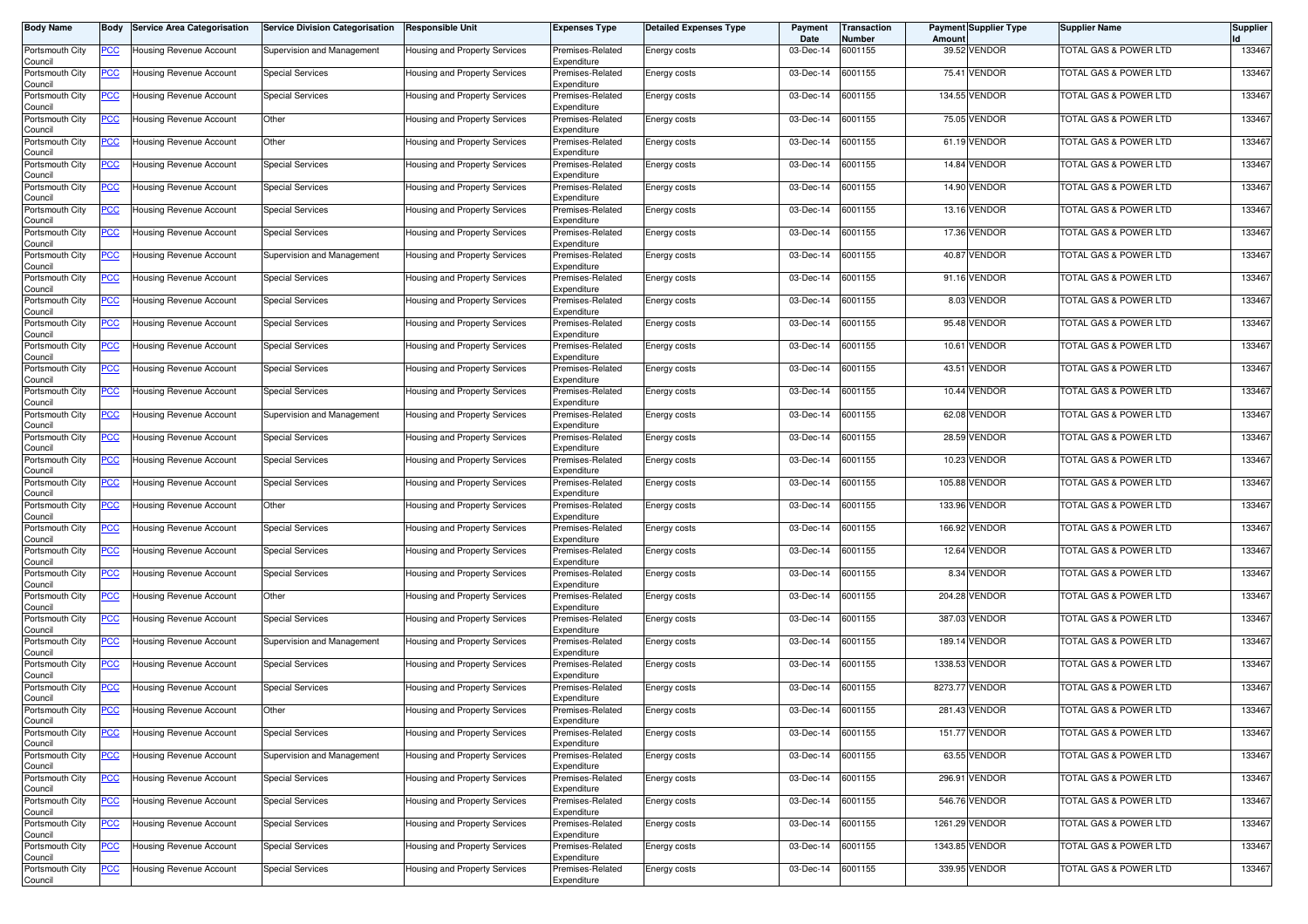| Body Name | Body | Service Area Categorisation | Service Division Categorisation | Responsible Unit | Expenses Type | Detailed Expenses Type | Payment Date | Transaction Number | Payment Amount | Supplier Type | Supplier Name | Supplier Id |
|---|---|---|---|---|---|---|---|---|---|---|---|---|
| Portsmouth City Council | PCC | Housing Revenue Account | Supervision and Management | Housing and Property Services | Premises-Related Expenditure | Energy costs | 03-Dec-14 | 6001155 | 39.52 | VENDOR | TOTAL GAS & POWER LTD | 133467 |
| Portsmouth City Council | PCC | Housing Revenue Account | Special Services | Housing and Property Services | Premises-Related Expenditure | Energy costs | 03-Dec-14 | 6001155 | 75.41 | VENDOR | TOTAL GAS & POWER LTD | 133467 |
| Portsmouth City Council | PCC | Housing Revenue Account | Special Services | Housing and Property Services | Premises-Related Expenditure | Energy costs | 03-Dec-14 | 6001155 | 134.55 | VENDOR | TOTAL GAS & POWER LTD | 133467 |
| Portsmouth City Council | PCC | Housing Revenue Account | Other | Housing and Property Services | Premises-Related Expenditure | Energy costs | 03-Dec-14 | 6001155 | 75.05 | VENDOR | TOTAL GAS & POWER LTD | 133467 |
| Portsmouth City Council | PCC | Housing Revenue Account | Other | Housing and Property Services | Premises-Related Expenditure | Energy costs | 03-Dec-14 | 6001155 | 61.19 | VENDOR | TOTAL GAS & POWER LTD | 133467 |
| Portsmouth City Council | PCC | Housing Revenue Account | Special Services | Housing and Property Services | Premises-Related Expenditure | Energy costs | 03-Dec-14 | 6001155 | 14.84 | VENDOR | TOTAL GAS & POWER LTD | 133467 |
| Portsmouth City Council | PCC | Housing Revenue Account | Special Services | Housing and Property Services | Premises-Related Expenditure | Energy costs | 03-Dec-14 | 6001155 | 14.90 | VENDOR | TOTAL GAS & POWER LTD | 133467 |
| Portsmouth City Council | PCC | Housing Revenue Account | Special Services | Housing and Property Services | Premises-Related Expenditure | Energy costs | 03-Dec-14 | 6001155 | 13.16 | VENDOR | TOTAL GAS & POWER LTD | 133467 |
| Portsmouth City Council | PCC | Housing Revenue Account | Special Services | Housing and Property Services | Premises-Related Expenditure | Energy costs | 03-Dec-14 | 6001155 | 17.36 | VENDOR | TOTAL GAS & POWER LTD | 133467 |
| Portsmouth City Council | PCC | Housing Revenue Account | Supervision and Management | Housing and Property Services | Premises-Related Expenditure | Energy costs | 03-Dec-14 | 6001155 | 40.87 | VENDOR | TOTAL GAS & POWER LTD | 133467 |
| Portsmouth City Council | PCC | Housing Revenue Account | Special Services | Housing and Property Services | Premises-Related Expenditure | Energy costs | 03-Dec-14 | 6001155 | 91.16 | VENDOR | TOTAL GAS & POWER LTD | 133467 |
| Portsmouth City Council | PCC | Housing Revenue Account | Special Services | Housing and Property Services | Premises-Related Expenditure | Energy costs | 03-Dec-14 | 6001155 | 8.03 | VENDOR | TOTAL GAS & POWER LTD | 133467 |
| Portsmouth City Council | PCC | Housing Revenue Account | Special Services | Housing and Property Services | Premises-Related Expenditure | Energy costs | 03-Dec-14 | 6001155 | 95.48 | VENDOR | TOTAL GAS & POWER LTD | 133467 |
| Portsmouth City Council | PCC | Housing Revenue Account | Special Services | Housing and Property Services | Premises-Related Expenditure | Energy costs | 03-Dec-14 | 6001155 | 10.61 | VENDOR | TOTAL GAS & POWER LTD | 133467 |
| Portsmouth City Council | PCC | Housing Revenue Account | Special Services | Housing and Property Services | Premises-Related Expenditure | Energy costs | 03-Dec-14 | 6001155 | 43.51 | VENDOR | TOTAL GAS & POWER LTD | 133467 |
| Portsmouth City Council | PCC | Housing Revenue Account | Special Services | Housing and Property Services | Premises-Related Expenditure | Energy costs | 03-Dec-14 | 6001155 | 10.44 | VENDOR | TOTAL GAS & POWER LTD | 133467 |
| Portsmouth City Council | PCC | Housing Revenue Account | Supervision and Management | Housing and Property Services | Premises-Related Expenditure | Energy costs | 03-Dec-14 | 6001155 | 62.08 | VENDOR | TOTAL GAS & POWER LTD | 133467 |
| Portsmouth City Council | PCC | Housing Revenue Account | Special Services | Housing and Property Services | Premises-Related Expenditure | Energy costs | 03-Dec-14 | 6001155 | 28.59 | VENDOR | TOTAL GAS & POWER LTD | 133467 |
| Portsmouth City Council | PCC | Housing Revenue Account | Special Services | Housing and Property Services | Premises-Related Expenditure | Energy costs | 03-Dec-14 | 6001155 | 10.23 | VENDOR | TOTAL GAS & POWER LTD | 133467 |
| Portsmouth City Council | PCC | Housing Revenue Account | Special Services | Housing and Property Services | Premises-Related Expenditure | Energy costs | 03-Dec-14 | 6001155 | 105.88 | VENDOR | TOTAL GAS & POWER LTD | 133467 |
| Portsmouth City Council | PCC | Housing Revenue Account | Other | Housing and Property Services | Premises-Related Expenditure | Energy costs | 03-Dec-14 | 6001155 | 133.96 | VENDOR | TOTAL GAS & POWER LTD | 133467 |
| Portsmouth City Council | PCC | Housing Revenue Account | Special Services | Housing and Property Services | Premises-Related Expenditure | Energy costs | 03-Dec-14 | 6001155 | 166.92 | VENDOR | TOTAL GAS & POWER LTD | 133467 |
| Portsmouth City Council | PCC | Housing Revenue Account | Special Services | Housing and Property Services | Premises-Related Expenditure | Energy costs | 03-Dec-14 | 6001155 | 12.64 | VENDOR | TOTAL GAS & POWER LTD | 133467 |
| Portsmouth City Council | PCC | Housing Revenue Account | Special Services | Housing and Property Services | Premises-Related Expenditure | Energy costs | 03-Dec-14 | 6001155 | 8.34 | VENDOR | TOTAL GAS & POWER LTD | 133467 |
| Portsmouth City Council | PCC | Housing Revenue Account | Other | Housing and Property Services | Premises-Related Expenditure | Energy costs | 03-Dec-14 | 6001155 | 204.28 | VENDOR | TOTAL GAS & POWER LTD | 133467 |
| Portsmouth City Council | PCC | Housing Revenue Account | Special Services | Housing and Property Services | Premises-Related Expenditure | Energy costs | 03-Dec-14 | 6001155 | 387.03 | VENDOR | TOTAL GAS & POWER LTD | 133467 |
| Portsmouth City Council | PCC | Housing Revenue Account | Supervision and Management | Housing and Property Services | Premises-Related Expenditure | Energy costs | 03-Dec-14 | 6001155 | 189.14 | VENDOR | TOTAL GAS & POWER LTD | 133467 |
| Portsmouth City Council | PCC | Housing Revenue Account | Special Services | Housing and Property Services | Premises-Related Expenditure | Energy costs | 03-Dec-14 | 6001155 | 1338.53 | VENDOR | TOTAL GAS & POWER LTD | 133467 |
| Portsmouth City Council | PCC | Housing Revenue Account | Special Services | Housing and Property Services | Premises-Related Expenditure | Energy costs | 03-Dec-14 | 6001155 | 8273.77 | VENDOR | TOTAL GAS & POWER LTD | 133467 |
| Portsmouth City Council | PCC | Housing Revenue Account | Other | Housing and Property Services | Premises-Related Expenditure | Energy costs | 03-Dec-14 | 6001155 | 281.43 | VENDOR | TOTAL GAS & POWER LTD | 133467 |
| Portsmouth City Council | PCC | Housing Revenue Account | Special Services | Housing and Property Services | Premises-Related Expenditure | Energy costs | 03-Dec-14 | 6001155 | 151.77 | VENDOR | TOTAL GAS & POWER LTD | 133467 |
| Portsmouth City Council | PCC | Housing Revenue Account | Supervision and Management | Housing and Property Services | Premises-Related Expenditure | Energy costs | 03-Dec-14 | 6001155 | 63.55 | VENDOR | TOTAL GAS & POWER LTD | 133467 |
| Portsmouth City Council | PCC | Housing Revenue Account | Special Services | Housing and Property Services | Premises-Related Expenditure | Energy costs | 03-Dec-14 | 6001155 | 296.91 | VENDOR | TOTAL GAS & POWER LTD | 133467 |
| Portsmouth City Council | PCC | Housing Revenue Account | Special Services | Housing and Property Services | Premises-Related Expenditure | Energy costs | 03-Dec-14 | 6001155 | 546.76 | VENDOR | TOTAL GAS & POWER LTD | 133467 |
| Portsmouth City Council | PCC | Housing Revenue Account | Special Services | Housing and Property Services | Premises-Related Expenditure | Energy costs | 03-Dec-14 | 6001155 | 1261.29 | VENDOR | TOTAL GAS & POWER LTD | 133467 |
| Portsmouth City Council | PCC | Housing Revenue Account | Special Services | Housing and Property Services | Premises-Related Expenditure | Energy costs | 03-Dec-14 | 6001155 | 1343.85 | VENDOR | TOTAL GAS & POWER LTD | 133467 |
| Portsmouth City Council | PCC | Housing Revenue Account | Special Services | Housing and Property Services | Premises-Related Expenditure | Energy costs | 03-Dec-14 | 6001155 | 339.95 | VENDOR | TOTAL GAS & POWER LTD | 133467 |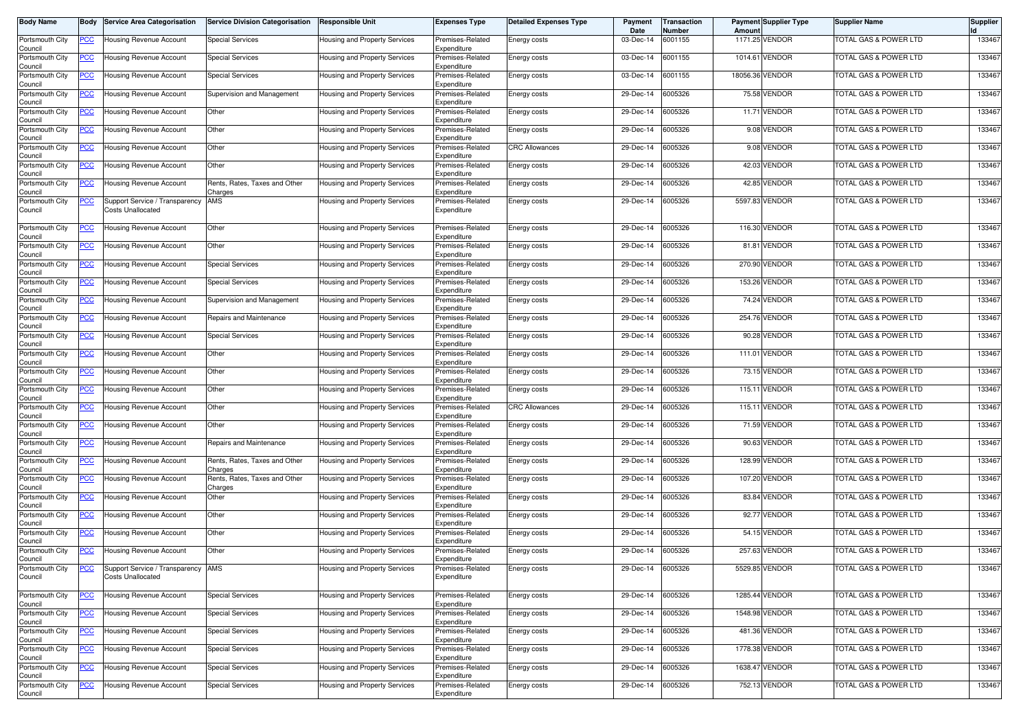| Body Name | Body | Service Area Categorisation | Service Division Categorisation | Responsible Unit | Expenses Type | Detailed Expenses Type | Payment Date | Transaction Number | Payment Amount | Supplier Type | Supplier Name | Supplier Id |
|---|---|---|---|---|---|---|---|---|---|---|---|---|
| Portsmouth City Council | PCC | Housing Revenue Account | Special Services | Housing and Property Services | Premises-Related Expenditure | Energy costs | 03-Dec-14 | 6001155 | 1171.25 | VENDOR | TOTAL GAS & POWER LTD | 133467 |
| Portsmouth City Council | PCC | Housing Revenue Account | Special Services | Housing and Property Services | Premises-Related Expenditure | Energy costs | 03-Dec-14 | 6001155 | 1014.61 | VENDOR | TOTAL GAS & POWER LTD | 133467 |
| Portsmouth City Council | PCC | Housing Revenue Account | Special Services | Housing and Property Services | Premises-Related Expenditure | Energy costs | 03-Dec-14 | 6001155 | 18056.36 | VENDOR | TOTAL GAS & POWER LTD | 133467 |
| Portsmouth City Council | PCC | Housing Revenue Account | Supervision and Management | Housing and Property Services | Premises-Related Expenditure | Energy costs | 29-Dec-14 | 6005326 | 75.58 | VENDOR | TOTAL GAS & POWER LTD | 133467 |
| Portsmouth City Council | PCC | Housing Revenue Account | Other | Housing and Property Services | Premises-Related Expenditure | Energy costs | 29-Dec-14 | 6005326 | 11.71 | VENDOR | TOTAL GAS & POWER LTD | 133467 |
| Portsmouth City Council | PCC | Housing Revenue Account | Other | Housing and Property Services | Premises-Related Expenditure | Energy costs | 29-Dec-14 | 6005326 | 9.08 | VENDOR | TOTAL GAS & POWER LTD | 133467 |
| Portsmouth City Council | PCC | Housing Revenue Account | Other | Housing and Property Services | Premises-Related Expenditure | CRC Allowances | 29-Dec-14 | 6005326 | 9.08 | VENDOR | TOTAL GAS & POWER LTD | 133467 |
| Portsmouth City Council | PCC | Housing Revenue Account | Other | Housing and Property Services | Premises-Related Expenditure | Energy costs | 29-Dec-14 | 6005326 | 42.03 | VENDOR | TOTAL GAS & POWER LTD | 133467 |
| Portsmouth City Council | PCC | Housing Revenue Account | Rents, Rates, Taxes and Other Charges | Housing and Property Services | Premises-Related Expenditure | Energy costs | 29-Dec-14 | 6005326 | 42.85 | VENDOR | TOTAL GAS & POWER LTD | 133467 |
| Portsmouth City Council | PCC | Support Service / Transparency Costs Unallocated | AMS | Housing and Property Services | Premises-Related Expenditure | Energy costs | 29-Dec-14 | 6005326 | 5597.83 | VENDOR | TOTAL GAS & POWER LTD | 133467 |
| Portsmouth City Council | PCC | Housing Revenue Account | Other | Housing and Property Services | Premises-Related Expenditure | Energy costs | 29-Dec-14 | 6005326 | 116.30 | VENDOR | TOTAL GAS & POWER LTD | 133467 |
| Portsmouth City Council | PCC | Housing Revenue Account | Other | Housing and Property Services | Premises-Related Expenditure | Energy costs | 29-Dec-14 | 6005326 | 81.81 | VENDOR | TOTAL GAS & POWER LTD | 133467 |
| Portsmouth City Council | PCC | Housing Revenue Account | Special Services | Housing and Property Services | Premises-Related Expenditure | Energy costs | 29-Dec-14 | 6005326 | 270.90 | VENDOR | TOTAL GAS & POWER LTD | 133467 |
| Portsmouth City Council | PCC | Housing Revenue Account | Special Services | Housing and Property Services | Premises-Related Expenditure | Energy costs | 29-Dec-14 | 6005326 | 153.26 | VENDOR | TOTAL GAS & POWER LTD | 133467 |
| Portsmouth City Council | PCC | Housing Revenue Account | Supervision and Management | Housing and Property Services | Premises-Related Expenditure | Energy costs | 29-Dec-14 | 6005326 | 74.24 | VENDOR | TOTAL GAS & POWER LTD | 133467 |
| Portsmouth City Council | PCC | Housing Revenue Account | Repairs and Maintenance | Housing and Property Services | Premises-Related Expenditure | Energy costs | 29-Dec-14 | 6005326 | 254.76 | VENDOR | TOTAL GAS & POWER LTD | 133467 |
| Portsmouth City Council | PCC | Housing Revenue Account | Special Services | Housing and Property Services | Premises-Related Expenditure | Energy costs | 29-Dec-14 | 6005326 | 90.28 | VENDOR | TOTAL GAS & POWER LTD | 133467 |
| Portsmouth City Council | PCC | Housing Revenue Account | Other | Housing and Property Services | Premises-Related Expenditure | Energy costs | 29-Dec-14 | 6005326 | 111.01 | VENDOR | TOTAL GAS & POWER LTD | 133467 |
| Portsmouth City Council | PCC | Housing Revenue Account | Other | Housing and Property Services | Premises-Related Expenditure | Energy costs | 29-Dec-14 | 6005326 | 73.15 | VENDOR | TOTAL GAS & POWER LTD | 133467 |
| Portsmouth City Council | PCC | Housing Revenue Account | Other | Housing and Property Services | Premises-Related Expenditure | Energy costs | 29-Dec-14 | 6005326 | 115.11 | VENDOR | TOTAL GAS & POWER LTD | 133467 |
| Portsmouth City Council | PCC | Housing Revenue Account | Other | Housing and Property Services | Premises-Related Expenditure | CRC Allowances | 29-Dec-14 | 6005326 | 115.11 | VENDOR | TOTAL GAS & POWER LTD | 133467 |
| Portsmouth City Council | PCC | Housing Revenue Account | Other | Housing and Property Services | Premises-Related Expenditure | Energy costs | 29-Dec-14 | 6005326 | 71.59 | VENDOR | TOTAL GAS & POWER LTD | 133467 |
| Portsmouth City Council | PCC | Housing Revenue Account | Repairs and Maintenance | Housing and Property Services | Premises-Related Expenditure | Energy costs | 29-Dec-14 | 6005326 | 90.63 | VENDOR | TOTAL GAS & POWER LTD | 133467 |
| Portsmouth City Council | PCC | Housing Revenue Account | Rents, Rates, Taxes and Other Charges | Housing and Property Services | Premises-Related Expenditure | Energy costs | 29-Dec-14 | 6005326 | 128.99 | VENDOR | TOTAL GAS & POWER LTD | 133467 |
| Portsmouth City Council | PCC | Housing Revenue Account | Rents, Rates, Taxes and Other Charges | Housing and Property Services | Premises-Related Expenditure | Energy costs | 29-Dec-14 | 6005326 | 107.20 | VENDOR | TOTAL GAS & POWER LTD | 133467 |
| Portsmouth City Council | PCC | Housing Revenue Account | Other | Housing and Property Services | Premises-Related Expenditure | Energy costs | 29-Dec-14 | 6005326 | 83.84 | VENDOR | TOTAL GAS & POWER LTD | 133467 |
| Portsmouth City Council | PCC | Housing Revenue Account | Other | Housing and Property Services | Premises-Related Expenditure | Energy costs | 29-Dec-14 | 6005326 | 92.77 | VENDOR | TOTAL GAS & POWER LTD | 133467 |
| Portsmouth City Council | PCC | Housing Revenue Account | Other | Housing and Property Services | Premises-Related Expenditure | Energy costs | 29-Dec-14 | 6005326 | 54.15 | VENDOR | TOTAL GAS & POWER LTD | 133467 |
| Portsmouth City Council | PCC | Housing Revenue Account | Other | Housing and Property Services | Premises-Related Expenditure | Energy costs | 29-Dec-14 | 6005326 | 257.63 | VENDOR | TOTAL GAS & POWER LTD | 133467 |
| Portsmouth City Council | PCC | Support Service / Transparency Costs Unallocated | AMS | Housing and Property Services | Premises-Related Expenditure | Energy costs | 29-Dec-14 | 6005326 | 5529.85 | VENDOR | TOTAL GAS & POWER LTD | 133467 |
| Portsmouth City Council | PCC | Housing Revenue Account | Special Services | Housing and Property Services | Premises-Related Expenditure | Energy costs | 29-Dec-14 | 6005326 | 1285.44 | VENDOR | TOTAL GAS & POWER LTD | 133467 |
| Portsmouth City Council | PCC | Housing Revenue Account | Special Services | Housing and Property Services | Premises-Related Expenditure | Energy costs | 29-Dec-14 | 6005326 | 1548.98 | VENDOR | TOTAL GAS & POWER LTD | 133467 |
| Portsmouth City Council | PCC | Housing Revenue Account | Special Services | Housing and Property Services | Premises-Related Expenditure | Energy costs | 29-Dec-14 | 6005326 | 481.36 | VENDOR | TOTAL GAS & POWER LTD | 133467 |
| Portsmouth City Council | PCC | Housing Revenue Account | Special Services | Housing and Property Services | Premises-Related Expenditure | Energy costs | 29-Dec-14 | 6005326 | 1778.38 | VENDOR | TOTAL GAS & POWER LTD | 133467 |
| Portsmouth City Council | PCC | Housing Revenue Account | Special Services | Housing and Property Services | Premises-Related Expenditure | Energy costs | 29-Dec-14 | 6005326 | 1638.47 | VENDOR | TOTAL GAS & POWER LTD | 133467 |
| Portsmouth City Council | PCC | Housing Revenue Account | Special Services | Housing and Property Services | Premises-Related Expenditure | Energy costs | 29-Dec-14 | 6005326 | 752.13 | VENDOR | TOTAL GAS & POWER LTD | 133467 |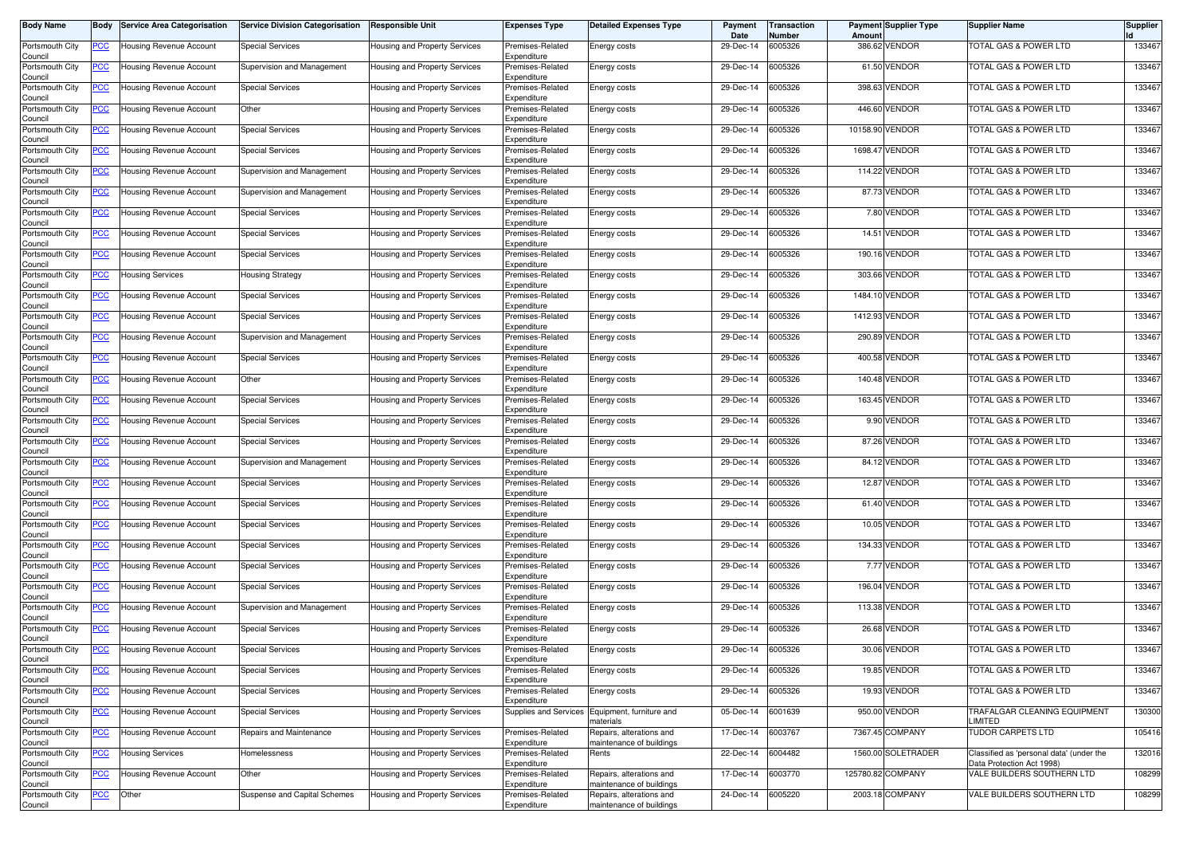| Body Name | Body | Service Area Categorisation | Service Division Categorisation | Responsible Unit | Expenses Type | Detailed Expenses Type | Payment Date | Transaction Number | Payment Amount | Supplier Type | Supplier Name | Supplier Id |
|---|---|---|---|---|---|---|---|---|---|---|---|---|
| Portsmouth City Council | PCC | Housing Revenue Account | Special Services | Housing and Property Services | Premises-Related Expenditure | Energy costs | 29-Dec-14 | 6005326 | 386.62 | VENDOR | TOTAL GAS & POWER LTD | 133467 |
| Portsmouth City Council | PCC | Housing Revenue Account | Supervision and Management | Housing and Property Services | Premises-Related Expenditure | Energy costs | 29-Dec-14 | 6005326 | 61.50 | VENDOR | TOTAL GAS & POWER LTD | 133467 |
| Portsmouth City Council | PCC | Housing Revenue Account | Special Services | Housing and Property Services | Premises-Related Expenditure | Energy costs | 29-Dec-14 | 6005326 | 398.63 | VENDOR | TOTAL GAS & POWER LTD | 133467 |
| Portsmouth City Council | PCC | Housing Revenue Account | Other | Housing and Property Services | Premises-Related Expenditure | Energy costs | 29-Dec-14 | 6005326 | 446.60 | VENDOR | TOTAL GAS & POWER LTD | 133467 |
| Portsmouth City Council | PCC | Housing Revenue Account | Special Services | Housing and Property Services | Premises-Related Expenditure | Energy costs | 29-Dec-14 | 6005326 | 10158.90 | VENDOR | TOTAL GAS & POWER LTD | 133467 |
| Portsmouth City Council | PCC | Housing Revenue Account | Special Services | Housing and Property Services | Premises-Related Expenditure | Energy costs | 29-Dec-14 | 6005326 | 1698.47 | VENDOR | TOTAL GAS & POWER LTD | 133467 |
| Portsmouth City Council | PCC | Housing Revenue Account | Supervision and Management | Housing and Property Services | Premises-Related Expenditure | Energy costs | 29-Dec-14 | 6005326 | 114.22 | VENDOR | TOTAL GAS & POWER LTD | 133467 |
| Portsmouth City Council | PCC | Housing Revenue Account | Supervision and Management | Housing and Property Services | Premises-Related Expenditure | Energy costs | 29-Dec-14 | 6005326 | 87.73 | VENDOR | TOTAL GAS & POWER LTD | 133467 |
| Portsmouth City Council | PCC | Housing Revenue Account | Special Services | Housing and Property Services | Premises-Related Expenditure | Energy costs | 29-Dec-14 | 6005326 | 7.80 | VENDOR | TOTAL GAS & POWER LTD | 133467 |
| Portsmouth City Council | PCC | Housing Revenue Account | Special Services | Housing and Property Services | Premises-Related Expenditure | Energy costs | 29-Dec-14 | 6005326 | 14.51 | VENDOR | TOTAL GAS & POWER LTD | 133467 |
| Portsmouth City Council | PCC | Housing Revenue Account | Special Services | Housing and Property Services | Premises-Related Expenditure | Energy costs | 29-Dec-14 | 6005326 | 190.16 | VENDOR | TOTAL GAS & POWER LTD | 133467 |
| Portsmouth City Council | PCC | Housing Services | Housing Strategy | Housing and Property Services | Premises-Related Expenditure | Energy costs | 29-Dec-14 | 6005326 | 303.66 | VENDOR | TOTAL GAS & POWER LTD | 133467 |
| Portsmouth City Council | PCC | Housing Revenue Account | Special Services | Housing and Property Services | Premises-Related Expenditure | Energy costs | 29-Dec-14 | 6005326 | 1484.10 | VENDOR | TOTAL GAS & POWER LTD | 133467 |
| Portsmouth City Council | PCC | Housing Revenue Account | Special Services | Housing and Property Services | Premises-Related Expenditure | Energy costs | 29-Dec-14 | 6005326 | 1412.93 | VENDOR | TOTAL GAS & POWER LTD | 133467 |
| Portsmouth City Council | PCC | Housing Revenue Account | Supervision and Management | Housing and Property Services | Premises-Related Expenditure | Energy costs | 29-Dec-14 | 6005326 | 290.89 | VENDOR | TOTAL GAS & POWER LTD | 133467 |
| Portsmouth City Council | PCC | Housing Revenue Account | Special Services | Housing and Property Services | Premises-Related Expenditure | Energy costs | 29-Dec-14 | 6005326 | 400.58 | VENDOR | TOTAL GAS & POWER LTD | 133467 |
| Portsmouth City Council | PCC | Housing Revenue Account | Other | Housing and Property Services | Premises-Related Expenditure | Energy costs | 29-Dec-14 | 6005326 | 140.48 | VENDOR | TOTAL GAS & POWER LTD | 133467 |
| Portsmouth City Council | PCC | Housing Revenue Account | Special Services | Housing and Property Services | Premises-Related Expenditure | Energy costs | 29-Dec-14 | 6005326 | 163.45 | VENDOR | TOTAL GAS & POWER LTD | 133467 |
| Portsmouth City Council | PCC | Housing Revenue Account | Special Services | Housing and Property Services | Premises-Related Expenditure | Energy costs | 29-Dec-14 | 6005326 | 9.90 | VENDOR | TOTAL GAS & POWER LTD | 133467 |
| Portsmouth City Council | PCC | Housing Revenue Account | Special Services | Housing and Property Services | Premises-Related Expenditure | Energy costs | 29-Dec-14 | 6005326 | 87.26 | VENDOR | TOTAL GAS & POWER LTD | 133467 |
| Portsmouth City Council | PCC | Housing Revenue Account | Supervision and Management | Housing and Property Services | Premises-Related Expenditure | Energy costs | 29-Dec-14 | 6005326 | 84.12 | VENDOR | TOTAL GAS & POWER LTD | 133467 |
| Portsmouth City Council | PCC | Housing Revenue Account | Special Services | Housing and Property Services | Premises-Related Expenditure | Energy costs | 29-Dec-14 | 6005326 | 12.87 | VENDOR | TOTAL GAS & POWER LTD | 133467 |
| Portsmouth City Council | PCC | Housing Revenue Account | Special Services | Housing and Property Services | Premises-Related Expenditure | Energy costs | 29-Dec-14 | 6005326 | 61.40 | VENDOR | TOTAL GAS & POWER LTD | 133467 |
| Portsmouth City Council | PCC | Housing Revenue Account | Special Services | Housing and Property Services | Premises-Related Expenditure | Energy costs | 29-Dec-14 | 6005326 | 10.05 | VENDOR | TOTAL GAS & POWER LTD | 133467 |
| Portsmouth City Council | PCC | Housing Revenue Account | Special Services | Housing and Property Services | Premises-Related Expenditure | Energy costs | 29-Dec-14 | 6005326 | 134.33 | VENDOR | TOTAL GAS & POWER LTD | 133467 |
| Portsmouth City Council | PCC | Housing Revenue Account | Special Services | Housing and Property Services | Premises-Related Expenditure | Energy costs | 29-Dec-14 | 6005326 | 7.77 | VENDOR | TOTAL GAS & POWER LTD | 133467 |
| Portsmouth City Council | PCC | Housing Revenue Account | Special Services | Housing and Property Services | Premises-Related Expenditure | Energy costs | 29-Dec-14 | 6005326 | 196.04 | VENDOR | TOTAL GAS & POWER LTD | 133467 |
| Portsmouth City Council | PCC | Housing Revenue Account | Supervision and Management | Housing and Property Services | Premises-Related Expenditure | Energy costs | 29-Dec-14 | 6005326 | 113.38 | VENDOR | TOTAL GAS & POWER LTD | 133467 |
| Portsmouth City Council | PCC | Housing Revenue Account | Special Services | Housing and Property Services | Premises-Related Expenditure | Energy costs | 29-Dec-14 | 6005326 | 26.68 | VENDOR | TOTAL GAS & POWER LTD | 133467 |
| Portsmouth City Council | PCC | Housing Revenue Account | Special Services | Housing and Property Services | Premises-Related Expenditure | Energy costs | 29-Dec-14 | 6005326 | 30.06 | VENDOR | TOTAL GAS & POWER LTD | 133467 |
| Portsmouth City Council | PCC | Housing Revenue Account | Special Services | Housing and Property Services | Premises-Related Expenditure | Energy costs | 29-Dec-14 | 6005326 | 19.85 | VENDOR | TOTAL GAS & POWER LTD | 133467 |
| Portsmouth City Council | PCC | Housing Revenue Account | Special Services | Housing and Property Services | Premises-Related Expenditure | Energy costs | 29-Dec-14 | 6005326 | 19.93 | VENDOR | TOTAL GAS & POWER LTD | 133467 |
| Portsmouth City Council | PCC | Housing Revenue Account | Special Services | Housing and Property Services | Supplies and Services | Equipment, furniture and materials | 05-Dec-14 | 6001639 | 950.00 | VENDOR | TRAFALGAR CLEANING EQUIPMENT LIMITED | 130300 |
| Portsmouth City Council | PCC | Housing Revenue Account | Repairs and Maintenance | Housing and Property Services | Premises-Related Expenditure | Repairs, alterations and maintenance of buildings | 17-Dec-14 | 6003767 | 7367.45 | COMPANY | TUDOR CARPETS LTD | 105416 |
| Portsmouth City Council | PCC | Housing Services | Homelessness | Housing and Property Services | Premises-Related Expenditure | Rents | 22-Dec-14 | 6004482 | 1560.00 | SOLETRADER | Classified as 'personal data' (under the Data Protection Act 1998) | 132016 |
| Portsmouth City Council | PCC | Housing Revenue Account | Other | Housing and Property Services | Premises-Related Expenditure | Repairs, alterations and maintenance of buildings | 17-Dec-14 | 6003770 | 125780.82 | COMPANY | VALE BUILDERS SOUTHERN LTD | 108299 |
| Portsmouth City Council | PCC | Other | Suspense and Capital Schemes | Housing and Property Services | Premises-Related Expenditure | Repairs, alterations and maintenance of buildings | 24-Dec-14 | 6005220 | 2003.18 | COMPANY | VALE BUILDERS SOUTHERN LTD | 108299 |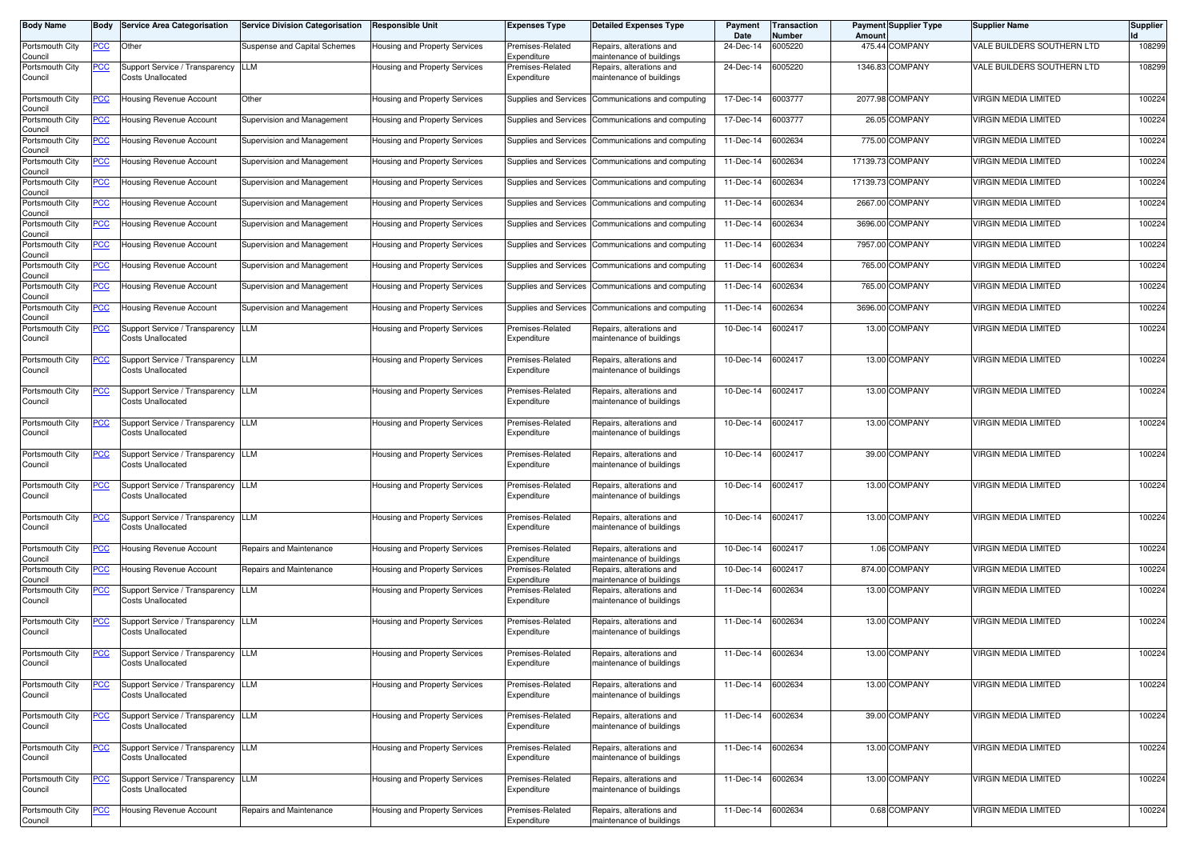| Body Name | Body | Service Area Categorisation | Service Division Categorisation | Responsible Unit | Expenses Type | Detailed Expenses Type | Payment Date | Transaction Number | Payment Amount | Supplier Type | Supplier Name | Supplier Id |
|---|---|---|---|---|---|---|---|---|---|---|---|---|
| Portsmouth City Council | PCC | Other | Suspense and Capital Schemes | Housing and Property Services | Premises-Related Expenditure | Repairs, alterations and maintenance of buildings | 24-Dec-14 | 6005220 | 475.44 | COMPANY | VALE BUILDERS SOUTHERN LTD | 108299 |
| Portsmouth City Council | PCC | Support Service / Transparency Costs Unallocated | LLM | Housing and Property Services | Premises-Related Expenditure | Repairs, alterations and maintenance of buildings | 24-Dec-14 | 6005220 | 1346.83 | COMPANY | VALE BUILDERS SOUTHERN LTD | 108299 |
| Portsmouth City Council | PCC | Housing Revenue Account | Other | Housing and Property Services | Supplies and Services | Communications and computing | 17-Dec-14 | 6003777 | 2077.98 | COMPANY | VIRGIN MEDIA LIMITED | 100224 |
| Portsmouth City Council | PCC | Housing Revenue Account | Supervision and Management | Housing and Property Services | Supplies and Services | Communications and computing | 17-Dec-14 | 6003777 | 26.05 | COMPANY | VIRGIN MEDIA LIMITED | 100224 |
| Portsmouth City Council | PCC | Housing Revenue Account | Supervision and Management | Housing and Property Services | Supplies and Services | Communications and computing | 11-Dec-14 | 6002634 | 775.00 | COMPANY | VIRGIN MEDIA LIMITED | 100224 |
| Portsmouth City Council | PCC | Housing Revenue Account | Supervision and Management | Housing and Property Services | Supplies and Services | Communications and computing | 11-Dec-14 | 6002634 | 17139.73 | COMPANY | VIRGIN MEDIA LIMITED | 100224 |
| Portsmouth City Council | PCC | Housing Revenue Account | Supervision and Management | Housing and Property Services | Supplies and Services | Communications and computing | 11-Dec-14 | 6002634 | 17139.73 | COMPANY | VIRGIN MEDIA LIMITED | 100224 |
| Portsmouth City Council | PCC | Housing Revenue Account | Supervision and Management | Housing and Property Services | Supplies and Services | Communications and computing | 11-Dec-14 | 6002634 | 2667.00 | COMPANY | VIRGIN MEDIA LIMITED | 100224 |
| Portsmouth City Council | PCC | Housing Revenue Account | Supervision and Management | Housing and Property Services | Supplies and Services | Communications and computing | 11-Dec-14 | 6002634 | 3696.00 | COMPANY | VIRGIN MEDIA LIMITED | 100224 |
| Portsmouth City Council | PCC | Housing Revenue Account | Supervision and Management | Housing and Property Services | Supplies and Services | Communications and computing | 11-Dec-14 | 6002634 | 7957.00 | COMPANY | VIRGIN MEDIA LIMITED | 100224 |
| Portsmouth City Council | PCC | Housing Revenue Account | Supervision and Management | Housing and Property Services | Supplies and Services | Communications and computing | 11-Dec-14 | 6002634 | 765.00 | COMPANY | VIRGIN MEDIA LIMITED | 100224 |
| Portsmouth City Council | PCC | Housing Revenue Account | Supervision and Management | Housing and Property Services | Supplies and Services | Communications and computing | 11-Dec-14 | 6002634 | 765.00 | COMPANY | VIRGIN MEDIA LIMITED | 100224 |
| Portsmouth City Council | PCC | Housing Revenue Account | Supervision and Management | Housing and Property Services | Supplies and Services | Communications and computing | 11-Dec-14 | 6002634 | 3696.00 | COMPANY | VIRGIN MEDIA LIMITED | 100224 |
| Portsmouth City Council | PCC | Support Service / Transparency Costs Unallocated | LLM | Housing and Property Services | Premises-Related Expenditure | Repairs, alterations and maintenance of buildings | 10-Dec-14 | 6002417 | 13.00 | COMPANY | VIRGIN MEDIA LIMITED | 100224 |
| Portsmouth City Council | PCC | Support Service / Transparency Costs Unallocated | LLM | Housing and Property Services | Premises-Related Expenditure | Repairs, alterations and maintenance of buildings | 10-Dec-14 | 6002417 | 13.00 | COMPANY | VIRGIN MEDIA LIMITED | 100224 |
| Portsmouth City Council | PCC | Support Service / Transparency Costs Unallocated | LLM | Housing and Property Services | Premises-Related Expenditure | Repairs, alterations and maintenance of buildings | 10-Dec-14 | 6002417 | 13.00 | COMPANY | VIRGIN MEDIA LIMITED | 100224 |
| Portsmouth City Council | PCC | Support Service / Transparency Costs Unallocated | LLM | Housing and Property Services | Premises-Related Expenditure | Repairs, alterations and maintenance of buildings | 10-Dec-14 | 6002417 | 13.00 | COMPANY | VIRGIN MEDIA LIMITED | 100224 |
| Portsmouth City Council | PCC | Support Service / Transparency Costs Unallocated | LLM | Housing and Property Services | Premises-Related Expenditure | Repairs, alterations and maintenance of buildings | 10-Dec-14 | 6002417 | 39.00 | COMPANY | VIRGIN MEDIA LIMITED | 100224 |
| Portsmouth City Council | PCC | Support Service / Transparency Costs Unallocated | LLM | Housing and Property Services | Premises-Related Expenditure | Repairs, alterations and maintenance of buildings | 10-Dec-14 | 6002417 | 13.00 | COMPANY | VIRGIN MEDIA LIMITED | 100224 |
| Portsmouth City Council | PCC | Support Service / Transparency Costs Unallocated | LLM | Housing and Property Services | Premises-Related Expenditure | Repairs, alterations and maintenance of buildings | 10-Dec-14 | 6002417 | 13.00 | COMPANY | VIRGIN MEDIA LIMITED | 100224 |
| Portsmouth City Council | PCC | Housing Revenue Account | Repairs and Maintenance | Housing and Property Services | Premises-Related Expenditure | Repairs, alterations and maintenance of buildings | 10-Dec-14 | 6002417 | 1.06 | COMPANY | VIRGIN MEDIA LIMITED | 100224 |
| Portsmouth City Council | PCC | Housing Revenue Account | Repairs and Maintenance | Housing and Property Services | Premises-Related Expenditure | Repairs, alterations and maintenance of buildings | 10-Dec-14 | 6002417 | 874.00 | COMPANY | VIRGIN MEDIA LIMITED | 100224 |
| Portsmouth City Council | PCC | Support Service / Transparency Costs Unallocated | LLM | Housing and Property Services | Premises-Related Expenditure | Repairs, alterations and maintenance of buildings | 11-Dec-14 | 6002634 | 13.00 | COMPANY | VIRGIN MEDIA LIMITED | 100224 |
| Portsmouth City Council | PCC | Support Service / Transparency Costs Unallocated | LLM | Housing and Property Services | Premises-Related Expenditure | Repairs, alterations and maintenance of buildings | 11-Dec-14 | 6002634 | 13.00 | COMPANY | VIRGIN MEDIA LIMITED | 100224 |
| Portsmouth City Council | PCC | Support Service / Transparency Costs Unallocated | LLM | Housing and Property Services | Premises-Related Expenditure | Repairs, alterations and maintenance of buildings | 11-Dec-14 | 6002634 | 13.00 | COMPANY | VIRGIN MEDIA LIMITED | 100224 |
| Portsmouth City Council | PCC | Support Service / Transparency Costs Unallocated | LLM | Housing and Property Services | Premises-Related Expenditure | Repairs, alterations and maintenance of buildings | 11-Dec-14 | 6002634 | 13.00 | COMPANY | VIRGIN MEDIA LIMITED | 100224 |
| Portsmouth City Council | PCC | Support Service / Transparency Costs Unallocated | LLM | Housing and Property Services | Premises-Related Expenditure | Repairs, alterations and maintenance of buildings | 11-Dec-14 | 6002634 | 39.00 | COMPANY | VIRGIN MEDIA LIMITED | 100224 |
| Portsmouth City Council | PCC | Support Service / Transparency Costs Unallocated | LLM | Housing and Property Services | Premises-Related Expenditure | Repairs, alterations and maintenance of buildings | 11-Dec-14 | 6002634 | 13.00 | COMPANY | VIRGIN MEDIA LIMITED | 100224 |
| Portsmouth City Council | PCC | Support Service / Transparency Costs Unallocated | LLM | Housing and Property Services | Premises-Related Expenditure | Repairs, alterations and maintenance of buildings | 11-Dec-14 | 6002634 | 13.00 | COMPANY | VIRGIN MEDIA LIMITED | 100224 |
| Portsmouth City Council | PCC | Housing Revenue Account | Repairs and Maintenance | Housing and Property Services | Premises-Related Expenditure | Repairs, alterations and maintenance of buildings | 11-Dec-14 | 6002634 | 0.68 | COMPANY | VIRGIN MEDIA LIMITED | 100224 |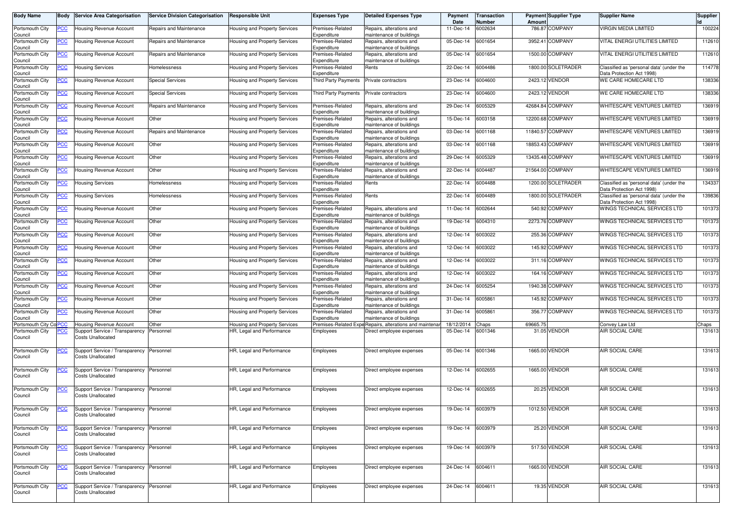| Body Name | Body | Service Area Categorisation | Service Division Categorisation | Responsible Unit | Expenses Type | Detailed Expenses Type | Payment Date | Transaction Number | Payment Amount | Supplier Type | Supplier Name | Supplier Id |
|---|---|---|---|---|---|---|---|---|---|---|---|---|
| Portsmouth City Council | PCC | Housing Revenue Account | Repairs and Maintenance | Housing and Property Services | Premises-Related Expenditure | Repairs, alterations and maintenance of buildings | 11-Dec-14 | 6002634 | 786.87 | COMPANY | VIRGIN MEDIA LIMITED | 100224 |
| Portsmouth City Council | PCC | Housing Revenue Account | Repairs and Maintenance | Housing and Property Services | Premises-Related Expenditure | Repairs, alterations and maintenance of buildings | 05-Dec-14 | 6001654 | 3952.41 | COMPANY | VITAL ENERGI UTILITIES LIMITED | 112610 |
| Portsmouth City Council | PCC | Housing Revenue Account | Repairs and Maintenance | Housing and Property Services | Premises-Related Expenditure | Repairs, alterations and maintenance of buildings | 05-Dec-14 | 6001654 | 1500.00 | COMPANY | VITAL ENERGI UTILITIES LIMITED | 112610 |
| Portsmouth City Council | PCC | Housing Services | Homelessness | Housing and Property Services | Premises-Related Expenditure | Rents | 22-Dec-14 | 6004486 | 1800.00 | SOLETRADER | Classified as 'personal data' (under the Data Protection Act 1998) | 114778 |
| Portsmouth City Council | PCC | Housing Revenue Account | Special Services | Housing and Property Services | Third Party Payments | Private contractors | 23-Dec-14 | 6004600 | 2423.12 | VENDOR | WE CARE HOMECARE LTD | 138336 |
| Portsmouth City Council | PCC | Housing Revenue Account | Special Services | Housing and Property Services | Third Party Payments | Private contractors | 23-Dec-14 | 6004600 | 2423.12 | VENDOR | WE CARE HOMECARE LTD | 138336 |
| Portsmouth City Council | PCC | Housing Revenue Account | Repairs and Maintenance | Housing and Property Services | Premises-Related Expenditure | Repairs, alterations and maintenance of buildings | 29-Dec-14 | 6005329 | 42684.84 | COMPANY | WHITESCAPE VENTURES LIMITED | 136919 |
| Portsmouth City Council | PCC | Housing Revenue Account | Other | Housing and Property Services | Premises-Related Expenditure | Repairs, alterations and maintenance of buildings | 15-Dec-14 | 6003158 | 12200.68 | COMPANY | WHITESCAPE VENTURES LIMITED | 136919 |
| Portsmouth City Council | PCC | Housing Revenue Account | Repairs and Maintenance | Housing and Property Services | Premises-Related Expenditure | Repairs, alterations and maintenance of buildings | 03-Dec-14 | 6001168 | 11840.57 | COMPANY | WHITESCAPE VENTURES LIMITED | 136919 |
| Portsmouth City Council | PCC | Housing Revenue Account | Other | Housing and Property Services | Premises-Related Expenditure | Repairs, alterations and maintenance of buildings | 03-Dec-14 | 6001168 | 18853.43 | COMPANY | WHITESCAPE VENTURES LIMITED | 136919 |
| Portsmouth City Council | PCC | Housing Revenue Account | Other | Housing and Property Services | Premises-Related Expenditure | Repairs, alterations and maintenance of buildings | 29-Dec-14 | 6005329 | 13435.48 | COMPANY | WHITESCAPE VENTURES LIMITED | 136919 |
| Portsmouth City Council | PCC | Housing Revenue Account | Other | Housing and Property Services | Premises-Related Expenditure | Repairs, alterations and maintenance of buildings | 22-Dec-14 | 6004487 | 21564.00 | COMPANY | WHITESCAPE VENTURES LIMITED | 136919 |
| Portsmouth City Council | PCC | Housing Services | Homelessness | Housing and Property Services | Premises-Related Expenditure | Rents | 22-Dec-14 | 6004488 | 1200.00 | SOLETRADER | Classified as 'personal data' (under the Data Protection Act 1998) | 134337 |
| Portsmouth City Council | PCC | Housing Services | Homelessness | Housing and Property Services | Premises-Related Expenditure | Rents | 22-Dec-14 | 6004489 | 1800.00 | SOLETRADER | Classified as 'personal data' (under the Data Protection Act 1998) | 139836 |
| Portsmouth City Council | PCC | Housing Revenue Account | Other | Housing and Property Services | Premises-Related Expenditure | Repairs, alterations and maintenance of buildings | 11-Dec-14 | 6002644 | 540.92 | COMPANY | WINGS TECHNICAL SERVICES LTD | 101373 |
| Portsmouth City Council | PCC | Housing Revenue Account | Other | Housing and Property Services | Premises-Related Expenditure | Repairs, alterations and maintenance of buildings | 19-Dec-14 | 6004310 | 2273.76 | COMPANY | WINGS TECHNICAL SERVICES LTD | 101373 |
| Portsmouth City Council | PCC | Housing Revenue Account | Other | Housing and Property Services | Premises-Related Expenditure | Repairs, alterations and maintenance of buildings | 12-Dec-14 | 6003022 | 255.36 | COMPANY | WINGS TECHNICAL SERVICES LTD | 101373 |
| Portsmouth City Council | PCC | Housing Revenue Account | Other | Housing and Property Services | Premises-Related Expenditure | Repairs, alterations and maintenance of buildings | 12-Dec-14 | 6003022 | 145.92 | COMPANY | WINGS TECHNICAL SERVICES LTD | 101373 |
| Portsmouth City Council | PCC | Housing Revenue Account | Other | Housing and Property Services | Premises-Related Expenditure | Repairs, alterations and maintenance of buildings | 12-Dec-14 | 6003022 | 311.16 | COMPANY | WINGS TECHNICAL SERVICES LTD | 101373 |
| Portsmouth City Council | PCC | Housing Revenue Account | Other | Housing and Property Services | Premises-Related Expenditure | Repairs, alterations and maintenance of buildings | 12-Dec-14 | 6003022 | 164.16 | COMPANY | WINGS TECHNICAL SERVICES LTD | 101373 |
| Portsmouth City Council | PCC | Housing Revenue Account | Other | Housing and Property Services | Premises-Related Expenditure | Repairs, alterations and maintenance of buildings | 24-Dec-14 | 6005254 | 1940.38 | COMPANY | WINGS TECHNICAL SERVICES LTD | 101373 |
| Portsmouth City Council | PCC | Housing Revenue Account | Other | Housing and Property Services | Premises-Related Expenditure | Repairs, alterations and maintenance of buildings | 31-Dec-14 | 6005861 | 145.92 | COMPANY | WINGS TECHNICAL SERVICES LTD | 101373 |
| Portsmouth City Council | PCC | Housing Revenue Account | Other | Housing and Property Services | Premises-Related Expenditure | Repairs, alterations and maintenance of buildings | 31-Dec-14 | 6005861 | 356.77 | COMPANY | WINGS TECHNICAL SERVICES LTD | 101373 |
| Portsmouth City Co | PCC | Housing Revenue Account | Other | Housing and Property Services | Premises-Related Expe | Repairs, alterations and maintenar | 18/12/2014 | Chaps | 69665.75 | | Convey Law Ltd | Chaps |
| Portsmouth City Council | PCC | Support Service / Transparency Costs Unallocated | Personnel | HR, Legal and Performance | Employees | Direct employee expenses | 05-Dec-14 | 6001346 | 31.05 | VENDOR | AIR SOCIAL CARE | 131613 |
| Portsmouth City Council | PCC | Support Service / Transparency Costs Unallocated | Personnel | HR, Legal and Performance | Employees | Direct employee expenses | 05-Dec-14 | 6001346 | 1665.00 | VENDOR | AIR SOCIAL CARE | 131613 |
| Portsmouth City Council | PCC | Support Service / Transparency Costs Unallocated | Personnel | HR, Legal and Performance | Employees | Direct employee expenses | 12-Dec-14 | 6002655 | 1665.00 | VENDOR | AIR SOCIAL CARE | 131613 |
| Portsmouth City Council | PCC | Support Service / Transparency Costs Unallocated | Personnel | HR, Legal and Performance | Employees | Direct employee expenses | 12-Dec-14 | 6002655 | 20.25 | VENDOR | AIR SOCIAL CARE | 131613 |
| Portsmouth City Council | PCC | Support Service / Transparency Costs Unallocated | Personnel | HR, Legal and Performance | Employees | Direct employee expenses | 19-Dec-14 | 6003979 | 1012.50 | VENDOR | AIR SOCIAL CARE | 131613 |
| Portsmouth City Council | PCC | Support Service / Transparency Costs Unallocated | Personnel | HR, Legal and Performance | Employees | Direct employee expenses | 19-Dec-14 | 6003979 | 25.20 | VENDOR | AIR SOCIAL CARE | 131613 |
| Portsmouth City Council | PCC | Support Service / Transparency Costs Unallocated | Personnel | HR, Legal and Performance | Employees | Direct employee expenses | 19-Dec-14 | 6003979 | 517.50 | VENDOR | AIR SOCIAL CARE | 131613 |
| Portsmouth City Council | PCC | Support Service / Transparency Costs Unallocated | Personnel | HR, Legal and Performance | Employees | Direct employee expenses | 24-Dec-14 | 6004611 | 1665.00 | VENDOR | AIR SOCIAL CARE | 131613 |
| Portsmouth City Council | PCC | Support Service / Transparency Costs Unallocated | Personnel | HR, Legal and Performance | Employees | Direct employee expenses | 24-Dec-14 | 6004611 | 19.35 | VENDOR | AIR SOCIAL CARE | 131613 |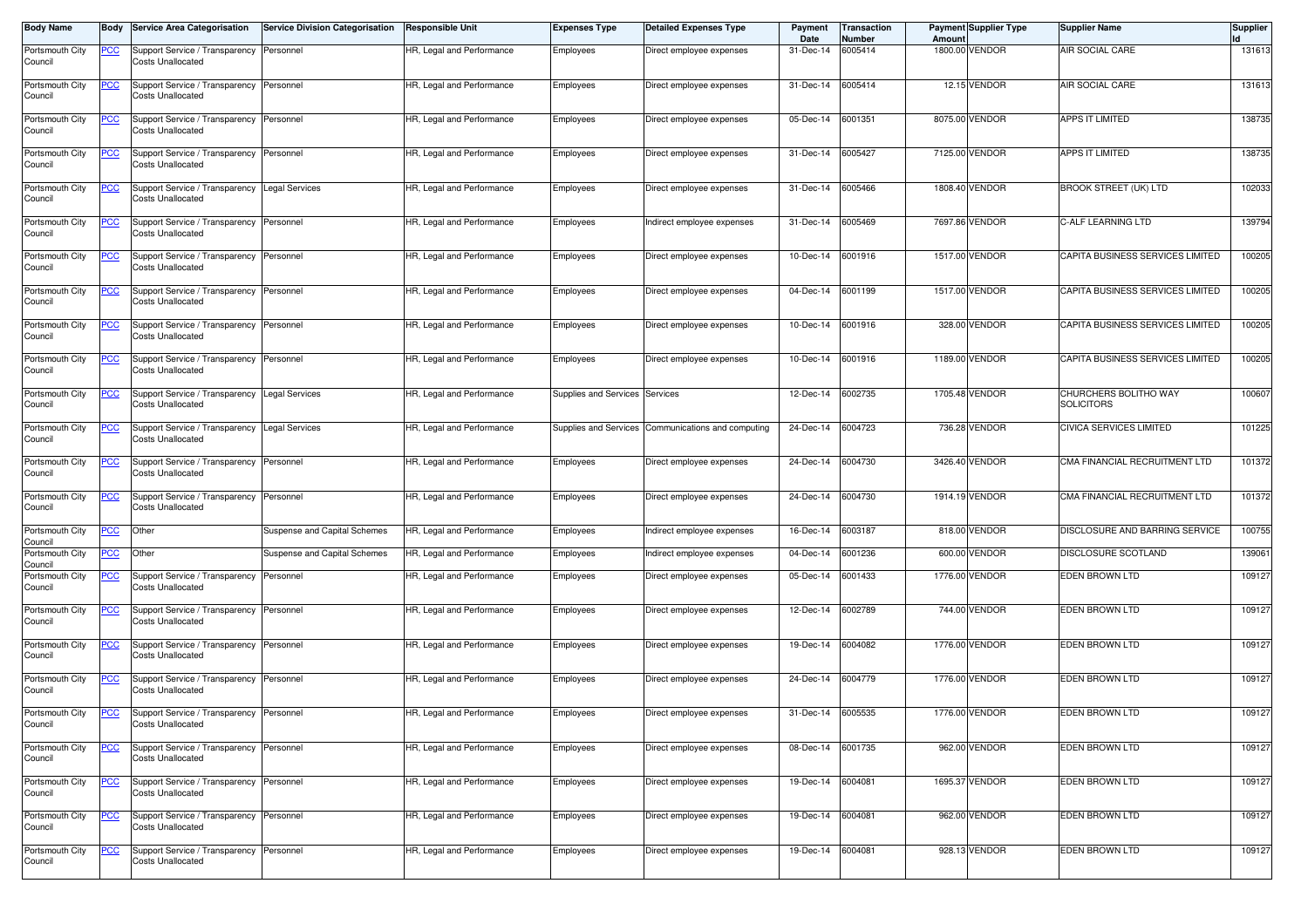| Body Name | Body | Service Area Categorisation | Service Division Categorisation | Responsible Unit | Expenses Type | Detailed Expenses Type | Payment Date | Transaction Number | Payment Amount | Supplier Type | Supplier Name | Supplier Id |
|---|---|---|---|---|---|---|---|---|---|---|---|---|
| Portsmouth City Council | PCC | Support Service / Transparency Costs Unallocated | Personnel | HR, Legal and Performance | Employees | Direct employee expenses | 31-Dec-14 | 6005414 | 1800.00 | VENDOR | AIR SOCIAL CARE | 131613 |
| Portsmouth City Council | PCC | Support Service / Transparency Costs Unallocated | Personnel | HR, Legal and Performance | Employees | Direct employee expenses | 31-Dec-14 | 6005414 | 12.15 | VENDOR | AIR SOCIAL CARE | 131613 |
| Portsmouth City Council | PCC | Support Service / Transparency Costs Unallocated | Personnel | HR, Legal and Performance | Employees | Direct employee expenses | 05-Dec-14 | 6001351 | 8075.00 | VENDOR | APPS IT LIMITED | 138735 |
| Portsmouth City Council | PCC | Support Service / Transparency Costs Unallocated | Personnel | HR, Legal and Performance | Employees | Direct employee expenses | 31-Dec-14 | 6005427 | 7125.00 | VENDOR | APPS IT LIMITED | 138735 |
| Portsmouth City Council | PCC | Support Service / Transparency Costs Unallocated | Legal Services | HR, Legal and Performance | Employees | Direct employee expenses | 31-Dec-14 | 6005466 | 1808.40 | VENDOR | BROOK STREET (UK) LTD | 102033 |
| Portsmouth City Council | PCC | Support Service / Transparency Costs Unallocated | Personnel | HR, Legal and Performance | Employees | Indirect employee expenses | 31-Dec-14 | 6005469 | 7697.86 | VENDOR | C-ALF LEARNING LTD | 139794 |
| Portsmouth City Council | PCC | Support Service / Transparency Costs Unallocated | Personnel | HR, Legal and Performance | Employees | Direct employee expenses | 10-Dec-14 | 6001916 | 1517.00 | VENDOR | CAPITA BUSINESS SERVICES LIMITED | 100205 |
| Portsmouth City Council | PCC | Support Service / Transparency Costs Unallocated | Personnel | HR, Legal and Performance | Employees | Direct employee expenses | 04-Dec-14 | 6001199 | 1517.00 | VENDOR | CAPITA BUSINESS SERVICES LIMITED | 100205 |
| Portsmouth City Council | PCC | Support Service / Transparency Costs Unallocated | Personnel | HR, Legal and Performance | Employees | Direct employee expenses | 10-Dec-14 | 6001916 | 328.00 | VENDOR | CAPITA BUSINESS SERVICES LIMITED | 100205 |
| Portsmouth City Council | PCC | Support Service / Transparency Costs Unallocated | Personnel | HR, Legal and Performance | Employees | Direct employee expenses | 10-Dec-14 | 6001916 | 1189.00 | VENDOR | CAPITA BUSINESS SERVICES LIMITED | 100205 |
| Portsmouth City Council | PCC | Support Service / Transparency Costs Unallocated | Legal Services | HR, Legal and Performance | Supplies and Services | Services | 12-Dec-14 | 6002735 | 1705.48 | VENDOR | CHURCHERS BOLITHO WAY SOLICITORS | 100607 |
| Portsmouth City Council | PCC | Support Service / Transparency Costs Unallocated | Legal Services | HR, Legal and Performance | Supplies and Services | Communications and computing | 24-Dec-14 | 6004723 | 736.28 | VENDOR | CIVICA SERVICES LIMITED | 101225 |
| Portsmouth City Council | PCC | Support Service / Transparency Costs Unallocated | Personnel | HR, Legal and Performance | Employees | Direct employee expenses | 24-Dec-14 | 6004730 | 3426.40 | VENDOR | CMA FINANCIAL RECRUITMENT LTD | 101372 |
| Portsmouth City Council | PCC | Support Service / Transparency Costs Unallocated | Personnel | HR, Legal and Performance | Employees | Direct employee expenses | 24-Dec-14 | 6004730 | 1914.19 | VENDOR | CMA FINANCIAL RECRUITMENT LTD | 101372 |
| Portsmouth City Council | PCC | Other | Suspense and Capital Schemes | HR, Legal and Performance | Employees | Indirect employee expenses | 16-Dec-14 | 6003187 | 818.00 | VENDOR | DISCLOSURE AND BARRING SERVICE | 100755 |
| Portsmouth City Council | PCC | Other | Suspense and Capital Schemes | HR, Legal and Performance | Employees | Indirect employee expenses | 04-Dec-14 | 6001236 | 600.00 | VENDOR | DISCLOSURE SCOTLAND | 139061 |
| Portsmouth City Council | PCC | Support Service / Transparency Costs Unallocated | Personnel | HR, Legal and Performance | Employees | Direct employee expenses | 05-Dec-14 | 6001433 | 1776.00 | VENDOR | EDEN BROWN LTD | 109127 |
| Portsmouth City Council | PCC | Support Service / Transparency Costs Unallocated | Personnel | HR, Legal and Performance | Employees | Direct employee expenses | 12-Dec-14 | 6002789 | 744.00 | VENDOR | EDEN BROWN LTD | 109127 |
| Portsmouth City Council | PCC | Support Service / Transparency Costs Unallocated | Personnel | HR, Legal and Performance | Employees | Direct employee expenses | 19-Dec-14 | 6004082 | 1776.00 | VENDOR | EDEN BROWN LTD | 109127 |
| Portsmouth City Council | PCC | Support Service / Transparency Costs Unallocated | Personnel | HR, Legal and Performance | Employees | Direct employee expenses | 24-Dec-14 | 6004779 | 1776.00 | VENDOR | EDEN BROWN LTD | 109127 |
| Portsmouth City Council | PCC | Support Service / Transparency Costs Unallocated | Personnel | HR, Legal and Performance | Employees | Direct employee expenses | 31-Dec-14 | 6005535 | 1776.00 | VENDOR | EDEN BROWN LTD | 109127 |
| Portsmouth City Council | PCC | Support Service / Transparency Costs Unallocated | Personnel | HR, Legal and Performance | Employees | Direct employee expenses | 08-Dec-14 | 6001735 | 962.00 | VENDOR | EDEN BROWN LTD | 109127 |
| Portsmouth City Council | PCC | Support Service / Transparency Costs Unallocated | Personnel | HR, Legal and Performance | Employees | Direct employee expenses | 19-Dec-14 | 6004081 | 1695.37 | VENDOR | EDEN BROWN LTD | 109127 |
| Portsmouth City Council | PCC | Support Service / Transparency Costs Unallocated | Personnel | HR, Legal and Performance | Employees | Direct employee expenses | 19-Dec-14 | 6004081 | 962.00 | VENDOR | EDEN BROWN LTD | 109127 |
| Portsmouth City Council | PCC | Support Service / Transparency Costs Unallocated | Personnel | HR, Legal and Performance | Employees | Direct employee expenses | 19-Dec-14 | 6004081 | 928.13 | VENDOR | EDEN BROWN LTD | 109127 |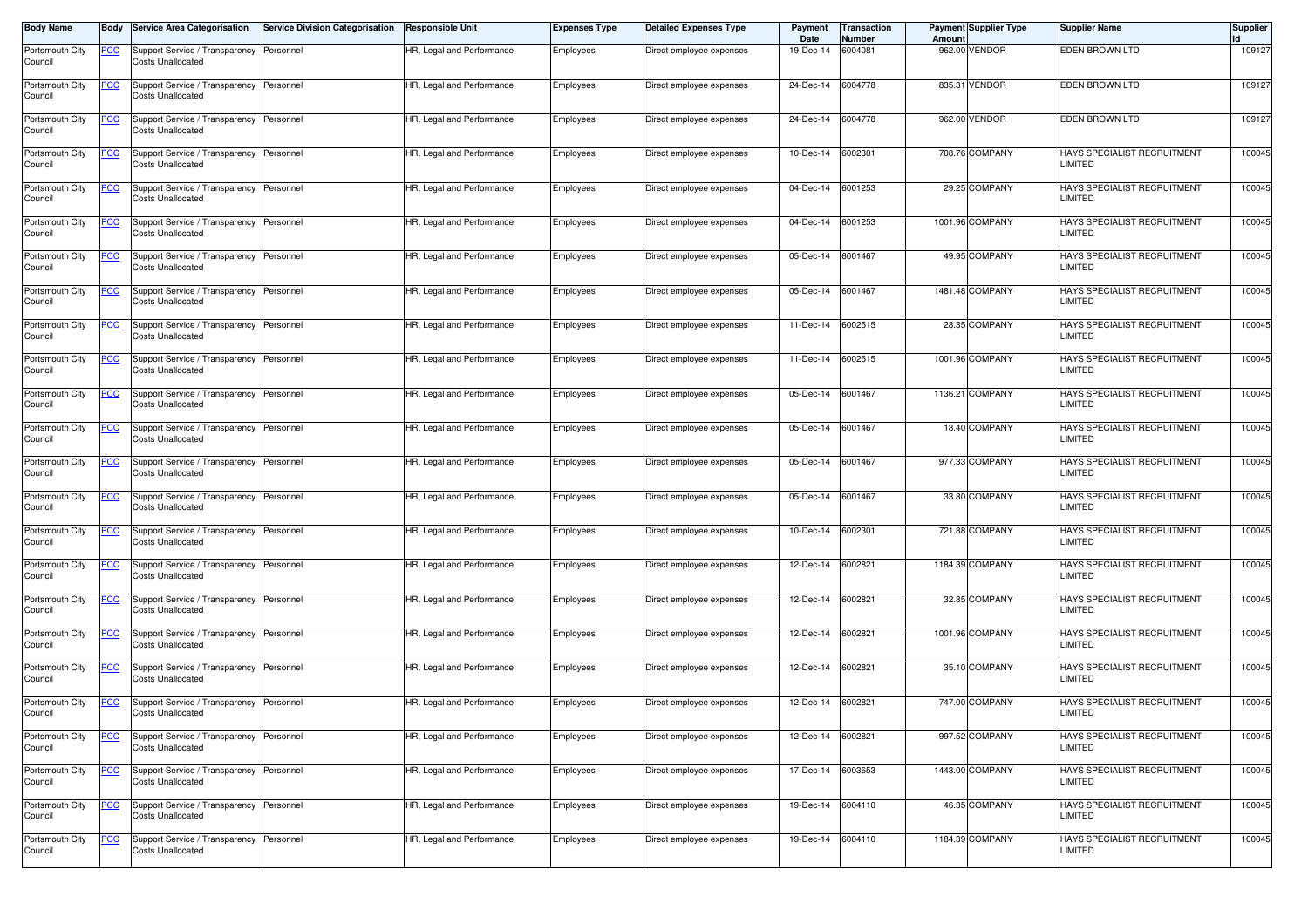| Body Name | Body | Service Area Categorisation | Service Division Categorisation | Responsible Unit | Expenses Type | Detailed Expenses Type | Payment Date | Transaction Number | Payment Amount | Supplier Type | Supplier Name | Supplier Id |
|---|---|---|---|---|---|---|---|---|---|---|---|---|
| Portsmouth City Council | PCC | Support Service / Transparency Costs Unallocated | Personnel | HR, Legal and Performance | Employees | Direct employee expenses | 19-Dec-14 | 6004081 | 962.00 | VENDOR | EDEN BROWN LTD | 109127 |
| Portsmouth City Council | PCC | Support Service / Transparency Costs Unallocated | Personnel | HR, Legal and Performance | Employees | Direct employee expenses | 24-Dec-14 | 6004778 | 835.31 | VENDOR | EDEN BROWN LTD | 109127 |
| Portsmouth City Council | PCC | Support Service / Transparency Costs Unallocated | Personnel | HR, Legal and Performance | Employees | Direct employee expenses | 24-Dec-14 | 6004778 | 962.00 | VENDOR | EDEN BROWN LTD | 109127 |
| Portsmouth City Council | PCC | Support Service / Transparency Costs Unallocated | Personnel | HR, Legal and Performance | Employees | Direct employee expenses | 10-Dec-14 | 6002301 | 708.76 | COMPANY | HAYS SPECIALIST RECRUITMENT LIMITED | 100045 |
| Portsmouth City Council | PCC | Support Service / Transparency Costs Unallocated | Personnel | HR, Legal and Performance | Employees | Direct employee expenses | 04-Dec-14 | 6001253 | 29.25 | COMPANY | HAYS SPECIALIST RECRUITMENT LIMITED | 100045 |
| Portsmouth City Council | PCC | Support Service / Transparency Costs Unallocated | Personnel | HR, Legal and Performance | Employees | Direct employee expenses | 04-Dec-14 | 6001253 | 1001.96 | COMPANY | HAYS SPECIALIST RECRUITMENT LIMITED | 100045 |
| Portsmouth City Council | PCC | Support Service / Transparency Costs Unallocated | Personnel | HR, Legal and Performance | Employees | Direct employee expenses | 05-Dec-14 | 6001467 | 49.95 | COMPANY | HAYS SPECIALIST RECRUITMENT LIMITED | 100045 |
| Portsmouth City Council | PCC | Support Service / Transparency Costs Unallocated | Personnel | HR, Legal and Performance | Employees | Direct employee expenses | 05-Dec-14 | 6001467 | 1481.48 | COMPANY | HAYS SPECIALIST RECRUITMENT LIMITED | 100045 |
| Portsmouth City Council | PCC | Support Service / Transparency Costs Unallocated | Personnel | HR, Legal and Performance | Employees | Direct employee expenses | 11-Dec-14 | 6002515 | 28.35 | COMPANY | HAYS SPECIALIST RECRUITMENT LIMITED | 100045 |
| Portsmouth City Council | PCC | Support Service / Transparency Costs Unallocated | Personnel | HR, Legal and Performance | Employees | Direct employee expenses | 11-Dec-14 | 6002515 | 1001.96 | COMPANY | HAYS SPECIALIST RECRUITMENT LIMITED | 100045 |
| Portsmouth City Council | PCC | Support Service / Transparency Costs Unallocated | Personnel | HR, Legal and Performance | Employees | Direct employee expenses | 05-Dec-14 | 6001467 | 1136.21 | COMPANY | HAYS SPECIALIST RECRUITMENT LIMITED | 100045 |
| Portsmouth City Council | PCC | Support Service / Transparency Costs Unallocated | Personnel | HR, Legal and Performance | Employees | Direct employee expenses | 05-Dec-14 | 6001467 | 18.40 | COMPANY | HAYS SPECIALIST RECRUITMENT LIMITED | 100045 |
| Portsmouth City Council | PCC | Support Service / Transparency Costs Unallocated | Personnel | HR, Legal and Performance | Employees | Direct employee expenses | 05-Dec-14 | 6001467 | 977.33 | COMPANY | HAYS SPECIALIST RECRUITMENT LIMITED | 100045 |
| Portsmouth City Council | PCC | Support Service / Transparency Costs Unallocated | Personnel | HR, Legal and Performance | Employees | Direct employee expenses | 05-Dec-14 | 6001467 | 33.80 | COMPANY | HAYS SPECIALIST RECRUITMENT LIMITED | 100045 |
| Portsmouth City Council | PCC | Support Service / Transparency Costs Unallocated | Personnel | HR, Legal and Performance | Employees | Direct employee expenses | 10-Dec-14 | 6002301 | 721.88 | COMPANY | HAYS SPECIALIST RECRUITMENT LIMITED | 100045 |
| Portsmouth City Council | PCC | Support Service / Transparency Costs Unallocated | Personnel | HR, Legal and Performance | Employees | Direct employee expenses | 12-Dec-14 | 6002821 | 1184.39 | COMPANY | HAYS SPECIALIST RECRUITMENT LIMITED | 100045 |
| Portsmouth City Council | PCC | Support Service / Transparency Costs Unallocated | Personnel | HR, Legal and Performance | Employees | Direct employee expenses | 12-Dec-14 | 6002821 | 32.85 | COMPANY | HAYS SPECIALIST RECRUITMENT LIMITED | 100045 |
| Portsmouth City Council | PCC | Support Service / Transparency Costs Unallocated | Personnel | HR, Legal and Performance | Employees | Direct employee expenses | 12-Dec-14 | 6002821 | 1001.96 | COMPANY | HAYS SPECIALIST RECRUITMENT LIMITED | 100045 |
| Portsmouth City Council | PCC | Support Service / Transparency Costs Unallocated | Personnel | HR, Legal and Performance | Employees | Direct employee expenses | 12-Dec-14 | 6002821 | 35.10 | COMPANY | HAYS SPECIALIST RECRUITMENT LIMITED | 100045 |
| Portsmouth City Council | PCC | Support Service / Transparency Costs Unallocated | Personnel | HR, Legal and Performance | Employees | Direct employee expenses | 12-Dec-14 | 6002821 | 747.00 | COMPANY | HAYS SPECIALIST RECRUITMENT LIMITED | 100045 |
| Portsmouth City Council | PCC | Support Service / Transparency Costs Unallocated | Personnel | HR, Legal and Performance | Employees | Direct employee expenses | 12-Dec-14 | 6002821 | 997.52 | COMPANY | HAYS SPECIALIST RECRUITMENT LIMITED | 100045 |
| Portsmouth City Council | PCC | Support Service / Transparency Costs Unallocated | Personnel | HR, Legal and Performance | Employees | Direct employee expenses | 17-Dec-14 | 6003653 | 1443.00 | COMPANY | HAYS SPECIALIST RECRUITMENT LIMITED | 100045 |
| Portsmouth City Council | PCC | Support Service / Transparency Costs Unallocated | Personnel | HR, Legal and Performance | Employees | Direct employee expenses | 19-Dec-14 | 6004110 | 46.35 | COMPANY | HAYS SPECIALIST RECRUITMENT LIMITED | 100045 |
| Portsmouth City Council | PCC | Support Service / Transparency Costs Unallocated | Personnel | HR, Legal and Performance | Employees | Direct employee expenses | 19-Dec-14 | 6004110 | 1184.39 | COMPANY | HAYS SPECIALIST RECRUITMENT LIMITED | 100045 |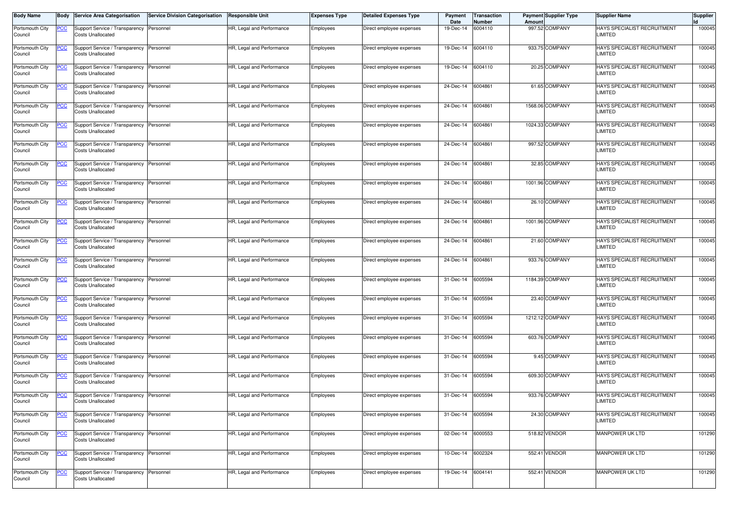| Body Name | Body | Service Area Categorisation | Service Division Categorisation | Responsible Unit | Expenses Type | Detailed Expenses Type | Payment Date | Transaction Number | Payment Amount | Supplier Type | Supplier Name | Supplier Id |
|---|---|---|---|---|---|---|---|---|---|---|---|---|
| Portsmouth City Council | PCC | Support Service / Transparency Costs Unallocated | Personnel | HR, Legal and Performance | Employees | Direct employee expenses | 19-Dec-14 | 6004110 | 997.52 | COMPANY | HAYS SPECIALIST RECRUITMENT LIMITED | 100045 |
| Portsmouth City Council | PCC | Support Service / Transparency Costs Unallocated | Personnel | HR, Legal and Performance | Employees | Direct employee expenses | 19-Dec-14 | 6004110 | 933.75 | COMPANY | HAYS SPECIALIST RECRUITMENT LIMITED | 100045 |
| Portsmouth City Council | PCC | Support Service / Transparency Costs Unallocated | Personnel | HR, Legal and Performance | Employees | Direct employee expenses | 19-Dec-14 | 6004110 | 20.25 | COMPANY | HAYS SPECIALIST RECRUITMENT LIMITED | 100045 |
| Portsmouth City Council | PCC | Support Service / Transparency Costs Unallocated | Personnel | HR, Legal and Performance | Employees | Direct employee expenses | 24-Dec-14 | 6004861 | 61.65 | COMPANY | HAYS SPECIALIST RECRUITMENT LIMITED | 100045 |
| Portsmouth City Council | PCC | Support Service / Transparency Costs Unallocated | Personnel | HR, Legal and Performance | Employees | Direct employee expenses | 24-Dec-14 | 6004861 | 1568.06 | COMPANY | HAYS SPECIALIST RECRUITMENT LIMITED | 100045 |
| Portsmouth City Council | PCC | Support Service / Transparency Costs Unallocated | Personnel | HR, Legal and Performance | Employees | Direct employee expenses | 24-Dec-14 | 6004861 | 1024.33 | COMPANY | HAYS SPECIALIST RECRUITMENT LIMITED | 100045 |
| Portsmouth City Council | PCC | Support Service / Transparency Costs Unallocated | Personnel | HR, Legal and Performance | Employees | Direct employee expenses | 24-Dec-14 | 6004861 | 997.52 | COMPANY | HAYS SPECIALIST RECRUITMENT LIMITED | 100045 |
| Portsmouth City Council | PCC | Support Service / Transparency Costs Unallocated | Personnel | HR, Legal and Performance | Employees | Direct employee expenses | 24-Dec-14 | 6004861 | 32.85 | COMPANY | HAYS SPECIALIST RECRUITMENT LIMITED | 100045 |
| Portsmouth City Council | PCC | Support Service / Transparency Costs Unallocated | Personnel | HR, Legal and Performance | Employees | Direct employee expenses | 24-Dec-14 | 6004861 | 1001.96 | COMPANY | HAYS SPECIALIST RECRUITMENT LIMITED | 100045 |
| Portsmouth City Council | PCC | Support Service / Transparency Costs Unallocated | Personnel | HR, Legal and Performance | Employees | Direct employee expenses | 24-Dec-14 | 6004861 | 26.10 | COMPANY | HAYS SPECIALIST RECRUITMENT LIMITED | 100045 |
| Portsmouth City Council | PCC | Support Service / Transparency Costs Unallocated | Personnel | HR, Legal and Performance | Employees | Direct employee expenses | 24-Dec-14 | 6004861 | 1001.96 | COMPANY | HAYS SPECIALIST RECRUITMENT LIMITED | 100045 |
| Portsmouth City Council | PCC | Support Service / Transparency Costs Unallocated | Personnel | HR, Legal and Performance | Employees | Direct employee expenses | 24-Dec-14 | 6004861 | 21.60 | COMPANY | HAYS SPECIALIST RECRUITMENT LIMITED | 100045 |
| Portsmouth City Council | PCC | Support Service / Transparency Costs Unallocated | Personnel | HR, Legal and Performance | Employees | Direct employee expenses | 24-Dec-14 | 6004861 | 933.76 | COMPANY | HAYS SPECIALIST RECRUITMENT LIMITED | 100045 |
| Portsmouth City Council | PCC | Support Service / Transparency Costs Unallocated | Personnel | HR, Legal and Performance | Employees | Direct employee expenses | 31-Dec-14 | 6005594 | 1184.39 | COMPANY | HAYS SPECIALIST RECRUITMENT LIMITED | 100045 |
| Portsmouth City Council | PCC | Support Service / Transparency Costs Unallocated | Personnel | HR, Legal and Performance | Employees | Direct employee expenses | 31-Dec-14 | 6005594 | 23.40 | COMPANY | HAYS SPECIALIST RECRUITMENT LIMITED | 100045 |
| Portsmouth City Council | PCC | Support Service / Transparency Costs Unallocated | Personnel | HR, Legal and Performance | Employees | Direct employee expenses | 31-Dec-14 | 6005594 | 1212.12 | COMPANY | HAYS SPECIALIST RECRUITMENT LIMITED | 100045 |
| Portsmouth City Council | PCC | Support Service / Transparency Costs Unallocated | Personnel | HR, Legal and Performance | Employees | Direct employee expenses | 31-Dec-14 | 6005594 | 603.76 | COMPANY | HAYS SPECIALIST RECRUITMENT LIMITED | 100045 |
| Portsmouth City Council | PCC | Support Service / Transparency Costs Unallocated | Personnel | HR, Legal and Performance | Employees | Direct employee expenses | 31-Dec-14 | 6005594 | 9.45 | COMPANY | HAYS SPECIALIST RECRUITMENT LIMITED | 100045 |
| Portsmouth City Council | PCC | Support Service / Transparency Costs Unallocated | Personnel | HR, Legal and Performance | Employees | Direct employee expenses | 31-Dec-14 | 6005594 | 609.30 | COMPANY | HAYS SPECIALIST RECRUITMENT LIMITED | 100045 |
| Portsmouth City Council | PCC | Support Service / Transparency Costs Unallocated | Personnel | HR, Legal and Performance | Employees | Direct employee expenses | 31-Dec-14 | 6005594 | 933.76 | COMPANY | HAYS SPECIALIST RECRUITMENT LIMITED | 100045 |
| Portsmouth City Council | PCC | Support Service / Transparency Costs Unallocated | Personnel | HR, Legal and Performance | Employees | Direct employee expenses | 31-Dec-14 | 6005594 | 24.30 | COMPANY | HAYS SPECIALIST RECRUITMENT LIMITED | 100045 |
| Portsmouth City Council | PCC | Support Service / Transparency Costs Unallocated | Personnel | HR, Legal and Performance | Employees | Direct employee expenses | 02-Dec-14 | 6000553 | 518.82 | VENDOR | MANPOWER UK LTD | 101290 |
| Portsmouth City Council | PCC | Support Service / Transparency Costs Unallocated | Personnel | HR, Legal and Performance | Employees | Direct employee expenses | 10-Dec-14 | 6002324 | 552.41 | VENDOR | MANPOWER UK LTD | 101290 |
| Portsmouth City Council | PCC | Support Service / Transparency Costs Unallocated | Personnel | HR, Legal and Performance | Employees | Direct employee expenses | 19-Dec-14 | 6004141 | 552.41 | VENDOR | MANPOWER UK LTD | 101290 |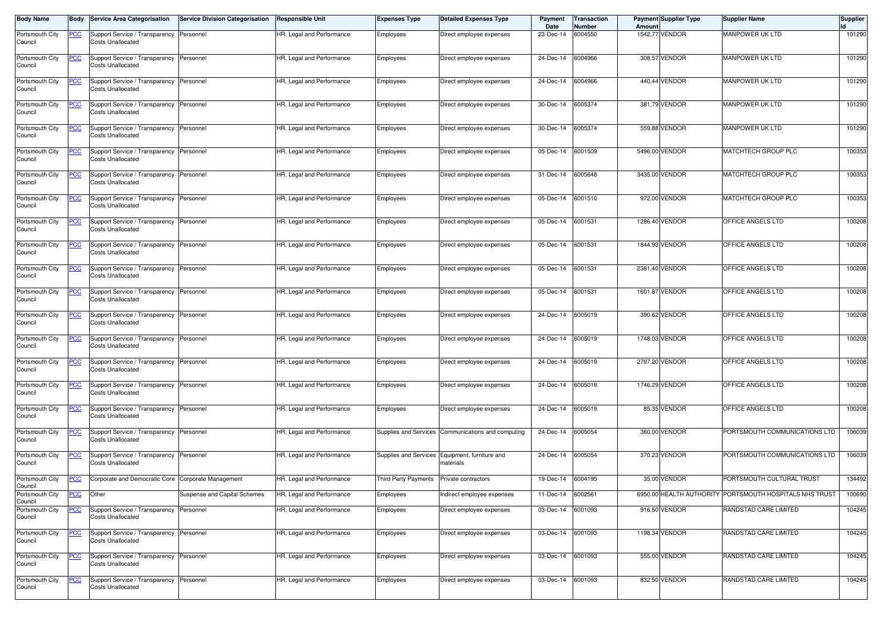| Body Name | Body | Service Area Categorisation | Service Division Categorisation | Responsible Unit | Expenses Type | Detailed Expenses Type | Payment Date | Transaction Number | Payment Amount | Supplier Type | Supplier Name | Supplier Id |
|---|---|---|---|---|---|---|---|---|---|---|---|---|
| Portsmouth City Council | PCC | Support Service / Transparency Costs Unallocated | Personnel | HR, Legal and Performance | Employees | Direct employee expenses | 23-Dec-14 | 6004550 | 1542.77 | VENDOR | MANPOWER UK LTD | 101290 |
| Portsmouth City Council | PCC | Support Service / Transparency Costs Unallocated | Personnel | HR, Legal and Performance | Employees | Direct employee expenses | 24-Dec-14 | 6004966 | 308.57 | VENDOR | MANPOWER UK LTD | 101290 |
| Portsmouth City Council | PCC | Support Service / Transparency Costs Unallocated | Personnel | HR, Legal and Performance | Employees | Direct employee expenses | 24-Dec-14 | 6004966 | 440.44 | VENDOR | MANPOWER UK LTD | 101290 |
| Portsmouth City Council | PCC | Support Service / Transparency Costs Unallocated | Personnel | HR, Legal and Performance | Employees | Direct employee expenses | 30-Dec-14 | 6005374 | 381.79 | VENDOR | MANPOWER UK LTD | 101290 |
| Portsmouth City Council | PCC | Support Service / Transparency Costs Unallocated | Personnel | HR, Legal and Performance | Employees | Direct employee expenses | 30-Dec-14 | 6005374 | 559.88 | VENDOR | MANPOWER UK LTD | 101290 |
| Portsmouth City Council | PCC | Support Service / Transparency Costs Unallocated | Personnel | HR, Legal and Performance | Employees | Direct employee expenses | 05-Dec-14 | 6001509 | 5496.00 | VENDOR | MATCHTECH GROUP PLC | 100353 |
| Portsmouth City Council | PCC | Support Service / Transparency Costs Unallocated | Personnel | HR, Legal and Performance | Employees | Direct employee expenses | 31-Dec-14 | 6005648 | 3435.00 | VENDOR | MATCHTECH GROUP PLC | 100353 |
| Portsmouth City Council | PCC | Support Service / Transparency Costs Unallocated | Personnel | HR, Legal and Performance | Employees | Direct employee expenses | 05-Dec-14 | 6001510 | 972.00 | VENDOR | MATCHTECH GROUP PLC | 100353 |
| Portsmouth City Council | PCC | Support Service / Transparency Costs Unallocated | Personnel | HR, Legal and Performance | Employees | Direct employee expenses | 05-Dec-14 | 6001531 | 1286.40 | VENDOR | OFFICE ANGELS LTD | 100208 |
| Portsmouth City Council | PCC | Support Service / Transparency Costs Unallocated | Personnel | HR, Legal and Performance | Employees | Direct employee expenses | 05-Dec-14 | 6001531 | 1844.93 | VENDOR | OFFICE ANGELS LTD | 100208 |
| Portsmouth City Council | PCC | Support Service / Transparency Costs Unallocated | Personnel | HR, Legal and Performance | Employees | Direct employee expenses | 05-Dec-14 | 6001531 | 2381.40 | VENDOR | OFFICE ANGELS LTD | 100208 |
| Portsmouth City Council | PCC | Support Service / Transparency Costs Unallocated | Personnel | HR, Legal and Performance | Employees | Direct employee expenses | 05-Dec-14 | 6001531 | 1601.87 | VENDOR | OFFICE ANGELS LTD | 100208 |
| Portsmouth City Council | PCC | Support Service / Transparency Costs Unallocated | Personnel | HR, Legal and Performance | Employees | Direct employee expenses | 24-Dec-14 | 6005019 | 390.62 | VENDOR | OFFICE ANGELS LTD | 100208 |
| Portsmouth City Council | PCC | Support Service / Transparency Costs Unallocated | Personnel | HR, Legal and Performance | Employees | Direct employee expenses | 24-Dec-14 | 6005019 | 1748.03 | VENDOR | OFFICE ANGELS LTD | 100208 |
| Portsmouth City Council | PCC | Support Service / Transparency Costs Unallocated | Personnel | HR, Legal and Performance | Employees | Direct employee expenses | 24-Dec-14 | 6005019 | 2797.20 | VENDOR | OFFICE ANGELS LTD | 100208 |
| Portsmouth City Council | PCC | Support Service / Transparency Costs Unallocated | Personnel | HR, Legal and Performance | Employees | Direct employee expenses | 24-Dec-14 | 6005019 | 1746.29 | VENDOR | OFFICE ANGELS LTD | 100208 |
| Portsmouth City Council | PCC | Support Service / Transparency Costs Unallocated | Personnel | HR, Legal and Performance | Employees | Direct employee expenses | 24-Dec-14 | 6005019 | 85.35 | VENDOR | OFFICE ANGELS LTD | 100208 |
| Portsmouth City Council | PCC | Support Service / Transparency Costs Unallocated | Personnel | HR, Legal and Performance | Supplies and Services | Communications and computing | 24-Dec-14 | 6005054 | 360.00 | VENDOR | PORTSMOUTH COMMUNICATIONS LTD | 106039 |
| Portsmouth City Council | PCC | Support Service / Transparency Costs Unallocated | Personnel | HR, Legal and Performance | Supplies and Services | Equipment, furniture and materials | 24-Dec-14 | 6005054 | 370.23 | VENDOR | PORTSMOUTH COMMUNICATIONS LTD | 106039 |
| Portsmouth City Council | PCC | Corporate and Democratic Core | Corporate Management | HR, Legal and Performance | Third Party Payments | Private contractors | 19-Dec-14 | 6004195 | 35.00 | VENDOR | PORTSMOUTH CULTURAL TRUST | 134492 |
| Portsmouth City Council | PCC | Other | Suspense and Capital Schemes | HR, Legal and Performance | Employees | Indirect employee expenses | 11-Dec-14 | 6002561 | 6950.00 | HEALTH AUTHORITY | PORTSMOUTH HOSPITALS NHS TRUST | 100690 |
| Portsmouth City Council | PCC | Support Service / Transparency Costs Unallocated | Personnel | HR, Legal and Performance | Employees | Direct employee expenses | 03-Dec-14 | 6001093 | 916.50 | VENDOR | RANDSTAD CARE LIMITED | 104245 |
| Portsmouth City Council | PCC | Support Service / Transparency Costs Unallocated | Personnel | HR, Legal and Performance | Employees | Direct employee expenses | 03-Dec-14 | 6001093 | 1198.34 | VENDOR | RANDSTAD CARE LIMITED | 104245 |
| Portsmouth City Council | PCC | Support Service / Transparency Costs Unallocated | Personnel | HR, Legal and Performance | Employees | Direct employee expenses | 03-Dec-14 | 6001093 | 555.00 | VENDOR | RANDSTAD CARE LIMITED | 104245 |
| Portsmouth City Council | PCC | Support Service / Transparency Costs Unallocated | Personnel | HR, Legal and Performance | Employees | Direct employee expenses | 03-Dec-14 | 6001093 | 832.50 | VENDOR | RANDSTAD CARE LIMITED | 104245 |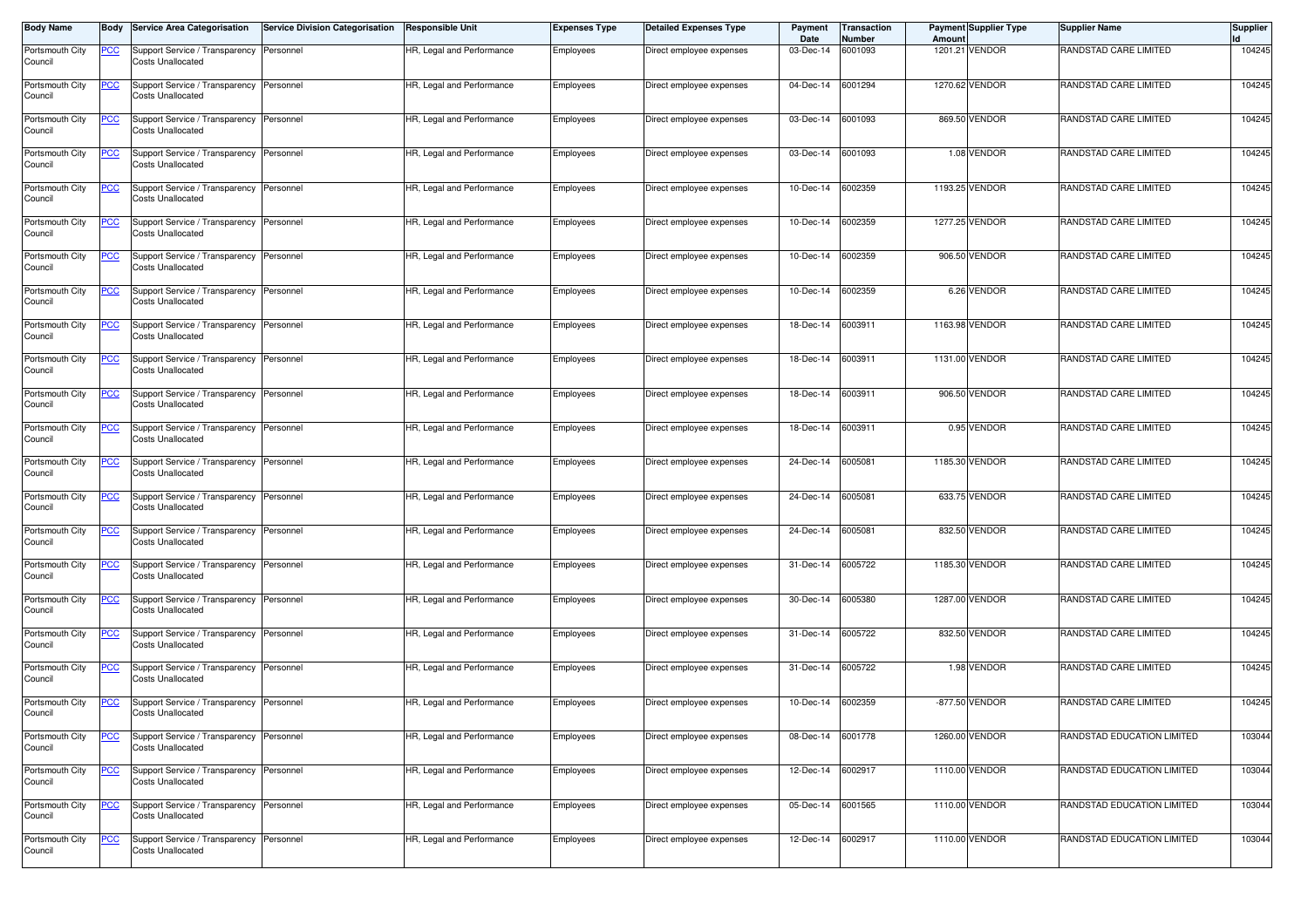| Body Name | Body | Service Area Categorisation | Service Division Categorisation | Responsible Unit | Expenses Type | Detailed Expenses Type | Payment Date | Transaction Number | Payment Amount | Supplier Type | Supplier Name | Supplier Id |
|---|---|---|---|---|---|---|---|---|---|---|---|---|
| Portsmouth City Council | PCC | Support Service / Transparency Costs Unallocated | Personnel | HR, Legal and Performance | Employees | Direct employee expenses | 03-Dec-14 | 6001093 | 1201.21 | VENDOR | RANDSTAD CARE LIMITED | 104245 |
| Portsmouth City Council | PCC | Support Service / Transparency Costs Unallocated | Personnel | HR, Legal and Performance | Employees | Direct employee expenses | 04-Dec-14 | 6001294 | 1270.62 | VENDOR | RANDSTAD CARE LIMITED | 104245 |
| Portsmouth City Council | PCC | Support Service / Transparency Costs Unallocated | Personnel | HR, Legal and Performance | Employees | Direct employee expenses | 03-Dec-14 | 6001093 | 869.50 | VENDOR | RANDSTAD CARE LIMITED | 104245 |
| Portsmouth City Council | PCC | Support Service / Transparency Costs Unallocated | Personnel | HR, Legal and Performance | Employees | Direct employee expenses | 03-Dec-14 | 6001093 | 1.08 | VENDOR | RANDSTAD CARE LIMITED | 104245 |
| Portsmouth City Council | PCC | Support Service / Transparency Costs Unallocated | Personnel | HR, Legal and Performance | Employees | Direct employee expenses | 10-Dec-14 | 6002359 | 1193.25 | VENDOR | RANDSTAD CARE LIMITED | 104245 |
| Portsmouth City Council | PCC | Support Service / Transparency Costs Unallocated | Personnel | HR, Legal and Performance | Employees | Direct employee expenses | 10-Dec-14 | 6002359 | 1277.25 | VENDOR | RANDSTAD CARE LIMITED | 104245 |
| Portsmouth City Council | PCC | Support Service / Transparency Costs Unallocated | Personnel | HR, Legal and Performance | Employees | Direct employee expenses | 10-Dec-14 | 6002359 | 906.50 | VENDOR | RANDSTAD CARE LIMITED | 104245 |
| Portsmouth City Council | PCC | Support Service / Transparency Costs Unallocated | Personnel | HR, Legal and Performance | Employees | Direct employee expenses | 10-Dec-14 | 6002359 | 6.26 | VENDOR | RANDSTAD CARE LIMITED | 104245 |
| Portsmouth City Council | PCC | Support Service / Transparency Costs Unallocated | Personnel | HR, Legal and Performance | Employees | Direct employee expenses | 18-Dec-14 | 6003911 | 1163.98 | VENDOR | RANDSTAD CARE LIMITED | 104245 |
| Portsmouth City Council | PCC | Support Service / Transparency Costs Unallocated | Personnel | HR, Legal and Performance | Employees | Direct employee expenses | 18-Dec-14 | 6003911 | 1131.00 | VENDOR | RANDSTAD CARE LIMITED | 104245 |
| Portsmouth City Council | PCC | Support Service / Transparency Costs Unallocated | Personnel | HR, Legal and Performance | Employees | Direct employee expenses | 18-Dec-14 | 6003911 | 906.50 | VENDOR | RANDSTAD CARE LIMITED | 104245 |
| Portsmouth City Council | PCC | Support Service / Transparency Costs Unallocated | Personnel | HR, Legal and Performance | Employees | Direct employee expenses | 18-Dec-14 | 6003911 | 0.95 | VENDOR | RANDSTAD CARE LIMITED | 104245 |
| Portsmouth City Council | PCC | Support Service / Transparency Costs Unallocated | Personnel | HR, Legal and Performance | Employees | Direct employee expenses | 24-Dec-14 | 6005081 | 1185.30 | VENDOR | RANDSTAD CARE LIMITED | 104245 |
| Portsmouth City Council | PCC | Support Service / Transparency Costs Unallocated | Personnel | HR, Legal and Performance | Employees | Direct employee expenses | 24-Dec-14 | 6005081 | 633.75 | VENDOR | RANDSTAD CARE LIMITED | 104245 |
| Portsmouth City Council | PCC | Support Service / Transparency Costs Unallocated | Personnel | HR, Legal and Performance | Employees | Direct employee expenses | 24-Dec-14 | 6005081 | 832.50 | VENDOR | RANDSTAD CARE LIMITED | 104245 |
| Portsmouth City Council | PCC | Support Service / Transparency Costs Unallocated | Personnel | HR, Legal and Performance | Employees | Direct employee expenses | 31-Dec-14 | 6005722 | 1185.30 | VENDOR | RANDSTAD CARE LIMITED | 104245 |
| Portsmouth City Council | PCC | Support Service / Transparency Costs Unallocated | Personnel | HR, Legal and Performance | Employees | Direct employee expenses | 30-Dec-14 | 6005380 | 1287.00 | VENDOR | RANDSTAD CARE LIMITED | 104245 |
| Portsmouth City Council | PCC | Support Service / Transparency Costs Unallocated | Personnel | HR, Legal and Performance | Employees | Direct employee expenses | 31-Dec-14 | 6005722 | 832.50 | VENDOR | RANDSTAD CARE LIMITED | 104245 |
| Portsmouth City Council | PCC | Support Service / Transparency Costs Unallocated | Personnel | HR, Legal and Performance | Employees | Direct employee expenses | 31-Dec-14 | 6005722 | 1.98 | VENDOR | RANDSTAD CARE LIMITED | 104245 |
| Portsmouth City Council | PCC | Support Service / Transparency Costs Unallocated | Personnel | HR, Legal and Performance | Employees | Direct employee expenses | 10-Dec-14 | 6002359 | -877.50 | VENDOR | RANDSTAD CARE LIMITED | 104245 |
| Portsmouth City Council | PCC | Support Service / Transparency Costs Unallocated | Personnel | HR, Legal and Performance | Employees | Direct employee expenses | 08-Dec-14 | 6001778 | 1260.00 | VENDOR | RANDSTAD EDUCATION LIMITED | 103044 |
| Portsmouth City Council | PCC | Support Service / Transparency Costs Unallocated | Personnel | HR, Legal and Performance | Employees | Direct employee expenses | 12-Dec-14 | 6002917 | 1110.00 | VENDOR | RANDSTAD EDUCATION LIMITED | 103044 |
| Portsmouth City Council | PCC | Support Service / Transparency Costs Unallocated | Personnel | HR, Legal and Performance | Employees | Direct employee expenses | 05-Dec-14 | 6001565 | 1110.00 | VENDOR | RANDSTAD EDUCATION LIMITED | 103044 |
| Portsmouth City Council | PCC | Support Service / Transparency Costs Unallocated | Personnel | HR, Legal and Performance | Employees | Direct employee expenses | 12-Dec-14 | 6002917 | 1110.00 | VENDOR | RANDSTAD EDUCATION LIMITED | 103044 |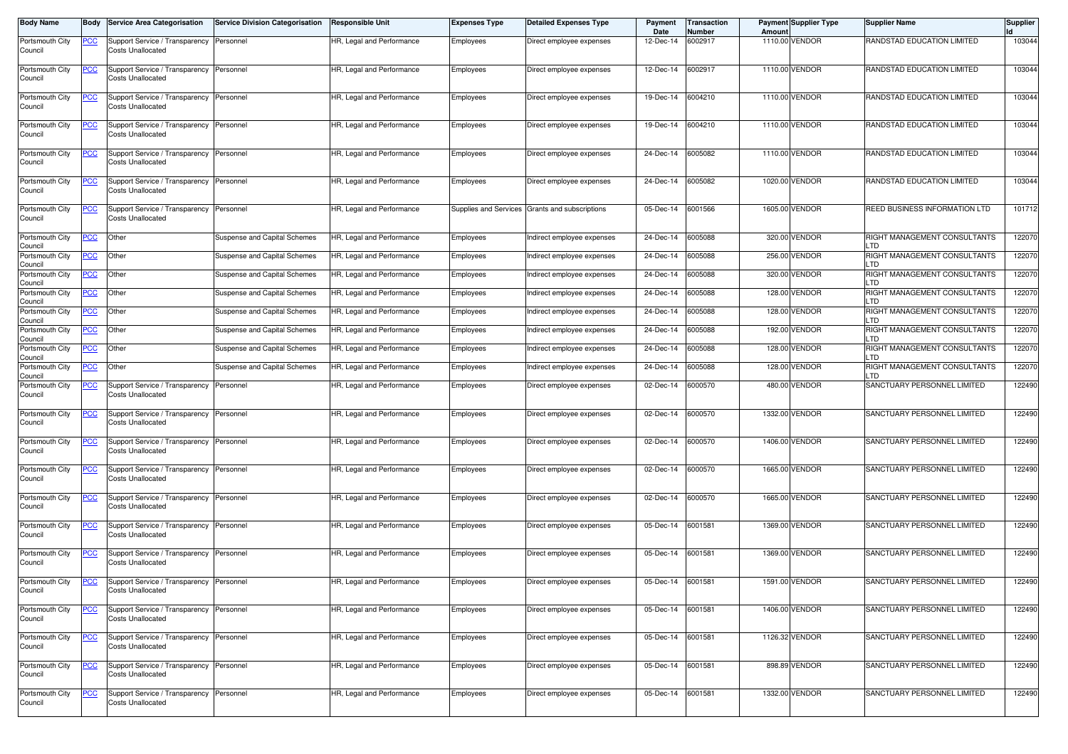| Body Name | Body | Service Area Categorisation | Service Division Categorisation | Responsible Unit | Expenses Type | Detailed Expenses Type | Payment Date | Transaction Number | Payment Amount | Supplier Type | Supplier Name | Supplier Id |
|---|---|---|---|---|---|---|---|---|---|---|---|---|
| Portsmouth City Council | PCC | Support Service / Transparency Costs Unallocated | Personnel | HR, Legal and Performance | Employees | Direct employee expenses | 12-Dec-14 | 6002917 | 1110.00 | VENDOR | RANDSTAD EDUCATION LIMITED | 103044 |
| Portsmouth City Council | PCC | Support Service / Transparency Costs Unallocated | Personnel | HR, Legal and Performance | Employees | Direct employee expenses | 12-Dec-14 | 6002917 | 1110.00 | VENDOR | RANDSTAD EDUCATION LIMITED | 103044 |
| Portsmouth City Council | PCC | Support Service / Transparency Costs Unallocated | Personnel | HR, Legal and Performance | Employees | Direct employee expenses | 19-Dec-14 | 6004210 | 1110.00 | VENDOR | RANDSTAD EDUCATION LIMITED | 103044 |
| Portsmouth City Council | PCC | Support Service / Transparency Costs Unallocated | Personnel | HR, Legal and Performance | Employees | Direct employee expenses | 19-Dec-14 | 6004210 | 1110.00 | VENDOR | RANDSTAD EDUCATION LIMITED | 103044 |
| Portsmouth City Council | PCC | Support Service / Transparency Costs Unallocated | Personnel | HR, Legal and Performance | Employees | Direct employee expenses | 24-Dec-14 | 6005082 | 1110.00 | VENDOR | RANDSTAD EDUCATION LIMITED | 103044 |
| Portsmouth City Council | PCC | Support Service / Transparency Costs Unallocated | Personnel | HR, Legal and Performance | Employees | Direct employee expenses | 24-Dec-14 | 6005082 | 1020.00 | VENDOR | RANDSTAD EDUCATION LIMITED | 103044 |
| Portsmouth City Council | PCC | Support Service / Transparency Costs Unallocated | Personnel | HR, Legal and Performance | Supplies and Services | Grants and subscriptions | 05-Dec-14 | 6001566 | 1605.00 | VENDOR | REED BUSINESS INFORMATION LTD | 101712 |
| Portsmouth City Council | PCC | Other | Suspense and Capital Schemes | HR, Legal and Performance | Employees | Indirect employee expenses | 24-Dec-14 | 6005088 | 320.00 | VENDOR | RIGHT MANAGEMENT CONSULTANTS LTD | 122070 |
| Portsmouth City Council | PCC | Other | Suspense and Capital Schemes | HR, Legal and Performance | Employees | Indirect employee expenses | 24-Dec-14 | 6005088 | 256.00 | VENDOR | RIGHT MANAGEMENT CONSULTANTS LTD | 122070 |
| Portsmouth City Council | PCC | Other | Suspense and Capital Schemes | HR, Legal and Performance | Employees | Indirect employee expenses | 24-Dec-14 | 6005088 | 320.00 | VENDOR | RIGHT MANAGEMENT CONSULTANTS LTD | 122070 |
| Portsmouth City Council | PCC | Other | Suspense and Capital Schemes | HR, Legal and Performance | Employees | Indirect employee expenses | 24-Dec-14 | 6005088 | 128.00 | VENDOR | RIGHT MANAGEMENT CONSULTANTS LTD | 122070 |
| Portsmouth City Council | PCC | Other | Suspense and Capital Schemes | HR, Legal and Performance | Employees | Indirect employee expenses | 24-Dec-14 | 6005088 | 128.00 | VENDOR | RIGHT MANAGEMENT CONSULTANTS LTD | 122070 |
| Portsmouth City Council | PCC | Other | Suspense and Capital Schemes | HR, Legal and Performance | Employees | Indirect employee expenses | 24-Dec-14 | 6005088 | 192.00 | VENDOR | RIGHT MANAGEMENT CONSULTANTS LTD | 122070 |
| Portsmouth City Council | PCC | Other | Suspense and Capital Schemes | HR, Legal and Performance | Employees | Indirect employee expenses | 24-Dec-14 | 6005088 | 128.00 | VENDOR | RIGHT MANAGEMENT CONSULTANTS LTD | 122070 |
| Portsmouth City Council | PCC | Other | Suspense and Capital Schemes | HR, Legal and Performance | Employees | Indirect employee expenses | 24-Dec-14 | 6005088 | 128.00 | VENDOR | RIGHT MANAGEMENT CONSULTANTS LTD | 122070 |
| Portsmouth City Council | PCC | Support Service / Transparency Costs Unallocated | Personnel | HR, Legal and Performance | Employees | Direct employee expenses | 02-Dec-14 | 6000570 | 480.00 | VENDOR | SANCTUARY PERSONNEL LIMITED | 122490 |
| Portsmouth City Council | PCC | Support Service / Transparency Costs Unallocated | Personnel | HR, Legal and Performance | Employees | Direct employee expenses | 02-Dec-14 | 6000570 | 1332.00 | VENDOR | SANCTUARY PERSONNEL LIMITED | 122490 |
| Portsmouth City Council | PCC | Support Service / Transparency Costs Unallocated | Personnel | HR, Legal and Performance | Employees | Direct employee expenses | 02-Dec-14 | 6000570 | 1406.00 | VENDOR | SANCTUARY PERSONNEL LIMITED | 122490 |
| Portsmouth City Council | PCC | Support Service / Transparency Costs Unallocated | Personnel | HR, Legal and Performance | Employees | Direct employee expenses | 02-Dec-14 | 6000570 | 1665.00 | VENDOR | SANCTUARY PERSONNEL LIMITED | 122490 |
| Portsmouth City Council | PCC | Support Service / Transparency Costs Unallocated | Personnel | HR, Legal and Performance | Employees | Direct employee expenses | 02-Dec-14 | 6000570 | 1665.00 | VENDOR | SANCTUARY PERSONNEL LIMITED | 122490 |
| Portsmouth City Council | PCC | Support Service / Transparency Costs Unallocated | Personnel | HR, Legal and Performance | Employees | Direct employee expenses | 05-Dec-14 | 6001581 | 1369.00 | VENDOR | SANCTUARY PERSONNEL LIMITED | 122490 |
| Portsmouth City Council | PCC | Support Service / Transparency Costs Unallocated | Personnel | HR, Legal and Performance | Employees | Direct employee expenses | 05-Dec-14 | 6001581 | 1369.00 | VENDOR | SANCTUARY PERSONNEL LIMITED | 122490 |
| Portsmouth City Council | PCC | Support Service / Transparency Costs Unallocated | Personnel | HR, Legal and Performance | Employees | Direct employee expenses | 05-Dec-14 | 6001581 | 1591.00 | VENDOR | SANCTUARY PERSONNEL LIMITED | 122490 |
| Portsmouth City Council | PCC | Support Service / Transparency Costs Unallocated | Personnel | HR, Legal and Performance | Employees | Direct employee expenses | 05-Dec-14 | 6001581 | 1406.00 | VENDOR | SANCTUARY PERSONNEL LIMITED | 122490 |
| Portsmouth City Council | PCC | Support Service / Transparency Costs Unallocated | Personnel | HR, Legal and Performance | Employees | Direct employee expenses | 05-Dec-14 | 6001581 | 1126.32 | VENDOR | SANCTUARY PERSONNEL LIMITED | 122490 |
| Portsmouth City Council | PCC | Support Service / Transparency Costs Unallocated | Personnel | HR, Legal and Performance | Employees | Direct employee expenses | 05-Dec-14 | 6001581 | 898.89 | VENDOR | SANCTUARY PERSONNEL LIMITED | 122490 |
| Portsmouth City Council | PCC | Support Service / Transparency Costs Unallocated | Personnel | HR, Legal and Performance | Employees | Direct employee expenses | 05-Dec-14 | 6001581 | 1332.00 | VENDOR | SANCTUARY PERSONNEL LIMITED | 122490 |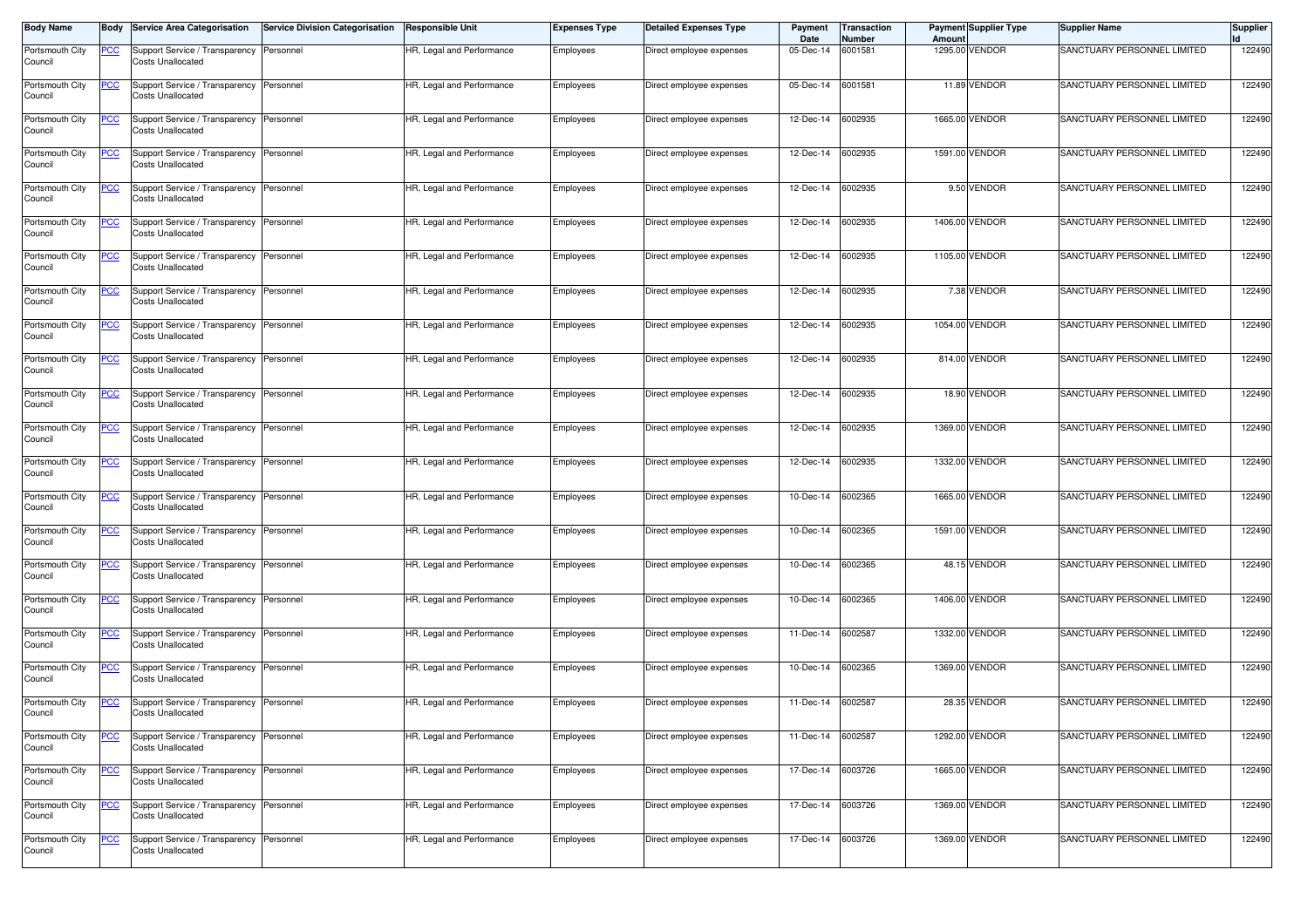| Body Name | Body | Service Area Categorisation | Service Division Categorisation | Responsible Unit | Expenses Type | Detailed Expenses Type | Payment Date | Transaction Number | Payment Amount | Supplier Type | Supplier Name | Supplier Id |
|---|---|---|---|---|---|---|---|---|---|---|---|---|
| Portsmouth City Council | PCC | Support Service / Transparency Costs Unallocated | Personnel | HR, Legal and Performance | Employees | Direct employee expenses | 05-Dec-14 | 6001581 | 1295.00 | VENDOR | SANCTUARY PERSONNEL LIMITED | 122490 |
| Portsmouth City Council | PCC | Support Service / Transparency Costs Unallocated | Personnel | HR, Legal and Performance | Employees | Direct employee expenses | 05-Dec-14 | 6001581 | 11.89 | VENDOR | SANCTUARY PERSONNEL LIMITED | 122490 |
| Portsmouth City Council | PCC | Support Service / Transparency Costs Unallocated | Personnel | HR, Legal and Performance | Employees | Direct employee expenses | 12-Dec-14 | 6002935 | 1665.00 | VENDOR | SANCTUARY PERSONNEL LIMITED | 122490 |
| Portsmouth City Council | PCC | Support Service / Transparency Costs Unallocated | Personnel | HR, Legal and Performance | Employees | Direct employee expenses | 12-Dec-14 | 6002935 | 1591.00 | VENDOR | SANCTUARY PERSONNEL LIMITED | 122490 |
| Portsmouth City Council | PCC | Support Service / Transparency Costs Unallocated | Personnel | HR, Legal and Performance | Employees | Direct employee expenses | 12-Dec-14 | 6002935 | 9.50 | VENDOR | SANCTUARY PERSONNEL LIMITED | 122490 |
| Portsmouth City Council | PCC | Support Service / Transparency Costs Unallocated | Personnel | HR, Legal and Performance | Employees | Direct employee expenses | 12-Dec-14 | 6002935 | 1406.00 | VENDOR | SANCTUARY PERSONNEL LIMITED | 122490 |
| Portsmouth City Council | PCC | Support Service / Transparency Costs Unallocated | Personnel | HR, Legal and Performance | Employees | Direct employee expenses | 12-Dec-14 | 6002935 | 1105.00 | VENDOR | SANCTUARY PERSONNEL LIMITED | 122490 |
| Portsmouth City Council | PCC | Support Service / Transparency Costs Unallocated | Personnel | HR, Legal and Performance | Employees | Direct employee expenses | 12-Dec-14 | 6002935 | 7.38 | VENDOR | SANCTUARY PERSONNEL LIMITED | 122490 |
| Portsmouth City Council | PCC | Support Service / Transparency Costs Unallocated | Personnel | HR, Legal and Performance | Employees | Direct employee expenses | 12-Dec-14 | 6002935 | 1054.00 | VENDOR | SANCTUARY PERSONNEL LIMITED | 122490 |
| Portsmouth City Council | PCC | Support Service / Transparency Costs Unallocated | Personnel | HR, Legal and Performance | Employees | Direct employee expenses | 12-Dec-14 | 6002935 | 814.00 | VENDOR | SANCTUARY PERSONNEL LIMITED | 122490 |
| Portsmouth City Council | PCC | Support Service / Transparency Costs Unallocated | Personnel | HR, Legal and Performance | Employees | Direct employee expenses | 12-Dec-14 | 6002935 | 18.90 | VENDOR | SANCTUARY PERSONNEL LIMITED | 122490 |
| Portsmouth City Council | PCC | Support Service / Transparency Costs Unallocated | Personnel | HR, Legal and Performance | Employees | Direct employee expenses | 12-Dec-14 | 6002935 | 1369.00 | VENDOR | SANCTUARY PERSONNEL LIMITED | 122490 |
| Portsmouth City Council | PCC | Support Service / Transparency Costs Unallocated | Personnel | HR, Legal and Performance | Employees | Direct employee expenses | 12-Dec-14 | 6002935 | 1332.00 | VENDOR | SANCTUARY PERSONNEL LIMITED | 122490 |
| Portsmouth City Council | PCC | Support Service / Transparency Costs Unallocated | Personnel | HR, Legal and Performance | Employees | Direct employee expenses | 10-Dec-14 | 6002365 | 1665.00 | VENDOR | SANCTUARY PERSONNEL LIMITED | 122490 |
| Portsmouth City Council | PCC | Support Service / Transparency Costs Unallocated | Personnel | HR, Legal and Performance | Employees | Direct employee expenses | 10-Dec-14 | 6002365 | 1591.00 | VENDOR | SANCTUARY PERSONNEL LIMITED | 122490 |
| Portsmouth City Council | PCC | Support Service / Transparency Costs Unallocated | Personnel | HR, Legal and Performance | Employees | Direct employee expenses | 10-Dec-14 | 6002365 | 48.15 | VENDOR | SANCTUARY PERSONNEL LIMITED | 122490 |
| Portsmouth City Council | PCC | Support Service / Transparency Costs Unallocated | Personnel | HR, Legal and Performance | Employees | Direct employee expenses | 10-Dec-14 | 6002365 | 1406.00 | VENDOR | SANCTUARY PERSONNEL LIMITED | 122490 |
| Portsmouth City Council | PCC | Support Service / Transparency Costs Unallocated | Personnel | HR, Legal and Performance | Employees | Direct employee expenses | 11-Dec-14 | 6002587 | 1332.00 | VENDOR | SANCTUARY PERSONNEL LIMITED | 122490 |
| Portsmouth City Council | PCC | Support Service / Transparency Costs Unallocated | Personnel | HR, Legal and Performance | Employees | Direct employee expenses | 10-Dec-14 | 6002365 | 1369.00 | VENDOR | SANCTUARY PERSONNEL LIMITED | 122490 |
| Portsmouth City Council | PCC | Support Service / Transparency Costs Unallocated | Personnel | HR, Legal and Performance | Employees | Direct employee expenses | 11-Dec-14 | 6002587 | 28.35 | VENDOR | SANCTUARY PERSONNEL LIMITED | 122490 |
| Portsmouth City Council | PCC | Support Service / Transparency Costs Unallocated | Personnel | HR, Legal and Performance | Employees | Direct employee expenses | 11-Dec-14 | 6002587 | 1292.00 | VENDOR | SANCTUARY PERSONNEL LIMITED | 122490 |
| Portsmouth City Council | PCC | Support Service / Transparency Costs Unallocated | Personnel | HR, Legal and Performance | Employees | Direct employee expenses | 17-Dec-14 | 6003726 | 1665.00 | VENDOR | SANCTUARY PERSONNEL LIMITED | 122490 |
| Portsmouth City Council | PCC | Support Service / Transparency Costs Unallocated | Personnel | HR, Legal and Performance | Employees | Direct employee expenses | 17-Dec-14 | 6003726 | 1369.00 | VENDOR | SANCTUARY PERSONNEL LIMITED | 122490 |
| Portsmouth City Council | PCC | Support Service / Transparency Costs Unallocated | Personnel | HR, Legal and Performance | Employees | Direct employee expenses | 17-Dec-14 | 6003726 | 1369.00 | VENDOR | SANCTUARY PERSONNEL LIMITED | 122490 |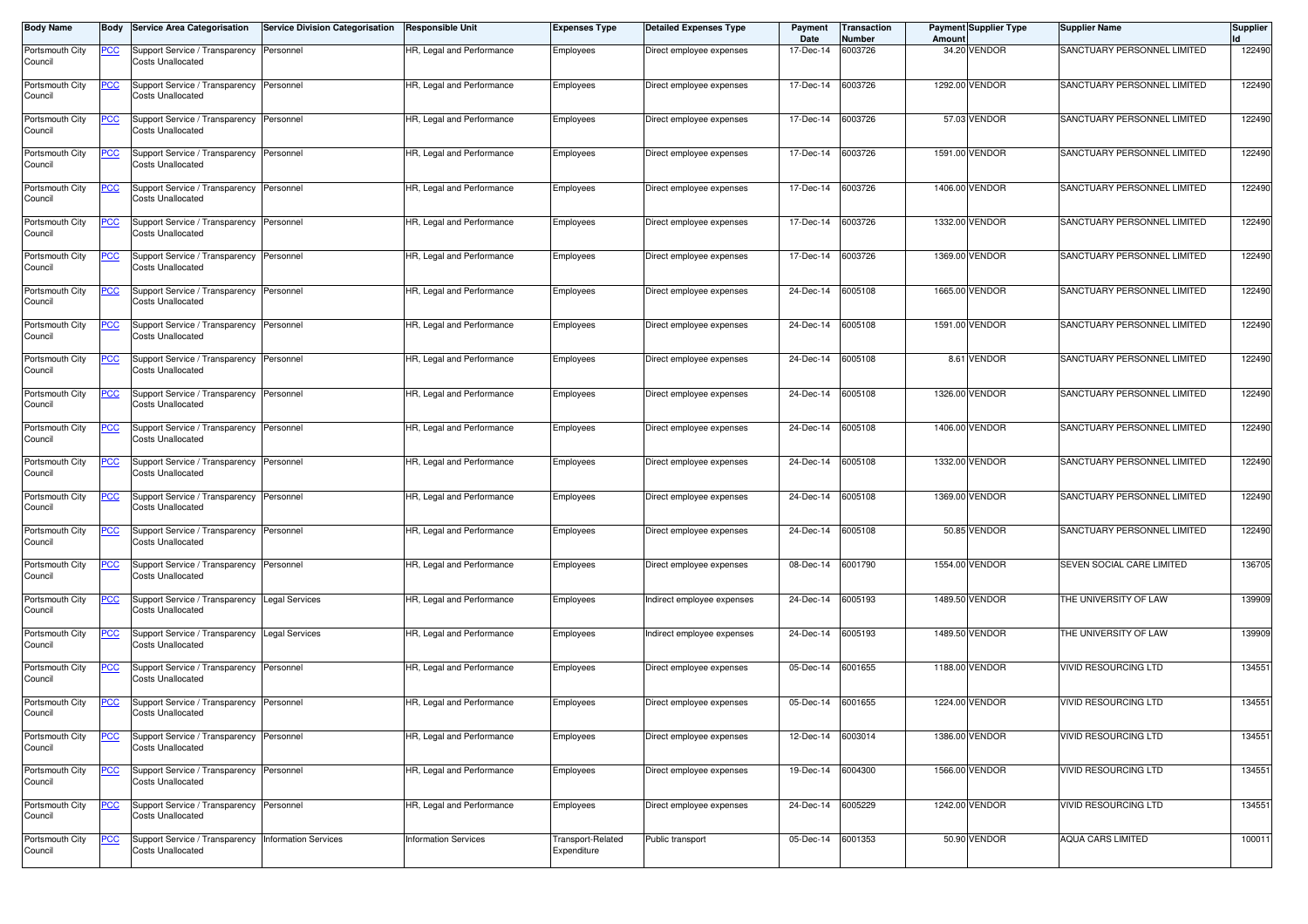| Body Name | Body | Service Area Categorisation | Service Division Categorisation | Responsible Unit | Expenses Type | Detailed Expenses Type | Payment Date | Transaction Number | Payment Amount | Supplier Type | Supplier Name | Supplier Id |
|---|---|---|---|---|---|---|---|---|---|---|---|---|
| Portsmouth City Council | PCC | Support Service / Transparency Costs Unallocated | Personnel | HR, Legal and Performance | Employees | Direct employee expenses | 17-Dec-14 | 6003726 | 34.20 | VENDOR | SANCTUARY PERSONNEL LIMITED | 122490 |
| Portsmouth City Council | PCC | Support Service / Transparency Costs Unallocated | Personnel | HR, Legal and Performance | Employees | Direct employee expenses | 17-Dec-14 | 6003726 | 1292.00 | VENDOR | SANCTUARY PERSONNEL LIMITED | 122490 |
| Portsmouth City Council | PCC | Support Service / Transparency Costs Unallocated | Personnel | HR, Legal and Performance | Employees | Direct employee expenses | 17-Dec-14 | 6003726 | 57.03 | VENDOR | SANCTUARY PERSONNEL LIMITED | 122490 |
| Portsmouth City Council | PCC | Support Service / Transparency Costs Unallocated | Personnel | HR, Legal and Performance | Employees | Direct employee expenses | 17-Dec-14 | 6003726 | 1591.00 | VENDOR | SANCTUARY PERSONNEL LIMITED | 122490 |
| Portsmouth City Council | PCC | Support Service / Transparency Costs Unallocated | Personnel | HR, Legal and Performance | Employees | Direct employee expenses | 17-Dec-14 | 6003726 | 1406.00 | VENDOR | SANCTUARY PERSONNEL LIMITED | 122490 |
| Portsmouth City Council | PCC | Support Service / Transparency Costs Unallocated | Personnel | HR, Legal and Performance | Employees | Direct employee expenses | 17-Dec-14 | 6003726 | 1332.00 | VENDOR | SANCTUARY PERSONNEL LIMITED | 122490 |
| Portsmouth City Council | PCC | Support Service / Transparency Costs Unallocated | Personnel | HR, Legal and Performance | Employees | Direct employee expenses | 17-Dec-14 | 6003726 | 1369.00 | VENDOR | SANCTUARY PERSONNEL LIMITED | 122490 |
| Portsmouth City Council | PCC | Support Service / Transparency Costs Unallocated | Personnel | HR, Legal and Performance | Employees | Direct employee expenses | 24-Dec-14 | 6005108 | 1665.00 | VENDOR | SANCTUARY PERSONNEL LIMITED | 122490 |
| Portsmouth City Council | PCC | Support Service / Transparency Costs Unallocated | Personnel | HR, Legal and Performance | Employees | Direct employee expenses | 24-Dec-14 | 6005108 | 1591.00 | VENDOR | SANCTUARY PERSONNEL LIMITED | 122490 |
| Portsmouth City Council | PCC | Support Service / Transparency Costs Unallocated | Personnel | HR, Legal and Performance | Employees | Direct employee expenses | 24-Dec-14 | 6005108 | 8.61 | VENDOR | SANCTUARY PERSONNEL LIMITED | 122490 |
| Portsmouth City Council | PCC | Support Service / Transparency Costs Unallocated | Personnel | HR, Legal and Performance | Employees | Direct employee expenses | 24-Dec-14 | 6005108 | 1326.00 | VENDOR | SANCTUARY PERSONNEL LIMITED | 122490 |
| Portsmouth City Council | PCC | Support Service / Transparency Costs Unallocated | Personnel | HR, Legal and Performance | Employees | Direct employee expenses | 24-Dec-14 | 6005108 | 1406.00 | VENDOR | SANCTUARY PERSONNEL LIMITED | 122490 |
| Portsmouth City Council | PCC | Support Service / Transparency Costs Unallocated | Personnel | HR, Legal and Performance | Employees | Direct employee expenses | 24-Dec-14 | 6005108 | 1332.00 | VENDOR | SANCTUARY PERSONNEL LIMITED | 122490 |
| Portsmouth City Council | PCC | Support Service / Transparency Costs Unallocated | Personnel | HR, Legal and Performance | Employees | Direct employee expenses | 24-Dec-14 | 6005108 | 1369.00 | VENDOR | SANCTUARY PERSONNEL LIMITED | 122490 |
| Portsmouth City Council | PCC | Support Service / Transparency Costs Unallocated | Personnel | HR, Legal and Performance | Employees | Direct employee expenses | 24-Dec-14 | 6005108 | 50.85 | VENDOR | SANCTUARY PERSONNEL LIMITED | 122490 |
| Portsmouth City Council | PCC | Support Service / Transparency Costs Unallocated | Personnel | HR, Legal and Performance | Employees | Direct employee expenses | 08-Dec-14 | 6001790 | 1554.00 | VENDOR | SEVEN SOCIAL CARE LIMITED | 136705 |
| Portsmouth City Council | PCC | Support Service / Transparency Costs Unallocated | Legal Services | HR, Legal and Performance | Employees | Indirect employee expenses | 24-Dec-14 | 6005193 | 1489.50 | VENDOR | THE UNIVERSITY OF LAW | 139909 |
| Portsmouth City Council | PCC | Support Service / Transparency Costs Unallocated | Legal Services | HR, Legal and Performance | Employees | Indirect employee expenses | 24-Dec-14 | 6005193 | 1489.50 | VENDOR | THE UNIVERSITY OF LAW | 139909 |
| Portsmouth City Council | PCC | Support Service / Transparency Costs Unallocated | Personnel | HR, Legal and Performance | Employees | Direct employee expenses | 05-Dec-14 | 6001655 | 1188.00 | VENDOR | VIVID RESOURCING LTD | 134551 |
| Portsmouth City Council | PCC | Support Service / Transparency Costs Unallocated | Personnel | HR, Legal and Performance | Employees | Direct employee expenses | 05-Dec-14 | 6001655 | 1224.00 | VENDOR | VIVID RESOURCING LTD | 134551 |
| Portsmouth City Council | PCC | Support Service / Transparency Costs Unallocated | Personnel | HR, Legal and Performance | Employees | Direct employee expenses | 12-Dec-14 | 6003014 | 1386.00 | VENDOR | VIVID RESOURCING LTD | 134551 |
| Portsmouth City Council | PCC | Support Service / Transparency Costs Unallocated | Personnel | HR, Legal and Performance | Employees | Direct employee expenses | 19-Dec-14 | 6004300 | 1566.00 | VENDOR | VIVID RESOURCING LTD | 134551 |
| Portsmouth City Council | PCC | Support Service / Transparency Costs Unallocated | Personnel | HR, Legal and Performance | Employees | Direct employee expenses | 24-Dec-14 | 6005229 | 1242.00 | VENDOR | VIVID RESOURCING LTD | 134551 |
| Portsmouth City Council | PCC | Support Service / Transparency Costs Unallocated | Information Services | Information Services | Transport-Related Expenditure | Public transport | 05-Dec-14 | 6001353 | 50.90 | VENDOR | AQUA CARS LIMITED | 100011 |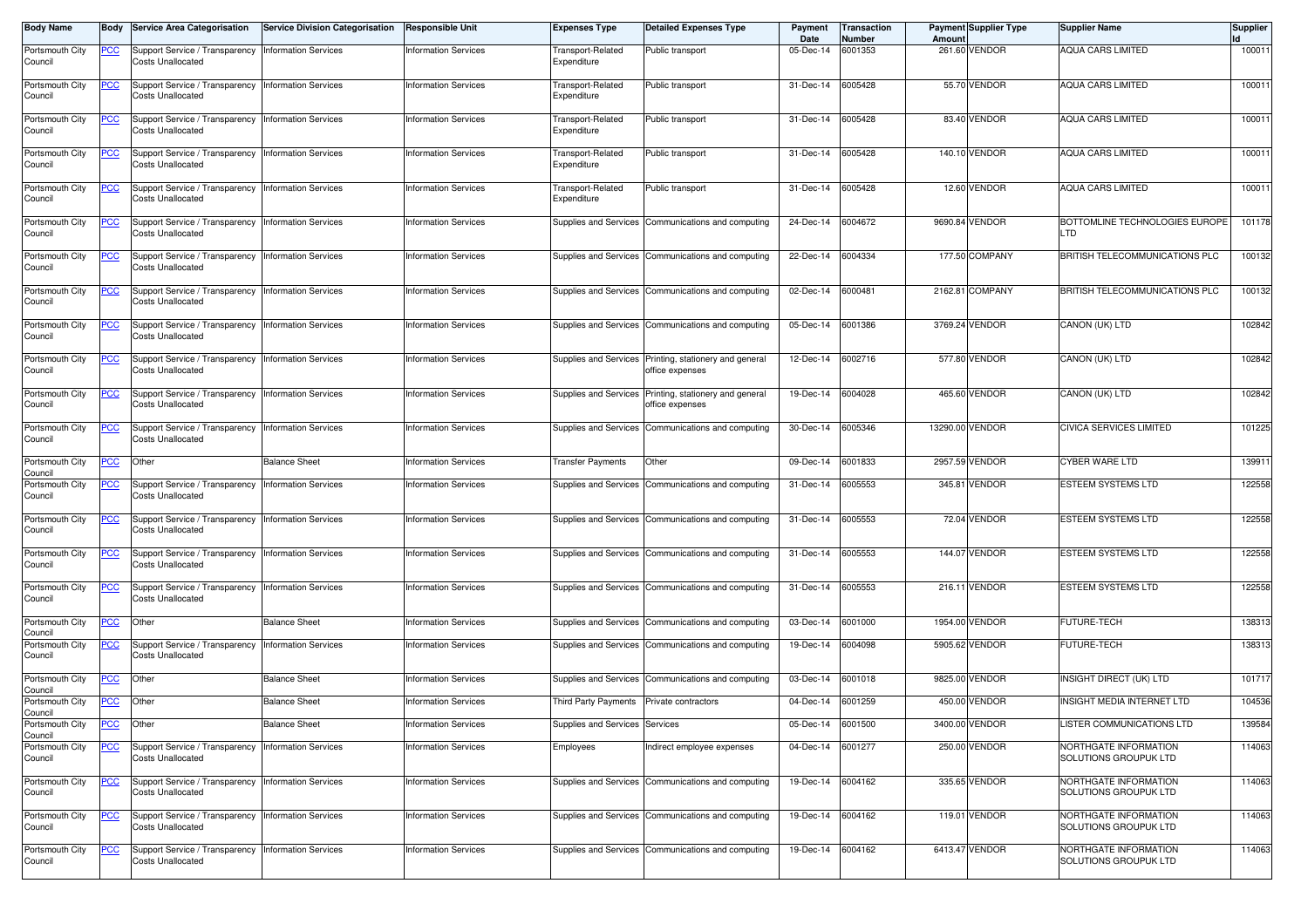| Body Name | Body | Service Area Categorisation | Service Division Categorisation | Responsible Unit | Expenses Type | Detailed Expenses Type | Payment Date | Transaction Number | Payment Amount | Supplier Type | Supplier Name | Supplier Id |
|---|---|---|---|---|---|---|---|---|---|---|---|---|
| Portsmouth City Council | PCC | Support Service / Transparency Costs Unallocated | Information Services | Information Services | Transport-Related Expenditure | Public transport | 05-Dec-14 | 6001353 | 261.60 | VENDOR | AQUA CARS LIMITED | 100011 |
| Portsmouth City Council | PCC | Support Service / Transparency Costs Unallocated | Information Services | Information Services | Transport-Related Expenditure | Public transport | 31-Dec-14 | 6005428 | 55.70 | VENDOR | AQUA CARS LIMITED | 100011 |
| Portsmouth City Council | PCC | Support Service / Transparency Costs Unallocated | Information Services | Information Services | Transport-Related Expenditure | Public transport | 31-Dec-14 | 6005428 | 83.40 | VENDOR | AQUA CARS LIMITED | 100011 |
| Portsmouth City Council | PCC | Support Service / Transparency Costs Unallocated | Information Services | Information Services | Transport-Related Expenditure | Public transport | 31-Dec-14 | 6005428 | 140.10 | VENDOR | AQUA CARS LIMITED | 100011 |
| Portsmouth City Council | PCC | Support Service / Transparency Costs Unallocated | Information Services | Information Services | Transport-Related Expenditure | Public transport | 31-Dec-14 | 6005428 | 12.60 | VENDOR | AQUA CARS LIMITED | 100011 |
| Portsmouth City Council | PCC | Support Service / Transparency Costs Unallocated | Information Services | Information Services | Supplies and Services | Communications and computing | 24-Dec-14 | 6004672 | 9690.84 | VENDOR | BOTTOMLINE TECHNOLOGIES EUROPE LTD | 101178 |
| Portsmouth City Council | PCC | Support Service / Transparency Costs Unallocated | Information Services | Information Services | Supplies and Services | Communications and computing | 22-Dec-14 | 6004334 | 177.50 | COMPANY | BRITISH TELECOMMUNICATIONS PLC | 100132 |
| Portsmouth City Council | PCC | Support Service / Transparency Costs Unallocated | Information Services | Information Services | Supplies and Services | Communications and computing | 02-Dec-14 | 6000481 | 2162.81 | COMPANY | BRITISH TELECOMMUNICATIONS PLC | 100132 |
| Portsmouth City Council | PCC | Support Service / Transparency Costs Unallocated | Information Services | Information Services | Supplies and Services | Communications and computing | 05-Dec-14 | 6001386 | 3769.24 | VENDOR | CANON (UK) LTD | 102842 |
| Portsmouth City Council | PCC | Support Service / Transparency Costs Unallocated | Information Services | Information Services | Supplies and Services | Printing, stationery and general office expenses | 12-Dec-14 | 6002716 | 577.80 | VENDOR | CANON (UK) LTD | 102842 |
| Portsmouth City Council | PCC | Support Service / Transparency Costs Unallocated | Information Services | Information Services | Supplies and Services | Printing, stationery and general office expenses | 19-Dec-14 | 6004028 | 465.60 | VENDOR | CANON (UK) LTD | 102842 |
| Portsmouth City Council | PCC | Support Service / Transparency Costs Unallocated | Information Services | Information Services | Supplies and Services | Communications and computing | 30-Dec-14 | 6005346 | 13290.00 | VENDOR | CIVICA SERVICES LIMITED | 101225 |
| Portsmouth City Council | PCC | Other | Balance Sheet | Information Services | Transfer Payments | Other | 09-Dec-14 | 6001833 | 2957.59 | VENDOR | CYBER WARE LTD | 139911 |
| Portsmouth City Council | PCC | Support Service / Transparency Costs Unallocated | Information Services | Information Services | Supplies and Services | Communications and computing | 31-Dec-14 | 6005553 | 345.81 | VENDOR | ESTEEM SYSTEMS LTD | 122558 |
| Portsmouth City Council | PCC | Support Service / Transparency Costs Unallocated | Information Services | Information Services | Supplies and Services | Communications and computing | 31-Dec-14 | 6005553 | 72.04 | VENDOR | ESTEEM SYSTEMS LTD | 122558 |
| Portsmouth City Council | PCC | Support Service / Transparency Costs Unallocated | Information Services | Information Services | Supplies and Services | Communications and computing | 31-Dec-14 | 6005553 | 144.07 | VENDOR | ESTEEM SYSTEMS LTD | 122558 |
| Portsmouth City Council | PCC | Support Service / Transparency Costs Unallocated | Information Services | Information Services | Supplies and Services | Communications and computing | 31-Dec-14 | 6005553 | 216.11 | VENDOR | ESTEEM SYSTEMS LTD | 122558 |
| Portsmouth City Council | PCC | Other | Balance Sheet | Information Services | Supplies and Services | Communications and computing | 03-Dec-14 | 6001000 | 1954.00 | VENDOR | FUTURE-TECH | 138313 |
| Portsmouth City Council | PCC | Support Service / Transparency Costs Unallocated | Information Services | Information Services | Supplies and Services | Communications and computing | 19-Dec-14 | 6004098 | 5905.62 | VENDOR | FUTURE-TECH | 138313 |
| Portsmouth City Council | PCC | Other | Balance Sheet | Information Services | Supplies and Services | Communications and computing | 03-Dec-14 | 6001018 | 9825.00 | VENDOR | INSIGHT DIRECT (UK) LTD | 101717 |
| Portsmouth City Council | PCC | Other | Balance Sheet | Information Services | Third Party Payments | Private contractors | 04-Dec-14 | 6001259 | 450.00 | VENDOR | INSIGHT MEDIA INTERNET LTD | 104536 |
| Portsmouth City Council | PCC | Other | Balance Sheet | Information Services | Supplies and Services | Services | 05-Dec-14 | 6001500 | 3400.00 | VENDOR | LISTER COMMUNICATIONS LTD | 139584 |
| Portsmouth City Council | PCC | Support Service / Transparency Costs Unallocated | Information Services | Information Services | Employees | Indirect employee expenses | 04-Dec-14 | 6001277 | 250.00 | VENDOR | NORTHGATE INFORMATION SOLUTIONS GROUPUK LTD | 114063 |
| Portsmouth City Council | PCC | Support Service / Transparency Costs Unallocated | Information Services | Information Services | Supplies and Services | Communications and computing | 19-Dec-14 | 6004162 | 335.65 | VENDOR | NORTHGATE INFORMATION SOLUTIONS GROUPUK LTD | 114063 |
| Portsmouth City Council | PCC | Support Service / Transparency Costs Unallocated | Information Services | Information Services | Supplies and Services | Communications and computing | 19-Dec-14 | 6004162 | 119.01 | VENDOR | NORTHGATE INFORMATION SOLUTIONS GROUPUK LTD | 114063 |
| Portsmouth City Council | PCC | Support Service / Transparency Costs Unallocated | Information Services | Information Services | Supplies and Services | Communications and computing | 19-Dec-14 | 6004162 | 6413.47 | VENDOR | NORTHGATE INFORMATION SOLUTIONS GROUPUK LTD | 114063 |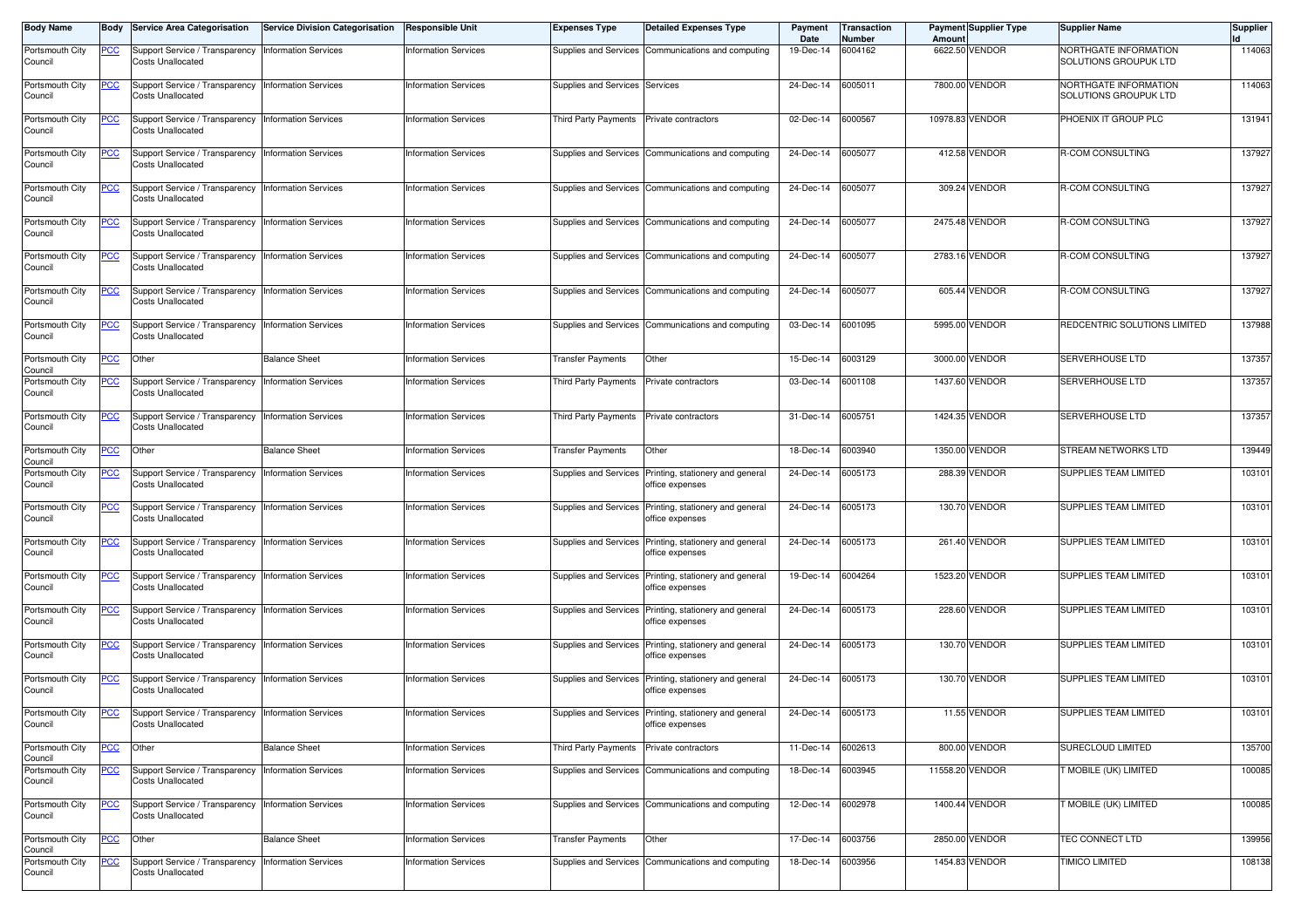| Body Name | Body | Service Area Categorisation | Service Division Categorisation | Responsible Unit | Expenses Type | Detailed Expenses Type | Payment Date | Transaction Number | Payment Amount | Supplier Type | Supplier Name | Supplier Id |
|---|---|---|---|---|---|---|---|---|---|---|---|---|
| Portsmouth City Council | PCC | Support Service / Transparency Costs Unallocated | Information Services | Information Services | Supplies and Services | Communications and computing | 19-Dec-14 | 6004162 | 6622.50 | VENDOR | NORTHGATE INFORMATION SOLUTIONS GROUPUK LTD | 114063 |
| Portsmouth City Council | PCC | Support Service / Transparency Costs Unallocated | Information Services | Information Services | Supplies and Services | Services | 24-Dec-14 | 6005011 | 7800.00 | VENDOR | NORTHGATE INFORMATION SOLUTIONS GROUPUK LTD | 114063 |
| Portsmouth City Council | PCC | Support Service / Transparency Costs Unallocated | Information Services | Information Services | Third Party Payments | Private contractors | 02-Dec-14 | 6000567 | 10978.83 | VENDOR | PHOENIX IT GROUP PLC | 131941 |
| Portsmouth City Council | PCC | Support Service / Transparency Costs Unallocated | Information Services | Information Services | Supplies and Services | Communications and computing | 24-Dec-14 | 6005077 | 412.58 | VENDOR | R-COM CONSULTING | 137927 |
| Portsmouth City Council | PCC | Support Service / Transparency Costs Unallocated | Information Services | Information Services | Supplies and Services | Communications and computing | 24-Dec-14 | 6005077 | 309.24 | VENDOR | R-COM CONSULTING | 137927 |
| Portsmouth City Council | PCC | Support Service / Transparency Costs Unallocated | Information Services | Information Services | Supplies and Services | Communications and computing | 24-Dec-14 | 6005077 | 2475.48 | VENDOR | R-COM CONSULTING | 137927 |
| Portsmouth City Council | PCC | Support Service / Transparency Costs Unallocated | Information Services | Information Services | Supplies and Services | Communications and computing | 24-Dec-14 | 6005077 | 2783.16 | VENDOR | R-COM CONSULTING | 137927 |
| Portsmouth City Council | PCC | Support Service / Transparency Costs Unallocated | Information Services | Information Services | Supplies and Services | Communications and computing | 24-Dec-14 | 6005077 | 605.44 | VENDOR | R-COM CONSULTING | 137927 |
| Portsmouth City Council | PCC | Support Service / Transparency Costs Unallocated | Information Services | Information Services | Supplies and Services | Communications and computing | 03-Dec-14 | 6001095 | 5995.00 | VENDOR | REDCENTRIC SOLUTIONS LIMITED | 137988 |
| Portsmouth City Council | PCC | Other | Balance Sheet | Information Services | Transfer Payments | Other | 15-Dec-14 | 6003129 | 3000.00 | VENDOR | SERVERHOUSE LTD | 137357 |
| Portsmouth City Council | PCC | Support Service / Transparency Costs Unallocated | Information Services | Information Services | Third Party Payments | Private contractors | 03-Dec-14 | 6001108 | 1437.60 | VENDOR | SERVERHOUSE LTD | 137357 |
| Portsmouth City Council | PCC | Support Service / Transparency Costs Unallocated | Information Services | Information Services | Third Party Payments | Private contractors | 31-Dec-14 | 6005751 | 1424.35 | VENDOR | SERVERHOUSE LTD | 137357 |
| Portsmouth City Council | PCC | Other | Balance Sheet | Information Services | Transfer Payments | Other | 18-Dec-14 | 6003940 | 1350.00 | VENDOR | STREAM NETWORKS LTD | 139449 |
| Portsmouth City Council | PCC | Support Service / Transparency Costs Unallocated | Information Services | Information Services | Supplies and Services | Printing, stationery and general office expenses | 24-Dec-14 | 6005173 | 288.39 | VENDOR | SUPPLIES TEAM LIMITED | 103101 |
| Portsmouth City Council | PCC | Support Service / Transparency Costs Unallocated | Information Services | Information Services | Supplies and Services | Printing, stationery and general office expenses | 24-Dec-14 | 6005173 | 130.70 | VENDOR | SUPPLIES TEAM LIMITED | 103101 |
| Portsmouth City Council | PCC | Support Service / Transparency Costs Unallocated | Information Services | Information Services | Supplies and Services | Printing, stationery and general office expenses | 24-Dec-14 | 6005173 | 261.40 | VENDOR | SUPPLIES TEAM LIMITED | 103101 |
| Portsmouth City Council | PCC | Support Service / Transparency Costs Unallocated | Information Services | Information Services | Supplies and Services | Printing, stationery and general office expenses | 19-Dec-14 | 6004264 | 1523.20 | VENDOR | SUPPLIES TEAM LIMITED | 103101 |
| Portsmouth City Council | PCC | Support Service / Transparency Costs Unallocated | Information Services | Information Services | Supplies and Services | Printing, stationery and general office expenses | 24-Dec-14 | 6005173 | 228.60 | VENDOR | SUPPLIES TEAM LIMITED | 103101 |
| Portsmouth City Council | PCC | Support Service / Transparency Costs Unallocated | Information Services | Information Services | Supplies and Services | Printing, stationery and general office expenses | 24-Dec-14 | 6005173 | 130.70 | VENDOR | SUPPLIES TEAM LIMITED | 103101 |
| Portsmouth City Council | PCC | Support Service / Transparency Costs Unallocated | Information Services | Information Services | Supplies and Services | Printing, stationery and general office expenses | 24-Dec-14 | 6005173 | 130.70 | VENDOR | SUPPLIES TEAM LIMITED | 103101 |
| Portsmouth City Council | PCC | Support Service / Transparency Costs Unallocated | Information Services | Information Services | Supplies and Services | Printing, stationery and general office expenses | 24-Dec-14 | 6005173 | 11.55 | VENDOR | SUPPLIES TEAM LIMITED | 103101 |
| Portsmouth City Council | PCC | Other | Balance Sheet | Information Services | Third Party Payments | Private contractors | 11-Dec-14 | 6002613 | 800.00 | VENDOR | SURECLOUD LIMITED | 135700 |
| Portsmouth City Council | PCC | Support Service / Transparency Costs Unallocated | Information Services | Information Services | Supplies and Services | Communications and computing | 18-Dec-14 | 6003945 | 11558.20 | VENDOR | T MOBILE (UK) LIMITED | 100085 |
| Portsmouth City Council | PCC | Support Service / Transparency Costs Unallocated | Information Services | Information Services | Supplies and Services | Communications and computing | 12-Dec-14 | 6002978 | 1400.44 | VENDOR | T MOBILE (UK) LIMITED | 100085 |
| Portsmouth City Council | PCC | Other | Balance Sheet | Information Services | Transfer Payments | Other | 17-Dec-14 | 6003756 | 2850.00 | VENDOR | TEC CONNECT LTD | 139956 |
| Portsmouth City Council | PCC | Support Service / Transparency Costs Unallocated | Information Services | Information Services | Supplies and Services | Communications and computing | 18-Dec-14 | 6003956 | 1454.83 | VENDOR | TIMICO LIMITED | 108138 |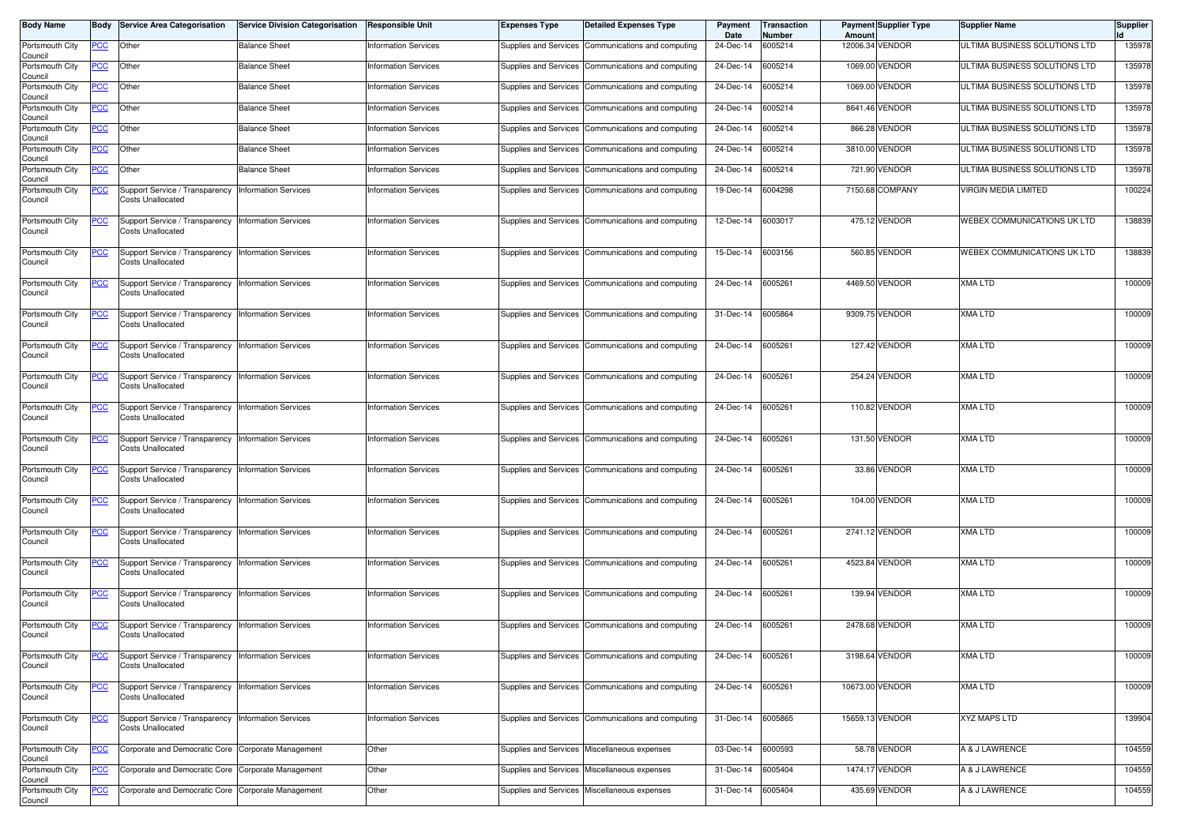| Body Name | Body | Service Area Categorisation | Service Division Categorisation | Responsible Unit | Expenses Type | Detailed Expenses Type | Payment Date | Transaction Number | Payment Amount | Supplier Type | Supplier Name | Supplier Id |
|---|---|---|---|---|---|---|---|---|---|---|---|---|
| Portsmouth City Council | PCC | Other | Balance Sheet | Information Services | Supplies and Services | Communications and computing | 24-Dec-14 | 6005214 | 12006.34 | VENDOR | ULTIMA BUSINESS SOLUTIONS LTD | 135978 |
| Portsmouth City Council | PCC | Other | Balance Sheet | Information Services | Supplies and Services | Communications and computing | 24-Dec-14 | 6005214 | 1069.00 | VENDOR | ULTIMA BUSINESS SOLUTIONS LTD | 135978 |
| Portsmouth City Council | PCC | Other | Balance Sheet | Information Services | Supplies and Services | Communications and computing | 24-Dec-14 | 6005214 | 1069.00 | VENDOR | ULTIMA BUSINESS SOLUTIONS LTD | 135978 |
| Portsmouth City Council | PCC | Other | Balance Sheet | Information Services | Supplies and Services | Communications and computing | 24-Dec-14 | 6005214 | 8641.46 | VENDOR | ULTIMA BUSINESS SOLUTIONS LTD | 135978 |
| Portsmouth City Council | PCC | Other | Balance Sheet | Information Services | Supplies and Services | Communications and computing | 24-Dec-14 | 6005214 | 866.28 | VENDOR | ULTIMA BUSINESS SOLUTIONS LTD | 135978 |
| Portsmouth City Council | PCC | Other | Balance Sheet | Information Services | Supplies and Services | Communications and computing | 24-Dec-14 | 6005214 | 3810.00 | VENDOR | ULTIMA BUSINESS SOLUTIONS LTD | 135978 |
| Portsmouth City Council | PCC | Other | Balance Sheet | Information Services | Supplies and Services | Communications and computing | 24-Dec-14 | 6005214 | 721.90 | VENDOR | ULTIMA BUSINESS SOLUTIONS LTD | 135978 |
| Portsmouth City Council | PCC | Support Service / Transparency Costs Unallocated | Information Services | Information Services | Supplies and Services | Communications and computing | 19-Dec-14 | 6004298 | 7150.68 | COMPANY | VIRGIN MEDIA LIMITED | 100224 |
| Portsmouth City Council | PCC | Support Service / Transparency Costs Unallocated | Information Services | Information Services | Supplies and Services | Communications and computing | 12-Dec-14 | 6003017 | 475.12 | VENDOR | WEBEX COMMUNICATIONS UK LTD | 138839 |
| Portsmouth City Council | PCC | Support Service / Transparency Costs Unallocated | Information Services | Information Services | Supplies and Services | Communications and computing | 15-Dec-14 | 6003156 | 560.85 | VENDOR | WEBEX COMMUNICATIONS UK LTD | 138839 |
| Portsmouth City Council | PCC | Support Service / Transparency Costs Unallocated | Information Services | Information Services | Supplies and Services | Communications and computing | 24-Dec-14 | 6005261 | 4469.50 | VENDOR | XMA LTD | 100009 |
| Portsmouth City Council | PCC | Support Service / Transparency Costs Unallocated | Information Services | Information Services | Supplies and Services | Communications and computing | 31-Dec-14 | 6005864 | 9309.75 | VENDOR | XMA LTD | 100009 |
| Portsmouth City Council | PCC | Support Service / Transparency Costs Unallocated | Information Services | Information Services | Supplies and Services | Communications and computing | 24-Dec-14 | 6005261 | 127.42 | VENDOR | XMA LTD | 100009 |
| Portsmouth City Council | PCC | Support Service / Transparency Costs Unallocated | Information Services | Information Services | Supplies and Services | Communications and computing | 24-Dec-14 | 6005261 | 254.24 | VENDOR | XMA LTD | 100009 |
| Portsmouth City Council | PCC | Support Service / Transparency Costs Unallocated | Information Services | Information Services | Supplies and Services | Communications and computing | 24-Dec-14 | 6005261 | 110.82 | VENDOR | XMA LTD | 100009 |
| Portsmouth City Council | PCC | Support Service / Transparency Costs Unallocated | Information Services | Information Services | Supplies and Services | Communications and computing | 24-Dec-14 | 6005261 | 131.50 | VENDOR | XMA LTD | 100009 |
| Portsmouth City Council | PCC | Support Service / Transparency Costs Unallocated | Information Services | Information Services | Supplies and Services | Communications and computing | 24-Dec-14 | 6005261 | 33.86 | VENDOR | XMA LTD | 100009 |
| Portsmouth City Council | PCC | Support Service / Transparency Costs Unallocated | Information Services | Information Services | Supplies and Services | Communications and computing | 24-Dec-14 | 6005261 | 104.00 | VENDOR | XMA LTD | 100009 |
| Portsmouth City Council | PCC | Support Service / Transparency Costs Unallocated | Information Services | Information Services | Supplies and Services | Communications and computing | 24-Dec-14 | 6005261 | 2741.12 | VENDOR | XMA LTD | 100009 |
| Portsmouth City Council | PCC | Support Service / Transparency Costs Unallocated | Information Services | Information Services | Supplies and Services | Communications and computing | 24-Dec-14 | 6005261 | 4523.84 | VENDOR | XMA LTD | 100009 |
| Portsmouth City Council | PCC | Support Service / Transparency Costs Unallocated | Information Services | Information Services | Supplies and Services | Communications and computing | 24-Dec-14 | 6005261 | 139.94 | VENDOR | XMA LTD | 100009 |
| Portsmouth City Council | PCC | Support Service / Transparency Costs Unallocated | Information Services | Information Services | Supplies and Services | Communications and computing | 24-Dec-14 | 6005261 | 2478.68 | VENDOR | XMA LTD | 100009 |
| Portsmouth City Council | PCC | Support Service / Transparency Costs Unallocated | Information Services | Information Services | Supplies and Services | Communications and computing | 24-Dec-14 | 6005261 | 3198.64 | VENDOR | XMA LTD | 100009 |
| Portsmouth City Council | PCC | Support Service / Transparency Costs Unallocated | Information Services | Information Services | Supplies and Services | Communications and computing | 24-Dec-14 | 6005261 | 10673.00 | VENDOR | XMA LTD | 100009 |
| Portsmouth City Council | PCC | Support Service / Transparency Costs Unallocated | Information Services | Information Services | Supplies and Services | Communications and computing | 31-Dec-14 | 6005865 | 15659.13 | VENDOR | XYZ MAPS LTD | 139904 |
| Portsmouth City Council | PCC | Corporate and Democratic Core | Corporate Management | Other | Supplies and Services | Miscellaneous expenses | 03-Dec-14 | 6000593 | 58.78 | VENDOR | A & J LAWRENCE | 104559 |
| Portsmouth City Council | PCC | Corporate and Democratic Core | Corporate Management | Other | Supplies and Services | Miscellaneous expenses | 31-Dec-14 | 6005404 | 1474.17 | VENDOR | A & J LAWRENCE | 104559 |
| Portsmouth City Council | PCC | Corporate and Democratic Core | Corporate Management | Other | Supplies and Services | Miscellaneous expenses | 31-Dec-14 | 6005404 | 435.69 | VENDOR | A & J LAWRENCE | 104559 |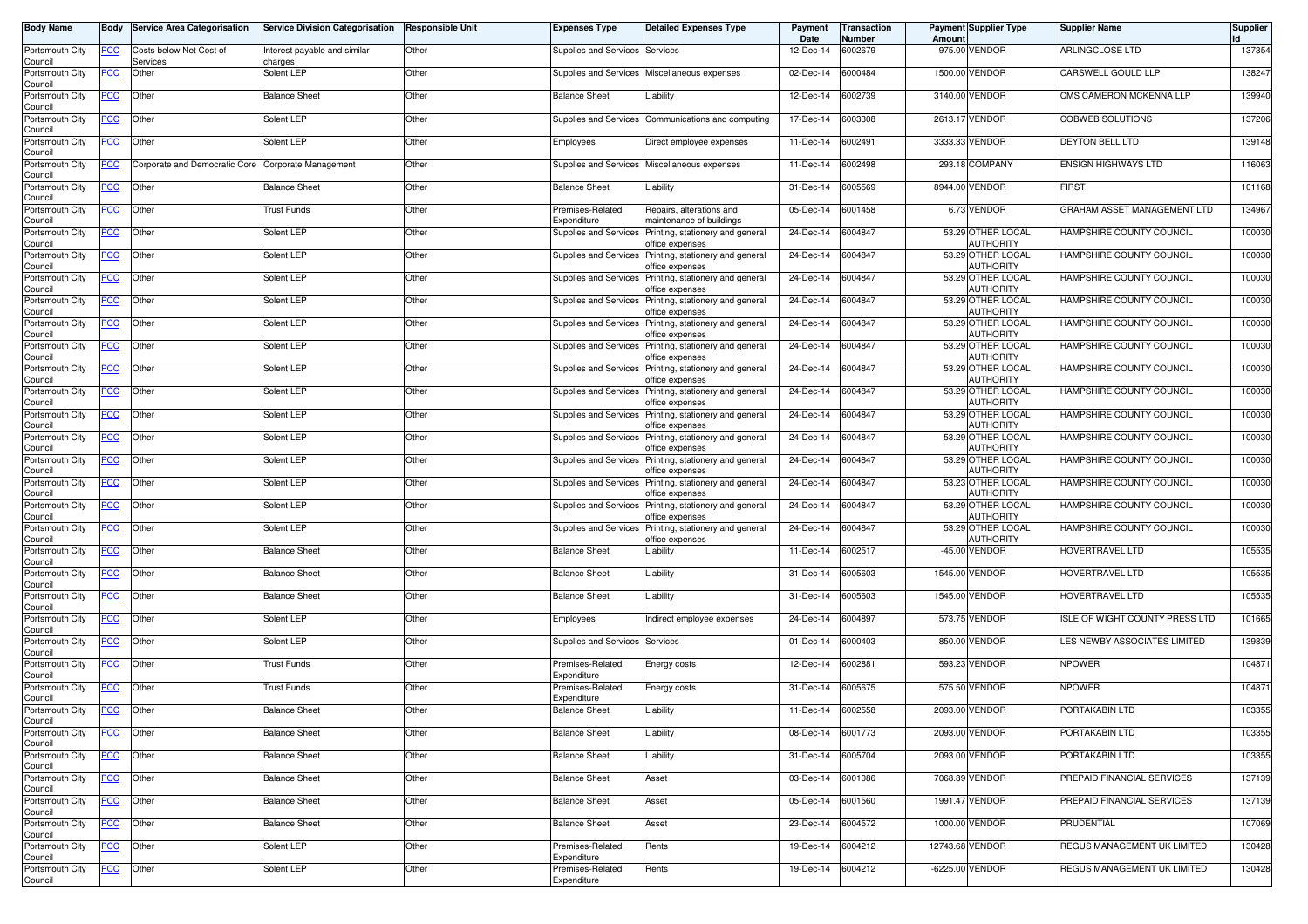| Body Name | Body | Service Area Categorisation | Service Division Categorisation | Responsible Unit | Expenses Type | Detailed Expenses Type | Payment Date | Transaction Number | Payment Amount | Supplier Type | Supplier Name | Supplier Id |
|---|---|---|---|---|---|---|---|---|---|---|---|---|
| Portsmouth City Council | PCC | Costs below Net Cost of Services | Interest payable and similar charges | Other | Supplies and Services | Services | 12-Dec-14 | 6002679 | 975.00 | VENDOR | ARLINGCLOSE LTD | 137354 |
| Portsmouth City Council | PCC | Other | Solent LEP | Other | Supplies and Services | Miscellaneous expenses | 02-Dec-14 | 6000484 | 1500.00 | VENDOR | CARSWELL GOULD LLP | 138247 |
| Portsmouth City Council | PCC | Other | Balance Sheet | Other | Balance Sheet | Liability | 12-Dec-14 | 6002739 | 3140.00 | VENDOR | CMS CAMERON MCKENNA LLP | 139940 |
| Portsmouth City Council | PCC | Other | Solent LEP | Other | Supplies and Services | Communications and computing | 17-Dec-14 | 6003308 | 2613.17 | VENDOR | COBWEB SOLUTIONS | 137206 |
| Portsmouth City Council | PCC | Other | Solent LEP | Other | Employees | Direct employee expenses | 11-Dec-14 | 6002491 | 3333.33 | VENDOR | DEYTON BELL LTD | 139148 |
| Portsmouth City Council | PCC | Corporate and Democratic Core | Corporate Management | Other | Supplies and Services | Miscellaneous expenses | 11-Dec-14 | 6002498 | 293.18 | COMPANY | ENSIGN HIGHWAYS LTD | 116063 |
| Portsmouth City Council | PCC | Other | Balance Sheet | Other | Balance Sheet | Liability | 31-Dec-14 | 6005569 | 8944.00 | VENDOR | FIRST | 101168 |
| Portsmouth City Council | PCC | Other | Trust Funds | Other | Premises-Related Expenditure | Repairs, alterations and maintenance of buildings | 05-Dec-14 | 6001458 | 6.73 | VENDOR | GRAHAM ASSET MANAGEMENT LTD | 134967 |
| Portsmouth City Council | PCC | Other | Solent LEP | Other | Supplies and Services | Printing, stationery and general office expenses | 24-Dec-14 | 6004847 | 53.29 | OTHER LOCAL AUTHORITY | HAMPSHIRE COUNTY COUNCIL | 100030 |
| Portsmouth City Council | PCC | Other | Solent LEP | Other | Supplies and Services | Printing, stationery and general office expenses | 24-Dec-14 | 6004847 | 53.29 | OTHER LOCAL AUTHORITY | HAMPSHIRE COUNTY COUNCIL | 100030 |
| Portsmouth City Council | PCC | Other | Solent LEP | Other | Supplies and Services | Printing, stationery and general office expenses | 24-Dec-14 | 6004847 | 53.29 | OTHER LOCAL AUTHORITY | HAMPSHIRE COUNTY COUNCIL | 100030 |
| Portsmouth City Council | PCC | Other | Solent LEP | Other | Supplies and Services | Printing, stationery and general office expenses | 24-Dec-14 | 6004847 | 53.29 | OTHER LOCAL AUTHORITY | HAMPSHIRE COUNTY COUNCIL | 100030 |
| Portsmouth City Council | PCC | Other | Solent LEP | Other | Supplies and Services | Printing, stationery and general office expenses | 24-Dec-14 | 6004847 | 53.29 | OTHER LOCAL AUTHORITY | HAMPSHIRE COUNTY COUNCIL | 100030 |
| Portsmouth City Council | PCC | Other | Solent LEP | Other | Supplies and Services | Printing, stationery and general office expenses | 24-Dec-14 | 6004847 | 53.29 | OTHER LOCAL AUTHORITY | HAMPSHIRE COUNTY COUNCIL | 100030 |
| Portsmouth City Council | PCC | Other | Solent LEP | Other | Supplies and Services | Printing, stationery and general office expenses | 24-Dec-14 | 6004847 | 53.29 | OTHER LOCAL AUTHORITY | HAMPSHIRE COUNTY COUNCIL | 100030 |
| Portsmouth City Council | PCC | Other | Solent LEP | Other | Supplies and Services | Printing, stationery and general office expenses | 24-Dec-14 | 6004847 | 53.29 | OTHER LOCAL AUTHORITY | HAMPSHIRE COUNTY COUNCIL | 100030 |
| Portsmouth City Council | PCC | Other | Solent LEP | Other | Supplies and Services | Printing, stationery and general office expenses | 24-Dec-14 | 6004847 | 53.29 | OTHER LOCAL AUTHORITY | HAMPSHIRE COUNTY COUNCIL | 100030 |
| Portsmouth City Council | PCC | Other | Solent LEP | Other | Supplies and Services | Printing, stationery and general office expenses | 24-Dec-14 | 6004847 | 53.29 | OTHER LOCAL AUTHORITY | HAMPSHIRE COUNTY COUNCIL | 100030 |
| Portsmouth City Council | PCC | Other | Solent LEP | Other | Supplies and Services | Printing, stationery and general office expenses | 24-Dec-14 | 6004847 | 53.29 | OTHER LOCAL AUTHORITY | HAMPSHIRE COUNTY COUNCIL | 100030 |
| Portsmouth City Council | PCC | Other | Solent LEP | Other | Supplies and Services | Printing, stationery and general office expenses | 24-Dec-14 | 6004847 | 53.23 | OTHER LOCAL AUTHORITY | HAMPSHIRE COUNTY COUNCIL | 100030 |
| Portsmouth City Council | PCC | Other | Solent LEP | Other | Supplies and Services | Printing, stationery and general office expenses | 24-Dec-14 | 6004847 | 53.29 | OTHER LOCAL AUTHORITY | HAMPSHIRE COUNTY COUNCIL | 100030 |
| Portsmouth City Council | PCC | Other | Solent LEP | Other | Supplies and Services | Printing, stationery and general office expenses | 24-Dec-14 | 6004847 | 53.29 | OTHER LOCAL AUTHORITY | HAMPSHIRE COUNTY COUNCIL | 100030 |
| Portsmouth City Council | PCC | Other | Balance Sheet | Other | Balance Sheet | Liability | 11-Dec-14 | 6002517 | -45.00 | VENDOR | HOVERTRAVEL LTD | 105535 |
| Portsmouth City Council | PCC | Other | Balance Sheet | Other | Balance Sheet | Liability | 31-Dec-14 | 6005603 | 1545.00 | VENDOR | HOVERTRAVEL LTD | 105535 |
| Portsmouth City Council | PCC | Other | Balance Sheet | Other | Balance Sheet | Liability | 31-Dec-14 | 6005603 | 1545.00 | VENDOR | HOVERTRAVEL LTD | 105535 |
| Portsmouth City Council | PCC | Other | Solent LEP | Other | Employees | Indirect employee expenses | 24-Dec-14 | 6004897 | 573.75 | VENDOR | ISLE OF WIGHT COUNTY PRESS LTD | 101665 |
| Portsmouth City Council | PCC | Other | Solent LEP | Other | Supplies and Services | Services | 01-Dec-14 | 6000403 | 850.00 | VENDOR | LES NEWBY ASSOCIATES LIMITED | 139839 |
| Portsmouth City Council | PCC | Other | Trust Funds | Other | Premises-Related Expenditure | Energy costs | 12-Dec-14 | 6002881 | 593.23 | VENDOR | NPOWER | 104871 |
| Portsmouth City Council | PCC | Other | Trust Funds | Other | Premises-Related Expenditure | Energy costs | 31-Dec-14 | 6005675 | 575.50 | VENDOR | NPOWER | 104871 |
| Portsmouth City Council | PCC | Other | Balance Sheet | Other | Balance Sheet | Liability | 11-Dec-14 | 6002558 | 2093.00 | VENDOR | PORTAKABIN LTD | 103355 |
| Portsmouth City Council | PCC | Other | Balance Sheet | Other | Balance Sheet | Liability | 08-Dec-14 | 6001773 | 2093.00 | VENDOR | PORTAKABIN LTD | 103355 |
| Portsmouth City Council | PCC | Other | Balance Sheet | Other | Balance Sheet | Liability | 31-Dec-14 | 6005704 | 2093.00 | VENDOR | PORTAKABIN LTD | 103355 |
| Portsmouth City Council | PCC | Other | Balance Sheet | Other | Balance Sheet | Asset | 03-Dec-14 | 6001086 | 7068.89 | VENDOR | PREPAID FINANCIAL SERVICES | 137139 |
| Portsmouth City Council | PCC | Other | Balance Sheet | Other | Balance Sheet | Asset | 05-Dec-14 | 6001560 | 1991.47 | VENDOR | PREPAID FINANCIAL SERVICES | 137139 |
| Portsmouth City Council | PCC | Other | Balance Sheet | Other | Balance Sheet | Asset | 23-Dec-14 | 6004572 | 1000.00 | VENDOR | PRUDENTIAL | 107069 |
| Portsmouth City Council | PCC | Other | Solent LEP | Other | Premises-Related Expenditure | Rents | 19-Dec-14 | 6004212 | 12743.68 | VENDOR | REGUS MANAGEMENT UK LIMITED | 130428 |
| Portsmouth City Council | PCC | Other | Solent LEP | Other | Premises-Related Expenditure | Rents | 19-Dec-14 | 6004212 | -6225.00 | VENDOR | REGUS MANAGEMENT UK LIMITED | 130428 |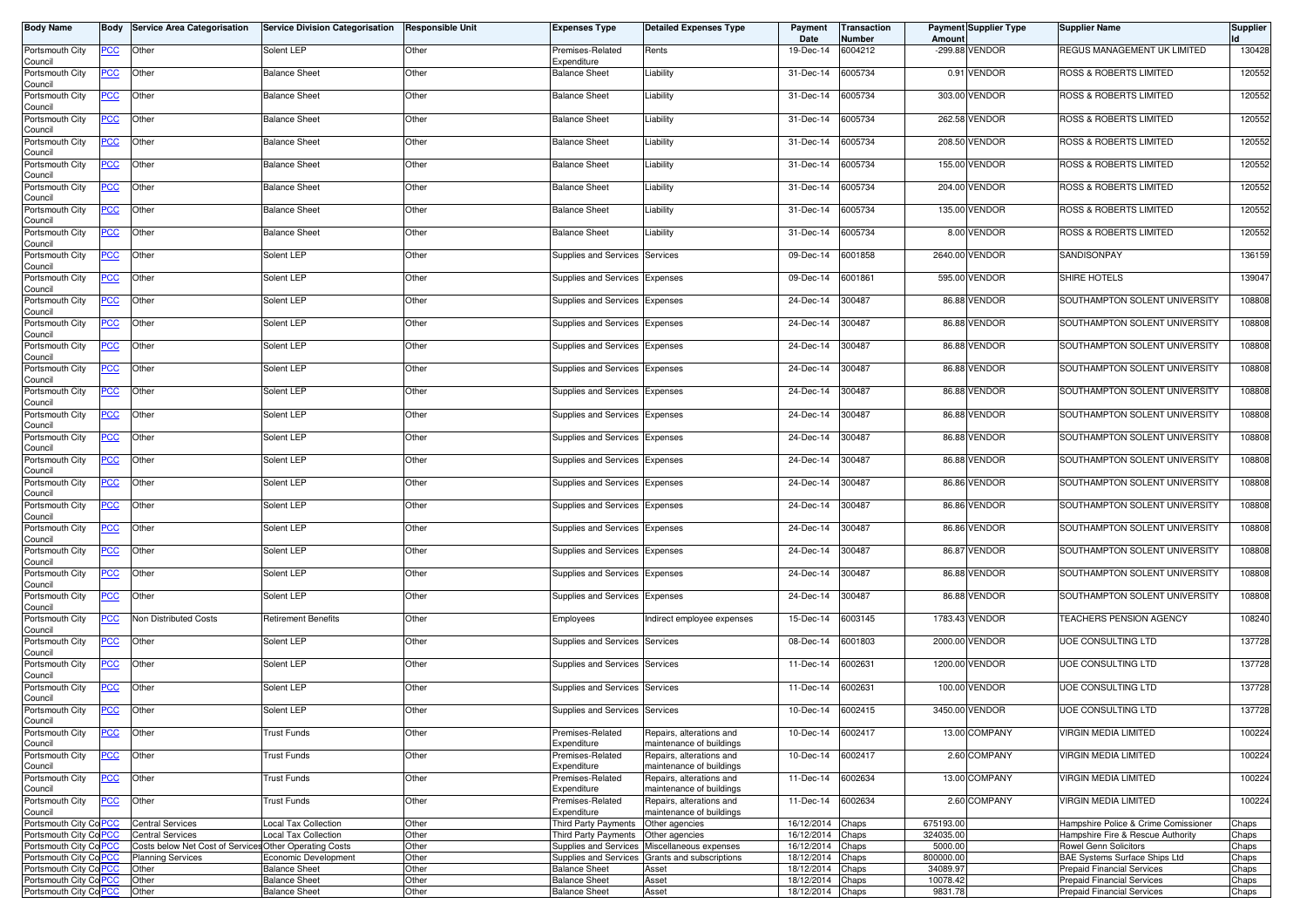| Body Name | Body | Service Area Categorisation | Service Division Categorisation | Responsible Unit | Expenses Type | Detailed Expenses Type | Payment Date | Transaction Number | Payment Amount | Supplier Type | Supplier Name | Supplier Id |
|---|---|---|---|---|---|---|---|---|---|---|---|---|
| Portsmouth City Council | PCC | Other | Solent LEP | Other | Premises-Related Expenditure | Rents | 19-Dec-14 | 6004212 | -299.88 | VENDOR | REGUS MANAGEMENT UK LIMITED | 130428 |
| Portsmouth City Council | PCC | Other | Balance Sheet | Other | Balance Sheet | Liability | 31-Dec-14 | 6005734 | 0.91 | VENDOR | ROSS & ROBERTS LIMITED | 120552 |
| Portsmouth City Council | PCC | Other | Balance Sheet | Other | Balance Sheet | Liability | 31-Dec-14 | 6005734 | 303.00 | VENDOR | ROSS & ROBERTS LIMITED | 120552 |
| Portsmouth City Council | PCC | Other | Balance Sheet | Other | Balance Sheet | Liability | 31-Dec-14 | 6005734 | 262.58 | VENDOR | ROSS & ROBERTS LIMITED | 120552 |
| Portsmouth City Council | PCC | Other | Balance Sheet | Other | Balance Sheet | Liability | 31-Dec-14 | 6005734 | 208.50 | VENDOR | ROSS & ROBERTS LIMITED | 120552 |
| Portsmouth City Council | PCC | Other | Balance Sheet | Other | Balance Sheet | Liability | 31-Dec-14 | 6005734 | 155.00 | VENDOR | ROSS & ROBERTS LIMITED | 120552 |
| Portsmouth City Council | PCC | Other | Balance Sheet | Other | Balance Sheet | Liability | 31-Dec-14 | 6005734 | 204.00 | VENDOR | ROSS & ROBERTS LIMITED | 120552 |
| Portsmouth City Council | PCC | Other | Balance Sheet | Other | Balance Sheet | Liability | 31-Dec-14 | 6005734 | 135.00 | VENDOR | ROSS & ROBERTS LIMITED | 120552 |
| Portsmouth City Council | PCC | Other | Balance Sheet | Other | Balance Sheet | Liability | 31-Dec-14 | 6005734 | 8.00 | VENDOR | ROSS & ROBERTS LIMITED | 120552 |
| Portsmouth City Council | PCC | Other | Solent LEP | Other | Supplies and Services | Services | 09-Dec-14 | 6001858 | 2640.00 | VENDOR | SANDISONPAY | 136159 |
| Portsmouth City Council | PCC | Other | Solent LEP | Other | Supplies and Services | Expenses | 09-Dec-14 | 6001861 | 595.00 | VENDOR | SHIRE HOTELS | 139047 |
| Portsmouth City Council | PCC | Other | Solent LEP | Other | Supplies and Services | Expenses | 24-Dec-14 | 300487 | 86.88 | VENDOR | SOUTHAMPTON SOLENT UNIVERSITY | 108808 |
| Portsmouth City Council | PCC | Other | Solent LEP | Other | Supplies and Services | Expenses | 24-Dec-14 | 300487 | 86.88 | VENDOR | SOUTHAMPTON SOLENT UNIVERSITY | 108808 |
| Portsmouth City Council | PCC | Other | Solent LEP | Other | Supplies and Services | Expenses | 24-Dec-14 | 300487 | 86.88 | VENDOR | SOUTHAMPTON SOLENT UNIVERSITY | 108808 |
| Portsmouth City Council | PCC | Other | Solent LEP | Other | Supplies and Services | Expenses | 24-Dec-14 | 300487 | 86.88 | VENDOR | SOUTHAMPTON SOLENT UNIVERSITY | 108808 |
| Portsmouth City Council | PCC | Other | Solent LEP | Other | Supplies and Services | Expenses | 24-Dec-14 | 300487 | 86.88 | VENDOR | SOUTHAMPTON SOLENT UNIVERSITY | 108808 |
| Portsmouth City Council | PCC | Other | Solent LEP | Other | Supplies and Services | Expenses | 24-Dec-14 | 300487 | 86.88 | VENDOR | SOUTHAMPTON SOLENT UNIVERSITY | 108808 |
| Portsmouth City Council | PCC | Other | Solent LEP | Other | Supplies and Services | Expenses | 24-Dec-14 | 300487 | 86.88 | VENDOR | SOUTHAMPTON SOLENT UNIVERSITY | 108808 |
| Portsmouth City Council | PCC | Other | Solent LEP | Other | Supplies and Services | Expenses | 24-Dec-14 | 300487 | 86.88 | VENDOR | SOUTHAMPTON SOLENT UNIVERSITY | 108808 |
| Portsmouth City Council | PCC | Other | Solent LEP | Other | Supplies and Services | Expenses | 24-Dec-14 | 300487 | 86.86 | VENDOR | SOUTHAMPTON SOLENT UNIVERSITY | 108808 |
| Portsmouth City Council | PCC | Other | Solent LEP | Other | Supplies and Services | Expenses | 24-Dec-14 | 300487 | 86.86 | VENDOR | SOUTHAMPTON SOLENT UNIVERSITY | 108808 |
| Portsmouth City Council | PCC | Other | Solent LEP | Other | Supplies and Services | Expenses | 24-Dec-14 | 300487 | 86.86 | VENDOR | SOUTHAMPTON SOLENT UNIVERSITY | 108808 |
| Portsmouth City Council | PCC | Other | Solent LEP | Other | Supplies and Services | Expenses | 24-Dec-14 | 300487 | 86.87 | VENDOR | SOUTHAMPTON SOLENT UNIVERSITY | 108808 |
| Portsmouth City Council | PCC | Other | Solent LEP | Other | Supplies and Services | Expenses | 24-Dec-14 | 300487 | 86.88 | VENDOR | SOUTHAMPTON SOLENT UNIVERSITY | 108808 |
| Portsmouth City Council | PCC | Other | Solent LEP | Other | Supplies and Services | Expenses | 24-Dec-14 | 300487 | 86.88 | VENDOR | SOUTHAMPTON SOLENT UNIVERSITY | 108808 |
| Portsmouth City Council | PCC | Non Distributed Costs | Retirement Benefits | Other | Employees | Indirect employee expenses | 15-Dec-14 | 6003145 | 1783.43 | VENDOR | TEACHERS PENSION AGENCY | 108240 |
| Portsmouth City Council | PCC | Other | Solent LEP | Other | Supplies and Services | Services | 08-Dec-14 | 6001803 | 2000.00 | VENDOR | UOE CONSULTING LTD | 137728 |
| Portsmouth City Council | PCC | Other | Solent LEP | Other | Supplies and Services | Services | 11-Dec-14 | 6002631 | 1200.00 | VENDOR | UOE CONSULTING LTD | 137728 |
| Portsmouth City Council | PCC | Other | Solent LEP | Other | Supplies and Services | Services | 11-Dec-14 | 6002631 | 100.00 | VENDOR | UOE CONSULTING LTD | 137728 |
| Portsmouth City Council | PCC | Other | Solent LEP | Other | Supplies and Services | Services | 10-Dec-14 | 6002415 | 3450.00 | VENDOR | UOE CONSULTING LTD | 137728 |
| Portsmouth City Council | PCC | Other | Trust Funds | Other | Premises-Related Expenditure | Repairs, alterations and maintenance of buildings | 10-Dec-14 | 6002417 | 13.00 | COMPANY | VIRGIN MEDIA LIMITED | 100224 |
| Portsmouth City Council | PCC | Other | Trust Funds | Other | Premises-Related Expenditure | Repairs, alterations and maintenance of buildings | 10-Dec-14 | 6002417 | 2.60 | COMPANY | VIRGIN MEDIA LIMITED | 100224 |
| Portsmouth City Council | PCC | Other | Trust Funds | Other | Premises-Related Expenditure | Repairs, alterations and maintenance of buildings | 11-Dec-14 | 6002634 | 13.00 | COMPANY | VIRGIN MEDIA LIMITED | 100224 |
| Portsmouth City Council | PCC | Other | Trust Funds | Other | Premises-Related Expenditure | Repairs, alterations and maintenance of buildings | 11-Dec-14 | 6002634 | 2.60 | COMPANY | VIRGIN MEDIA LIMITED | 100224 |
| Portsmouth City Co | PCC | Central Services | Local Tax Collection | Other | Third Party Payments | Other agencies | 16/12/2014 | Chaps | 675193.00 | | Hampshire Police & Crime Comissioner | Chaps |
| Portsmouth City Co | PCC | Central Services | Local Tax Collection | Other | Third Party Payments | Other agencies | 16/12/2014 | Chaps | 324035.00 | | Hampshire Fire & Rescue Authority | Chaps |
| Portsmouth City Co | PCC | Costs below Net Cost of Services | Other Operating Costs | Other | Supplies and Services | Miscellaneous expenses | 16/12/2014 | Chaps | 5000.00 | | Rowel Genn Solicitors | Chaps |
| Portsmouth City Co | PCC | Planning Services | Economic Development | Other | Supplies and Services | Grants and subscriptions | 18/12/2014 | Chaps | 800000.00 | | BAE Systems Surface Ships Ltd | Chaps |
| Portsmouth City Co | PCC | Other | Balance Sheet | Other | Balance Sheet | Asset | 18/12/2014 | Chaps | 34089.97 | | Prepaid Financial Services | Chaps |
| Portsmouth City Co | PCC | Other | Balance Sheet | Other | Balance Sheet | Asset | 18/12/2014 | Chaps | 10078.42 | | Prepaid Financial Services | Chaps |
| Portsmouth City Co | PCC | Other | Balance Sheet | Other | Balance Sheet | Asset | 18/12/2014 | Chaps | 9831.78 | | Prepaid Financial Services | Chaps |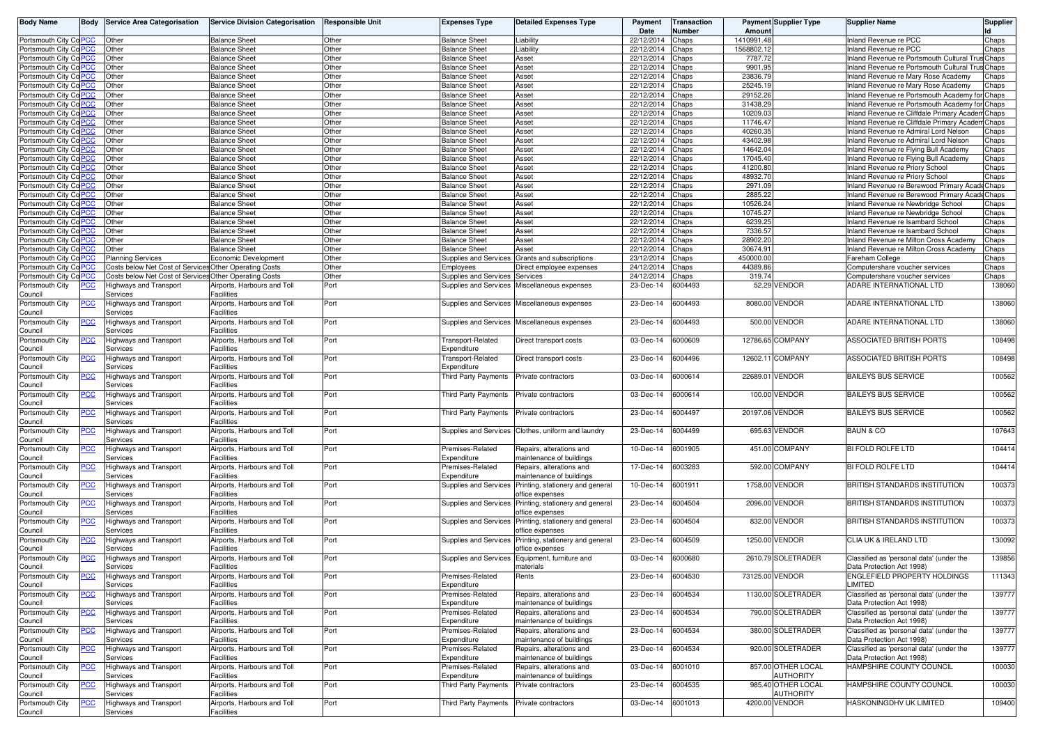| Body Name | Body | Service Area Categorisation | Service Division Categorisation | Responsible Unit | Expenses Type | Detailed Expenses Type | Payment Date | Transaction Number | Payment Amount | Supplier Type | Supplier Name | Supplier Id |
|---|---|---|---|---|---|---|---|---|---|---|---|---|
| Portsmouth City Co | PCC | Other | Balance Sheet | Other | Balance Sheet | Liability | 22/12/2014 | Chaps | 1410991.48 | | Inland Revenue re PCC | Chaps |
| Portsmouth City Co | PCC | Other | Balance Sheet | Other | Balance Sheet | Liability | 22/12/2014 | Chaps | 1568802.12 | | Inland Revenue re PCC | Chaps |
| Portsmouth City Co | PCC | Other | Balance Sheet | Other | Balance Sheet | Asset | 22/12/2014 | Chaps | 7787.72 | | Inland Revenue re Portsmouth Cultural Trus | Chaps |
| Portsmouth City Co | PCC | Other | Balance Sheet | Other | Balance Sheet | Asset | 22/12/2014 | Chaps | 9901.95 | | Inland Revenue re Portsmouth Cultural Trus | Chaps |
| Portsmouth City Co | PCC | Other | Balance Sheet | Other | Balance Sheet | Asset | 22/12/2014 | Chaps | 23836.79 | | Inland Revenue re Mary Rose Academy | Chaps |
| Portsmouth City Co | PCC | Other | Balance Sheet | Other | Balance Sheet | Asset | 22/12/2014 | Chaps | 25245.19 | | Inland Revenue re Mary Rose Academy | Chaps |
| Portsmouth City Co | PCC | Other | Balance Sheet | Other | Balance Sheet | Asset | 22/12/2014 | Chaps | 29152.26 | | Inland Revenue re Portsmouth Academy for | Chaps |
| Portsmouth City Co | PCC | Other | Balance Sheet | Other | Balance Sheet | Asset | 22/12/2014 | Chaps | 31438.29 | | Inland Revenue re Portsmouth Academy for | Chaps |
| Portsmouth City Co | PCC | Other | Balance Sheet | Other | Balance Sheet | Asset | 22/12/2014 | Chaps | 10209.03 | | Inland Revenue re Cliffdale Primary Academ | Chaps |
| Portsmouth City Co | PCC | Other | Balance Sheet | Other | Balance Sheet | Asset | 22/12/2014 | Chaps | 11746.47 | | Inland Revenue re Cliffdale Primary Academ | Chaps |
| Portsmouth City Co | PCC | Other | Balance Sheet | Other | Balance Sheet | Asset | 22/12/2014 | Chaps | 40260.35 | | Inland Revenue re Admiral Lord Nelson | Chaps |
| Portsmouth City Co | PCC | Other | Balance Sheet | Other | Balance Sheet | Asset | 22/12/2014 | Chaps | 43402.98 | | Inland Revenue re Admiral Lord Nelson | Chaps |
| Portsmouth City Co | PCC | Other | Balance Sheet | Other | Balance Sheet | Asset | 22/12/2014 | Chaps | 14642.04 | | Inland Revenue re Flying Bull Academy | Chaps |
| Portsmouth City Co | PCC | Other | Balance Sheet | Other | Balance Sheet | Asset | 22/12/2014 | Chaps | 17045.40 | | Inland Revenue re Flying Bull Academy | Chaps |
| Portsmouth City Co | PCC | Other | Balance Sheet | Other | Balance Sheet | Asset | 22/12/2014 | Chaps | 41200.80 | | Inland Revenue re Priory School | Chaps |
| Portsmouth City Co | PCC | Other | Balance Sheet | Other | Balance Sheet | Asset | 22/12/2014 | Chaps | 48932.70 | | Inland Revenue re Priory School | Chaps |
| Portsmouth City Co | PCC | Other | Balance Sheet | Other | Balance Sheet | Asset | 22/12/2014 | Chaps | 2971.09 | | Inland Revenue re Berewood Primary Acade | Chaps |
| Portsmouth City Co | PCC | Other | Balance Sheet | Other | Balance Sheet | Asset | 22/12/2014 | Chaps | 2885.22 | | Inland Revenue re Berewood Primary Acade | Chaps |
| Portsmouth City Co | PCC | Other | Balance Sheet | Other | Balance Sheet | Asset | 22/12/2014 | Chaps | 10526.24 | | Inland Revenue re Newbridge School | Chaps |
| Portsmouth City Co | PCC | Other | Balance Sheet | Other | Balance Sheet | Asset | 22/12/2014 | Chaps | 10745.27 | | Inland Revenue re Newbridge School | Chaps |
| Portsmouth City Co | PCC | Other | Balance Sheet | Other | Balance Sheet | Asset | 22/12/2014 | Chaps | 6239.25 | | Inland Revenue re Isambard School | Chaps |
| Portsmouth City Co | PCC | Other | Balance Sheet | Other | Balance Sheet | Asset | 22/12/2014 | Chaps | 7336.57 | | Inland Revenue re Isambard School | Chaps |
| Portsmouth City Co | PCC | Other | Balance Sheet | Other | Balance Sheet | Asset | 22/12/2014 | Chaps | 28902.20 | | Inland Revenue re Milton Cross Academy | Chaps |
| Portsmouth City Co | PCC | Other | Balance Sheet | Other | Balance Sheet | Asset | 22/12/2014 | Chaps | 30674.91 | | Inland Revenue re Milton Cross Academy | Chaps |
| Portsmouth City Co | PCC | Planning Services | Economic Development | Other | Supplies and Services | Grants and subscriptions | 23/12/2014 | Chaps | 450000.00 | | Fareham College | Chaps |
| Portsmouth City Co | PCC | Costs below Net Cost of Services | Other Operating Costs | Other | Employees | Direct employee expenses | 24/12/2014 | Chaps | 44389.86 | | Computershare voucher services | Chaps |
| Portsmouth City Co | PCC | Costs below Net Cost of Services | Other Operating Costs | Other | Supplies and Services | Services | 24/12/2014 | Chaps | 319.74 | | Computershare voucher services | Chaps |
| Portsmouth City Council | PCC | Highways and Transport Services | Airports, Harbours and Toll Facilities | Port | Supplies and Services | Miscellaneous expenses | 23-Dec-14 | 6004493 | 52.29 | VENDOR | ADARE INTERNATIONAL LTD | 138060 |
| Portsmouth City Council | PCC | Highways and Transport Services | Airports, Harbours and Toll Facilities | Port | Supplies and Services | Miscellaneous expenses | 23-Dec-14 | 6004493 | 8080.00 | VENDOR | ADARE INTERNATIONAL LTD | 138060 |
| Portsmouth City Council | PCC | Highways and Transport Services | Airports, Harbours and Toll Facilities | Port | Supplies and Services | Miscellaneous expenses | 23-Dec-14 | 6004493 | 500.00 | VENDOR | ADARE INTERNATIONAL LTD | 138060 |
| Portsmouth City Council | PCC | Highways and Transport Services | Airports, Harbours and Toll Facilities | Port | Transport-Related Expenditure | Direct transport costs | 03-Dec-14 | 6000609 | 12786.65 | COMPANY | ASSOCIATED BRITISH PORTS | 108498 |
| Portsmouth City Council | PCC | Highways and Transport Services | Airports, Harbours and Toll Facilities | Port | Transport-Related Expenditure | Direct transport costs | 23-Dec-14 | 6004496 | 12602.11 | COMPANY | ASSOCIATED BRITISH PORTS | 108498 |
| Portsmouth City Council | PCC | Highways and Transport Services | Airports, Harbours and Toll Facilities | Port | Third Party Payments | Private contractors | 03-Dec-14 | 6000614 | 22689.01 | VENDOR | BAILEYS BUS SERVICE | 100562 |
| Portsmouth City Council | PCC | Highways and Transport Services | Airports, Harbours and Toll Facilities | Port | Third Party Payments | Private contractors | 03-Dec-14 | 6000614 | 100.00 | VENDOR | BAILEYS BUS SERVICE | 100562 |
| Portsmouth City Council | PCC | Highways and Transport Services | Airports, Harbours and Toll Facilities | Port | Third Party Payments | Private contractors | 23-Dec-14 | 6004497 | 20197.06 | VENDOR | BAILEYS BUS SERVICE | 100562 |
| Portsmouth City Council | PCC | Highways and Transport Services | Airports, Harbours and Toll Facilities | Port | Supplies and Services | Clothes, uniform and laundry | 23-Dec-14 | 6004499 | 695.63 | VENDOR | BAUN & CO | 107643 |
| Portsmouth City Council | PCC | Highways and Transport Services | Airports, Harbours and Toll Facilities | Port | Premises-Related Expenditure | Repairs, alterations and maintenance of buildings | 10-Dec-14 | 6001905 | 451.00 | COMPANY | BI FOLD ROLFE LTD | 104414 |
| Portsmouth City Council | PCC | Highways and Transport Services | Airports, Harbours and Toll Facilities | Port | Premises-Related Expenditure | Repairs, alterations and maintenance of buildings | 17-Dec-14 | 6003283 | 592.00 | COMPANY | BI FOLD ROLFE LTD | 104414 |
| Portsmouth City Council | PCC | Highways and Transport Services | Airports, Harbours and Toll Facilities | Port | Supplies and Services | Printing, stationery and general office expenses | 10-Dec-14 | 6001911 | 1758.00 | VENDOR | BRITISH STANDARDS INSTITUTION | 100373 |
| Portsmouth City Council | PCC | Highways and Transport Services | Airports, Harbours and Toll Facilities | Port | Supplies and Services | Printing, stationery and general office expenses | 23-Dec-14 | 6004504 | 2096.00 | VENDOR | BRITISH STANDARDS INSTITUTION | 100373 |
| Portsmouth City Council | PCC | Highways and Transport Services | Airports, Harbours and Toll Facilities | Port | Supplies and Services | Printing, stationery and general office expenses | 23-Dec-14 | 6004504 | 832.00 | VENDOR | BRITISH STANDARDS INSTITUTION | 100373 |
| Portsmouth City Council | PCC | Highways and Transport Services | Airports, Harbours and Toll Facilities | Port | Supplies and Services | Printing, stationery and general office expenses | 23-Dec-14 | 6004509 | 1250.00 | VENDOR | CLIA UK & IRELAND LTD | 130092 |
| Portsmouth City Council | PCC | Highways and Transport Services | Airports, Harbours and Toll Facilities | Port | Supplies and Services | Equipment, furniture and materials | 03-Dec-14 | 6000680 | 2610.79 | SOLETRADER | Classified as 'personal data' (under the Data Protection Act 1998) | 139856 |
| Portsmouth City Council | PCC | Highways and Transport Services | Airports, Harbours and Toll Facilities | Port | Premises-Related Expenditure | Rents | 23-Dec-14 | 6004530 | 73125.00 | VENDOR | ENGLEFIELD PROPERTY HOLDINGS LIMITED | 111343 |
| Portsmouth City Council | PCC | Highways and Transport Services | Airports, Harbours and Toll Facilities | Port | Premises-Related Expenditure | Repairs, alterations and maintenance of buildings | 23-Dec-14 | 6004534 | 1130.00 | SOLETRADER | Classified as 'personal data' (under the Data Protection Act 1998) | 139777 |
| Portsmouth City Council | PCC | Highways and Transport Services | Airports, Harbours and Toll Facilities | Port | Premises-Related Expenditure | Repairs, alterations and maintenance of buildings | 23-Dec-14 | 6004534 | 790.00 | SOLETRADER | Classified as 'personal data' (under the Data Protection Act 1998) | 139777 |
| Portsmouth City Council | PCC | Highways and Transport Services | Airports, Harbours and Toll Facilities | Port | Premises-Related Expenditure | Repairs, alterations and maintenance of buildings | 23-Dec-14 | 6004534 | 380.00 | SOLETRADER | Classified as 'personal data' (under the Data Protection Act 1998) | 139777 |
| Portsmouth City Council | PCC | Highways and Transport Services | Airports, Harbours and Toll Facilities | Port | Premises-Related Expenditure | Repairs, alterations and maintenance of buildings | 23-Dec-14 | 6004534 | 920.00 | SOLETRADER | Classified as 'personal data' (under the Data Protection Act 1998) | 139777 |
| Portsmouth City Council | PCC | Highways and Transport Services | Airports, Harbours and Toll Facilities | Port | Premises-Related Expenditure | Repairs, alterations and maintenance of buildings | 03-Dec-14 | 6001010 | 857.00 | OTHER LOCAL AUTHORITY | HAMPSHIRE COUNTY COUNCIL | 100030 |
| Portsmouth City Council | PCC | Highways and Transport Services | Airports, Harbours and Toll Facilities | Port | Third Party Payments | Private contractors | 23-Dec-14 | 6004535 | 985.40 | OTHER LOCAL AUTHORITY | HAMPSHIRE COUNTY COUNCIL | 100030 |
| Portsmouth City Council | PCC | Highways and Transport Services | Airports, Harbours and Toll Facilities | Port | Third Party Payments | Private contractors | 03-Dec-14 | 6001013 | 4200.00 | VENDOR | HASKONINGDHV UK LIMITED | 109400 |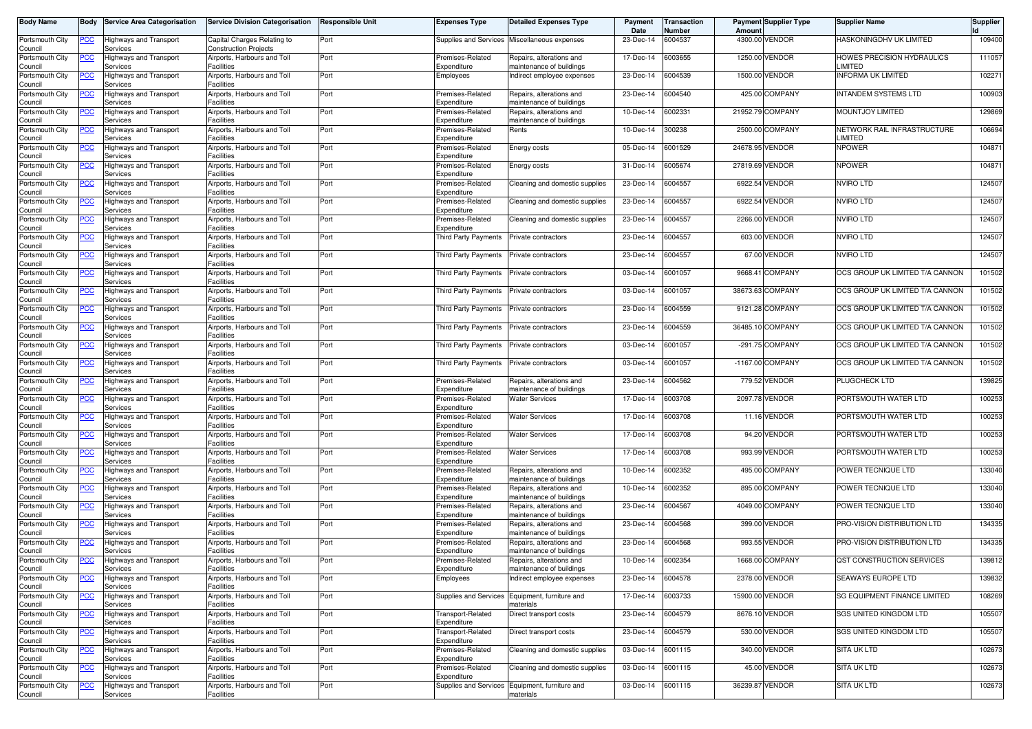| Body Name | Body | Service Area Categorisation | Service Division Categorisation | Responsible Unit | Expenses Type | Detailed Expenses Type | Payment Date | Transaction Number | Payment Amount | Supplier Type | Supplier Name | Supplier Id |
|---|---|---|---|---|---|---|---|---|---|---|---|---|
| Portsmouth City Council | PCC | Highways and Transport Services | Capital Charges Relating to Construction Projects | Port | Supplies and Services | Miscellaneous expenses | 23-Dec-14 | 6004537 | 4300.00 | VENDOR | HASKONINGDHV UK LIMITED | 109400 |
| Portsmouth City Council | PCC | Highways and Transport Services | Airports, Harbours and Toll Facilities | Port | Premises-Related Expenditure | Repairs, alterations and maintenance of buildings | 17-Dec-14 | 6003655 | 1250.00 | VENDOR | HOWES PRECISION HYDRAULICS LIMITED | 111057 |
| Portsmouth City Council | PCC | Highways and Transport Services | Airports, Harbours and Toll Facilities | Port | Employees | Indirect employee expenses | 23-Dec-14 | 6004539 | 1500.00 | VENDOR | INFORMA UK LIMITED | 102271 |
| Portsmouth City Council | PCC | Highways and Transport Services | Airports, Harbours and Toll Facilities | Port | Premises-Related Expenditure | Repairs, alterations and maintenance of buildings | 23-Dec-14 | 6004540 | 425.00 | COMPANY | INTANDEM SYSTEMS LTD | 100903 |
| Portsmouth City Council | PCC | Highways and Transport Services | Airports, Harbours and Toll Facilities | Port | Premises-Related Expenditure | Repairs, alterations and maintenance of buildings | 10-Dec-14 | 6002331 | 21952.79 | COMPANY | MOUNTJOY LIMITED | 129869 |
| Portsmouth City Council | PCC | Highways and Transport Services | Airports, Harbours and Toll Facilities | Port | Premises-Related Expenditure | Rents | 10-Dec-14 | 300238 | 2500.00 | COMPANY | NETWORK RAIL INFRASTRUCTURE LIMITED | 106694 |
| Portsmouth City Council | PCC | Highways and Transport Services | Airports, Harbours and Toll Facilities | Port | Premises-Related Expenditure | Energy costs | 05-Dec-14 | 6001529 | 24678.95 | VENDOR | NPOWER | 104871 |
| Portsmouth City Council | PCC | Highways and Transport Services | Airports, Harbours and Toll Facilities | Port | Premises-Related Expenditure | Energy costs | 31-Dec-14 | 6005674 | 27819.69 | VENDOR | NPOWER | 104871 |
| Portsmouth City Council | PCC | Highways and Transport Services | Airports, Harbours and Toll Facilities | Port | Premises-Related Expenditure | Cleaning and domestic supplies | 23-Dec-14 | 6004557 | 6922.54 | VENDOR | NVIRO LTD | 124507 |
| Portsmouth City Council | PCC | Highways and Transport Services | Airports, Harbours and Toll Facilities | Port | Premises-Related Expenditure | Cleaning and domestic supplies | 23-Dec-14 | 6004557 | 6922.54 | VENDOR | NVIRO LTD | 124507 |
| Portsmouth City Council | PCC | Highways and Transport Services | Airports, Harbours and Toll Facilities | Port | Premises-Related Expenditure | Cleaning and domestic supplies | 23-Dec-14 | 6004557 | 2266.00 | VENDOR | NVIRO LTD | 124507 |
| Portsmouth City Council | PCC | Highways and Transport Services | Airports, Harbours and Toll Facilities | Port | Third Party Payments | Private contractors | 23-Dec-14 | 6004557 | 603.00 | VENDOR | NVIRO LTD | 124507 |
| Portsmouth City Council | PCC | Highways and Transport Services | Airports, Harbours and Toll Facilities | Port | Third Party Payments | Private contractors | 23-Dec-14 | 6004557 | 67.00 | VENDOR | NVIRO LTD | 124507 |
| Portsmouth City Council | PCC | Highways and Transport Services | Airports, Harbours and Toll Facilities | Port | Third Party Payments | Private contractors | 03-Dec-14 | 6001057 | 9668.41 | COMPANY | OCS GROUP UK LIMITED T/A CANNON | 101502 |
| Portsmouth City Council | PCC | Highways and Transport Services | Airports, Harbours and Toll Facilities | Port | Third Party Payments | Private contractors | 03-Dec-14 | 6001057 | 38673.63 | COMPANY | OCS GROUP UK LIMITED T/A CANNON | 101502 |
| Portsmouth City Council | PCC | Highways and Transport Services | Airports, Harbours and Toll Facilities | Port | Third Party Payments | Private contractors | 23-Dec-14 | 6004559 | 9121.28 | COMPANY | OCS GROUP UK LIMITED T/A CANNON | 101502 |
| Portsmouth City Council | PCC | Highways and Transport Services | Airports, Harbours and Toll Facilities | Port | Third Party Payments | Private contractors | 23-Dec-14 | 6004559 | 36485.10 | COMPANY | OCS GROUP UK LIMITED T/A CANNON | 101502 |
| Portsmouth City Council | PCC | Highways and Transport Services | Airports, Harbours and Toll Facilities | Port | Third Party Payments | Private contractors | 03-Dec-14 | 6001057 | -291.75 | COMPANY | OCS GROUP UK LIMITED T/A CANNON | 101502 |
| Portsmouth City Council | PCC | Highways and Transport Services | Airports, Harbours and Toll Facilities | Port | Third Party Payments | Private contractors | 03-Dec-14 | 6001057 | -1167.00 | COMPANY | OCS GROUP UK LIMITED T/A CANNON | 101502 |
| Portsmouth City Council | PCC | Highways and Transport Services | Airports, Harbours and Toll Facilities | Port | Premises-Related Expenditure | Repairs, alterations and maintenance of buildings | 23-Dec-14 | 6004562 | 779.52 | VENDOR | PLUGCHECK LTD | 139825 |
| Portsmouth City Council | PCC | Highways and Transport Services | Airports, Harbours and Toll Facilities | Port | Premises-Related Expenditure | Water Services | 17-Dec-14 | 6003708 | 2097.78 | VENDOR | PORTSMOUTH WATER LTD | 100253 |
| Portsmouth City Council | PCC | Highways and Transport Services | Airports, Harbours and Toll Facilities | Port | Premises-Related Expenditure | Water Services | 17-Dec-14 | 6003708 | 11.16 | VENDOR | PORTSMOUTH WATER LTD | 100253 |
| Portsmouth City Council | PCC | Highways and Transport Services | Airports, Harbours and Toll Facilities | Port | Premises-Related Expenditure | Water Services | 17-Dec-14 | 6003708 | 94.20 | VENDOR | PORTSMOUTH WATER LTD | 100253 |
| Portsmouth City Council | PCC | Highways and Transport Services | Airports, Harbours and Toll Facilities | Port | Premises-Related Expenditure | Water Services | 17-Dec-14 | 6003708 | 993.99 | VENDOR | PORTSMOUTH WATER LTD | 100253 |
| Portsmouth City Council | PCC | Highways and Transport Services | Airports, Harbours and Toll Facilities | Port | Premises-Related Expenditure | Repairs, alterations and maintenance of buildings | 10-Dec-14 | 6002352 | 495.00 | COMPANY | POWER TECNIQUE LTD | 133040 |
| Portsmouth City Council | PCC | Highways and Transport Services | Airports, Harbours and Toll Facilities | Port | Premises-Related Expenditure | Repairs, alterations and maintenance of buildings | 10-Dec-14 | 6002352 | 895.00 | COMPANY | POWER TECNIQUE LTD | 133040 |
| Portsmouth City Council | PCC | Highways and Transport Services | Airports, Harbours and Toll Facilities | Port | Premises-Related Expenditure | Repairs, alterations and maintenance of buildings | 23-Dec-14 | 6004567 | 4049.00 | COMPANY | POWER TECNIQUE LTD | 133040 |
| Portsmouth City Council | PCC | Highways and Transport Services | Airports, Harbours and Toll Facilities | Port | Premises-Related Expenditure | Repairs, alterations and maintenance of buildings | 23-Dec-14 | 6004568 | 399.00 | VENDOR | PRO-VISION DISTRIBUTION LTD | 134335 |
| Portsmouth City Council | PCC | Highways and Transport Services | Airports, Harbours and Toll Facilities | Port | Premises-Related Expenditure | Repairs, alterations and maintenance of buildings | 23-Dec-14 | 6004568 | 993.55 | VENDOR | PRO-VISION DISTRIBUTION LTD | 134335 |
| Portsmouth City Council | PCC | Highways and Transport Services | Airports, Harbours and Toll Facilities | Port | Premises-Related Expenditure | Repairs, alterations and maintenance of buildings | 10-Dec-14 | 6002354 | 1668.00 | COMPANY | QST CONSTRUCTION SERVICES | 139812 |
| Portsmouth City Council | PCC | Highways and Transport Services | Airports, Harbours and Toll Facilities | Port | Employees | Indirect employee expenses | 23-Dec-14 | 6004578 | 2378.00 | VENDOR | SEAWAYS EUROPE LTD | 139832 |
| Portsmouth City Council | PCC | Highways and Transport Services | Airports, Harbours and Toll Facilities | Port | Supplies and Services | Equipment, furniture and materials | 17-Dec-14 | 6003733 | 15900.00 | VENDOR | SG EQUIPMENT FINANCE LIMITED | 108269 |
| Portsmouth City Council | PCC | Highways and Transport Services | Airports, Harbours and Toll Facilities | Port | Transport-Related Expenditure | Direct transport costs | 23-Dec-14 | 6004579 | 8676.10 | VENDOR | SGS UNITED KINGDOM LTD | 105507 |
| Portsmouth City Council | PCC | Highways and Transport Services | Airports, Harbours and Toll Facilities | Port | Transport-Related Expenditure | Direct transport costs | 23-Dec-14 | 6004579 | 530.00 | VENDOR | SGS UNITED KINGDOM LTD | 105507 |
| Portsmouth City Council | PCC | Highways and Transport Services | Airports, Harbours and Toll Facilities | Port | Premises-Related Expenditure | Cleaning and domestic supplies | 03-Dec-14 | 6001115 | 340.00 | VENDOR | SITA UK LTD | 102673 |
| Portsmouth City Council | PCC | Highways and Transport Services | Airports, Harbours and Toll Facilities | Port | Premises-Related Expenditure | Cleaning and domestic supplies | 03-Dec-14 | 6001115 | 45.00 | VENDOR | SITA UK LTD | 102673 |
| Portsmouth City Council | PCC | Highways and Transport Services | Airports, Harbours and Toll Facilities | Port | Supplies and Services | Equipment, furniture and materials | 03-Dec-14 | 6001115 | 36239.87 | VENDOR | SITA UK LTD | 102673 |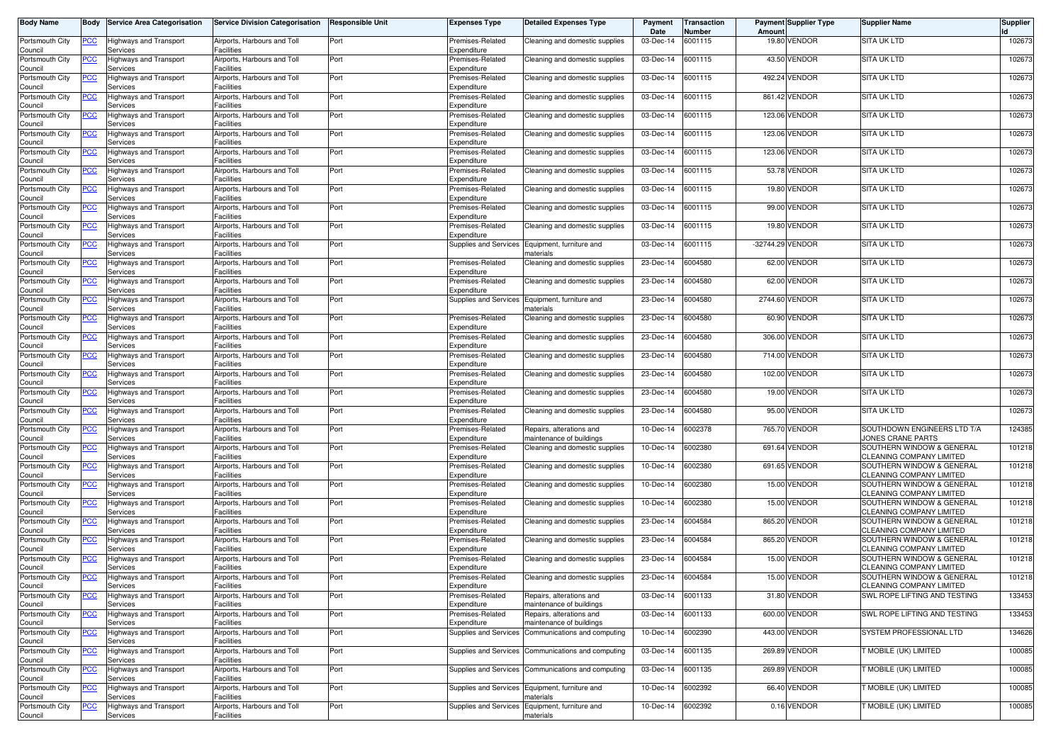| Body Name | Body | Service Area Categorisation | Service Division Categorisation | Responsible Unit | Expenses Type | Detailed Expenses Type | Payment Date | Transaction Number | Payment Amount | Supplier Type | Supplier Name | Supplier Id |
|---|---|---|---|---|---|---|---|---|---|---|---|---|
| Portsmouth City Council | PCC | Highways and Transport Services | Airports, Harbours and Toll Facilities | Port | Premises-Related Expenditure | Cleaning and domestic supplies | 03-Dec-14 | 6001115 | 19.80 | VENDOR | SITA UK LTD | 102673 |
| Portsmouth City Council | PCC | Highways and Transport Services | Airports, Harbours and Toll Facilities | Port | Premises-Related Expenditure | Cleaning and domestic supplies | 03-Dec-14 | 6001115 | 43.50 | VENDOR | SITA UK LTD | 102673 |
| Portsmouth City Council | PCC | Highways and Transport Services | Airports, Harbours and Toll Facilities | Port | Premises-Related Expenditure | Cleaning and domestic supplies | 03-Dec-14 | 6001115 | 492.24 | VENDOR | SITA UK LTD | 102673 |
| Portsmouth City Council | PCC | Highways and Transport Services | Airports, Harbours and Toll Facilities | Port | Premises-Related Expenditure | Cleaning and domestic supplies | 03-Dec-14 | 6001115 | 861.42 | VENDOR | SITA UK LTD | 102673 |
| Portsmouth City Council | PCC | Highways and Transport Services | Airports, Harbours and Toll Facilities | Port | Premises-Related Expenditure | Cleaning and domestic supplies | 03-Dec-14 | 6001115 | 123.06 | VENDOR | SITA UK LTD | 102673 |
| Portsmouth City Council | PCC | Highways and Transport Services | Airports, Harbours and Toll Facilities | Port | Premises-Related Expenditure | Cleaning and domestic supplies | 03-Dec-14 | 6001115 | 123.06 | VENDOR | SITA UK LTD | 102673 |
| Portsmouth City Council | PCC | Highways and Transport Services | Airports, Harbours and Toll Facilities | Port | Premises-Related Expenditure | Cleaning and domestic supplies | 03-Dec-14 | 6001115 | 123.06 | VENDOR | SITA UK LTD | 102673 |
| Portsmouth City Council | PCC | Highways and Transport Services | Airports, Harbours and Toll Facilities | Port | Premises-Related Expenditure | Cleaning and domestic supplies | 03-Dec-14 | 6001115 | 53.78 | VENDOR | SITA UK LTD | 102673 |
| Portsmouth City Council | PCC | Highways and Transport Services | Airports, Harbours and Toll Facilities | Port | Premises-Related Expenditure | Cleaning and domestic supplies | 03-Dec-14 | 6001115 | 19.80 | VENDOR | SITA UK LTD | 102673 |
| Portsmouth City Council | PCC | Highways and Transport Services | Airports, Harbours and Toll Facilities | Port | Premises-Related Expenditure | Cleaning and domestic supplies | 03-Dec-14 | 6001115 | 99.00 | VENDOR | SITA UK LTD | 102673 |
| Portsmouth City Council | PCC | Highways and Transport Services | Airports, Harbours and Toll Facilities | Port | Premises-Related Expenditure | Cleaning and domestic supplies | 03-Dec-14 | 6001115 | 19.80 | VENDOR | SITA UK LTD | 102673 |
| Portsmouth City Council | PCC | Highways and Transport Services | Airports, Harbours and Toll Facilities | Port | Supplies and Services | Equipment, furniture and materials | 03-Dec-14 | 6001115 | -32744.29 | VENDOR | SITA UK LTD | 102673 |
| Portsmouth City Council | PCC | Highways and Transport Services | Airports, Harbours and Toll Facilities | Port | Premises-Related Expenditure | Cleaning and domestic supplies | 23-Dec-14 | 6004580 | 62.00 | VENDOR | SITA UK LTD | 102673 |
| Portsmouth City Council | PCC | Highways and Transport Services | Airports, Harbours and Toll Facilities | Port | Premises-Related Expenditure | Cleaning and domestic supplies | 23-Dec-14 | 6004580 | 62.00 | VENDOR | SITA UK LTD | 102673 |
| Portsmouth City Council | PCC | Highways and Transport Services | Airports, Harbours and Toll Facilities | Port | Supplies and Services | Equipment, furniture and materials | 23-Dec-14 | 6004580 | 2744.60 | VENDOR | SITA UK LTD | 102673 |
| Portsmouth City Council | PCC | Highways and Transport Services | Airports, Harbours and Toll Facilities | Port | Premises-Related Expenditure | Cleaning and domestic supplies | 23-Dec-14 | 6004580 | 60.90 | VENDOR | SITA UK LTD | 102673 |
| Portsmouth City Council | PCC | Highways and Transport Services | Airports, Harbours and Toll Facilities | Port | Premises-Related Expenditure | Cleaning and domestic supplies | 23-Dec-14 | 6004580 | 306.00 | VENDOR | SITA UK LTD | 102673 |
| Portsmouth City Council | PCC | Highways and Transport Services | Airports, Harbours and Toll Facilities | Port | Premises-Related Expenditure | Cleaning and domestic supplies | 23-Dec-14 | 6004580 | 714.00 | VENDOR | SITA UK LTD | 102673 |
| Portsmouth City Council | PCC | Highways and Transport Services | Airports, Harbours and Toll Facilities | Port | Premises-Related Expenditure | Cleaning and domestic supplies | 23-Dec-14 | 6004580 | 102.00 | VENDOR | SITA UK LTD | 102673 |
| Portsmouth City Council | PCC | Highways and Transport Services | Airports, Harbours and Toll Facilities | Port | Premises-Related Expenditure | Cleaning and domestic supplies | 23-Dec-14 | 6004580 | 19.00 | VENDOR | SITA UK LTD | 102673 |
| Portsmouth City Council | PCC | Highways and Transport Services | Airports, Harbours and Toll Facilities | Port | Premises-Related Expenditure | Cleaning and domestic supplies | 23-Dec-14 | 6004580 | 95.00 | VENDOR | SITA UK LTD | 102673 |
| Portsmouth City Council | PCC | Highways and Transport Services | Airports, Harbours and Toll Facilities | Port | Premises-Related Expenditure | Repairs, alterations and maintenance of buildings | 10-Dec-14 | 6002378 | 765.70 | VENDOR | SOUTHDOWN ENGINEERS LTD T/A JONES CRANE PARTS | 124385 |
| Portsmouth City Council | PCC | Highways and Transport Services | Airports, Harbours and Toll Facilities | Port | Premises-Related Expenditure | Cleaning and domestic supplies | 10-Dec-14 | 6002380 | 691.64 | VENDOR | SOUTHERN WINDOW & GENERAL CLEANING COMPANY LIMITED | 101218 |
| Portsmouth City Council | PCC | Highways and Transport Services | Airports, Harbours and Toll Facilities | Port | Premises-Related Expenditure | Cleaning and domestic supplies | 10-Dec-14 | 6002380 | 691.65 | VENDOR | SOUTHERN WINDOW & GENERAL CLEANING COMPANY LIMITED | 101218 |
| Portsmouth City Council | PCC | Highways and Transport Services | Airports, Harbours and Toll Facilities | Port | Premises-Related Expenditure | Cleaning and domestic supplies | 10-Dec-14 | 6002380 | 15.00 | VENDOR | SOUTHERN WINDOW & GENERAL CLEANING COMPANY LIMITED | 101218 |
| Portsmouth City Council | PCC | Highways and Transport Services | Airports, Harbours and Toll Facilities | Port | Premises-Related Expenditure | Cleaning and domestic supplies | 10-Dec-14 | 6002380 | 15.00 | VENDOR | SOUTHERN WINDOW & GENERAL CLEANING COMPANY LIMITED | 101218 |
| Portsmouth City Council | PCC | Highways and Transport Services | Airports, Harbours and Toll Facilities | Port | Premises-Related Expenditure | Cleaning and domestic supplies | 23-Dec-14 | 6004584 | 865.20 | VENDOR | SOUTHERN WINDOW & GENERAL CLEANING COMPANY LIMITED | 101218 |
| Portsmouth City Council | PCC | Highways and Transport Services | Airports, Harbours and Toll Facilities | Port | Premises-Related Expenditure | Cleaning and domestic supplies | 23-Dec-14 | 6004584 | 865.20 | VENDOR | SOUTHERN WINDOW & GENERAL CLEANING COMPANY LIMITED | 101218 |
| Portsmouth City Council | PCC | Highways and Transport Services | Airports, Harbours and Toll Facilities | Port | Premises-Related Expenditure | Cleaning and domestic supplies | 23-Dec-14 | 6004584 | 15.00 | VENDOR | SOUTHERN WINDOW & GENERAL CLEANING COMPANY LIMITED | 101218 |
| Portsmouth City Council | PCC | Highways and Transport Services | Airports, Harbours and Toll Facilities | Port | Premises-Related Expenditure | Cleaning and domestic supplies | 23-Dec-14 | 6004584 | 15.00 | VENDOR | SOUTHERN WINDOW & GENERAL CLEANING COMPANY LIMITED | 101218 |
| Portsmouth City Council | PCC | Highways and Transport Services | Airports, Harbours and Toll Facilities | Port | Premises-Related Expenditure | Repairs, alterations and maintenance of buildings | 03-Dec-14 | 6001133 | 31.80 | VENDOR | SWL ROPE LIFTING AND TESTING | 133453 |
| Portsmouth City Council | PCC | Highways and Transport Services | Airports, Harbours and Toll Facilities | Port | Premises-Related Expenditure | Repairs, alterations and maintenance of buildings | 03-Dec-14 | 6001133 | 600.00 | VENDOR | SWL ROPE LIFTING AND TESTING | 133453 |
| Portsmouth City Council | PCC | Highways and Transport Services | Airports, Harbours and Toll Facilities | Port | Supplies and Services | Communications and computing | 10-Dec-14 | 6002390 | 443.00 | VENDOR | SYSTEM PROFESSIONAL LTD | 134626 |
| Portsmouth City Council | PCC | Highways and Transport Services | Airports, Harbours and Toll Facilities | Port | Supplies and Services | Communications and computing | 03-Dec-14 | 6001135 | 269.89 | VENDOR | T MOBILE (UK) LIMITED | 100085 |
| Portsmouth City Council | PCC | Highways and Transport Services | Airports, Harbours and Toll Facilities | Port | Supplies and Services | Communications and computing | 03-Dec-14 | 6001135 | 269.89 | VENDOR | T MOBILE (UK) LIMITED | 100085 |
| Portsmouth City Council | PCC | Highways and Transport Services | Airports, Harbours and Toll Facilities | Port | Supplies and Services | Equipment, furniture and materials | 10-Dec-14 | 6002392 | 66.40 | VENDOR | T MOBILE (UK) LIMITED | 100085 |
| Portsmouth City Council | PCC | Highways and Transport Services | Airports, Harbours and Toll Facilities | Port | Supplies and Services | Equipment, furniture and materials | 10-Dec-14 | 6002392 | 0.16 | VENDOR | T MOBILE (UK) LIMITED | 100085 |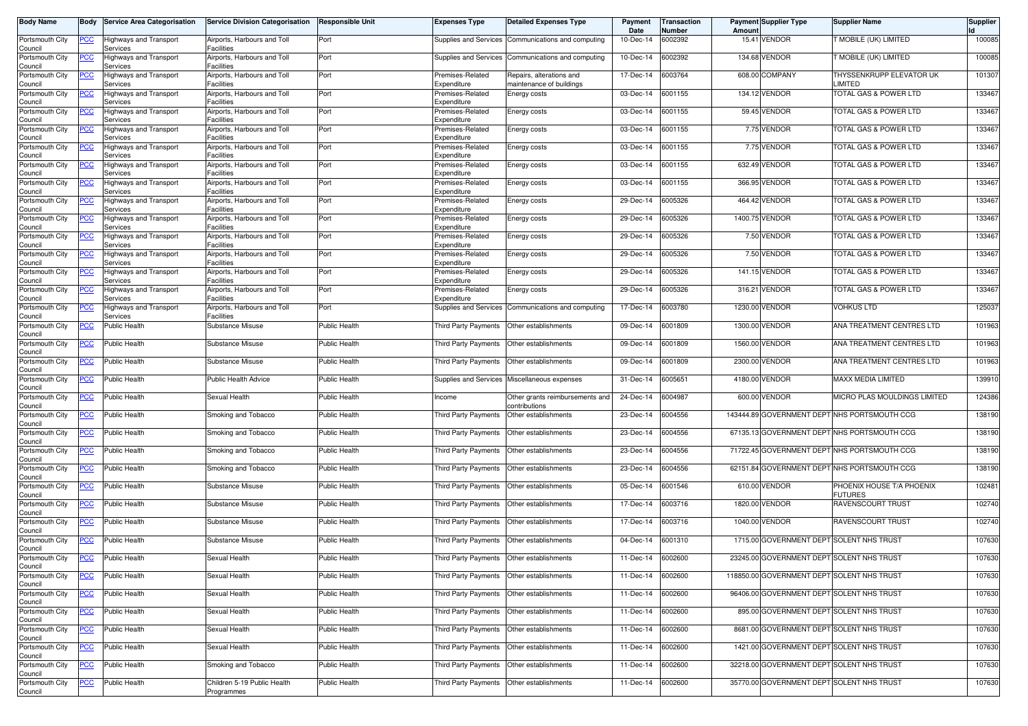| Body Name | Body | Service Area Categorisation | Service Division Categorisation | Responsible Unit | Expenses Type | Detailed Expenses Type | Payment Date | Transaction Number | Payment Amount | Supplier Type | Supplier Name | Supplier Id |
|---|---|---|---|---|---|---|---|---|---|---|---|---|
| Portsmouth City Council | PCC | Highways and Transport Services | Airports, Harbours and Toll Facilities | Port | Supplies and Services | Communications and computing | 10-Dec-14 | 6002392 | 15.41 | VENDOR | T MOBILE (UK) LIMITED | 100085 |
| Portsmouth City Council | PCC | Highways and Transport Services | Airports, Harbours and Toll Facilities | Port | Supplies and Services | Communications and computing | 10-Dec-14 | 6002392 | 134.68 | VENDOR | T MOBILE (UK) LIMITED | 100085 |
| Portsmouth City Council | PCC | Highways and Transport Services | Airports, Harbours and Toll Facilities | Port | Premises-Related Expenditure | Repairs, alterations and maintenance of buildings | 17-Dec-14 | 6003764 | 608.00 | COMPANY | THYSSENKRUPP ELEVATOR UK LIMITED | 101307 |
| Portsmouth City Council | PCC | Highways and Transport Services | Airports, Harbours and Toll Facilities | Port | Premises-Related Expenditure | Energy costs | 03-Dec-14 | 6001155 | 134.12 | VENDOR | TOTAL GAS & POWER LTD | 133467 |
| Portsmouth City Council | PCC | Highways and Transport Services | Airports, Harbours and Toll Facilities | Port | Premises-Related Expenditure | Energy costs | 03-Dec-14 | 6001155 | 59.45 | VENDOR | TOTAL GAS & POWER LTD | 133467 |
| Portsmouth City Council | PCC | Highways and Transport Services | Airports, Harbours and Toll Facilities | Port | Premises-Related Expenditure | Energy costs | 03-Dec-14 | 6001155 | 7.75 | VENDOR | TOTAL GAS & POWER LTD | 133467 |
| Portsmouth City Council | PCC | Highways and Transport Services | Airports, Harbours and Toll Facilities | Port | Premises-Related Expenditure | Energy costs | 03-Dec-14 | 6001155 | 7.75 | VENDOR | TOTAL GAS & POWER LTD | 133467 |
| Portsmouth City Council | PCC | Highways and Transport Services | Airports, Harbours and Toll Facilities | Port | Premises-Related Expenditure | Energy costs | 03-Dec-14 | 6001155 | 632.49 | VENDOR | TOTAL GAS & POWER LTD | 133467 |
| Portsmouth City Council | PCC | Highways and Transport Services | Airports, Harbours and Toll Facilities | Port | Premises-Related Expenditure | Energy costs | 03-Dec-14 | 6001155 | 366.95 | VENDOR | TOTAL GAS & POWER LTD | 133467 |
| Portsmouth City Council | PCC | Highways and Transport Services | Airports, Harbours and Toll Facilities | Port | Premises-Related Expenditure | Energy costs | 29-Dec-14 | 6005326 | 464.42 | VENDOR | TOTAL GAS & POWER LTD | 133467 |
| Portsmouth City Council | PCC | Highways and Transport Services | Airports, Harbours and Toll Facilities | Port | Premises-Related Expenditure | Energy costs | 29-Dec-14 | 6005326 | 1400.75 | VENDOR | TOTAL GAS & POWER LTD | 133467 |
| Portsmouth City Council | PCC | Highways and Transport Services | Airports, Harbours and Toll Facilities | Port | Premises-Related Expenditure | Energy costs | 29-Dec-14 | 6005326 | 7.50 | VENDOR | TOTAL GAS & POWER LTD | 133467 |
| Portsmouth City Council | PCC | Highways and Transport Services | Airports, Harbours and Toll Facilities | Port | Premises-Related Expenditure | Energy costs | 29-Dec-14 | 6005326 | 7.50 | VENDOR | TOTAL GAS & POWER LTD | 133467 |
| Portsmouth City Council | PCC | Highways and Transport Services | Airports, Harbours and Toll Facilities | Port | Premises-Related Expenditure | Energy costs | 29-Dec-14 | 6005326 | 141.15 | VENDOR | TOTAL GAS & POWER LTD | 133467 |
| Portsmouth City Council | PCC | Highways and Transport Services | Airports, Harbours and Toll Facilities | Port | Premises-Related Expenditure | Energy costs | 29-Dec-14 | 6005326 | 316.21 | VENDOR | TOTAL GAS & POWER LTD | 133467 |
| Portsmouth City Council | PCC | Highways and Transport Services | Airports, Harbours and Toll Facilities | Port | Supplies and Services | Communications and computing | 17-Dec-14 | 6003780 | 1230.00 | VENDOR | VOHKUS LTD | 125037 |
| Portsmouth City Council | PCC | Public Health | Substance Misuse | Public Health | Third Party Payments | Other establishments | 09-Dec-14 | 6001809 | 1300.00 | VENDOR | ANA TREATMENT CENTRES LTD | 101963 |
| Portsmouth City Council | PCC | Public Health | Substance Misuse | Public Health | Third Party Payments | Other establishments | 09-Dec-14 | 6001809 | 1560.00 | VENDOR | ANA TREATMENT CENTRES LTD | 101963 |
| Portsmouth City Council | PCC | Public Health | Substance Misuse | Public Health | Third Party Payments | Other establishments | 09-Dec-14 | 6001809 | 2300.00 | VENDOR | ANA TREATMENT CENTRES LTD | 101963 |
| Portsmouth City Council | PCC | Public Health | Public Health Advice | Public Health | Supplies and Services | Miscellaneous expenses | 31-Dec-14 | 6005651 | 4180.00 | VENDOR | MAXX MEDIA LIMITED | 139910 |
| Portsmouth City Council | PCC | Public Health | Sexual Health | Public Health | Income | Other grants reimbursements and contributions | 24-Dec-14 | 6004987 | 600.00 | VENDOR | MICRO PLAS MOULDINGS LIMITED | 124386 |
| Portsmouth City Council | PCC | Public Health | Smoking and Tobacco | Public Health | Third Party Payments | Other establishments | 23-Dec-14 | 6004556 | 143444.89 | GOVERNMENT DEPT | NHS PORTSMOUTH CCG | 138190 |
| Portsmouth City Council | PCC | Public Health | Smoking and Tobacco | Public Health | Third Party Payments | Other establishments | 23-Dec-14 | 6004556 | 67135.13 | GOVERNMENT DEPT | NHS PORTSMOUTH CCG | 138190 |
| Portsmouth City Council | PCC | Public Health | Smoking and Tobacco | Public Health | Third Party Payments | Other establishments | 23-Dec-14 | 6004556 | 71722.45 | GOVERNMENT DEPT | NHS PORTSMOUTH CCG | 138190 |
| Portsmouth City Council | PCC | Public Health | Smoking and Tobacco | Public Health | Third Party Payments | Other establishments | 23-Dec-14 | 6004556 | 62151.84 | GOVERNMENT DEPT | NHS PORTSMOUTH CCG | 138190 |
| Portsmouth City Council | PCC | Public Health | Substance Misuse | Public Health | Third Party Payments | Other establishments | 05-Dec-14 | 6001546 | 610.00 | VENDOR | PHOENIX HOUSE T/A PHOENIX FUTURES | 102481 |
| Portsmouth City Council | PCC | Public Health | Substance Misuse | Public Health | Third Party Payments | Other establishments | 17-Dec-14 | 6003716 | 1820.00 | VENDOR | RAVENSCOURT TRUST | 102740 |
| Portsmouth City Council | PCC | Public Health | Substance Misuse | Public Health | Third Party Payments | Other establishments | 17-Dec-14 | 6003716 | 1040.00 | VENDOR | RAVENSCOURT TRUST | 102740 |
| Portsmouth City Council | PCC | Public Health | Substance Misuse | Public Health | Third Party Payments | Other establishments | 04-Dec-14 | 6001310 | 1715.00 | GOVERNMENT DEPT | SOLENT NHS TRUST | 107630 |
| Portsmouth City Council | PCC | Public Health | Sexual Health | Public Health | Third Party Payments | Other establishments | 11-Dec-14 | 6002600 | 23245.00 | GOVERNMENT DEPT | SOLENT NHS TRUST | 107630 |
| Portsmouth City Council | PCC | Public Health | Sexual Health | Public Health | Third Party Payments | Other establishments | 11-Dec-14 | 6002600 | 118850.00 | GOVERNMENT DEPT | SOLENT NHS TRUST | 107630 |
| Portsmouth City Council | PCC | Public Health | Sexual Health | Public Health | Third Party Payments | Other establishments | 11-Dec-14 | 6002600 | 96406.00 | GOVERNMENT DEPT | SOLENT NHS TRUST | 107630 |
| Portsmouth City Council | PCC | Public Health | Sexual Health | Public Health | Third Party Payments | Other establishments | 11-Dec-14 | 6002600 | 895.00 | GOVERNMENT DEPT | SOLENT NHS TRUST | 107630 |
| Portsmouth City Council | PCC | Public Health | Sexual Health | Public Health | Third Party Payments | Other establishments | 11-Dec-14 | 6002600 | 8681.00 | GOVERNMENT DEPT | SOLENT NHS TRUST | 107630 |
| Portsmouth City Council | PCC | Public Health | Sexual Health | Public Health | Third Party Payments | Other establishments | 11-Dec-14 | 6002600 | 1421.00 | GOVERNMENT DEPT | SOLENT NHS TRUST | 107630 |
| Portsmouth City Council | PCC | Public Health | Smoking and Tobacco | Public Health | Third Party Payments | Other establishments | 11-Dec-14 | 6002600 | 32218.00 | GOVERNMENT DEPT | SOLENT NHS TRUST | 107630 |
| Portsmouth City Council | PCC | Public Health | Children 5-19 Public Health Programmes | Public Health | Third Party Payments | Other establishments | 11-Dec-14 | 6002600 | 35770.00 | GOVERNMENT DEPT | SOLENT NHS TRUST | 107630 |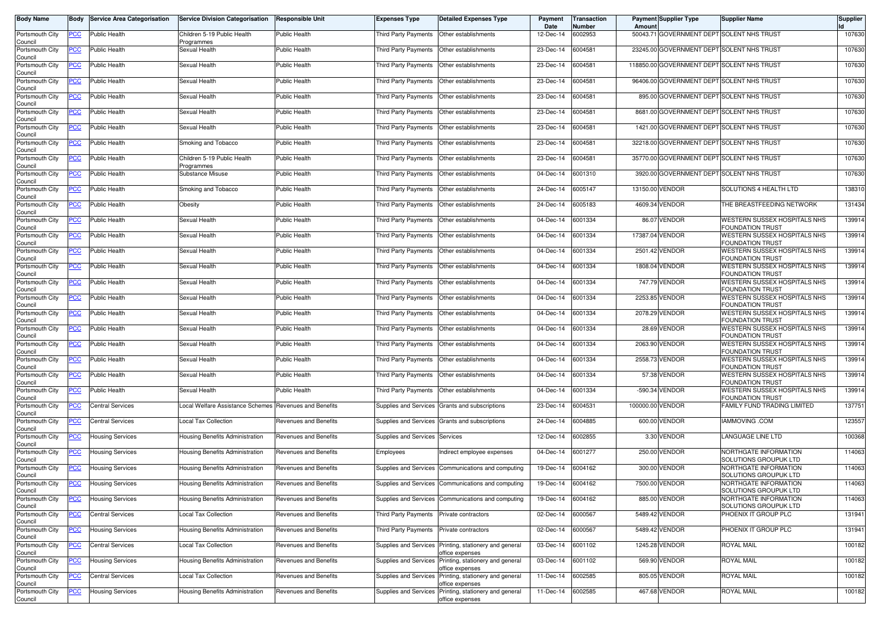| Body Name | Body | Service Area Categorisation | Service Division Categorisation | Responsible Unit | Expenses Type | Detailed Expenses Type | Payment Date | Transaction Number | Payment Amount | Supplier Type | Supplier Name | Supplier Id |
|---|---|---|---|---|---|---|---|---|---|---|---|---|
| Portsmouth City Council | PCC | Public Health | Children 5-19 Public Health Programmes | Public Health | Third Party Payments | Other establishments | 12-Dec-14 | 6002953 | 50043.71 | GOVERNMENT DEPT | SOLENT NHS TRUST | 107630 |
| Portsmouth City Council | PCC | Public Health | Sexual Health | Public Health | Third Party Payments | Other establishments | 23-Dec-14 | 6004581 | 23245.00 | GOVERNMENT DEPT | SOLENT NHS TRUST | 107630 |
| Portsmouth City Council | PCC | Public Health | Sexual Health | Public Health | Third Party Payments | Other establishments | 23-Dec-14 | 6004581 | 118850.00 | GOVERNMENT DEPT | SOLENT NHS TRUST | 107630 |
| Portsmouth City Council | PCC | Public Health | Sexual Health | Public Health | Third Party Payments | Other establishments | 23-Dec-14 | 6004581 | 96406.00 | GOVERNMENT DEPT | SOLENT NHS TRUST | 107630 |
| Portsmouth City Council | PCC | Public Health | Sexual Health | Public Health | Third Party Payments | Other establishments | 23-Dec-14 | 6004581 | 895.00 | GOVERNMENT DEPT | SOLENT NHS TRUST | 107630 |
| Portsmouth City Council | PCC | Public Health | Sexual Health | Public Health | Third Party Payments | Other establishments | 23-Dec-14 | 6004581 | 8681.00 | GOVERNMENT DEPT | SOLENT NHS TRUST | 107630 |
| Portsmouth City Council | PCC | Public Health | Sexual Health | Public Health | Third Party Payments | Other establishments | 23-Dec-14 | 6004581 | 1421.00 | GOVERNMENT DEPT | SOLENT NHS TRUST | 107630 |
| Portsmouth City Council | PCC | Public Health | Smoking and Tobacco | Public Health | Third Party Payments | Other establishments | 23-Dec-14 | 6004581 | 32218.00 | GOVERNMENT DEPT | SOLENT NHS TRUST | 107630 |
| Portsmouth City Council | PCC | Public Health | Children 5-19 Public Health Programmes | Public Health | Third Party Payments | Other establishments | 23-Dec-14 | 6004581 | 35770.00 | GOVERNMENT DEPT | SOLENT NHS TRUST | 107630 |
| Portsmouth City Council | PCC | Public Health | Substance Misuse | Public Health | Third Party Payments | Other establishments | 04-Dec-14 | 6001310 | 3920.00 | GOVERNMENT DEPT | SOLENT NHS TRUST | 107630 |
| Portsmouth City Council | PCC | Public Health | Smoking and Tobacco | Public Health | Third Party Payments | Other establishments | 24-Dec-14 | 6005147 | 13150.00 | VENDOR | SOLUTIONS 4 HEALTH LTD | 138310 |
| Portsmouth City Council | PCC | Public Health | Obesity | Public Health | Third Party Payments | Other establishments | 24-Dec-14 | 6005183 | 4609.34 | VENDOR | THE BREASTFEEDING NETWORK | 131434 |
| Portsmouth City Council | PCC | Public Health | Sexual Health | Public Health | Third Party Payments | Other establishments | 04-Dec-14 | 6001334 | 86.07 | VENDOR | WESTERN SUSSEX HOSPITALS NHS FOUNDATION TRUST | 139914 |
| Portsmouth City Council | PCC | Public Health | Sexual Health | Public Health | Third Party Payments | Other establishments | 04-Dec-14 | 6001334 | 17387.04 | VENDOR | WESTERN SUSSEX HOSPITALS NHS FOUNDATION TRUST | 139914 |
| Portsmouth City Council | PCC | Public Health | Sexual Health | Public Health | Third Party Payments | Other establishments | 04-Dec-14 | 6001334 | 2501.42 | VENDOR | WESTERN SUSSEX HOSPITALS NHS FOUNDATION TRUST | 139914 |
| Portsmouth City Council | PCC | Public Health | Sexual Health | Public Health | Third Party Payments | Other establishments | 04-Dec-14 | 6001334 | 1808.04 | VENDOR | WESTERN SUSSEX HOSPITALS NHS FOUNDATION TRUST | 139914 |
| Portsmouth City Council | PCC | Public Health | Sexual Health | Public Health | Third Party Payments | Other establishments | 04-Dec-14 | 6001334 | 747.79 | VENDOR | WESTERN SUSSEX HOSPITALS NHS FOUNDATION TRUST | 139914 |
| Portsmouth City Council | PCC | Public Health | Sexual Health | Public Health | Third Party Payments | Other establishments | 04-Dec-14 | 6001334 | 2253.85 | VENDOR | WESTERN SUSSEX HOSPITALS NHS FOUNDATION TRUST | 139914 |
| Portsmouth City Council | PCC | Public Health | Sexual Health | Public Health | Third Party Payments | Other establishments | 04-Dec-14 | 6001334 | 2078.29 | VENDOR | WESTERN SUSSEX HOSPITALS NHS FOUNDATION TRUST | 139914 |
| Portsmouth City Council | PCC | Public Health | Sexual Health | Public Health | Third Party Payments | Other establishments | 04-Dec-14 | 6001334 | 28.69 | VENDOR | WESTERN SUSSEX HOSPITALS NHS FOUNDATION TRUST | 139914 |
| Portsmouth City Council | PCC | Public Health | Sexual Health | Public Health | Third Party Payments | Other establishments | 04-Dec-14 | 6001334 | 2063.90 | VENDOR | WESTERN SUSSEX HOSPITALS NHS FOUNDATION TRUST | 139914 |
| Portsmouth City Council | PCC | Public Health | Sexual Health | Public Health | Third Party Payments | Other establishments | 04-Dec-14 | 6001334 | 2558.73 | VENDOR | WESTERN SUSSEX HOSPITALS NHS FOUNDATION TRUST | 139914 |
| Portsmouth City Council | PCC | Public Health | Sexual Health | Public Health | Third Party Payments | Other establishments | 04-Dec-14 | 6001334 | 57.38 | VENDOR | WESTERN SUSSEX HOSPITALS NHS FOUNDATION TRUST | 139914 |
| Portsmouth City Council | PCC | Public Health | Sexual Health | Public Health | Third Party Payments | Other establishments | 04-Dec-14 | 6001334 | -590.34 | VENDOR | WESTERN SUSSEX HOSPITALS NHS FOUNDATION TRUST | 139914 |
| Portsmouth City Council | PCC | Central Services | Local Welfare Assistance Schemes | Revenues and Benefits | Supplies and Services | Grants and subscriptions | 23-Dec-14 | 6004531 | 100000.00 | VENDOR | FAMILY FUND TRADING LIMITED | 137751 |
| Portsmouth City Council | PCC | Central Services | Local Tax Collection | Revenues and Benefits | Supplies and Services | Grants and subscriptions | 24-Dec-14 | 6004885 | 600.00 | VENDOR | IAMMOVING .COM | 123557 |
| Portsmouth City Council | PCC | Housing Services | Housing Benefits Administration | Revenues and Benefits | Supplies and Services | Services | 12-Dec-14 | 6002855 | 3.30 | VENDOR | LANGUAGE LINE LTD | 100368 |
| Portsmouth City Council | PCC | Housing Services | Housing Benefits Administration | Revenues and Benefits | Employees | Indirect employee expenses | 04-Dec-14 | 6001277 | 250.00 | VENDOR | NORTHGATE INFORMATION SOLUTIONS GROUPUK LTD | 114063 |
| Portsmouth City Council | PCC | Housing Services | Housing Benefits Administration | Revenues and Benefits | Supplies and Services | Communications and computing | 19-Dec-14 | 6004162 | 300.00 | VENDOR | NORTHGATE INFORMATION SOLUTIONS GROUPUK LTD | 114063 |
| Portsmouth City Council | PCC | Housing Services | Housing Benefits Administration | Revenues and Benefits | Supplies and Services | Communications and computing | 19-Dec-14 | 6004162 | 7500.00 | VENDOR | NORTHGATE INFORMATION SOLUTIONS GROUPUK LTD | 114063 |
| Portsmouth City Council | PCC | Housing Services | Housing Benefits Administration | Revenues and Benefits | Supplies and Services | Communications and computing | 19-Dec-14 | 6004162 | 885.00 | VENDOR | NORTHGATE INFORMATION SOLUTIONS GROUPUK LTD | 114063 |
| Portsmouth City Council | PCC | Central Services | Local Tax Collection | Revenues and Benefits | Third Party Payments | Private contractors | 02-Dec-14 | 6000567 | 5489.42 | VENDOR | PHOENIX IT GROUP PLC | 131941 |
| Portsmouth City Council | PCC | Housing Services | Housing Benefits Administration | Revenues and Benefits | Third Party Payments | Private contractors | 02-Dec-14 | 6000567 | 5489.42 | VENDOR | PHOENIX IT GROUP PLC | 131941 |
| Portsmouth City Council | PCC | Central Services | Local Tax Collection | Revenues and Benefits | Supplies and Services | Printing, stationery and general office expenses | 03-Dec-14 | 6001102 | 1245.28 | VENDOR | ROYAL MAIL | 100182 |
| Portsmouth City Council | PCC | Housing Services | Housing Benefits Administration | Revenues and Benefits | Supplies and Services | Printing, stationery and general office expenses | 03-Dec-14 | 6001102 | 569.90 | VENDOR | ROYAL MAIL | 100182 |
| Portsmouth City Council | PCC | Central Services | Local Tax Collection | Revenues and Benefits | Supplies and Services | Printing, stationery and general office expenses | 11-Dec-14 | 6002585 | 805.05 | VENDOR | ROYAL MAIL | 100182 |
| Portsmouth City Council | PCC | Housing Services | Housing Benefits Administration | Revenues and Benefits | Supplies and Services | Printing, stationery and general office expenses | 11-Dec-14 | 6002585 | 467.68 | VENDOR | ROYAL MAIL | 100182 |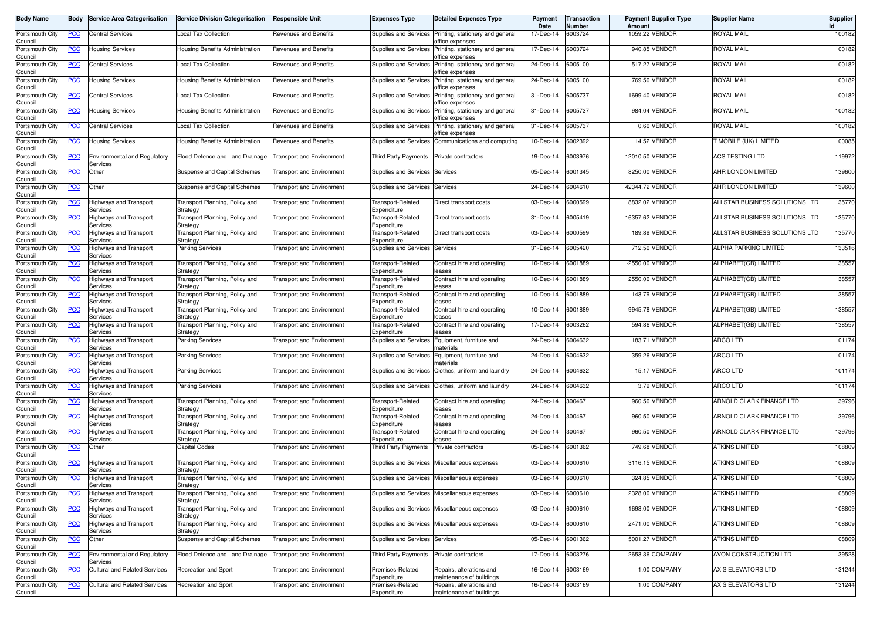| Body Name | Body | Service Area Categorisation | Service Division Categorisation | Responsible Unit | Expenses Type | Detailed Expenses Type | Payment Date | Transaction Number | Payment Amount | Supplier Type | Supplier Name | Supplier Id |
|---|---|---|---|---|---|---|---|---|---|---|---|---|
| Portsmouth City Council | PCC | Central Services | Local Tax Collection | Revenues and Benefits | Supplies and Services | Printing, stationery and general office expenses | 17-Dec-14 | 6003724 | 1059.22 | VENDOR | ROYAL MAIL | 100182 |
| Portsmouth City Council | PCC | Housing Services | Housing Benefits Administration | Revenues and Benefits | Supplies and Services | Printing, stationery and general office expenses | 17-Dec-14 | 6003724 | 940.85 | VENDOR | ROYAL MAIL | 100182 |
| Portsmouth City Council | PCC | Central Services | Local Tax Collection | Revenues and Benefits | Supplies and Services | Printing, stationery and general office expenses | 24-Dec-14 | 6005100 | 517.27 | VENDOR | ROYAL MAIL | 100182 |
| Portsmouth City Council | PCC | Housing Services | Housing Benefits Administration | Revenues and Benefits | Supplies and Services | Printing, stationery and general office expenses | 24-Dec-14 | 6005100 | 769.50 | VENDOR | ROYAL MAIL | 100182 |
| Portsmouth City Council | PCC | Central Services | Local Tax Collection | Revenues and Benefits | Supplies and Services | Printing, stationery and general office expenses | 31-Dec-14 | 6005737 | 1699.40 | VENDOR | ROYAL MAIL | 100182 |
| Portsmouth City Council | PCC | Housing Services | Housing Benefits Administration | Revenues and Benefits | Supplies and Services | Printing, stationery and general office expenses | 31-Dec-14 | 6005737 | 984.04 | VENDOR | ROYAL MAIL | 100182 |
| Portsmouth City Council | PCC | Central Services | Local Tax Collection | Revenues and Benefits | Supplies and Services | Printing, stationery and general office expenses | 31-Dec-14 | 6005737 | 0.60 | VENDOR | ROYAL MAIL | 100182 |
| Portsmouth City Council | PCC | Housing Services | Housing Benefits Administration | Revenues and Benefits | Supplies and Services | Communications and computing | 10-Dec-14 | 6002392 | 14.52 | VENDOR | T MOBILE (UK) LIMITED | 100085 |
| Portsmouth City Council | PCC | Environmental and Regulatory Services | Flood Defence and Land Drainage | Transport and Environment | Third Party Payments | Private contractors | 19-Dec-14 | 6003976 | 12010.50 | VENDOR | ACS TESTING LTD | 119972 |
| Portsmouth City Council | PCC | Other | Suspense and Capital Schemes | Transport and Environment | Supplies and Services | Services | 05-Dec-14 | 6001345 | 8250.00 | VENDOR | AHR LONDON LIMITED | 139600 |
| Portsmouth City Council | PCC | Other | Suspense and Capital Schemes | Transport and Environment | Supplies and Services | Services | 24-Dec-14 | 6004610 | 42344.72 | VENDOR | AHR LONDON LIMITED | 139600 |
| Portsmouth City Council | PCC | Highways and Transport Services | Transport Planning, Policy and Strategy | Transport and Environment | Transport-Related Expenditure | Direct transport costs | 03-Dec-14 | 6000599 | 18832.02 | VENDOR | ALLSTAR BUSINESS SOLUTIONS LTD | 135770 |
| Portsmouth City Council | PCC | Highways and Transport Services | Transport Planning, Policy and Strategy | Transport and Environment | Transport-Related Expenditure | Direct transport costs | 31-Dec-14 | 6005419 | 16357.62 | VENDOR | ALLSTAR BUSINESS SOLUTIONS LTD | 135770 |
| Portsmouth City Council | PCC | Highways and Transport Services | Transport Planning, Policy and Strategy | Transport and Environment | Transport-Related Expenditure | Direct transport costs | 03-Dec-14 | 6000599 | 189.89 | VENDOR | ALLSTAR BUSINESS SOLUTIONS LTD | 135770 |
| Portsmouth City Council | PCC | Highways and Transport Services | Parking Services | Transport and Environment | Supplies and Services | Services | 31-Dec-14 | 6005420 | 712.50 | VENDOR | ALPHA PARKING LIMITED | 133516 |
| Portsmouth City Council | PCC | Highways and Transport Services | Transport Planning, Policy and Strategy | Transport and Environment | Transport-Related Expenditure | Contract hire and operating leases | 10-Dec-14 | 6001889 | -2550.00 | VENDOR | ALPHABET(GB) LIMITED | 138557 |
| Portsmouth City Council | PCC | Highways and Transport Services | Transport Planning, Policy and Strategy | Transport and Environment | Transport-Related Expenditure | Contract hire and operating leases | 10-Dec-14 | 6001889 | 2550.00 | VENDOR | ALPHABET(GB) LIMITED | 138557 |
| Portsmouth City Council | PCC | Highways and Transport Services | Transport Planning, Policy and Strategy | Transport and Environment | Transport-Related Expenditure | Contract hire and operating leases | 10-Dec-14 | 6001889 | 143.79 | VENDOR | ALPHABET(GB) LIMITED | 138557 |
| Portsmouth City Council | PCC | Highways and Transport Services | Transport Planning, Policy and Strategy | Transport and Environment | Transport-Related Expenditure | Contract hire and operating leases | 10-Dec-14 | 6001889 | 9945.78 | VENDOR | ALPHABET(GB) LIMITED | 138557 |
| Portsmouth City Council | PCC | Highways and Transport Services | Transport Planning, Policy and Strategy | Transport and Environment | Transport-Related Expenditure | Contract hire and operating leases | 17-Dec-14 | 6003262 | 594.86 | VENDOR | ALPHABET(GB) LIMITED | 138557 |
| Portsmouth City Council | PCC | Highways and Transport Services | Parking Services | Transport and Environment | Supplies and Services | Equipment, furniture and materials | 24-Dec-14 | 6004632 | 183.71 | VENDOR | ARCO LTD | 101174 |
| Portsmouth City Council | PCC | Highways and Transport Services | Parking Services | Transport and Environment | Supplies and Services | Equipment, furniture and materials | 24-Dec-14 | 6004632 | 359.26 | VENDOR | ARCO LTD | 101174 |
| Portsmouth City Council | PCC | Highways and Transport Services | Parking Services | Transport and Environment | Supplies and Services | Clothes, uniform and laundry | 24-Dec-14 | 6004632 | 15.17 | VENDOR | ARCO LTD | 101174 |
| Portsmouth City Council | PCC | Highways and Transport Services | Parking Services | Transport and Environment | Supplies and Services | Clothes, uniform and laundry | 24-Dec-14 | 6004632 | 3.79 | VENDOR | ARCO LTD | 101174 |
| Portsmouth City Council | PCC | Highways and Transport Services | Transport Planning, Policy and Strategy | Transport and Environment | Transport-Related Expenditure | Contract hire and operating leases | 24-Dec-14 | 300467 | 960.50 | VENDOR | ARNOLD CLARK FINANCE LTD | 139796 |
| Portsmouth City Council | PCC | Highways and Transport Services | Transport Planning, Policy and Strategy | Transport and Environment | Transport-Related Expenditure | Contract hire and operating leases | 24-Dec-14 | 300467 | 960.50 | VENDOR | ARNOLD CLARK FINANCE LTD | 139796 |
| Portsmouth City Council | PCC | Highways and Transport Services | Transport Planning, Policy and Strategy | Transport and Environment | Transport-Related Expenditure | Contract hire and operating leases | 24-Dec-14 | 300467 | 960.50 | VENDOR | ARNOLD CLARK FINANCE LTD | 139796 |
| Portsmouth City Council | PCC | Other | Capital Codes | Transport and Environment | Third Party Payments | Private contractors | 05-Dec-14 | 6001362 | 749.68 | VENDOR | ATKINS LIMITED | 108809 |
| Portsmouth City Council | PCC | Highways and Transport Services | Transport Planning, Policy and Strategy | Transport and Environment | Supplies and Services | Miscellaneous expenses | 03-Dec-14 | 6000610 | 3116.15 | VENDOR | ATKINS LIMITED | 108809 |
| Portsmouth City Council | PCC | Highways and Transport Services | Transport Planning, Policy and Strategy | Transport and Environment | Supplies and Services | Miscellaneous expenses | 03-Dec-14 | 6000610 | 324.85 | VENDOR | ATKINS LIMITED | 108809 |
| Portsmouth City Council | PCC | Highways and Transport Services | Transport Planning, Policy and Strategy | Transport and Environment | Supplies and Services | Miscellaneous expenses | 03-Dec-14 | 6000610 | 2328.00 | VENDOR | ATKINS LIMITED | 108809 |
| Portsmouth City Council | PCC | Highways and Transport Services | Transport Planning, Policy and Strategy | Transport and Environment | Supplies and Services | Miscellaneous expenses | 03-Dec-14 | 6000610 | 1698.00 | VENDOR | ATKINS LIMITED | 108809 |
| Portsmouth City Council | PCC | Highways and Transport Services | Transport Planning, Policy and Strategy | Transport and Environment | Supplies and Services | Miscellaneous expenses | 03-Dec-14 | 6000610 | 2471.00 | VENDOR | ATKINS LIMITED | 108809 |
| Portsmouth City Council | PCC | Other | Suspense and Capital Schemes | Transport and Environment | Supplies and Services | Services | 05-Dec-14 | 6001362 | 5001.27 | VENDOR | ATKINS LIMITED | 108809 |
| Portsmouth City Council | PCC | Environmental and Regulatory Services | Flood Defence and Land Drainage | Transport and Environment | Third Party Payments | Private contractors | 17-Dec-14 | 6003276 | 12653.36 | COMPANY | AVON CONSTRUCTION LTD | 139528 |
| Portsmouth City Council | PCC | Cultural and Related Services | Recreation and Sport | Transport and Environment | Premises-Related Expenditure | Repairs, alterations and maintenance of buildings | 16-Dec-14 | 6003169 | 1.00 | COMPANY | AXIS ELEVATORS LTD | 131244 |
| Portsmouth City Council | PCC | Cultural and Related Services | Recreation and Sport | Transport and Environment | Premises-Related Expenditure | Repairs, alterations and maintenance of buildings | 16-Dec-14 | 6003169 | 1.00 | COMPANY | AXIS ELEVATORS LTD | 131244 |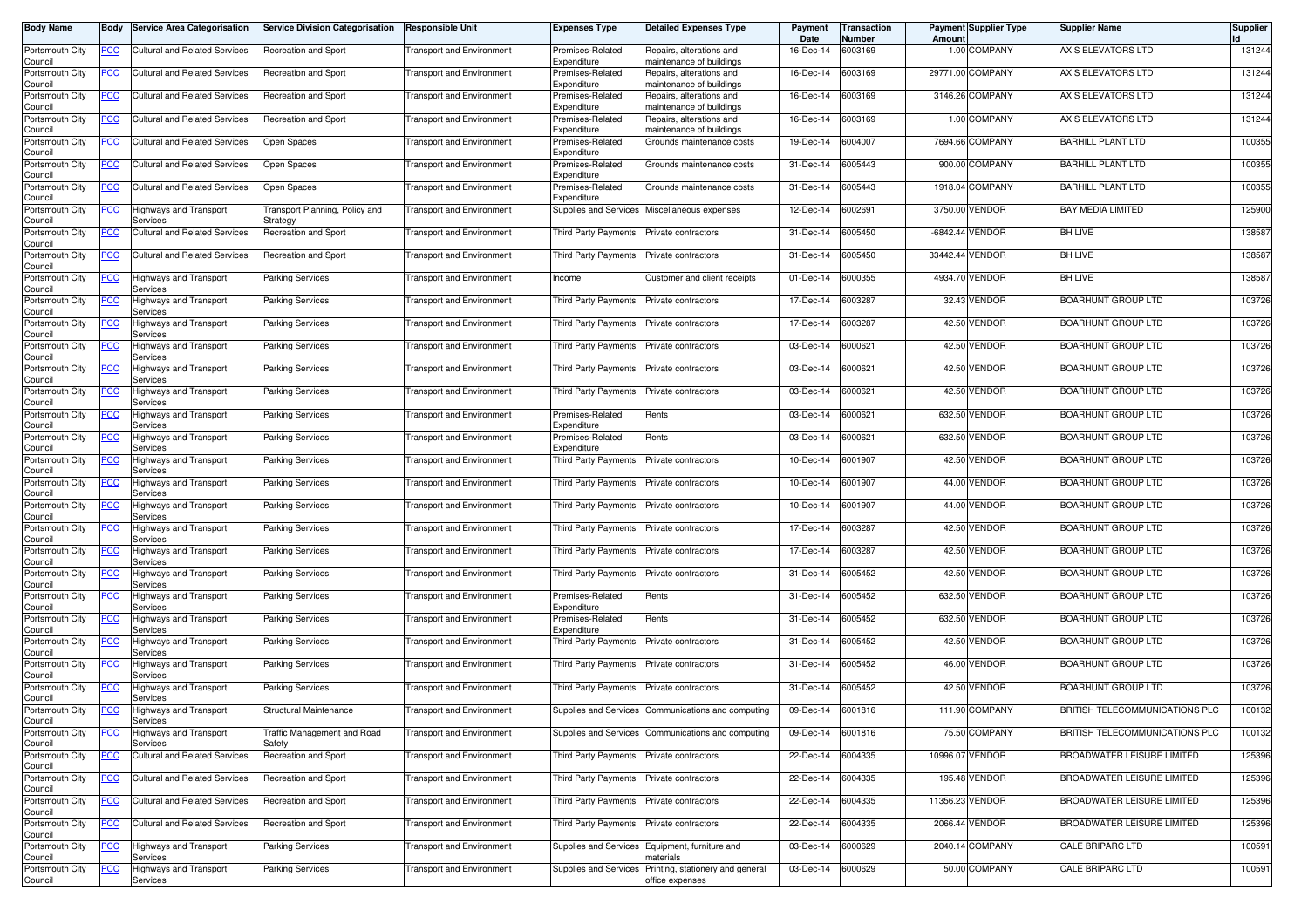| Body Name | Body | Service Area Categorisation | Service Division Categorisation | Responsible Unit | Expenses Type | Detailed Expenses Type | Payment Date | Transaction Number | Payment Amount | Supplier Type | Supplier Name | Supplier Id |
|---|---|---|---|---|---|---|---|---|---|---|---|---|
| Portsmouth City Council | PCC | Cultural and Related Services | Recreation and Sport | Transport and Environment | Premises-Related Expenditure | Repairs, alterations and maintenance of buildings | 16-Dec-14 | 6003169 | 1.00 | COMPANY | AXIS ELEVATORS LTD | 131244 |
| Portsmouth City Council | PCC | Cultural and Related Services | Recreation and Sport | Transport and Environment | Premises-Related Expenditure | Repairs, alterations and maintenance of buildings | 16-Dec-14 | 6003169 | 29771.00 | COMPANY | AXIS ELEVATORS LTD | 131244 |
| Portsmouth City Council | PCC | Cultural and Related Services | Recreation and Sport | Transport and Environment | Premises-Related Expenditure | Repairs, alterations and maintenance of buildings | 16-Dec-14 | 6003169 | 3146.26 | COMPANY | AXIS ELEVATORS LTD | 131244 |
| Portsmouth City Council | PCC | Cultural and Related Services | Recreation and Sport | Transport and Environment | Premises-Related Expenditure | Repairs, alterations and maintenance of buildings | 16-Dec-14 | 6003169 | 1.00 | COMPANY | AXIS ELEVATORS LTD | 131244 |
| Portsmouth City Council | PCC | Cultural and Related Services | Open Spaces | Transport and Environment | Premises-Related Expenditure | Grounds maintenance costs | 19-Dec-14 | 6004007 | 7694.66 | COMPANY | BARHILL PLANT LTD | 100355 |
| Portsmouth City Council | PCC | Cultural and Related Services | Open Spaces | Transport and Environment | Premises-Related Expenditure | Grounds maintenance costs | 31-Dec-14 | 6005443 | 900.00 | COMPANY | BARHILL PLANT LTD | 100355 |
| Portsmouth City Council | PCC | Cultural and Related Services | Open Spaces | Transport and Environment | Premises-Related Expenditure | Grounds maintenance costs | 31-Dec-14 | 6005443 | 1918.04 | COMPANY | BARHILL PLANT LTD | 100355 |
| Portsmouth City Council | PCC | Highways and Transport Services | Transport Planning, Policy and Strategy | Transport and Environment | Supplies and Services | Miscellaneous expenses | 12-Dec-14 | 6002691 | 3750.00 | VENDOR | BAY MEDIA LIMITED | 125900 |
| Portsmouth City Council | PCC | Cultural and Related Services | Recreation and Sport | Transport and Environment | Third Party Payments | Private contractors | 31-Dec-14 | 6005450 | -6842.44 | VENDOR | BH LIVE | 138587 |
| Portsmouth City Council | PCC | Cultural and Related Services | Recreation and Sport | Transport and Environment | Third Party Payments | Private contractors | 31-Dec-14 | 6005450 | 33442.44 | VENDOR | BH LIVE | 138587 |
| Portsmouth City Council | PCC | Highways and Transport Services | Parking Services | Transport and Environment | Income | Customer and client receipts | 01-Dec-14 | 6000355 | 4934.70 | VENDOR | BH LIVE | 138587 |
| Portsmouth City Council | PCC | Highways and Transport Services | Parking Services | Transport and Environment | Third Party Payments | Private contractors | 17-Dec-14 | 6003287 | 32.43 | VENDOR | BOARHUNT GROUP LTD | 103726 |
| Portsmouth City Council | PCC | Highways and Transport Services | Parking Services | Transport and Environment | Third Party Payments | Private contractors | 17-Dec-14 | 6003287 | 42.50 | VENDOR | BOARHUNT GROUP LTD | 103726 |
| Portsmouth City Council | PCC | Highways and Transport Services | Parking Services | Transport and Environment | Third Party Payments | Private contractors | 03-Dec-14 | 6000621 | 42.50 | VENDOR | BOARHUNT GROUP LTD | 103726 |
| Portsmouth City Council | PCC | Highways and Transport Services | Parking Services | Transport and Environment | Third Party Payments | Private contractors | 03-Dec-14 | 6000621 | 42.50 | VENDOR | BOARHUNT GROUP LTD | 103726 |
| Portsmouth City Council | PCC | Highways and Transport Services | Parking Services | Transport and Environment | Third Party Payments | Private contractors | 03-Dec-14 | 6000621 | 42.50 | VENDOR | BOARHUNT GROUP LTD | 103726 |
| Portsmouth City Council | PCC | Highways and Transport Services | Parking Services | Transport and Environment | Premises-Related Expenditure | Rents | 03-Dec-14 | 6000621 | 632.50 | VENDOR | BOARHUNT GROUP LTD | 103726 |
| Portsmouth City Council | PCC | Highways and Transport Services | Parking Services | Transport and Environment | Premises-Related Expenditure | Rents | 03-Dec-14 | 6000621 | 632.50 | VENDOR | BOARHUNT GROUP LTD | 103726 |
| Portsmouth City Council | PCC | Highways and Transport Services | Parking Services | Transport and Environment | Third Party Payments | Private contractors | 10-Dec-14 | 6001907 | 42.50 | VENDOR | BOARHUNT GROUP LTD | 103726 |
| Portsmouth City Council | PCC | Highways and Transport Services | Parking Services | Transport and Environment | Third Party Payments | Private contractors | 10-Dec-14 | 6001907 | 44.00 | VENDOR | BOARHUNT GROUP LTD | 103726 |
| Portsmouth City Council | PCC | Highways and Transport Services | Parking Services | Transport and Environment | Third Party Payments | Private contractors | 10-Dec-14 | 6001907 | 44.00 | VENDOR | BOARHUNT GROUP LTD | 103726 |
| Portsmouth City Council | PCC | Highways and Transport Services | Parking Services | Transport and Environment | Third Party Payments | Private contractors | 17-Dec-14 | 6003287 | 42.50 | VENDOR | BOARHUNT GROUP LTD | 103726 |
| Portsmouth City Council | PCC | Highways and Transport Services | Parking Services | Transport and Environment | Third Party Payments | Private contractors | 17-Dec-14 | 6003287 | 42.50 | VENDOR | BOARHUNT GROUP LTD | 103726 |
| Portsmouth City Council | PCC | Highways and Transport Services | Parking Services | Transport and Environment | Third Party Payments | Private contractors | 31-Dec-14 | 6005452 | 42.50 | VENDOR | BOARHUNT GROUP LTD | 103726 |
| Portsmouth City Council | PCC | Highways and Transport Services | Parking Services | Transport and Environment | Premises-Related Expenditure | Rents | 31-Dec-14 | 6005452 | 632.50 | VENDOR | BOARHUNT GROUP LTD | 103726 |
| Portsmouth City Council | PCC | Highways and Transport Services | Parking Services | Transport and Environment | Premises-Related Expenditure | Rents | 31-Dec-14 | 6005452 | 632.50 | VENDOR | BOARHUNT GROUP LTD | 103726 |
| Portsmouth City Council | PCC | Highways and Transport Services | Parking Services | Transport and Environment | Third Party Payments | Private contractors | 31-Dec-14 | 6005452 | 42.50 | VENDOR | BOARHUNT GROUP LTD | 103726 |
| Portsmouth City Council | PCC | Highways and Transport Services | Parking Services | Transport and Environment | Third Party Payments | Private contractors | 31-Dec-14 | 6005452 | 46.00 | VENDOR | BOARHUNT GROUP LTD | 103726 |
| Portsmouth City Council | PCC | Highways and Transport Services | Parking Services | Transport and Environment | Third Party Payments | Private contractors | 31-Dec-14 | 6005452 | 42.50 | VENDOR | BOARHUNT GROUP LTD | 103726 |
| Portsmouth City Council | PCC | Highways and Transport Services | Structural Maintenance | Transport and Environment | Supplies and Services | Communications and computing | 09-Dec-14 | 6001816 | 111.90 | COMPANY | BRITISH TELECOMMUNICATIONS PLC | 100132 |
| Portsmouth City Council | PCC | Highways and Transport Services | Traffic Management and Road Safety | Transport and Environment | Supplies and Services | Communications and computing | 09-Dec-14 | 6001816 | 75.50 | COMPANY | BRITISH TELECOMMUNICATIONS PLC | 100132 |
| Portsmouth City Council | PCC | Cultural and Related Services | Recreation and Sport | Transport and Environment | Third Party Payments | Private contractors | 22-Dec-14 | 6004335 | 10996.07 | VENDOR | BROADWATER LEISURE LIMITED | 125396 |
| Portsmouth City Council | PCC | Cultural and Related Services | Recreation and Sport | Transport and Environment | Third Party Payments | Private contractors | 22-Dec-14 | 6004335 | 195.48 | VENDOR | BROADWATER LEISURE LIMITED | 125396 |
| Portsmouth City Council | PCC | Cultural and Related Services | Recreation and Sport | Transport and Environment | Third Party Payments | Private contractors | 22-Dec-14 | 6004335 | 11356.23 | VENDOR | BROADWATER LEISURE LIMITED | 125396 |
| Portsmouth City Council | PCC | Cultural and Related Services | Recreation and Sport | Transport and Environment | Third Party Payments | Private contractors | 22-Dec-14 | 6004335 | 2066.44 | VENDOR | BROADWATER LEISURE LIMITED | 125396 |
| Portsmouth City Council | PCC | Highways and Transport Services | Parking Services | Transport and Environment | Supplies and Services | Equipment, furniture and materials | 03-Dec-14 | 6000629 | 2040.14 | COMPANY | CALE BRIPARC LTD | 100591 |
| Portsmouth City Council | PCC | Highways and Transport Services | Parking Services | Transport and Environment | Supplies and Services | Printing, stationery and general office expenses | 03-Dec-14 | 6000629 | 50.00 | COMPANY | CALE BRIPARC LTD | 100591 |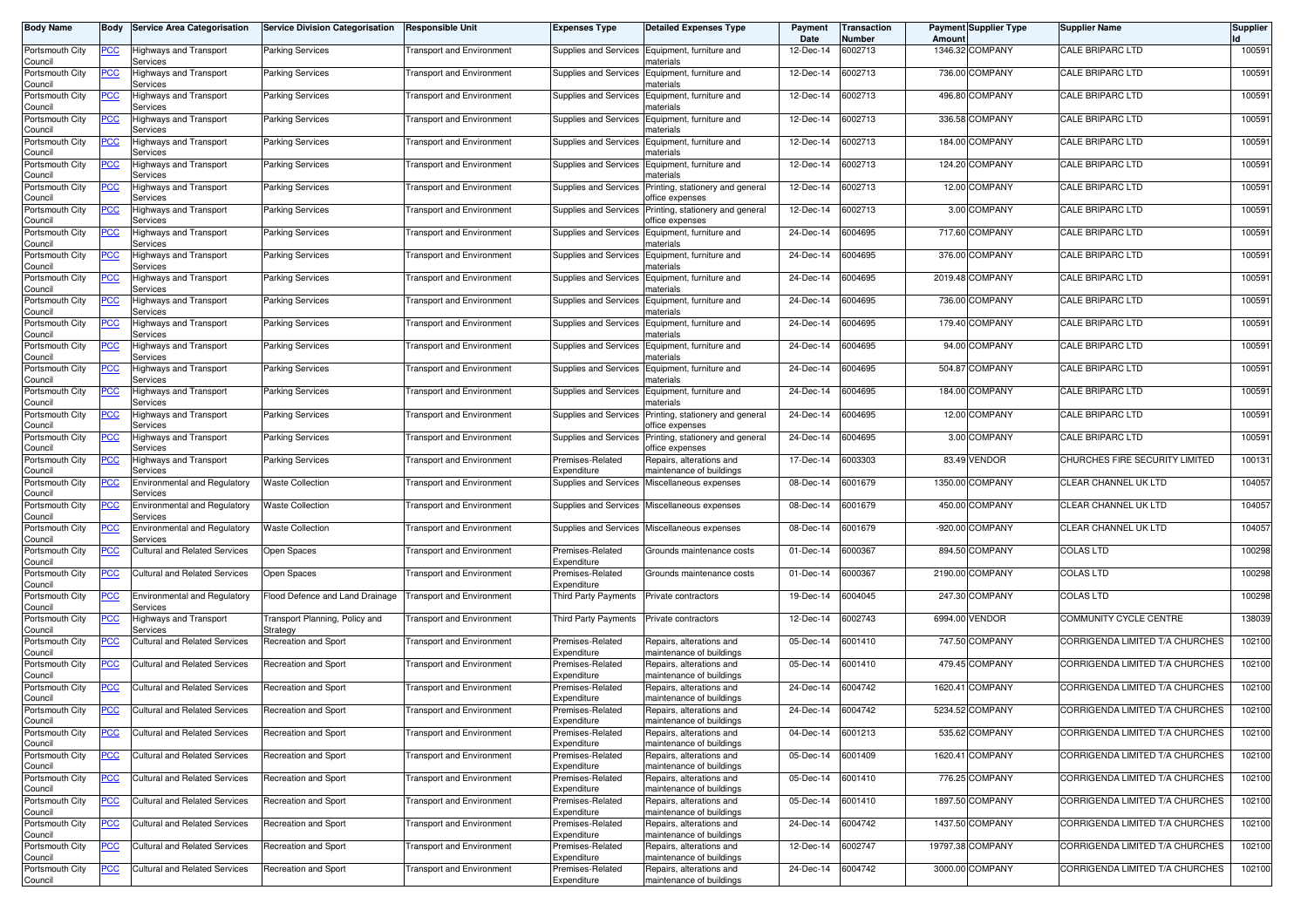| Body Name | Body | Service Area Categorisation | Service Division Categorisation | Responsible Unit | Expenses Type | Detailed Expenses Type | Payment Date | Transaction Number | Payment Amount | Supplier Type | Supplier Name | Supplier Id |
|---|---|---|---|---|---|---|---|---|---|---|---|---|
| Portsmouth City Council | PCC | Highways and Transport Services | Parking Services | Transport and Environment | Supplies and Services | Equipment, furniture and materials | 12-Dec-14 | 6002713 | 1346.32 | COMPANY | CALE BRIPARC LTD | 100591 |
| Portsmouth City Council | PCC | Highways and Transport Services | Parking Services | Transport and Environment | Supplies and Services | Equipment, furniture and materials | 12-Dec-14 | 6002713 | 736.00 | COMPANY | CALE BRIPARC LTD | 100591 |
| Portsmouth City Council | PCC | Highways and Transport Services | Parking Services | Transport and Environment | Supplies and Services | Equipment, furniture and materials | 12-Dec-14 | 6002713 | 496.80 | COMPANY | CALE BRIPARC LTD | 100591 |
| Portsmouth City Council | PCC | Highways and Transport Services | Parking Services | Transport and Environment | Supplies and Services | Equipment, furniture and materials | 12-Dec-14 | 6002713 | 336.58 | COMPANY | CALE BRIPARC LTD | 100591 |
| Portsmouth City Council | PCC | Highways and Transport Services | Parking Services | Transport and Environment | Supplies and Services | Equipment, furniture and materials | 12-Dec-14 | 6002713 | 184.00 | COMPANY | CALE BRIPARC LTD | 100591 |
| Portsmouth City Council | PCC | Highways and Transport Services | Parking Services | Transport and Environment | Supplies and Services | Equipment, furniture and materials | 12-Dec-14 | 6002713 | 124.20 | COMPANY | CALE BRIPARC LTD | 100591 |
| Portsmouth City Council | PCC | Highways and Transport Services | Parking Services | Transport and Environment | Supplies and Services | Printing, stationery and general office expenses | 12-Dec-14 | 6002713 | 12.00 | COMPANY | CALE BRIPARC LTD | 100591 |
| Portsmouth City Council | PCC | Highways and Transport Services | Parking Services | Transport and Environment | Supplies and Services | Printing, stationery and general office expenses | 12-Dec-14 | 6002713 | 3.00 | COMPANY | CALE BRIPARC LTD | 100591 |
| Portsmouth City Council | PCC | Highways and Transport Services | Parking Services | Transport and Environment | Supplies and Services | Equipment, furniture and materials | 24-Dec-14 | 6004695 | 717.60 | COMPANY | CALE BRIPARC LTD | 100591 |
| Portsmouth City Council | PCC | Highways and Transport Services | Parking Services | Transport and Environment | Supplies and Services | Equipment, furniture and materials | 24-Dec-14 | 6004695 | 376.00 | COMPANY | CALE BRIPARC LTD | 100591 |
| Portsmouth City Council | PCC | Highways and Transport Services | Parking Services | Transport and Environment | Supplies and Services | Equipment, furniture and materials | 24-Dec-14 | 6004695 | 2019.48 | COMPANY | CALE BRIPARC LTD | 100591 |
| Portsmouth City Council | PCC | Highways and Transport Services | Parking Services | Transport and Environment | Supplies and Services | Equipment, furniture and materials | 24-Dec-14 | 6004695 | 736.00 | COMPANY | CALE BRIPARC LTD | 100591 |
| Portsmouth City Council | PCC | Highways and Transport Services | Parking Services | Transport and Environment | Supplies and Services | Equipment, furniture and materials | 24-Dec-14 | 6004695 | 179.40 | COMPANY | CALE BRIPARC LTD | 100591 |
| Portsmouth City Council | PCC | Highways and Transport Services | Parking Services | Transport and Environment | Supplies and Services | Equipment, furniture and materials | 24-Dec-14 | 6004695 | 94.00 | COMPANY | CALE BRIPARC LTD | 100591 |
| Portsmouth City Council | PCC | Highways and Transport Services | Parking Services | Transport and Environment | Supplies and Services | Equipment, furniture and materials | 24-Dec-14 | 6004695 | 504.87 | COMPANY | CALE BRIPARC LTD | 100591 |
| Portsmouth City Council | PCC | Highways and Transport Services | Parking Services | Transport and Environment | Supplies and Services | Equipment, furniture and materials | 24-Dec-14 | 6004695 | 184.00 | COMPANY | CALE BRIPARC LTD | 100591 |
| Portsmouth City Council | PCC | Highways and Transport Services | Parking Services | Transport and Environment | Supplies and Services | Printing, stationery and general office expenses | 24-Dec-14 | 6004695 | 12.00 | COMPANY | CALE BRIPARC LTD | 100591 |
| Portsmouth City Council | PCC | Highways and Transport Services | Parking Services | Transport and Environment | Supplies and Services | Printing, stationery and general office expenses | 24-Dec-14 | 6004695 | 3.00 | COMPANY | CALE BRIPARC LTD | 100591 |
| Portsmouth City Council | PCC | Highways and Transport Services | Parking Services | Transport and Environment | Premises-Related Expenditure | Repairs, alterations and maintenance of buildings | 17-Dec-14 | 6003303 | 83.49 | VENDOR | CHURCHES FIRE SECURITY LIMITED | 100131 |
| Portsmouth City Council | PCC | Environmental and Regulatory Services | Waste Collection | Transport and Environment | Supplies and Services | Miscellaneous expenses | 08-Dec-14 | 6001679 | 1350.00 | COMPANY | CLEAR CHANNEL UK LTD | 104057 |
| Portsmouth City Council | PCC | Environmental and Regulatory Services | Waste Collection | Transport and Environment | Supplies and Services | Miscellaneous expenses | 08-Dec-14 | 6001679 | 450.00 | COMPANY | CLEAR CHANNEL UK LTD | 104057 |
| Portsmouth City Council | PCC | Environmental and Regulatory Services | Waste Collection | Transport and Environment | Supplies and Services | Miscellaneous expenses | 08-Dec-14 | 6001679 | -920.00 | COMPANY | CLEAR CHANNEL UK LTD | 104057 |
| Portsmouth City Council | PCC | Cultural and Related Services | Open Spaces | Transport and Environment | Premises-Related Expenditure | Grounds maintenance costs | 01-Dec-14 | 6000367 | 894.50 | COMPANY | COLAS LTD | 100298 |
| Portsmouth City Council | PCC | Cultural and Related Services | Open Spaces | Transport and Environment | Premises-Related Expenditure | Grounds maintenance costs | 01-Dec-14 | 6000367 | 2190.00 | COMPANY | COLAS LTD | 100298 |
| Portsmouth City Council | PCC | Environmental and Regulatory Services | Flood Defence and Land Drainage | Transport and Environment | Third Party Payments | Private contractors | 19-Dec-14 | 6004045 | 247.30 | COMPANY | COLAS LTD | 100298 |
| Portsmouth City Council | PCC | Highways and Transport Services | Transport Planning, Policy and Strategy | Transport and Environment | Third Party Payments | Private contractors | 12-Dec-14 | 6002743 | 6994.00 | VENDOR | COMMUNITY CYCLE CENTRE | 138039 |
| Portsmouth City Council | PCC | Cultural and Related Services | Recreation and Sport | Transport and Environment | Premises-Related Expenditure | Repairs, alterations and maintenance of buildings | 05-Dec-14 | 6001410 | 747.50 | COMPANY | CORRIGENDA LIMITED T/A CHURCHES | 102100 |
| Portsmouth City Council | PCC | Cultural and Related Services | Recreation and Sport | Transport and Environment | Premises-Related Expenditure | Repairs, alterations and maintenance of buildings | 05-Dec-14 | 6001410 | 479.45 | COMPANY | CORRIGENDA LIMITED T/A CHURCHES | 102100 |
| Portsmouth City Council | PCC | Cultural and Related Services | Recreation and Sport | Transport and Environment | Premises-Related Expenditure | Repairs, alterations and maintenance of buildings | 24-Dec-14 | 6004742 | 1620.41 | COMPANY | CORRIGENDA LIMITED T/A CHURCHES | 102100 |
| Portsmouth City Council | PCC | Cultural and Related Services | Recreation and Sport | Transport and Environment | Premises-Related Expenditure | Repairs, alterations and maintenance of buildings | 24-Dec-14 | 6004742 | 5234.52 | COMPANY | CORRIGENDA LIMITED T/A CHURCHES | 102100 |
| Portsmouth City Council | PCC | Cultural and Related Services | Recreation and Sport | Transport and Environment | Premises-Related Expenditure | Repairs, alterations and maintenance of buildings | 04-Dec-14 | 6001213 | 535.62 | COMPANY | CORRIGENDA LIMITED T/A CHURCHES | 102100 |
| Portsmouth City Council | PCC | Cultural and Related Services | Recreation and Sport | Transport and Environment | Premises-Related Expenditure | Repairs, alterations and maintenance of buildings | 05-Dec-14 | 6001409 | 1620.41 | COMPANY | CORRIGENDA LIMITED T/A CHURCHES | 102100 |
| Portsmouth City Council | PCC | Cultural and Related Services | Recreation and Sport | Transport and Environment | Premises-Related Expenditure | Repairs, alterations and maintenance of buildings | 05-Dec-14 | 6001410 | 776.25 | COMPANY | CORRIGENDA LIMITED T/A CHURCHES | 102100 |
| Portsmouth City Council | PCC | Cultural and Related Services | Recreation and Sport | Transport and Environment | Premises-Related Expenditure | Repairs, alterations and maintenance of buildings | 05-Dec-14 | 6001410 | 1897.50 | COMPANY | CORRIGENDA LIMITED T/A CHURCHES | 102100 |
| Portsmouth City Council | PCC | Cultural and Related Services | Recreation and Sport | Transport and Environment | Premises-Related Expenditure | Repairs, alterations and maintenance of buildings | 24-Dec-14 | 6004742 | 1437.50 | COMPANY | CORRIGENDA LIMITED T/A CHURCHES | 102100 |
| Portsmouth City Council | PCC | Cultural and Related Services | Recreation and Sport | Transport and Environment | Premises-Related Expenditure | Repairs, alterations and maintenance of buildings | 12-Dec-14 | 6002747 | 19797.38 | COMPANY | CORRIGENDA LIMITED T/A CHURCHES | 102100 |
| Portsmouth City Council | PCC | Cultural and Related Services | Recreation and Sport | Transport and Environment | Premises-Related Expenditure | Repairs, alterations and maintenance of buildings | 24-Dec-14 | 6004742 | 3000.00 | COMPANY | CORRIGENDA LIMITED T/A CHURCHES | 102100 |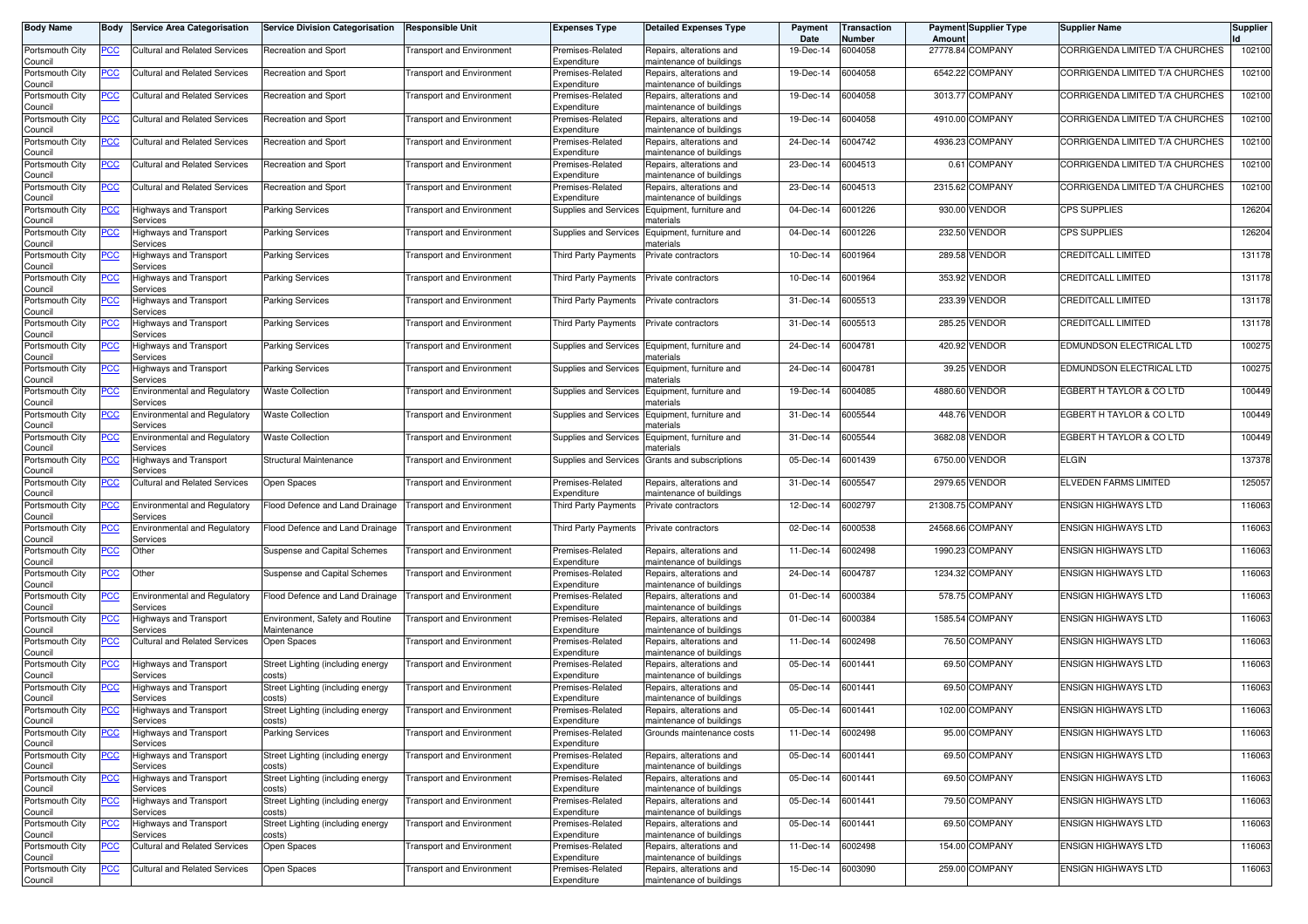| Body Name | Body | Service Area Categorisation | Service Division Categorisation | Responsible Unit | Expenses Type | Detailed Expenses Type | Payment Date | Transaction Number | Payment Amount | Supplier Type | Supplier Name | Supplier Id |
|---|---|---|---|---|---|---|---|---|---|---|---|---|
| Portsmouth City Council | PCC | Cultural and Related Services | Recreation and Sport | Transport and Environment | Premises-Related Expenditure | Repairs, alterations and maintenance of buildings | 19-Dec-14 | 6004058 | 27778.84 | COMPANY | CORRIGENDA LIMITED T/A CHURCHES | 102100 |
| Portsmouth City Council | PCC | Cultural and Related Services | Recreation and Sport | Transport and Environment | Premises-Related Expenditure | Repairs, alterations and maintenance of buildings | 19-Dec-14 | 6004058 | 6542.22 | COMPANY | CORRIGENDA LIMITED T/A CHURCHES | 102100 |
| Portsmouth City Council | PCC | Cultural and Related Services | Recreation and Sport | Transport and Environment | Premises-Related Expenditure | Repairs, alterations and maintenance of buildings | 19-Dec-14 | 6004058 | 3013.77 | COMPANY | CORRIGENDA LIMITED T/A CHURCHES | 102100 |
| Portsmouth City Council | PCC | Cultural and Related Services | Recreation and Sport | Transport and Environment | Premises-Related Expenditure | Repairs, alterations and maintenance of buildings | 19-Dec-14 | 6004058 | 4910.00 | COMPANY | CORRIGENDA LIMITED T/A CHURCHES | 102100 |
| Portsmouth City Council | PCC | Cultural and Related Services | Recreation and Sport | Transport and Environment | Premises-Related Expenditure | Repairs, alterations and maintenance of buildings | 24-Dec-14 | 6004742 | 4936.23 | COMPANY | CORRIGENDA LIMITED T/A CHURCHES | 102100 |
| Portsmouth City Council | PCC | Cultural and Related Services | Recreation and Sport | Transport and Environment | Premises-Related Expenditure | Repairs, alterations and maintenance of buildings | 23-Dec-14 | 6004513 | 0.61 | COMPANY | CORRIGENDA LIMITED T/A CHURCHES | 102100 |
| Portsmouth City Council | PCC | Cultural and Related Services | Recreation and Sport | Transport and Environment | Premises-Related Expenditure | Repairs, alterations and maintenance of buildings | 23-Dec-14 | 6004513 | 2315.62 | COMPANY | CORRIGENDA LIMITED T/A CHURCHES | 102100 |
| Portsmouth City Council | PCC | Highways and Transport Services | Parking Services | Transport and Environment | Supplies and Services | Equipment, furniture and materials | 04-Dec-14 | 6001226 | 930.00 | VENDOR | CPS SUPPLIES | 126204 |
| Portsmouth City Council | PCC | Highways and Transport Services | Parking Services | Transport and Environment | Supplies and Services | Equipment, furniture and materials | 04-Dec-14 | 6001226 | 232.50 | VENDOR | CPS SUPPLIES | 126204 |
| Portsmouth City Council | PCC | Highways and Transport Services | Parking Services | Transport and Environment | Third Party Payments | Private contractors | 10-Dec-14 | 6001964 | 289.58 | VENDOR | CREDITCALL LIMITED | 131178 |
| Portsmouth City Council | PCC | Highways and Transport Services | Parking Services | Transport and Environment | Third Party Payments | Private contractors | 10-Dec-14 | 6001964 | 353.92 | VENDOR | CREDITCALL LIMITED | 131178 |
| Portsmouth City Council | PCC | Highways and Transport Services | Parking Services | Transport and Environment | Third Party Payments | Private contractors | 31-Dec-14 | 6005513 | 233.39 | VENDOR | CREDITCALL LIMITED | 131178 |
| Portsmouth City Council | PCC | Highways and Transport Services | Parking Services | Transport and Environment | Third Party Payments | Private contractors | 31-Dec-14 | 6005513 | 285.25 | VENDOR | CREDITCALL LIMITED | 131178 |
| Portsmouth City Council | PCC | Highways and Transport Services | Parking Services | Transport and Environment | Supplies and Services | Equipment, furniture and materials | 24-Dec-14 | 6004781 | 420.92 | VENDOR | EDMUNDSON ELECTRICAL LTD | 100275 |
| Portsmouth City Council | PCC | Highways and Transport Services | Parking Services | Transport and Environment | Supplies and Services | Equipment, furniture and materials | 24-Dec-14 | 6004781 | 39.25 | VENDOR | EDMUNDSON ELECTRICAL LTD | 100275 |
| Portsmouth City Council | PCC | Environmental and Regulatory Services | Waste Collection | Transport and Environment | Supplies and Services | Equipment, furniture and materials | 19-Dec-14 | 6004085 | 4880.60 | VENDOR | EGBERT H TAYLOR & CO LTD | 100449 |
| Portsmouth City Council | PCC | Environmental and Regulatory Services | Waste Collection | Transport and Environment | Supplies and Services | Equipment, furniture and materials | 31-Dec-14 | 6005544 | 448.76 | VENDOR | EGBERT H TAYLOR & CO LTD | 100449 |
| Portsmouth City Council | PCC | Environmental and Regulatory Services | Waste Collection | Transport and Environment | Supplies and Services | Equipment, furniture and materials | 31-Dec-14 | 6005544 | 3682.08 | VENDOR | EGBERT H TAYLOR & CO LTD | 100449 |
| Portsmouth City Council | PCC | Highways and Transport Services | Structural Maintenance | Transport and Environment | Supplies and Services | Grants and subscriptions | 05-Dec-14 | 6001439 | 6750.00 | VENDOR | ELGIN | 137378 |
| Portsmouth City Council | PCC | Cultural and Related Services | Open Spaces | Transport and Environment | Premises-Related Expenditure | Repairs, alterations and maintenance of buildings | 31-Dec-14 | 6005547 | 2979.65 | VENDOR | ELVEDEN FARMS LIMITED | 125057 |
| Portsmouth City Council | PCC | Environmental and Regulatory Services | Flood Defence and Land Drainage | Transport and Environment | Third Party Payments | Private contractors | 12-Dec-14 | 6002797 | 21308.75 | COMPANY | ENSIGN HIGHWAYS LTD | 116063 |
| Portsmouth City Council | PCC | Environmental and Regulatory Services | Flood Defence and Land Drainage | Transport and Environment | Third Party Payments | Private contractors | 02-Dec-14 | 6000538 | 24568.66 | COMPANY | ENSIGN HIGHWAYS LTD | 116063 |
| Portsmouth City Council | PCC | Other | Suspense and Capital Schemes | Transport and Environment | Premises-Related Expenditure | Repairs, alterations and maintenance of buildings | 11-Dec-14 | 6002498 | 1990.23 | COMPANY | ENSIGN HIGHWAYS LTD | 116063 |
| Portsmouth City Council | PCC | Other | Suspense and Capital Schemes | Transport and Environment | Premises-Related Expenditure | Repairs, alterations and maintenance of buildings | 24-Dec-14 | 6004787 | 1234.32 | COMPANY | ENSIGN HIGHWAYS LTD | 116063 |
| Portsmouth City Council | PCC | Environmental and Regulatory Services | Flood Defence and Land Drainage | Transport and Environment | Premises-Related Expenditure | Repairs, alterations and maintenance of buildings | 01-Dec-14 | 6000384 | 578.75 | COMPANY | ENSIGN HIGHWAYS LTD | 116063 |
| Portsmouth City Council | PCC | Highways and Transport Services | Environment, Safety and Routine Maintenance | Transport and Environment | Premises-Related Expenditure | Repairs, alterations and maintenance of buildings | 01-Dec-14 | 6000384 | 1585.54 | COMPANY | ENSIGN HIGHWAYS LTD | 116063 |
| Portsmouth City Council | PCC | Cultural and Related Services | Open Spaces | Transport and Environment | Premises-Related Expenditure | Repairs, alterations and maintenance of buildings | 11-Dec-14 | 6002498 | 76.50 | COMPANY | ENSIGN HIGHWAYS LTD | 116063 |
| Portsmouth City Council | PCC | Highways and Transport Services | Street Lighting (including energy costs) | Transport and Environment | Premises-Related Expenditure | Repairs, alterations and maintenance of buildings | 05-Dec-14 | 6001441 | 69.50 | COMPANY | ENSIGN HIGHWAYS LTD | 116063 |
| Portsmouth City Council | PCC | Highways and Transport Services | Street Lighting (including energy costs) | Transport and Environment | Premises-Related Expenditure | Repairs, alterations and maintenance of buildings | 05-Dec-14 | 6001441 | 69.50 | COMPANY | ENSIGN HIGHWAYS LTD | 116063 |
| Portsmouth City Council | PCC | Highways and Transport Services | Street Lighting (including energy costs) | Transport and Environment | Premises-Related Expenditure | Repairs, alterations and maintenance of buildings | 05-Dec-14 | 6001441 | 102.00 | COMPANY | ENSIGN HIGHWAYS LTD | 116063 |
| Portsmouth City Council | PCC | Highways and Transport Services | Parking Services | Transport and Environment | Premises-Related Expenditure | Grounds maintenance costs | 11-Dec-14 | 6002498 | 95.00 | COMPANY | ENSIGN HIGHWAYS LTD | 116063 |
| Portsmouth City Council | PCC | Highways and Transport Services | Street Lighting (including energy costs) | Transport and Environment | Premises-Related Expenditure | Repairs, alterations and maintenance of buildings | 05-Dec-14 | 6001441 | 69.50 | COMPANY | ENSIGN HIGHWAYS LTD | 116063 |
| Portsmouth City Council | PCC | Highways and Transport Services | Street Lighting (including energy costs) | Transport and Environment | Premises-Related Expenditure | Repairs, alterations and maintenance of buildings | 05-Dec-14 | 6001441 | 69.50 | COMPANY | ENSIGN HIGHWAYS LTD | 116063 |
| Portsmouth City Council | PCC | Highways and Transport Services | Street Lighting (including energy costs) | Transport and Environment | Premises-Related Expenditure | Repairs, alterations and maintenance of buildings | 05-Dec-14 | 6001441 | 79.50 | COMPANY | ENSIGN HIGHWAYS LTD | 116063 |
| Portsmouth City Council | PCC | Highways and Transport Services | Street Lighting (including energy costs) | Transport and Environment | Premises-Related Expenditure | Repairs, alterations and maintenance of buildings | 05-Dec-14 | 6001441 | 69.50 | COMPANY | ENSIGN HIGHWAYS LTD | 116063 |
| Portsmouth City Council | PCC | Cultural and Related Services | Open Spaces | Transport and Environment | Premises-Related Expenditure | Repairs, alterations and maintenance of buildings | 11-Dec-14 | 6002498 | 154.00 | COMPANY | ENSIGN HIGHWAYS LTD | 116063 |
| Portsmouth City Council | PCC | Cultural and Related Services | Open Spaces | Transport and Environment | Premises-Related Expenditure | Repairs, alterations and maintenance of buildings | 15-Dec-14 | 6003090 | 259.00 | COMPANY | ENSIGN HIGHWAYS LTD | 116063 |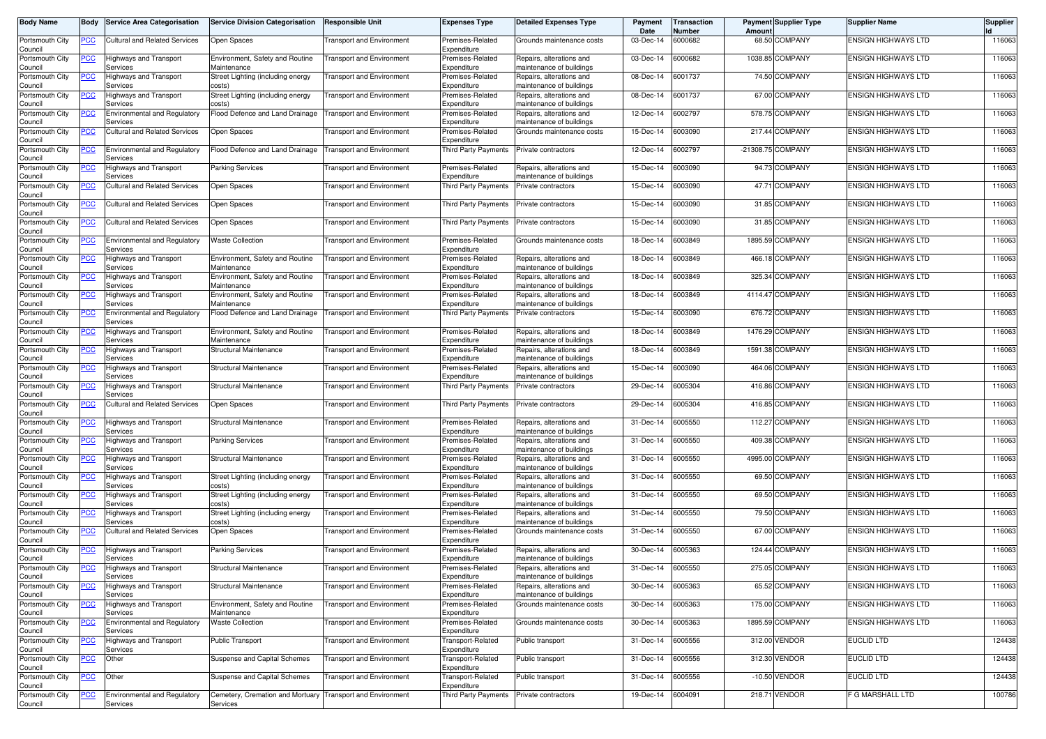| Body Name | Body | Service Area Categorisation | Service Division Categorisation | Responsible Unit | Expenses Type | Detailed Expenses Type | Payment Date | Transaction Number | Payment Amount | Supplier Type | Supplier Name | Supplier Id |
|---|---|---|---|---|---|---|---|---|---|---|---|---|
| Portsmouth City Council | PCC | Cultural and Related Services | Open Spaces | Transport and Environment | Premises-Related Expenditure | Grounds maintenance costs | 03-Dec-14 | 6000682 | 68.50 | COMPANY | ENSIGN HIGHWAYS LTD | 116063 |
| Portsmouth City Council | PCC | Highways and Transport Services | Environment, Safety and Routine Maintenance | Transport and Environment | Premises-Related Expenditure | Repairs, alterations and maintenance of buildings | 03-Dec-14 | 6000682 | 1038.85 | COMPANY | ENSIGN HIGHWAYS LTD | 116063 |
| Portsmouth City Council | PCC | Highways and Transport Services | Street Lighting (including energy costs) | Transport and Environment | Premises-Related Expenditure | Repairs, alterations and maintenance of buildings | 08-Dec-14 | 6001737 | 74.50 | COMPANY | ENSIGN HIGHWAYS LTD | 116063 |
| Portsmouth City Council | PCC | Highways and Transport Services | Street Lighting (including energy costs) | Transport and Environment | Premises-Related Expenditure | Repairs, alterations and maintenance of buildings | 08-Dec-14 | 6001737 | 67.00 | COMPANY | ENSIGN HIGHWAYS LTD | 116063 |
| Portsmouth City Council | PCC | Environmental and Regulatory Services | Flood Defence and Land Drainage | Transport and Environment | Premises-Related Expenditure | Repairs, alterations and maintenance of buildings | 12-Dec-14 | 6002797 | 578.75 | COMPANY | ENSIGN HIGHWAYS LTD | 116063 |
| Portsmouth City Council | PCC | Cultural and Related Services | Open Spaces | Transport and Environment | Premises-Related Expenditure | Grounds maintenance costs | 15-Dec-14 | 6003090 | 217.44 | COMPANY | ENSIGN HIGHWAYS LTD | 116063 |
| Portsmouth City Council | PCC | Environmental and Regulatory Services | Flood Defence and Land Drainage | Transport and Environment | Third Party Payments | Private contractors | 12-Dec-14 | 6002797 | -21308.75 | COMPANY | ENSIGN HIGHWAYS LTD | 116063 |
| Portsmouth City Council | PCC | Highways and Transport Services | Parking Services | Transport and Environment | Premises-Related Expenditure | Repairs, alterations and maintenance of buildings | 15-Dec-14 | 6003090 | 94.73 | COMPANY | ENSIGN HIGHWAYS LTD | 116063 |
| Portsmouth City Council | PCC | Cultural and Related Services | Open Spaces | Transport and Environment | Third Party Payments | Private contractors | 15-Dec-14 | 6003090 | 47.71 | COMPANY | ENSIGN HIGHWAYS LTD | 116063 |
| Portsmouth City Council | PCC | Cultural and Related Services | Open Spaces | Transport and Environment | Third Party Payments | Private contractors | 15-Dec-14 | 6003090 | 31.85 | COMPANY | ENSIGN HIGHWAYS LTD | 116063 |
| Portsmouth City Council | PCC | Cultural and Related Services | Open Spaces | Transport and Environment | Third Party Payments | Private contractors | 15-Dec-14 | 6003090 | 31.85 | COMPANY | ENSIGN HIGHWAYS LTD | 116063 |
| Portsmouth City Council | PCC | Environmental and Regulatory Services | Waste Collection | Transport and Environment | Premises-Related Expenditure | Grounds maintenance costs | 18-Dec-14 | 6003849 | 1895.59 | COMPANY | ENSIGN HIGHWAYS LTD | 116063 |
| Portsmouth City Council | PCC | Highways and Transport Services | Environment, Safety and Routine Maintenance | Transport and Environment | Premises-Related Expenditure | Repairs, alterations and maintenance of buildings | 18-Dec-14 | 6003849 | 466.18 | COMPANY | ENSIGN HIGHWAYS LTD | 116063 |
| Portsmouth City Council | PCC | Highways and Transport Services | Environment, Safety and Routine Maintenance | Transport and Environment | Premises-Related Expenditure | Repairs, alterations and maintenance of buildings | 18-Dec-14 | 6003849 | 325.34 | COMPANY | ENSIGN HIGHWAYS LTD | 116063 |
| Portsmouth City Council | PCC | Highways and Transport Services | Environment, Safety and Routine Maintenance | Transport and Environment | Premises-Related Expenditure | Repairs, alterations and maintenance of buildings | 18-Dec-14 | 6003849 | 4114.47 | COMPANY | ENSIGN HIGHWAYS LTD | 116063 |
| Portsmouth City Council | PCC | Environmental and Regulatory Services | Flood Defence and Land Drainage | Transport and Environment | Third Party Payments | Private contractors | 15-Dec-14 | 6003090 | 676.72 | COMPANY | ENSIGN HIGHWAYS LTD | 116063 |
| Portsmouth City Council | PCC | Highways and Transport Services | Environment, Safety and Routine Maintenance | Transport and Environment | Premises-Related Expenditure | Repairs, alterations and maintenance of buildings | 18-Dec-14 | 6003849 | 1476.29 | COMPANY | ENSIGN HIGHWAYS LTD | 116063 |
| Portsmouth City Council | PCC | Highways and Transport Services | Structural Maintenance | Transport and Environment | Premises-Related Expenditure | Repairs, alterations and maintenance of buildings | 18-Dec-14 | 6003849 | 1591.38 | COMPANY | ENSIGN HIGHWAYS LTD | 116063 |
| Portsmouth City Council | PCC | Highways and Transport Services | Structural Maintenance | Transport and Environment | Premises-Related Expenditure | Repairs, alterations and maintenance of buildings | 15-Dec-14 | 6003090 | 464.06 | COMPANY | ENSIGN HIGHWAYS LTD | 116063 |
| Portsmouth City Council | PCC | Highways and Transport Services | Structural Maintenance | Transport and Environment | Third Party Payments | Private contractors | 29-Dec-14 | 6005304 | 416.86 | COMPANY | ENSIGN HIGHWAYS LTD | 116063 |
| Portsmouth City Council | PCC | Cultural and Related Services | Open Spaces | Transport and Environment | Third Party Payments | Private contractors | 29-Dec-14 | 6005304 | 416.85 | COMPANY | ENSIGN HIGHWAYS LTD | 116063 |
| Portsmouth City Council | PCC | Highways and Transport Services | Structural Maintenance | Transport and Environment | Premises-Related Expenditure | Repairs, alterations and maintenance of buildings | 31-Dec-14 | 6005550 | 112.27 | COMPANY | ENSIGN HIGHWAYS LTD | 116063 |
| Portsmouth City Council | PCC | Highways and Transport Services | Parking Services | Transport and Environment | Premises-Related Expenditure | Repairs, alterations and maintenance of buildings | 31-Dec-14 | 6005550 | 409.38 | COMPANY | ENSIGN HIGHWAYS LTD | 116063 |
| Portsmouth City Council | PCC | Highways and Transport Services | Structural Maintenance | Transport and Environment | Premises-Related Expenditure | Repairs, alterations and maintenance of buildings | 31-Dec-14 | 6005550 | 4995.00 | COMPANY | ENSIGN HIGHWAYS LTD | 116063 |
| Portsmouth City Council | PCC | Highways and Transport Services | Street Lighting (including energy costs) | Transport and Environment | Premises-Related Expenditure | Repairs, alterations and maintenance of buildings | 31-Dec-14 | 6005550 | 69.50 | COMPANY | ENSIGN HIGHWAYS LTD | 116063 |
| Portsmouth City Council | PCC | Highways and Transport Services | Street Lighting (including energy costs) | Transport and Environment | Premises-Related Expenditure | Repairs, alterations and maintenance of buildings | 31-Dec-14 | 6005550 | 69.50 | COMPANY | ENSIGN HIGHWAYS LTD | 116063 |
| Portsmouth City Council | PCC | Highways and Transport Services | Street Lighting (including energy costs) | Transport and Environment | Premises-Related Expenditure | Repairs, alterations and maintenance of buildings | 31-Dec-14 | 6005550 | 79.50 | COMPANY | ENSIGN HIGHWAYS LTD | 116063 |
| Portsmouth City Council | PCC | Cultural and Related Services | Open Spaces | Transport and Environment | Premises-Related Expenditure | Grounds maintenance costs | 31-Dec-14 | 6005550 | 67.00 | COMPANY | ENSIGN HIGHWAYS LTD | 116063 |
| Portsmouth City Council | PCC | Highways and Transport Services | Parking Services | Transport and Environment | Premises-Related Expenditure | Repairs, alterations and maintenance of buildings | 30-Dec-14 | 6005363 | 124.44 | COMPANY | ENSIGN HIGHWAYS LTD | 116063 |
| Portsmouth City Council | PCC | Highways and Transport Services | Structural Maintenance | Transport and Environment | Premises-Related Expenditure | Repairs, alterations and maintenance of buildings | 31-Dec-14 | 6005550 | 275.05 | COMPANY | ENSIGN HIGHWAYS LTD | 116063 |
| Portsmouth City Council | PCC | Highways and Transport Services | Structural Maintenance | Transport and Environment | Premises-Related Expenditure | Repairs, alterations and maintenance of buildings | 30-Dec-14 | 6005363 | 65.52 | COMPANY | ENSIGN HIGHWAYS LTD | 116063 |
| Portsmouth City Council | PCC | Highways and Transport Services | Environment, Safety and Routine Maintenance | Transport and Environment | Premises-Related Expenditure | Grounds maintenance costs | 30-Dec-14 | 6005363 | 175.00 | COMPANY | ENSIGN HIGHWAYS LTD | 116063 |
| Portsmouth City Council | PCC | Environmental and Regulatory Services | Waste Collection | Transport and Environment | Premises-Related Expenditure | Grounds maintenance costs | 30-Dec-14 | 6005363 | 1895.59 | COMPANY | ENSIGN HIGHWAYS LTD | 116063 |
| Portsmouth City Council | PCC | Highways and Transport Services | Public Transport | Transport and Environment | Transport-Related Expenditure | Public transport | 31-Dec-14 | 6005556 | 312.00 | VENDOR | EUCLID LTD | 124438 |
| Portsmouth City Council | PCC | Other | Suspense and Capital Schemes | Transport and Environment | Transport-Related Expenditure | Public transport | 31-Dec-14 | 6005556 | 312.30 | VENDOR | EUCLID LTD | 124438 |
| Portsmouth City Council | PCC | Other | Suspense and Capital Schemes | Transport and Environment | Transport-Related Expenditure | Public transport | 31-Dec-14 | 6005556 | -10.50 | VENDOR | EUCLID LTD | 124438 |
| Portsmouth City Council | PCC | Environmental and Regulatory Services | Cemetery, Cremation and Mortuary Services | Transport and Environment | Third Party Payments | Private contractors | 19-Dec-14 | 6004091 | 218.71 | VENDOR | F G MARSHALL LTD | 100786 |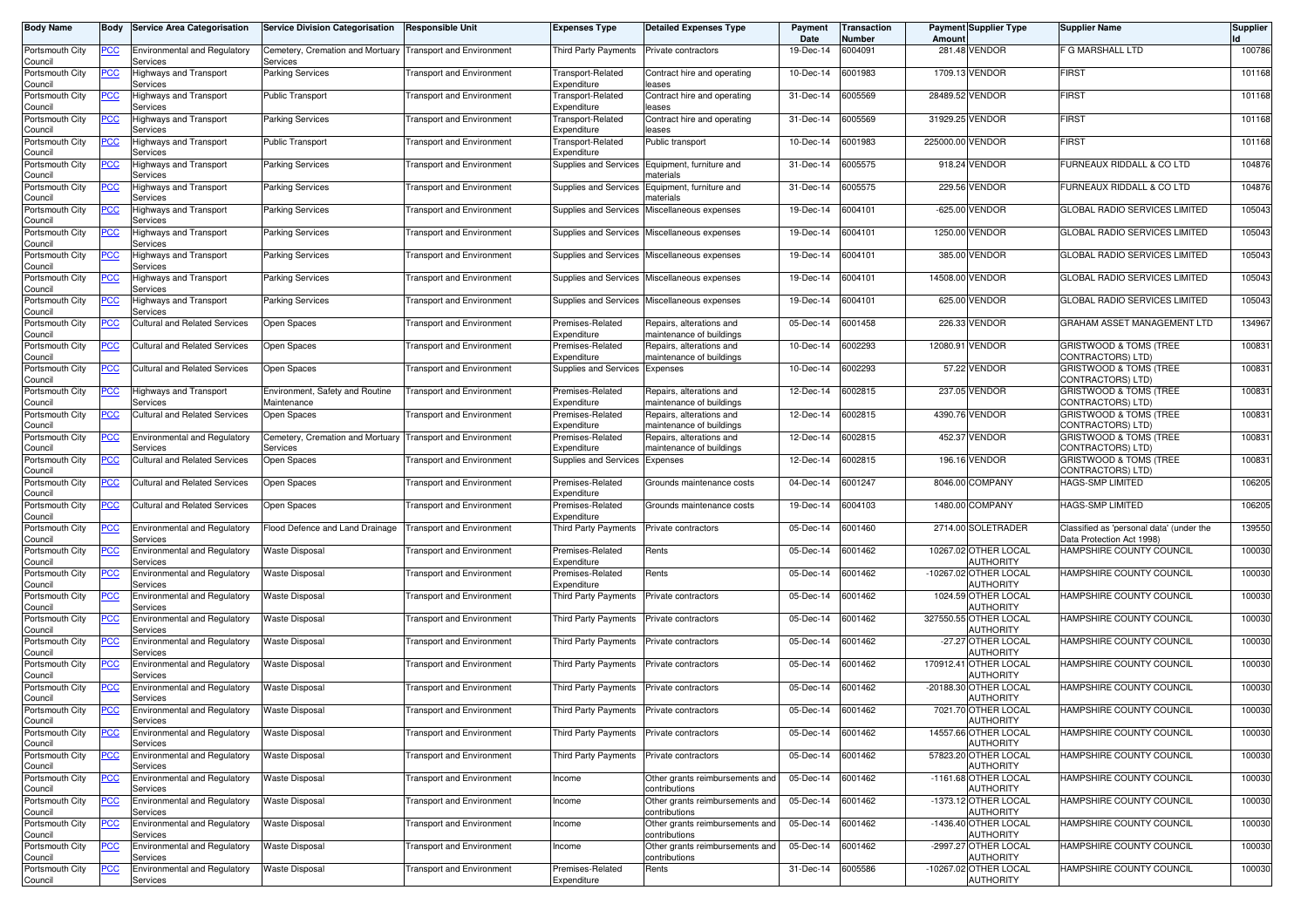| Body Name | Body | Service Area Categorisation | Service Division Categorisation | Responsible Unit | Expenses Type | Detailed Expenses Type | Payment Date | Transaction Number | Payment Amount | Supplier Type | Supplier Name | Supplier Id |
|---|---|---|---|---|---|---|---|---|---|---|---|---|
| Portsmouth City Council | PCC | Environmental and Regulatory Services | Cemetery, Cremation and Mortuary Services | Transport and Environment | Third Party Payments | Private contractors | 19-Dec-14 | 6004091 | 281.48 | VENDOR | F G MARSHALL LTD | 100786 |
| Portsmouth City Council | PCC | Highways and Transport Services | Parking Services | Transport and Environment | Transport-Related Expenditure | Contract hire and operating leases | 10-Dec-14 | 6001983 | 1709.13 | VENDOR | FIRST | 101168 |
| Portsmouth City Council | PCC | Highways and Transport Services | Public Transport | Transport and Environment | Transport-Related Expenditure | Contract hire and operating leases | 31-Dec-14 | 6005569 | 28489.52 | VENDOR | FIRST | 101168 |
| Portsmouth City Council | PCC | Highways and Transport Services | Parking Services | Transport and Environment | Transport-Related Expenditure | Contract hire and operating leases | 31-Dec-14 | 6005569 | 31929.25 | VENDOR | FIRST | 101168 |
| Portsmouth City Council | PCC | Highways and Transport Services | Public Transport | Transport and Environment | Transport-Related Expenditure | Public transport | 10-Dec-14 | 6001983 | 225000.00 | VENDOR | FIRST | 101168 |
| Portsmouth City Council | PCC | Highways and Transport Services | Parking Services | Transport and Environment | Supplies and Services | Equipment, furniture and materials | 31-Dec-14 | 6005575 | 918.24 | VENDOR | FURNEAUX RIDDALL & CO LTD | 104876 |
| Portsmouth City Council | PCC | Highways and Transport Services | Parking Services | Transport and Environment | Supplies and Services | Equipment, furniture and materials | 31-Dec-14 | 6005575 | 229.56 | VENDOR | FURNEAUX RIDDALL & CO LTD | 104876 |
| Portsmouth City Council | PCC | Highways and Transport Services | Parking Services | Transport and Environment | Supplies and Services | Miscellaneous expenses | 19-Dec-14 | 6004101 | -625.00 | VENDOR | GLOBAL RADIO SERVICES LIMITED | 105043 |
| Portsmouth City Council | PCC | Highways and Transport Services | Parking Services | Transport and Environment | Supplies and Services | Miscellaneous expenses | 19-Dec-14 | 6004101 | 1250.00 | VENDOR | GLOBAL RADIO SERVICES LIMITED | 105043 |
| Portsmouth City Council | PCC | Highways and Transport Services | Parking Services | Transport and Environment | Supplies and Services | Miscellaneous expenses | 19-Dec-14 | 6004101 | 385.00 | VENDOR | GLOBAL RADIO SERVICES LIMITED | 105043 |
| Portsmouth City Council | PCC | Highways and Transport Services | Parking Services | Transport and Environment | Supplies and Services | Miscellaneous expenses | 19-Dec-14 | 6004101 | 14508.00 | VENDOR | GLOBAL RADIO SERVICES LIMITED | 105043 |
| Portsmouth City Council | PCC | Highways and Transport Services | Parking Services | Transport and Environment | Supplies and Services | Miscellaneous expenses | 19-Dec-14 | 6004101 | 625.00 | VENDOR | GLOBAL RADIO SERVICES LIMITED | 105043 |
| Portsmouth City Council | PCC | Cultural and Related Services | Open Spaces | Transport and Environment | Premises-Related Expenditure | Repairs, alterations and maintenance of buildings | 05-Dec-14 | 6001458 | 226.33 | VENDOR | GRAHAM ASSET MANAGEMENT LTD | 134967 |
| Portsmouth City Council | PCC | Cultural and Related Services | Open Spaces | Transport and Environment | Premises-Related Expenditure | Repairs, alterations and maintenance of buildings | 10-Dec-14 | 6002293 | 12080.91 | VENDOR | GRISTWOOD & TOMS (TREE CONTRACTORS) LTD) | 100831 |
| Portsmouth City Council | PCC | Cultural and Related Services | Open Spaces | Transport and Environment | Supplies and Services | Expenses | 10-Dec-14 | 6002293 | 57.22 | VENDOR | GRISTWOOD & TOMS (TREE CONTRACTORS) LTD) | 100831 |
| Portsmouth City Council | PCC | Highways and Transport Services | Environment, Safety and Routine Maintenance | Transport and Environment | Premises-Related Expenditure | Repairs, alterations and maintenance of buildings | 12-Dec-14 | 6002815 | 237.05 | VENDOR | GRISTWOOD & TOMS (TREE CONTRACTORS) LTD) | 100831 |
| Portsmouth City Council | PCC | Cultural and Related Services | Open Spaces | Transport and Environment | Premises-Related Expenditure | Repairs, alterations and maintenance of buildings | 12-Dec-14 | 6002815 | 4390.76 | VENDOR | GRISTWOOD & TOMS (TREE CONTRACTORS) LTD) | 100831 |
| Portsmouth City Council | PCC | Environmental and Regulatory Services | Cemetery, Cremation and Mortuary Services | Transport and Environment | Premises-Related Expenditure | Repairs, alterations and maintenance of buildings | 12-Dec-14 | 6002815 | 452.37 | VENDOR | GRISTWOOD & TOMS (TREE CONTRACTORS) LTD) | 100831 |
| Portsmouth City Council | PCC | Cultural and Related Services | Open Spaces | Transport and Environment | Supplies and Services | Expenses | 12-Dec-14 | 6002815 | 196.16 | VENDOR | GRISTWOOD & TOMS (TREE CONTRACTORS) LTD) | 100831 |
| Portsmouth City Council | PCC | Cultural and Related Services | Open Spaces | Transport and Environment | Premises-Related Expenditure | Grounds maintenance costs | 04-Dec-14 | 6001247 | 8046.00 | COMPANY | HAGS-SMP LIMITED | 106205 |
| Portsmouth City Council | PCC | Cultural and Related Services | Open Spaces | Transport and Environment | Premises-Related Expenditure | Grounds maintenance costs | 19-Dec-14 | 6004103 | 1480.00 | COMPANY | HAGS-SMP LIMITED | 106205 |
| Portsmouth City Council | PCC | Environmental and Regulatory Services | Flood Defence and Land Drainage | Transport and Environment | Third Party Payments | Private contractors | 05-Dec-14 | 6001460 | 2714.00 | SOLETRADER | Classified as 'personal data' (under the Data Protection Act 1998) | 139550 |
| Portsmouth City Council | PCC | Environmental and Regulatory Services | Waste Disposal | Transport and Environment | Premises-Related Expenditure | Rents | 05-Dec-14 | 6001462 | 10267.02 | OTHER LOCAL AUTHORITY | HAMPSHIRE COUNTY COUNCIL | 100030 |
| Portsmouth City Council | PCC | Environmental and Regulatory Services | Waste Disposal | Transport and Environment | Premises-Related Expenditure | Rents | 05-Dec-14 | 6001462 | -10267.02 | OTHER LOCAL AUTHORITY | HAMPSHIRE COUNTY COUNCIL | 100030 |
| Portsmouth City Council | PCC | Environmental and Regulatory Services | Waste Disposal | Transport and Environment | Third Party Payments | Private contractors | 05-Dec-14 | 6001462 | 1024.59 | OTHER LOCAL AUTHORITY | HAMPSHIRE COUNTY COUNCIL | 100030 |
| Portsmouth City Council | PCC | Environmental and Regulatory Services | Waste Disposal | Transport and Environment | Third Party Payments | Private contractors | 05-Dec-14 | 6001462 | 327550.55 | OTHER LOCAL AUTHORITY | HAMPSHIRE COUNTY COUNCIL | 100030 |
| Portsmouth City Council | PCC | Environmental and Regulatory Services | Waste Disposal | Transport and Environment | Third Party Payments | Private contractors | 05-Dec-14 | 6001462 | -27.27 | OTHER LOCAL AUTHORITY | HAMPSHIRE COUNTY COUNCIL | 100030 |
| Portsmouth City Council | PCC | Environmental and Regulatory Services | Waste Disposal | Transport and Environment | Third Party Payments | Private contractors | 05-Dec-14 | 6001462 | 170912.41 | OTHER LOCAL AUTHORITY | HAMPSHIRE COUNTY COUNCIL | 100030 |
| Portsmouth City Council | PCC | Environmental and Regulatory Services | Waste Disposal | Transport and Environment | Third Party Payments | Private contractors | 05-Dec-14 | 6001462 | -20188.30 | OTHER LOCAL AUTHORITY | HAMPSHIRE COUNTY COUNCIL | 100030 |
| Portsmouth City Council | PCC | Environmental and Regulatory Services | Waste Disposal | Transport and Environment | Third Party Payments | Private contractors | 05-Dec-14 | 6001462 | 7021.70 | OTHER LOCAL AUTHORITY | HAMPSHIRE COUNTY COUNCIL | 100030 |
| Portsmouth City Council | PCC | Environmental and Regulatory Services | Waste Disposal | Transport and Environment | Third Party Payments | Private contractors | 05-Dec-14 | 6001462 | 14557.66 | OTHER LOCAL AUTHORITY | HAMPSHIRE COUNTY COUNCIL | 100030 |
| Portsmouth City Council | PCC | Environmental and Regulatory Services | Waste Disposal | Transport and Environment | Third Party Payments | Private contractors | 05-Dec-14 | 6001462 | 57823.20 | OTHER LOCAL AUTHORITY | HAMPSHIRE COUNTY COUNCIL | 100030 |
| Portsmouth City Council | PCC | Environmental and Regulatory Services | Waste Disposal | Transport and Environment | Income | Other grants reimbursements and contributions | 05-Dec-14 | 6001462 | -1161.68 | OTHER LOCAL AUTHORITY | HAMPSHIRE COUNTY COUNCIL | 100030 |
| Portsmouth City Council | PCC | Environmental and Regulatory Services | Waste Disposal | Transport and Environment | Income | Other grants reimbursements and contributions | 05-Dec-14 | 6001462 | -1373.12 | OTHER LOCAL AUTHORITY | HAMPSHIRE COUNTY COUNCIL | 100030 |
| Portsmouth City Council | PCC | Environmental and Regulatory Services | Waste Disposal | Transport and Environment | Income | Other grants reimbursements and contributions | 05-Dec-14 | 6001462 | -1436.40 | OTHER LOCAL AUTHORITY | HAMPSHIRE COUNTY COUNCIL | 100030 |
| Portsmouth City Council | PCC | Environmental and Regulatory Services | Waste Disposal | Transport and Environment | Income | Other grants reimbursements and contributions | 05-Dec-14 | 6001462 | -2997.27 | OTHER LOCAL AUTHORITY | HAMPSHIRE COUNTY COUNCIL | 100030 |
| Portsmouth City Council | PCC | Environmental and Regulatory Services | Waste Disposal | Transport and Environment | Premises-Related Expenditure | Rents | 31-Dec-14 | 6005586 | -10267.02 | OTHER LOCAL AUTHORITY | HAMPSHIRE COUNTY COUNCIL | 100030 |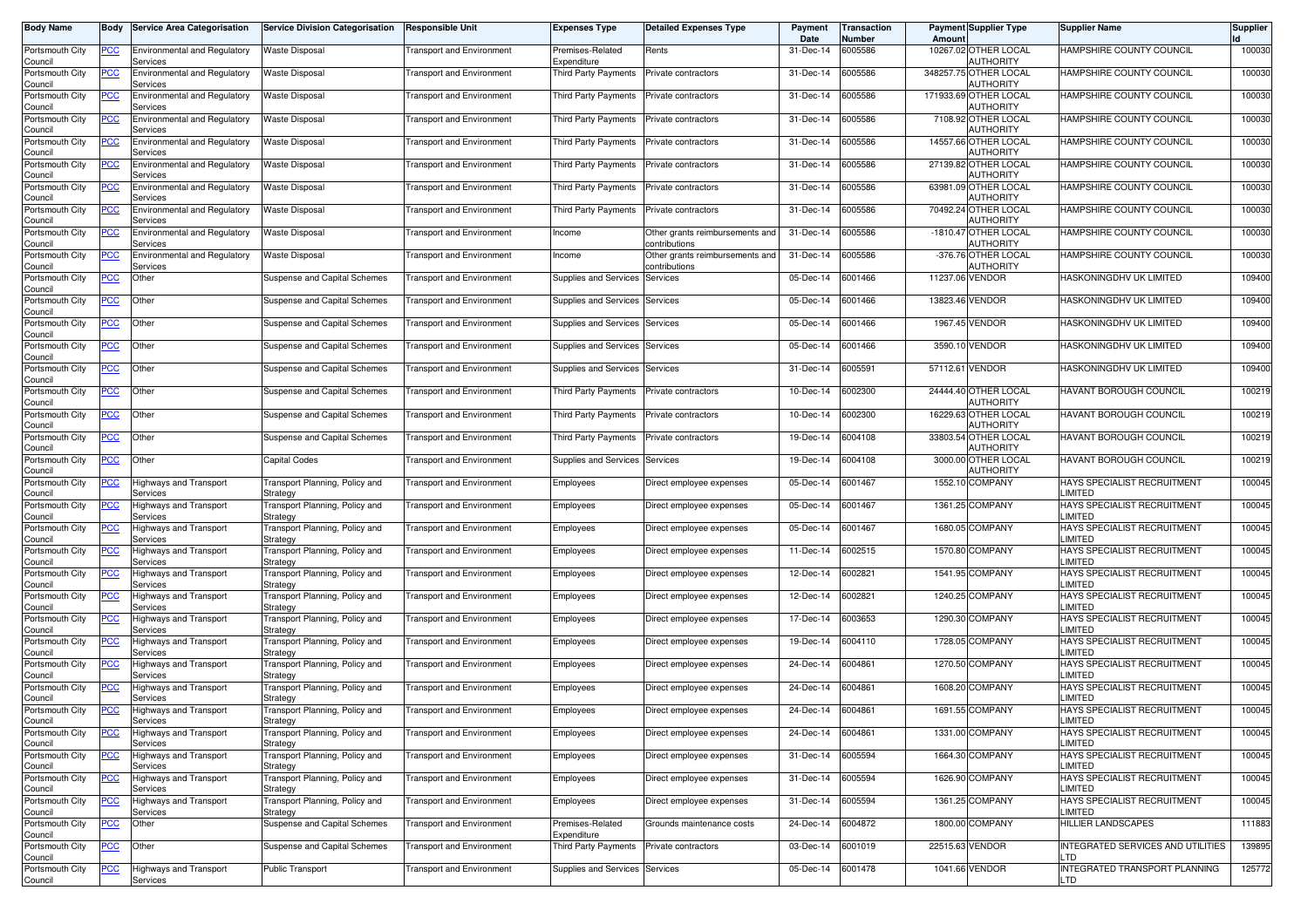| Body Name | Body | Service Area Categorisation | Service Division Categorisation | Responsible Unit | Expenses Type | Detailed Expenses Type | Payment Date | Transaction Number | Payment Amount | Supplier Type | Supplier Name | Supplier Id |
|---|---|---|---|---|---|---|---|---|---|---|---|---|
| Portsmouth City Council | PCC | Environmental and Regulatory Services | Waste Disposal | Transport and Environment | Premises-Related Expenditure | Rents | 31-Dec-14 | 6005586 | 10267.02 | OTHER LOCAL AUTHORITY | HAMPSHIRE COUNTY COUNCIL | 100030 |
| Portsmouth City Council | PCC | Environmental and Regulatory Services | Waste Disposal | Transport and Environment | Third Party Payments | Private contractors | 31-Dec-14 | 6005586 | 348257.75 | OTHER LOCAL AUTHORITY | HAMPSHIRE COUNTY COUNCIL | 100030 |
| Portsmouth City Council | PCC | Environmental and Regulatory Services | Waste Disposal | Transport and Environment | Third Party Payments | Private contractors | 31-Dec-14 | 6005586 | 171933.69 | OTHER LOCAL AUTHORITY | HAMPSHIRE COUNTY COUNCIL | 100030 |
| Portsmouth City Council | PCC | Environmental and Regulatory Services | Waste Disposal | Transport and Environment | Third Party Payments | Private contractors | 31-Dec-14 | 6005586 | 7108.92 | OTHER LOCAL AUTHORITY | HAMPSHIRE COUNTY COUNCIL | 100030 |
| Portsmouth City Council | PCC | Environmental and Regulatory Services | Waste Disposal | Transport and Environment | Third Party Payments | Private contractors | 31-Dec-14 | 6005586 | 14557.66 | OTHER LOCAL AUTHORITY | HAMPSHIRE COUNTY COUNCIL | 100030 |
| Portsmouth City Council | PCC | Environmental and Regulatory Services | Waste Disposal | Transport and Environment | Third Party Payments | Private contractors | 31-Dec-14 | 6005586 | 27139.82 | OTHER LOCAL AUTHORITY | HAMPSHIRE COUNTY COUNCIL | 100030 |
| Portsmouth City Council | PCC | Environmental and Regulatory Services | Waste Disposal | Transport and Environment | Third Party Payments | Private contractors | 31-Dec-14 | 6005586 | 63981.09 | OTHER LOCAL AUTHORITY | HAMPSHIRE COUNTY COUNCIL | 100030 |
| Portsmouth City Council | PCC | Environmental and Regulatory Services | Waste Disposal | Transport and Environment | Third Party Payments | Private contractors | 31-Dec-14 | 6005586 | 70492.24 | OTHER LOCAL AUTHORITY | HAMPSHIRE COUNTY COUNCIL | 100030 |
| Portsmouth City Council | PCC | Environmental and Regulatory Services | Waste Disposal | Transport and Environment | Income | Other grants reimbursements and contributions | 31-Dec-14 | 6005586 | -1810.47 | OTHER LOCAL AUTHORITY | HAMPSHIRE COUNTY COUNCIL | 100030 |
| Portsmouth City Council | PCC | Environmental and Regulatory Services | Waste Disposal | Transport and Environment | Income | Other grants reimbursements and contributions | 31-Dec-14 | 6005586 | -376.76 | OTHER LOCAL AUTHORITY | HAMPSHIRE COUNTY COUNCIL | 100030 |
| Portsmouth City Council | PCC | Other | Suspense and Capital Schemes | Transport and Environment | Supplies and Services | Services | 05-Dec-14 | 6001466 | 11237.06 | VENDOR | HASKONINGDHV UK LIMITED | 109400 |
| Portsmouth City Council | PCC | Other | Suspense and Capital Schemes | Transport and Environment | Supplies and Services | Services | 05-Dec-14 | 6001466 | 13823.46 | VENDOR | HASKONINGDHV UK LIMITED | 109400 |
| Portsmouth City Council | PCC | Other | Suspense and Capital Schemes | Transport and Environment | Supplies and Services | Services | 05-Dec-14 | 6001466 | 1967.45 | VENDOR | HASKONINGDHV UK LIMITED | 109400 |
| Portsmouth City Council | PCC | Other | Suspense and Capital Schemes | Transport and Environment | Supplies and Services | Services | 05-Dec-14 | 6001466 | 3590.10 | VENDOR | HASKONINGDHV UK LIMITED | 109400 |
| Portsmouth City Council | PCC | Other | Suspense and Capital Schemes | Transport and Environment | Supplies and Services | Services | 31-Dec-14 | 6005591 | 57112.61 | VENDOR | HASKONINGDHV UK LIMITED | 109400 |
| Portsmouth City Council | PCC | Other | Suspense and Capital Schemes | Transport and Environment | Third Party Payments | Private contractors | 10-Dec-14 | 6002300 | 24444.40 | OTHER LOCAL AUTHORITY | HAVANT BOROUGH COUNCIL | 100219 |
| Portsmouth City Council | PCC | Other | Suspense and Capital Schemes | Transport and Environment | Third Party Payments | Private contractors | 10-Dec-14 | 6002300 | 16229.63 | OTHER LOCAL AUTHORITY | HAVANT BOROUGH COUNCIL | 100219 |
| Portsmouth City Council | PCC | Other | Suspense and Capital Schemes | Transport and Environment | Third Party Payments | Private contractors | 19-Dec-14 | 6004108 | 33803.54 | OTHER LOCAL AUTHORITY | HAVANT BOROUGH COUNCIL | 100219 |
| Portsmouth City Council | PCC | Other | Capital Codes | Transport and Environment | Supplies and Services | Services | 19-Dec-14 | 6004108 | 3000.00 | OTHER LOCAL AUTHORITY | HAVANT BOROUGH COUNCIL | 100219 |
| Portsmouth City Council | PCC | Highways and Transport Services | Transport Planning, Policy and Strategy | Transport and Environment | Employees | Direct employee expenses | 05-Dec-14 | 6001467 | 1552.10 | COMPANY | HAYS SPECIALIST RECRUITMENT LIMITED | 100045 |
| Portsmouth City Council | PCC | Highways and Transport Services | Transport Planning, Policy and Strategy | Transport and Environment | Employees | Direct employee expenses | 05-Dec-14 | 6001467 | 1361.25 | COMPANY | HAYS SPECIALIST RECRUITMENT LIMITED | 100045 |
| Portsmouth City Council | PCC | Highways and Transport Services | Transport Planning, Policy and Strategy | Transport and Environment | Employees | Direct employee expenses | 05-Dec-14 | 6001467 | 1680.05 | COMPANY | HAYS SPECIALIST RECRUITMENT LIMITED | 100045 |
| Portsmouth City Council | PCC | Highways and Transport Services | Transport Planning, Policy and Strategy | Transport and Environment | Employees | Direct employee expenses | 11-Dec-14 | 6002515 | 1570.80 | COMPANY | HAYS SPECIALIST RECRUITMENT LIMITED | 100045 |
| Portsmouth City Council | PCC | Highways and Transport Services | Transport Planning, Policy and Strategy | Transport and Environment | Employees | Direct employee expenses | 12-Dec-14 | 6002821 | 1541.95 | COMPANY | HAYS SPECIALIST RECRUITMENT LIMITED | 100045 |
| Portsmouth City Council | PCC | Highways and Transport Services | Transport Planning, Policy and Strategy | Transport and Environment | Employees | Direct employee expenses | 12-Dec-14 | 6002821 | 1240.25 | COMPANY | HAYS SPECIALIST RECRUITMENT LIMITED | 100045 |
| Portsmouth City Council | PCC | Highways and Transport Services | Transport Planning, Policy and Strategy | Transport and Environment | Employees | Direct employee expenses | 17-Dec-14 | 6003653 | 1290.30 | COMPANY | HAYS SPECIALIST RECRUITMENT LIMITED | 100045 |
| Portsmouth City Council | PCC | Highways and Transport Services | Transport Planning, Policy and Strategy | Transport and Environment | Employees | Direct employee expenses | 19-Dec-14 | 6004110 | 1728.05 | COMPANY | HAYS SPECIALIST RECRUITMENT LIMITED | 100045 |
| Portsmouth City Council | PCC | Highways and Transport Services | Transport Planning, Policy and Strategy | Transport and Environment | Employees | Direct employee expenses | 24-Dec-14 | 6004861 | 1270.50 | COMPANY | HAYS SPECIALIST RECRUITMENT LIMITED | 100045 |
| Portsmouth City Council | PCC | Highways and Transport Services | Transport Planning, Policy and Strategy | Transport and Environment | Employees | Direct employee expenses | 24-Dec-14 | 6004861 | 1608.20 | COMPANY | HAYS SPECIALIST RECRUITMENT LIMITED | 100045 |
| Portsmouth City Council | PCC | Highways and Transport Services | Transport Planning, Policy and Strategy | Transport and Environment | Employees | Direct employee expenses | 24-Dec-14 | 6004861 | 1691.55 | COMPANY | HAYS SPECIALIST RECRUITMENT LIMITED | 100045 |
| Portsmouth City Council | PCC | Highways and Transport Services | Transport Planning, Policy and Strategy | Transport and Environment | Employees | Direct employee expenses | 24-Dec-14 | 6004861 | 1331.00 | COMPANY | HAYS SPECIALIST RECRUITMENT LIMITED | 100045 |
| Portsmouth City Council | PCC | Highways and Transport Services | Transport Planning, Policy and Strategy | Transport and Environment | Employees | Direct employee expenses | 31-Dec-14 | 6005594 | 1664.30 | COMPANY | HAYS SPECIALIST RECRUITMENT LIMITED | 100045 |
| Portsmouth City Council | PCC | Highways and Transport Services | Transport Planning, Policy and Strategy | Transport and Environment | Employees | Direct employee expenses | 31-Dec-14 | 6005594 | 1626.90 | COMPANY | HAYS SPECIALIST RECRUITMENT LIMITED | 100045 |
| Portsmouth City Council | PCC | Highways and Transport Services | Transport Planning, Policy and Strategy | Transport and Environment | Employees | Direct employee expenses | 31-Dec-14 | 6005594 | 1361.25 | COMPANY | HAYS SPECIALIST RECRUITMENT LIMITED | 100045 |
| Portsmouth City Council | PCC | Other | Suspense and Capital Schemes | Transport and Environment | Premises-Related Expenditure | Grounds maintenance costs | 24-Dec-14 | 6004872 | 1800.00 | COMPANY | HILLIER LANDSCAPES | 111883 |
| Portsmouth City Council | PCC | Other | Suspense and Capital Schemes | Transport and Environment | Third Party Payments | Private contractors | 03-Dec-14 | 6001019 | 22515.63 | VENDOR | INTEGRATED SERVICES AND UTILITIES LTD | 139895 |
| Portsmouth City Council | PCC | Highways and Transport Services | Public Transport | Transport and Environment | Supplies and Services | Services | 05-Dec-14 | 6001478 | 1041.66 | VENDOR | INTEGRATED TRANSPORT PLANNING LTD | 125772 |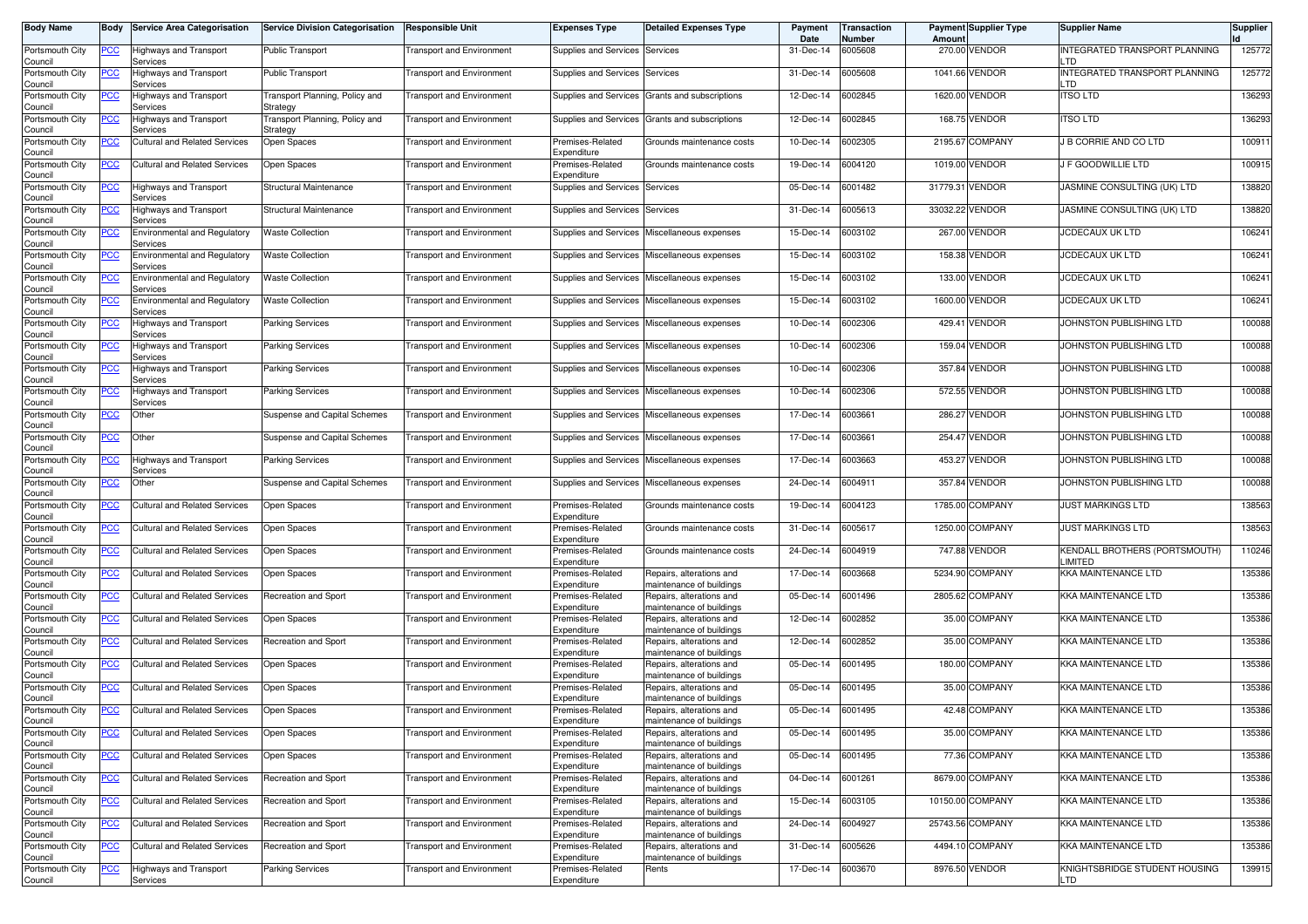| Body Name | Body | Service Area Categorisation | Service Division Categorisation | Responsible Unit | Expenses Type | Detailed Expenses Type | Payment Date | Transaction Number | Payment Amount | Supplier Type | Supplier Name | Supplier Id |
|---|---|---|---|---|---|---|---|---|---|---|---|---|
| Portsmouth City Council | PCC | Highways and Transport Services | Public Transport | Transport and Environment | Supplies and Services | Services | 31-Dec-14 | 6005608 | 270.00 | VENDOR | INTEGRATED TRANSPORT PLANNING LTD | 125772 |
| Portsmouth City Council | PCC | Highways and Transport Services | Public Transport | Transport and Environment | Supplies and Services | Services | 31-Dec-14 | 6005608 | 1041.66 | VENDOR | INTEGRATED TRANSPORT PLANNING LTD | 125772 |
| Portsmouth City Council | PCC | Highways and Transport Services | Transport Planning, Policy and Strategy | Transport and Environment | Supplies and Services | Grants and subscriptions | 12-Dec-14 | 6002845 | 1620.00 | VENDOR | ITSO LTD | 136293 |
| Portsmouth City Council | PCC | Highways and Transport Services | Transport Planning, Policy and Strategy | Transport and Environment | Supplies and Services | Grants and subscriptions | 12-Dec-14 | 6002845 | 168.75 | VENDOR | ITSO LTD | 136293 |
| Portsmouth City Council | PCC | Cultural and Related Services | Open Spaces | Transport and Environment | Premises-Related Expenditure | Grounds maintenance costs | 10-Dec-14 | 6002305 | 2195.67 | COMPANY | J B CORRIE AND CO LTD | 100911 |
| Portsmouth City Council | PCC | Cultural and Related Services | Open Spaces | Transport and Environment | Premises-Related Expenditure | Grounds maintenance costs | 19-Dec-14 | 6004120 | 1019.00 | VENDOR | J F GOODWILLIE LTD | 100915 |
| Portsmouth City Council | PCC | Highways and Transport Services | Structural Maintenance | Transport and Environment | Supplies and Services | Services | 05-Dec-14 | 6001482 | 31779.31 | VENDOR | JASMINE CONSULTING (UK) LTD | 138820 |
| Portsmouth City Council | PCC | Highways and Transport Services | Structural Maintenance | Transport and Environment | Supplies and Services | Services | 31-Dec-14 | 6005613 | 33032.22 | VENDOR | JASMINE CONSULTING (UK) LTD | 138820 |
| Portsmouth City Council | PCC | Environmental and Regulatory Services | Waste Collection | Transport and Environment | Supplies and Services | Miscellaneous expenses | 15-Dec-14 | 6003102 | 267.00 | VENDOR | JCDECAUX UK LTD | 106241 |
| Portsmouth City Council | PCC | Environmental and Regulatory Services | Waste Collection | Transport and Environment | Supplies and Services | Miscellaneous expenses | 15-Dec-14 | 6003102 | 158.38 | VENDOR | JCDECAUX UK LTD | 106241 |
| Portsmouth City Council | PCC | Environmental and Regulatory Services | Waste Collection | Transport and Environment | Supplies and Services | Miscellaneous expenses | 15-Dec-14 | 6003102 | 133.00 | VENDOR | JCDECAUX UK LTD | 106241 |
| Portsmouth City Council | PCC | Environmental and Regulatory Services | Waste Collection | Transport and Environment | Supplies and Services | Miscellaneous expenses | 15-Dec-14 | 6003102 | 1600.00 | VENDOR | JCDECAUX UK LTD | 106241 |
| Portsmouth City Council | PCC | Highways and Transport Services | Parking Services | Transport and Environment | Supplies and Services | Miscellaneous expenses | 10-Dec-14 | 6002306 | 429.41 | VENDOR | JOHNSTON PUBLISHING LTD | 100088 |
| Portsmouth City Council | PCC | Highways and Transport Services | Parking Services | Transport and Environment | Supplies and Services | Miscellaneous expenses | 10-Dec-14 | 6002306 | 159.04 | VENDOR | JOHNSTON PUBLISHING LTD | 100088 |
| Portsmouth City Council | PCC | Highways and Transport Services | Parking Services | Transport and Environment | Supplies and Services | Miscellaneous expenses | 10-Dec-14 | 6002306 | 357.84 | VENDOR | JOHNSTON PUBLISHING LTD | 100088 |
| Portsmouth City Council | PCC | Highways and Transport Services | Parking Services | Transport and Environment | Supplies and Services | Miscellaneous expenses | 10-Dec-14 | 6002306 | 572.55 | VENDOR | JOHNSTON PUBLISHING LTD | 100088 |
| Portsmouth City Council | PCC | Other | Suspense and Capital Schemes | Transport and Environment | Supplies and Services | Miscellaneous expenses | 17-Dec-14 | 6003661 | 286.27 | VENDOR | JOHNSTON PUBLISHING LTD | 100088 |
| Portsmouth City Council | PCC | Other | Suspense and Capital Schemes | Transport and Environment | Supplies and Services | Miscellaneous expenses | 17-Dec-14 | 6003661 | 254.47 | VENDOR | JOHNSTON PUBLISHING LTD | 100088 |
| Portsmouth City Council | PCC | Highways and Transport Services | Parking Services | Transport and Environment | Supplies and Services | Miscellaneous expenses | 17-Dec-14 | 6003663 | 453.27 | VENDOR | JOHNSTON PUBLISHING LTD | 100088 |
| Portsmouth City Council | PCC | Other | Suspense and Capital Schemes | Transport and Environment | Supplies and Services | Miscellaneous expenses | 24-Dec-14 | 6004911 | 357.84 | VENDOR | JOHNSTON PUBLISHING LTD | 100088 |
| Portsmouth City Council | PCC | Cultural and Related Services | Open Spaces | Transport and Environment | Premises-Related Expenditure | Grounds maintenance costs | 19-Dec-14 | 6004123 | 1785.00 | COMPANY | JUST MARKINGS LTD | 138563 |
| Portsmouth City Council | PCC | Cultural and Related Services | Open Spaces | Transport and Environment | Premises-Related Expenditure | Grounds maintenance costs | 31-Dec-14 | 6005617 | 1250.00 | COMPANY | JUST MARKINGS LTD | 138563 |
| Portsmouth City Council | PCC | Cultural and Related Services | Open Spaces | Transport and Environment | Premises-Related Expenditure | Grounds maintenance costs | 24-Dec-14 | 6004919 | 747.88 | VENDOR | KENDALL BROTHERS (PORTSMOUTH) LIMITED | 110246 |
| Portsmouth City Council | PCC | Cultural and Related Services | Open Spaces | Transport and Environment | Premises-Related Expenditure | Repairs, alterations and maintenance of buildings | 17-Dec-14 | 6003668 | 5234.90 | COMPANY | KKA MAINTENANCE LTD | 135386 |
| Portsmouth City Council | PCC | Cultural and Related Services | Recreation and Sport | Transport and Environment | Premises-Related Expenditure | Repairs, alterations and maintenance of buildings | 05-Dec-14 | 6001496 | 2805.62 | COMPANY | KKA MAINTENANCE LTD | 135386 |
| Portsmouth City Council | PCC | Cultural and Related Services | Open Spaces | Transport and Environment | Premises-Related Expenditure | Repairs, alterations and maintenance of buildings | 12-Dec-14 | 6002852 | 35.00 | COMPANY | KKA MAINTENANCE LTD | 135386 |
| Portsmouth City Council | PCC | Cultural and Related Services | Recreation and Sport | Transport and Environment | Premises-Related Expenditure | Repairs, alterations and maintenance of buildings | 12-Dec-14 | 6002852 | 35.00 | COMPANY | KKA MAINTENANCE LTD | 135386 |
| Portsmouth City Council | PCC | Cultural and Related Services | Open Spaces | Transport and Environment | Premises-Related Expenditure | Repairs, alterations and maintenance of buildings | 05-Dec-14 | 6001495 | 180.00 | COMPANY | KKA MAINTENANCE LTD | 135386 |
| Portsmouth City Council | PCC | Cultural and Related Services | Open Spaces | Transport and Environment | Premises-Related Expenditure | Repairs, alterations and maintenance of buildings | 05-Dec-14 | 6001495 | 35.00 | COMPANY | KKA MAINTENANCE LTD | 135386 |
| Portsmouth City Council | PCC | Cultural and Related Services | Open Spaces | Transport and Environment | Premises-Related Expenditure | Repairs, alterations and maintenance of buildings | 05-Dec-14 | 6001495 | 42.48 | COMPANY | KKA MAINTENANCE LTD | 135386 |
| Portsmouth City Council | PCC | Cultural and Related Services | Open Spaces | Transport and Environment | Premises-Related Expenditure | Repairs, alterations and maintenance of buildings | 05-Dec-14 | 6001495 | 35.00 | COMPANY | KKA MAINTENANCE LTD | 135386 |
| Portsmouth City Council | PCC | Cultural and Related Services | Open Spaces | Transport and Environment | Premises-Related Expenditure | Repairs, alterations and maintenance of buildings | 05-Dec-14 | 6001495 | 77.36 | COMPANY | KKA MAINTENANCE LTD | 135386 |
| Portsmouth City Council | PCC | Cultural and Related Services | Recreation and Sport | Transport and Environment | Premises-Related Expenditure | Repairs, alterations and maintenance of buildings | 04-Dec-14 | 6001261 | 8679.00 | COMPANY | KKA MAINTENANCE LTD | 135386 |
| Portsmouth City Council | PCC | Cultural and Related Services | Recreation and Sport | Transport and Environment | Premises-Related Expenditure | Repairs, alterations and maintenance of buildings | 15-Dec-14 | 6003105 | 10150.00 | COMPANY | KKA MAINTENANCE LTD | 135386 |
| Portsmouth City Council | PCC | Cultural and Related Services | Recreation and Sport | Transport and Environment | Premises-Related Expenditure | Repairs, alterations and maintenance of buildings | 24-Dec-14 | 6004927 | 25743.56 | COMPANY | KKA MAINTENANCE LTD | 135386 |
| Portsmouth City Council | PCC | Cultural and Related Services | Recreation and Sport | Transport and Environment | Premises-Related Expenditure | Repairs, alterations and maintenance of buildings | 31-Dec-14 | 6005626 | 4494.10 | COMPANY | KKA MAINTENANCE LTD | 135386 |
| Portsmouth City Council | PCC | Highways and Transport Services | Parking Services | Transport and Environment | Premises-Related Expenditure | Rents | 17-Dec-14 | 6003670 | 8976.50 | VENDOR | KNIGHTSBRIDGE STUDENT HOUSING LTD | 139915 |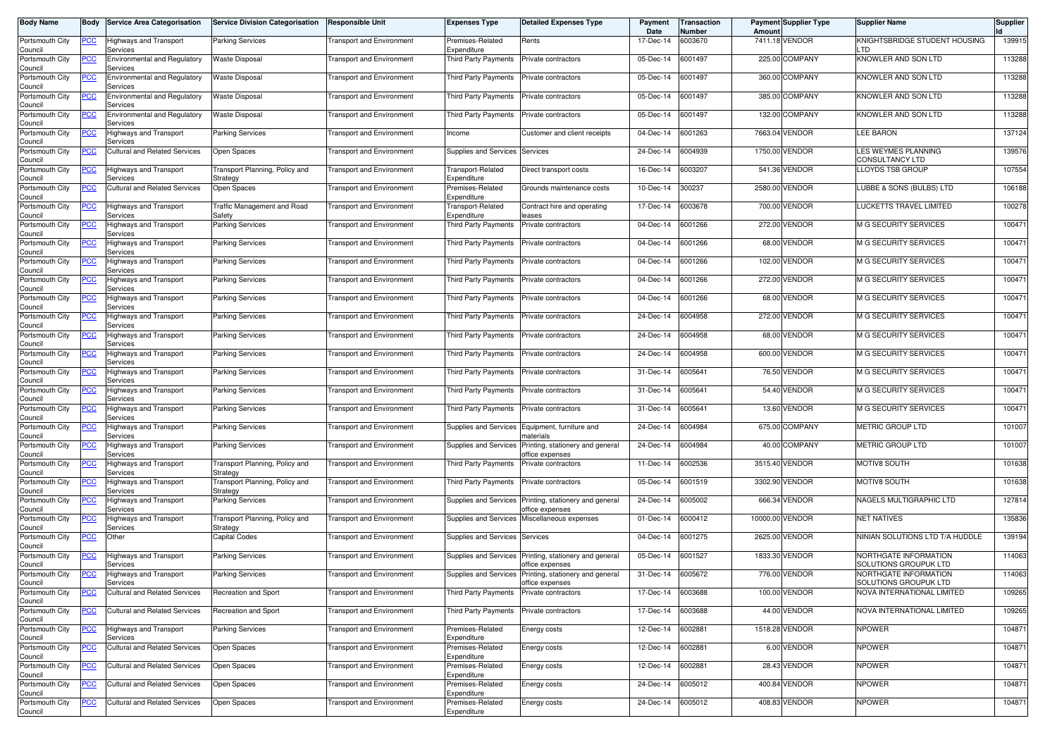| Body Name | Body | Service Area Categorisation | Service Division Categorisation | Responsible Unit | Expenses Type | Detailed Expenses Type | Payment Date | Transaction Number | Payment Amount | Supplier Type | Supplier Name | Supplier Id |
|---|---|---|---|---|---|---|---|---|---|---|---|---|
| Portsmouth City Council | PCC | Highways and Transport Services | Parking Services | Transport and Environment | Premises-Related Expenditure | Rents | 17-Dec-14 | 6003670 | 7411.18 | VENDOR | KNIGHTSBRIDGE STUDENT HOUSING LTD | 139915 |
| Portsmouth City Council | PCC | Environmental and Regulatory Services | Waste Disposal | Transport and Environment | Third Party Payments | Private contractors | 05-Dec-14 | 6001497 | 225.00 | COMPANY | KNOWLER AND SON LTD | 113288 |
| Portsmouth City Council | PCC | Environmental and Regulatory Services | Waste Disposal | Transport and Environment | Third Party Payments | Private contractors | 05-Dec-14 | 6001497 | 360.00 | COMPANY | KNOWLER AND SON LTD | 113288 |
| Portsmouth City Council | PCC | Environmental and Regulatory Services | Waste Disposal | Transport and Environment | Third Party Payments | Private contractors | 05-Dec-14 | 6001497 | 385.00 | COMPANY | KNOWLER AND SON LTD | 113288 |
| Portsmouth City Council | PCC | Environmental and Regulatory Services | Waste Disposal | Transport and Environment | Third Party Payments | Private contractors | 05-Dec-14 | 6001497 | 132.00 | COMPANY | KNOWLER AND SON LTD | 113288 |
| Portsmouth City Council | PCC | Highways and Transport Services | Parking Services | Transport and Environment | Income | Customer and client receipts | 04-Dec-14 | 6001263 | 7663.04 | VENDOR | LEE BARON | 137124 |
| Portsmouth City Council | PCC | Cultural and Related Services | Open Spaces | Transport and Environment | Supplies and Services | Services | 24-Dec-14 | 6004939 | 1750.00 | VENDOR | LES WEYMES PLANNING CONSULTANCY LTD | 139576 |
| Portsmouth City Council | PCC | Highways and Transport Services | Transport Planning, Policy and Strategy | Transport and Environment | Transport-Related Expenditure | Direct transport costs | 16-Dec-14 | 6003207 | 541.36 | VENDOR | LLOYDS TSB GROUP | 107554 |
| Portsmouth City Council | PCC | Cultural and Related Services | Open Spaces | Transport and Environment | Premises-Related Expenditure | Grounds maintenance costs | 10-Dec-14 | 300237 | 2580.00 | VENDOR | LUBBE & SONS (BULBS) LTD | 106188 |
| Portsmouth City Council | PCC | Highways and Transport Services | Traffic Management and Road Safety | Transport and Environment | Transport-Related Expenditure | Contract hire and operating leases | 17-Dec-14 | 6003678 | 700.00 | VENDOR | LUCKETTS TRAVEL LIMITED | 100278 |
| Portsmouth City Council | PCC | Highways and Transport Services | Parking Services | Transport and Environment | Third Party Payments | Private contractors | 04-Dec-14 | 6001266 | 272.00 | VENDOR | M G SECURITY SERVICES | 100471 |
| Portsmouth City Council | PCC | Highways and Transport Services | Parking Services | Transport and Environment | Third Party Payments | Private contractors | 04-Dec-14 | 6001266 | 68.00 | VENDOR | M G SECURITY SERVICES | 100471 |
| Portsmouth City Council | PCC | Highways and Transport Services | Parking Services | Transport and Environment | Third Party Payments | Private contractors | 04-Dec-14 | 6001266 | 102.00 | VENDOR | M G SECURITY SERVICES | 100471 |
| Portsmouth City Council | PCC | Highways and Transport Services | Parking Services | Transport and Environment | Third Party Payments | Private contractors | 04-Dec-14 | 6001266 | 272.00 | VENDOR | M G SECURITY SERVICES | 100471 |
| Portsmouth City Council | PCC | Highways and Transport Services | Parking Services | Transport and Environment | Third Party Payments | Private contractors | 04-Dec-14 | 6001266 | 68.00 | VENDOR | M G SECURITY SERVICES | 100471 |
| Portsmouth City Council | PCC | Highways and Transport Services | Parking Services | Transport and Environment | Third Party Payments | Private contractors | 24-Dec-14 | 6004958 | 272.00 | VENDOR | M G SECURITY SERVICES | 100471 |
| Portsmouth City Council | PCC | Highways and Transport Services | Parking Services | Transport and Environment | Third Party Payments | Private contractors | 24-Dec-14 | 6004958 | 68.00 | VENDOR | M G SECURITY SERVICES | 100471 |
| Portsmouth City Council | PCC | Highways and Transport Services | Parking Services | Transport and Environment | Third Party Payments | Private contractors | 24-Dec-14 | 6004958 | 600.00 | VENDOR | M G SECURITY SERVICES | 100471 |
| Portsmouth City Council | PCC | Highways and Transport Services | Parking Services | Transport and Environment | Third Party Payments | Private contractors | 31-Dec-14 | 6005641 | 76.50 | VENDOR | M G SECURITY SERVICES | 100471 |
| Portsmouth City Council | PCC | Highways and Transport Services | Parking Services | Transport and Environment | Third Party Payments | Private contractors | 31-Dec-14 | 6005641 | 54.40 | VENDOR | M G SECURITY SERVICES | 100471 |
| Portsmouth City Council | PCC | Highways and Transport Services | Parking Services | Transport and Environment | Third Party Payments | Private contractors | 31-Dec-14 | 6005641 | 13.60 | VENDOR | M G SECURITY SERVICES | 100471 |
| Portsmouth City Council | PCC | Highways and Transport Services | Parking Services | Transport and Environment | Supplies and Services | Equipment, furniture and materials | 24-Dec-14 | 6004984 | 675.00 | COMPANY | METRIC GROUP LTD | 101007 |
| Portsmouth City Council | PCC | Highways and Transport Services | Parking Services | Transport and Environment | Supplies and Services | Printing, stationery and general office expenses | 24-Dec-14 | 6004984 | 40.00 | COMPANY | METRIC GROUP LTD | 101007 |
| Portsmouth City Council | PCC | Highways and Transport Services | Transport Planning, Policy and Strategy | Transport and Environment | Third Party Payments | Private contractors | 11-Dec-14 | 6002536 | 3515.40 | VENDOR | MOTIV8 SOUTH | 101638 |
| Portsmouth City Council | PCC | Highways and Transport Services | Transport Planning, Policy and Strategy | Transport and Environment | Third Party Payments | Private contractors | 05-Dec-14 | 6001519 | 3302.90 | VENDOR | MOTIV8 SOUTH | 101638 |
| Portsmouth City Council | PCC | Highways and Transport Services | Parking Services | Transport and Environment | Supplies and Services | Printing, stationery and general office expenses | 24-Dec-14 | 6005002 | 666.34 | VENDOR | NAGELS MULTIGRAPHIC LTD | 127814 |
| Portsmouth City Council | PCC | Highways and Transport Services | Transport Planning, Policy and Strategy | Transport and Environment | Supplies and Services | Miscellaneous expenses | 01-Dec-14 | 6000412 | 10000.00 | VENDOR | NET NATIVES | 135836 |
| Portsmouth City Council | PCC | Other | Capital Codes | Transport and Environment | Supplies and Services | Services | 04-Dec-14 | 6001275 | 2625.00 | VENDOR | NINIAN SOLUTIONS LTD T/A HUDDLE | 139194 |
| Portsmouth City Council | PCC | Highways and Transport Services | Parking Services | Transport and Environment | Supplies and Services | Printing, stationery and general office expenses | 05-Dec-14 | 6001527 | 1833.30 | VENDOR | NORTHGATE INFORMATION SOLUTIONS GROUPUK LTD | 114063 |
| Portsmouth City Council | PCC | Highways and Transport Services | Parking Services | Transport and Environment | Supplies and Services | Printing, stationery and general office expenses | 31-Dec-14 | 6005672 | 776.00 | VENDOR | NORTHGATE INFORMATION SOLUTIONS GROUPUK LTD | 114063 |
| Portsmouth City Council | PCC | Cultural and Related Services | Recreation and Sport | Transport and Environment | Third Party Payments | Private contractors | 17-Dec-14 | 6003688 | 100.00 | VENDOR | NOVA INTERNATIONAL LIMITED | 109265 |
| Portsmouth City Council | PCC | Cultural and Related Services | Recreation and Sport | Transport and Environment | Third Party Payments | Private contractors | 17-Dec-14 | 6003688 | 44.00 | VENDOR | NOVA INTERNATIONAL LIMITED | 109265 |
| Portsmouth City Council | PCC | Highways and Transport Services | Parking Services | Transport and Environment | Premises-Related Expenditure | Energy costs | 12-Dec-14 | 6002881 | 1518.28 | VENDOR | NPOWER | 104871 |
| Portsmouth City Council | PCC | Cultural and Related Services | Open Spaces | Transport and Environment | Premises-Related Expenditure | Energy costs | 12-Dec-14 | 6002881 | 6.00 | VENDOR | NPOWER | 104871 |
| Portsmouth City Council | PCC | Cultural and Related Services | Open Spaces | Transport and Environment | Premises-Related Expenditure | Energy costs | 12-Dec-14 | 6002881 | 28.43 | VENDOR | NPOWER | 104871 |
| Portsmouth City Council | PCC | Cultural and Related Services | Open Spaces | Transport and Environment | Premises-Related Expenditure | Energy costs | 24-Dec-14 | 6005012 | 400.84 | VENDOR | NPOWER | 104871 |
| Portsmouth City Council | PCC | Cultural and Related Services | Open Spaces | Transport and Environment | Premises-Related Expenditure | Energy costs | 24-Dec-14 | 6005012 | 408.83 | VENDOR | NPOWER | 104871 |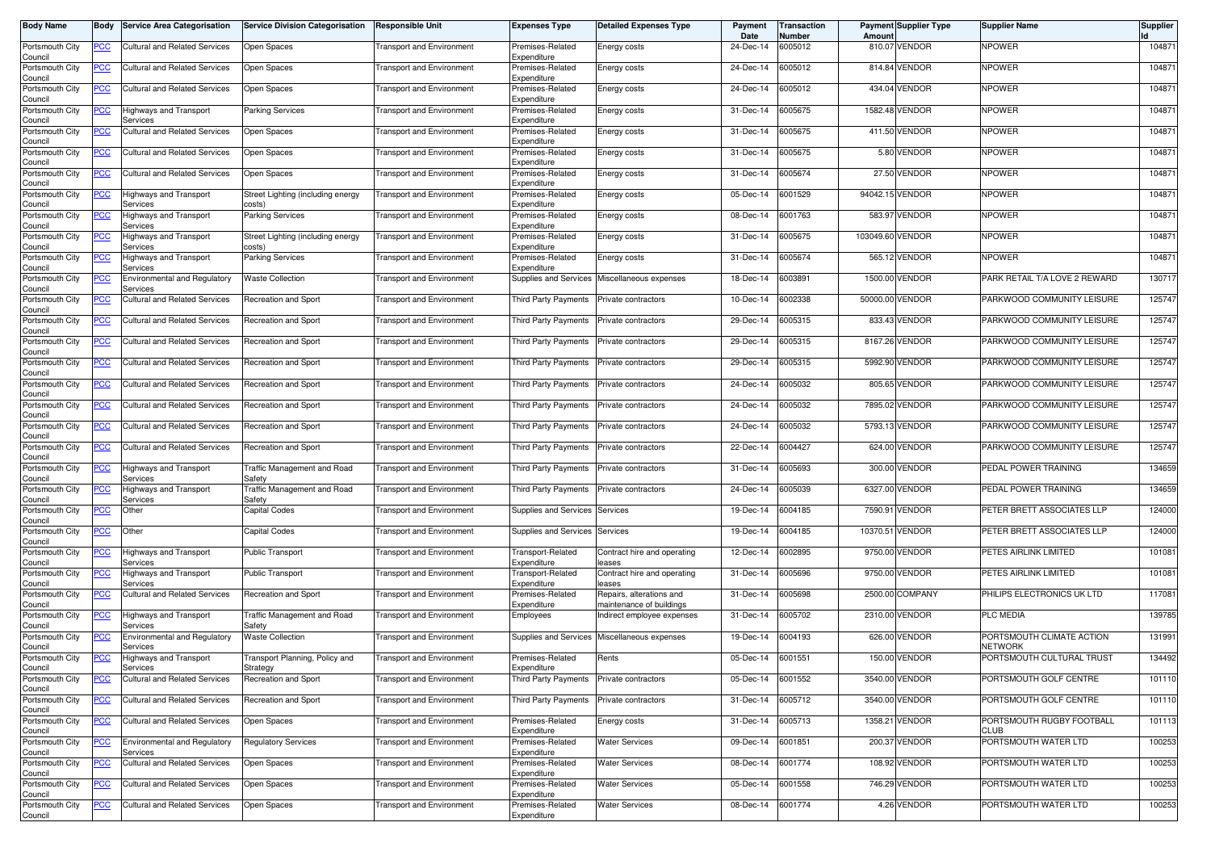| Body Name | Body | Service Area Categorisation | Service Division Categorisation | Responsible Unit | Expenses Type | Detailed Expenses Type | Payment Date | Transaction Number | Payment Amount | Supplier Type | Supplier Name | Supplier Id |
|---|---|---|---|---|---|---|---|---|---|---|---|---|
| Portsmouth City Council | PCC | Cultural and Related Services | Open Spaces | Transport and Environment | Premises-Related Expenditure | Energy costs | 24-Dec-14 | 6005012 | 810.07 | VENDOR | NPOWER | 104871 |
| Portsmouth City Council | PCC | Cultural and Related Services | Open Spaces | Transport and Environment | Premises-Related Expenditure | Energy costs | 24-Dec-14 | 6005012 | 814.84 | VENDOR | NPOWER | 104871 |
| Portsmouth City Council | PCC | Cultural and Related Services | Open Spaces | Transport and Environment | Premises-Related Expenditure | Energy costs | 24-Dec-14 | 6005012 | 434.04 | VENDOR | NPOWER | 104871 |
| Portsmouth City Council | PCC | Highways and Transport Services | Parking Services | Transport and Environment | Premises-Related Expenditure | Energy costs | 31-Dec-14 | 6005675 | 1582.48 | VENDOR | NPOWER | 104871 |
| Portsmouth City Council | PCC | Cultural and Related Services | Open Spaces | Transport and Environment | Premises-Related Expenditure | Energy costs | 31-Dec-14 | 6005675 | 411.50 | VENDOR | NPOWER | 104871 |
| Portsmouth City Council | PCC | Cultural and Related Services | Open Spaces | Transport and Environment | Premises-Related Expenditure | Energy costs | 31-Dec-14 | 6005675 | 5.80 | VENDOR | NPOWER | 104871 |
| Portsmouth City Council | PCC | Cultural and Related Services | Open Spaces | Transport and Environment | Premises-Related Expenditure | Energy costs | 31-Dec-14 | 6005674 | 27.50 | VENDOR | NPOWER | 104871 |
| Portsmouth City Council | PCC | Highways and Transport Services | Street Lighting (including energy costs) | Transport and Environment | Premises-Related Expenditure | Energy costs | 05-Dec-14 | 6001529 | 94042.15 | VENDOR | NPOWER | 104871 |
| Portsmouth City Council | PCC | Highways and Transport Services | Parking Services | Transport and Environment | Premises-Related Expenditure | Energy costs | 08-Dec-14 | 6001763 | 583.97 | VENDOR | NPOWER | 104871 |
| Portsmouth City Council | PCC | Highways and Transport Services | Street Lighting (including energy costs) | Transport and Environment | Premises-Related Expenditure | Energy costs | 31-Dec-14 | 6005675 | 103049.60 | VENDOR | NPOWER | 104871 |
| Portsmouth City Council | PCC | Highways and Transport Services | Parking Services | Transport and Environment | Premises-Related Expenditure | Energy costs | 31-Dec-14 | 6005674 | 565.12 | VENDOR | NPOWER | 104871 |
| Portsmouth City Council | PCC | Environmental and Regulatory Services | Waste Collection | Transport and Environment | Supplies and Services | Miscellaneous expenses | 18-Dec-14 | 6003891 | 1500.00 | VENDOR | PARK RETAIL T/A LOVE 2 REWARD | 130717 |
| Portsmouth City Council | PCC | Cultural and Related Services | Recreation and Sport | Transport and Environment | Third Party Payments | Private contractors | 10-Dec-14 | 6002338 | 50000.00 | VENDOR | PARKWOOD COMMUNITY LEISURE | 125747 |
| Portsmouth City Council | PCC | Cultural and Related Services | Recreation and Sport | Transport and Environment | Third Party Payments | Private contractors | 29-Dec-14 | 6005315 | 833.43 | VENDOR | PARKWOOD COMMUNITY LEISURE | 125747 |
| Portsmouth City Council | PCC | Cultural and Related Services | Recreation and Sport | Transport and Environment | Third Party Payments | Private contractors | 29-Dec-14 | 6005315 | 8167.26 | VENDOR | PARKWOOD COMMUNITY LEISURE | 125747 |
| Portsmouth City Council | PCC | Cultural and Related Services | Recreation and Sport | Transport and Environment | Third Party Payments | Private contractors | 29-Dec-14 | 6005315 | 5992.90 | VENDOR | PARKWOOD COMMUNITY LEISURE | 125747 |
| Portsmouth City Council | PCC | Cultural and Related Services | Recreation and Sport | Transport and Environment | Third Party Payments | Private contractors | 24-Dec-14 | 6005032 | 805.65 | VENDOR | PARKWOOD COMMUNITY LEISURE | 125747 |
| Portsmouth City Council | PCC | Cultural and Related Services | Recreation and Sport | Transport and Environment | Third Party Payments | Private contractors | 24-Dec-14 | 6005032 | 7895.02 | VENDOR | PARKWOOD COMMUNITY LEISURE | 125747 |
| Portsmouth City Council | PCC | Cultural and Related Services | Recreation and Sport | Transport and Environment | Third Party Payments | Private contractors | 24-Dec-14 | 6005032 | 5793.13 | VENDOR | PARKWOOD COMMUNITY LEISURE | 125747 |
| Portsmouth City Council | PCC | Cultural and Related Services | Recreation and Sport | Transport and Environment | Third Party Payments | Private contractors | 22-Dec-14 | 6004427 | 624.00 | VENDOR | PARKWOOD COMMUNITY LEISURE | 125747 |
| Portsmouth City Council | PCC | Highways and Transport Services | Traffic Management and Road Safety | Transport and Environment | Third Party Payments | Private contractors | 31-Dec-14 | 6005693 | 300.00 | VENDOR | PEDAL POWER TRAINING | 134659 |
| Portsmouth City Council | PCC | Highways and Transport Services | Traffic Management and Road Safety | Transport and Environment | Third Party Payments | Private contractors | 24-Dec-14 | 6005039 | 6327.00 | VENDOR | PEDAL POWER TRAINING | 134659 |
| Portsmouth City Council | PCC | Other | Capital Codes | Transport and Environment | Supplies and Services | Services | 19-Dec-14 | 6004185 | 7590.91 | VENDOR | PETER BRETT ASSOCIATES LLP | 124000 |
| Portsmouth City Council | PCC | Other | Capital Codes | Transport and Environment | Supplies and Services | Services | 19-Dec-14 | 6004185 | 10370.51 | VENDOR | PETER BRETT ASSOCIATES LLP | 124000 |
| Portsmouth City Council | PCC | Highways and Transport Services | Public Transport | Transport and Environment | Transport-Related Expenditure | Contract hire and operating leases | 12-Dec-14 | 6002895 | 9750.00 | VENDOR | PETES AIRLINK LIMITED | 101081 |
| Portsmouth City Council | PCC | Highways and Transport Services | Public Transport | Transport and Environment | Transport-Related Expenditure | Contract hire and operating leases | 31-Dec-14 | 6005696 | 9750.00 | VENDOR | PETES AIRLINK LIMITED | 101081 |
| Portsmouth City Council | PCC | Cultural and Related Services | Recreation and Sport | Transport and Environment | Premises-Related Expenditure | Repairs, alterations and maintenance of buildings | 31-Dec-14 | 6005698 | 2500.00 | COMPANY | PHILIPS ELECTRONICS UK LTD | 117081 |
| Portsmouth City Council | PCC | Highways and Transport Services | Traffic Management and Road Safety | Transport and Environment | Employees | Indirect employee expenses | 31-Dec-14 | 6005702 | 2310.00 | VENDOR | PLC MEDIA | 139785 |
| Portsmouth City Council | PCC | Environmental and Regulatory Services | Waste Collection | Transport and Environment | Supplies and Services | Miscellaneous expenses | 19-Dec-14 | 6004193 | 626.00 | VENDOR | PORTSMOUTH CLIMATE ACTION NETWORK | 131991 |
| Portsmouth City Council | PCC | Highways and Transport Services | Transport Planning, Policy and Strategy | Transport and Environment | Premises-Related Expenditure | Rents | 05-Dec-14 | 6001551 | 150.00 | VENDOR | PORTSMOUTH CULTURAL TRUST | 134492 |
| Portsmouth City Council | PCC | Cultural and Related Services | Recreation and Sport | Transport and Environment | Third Party Payments | Private contractors | 05-Dec-14 | 6001552 | 3540.00 | VENDOR | PORTSMOUTH GOLF CENTRE | 101110 |
| Portsmouth City Council | PCC | Cultural and Related Services | Recreation and Sport | Transport and Environment | Third Party Payments | Private contractors | 31-Dec-14 | 6005712 | 3540.00 | VENDOR | PORTSMOUTH GOLF CENTRE | 101110 |
| Portsmouth City Council | PCC | Cultural and Related Services | Open Spaces | Transport and Environment | Premises-Related Expenditure | Energy costs | 31-Dec-14 | 6005713 | 1358.21 | VENDOR | PORTSMOUTH RUGBY FOOTBALL CLUB | 101113 |
| Portsmouth City Council | PCC | Environmental and Regulatory Services | Regulatory Services | Transport and Environment | Premises-Related Expenditure | Water Services | 09-Dec-14 | 6001851 | 200.37 | VENDOR | PORTSMOUTH WATER LTD | 100253 |
| Portsmouth City Council | PCC | Cultural and Related Services | Open Spaces | Transport and Environment | Premises-Related Expenditure | Water Services | 08-Dec-14 | 6001774 | 108.92 | VENDOR | PORTSMOUTH WATER LTD | 100253 |
| Portsmouth City Council | PCC | Cultural and Related Services | Open Spaces | Transport and Environment | Premises-Related Expenditure | Water Services | 05-Dec-14 | 6001558 | 746.29 | VENDOR | PORTSMOUTH WATER LTD | 100253 |
| Portsmouth City Council | PCC | Cultural and Related Services | Open Spaces | Transport and Environment | Premises-Related Expenditure | Water Services | 08-Dec-14 | 6001774 | 4.26 | VENDOR | PORTSMOUTH WATER LTD | 100253 |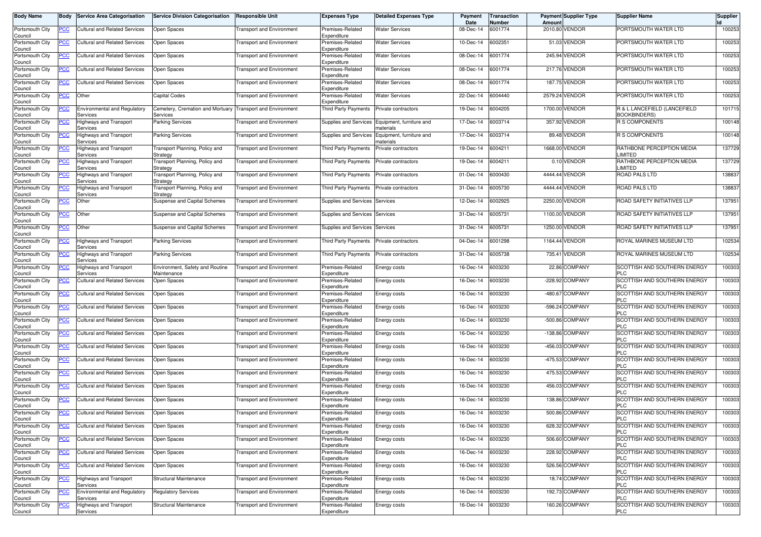| Body Name | Body | Service Area Categorisation | Service Division Categorisation | Responsible Unit | Expenses Type | Detailed Expenses Type | Payment Date | Transaction Number | Payment Amount | Supplier Type | Supplier Name | Supplier Id |
|---|---|---|---|---|---|---|---|---|---|---|---|---|
| Portsmouth City Council | PCC | Cultural and Related Services | Open Spaces | Transport and Environment | Premises-Related Expenditure | Water Services | 08-Dec-14 | 6001774 | 2010.80 | VENDOR | PORTSMOUTH WATER LTD | 100253 |
| Portsmouth City Council | PCC | Cultural and Related Services | Open Spaces | Transport and Environment | Premises-Related Expenditure | Water Services | 10-Dec-14 | 6002351 | 51.03 | VENDOR | PORTSMOUTH WATER LTD | 100253 |
| Portsmouth City Council | PCC | Cultural and Related Services | Open Spaces | Transport and Environment | Premises-Related Expenditure | Water Services | 08-Dec-14 | 6001774 | 245.94 | VENDOR | PORTSMOUTH WATER LTD | 100253 |
| Portsmouth City Council | PCC | Cultural and Related Services | Open Spaces | Transport and Environment | Premises-Related Expenditure | Water Services | 08-Dec-14 | 6001774 | 217.76 | VENDOR | PORTSMOUTH WATER LTD | 100253 |
| Portsmouth City Council | PCC | Cultural and Related Services | Open Spaces | Transport and Environment | Premises-Related Expenditure | Water Services | 08-Dec-14 | 6001774 | 187.75 | VENDOR | PORTSMOUTH WATER LTD | 100253 |
| Portsmouth City Council | PCC | Other | Capital Codes | Transport and Environment | Premises-Related Expenditure | Water Services | 22-Dec-14 | 6004440 | 2579.24 | VENDOR | PORTSMOUTH WATER LTD | 100253 |
| Portsmouth City Council | PCC | Environmental and Regulatory Services | Cemetery, Cremation and Mortuary Services | Transport and Environment | Third Party Payments | Private contractors | 19-Dec-14 | 6004205 | 1700.00 | VENDOR | R & L LANCEFIELD (LANCEFIELD BOOKBINDERS) | 101715 |
| Portsmouth City Council | PCC | Highways and Transport Services | Parking Services | Transport and Environment | Supplies and Services | Equipment, furniture and materials | 17-Dec-14 | 6003714 | 357.92 | VENDOR | R S COMPONENTS | 100148 |
| Portsmouth City Council | PCC | Highways and Transport Services | Parking Services | Transport and Environment | Supplies and Services | Equipment, furniture and materials | 17-Dec-14 | 6003714 | 89.48 | VENDOR | R S COMPONENTS | 100148 |
| Portsmouth City Council | PCC | Highways and Transport Services | Transport Planning, Policy and Strategy | Transport and Environment | Third Party Payments | Private contractors | 19-Dec-14 | 6004211 | 1668.00 | VENDOR | RATHBONE PERCEPTION MEDIA LIMITED | 137729 |
| Portsmouth City Council | PCC | Highways and Transport Services | Transport Planning, Policy and Strategy | Transport and Environment | Third Party Payments | Private contractors | 19-Dec-14 | 6004211 | 0.10 | VENDOR | RATHBONE PERCEPTION MEDIA LIMITED | 137729 |
| Portsmouth City Council | PCC | Highways and Transport Services | Transport Planning, Policy and Strategy | Transport and Environment | Third Party Payments | Private contractors | 01-Dec-14 | 6000430 | 4444.44 | VENDOR | ROAD PALS LTD | 138837 |
| Portsmouth City Council | PCC | Highways and Transport Services | Transport Planning, Policy and Strategy | Transport and Environment | Third Party Payments | Private contractors | 31-Dec-14 | 6005730 | 4444.44 | VENDOR | ROAD PALS LTD | 138837 |
| Portsmouth City Council | PCC | Other | Suspense and Capital Schemes | Transport and Environment | Supplies and Services | Services | 12-Dec-14 | 6002925 | 2250.00 | VENDOR | ROAD SAFETY INITIATIVES LLP | 137951 |
| Portsmouth City Council | PCC | Other | Suspense and Capital Schemes | Transport and Environment | Supplies and Services | Services | 31-Dec-14 | 6005731 | 1100.00 | VENDOR | ROAD SAFETY INITIATIVES LLP | 137951 |
| Portsmouth City Council | PCC | Other | Suspense and Capital Schemes | Transport and Environment | Supplies and Services | Services | 31-Dec-14 | 6005731 | 1250.00 | VENDOR | ROAD SAFETY INITIATIVES LLP | 137951 |
| Portsmouth City Council | PCC | Highways and Transport Services | Parking Services | Transport and Environment | Third Party Payments | Private contractors | 04-Dec-14 | 6001298 | 1164.44 | VENDOR | ROYAL MARINES MUSEUM LTD | 102534 |
| Portsmouth City Council | PCC | Highways and Transport Services | Parking Services | Transport and Environment | Third Party Payments | Private contractors | 31-Dec-14 | 6005738 | 735.41 | VENDOR | ROYAL MARINES MUSEUM LTD | 102534 |
| Portsmouth City Council | PCC | Highways and Transport Services | Environment, Safety and Routine Maintenance | Transport and Environment | Premises-Related Expenditure | Energy costs | 16-Dec-14 | 6003230 | 22.86 | COMPANY | SCOTTISH AND SOUTHERN ENERGY PLC | 100303 |
| Portsmouth City Council | PCC | Cultural and Related Services | Open Spaces | Transport and Environment | Premises-Related Expenditure | Energy costs | 16-Dec-14 | 6003230 | -228.92 | COMPANY | SCOTTISH AND SOUTHERN ENERGY PLC | 100303 |
| Portsmouth City Council | PCC | Cultural and Related Services | Open Spaces | Transport and Environment | Premises-Related Expenditure | Energy costs | 16-Dec-14 | 6003230 | -480.67 | COMPANY | SCOTTISH AND SOUTHERN ENERGY PLC | 100303 |
| Portsmouth City Council | PCC | Cultural and Related Services | Open Spaces | Transport and Environment | Premises-Related Expenditure | Energy costs | 16-Dec-14 | 6003230 | -596.24 | COMPANY | SCOTTISH AND SOUTHERN ENERGY PLC | 100303 |
| Portsmouth City Council | PCC | Cultural and Related Services | Open Spaces | Transport and Environment | Premises-Related Expenditure | Energy costs | 16-Dec-14 | 6003230 | -500.86 | COMPANY | SCOTTISH AND SOUTHERN ENERGY PLC | 100303 |
| Portsmouth City Council | PCC | Cultural and Related Services | Open Spaces | Transport and Environment | Premises-Related Expenditure | Energy costs | 16-Dec-14 | 6003230 | -138.86 | COMPANY | SCOTTISH AND SOUTHERN ENERGY PLC | 100303 |
| Portsmouth City Council | PCC | Cultural and Related Services | Open Spaces | Transport and Environment | Premises-Related Expenditure | Energy costs | 16-Dec-14 | 6003230 | -456.03 | COMPANY | SCOTTISH AND SOUTHERN ENERGY PLC | 100303 |
| Portsmouth City Council | PCC | Cultural and Related Services | Open Spaces | Transport and Environment | Premises-Related Expenditure | Energy costs | 16-Dec-14 | 6003230 | -475.53 | COMPANY | SCOTTISH AND SOUTHERN ENERGY PLC | 100303 |
| Portsmouth City Council | PCC | Cultural and Related Services | Open Spaces | Transport and Environment | Premises-Related Expenditure | Energy costs | 16-Dec-14 | 6003230 | 475.53 | COMPANY | SCOTTISH AND SOUTHERN ENERGY PLC | 100303 |
| Portsmouth City Council | PCC | Cultural and Related Services | Open Spaces | Transport and Environment | Premises-Related Expenditure | Energy costs | 16-Dec-14 | 6003230 | 456.03 | COMPANY | SCOTTISH AND SOUTHERN ENERGY PLC | 100303 |
| Portsmouth City Council | PCC | Cultural and Related Services | Open Spaces | Transport and Environment | Premises-Related Expenditure | Energy costs | 16-Dec-14 | 6003230 | 138.86 | COMPANY | SCOTTISH AND SOUTHERN ENERGY PLC | 100303 |
| Portsmouth City Council | PCC | Cultural and Related Services | Open Spaces | Transport and Environment | Premises-Related Expenditure | Energy costs | 16-Dec-14 | 6003230 | 500.86 | COMPANY | SCOTTISH AND SOUTHERN ENERGY PLC | 100303 |
| Portsmouth City Council | PCC | Cultural and Related Services | Open Spaces | Transport and Environment | Premises-Related Expenditure | Energy costs | 16-Dec-14 | 6003230 | 628.32 | COMPANY | SCOTTISH AND SOUTHERN ENERGY PLC | 100303 |
| Portsmouth City Council | PCC | Cultural and Related Services | Open Spaces | Transport and Environment | Premises-Related Expenditure | Energy costs | 16-Dec-14 | 6003230 | 506.60 | COMPANY | SCOTTISH AND SOUTHERN ENERGY PLC | 100303 |
| Portsmouth City Council | PCC | Cultural and Related Services | Open Spaces | Transport and Environment | Premises-Related Expenditure | Energy costs | 16-Dec-14 | 6003230 | 228.92 | COMPANY | SCOTTISH AND SOUTHERN ENERGY PLC | 100303 |
| Portsmouth City Council | PCC | Cultural and Related Services | Open Spaces | Transport and Environment | Premises-Related Expenditure | Energy costs | 16-Dec-14 | 6003230 | 526.56 | COMPANY | SCOTTISH AND SOUTHERN ENERGY PLC | 100303 |
| Portsmouth City Council | PCC | Highways and Transport Services | Structural Maintenance | Transport and Environment | Premises-Related Expenditure | Energy costs | 16-Dec-14 | 6003230 | 18.74 | COMPANY | SCOTTISH AND SOUTHERN ENERGY PLC | 100303 |
| Portsmouth City Council | PCC | Environmental and Regulatory Services | Regulatory Services | Transport and Environment | Premises-Related Expenditure | Energy costs | 16-Dec-14 | 6003230 | 192.73 | COMPANY | SCOTTISH AND SOUTHERN ENERGY PLC | 100303 |
| Portsmouth City Council | PCC | Highways and Transport Services | Structural Maintenance | Transport and Environment | Premises-Related Expenditure | Energy costs | 16-Dec-14 | 6003230 | 160.26 | COMPANY | SCOTTISH AND SOUTHERN ENERGY PLC | 100303 |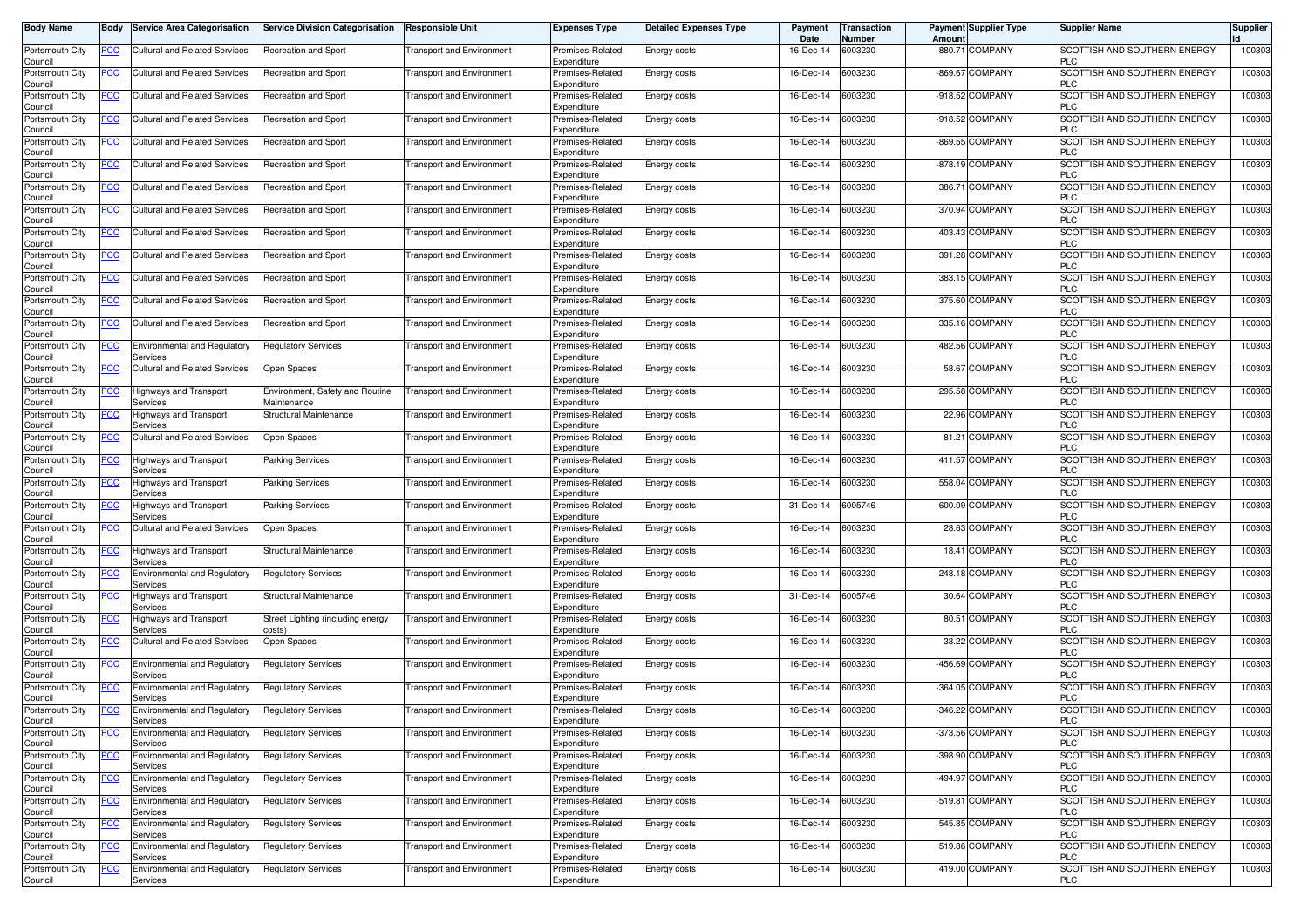| Body Name | Body | Service Area Categorisation | Service Division Categorisation | Responsible Unit | Expenses Type | Detailed Expenses Type | Payment Date | Transaction Number | Payment Amount | Supplier Type | Supplier Name | Supplier Id |
|---|---|---|---|---|---|---|---|---|---|---|---|---|
| Portsmouth City Council | PCC | Cultural and Related Services | Recreation and Sport | Transport and Environment | Premises-Related Expenditure | Energy costs | 16-Dec-14 | 6003230 | -880.71 | COMPANY | SCOTTISH AND SOUTHERN ENERGY PLC | 100303 |
| Portsmouth City Council | PCC | Cultural and Related Services | Recreation and Sport | Transport and Environment | Premises-Related Expenditure | Energy costs | 16-Dec-14 | 6003230 | -869.67 | COMPANY | SCOTTISH AND SOUTHERN ENERGY PLC | 100303 |
| Portsmouth City Council | PCC | Cultural and Related Services | Recreation and Sport | Transport and Environment | Premises-Related Expenditure | Energy costs | 16-Dec-14 | 6003230 | -918.52 | COMPANY | SCOTTISH AND SOUTHERN ENERGY PLC | 100303 |
| Portsmouth City Council | PCC | Cultural and Related Services | Recreation and Sport | Transport and Environment | Premises-Related Expenditure | Energy costs | 16-Dec-14 | 6003230 | -918.52 | COMPANY | SCOTTISH AND SOUTHERN ENERGY PLC | 100303 |
| Portsmouth City Council | PCC | Cultural and Related Services | Recreation and Sport | Transport and Environment | Premises-Related Expenditure | Energy costs | 16-Dec-14 | 6003230 | -869.55 | COMPANY | SCOTTISH AND SOUTHERN ENERGY PLC | 100303 |
| Portsmouth City Council | PCC | Cultural and Related Services | Recreation and Sport | Transport and Environment | Premises-Related Expenditure | Energy costs | 16-Dec-14 | 6003230 | -878.19 | COMPANY | SCOTTISH AND SOUTHERN ENERGY PLC | 100303 |
| Portsmouth City Council | PCC | Cultural and Related Services | Recreation and Sport | Transport and Environment | Premises-Related Expenditure | Energy costs | 16-Dec-14 | 6003230 | 386.71 | COMPANY | SCOTTISH AND SOUTHERN ENERGY PLC | 100303 |
| Portsmouth City Council | PCC | Cultural and Related Services | Recreation and Sport | Transport and Environment | Premises-Related Expenditure | Energy costs | 16-Dec-14 | 6003230 | 370.94 | COMPANY | SCOTTISH AND SOUTHERN ENERGY PLC | 100303 |
| Portsmouth City Council | PCC | Cultural and Related Services | Recreation and Sport | Transport and Environment | Premises-Related Expenditure | Energy costs | 16-Dec-14 | 6003230 | 403.43 | COMPANY | SCOTTISH AND SOUTHERN ENERGY PLC | 100303 |
| Portsmouth City Council | PCC | Cultural and Related Services | Recreation and Sport | Transport and Environment | Premises-Related Expenditure | Energy costs | 16-Dec-14 | 6003230 | 391.28 | COMPANY | SCOTTISH AND SOUTHERN ENERGY PLC | 100303 |
| Portsmouth City Council | PCC | Cultural and Related Services | Recreation and Sport | Transport and Environment | Premises-Related Expenditure | Energy costs | 16-Dec-14 | 6003230 | 383.15 | COMPANY | SCOTTISH AND SOUTHERN ENERGY PLC | 100303 |
| Portsmouth City Council | PCC | Cultural and Related Services | Recreation and Sport | Transport and Environment | Premises-Related Expenditure | Energy costs | 16-Dec-14 | 6003230 | 375.60 | COMPANY | SCOTTISH AND SOUTHERN ENERGY PLC | 100303 |
| Portsmouth City Council | PCC | Cultural and Related Services | Recreation and Sport | Transport and Environment | Premises-Related Expenditure | Energy costs | 16-Dec-14 | 6003230 | 335.16 | COMPANY | SCOTTISH AND SOUTHERN ENERGY PLC | 100303 |
| Portsmouth City Council | PCC | Environmental and Regulatory Services | Regulatory Services | Transport and Environment | Premises-Related Expenditure | Energy costs | 16-Dec-14 | 6003230 | 482.56 | COMPANY | SCOTTISH AND SOUTHERN ENERGY PLC | 100303 |
| Portsmouth City Council | PCC | Cultural and Related Services | Open Spaces | Transport and Environment | Premises-Related Expenditure | Energy costs | 16-Dec-14 | 6003230 | 58.67 | COMPANY | SCOTTISH AND SOUTHERN ENERGY PLC | 100303 |
| Portsmouth City Council | PCC | Highways and Transport Services | Environment, Safety and Routine Maintenance | Transport and Environment | Premises-Related Expenditure | Energy costs | 16-Dec-14 | 6003230 | 295.58 | COMPANY | SCOTTISH AND SOUTHERN ENERGY PLC | 100303 |
| Portsmouth City Council | PCC | Highways and Transport Services | Structural Maintenance | Transport and Environment | Premises-Related Expenditure | Energy costs | 16-Dec-14 | 6003230 | 22.96 | COMPANY | SCOTTISH AND SOUTHERN ENERGY PLC | 100303 |
| Portsmouth City Council | PCC | Cultural and Related Services | Open Spaces | Transport and Environment | Premises-Related Expenditure | Energy costs | 16-Dec-14 | 6003230 | 81.21 | COMPANY | SCOTTISH AND SOUTHERN ENERGY PLC | 100303 |
| Portsmouth City Council | PCC | Highways and Transport Services | Parking Services | Transport and Environment | Premises-Related Expenditure | Energy costs | 16-Dec-14 | 6003230 | 411.57 | COMPANY | SCOTTISH AND SOUTHERN ENERGY PLC | 100303 |
| Portsmouth City Council | PCC | Highways and Transport Services | Parking Services | Transport and Environment | Premises-Related Expenditure | Energy costs | 16-Dec-14 | 6003230 | 558.04 | COMPANY | SCOTTISH AND SOUTHERN ENERGY PLC | 100303 |
| Portsmouth City Council | PCC | Highways and Transport Services | Parking Services | Transport and Environment | Premises-Related Expenditure | Energy costs | 31-Dec-14 | 6005746 | 600.09 | COMPANY | SCOTTISH AND SOUTHERN ENERGY PLC | 100303 |
| Portsmouth City Council | PCC | Cultural and Related Services | Open Spaces | Transport and Environment | Premises-Related Expenditure | Energy costs | 16-Dec-14 | 6003230 | 28.63 | COMPANY | SCOTTISH AND SOUTHERN ENERGY PLC | 100303 |
| Portsmouth City Council | PCC | Highways and Transport Services | Structural Maintenance | Transport and Environment | Premises-Related Expenditure | Energy costs | 16-Dec-14 | 6003230 | 18.41 | COMPANY | SCOTTISH AND SOUTHERN ENERGY PLC | 100303 |
| Portsmouth City Council | PCC | Environmental and Regulatory Services | Regulatory Services | Transport and Environment | Premises-Related Expenditure | Energy costs | 16-Dec-14 | 6003230 | 248.18 | COMPANY | SCOTTISH AND SOUTHERN ENERGY PLC | 100303 |
| Portsmouth City Council | PCC | Highways and Transport Services | Structural Maintenance | Transport and Environment | Premises-Related Expenditure | Energy costs | 31-Dec-14 | 6005746 | 30.64 | COMPANY | SCOTTISH AND SOUTHERN ENERGY PLC | 100303 |
| Portsmouth City Council | PCC | Highways and Transport Services | Street Lighting (including energy costs) | Transport and Environment | Premises-Related Expenditure | Energy costs | 16-Dec-14 | 6003230 | 80.51 | COMPANY | SCOTTISH AND SOUTHERN ENERGY PLC | 100303 |
| Portsmouth City Council | PCC | Cultural and Related Services | Open Spaces | Transport and Environment | Premises-Related Expenditure | Energy costs | 16-Dec-14 | 6003230 | 33.22 | COMPANY | SCOTTISH AND SOUTHERN ENERGY PLC | 100303 |
| Portsmouth City Council | PCC | Environmental and Regulatory Services | Regulatory Services | Transport and Environment | Premises-Related Expenditure | Energy costs | 16-Dec-14 | 6003230 | -456.69 | COMPANY | SCOTTISH AND SOUTHERN ENERGY PLC | 100303 |
| Portsmouth City Council | PCC | Environmental and Regulatory Services | Regulatory Services | Transport and Environment | Premises-Related Expenditure | Energy costs | 16-Dec-14 | 6003230 | -364.05 | COMPANY | SCOTTISH AND SOUTHERN ENERGY PLC | 100303 |
| Portsmouth City Council | PCC | Environmental and Regulatory Services | Regulatory Services | Transport and Environment | Premises-Related Expenditure | Energy costs | 16-Dec-14 | 6003230 | -346.22 | COMPANY | SCOTTISH AND SOUTHERN ENERGY PLC | 100303 |
| Portsmouth City Council | PCC | Environmental and Regulatory Services | Regulatory Services | Transport and Environment | Premises-Related Expenditure | Energy costs | 16-Dec-14 | 6003230 | -373.56 | COMPANY | SCOTTISH AND SOUTHERN ENERGY PLC | 100303 |
| Portsmouth City Council | PCC | Environmental and Regulatory Services | Regulatory Services | Transport and Environment | Premises-Related Expenditure | Energy costs | 16-Dec-14 | 6003230 | -398.90 | COMPANY | SCOTTISH AND SOUTHERN ENERGY PLC | 100303 |
| Portsmouth City Council | PCC | Environmental and Regulatory Services | Regulatory Services | Transport and Environment | Premises-Related Expenditure | Energy costs | 16-Dec-14 | 6003230 | -494.97 | COMPANY | SCOTTISH AND SOUTHERN ENERGY PLC | 100303 |
| Portsmouth City Council | PCC | Environmental and Regulatory Services | Regulatory Services | Transport and Environment | Premises-Related Expenditure | Energy costs | 16-Dec-14 | 6003230 | -519.81 | COMPANY | SCOTTISH AND SOUTHERN ENERGY PLC | 100303 |
| Portsmouth City Council | PCC | Environmental and Regulatory Services | Regulatory Services | Transport and Environment | Premises-Related Expenditure | Energy costs | 16-Dec-14 | 6003230 | 545.85 | COMPANY | SCOTTISH AND SOUTHERN ENERGY PLC | 100303 |
| Portsmouth City Council | PCC | Environmental and Regulatory Services | Regulatory Services | Transport and Environment | Premises-Related Expenditure | Energy costs | 16-Dec-14 | 6003230 | 519.86 | COMPANY | SCOTTISH AND SOUTHERN ENERGY PLC | 100303 |
| Portsmouth City Council | PCC | Environmental and Regulatory Services | Regulatory Services | Transport and Environment | Premises-Related Expenditure | Energy costs | 16-Dec-14 | 6003230 | 419.00 | COMPANY | SCOTTISH AND SOUTHERN ENERGY PLC | 100303 |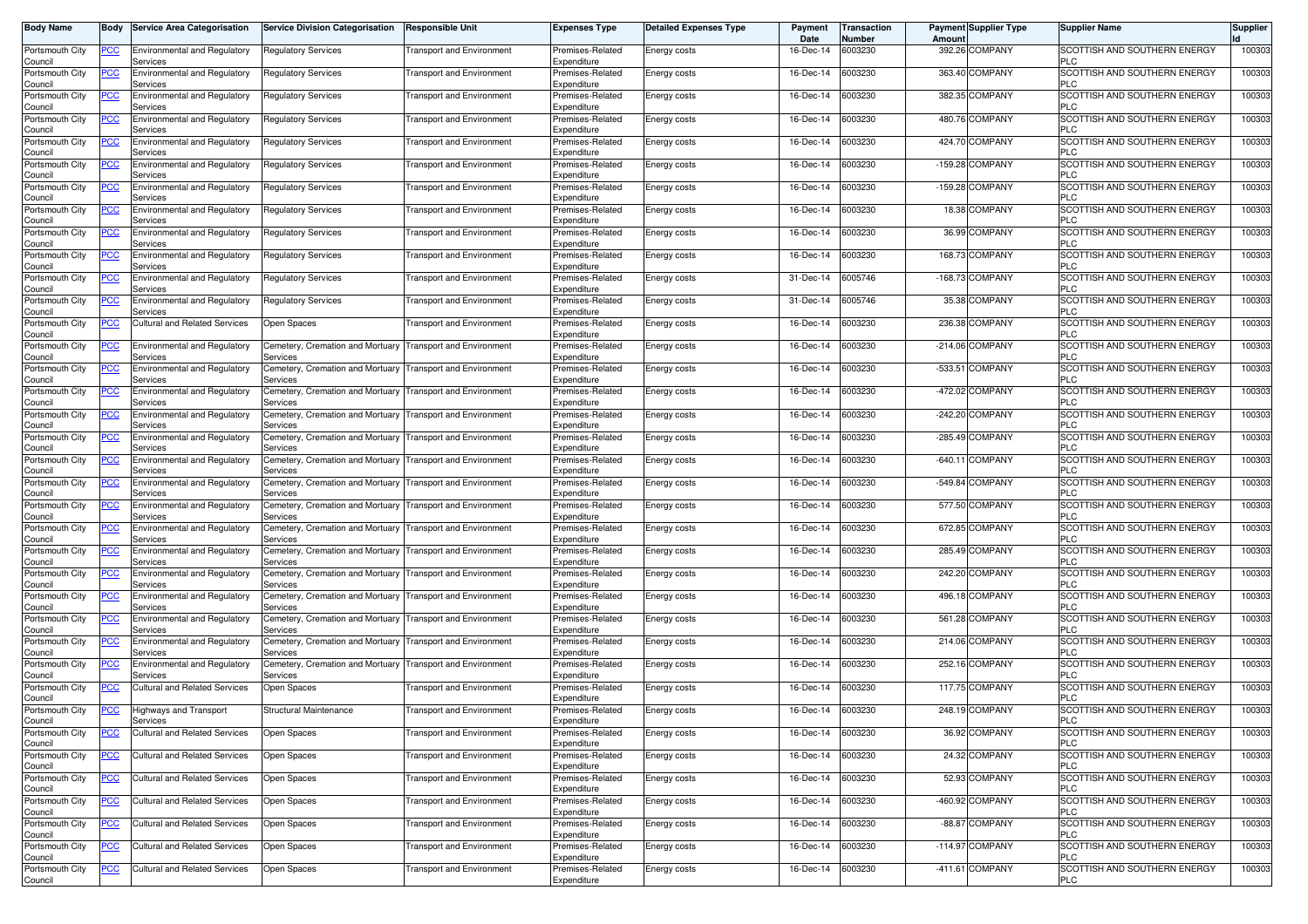| Body Name | Body | Service Area Categorisation | Service Division Categorisation | Responsible Unit | Expenses Type | Detailed Expenses Type | Payment Date | Transaction Number | Payment Amount | Supplier Type | Supplier Name | Supplier Id |
|---|---|---|---|---|---|---|---|---|---|---|---|---|
| Portsmouth City Council | PCC | Environmental and Regulatory Services | Regulatory Services | Transport and Environment | Premises-Related Expenditure | Energy costs | 16-Dec-14 | 6003230 | 392.26 | COMPANY | SCOTTISH AND SOUTHERN ENERGY PLC | 100303 |
| Portsmouth City Council | PCC | Environmental and Regulatory Services | Regulatory Services | Transport and Environment | Premises-Related Expenditure | Energy costs | 16-Dec-14 | 6003230 | 363.40 | COMPANY | SCOTTISH AND SOUTHERN ENERGY PLC | 100303 |
| Portsmouth City Council | PCC | Environmental and Regulatory Services | Regulatory Services | Transport and Environment | Premises-Related Expenditure | Energy costs | 16-Dec-14 | 6003230 | 382.35 | COMPANY | SCOTTISH AND SOUTHERN ENERGY PLC | 100303 |
| Portsmouth City Council | PCC | Environmental and Regulatory Services | Regulatory Services | Transport and Environment | Premises-Related Expenditure | Energy costs | 16-Dec-14 | 6003230 | 480.76 | COMPANY | SCOTTISH AND SOUTHERN ENERGY PLC | 100303 |
| Portsmouth City Council | PCC | Environmental and Regulatory Services | Regulatory Services | Transport and Environment | Premises-Related Expenditure | Energy costs | 16-Dec-14 | 6003230 | 424.70 | COMPANY | SCOTTISH AND SOUTHERN ENERGY PLC | 100303 |
| Portsmouth City Council | PCC | Environmental and Regulatory Services | Regulatory Services | Transport and Environment | Premises-Related Expenditure | Energy costs | 16-Dec-14 | 6003230 | -159.28 | COMPANY | SCOTTISH AND SOUTHERN ENERGY PLC | 100303 |
| Portsmouth City Council | PCC | Environmental and Regulatory Services | Regulatory Services | Transport and Environment | Premises-Related Expenditure | Energy costs | 16-Dec-14 | 6003230 | -159.28 | COMPANY | SCOTTISH AND SOUTHERN ENERGY PLC | 100303 |
| Portsmouth City Council | PCC | Environmental and Regulatory Services | Regulatory Services | Transport and Environment | Premises-Related Expenditure | Energy costs | 16-Dec-14 | 6003230 | 18.38 | COMPANY | SCOTTISH AND SOUTHERN ENERGY PLC | 100303 |
| Portsmouth City Council | PCC | Environmental and Regulatory Services | Regulatory Services | Transport and Environment | Premises-Related Expenditure | Energy costs | 16-Dec-14 | 6003230 | 36.99 | COMPANY | SCOTTISH AND SOUTHERN ENERGY PLC | 100303 |
| Portsmouth City Council | PCC | Environmental and Regulatory Services | Regulatory Services | Transport and Environment | Premises-Related Expenditure | Energy costs | 16-Dec-14 | 6003230 | 168.73 | COMPANY | SCOTTISH AND SOUTHERN ENERGY PLC | 100303 |
| Portsmouth City Council | PCC | Environmental and Regulatory Services | Regulatory Services | Transport and Environment | Premises-Related Expenditure | Energy costs | 31-Dec-14 | 6005746 | -168.73 | COMPANY | SCOTTISH AND SOUTHERN ENERGY PLC | 100303 |
| Portsmouth City Council | PCC | Environmental and Regulatory Services | Regulatory Services | Transport and Environment | Premises-Related Expenditure | Energy costs | 31-Dec-14 | 6005746 | 35.38 | COMPANY | SCOTTISH AND SOUTHERN ENERGY PLC | 100303 |
| Portsmouth City Council | PCC | Cultural and Related Services | Open Spaces | Transport and Environment | Premises-Related Expenditure | Energy costs | 16-Dec-14 | 6003230 | 236.38 | COMPANY | SCOTTISH AND SOUTHERN ENERGY PLC | 100303 |
| Portsmouth City Council | PCC | Environmental and Regulatory Services | Cemetery, Cremation and Mortuary Services | Transport and Environment | Premises-Related Expenditure | Energy costs | 16-Dec-14 | 6003230 | -214.06 | COMPANY | SCOTTISH AND SOUTHERN ENERGY PLC | 100303 |
| Portsmouth City Council | PCC | Environmental and Regulatory Services | Cemetery, Cremation and Mortuary Services | Transport and Environment | Premises-Related Expenditure | Energy costs | 16-Dec-14 | 6003230 | -533.51 | COMPANY | SCOTTISH AND SOUTHERN ENERGY PLC | 100303 |
| Portsmouth City Council | PCC | Environmental and Regulatory Services | Cemetery, Cremation and Mortuary Services | Transport and Environment | Premises-Related Expenditure | Energy costs | 16-Dec-14 | 6003230 | -472.02 | COMPANY | SCOTTISH AND SOUTHERN ENERGY PLC | 100303 |
| Portsmouth City Council | PCC | Environmental and Regulatory Services | Cemetery, Cremation and Mortuary Services | Transport and Environment | Premises-Related Expenditure | Energy costs | 16-Dec-14 | 6003230 | -242.20 | COMPANY | SCOTTISH AND SOUTHERN ENERGY PLC | 100303 |
| Portsmouth City Council | PCC | Environmental and Regulatory Services | Cemetery, Cremation and Mortuary Services | Transport and Environment | Premises-Related Expenditure | Energy costs | 16-Dec-14 | 6003230 | -285.49 | COMPANY | SCOTTISH AND SOUTHERN ENERGY PLC | 100303 |
| Portsmouth City Council | PCC | Environmental and Regulatory Services | Cemetery, Cremation and Mortuary Services | Transport and Environment | Premises-Related Expenditure | Energy costs | 16-Dec-14 | 6003230 | -640.11 | COMPANY | SCOTTISH AND SOUTHERN ENERGY PLC | 100303 |
| Portsmouth City Council | PCC | Environmental and Regulatory Services | Cemetery, Cremation and Mortuary Services | Transport and Environment | Premises-Related Expenditure | Energy costs | 16-Dec-14 | 6003230 | -549.84 | COMPANY | SCOTTISH AND SOUTHERN ENERGY PLC | 100303 |
| Portsmouth City Council | PCC | Environmental and Regulatory Services | Cemetery, Cremation and Mortuary Services | Transport and Environment | Premises-Related Expenditure | Energy costs | 16-Dec-14 | 6003230 | 577.50 | COMPANY | SCOTTISH AND SOUTHERN ENERGY PLC | 100303 |
| Portsmouth City Council | PCC | Environmental and Regulatory Services | Cemetery, Cremation and Mortuary Services | Transport and Environment | Premises-Related Expenditure | Energy costs | 16-Dec-14 | 6003230 | 672.85 | COMPANY | SCOTTISH AND SOUTHERN ENERGY PLC | 100303 |
| Portsmouth City Council | PCC | Environmental and Regulatory Services | Cemetery, Cremation and Mortuary Services | Transport and Environment | Premises-Related Expenditure | Energy costs | 16-Dec-14 | 6003230 | 285.49 | COMPANY | SCOTTISH AND SOUTHERN ENERGY PLC | 100303 |
| Portsmouth City Council | PCC | Environmental and Regulatory Services | Cemetery, Cremation and Mortuary Services | Transport and Environment | Premises-Related Expenditure | Energy costs | 16-Dec-14 | 6003230 | 242.20 | COMPANY | SCOTTISH AND SOUTHERN ENERGY PLC | 100303 |
| Portsmouth City Council | PCC | Environmental and Regulatory Services | Cemetery, Cremation and Mortuary Services | Transport and Environment | Premises-Related Expenditure | Energy costs | 16-Dec-14 | 6003230 | 496.18 | COMPANY | SCOTTISH AND SOUTHERN ENERGY PLC | 100303 |
| Portsmouth City Council | PCC | Environmental and Regulatory Services | Cemetery, Cremation and Mortuary Services | Transport and Environment | Premises-Related Expenditure | Energy costs | 16-Dec-14 | 6003230 | 561.28 | COMPANY | SCOTTISH AND SOUTHERN ENERGY PLC | 100303 |
| Portsmouth City Council | PCC | Environmental and Regulatory Services | Cemetery, Cremation and Mortuary Services | Transport and Environment | Premises-Related Expenditure | Energy costs | 16-Dec-14 | 6003230 | 214.06 | COMPANY | SCOTTISH AND SOUTHERN ENERGY PLC | 100303 |
| Portsmouth City Council | PCC | Environmental and Regulatory Services | Cemetery, Cremation and Mortuary Services | Transport and Environment | Premises-Related Expenditure | Energy costs | 16-Dec-14 | 6003230 | 252.16 | COMPANY | SCOTTISH AND SOUTHERN ENERGY PLC | 100303 |
| Portsmouth City Council | PCC | Cultural and Related Services | Open Spaces | Transport and Environment | Premises-Related Expenditure | Energy costs | 16-Dec-14 | 6003230 | 117.75 | COMPANY | SCOTTISH AND SOUTHERN ENERGY PLC | 100303 |
| Portsmouth City Council | PCC | Highways and Transport Services | Structural Maintenance | Transport and Environment | Premises-Related Expenditure | Energy costs | 16-Dec-14 | 6003230 | 248.19 | COMPANY | SCOTTISH AND SOUTHERN ENERGY PLC | 100303 |
| Portsmouth City Council | PCC | Cultural and Related Services | Open Spaces | Transport and Environment | Premises-Related Expenditure | Energy costs | 16-Dec-14 | 6003230 | 36.92 | COMPANY | SCOTTISH AND SOUTHERN ENERGY PLC | 100303 |
| Portsmouth City Council | PCC | Cultural and Related Services | Open Spaces | Transport and Environment | Premises-Related Expenditure | Energy costs | 16-Dec-14 | 6003230 | 24.32 | COMPANY | SCOTTISH AND SOUTHERN ENERGY PLC | 100303 |
| Portsmouth City Council | PCC | Cultural and Related Services | Open Spaces | Transport and Environment | Premises-Related Expenditure | Energy costs | 16-Dec-14 | 6003230 | 52.93 | COMPANY | SCOTTISH AND SOUTHERN ENERGY PLC | 100303 |
| Portsmouth City Council | PCC | Cultural and Related Services | Open Spaces | Transport and Environment | Premises-Related Expenditure | Energy costs | 16-Dec-14 | 6003230 | -460.92 | COMPANY | SCOTTISH AND SOUTHERN ENERGY PLC | 100303 |
| Portsmouth City Council | PCC | Cultural and Related Services | Open Spaces | Transport and Environment | Premises-Related Expenditure | Energy costs | 16-Dec-14 | 6003230 | -88.87 | COMPANY | SCOTTISH AND SOUTHERN ENERGY PLC | 100303 |
| Portsmouth City Council | PCC | Cultural and Related Services | Open Spaces | Transport and Environment | Premises-Related Expenditure | Energy costs | 16-Dec-14 | 6003230 | -114.97 | COMPANY | SCOTTISH AND SOUTHERN ENERGY PLC | 100303 |
| Portsmouth City Council | PCC | Cultural and Related Services | Open Spaces | Transport and Environment | Premises-Related Expenditure | Energy costs | 16-Dec-14 | 6003230 | -411.61 | COMPANY | SCOTTISH AND SOUTHERN ENERGY PLC | 100303 |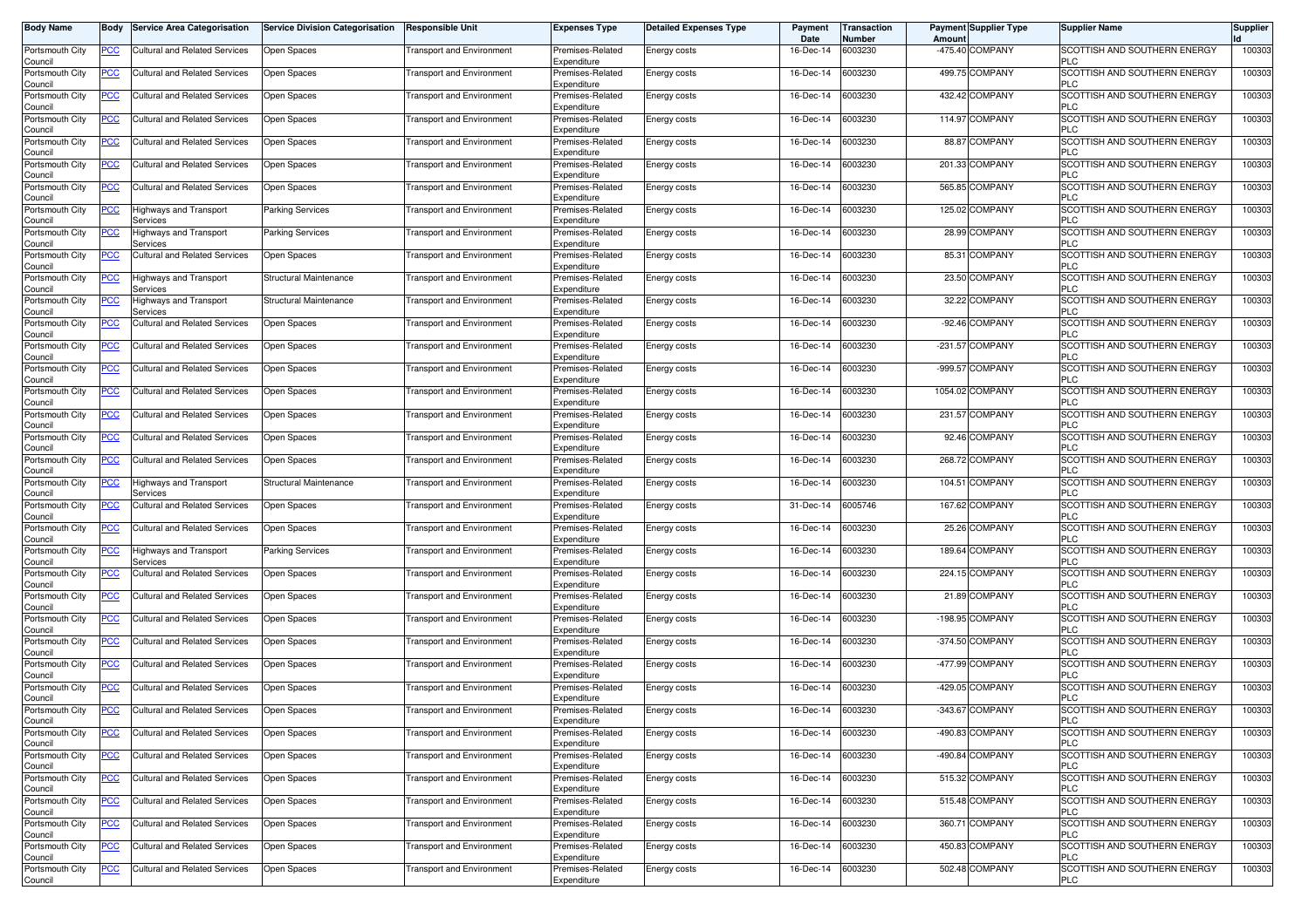| Body Name | Body | Service Area Categorisation | Service Division Categorisation | Responsible Unit | Expenses Type | Detailed Expenses Type | Payment Date | Transaction Number | Payment Amount | Supplier Type | Supplier Name | Supplier Id |
|---|---|---|---|---|---|---|---|---|---|---|---|---|
| Portsmouth City Council | PCC | Cultural and Related Services | Open Spaces | Transport and Environment | Premises-Related Expenditure | Energy costs | 16-Dec-14 | 6003230 | -475.40 | COMPANY | SCOTTISH AND SOUTHERN ENERGY PLC | 100303 |
| Portsmouth City Council | PCC | Cultural and Related Services | Open Spaces | Transport and Environment | Premises-Related Expenditure | Energy costs | 16-Dec-14 | 6003230 | 499.75 | COMPANY | SCOTTISH AND SOUTHERN ENERGY PLC | 100303 |
| Portsmouth City Council | PCC | Cultural and Related Services | Open Spaces | Transport and Environment | Premises-Related Expenditure | Energy costs | 16-Dec-14 | 6003230 | 432.42 | COMPANY | SCOTTISH AND SOUTHERN ENERGY PLC | 100303 |
| Portsmouth City Council | PCC | Cultural and Related Services | Open Spaces | Transport and Environment | Premises-Related Expenditure | Energy costs | 16-Dec-14 | 6003230 | 114.97 | COMPANY | SCOTTISH AND SOUTHERN ENERGY PLC | 100303 |
| Portsmouth City Council | PCC | Cultural and Related Services | Open Spaces | Transport and Environment | Premises-Related Expenditure | Energy costs | 16-Dec-14 | 6003230 | 88.87 | COMPANY | SCOTTISH AND SOUTHERN ENERGY PLC | 100303 |
| Portsmouth City Council | PCC | Cultural and Related Services | Open Spaces | Transport and Environment | Premises-Related Expenditure | Energy costs | 16-Dec-14 | 6003230 | 201.33 | COMPANY | SCOTTISH AND SOUTHERN ENERGY PLC | 100303 |
| Portsmouth City Council | PCC | Cultural and Related Services | Open Spaces | Transport and Environment | Premises-Related Expenditure | Energy costs | 16-Dec-14 | 6003230 | 565.85 | COMPANY | SCOTTISH AND SOUTHERN ENERGY PLC | 100303 |
| Portsmouth City Council | PCC | Highways and Transport Services | Parking Services | Transport and Environment | Premises-Related Expenditure | Energy costs | 16-Dec-14 | 6003230 | 125.02 | COMPANY | SCOTTISH AND SOUTHERN ENERGY PLC | 100303 |
| Portsmouth City Council | PCC | Highways and Transport Services | Parking Services | Transport and Environment | Premises-Related Expenditure | Energy costs | 16-Dec-14 | 6003230 | 28.99 | COMPANY | SCOTTISH AND SOUTHERN ENERGY PLC | 100303 |
| Portsmouth City Council | PCC | Cultural and Related Services | Open Spaces | Transport and Environment | Premises-Related Expenditure | Energy costs | 16-Dec-14 | 6003230 | 85.31 | COMPANY | SCOTTISH AND SOUTHERN ENERGY PLC | 100303 |
| Portsmouth City Council | PCC | Highways and Transport Services | Structural Maintenance | Transport and Environment | Premises-Related Expenditure | Energy costs | 16-Dec-14 | 6003230 | 23.50 | COMPANY | SCOTTISH AND SOUTHERN ENERGY PLC | 100303 |
| Portsmouth City Council | PCC | Highways and Transport Services | Structural Maintenance | Transport and Environment | Premises-Related Expenditure | Energy costs | 16-Dec-14 | 6003230 | 32.22 | COMPANY | SCOTTISH AND SOUTHERN ENERGY PLC | 100303 |
| Portsmouth City Council | PCC | Cultural and Related Services | Open Spaces | Transport and Environment | Premises-Related Expenditure | Energy costs | 16-Dec-14 | 6003230 | -92.46 | COMPANY | SCOTTISH AND SOUTHERN ENERGY PLC | 100303 |
| Portsmouth City Council | PCC | Cultural and Related Services | Open Spaces | Transport and Environment | Premises-Related Expenditure | Energy costs | 16-Dec-14 | 6003230 | -231.57 | COMPANY | SCOTTISH AND SOUTHERN ENERGY PLC | 100303 |
| Portsmouth City Council | PCC | Cultural and Related Services | Open Spaces | Transport and Environment | Premises-Related Expenditure | Energy costs | 16-Dec-14 | 6003230 | -999.57 | COMPANY | SCOTTISH AND SOUTHERN ENERGY PLC | 100303 |
| Portsmouth City Council | PCC | Cultural and Related Services | Open Spaces | Transport and Environment | Premises-Related Expenditure | Energy costs | 16-Dec-14 | 6003230 | 1054.02 | COMPANY | SCOTTISH AND SOUTHERN ENERGY PLC | 100303 |
| Portsmouth City Council | PCC | Cultural and Related Services | Open Spaces | Transport and Environment | Premises-Related Expenditure | Energy costs | 16-Dec-14 | 6003230 | 231.57 | COMPANY | SCOTTISH AND SOUTHERN ENERGY PLC | 100303 |
| Portsmouth City Council | PCC | Cultural and Related Services | Open Spaces | Transport and Environment | Premises-Related Expenditure | Energy costs | 16-Dec-14 | 6003230 | 92.46 | COMPANY | SCOTTISH AND SOUTHERN ENERGY PLC | 100303 |
| Portsmouth City Council | PCC | Cultural and Related Services | Open Spaces | Transport and Environment | Premises-Related Expenditure | Energy costs | 16-Dec-14 | 6003230 | 268.72 | COMPANY | SCOTTISH AND SOUTHERN ENERGY PLC | 100303 |
| Portsmouth City Council | PCC | Highways and Transport Services | Structural Maintenance | Transport and Environment | Premises-Related Expenditure | Energy costs | 16-Dec-14 | 6003230 | 104.51 | COMPANY | SCOTTISH AND SOUTHERN ENERGY PLC | 100303 |
| Portsmouth City Council | PCC | Cultural and Related Services | Open Spaces | Transport and Environment | Premises-Related Expenditure | Energy costs | 31-Dec-14 | 6005746 | 167.62 | COMPANY | SCOTTISH AND SOUTHERN ENERGY PLC | 100303 |
| Portsmouth City Council | PCC | Cultural and Related Services | Open Spaces | Transport and Environment | Premises-Related Expenditure | Energy costs | 16-Dec-14 | 6003230 | 25.26 | COMPANY | SCOTTISH AND SOUTHERN ENERGY PLC | 100303 |
| Portsmouth City Council | PCC | Highways and Transport Services | Parking Services | Transport and Environment | Premises-Related Expenditure | Energy costs | 16-Dec-14 | 6003230 | 189.64 | COMPANY | SCOTTISH AND SOUTHERN ENERGY PLC | 100303 |
| Portsmouth City Council | PCC | Cultural and Related Services | Open Spaces | Transport and Environment | Premises-Related Expenditure | Energy costs | 16-Dec-14 | 6003230 | 224.15 | COMPANY | SCOTTISH AND SOUTHERN ENERGY PLC | 100303 |
| Portsmouth City Council | PCC | Cultural and Related Services | Open Spaces | Transport and Environment | Premises-Related Expenditure | Energy costs | 16-Dec-14 | 6003230 | 21.89 | COMPANY | SCOTTISH AND SOUTHERN ENERGY PLC | 100303 |
| Portsmouth City Council | PCC | Cultural and Related Services | Open Spaces | Transport and Environment | Premises-Related Expenditure | Energy costs | 16-Dec-14 | 6003230 | -198.95 | COMPANY | SCOTTISH AND SOUTHERN ENERGY PLC | 100303 |
| Portsmouth City Council | PCC | Cultural and Related Services | Open Spaces | Transport and Environment | Premises-Related Expenditure | Energy costs | 16-Dec-14 | 6003230 | -374.50 | COMPANY | SCOTTISH AND SOUTHERN ENERGY PLC | 100303 |
| Portsmouth City Council | PCC | Cultural and Related Services | Open Spaces | Transport and Environment | Premises-Related Expenditure | Energy costs | 16-Dec-14 | 6003230 | -477.99 | COMPANY | SCOTTISH AND SOUTHERN ENERGY PLC | 100303 |
| Portsmouth City Council | PCC | Cultural and Related Services | Open Spaces | Transport and Environment | Premises-Related Expenditure | Energy costs | 16-Dec-14 | 6003230 | -429.05 | COMPANY | SCOTTISH AND SOUTHERN ENERGY PLC | 100303 |
| Portsmouth City Council | PCC | Cultural and Related Services | Open Spaces | Transport and Environment | Premises-Related Expenditure | Energy costs | 16-Dec-14 | 6003230 | -343.67 | COMPANY | SCOTTISH AND SOUTHERN ENERGY PLC | 100303 |
| Portsmouth City Council | PCC | Cultural and Related Services | Open Spaces | Transport and Environment | Premises-Related Expenditure | Energy costs | 16-Dec-14 | 6003230 | -490.83 | COMPANY | SCOTTISH AND SOUTHERN ENERGY PLC | 100303 |
| Portsmouth City Council | PCC | Cultural and Related Services | Open Spaces | Transport and Environment | Premises-Related Expenditure | Energy costs | 16-Dec-14 | 6003230 | -490.84 | COMPANY | SCOTTISH AND SOUTHERN ENERGY PLC | 100303 |
| Portsmouth City Council | PCC | Cultural and Related Services | Open Spaces | Transport and Environment | Premises-Related Expenditure | Energy costs | 16-Dec-14 | 6003230 | 515.32 | COMPANY | SCOTTISH AND SOUTHERN ENERGY PLC | 100303 |
| Portsmouth City Council | PCC | Cultural and Related Services | Open Spaces | Transport and Environment | Premises-Related Expenditure | Energy costs | 16-Dec-14 | 6003230 | 515.48 | COMPANY | SCOTTISH AND SOUTHERN ENERGY PLC | 100303 |
| Portsmouth City Council | PCC | Cultural and Related Services | Open Spaces | Transport and Environment | Premises-Related Expenditure | Energy costs | 16-Dec-14 | 6003230 | 360.71 | COMPANY | SCOTTISH AND SOUTHERN ENERGY PLC | 100303 |
| Portsmouth City Council | PCC | Cultural and Related Services | Open Spaces | Transport and Environment | Premises-Related Expenditure | Energy costs | 16-Dec-14 | 6003230 | 450.83 | COMPANY | SCOTTISH AND SOUTHERN ENERGY PLC | 100303 |
| Portsmouth City Council | PCC | Cultural and Related Services | Open Spaces | Transport and Environment | Premises-Related Expenditure | Energy costs | 16-Dec-14 | 6003230 | 502.48 | COMPANY | SCOTTISH AND SOUTHERN ENERGY PLC | 100303 |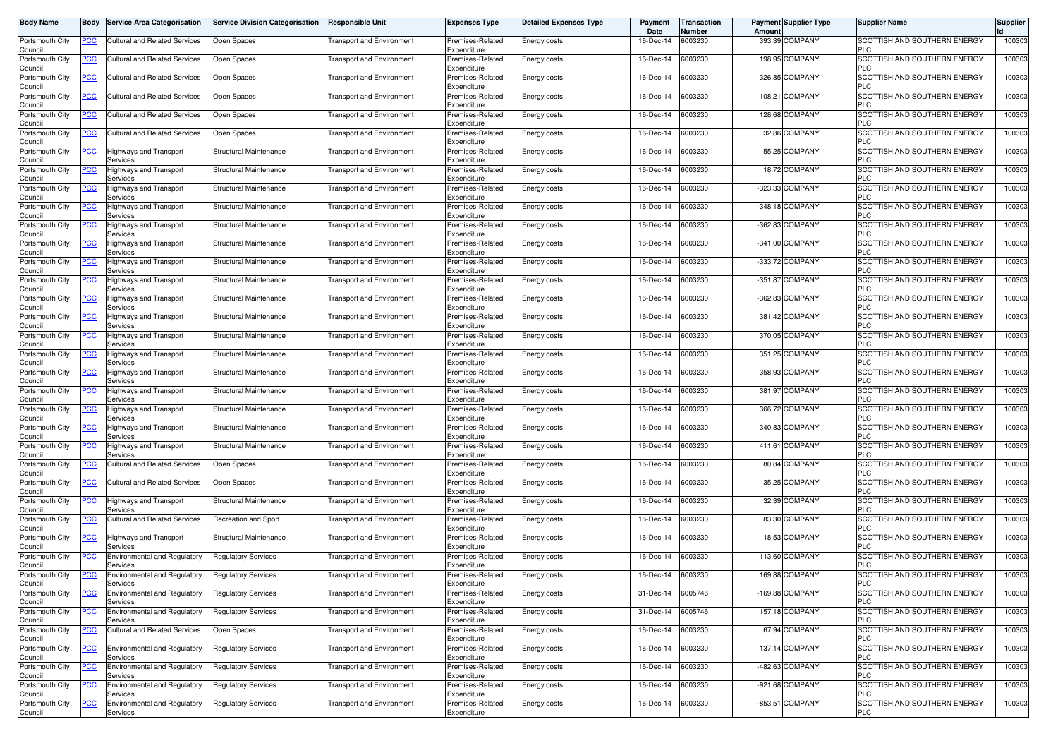| Body Name | Body | Service Area Categorisation | Service Division Categorisation | Responsible Unit | Expenses Type | Detailed Expenses Type | Payment Date | Transaction Number | Payment Amount | Supplier Type | Supplier Name | Supplier Id |
|---|---|---|---|---|---|---|---|---|---|---|---|---|
| Portsmouth City Council | PCC | Cultural and Related Services | Open Spaces | Transport and Environment | Premises-Related Expenditure | Energy costs | 16-Dec-14 | 6003230 | 393.39 | COMPANY | SCOTTISH AND SOUTHERN ENERGY PLC | 100303 |
| Portsmouth City Council | PCC | Cultural and Related Services | Open Spaces | Transport and Environment | Premises-Related Expenditure | Energy costs | 16-Dec-14 | 6003230 | 198.95 | COMPANY | SCOTTISH AND SOUTHERN ENERGY PLC | 100303 |
| Portsmouth City Council | PCC | Cultural and Related Services | Open Spaces | Transport and Environment | Premises-Related Expenditure | Energy costs | 16-Dec-14 | 6003230 | 326.85 | COMPANY | SCOTTISH AND SOUTHERN ENERGY PLC | 100303 |
| Portsmouth City Council | PCC | Cultural and Related Services | Open Spaces | Transport and Environment | Premises-Related Expenditure | Energy costs | 16-Dec-14 | 6003230 | 108.21 | COMPANY | SCOTTISH AND SOUTHERN ENERGY PLC | 100303 |
| Portsmouth City Council | PCC | Cultural and Related Services | Open Spaces | Transport and Environment | Premises-Related Expenditure | Energy costs | 16-Dec-14 | 6003230 | 128.68 | COMPANY | SCOTTISH AND SOUTHERN ENERGY PLC | 100303 |
| Portsmouth City Council | PCC | Cultural and Related Services | Open Spaces | Transport and Environment | Premises-Related Expenditure | Energy costs | 16-Dec-14 | 6003230 | 32.86 | COMPANY | SCOTTISH AND SOUTHERN ENERGY PLC | 100303 |
| Portsmouth City Council | PCC | Highways and Transport Services | Structural Maintenance | Transport and Environment | Premises-Related Expenditure | Energy costs | 16-Dec-14 | 6003230 | 55.25 | COMPANY | SCOTTISH AND SOUTHERN ENERGY PLC | 100303 |
| Portsmouth City Council | PCC | Highways and Transport Services | Structural Maintenance | Transport and Environment | Premises-Related Expenditure | Energy costs | 16-Dec-14 | 6003230 | 18.72 | COMPANY | SCOTTISH AND SOUTHERN ENERGY PLC | 100303 |
| Portsmouth City Council | PCC | Highways and Transport Services | Structural Maintenance | Transport and Environment | Premises-Related Expenditure | Energy costs | 16-Dec-14 | 6003230 | -323.33 | COMPANY | SCOTTISH AND SOUTHERN ENERGY PLC | 100303 |
| Portsmouth City Council | PCC | Highways and Transport Services | Structural Maintenance | Transport and Environment | Premises-Related Expenditure | Energy costs | 16-Dec-14 | 6003230 | -348.18 | COMPANY | SCOTTISH AND SOUTHERN ENERGY PLC | 100303 |
| Portsmouth City Council | PCC | Highways and Transport Services | Structural Maintenance | Transport and Environment | Premises-Related Expenditure | Energy costs | 16-Dec-14 | 6003230 | -362.83 | COMPANY | SCOTTISH AND SOUTHERN ENERGY PLC | 100303 |
| Portsmouth City Council | PCC | Highways and Transport Services | Structural Maintenance | Transport and Environment | Premises-Related Expenditure | Energy costs | 16-Dec-14 | 6003230 | -341.00 | COMPANY | SCOTTISH AND SOUTHERN ENERGY PLC | 100303 |
| Portsmouth City Council | PCC | Highways and Transport Services | Structural Maintenance | Transport and Environment | Premises-Related Expenditure | Energy costs | 16-Dec-14 | 6003230 | -333.72 | COMPANY | SCOTTISH AND SOUTHERN ENERGY PLC | 100303 |
| Portsmouth City Council | PCC | Highways and Transport Services | Structural Maintenance | Transport and Environment | Premises-Related Expenditure | Energy costs | 16-Dec-14 | 6003230 | -351.87 | COMPANY | SCOTTISH AND SOUTHERN ENERGY PLC | 100303 |
| Portsmouth City Council | PCC | Highways and Transport Services | Structural Maintenance | Transport and Environment | Premises-Related Expenditure | Energy costs | 16-Dec-14 | 6003230 | -362.83 | COMPANY | SCOTTISH AND SOUTHERN ENERGY PLC | 100303 |
| Portsmouth City Council | PCC | Highways and Transport Services | Structural Maintenance | Transport and Environment | Premises-Related Expenditure | Energy costs | 16-Dec-14 | 6003230 | 381.42 | COMPANY | SCOTTISH AND SOUTHERN ENERGY PLC | 100303 |
| Portsmouth City Council | PCC | Highways and Transport Services | Structural Maintenance | Transport and Environment | Premises-Related Expenditure | Energy costs | 16-Dec-14 | 6003230 | 370.05 | COMPANY | SCOTTISH AND SOUTHERN ENERGY PLC | 100303 |
| Portsmouth City Council | PCC | Highways and Transport Services | Structural Maintenance | Transport and Environment | Premises-Related Expenditure | Energy costs | 16-Dec-14 | 6003230 | 351.25 | COMPANY | SCOTTISH AND SOUTHERN ENERGY PLC | 100303 |
| Portsmouth City Council | PCC | Highways and Transport Services | Structural Maintenance | Transport and Environment | Premises-Related Expenditure | Energy costs | 16-Dec-14 | 6003230 | 358.93 | COMPANY | SCOTTISH AND SOUTHERN ENERGY PLC | 100303 |
| Portsmouth City Council | PCC | Highways and Transport Services | Structural Maintenance | Transport and Environment | Premises-Related Expenditure | Energy costs | 16-Dec-14 | 6003230 | 381.97 | COMPANY | SCOTTISH AND SOUTHERN ENERGY PLC | 100303 |
| Portsmouth City Council | PCC | Highways and Transport Services | Structural Maintenance | Transport and Environment | Premises-Related Expenditure | Energy costs | 16-Dec-14 | 6003230 | 366.72 | COMPANY | SCOTTISH AND SOUTHERN ENERGY PLC | 100303 |
| Portsmouth City Council | PCC | Highways and Transport Services | Structural Maintenance | Transport and Environment | Premises-Related Expenditure | Energy costs | 16-Dec-14 | 6003230 | 340.83 | COMPANY | SCOTTISH AND SOUTHERN ENERGY PLC | 100303 |
| Portsmouth City Council | PCC | Highways and Transport Services | Structural Maintenance | Transport and Environment | Premises-Related Expenditure | Energy costs | 16-Dec-14 | 6003230 | 411.61 | COMPANY | SCOTTISH AND SOUTHERN ENERGY PLC | 100303 |
| Portsmouth City Council | PCC | Cultural and Related Services | Open Spaces | Transport and Environment | Premises-Related Expenditure | Energy costs | 16-Dec-14 | 6003230 | 80.84 | COMPANY | SCOTTISH AND SOUTHERN ENERGY PLC | 100303 |
| Portsmouth City Council | PCC | Cultural and Related Services | Open Spaces | Transport and Environment | Premises-Related Expenditure | Energy costs | 16-Dec-14 | 6003230 | 35.25 | COMPANY | SCOTTISH AND SOUTHERN ENERGY PLC | 100303 |
| Portsmouth City Council | PCC | Highways and Transport Services | Structural Maintenance | Transport and Environment | Premises-Related Expenditure | Energy costs | 16-Dec-14 | 6003230 | 32.39 | COMPANY | SCOTTISH AND SOUTHERN ENERGY PLC | 100303 |
| Portsmouth City Council | PCC | Cultural and Related Services | Recreation and Sport | Transport and Environment | Premises-Related Expenditure | Energy costs | 16-Dec-14 | 6003230 | 83.30 | COMPANY | SCOTTISH AND SOUTHERN ENERGY PLC | 100303 |
| Portsmouth City Council | PCC | Highways and Transport Services | Structural Maintenance | Transport and Environment | Premises-Related Expenditure | Energy costs | 16-Dec-14 | 6003230 | 18.53 | COMPANY | SCOTTISH AND SOUTHERN ENERGY PLC | 100303 |
| Portsmouth City Council | PCC | Environmental and Regulatory Services | Regulatory Services | Transport and Environment | Premises-Related Expenditure | Energy costs | 16-Dec-14 | 6003230 | 113.60 | COMPANY | SCOTTISH AND SOUTHERN ENERGY PLC | 100303 |
| Portsmouth City Council | PCC | Environmental and Regulatory Services | Regulatory Services | Transport and Environment | Premises-Related Expenditure | Energy costs | 16-Dec-14 | 6003230 | 169.88 | COMPANY | SCOTTISH AND SOUTHERN ENERGY PLC | 100303 |
| Portsmouth City Council | PCC | Environmental and Regulatory Services | Regulatory Services | Transport and Environment | Premises-Related Expenditure | Energy costs | 31-Dec-14 | 6005746 | -169.88 | COMPANY | SCOTTISH AND SOUTHERN ENERGY PLC | 100303 |
| Portsmouth City Council | PCC | Environmental and Regulatory Services | Regulatory Services | Transport and Environment | Premises-Related Expenditure | Energy costs | 31-Dec-14 | 6005746 | 157.18 | COMPANY | SCOTTISH AND SOUTHERN ENERGY PLC | 100303 |
| Portsmouth City Council | PCC | Cultural and Related Services | Open Spaces | Transport and Environment | Premises-Related Expenditure | Energy costs | 16-Dec-14 | 6003230 | 67.94 | COMPANY | SCOTTISH AND SOUTHERN ENERGY PLC | 100303 |
| Portsmouth City Council | PCC | Environmental and Regulatory Services | Regulatory Services | Transport and Environment | Premises-Related Expenditure | Energy costs | 16-Dec-14 | 6003230 | 137.14 | COMPANY | SCOTTISH AND SOUTHERN ENERGY PLC | 100303 |
| Portsmouth City Council | PCC | Environmental and Regulatory Services | Regulatory Services | Transport and Environment | Premises-Related Expenditure | Energy costs | 16-Dec-14 | 6003230 | -482.63 | COMPANY | SCOTTISH AND SOUTHERN ENERGY PLC | 100303 |
| Portsmouth City Council | PCC | Environmental and Regulatory Services | Regulatory Services | Transport and Environment | Premises-Related Expenditure | Energy costs | 16-Dec-14 | 6003230 | -921.68 | COMPANY | SCOTTISH AND SOUTHERN ENERGY PLC | 100303 |
| Portsmouth City Council | PCC | Environmental and Regulatory Services | Regulatory Services | Transport and Environment | Premises-Related Expenditure | Energy costs | 16-Dec-14 | 6003230 | -853.51 | COMPANY | SCOTTISH AND SOUTHERN ENERGY PLC | 100303 |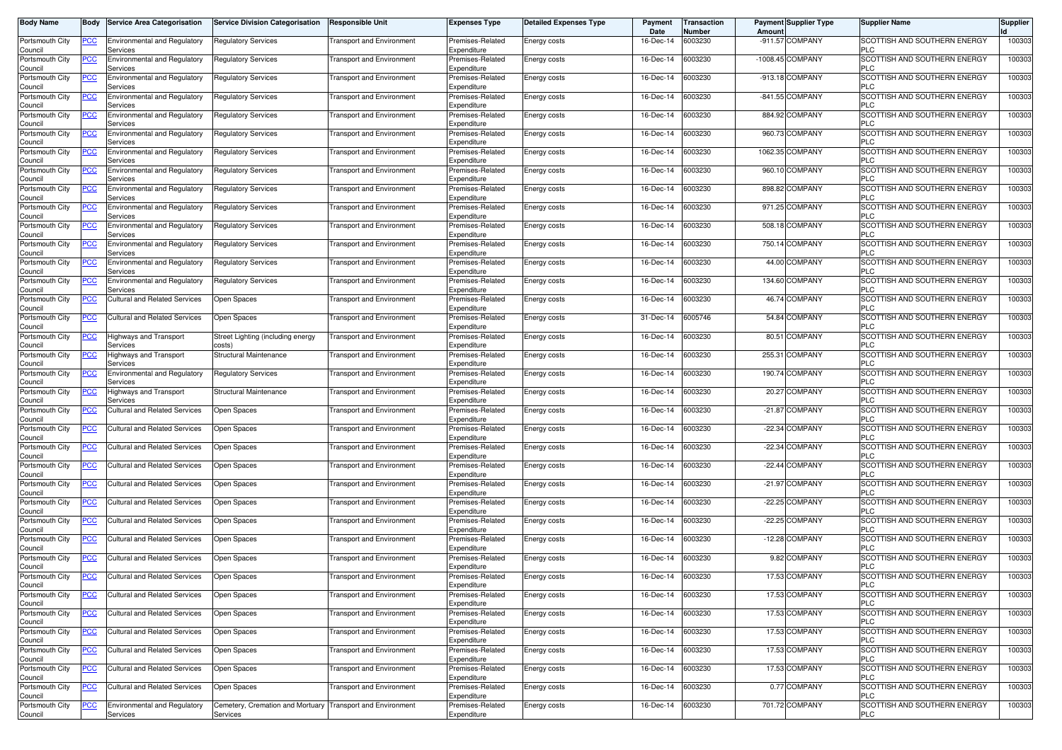| Body Name | Body | Service Area Categorisation | Service Division Categorisation | Responsible Unit | Expenses Type | Detailed Expenses Type | Payment Date | Transaction Number | Payment Amount | Supplier Type | Supplier Name | Supplier Id |
|---|---|---|---|---|---|---|---|---|---|---|---|---|
| Portsmouth City Council | PCC | Environmental and Regulatory Services | Regulatory Services | Transport and Environment | Premises-Related Expenditure | Energy costs | 16-Dec-14 | 6003230 | -911.57 | COMPANY | SCOTTISH AND SOUTHERN ENERGY PLC | 100303 |
| Portsmouth City Council | PCC | Environmental and Regulatory Services | Regulatory Services | Transport and Environment | Premises-Related Expenditure | Energy costs | 16-Dec-14 | 6003230 | -1008.45 | COMPANY | SCOTTISH AND SOUTHERN ENERGY PLC | 100303 |
| Portsmouth City Council | PCC | Environmental and Regulatory Services | Regulatory Services | Transport and Environment | Premises-Related Expenditure | Energy costs | 16-Dec-14 | 6003230 | -913.18 | COMPANY | SCOTTISH AND SOUTHERN ENERGY PLC | 100303 |
| Portsmouth City Council | PCC | Environmental and Regulatory Services | Regulatory Services | Transport and Environment | Premises-Related Expenditure | Energy costs | 16-Dec-14 | 6003230 | -841.55 | COMPANY | SCOTTISH AND SOUTHERN ENERGY PLC | 100303 |
| Portsmouth City Council | PCC | Environmental and Regulatory Services | Regulatory Services | Transport and Environment | Premises-Related Expenditure | Energy costs | 16-Dec-14 | 6003230 | 884.92 | COMPANY | SCOTTISH AND SOUTHERN ENERGY PLC | 100303 |
| Portsmouth City Council | PCC | Environmental and Regulatory Services | Regulatory Services | Transport and Environment | Premises-Related Expenditure | Energy costs | 16-Dec-14 | 6003230 | 960.73 | COMPANY | SCOTTISH AND SOUTHERN ENERGY PLC | 100303 |
| Portsmouth City Council | PCC | Environmental and Regulatory Services | Regulatory Services | Transport and Environment | Premises-Related Expenditure | Energy costs | 16-Dec-14 | 6003230 | 1062.35 | COMPANY | SCOTTISH AND SOUTHERN ENERGY PLC | 100303 |
| Portsmouth City Council | PCC | Environmental and Regulatory Services | Regulatory Services | Transport and Environment | Premises-Related Expenditure | Energy costs | 16-Dec-14 | 6003230 | 960.10 | COMPANY | SCOTTISH AND SOUTHERN ENERGY PLC | 100303 |
| Portsmouth City Council | PCC | Environmental and Regulatory Services | Regulatory Services | Transport and Environment | Premises-Related Expenditure | Energy costs | 16-Dec-14 | 6003230 | 898.82 | COMPANY | SCOTTISH AND SOUTHERN ENERGY PLC | 100303 |
| Portsmouth City Council | PCC | Environmental and Regulatory Services | Regulatory Services | Transport and Environment | Premises-Related Expenditure | Energy costs | 16-Dec-14 | 6003230 | 971.25 | COMPANY | SCOTTISH AND SOUTHERN ENERGY PLC | 100303 |
| Portsmouth City Council | PCC | Environmental and Regulatory Services | Regulatory Services | Transport and Environment | Premises-Related Expenditure | Energy costs | 16-Dec-14 | 6003230 | 508.18 | COMPANY | SCOTTISH AND SOUTHERN ENERGY PLC | 100303 |
| Portsmouth City Council | PCC | Environmental and Regulatory Services | Regulatory Services | Transport and Environment | Premises-Related Expenditure | Energy costs | 16-Dec-14 | 6003230 | 750.14 | COMPANY | SCOTTISH AND SOUTHERN ENERGY PLC | 100303 |
| Portsmouth City Council | PCC | Environmental and Regulatory Services | Regulatory Services | Transport and Environment | Premises-Related Expenditure | Energy costs | 16-Dec-14 | 6003230 | 44.00 | COMPANY | SCOTTISH AND SOUTHERN ENERGY PLC | 100303 |
| Portsmouth City Council | PCC | Environmental and Regulatory Services | Regulatory Services | Transport and Environment | Premises-Related Expenditure | Energy costs | 16-Dec-14 | 6003230 | 134.60 | COMPANY | SCOTTISH AND SOUTHERN ENERGY PLC | 100303 |
| Portsmouth City Council | PCC | Cultural and Related Services | Open Spaces | Transport and Environment | Premises-Related Expenditure | Energy costs | 16-Dec-14 | 6003230 | 46.74 | COMPANY | SCOTTISH AND SOUTHERN ENERGY PLC | 100303 |
| Portsmouth City Council | PCC | Cultural and Related Services | Open Spaces | Transport and Environment | Premises-Related Expenditure | Energy costs | 31-Dec-14 | 6005746 | 54.84 | COMPANY | SCOTTISH AND SOUTHERN ENERGY PLC | 100303 |
| Portsmouth City Council | PCC | Highways and Transport Services | Street Lighting (including energy costs) | Transport and Environment | Premises-Related Expenditure | Energy costs | 16-Dec-14 | 6003230 | 80.51 | COMPANY | SCOTTISH AND SOUTHERN ENERGY PLC | 100303 |
| Portsmouth City Council | PCC | Highways and Transport Services | Structural Maintenance | Transport and Environment | Premises-Related Expenditure | Energy costs | 16-Dec-14 | 6003230 | 255.31 | COMPANY | SCOTTISH AND SOUTHERN ENERGY PLC | 100303 |
| Portsmouth City Council | PCC | Environmental and Regulatory Services | Regulatory Services | Transport and Environment | Premises-Related Expenditure | Energy costs | 16-Dec-14 | 6003230 | 190.74 | COMPANY | SCOTTISH AND SOUTHERN ENERGY PLC | 100303 |
| Portsmouth City Council | PCC | Highways and Transport Services | Structural Maintenance | Transport and Environment | Premises-Related Expenditure | Energy costs | 16-Dec-14 | 6003230 | 20.27 | COMPANY | SCOTTISH AND SOUTHERN ENERGY PLC | 100303 |
| Portsmouth City Council | PCC | Cultural and Related Services | Open Spaces | Transport and Environment | Premises-Related Expenditure | Energy costs | 16-Dec-14 | 6003230 | -21.87 | COMPANY | SCOTTISH AND SOUTHERN ENERGY PLC | 100303 |
| Portsmouth City Council | PCC | Cultural and Related Services | Open Spaces | Transport and Environment | Premises-Related Expenditure | Energy costs | 16-Dec-14 | 6003230 | -22.34 | COMPANY | SCOTTISH AND SOUTHERN ENERGY PLC | 100303 |
| Portsmouth City Council | PCC | Cultural and Related Services | Open Spaces | Transport and Environment | Premises-Related Expenditure | Energy costs | 16-Dec-14 | 6003230 | -22.34 | COMPANY | SCOTTISH AND SOUTHERN ENERGY PLC | 100303 |
| Portsmouth City Council | PCC | Cultural and Related Services | Open Spaces | Transport and Environment | Premises-Related Expenditure | Energy costs | 16-Dec-14 | 6003230 | -22.44 | COMPANY | SCOTTISH AND SOUTHERN ENERGY PLC | 100303 |
| Portsmouth City Council | PCC | Cultural and Related Services | Open Spaces | Transport and Environment | Premises-Related Expenditure | Energy costs | 16-Dec-14 | 6003230 | -21.97 | COMPANY | SCOTTISH AND SOUTHERN ENERGY PLC | 100303 |
| Portsmouth City Council | PCC | Cultural and Related Services | Open Spaces | Transport and Environment | Premises-Related Expenditure | Energy costs | 16-Dec-14 | 6003230 | -22.25 | COMPANY | SCOTTISH AND SOUTHERN ENERGY PLC | 100303 |
| Portsmouth City Council | PCC | Cultural and Related Services | Open Spaces | Transport and Environment | Premises-Related Expenditure | Energy costs | 16-Dec-14 | 6003230 | -22.25 | COMPANY | SCOTTISH AND SOUTHERN ENERGY PLC | 100303 |
| Portsmouth City Council | PCC | Cultural and Related Services | Open Spaces | Transport and Environment | Premises-Related Expenditure | Energy costs | 16-Dec-14 | 6003230 | -12.28 | COMPANY | SCOTTISH AND SOUTHERN ENERGY PLC | 100303 |
| Portsmouth City Council | PCC | Cultural and Related Services | Open Spaces | Transport and Environment | Premises-Related Expenditure | Energy costs | 16-Dec-14 | 6003230 | 9.82 | COMPANY | SCOTTISH AND SOUTHERN ENERGY PLC | 100303 |
| Portsmouth City Council | PCC | Cultural and Related Services | Open Spaces | Transport and Environment | Premises-Related Expenditure | Energy costs | 16-Dec-14 | 6003230 | 17.53 | COMPANY | SCOTTISH AND SOUTHERN ENERGY PLC | 100303 |
| Portsmouth City Council | PCC | Cultural and Related Services | Open Spaces | Transport and Environment | Premises-Related Expenditure | Energy costs | 16-Dec-14 | 6003230 | 17.53 | COMPANY | SCOTTISH AND SOUTHERN ENERGY PLC | 100303 |
| Portsmouth City Council | PCC | Cultural and Related Services | Open Spaces | Transport and Environment | Premises-Related Expenditure | Energy costs | 16-Dec-14 | 6003230 | 17.53 | COMPANY | SCOTTISH AND SOUTHERN ENERGY PLC | 100303 |
| Portsmouth City Council | PCC | Cultural and Related Services | Open Spaces | Transport and Environment | Premises-Related Expenditure | Energy costs | 16-Dec-14 | 6003230 | 17.53 | COMPANY | SCOTTISH AND SOUTHERN ENERGY PLC | 100303 |
| Portsmouth City Council | PCC | Cultural and Related Services | Open Spaces | Transport and Environment | Premises-Related Expenditure | Energy costs | 16-Dec-14 | 6003230 | 17.53 | COMPANY | SCOTTISH AND SOUTHERN ENERGY PLC | 100303 |
| Portsmouth City Council | PCC | Cultural and Related Services | Open Spaces | Transport and Environment | Premises-Related Expenditure | Energy costs | 16-Dec-14 | 6003230 | 17.53 | COMPANY | SCOTTISH AND SOUTHERN ENERGY PLC | 100303 |
| Portsmouth City Council | PCC | Cultural and Related Services | Open Spaces | Transport and Environment | Premises-Related Expenditure | Energy costs | 16-Dec-14 | 6003230 | 0.77 | COMPANY | SCOTTISH AND SOUTHERN ENERGY PLC | 100303 |
| Portsmouth City Council | PCC | Environmental and Regulatory Services | Cemetery, Cremation and Mortuary Services | Transport and Environment | Premises-Related Expenditure | Energy costs | 16-Dec-14 | 6003230 | 701.72 | COMPANY | SCOTTISH AND SOUTHERN ENERGY PLC | 100303 |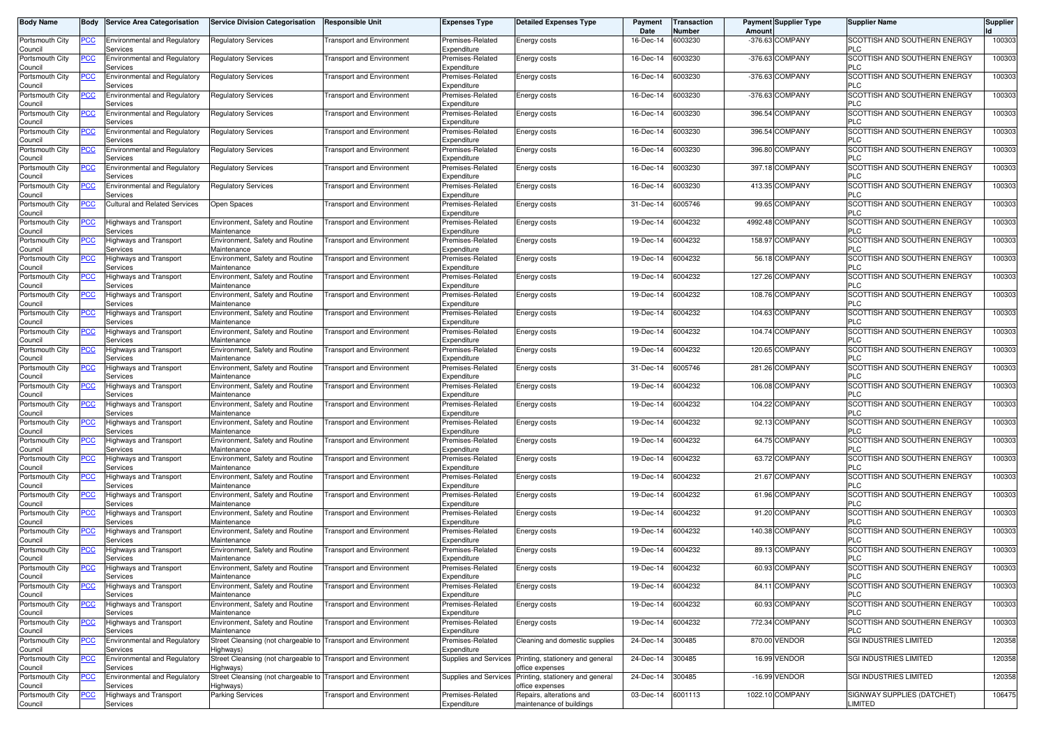| Body Name | Body | Service Area Categorisation | Service Division Categorisation | Responsible Unit | Expenses Type | Detailed Expenses Type | Payment Date | Transaction Number | Payment Amount | Supplier Type | Supplier Name | Supplier Id |
|---|---|---|---|---|---|---|---|---|---|---|---|---|
| Portsmouth City Council | PCC | Environmental and Regulatory Services | Regulatory Services | Transport and Environment | Premises-Related Expenditure | Energy costs | 16-Dec-14 | 6003230 | -376.63 | COMPANY | SCOTTISH AND SOUTHERN ENERGY PLC | 100303 |
| Portsmouth City Council | PCC | Environmental and Regulatory Services | Regulatory Services | Transport and Environment | Premises-Related Expenditure | Energy costs | 16-Dec-14 | 6003230 | -376.63 | COMPANY | SCOTTISH AND SOUTHERN ENERGY PLC | 100303 |
| Portsmouth City Council | PCC | Environmental and Regulatory Services | Regulatory Services | Transport and Environment | Premises-Related Expenditure | Energy costs | 16-Dec-14 | 6003230 | -376.63 | COMPANY | SCOTTISH AND SOUTHERN ENERGY PLC | 100303 |
| Portsmouth City Council | PCC | Environmental and Regulatory Services | Regulatory Services | Transport and Environment | Premises-Related Expenditure | Energy costs | 16-Dec-14 | 6003230 | -376.63 | COMPANY | SCOTTISH AND SOUTHERN ENERGY PLC | 100303 |
| Portsmouth City Council | PCC | Environmental and Regulatory Services | Regulatory Services | Transport and Environment | Premises-Related Expenditure | Energy costs | 16-Dec-14 | 6003230 | 396.54 | COMPANY | SCOTTISH AND SOUTHERN ENERGY PLC | 100303 |
| Portsmouth City Council | PCC | Environmental and Regulatory Services | Regulatory Services | Transport and Environment | Premises-Related Expenditure | Energy costs | 16-Dec-14 | 6003230 | 396.54 | COMPANY | SCOTTISH AND SOUTHERN ENERGY PLC | 100303 |
| Portsmouth City Council | PCC | Environmental and Regulatory Services | Regulatory Services | Transport and Environment | Premises-Related Expenditure | Energy costs | 16-Dec-14 | 6003230 | 396.80 | COMPANY | SCOTTISH AND SOUTHERN ENERGY PLC | 100303 |
| Portsmouth City Council | PCC | Environmental and Regulatory Services | Regulatory Services | Transport and Environment | Premises-Related Expenditure | Energy costs | 16-Dec-14 | 6003230 | 397.18 | COMPANY | SCOTTISH AND SOUTHERN ENERGY PLC | 100303 |
| Portsmouth City Council | PCC | Environmental and Regulatory Services | Regulatory Services | Transport and Environment | Premises-Related Expenditure | Energy costs | 16-Dec-14 | 6003230 | 413.35 | COMPANY | SCOTTISH AND SOUTHERN ENERGY PLC | 100303 |
| Portsmouth City Council | PCC | Cultural and Related Services | Open Spaces | Transport and Environment | Premises-Related Expenditure | Energy costs | 31-Dec-14 | 6005746 | 99.65 | COMPANY | SCOTTISH AND SOUTHERN ENERGY PLC | 100303 |
| Portsmouth City Council | PCC | Highways and Transport Services | Environment, Safety and Routine Maintenance | Transport and Environment | Premises-Related Expenditure | Energy costs | 19-Dec-14 | 6004232 | 4992.48 | COMPANY | SCOTTISH AND SOUTHERN ENERGY PLC | 100303 |
| Portsmouth City Council | PCC | Highways and Transport Services | Environment, Safety and Routine Maintenance | Transport and Environment | Premises-Related Expenditure | Energy costs | 19-Dec-14 | 6004232 | 158.97 | COMPANY | SCOTTISH AND SOUTHERN ENERGY PLC | 100303 |
| Portsmouth City Council | PCC | Highways and Transport Services | Environment, Safety and Routine Maintenance | Transport and Environment | Premises-Related Expenditure | Energy costs | 19-Dec-14 | 6004232 | 56.18 | COMPANY | SCOTTISH AND SOUTHERN ENERGY PLC | 100303 |
| Portsmouth City Council | PCC | Highways and Transport Services | Environment, Safety and Routine Maintenance | Transport and Environment | Premises-Related Expenditure | Energy costs | 19-Dec-14 | 6004232 | 127.26 | COMPANY | SCOTTISH AND SOUTHERN ENERGY PLC | 100303 |
| Portsmouth City Council | PCC | Highways and Transport Services | Environment, Safety and Routine Maintenance | Transport and Environment | Premises-Related Expenditure | Energy costs | 19-Dec-14 | 6004232 | 108.76 | COMPANY | SCOTTISH AND SOUTHERN ENERGY PLC | 100303 |
| Portsmouth City Council | PCC | Highways and Transport Services | Environment, Safety and Routine Maintenance | Transport and Environment | Premises-Related Expenditure | Energy costs | 19-Dec-14 | 6004232 | 104.63 | COMPANY | SCOTTISH AND SOUTHERN ENERGY PLC | 100303 |
| Portsmouth City Council | PCC | Highways and Transport Services | Environment, Safety and Routine Maintenance | Transport and Environment | Premises-Related Expenditure | Energy costs | 19-Dec-14 | 6004232 | 104.74 | COMPANY | SCOTTISH AND SOUTHERN ENERGY PLC | 100303 |
| Portsmouth City Council | PCC | Highways and Transport Services | Environment, Safety and Routine Maintenance | Transport and Environment | Premises-Related Expenditure | Energy costs | 19-Dec-14 | 6004232 | 120.65 | COMPANY | SCOTTISH AND SOUTHERN ENERGY PLC | 100303 |
| Portsmouth City Council | PCC | Highways and Transport Services | Environment, Safety and Routine Maintenance | Transport and Environment | Premises-Related Expenditure | Energy costs | 31-Dec-14 | 6005746 | 281.26 | COMPANY | SCOTTISH AND SOUTHERN ENERGY PLC | 100303 |
| Portsmouth City Council | PCC | Highways and Transport Services | Environment, Safety and Routine Maintenance | Transport and Environment | Premises-Related Expenditure | Energy costs | 19-Dec-14 | 6004232 | 106.08 | COMPANY | SCOTTISH AND SOUTHERN ENERGY PLC | 100303 |
| Portsmouth City Council | PCC | Highways and Transport Services | Environment, Safety and Routine Maintenance | Transport and Environment | Premises-Related Expenditure | Energy costs | 19-Dec-14 | 6004232 | 104.22 | COMPANY | SCOTTISH AND SOUTHERN ENERGY PLC | 100303 |
| Portsmouth City Council | PCC | Highways and Transport Services | Environment, Safety and Routine Maintenance | Transport and Environment | Premises-Related Expenditure | Energy costs | 19-Dec-14 | 6004232 | 92.13 | COMPANY | SCOTTISH AND SOUTHERN ENERGY PLC | 100303 |
| Portsmouth City Council | PCC | Highways and Transport Services | Environment, Safety and Routine Maintenance | Transport and Environment | Premises-Related Expenditure | Energy costs | 19-Dec-14 | 6004232 | 64.75 | COMPANY | SCOTTISH AND SOUTHERN ENERGY PLC | 100303 |
| Portsmouth City Council | PCC | Highways and Transport Services | Environment, Safety and Routine Maintenance | Transport and Environment | Premises-Related Expenditure | Energy costs | 19-Dec-14 | 6004232 | 63.72 | COMPANY | SCOTTISH AND SOUTHERN ENERGY PLC | 100303 |
| Portsmouth City Council | PCC | Highways and Transport Services | Environment, Safety and Routine Maintenance | Transport and Environment | Premises-Related Expenditure | Energy costs | 19-Dec-14 | 6004232 | 21.67 | COMPANY | SCOTTISH AND SOUTHERN ENERGY PLC | 100303 |
| Portsmouth City Council | PCC | Highways and Transport Services | Environment, Safety and Routine Maintenance | Transport and Environment | Premises-Related Expenditure | Energy costs | 19-Dec-14 | 6004232 | 61.96 | COMPANY | SCOTTISH AND SOUTHERN ENERGY PLC | 100303 |
| Portsmouth City Council | PCC | Highways and Transport Services | Environment, Safety and Routine Maintenance | Transport and Environment | Premises-Related Expenditure | Energy costs | 19-Dec-14 | 6004232 | 91.20 | COMPANY | SCOTTISH AND SOUTHERN ENERGY PLC | 100303 |
| Portsmouth City Council | PCC | Highways and Transport Services | Environment, Safety and Routine Maintenance | Transport and Environment | Premises-Related Expenditure | Energy costs | 19-Dec-14 | 6004232 | 140.38 | COMPANY | SCOTTISH AND SOUTHERN ENERGY PLC | 100303 |
| Portsmouth City Council | PCC | Highways and Transport Services | Environment, Safety and Routine Maintenance | Transport and Environment | Premises-Related Expenditure | Energy costs | 19-Dec-14 | 6004232 | 89.13 | COMPANY | SCOTTISH AND SOUTHERN ENERGY PLC | 100303 |
| Portsmouth City Council | PCC | Highways and Transport Services | Environment, Safety and Routine Maintenance | Transport and Environment | Premises-Related Expenditure | Energy costs | 19-Dec-14 | 6004232 | 60.93 | COMPANY | SCOTTISH AND SOUTHERN ENERGY PLC | 100303 |
| Portsmouth City Council | PCC | Highways and Transport Services | Environment, Safety and Routine Maintenance | Transport and Environment | Premises-Related Expenditure | Energy costs | 19-Dec-14 | 6004232 | 84.11 | COMPANY | SCOTTISH AND SOUTHERN ENERGY PLC | 100303 |
| Portsmouth City Council | PCC | Highways and Transport Services | Environment, Safety and Routine Maintenance | Transport and Environment | Premises-Related Expenditure | Energy costs | 19-Dec-14 | 6004232 | 60.93 | COMPANY | SCOTTISH AND SOUTHERN ENERGY PLC | 100303 |
| Portsmouth City Council | PCC | Highways and Transport Services | Environment, Safety and Routine Maintenance | Transport and Environment | Premises-Related Expenditure | Energy costs | 19-Dec-14 | 6004232 | 772.34 | COMPANY | SCOTTISH AND SOUTHERN ENERGY PLC | 100303 |
| Portsmouth City Council | PCC | Environmental and Regulatory Services | Street Cleansing (not chargeable to Highways) | Transport and Environment | Premises-Related Expenditure | Cleaning and domestic supplies | 24-Dec-14 | 300485 | 870.00 | VENDOR | SGI INDUSTRIES LIMITED | 120358 |
| Portsmouth City Council | PCC | Environmental and Regulatory Services | Street Cleansing (not chargeable to Highways) | Transport and Environment | Supplies and Services | Printing, stationery and general office expenses | 24-Dec-14 | 300485 | 16.99 | VENDOR | SGI INDUSTRIES LIMITED | 120358 |
| Portsmouth City Council | PCC | Environmental and Regulatory Services | Street Cleansing (not chargeable to Highways) | Transport and Environment | Supplies and Services | Printing, stationery and general office expenses | 24-Dec-14 | 300485 | -16.99 | VENDOR | SGI INDUSTRIES LIMITED | 120358 |
| Portsmouth City Council | PCC | Highways and Transport Services | Parking Services | Transport and Environment | Premises-Related Expenditure | Repairs, alterations and maintenance of buildings | 03-Dec-14 | 6001113 | 1022.10 | COMPANY | SIGNWAY SUPPLIES (DATCHET) LIMITED | 106475 |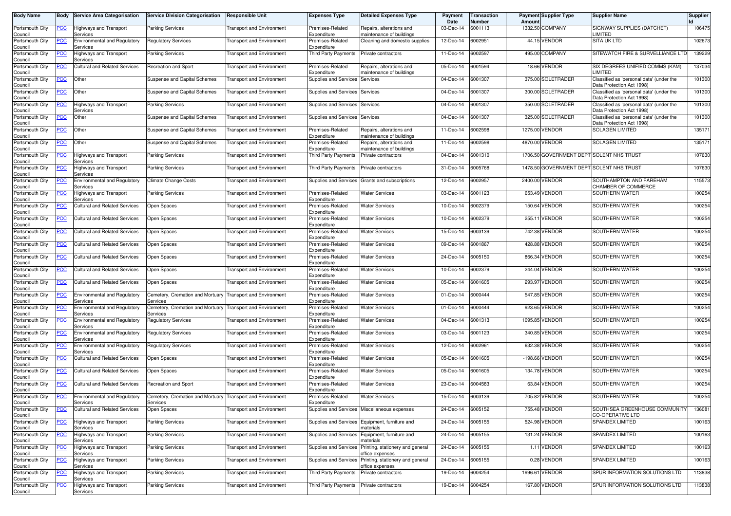| Body Name | Body | Service Area Categorisation | Service Division Categorisation | Responsible Unit | Expenses Type | Detailed Expenses Type | Payment Date | Transaction Number | Payment Amount | Supplier Type | Supplier Name | Supplier Id |
|---|---|---|---|---|---|---|---|---|---|---|---|---|
| Portsmouth City Council | PCC | Highways and Transport Services | Parking Services | Transport and Environment | Premises-Related Expenditure | Repairs, alterations and maintenance of buildings | 03-Dec-14 | 6001113 | 1332.50 | COMPANY | SIGNWAY SUPPLIES (DATCHET) LIMITED | 106475 |
| Portsmouth City Council | PCC | Environmental and Regulatory Services | Regulatory Services | Transport and Environment | Premises-Related Expenditure | Cleaning and domestic supplies | 12-Dec-14 | 6002951 | 44.15 | VENDOR | SITA UK LTD | 102673 |
| Portsmouth City Council | PCC | Highways and Transport Services | Parking Services | Transport and Environment | Third Party Payments | Private contractors | 11-Dec-14 | 6002597 | 495.00 | COMPANY | SITEWATCH FIRE & SURVELLIANCE LTD | 139229 |
| Portsmouth City Council | PCC | Cultural and Related Services | Recreation and Sport | Transport and Environment | Premises-Related Expenditure | Repairs, alterations and maintenance of buildings | 05-Dec-14 | 6001594 | 18.66 | VENDOR | SIX DEGREES UNIFIED COMMS (KAM) LIMITED | 137034 |
| Portsmouth City Council | PCC | Other | Suspense and Capital Schemes | Transport and Environment | Supplies and Services | Services | 04-Dec-14 | 6001307 | 375.00 | SOLETRADER | Classified as 'personal data' (under the Data Protection Act 1998) | 101300 |
| Portsmouth City Council | PCC | Other | Suspense and Capital Schemes | Transport and Environment | Supplies and Services | Services | 04-Dec-14 | 6001307 | 300.00 | SOLETRADER | Classified as 'personal data' (under the Data Protection Act 1998) | 101300 |
| Portsmouth City Council | PCC | Highways and Transport Services | Parking Services | Transport and Environment | Supplies and Services | Services | 04-Dec-14 | 6001307 | 350.00 | SOLETRADER | Classified as 'personal data' (under the Data Protection Act 1998) | 101300 |
| Portsmouth City Council | PCC | Other | Suspense and Capital Schemes | Transport and Environment | Supplies and Services | Services | 04-Dec-14 | 6001307 | 325.00 | SOLETRADER | Classified as 'personal data' (under the Data Protection Act 1998) | 101300 |
| Portsmouth City Council | PCC | Other | Suspense and Capital Schemes | Transport and Environment | Premises-Related Expenditure | Repairs, alterations and maintenance of buildings | 11-Dec-14 | 6002598 | 1275.00 | VENDOR | SOLAGEN LIMITED | 135171 |
| Portsmouth City Council | PCC | Other | Suspense and Capital Schemes | Transport and Environment | Premises-Related Expenditure | Repairs, alterations and maintenance of buildings | 11-Dec-14 | 6002598 | 4870.00 | VENDOR | SOLAGEN LIMITED | 135171 |
| Portsmouth City Council | PCC | Highways and Transport Services | Parking Services | Transport and Environment | Third Party Payments | Private contractors | 04-Dec-14 | 6001310 | 1706.50 | GOVERNMENT DEPT | SOLENT NHS TRUST | 107630 |
| Portsmouth City Council | PCC | Highways and Transport Services | Parking Services | Transport and Environment | Third Party Payments | Private contractors | 31-Dec-14 | 6005768 | 1478.50 | GOVERNMENT DEPT | SOLENT NHS TRUST | 107630 |
| Portsmouth City Council | PCC | Environmental and Regulatory Services | Climate Change Costs | Transport and Environment | Supplies and Services | Grants and subscriptions | 12-Dec-14 | 6002957 | 2400.00 | VENDOR | SOUTHAMPTON AND FAREHAM CHAMBER OF COMMERCE | 115573 |
| Portsmouth City Council | PCC | Highways and Transport Services | Parking Services | Transport and Environment | Premises-Related Expenditure | Water Services | 03-Dec-14 | 6001123 | 653.49 | VENDOR | SOUTHERN WATER | 100254 |
| Portsmouth City Council | PCC | Cultural and Related Services | Open Spaces | Transport and Environment | Premises-Related Expenditure | Water Services | 10-Dec-14 | 6002379 | 150.64 | VENDOR | SOUTHERN WATER | 100254 |
| Portsmouth City Council | PCC | Cultural and Related Services | Open Spaces | Transport and Environment | Premises-Related Expenditure | Water Services | 10-Dec-14 | 6002379 | 255.11 | VENDOR | SOUTHERN WATER | 100254 |
| Portsmouth City Council | PCC | Cultural and Related Services | Open Spaces | Transport and Environment | Premises-Related Expenditure | Water Services | 15-Dec-14 | 6003139 | 742.38 | VENDOR | SOUTHERN WATER | 100254 |
| Portsmouth City Council | PCC | Cultural and Related Services | Open Spaces | Transport and Environment | Premises-Related Expenditure | Water Services | 09-Dec-14 | 6001867 | 428.88 | VENDOR | SOUTHERN WATER | 100254 |
| Portsmouth City Council | PCC | Cultural and Related Services | Open Spaces | Transport and Environment | Premises-Related Expenditure | Water Services | 24-Dec-14 | 6005150 | 866.34 | VENDOR | SOUTHERN WATER | 100254 |
| Portsmouth City Council | PCC | Cultural and Related Services | Open Spaces | Transport and Environment | Premises-Related Expenditure | Water Services | 10-Dec-14 | 6002379 | 244.04 | VENDOR | SOUTHERN WATER | 100254 |
| Portsmouth City Council | PCC | Cultural and Related Services | Open Spaces | Transport and Environment | Premises-Related Expenditure | Water Services | 05-Dec-14 | 6001605 | 293.97 | VENDOR | SOUTHERN WATER | 100254 |
| Portsmouth City Council | PCC | Environmental and Regulatory Services | Cemetery, Cremation and Mortuary Services | Transport and Environment | Premises-Related Expenditure | Water Services | 01-Dec-14 | 6000444 | 547.85 | VENDOR | SOUTHERN WATER | 100254 |
| Portsmouth City Council | PCC | Environmental and Regulatory Services | Cemetery, Cremation and Mortuary Services | Transport and Environment | Premises-Related Expenditure | Water Services | 01-Dec-14 | 6000444 | 923.65 | VENDOR | SOUTHERN WATER | 100254 |
| Portsmouth City Council | PCC | Environmental and Regulatory Services | Regulatory Services | Transport and Environment | Premises-Related Expenditure | Water Services | 04-Dec-14 | 6001313 | 1095.85 | VENDOR | SOUTHERN WATER | 100254 |
| Portsmouth City Council | PCC | Environmental and Regulatory Services | Regulatory Services | Transport and Environment | Premises-Related Expenditure | Water Services | 03-Dec-14 | 6001123 | 340.85 | VENDOR | SOUTHERN WATER | 100254 |
| Portsmouth City Council | PCC | Environmental and Regulatory Services | Regulatory Services | Transport and Environment | Premises-Related Expenditure | Water Services | 12-Dec-14 | 6002961 | 632.38 | VENDOR | SOUTHERN WATER | 100254 |
| Portsmouth City Council | PCC | Cultural and Related Services | Open Spaces | Transport and Environment | Premises-Related Expenditure | Water Services | 05-Dec-14 | 6001605 | -198.66 | VENDOR | SOUTHERN WATER | 100254 |
| Portsmouth City Council | PCC | Cultural and Related Services | Open Spaces | Transport and Environment | Premises-Related Expenditure | Water Services | 05-Dec-14 | 6001605 | 134.78 | VENDOR | SOUTHERN WATER | 100254 |
| Portsmouth City Council | PCC | Cultural and Related Services | Recreation and Sport | Transport and Environment | Premises-Related Expenditure | Water Services | 23-Dec-14 | 6004583 | 63.84 | VENDOR | SOUTHERN WATER | 100254 |
| Portsmouth City Council | PCC | Environmental and Regulatory Services | Cemetery, Cremation and Mortuary Services | Transport and Environment | Premises-Related Expenditure | Water Services | 15-Dec-14 | 6003139 | 705.82 | VENDOR | SOUTHERN WATER | 100254 |
| Portsmouth City Council | PCC | Cultural and Related Services | Open Spaces | Transport and Environment | Supplies and Services | Miscellaneous expenses | 24-Dec-14 | 6005152 | 755.48 | VENDOR | SOUTHSEA GREENHOUSE COMMUNITY CO-OPERATIVE LTD | 136081 |
| Portsmouth City Council | PCC | Highways and Transport Services | Parking Services | Transport and Environment | Supplies and Services | Equipment, furniture and materials | 24-Dec-14 | 6005155 | 524.98 | VENDOR | SPANDEX LIMITED | 100163 |
| Portsmouth City Council | PCC | Highways and Transport Services | Parking Services | Transport and Environment | Supplies and Services | Equipment, furniture and materials | 24-Dec-14 | 6005155 | 131.24 | VENDOR | SPANDEX LIMITED | 100163 |
| Portsmouth City Council | PCC | Highways and Transport Services | Parking Services | Transport and Environment | Supplies and Services | Printing, stationery and general office expenses | 24-Dec-14 | 6005155 | 1.11 | VENDOR | SPANDEX LIMITED | 100163 |
| Portsmouth City Council | PCC | Highways and Transport Services | Parking Services | Transport and Environment | Supplies and Services | Printing, stationery and general office expenses | 24-Dec-14 | 6005155 | 0.28 | VENDOR | SPANDEX LIMITED | 100163 |
| Portsmouth City Council | PCC | Highways and Transport Services | Parking Services | Transport and Environment | Third Party Payments | Private contractors | 19-Dec-14 | 6004254 | 1996.61 | VENDOR | SPUR INFORMATION SOLUTIONS LTD | 113838 |
| Portsmouth City Council | PCC | Highways and Transport Services | Parking Services | Transport and Environment | Third Party Payments | Private contractors | 19-Dec-14 | 6004254 | 167.80 | VENDOR | SPUR INFORMATION SOLUTIONS LTD | 113838 |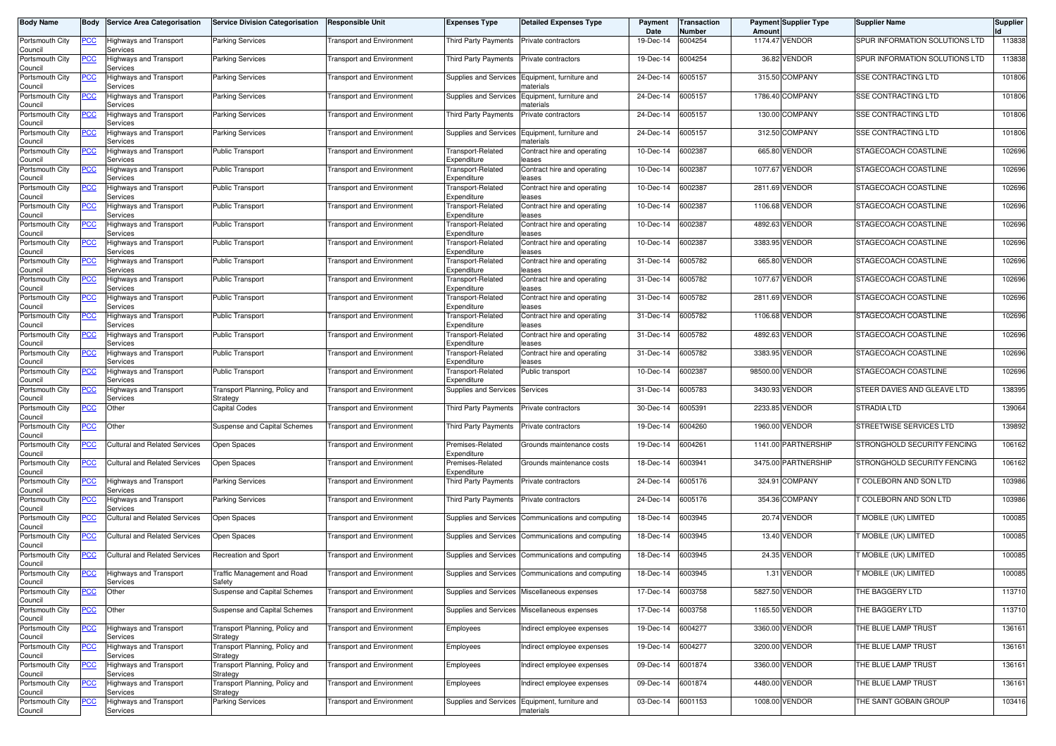| Body Name | Body | Service Area Categorisation | Service Division Categorisation | Responsible Unit | Expenses Type | Detailed Expenses Type | Payment Date | Transaction Number | Payment Amount | Supplier Type | Supplier Name | Supplier Id |
|---|---|---|---|---|---|---|---|---|---|---|---|---|
| Portsmouth City Council | PCC | Highways and Transport Services | Parking Services | Transport and Environment | Third Party Payments | Private contractors | 19-Dec-14 | 6004254 | 1174.47 | VENDOR | SPUR INFORMATION SOLUTIONS LTD | 113838 |
| Portsmouth City Council | PCC | Highways and Transport Services | Parking Services | Transport and Environment | Third Party Payments | Private contractors | 19-Dec-14 | 6004254 | 36.82 | VENDOR | SPUR INFORMATION SOLUTIONS LTD | 113838 |
| Portsmouth City Council | PCC | Highways and Transport Services | Parking Services | Transport and Environment | Supplies and Services | Equipment, furniture and materials | 24-Dec-14 | 6005157 | 315.50 | COMPANY | SSE CONTRACTING LTD | 101806 |
| Portsmouth City Council | PCC | Highways and Transport Services | Parking Services | Transport and Environment | Supplies and Services | Equipment, furniture and materials | 24-Dec-14 | 6005157 | 1786.40 | COMPANY | SSE CONTRACTING LTD | 101806 |
| Portsmouth City Council | PCC | Highways and Transport Services | Parking Services | Transport and Environment | Third Party Payments | Private contractors | 24-Dec-14 | 6005157 | 130.00 | COMPANY | SSE CONTRACTING LTD | 101806 |
| Portsmouth City Council | PCC | Highways and Transport Services | Parking Services | Transport and Environment | Supplies and Services | Equipment, furniture and materials | 24-Dec-14 | 6005157 | 312.50 | COMPANY | SSE CONTRACTING LTD | 101806 |
| Portsmouth City Council | PCC | Highways and Transport Services | Public Transport | Transport and Environment | Transport-Related Expenditure | Contract hire and operating leases | 10-Dec-14 | 6002387 | 665.80 | VENDOR | STAGECOACH COASTLINE | 102696 |
| Portsmouth City Council | PCC | Highways and Transport Services | Public Transport | Transport and Environment | Transport-Related Expenditure | Contract hire and operating leases | 10-Dec-14 | 6002387 | 1077.67 | VENDOR | STAGECOACH COASTLINE | 102696 |
| Portsmouth City Council | PCC | Highways and Transport Services | Public Transport | Transport and Environment | Transport-Related Expenditure | Contract hire and operating leases | 10-Dec-14 | 6002387 | 2811.69 | VENDOR | STAGECOACH COASTLINE | 102696 |
| Portsmouth City Council | PCC | Highways and Transport Services | Public Transport | Transport and Environment | Transport-Related Expenditure | Contract hire and operating leases | 10-Dec-14 | 6002387 | 1106.68 | VENDOR | STAGECOACH COASTLINE | 102696 |
| Portsmouth City Council | PCC | Highways and Transport Services | Public Transport | Transport and Environment | Transport-Related Expenditure | Contract hire and operating leases | 10-Dec-14 | 6002387 | 4892.63 | VENDOR | STAGECOACH COASTLINE | 102696 |
| Portsmouth City Council | PCC | Highways and Transport Services | Public Transport | Transport and Environment | Transport-Related Expenditure | Contract hire and operating leases | 10-Dec-14 | 6002387 | 3383.95 | VENDOR | STAGECOACH COASTLINE | 102696 |
| Portsmouth City Council | PCC | Highways and Transport Services | Public Transport | Transport and Environment | Transport-Related Expenditure | Contract hire and operating leases | 31-Dec-14 | 6005782 | 665.80 | VENDOR | STAGECOACH COASTLINE | 102696 |
| Portsmouth City Council | PCC | Highways and Transport Services | Public Transport | Transport and Environment | Transport-Related Expenditure | Contract hire and operating leases | 31-Dec-14 | 6005782 | 1077.67 | VENDOR | STAGECOACH COASTLINE | 102696 |
| Portsmouth City Council | PCC | Highways and Transport Services | Public Transport | Transport and Environment | Transport-Related Expenditure | Contract hire and operating leases | 31-Dec-14 | 6005782 | 2811.69 | VENDOR | STAGECOACH COASTLINE | 102696 |
| Portsmouth City Council | PCC | Highways and Transport Services | Public Transport | Transport and Environment | Transport-Related Expenditure | Contract hire and operating leases | 31-Dec-14 | 6005782 | 1106.68 | VENDOR | STAGECOACH COASTLINE | 102696 |
| Portsmouth City Council | PCC | Highways and Transport Services | Public Transport | Transport and Environment | Transport-Related Expenditure | Contract hire and operating leases | 31-Dec-14 | 6005782 | 4892.63 | VENDOR | STAGECOACH COASTLINE | 102696 |
| Portsmouth City Council | PCC | Highways and Transport Services | Public Transport | Transport and Environment | Transport-Related Expenditure | Contract hire and operating leases | 31-Dec-14 | 6005782 | 3383.95 | VENDOR | STAGECOACH COASTLINE | 102696 |
| Portsmouth City Council | PCC | Highways and Transport Services | Public Transport | Transport and Environment | Transport-Related Expenditure | Public transport | 10-Dec-14 | 6002387 | 98500.00 | VENDOR | STAGECOACH COASTLINE | 102696 |
| Portsmouth City Council | PCC | Highways and Transport Services | Transport Planning, Policy and Strategy | Transport and Environment | Supplies and Services | Services | 31-Dec-14 | 6005783 | 3430.93 | VENDOR | STEER DAVIES AND GLEAVE LTD | 138395 |
| Portsmouth City Council | PCC | Other | Capital Codes | Transport and Environment | Third Party Payments | Private contractors | 30-Dec-14 | 6005391 | 2233.85 | VENDOR | STRADIA LTD | 139064 |
| Portsmouth City Council | PCC | Other | Suspense and Capital Schemes | Transport and Environment | Third Party Payments | Private contractors | 19-Dec-14 | 6004260 | 1960.00 | VENDOR | STREETWISE SERVICES LTD | 139892 |
| Portsmouth City Council | PCC | Cultural and Related Services | Open Spaces | Transport and Environment | Premises-Related Expenditure | Grounds maintenance costs | 19-Dec-14 | 6004261 | 1141.00 | PARTNERSHIP | STRONGHOLD SECURITY FENCING | 106162 |
| Portsmouth City Council | PCC | Cultural and Related Services | Open Spaces | Transport and Environment | Premises-Related Expenditure | Grounds maintenance costs | 18-Dec-14 | 6003941 | 3475.00 | PARTNERSHIP | STRONGHOLD SECURITY FENCING | 106162 |
| Portsmouth City Council | PCC | Highways and Transport Services | Parking Services | Transport and Environment | Third Party Payments | Private contractors | 24-Dec-14 | 6005176 | 324.91 | COMPANY | T COLEBORN AND SON LTD | 103986 |
| Portsmouth City Council | PCC | Highways and Transport Services | Parking Services | Transport and Environment | Third Party Payments | Private contractors | 24-Dec-14 | 6005176 | 354.36 | COMPANY | T COLEBORN AND SON LTD | 103986 |
| Portsmouth City Council | PCC | Cultural and Related Services | Open Spaces | Transport and Environment | Supplies and Services | Communications and computing | 18-Dec-14 | 6003945 | 20.74 | VENDOR | T MOBILE (UK) LIMITED | 100085 |
| Portsmouth City Council | PCC | Cultural and Related Services | Open Spaces | Transport and Environment | Supplies and Services | Communications and computing | 18-Dec-14 | 6003945 | 13.40 | VENDOR | T MOBILE (UK) LIMITED | 100085 |
| Portsmouth City Council | PCC | Cultural and Related Services | Recreation and Sport | Transport and Environment | Supplies and Services | Communications and computing | 18-Dec-14 | 6003945 | 24.35 | VENDOR | T MOBILE (UK) LIMITED | 100085 |
| Portsmouth City Council | PCC | Highways and Transport Services | Traffic Management and Road Safety | Transport and Environment | Supplies and Services | Communications and computing | 18-Dec-14 | 6003945 | 1.31 | VENDOR | T MOBILE (UK) LIMITED | 100085 |
| Portsmouth City Council | PCC | Other | Suspense and Capital Schemes | Transport and Environment | Supplies and Services | Miscellaneous expenses | 17-Dec-14 | 6003758 | 5827.50 | VENDOR | THE BAGGERY LTD | 113710 |
| Portsmouth City Council | PCC | Other | Suspense and Capital Schemes | Transport and Environment | Supplies and Services | Miscellaneous expenses | 17-Dec-14 | 6003758 | 1165.50 | VENDOR | THE BAGGERY LTD | 113710 |
| Portsmouth City Council | PCC | Highways and Transport Services | Transport Planning, Policy and Strategy | Transport and Environment | Employees | Indirect employee expenses | 19-Dec-14 | 6004277 | 3360.00 | VENDOR | THE BLUE LAMP TRUST | 136161 |
| Portsmouth City Council | PCC | Highways and Transport Services | Transport Planning, Policy and Strategy | Transport and Environment | Employees | Indirect employee expenses | 19-Dec-14 | 6004277 | 3200.00 | VENDOR | THE BLUE LAMP TRUST | 136161 |
| Portsmouth City Council | PCC | Highways and Transport Services | Transport Planning, Policy and Strategy | Transport and Environment | Employees | Indirect employee expenses | 09-Dec-14 | 6001874 | 3360.00 | VENDOR | THE BLUE LAMP TRUST | 136161 |
| Portsmouth City Council | PCC | Highways and Transport Services | Transport Planning, Policy and Strategy | Transport and Environment | Employees | Indirect employee expenses | 09-Dec-14 | 6001874 | 4480.00 | VENDOR | THE BLUE LAMP TRUST | 136161 |
| Portsmouth City Council | PCC | Highways and Transport Services | Parking Services | Transport and Environment | Supplies and Services | Equipment, furniture and materials | 03-Dec-14 | 6001153 | 1008.00 | VENDOR | THE SAINT GOBAIN GROUP | 103416 |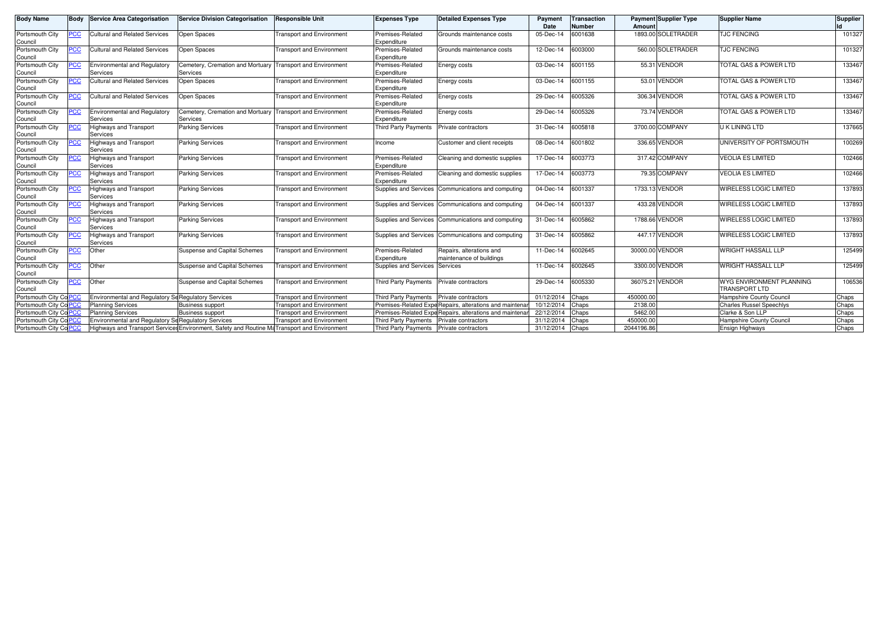| Body Name | Body | Service Area Categorisation | Service Division Categorisation | Responsible Unit | Expenses Type | Detailed Expenses Type | Payment Date | Transaction Number | Payment Amount | Supplier Type | Supplier Name | Supplier Id |
|---|---|---|---|---|---|---|---|---|---|---|---|---|
| Portsmouth City Council | PCC | Cultural and Related Services | Open Spaces | Transport and Environment | Premises-Related Expenditure | Grounds maintenance costs | 05-Dec-14 | 6001638 | 1893.00 | SOLETRADER | TJC FENCING | 101327 |
| Portsmouth City Council | PCC | Cultural and Related Services | Open Spaces | Transport and Environment | Premises-Related Expenditure | Grounds maintenance costs | 12-Dec-14 | 6003000 | 560.00 | SOLETRADER | TJC FENCING | 101327 |
| Portsmouth City Council | PCC | Environmental and Regulatory Services | Cemetery, Cremation and Mortuary Services | Transport and Environment | Premises-Related Expenditure | Energy costs | 03-Dec-14 | 6001155 | 55.31 | VENDOR | TOTAL GAS & POWER LTD | 133467 |
| Portsmouth City Council | PCC | Cultural and Related Services | Open Spaces | Transport and Environment | Premises-Related Expenditure | Energy costs | 03-Dec-14 | 6001155 | 53.01 | VENDOR | TOTAL GAS & POWER LTD | 133467 |
| Portsmouth City Council | PCC | Cultural and Related Services | Open Spaces | Transport and Environment | Premises-Related Expenditure | Energy costs | 29-Dec-14 | 6005326 | 306.34 | VENDOR | TOTAL GAS & POWER LTD | 133467 |
| Portsmouth City Council | PCC | Environmental and Regulatory Services | Cemetery, Cremation and Mortuary Services | Transport and Environment | Premises-Related Expenditure | Energy costs | 29-Dec-14 | 6005326 | 73.74 | VENDOR | TOTAL GAS & POWER LTD | 133467 |
| Portsmouth City Council | PCC | Highways and Transport Services | Parking Services | Transport and Environment | Third Party Payments | Private contractors | 31-Dec-14 | 6005818 | 3700.00 | COMPANY | U K LINING LTD | 137665 |
| Portsmouth City Council | PCC | Highways and Transport Services | Parking Services | Transport and Environment | Income | Customer and client receipts | 08-Dec-14 | 6001802 | 336.65 | VENDOR | UNIVERSITY OF PORTSMOUTH | 100269 |
| Portsmouth City Council | PCC | Highways and Transport Services | Parking Services | Transport and Environment | Premises-Related Expenditure | Cleaning and domestic supplies | 17-Dec-14 | 6003773 | 317.42 | COMPANY | VEOLIA ES LIMITED | 102466 |
| Portsmouth City Council | PCC | Highways and Transport Services | Parking Services | Transport and Environment | Premises-Related Expenditure | Cleaning and domestic supplies | 17-Dec-14 | 6003773 | 79.35 | COMPANY | VEOLIA ES LIMITED | 102466 |
| Portsmouth City Council | PCC | Highways and Transport Services | Parking Services | Transport and Environment | Supplies and Services | Communications and computing | 04-Dec-14 | 6001337 | 1733.13 | VENDOR | WIRELESS LOGIC LIMITED | 137893 |
| Portsmouth City Council | PCC | Highways and Transport Services | Parking Services | Transport and Environment | Supplies and Services | Communications and computing | 04-Dec-14 | 6001337 | 433.28 | VENDOR | WIRELESS LOGIC LIMITED | 137893 |
| Portsmouth City Council | PCC | Highways and Transport Services | Parking Services | Transport and Environment | Supplies and Services | Communications and computing | 31-Dec-14 | 6005862 | 1788.66 | VENDOR | WIRELESS LOGIC LIMITED | 137893 |
| Portsmouth City Council | PCC | Highways and Transport Services | Parking Services | Transport and Environment | Supplies and Services | Communications and computing | 31-Dec-14 | 6005862 | 447.17 | VENDOR | WIRELESS LOGIC LIMITED | 137893 |
| Portsmouth City Council | PCC | Other | Suspense and Capital Schemes | Transport and Environment | Premises-Related Expenditure | Repairs, alterations and maintenance of buildings | 11-Dec-14 | 6002645 | 30000.00 | VENDOR | WRIGHT HASSALL LLP | 125499 |
| Portsmouth City Council | PCC | Other | Suspense and Capital Schemes | Transport and Environment | Supplies and Services | Services | 11-Dec-14 | 6002645 | 3300.00 | VENDOR | WRIGHT HASSALL LLP | 125499 |
| Portsmouth City Council | PCC | Other | Suspense and Capital Schemes | Transport and Environment | Third Party Payments | Private contractors | 29-Dec-14 | 6005330 | 36075.21 | VENDOR | WYG ENVIRONMENT PLANNING TRANSPORT LTD | 106536 |
| Portsmouth City Co | PCC | Environmental and Regulatory Se | Regulatory Services | Transport and Environment | Third Party Payments | Private contractors | 01/12/2014 | Chaps | 450000.00 | | Hampshire County Council | Chaps |
| Portsmouth City Co | PCC | Planning Services | Business support | Transport and Environment | Premises-Related Expe | Repairs, alterations and maintenar | 10/12/2014 | Chaps | 2138.00 | | Charles Russel Speechlys | Chaps |
| Portsmouth City Co | PCC | Planning Services | Business support | Transport and Environment | Premises-Related Expe | Repairs, alterations and maintenar | 22/12/2014 | Chaps | 5462.00 | | Clarke & Son LLP | Chaps |
| Portsmouth City Co | PCC | Environmental and Regulatory Se | Regulatory Services | Transport and Environment | Third Party Payments | Private contractors | 31/12/2014 | Chaps | 450000.00 | | Hampshire County Council | Chaps |
| Portsmouth City Co | PCC | Highways and Transport Services | Environment, Safety and Routine Ma | Transport and Environment | Third Party Payments | Private contractors | 31/12/2014 | Chaps | 2044196.86 | | Ensign Highways | Chaps |